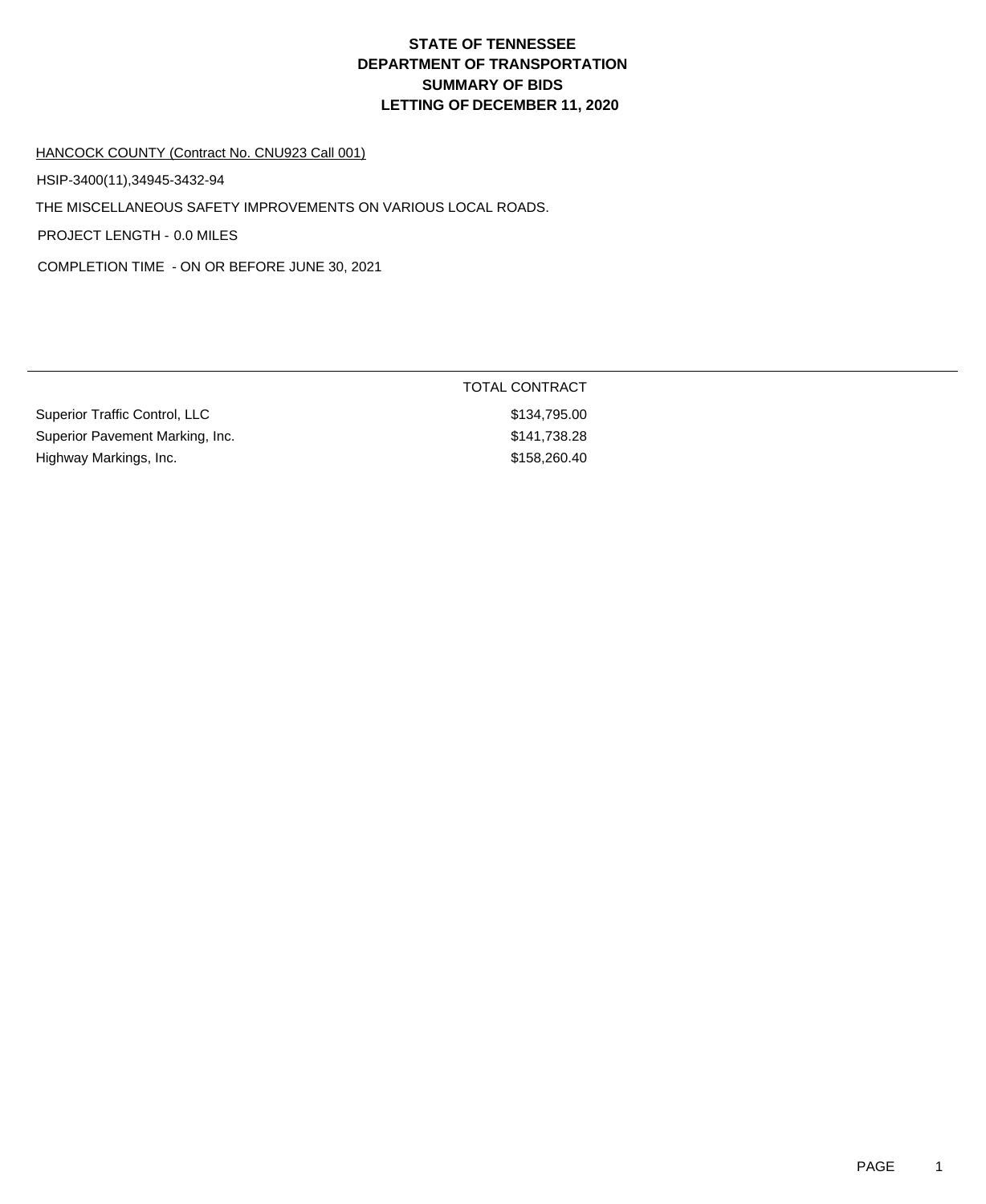# STATE OF TENNESSEE
# DEPARTMENT OF TRANSPORTATION
# SUMMARY OF BIDS
# LETTING OF DECEMBER 11, 2020

HANCOCK COUNTY (Contract No. CNU923 Call 001)

HSIP-3400(11),34945-3432-94

THE MISCELLANEOUS SAFETY IMPROVEMENTS ON VARIOUS LOCAL ROADS.

PROJECT LENGTH - 0.0 MILES

COMPLETION TIME - ON OR BEFORE JUNE 30, 2021

| | TOTAL CONTRACT |
|---|---|
| Superior Traffic Control, LLC | $134,795.00 |
| Superior Pavement Marking, Inc. | $141,738.28 |
| Highway Markings, Inc. | $158,260.40 |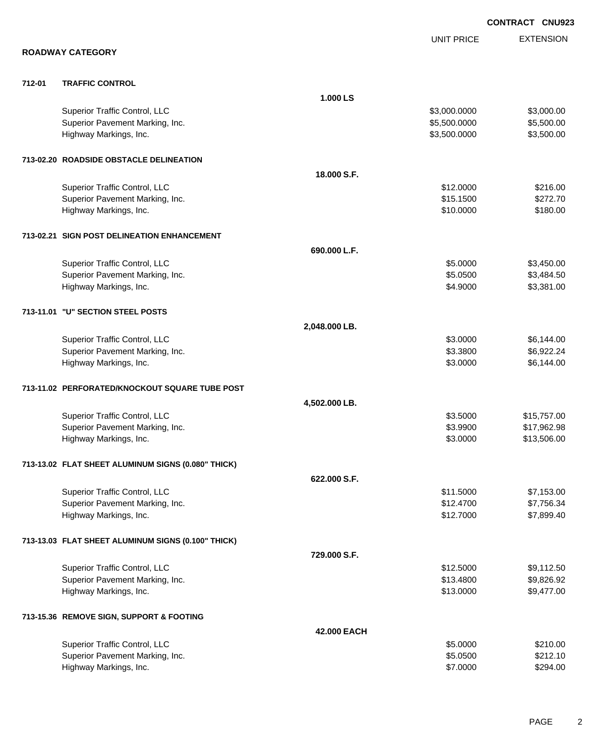**CONTRACT CNU923**

## ROADWAY CATEGORY

| | | | UNIT PRICE | EXTENSION |
|---|---|---|---|---|
| **712-01** | **TRAFFIC CONTROL** | | | |
| | | **1.000 LS** | | |
| | Superior Traffic Control, LLC | | $3,000.0000 | $3,000.00 |
| | Superior Pavement Marking, Inc. | | $5,500.0000 | $5,500.00 |
| | Highway Markings, Inc. | | $3,500.0000 | $3,500.00 |
| **713-02.20** | **ROADSIDE OBSTACLE DELINEATION** | | | |
| | | **18.000 S.F.** | | |
| | Superior Traffic Control, LLC | | $12.0000 | $216.00 |
| | Superior Pavement Marking, Inc. | | $15.1500 | $272.70 |
| | Highway Markings, Inc. | | $10.0000 | $180.00 |
| **713-02.21** | **SIGN POST DELINEATION ENHANCEMENT** | | | |
| | | **690.000 L.F.** | | |
| | Superior Traffic Control, LLC | | $5.0000 | $3,450.00 |
| | Superior Pavement Marking, Inc. | | $5.0500 | $3,484.50 |
| | Highway Markings, Inc. | | $4.9000 | $3,381.00 |
| **713-11.01** | **"U" SECTION STEEL POSTS** | | | |
| | | **2,048.000 LB.** | | |
| | Superior Traffic Control, LLC | | $3.0000 | $6,144.00 |
| | Superior Pavement Marking, Inc. | | $3.3800 | $6,922.24 |
| | Highway Markings, Inc. | | $3.0000 | $6,144.00 |
| **713-11.02** | **PERFORATED/KNOCKOUT SQUARE TUBE POST** | | | |
| | | **4,502.000 LB.** | | |
| | Superior Traffic Control, LLC | | $3.5000 | $15,757.00 |
| | Superior Pavement Marking, Inc. | | $3.9900 | $17,962.98 |
| | Highway Markings, Inc. | | $3.0000 | $13,506.00 |
| **713-13.02** | **FLAT SHEET ALUMINUM SIGNS (0.080" THICK)** | | | |
| | | **622.000 S.F.** | | |
| | Superior Traffic Control, LLC | | $11.5000 | $7,153.00 |
| | Superior Pavement Marking, Inc. | | $12.4700 | $7,756.34 |
| | Highway Markings, Inc. | | $12.7000 | $7,899.40 |
| **713-13.03** | **FLAT SHEET ALUMINUM SIGNS (0.100" THICK)** | | | |
| | | **729.000 S.F.** | | |
| | Superior Traffic Control, LLC | | $12.5000 | $9,112.50 |
| | Superior Pavement Marking, Inc. | | $13.4800 | $9,826.92 |
| | Highway Markings, Inc. | | $13.0000 | $9,477.00 |
| **713-15.36** | **REMOVE SIGN, SUPPORT & FOOTING** | | | |
| | | **42.000 EACH** | | |
| | Superior Traffic Control, LLC | | $5.0000 | $210.00 |
| | Superior Pavement Marking, Inc. | | $5.0500 | $212.10 |
| | Highway Markings, Inc. | | $7.0000 | $294.00 |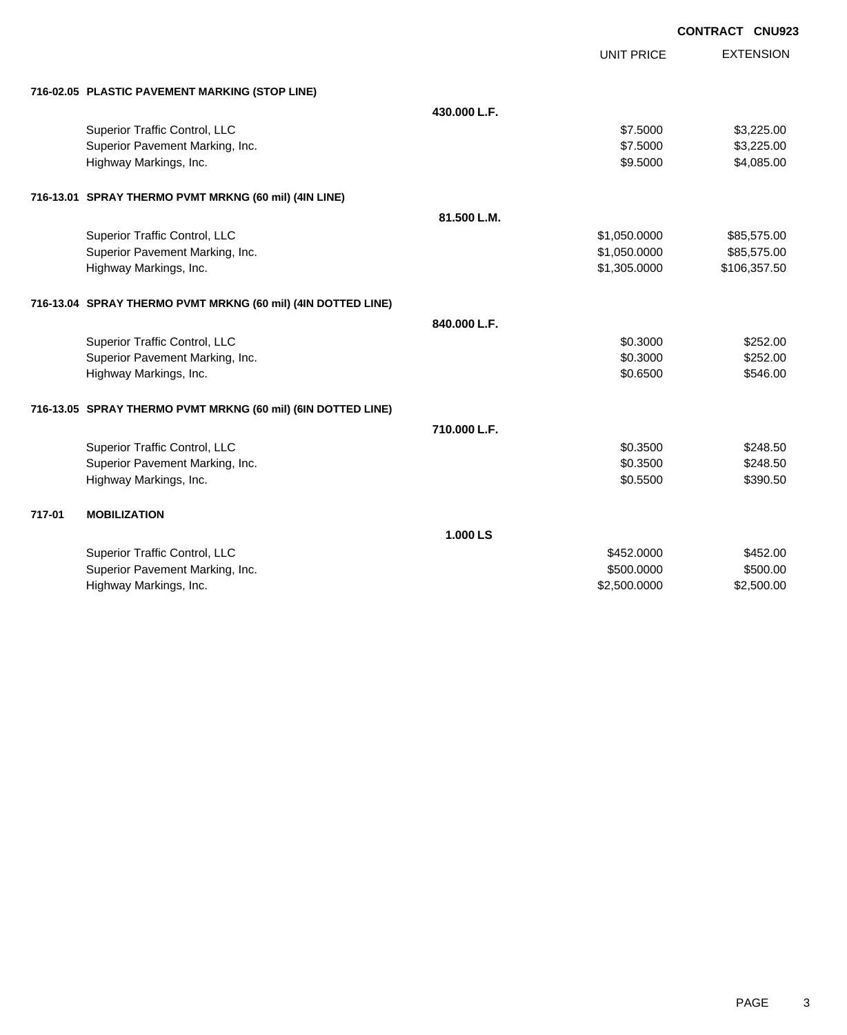**CONTRACT CNU923**

| | | UNIT PRICE | EXTENSION |
|---|---|---|---|
| **716-02.05 PLASTIC PAVEMENT MARKING (STOP LINE)** | | | |
| | **430.000 L.F.** | | |
| Superior Traffic Control, LLC | | $7.5000 | $3,225.00 |
| Superior Pavement Marking, Inc. | | $7.5000 | $3,225.00 |
| Highway Markings, Inc. | | $9.5000 | $4,085.00 |
| **716-13.01 SPRAY THERMO PVMT MRKNG (60 mil) (4IN LINE)** | | | |
| | **81.500 L.M.** | | |
| Superior Traffic Control, LLC | | $1,050.0000 | $85,575.00 |
| Superior Pavement Marking, Inc. | | $1,050.0000 | $85,575.00 |
| Highway Markings, Inc. | | $1,305.0000 | $106,357.50 |
| **716-13.04 SPRAY THERMO PVMT MRKNG (60 mil) (4IN DOTTED LINE)** | | | |
| | **840.000 L.F.** | | |
| Superior Traffic Control, LLC | | $0.3000 | $252.00 |
| Superior Pavement Marking, Inc. | | $0.3000 | $252.00 |
| Highway Markings, Inc. | | $0.6500 | $546.00 |
| **716-13.05 SPRAY THERMO PVMT MRKNG (60 mil) (6IN DOTTED LINE)** | | | |
| | **710.000 L.F.** | | |
| Superior Traffic Control, LLC | | $0.3500 | $248.50 |
| Superior Pavement Marking, Inc. | | $0.3500 | $248.50 |
| Highway Markings, Inc. | | $0.5500 | $390.50 |
| **717-01 MOBILIZATION** | | | |
| | **1.000 LS** | | |
| Superior Traffic Control, LLC | | $452.0000 | $452.00 |
| Superior Pavement Marking, Inc. | | $500.0000 | $500.00 |
| Highway Markings, Inc. | | $2,500.0000 | $2,500.00 |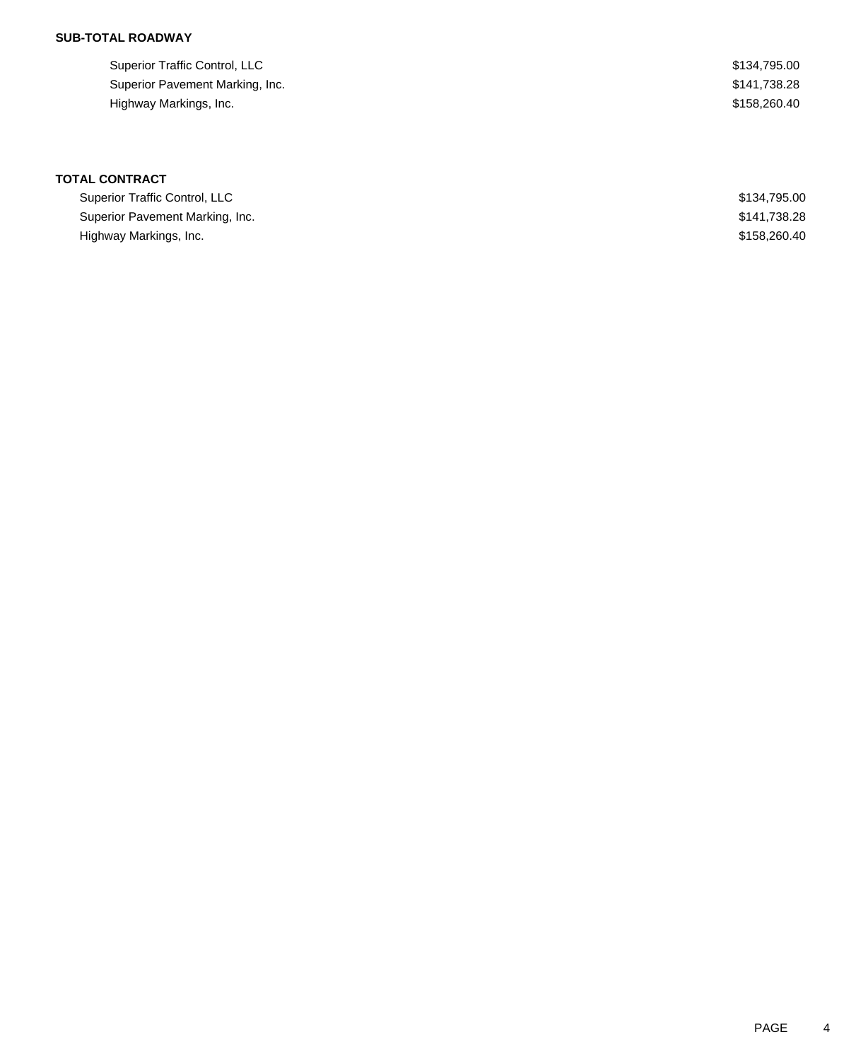**SUB-TOTAL ROADWAY**

| | |
|---|---|
| Superior Traffic Control, LLC | $134,795.00 |
| Superior Pavement Marking, Inc. | $141,738.28 |
| Highway Markings, Inc. | $158,260.40 |

**TOTAL CONTRACT**

| | |
|---|---|
| Superior Traffic Control, LLC | $134,795.00 |
| Superior Pavement Marking, Inc. | $141,738.28 |
| Highway Markings, Inc. | $158,260.40 |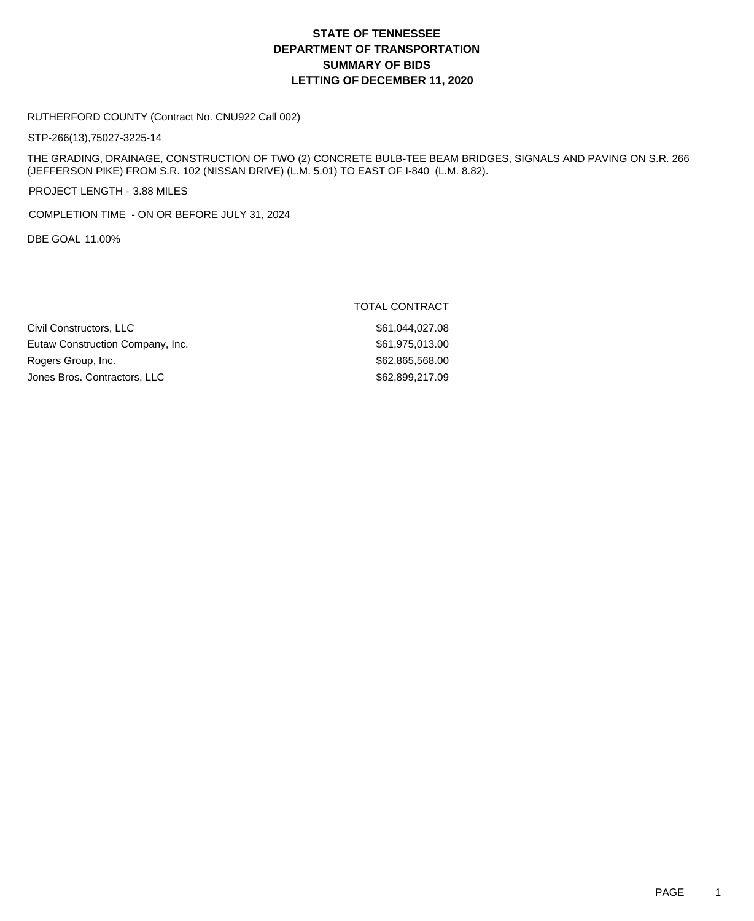# STATE OF TENNESSEE
# DEPARTMENT OF TRANSPORTATION
# SUMMARY OF BIDS
# LETTING OF DECEMBER 11, 2020

RUTHERFORD COUNTY (Contract No. CNU922 Call 002)

STP-266(13),75027-3225-14

THE GRADING, DRAINAGE, CONSTRUCTION OF TWO (2) CONCRETE BULB-TEE BEAM BRIDGES, SIGNALS AND PAVING ON S.R. 266 (JEFFERSON PIKE) FROM S.R. 102 (NISSAN DRIVE) (L.M. 5.01) TO EAST OF I-840 (L.M. 8.82).

PROJECT LENGTH - 3.88 MILES

COMPLETION TIME - ON OR BEFORE JULY 31, 2024

DBE GOAL 11.00%

| | TOTAL CONTRACT |
|---|---|
| Civil Constructors, LLC | $61,044,027.08 |
| Eutaw Construction Company, Inc. | $61,975,013.00 |
| Rogers Group, Inc. | $62,865,568.00 |
| Jones Bros. Contractors, LLC | $62,899,217.09 |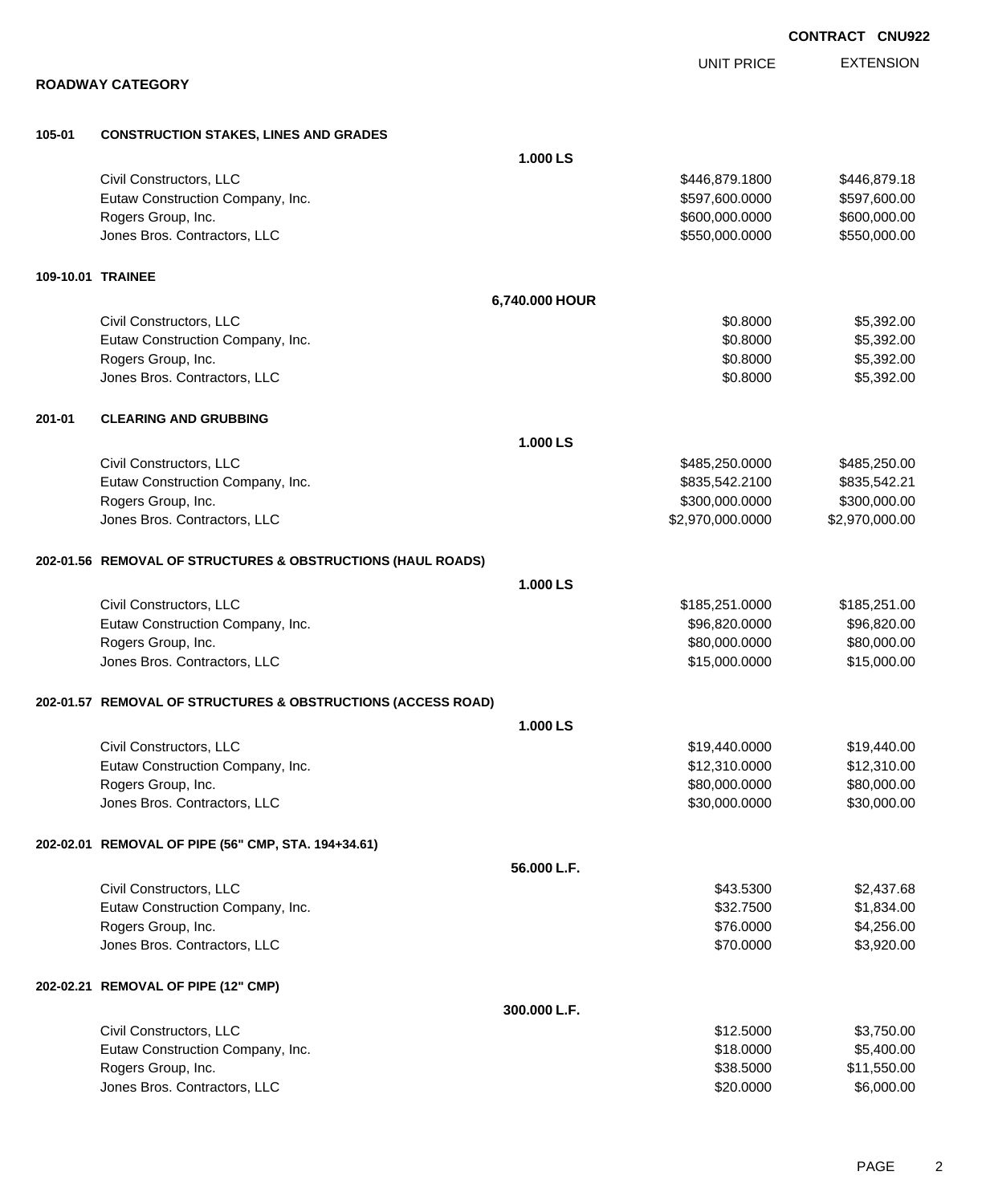**CONTRACT CNU922**

## ROADWAY CATEGORY

| | | UNIT PRICE | EXTENSION |
|---|---|---|---|
| **105-01** | **CONSTRUCTION STAKES, LINES AND GRADES** | | |
| | **1.000 LS** | | |
| | Civil Constructors, LLC | $446,879.1800 | $446,879.18 |
| | Eutaw Construction Company, Inc. | $597,600.0000 | $597,600.00 |
| | Rogers Group, Inc. | $600,000.0000 | $600,000.00 |
| | Jones Bros. Contractors, LLC | $550,000.0000 | $550,000.00 |
| **109-10.01** | **TRAINEE** | | |
| | **6,740.000 HOUR** | | |
| | Civil Constructors, LLC | $0.8000 | $5,392.00 |
| | Eutaw Construction Company, Inc. | $0.8000 | $5,392.00 |
| | Rogers Group, Inc. | $0.8000 | $5,392.00 |
| | Jones Bros. Contractors, LLC | $0.8000 | $5,392.00 |
| **201-01** | **CLEARING AND GRUBBING** | | |
| | **1.000 LS** | | |
| | Civil Constructors, LLC | $485,250.0000 | $485,250.00 |
| | Eutaw Construction Company, Inc. | $835,542.2100 | $835,542.21 |
| | Rogers Group, Inc. | $300,000.0000 | $300,000.00 |
| | Jones Bros. Contractors, LLC | $2,970,000.0000 | $2,970,000.00 |
| **202-01.56** | **REMOVAL OF STRUCTURES & OBSTRUCTIONS (HAUL ROADS)** | | |
| | **1.000 LS** | | |
| | Civil Constructors, LLC | $185,251.0000 | $185,251.00 |
| | Eutaw Construction Company, Inc. | $96,820.0000 | $96,820.00 |
| | Rogers Group, Inc. | $80,000.0000 | $80,000.00 |
| | Jones Bros. Contractors, LLC | $15,000.0000 | $15,000.00 |
| **202-01.57** | **REMOVAL OF STRUCTURES & OBSTRUCTIONS (ACCESS ROAD)** | | |
| | **1.000 LS** | | |
| | Civil Constructors, LLC | $19,440.0000 | $19,440.00 |
| | Eutaw Construction Company, Inc. | $12,310.0000 | $12,310.00 |
| | Rogers Group, Inc. | $80,000.0000 | $80,000.00 |
| | Jones Bros. Contractors, LLC | $30,000.0000 | $30,000.00 |
| **202-02.01** | **REMOVAL OF PIPE (56" CMP, STA. 194+34.61)** | | |
| | **56.000 L.F.** | | |
| | Civil Constructors, LLC | $43.5300 | $2,437.68 |
| | Eutaw Construction Company, Inc. | $32.7500 | $1,834.00 |
| | Rogers Group, Inc. | $76.0000 | $4,256.00 |
| | Jones Bros. Contractors, LLC | $70.0000 | $3,920.00 |
| **202-02.21** | **REMOVAL OF PIPE (12" CMP)** | | |
| | **300.000 L.F.** | | |
| | Civil Constructors, LLC | $12.5000 | $3,750.00 |
| | Eutaw Construction Company, Inc. | $18.0000 | $5,400.00 |
| | Rogers Group, Inc. | $38.5000 | $11,550.00 |
| | Jones Bros. Contractors, LLC | $20.0000 | $6,000.00 |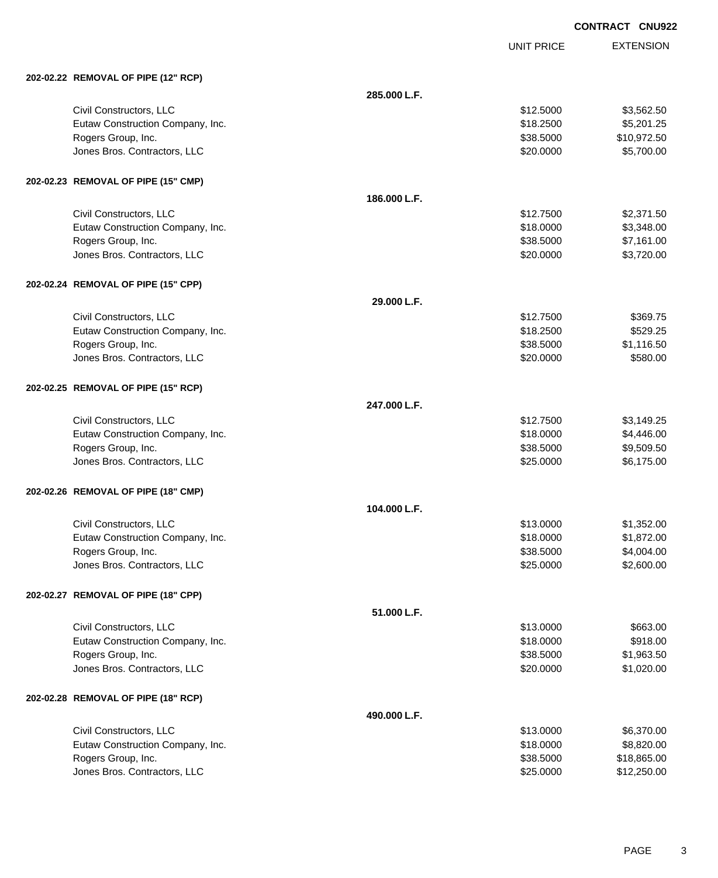**CONTRACT CNU922**

| | | UNIT PRICE | EXTENSION |
|---|---|---|---|
| **202-02.22 REMOVAL OF PIPE (12" RCP)** | | | |
| | **285.000 L.F.** | | |
| Civil Constructors, LLC | | $12.5000 | $3,562.50 |
| Eutaw Construction Company, Inc. | | $18.2500 | $5,201.25 |
| Rogers Group, Inc. | | $38.5000 | $10,972.50 |
| Jones Bros. Contractors, LLC | | $20.0000 | $5,700.00 |
| **202-02.23 REMOVAL OF PIPE (15" CMP)** | | | |
| | **186.000 L.F.** | | |
| Civil Constructors, LLC | | $12.7500 | $2,371.50 |
| Eutaw Construction Company, Inc. | | $18.0000 | $3,348.00 |
| Rogers Group, Inc. | | $38.5000 | $7,161.00 |
| Jones Bros. Contractors, LLC | | $20.0000 | $3,720.00 |
| **202-02.24 REMOVAL OF PIPE (15" CPP)** | | | |
| | **29.000 L.F.** | | |
| Civil Constructors, LLC | | $12.7500 | $369.75 |
| Eutaw Construction Company, Inc. | | $18.2500 | $529.25 |
| Rogers Group, Inc. | | $38.5000 | $1,116.50 |
| Jones Bros. Contractors, LLC | | $20.0000 | $580.00 |
| **202-02.25 REMOVAL OF PIPE (15" RCP)** | | | |
| | **247.000 L.F.** | | |
| Civil Constructors, LLC | | $12.7500 | $3,149.25 |
| Eutaw Construction Company, Inc. | | $18.0000 | $4,446.00 |
| Rogers Group, Inc. | | $38.5000 | $9,509.50 |
| Jones Bros. Contractors, LLC | | $25.0000 | $6,175.00 |
| **202-02.26 REMOVAL OF PIPE (18" CMP)** | | | |
| | **104.000 L.F.** | | |
| Civil Constructors, LLC | | $13.0000 | $1,352.00 |
| Eutaw Construction Company, Inc. | | $18.0000 | $1,872.00 |
| Rogers Group, Inc. | | $38.5000 | $4,004.00 |
| Jones Bros. Contractors, LLC | | $25.0000 | $2,600.00 |
| **202-02.27 REMOVAL OF PIPE (18" CPP)** | | | |
| | **51.000 L.F.** | | |
| Civil Constructors, LLC | | $13.0000 | $663.00 |
| Eutaw Construction Company, Inc. | | $18.0000 | $918.00 |
| Rogers Group, Inc. | | $38.5000 | $1,963.50 |
| Jones Bros. Contractors, LLC | | $20.0000 | $1,020.00 |
| **202-02.28 REMOVAL OF PIPE (18" RCP)** | | | |
| | **490.000 L.F.** | | |
| Civil Constructors, LLC | | $13.0000 | $6,370.00 |
| Eutaw Construction Company, Inc. | | $18.0000 | $8,820.00 |
| Rogers Group, Inc. | | $38.5000 | $18,865.00 |
| Jones Bros. Contractors, LLC | | $25.0000 | $12,250.00 |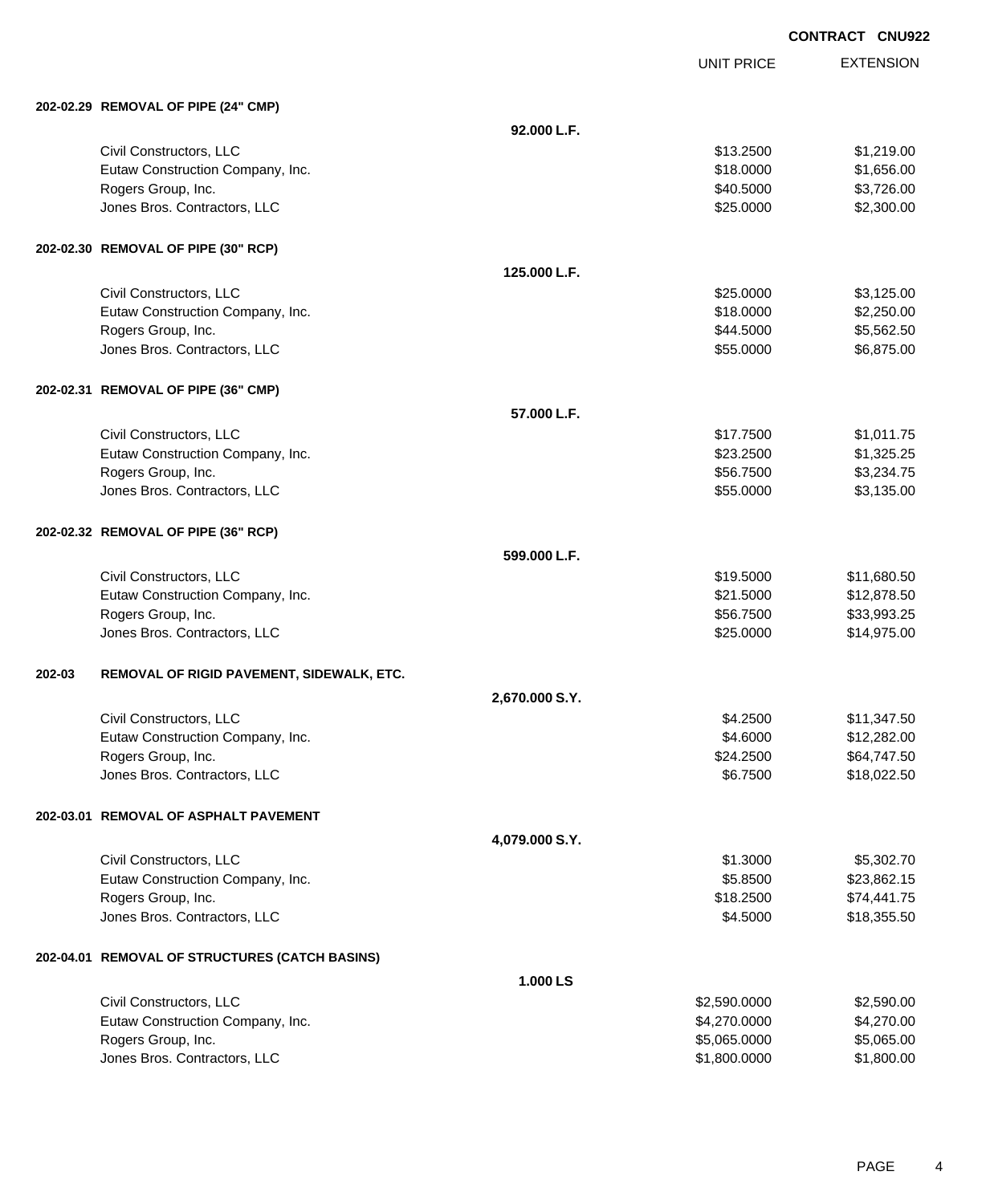**CONTRACT CNU922**

| | | UNIT PRICE | EXTENSION |
|---|---|---|---|
| **202-02.29 REMOVAL OF PIPE (24" CMP)** | | | |
| | **92.000 L.F.** | | |
| Civil Constructors, LLC | | $13.2500 | $1,219.00 |
| Eutaw Construction Company, Inc. | | $18.0000 | $1,656.00 |
| Rogers Group, Inc. | | $40.5000 | $3,726.00 |
| Jones Bros. Contractors, LLC | | $25.0000 | $2,300.00 |
| **202-02.30 REMOVAL OF PIPE (30" RCP)** | | | |
| | **125.000 L.F.** | | |
| Civil Constructors, LLC | | $25.0000 | $3,125.00 |
| Eutaw Construction Company, Inc. | | $18.0000 | $2,250.00 |
| Rogers Group, Inc. | | $44.5000 | $5,562.50 |
| Jones Bros. Contractors, LLC | | $55.0000 | $6,875.00 |
| **202-02.31 REMOVAL OF PIPE (36" CMP)** | | | |
| | **57.000 L.F.** | | |
| Civil Constructors, LLC | | $17.7500 | $1,011.75 |
| Eutaw Construction Company, Inc. | | $23.2500 | $1,325.25 |
| Rogers Group, Inc. | | $56.7500 | $3,234.75 |
| Jones Bros. Contractors, LLC | | $55.0000 | $3,135.00 |
| **202-02.32 REMOVAL OF PIPE (36" RCP)** | | | |
| | **599.000 L.F.** | | |
| Civil Constructors, LLC | | $19.5000 | $11,680.50 |
| Eutaw Construction Company, Inc. | | $21.5000 | $12,878.50 |
| Rogers Group, Inc. | | $56.7500 | $33,993.25 |
| Jones Bros. Contractors, LLC | | $25.0000 | $14,975.00 |
| **202-03 REMOVAL OF RIGID PAVEMENT, SIDEWALK, ETC.** | | | |
| | **2,670.000 S.Y.** | | |
| Civil Constructors, LLC | | $4.2500 | $11,347.50 |
| Eutaw Construction Company, Inc. | | $4.6000 | $12,282.00 |
| Rogers Group, Inc. | | $24.2500 | $64,747.50 |
| Jones Bros. Contractors, LLC | | $6.7500 | $18,022.50 |
| **202-03.01 REMOVAL OF ASPHALT PAVEMENT** | | | |
| | **4,079.000 S.Y.** | | |
| Civil Constructors, LLC | | $1.3000 | $5,302.70 |
| Eutaw Construction Company, Inc. | | $5.8500 | $23,862.15 |
| Rogers Group, Inc. | | $18.2500 | $74,441.75 |
| Jones Bros. Contractors, LLC | | $4.5000 | $18,355.50 |
| **202-04.01 REMOVAL OF STRUCTURES (CATCH BASINS)** | | | |
| | **1.000 LS** | | |
| Civil Constructors, LLC | | $2,590.0000 | $2,590.00 |
| Eutaw Construction Company, Inc. | | $4,270.0000 | $4,270.00 |
| Rogers Group, Inc. | | $5,065.0000 | $5,065.00 |
| Jones Bros. Contractors, LLC | | $1,800.0000 | $1,800.00 |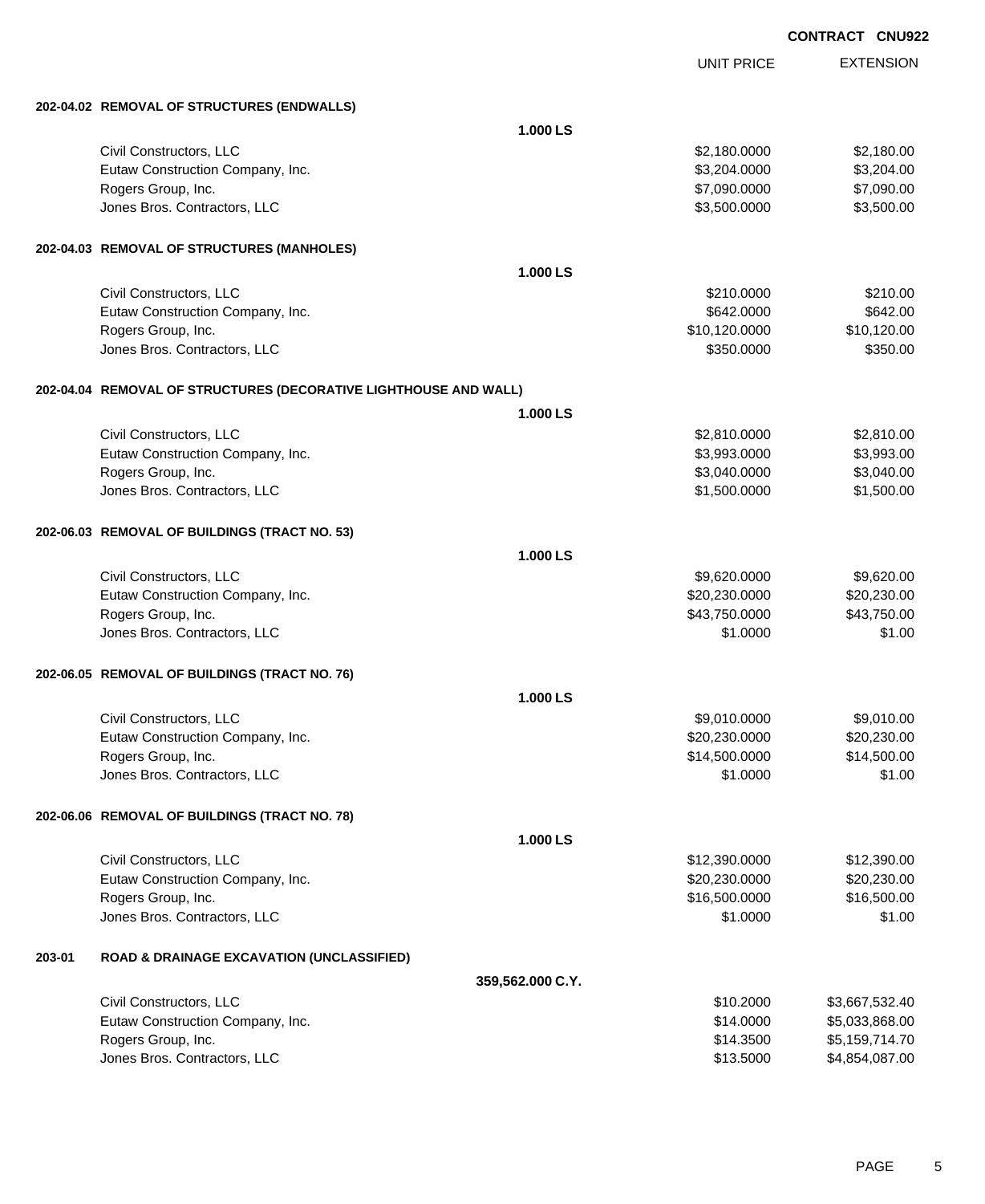**CONTRACT CNU922**

| | UNIT PRICE | EXTENSION |
|---|---|---|
| **202-04.02 REMOVAL OF STRUCTURES (ENDWALLS)** | | |
| **1.000 LS** | | |
| Civil Constructors, LLC | $2,180.0000 | $2,180.00 |
| Eutaw Construction Company, Inc. | $3,204.0000 | $3,204.00 |
| Rogers Group, Inc. | $7,090.0000 | $7,090.00 |
| Jones Bros. Contractors, LLC | $3,500.0000 | $3,500.00 |
| **202-04.03 REMOVAL OF STRUCTURES (MANHOLES)** | | |
| **1.000 LS** | | |
| Civil Constructors, LLC | $210.0000 | $210.00 |
| Eutaw Construction Company, Inc. | $642.0000 | $642.00 |
| Rogers Group, Inc. | $10,120.0000 | $10,120.00 |
| Jones Bros. Contractors, LLC | $350.0000 | $350.00 |
| **202-04.04 REMOVAL OF STRUCTURES (DECORATIVE LIGHTHOUSE AND WALL)** | | |
| **1.000 LS** | | |
| Civil Constructors, LLC | $2,810.0000 | $2,810.00 |
| Eutaw Construction Company, Inc. | $3,993.0000 | $3,993.00 |
| Rogers Group, Inc. | $3,040.0000 | $3,040.00 |
| Jones Bros. Contractors, LLC | $1,500.0000 | $1,500.00 |
| **202-06.03 REMOVAL OF BUILDINGS (TRACT NO. 53)** | | |
| **1.000 LS** | | |
| Civil Constructors, LLC | $9,620.0000 | $9,620.00 |
| Eutaw Construction Company, Inc. | $20,230.0000 | $20,230.00 |
| Rogers Group, Inc. | $43,750.0000 | $43,750.00 |
| Jones Bros. Contractors, LLC | $1.0000 | $1.00 |
| **202-06.05 REMOVAL OF BUILDINGS (TRACT NO. 76)** | | |
| **1.000 LS** | | |
| Civil Constructors, LLC | $9,010.0000 | $9,010.00 |
| Eutaw Construction Company, Inc. | $20,230.0000 | $20,230.00 |
| Rogers Group, Inc. | $14,500.0000 | $14,500.00 |
| Jones Bros. Contractors, LLC | $1.0000 | $1.00 |
| **202-06.06 REMOVAL OF BUILDINGS (TRACT NO. 78)** | | |
| **1.000 LS** | | |
| Civil Constructors, LLC | $12,390.0000 | $12,390.00 |
| Eutaw Construction Company, Inc. | $20,230.0000 | $20,230.00 |
| Rogers Group, Inc. | $16,500.0000 | $16,500.00 |
| Jones Bros. Contractors, LLC | $1.0000 | $1.00 |
| **203-01 ROAD & DRAINAGE EXCAVATION (UNCLASSIFIED)** | | |
| **359,562.000 C.Y.** | | |
| Civil Constructors, LLC | $10.2000 | $3,667,532.40 |
| Eutaw Construction Company, Inc. | $14.0000 | $5,033,868.00 |
| Rogers Group, Inc. | $14.3500 | $5,159,714.70 |
| Jones Bros. Contractors, LLC | $13.5000 | $4,854,087.00 |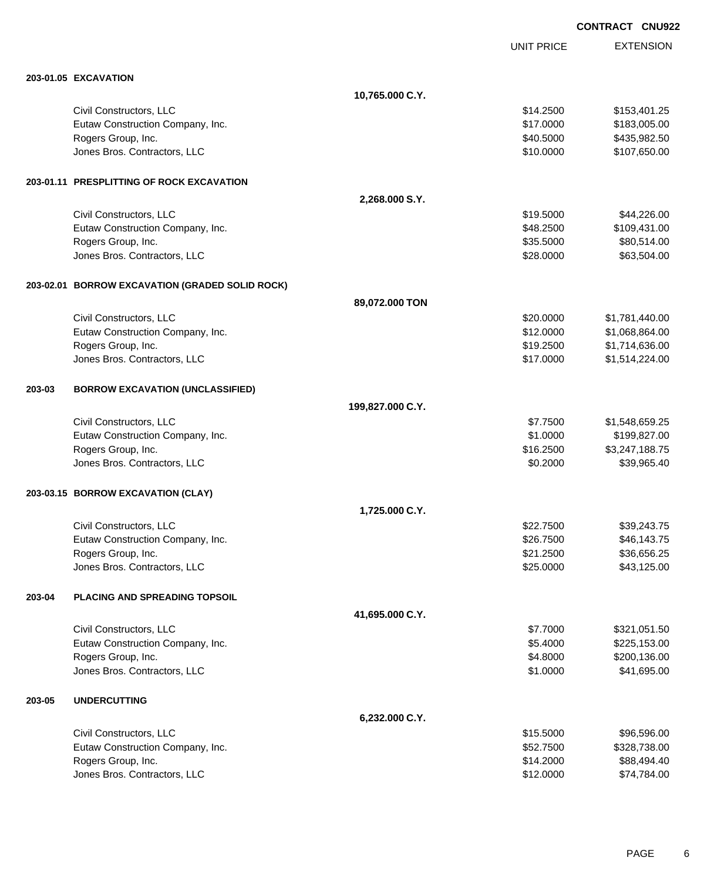CONTRACT CNU922

| | | UNIT PRICE | EXTENSION |
|---|---|---|---|
| **203-01.05 EXCAVATION** | | | |
| | **10,765.000 C.Y.** | | |
| Civil Constructors, LLC | | $14.2500 | $153,401.25 |
| Eutaw Construction Company, Inc. | | $17.0000 | $183,005.00 |
| Rogers Group, Inc. | | $40.5000 | $435,982.50 |
| Jones Bros. Contractors, LLC | | $10.0000 | $107,650.00 |
| **203-01.11 PRESPLITTING OF ROCK EXCAVATION** | | | |
| | **2,268.000 S.Y.** | | |
| Civil Constructors, LLC | | $19.5000 | $44,226.00 |
| Eutaw Construction Company, Inc. | | $48.2500 | $109,431.00 |
| Rogers Group, Inc. | | $35.5000 | $80,514.00 |
| Jones Bros. Contractors, LLC | | $28.0000 | $63,504.00 |
| **203-02.01 BORROW EXCAVATION (GRADED SOLID ROCK)** | | | |
| | **89,072.000 TON** | | |
| Civil Constructors, LLC | | $20.0000 | $1,781,440.00 |
| Eutaw Construction Company, Inc. | | $12.0000 | $1,068,864.00 |
| Rogers Group, Inc. | | $19.2500 | $1,714,636.00 |
| Jones Bros. Contractors, LLC | | $17.0000 | $1,514,224.00 |
| **203-03 BORROW EXCAVATION (UNCLASSIFIED)** | | | |
| | **199,827.000 C.Y.** | | |
| Civil Constructors, LLC | | $7.7500 | $1,548,659.25 |
| Eutaw Construction Company, Inc. | | $1.0000 | $199,827.00 |
| Rogers Group, Inc. | | $16.2500 | $3,247,188.75 |
| Jones Bros. Contractors, LLC | | $0.2000 | $39,965.40 |
| **203-03.15 BORROW EXCAVATION (CLAY)** | | | |
| | **1,725.000 C.Y.** | | |
| Civil Constructors, LLC | | $22.7500 | $39,243.75 |
| Eutaw Construction Company, Inc. | | $26.7500 | $46,143.75 |
| Rogers Group, Inc. | | $21.2500 | $36,656.25 |
| Jones Bros. Contractors, LLC | | $25.0000 | $43,125.00 |
| **203-04 PLACING AND SPREADING TOPSOIL** | | | |
| | **41,695.000 C.Y.** | | |
| Civil Constructors, LLC | | $7.7000 | $321,051.50 |
| Eutaw Construction Company, Inc. | | $5.4000 | $225,153.00 |
| Rogers Group, Inc. | | $4.8000 | $200,136.00 |
| Jones Bros. Contractors, LLC | | $1.0000 | $41,695.00 |
| **203-05 UNDERCUTTING** | | | |
| | **6,232.000 C.Y.** | | |
| Civil Constructors, LLC | | $15.5000 | $96,596.00 |
| Eutaw Construction Company, Inc. | | $52.7500 | $328,738.00 |
| Rogers Group, Inc. | | $14.2000 | $88,494.40 |
| Jones Bros. Contractors, LLC | | $12.0000 | $74,784.00 |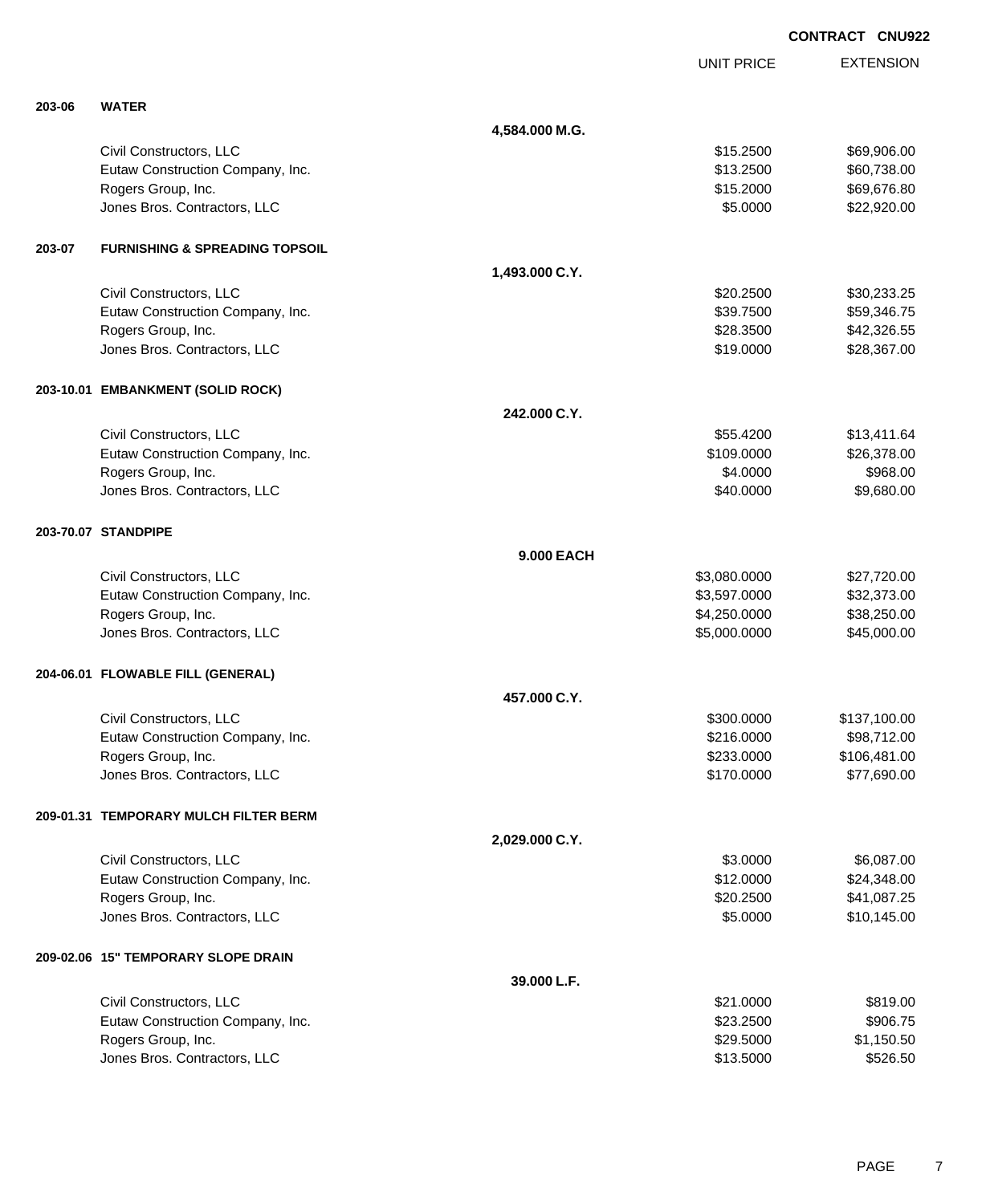**CONTRACT CNU922**

| | | UNIT PRICE | EXTENSION |
|---|---|---|---|
| **203-06** | **WATER** | | |
| | **4,584.000 M.G.** | | |
| | Civil Constructors, LLC | $15.2500 | $69,906.00 |
| | Eutaw Construction Company, Inc. | $13.2500 | $60,738.00 |
| | Rogers Group, Inc. | $15.2000 | $69,676.80 |
| | Jones Bros. Contractors, LLC | $5.0000 | $22,920.00 |
| **203-07** | **FURNISHING & SPREADING TOPSOIL** | | |
| | **1,493.000 C.Y.** | | |
| | Civil Constructors, LLC | $20.2500 | $30,233.25 |
| | Eutaw Construction Company, Inc. | $39.7500 | $59,346.75 |
| | Rogers Group, Inc. | $28.3500 | $42,326.55 |
| | Jones Bros. Contractors, LLC | $19.0000 | $28,367.00 |
| **203-10.01** | **EMBANKMENT (SOLID ROCK)** | | |
| | **242.000 C.Y.** | | |
| | Civil Constructors, LLC | $55.4200 | $13,411.64 |
| | Eutaw Construction Company, Inc. | $109.0000 | $26,378.00 |
| | Rogers Group, Inc. | $4.0000 | $968.00 |
| | Jones Bros. Contractors, LLC | $40.0000 | $9,680.00 |
| **203-70.07** | **STANDPIPE** | | |
| | **9.000 EACH** | | |
| | Civil Constructors, LLC | $3,080.0000 | $27,720.00 |
| | Eutaw Construction Company, Inc. | $3,597.0000 | $32,373.00 |
| | Rogers Group, Inc. | $4,250.0000 | $38,250.00 |
| | Jones Bros. Contractors, LLC | $5,000.0000 | $45,000.00 |
| **204-06.01** | **FLOWABLE FILL (GENERAL)** | | |
| | **457.000 C.Y.** | | |
| | Civil Constructors, LLC | $300.0000 | $137,100.00 |
| | Eutaw Construction Company, Inc. | $216.0000 | $98,712.00 |
| | Rogers Group, Inc. | $233.0000 | $106,481.00 |
| | Jones Bros. Contractors, LLC | $170.0000 | $77,690.00 |
| **209-01.31** | **TEMPORARY MULCH FILTER BERM** | | |
| | **2,029.000 C.Y.** | | |
| | Civil Constructors, LLC | $3.0000 | $6,087.00 |
| | Eutaw Construction Company, Inc. | $12.0000 | $24,348.00 |
| | Rogers Group, Inc. | $20.2500 | $41,087.25 |
| | Jones Bros. Contractors, LLC | $5.0000 | $10,145.00 |
| **209-02.06** | **15" TEMPORARY SLOPE DRAIN** | | |
| | **39.000 L.F.** | | |
| | Civil Constructors, LLC | $21.0000 | $819.00 |
| | Eutaw Construction Company, Inc. | $23.2500 | $906.75 |
| | Rogers Group, Inc. | $29.5000 | $1,150.50 |
| | Jones Bros. Contractors, LLC | $13.5000 | $526.50 |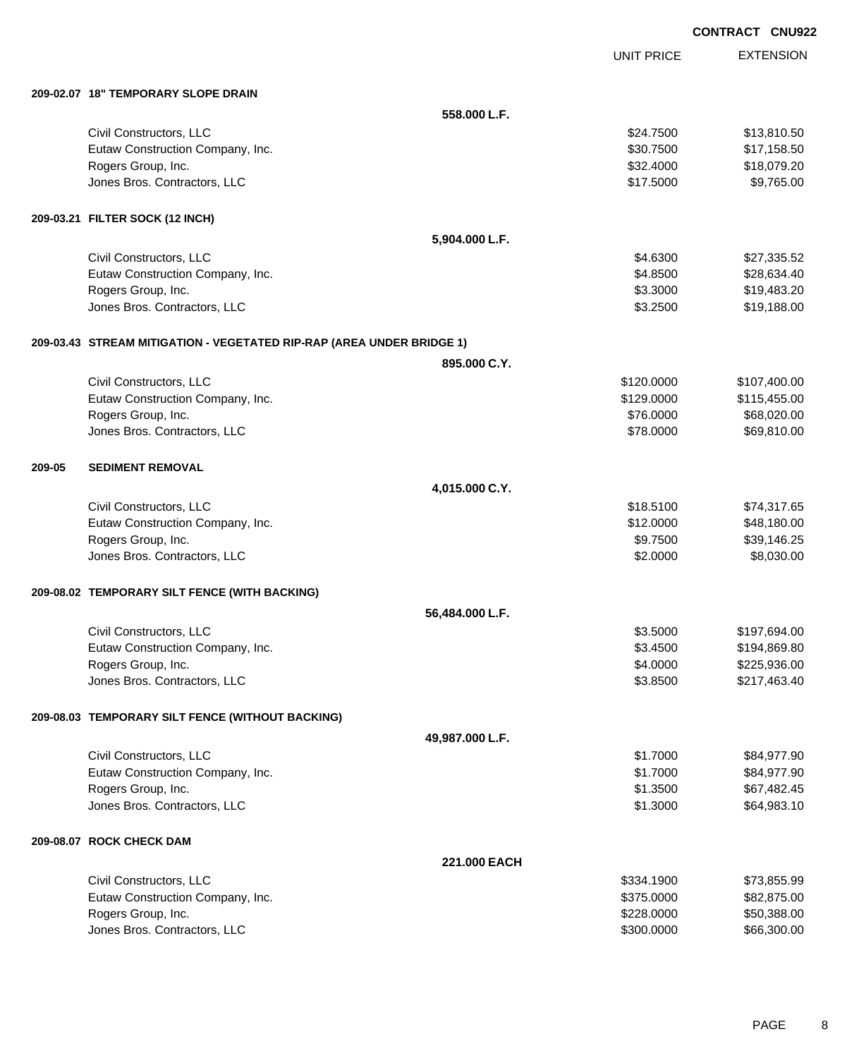**CONTRACT CNU922**

| | | UNIT PRICE | EXTENSION |
|---|---|---|---|
| **209-02.07 18" TEMPORARY SLOPE DRAIN** | | | |
| | **558.000 L.F.** | | |
| Civil Constructors, LLC | | $24.7500 | $13,810.50 |
| Eutaw Construction Company, Inc. | | $30.7500 | $17,158.50 |
| Rogers Group, Inc. | | $32.4000 | $18,079.20 |
| Jones Bros. Contractors, LLC | | $17.5000 | $9,765.00 |
| **209-03.21 FILTER SOCK (12 INCH)** | | | |
| | **5,904.000 L.F.** | | |
| Civil Constructors, LLC | | $4.6300 | $27,335.52 |
| Eutaw Construction Company, Inc. | | $4.8500 | $28,634.40 |
| Rogers Group, Inc. | | $3.3000 | $19,483.20 |
| Jones Bros. Contractors, LLC | | $3.2500 | $19,188.00 |
| **209-03.43 STREAM MITIGATION - VEGETATED RIP-RAP (AREA UNDER BRIDGE 1)** | | | |
| | **895.000 C.Y.** | | |
| Civil Constructors, LLC | | $120.0000 | $107,400.00 |
| Eutaw Construction Company, Inc. | | $129.0000 | $115,455.00 |
| Rogers Group, Inc. | | $76.0000 | $68,020.00 |
| Jones Bros. Contractors, LLC | | $78.0000 | $69,810.00 |
| **209-05 SEDIMENT REMOVAL** | | | |
| | **4,015.000 C.Y.** | | |
| Civil Constructors, LLC | | $18.5100 | $74,317.65 |
| Eutaw Construction Company, Inc. | | $12.0000 | $48,180.00 |
| Rogers Group, Inc. | | $9.7500 | $39,146.25 |
| Jones Bros. Contractors, LLC | | $2.0000 | $8,030.00 |
| **209-08.02 TEMPORARY SILT FENCE (WITH BACKING)** | | | |
| | **56,484.000 L.F.** | | |
| Civil Constructors, LLC | | $3.5000 | $197,694.00 |
| Eutaw Construction Company, Inc. | | $3.4500 | $194,869.80 |
| Rogers Group, Inc. | | $4.0000 | $225,936.00 |
| Jones Bros. Contractors, LLC | | $3.8500 | $217,463.40 |
| **209-08.03 TEMPORARY SILT FENCE (WITHOUT BACKING)** | | | |
| | **49,987.000 L.F.** | | |
| Civil Constructors, LLC | | $1.7000 | $84,977.90 |
| Eutaw Construction Company, Inc. | | $1.7000 | $84,977.90 |
| Rogers Group, Inc. | | $1.3500 | $67,482.45 |
| Jones Bros. Contractors, LLC | | $1.3000 | $64,983.10 |
| **209-08.07 ROCK CHECK DAM** | | | |
| | **221.000 EACH** | | |
| Civil Constructors, LLC | | $334.1900 | $73,855.99 |
| Eutaw Construction Company, Inc. | | $375.0000 | $82,875.00 |
| Rogers Group, Inc. | | $228.0000 | $50,388.00 |
| Jones Bros. Contractors, LLC | | $300.0000 | $66,300.00 |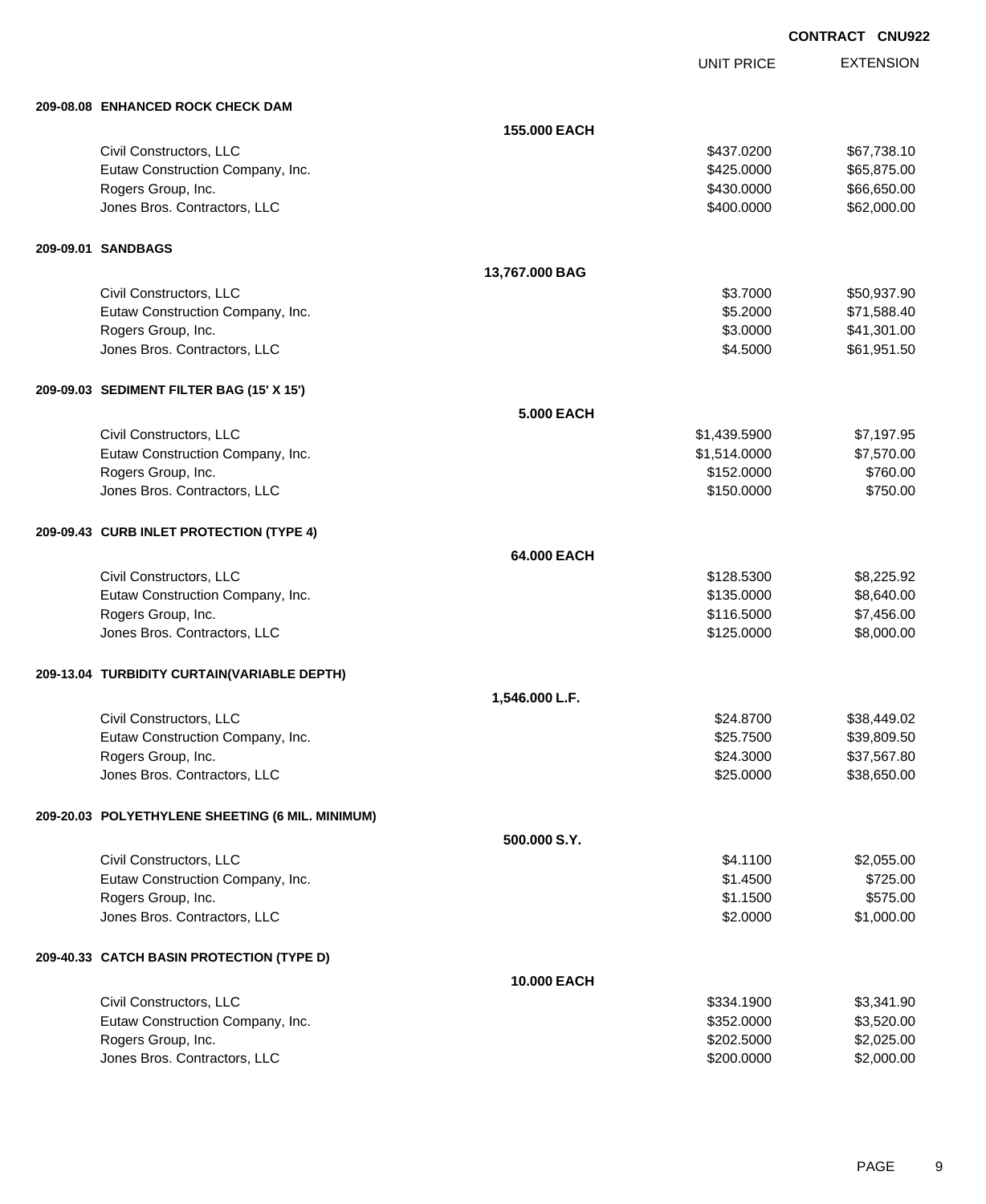**CONTRACT CNU922**

| | | UNIT PRICE | EXTENSION |
|---|---|---|---|
| **209-08.08 ENHANCED ROCK CHECK DAM** | | | |
| | **155.000 EACH** | | |
| Civil Constructors, LLC | | $437.0200 | $67,738.10 |
| Eutaw Construction Company, Inc. | | $425.0000 | $65,875.00 |
| Rogers Group, Inc. | | $430.0000 | $66,650.00 |
| Jones Bros. Contractors, LLC | | $400.0000 | $62,000.00 |
| **209-09.01 SANDBAGS** | | | |
| | **13,767.000 BAG** | | |
| Civil Constructors, LLC | | $3.7000 | $50,937.90 |
| Eutaw Construction Company, Inc. | | $5.2000 | $71,588.40 |
| Rogers Group, Inc. | | $3.0000 | $41,301.00 |
| Jones Bros. Contractors, LLC | | $4.5000 | $61,951.50 |
| **209-09.03 SEDIMENT FILTER BAG (15' X 15')** | | | |
| | **5.000 EACH** | | |
| Civil Constructors, LLC | | $1,439.5900 | $7,197.95 |
| Eutaw Construction Company, Inc. | | $1,514.0000 | $7,570.00 |
| Rogers Group, Inc. | | $152.0000 | $760.00 |
| Jones Bros. Contractors, LLC | | $150.0000 | $750.00 |
| **209-09.43 CURB INLET PROTECTION (TYPE 4)** | | | |
| | **64.000 EACH** | | |
| Civil Constructors, LLC | | $128.5300 | $8,225.92 |
| Eutaw Construction Company, Inc. | | $135.0000 | $8,640.00 |
| Rogers Group, Inc. | | $116.5000 | $7,456.00 |
| Jones Bros. Contractors, LLC | | $125.0000 | $8,000.00 |
| **209-13.04 TURBIDITY CURTAIN(VARIABLE DEPTH)** | | | |
| | **1,546.000 L.F.** | | |
| Civil Constructors, LLC | | $24.8700 | $38,449.02 |
| Eutaw Construction Company, Inc. | | $25.7500 | $39,809.50 |
| Rogers Group, Inc. | | $24.3000 | $37,567.80 |
| Jones Bros. Contractors, LLC | | $25.0000 | $38,650.00 |
| **209-20.03 POLYETHYLENE SHEETING (6 MIL. MINIMUM)** | | | |
| | **500.000 S.Y.** | | |
| Civil Constructors, LLC | | $4.1100 | $2,055.00 |
| Eutaw Construction Company, Inc. | | $1.4500 | $725.00 |
| Rogers Group, Inc. | | $1.1500 | $575.00 |
| Jones Bros. Contractors, LLC | | $2.0000 | $1,000.00 |
| **209-40.33 CATCH BASIN PROTECTION (TYPE D)** | | | |
| | **10.000 EACH** | | |
| Civil Constructors, LLC | | $334.1900 | $3,341.90 |
| Eutaw Construction Company, Inc. | | $352.0000 | $3,520.00 |
| Rogers Group, Inc. | | $202.5000 | $2,025.00 |
| Jones Bros. Contractors, LLC | | $200.0000 | $2,000.00 |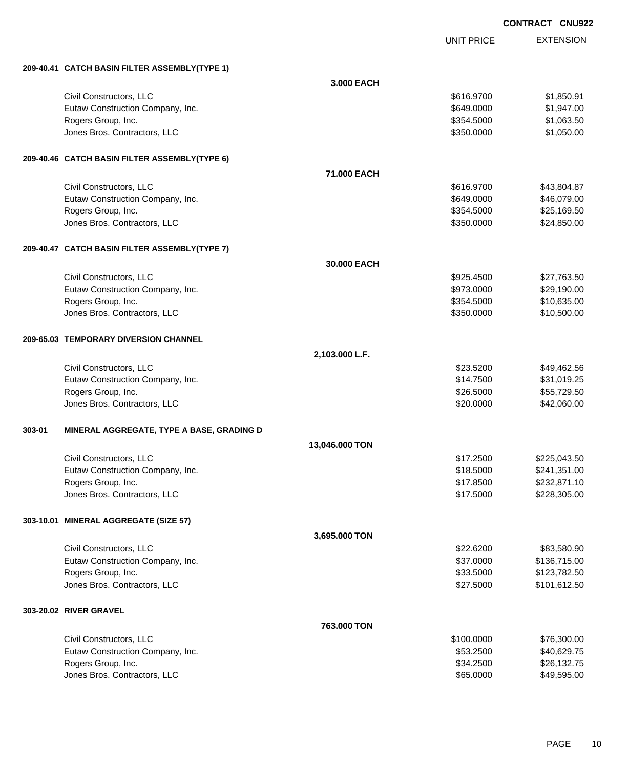**CONTRACT CNU922**

| | | UNIT PRICE | EXTENSION |
|---|---|---|---|
| **209-40.41** | **CATCH BASIN FILTER ASSEMBLY(TYPE 1)** | | |
| | **3.000 EACH** | | |
| | Civil Constructors, LLC | $616.9700 | $1,850.91 |
| | Eutaw Construction Company, Inc. | $649.0000 | $1,947.00 |
| | Rogers Group, Inc. | $354.5000 | $1,063.50 |
| | Jones Bros. Contractors, LLC | $350.0000 | $1,050.00 |
| **209-40.46** | **CATCH BASIN FILTER ASSEMBLY(TYPE 6)** | | |
| | **71.000 EACH** | | |
| | Civil Constructors, LLC | $616.9700 | $43,804.87 |
| | Eutaw Construction Company, Inc. | $649.0000 | $46,079.00 |
| | Rogers Group, Inc. | $354.5000 | $25,169.50 |
| | Jones Bros. Contractors, LLC | $350.0000 | $24,850.00 |
| **209-40.47** | **CATCH BASIN FILTER ASSEMBLY(TYPE 7)** | | |
| | **30.000 EACH** | | |
| | Civil Constructors, LLC | $925.4500 | $27,763.50 |
| | Eutaw Construction Company, Inc. | $973.0000 | $29,190.00 |
| | Rogers Group, Inc. | $354.5000 | $10,635.00 |
| | Jones Bros. Contractors, LLC | $350.0000 | $10,500.00 |
| **209-65.03** | **TEMPORARY DIVERSION CHANNEL** | | |
| | **2,103.000 L.F.** | | |
| | Civil Constructors, LLC | $23.5200 | $49,462.56 |
| | Eutaw Construction Company, Inc. | $14.7500 | $31,019.25 |
| | Rogers Group, Inc. | $26.5000 | $55,729.50 |
| | Jones Bros. Contractors, LLC | $20.0000 | $42,060.00 |
| **303-01** | **MINERAL AGGREGATE, TYPE A BASE, GRADING D** | | |
| | **13,046.000 TON** | | |
| | Civil Constructors, LLC | $17.2500 | $225,043.50 |
| | Eutaw Construction Company, Inc. | $18.5000 | $241,351.00 |
| | Rogers Group, Inc. | $17.8500 | $232,871.10 |
| | Jones Bros. Contractors, LLC | $17.5000 | $228,305.00 |
| **303-10.01** | **MINERAL AGGREGATE (SIZE 57)** | | |
| | **3,695.000 TON** | | |
| | Civil Constructors, LLC | $22.6200 | $83,580.90 |
| | Eutaw Construction Company, Inc. | $37.0000 | $136,715.00 |
| | Rogers Group, Inc. | $33.5000 | $123,782.50 |
| | Jones Bros. Contractors, LLC | $27.5000 | $101,612.50 |
| **303-20.02** | **RIVER GRAVEL** | | |
| | **763.000 TON** | | |
| | Civil Constructors, LLC | $100.0000 | $76,300.00 |
| | Eutaw Construction Company, Inc. | $53.2500 | $40,629.75 |
| | Rogers Group, Inc. | $34.2500 | $26,132.75 |
| | Jones Bros. Contractors, LLC | $65.0000 | $49,595.00 |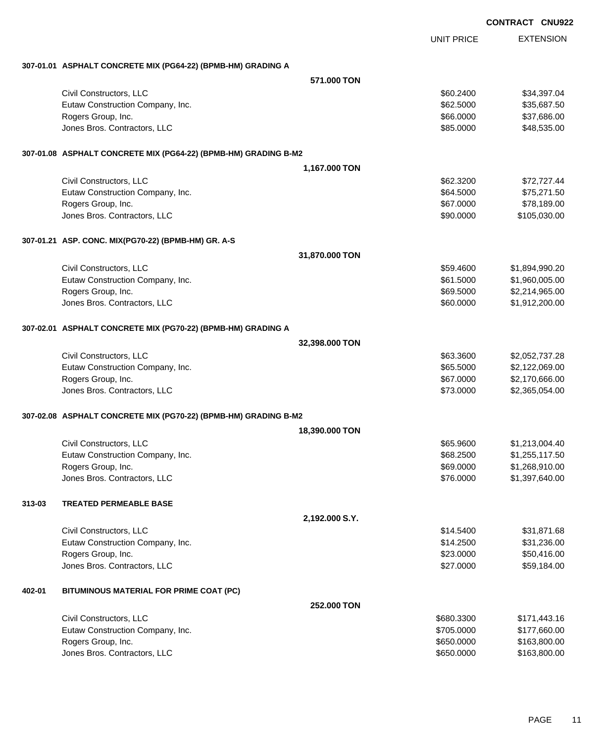**CONTRACT CNU922**

| | UNIT PRICE | EXTENSION |
|---|---|---|
| **307-01.01 ASPHALT CONCRETE MIX (PG64-22) (BPMB-HM) GRADING A** | | |
| **571.000 TON** | | |
| Civil Constructors, LLC | $60.2400 | $34,397.04 |
| Eutaw Construction Company, Inc. | $62.5000 | $35,687.50 |
| Rogers Group, Inc. | $66.0000 | $37,686.00 |
| Jones Bros. Contractors, LLC | $85.0000 | $48,535.00 |
| **307-01.08 ASPHALT CONCRETE MIX (PG64-22) (BPMB-HM) GRADING B-M2** | | |
| **1,167.000 TON** | | |
| Civil Constructors, LLC | $62.3200 | $72,727.44 |
| Eutaw Construction Company, Inc. | $64.5000 | $75,271.50 |
| Rogers Group, Inc. | $67.0000 | $78,189.00 |
| Jones Bros. Contractors, LLC | $90.0000 | $105,030.00 |
| **307-01.21 ASP. CONC. MIX(PG70-22) (BPMB-HM) GR. A-S** | | |
| **31,870.000 TON** | | |
| Civil Constructors, LLC | $59.4600 | $1,894,990.20 |
| Eutaw Construction Company, Inc. | $61.5000 | $1,960,005.00 |
| Rogers Group, Inc. | $69.5000 | $2,214,965.00 |
| Jones Bros. Contractors, LLC | $60.0000 | $1,912,200.00 |
| **307-02.01 ASPHALT CONCRETE MIX (PG70-22) (BPMB-HM) GRADING A** | | |
| **32,398.000 TON** | | |
| Civil Constructors, LLC | $63.3600 | $2,052,737.28 |
| Eutaw Construction Company, Inc. | $65.5000 | $2,122,069.00 |
| Rogers Group, Inc. | $67.0000 | $2,170,666.00 |
| Jones Bros. Contractors, LLC | $73.0000 | $2,365,054.00 |
| **307-02.08 ASPHALT CONCRETE MIX (PG70-22) (BPMB-HM) GRADING B-M2** | | |
| **18,390.000 TON** | | |
| Civil Constructors, LLC | $65.9600 | $1,213,004.40 |
| Eutaw Construction Company, Inc. | $68.2500 | $1,255,117.50 |
| Rogers Group, Inc. | $69.0000 | $1,268,910.00 |
| Jones Bros. Contractors, LLC | $76.0000 | $1,397,640.00 |
| **313-03 TREATED PERMEABLE BASE** | | |
| **2,192.000 S.Y.** | | |
| Civil Constructors, LLC | $14.5400 | $31,871.68 |
| Eutaw Construction Company, Inc. | $14.2500 | $31,236.00 |
| Rogers Group, Inc. | $23.0000 | $50,416.00 |
| Jones Bros. Contractors, LLC | $27.0000 | $59,184.00 |
| **402-01 BITUMINOUS MATERIAL FOR PRIME COAT (PC)** | | |
| **252.000 TON** | | |
| Civil Constructors, LLC | $680.3300 | $171,443.16 |
| Eutaw Construction Company, Inc. | $705.0000 | $177,660.00 |
| Rogers Group, Inc. | $650.0000 | $163,800.00 |
| Jones Bros. Contractors, LLC | $650.0000 | $163,800.00 |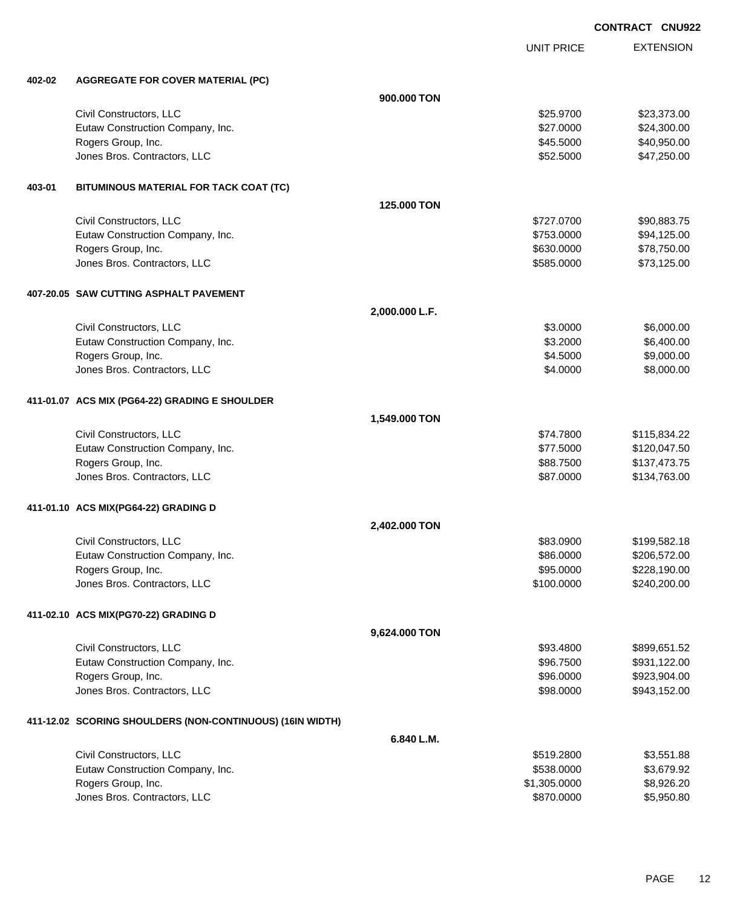**CONTRACT CNU922**

| | | | UNIT PRICE | EXTENSION |
|---|---|---|---|---|
| **402-02** | **AGGREGATE FOR COVER MATERIAL (PC)** | | | |
| | | **900.000 TON** | | |
| | Civil Constructors, LLC | | $25.9700 | $23,373.00 |
| | Eutaw Construction Company, Inc. | | $27.0000 | $24,300.00 |
| | Rogers Group, Inc. | | $45.5000 | $40,950.00 |
| | Jones Bros. Contractors, LLC | | $52.5000 | $47,250.00 |
| **403-01** | **BITUMINOUS MATERIAL FOR TACK COAT (TC)** | | | |
| | | **125.000 TON** | | |
| | Civil Constructors, LLC | | $727.0700 | $90,883.75 |
| | Eutaw Construction Company, Inc. | | $753.0000 | $94,125.00 |
| | Rogers Group, Inc. | | $630.0000 | $78,750.00 |
| | Jones Bros. Contractors, LLC | | $585.0000 | $73,125.00 |
| **407-20.05** | **SAW CUTTING ASPHALT PAVEMENT** | | | |
| | | **2,000.000 L.F.** | | |
| | Civil Constructors, LLC | | $3.0000 | $6,000.00 |
| | Eutaw Construction Company, Inc. | | $3.2000 | $6,400.00 |
| | Rogers Group, Inc. | | $4.5000 | $9,000.00 |
| | Jones Bros. Contractors, LLC | | $4.0000 | $8,000.00 |
| **411-01.07** | **ACS MIX (PG64-22) GRADING E SHOULDER** | | | |
| | | **1,549.000 TON** | | |
| | Civil Constructors, LLC | | $74.7800 | $115,834.22 |
| | Eutaw Construction Company, Inc. | | $77.5000 | $120,047.50 |
| | Rogers Group, Inc. | | $88.7500 | $137,473.75 |
| | Jones Bros. Contractors, LLC | | $87.0000 | $134,763.00 |
| **411-01.10** | **ACS MIX(PG64-22) GRADING D** | | | |
| | | **2,402.000 TON** | | |
| | Civil Constructors, LLC | | $83.0900 | $199,582.18 |
| | Eutaw Construction Company, Inc. | | $86.0000 | $206,572.00 |
| | Rogers Group, Inc. | | $95.0000 | $228,190.00 |
| | Jones Bros. Contractors, LLC | | $100.0000 | $240,200.00 |
| **411-02.10** | **ACS MIX(PG70-22) GRADING D** | | | |
| | | **9,624.000 TON** | | |
| | Civil Constructors, LLC | | $93.4800 | $899,651.52 |
| | Eutaw Construction Company, Inc. | | $96.7500 | $931,122.00 |
| | Rogers Group, Inc. | | $96.0000 | $923,904.00 |
| | Jones Bros. Contractors, LLC | | $98.0000 | $943,152.00 |
| **411-12.02** | **SCORING SHOULDERS (NON-CONTINUOUS) (16IN WIDTH)** | | | |
| | | **6.840 L.M.** | | |
| | Civil Constructors, LLC | | $519.2800 | $3,551.88 |
| | Eutaw Construction Company, Inc. | | $538.0000 | $3,679.92 |
| | Rogers Group, Inc. | | $1,305.0000 | $8,926.20 |
| | Jones Bros. Contractors, LLC | | $870.0000 | $5,950.80 |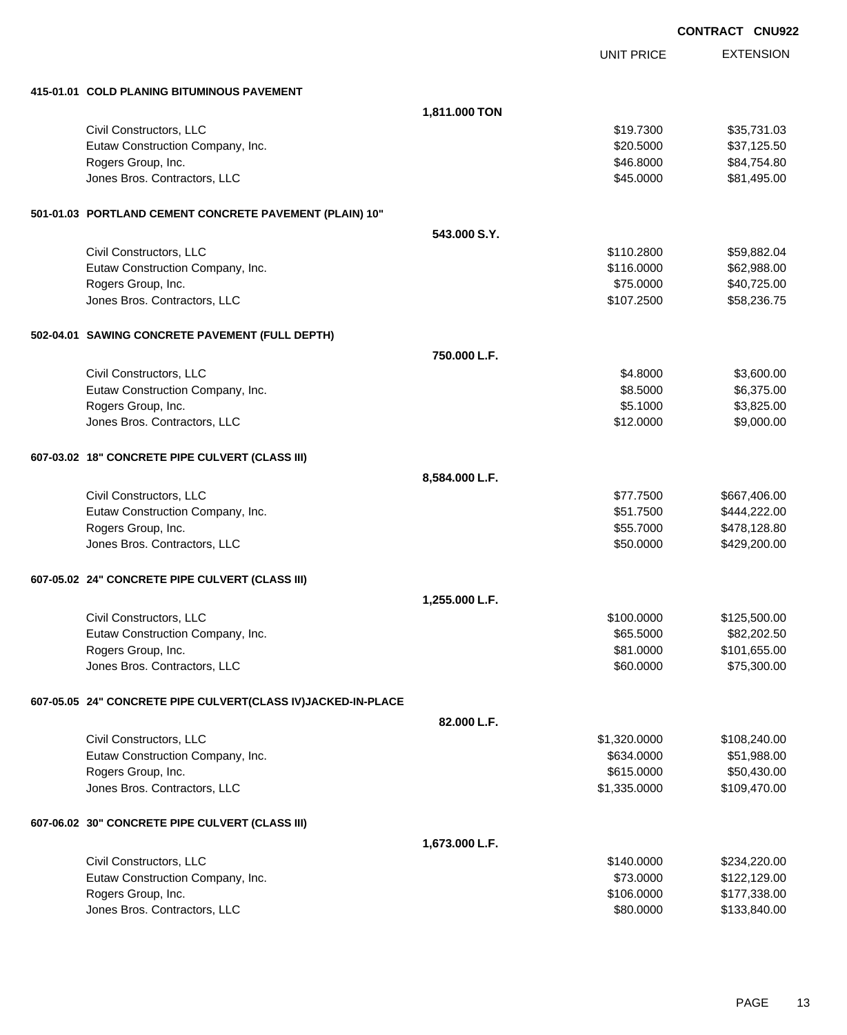CONTRACT CNU922

| | | UNIT PRICE | EXTENSION |
|---|---|---|---|
| **415-01.01 COLD PLANING BITUMINOUS PAVEMENT** | | | |
| | **1,811.000 TON** | | |
| Civil Constructors, LLC | | $19.7300 | $35,731.03 |
| Eutaw Construction Company, Inc. | | $20.5000 | $37,125.50 |
| Rogers Group, Inc. | | $46.8000 | $84,754.80 |
| Jones Bros. Contractors, LLC | | $45.0000 | $81,495.00 |
| **501-01.03 PORTLAND CEMENT CONCRETE PAVEMENT (PLAIN) 10"** | | | |
| | **543.000 S.Y.** | | |
| Civil Constructors, LLC | | $110.2800 | $59,882.04 |
| Eutaw Construction Company, Inc. | | $116.0000 | $62,988.00 |
| Rogers Group, Inc. | | $75.0000 | $40,725.00 |
| Jones Bros. Contractors, LLC | | $107.2500 | $58,236.75 |
| **502-04.01 SAWING CONCRETE PAVEMENT (FULL DEPTH)** | | | |
| | **750.000 L.F.** | | |
| Civil Constructors, LLC | | $4.8000 | $3,600.00 |
| Eutaw Construction Company, Inc. | | $8.5000 | $6,375.00 |
| Rogers Group, Inc. | | $5.1000 | $3,825.00 |
| Jones Bros. Contractors, LLC | | $12.0000 | $9,000.00 |
| **607-03.02 18" CONCRETE PIPE CULVERT (CLASS III)** | | | |
| | **8,584.000 L.F.** | | |
| Civil Constructors, LLC | | $77.7500 | $667,406.00 |
| Eutaw Construction Company, Inc. | | $51.7500 | $444,222.00 |
| Rogers Group, Inc. | | $55.7000 | $478,128.80 |
| Jones Bros. Contractors, LLC | | $50.0000 | $429,200.00 |
| **607-05.02 24" CONCRETE PIPE CULVERT (CLASS III)** | | | |
| | **1,255.000 L.F.** | | |
| Civil Constructors, LLC | | $100.0000 | $125,500.00 |
| Eutaw Construction Company, Inc. | | $65.5000 | $82,202.50 |
| Rogers Group, Inc. | | $81.0000 | $101,655.00 |
| Jones Bros. Contractors, LLC | | $60.0000 | $75,300.00 |
| **607-05.05 24" CONCRETE PIPE CULVERT(CLASS IV)JACKED-IN-PLACE** | | | |
| | **82.000 L.F.** | | |
| Civil Constructors, LLC | | $1,320.0000 | $108,240.00 |
| Eutaw Construction Company, Inc. | | $634.0000 | $51,988.00 |
| Rogers Group, Inc. | | $615.0000 | $50,430.00 |
| Jones Bros. Contractors, LLC | | $1,335.0000 | $109,470.00 |
| **607-06.02 30" CONCRETE PIPE CULVERT (CLASS III)** | | | |
| | **1,673.000 L.F.** | | |
| Civil Constructors, LLC | | $140.0000 | $234,220.00 |
| Eutaw Construction Company, Inc. | | $73.0000 | $122,129.00 |
| Rogers Group, Inc. | | $106.0000 | $177,338.00 |
| Jones Bros. Contractors, LLC | | $80.0000 | $133,840.00 |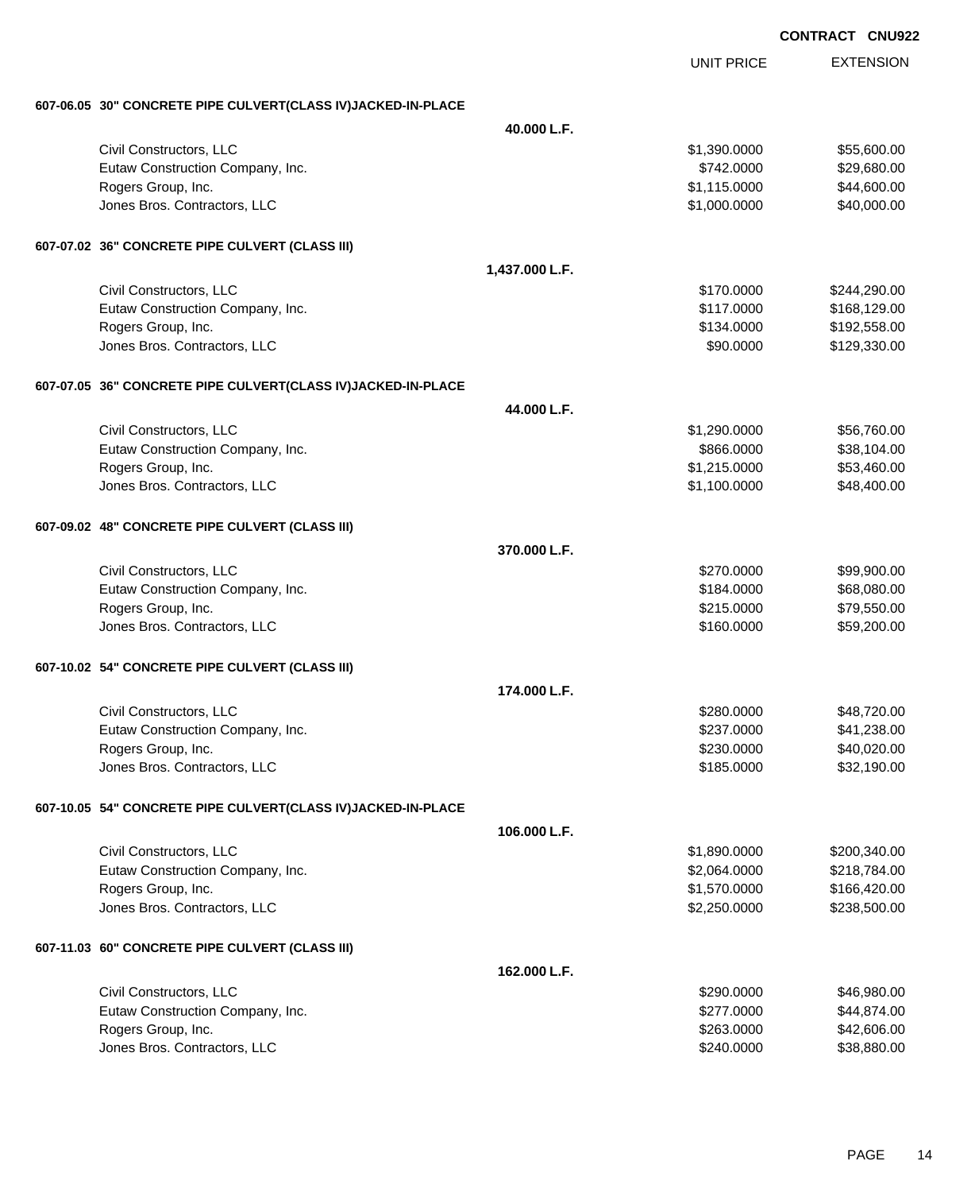**CONTRACT CNU922**

| | | UNIT PRICE | EXTENSION |
|---|---|---|---|
| **607-06.05 30" CONCRETE PIPE CULVERT(CLASS IV)JACKED-IN-PLACE** | | | |
| | **40.000 L.F.** | | |
| Civil Constructors, LLC | | $1,390.0000 | $55,600.00 |
| Eutaw Construction Company, Inc. | | $742.0000 | $29,680.00 |
| Rogers Group, Inc. | | $1,115.0000 | $44,600.00 |
| Jones Bros. Contractors, LLC | | $1,000.0000 | $40,000.00 |
| **607-07.02 36" CONCRETE PIPE CULVERT (CLASS III)** | | | |
| | **1,437.000 L.F.** | | |
| Civil Constructors, LLC | | $170.0000 | $244,290.00 |
| Eutaw Construction Company, Inc. | | $117.0000 | $168,129.00 |
| Rogers Group, Inc. | | $134.0000 | $192,558.00 |
| Jones Bros. Contractors, LLC | | $90.0000 | $129,330.00 |
| **607-07.05 36" CONCRETE PIPE CULVERT(CLASS IV)JACKED-IN-PLACE** | | | |
| | **44.000 L.F.** | | |
| Civil Constructors, LLC | | $1,290.0000 | $56,760.00 |
| Eutaw Construction Company, Inc. | | $866.0000 | $38,104.00 |
| Rogers Group, Inc. | | $1,215.0000 | $53,460.00 |
| Jones Bros. Contractors, LLC | | $1,100.0000 | $48,400.00 |
| **607-09.02 48" CONCRETE PIPE CULVERT (CLASS III)** | | | |
| | **370.000 L.F.** | | |
| Civil Constructors, LLC | | $270.0000 | $99,900.00 |
| Eutaw Construction Company, Inc. | | $184.0000 | $68,080.00 |
| Rogers Group, Inc. | | $215.0000 | $79,550.00 |
| Jones Bros. Contractors, LLC | | $160.0000 | $59,200.00 |
| **607-10.02 54" CONCRETE PIPE CULVERT (CLASS III)** | | | |
| | **174.000 L.F.** | | |
| Civil Constructors, LLC | | $280.0000 | $48,720.00 |
| Eutaw Construction Company, Inc. | | $237.0000 | $41,238.00 |
| Rogers Group, Inc. | | $230.0000 | $40,020.00 |
| Jones Bros. Contractors, LLC | | $185.0000 | $32,190.00 |
| **607-10.05 54" CONCRETE PIPE CULVERT(CLASS IV)JACKED-IN-PLACE** | | | |
| | **106.000 L.F.** | | |
| Civil Constructors, LLC | | $1,890.0000 | $200,340.00 |
| Eutaw Construction Company, Inc. | | $2,064.0000 | $218,784.00 |
| Rogers Group, Inc. | | $1,570.0000 | $166,420.00 |
| Jones Bros. Contractors, LLC | | $2,250.0000 | $238,500.00 |
| **607-11.03 60" CONCRETE PIPE CULVERT (CLASS III)** | | | |
| | **162.000 L.F.** | | |
| Civil Constructors, LLC | | $290.0000 | $46,980.00 |
| Eutaw Construction Company, Inc. | | $277.0000 | $44,874.00 |
| Rogers Group, Inc. | | $263.0000 | $42,606.00 |
| Jones Bros. Contractors, LLC | | $240.0000 | $38,880.00 |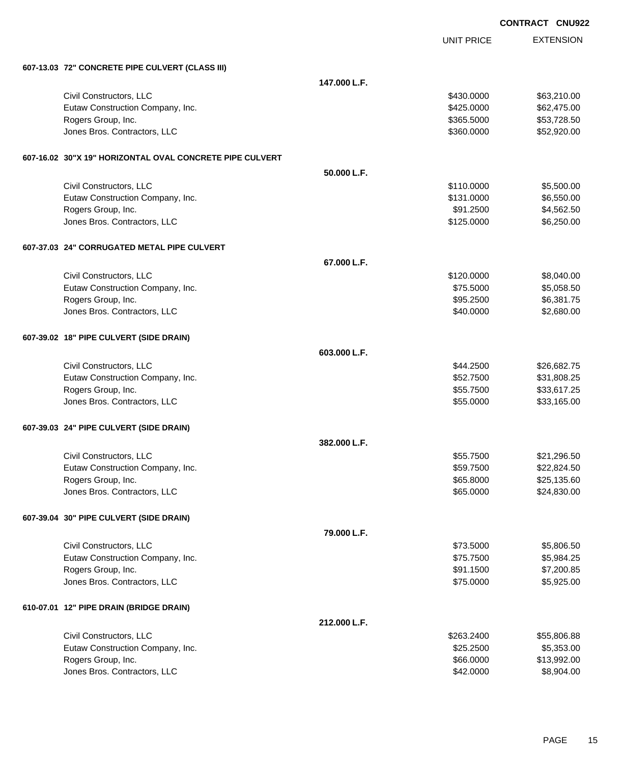**CONTRACT CNU922**

| | | UNIT PRICE | EXTENSION |
|---|---|---|---|
| **607-13.03 72" CONCRETE PIPE CULVERT (CLASS III)** | | | |
| | **147.000 L.F.** | | |
| Civil Constructors, LLC | | $430.0000 | $63,210.00 |
| Eutaw Construction Company, Inc. | | $425.0000 | $62,475.00 |
| Rogers Group, Inc. | | $365.5000 | $53,728.50 |
| Jones Bros. Contractors, LLC | | $360.0000 | $52,920.00 |
| **607-16.02 30"X 19" HORIZONTAL OVAL CONCRETE PIPE CULVERT** | | | |
| | **50.000 L.F.** | | |
| Civil Constructors, LLC | | $110.0000 | $5,500.00 |
| Eutaw Construction Company, Inc. | | $131.0000 | $6,550.00 |
| Rogers Group, Inc. | | $91.2500 | $4,562.50 |
| Jones Bros. Contractors, LLC | | $125.0000 | $6,250.00 |
| **607-37.03 24" CORRUGATED METAL PIPE CULVERT** | | | |
| | **67.000 L.F.** | | |
| Civil Constructors, LLC | | $120.0000 | $8,040.00 |
| Eutaw Construction Company, Inc. | | $75.5000 | $5,058.50 |
| Rogers Group, Inc. | | $95.2500 | $6,381.75 |
| Jones Bros. Contractors, LLC | | $40.0000 | $2,680.00 |
| **607-39.02 18" PIPE CULVERT (SIDE DRAIN)** | | | |
| | **603.000 L.F.** | | |
| Civil Constructors, LLC | | $44.2500 | $26,682.75 |
| Eutaw Construction Company, Inc. | | $52.7500 | $31,808.25 |
| Rogers Group, Inc. | | $55.7500 | $33,617.25 |
| Jones Bros. Contractors, LLC | | $55.0000 | $33,165.00 |
| **607-39.03 24" PIPE CULVERT (SIDE DRAIN)** | | | |
| | **382.000 L.F.** | | |
| Civil Constructors, LLC | | $55.7500 | $21,296.50 |
| Eutaw Construction Company, Inc. | | $59.7500 | $22,824.50 |
| Rogers Group, Inc. | | $65.8000 | $25,135.60 |
| Jones Bros. Contractors, LLC | | $65.0000 | $24,830.00 |
| **607-39.04 30" PIPE CULVERT (SIDE DRAIN)** | | | |
| | **79.000 L.F.** | | |
| Civil Constructors, LLC | | $73.5000 | $5,806.50 |
| Eutaw Construction Company, Inc. | | $75.7500 | $5,984.25 |
| Rogers Group, Inc. | | $91.1500 | $7,200.85 |
| Jones Bros. Contractors, LLC | | $75.0000 | $5,925.00 |
| **610-07.01 12" PIPE DRAIN (BRIDGE DRAIN)** | | | |
| | **212.000 L.F.** | | |
| Civil Constructors, LLC | | $263.2400 | $55,806.88 |
| Eutaw Construction Company, Inc. | | $25.2500 | $5,353.00 |
| Rogers Group, Inc. | | $66.0000 | $13,992.00 |
| Jones Bros. Contractors, LLC | | $42.0000 | $8,904.00 |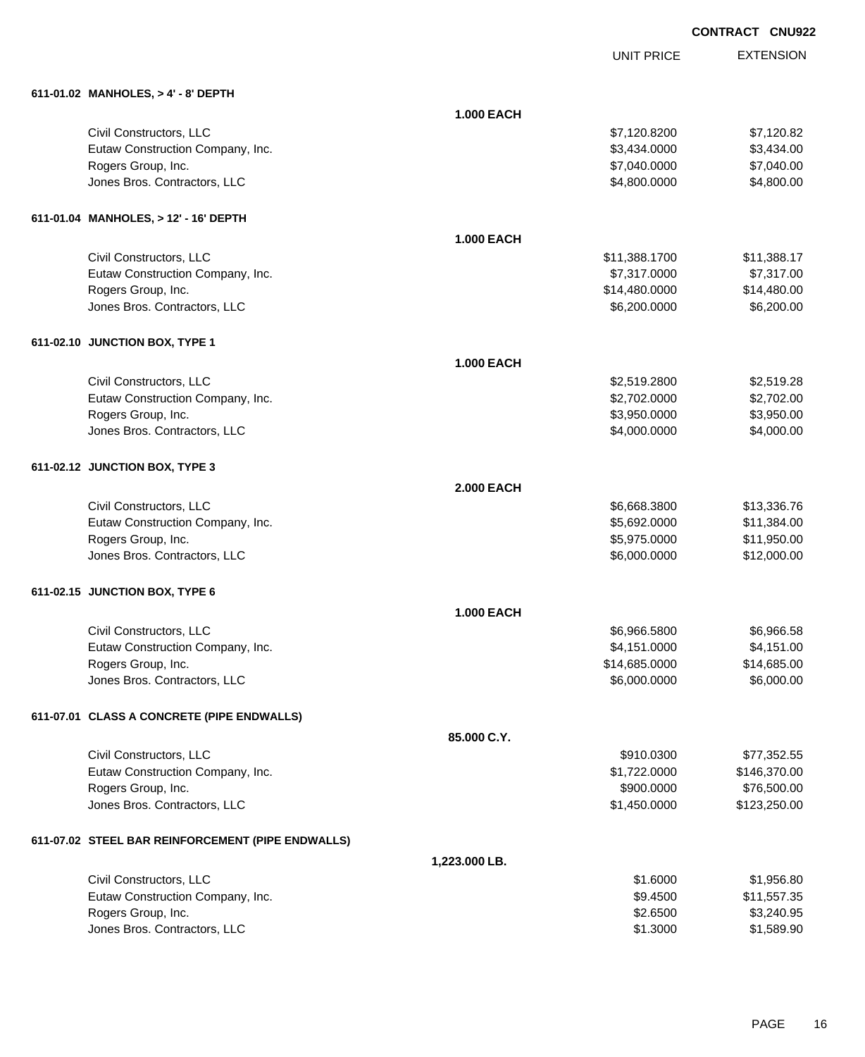**CONTRACT CNU922**

| | UNIT PRICE | EXTENSION |
|---|---|---|
| **611-01.02 MANHOLES, > 4' - 8' DEPTH** | | |
| **1.000 EACH** | | |
| Civil Constructors, LLC | $7,120.8200 | $7,120.82 |
| Eutaw Construction Company, Inc. | $3,434.0000 | $3,434.00 |
| Rogers Group, Inc. | $7,040.0000 | $7,040.00 |
| Jones Bros. Contractors, LLC | $4,800.0000 | $4,800.00 |
| **611-01.04 MANHOLES, > 12' - 16' DEPTH** | | |
| **1.000 EACH** | | |
| Civil Constructors, LLC | $11,388.1700 | $11,388.17 |
| Eutaw Construction Company, Inc. | $7,317.0000 | $7,317.00 |
| Rogers Group, Inc. | $14,480.0000 | $14,480.00 |
| Jones Bros. Contractors, LLC | $6,200.0000 | $6,200.00 |
| **611-02.10 JUNCTION BOX, TYPE 1** | | |
| **1.000 EACH** | | |
| Civil Constructors, LLC | $2,519.2800 | $2,519.28 |
| Eutaw Construction Company, Inc. | $2,702.0000 | $2,702.00 |
| Rogers Group, Inc. | $3,950.0000 | $3,950.00 |
| Jones Bros. Contractors, LLC | $4,000.0000 | $4,000.00 |
| **611-02.12 JUNCTION BOX, TYPE 3** | | |
| **2.000 EACH** | | |
| Civil Constructors, LLC | $6,668.3800 | $13,336.76 |
| Eutaw Construction Company, Inc. | $5,692.0000 | $11,384.00 |
| Rogers Group, Inc. | $5,975.0000 | $11,950.00 |
| Jones Bros. Contractors, LLC | $6,000.0000 | $12,000.00 |
| **611-02.15 JUNCTION BOX, TYPE 6** | | |
| **1.000 EACH** | | |
| Civil Constructors, LLC | $6,966.5800 | $6,966.58 |
| Eutaw Construction Company, Inc. | $4,151.0000 | $4,151.00 |
| Rogers Group, Inc. | $14,685.0000 | $14,685.00 |
| Jones Bros. Contractors, LLC | $6,000.0000 | $6,000.00 |
| **611-07.01 CLASS A CONCRETE (PIPE ENDWALLS)** | | |
| **85.000 C.Y.** | | |
| Civil Constructors, LLC | $910.0300 | $77,352.55 |
| Eutaw Construction Company, Inc. | $1,722.0000 | $146,370.00 |
| Rogers Group, Inc. | $900.0000 | $76,500.00 |
| Jones Bros. Contractors, LLC | $1,450.0000 | $123,250.00 |
| **611-07.02 STEEL BAR REINFORCEMENT (PIPE ENDWALLS)** | | |
| **1,223.000 LB.** | | |
| Civil Constructors, LLC | $1.6000 | $1,956.80 |
| Eutaw Construction Company, Inc. | $9.4500 | $11,557.35 |
| Rogers Group, Inc. | $2.6500 | $3,240.95 |
| Jones Bros. Contractors, LLC | $1.3000 | $1,589.90 |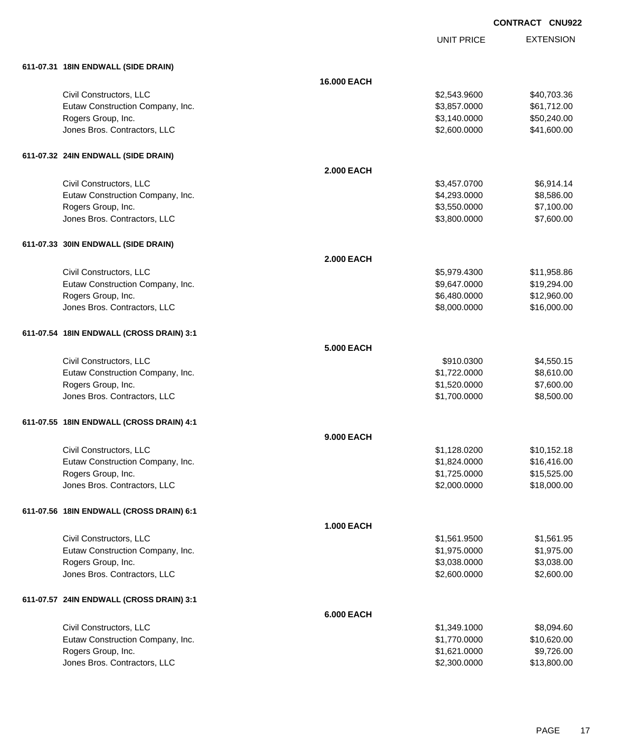CONTRACT CNU922

| | | UNIT PRICE | EXTENSION |
|---|---|---|---|
| **611-07.31 18IN ENDWALL (SIDE DRAIN)** | | | |
| | **16.000 EACH** | | |
| Civil Constructors, LLC | | $2,543.9600 | $40,703.36 |
| Eutaw Construction Company, Inc. | | $3,857.0000 | $61,712.00 |
| Rogers Group, Inc. | | $3,140.0000 | $50,240.00 |
| Jones Bros. Contractors, LLC | | $2,600.0000 | $41,600.00 |
| **611-07.32 24IN ENDWALL (SIDE DRAIN)** | | | |
| | **2.000 EACH** | | |
| Civil Constructors, LLC | | $3,457.0700 | $6,914.14 |
| Eutaw Construction Company, Inc. | | $4,293.0000 | $8,586.00 |
| Rogers Group, Inc. | | $3,550.0000 | $7,100.00 |
| Jones Bros. Contractors, LLC | | $3,800.0000 | $7,600.00 |
| **611-07.33 30IN ENDWALL (SIDE DRAIN)** | | | |
| | **2.000 EACH** | | |
| Civil Constructors, LLC | | $5,979.4300 | $11,958.86 |
| Eutaw Construction Company, Inc. | | $9,647.0000 | $19,294.00 |
| Rogers Group, Inc. | | $6,480.0000 | $12,960.00 |
| Jones Bros. Contractors, LLC | | $8,000.0000 | $16,000.00 |
| **611-07.54 18IN ENDWALL (CROSS DRAIN) 3:1** | | | |
| | **5.000 EACH** | | |
| Civil Constructors, LLC | | $910.0300 | $4,550.15 |
| Eutaw Construction Company, Inc. | | $1,722.0000 | $8,610.00 |
| Rogers Group, Inc. | | $1,520.0000 | $7,600.00 |
| Jones Bros. Contractors, LLC | | $1,700.0000 | $8,500.00 |
| **611-07.55 18IN ENDWALL (CROSS DRAIN) 4:1** | | | |
| | **9.000 EACH** | | |
| Civil Constructors, LLC | | $1,128.0200 | $10,152.18 |
| Eutaw Construction Company, Inc. | | $1,824.0000 | $16,416.00 |
| Rogers Group, Inc. | | $1,725.0000 | $15,525.00 |
| Jones Bros. Contractors, LLC | | $2,000.0000 | $18,000.00 |
| **611-07.56 18IN ENDWALL (CROSS DRAIN) 6:1** | | | |
| | **1.000 EACH** | | |
| Civil Constructors, LLC | | $1,561.9500 | $1,561.95 |
| Eutaw Construction Company, Inc. | | $1,975.0000 | $1,975.00 |
| Rogers Group, Inc. | | $3,038.0000 | $3,038.00 |
| Jones Bros. Contractors, LLC | | $2,600.0000 | $2,600.00 |
| **611-07.57 24IN ENDWALL (CROSS DRAIN) 3:1** | | | |
| | **6.000 EACH** | | |
| Civil Constructors, LLC | | $1,349.1000 | $8,094.60 |
| Eutaw Construction Company, Inc. | | $1,770.0000 | $10,620.00 |
| Rogers Group, Inc. | | $1,621.0000 | $9,726.00 |
| Jones Bros. Contractors, LLC | | $2,300.0000 | $13,800.00 |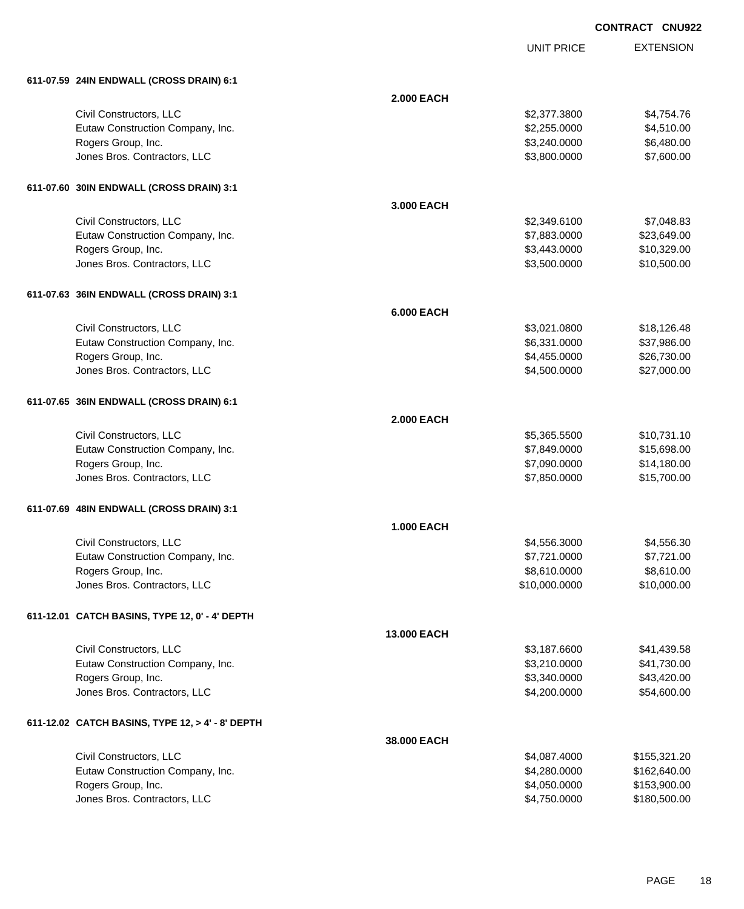CONTRACT CNU922

| | | UNIT PRICE | EXTENSION |
|---|---|---|---|
| **611-07.59 24IN ENDWALL (CROSS DRAIN) 6:1** | | | |
| | **2.000 EACH** | | |
| Civil Constructors, LLC | | $2,377.3800 | $4,754.76 |
| Eutaw Construction Company, Inc. | | $2,255.0000 | $4,510.00 |
| Rogers Group, Inc. | | $3,240.0000 | $6,480.00 |
| Jones Bros. Contractors, LLC | | $3,800.0000 | $7,600.00 |
| **611-07.60 30IN ENDWALL (CROSS DRAIN) 3:1** | | | |
| | **3.000 EACH** | | |
| Civil Constructors, LLC | | $2,349.6100 | $7,048.83 |
| Eutaw Construction Company, Inc. | | $7,883.0000 | $23,649.00 |
| Rogers Group, Inc. | | $3,443.0000 | $10,329.00 |
| Jones Bros. Contractors, LLC | | $3,500.0000 | $10,500.00 |
| **611-07.63 36IN ENDWALL (CROSS DRAIN) 3:1** | | | |
| | **6.000 EACH** | | |
| Civil Constructors, LLC | | $3,021.0800 | $18,126.48 |
| Eutaw Construction Company, Inc. | | $6,331.0000 | $37,986.00 |
| Rogers Group, Inc. | | $4,455.0000 | $26,730.00 |
| Jones Bros. Contractors, LLC | | $4,500.0000 | $27,000.00 |
| **611-07.65 36IN ENDWALL (CROSS DRAIN) 6:1** | | | |
| | **2.000 EACH** | | |
| Civil Constructors, LLC | | $5,365.5500 | $10,731.10 |
| Eutaw Construction Company, Inc. | | $7,849.0000 | $15,698.00 |
| Rogers Group, Inc. | | $7,090.0000 | $14,180.00 |
| Jones Bros. Contractors, LLC | | $7,850.0000 | $15,700.00 |
| **611-07.69 48IN ENDWALL (CROSS DRAIN) 3:1** | | | |
| | **1.000 EACH** | | |
| Civil Constructors, LLC | | $4,556.3000 | $4,556.30 |
| Eutaw Construction Company, Inc. | | $7,721.0000 | $7,721.00 |
| Rogers Group, Inc. | | $8,610.0000 | $8,610.00 |
| Jones Bros. Contractors, LLC | | $10,000.0000 | $10,000.00 |
| **611-12.01 CATCH BASINS, TYPE 12, 0' - 4' DEPTH** | | | |
| | **13.000 EACH** | | |
| Civil Constructors, LLC | | $3,187.6600 | $41,439.58 |
| Eutaw Construction Company, Inc. | | $3,210.0000 | $41,730.00 |
| Rogers Group, Inc. | | $3,340.0000 | $43,420.00 |
| Jones Bros. Contractors, LLC | | $4,200.0000 | $54,600.00 |
| **611-12.02 CATCH BASINS, TYPE 12, > 4' - 8' DEPTH** | | | |
| | **38.000 EACH** | | |
| Civil Constructors, LLC | | $4,087.4000 | $155,321.20 |
| Eutaw Construction Company, Inc. | | $4,280.0000 | $162,640.00 |
| Rogers Group, Inc. | | $4,050.0000 | $153,900.00 |
| Jones Bros. Contractors, LLC | | $4,750.0000 | $180,500.00 |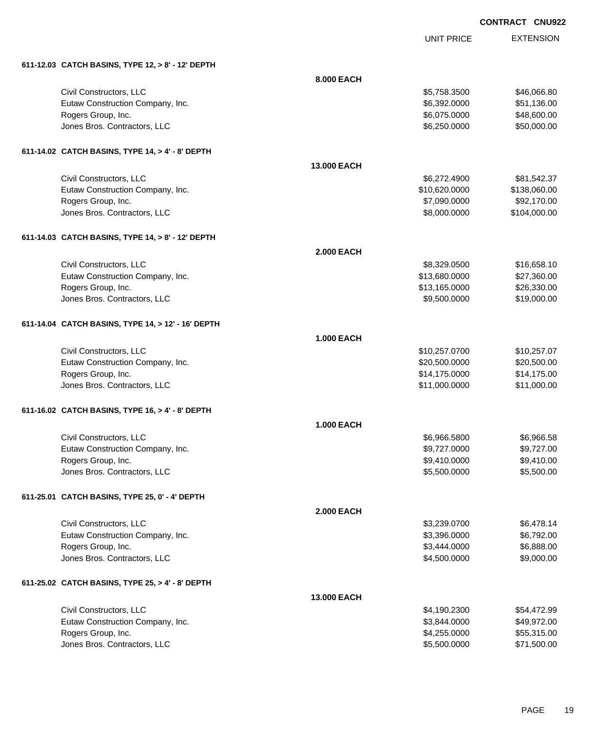CONTRACT CNU922

| | | UNIT PRICE | EXTENSION |
|---|---|---|---|
| **611-12.03 CATCH BASINS, TYPE 12, > 8' - 12' DEPTH** | | | |
| | **8.000 EACH** | | |
| Civil Constructors, LLC | | $5,758.3500 | $46,066.80 |
| Eutaw Construction Company, Inc. | | $6,392.0000 | $51,136.00 |
| Rogers Group, Inc. | | $6,075.0000 | $48,600.00 |
| Jones Bros. Contractors, LLC | | $6,250.0000 | $50,000.00 |
| **611-14.02 CATCH BASINS, TYPE 14, > 4' - 8' DEPTH** | | | |
| | **13.000 EACH** | | |
| Civil Constructors, LLC | | $6,272.4900 | $81,542.37 |
| Eutaw Construction Company, Inc. | | $10,620.0000 | $138,060.00 |
| Rogers Group, Inc. | | $7,090.0000 | $92,170.00 |
| Jones Bros. Contractors, LLC | | $8,000.0000 | $104,000.00 |
| **611-14.03 CATCH BASINS, TYPE 14, > 8' - 12' DEPTH** | | | |
| | **2.000 EACH** | | |
| Civil Constructors, LLC | | $8,329.0500 | $16,658.10 |
| Eutaw Construction Company, Inc. | | $13,680.0000 | $27,360.00 |
| Rogers Group, Inc. | | $13,165.0000 | $26,330.00 |
| Jones Bros. Contractors, LLC | | $9,500.0000 | $19,000.00 |
| **611-14.04 CATCH BASINS, TYPE 14, > 12' - 16' DEPTH** | | | |
| | **1.000 EACH** | | |
| Civil Constructors, LLC | | $10,257.0700 | $10,257.07 |
| Eutaw Construction Company, Inc. | | $20,500.0000 | $20,500.00 |
| Rogers Group, Inc. | | $14,175.0000 | $14,175.00 |
| Jones Bros. Contractors, LLC | | $11,000.0000 | $11,000.00 |
| **611-16.02 CATCH BASINS, TYPE 16, > 4' - 8' DEPTH** | | | |
| | **1.000 EACH** | | |
| Civil Constructors, LLC | | $6,966.5800 | $6,966.58 |
| Eutaw Construction Company, Inc. | | $9,727.0000 | $9,727.00 |
| Rogers Group, Inc. | | $9,410.0000 | $9,410.00 |
| Jones Bros. Contractors, LLC | | $5,500.0000 | $5,500.00 |
| **611-25.01 CATCH BASINS, TYPE 25, 0' - 4' DEPTH** | | | |
| | **2.000 EACH** | | |
| Civil Constructors, LLC | | $3,239.0700 | $6,478.14 |
| Eutaw Construction Company, Inc. | | $3,396.0000 | $6,792.00 |
| Rogers Group, Inc. | | $3,444.0000 | $6,888.00 |
| Jones Bros. Contractors, LLC | | $4,500.0000 | $9,000.00 |
| **611-25.02 CATCH BASINS, TYPE 25, > 4' - 8' DEPTH** | | | |
| | **13.000 EACH** | | |
| Civil Constructors, LLC | | $4,190.2300 | $54,472.99 |
| Eutaw Construction Company, Inc. | | $3,844.0000 | $49,972.00 |
| Rogers Group, Inc. | | $4,255.0000 | $55,315.00 |
| Jones Bros. Contractors, LLC | | $5,500.0000 | $71,500.00 |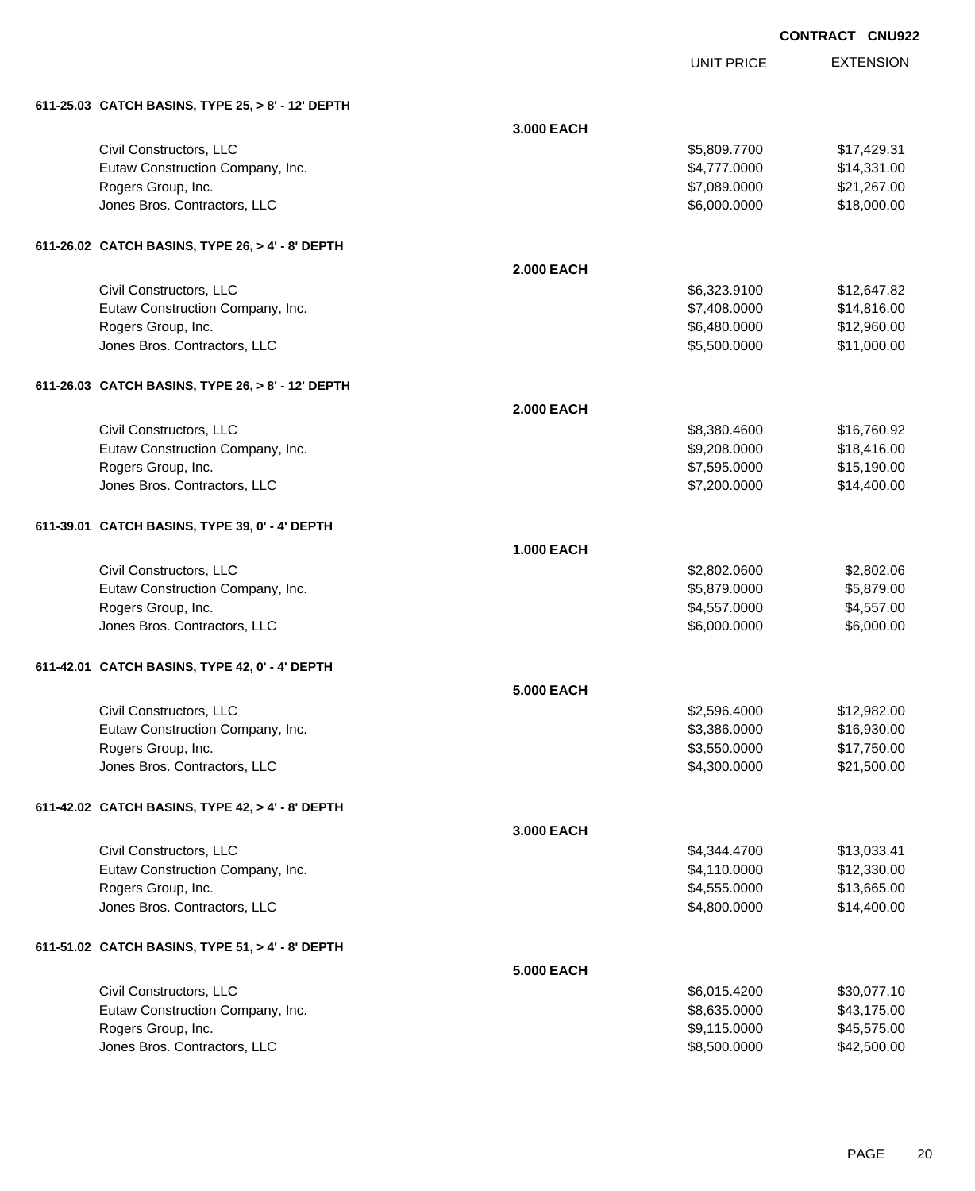**CONTRACT CNU922**

| | | UNIT PRICE | EXTENSION |
|---|---|---|---|
| **611-25.03 CATCH BASINS, TYPE 25, > 8' - 12' DEPTH** | | | |
| | **3.000 EACH** | | |
| Civil Constructors, LLC | | $5,809.7700 | $17,429.31 |
| Eutaw Construction Company, Inc. | | $4,777.0000 | $14,331.00 |
| Rogers Group, Inc. | | $7,089.0000 | $21,267.00 |
| Jones Bros. Contractors, LLC | | $6,000.0000 | $18,000.00 |
| **611-26.02 CATCH BASINS, TYPE 26, > 4' - 8' DEPTH** | | | |
| | **2.000 EACH** | | |
| Civil Constructors, LLC | | $6,323.9100 | $12,647.82 |
| Eutaw Construction Company, Inc. | | $7,408.0000 | $14,816.00 |
| Rogers Group, Inc. | | $6,480.0000 | $12,960.00 |
| Jones Bros. Contractors, LLC | | $5,500.0000 | $11,000.00 |
| **611-26.03 CATCH BASINS, TYPE 26, > 8' - 12' DEPTH** | | | |
| | **2.000 EACH** | | |
| Civil Constructors, LLC | | $8,380.4600 | $16,760.92 |
| Eutaw Construction Company, Inc. | | $9,208.0000 | $18,416.00 |
| Rogers Group, Inc. | | $7,595.0000 | $15,190.00 |
| Jones Bros. Contractors, LLC | | $7,200.0000 | $14,400.00 |
| **611-39.01 CATCH BASINS, TYPE 39, 0' - 4' DEPTH** | | | |
| | **1.000 EACH** | | |
| Civil Constructors, LLC | | $2,802.0600 | $2,802.06 |
| Eutaw Construction Company, Inc. | | $5,879.0000 | $5,879.00 |
| Rogers Group, Inc. | | $4,557.0000 | $4,557.00 |
| Jones Bros. Contractors, LLC | | $6,000.0000 | $6,000.00 |
| **611-42.01 CATCH BASINS, TYPE 42, 0' - 4' DEPTH** | | | |
| | **5.000 EACH** | | |
| Civil Constructors, LLC | | $2,596.4000 | $12,982.00 |
| Eutaw Construction Company, Inc. | | $3,386.0000 | $16,930.00 |
| Rogers Group, Inc. | | $3,550.0000 | $17,750.00 |
| Jones Bros. Contractors, LLC | | $4,300.0000 | $21,500.00 |
| **611-42.02 CATCH BASINS, TYPE 42, > 4' - 8' DEPTH** | | | |
| | **3.000 EACH** | | |
| Civil Constructors, LLC | | $4,344.4700 | $13,033.41 |
| Eutaw Construction Company, Inc. | | $4,110.0000 | $12,330.00 |
| Rogers Group, Inc. | | $4,555.0000 | $13,665.00 |
| Jones Bros. Contractors, LLC | | $4,800.0000 | $14,400.00 |
| **611-51.02 CATCH BASINS, TYPE 51, > 4' - 8' DEPTH** | | | |
| | **5.000 EACH** | | |
| Civil Constructors, LLC | | $6,015.4200 | $30,077.10 |
| Eutaw Construction Company, Inc. | | $8,635.0000 | $43,175.00 |
| Rogers Group, Inc. | | $9,115.0000 | $45,575.00 |
| Jones Bros. Contractors, LLC | | $8,500.0000 | $42,500.00 |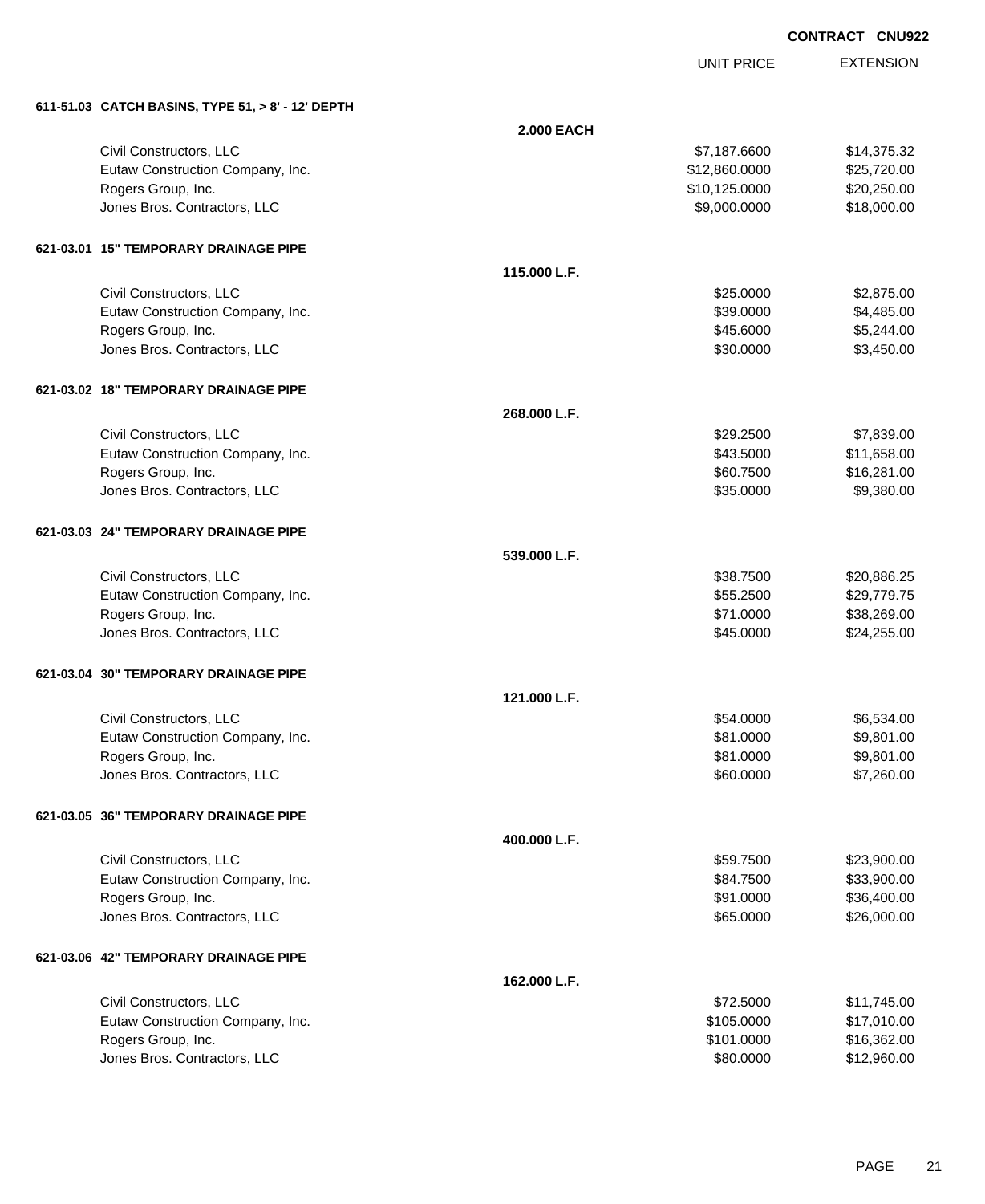**CONTRACT CNU922**

| | | UNIT PRICE | EXTENSION |
|---|---|---|---|
| **611-51.03 CATCH BASINS, TYPE 51, > 8' - 12' DEPTH** | | | |
| | **2.000 EACH** | | |
| Civil Constructors, LLC | | $7,187.6600 | $14,375.32 |
| Eutaw Construction Company, Inc. | | $12,860.0000 | $25,720.00 |
| Rogers Group, Inc. | | $10,125.0000 | $20,250.00 |
| Jones Bros. Contractors, LLC | | $9,000.0000 | $18,000.00 |
| **621-03.01 15" TEMPORARY DRAINAGE PIPE** | | | |
| | **115.000 L.F.** | | |
| Civil Constructors, LLC | | $25.0000 | $2,875.00 |
| Eutaw Construction Company, Inc. | | $39.0000 | $4,485.00 |
| Rogers Group, Inc. | | $45.6000 | $5,244.00 |
| Jones Bros. Contractors, LLC | | $30.0000 | $3,450.00 |
| **621-03.02 18" TEMPORARY DRAINAGE PIPE** | | | |
| | **268.000 L.F.** | | |
| Civil Constructors, LLC | | $29.2500 | $7,839.00 |
| Eutaw Construction Company, Inc. | | $43.5000 | $11,658.00 |
| Rogers Group, Inc. | | $60.7500 | $16,281.00 |
| Jones Bros. Contractors, LLC | | $35.0000 | $9,380.00 |
| **621-03.03 24" TEMPORARY DRAINAGE PIPE** | | | |
| | **539.000 L.F.** | | |
| Civil Constructors, LLC | | $38.7500 | $20,886.25 |
| Eutaw Construction Company, Inc. | | $55.2500 | $29,779.75 |
| Rogers Group, Inc. | | $71.0000 | $38,269.00 |
| Jones Bros. Contractors, LLC | | $45.0000 | $24,255.00 |
| **621-03.04 30" TEMPORARY DRAINAGE PIPE** | | | |
| | **121.000 L.F.** | | |
| Civil Constructors, LLC | | $54.0000 | $6,534.00 |
| Eutaw Construction Company, Inc. | | $81.0000 | $9,801.00 |
| Rogers Group, Inc. | | $81.0000 | $9,801.00 |
| Jones Bros. Contractors, LLC | | $60.0000 | $7,260.00 |
| **621-03.05 36" TEMPORARY DRAINAGE PIPE** | | | |
| | **400.000 L.F.** | | |
| Civil Constructors, LLC | | $59.7500 | $23,900.00 |
| Eutaw Construction Company, Inc. | | $84.7500 | $33,900.00 |
| Rogers Group, Inc. | | $91.0000 | $36,400.00 |
| Jones Bros. Contractors, LLC | | $65.0000 | $26,000.00 |
| **621-03.06 42" TEMPORARY DRAINAGE PIPE** | | | |
| | **162.000 L.F.** | | |
| Civil Constructors, LLC | | $72.5000 | $11,745.00 |
| Eutaw Construction Company, Inc. | | $105.0000 | $17,010.00 |
| Rogers Group, Inc. | | $101.0000 | $16,362.00 |
| Jones Bros. Contractors, LLC | | $80.0000 | $12,960.00 |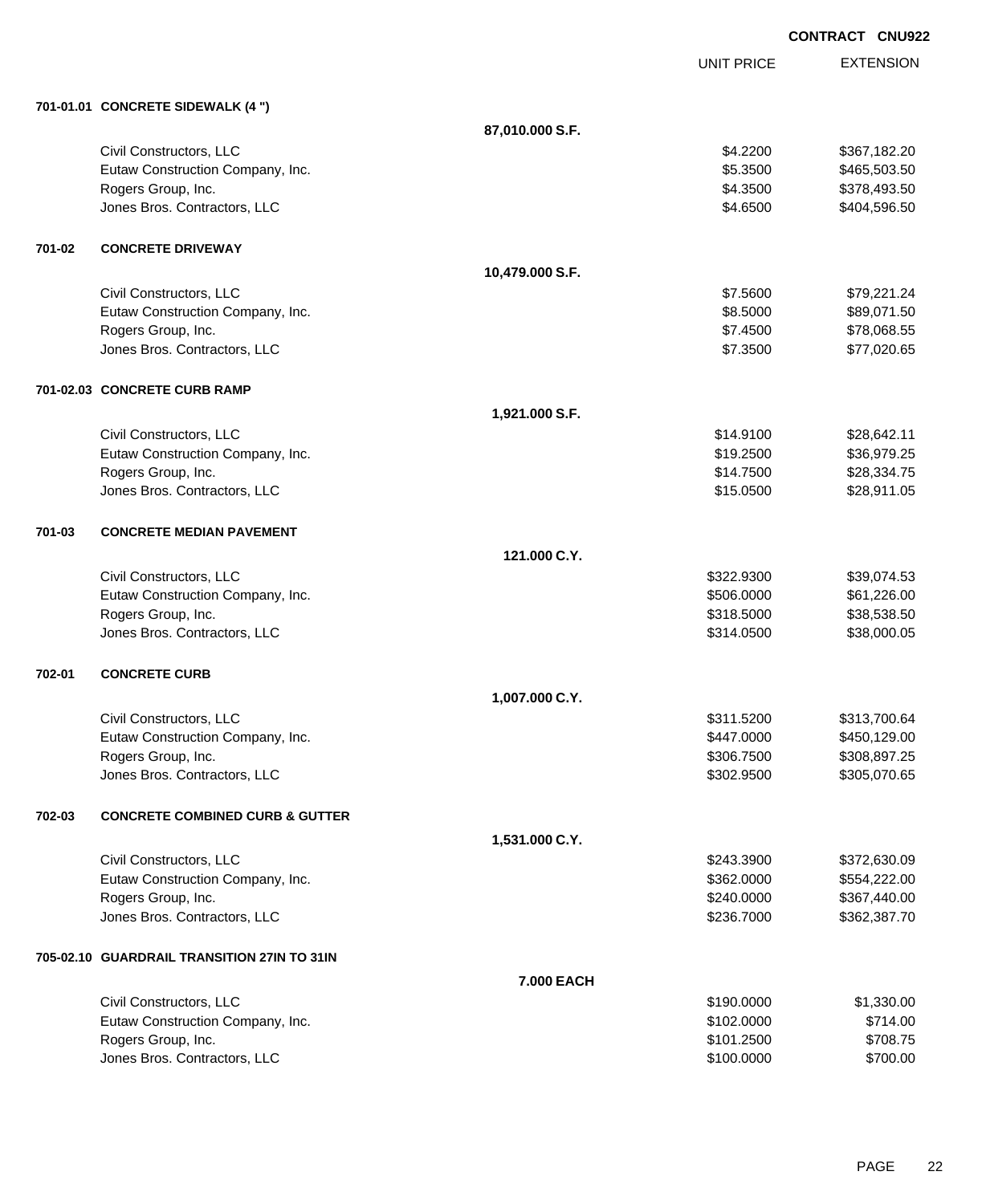**CONTRACT CNU922**

| | | | UNIT PRICE | EXTENSION |
|---|---|---|---|---|
| **701-01.01** | **CONCRETE SIDEWALK (4 ")** | | | |
| | | **87,010.000 S.F.** | | |
| | Civil Constructors, LLC | | $4.2200 | $367,182.20 |
| | Eutaw Construction Company, Inc. | | $5.3500 | $465,503.50 |
| | Rogers Group, Inc. | | $4.3500 | $378,493.50 |
| | Jones Bros. Contractors, LLC | | $4.6500 | $404,596.50 |
| **701-02** | **CONCRETE DRIVEWAY** | | | |
| | | **10,479.000 S.F.** | | |
| | Civil Constructors, LLC | | $7.5600 | $79,221.24 |
| | Eutaw Construction Company, Inc. | | $8.5000 | $89,071.50 |
| | Rogers Group, Inc. | | $7.4500 | $78,068.55 |
| | Jones Bros. Contractors, LLC | | $7.3500 | $77,020.65 |
| **701-02.03** | **CONCRETE CURB RAMP** | | | |
| | | **1,921.000 S.F.** | | |
| | Civil Constructors, LLC | | $14.9100 | $28,642.11 |
| | Eutaw Construction Company, Inc. | | $19.2500 | $36,979.25 |
| | Rogers Group, Inc. | | $14.7500 | $28,334.75 |
| | Jones Bros. Contractors, LLC | | $15.0500 | $28,911.05 |
| **701-03** | **CONCRETE MEDIAN PAVEMENT** | | | |
| | | **121.000 C.Y.** | | |
| | Civil Constructors, LLC | | $322.9300 | $39,074.53 |
| | Eutaw Construction Company, Inc. | | $506.0000 | $61,226.00 |
| | Rogers Group, Inc. | | $318.5000 | $38,538.50 |
| | Jones Bros. Contractors, LLC | | $314.0500 | $38,000.05 |
| **702-01** | **CONCRETE CURB** | | | |
| | | **1,007.000 C.Y.** | | |
| | Civil Constructors, LLC | | $311.5200 | $313,700.64 |
| | Eutaw Construction Company, Inc. | | $447.0000 | $450,129.00 |
| | Rogers Group, Inc. | | $306.7500 | $308,897.25 |
| | Jones Bros. Contractors, LLC | | $302.9500 | $305,070.65 |
| **702-03** | **CONCRETE COMBINED CURB & GUTTER** | | | |
| | | **1,531.000 C.Y.** | | |
| | Civil Constructors, LLC | | $243.3900 | $372,630.09 |
| | Eutaw Construction Company, Inc. | | $362.0000 | $554,222.00 |
| | Rogers Group, Inc. | | $240.0000 | $367,440.00 |
| | Jones Bros. Contractors, LLC | | $236.7000 | $362,387.70 |
| **705-02.10** | **GUARDRAIL TRANSITION 27IN TO 31IN** | | | |
| | | **7.000 EACH** | | |
| | Civil Constructors, LLC | | $190.0000 | $1,330.00 |
| | Eutaw Construction Company, Inc. | | $102.0000 | $714.00 |
| | Rogers Group, Inc. | | $101.2500 | $708.75 |
| | Jones Bros. Contractors, LLC | | $100.0000 | $700.00 |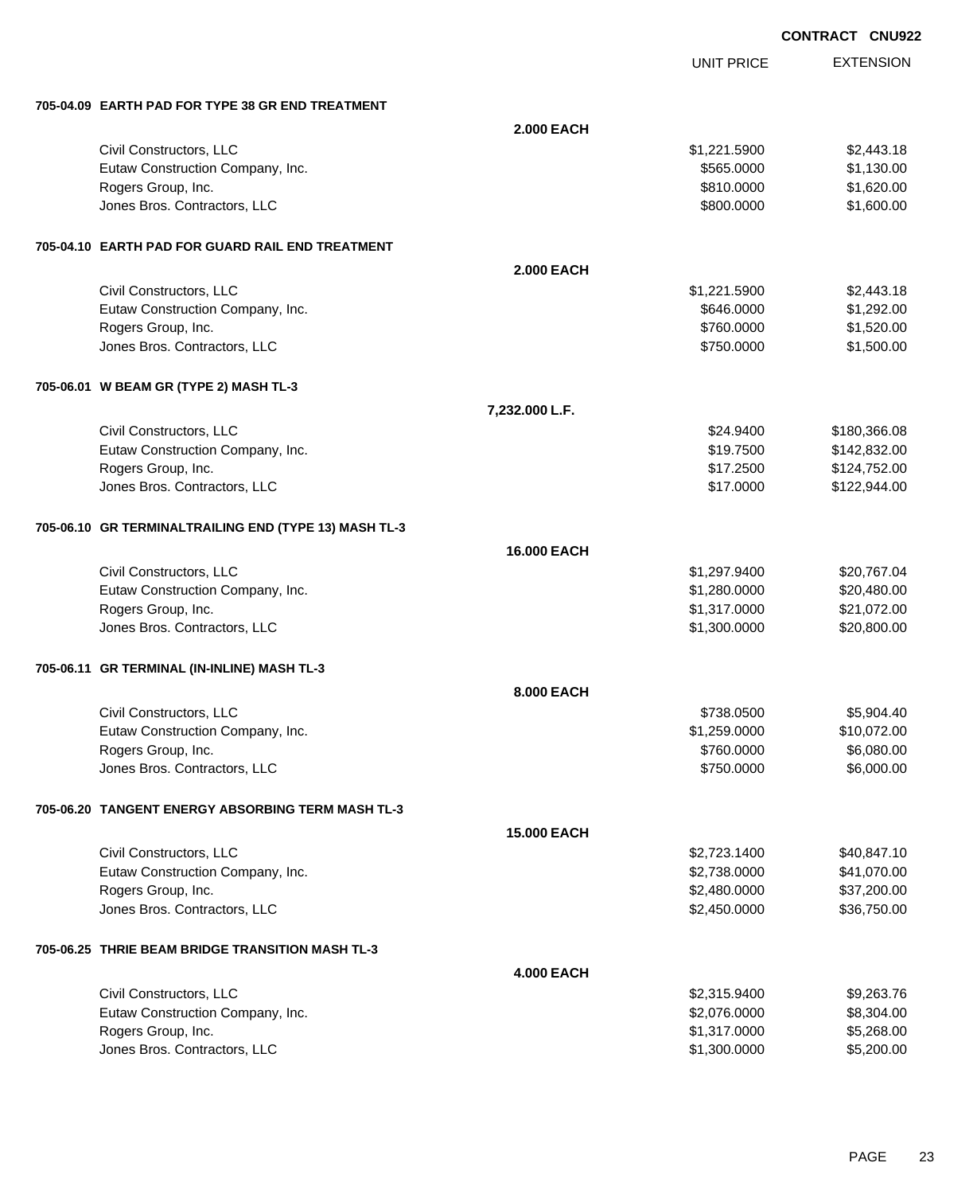**CONTRACT CNU922**

| | | UNIT PRICE | EXTENSION |
|---|---|---|---|
| **705-04.09 EARTH PAD FOR TYPE 38 GR END TREATMENT** | | | |
| | **2.000 EACH** | | |
| Civil Constructors, LLC | | $1,221.5900 | $2,443.18 |
| Eutaw Construction Company, Inc. | | $565.0000 | $1,130.00 |
| Rogers Group, Inc. | | $810.0000 | $1,620.00 |
| Jones Bros. Contractors, LLC | | $800.0000 | $1,600.00 |
| **705-04.10 EARTH PAD FOR GUARD RAIL END TREATMENT** | | | |
| | **2.000 EACH** | | |
| Civil Constructors, LLC | | $1,221.5900 | $2,443.18 |
| Eutaw Construction Company, Inc. | | $646.0000 | $1,292.00 |
| Rogers Group, Inc. | | $760.0000 | $1,520.00 |
| Jones Bros. Contractors, LLC | | $750.0000 | $1,500.00 |
| **705-06.01 W BEAM GR (TYPE 2) MASH TL-3** | | | |
| | **7,232.000 L.F.** | | |
| Civil Constructors, LLC | | $24.9400 | $180,366.08 |
| Eutaw Construction Company, Inc. | | $19.7500 | $142,832.00 |
| Rogers Group, Inc. | | $17.2500 | $124,752.00 |
| Jones Bros. Contractors, LLC | | $17.0000 | $122,944.00 |
| **705-06.10 GR TERMINALTRAILING END (TYPE 13) MASH TL-3** | | | |
| | **16.000 EACH** | | |
| Civil Constructors, LLC | | $1,297.9400 | $20,767.04 |
| Eutaw Construction Company, Inc. | | $1,280.0000 | $20,480.00 |
| Rogers Group, Inc. | | $1,317.0000 | $21,072.00 |
| Jones Bros. Contractors, LLC | | $1,300.0000 | $20,800.00 |
| **705-06.11 GR TERMINAL (IN-INLINE) MASH TL-3** | | | |
| | **8.000 EACH** | | |
| Civil Constructors, LLC | | $738.0500 | $5,904.40 |
| Eutaw Construction Company, Inc. | | $1,259.0000 | $10,072.00 |
| Rogers Group, Inc. | | $760.0000 | $6,080.00 |
| Jones Bros. Contractors, LLC | | $750.0000 | $6,000.00 |
| **705-06.20 TANGENT ENERGY ABSORBING TERM MASH TL-3** | | | |
| | **15.000 EACH** | | |
| Civil Constructors, LLC | | $2,723.1400 | $40,847.10 |
| Eutaw Construction Company, Inc. | | $2,738.0000 | $41,070.00 |
| Rogers Group, Inc. | | $2,480.0000 | $37,200.00 |
| Jones Bros. Contractors, LLC | | $2,450.0000 | $36,750.00 |
| **705-06.25 THRIE BEAM BRIDGE TRANSITION MASH TL-3** | | | |
| | **4.000 EACH** | | |
| Civil Constructors, LLC | | $2,315.9400 | $9,263.76 |
| Eutaw Construction Company, Inc. | | $2,076.0000 | $8,304.00 |
| Rogers Group, Inc. | | $1,317.0000 | $5,268.00 |
| Jones Bros. Contractors, LLC | | $1,300.0000 | $5,200.00 |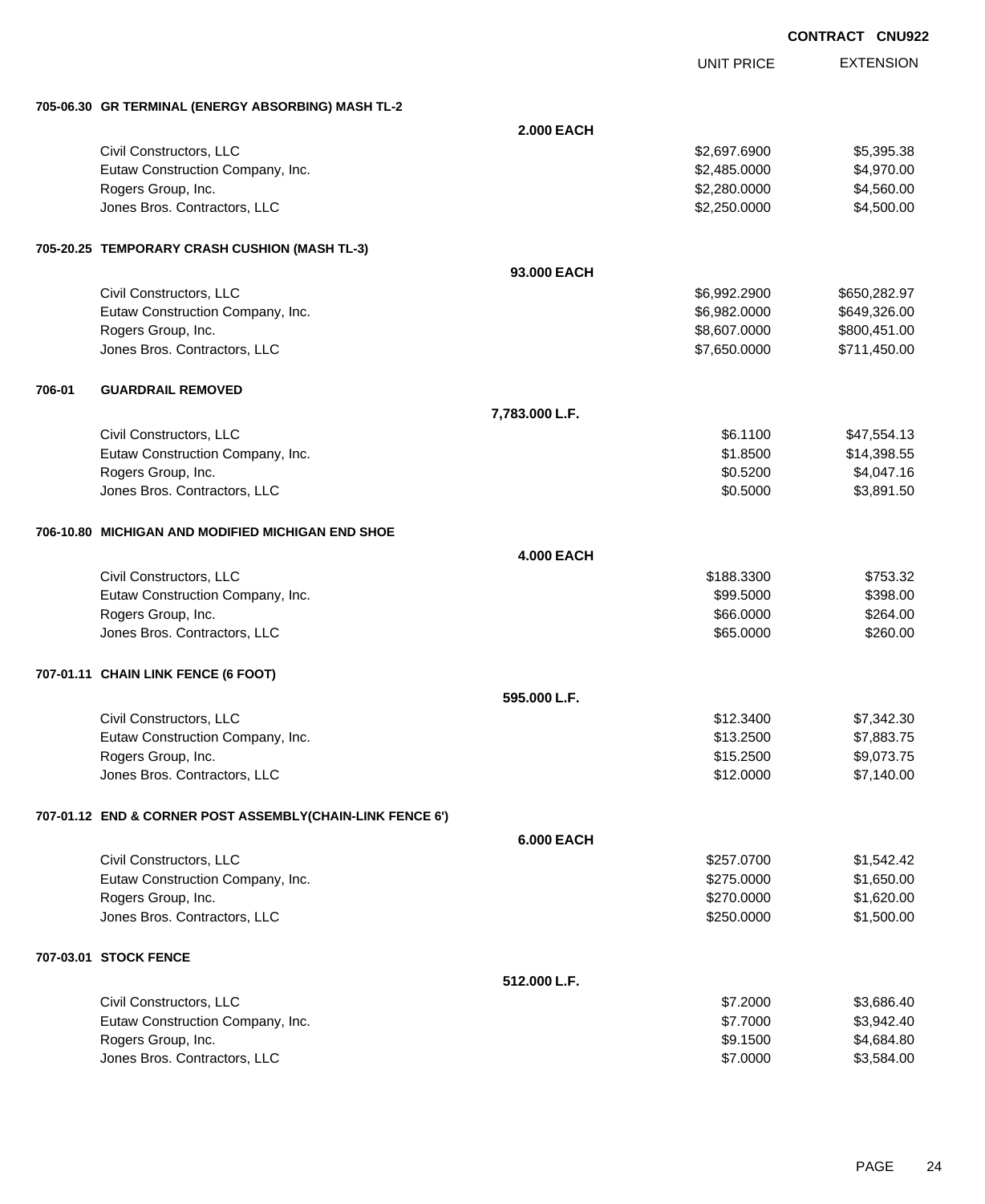CONTRACT CNU922

| | | UNIT PRICE | EXTENSION |
|---|---|---|---|
| **705-06.30 GR TERMINAL (ENERGY ABSORBING) MASH TL-2** | | | |
| | **2.000 EACH** | | |
| Civil Constructors, LLC | | $2,697.6900 | $5,395.38 |
| Eutaw Construction Company, Inc. | | $2,485.0000 | $4,970.00 |
| Rogers Group, Inc. | | $2,280.0000 | $4,560.00 |
| Jones Bros. Contractors, LLC | | $2,250.0000 | $4,500.00 |
| **705-20.25 TEMPORARY CRASH CUSHION (MASH TL-3)** | | | |
| | **93.000 EACH** | | |
| Civil Constructors, LLC | | $6,992.2900 | $650,282.97 |
| Eutaw Construction Company, Inc. | | $6,982.0000 | $649,326.00 |
| Rogers Group, Inc. | | $8,607.0000 | $800,451.00 |
| Jones Bros. Contractors, LLC | | $7,650.0000 | $711,450.00 |
| **706-01 GUARDRAIL REMOVED** | | | |
| | **7,783.000 L.F.** | | |
| Civil Constructors, LLC | | $6.1100 | $47,554.13 |
| Eutaw Construction Company, Inc. | | $1.8500 | $14,398.55 |
| Rogers Group, Inc. | | $0.5200 | $4,047.16 |
| Jones Bros. Contractors, LLC | | $0.5000 | $3,891.50 |
| **706-10.80 MICHIGAN AND MODIFIED MICHIGAN END SHOE** | | | |
| | **4.000 EACH** | | |
| Civil Constructors, LLC | | $188.3300 | $753.32 |
| Eutaw Construction Company, Inc. | | $99.5000 | $398.00 |
| Rogers Group, Inc. | | $66.0000 | $264.00 |
| Jones Bros. Contractors, LLC | | $65.0000 | $260.00 |
| **707-01.11 CHAIN LINK FENCE (6 FOOT)** | | | |
| | **595.000 L.F.** | | |
| Civil Constructors, LLC | | $12.3400 | $7,342.30 |
| Eutaw Construction Company, Inc. | | $13.2500 | $7,883.75 |
| Rogers Group, Inc. | | $15.2500 | $9,073.75 |
| Jones Bros. Contractors, LLC | | $12.0000 | $7,140.00 |
| **707-01.12 END & CORNER POST ASSEMBLY(CHAIN-LINK FENCE 6')** | | | |
| | **6.000 EACH** | | |
| Civil Constructors, LLC | | $257.0700 | $1,542.42 |
| Eutaw Construction Company, Inc. | | $275.0000 | $1,650.00 |
| Rogers Group, Inc. | | $270.0000 | $1,620.00 |
| Jones Bros. Contractors, LLC | | $250.0000 | $1,500.00 |
| **707-03.01 STOCK FENCE** | | | |
| | **512.000 L.F.** | | |
| Civil Constructors, LLC | | $7.2000 | $3,686.40 |
| Eutaw Construction Company, Inc. | | $7.7000 | $3,942.40 |
| Rogers Group, Inc. | | $9.1500 | $4,684.80 |
| Jones Bros. Contractors, LLC | | $7.0000 | $3,584.00 |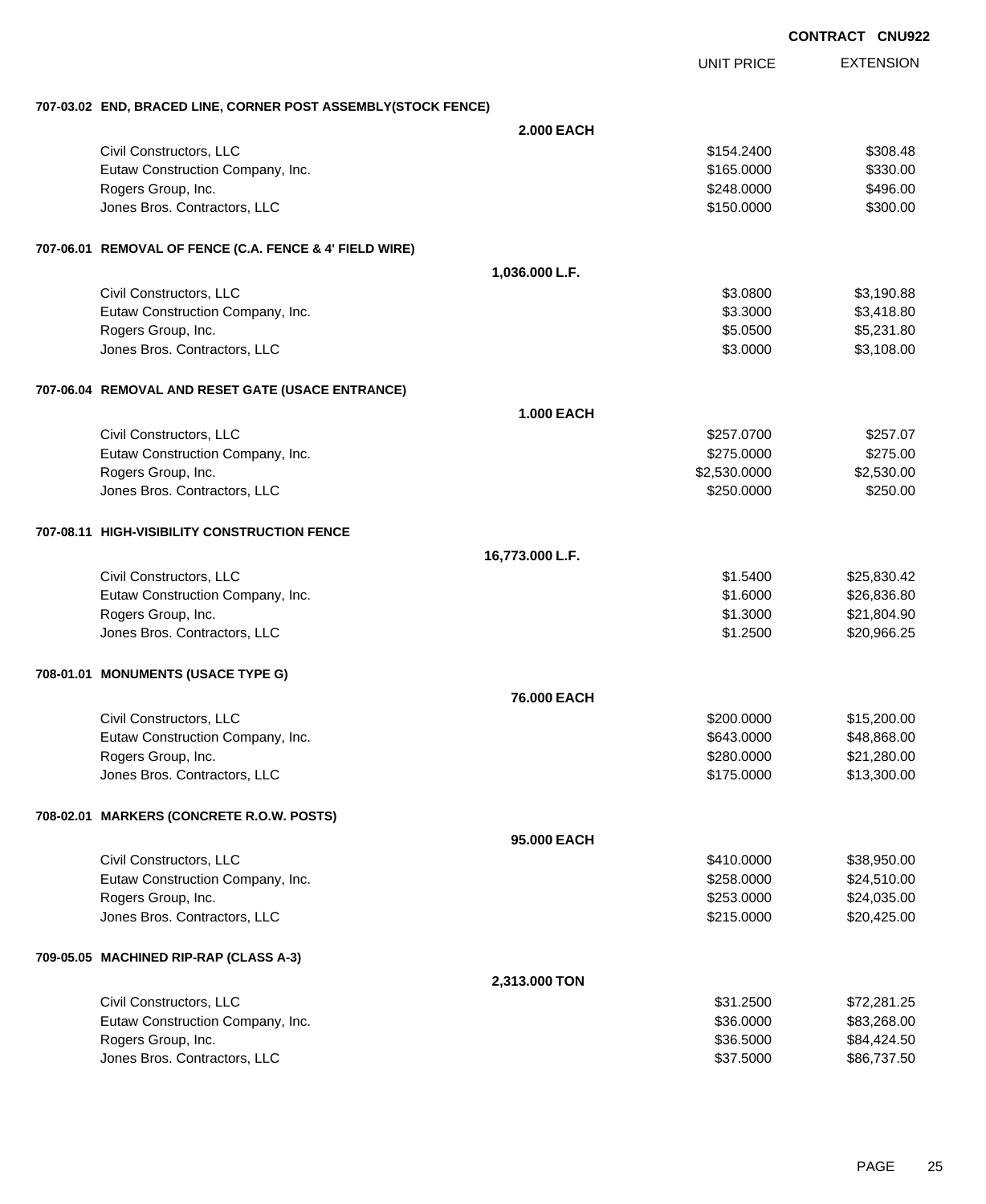CONTRACT CNU922

| | UNIT PRICE | EXTENSION |
|---|---|---|
| **707-03.02 END, BRACED LINE, CORNER POST ASSEMBLY(STOCK FENCE)** | | |
| **2.000 EACH** | | |
| Civil Constructors, LLC | $154.2400 | $308.48 |
| Eutaw Construction Company, Inc. | $165.0000 | $330.00 |
| Rogers Group, Inc. | $248.0000 | $496.00 |
| Jones Bros. Contractors, LLC | $150.0000 | $300.00 |
| **707-06.01 REMOVAL OF FENCE (C.A. FENCE & 4' FIELD WIRE)** | | |
| **1,036.000 L.F.** | | |
| Civil Constructors, LLC | $3.0800 | $3,190.88 |
| Eutaw Construction Company, Inc. | $3.3000 | $3,418.80 |
| Rogers Group, Inc. | $5.0500 | $5,231.80 |
| Jones Bros. Contractors, LLC | $3.0000 | $3,108.00 |
| **707-06.04 REMOVAL AND RESET GATE (USACE ENTRANCE)** | | |
| **1.000 EACH** | | |
| Civil Constructors, LLC | $257.0700 | $257.07 |
| Eutaw Construction Company, Inc. | $275.0000 | $275.00 |
| Rogers Group, Inc. | $2,530.0000 | $2,530.00 |
| Jones Bros. Contractors, LLC | $250.0000 | $250.00 |
| **707-08.11 HIGH-VISIBILITY CONSTRUCTION FENCE** | | |
| **16,773.000 L.F.** | | |
| Civil Constructors, LLC | $1.5400 | $25,830.42 |
| Eutaw Construction Company, Inc. | $1.6000 | $26,836.80 |
| Rogers Group, Inc. | $1.3000 | $21,804.90 |
| Jones Bros. Contractors, LLC | $1.2500 | $20,966.25 |
| **708-01.01 MONUMENTS (USACE TYPE G)** | | |
| **76.000 EACH** | | |
| Civil Constructors, LLC | $200.0000 | $15,200.00 |
| Eutaw Construction Company, Inc. | $643.0000 | $48,868.00 |
| Rogers Group, Inc. | $280.0000 | $21,280.00 |
| Jones Bros. Contractors, LLC | $175.0000 | $13,300.00 |
| **708-02.01 MARKERS (CONCRETE R.O.W. POSTS)** | | |
| **95.000 EACH** | | |
| Civil Constructors, LLC | $410.0000 | $38,950.00 |
| Eutaw Construction Company, Inc. | $258.0000 | $24,510.00 |
| Rogers Group, Inc. | $253.0000 | $24,035.00 |
| Jones Bros. Contractors, LLC | $215.0000 | $20,425.00 |
| **709-05.05 MACHINED RIP-RAP (CLASS A-3)** | | |
| **2,313.000 TON** | | |
| Civil Constructors, LLC | $31.2500 | $72,281.25 |
| Eutaw Construction Company, Inc. | $36.0000 | $83,268.00 |
| Rogers Group, Inc. | $36.5000 | $84,424.50 |
| Jones Bros. Contractors, LLC | $37.5000 | $86,737.50 |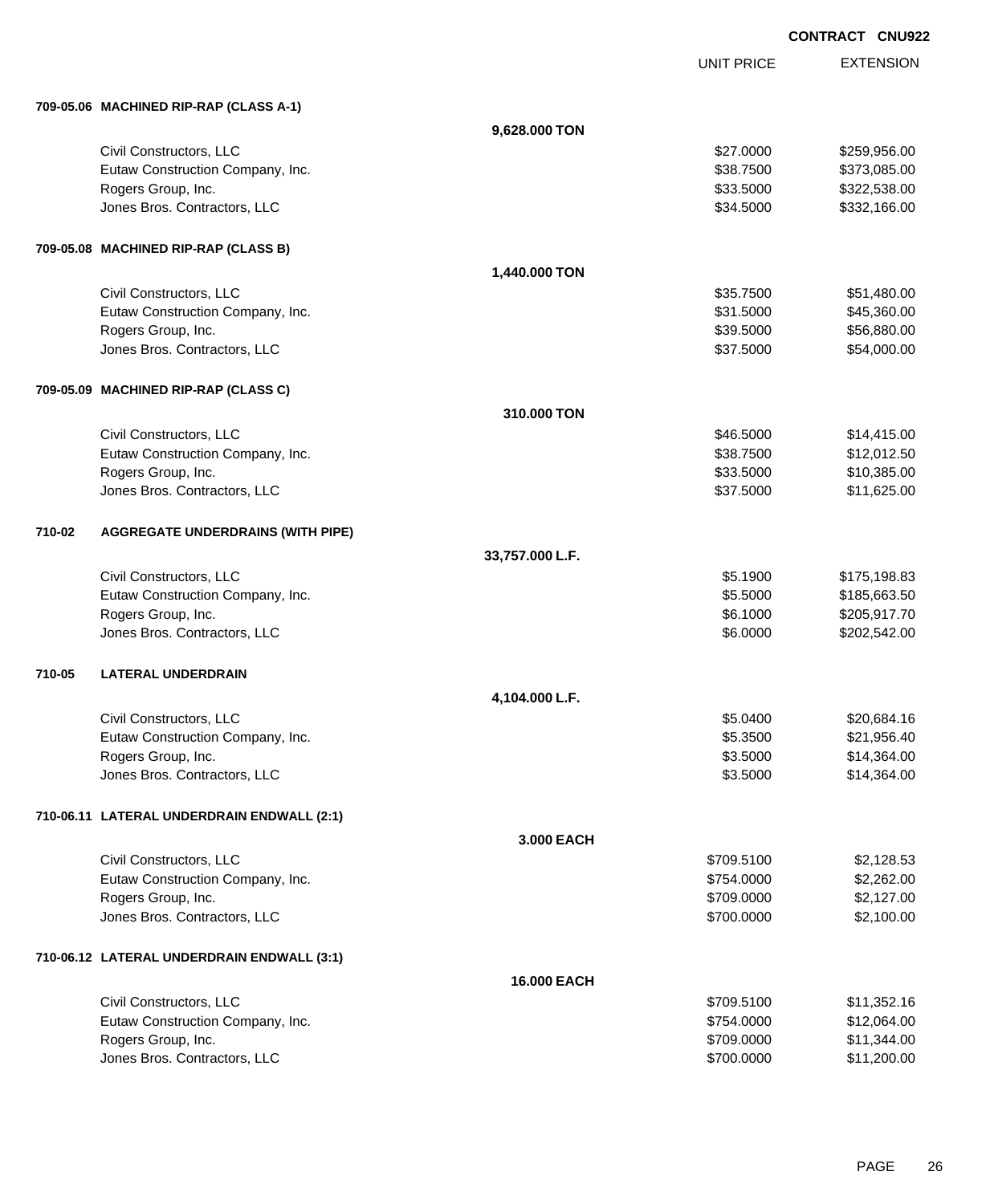CONTRACT CNU922

| | | UNIT PRICE | EXTENSION |
|---|---|---|---|
| **709-05.06 MACHINED RIP-RAP (CLASS A-1)** | | | |
| | **9,628.000 TON** | | |
| Civil Constructors, LLC | | $27.0000 | $259,956.00 |
| Eutaw Construction Company, Inc. | | $38.7500 | $373,085.00 |
| Rogers Group, Inc. | | $33.5000 | $322,538.00 |
| Jones Bros. Contractors, LLC | | $34.5000 | $332,166.00 |
| **709-05.08 MACHINED RIP-RAP (CLASS B)** | | | |
| | **1,440.000 TON** | | |
| Civil Constructors, LLC | | $35.7500 | $51,480.00 |
| Eutaw Construction Company, Inc. | | $31.5000 | $45,360.00 |
| Rogers Group, Inc. | | $39.5000 | $56,880.00 |
| Jones Bros. Contractors, LLC | | $37.5000 | $54,000.00 |
| **709-05.09 MACHINED RIP-RAP (CLASS C)** | | | |
| | **310.000 TON** | | |
| Civil Constructors, LLC | | $46.5000 | $14,415.00 |
| Eutaw Construction Company, Inc. | | $38.7500 | $12,012.50 |
| Rogers Group, Inc. | | $33.5000 | $10,385.00 |
| Jones Bros. Contractors, LLC | | $37.5000 | $11,625.00 |
| **710-02 AGGREGATE UNDERDRAINS (WITH PIPE)** | | | |
| | **33,757.000 L.F.** | | |
| Civil Constructors, LLC | | $5.1900 | $175,198.83 |
| Eutaw Construction Company, Inc. | | $5.5000 | $185,663.50 |
| Rogers Group, Inc. | | $6.1000 | $205,917.70 |
| Jones Bros. Contractors, LLC | | $6.0000 | $202,542.00 |
| **710-05 LATERAL UNDERDRAIN** | | | |
| | **4,104.000 L.F.** | | |
| Civil Constructors, LLC | | $5.0400 | $20,684.16 |
| Eutaw Construction Company, Inc. | | $5.3500 | $21,956.40 |
| Rogers Group, Inc. | | $3.5000 | $14,364.00 |
| Jones Bros. Contractors, LLC | | $3.5000 | $14,364.00 |
| **710-06.11 LATERAL UNDERDRAIN ENDWALL (2:1)** | | | |
| | **3.000 EACH** | | |
| Civil Constructors, LLC | | $709.5100 | $2,128.53 |
| Eutaw Construction Company, Inc. | | $754.0000 | $2,262.00 |
| Rogers Group, Inc. | | $709.0000 | $2,127.00 |
| Jones Bros. Contractors, LLC | | $700.0000 | $2,100.00 |
| **710-06.12 LATERAL UNDERDRAIN ENDWALL (3:1)** | | | |
| | **16.000 EACH** | | |
| Civil Constructors, LLC | | $709.5100 | $11,352.16 |
| Eutaw Construction Company, Inc. | | $754.0000 | $12,064.00 |
| Rogers Group, Inc. | | $709.0000 | $11,344.00 |
| Jones Bros. Contractors, LLC | | $700.0000 | $11,200.00 |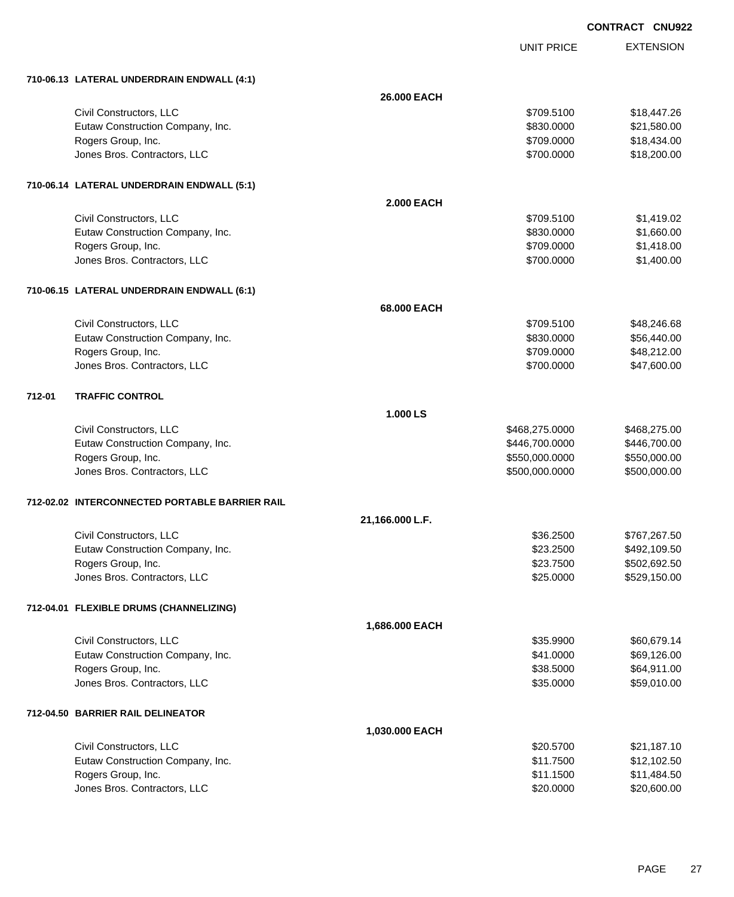**CONTRACT CNU922**

| | | UNIT PRICE | EXTENSION |
|---|---|---|---|
| **710-06.13 LATERAL UNDERDRAIN ENDWALL (4:1)** | | | |
| | **26.000 EACH** | | |
| Civil Constructors, LLC | | $709.5100 | $18,447.26 |
| Eutaw Construction Company, Inc. | | $830.0000 | $21,580.00 |
| Rogers Group, Inc. | | $709.0000 | $18,434.00 |
| Jones Bros. Contractors, LLC | | $700.0000 | $18,200.00 |
| **710-06.14 LATERAL UNDERDRAIN ENDWALL (5:1)** | | | |
| | **2.000 EACH** | | |
| Civil Constructors, LLC | | $709.5100 | $1,419.02 |
| Eutaw Construction Company, Inc. | | $830.0000 | $1,660.00 |
| Rogers Group, Inc. | | $709.0000 | $1,418.00 |
| Jones Bros. Contractors, LLC | | $700.0000 | $1,400.00 |
| **710-06.15 LATERAL UNDERDRAIN ENDWALL (6:1)** | | | |
| | **68.000 EACH** | | |
| Civil Constructors, LLC | | $709.5100 | $48,246.68 |
| Eutaw Construction Company, Inc. | | $830.0000 | $56,440.00 |
| Rogers Group, Inc. | | $709.0000 | $48,212.00 |
| Jones Bros. Contractors, LLC | | $700.0000 | $47,600.00 |
| **712-01 TRAFFIC CONTROL** | | | |
| | **1.000 LS** | | |
| Civil Constructors, LLC | | $468,275.0000 | $468,275.00 |
| Eutaw Construction Company, Inc. | | $446,700.0000 | $446,700.00 |
| Rogers Group, Inc. | | $550,000.0000 | $550,000.00 |
| Jones Bros. Contractors, LLC | | $500,000.0000 | $500,000.00 |
| **712-02.02 INTERCONNECTED PORTABLE BARRIER RAIL** | | | |
| | **21,166.000 L.F.** | | |
| Civil Constructors, LLC | | $36.2500 | $767,267.50 |
| Eutaw Construction Company, Inc. | | $23.2500 | $492,109.50 |
| Rogers Group, Inc. | | $23.7500 | $502,692.50 |
| Jones Bros. Contractors, LLC | | $25.0000 | $529,150.00 |
| **712-04.01 FLEXIBLE DRUMS (CHANNELIZING)** | | | |
| | **1,686.000 EACH** | | |
| Civil Constructors, LLC | | $35.9900 | $60,679.14 |
| Eutaw Construction Company, Inc. | | $41.0000 | $69,126.00 |
| Rogers Group, Inc. | | $38.5000 | $64,911.00 |
| Jones Bros. Contractors, LLC | | $35.0000 | $59,010.00 |
| **712-04.50 BARRIER RAIL DELINEATOR** | | | |
| | **1,030.000 EACH** | | |
| Civil Constructors, LLC | | $20.5700 | $21,187.10 |
| Eutaw Construction Company, Inc. | | $11.7500 | $12,102.50 |
| Rogers Group, Inc. | | $11.1500 | $11,484.50 |
| Jones Bros. Contractors, LLC | | $20.0000 | $20,600.00 |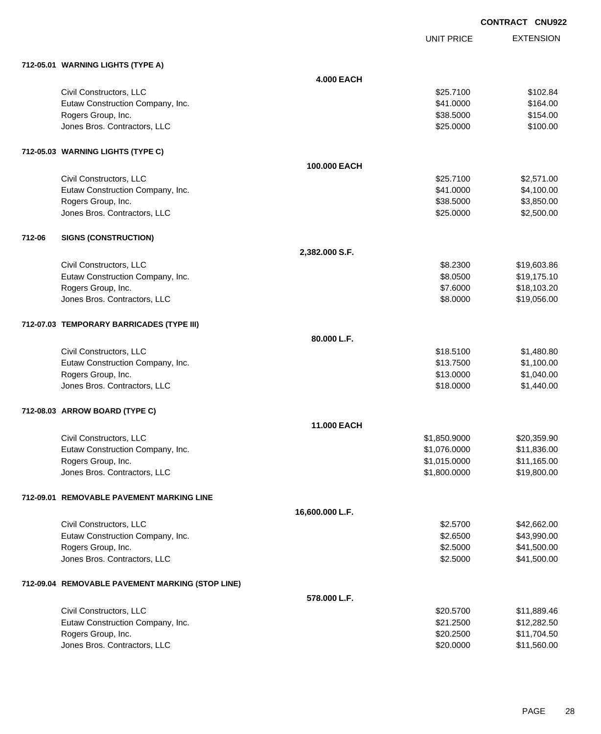**CONTRACT CNU922**

| | | UNIT PRICE | EXTENSION |
|---|---|---|---|
| **712-05.01 WARNING LIGHTS (TYPE A)** | | | |
| | **4.000 EACH** | | |
| Civil Constructors, LLC | | $25.7100 | $102.84 |
| Eutaw Construction Company, Inc. | | $41.0000 | $164.00 |
| Rogers Group, Inc. | | $38.5000 | $154.00 |
| Jones Bros. Contractors, LLC | | $25.0000 | $100.00 |
| **712-05.03 WARNING LIGHTS (TYPE C)** | | | |
| | **100.000 EACH** | | |
| Civil Constructors, LLC | | $25.7100 | $2,571.00 |
| Eutaw Construction Company, Inc. | | $41.0000 | $4,100.00 |
| Rogers Group, Inc. | | $38.5000 | $3,850.00 |
| Jones Bros. Contractors, LLC | | $25.0000 | $2,500.00 |
| **712-06 SIGNS (CONSTRUCTION)** | | | |
| | **2,382.000 S.F.** | | |
| Civil Constructors, LLC | | $8.2300 | $19,603.86 |
| Eutaw Construction Company, Inc. | | $8.0500 | $19,175.10 |
| Rogers Group, Inc. | | $7.6000 | $18,103.20 |
| Jones Bros. Contractors, LLC | | $8.0000 | $19,056.00 |
| **712-07.03 TEMPORARY BARRICADES (TYPE III)** | | | |
| | **80.000 L.F.** | | |
| Civil Constructors, LLC | | $18.5100 | $1,480.80 |
| Eutaw Construction Company, Inc. | | $13.7500 | $1,100.00 |
| Rogers Group, Inc. | | $13.0000 | $1,040.00 |
| Jones Bros. Contractors, LLC | | $18.0000 | $1,440.00 |
| **712-08.03 ARROW BOARD (TYPE C)** | | | |
| | **11.000 EACH** | | |
| Civil Constructors, LLC | | $1,850.9000 | $20,359.90 |
| Eutaw Construction Company, Inc. | | $1,076.0000 | $11,836.00 |
| Rogers Group, Inc. | | $1,015.0000 | $11,165.00 |
| Jones Bros. Contractors, LLC | | $1,800.0000 | $19,800.00 |
| **712-09.01 REMOVABLE PAVEMENT MARKING LINE** | | | |
| | **16,600.000 L.F.** | | |
| Civil Constructors, LLC | | $2.5700 | $42,662.00 |
| Eutaw Construction Company, Inc. | | $2.6500 | $43,990.00 |
| Rogers Group, Inc. | | $2.5000 | $41,500.00 |
| Jones Bros. Contractors, LLC | | $2.5000 | $41,500.00 |
| **712-09.04 REMOVABLE PAVEMENT MARKING (STOP LINE)** | | | |
| | **578.000 L.F.** | | |
| Civil Constructors, LLC | | $20.5700 | $11,889.46 |
| Eutaw Construction Company, Inc. | | $21.2500 | $12,282.50 |
| Rogers Group, Inc. | | $20.2500 | $11,704.50 |
| Jones Bros. Contractors, LLC | | $20.0000 | $11,560.00 |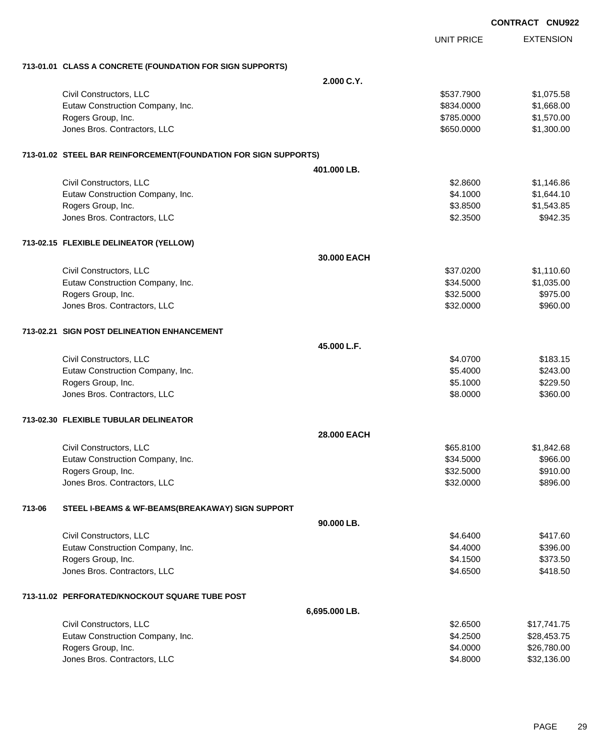CONTRACT CNU922

| | UNIT PRICE | EXTENSION |
|---|---|---|
| **713-01.01 CLASS A CONCRETE (FOUNDATION FOR SIGN SUPPORTS)** | | |
| **2.000 C.Y.** | | |
| Civil Constructors, LLC | $537.7900 | $1,075.58 |
| Eutaw Construction Company, Inc. | $834.0000 | $1,668.00 |
| Rogers Group, Inc. | $785.0000 | $1,570.00 |
| Jones Bros. Contractors, LLC | $650.0000 | $1,300.00 |
| **713-01.02 STEEL BAR REINFORCEMENT(FOUNDATION FOR SIGN SUPPORTS)** | | |
| **401.000 LB.** | | |
| Civil Constructors, LLC | $2.8600 | $1,146.86 |
| Eutaw Construction Company, Inc. | $4.1000 | $1,644.10 |
| Rogers Group, Inc. | $3.8500 | $1,543.85 |
| Jones Bros. Contractors, LLC | $2.3500 | $942.35 |
| **713-02.15 FLEXIBLE DELINEATOR (YELLOW)** | | |
| **30.000 EACH** | | |
| Civil Constructors, LLC | $37.0200 | $1,110.60 |
| Eutaw Construction Company, Inc. | $34.5000 | $1,035.00 |
| Rogers Group, Inc. | $32.5000 | $975.00 |
| Jones Bros. Contractors, LLC | $32.0000 | $960.00 |
| **713-02.21 SIGN POST DELINEATION ENHANCEMENT** | | |
| **45.000 L.F.** | | |
| Civil Constructors, LLC | $4.0700 | $183.15 |
| Eutaw Construction Company, Inc. | $5.4000 | $243.00 |
| Rogers Group, Inc. | $5.1000 | $229.50 |
| Jones Bros. Contractors, LLC | $8.0000 | $360.00 |
| **713-02.30 FLEXIBLE TUBULAR DELINEATOR** | | |
| **28.000 EACH** | | |
| Civil Constructors, LLC | $65.8100 | $1,842.68 |
| Eutaw Construction Company, Inc. | $34.5000 | $966.00 |
| Rogers Group, Inc. | $32.5000 | $910.00 |
| Jones Bros. Contractors, LLC | $32.0000 | $896.00 |
| **713-06 STEEL I-BEAMS & WF-BEAMS(BREAKAWAY) SIGN SUPPORT** | | |
| **90.000 LB.** | | |
| Civil Constructors, LLC | $4.6400 | $417.60 |
| Eutaw Construction Company, Inc. | $4.4000 | $396.00 |
| Rogers Group, Inc. | $4.1500 | $373.50 |
| Jones Bros. Contractors, LLC | $4.6500 | $418.50 |
| **713-11.02 PERFORATED/KNOCKOUT SQUARE TUBE POST** | | |
| **6,695.000 LB.** | | |
| Civil Constructors, LLC | $2.6500 | $17,741.75 |
| Eutaw Construction Company, Inc. | $4.2500 | $28,453.75 |
| Rogers Group, Inc. | $4.0000 | $26,780.00 |
| Jones Bros. Contractors, LLC | $4.8000 | $32,136.00 |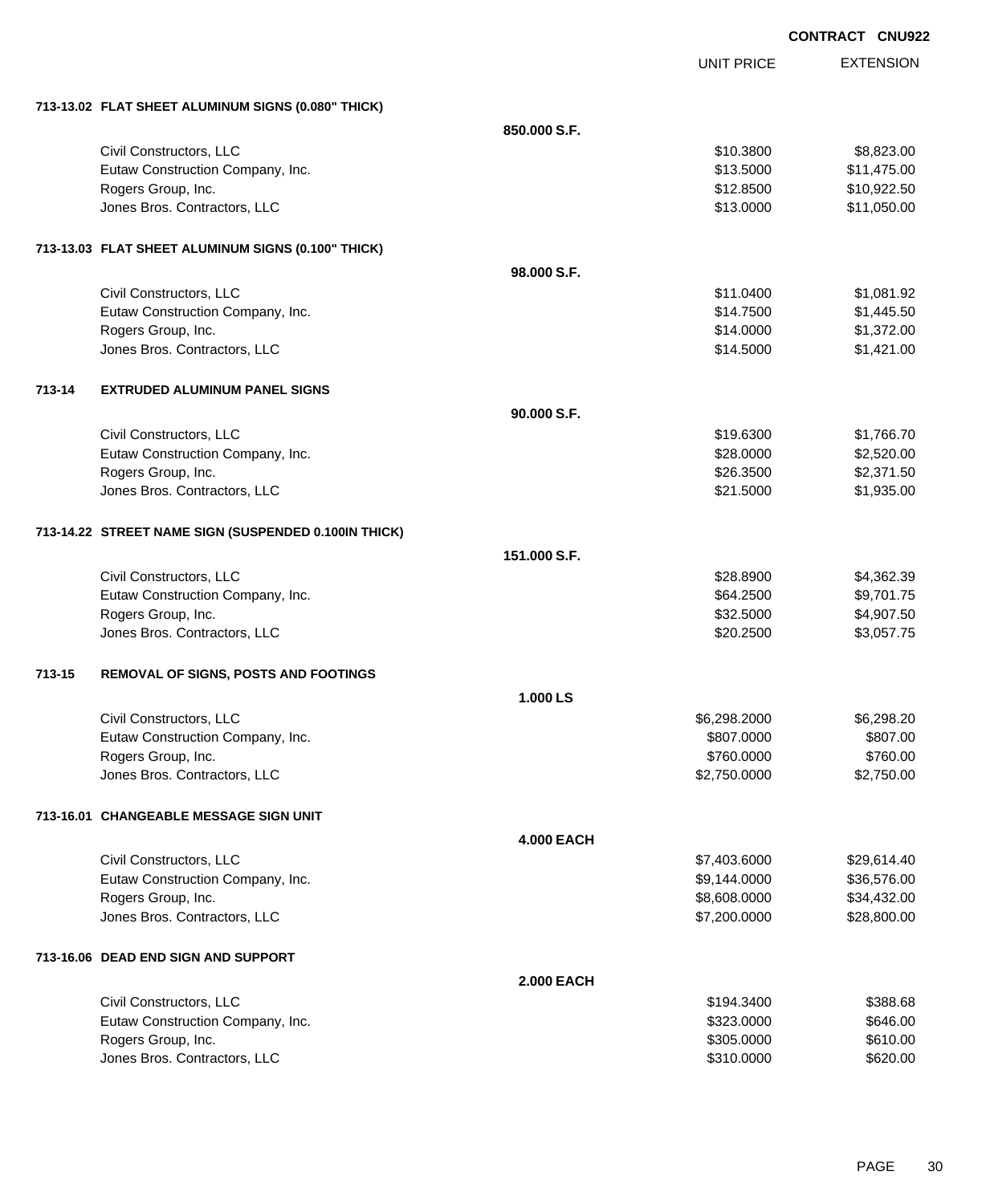CONTRACT CNU922

| | UNIT PRICE | EXTENSION |
|---|---|---|
| **713-13.02 FLAT SHEET ALUMINUM SIGNS (0.080" THICK)** | | |
| **850.000 S.F.** | | |
| Civil Constructors, LLC | $10.3800 | $8,823.00 |
| Eutaw Construction Company, Inc. | $13.5000 | $11,475.00 |
| Rogers Group, Inc. | $12.8500 | $10,922.50 |
| Jones Bros. Contractors, LLC | $13.0000 | $11,050.00 |
| **713-13.03 FLAT SHEET ALUMINUM SIGNS (0.100" THICK)** | | |
| **98.000 S.F.** | | |
| Civil Constructors, LLC | $11.0400 | $1,081.92 |
| Eutaw Construction Company, Inc. | $14.7500 | $1,445.50 |
| Rogers Group, Inc. | $14.0000 | $1,372.00 |
| Jones Bros. Contractors, LLC | $14.5000 | $1,421.00 |
| **713-14 EXTRUDED ALUMINUM PANEL SIGNS** | | |
| **90.000 S.F.** | | |
| Civil Constructors, LLC | $19.6300 | $1,766.70 |
| Eutaw Construction Company, Inc. | $28.0000 | $2,520.00 |
| Rogers Group, Inc. | $26.3500 | $2,371.50 |
| Jones Bros. Contractors, LLC | $21.5000 | $1,935.00 |
| **713-14.22 STREET NAME SIGN (SUSPENDED 0.100IN THICK)** | | |
| **151.000 S.F.** | | |
| Civil Constructors, LLC | $28.8900 | $4,362.39 |
| Eutaw Construction Company, Inc. | $64.2500 | $9,701.75 |
| Rogers Group, Inc. | $32.5000 | $4,907.50 |
| Jones Bros. Contractors, LLC | $20.2500 | $3,057.75 |
| **713-15 REMOVAL OF SIGNS, POSTS AND FOOTINGS** | | |
| **1.000 LS** | | |
| Civil Constructors, LLC | $6,298.2000 | $6,298.20 |
| Eutaw Construction Company, Inc. | $807.0000 | $807.00 |
| Rogers Group, Inc. | $760.0000 | $760.00 |
| Jones Bros. Contractors, LLC | $2,750.0000 | $2,750.00 |
| **713-16.01 CHANGEABLE MESSAGE SIGN UNIT** | | |
| **4.000 EACH** | | |
| Civil Constructors, LLC | $7,403.6000 | $29,614.40 |
| Eutaw Construction Company, Inc. | $9,144.0000 | $36,576.00 |
| Rogers Group, Inc. | $8,608.0000 | $34,432.00 |
| Jones Bros. Contractors, LLC | $7,200.0000 | $28,800.00 |
| **713-16.06 DEAD END SIGN AND SUPPORT** | | |
| **2.000 EACH** | | |
| Civil Constructors, LLC | $194.3400 | $388.68 |
| Eutaw Construction Company, Inc. | $323.0000 | $646.00 |
| Rogers Group, Inc. | $305.0000 | $610.00 |
| Jones Bros. Contractors, LLC | $310.0000 | $620.00 |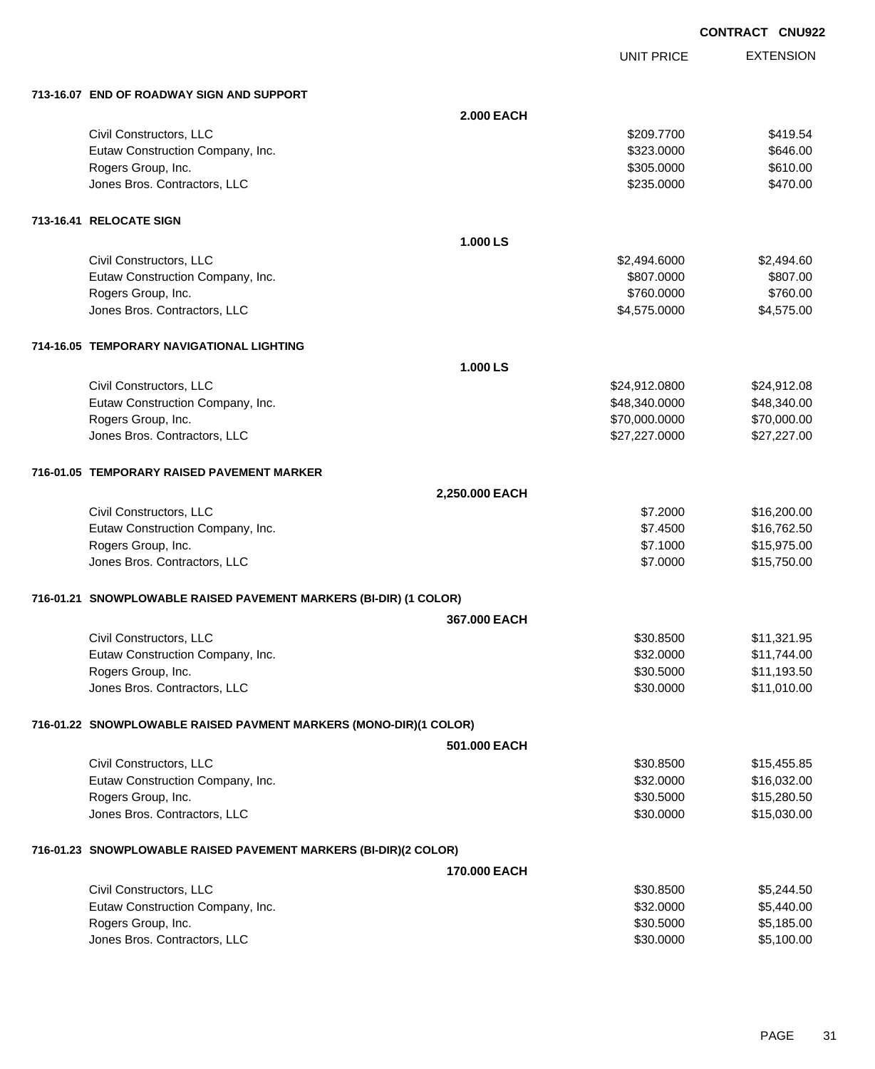CONTRACT CNU922

| | UNIT PRICE | EXTENSION |
|---|---|---|
| **713-16.07 END OF ROADWAY SIGN AND SUPPORT** | | |
| **2.000 EACH** | | |
| Civil Constructors, LLC | $209.7700 | $419.54 |
| Eutaw Construction Company, Inc. | $323.0000 | $646.00 |
| Rogers Group, Inc. | $305.0000 | $610.00 |
| Jones Bros. Contractors, LLC | $235.0000 | $470.00 |
| **713-16.41 RELOCATE SIGN** | | |
| **1.000 LS** | | |
| Civil Constructors, LLC | $2,494.6000 | $2,494.60 |
| Eutaw Construction Company, Inc. | $807.0000 | $807.00 |
| Rogers Group, Inc. | $760.0000 | $760.00 |
| Jones Bros. Contractors, LLC | $4,575.0000 | $4,575.00 |
| **714-16.05 TEMPORARY NAVIGATIONAL LIGHTING** | | |
| **1.000 LS** | | |
| Civil Constructors, LLC | $24,912.0800 | $24,912.08 |
| Eutaw Construction Company, Inc. | $48,340.0000 | $48,340.00 |
| Rogers Group, Inc. | $70,000.0000 | $70,000.00 |
| Jones Bros. Contractors, LLC | $27,227.0000 | $27,227.00 |
| **716-01.05 TEMPORARY RAISED PAVEMENT MARKER** | | |
| **2,250.000 EACH** | | |
| Civil Constructors, LLC | $7.2000 | $16,200.00 |
| Eutaw Construction Company, Inc. | $7.4500 | $16,762.50 |
| Rogers Group, Inc. | $7.1000 | $15,975.00 |
| Jones Bros. Contractors, LLC | $7.0000 | $15,750.00 |
| **716-01.21 SNOWPLOWABLE RAISED PAVEMENT MARKERS (BI-DIR) (1 COLOR)** | | |
| **367.000 EACH** | | |
| Civil Constructors, LLC | $30.8500 | $11,321.95 |
| Eutaw Construction Company, Inc. | $32.0000 | $11,744.00 |
| Rogers Group, Inc. | $30.5000 | $11,193.50 |
| Jones Bros. Contractors, LLC | $30.0000 | $11,010.00 |
| **716-01.22 SNOWPLOWABLE RAISED PAVMENT MARKERS (MONO-DIR)(1 COLOR)** | | |
| **501.000 EACH** | | |
| Civil Constructors, LLC | $30.8500 | $15,455.85 |
| Eutaw Construction Company, Inc. | $32.0000 | $16,032.00 |
| Rogers Group, Inc. | $30.5000 | $15,280.50 |
| Jones Bros. Contractors, LLC | $30.0000 | $15,030.00 |
| **716-01.23 SNOWPLOWABLE RAISED PAVEMENT MARKERS (BI-DIR)(2 COLOR)** | | |
| **170.000 EACH** | | |
| Civil Constructors, LLC | $30.8500 | $5,244.50 |
| Eutaw Construction Company, Inc. | $32.0000 | $5,440.00 |
| Rogers Group, Inc. | $30.5000 | $5,185.00 |
| Jones Bros. Contractors, LLC | $30.0000 | $5,100.00 |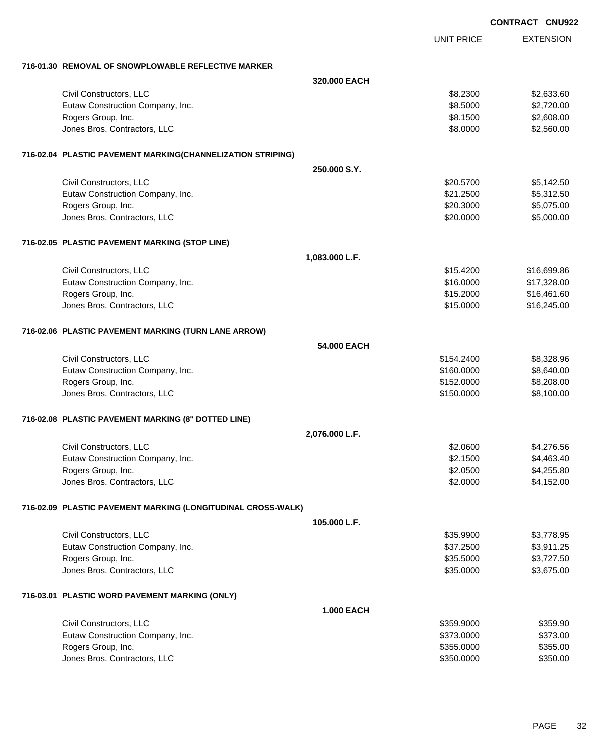**CONTRACT CNU922**

| | | UNIT PRICE | EXTENSION |
|---|---|---|---|
| **716-01.30 REMOVAL OF SNOWPLOWABLE REFLECTIVE MARKER** | | | |
| | **320.000 EACH** | | |
| Civil Constructors, LLC | | $8.2300 | $2,633.60 |
| Eutaw Construction Company, Inc. | | $8.5000 | $2,720.00 |
| Rogers Group, Inc. | | $8.1500 | $2,608.00 |
| Jones Bros. Contractors, LLC | | $8.0000 | $2,560.00 |
| **716-02.04 PLASTIC PAVEMENT MARKING(CHANNELIZATION STRIPING)** | | | |
| | **250.000 S.Y.** | | |
| Civil Constructors, LLC | | $20.5700 | $5,142.50 |
| Eutaw Construction Company, Inc. | | $21.2500 | $5,312.50 |
| Rogers Group, Inc. | | $20.3000 | $5,075.00 |
| Jones Bros. Contractors, LLC | | $20.0000 | $5,000.00 |
| **716-02.05 PLASTIC PAVEMENT MARKING (STOP LINE)** | | | |
| | **1,083.000 L.F.** | | |
| Civil Constructors, LLC | | $15.4200 | $16,699.86 |
| Eutaw Construction Company, Inc. | | $16.0000 | $17,328.00 |
| Rogers Group, Inc. | | $15.2000 | $16,461.60 |
| Jones Bros. Contractors, LLC | | $15.0000 | $16,245.00 |
| **716-02.06 PLASTIC PAVEMENT MARKING (TURN LANE ARROW)** | | | |
| | **54.000 EACH** | | |
| Civil Constructors, LLC | | $154.2400 | $8,328.96 |
| Eutaw Construction Company, Inc. | | $160.0000 | $8,640.00 |
| Rogers Group, Inc. | | $152.0000 | $8,208.00 |
| Jones Bros. Contractors, LLC | | $150.0000 | $8,100.00 |
| **716-02.08 PLASTIC PAVEMENT MARKING (8" DOTTED LINE)** | | | |
| | **2,076.000 L.F.** | | |
| Civil Constructors, LLC | | $2.0600 | $4,276.56 |
| Eutaw Construction Company, Inc. | | $2.1500 | $4,463.40 |
| Rogers Group, Inc. | | $2.0500 | $4,255.80 |
| Jones Bros. Contractors, LLC | | $2.0000 | $4,152.00 |
| **716-02.09 PLASTIC PAVEMENT MARKING (LONGITUDINAL CROSS-WALK)** | | | |
| | **105.000 L.F.** | | |
| Civil Constructors, LLC | | $35.9900 | $3,778.95 |
| Eutaw Construction Company, Inc. | | $37.2500 | $3,911.25 |
| Rogers Group, Inc. | | $35.5000 | $3,727.50 |
| Jones Bros. Contractors, LLC | | $35.0000 | $3,675.00 |
| **716-03.01 PLASTIC WORD PAVEMENT MARKING (ONLY)** | | | |
| | **1.000 EACH** | | |
| Civil Constructors, LLC | | $359.9000 | $359.90 |
| Eutaw Construction Company, Inc. | | $373.0000 | $373.00 |
| Rogers Group, Inc. | | $355.0000 | $355.00 |
| Jones Bros. Contractors, LLC | | $350.0000 | $350.00 |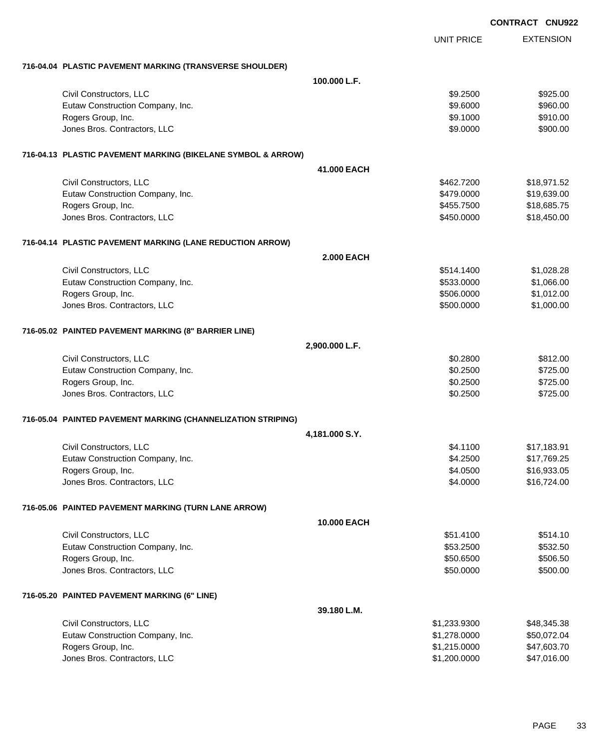**CONTRACT CNU922**

| | UNIT PRICE | EXTENSION |
|---|---|---|
| **716-04.04 PLASTIC PAVEMENT MARKING (TRANSVERSE SHOULDER)** | | |
| **100.000 L.F.** | | |
| Civil Constructors, LLC | $9.2500 | $925.00 |
| Eutaw Construction Company, Inc. | $9.6000 | $960.00 |
| Rogers Group, Inc. | $9.1000 | $910.00 |
| Jones Bros. Contractors, LLC | $9.0000 | $900.00 |
| **716-04.13 PLASTIC PAVEMENT MARKING (BIKELANE SYMBOL & ARROW)** | | |
| **41.000 EACH** | | |
| Civil Constructors, LLC | $462.7200 | $18,971.52 |
| Eutaw Construction Company, Inc. | $479.0000 | $19,639.00 |
| Rogers Group, Inc. | $455.7500 | $18,685.75 |
| Jones Bros. Contractors, LLC | $450.0000 | $18,450.00 |
| **716-04.14 PLASTIC PAVEMENT MARKING (LANE REDUCTION ARROW)** | | |
| **2.000 EACH** | | |
| Civil Constructors, LLC | $514.1400 | $1,028.28 |
| Eutaw Construction Company, Inc. | $533.0000 | $1,066.00 |
| Rogers Group, Inc. | $506.0000 | $1,012.00 |
| Jones Bros. Contractors, LLC | $500.0000 | $1,000.00 |
| **716-05.02 PAINTED PAVEMENT MARKING (8" BARRIER LINE)** | | |
| **2,900.000 L.F.** | | |
| Civil Constructors, LLC | $0.2800 | $812.00 |
| Eutaw Construction Company, Inc. | $0.2500 | $725.00 |
| Rogers Group, Inc. | $0.2500 | $725.00 |
| Jones Bros. Contractors, LLC | $0.2500 | $725.00 |
| **716-05.04 PAINTED PAVEMENT MARKING (CHANNELIZATION STRIPING)** | | |
| **4,181.000 S.Y.** | | |
| Civil Constructors, LLC | $4.1100 | $17,183.91 |
| Eutaw Construction Company, Inc. | $4.2500 | $17,769.25 |
| Rogers Group, Inc. | $4.0500 | $16,933.05 |
| Jones Bros. Contractors, LLC | $4.0000 | $16,724.00 |
| **716-05.06 PAINTED PAVEMENT MARKING (TURN LANE ARROW)** | | |
| **10.000 EACH** | | |
| Civil Constructors, LLC | $51.4100 | $514.10 |
| Eutaw Construction Company, Inc. | $53.2500 | $532.50 |
| Rogers Group, Inc. | $50.6500 | $506.50 |
| Jones Bros. Contractors, LLC | $50.0000 | $500.00 |
| **716-05.20 PAINTED PAVEMENT MARKING (6" LINE)** | | |
| **39.180 L.M.** | | |
| Civil Constructors, LLC | $1,233.9300 | $48,345.38 |
| Eutaw Construction Company, Inc. | $1,278.0000 | $50,072.04 |
| Rogers Group, Inc. | $1,215.0000 | $47,603.70 |
| Jones Bros. Contractors, LLC | $1,200.0000 | $47,016.00 |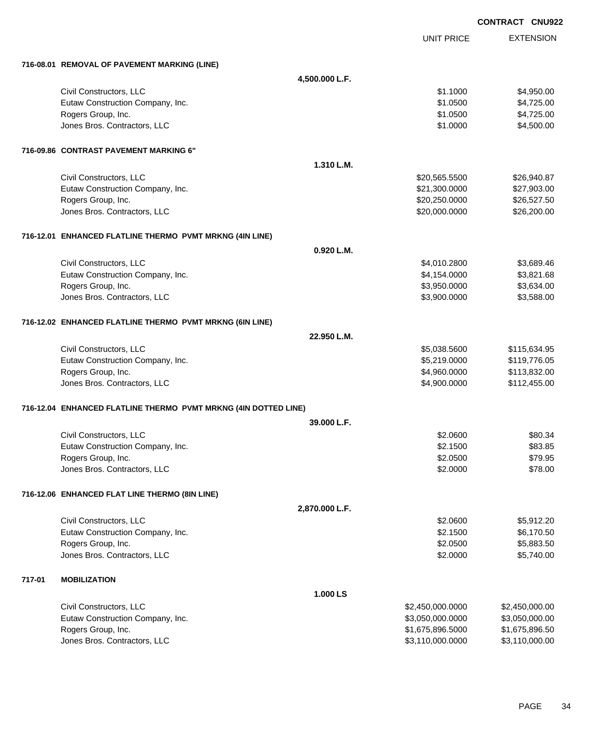**CONTRACT CNU922**

| | | | UNIT PRICE | EXTENSION |
|---|---|---|---|---|
| **716-08.01** | **REMOVAL OF PAVEMENT MARKING (LINE)** | | | |
| | | **4,500.000 L.F.** | | |
| | Civil Constructors, LLC | | $1.1000 | $4,950.00 |
| | Eutaw Construction Company, Inc. | | $1.0500 | $4,725.00 |
| | Rogers Group, Inc. | | $1.0500 | $4,725.00 |
| | Jones Bros. Contractors, LLC | | $1.0000 | $4,500.00 |
| **716-09.86** | **CONTRAST PAVEMENT MARKING 6"** | | | |
| | | **1.310 L.M.** | | |
| | Civil Constructors, LLC | | $20,565.5500 | $26,940.87 |
| | Eutaw Construction Company, Inc. | | $21,300.0000 | $27,903.00 |
| | Rogers Group, Inc. | | $20,250.0000 | $26,527.50 |
| | Jones Bros. Contractors, LLC | | $20,000.0000 | $26,200.00 |
| **716-12.01** | **ENHANCED FLATLINE THERMO PVMT MRKNG (4IN LINE)** | | | |
| | | **0.920 L.M.** | | |
| | Civil Constructors, LLC | | $4,010.2800 | $3,689.46 |
| | Eutaw Construction Company, Inc. | | $4,154.0000 | $3,821.68 |
| | Rogers Group, Inc. | | $3,950.0000 | $3,634.00 |
| | Jones Bros. Contractors, LLC | | $3,900.0000 | $3,588.00 |
| **716-12.02** | **ENHANCED FLATLINE THERMO PVMT MRKNG (6IN LINE)** | | | |
| | | **22.950 L.M.** | | |
| | Civil Constructors, LLC | | $5,038.5600 | $115,634.95 |
| | Eutaw Construction Company, Inc. | | $5,219.0000 | $119,776.05 |
| | Rogers Group, Inc. | | $4,960.0000 | $113,832.00 |
| | Jones Bros. Contractors, LLC | | $4,900.0000 | $112,455.00 |
| **716-12.04** | **ENHANCED FLATLINE THERMO PVMT MRKNG (4IN DOTTED LINE)** | | | |
| | | **39.000 L.F.** | | |
| | Civil Constructors, LLC | | $2.0600 | $80.34 |
| | Eutaw Construction Company, Inc. | | $2.1500 | $83.85 |
| | Rogers Group, Inc. | | $2.0500 | $79.95 |
| | Jones Bros. Contractors, LLC | | $2.0000 | $78.00 |
| **716-12.06** | **ENHANCED FLAT LINE THERMO (8IN LINE)** | | | |
| | | **2,870.000 L.F.** | | |
| | Civil Constructors, LLC | | $2.0600 | $5,912.20 |
| | Eutaw Construction Company, Inc. | | $2.1500 | $6,170.50 |
| | Rogers Group, Inc. | | $2.0500 | $5,883.50 |
| | Jones Bros. Contractors, LLC | | $2.0000 | $5,740.00 |
| **717-01** | **MOBILIZATION** | | | |
| | | **1.000 LS** | | |
| | Civil Constructors, LLC | | $2,450,000.0000 | $2,450,000.00 |
| | Eutaw Construction Company, Inc. | | $3,050,000.0000 | $3,050,000.00 |
| | Rogers Group, Inc. | | $1,675,896.5000 | $1,675,896.50 |
| | Jones Bros. Contractors, LLC | | $3,110,000.0000 | $3,110,000.00 |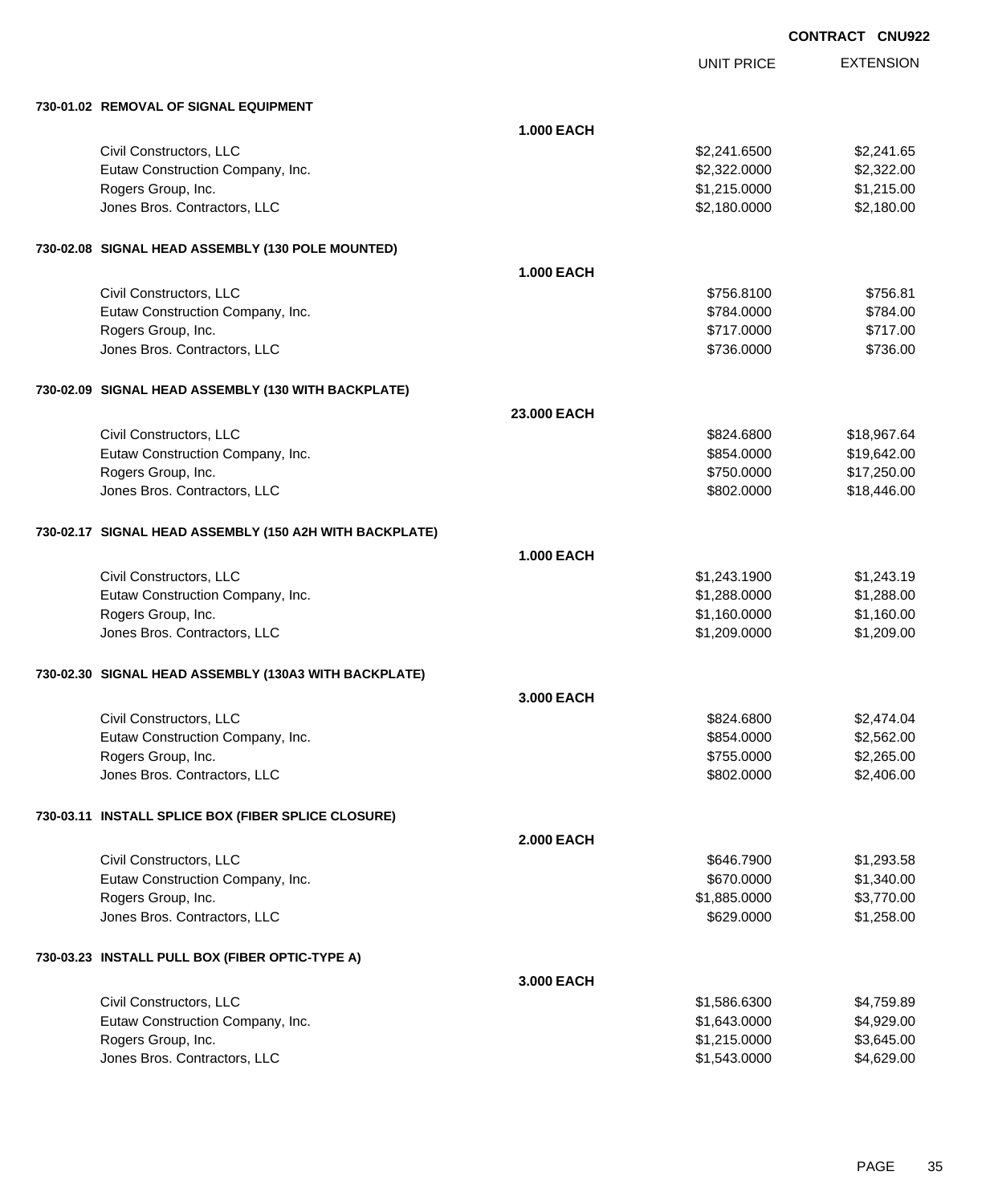CONTRACT CNU922

| | | UNIT PRICE | EXTENSION |
|---|---|---|---|
| **730-01.02 REMOVAL OF SIGNAL EQUIPMENT** | | | |
| | **1.000 EACH** | | |
| Civil Constructors, LLC | | $2,241.6500 | $2,241.65 |
| Eutaw Construction Company, Inc. | | $2,322.0000 | $2,322.00 |
| Rogers Group, Inc. | | $1,215.0000 | $1,215.00 |
| Jones Bros. Contractors, LLC | | $2,180.0000 | $2,180.00 |
| **730-02.08 SIGNAL HEAD ASSEMBLY (130 POLE MOUNTED)** | | | |
| | **1.000 EACH** | | |
| Civil Constructors, LLC | | $756.8100 | $756.81 |
| Eutaw Construction Company, Inc. | | $784.0000 | $784.00 |
| Rogers Group, Inc. | | $717.0000 | $717.00 |
| Jones Bros. Contractors, LLC | | $736.0000 | $736.00 |
| **730-02.09 SIGNAL HEAD ASSEMBLY (130 WITH BACKPLATE)** | | | |
| | **23.000 EACH** | | |
| Civil Constructors, LLC | | $824.6800 | $18,967.64 |
| Eutaw Construction Company, Inc. | | $854.0000 | $19,642.00 |
| Rogers Group, Inc. | | $750.0000 | $17,250.00 |
| Jones Bros. Contractors, LLC | | $802.0000 | $18,446.00 |
| **730-02.17 SIGNAL HEAD ASSEMBLY (150 A2H WITH BACKPLATE)** | | | |
| | **1.000 EACH** | | |
| Civil Constructors, LLC | | $1,243.1900 | $1,243.19 |
| Eutaw Construction Company, Inc. | | $1,288.0000 | $1,288.00 |
| Rogers Group, Inc. | | $1,160.0000 | $1,160.00 |
| Jones Bros. Contractors, LLC | | $1,209.0000 | $1,209.00 |
| **730-02.30 SIGNAL HEAD ASSEMBLY (130A3 WITH BACKPLATE)** | | | |
| | **3.000 EACH** | | |
| Civil Constructors, LLC | | $824.6800 | $2,474.04 |
| Eutaw Construction Company, Inc. | | $854.0000 | $2,562.00 |
| Rogers Group, Inc. | | $755.0000 | $2,265.00 |
| Jones Bros. Contractors, LLC | | $802.0000 | $2,406.00 |
| **730-03.11 INSTALL SPLICE BOX (FIBER SPLICE CLOSURE)** | | | |
| | **2.000 EACH** | | |
| Civil Constructors, LLC | | $646.7900 | $1,293.58 |
| Eutaw Construction Company, Inc. | | $670.0000 | $1,340.00 |
| Rogers Group, Inc. | | $1,885.0000 | $3,770.00 |
| Jones Bros. Contractors, LLC | | $629.0000 | $1,258.00 |
| **730-03.23 INSTALL PULL BOX (FIBER OPTIC-TYPE A)** | | | |
| | **3.000 EACH** | | |
| Civil Constructors, LLC | | $1,586.6300 | $4,759.89 |
| Eutaw Construction Company, Inc. | | $1,643.0000 | $4,929.00 |
| Rogers Group, Inc. | | $1,215.0000 | $3,645.00 |
| Jones Bros. Contractors, LLC | | $1,543.0000 | $4,629.00 |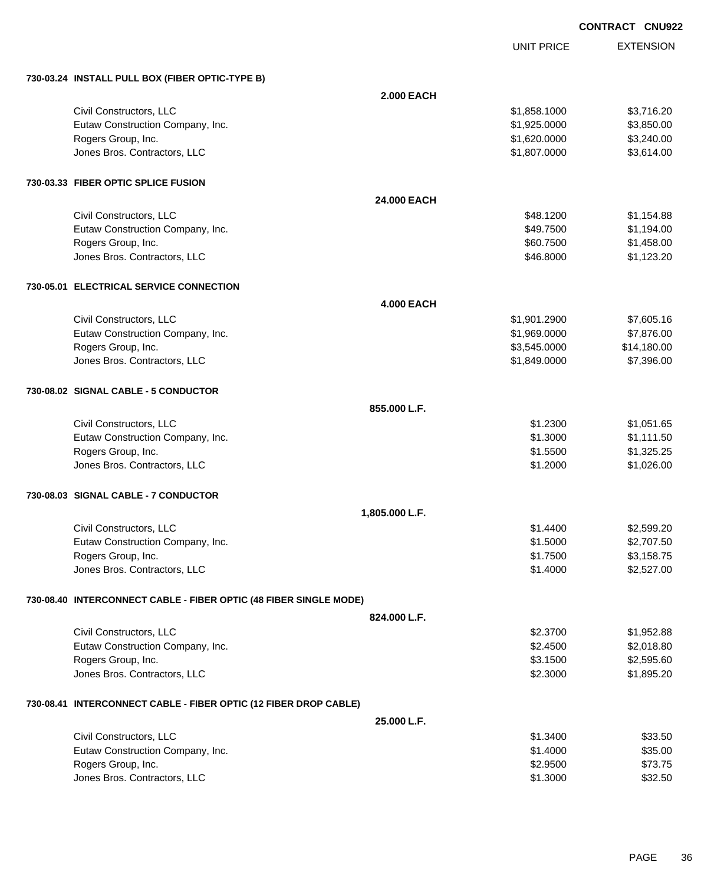**CONTRACT CNU922**

| | | UNIT PRICE | EXTENSION |
|---|---|---|---|
| **730-03.24 INSTALL PULL BOX (FIBER OPTIC-TYPE B)** | | | |
| | **2.000 EACH** | | |
| Civil Constructors, LLC | | $1,858.1000 | $3,716.20 |
| Eutaw Construction Company, Inc. | | $1,925.0000 | $3,850.00 |
| Rogers Group, Inc. | | $1,620.0000 | $3,240.00 |
| Jones Bros. Contractors, LLC | | $1,807.0000 | $3,614.00 |
| **730-03.33 FIBER OPTIC SPLICE FUSION** | | | |
| | **24.000 EACH** | | |
| Civil Constructors, LLC | | $48.1200 | $1,154.88 |
| Eutaw Construction Company, Inc. | | $49.7500 | $1,194.00 |
| Rogers Group, Inc. | | $60.7500 | $1,458.00 |
| Jones Bros. Contractors, LLC | | $46.8000 | $1,123.20 |
| **730-05.01 ELECTRICAL SERVICE CONNECTION** | | | |
| | **4.000 EACH** | | |
| Civil Constructors, LLC | | $1,901.2900 | $7,605.16 |
| Eutaw Construction Company, Inc. | | $1,969.0000 | $7,876.00 |
| Rogers Group, Inc. | | $3,545.0000 | $14,180.00 |
| Jones Bros. Contractors, LLC | | $1,849.0000 | $7,396.00 |
| **730-08.02 SIGNAL CABLE - 5 CONDUCTOR** | | | |
| | **855.000 L.F.** | | |
| Civil Constructors, LLC | | $1.2300 | $1,051.65 |
| Eutaw Construction Company, Inc. | | $1.3000 | $1,111.50 |
| Rogers Group, Inc. | | $1.5500 | $1,325.25 |
| Jones Bros. Contractors, LLC | | $1.2000 | $1,026.00 |
| **730-08.03 SIGNAL CABLE - 7 CONDUCTOR** | | | |
| | **1,805.000 L.F.** | | |
| Civil Constructors, LLC | | $1.4400 | $2,599.20 |
| Eutaw Construction Company, Inc. | | $1.5000 | $2,707.50 |
| Rogers Group, Inc. | | $1.7500 | $3,158.75 |
| Jones Bros. Contractors, LLC | | $1.4000 | $2,527.00 |
| **730-08.40 INTERCONNECT CABLE - FIBER OPTIC (48 FIBER SINGLE MODE)** | | | |
| | **824.000 L.F.** | | |
| Civil Constructors, LLC | | $2.3700 | $1,952.88 |
| Eutaw Construction Company, Inc. | | $2.4500 | $2,018.80 |
| Rogers Group, Inc. | | $3.1500 | $2,595.60 |
| Jones Bros. Contractors, LLC | | $2.3000 | $1,895.20 |
| **730-08.41 INTERCONNECT CABLE - FIBER OPTIC (12 FIBER DROP CABLE)** | | | |
| | **25.000 L.F.** | | |
| Civil Constructors, LLC | | $1.3400 | $33.50 |
| Eutaw Construction Company, Inc. | | $1.4000 | $35.00 |
| Rogers Group, Inc. | | $2.9500 | $73.75 |
| Jones Bros. Contractors, LLC | | $1.3000 | $32.50 |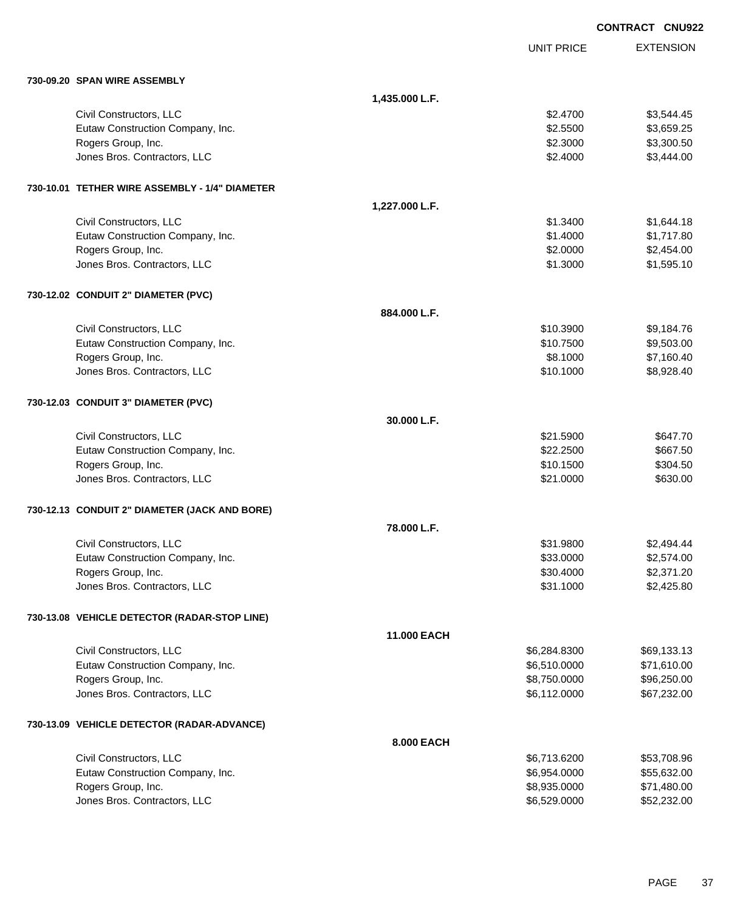**CONTRACT CNU922**

| | | UNIT PRICE | EXTENSION |
|---|---|---|---|
| **730-09.20 SPAN WIRE ASSEMBLY** | | | |
| | **1,435.000 L.F.** | | |
| Civil Constructors, LLC | | $2.4700 | $3,544.45 |
| Eutaw Construction Company, Inc. | | $2.5500 | $3,659.25 |
| Rogers Group, Inc. | | $2.3000 | $3,300.50 |
| Jones Bros. Contractors, LLC | | $2.4000 | $3,444.00 |
| **730-10.01 TETHER WIRE ASSEMBLY - 1/4" DIAMETER** | | | |
| | **1,227.000 L.F.** | | |
| Civil Constructors, LLC | | $1.3400 | $1,644.18 |
| Eutaw Construction Company, Inc. | | $1.4000 | $1,717.80 |
| Rogers Group, Inc. | | $2.0000 | $2,454.00 |
| Jones Bros. Contractors, LLC | | $1.3000 | $1,595.10 |
| **730-12.02 CONDUIT 2" DIAMETER (PVC)** | | | |
| | **884.000 L.F.** | | |
| Civil Constructors, LLC | | $10.3900 | $9,184.76 |
| Eutaw Construction Company, Inc. | | $10.7500 | $9,503.00 |
| Rogers Group, Inc. | | $8.1000 | $7,160.40 |
| Jones Bros. Contractors, LLC | | $10.1000 | $8,928.40 |
| **730-12.03 CONDUIT 3" DIAMETER (PVC)** | | | |
| | **30.000 L.F.** | | |
| Civil Constructors, LLC | | $21.5900 | $647.70 |
| Eutaw Construction Company, Inc. | | $22.2500 | $667.50 |
| Rogers Group, Inc. | | $10.1500 | $304.50 |
| Jones Bros. Contractors, LLC | | $21.0000 | $630.00 |
| **730-12.13 CONDUIT 2" DIAMETER (JACK AND BORE)** | | | |
| | **78.000 L.F.** | | |
| Civil Constructors, LLC | | $31.9800 | $2,494.44 |
| Eutaw Construction Company, Inc. | | $33.0000 | $2,574.00 |
| Rogers Group, Inc. | | $30.4000 | $2,371.20 |
| Jones Bros. Contractors, LLC | | $31.1000 | $2,425.80 |
| **730-13.08 VEHICLE DETECTOR (RADAR-STOP LINE)** | | | |
| | **11.000 EACH** | | |
| Civil Constructors, LLC | | $6,284.8300 | $69,133.13 |
| Eutaw Construction Company, Inc. | | $6,510.0000 | $71,610.00 |
| Rogers Group, Inc. | | $8,750.0000 | $96,250.00 |
| Jones Bros. Contractors, LLC | | $6,112.0000 | $67,232.00 |
| **730-13.09 VEHICLE DETECTOR (RADAR-ADVANCE)** | | | |
| | **8.000 EACH** | | |
| Civil Constructors, LLC | | $6,713.6200 | $53,708.96 |
| Eutaw Construction Company, Inc. | | $6,954.0000 | $55,632.00 |
| Rogers Group, Inc. | | $8,935.0000 | $71,480.00 |
| Jones Bros. Contractors, LLC | | $6,529.0000 | $52,232.00 |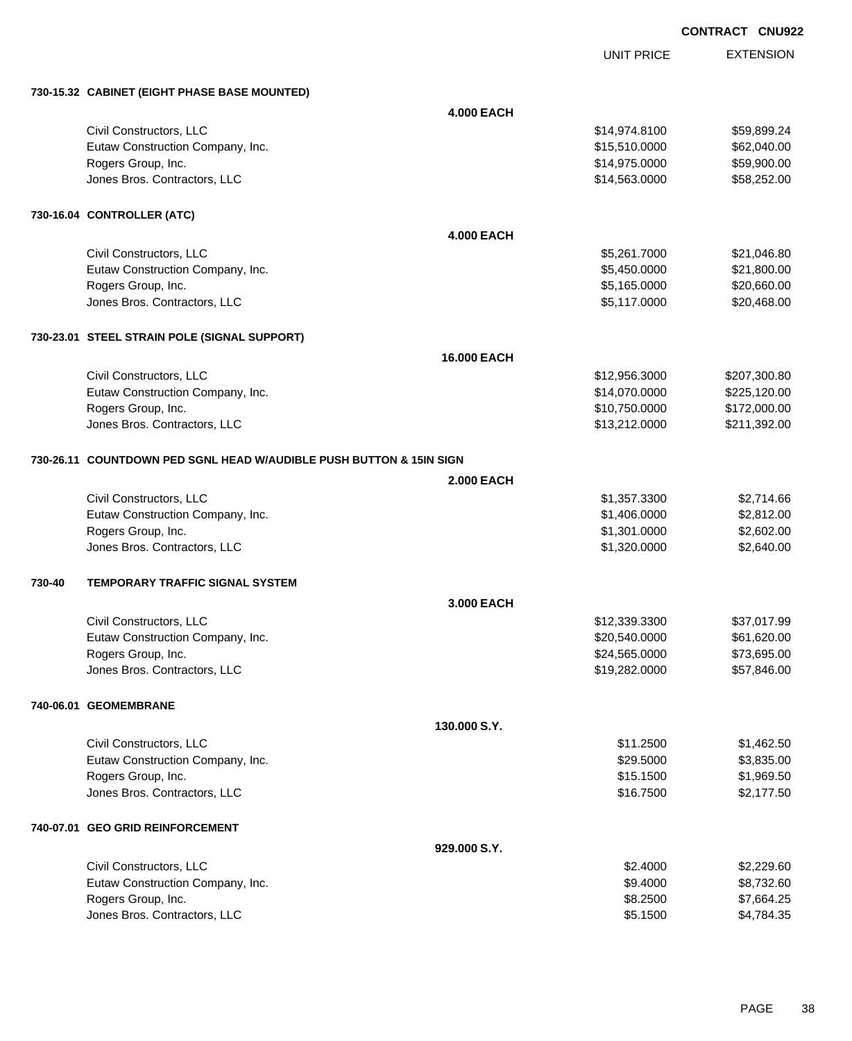**CONTRACT CNU922**

| | UNIT PRICE | EXTENSION |
|---|---|---|
| **730-15.32 CABINET (EIGHT PHASE BASE MOUNTED)** | | |
| **4.000 EACH** | | |
| Civil Constructors, LLC | $14,974.8100 | $59,899.24 |
| Eutaw Construction Company, Inc. | $15,510.0000 | $62,040.00 |
| Rogers Group, Inc. | $14,975.0000 | $59,900.00 |
| Jones Bros. Contractors, LLC | $14,563.0000 | $58,252.00 |
| **730-16.04 CONTROLLER (ATC)** | | |
| **4.000 EACH** | | |
| Civil Constructors, LLC | $5,261.7000 | $21,046.80 |
| Eutaw Construction Company, Inc. | $5,450.0000 | $21,800.00 |
| Rogers Group, Inc. | $5,165.0000 | $20,660.00 |
| Jones Bros. Contractors, LLC | $5,117.0000 | $20,468.00 |
| **730-23.01 STEEL STRAIN POLE (SIGNAL SUPPORT)** | | |
| **16.000 EACH** | | |
| Civil Constructors, LLC | $12,956.3000 | $207,300.80 |
| Eutaw Construction Company, Inc. | $14,070.0000 | $225,120.00 |
| Rogers Group, Inc. | $10,750.0000 | $172,000.00 |
| Jones Bros. Contractors, LLC | $13,212.0000 | $211,392.00 |
| **730-26.11 COUNTDOWN PED SGNL HEAD W/AUDIBLE PUSH BUTTON & 15IN SIGN** | | |
| **2.000 EACH** | | |
| Civil Constructors, LLC | $1,357.3300 | $2,714.66 |
| Eutaw Construction Company, Inc. | $1,406.0000 | $2,812.00 |
| Rogers Group, Inc. | $1,301.0000 | $2,602.00 |
| Jones Bros. Contractors, LLC | $1,320.0000 | $2,640.00 |
| **730-40 TEMPORARY TRAFFIC SIGNAL SYSTEM** | | |
| **3.000 EACH** | | |
| Civil Constructors, LLC | $12,339.3300 | $37,017.99 |
| Eutaw Construction Company, Inc. | $20,540.0000 | $61,620.00 |
| Rogers Group, Inc. | $24,565.0000 | $73,695.00 |
| Jones Bros. Contractors, LLC | $19,282.0000 | $57,846.00 |
| **740-06.01 GEOMEMBRANE** | | |
| **130.000 S.Y.** | | |
| Civil Constructors, LLC | $11.2500 | $1,462.50 |
| Eutaw Construction Company, Inc. | $29.5000 | $3,835.00 |
| Rogers Group, Inc. | $15.1500 | $1,969.50 |
| Jones Bros. Contractors, LLC | $16.7500 | $2,177.50 |
| **740-07.01 GEO GRID REINFORCEMENT** | | |
| **929.000 S.Y.** | | |
| Civil Constructors, LLC | $2.4000 | $2,229.60 |
| Eutaw Construction Company, Inc. | $9.4000 | $8,732.60 |
| Rogers Group, Inc. | $8.2500 | $7,664.25 |
| Jones Bros. Contractors, LLC | $5.1500 | $4,784.35 |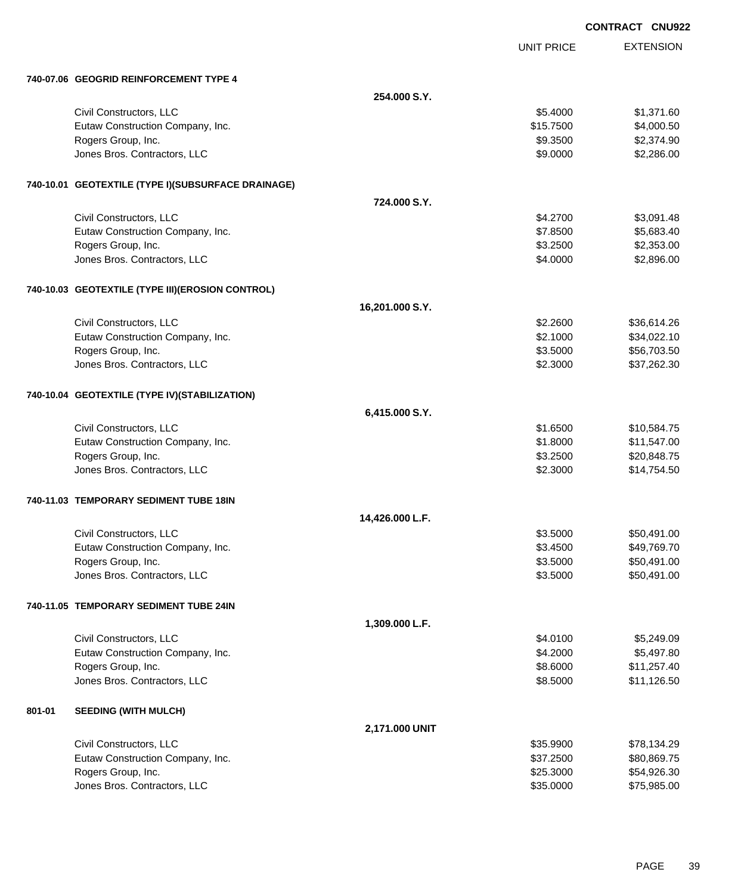CONTRACT CNU922

| | | UNIT PRICE | EXTENSION |
|---|---|---|---|
| **740-07.06 GEOGRID REINFORCEMENT TYPE 4** | | | |
| | **254.000 S.Y.** | | |
| Civil Constructors, LLC | | $5.4000 | $1,371.60 |
| Eutaw Construction Company, Inc. | | $15.7500 | $4,000.50 |
| Rogers Group, Inc. | | $9.3500 | $2,374.90 |
| Jones Bros. Contractors, LLC | | $9.0000 | $2,286.00 |
| **740-10.01 GEOTEXTILE (TYPE I)(SUBSURFACE DRAINAGE)** | | | |
| | **724.000 S.Y.** | | |
| Civil Constructors, LLC | | $4.2700 | $3,091.48 |
| Eutaw Construction Company, Inc. | | $7.8500 | $5,683.40 |
| Rogers Group, Inc. | | $3.2500 | $2,353.00 |
| Jones Bros. Contractors, LLC | | $4.0000 | $2,896.00 |
| **740-10.03 GEOTEXTILE (TYPE III)(EROSION CONTROL)** | | | |
| | **16,201.000 S.Y.** | | |
| Civil Constructors, LLC | | $2.2600 | $36,614.26 |
| Eutaw Construction Company, Inc. | | $2.1000 | $34,022.10 |
| Rogers Group, Inc. | | $3.5000 | $56,703.50 |
| Jones Bros. Contractors, LLC | | $2.3000 | $37,262.30 |
| **740-10.04 GEOTEXTILE (TYPE IV)(STABILIZATION)** | | | |
| | **6,415.000 S.Y.** | | |
| Civil Constructors, LLC | | $1.6500 | $10,584.75 |
| Eutaw Construction Company, Inc. | | $1.8000 | $11,547.00 |
| Rogers Group, Inc. | | $3.2500 | $20,848.75 |
| Jones Bros. Contractors, LLC | | $2.3000 | $14,754.50 |
| **740-11.03 TEMPORARY SEDIMENT TUBE 18IN** | | | |
| | **14,426.000 L.F.** | | |
| Civil Constructors, LLC | | $3.5000 | $50,491.00 |
| Eutaw Construction Company, Inc. | | $3.4500 | $49,769.70 |
| Rogers Group, Inc. | | $3.5000 | $50,491.00 |
| Jones Bros. Contractors, LLC | | $3.5000 | $50,491.00 |
| **740-11.05 TEMPORARY SEDIMENT TUBE 24IN** | | | |
| | **1,309.000 L.F.** | | |
| Civil Constructors, LLC | | $4.0100 | $5,249.09 |
| Eutaw Construction Company, Inc. | | $4.2000 | $5,497.80 |
| Rogers Group, Inc. | | $8.6000 | $11,257.40 |
| Jones Bros. Contractors, LLC | | $8.5000 | $11,126.50 |
| **801-01 SEEDING (WITH MULCH)** | | | |
| | **2,171.000 UNIT** | | |
| Civil Constructors, LLC | | $35.9900 | $78,134.29 |
| Eutaw Construction Company, Inc. | | $37.2500 | $80,869.75 |
| Rogers Group, Inc. | | $25.3000 | $54,926.30 |
| Jones Bros. Contractors, LLC | | $35.0000 | $75,985.00 |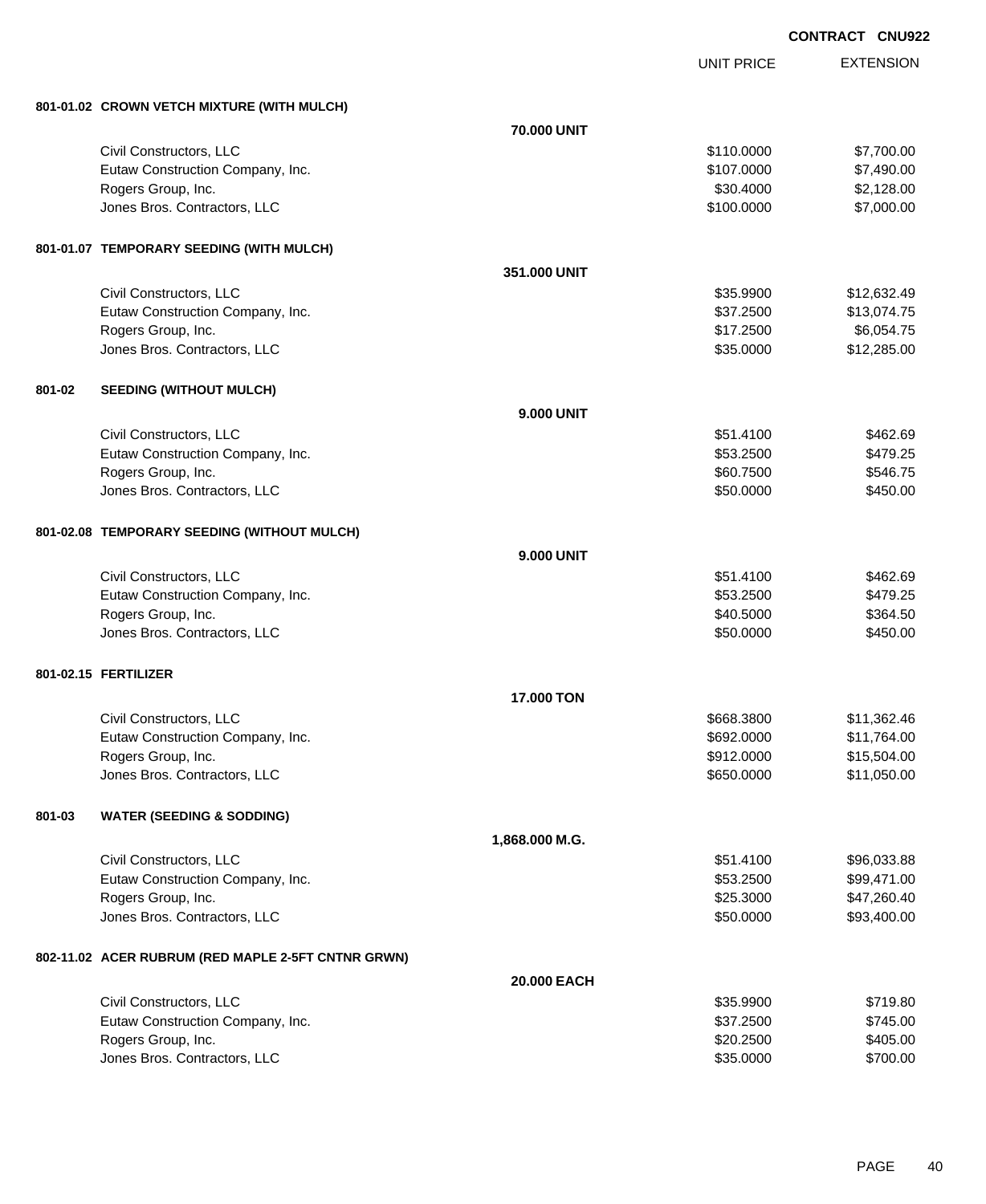**CONTRACT CNU922**

| | | UNIT PRICE | EXTENSION |
|---|---|---|---|
| **801-01.02 CROWN VETCH MIXTURE (WITH MULCH)** | | | |
| | **70.000 UNIT** | | |
| Civil Constructors, LLC | | $110.0000 | $7,700.00 |
| Eutaw Construction Company, Inc. | | $107.0000 | $7,490.00 |
| Rogers Group, Inc. | | $30.4000 | $2,128.00 |
| Jones Bros. Contractors, LLC | | $100.0000 | $7,000.00 |
| **801-01.07 TEMPORARY SEEDING (WITH MULCH)** | | | |
| | **351.000 UNIT** | | |
| Civil Constructors, LLC | | $35.9900 | $12,632.49 |
| Eutaw Construction Company, Inc. | | $37.2500 | $13,074.75 |
| Rogers Group, Inc. | | $17.2500 | $6,054.75 |
| Jones Bros. Contractors, LLC | | $35.0000 | $12,285.00 |
| **801-02 SEEDING (WITHOUT MULCH)** | | | |
| | **9.000 UNIT** | | |
| Civil Constructors, LLC | | $51.4100 | $462.69 |
| Eutaw Construction Company, Inc. | | $53.2500 | $479.25 |
| Rogers Group, Inc. | | $60.7500 | $546.75 |
| Jones Bros. Contractors, LLC | | $50.0000 | $450.00 |
| **801-02.08 TEMPORARY SEEDING (WITHOUT MULCH)** | | | |
| | **9.000 UNIT** | | |
| Civil Constructors, LLC | | $51.4100 | $462.69 |
| Eutaw Construction Company, Inc. | | $53.2500 | $479.25 |
| Rogers Group, Inc. | | $40.5000 | $364.50 |
| Jones Bros. Contractors, LLC | | $50.0000 | $450.00 |
| **801-02.15 FERTILIZER** | | | |
| | **17.000 TON** | | |
| Civil Constructors, LLC | | $668.3800 | $11,362.46 |
| Eutaw Construction Company, Inc. | | $692.0000 | $11,764.00 |
| Rogers Group, Inc. | | $912.0000 | $15,504.00 |
| Jones Bros. Contractors, LLC | | $650.0000 | $11,050.00 |
| **801-03 WATER (SEEDING & SODDING)** | | | |
| | **1,868.000 M.G.** | | |
| Civil Constructors, LLC | | $51.4100 | $96,033.88 |
| Eutaw Construction Company, Inc. | | $53.2500 | $99,471.00 |
| Rogers Group, Inc. | | $25.3000 | $47,260.40 |
| Jones Bros. Contractors, LLC | | $50.0000 | $93,400.00 |
| **802-11.02 ACER RUBRUM (RED MAPLE 2-5FT CNTNR GRWN)** | | | |
| | **20.000 EACH** | | |
| Civil Constructors, LLC | | $35.9900 | $719.80 |
| Eutaw Construction Company, Inc. | | $37.2500 | $745.00 |
| Rogers Group, Inc. | | $20.2500 | $405.00 |
| Jones Bros. Contractors, LLC | | $35.0000 | $700.00 |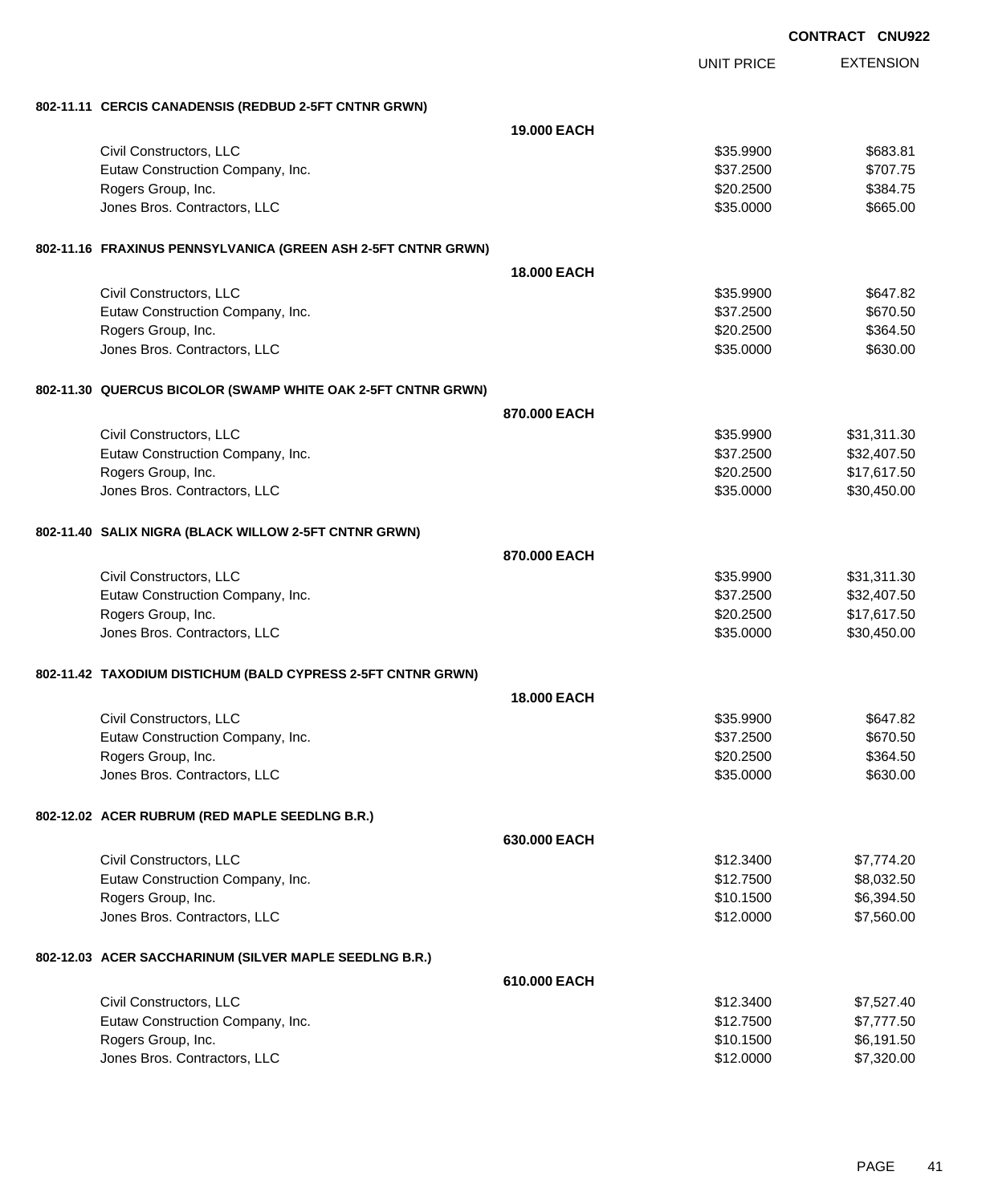CONTRACT CNU922

| | | UNIT PRICE | EXTENSION |
|---|---|---|---|
| **802-11.11 CERCIS CANADENSIS (REDBUD 2-5FT CNTNR GRWN)** | | | |
| | **19.000 EACH** | | |
| Civil Constructors, LLC | | $35.9900 | $683.81 |
| Eutaw Construction Company, Inc. | | $37.2500 | $707.75 |
| Rogers Group, Inc. | | $20.2500 | $384.75 |
| Jones Bros. Contractors, LLC | | $35.0000 | $665.00 |
| **802-11.16 FRAXINUS PENNSYLVANICA (GREEN ASH 2-5FT CNTNR GRWN)** | | | |
| | **18.000 EACH** | | |
| Civil Constructors, LLC | | $35.9900 | $647.82 |
| Eutaw Construction Company, Inc. | | $37.2500 | $670.50 |
| Rogers Group, Inc. | | $20.2500 | $364.50 |
| Jones Bros. Contractors, LLC | | $35.0000 | $630.00 |
| **802-11.30 QUERCUS BICOLOR (SWAMP WHITE OAK 2-5FT CNTNR GRWN)** | | | |
| | **870.000 EACH** | | |
| Civil Constructors, LLC | | $35.9900 | $31,311.30 |
| Eutaw Construction Company, Inc. | | $37.2500 | $32,407.50 |
| Rogers Group, Inc. | | $20.2500 | $17,617.50 |
| Jones Bros. Contractors, LLC | | $35.0000 | $30,450.00 |
| **802-11.40 SALIX NIGRA (BLACK WILLOW 2-5FT CNTNR GRWN)** | | | |
| | **870.000 EACH** | | |
| Civil Constructors, LLC | | $35.9900 | $31,311.30 |
| Eutaw Construction Company, Inc. | | $37.2500 | $32,407.50 |
| Rogers Group, Inc. | | $20.2500 | $17,617.50 |
| Jones Bros. Contractors, LLC | | $35.0000 | $30,450.00 |
| **802-11.42 TAXODIUM DISTICHUM (BALD CYPRESS 2-5FT CNTNR GRWN)** | | | |
| | **18.000 EACH** | | |
| Civil Constructors, LLC | | $35.9900 | $647.82 |
| Eutaw Construction Company, Inc. | | $37.2500 | $670.50 |
| Rogers Group, Inc. | | $20.2500 | $364.50 |
| Jones Bros. Contractors, LLC | | $35.0000 | $630.00 |
| **802-12.02 ACER RUBRUM (RED MAPLE SEEDLNG B.R.)** | | | |
| | **630.000 EACH** | | |
| Civil Constructors, LLC | | $12.3400 | $7,774.20 |
| Eutaw Construction Company, Inc. | | $12.7500 | $8,032.50 |
| Rogers Group, Inc. | | $10.1500 | $6,394.50 |
| Jones Bros. Contractors, LLC | | $12.0000 | $7,560.00 |
| **802-12.03 ACER SACCHARINUM (SILVER MAPLE SEEDLNG B.R.)** | | | |
| | **610.000 EACH** | | |
| Civil Constructors, LLC | | $12.3400 | $7,527.40 |
| Eutaw Construction Company, Inc. | | $12.7500 | $7,777.50 |
| Rogers Group, Inc. | | $10.1500 | $6,191.50 |
| Jones Bros. Contractors, LLC | | $12.0000 | $7,320.00 |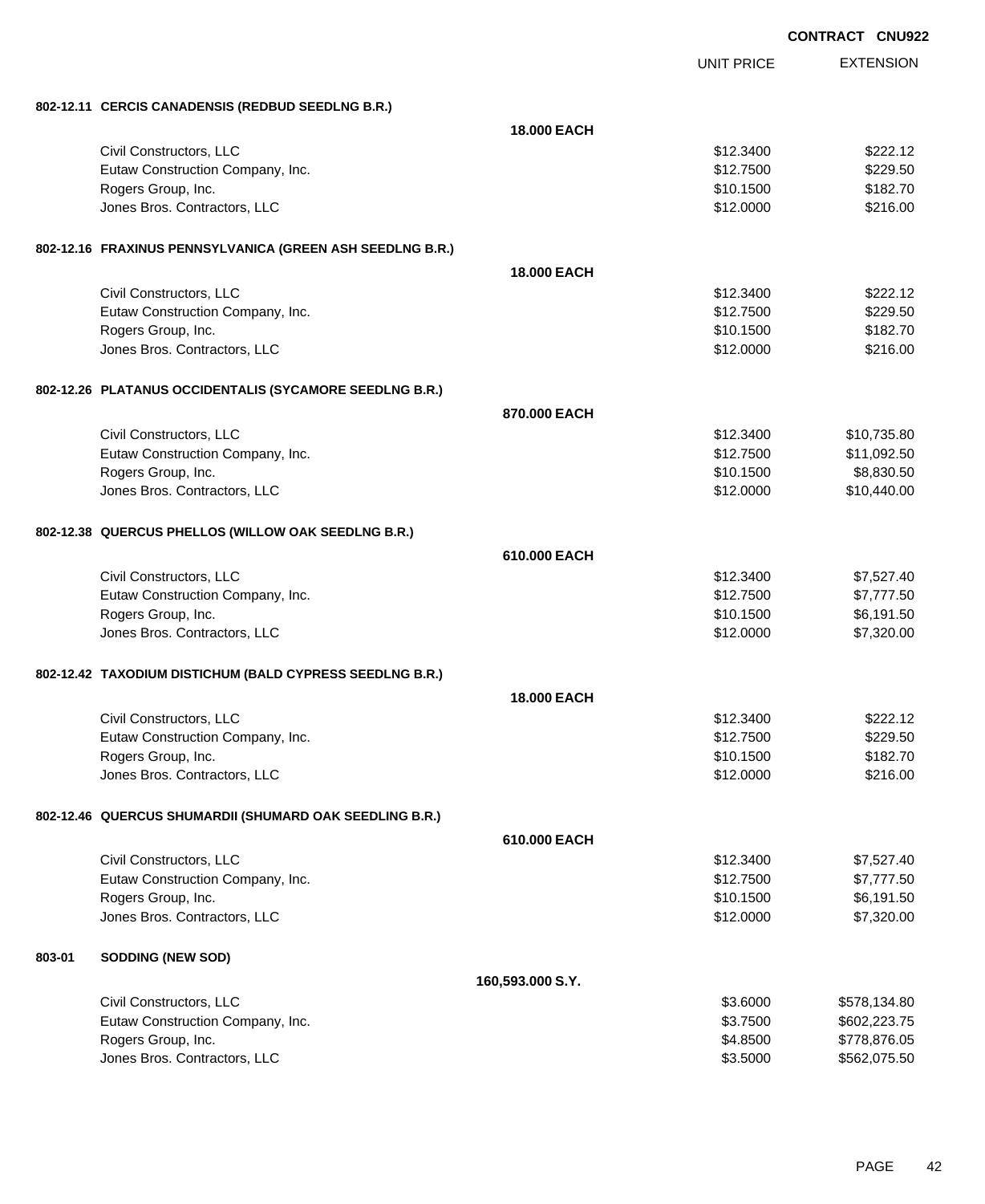CONTRACT CNU922

| | | UNIT PRICE | EXTENSION |
|---|---|---|---|
| **802-12.11 CERCIS CANADENSIS (REDBUD SEEDLNG B.R.)** | | | |
| | **18.000 EACH** | | |
| Civil Constructors, LLC | | $12.3400 | $222.12 |
| Eutaw Construction Company, Inc. | | $12.7500 | $229.50 |
| Rogers Group, Inc. | | $10.1500 | $182.70 |
| Jones Bros. Contractors, LLC | | $12.0000 | $216.00 |
| **802-12.16 FRAXINUS PENNSYLVANICA (GREEN ASH SEEDLNG B.R.)** | | | |
| | **18.000 EACH** | | |
| Civil Constructors, LLC | | $12.3400 | $222.12 |
| Eutaw Construction Company, Inc. | | $12.7500 | $229.50 |
| Rogers Group, Inc. | | $10.1500 | $182.70 |
| Jones Bros. Contractors, LLC | | $12.0000 | $216.00 |
| **802-12.26 PLATANUS OCCIDENTALIS (SYCAMORE SEEDLNG B.R.)** | | | |
| | **870.000 EACH** | | |
| Civil Constructors, LLC | | $12.3400 | $10,735.80 |
| Eutaw Construction Company, Inc. | | $12.7500 | $11,092.50 |
| Rogers Group, Inc. | | $10.1500 | $8,830.50 |
| Jones Bros. Contractors, LLC | | $12.0000 | $10,440.00 |
| **802-12.38 QUERCUS PHELLOS (WILLOW OAK SEEDLNG B.R.)** | | | |
| | **610.000 EACH** | | |
| Civil Constructors, LLC | | $12.3400 | $7,527.40 |
| Eutaw Construction Company, Inc. | | $12.7500 | $7,777.50 |
| Rogers Group, Inc. | | $10.1500 | $6,191.50 |
| Jones Bros. Contractors, LLC | | $12.0000 | $7,320.00 |
| **802-12.42 TAXODIUM DISTICHUM (BALD CYPRESS SEEDLNG B.R.)** | | | |
| | **18.000 EACH** | | |
| Civil Constructors, LLC | | $12.3400 | $222.12 |
| Eutaw Construction Company, Inc. | | $12.7500 | $229.50 |
| Rogers Group, Inc. | | $10.1500 | $182.70 |
| Jones Bros. Contractors, LLC | | $12.0000 | $216.00 |
| **802-12.46 QUERCUS SHUMARDII (SHUMARD OAK SEEDLING B.R.)** | | | |
| | **610.000 EACH** | | |
| Civil Constructors, LLC | | $12.3400 | $7,527.40 |
| Eutaw Construction Company, Inc. | | $12.7500 | $7,777.50 |
| Rogers Group, Inc. | | $10.1500 | $6,191.50 |
| Jones Bros. Contractors, LLC | | $12.0000 | $7,320.00 |
| **803-01 SODDING (NEW SOD)** | | | |
| | **160,593.000 S.Y.** | | |
| Civil Constructors, LLC | | $3.6000 | $578,134.80 |
| Eutaw Construction Company, Inc. | | $3.7500 | $602,223.75 |
| Rogers Group, Inc. | | $4.8500 | $778,876.05 |
| Jones Bros. Contractors, LLC | | $3.5000 | $562,075.50 |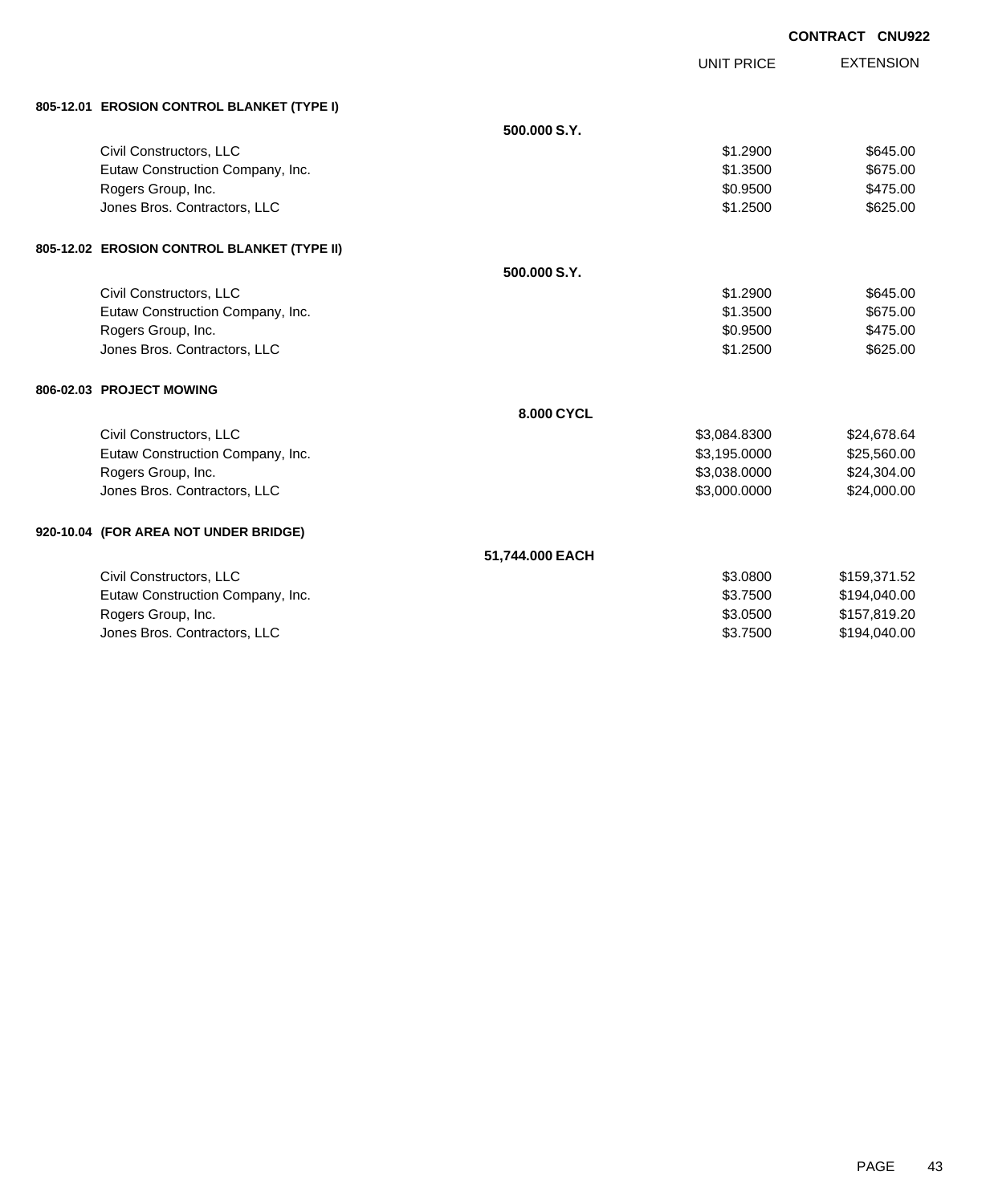**CONTRACT CNU922**

| | | UNIT PRICE | EXTENSION |
|---|---|---|---|
| **805-12.01 EROSION CONTROL BLANKET (TYPE I)** | | | |
| | **500.000 S.Y.** | | |
| Civil Constructors, LLC | | $1.2900 | $645.00 |
| Eutaw Construction Company, Inc. | | $1.3500 | $675.00 |
| Rogers Group, Inc. | | $0.9500 | $475.00 |
| Jones Bros. Contractors, LLC | | $1.2500 | $625.00 |
| **805-12.02 EROSION CONTROL BLANKET (TYPE II)** | | | |
| | **500.000 S.Y.** | | |
| Civil Constructors, LLC | | $1.2900 | $645.00 |
| Eutaw Construction Company, Inc. | | $1.3500 | $675.00 |
| Rogers Group, Inc. | | $0.9500 | $475.00 |
| Jones Bros. Contractors, LLC | | $1.2500 | $625.00 |
| **806-02.03 PROJECT MOWING** | | | |
| | **8.000 CYCL** | | |
| Civil Constructors, LLC | | $3,084.8300 | $24,678.64 |
| Eutaw Construction Company, Inc. | | $3,195.0000 | $25,560.00 |
| Rogers Group, Inc. | | $3,038.0000 | $24,304.00 |
| Jones Bros. Contractors, LLC | | $3,000.0000 | $24,000.00 |
| **920-10.04 (FOR AREA NOT UNDER BRIDGE)** | | | |
| | **51,744.000 EACH** | | |
| Civil Constructors, LLC | | $3.0800 | $159,371.52 |
| Eutaw Construction Company, Inc. | | $3.7500 | $194,040.00 |
| Rogers Group, Inc. | | $3.0500 | $157,819.20 |
| Jones Bros. Contractors, LLC | | $3.7500 | $194,040.00 |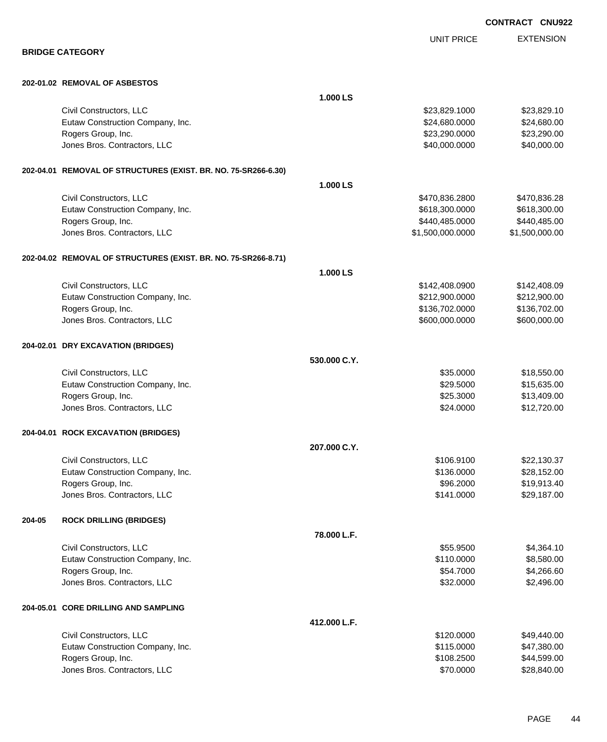**CONTRACT CNU922**

## BRIDGE CATEGORY

| | UNIT PRICE | EXTENSION |
|---|---|---|
| **202-01.02 REMOVAL OF ASBESTOS** | | |
| **1.000 LS** | | |
| Civil Constructors, LLC | $23,829.1000 | $23,829.10 |
| Eutaw Construction Company, Inc. | $24,680.0000 | $24,680.00 |
| Rogers Group, Inc. | $23,290.0000 | $23,290.00 |
| Jones Bros. Contractors, LLC | $40,000.0000 | $40,000.00 |
| **202-04.01 REMOVAL OF STRUCTURES (EXIST. BR. NO. 75-SR266-6.30)** | | |
| **1.000 LS** | | |
| Civil Constructors, LLC | $470,836.2800 | $470,836.28 |
| Eutaw Construction Company, Inc. | $618,300.0000 | $618,300.00 |
| Rogers Group, Inc. | $440,485.0000 | $440,485.00 |
| Jones Bros. Contractors, LLC | $1,500,000.0000 | $1,500,000.00 |
| **202-04.02 REMOVAL OF STRUCTURES (EXIST. BR. NO. 75-SR266-8.71)** | | |
| **1.000 LS** | | |
| Civil Constructors, LLC | $142,408.0900 | $142,408.09 |
| Eutaw Construction Company, Inc. | $212,900.0000 | $212,900.00 |
| Rogers Group, Inc. | $136,702.0000 | $136,702.00 |
| Jones Bros. Contractors, LLC | $600,000.0000 | $600,000.00 |
| **204-02.01 DRY EXCAVATION (BRIDGES)** | | |
| **530.000 C.Y.** | | |
| Civil Constructors, LLC | $35.0000 | $18,550.00 |
| Eutaw Construction Company, Inc. | $29.5000 | $15,635.00 |
| Rogers Group, Inc. | $25.3000 | $13,409.00 |
| Jones Bros. Contractors, LLC | $24.0000 | $12,720.00 |
| **204-04.01 ROCK EXCAVATION (BRIDGES)** | | |
| **207.000 C.Y.** | | |
| Civil Constructors, LLC | $106.9100 | $22,130.37 |
| Eutaw Construction Company, Inc. | $136.0000 | $28,152.00 |
| Rogers Group, Inc. | $96.2000 | $19,913.40 |
| Jones Bros. Contractors, LLC | $141.0000 | $29,187.00 |
| **204-05 ROCK DRILLING (BRIDGES)** | | |
| **78.000 L.F.** | | |
| Civil Constructors, LLC | $55.9500 | $4,364.10 |
| Eutaw Construction Company, Inc. | $110.0000 | $8,580.00 |
| Rogers Group, Inc. | $54.7000 | $4,266.60 |
| Jones Bros. Contractors, LLC | $32.0000 | $2,496.00 |
| **204-05.01 CORE DRILLING AND SAMPLING** | | |
| **412.000 L.F.** | | |
| Civil Constructors, LLC | $120.0000 | $49,440.00 |
| Eutaw Construction Company, Inc. | $115.0000 | $47,380.00 |
| Rogers Group, Inc. | $108.2500 | $44,599.00 |
| Jones Bros. Contractors, LLC | $70.0000 | $28,840.00 |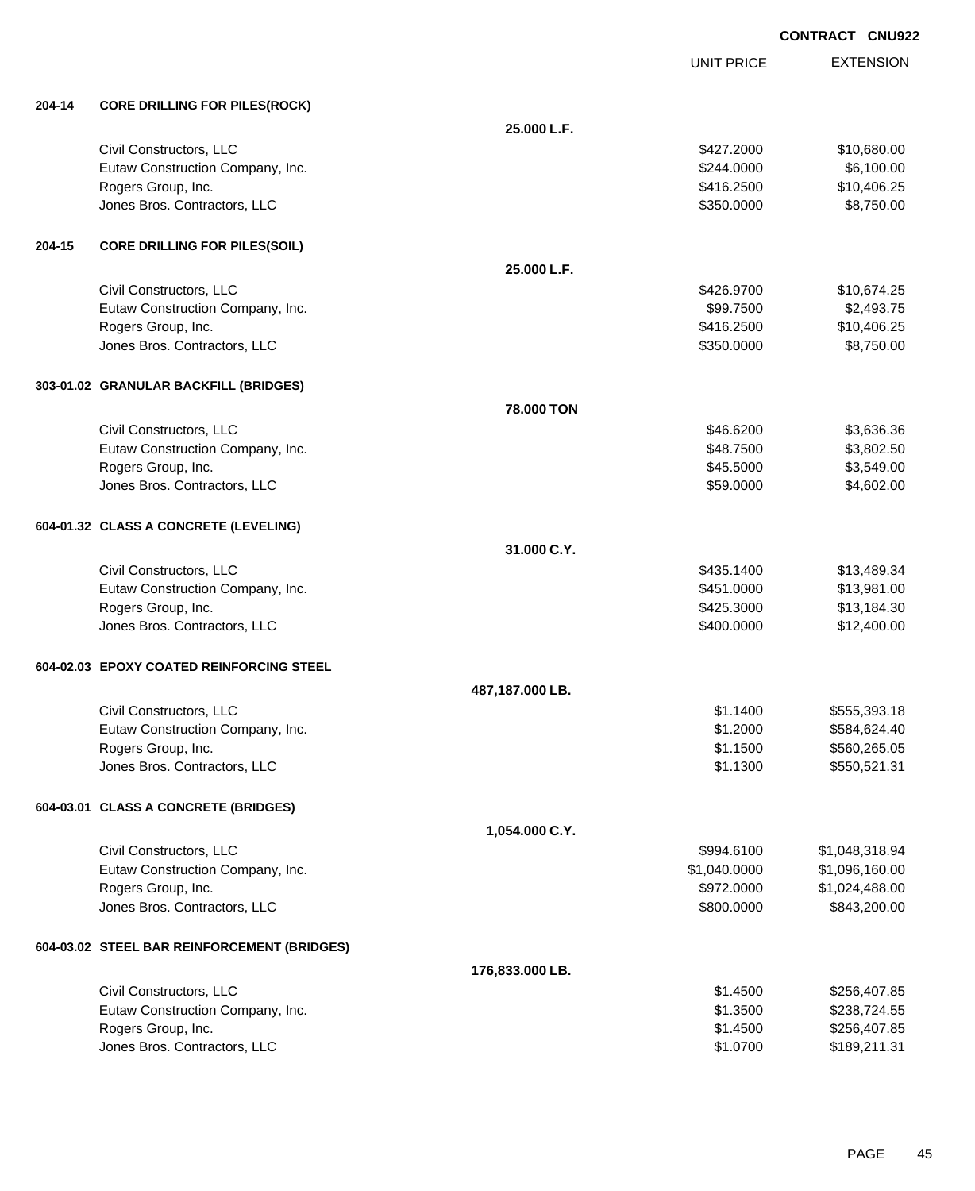**CONTRACT CNU922**

| | | | UNIT PRICE | EXTENSION |
|---|---|---|---|---|
| **204-14** | **CORE DRILLING FOR PILES(ROCK)** | | | |
| | | **25.000 L.F.** | | |
| | Civil Constructors, LLC | | $427.2000 | $10,680.00 |
| | Eutaw Construction Company, Inc. | | $244.0000 | $6,100.00 |
| | Rogers Group, Inc. | | $416.2500 | $10,406.25 |
| | Jones Bros. Contractors, LLC | | $350.0000 | $8,750.00 |
| **204-15** | **CORE DRILLING FOR PILES(SOIL)** | | | |
| | | **25.000 L.F.** | | |
| | Civil Constructors, LLC | | $426.9700 | $10,674.25 |
| | Eutaw Construction Company, Inc. | | $99.7500 | $2,493.75 |
| | Rogers Group, Inc. | | $416.2500 | $10,406.25 |
| | Jones Bros. Contractors, LLC | | $350.0000 | $8,750.00 |
| **303-01.02** | **GRANULAR BACKFILL (BRIDGES)** | | | |
| | | **78.000 TON** | | |
| | Civil Constructors, LLC | | $46.6200 | $3,636.36 |
| | Eutaw Construction Company, Inc. | | $48.7500 | $3,802.50 |
| | Rogers Group, Inc. | | $45.5000 | $3,549.00 |
| | Jones Bros. Contractors, LLC | | $59.0000 | $4,602.00 |
| **604-01.32** | **CLASS A CONCRETE (LEVELING)** | | | |
| | | **31.000 C.Y.** | | |
| | Civil Constructors, LLC | | $435.1400 | $13,489.34 |
| | Eutaw Construction Company, Inc. | | $451.0000 | $13,981.00 |
| | Rogers Group, Inc. | | $425.3000 | $13,184.30 |
| | Jones Bros. Contractors, LLC | | $400.0000 | $12,400.00 |
| **604-02.03** | **EPOXY COATED REINFORCING STEEL** | | | |
| | | **487,187.000 LB.** | | |
| | Civil Constructors, LLC | | $1.1400 | $555,393.18 |
| | Eutaw Construction Company, Inc. | | $1.2000 | $584,624.40 |
| | Rogers Group, Inc. | | $1.1500 | $560,265.05 |
| | Jones Bros. Contractors, LLC | | $1.1300 | $550,521.31 |
| **604-03.01** | **CLASS A CONCRETE (BRIDGES)** | | | |
| | | **1,054.000 C.Y.** | | |
| | Civil Constructors, LLC | | $994.6100 | $1,048,318.94 |
| | Eutaw Construction Company, Inc. | | $1,040.0000 | $1,096,160.00 |
| | Rogers Group, Inc. | | $972.0000 | $1,024,488.00 |
| | Jones Bros. Contractors, LLC | | $800.0000 | $843,200.00 |
| **604-03.02** | **STEEL BAR REINFORCEMENT (BRIDGES)** | | | |
| | | **176,833.000 LB.** | | |
| | Civil Constructors, LLC | | $1.4500 | $256,407.85 |
| | Eutaw Construction Company, Inc. | | $1.3500 | $238,724.55 |
| | Rogers Group, Inc. | | $1.4500 | $256,407.85 |
| | Jones Bros. Contractors, LLC | | $1.0700 | $189,211.31 |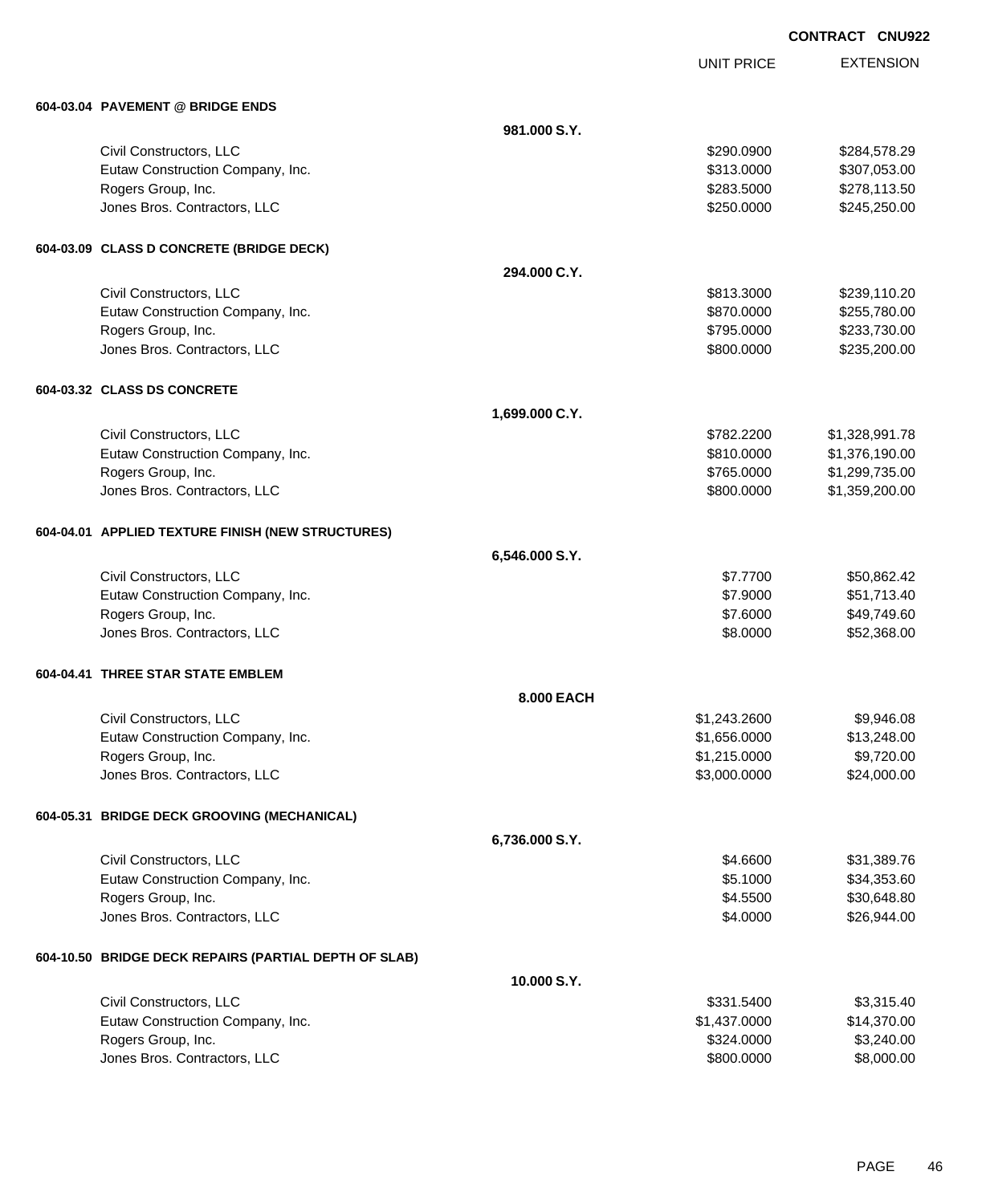**CONTRACT CNU922**

| | | UNIT PRICE | EXTENSION |
|---|---|---|---|
| **604-03.04 PAVEMENT @ BRIDGE ENDS** | | | |
| | **981.000 S.Y.** | | |
| Civil Constructors, LLC | | $290.0900 | $284,578.29 |
| Eutaw Construction Company, Inc. | | $313.0000 | $307,053.00 |
| Rogers Group, Inc. | | $283.5000 | $278,113.50 |
| Jones Bros. Contractors, LLC | | $250.0000 | $245,250.00 |
| **604-03.09 CLASS D CONCRETE (BRIDGE DECK)** | | | |
| | **294.000 C.Y.** | | |
| Civil Constructors, LLC | | $813.3000 | $239,110.20 |
| Eutaw Construction Company, Inc. | | $870.0000 | $255,780.00 |
| Rogers Group, Inc. | | $795.0000 | $233,730.00 |
| Jones Bros. Contractors, LLC | | $800.0000 | $235,200.00 |
| **604-03.32 CLASS DS CONCRETE** | | | |
| | **1,699.000 C.Y.** | | |
| Civil Constructors, LLC | | $782.2200 | $1,328,991.78 |
| Eutaw Construction Company, Inc. | | $810.0000 | $1,376,190.00 |
| Rogers Group, Inc. | | $765.0000 | $1,299,735.00 |
| Jones Bros. Contractors, LLC | | $800.0000 | $1,359,200.00 |
| **604-04.01 APPLIED TEXTURE FINISH (NEW STRUCTURES)** | | | |
| | **6,546.000 S.Y.** | | |
| Civil Constructors, LLC | | $7.7700 | $50,862.42 |
| Eutaw Construction Company, Inc. | | $7.9000 | $51,713.40 |
| Rogers Group, Inc. | | $7.6000 | $49,749.60 |
| Jones Bros. Contractors, LLC | | $8.0000 | $52,368.00 |
| **604-04.41 THREE STAR STATE EMBLEM** | | | |
| | **8.000 EACH** | | |
| Civil Constructors, LLC | | $1,243.2600 | $9,946.08 |
| Eutaw Construction Company, Inc. | | $1,656.0000 | $13,248.00 |
| Rogers Group, Inc. | | $1,215.0000 | $9,720.00 |
| Jones Bros. Contractors, LLC | | $3,000.0000 | $24,000.00 |
| **604-05.31 BRIDGE DECK GROOVING (MECHANICAL)** | | | |
| | **6,736.000 S.Y.** | | |
| Civil Constructors, LLC | | $4.6600 | $31,389.76 |
| Eutaw Construction Company, Inc. | | $5.1000 | $34,353.60 |
| Rogers Group, Inc. | | $4.5500 | $30,648.80 |
| Jones Bros. Contractors, LLC | | $4.0000 | $26,944.00 |
| **604-10.50 BRIDGE DECK REPAIRS (PARTIAL DEPTH OF SLAB)** | | | |
| | **10.000 S.Y.** | | |
| Civil Constructors, LLC | | $331.5400 | $3,315.40 |
| Eutaw Construction Company, Inc. | | $1,437.0000 | $14,370.00 |
| Rogers Group, Inc. | | $324.0000 | $3,240.00 |
| Jones Bros. Contractors, LLC | | $800.0000 | $8,000.00 |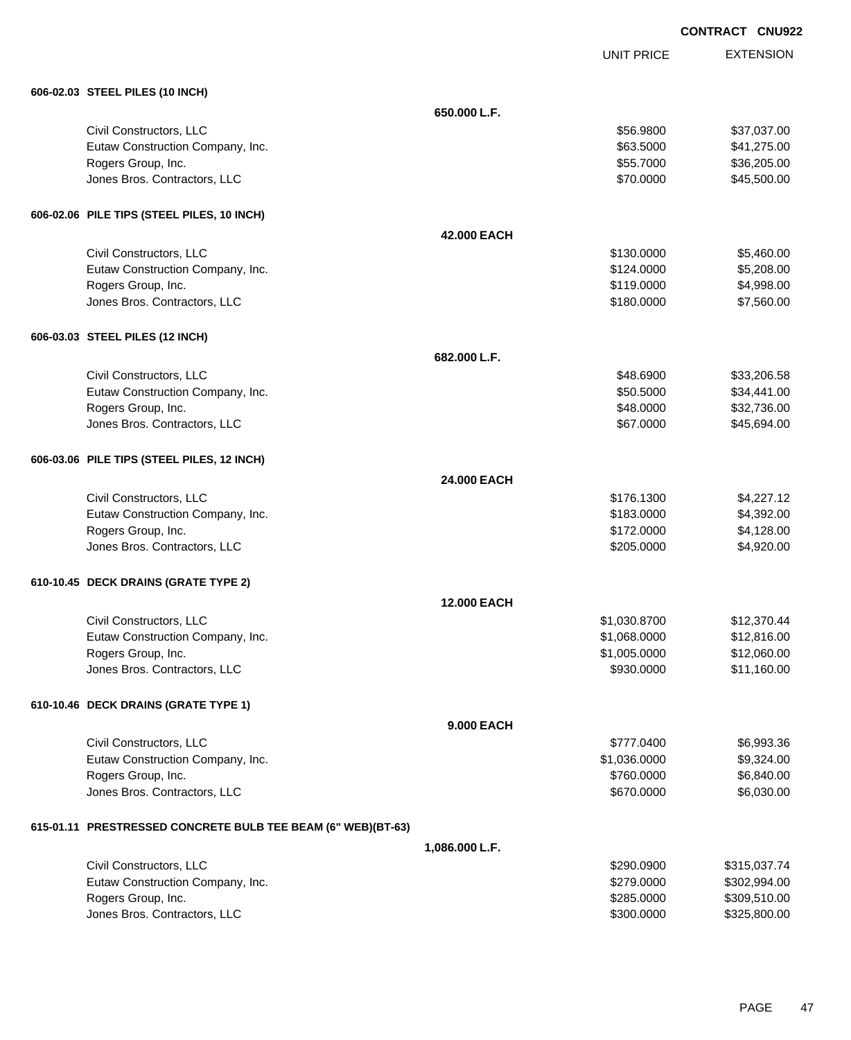**CONTRACT CNU922**

| | | UNIT PRICE | EXTENSION |
|---|---|---|---|
| **606-02.03 STEEL PILES (10 INCH)** | | | |
| | **650.000 L.F.** | | |
| Civil Constructors, LLC | | $56.9800 | $37,037.00 |
| Eutaw Construction Company, Inc. | | $63.5000 | $41,275.00 |
| Rogers Group, Inc. | | $55.7000 | $36,205.00 |
| Jones Bros. Contractors, LLC | | $70.0000 | $45,500.00 |
| **606-02.06 PILE TIPS (STEEL PILES, 10 INCH)** | | | |
| | **42.000 EACH** | | |
| Civil Constructors, LLC | | $130.0000 | $5,460.00 |
| Eutaw Construction Company, Inc. | | $124.0000 | $5,208.00 |
| Rogers Group, Inc. | | $119.0000 | $4,998.00 |
| Jones Bros. Contractors, LLC | | $180.0000 | $7,560.00 |
| **606-03.03 STEEL PILES (12 INCH)** | | | |
| | **682.000 L.F.** | | |
| Civil Constructors, LLC | | $48.6900 | $33,206.58 |
| Eutaw Construction Company, Inc. | | $50.5000 | $34,441.00 |
| Rogers Group, Inc. | | $48.0000 | $32,736.00 |
| Jones Bros. Contractors, LLC | | $67.0000 | $45,694.00 |
| **606-03.06 PILE TIPS (STEEL PILES, 12 INCH)** | | | |
| | **24.000 EACH** | | |
| Civil Constructors, LLC | | $176.1300 | $4,227.12 |
| Eutaw Construction Company, Inc. | | $183.0000 | $4,392.00 |
| Rogers Group, Inc. | | $172.0000 | $4,128.00 |
| Jones Bros. Contractors, LLC | | $205.0000 | $4,920.00 |
| **610-10.45 DECK DRAINS (GRATE TYPE 2)** | | | |
| | **12.000 EACH** | | |
| Civil Constructors, LLC | | $1,030.8700 | $12,370.44 |
| Eutaw Construction Company, Inc. | | $1,068.0000 | $12,816.00 |
| Rogers Group, Inc. | | $1,005.0000 | $12,060.00 |
| Jones Bros. Contractors, LLC | | $930.0000 | $11,160.00 |
| **610-10.46 DECK DRAINS (GRATE TYPE 1)** | | | |
| | **9.000 EACH** | | |
| Civil Constructors, LLC | | $777.0400 | $6,993.36 |
| Eutaw Construction Company, Inc. | | $1,036.0000 | $9,324.00 |
| Rogers Group, Inc. | | $760.0000 | $6,840.00 |
| Jones Bros. Contractors, LLC | | $670.0000 | $6,030.00 |
| **615-01.11 PRESTRESSED CONCRETE BULB TEE BEAM (6" WEB)(BT-63)** | | | |
| | **1,086.000 L.F.** | | |
| Civil Constructors, LLC | | $290.0900 | $315,037.74 |
| Eutaw Construction Company, Inc. | | $279.0000 | $302,994.00 |
| Rogers Group, Inc. | | $285.0000 | $309,510.00 |
| Jones Bros. Contractors, LLC | | $300.0000 | $325,800.00 |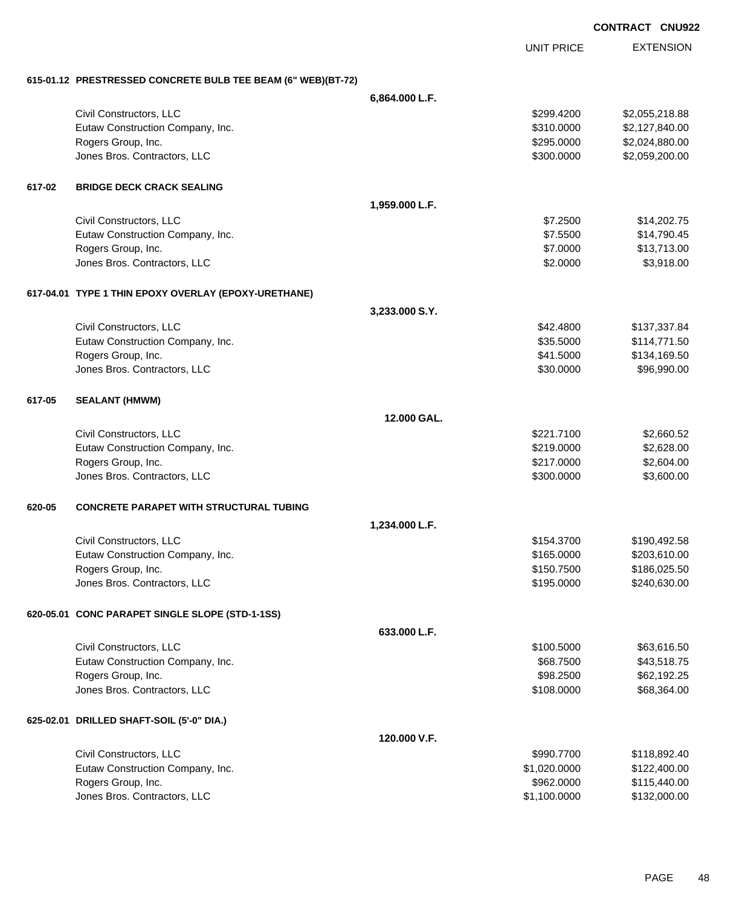CONTRACT CNU922

| | | UNIT PRICE | EXTENSION |
|---|---|---|---|
| **615-01.12 PRESTRESSED CONCRETE BULB TEE BEAM (6" WEB)(BT-72)** | | | |
| | **6,864.000 L.F.** | | |
| Civil Constructors, LLC | | $299.4200 | $2,055,218.88 |
| Eutaw Construction Company, Inc. | | $310.0000 | $2,127,840.00 |
| Rogers Group, Inc. | | $295.0000 | $2,024,880.00 |
| Jones Bros. Contractors, LLC | | $300.0000 | $2,059,200.00 |
| **617-02 BRIDGE DECK CRACK SEALING** | | | |
| | **1,959.000 L.F.** | | |
| Civil Constructors, LLC | | $7.2500 | $14,202.75 |
| Eutaw Construction Company, Inc. | | $7.5500 | $14,790.45 |
| Rogers Group, Inc. | | $7.0000 | $13,713.00 |
| Jones Bros. Contractors, LLC | | $2.0000 | $3,918.00 |
| **617-04.01 TYPE 1 THIN EPOXY OVERLAY (EPOXY-URETHANE)** | | | |
| | **3,233.000 S.Y.** | | |
| Civil Constructors, LLC | | $42.4800 | $137,337.84 |
| Eutaw Construction Company, Inc. | | $35.5000 | $114,771.50 |
| Rogers Group, Inc. | | $41.5000 | $134,169.50 |
| Jones Bros. Contractors, LLC | | $30.0000 | $96,990.00 |
| **617-05 SEALANT (HMWM)** | | | |
| | **12.000 GAL.** | | |
| Civil Constructors, LLC | | $221.7100 | $2,660.52 |
| Eutaw Construction Company, Inc. | | $219.0000 | $2,628.00 |
| Rogers Group, Inc. | | $217.0000 | $2,604.00 |
| Jones Bros. Contractors, LLC | | $300.0000 | $3,600.00 |
| **620-05 CONCRETE PARAPET WITH STRUCTURAL TUBING** | | | |
| | **1,234.000 L.F.** | | |
| Civil Constructors, LLC | | $154.3700 | $190,492.58 |
| Eutaw Construction Company, Inc. | | $165.0000 | $203,610.00 |
| Rogers Group, Inc. | | $150.7500 | $186,025.50 |
| Jones Bros. Contractors, LLC | | $195.0000 | $240,630.00 |
| **620-05.01 CONC PARAPET SINGLE SLOPE (STD-1-1SS)** | | | |
| | **633.000 L.F.** | | |
| Civil Constructors, LLC | | $100.5000 | $63,616.50 |
| Eutaw Construction Company, Inc. | | $68.7500 | $43,518.75 |
| Rogers Group, Inc. | | $98.2500 | $62,192.25 |
| Jones Bros. Contractors, LLC | | $108.0000 | $68,364.00 |
| **625-02.01 DRILLED SHAFT-SOIL (5'-0" DIA.)** | | | |
| | **120.000 V.F.** | | |
| Civil Constructors, LLC | | $990.7700 | $118,892.40 |
| Eutaw Construction Company, Inc. | | $1,020.0000 | $122,400.00 |
| Rogers Group, Inc. | | $962.0000 | $115,440.00 |
| Jones Bros. Contractors, LLC | | $1,100.0000 | $132,000.00 |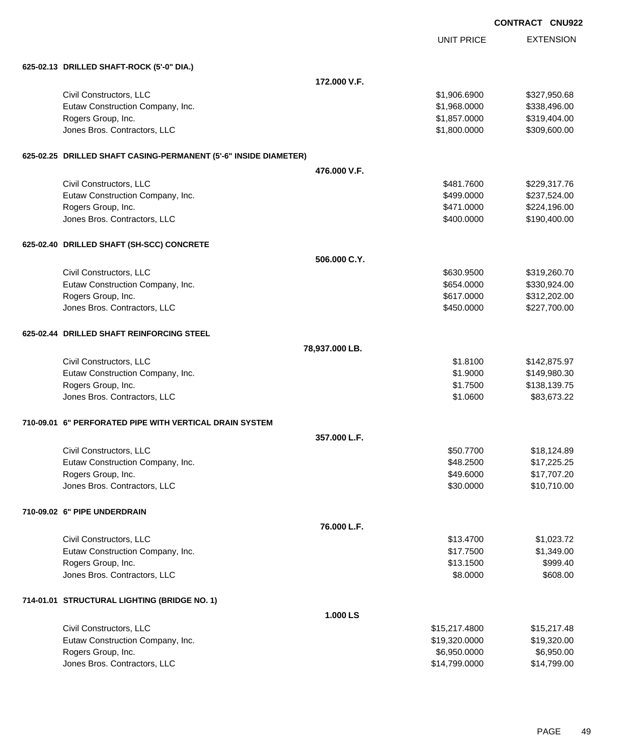**CONTRACT CNU922**

| | UNIT PRICE | EXTENSION |
|---|---|---|
| **625-02.13 DRILLED SHAFT-ROCK (5'-0" DIA.)** | | |
| **172.000 V.F.** | | |
| Civil Constructors, LLC | $1,906.6900 | $327,950.68 |
| Eutaw Construction Company, Inc. | $1,968.0000 | $338,496.00 |
| Rogers Group, Inc. | $1,857.0000 | $319,404.00 |
| Jones Bros. Contractors, LLC | $1,800.0000 | $309,600.00 |
| **625-02.25 DRILLED SHAFT CASING-PERMANENT (5'-6" INSIDE DIAMETER)** | | |
| **476.000 V.F.** | | |
| Civil Constructors, LLC | $481.7600 | $229,317.76 |
| Eutaw Construction Company, Inc. | $499.0000 | $237,524.00 |
| Rogers Group, Inc. | $471.0000 | $224,196.00 |
| Jones Bros. Contractors, LLC | $400.0000 | $190,400.00 |
| **625-02.40 DRILLED SHAFT (SH-SCC) CONCRETE** | | |
| **506.000 C.Y.** | | |
| Civil Constructors, LLC | $630.9500 | $319,260.70 |
| Eutaw Construction Company, Inc. | $654.0000 | $330,924.00 |
| Rogers Group, Inc. | $617.0000 | $312,202.00 |
| Jones Bros. Contractors, LLC | $450.0000 | $227,700.00 |
| **625-02.44 DRILLED SHAFT REINFORCING STEEL** | | |
| **78,937.000 LB.** | | |
| Civil Constructors, LLC | $1.8100 | $142,875.97 |
| Eutaw Construction Company, Inc. | $1.9000 | $149,980.30 |
| Rogers Group, Inc. | $1.7500 | $138,139.75 |
| Jones Bros. Contractors, LLC | $1.0600 | $83,673.22 |
| **710-09.01 6" PERFORATED PIPE WITH VERTICAL DRAIN SYSTEM** | | |
| **357.000 L.F.** | | |
| Civil Constructors, LLC | $50.7700 | $18,124.89 |
| Eutaw Construction Company, Inc. | $48.2500 | $17,225.25 |
| Rogers Group, Inc. | $49.6000 | $17,707.20 |
| Jones Bros. Contractors, LLC | $30.0000 | $10,710.00 |
| **710-09.02 6" PIPE UNDERDRAIN** | | |
| **76.000 L.F.** | | |
| Civil Constructors, LLC | $13.4700 | $1,023.72 |
| Eutaw Construction Company, Inc. | $17.7500 | $1,349.00 |
| Rogers Group, Inc. | $13.1500 | $999.40 |
| Jones Bros. Contractors, LLC | $8.0000 | $608.00 |
| **714-01.01 STRUCTURAL LIGHTING (BRIDGE NO. 1)** | | |
| **1.000 LS** | | |
| Civil Constructors, LLC | $15,217.4800 | $15,217.48 |
| Eutaw Construction Company, Inc. | $19,320.0000 | $19,320.00 |
| Rogers Group, Inc. | $6,950.0000 | $6,950.00 |
| Jones Bros. Contractors, LLC | $14,799.0000 | $14,799.00 |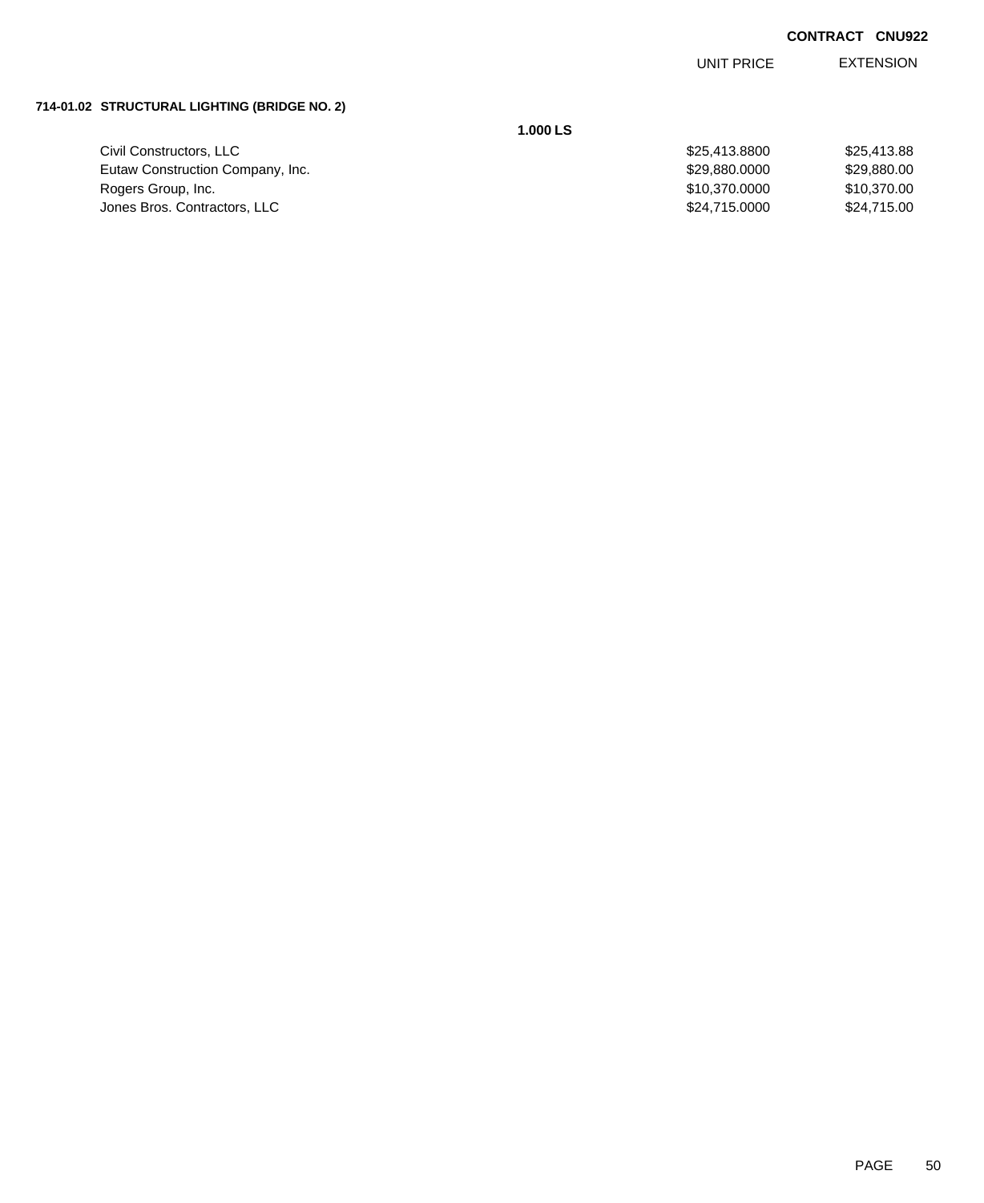**CONTRACT CNU922**

### 714-01.02 STRUCTURAL LIGHTING (BRIDGE NO. 2)

**1.000 LS**

| | UNIT PRICE | EXTENSION |
|---|---|---|
| Civil Constructors, LLC | $25,413.8800 | $25,413.88 |
| Eutaw Construction Company, Inc. | $29,880.0000 | $29,880.00 |
| Rogers Group, Inc. | $10,370.0000 | $10,370.00 |
| Jones Bros. Contractors, LLC | $24,715.0000 | $24,715.00 |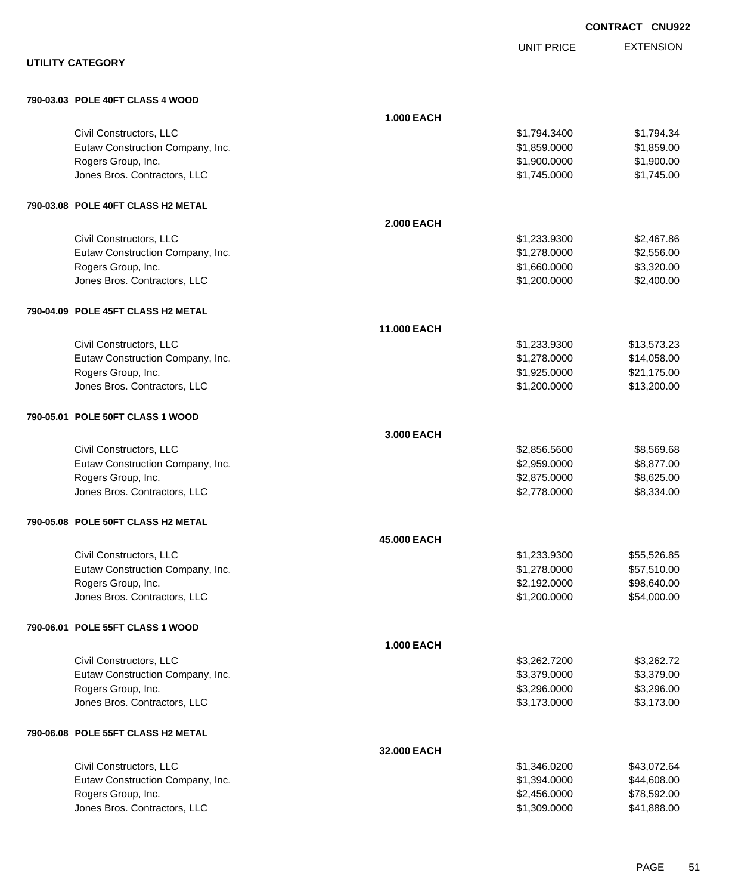**CONTRACT CNU922**

**UTILITY CATEGORY**

| | | UNIT PRICE | EXTENSION |
|---|---|---|---|
| **790-03.03 POLE 40FT CLASS 4 WOOD** | | | |
| | **1.000 EACH** | | |
| Civil Constructors, LLC | | $1,794.3400 | $1,794.34 |
| Eutaw Construction Company, Inc. | | $1,859.0000 | $1,859.00 |
| Rogers Group, Inc. | | $1,900.0000 | $1,900.00 |
| Jones Bros. Contractors, LLC | | $1,745.0000 | $1,745.00 |
| **790-03.08 POLE 40FT CLASS H2 METAL** | | | |
| | **2.000 EACH** | | |
| Civil Constructors, LLC | | $1,233.9300 | $2,467.86 |
| Eutaw Construction Company, Inc. | | $1,278.0000 | $2,556.00 |
| Rogers Group, Inc. | | $1,660.0000 | $3,320.00 |
| Jones Bros. Contractors, LLC | | $1,200.0000 | $2,400.00 |
| **790-04.09 POLE 45FT CLASS H2 METAL** | | | |
| | **11.000 EACH** | | |
| Civil Constructors, LLC | | $1,233.9300 | $13,573.23 |
| Eutaw Construction Company, Inc. | | $1,278.0000 | $14,058.00 |
| Rogers Group, Inc. | | $1,925.0000 | $21,175.00 |
| Jones Bros. Contractors, LLC | | $1,200.0000 | $13,200.00 |
| **790-05.01 POLE 50FT CLASS 1 WOOD** | | | |
| | **3.000 EACH** | | |
| Civil Constructors, LLC | | $2,856.5600 | $8,569.68 |
| Eutaw Construction Company, Inc. | | $2,959.0000 | $8,877.00 |
| Rogers Group, Inc. | | $2,875.0000 | $8,625.00 |
| Jones Bros. Contractors, LLC | | $2,778.0000 | $8,334.00 |
| **790-05.08 POLE 50FT CLASS H2 METAL** | | | |
| | **45.000 EACH** | | |
| Civil Constructors, LLC | | $1,233.9300 | $55,526.85 |
| Eutaw Construction Company, Inc. | | $1,278.0000 | $57,510.00 |
| Rogers Group, Inc. | | $2,192.0000 | $98,640.00 |
| Jones Bros. Contractors, LLC | | $1,200.0000 | $54,000.00 |
| **790-06.01 POLE 55FT CLASS 1 WOOD** | | | |
| | **1.000 EACH** | | |
| Civil Constructors, LLC | | $3,262.7200 | $3,262.72 |
| Eutaw Construction Company, Inc. | | $3,379.0000 | $3,379.00 |
| Rogers Group, Inc. | | $3,296.0000 | $3,296.00 |
| Jones Bros. Contractors, LLC | | $3,173.0000 | $3,173.00 |
| **790-06.08 POLE 55FT CLASS H2 METAL** | | | |
| | **32.000 EACH** | | |
| Civil Constructors, LLC | | $1,346.0200 | $43,072.64 |
| Eutaw Construction Company, Inc. | | $1,394.0000 | $44,608.00 |
| Rogers Group, Inc. | | $2,456.0000 | $78,592.00 |
| Jones Bros. Contractors, LLC | | $1,309.0000 | $41,888.00 |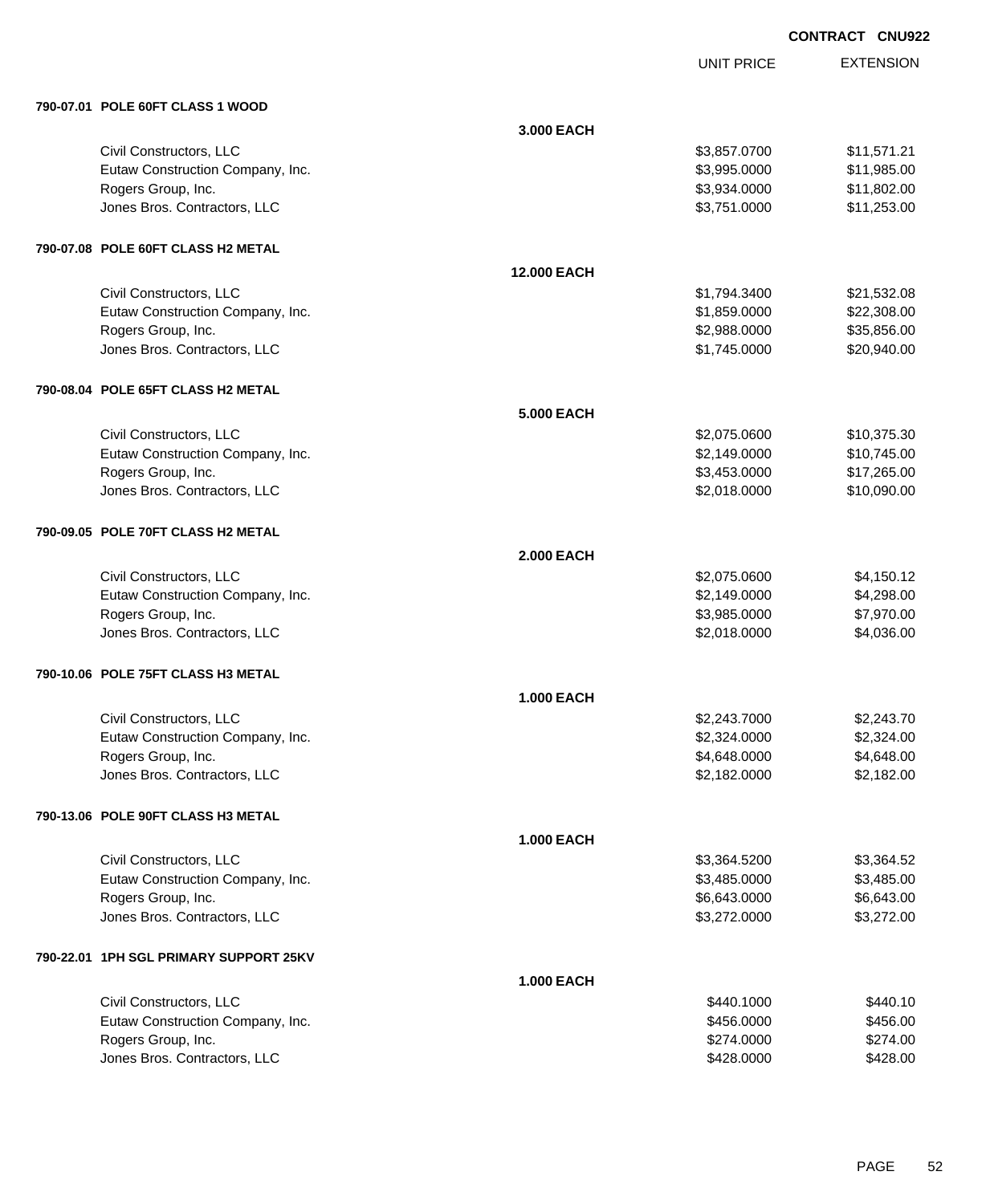CONTRACT CNU922

| | | UNIT PRICE | EXTENSION |
|---|---|---|---|
| **790-07.01 POLE 60FT CLASS 1 WOOD** | | | |
| | **3.000 EACH** | | |
| Civil Constructors, LLC | | $3,857.0700 | $11,571.21 |
| Eutaw Construction Company, Inc. | | $3,995.0000 | $11,985.00 |
| Rogers Group, Inc. | | $3,934.0000 | $11,802.00 |
| Jones Bros. Contractors, LLC | | $3,751.0000 | $11,253.00 |
| **790-07.08 POLE 60FT CLASS H2 METAL** | | | |
| | **12.000 EACH** | | |
| Civil Constructors, LLC | | $1,794.3400 | $21,532.08 |
| Eutaw Construction Company, Inc. | | $1,859.0000 | $22,308.00 |
| Rogers Group, Inc. | | $2,988.0000 | $35,856.00 |
| Jones Bros. Contractors, LLC | | $1,745.0000 | $20,940.00 |
| **790-08.04 POLE 65FT CLASS H2 METAL** | | | |
| | **5.000 EACH** | | |
| Civil Constructors, LLC | | $2,075.0600 | $10,375.30 |
| Eutaw Construction Company, Inc. | | $2,149.0000 | $10,745.00 |
| Rogers Group, Inc. | | $3,453.0000 | $17,265.00 |
| Jones Bros. Contractors, LLC | | $2,018.0000 | $10,090.00 |
| **790-09.05 POLE 70FT CLASS H2 METAL** | | | |
| | **2.000 EACH** | | |
| Civil Constructors, LLC | | $2,075.0600 | $4,150.12 |
| Eutaw Construction Company, Inc. | | $2,149.0000 | $4,298.00 |
| Rogers Group, Inc. | | $3,985.0000 | $7,970.00 |
| Jones Bros. Contractors, LLC | | $2,018.0000 | $4,036.00 |
| **790-10.06 POLE 75FT CLASS H3 METAL** | | | |
| | **1.000 EACH** | | |
| Civil Constructors, LLC | | $2,243.7000 | $2,243.70 |
| Eutaw Construction Company, Inc. | | $2,324.0000 | $2,324.00 |
| Rogers Group, Inc. | | $4,648.0000 | $4,648.00 |
| Jones Bros. Contractors, LLC | | $2,182.0000 | $2,182.00 |
| **790-13.06 POLE 90FT CLASS H3 METAL** | | | |
| | **1.000 EACH** | | |
| Civil Constructors, LLC | | $3,364.5200 | $3,364.52 |
| Eutaw Construction Company, Inc. | | $3,485.0000 | $3,485.00 |
| Rogers Group, Inc. | | $6,643.0000 | $6,643.00 |
| Jones Bros. Contractors, LLC | | $3,272.0000 | $3,272.00 |
| **790-22.01 1PH SGL PRIMARY SUPPORT 25KV** | | | |
| | **1.000 EACH** | | |
| Civil Constructors, LLC | | $440.1000 | $440.10 |
| Eutaw Construction Company, Inc. | | $456.0000 | $456.00 |
| Rogers Group, Inc. | | $274.0000 | $274.00 |
| Jones Bros. Contractors, LLC | | $428.0000 | $428.00 |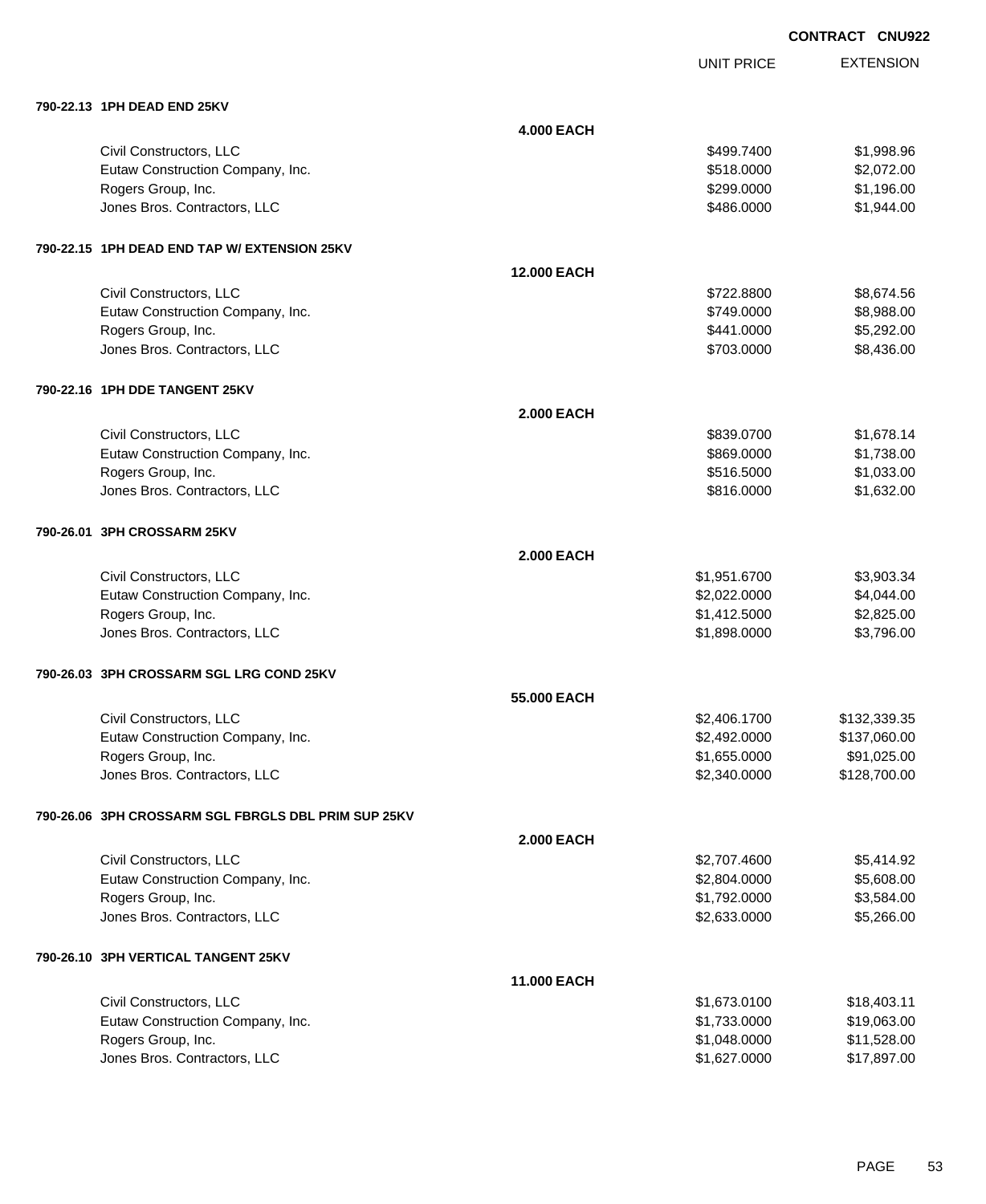**CONTRACT CNU922**

| | | UNIT PRICE | EXTENSION |
|---|---|---|---|
| **790-22.13 1PH DEAD END 25KV** | | | |
| | **4.000 EACH** | | |
| Civil Constructors, LLC | | $499.7400 | $1,998.96 |
| Eutaw Construction Company, Inc. | | $518.0000 | $2,072.00 |
| Rogers Group, Inc. | | $299.0000 | $1,196.00 |
| Jones Bros. Contractors, LLC | | $486.0000 | $1,944.00 |
| **790-22.15 1PH DEAD END TAP W/ EXTENSION 25KV** | | | |
| | **12.000 EACH** | | |
| Civil Constructors, LLC | | $722.8800 | $8,674.56 |
| Eutaw Construction Company, Inc. | | $749.0000 | $8,988.00 |
| Rogers Group, Inc. | | $441.0000 | $5,292.00 |
| Jones Bros. Contractors, LLC | | $703.0000 | $8,436.00 |
| **790-22.16 1PH DDE TANGENT 25KV** | | | |
| | **2.000 EACH** | | |
| Civil Constructors, LLC | | $839.0700 | $1,678.14 |
| Eutaw Construction Company, Inc. | | $869.0000 | $1,738.00 |
| Rogers Group, Inc. | | $516.5000 | $1,033.00 |
| Jones Bros. Contractors, LLC | | $816.0000 | $1,632.00 |
| **790-26.01 3PH CROSSARM 25KV** | | | |
| | **2.000 EACH** | | |
| Civil Constructors, LLC | | $1,951.6700 | $3,903.34 |
| Eutaw Construction Company, Inc. | | $2,022.0000 | $4,044.00 |
| Rogers Group, Inc. | | $1,412.5000 | $2,825.00 |
| Jones Bros. Contractors, LLC | | $1,898.0000 | $3,796.00 |
| **790-26.03 3PH CROSSARM SGL LRG COND 25KV** | | | |
| | **55.000 EACH** | | |
| Civil Constructors, LLC | | $2,406.1700 | $132,339.35 |
| Eutaw Construction Company, Inc. | | $2,492.0000 | $137,060.00 |
| Rogers Group, Inc. | | $1,655.0000 | $91,025.00 |
| Jones Bros. Contractors, LLC | | $2,340.0000 | $128,700.00 |
| **790-26.06 3PH CROSSARM SGL FBRGLS DBL PRIM SUP 25KV** | | | |
| | **2.000 EACH** | | |
| Civil Constructors, LLC | | $2,707.4600 | $5,414.92 |
| Eutaw Construction Company, Inc. | | $2,804.0000 | $5,608.00 |
| Rogers Group, Inc. | | $1,792.0000 | $3,584.00 |
| Jones Bros. Contractors, LLC | | $2,633.0000 | $5,266.00 |
| **790-26.10 3PH VERTICAL TANGENT 25KV** | | | |
| | **11.000 EACH** | | |
| Civil Constructors, LLC | | $1,673.0100 | $18,403.11 |
| Eutaw Construction Company, Inc. | | $1,733.0000 | $19,063.00 |
| Rogers Group, Inc. | | $1,048.0000 | $11,528.00 |
| Jones Bros. Contractors, LLC | | $1,627.0000 | $17,897.00 |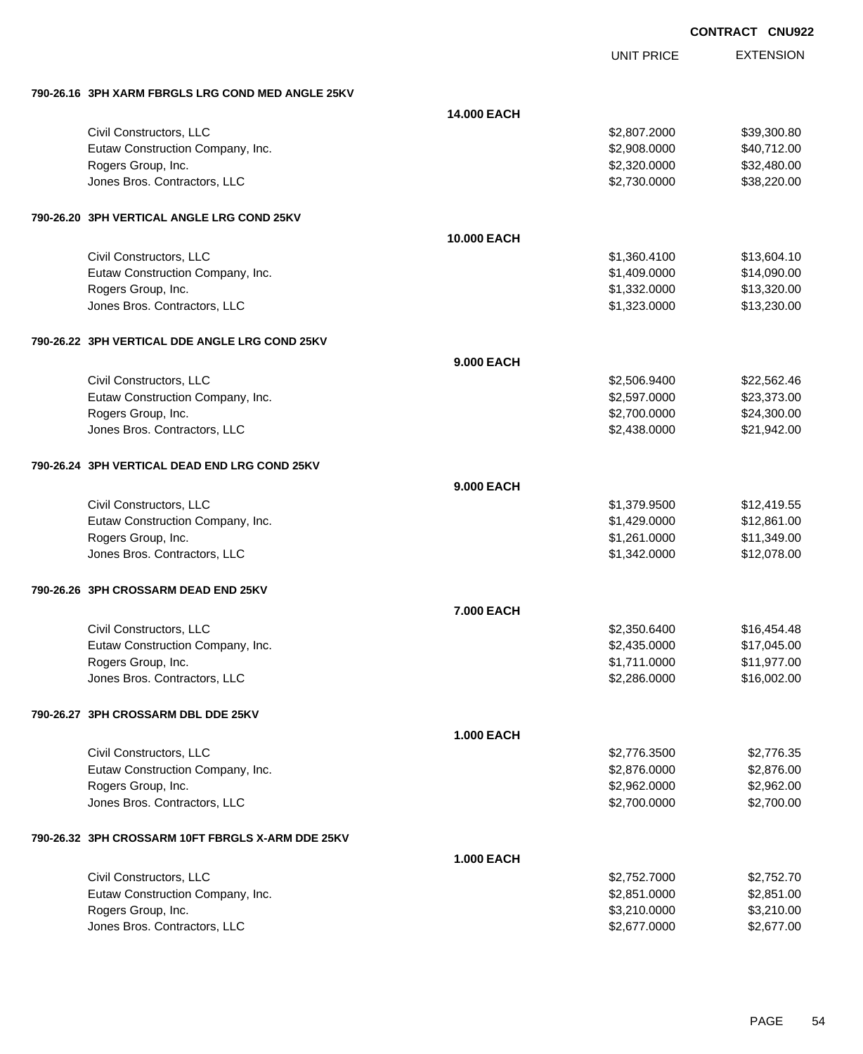**CONTRACT CNU922**

| | | UNIT PRICE | EXTENSION |
|---|---|---|---|
| **790-26.16 3PH XARM FBRGLS LRG COND MED ANGLE 25KV** | | | |
| | **14.000 EACH** | | |
| Civil Constructors, LLC | | $2,807.2000 | $39,300.80 |
| Eutaw Construction Company, Inc. | | $2,908.0000 | $40,712.00 |
| Rogers Group, Inc. | | $2,320.0000 | $32,480.00 |
| Jones Bros. Contractors, LLC | | $2,730.0000 | $38,220.00 |
| **790-26.20 3PH VERTICAL ANGLE LRG COND 25KV** | | | |
| | **10.000 EACH** | | |
| Civil Constructors, LLC | | $1,360.4100 | $13,604.10 |
| Eutaw Construction Company, Inc. | | $1,409.0000 | $14,090.00 |
| Rogers Group, Inc. | | $1,332.0000 | $13,320.00 |
| Jones Bros. Contractors, LLC | | $1,323.0000 | $13,230.00 |
| **790-26.22 3PH VERTICAL DDE ANGLE LRG COND 25KV** | | | |
| | **9.000 EACH** | | |
| Civil Constructors, LLC | | $2,506.9400 | $22,562.46 |
| Eutaw Construction Company, Inc. | | $2,597.0000 | $23,373.00 |
| Rogers Group, Inc. | | $2,700.0000 | $24,300.00 |
| Jones Bros. Contractors, LLC | | $2,438.0000 | $21,942.00 |
| **790-26.24 3PH VERTICAL DEAD END LRG COND 25KV** | | | |
| | **9.000 EACH** | | |
| Civil Constructors, LLC | | $1,379.9500 | $12,419.55 |
| Eutaw Construction Company, Inc. | | $1,429.0000 | $12,861.00 |
| Rogers Group, Inc. | | $1,261.0000 | $11,349.00 |
| Jones Bros. Contractors, LLC | | $1,342.0000 | $12,078.00 |
| **790-26.26 3PH CROSSARM DEAD END 25KV** | | | |
| | **7.000 EACH** | | |
| Civil Constructors, LLC | | $2,350.6400 | $16,454.48 |
| Eutaw Construction Company, Inc. | | $2,435.0000 | $17,045.00 |
| Rogers Group, Inc. | | $1,711.0000 | $11,977.00 |
| Jones Bros. Contractors, LLC | | $2,286.0000 | $16,002.00 |
| **790-26.27 3PH CROSSARM DBL DDE 25KV** | | | |
| | **1.000 EACH** | | |
| Civil Constructors, LLC | | $2,776.3500 | $2,776.35 |
| Eutaw Construction Company, Inc. | | $2,876.0000 | $2,876.00 |
| Rogers Group, Inc. | | $2,962.0000 | $2,962.00 |
| Jones Bros. Contractors, LLC | | $2,700.0000 | $2,700.00 |
| **790-26.32 3PH CROSSARM 10FT FBRGLS X-ARM DDE 25KV** | | | |
| | **1.000 EACH** | | |
| Civil Constructors, LLC | | $2,752.7000 | $2,752.70 |
| Eutaw Construction Company, Inc. | | $2,851.0000 | $2,851.00 |
| Rogers Group, Inc. | | $3,210.0000 | $3,210.00 |
| Jones Bros. Contractors, LLC | | $2,677.0000 | $2,677.00 |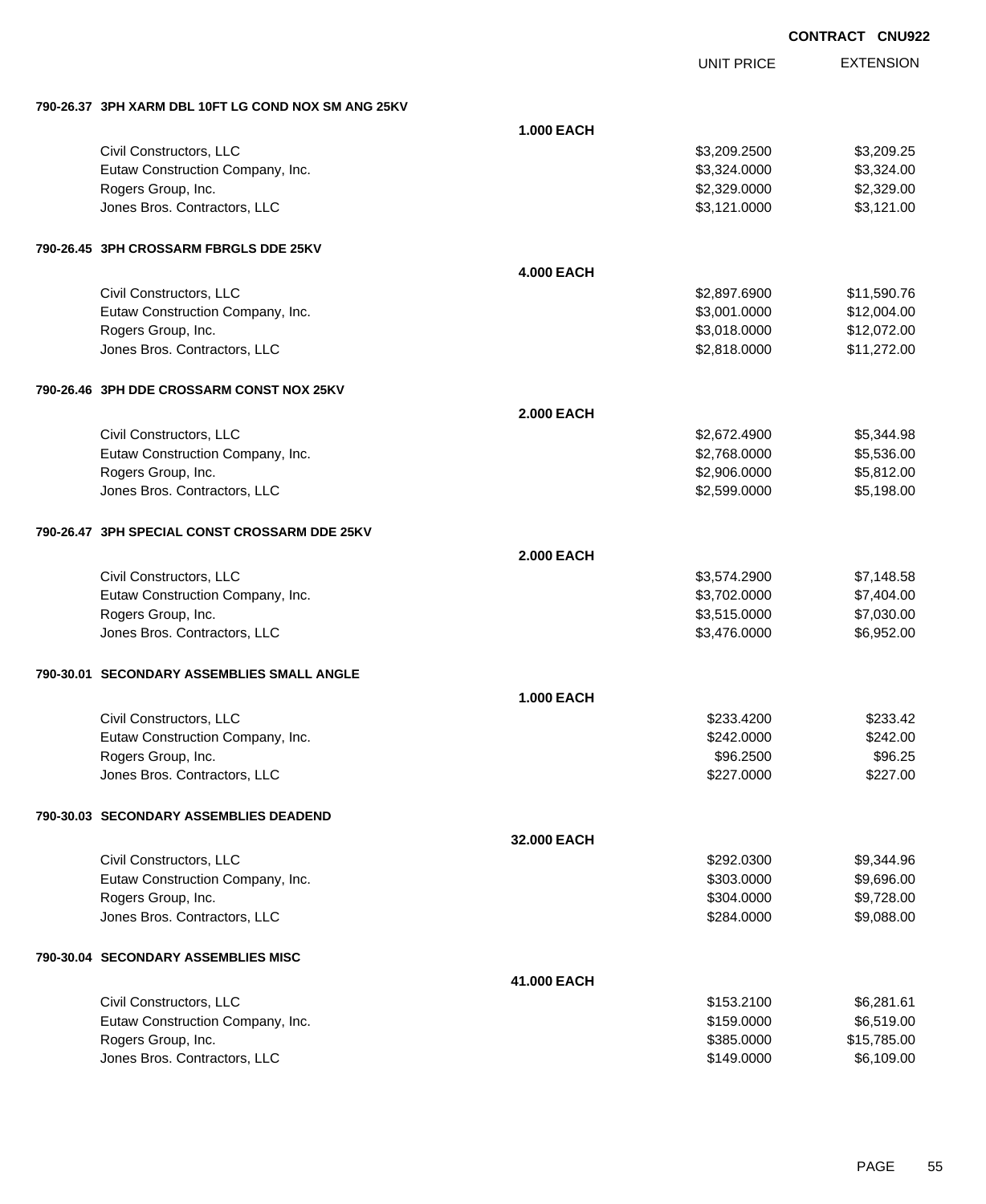**CONTRACT CNU922**

| | | UNIT PRICE | EXTENSION |
|---|---|---|---|
| **790-26.37 3PH XARM DBL 10FT LG COND NOX SM ANG 25KV** | | | |
| | **1.000 EACH** | | |
| Civil Constructors, LLC | | $3,209.2500 | $3,209.25 |
| Eutaw Construction Company, Inc. | | $3,324.0000 | $3,324.00 |
| Rogers Group, Inc. | | $2,329.0000 | $2,329.00 |
| Jones Bros. Contractors, LLC | | $3,121.0000 | $3,121.00 |
| **790-26.45 3PH CROSSARM FBRGLS DDE 25KV** | | | |
| | **4.000 EACH** | | |
| Civil Constructors, LLC | | $2,897.6900 | $11,590.76 |
| Eutaw Construction Company, Inc. | | $3,001.0000 | $12,004.00 |
| Rogers Group, Inc. | | $3,018.0000 | $12,072.00 |
| Jones Bros. Contractors, LLC | | $2,818.0000 | $11,272.00 |
| **790-26.46 3PH DDE CROSSARM CONST NOX 25KV** | | | |
| | **2.000 EACH** | | |
| Civil Constructors, LLC | | $2,672.4900 | $5,344.98 |
| Eutaw Construction Company, Inc. | | $2,768.0000 | $5,536.00 |
| Rogers Group, Inc. | | $2,906.0000 | $5,812.00 |
| Jones Bros. Contractors, LLC | | $2,599.0000 | $5,198.00 |
| **790-26.47 3PH SPECIAL CONST CROSSARM DDE 25KV** | | | |
| | **2.000 EACH** | | |
| Civil Constructors, LLC | | $3,574.2900 | $7,148.58 |
| Eutaw Construction Company, Inc. | | $3,702.0000 | $7,404.00 |
| Rogers Group, Inc. | | $3,515.0000 | $7,030.00 |
| Jones Bros. Contractors, LLC | | $3,476.0000 | $6,952.00 |
| **790-30.01 SECONDARY ASSEMBLIES SMALL ANGLE** | | | |
| | **1.000 EACH** | | |
| Civil Constructors, LLC | | $233.4200 | $233.42 |
| Eutaw Construction Company, Inc. | | $242.0000 | $242.00 |
| Rogers Group, Inc. | | $96.2500 | $96.25 |
| Jones Bros. Contractors, LLC | | $227.0000 | $227.00 |
| **790-30.03 SECONDARY ASSEMBLIES DEADEND** | | | |
| | **32.000 EACH** | | |
| Civil Constructors, LLC | | $292.0300 | $9,344.96 |
| Eutaw Construction Company, Inc. | | $303.0000 | $9,696.00 |
| Rogers Group, Inc. | | $304.0000 | $9,728.00 |
| Jones Bros. Contractors, LLC | | $284.0000 | $9,088.00 |
| **790-30.04 SECONDARY ASSEMBLIES MISC** | | | |
| | **41.000 EACH** | | |
| Civil Constructors, LLC | | $153.2100 | $6,281.61 |
| Eutaw Construction Company, Inc. | | $159.0000 | $6,519.00 |
| Rogers Group, Inc. | | $385.0000 | $15,785.00 |
| Jones Bros. Contractors, LLC | | $149.0000 | $6,109.00 |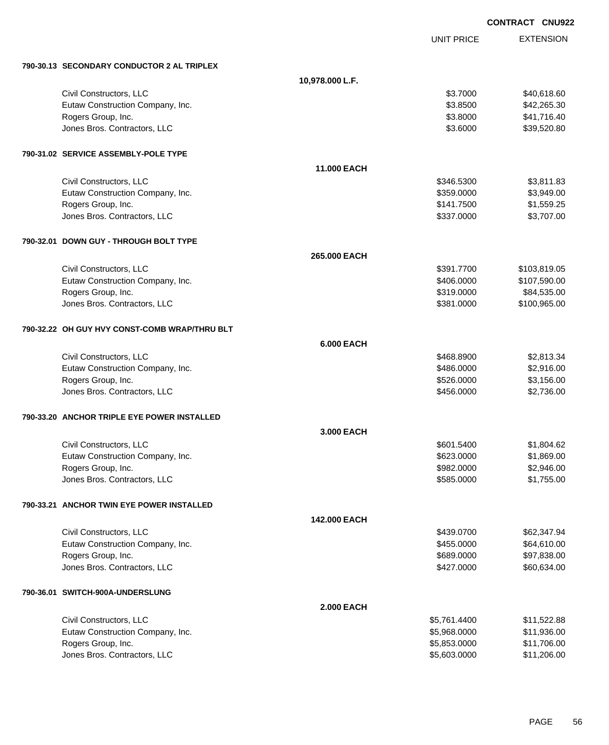CONTRACT CNU922

| | | UNIT PRICE | EXTENSION |
|---|---|---|---|
| **790-30.13 SECONDARY CONDUCTOR 2 AL TRIPLEX** | | | |
| | **10,978.000 L.F.** | | |
| Civil Constructors, LLC | | $3.7000 | $40,618.60 |
| Eutaw Construction Company, Inc. | | $3.8500 | $42,265.30 |
| Rogers Group, Inc. | | $3.8000 | $41,716.40 |
| Jones Bros. Contractors, LLC | | $3.6000 | $39,520.80 |
| **790-31.02 SERVICE ASSEMBLY-POLE TYPE** | | | |
| | **11.000 EACH** | | |
| Civil Constructors, LLC | | $346.5300 | $3,811.83 |
| Eutaw Construction Company, Inc. | | $359.0000 | $3,949.00 |
| Rogers Group, Inc. | | $141.7500 | $1,559.25 |
| Jones Bros. Contractors, LLC | | $337.0000 | $3,707.00 |
| **790-32.01 DOWN GUY - THROUGH BOLT TYPE** | | | |
| | **265.000 EACH** | | |
| Civil Constructors, LLC | | $391.7700 | $103,819.05 |
| Eutaw Construction Company, Inc. | | $406.0000 | $107,590.00 |
| Rogers Group, Inc. | | $319.0000 | $84,535.00 |
| Jones Bros. Contractors, LLC | | $381.0000 | $100,965.00 |
| **790-32.22 OH GUY HVY CONST-COMB WRAP/THRU BLT** | | | |
| | **6.000 EACH** | | |
| Civil Constructors, LLC | | $468.8900 | $2,813.34 |
| Eutaw Construction Company, Inc. | | $486.0000 | $2,916.00 |
| Rogers Group, Inc. | | $526.0000 | $3,156.00 |
| Jones Bros. Contractors, LLC | | $456.0000 | $2,736.00 |
| **790-33.20 ANCHOR TRIPLE EYE POWER INSTALLED** | | | |
| | **3.000 EACH** | | |
| Civil Constructors, LLC | | $601.5400 | $1,804.62 |
| Eutaw Construction Company, Inc. | | $623.0000 | $1,869.00 |
| Rogers Group, Inc. | | $982.0000 | $2,946.00 |
| Jones Bros. Contractors, LLC | | $585.0000 | $1,755.00 |
| **790-33.21 ANCHOR TWIN EYE POWER INSTALLED** | | | |
| | **142.000 EACH** | | |
| Civil Constructors, LLC | | $439.0700 | $62,347.94 |
| Eutaw Construction Company, Inc. | | $455.0000 | $64,610.00 |
| Rogers Group, Inc. | | $689.0000 | $97,838.00 |
| Jones Bros. Contractors, LLC | | $427.0000 | $60,634.00 |
| **790-36.01 SWITCH-900A-UNDERSLUNG** | | | |
| | **2.000 EACH** | | |
| Civil Constructors, LLC | | $5,761.4400 | $11,522.88 |
| Eutaw Construction Company, Inc. | | $5,968.0000 | $11,936.00 |
| Rogers Group, Inc. | | $5,853.0000 | $11,706.00 |
| Jones Bros. Contractors, LLC | | $5,603.0000 | $11,206.00 |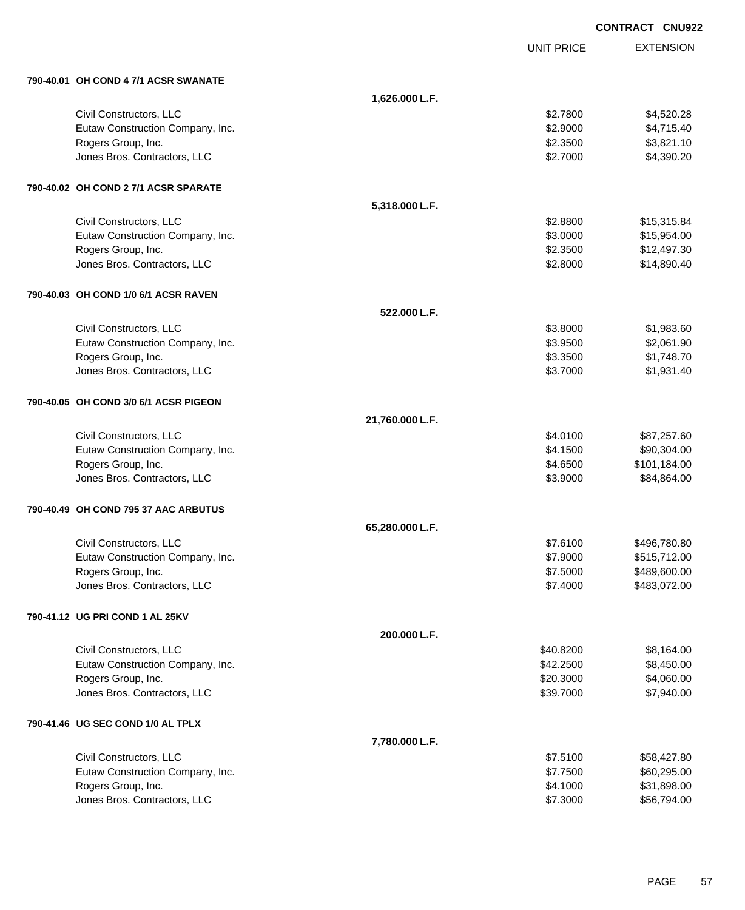CONTRACT CNU922

| | | UNIT PRICE | EXTENSION |
|---|---|---|---|
| **790-40.01 OH COND 4 7/1 ACSR SWANATE** | | | |
| | **1,626.000 L.F.** | | |
| Civil Constructors, LLC | | $2.7800 | $4,520.28 |
| Eutaw Construction Company, Inc. | | $2.9000 | $4,715.40 |
| Rogers Group, Inc. | | $2.3500 | $3,821.10 |
| Jones Bros. Contractors, LLC | | $2.7000 | $4,390.20 |
| **790-40.02 OH COND 2 7/1 ACSR SPARATE** | | | |
| | **5,318.000 L.F.** | | |
| Civil Constructors, LLC | | $2.8800 | $15,315.84 |
| Eutaw Construction Company, Inc. | | $3.0000 | $15,954.00 |
| Rogers Group, Inc. | | $2.3500 | $12,497.30 |
| Jones Bros. Contractors, LLC | | $2.8000 | $14,890.40 |
| **790-40.03 OH COND 1/0 6/1 ACSR RAVEN** | | | |
| | **522.000 L.F.** | | |
| Civil Constructors, LLC | | $3.8000 | $1,983.60 |
| Eutaw Construction Company, Inc. | | $3.9500 | $2,061.90 |
| Rogers Group, Inc. | | $3.3500 | $1,748.70 |
| Jones Bros. Contractors, LLC | | $3.7000 | $1,931.40 |
| **790-40.05 OH COND 3/0 6/1 ACSR PIGEON** | | | |
| | **21,760.000 L.F.** | | |
| Civil Constructors, LLC | | $4.0100 | $87,257.60 |
| Eutaw Construction Company, Inc. | | $4.1500 | $90,304.00 |
| Rogers Group, Inc. | | $4.6500 | $101,184.00 |
| Jones Bros. Contractors, LLC | | $3.9000 | $84,864.00 |
| **790-40.49 OH COND 795 37 AAC ARBUTUS** | | | |
| | **65,280.000 L.F.** | | |
| Civil Constructors, LLC | | $7.6100 | $496,780.80 |
| Eutaw Construction Company, Inc. | | $7.9000 | $515,712.00 |
| Rogers Group, Inc. | | $7.5000 | $489,600.00 |
| Jones Bros. Contractors, LLC | | $7.4000 | $483,072.00 |
| **790-41.12 UG PRI COND 1 AL 25KV** | | | |
| | **200.000 L.F.** | | |
| Civil Constructors, LLC | | $40.8200 | $8,164.00 |
| Eutaw Construction Company, Inc. | | $42.2500 | $8,450.00 |
| Rogers Group, Inc. | | $20.3000 | $4,060.00 |
| Jones Bros. Contractors, LLC | | $39.7000 | $7,940.00 |
| **790-41.46 UG SEC COND 1/0 AL TPLX** | | | |
| | **7,780.000 L.F.** | | |
| Civil Constructors, LLC | | $7.5100 | $58,427.80 |
| Eutaw Construction Company, Inc. | | $7.7500 | $60,295.00 |
| Rogers Group, Inc. | | $4.1000 | $31,898.00 |
| Jones Bros. Contractors, LLC | | $7.3000 | $56,794.00 |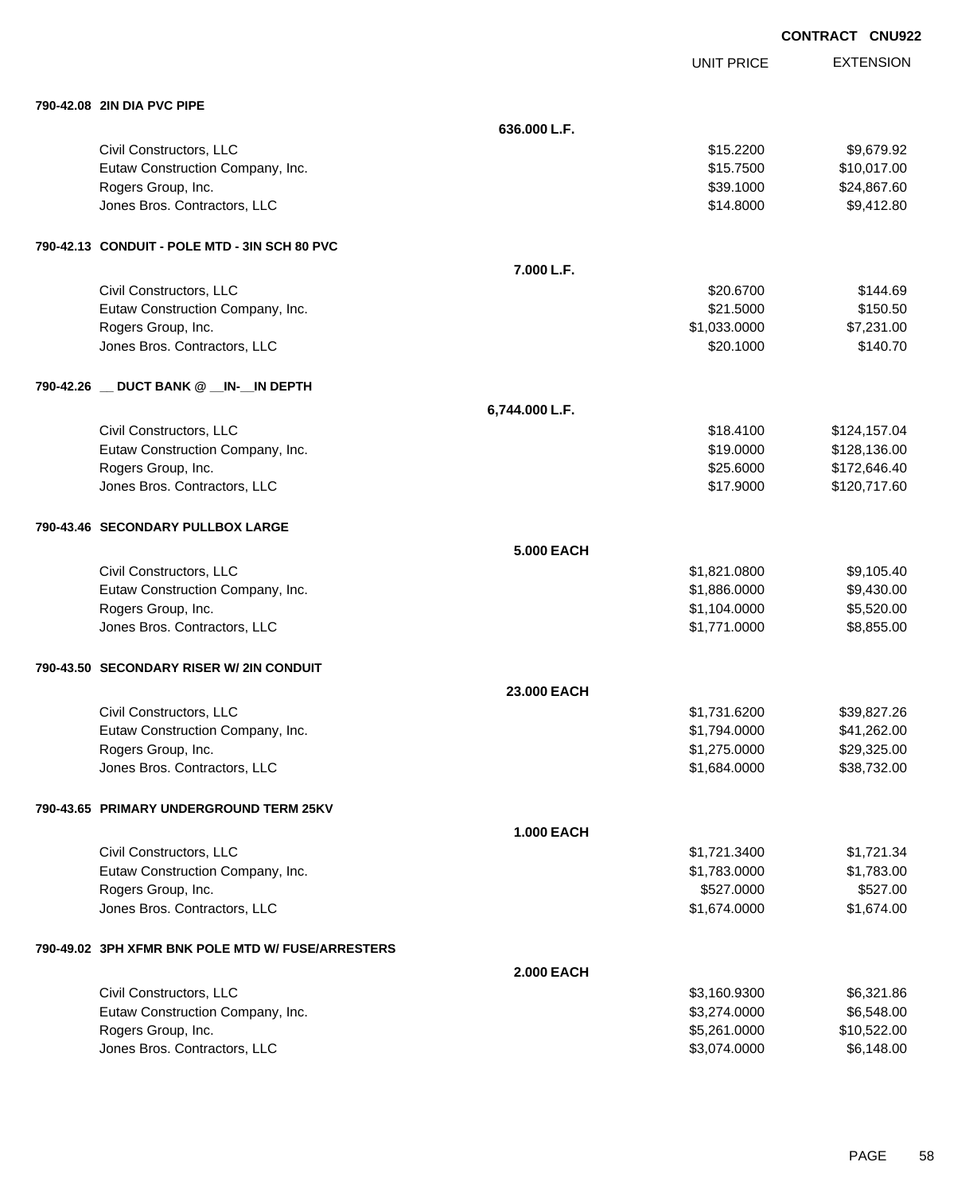**CONTRACT CNU922**

| | | UNIT PRICE | EXTENSION |
|---|---|---|---|
| **790-42.08 2IN DIA PVC PIPE** | | | |
| | **636.000 L.F.** | | |
| Civil Constructors, LLC | | $15.2200 | $9,679.92 |
| Eutaw Construction Company, Inc. | | $15.7500 | $10,017.00 |
| Rogers Group, Inc. | | $39.1000 | $24,867.60 |
| Jones Bros. Contractors, LLC | | $14.8000 | $9,412.80 |
| **790-42.13 CONDUIT - POLE MTD - 3IN SCH 80 PVC** | | | |
| | **7.000 L.F.** | | |
| Civil Constructors, LLC | | $20.6700 | $144.69 |
| Eutaw Construction Company, Inc. | | $21.5000 | $150.50 |
| Rogers Group, Inc. | | $1,033.0000 | $7,231.00 |
| Jones Bros. Contractors, LLC | | $20.1000 | $140.70 |
| **790-42.26 __ DUCT BANK @ __IN-__IN DEPTH** | | | |
| | **6,744.000 L.F.** | | |
| Civil Constructors, LLC | | $18.4100 | $124,157.04 |
| Eutaw Construction Company, Inc. | | $19.0000 | $128,136.00 |
| Rogers Group, Inc. | | $25.6000 | $172,646.40 |
| Jones Bros. Contractors, LLC | | $17.9000 | $120,717.60 |
| **790-43.46 SECONDARY PULLBOX LARGE** | | | |
| | **5.000 EACH** | | |
| Civil Constructors, LLC | | $1,821.0800 | $9,105.40 |
| Eutaw Construction Company, Inc. | | $1,886.0000 | $9,430.00 |
| Rogers Group, Inc. | | $1,104.0000 | $5,520.00 |
| Jones Bros. Contractors, LLC | | $1,771.0000 | $8,855.00 |
| **790-43.50 SECONDARY RISER W/ 2IN CONDUIT** | | | |
| | **23.000 EACH** | | |
| Civil Constructors, LLC | | $1,731.6200 | $39,827.26 |
| Eutaw Construction Company, Inc. | | $1,794.0000 | $41,262.00 |
| Rogers Group, Inc. | | $1,275.0000 | $29,325.00 |
| Jones Bros. Contractors, LLC | | $1,684.0000 | $38,732.00 |
| **790-43.65 PRIMARY UNDERGROUND TERM 25KV** | | | |
| | **1.000 EACH** | | |
| Civil Constructors, LLC | | $1,721.3400 | $1,721.34 |
| Eutaw Construction Company, Inc. | | $1,783.0000 | $1,783.00 |
| Rogers Group, Inc. | | $527.0000 | $527.00 |
| Jones Bros. Contractors, LLC | | $1,674.0000 | $1,674.00 |
| **790-49.02 3PH XFMR BNK POLE MTD W/ FUSE/ARRESTERS** | | | |
| | **2.000 EACH** | | |
| Civil Constructors, LLC | | $3,160.9300 | $6,321.86 |
| Eutaw Construction Company, Inc. | | $3,274.0000 | $6,548.00 |
| Rogers Group, Inc. | | $5,261.0000 | $10,522.00 |
| Jones Bros. Contractors, LLC | | $3,074.0000 | $6,148.00 |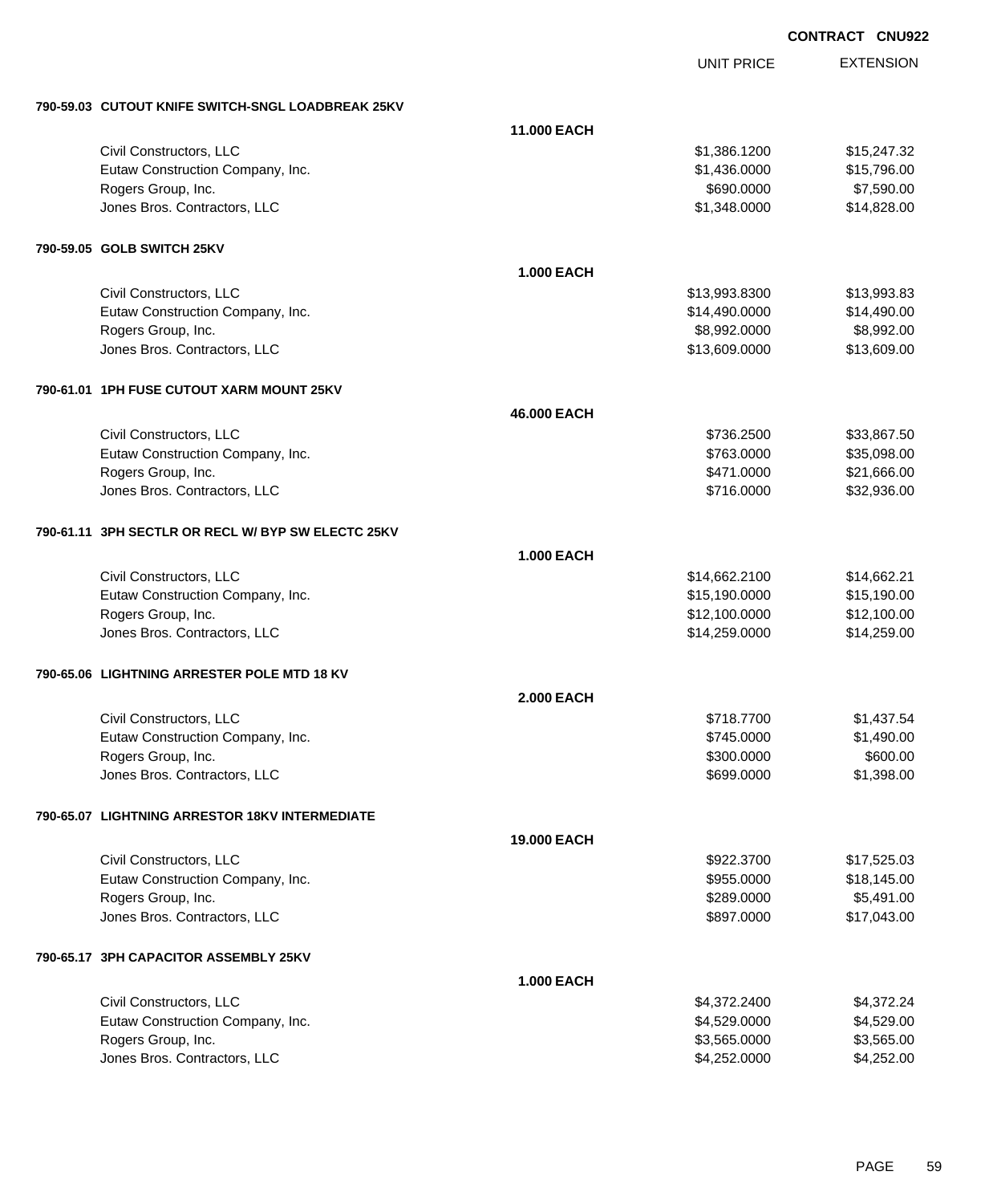**CONTRACT CNU922**

| | | UNIT PRICE | EXTENSION |
|---|---|---|---|
| **790-59.03 CUTOUT KNIFE SWITCH-SNGL LOADBREAK 25KV** | | | |
| | **11.000 EACH** | | |
| Civil Constructors, LLC | | $1,386.1200 | $15,247.32 |
| Eutaw Construction Company, Inc. | | $1,436.0000 | $15,796.00 |
| Rogers Group, Inc. | | $690.0000 | $7,590.00 |
| Jones Bros. Contractors, LLC | | $1,348.0000 | $14,828.00 |
| **790-59.05 GOLB SWITCH 25KV** | | | |
| | **1.000 EACH** | | |
| Civil Constructors, LLC | | $13,993.8300 | $13,993.83 |
| Eutaw Construction Company, Inc. | | $14,490.0000 | $14,490.00 |
| Rogers Group, Inc. | | $8,992.0000 | $8,992.00 |
| Jones Bros. Contractors, LLC | | $13,609.0000 | $13,609.00 |
| **790-61.01 1PH FUSE CUTOUT XARM MOUNT 25KV** | | | |
| | **46.000 EACH** | | |
| Civil Constructors, LLC | | $736.2500 | $33,867.50 |
| Eutaw Construction Company, Inc. | | $763.0000 | $35,098.00 |
| Rogers Group, Inc. | | $471.0000 | $21,666.00 |
| Jones Bros. Contractors, LLC | | $716.0000 | $32,936.00 |
| **790-61.11 3PH SECTLR OR RECL W/ BYP SW ELECTC 25KV** | | | |
| | **1.000 EACH** | | |
| Civil Constructors, LLC | | $14,662.2100 | $14,662.21 |
| Eutaw Construction Company, Inc. | | $15,190.0000 | $15,190.00 |
| Rogers Group, Inc. | | $12,100.0000 | $12,100.00 |
| Jones Bros. Contractors, LLC | | $14,259.0000 | $14,259.00 |
| **790-65.06 LIGHTNING ARRESTER POLE MTD 18 KV** | | | |
| | **2.000 EACH** | | |
| Civil Constructors, LLC | | $718.7700 | $1,437.54 |
| Eutaw Construction Company, Inc. | | $745.0000 | $1,490.00 |
| Rogers Group, Inc. | | $300.0000 | $600.00 |
| Jones Bros. Contractors, LLC | | $699.0000 | $1,398.00 |
| **790-65.07 LIGHTNING ARRESTOR 18KV INTERMEDIATE** | | | |
| | **19.000 EACH** | | |
| Civil Constructors, LLC | | $922.3700 | $17,525.03 |
| Eutaw Construction Company, Inc. | | $955.0000 | $18,145.00 |
| Rogers Group, Inc. | | $289.0000 | $5,491.00 |
| Jones Bros. Contractors, LLC | | $897.0000 | $17,043.00 |
| **790-65.17 3PH CAPACITOR ASSEMBLY 25KV** | | | |
| | **1.000 EACH** | | |
| Civil Constructors, LLC | | $4,372.2400 | $4,372.24 |
| Eutaw Construction Company, Inc. | | $4,529.0000 | $4,529.00 |
| Rogers Group, Inc. | | $3,565.0000 | $3,565.00 |
| Jones Bros. Contractors, LLC | | $4,252.0000 | $4,252.00 |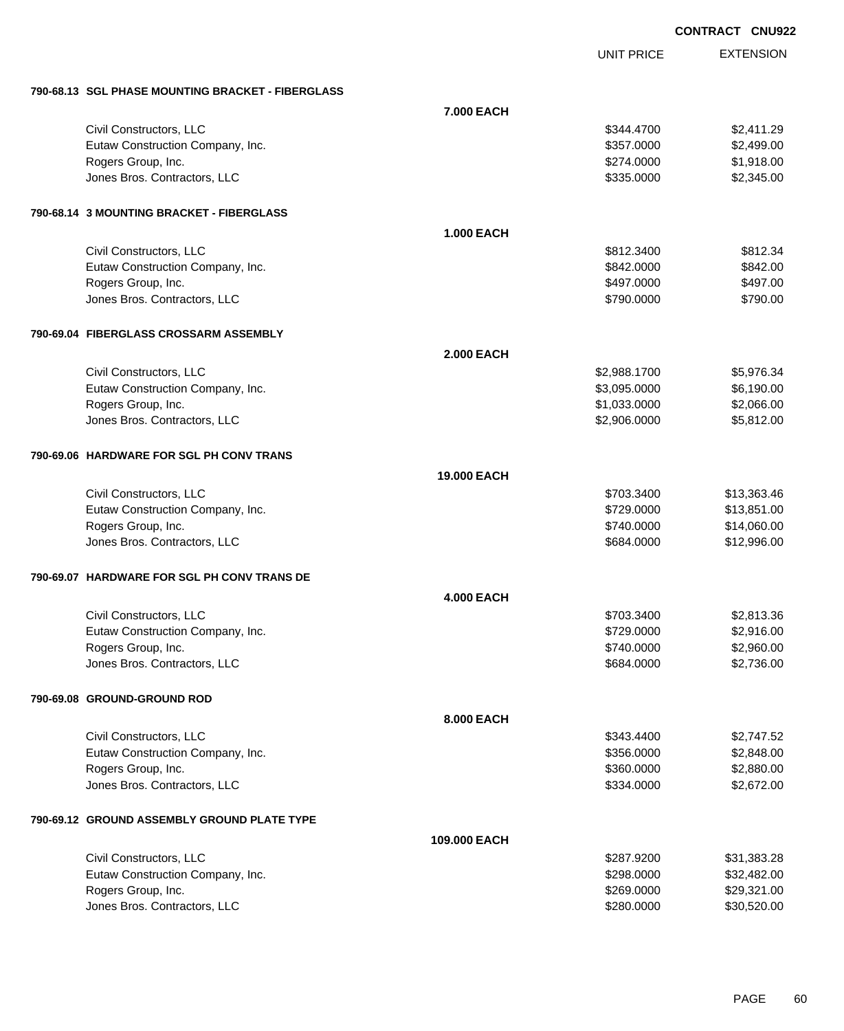**CONTRACT CNU922**

| | | UNIT PRICE | EXTENSION |
|---|---|---|---|
| **790-68.13 SGL PHASE MOUNTING BRACKET - FIBERGLASS** | | | |
| | **7.000 EACH** | | |
| Civil Constructors, LLC | | $344.4700 | $2,411.29 |
| Eutaw Construction Company, Inc. | | $357.0000 | $2,499.00 |
| Rogers Group, Inc. | | $274.0000 | $1,918.00 |
| Jones Bros. Contractors, LLC | | $335.0000 | $2,345.00 |
| **790-68.14 3 MOUNTING BRACKET - FIBERGLASS** | | | |
| | **1.000 EACH** | | |
| Civil Constructors, LLC | | $812.3400 | $812.34 |
| Eutaw Construction Company, Inc. | | $842.0000 | $842.00 |
| Rogers Group, Inc. | | $497.0000 | $497.00 |
| Jones Bros. Contractors, LLC | | $790.0000 | $790.00 |
| **790-69.04 FIBERGLASS CROSSARM ASSEMBLY** | | | |
| | **2.000 EACH** | | |
| Civil Constructors, LLC | | $2,988.1700 | $5,976.34 |
| Eutaw Construction Company, Inc. | | $3,095.0000 | $6,190.00 |
| Rogers Group, Inc. | | $1,033.0000 | $2,066.00 |
| Jones Bros. Contractors, LLC | | $2,906.0000 | $5,812.00 |
| **790-69.06 HARDWARE FOR SGL PH CONV TRANS** | | | |
| | **19.000 EACH** | | |
| Civil Constructors, LLC | | $703.3400 | $13,363.46 |
| Eutaw Construction Company, Inc. | | $729.0000 | $13,851.00 |
| Rogers Group, Inc. | | $740.0000 | $14,060.00 |
| Jones Bros. Contractors, LLC | | $684.0000 | $12,996.00 |
| **790-69.07 HARDWARE FOR SGL PH CONV TRANS DE** | | | |
| | **4.000 EACH** | | |
| Civil Constructors, LLC | | $703.3400 | $2,813.36 |
| Eutaw Construction Company, Inc. | | $729.0000 | $2,916.00 |
| Rogers Group, Inc. | | $740.0000 | $2,960.00 |
| Jones Bros. Contractors, LLC | | $684.0000 | $2,736.00 |
| **790-69.08 GROUND-GROUND ROD** | | | |
| | **8.000 EACH** | | |
| Civil Constructors, LLC | | $343.4400 | $2,747.52 |
| Eutaw Construction Company, Inc. | | $356.0000 | $2,848.00 |
| Rogers Group, Inc. | | $360.0000 | $2,880.00 |
| Jones Bros. Contractors, LLC | | $334.0000 | $2,672.00 |
| **790-69.12 GROUND ASSEMBLY GROUND PLATE TYPE** | | | |
| | **109.000 EACH** | | |
| Civil Constructors, LLC | | $287.9200 | $31,383.28 |
| Eutaw Construction Company, Inc. | | $298.0000 | $32,482.00 |
| Rogers Group, Inc. | | $269.0000 | $29,321.00 |
| Jones Bros. Contractors, LLC | | $280.0000 | $30,520.00 |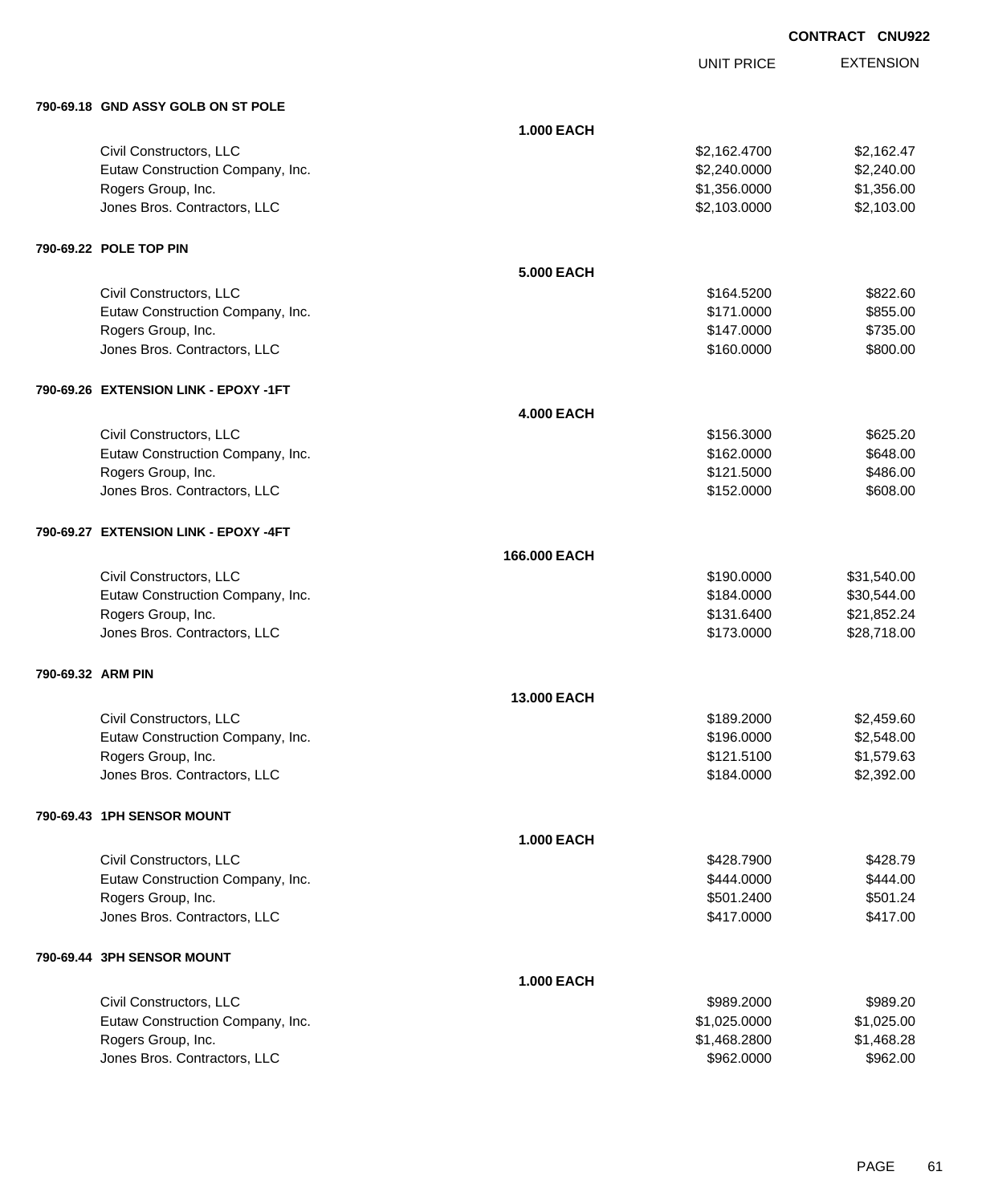**CONTRACT CNU922**

| | | UNIT PRICE | EXTENSION |
|---|---|---|---|
| **790-69.18 GND ASSY GOLB ON ST POLE** | | | |
| | **1.000 EACH** | | |
| Civil Constructors, LLC | | $2,162.4700 | $2,162.47 |
| Eutaw Construction Company, Inc. | | $2,240.0000 | $2,240.00 |
| Rogers Group, Inc. | | $1,356.0000 | $1,356.00 |
| Jones Bros. Contractors, LLC | | $2,103.0000 | $2,103.00 |
| **790-69.22 POLE TOP PIN** | | | |
| | **5.000 EACH** | | |
| Civil Constructors, LLC | | $164.5200 | $822.60 |
| Eutaw Construction Company, Inc. | | $171.0000 | $855.00 |
| Rogers Group, Inc. | | $147.0000 | $735.00 |
| Jones Bros. Contractors, LLC | | $160.0000 | $800.00 |
| **790-69.26 EXTENSION LINK - EPOXY -1FT** | | | |
| | **4.000 EACH** | | |
| Civil Constructors, LLC | | $156.3000 | $625.20 |
| Eutaw Construction Company, Inc. | | $162.0000 | $648.00 |
| Rogers Group, Inc. | | $121.5000 | $486.00 |
| Jones Bros. Contractors, LLC | | $152.0000 | $608.00 |
| **790-69.27 EXTENSION LINK - EPOXY -4FT** | | | |
| | **166.000 EACH** | | |
| Civil Constructors, LLC | | $190.0000 | $31,540.00 |
| Eutaw Construction Company, Inc. | | $184.0000 | $30,544.00 |
| Rogers Group, Inc. | | $131.6400 | $21,852.24 |
| Jones Bros. Contractors, LLC | | $173.0000 | $28,718.00 |
| **790-69.32 ARM PIN** | | | |
| | **13.000 EACH** | | |
| Civil Constructors, LLC | | $189.2000 | $2,459.60 |
| Eutaw Construction Company, Inc. | | $196.0000 | $2,548.00 |
| Rogers Group, Inc. | | $121.5100 | $1,579.63 |
| Jones Bros. Contractors, LLC | | $184.0000 | $2,392.00 |
| **790-69.43 1PH SENSOR MOUNT** | | | |
| | **1.000 EACH** | | |
| Civil Constructors, LLC | | $428.7900 | $428.79 |
| Eutaw Construction Company, Inc. | | $444.0000 | $444.00 |
| Rogers Group, Inc. | | $501.2400 | $501.24 |
| Jones Bros. Contractors, LLC | | $417.0000 | $417.00 |
| **790-69.44 3PH SENSOR MOUNT** | | | |
| | **1.000 EACH** | | |
| Civil Constructors, LLC | | $989.2000 | $989.20 |
| Eutaw Construction Company, Inc. | | $1,025.0000 | $1,025.00 |
| Rogers Group, Inc. | | $1,468.2800 | $1,468.28 |
| Jones Bros. Contractors, LLC | | $962.0000 | $962.00 |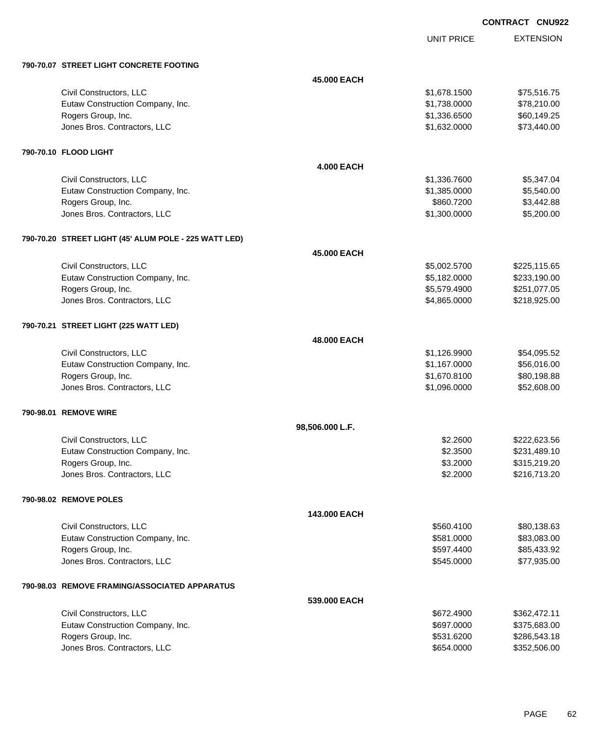CONTRACT CNU922

| | | UNIT PRICE | EXTENSION |
|---|---|---|---|
| **790-70.07 STREET LIGHT CONCRETE FOOTING** | | | |
| | **45.000 EACH** | | |
| Civil Constructors, LLC | | $1,678.1500 | $75,516.75 |
| Eutaw Construction Company, Inc. | | $1,738.0000 | $78,210.00 |
| Rogers Group, Inc. | | $1,336.6500 | $60,149.25 |
| Jones Bros. Contractors, LLC | | $1,632.0000 | $73,440.00 |
| **790-70.10 FLOOD LIGHT** | | | |
| | **4.000 EACH** | | |
| Civil Constructors, LLC | | $1,336.7600 | $5,347.04 |
| Eutaw Construction Company, Inc. | | $1,385.0000 | $5,540.00 |
| Rogers Group, Inc. | | $860.7200 | $3,442.88 |
| Jones Bros. Contractors, LLC | | $1,300.0000 | $5,200.00 |
| **790-70.20 STREET LIGHT (45' ALUM POLE - 225 WATT LED)** | | | |
| | **45.000 EACH** | | |
| Civil Constructors, LLC | | $5,002.5700 | $225,115.65 |
| Eutaw Construction Company, Inc. | | $5,182.0000 | $233,190.00 |
| Rogers Group, Inc. | | $5,579.4900 | $251,077.05 |
| Jones Bros. Contractors, LLC | | $4,865.0000 | $218,925.00 |
| **790-70.21 STREET LIGHT (225 WATT LED)** | | | |
| | **48.000 EACH** | | |
| Civil Constructors, LLC | | $1,126.9900 | $54,095.52 |
| Eutaw Construction Company, Inc. | | $1,167.0000 | $56,016.00 |
| Rogers Group, Inc. | | $1,670.8100 | $80,198.88 |
| Jones Bros. Contractors, LLC | | $1,096.0000 | $52,608.00 |
| **790-98.01 REMOVE WIRE** | | | |
| | **98,506.000 L.F.** | | |
| Civil Constructors, LLC | | $2.2600 | $222,623.56 |
| Eutaw Construction Company, Inc. | | $2.3500 | $231,489.10 |
| Rogers Group, Inc. | | $3.2000 | $315,219.20 |
| Jones Bros. Contractors, LLC | | $2.2000 | $216,713.20 |
| **790-98.02 REMOVE POLES** | | | |
| | **143.000 EACH** | | |
| Civil Constructors, LLC | | $560.4100 | $80,138.63 |
| Eutaw Construction Company, Inc. | | $581.0000 | $83,083.00 |
| Rogers Group, Inc. | | $597.4400 | $85,433.92 |
| Jones Bros. Contractors, LLC | | $545.0000 | $77,935.00 |
| **790-98.03 REMOVE FRAMING/ASSOCIATED APPARATUS** | | | |
| | **539.000 EACH** | | |
| Civil Constructors, LLC | | $672.4900 | $362,472.11 |
| Eutaw Construction Company, Inc. | | $697.0000 | $375,683.00 |
| Rogers Group, Inc. | | $531.6200 | $286,543.18 |
| Jones Bros. Contractors, LLC | | $654.0000 | $352,506.00 |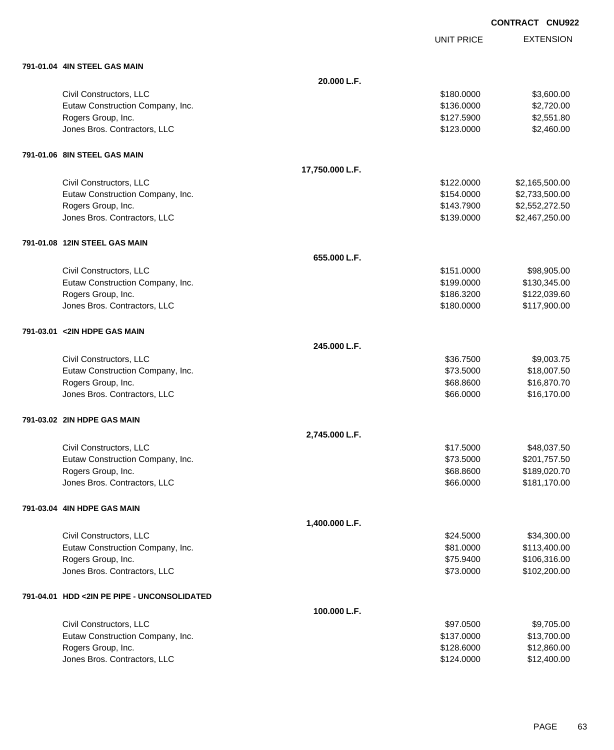**CONTRACT CNU922**

| | | UNIT PRICE | EXTENSION |
|---|---|---|---|
| **791-01.04 4IN STEEL GAS MAIN** | | | |
| | **20.000 L.F.** | | |
| Civil Constructors, LLC | | $180.0000 | $3,600.00 |
| Eutaw Construction Company, Inc. | | $136.0000 | $2,720.00 |
| Rogers Group, Inc. | | $127.5900 | $2,551.80 |
| Jones Bros. Contractors, LLC | | $123.0000 | $2,460.00 |
| **791-01.06 8IN STEEL GAS MAIN** | | | |
| | **17,750.000 L.F.** | | |
| Civil Constructors, LLC | | $122.0000 | $2,165,500.00 |
| Eutaw Construction Company, Inc. | | $154.0000 | $2,733,500.00 |
| Rogers Group, Inc. | | $143.7900 | $2,552,272.50 |
| Jones Bros. Contractors, LLC | | $139.0000 | $2,467,250.00 |
| **791-01.08 12IN STEEL GAS MAIN** | | | |
| | **655.000 L.F.** | | |
| Civil Constructors, LLC | | $151.0000 | $98,905.00 |
| Eutaw Construction Company, Inc. | | $199.0000 | $130,345.00 |
| Rogers Group, Inc. | | $186.3200 | $122,039.60 |
| Jones Bros. Contractors, LLC | | $180.0000 | $117,900.00 |
| **791-03.01 <2IN HDPE GAS MAIN** | | | |
| | **245.000 L.F.** | | |
| Civil Constructors, LLC | | $36.7500 | $9,003.75 |
| Eutaw Construction Company, Inc. | | $73.5000 | $18,007.50 |
| Rogers Group, Inc. | | $68.8600 | $16,870.70 |
| Jones Bros. Contractors, LLC | | $66.0000 | $16,170.00 |
| **791-03.02 2IN HDPE GAS MAIN** | | | |
| | **2,745.000 L.F.** | | |
| Civil Constructors, LLC | | $17.5000 | $48,037.50 |
| Eutaw Construction Company, Inc. | | $73.5000 | $201,757.50 |
| Rogers Group, Inc. | | $68.8600 | $189,020.70 |
| Jones Bros. Contractors, LLC | | $66.0000 | $181,170.00 |
| **791-03.04 4IN HDPE GAS MAIN** | | | |
| | **1,400.000 L.F.** | | |
| Civil Constructors, LLC | | $24.5000 | $34,300.00 |
| Eutaw Construction Company, Inc. | | $81.0000 | $113,400.00 |
| Rogers Group, Inc. | | $75.9400 | $106,316.00 |
| Jones Bros. Contractors, LLC | | $73.0000 | $102,200.00 |
| **791-04.01 HDD <2IN PE PIPE - UNCONSOLIDATED** | | | |
| | **100.000 L.F.** | | |
| Civil Constructors, LLC | | $97.0500 | $9,705.00 |
| Eutaw Construction Company, Inc. | | $137.0000 | $13,700.00 |
| Rogers Group, Inc. | | $128.6000 | $12,860.00 |
| Jones Bros. Contractors, LLC | | $124.0000 | $12,400.00 |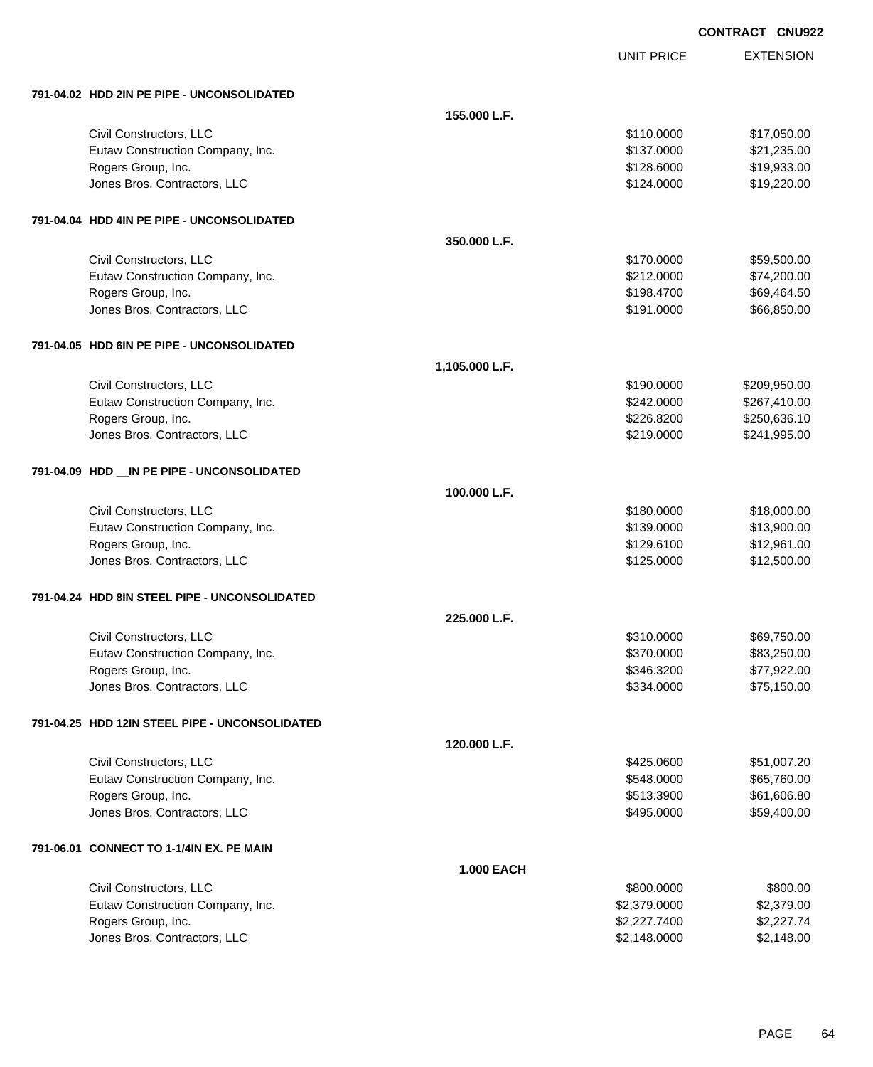CONTRACT CNU922

| | | UNIT PRICE | EXTENSION |
|---|---|---|---|
| **791-04.02 HDD 2IN PE PIPE - UNCONSOLIDATED** | | | |
| | **155.000 L.F.** | | |
| Civil Constructors, LLC | | $110.0000 | $17,050.00 |
| Eutaw Construction Company, Inc. | | $137.0000 | $21,235.00 |
| Rogers Group, Inc. | | $128.6000 | $19,933.00 |
| Jones Bros. Contractors, LLC | | $124.0000 | $19,220.00 |
| **791-04.04 HDD 4IN PE PIPE - UNCONSOLIDATED** | | | |
| | **350.000 L.F.** | | |
| Civil Constructors, LLC | | $170.0000 | $59,500.00 |
| Eutaw Construction Company, Inc. | | $212.0000 | $74,200.00 |
| Rogers Group, Inc. | | $198.4700 | $69,464.50 |
| Jones Bros. Contractors, LLC | | $191.0000 | $66,850.00 |
| **791-04.05 HDD 6IN PE PIPE - UNCONSOLIDATED** | | | |
| | **1,105.000 L.F.** | | |
| Civil Constructors, LLC | | $190.0000 | $209,950.00 |
| Eutaw Construction Company, Inc. | | $242.0000 | $267,410.00 |
| Rogers Group, Inc. | | $226.8200 | $250,636.10 |
| Jones Bros. Contractors, LLC | | $219.0000 | $241,995.00 |
| **791-04.09 HDD __IN PE PIPE - UNCONSOLIDATED** | | | |
| | **100.000 L.F.** | | |
| Civil Constructors, LLC | | $180.0000 | $18,000.00 |
| Eutaw Construction Company, Inc. | | $139.0000 | $13,900.00 |
| Rogers Group, Inc. | | $129.6100 | $12,961.00 |
| Jones Bros. Contractors, LLC | | $125.0000 | $12,500.00 |
| **791-04.24 HDD 8IN STEEL PIPE - UNCONSOLIDATED** | | | |
| | **225.000 L.F.** | | |
| Civil Constructors, LLC | | $310.0000 | $69,750.00 |
| Eutaw Construction Company, Inc. | | $370.0000 | $83,250.00 |
| Rogers Group, Inc. | | $346.3200 | $77,922.00 |
| Jones Bros. Contractors, LLC | | $334.0000 | $75,150.00 |
| **791-04.25 HDD 12IN STEEL PIPE - UNCONSOLIDATED** | | | |
| | **120.000 L.F.** | | |
| Civil Constructors, LLC | | $425.0600 | $51,007.20 |
| Eutaw Construction Company, Inc. | | $548.0000 | $65,760.00 |
| Rogers Group, Inc. | | $513.3900 | $61,606.80 |
| Jones Bros. Contractors, LLC | | $495.0000 | $59,400.00 |
| **791-06.01 CONNECT TO 1-1/4IN EX. PE MAIN** | | | |
| | **1.000 EACH** | | |
| Civil Constructors, LLC | | $800.0000 | $800.00 |
| Eutaw Construction Company, Inc. | | $2,379.0000 | $2,379.00 |
| Rogers Group, Inc. | | $2,227.7400 | $2,227.74 |
| Jones Bros. Contractors, LLC | | $2,148.0000 | $2,148.00 |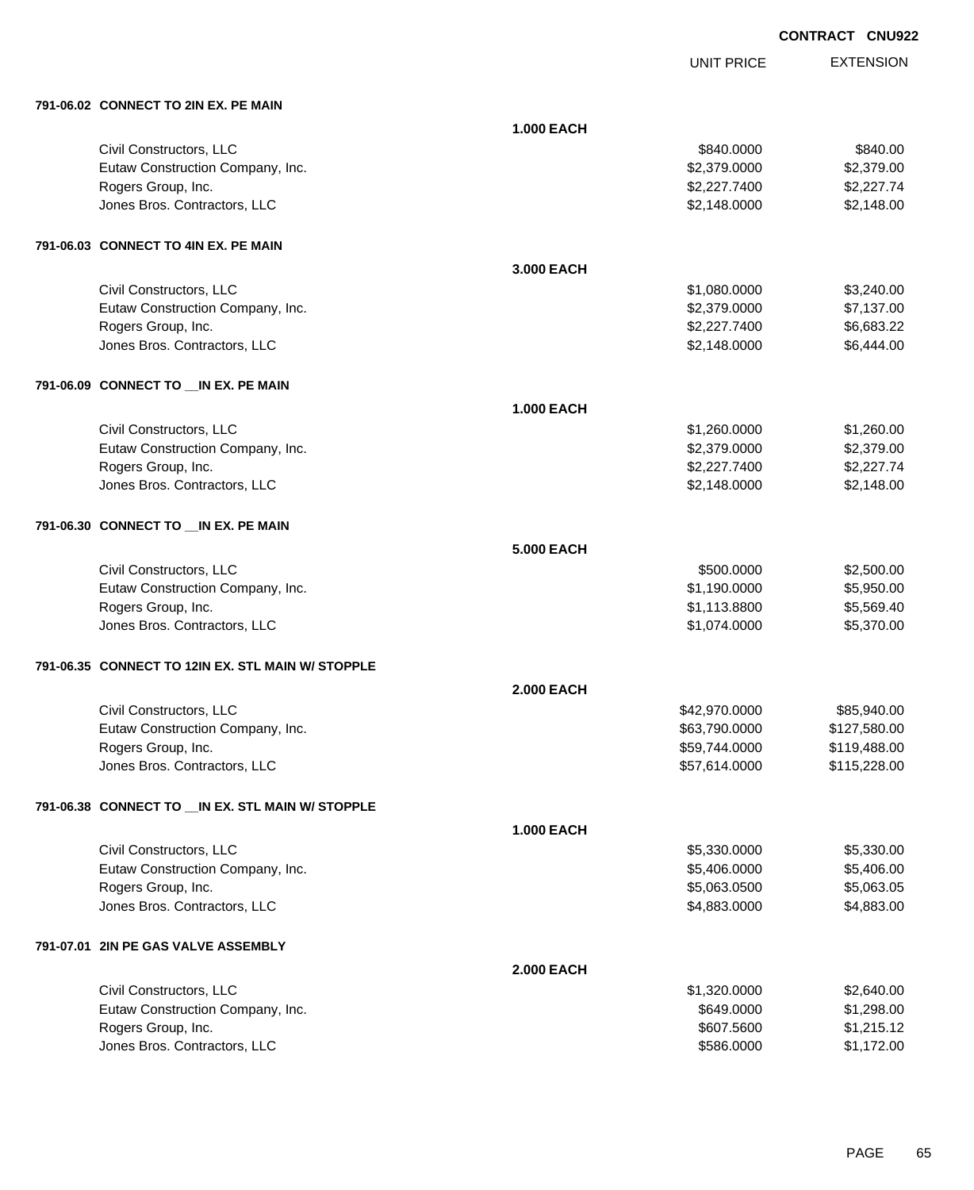**CONTRACT CNU922**

| | | UNIT PRICE | EXTENSION |
|---|---|---|---|
| **791-06.02 CONNECT TO 2IN EX. PE MAIN** | | | |
| | **1.000 EACH** | | |
| Civil Constructors, LLC | | $840.0000 | $840.00 |
| Eutaw Construction Company, Inc. | | $2,379.0000 | $2,379.00 |
| Rogers Group, Inc. | | $2,227.7400 | $2,227.74 |
| Jones Bros. Contractors, LLC | | $2,148.0000 | $2,148.00 |
| **791-06.03 CONNECT TO 4IN EX. PE MAIN** | | | |
| | **3.000 EACH** | | |
| Civil Constructors, LLC | | $1,080.0000 | $3,240.00 |
| Eutaw Construction Company, Inc. | | $2,379.0000 | $7,137.00 |
| Rogers Group, Inc. | | $2,227.7400 | $6,683.22 |
| Jones Bros. Contractors, LLC | | $2,148.0000 | $6,444.00 |
| **791-06.09 CONNECT TO __IN EX. PE MAIN** | | | |
| | **1.000 EACH** | | |
| Civil Constructors, LLC | | $1,260.0000 | $1,260.00 |
| Eutaw Construction Company, Inc. | | $2,379.0000 | $2,379.00 |
| Rogers Group, Inc. | | $2,227.7400 | $2,227.74 |
| Jones Bros. Contractors, LLC | | $2,148.0000 | $2,148.00 |
| **791-06.30 CONNECT TO __IN EX. PE MAIN** | | | |
| | **5.000 EACH** | | |
| Civil Constructors, LLC | | $500.0000 | $2,500.00 |
| Eutaw Construction Company, Inc. | | $1,190.0000 | $5,950.00 |
| Rogers Group, Inc. | | $1,113.8800 | $5,569.40 |
| Jones Bros. Contractors, LLC | | $1,074.0000 | $5,370.00 |
| **791-06.35 CONNECT TO 12IN EX. STL MAIN W/ STOPPLE** | | | |
| | **2.000 EACH** | | |
| Civil Constructors, LLC | | $42,970.0000 | $85,940.00 |
| Eutaw Construction Company, Inc. | | $63,790.0000 | $127,580.00 |
| Rogers Group, Inc. | | $59,744.0000 | $119,488.00 |
| Jones Bros. Contractors, LLC | | $57,614.0000 | $115,228.00 |
| **791-06.38 CONNECT TO __IN EX. STL MAIN W/ STOPPLE** | | | |
| | **1.000 EACH** | | |
| Civil Constructors, LLC | | $5,330.0000 | $5,330.00 |
| Eutaw Construction Company, Inc. | | $5,406.0000 | $5,406.00 |
| Rogers Group, Inc. | | $5,063.0500 | $5,063.05 |
| Jones Bros. Contractors, LLC | | $4,883.0000 | $4,883.00 |
| **791-07.01 2IN PE GAS VALVE ASSEMBLY** | | | |
| | **2.000 EACH** | | |
| Civil Constructors, LLC | | $1,320.0000 | $2,640.00 |
| Eutaw Construction Company, Inc. | | $649.0000 | $1,298.00 |
| Rogers Group, Inc. | | $607.5600 | $1,215.12 |
| Jones Bros. Contractors, LLC | | $586.0000 | $1,172.00 |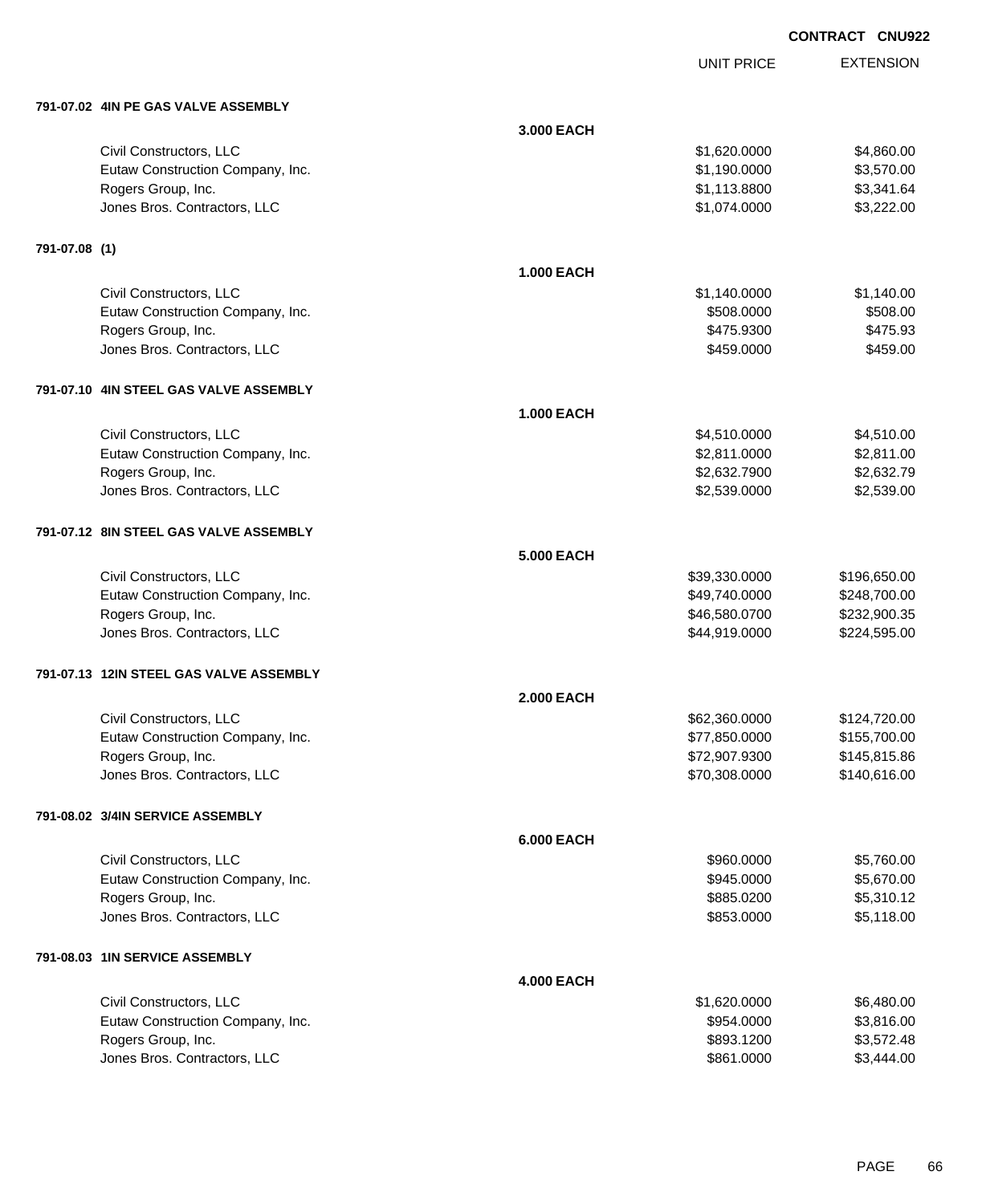**CONTRACT CNU922**

| | | UNIT PRICE | EXTENSION |
|---|---|---|---|
| **791-07.02 4IN PE GAS VALVE ASSEMBLY** | | | |
| | **3.000 EACH** | | |
| Civil Constructors, LLC | | $1,620.0000 | $4,860.00 |
| Eutaw Construction Company, Inc. | | $1,190.0000 | $3,570.00 |
| Rogers Group, Inc. | | $1,113.8800 | $3,341.64 |
| Jones Bros. Contractors, LLC | | $1,074.0000 | $3,222.00 |
| **791-07.08 (1)** | | | |
| | **1.000 EACH** | | |
| Civil Constructors, LLC | | $1,140.0000 | $1,140.00 |
| Eutaw Construction Company, Inc. | | $508.0000 | $508.00 |
| Rogers Group, Inc. | | $475.9300 | $475.93 |
| Jones Bros. Contractors, LLC | | $459.0000 | $459.00 |
| **791-07.10 4IN STEEL GAS VALVE ASSEMBLY** | | | |
| | **1.000 EACH** | | |
| Civil Constructors, LLC | | $4,510.0000 | $4,510.00 |
| Eutaw Construction Company, Inc. | | $2,811.0000 | $2,811.00 |
| Rogers Group, Inc. | | $2,632.7900 | $2,632.79 |
| Jones Bros. Contractors, LLC | | $2,539.0000 | $2,539.00 |
| **791-07.12 8IN STEEL GAS VALVE ASSEMBLY** | | | |
| | **5.000 EACH** | | |
| Civil Constructors, LLC | | $39,330.0000 | $196,650.00 |
| Eutaw Construction Company, Inc. | | $49,740.0000 | $248,700.00 |
| Rogers Group, Inc. | | $46,580.0700 | $232,900.35 |
| Jones Bros. Contractors, LLC | | $44,919.0000 | $224,595.00 |
| **791-07.13 12IN STEEL GAS VALVE ASSEMBLY** | | | |
| | **2.000 EACH** | | |
| Civil Constructors, LLC | | $62,360.0000 | $124,720.00 |
| Eutaw Construction Company, Inc. | | $77,850.0000 | $155,700.00 |
| Rogers Group, Inc. | | $72,907.9300 | $145,815.86 |
| Jones Bros. Contractors, LLC | | $70,308.0000 | $140,616.00 |
| **791-08.02 3/4IN SERVICE ASSEMBLY** | | | |
| | **6.000 EACH** | | |
| Civil Constructors, LLC | | $960.0000 | $5,760.00 |
| Eutaw Construction Company, Inc. | | $945.0000 | $5,670.00 |
| Rogers Group, Inc. | | $885.0200 | $5,310.12 |
| Jones Bros. Contractors, LLC | | $853.0000 | $5,118.00 |
| **791-08.03 1IN SERVICE ASSEMBLY** | | | |
| | **4.000 EACH** | | |
| Civil Constructors, LLC | | $1,620.0000 | $6,480.00 |
| Eutaw Construction Company, Inc. | | $954.0000 | $3,816.00 |
| Rogers Group, Inc. | | $893.1200 | $3,572.48 |
| Jones Bros. Contractors, LLC | | $861.0000 | $3,444.00 |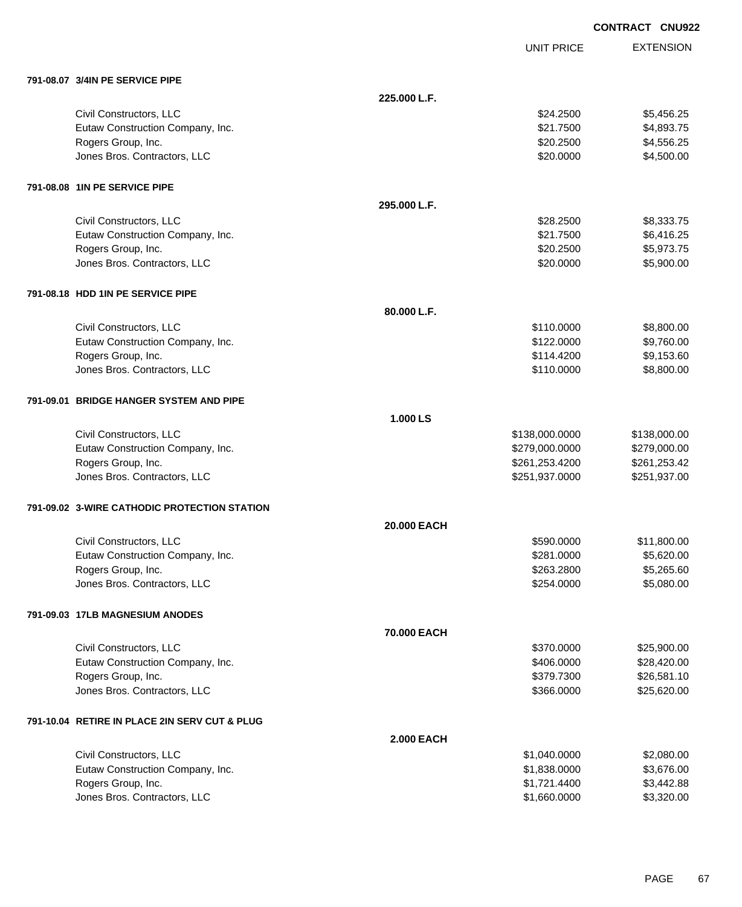**CONTRACT CNU922**

| | | UNIT PRICE | EXTENSION |
|---|---|---|---|
| **791-08.07 3/4IN PE SERVICE PIPE** | | | |
| | **225.000 L.F.** | | |
| Civil Constructors, LLC | | $24.2500 | $5,456.25 |
| Eutaw Construction Company, Inc. | | $21.7500 | $4,893.75 |
| Rogers Group, Inc. | | $20.2500 | $4,556.25 |
| Jones Bros. Contractors, LLC | | $20.0000 | $4,500.00 |
| **791-08.08 1IN PE SERVICE PIPE** | | | |
| | **295.000 L.F.** | | |
| Civil Constructors, LLC | | $28.2500 | $8,333.75 |
| Eutaw Construction Company, Inc. | | $21.7500 | $6,416.25 |
| Rogers Group, Inc. | | $20.2500 | $5,973.75 |
| Jones Bros. Contractors, LLC | | $20.0000 | $5,900.00 |
| **791-08.18 HDD 1IN PE SERVICE PIPE** | | | |
| | **80.000 L.F.** | | |
| Civil Constructors, LLC | | $110.0000 | $8,800.00 |
| Eutaw Construction Company, Inc. | | $122.0000 | $9,760.00 |
| Rogers Group, Inc. | | $114.4200 | $9,153.60 |
| Jones Bros. Contractors, LLC | | $110.0000 | $8,800.00 |
| **791-09.01 BRIDGE HANGER SYSTEM AND PIPE** | | | |
| | **1.000 LS** | | |
| Civil Constructors, LLC | | $138,000.0000 | $138,000.00 |
| Eutaw Construction Company, Inc. | | $279,000.0000 | $279,000.00 |
| Rogers Group, Inc. | | $261,253.4200 | $261,253.42 |
| Jones Bros. Contractors, LLC | | $251,937.0000 | $251,937.00 |
| **791-09.02 3-WIRE CATHODIC PROTECTION STATION** | | | |
| | **20.000 EACH** | | |
| Civil Constructors, LLC | | $590.0000 | $11,800.00 |
| Eutaw Construction Company, Inc. | | $281.0000 | $5,620.00 |
| Rogers Group, Inc. | | $263.2800 | $5,265.60 |
| Jones Bros. Contractors, LLC | | $254.0000 | $5,080.00 |
| **791-09.03 17LB MAGNESIUM ANODES** | | | |
| | **70.000 EACH** | | |
| Civil Constructors, LLC | | $370.0000 | $25,900.00 |
| Eutaw Construction Company, Inc. | | $406.0000 | $28,420.00 |
| Rogers Group, Inc. | | $379.7300 | $26,581.10 |
| Jones Bros. Contractors, LLC | | $366.0000 | $25,620.00 |
| **791-10.04 RETIRE IN PLACE 2IN SERV CUT & PLUG** | | | |
| | **2.000 EACH** | | |
| Civil Constructors, LLC | | $1,040.0000 | $2,080.00 |
| Eutaw Construction Company, Inc. | | $1,838.0000 | $3,676.00 |
| Rogers Group, Inc. | | $1,721.4400 | $3,442.88 |
| Jones Bros. Contractors, LLC | | $1,660.0000 | $3,320.00 |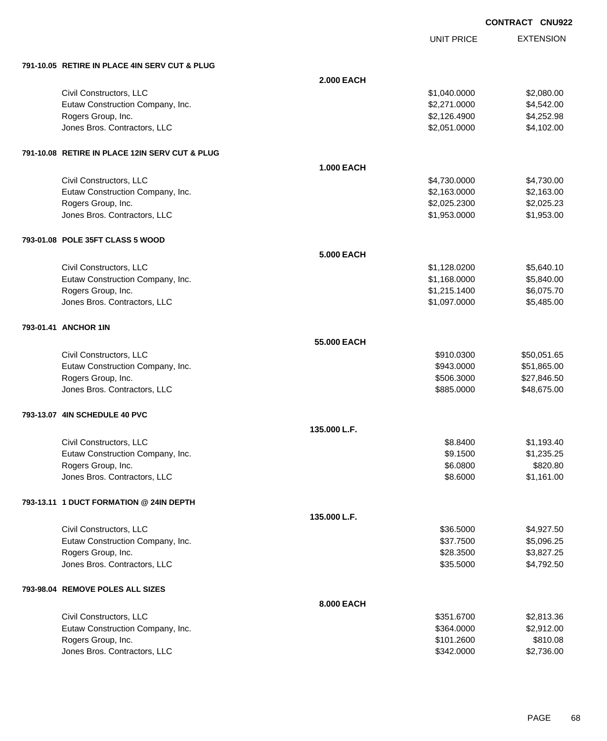CONTRACT CNU922

| | | UNIT PRICE | EXTENSION |
|---|---|---|---|
| **791-10.05 RETIRE IN PLACE 4IN SERV CUT & PLUG** | | | |
| | **2.000 EACH** | | |
| Civil Constructors, LLC | | $1,040.0000 | $2,080.00 |
| Eutaw Construction Company, Inc. | | $2,271.0000 | $4,542.00 |
| Rogers Group, Inc. | | $2,126.4900 | $4,252.98 |
| Jones Bros. Contractors, LLC | | $2,051.0000 | $4,102.00 |
| **791-10.08 RETIRE IN PLACE 12IN SERV CUT & PLUG** | | | |
| | **1.000 EACH** | | |
| Civil Constructors, LLC | | $4,730.0000 | $4,730.00 |
| Eutaw Construction Company, Inc. | | $2,163.0000 | $2,163.00 |
| Rogers Group, Inc. | | $2,025.2300 | $2,025.23 |
| Jones Bros. Contractors, LLC | | $1,953.0000 | $1,953.00 |
| **793-01.08 POLE 35FT CLASS 5 WOOD** | | | |
| | **5.000 EACH** | | |
| Civil Constructors, LLC | | $1,128.0200 | $5,640.10 |
| Eutaw Construction Company, Inc. | | $1,168.0000 | $5,840.00 |
| Rogers Group, Inc. | | $1,215.1400 | $6,075.70 |
| Jones Bros. Contractors, LLC | | $1,097.0000 | $5,485.00 |
| **793-01.41 ANCHOR 1IN** | | | |
| | **55.000 EACH** | | |
| Civil Constructors, LLC | | $910.0300 | $50,051.65 |
| Eutaw Construction Company, Inc. | | $943.0000 | $51,865.00 |
| Rogers Group, Inc. | | $506.3000 | $27,846.50 |
| Jones Bros. Contractors, LLC | | $885.0000 | $48,675.00 |
| **793-13.07 4IN SCHEDULE 40 PVC** | | | |
| | **135.000 L.F.** | | |
| Civil Constructors, LLC | | $8.8400 | $1,193.40 |
| Eutaw Construction Company, Inc. | | $9.1500 | $1,235.25 |
| Rogers Group, Inc. | | $6.0800 | $820.80 |
| Jones Bros. Contractors, LLC | | $8.6000 | $1,161.00 |
| **793-13.11 1 DUCT FORMATION @ 24IN DEPTH** | | | |
| | **135.000 L.F.** | | |
| Civil Constructors, LLC | | $36.5000 | $4,927.50 |
| Eutaw Construction Company, Inc. | | $37.7500 | $5,096.25 |
| Rogers Group, Inc. | | $28.3500 | $3,827.25 |
| Jones Bros. Contractors, LLC | | $35.5000 | $4,792.50 |
| **793-98.04 REMOVE POLES ALL SIZES** | | | |
| | **8.000 EACH** | | |
| Civil Constructors, LLC | | $351.6700 | $2,813.36 |
| Eutaw Construction Company, Inc. | | $364.0000 | $2,912.00 |
| Rogers Group, Inc. | | $101.2600 | $810.08 |
| Jones Bros. Contractors, LLC | | $342.0000 | $2,736.00 |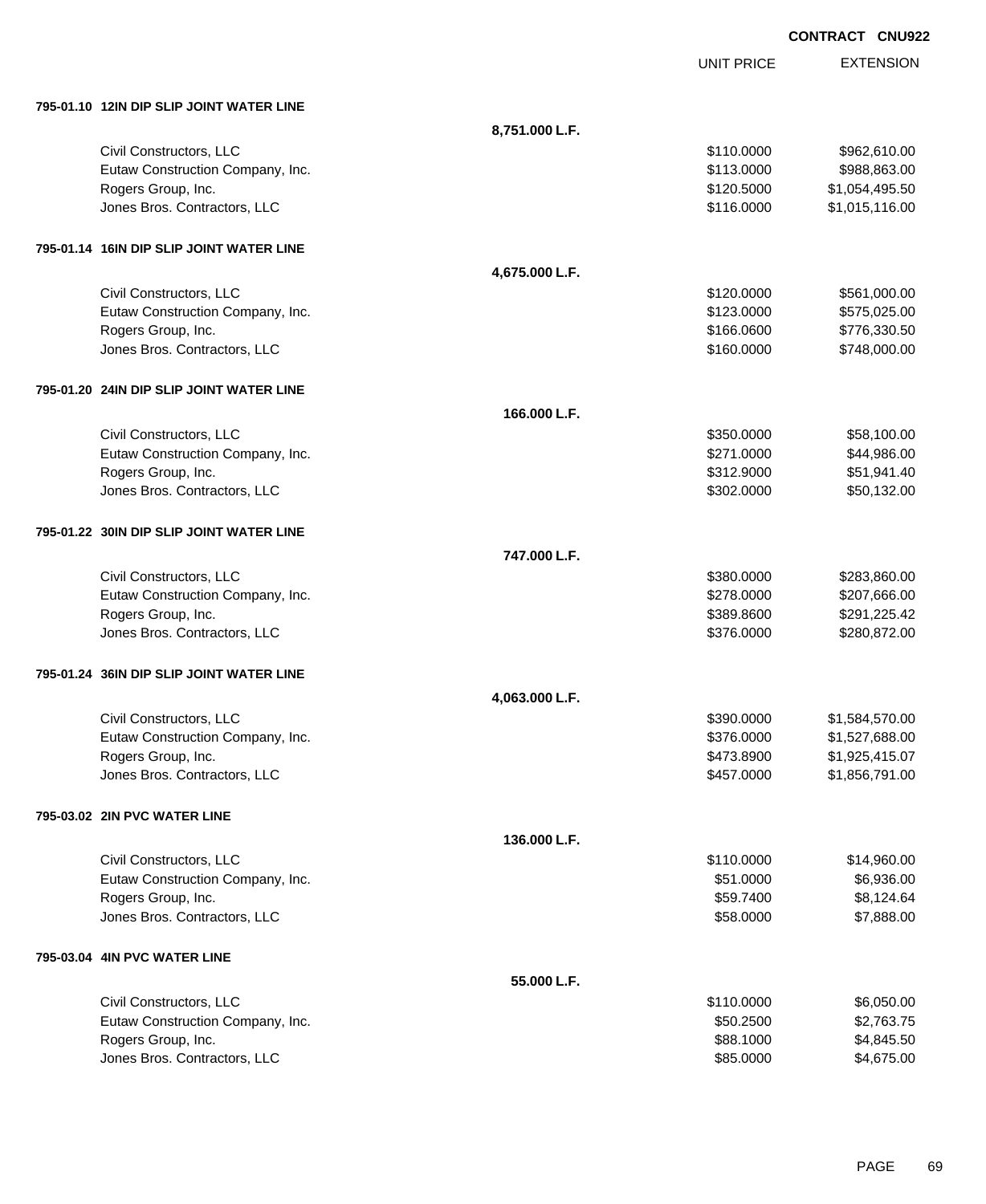**CONTRACT CNU922**

| | | UNIT PRICE | EXTENSION |
|---|---|---|---|
| **795-01.10 12IN DIP SLIP JOINT WATER LINE** | | | |
| | **8,751.000 L.F.** | | |
| Civil Constructors, LLC | | $110.0000 | $962,610.00 |
| Eutaw Construction Company, Inc. | | $113.0000 | $988,863.00 |
| Rogers Group, Inc. | | $120.5000 | $1,054,495.50 |
| Jones Bros. Contractors, LLC | | $116.0000 | $1,015,116.00 |
| **795-01.14 16IN DIP SLIP JOINT WATER LINE** | | | |
| | **4,675.000 L.F.** | | |
| Civil Constructors, LLC | | $120.0000 | $561,000.00 |
| Eutaw Construction Company, Inc. | | $123.0000 | $575,025.00 |
| Rogers Group, Inc. | | $166.0600 | $776,330.50 |
| Jones Bros. Contractors, LLC | | $160.0000 | $748,000.00 |
| **795-01.20 24IN DIP SLIP JOINT WATER LINE** | | | |
| | **166.000 L.F.** | | |
| Civil Constructors, LLC | | $350.0000 | $58,100.00 |
| Eutaw Construction Company, Inc. | | $271.0000 | $44,986.00 |
| Rogers Group, Inc. | | $312.9000 | $51,941.40 |
| Jones Bros. Contractors, LLC | | $302.0000 | $50,132.00 |
| **795-01.22 30IN DIP SLIP JOINT WATER LINE** | | | |
| | **747.000 L.F.** | | |
| Civil Constructors, LLC | | $380.0000 | $283,860.00 |
| Eutaw Construction Company, Inc. | | $278.0000 | $207,666.00 |
| Rogers Group, Inc. | | $389.8600 | $291,225.42 |
| Jones Bros. Contractors, LLC | | $376.0000 | $280,872.00 |
| **795-01.24 36IN DIP SLIP JOINT WATER LINE** | | | |
| | **4,063.000 L.F.** | | |
| Civil Constructors, LLC | | $390.0000 | $1,584,570.00 |
| Eutaw Construction Company, Inc. | | $376.0000 | $1,527,688.00 |
| Rogers Group, Inc. | | $473.8900 | $1,925,415.07 |
| Jones Bros. Contractors, LLC | | $457.0000 | $1,856,791.00 |
| **795-03.02 2IN PVC WATER LINE** | | | |
| | **136.000 L.F.** | | |
| Civil Constructors, LLC | | $110.0000 | $14,960.00 |
| Eutaw Construction Company, Inc. | | $51.0000 | $6,936.00 |
| Rogers Group, Inc. | | $59.7400 | $8,124.64 |
| Jones Bros. Contractors, LLC | | $58.0000 | $7,888.00 |
| **795-03.04 4IN PVC WATER LINE** | | | |
| | **55.000 L.F.** | | |
| Civil Constructors, LLC | | $110.0000 | $6,050.00 |
| Eutaw Construction Company, Inc. | | $50.2500 | $2,763.75 |
| Rogers Group, Inc. | | $88.1000 | $4,845.50 |
| Jones Bros. Contractors, LLC | | $85.0000 | $4,675.00 |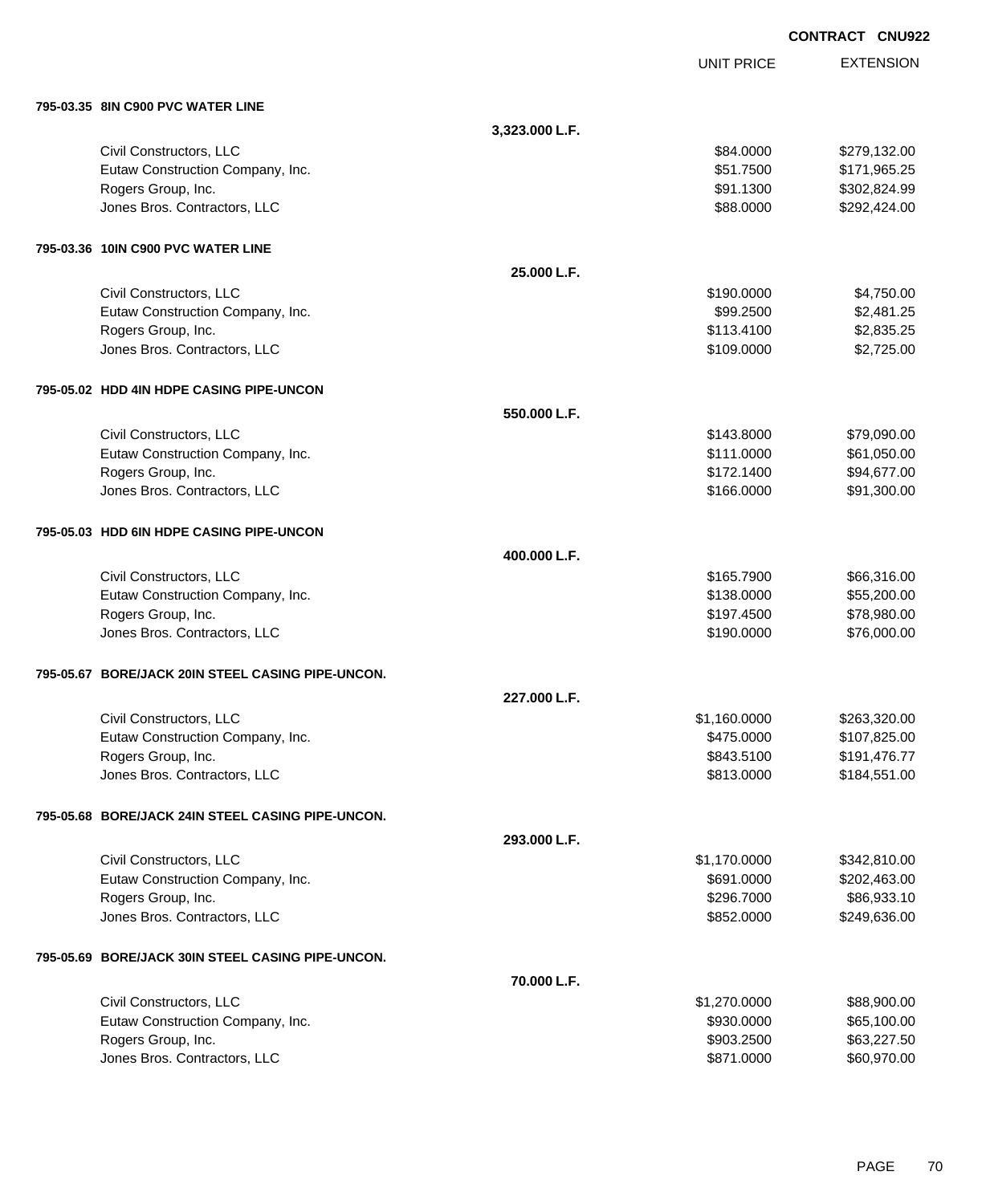CONTRACT CNU922

| | | UNIT PRICE | EXTENSION |
|---|---|---|---|
| **795-03.35 8IN C900 PVC WATER LINE** | | | |
| | **3,323.000 L.F.** | | |
| Civil Constructors, LLC | | $84.0000 | $279,132.00 |
| Eutaw Construction Company, Inc. | | $51.7500 | $171,965.25 |
| Rogers Group, Inc. | | $91.1300 | $302,824.99 |
| Jones Bros. Contractors, LLC | | $88.0000 | $292,424.00 |
| **795-03.36 10IN C900 PVC WATER LINE** | | | |
| | **25.000 L.F.** | | |
| Civil Constructors, LLC | | $190.0000 | $4,750.00 |
| Eutaw Construction Company, Inc. | | $99.2500 | $2,481.25 |
| Rogers Group, Inc. | | $113.4100 | $2,835.25 |
| Jones Bros. Contractors, LLC | | $109.0000 | $2,725.00 |
| **795-05.02 HDD 4IN HDPE CASING PIPE-UNCON** | | | |
| | **550.000 L.F.** | | |
| Civil Constructors, LLC | | $143.8000 | $79,090.00 |
| Eutaw Construction Company, Inc. | | $111.0000 | $61,050.00 |
| Rogers Group, Inc. | | $172.1400 | $94,677.00 |
| Jones Bros. Contractors, LLC | | $166.0000 | $91,300.00 |
| **795-05.03 HDD 6IN HDPE CASING PIPE-UNCON** | | | |
| | **400.000 L.F.** | | |
| Civil Constructors, LLC | | $165.7900 | $66,316.00 |
| Eutaw Construction Company, Inc. | | $138.0000 | $55,200.00 |
| Rogers Group, Inc. | | $197.4500 | $78,980.00 |
| Jones Bros. Contractors, LLC | | $190.0000 | $76,000.00 |
| **795-05.67 BORE/JACK 20IN STEEL CASING PIPE-UNCON.** | | | |
| | **227.000 L.F.** | | |
| Civil Constructors, LLC | | $1,160.0000 | $263,320.00 |
| Eutaw Construction Company, Inc. | | $475.0000 | $107,825.00 |
| Rogers Group, Inc. | | $843.5100 | $191,476.77 |
| Jones Bros. Contractors, LLC | | $813.0000 | $184,551.00 |
| **795-05.68 BORE/JACK 24IN STEEL CASING PIPE-UNCON.** | | | |
| | **293.000 L.F.** | | |
| Civil Constructors, LLC | | $1,170.0000 | $342,810.00 |
| Eutaw Construction Company, Inc. | | $691.0000 | $202,463.00 |
| Rogers Group, Inc. | | $296.7000 | $86,933.10 |
| Jones Bros. Contractors, LLC | | $852.0000 | $249,636.00 |
| **795-05.69 BORE/JACK 30IN STEEL CASING PIPE-UNCON.** | | | |
| | **70.000 L.F.** | | |
| Civil Constructors, LLC | | $1,270.0000 | $88,900.00 |
| Eutaw Construction Company, Inc. | | $930.0000 | $65,100.00 |
| Rogers Group, Inc. | | $903.2500 | $63,227.50 |
| Jones Bros. Contractors, LLC | | $871.0000 | $60,970.00 |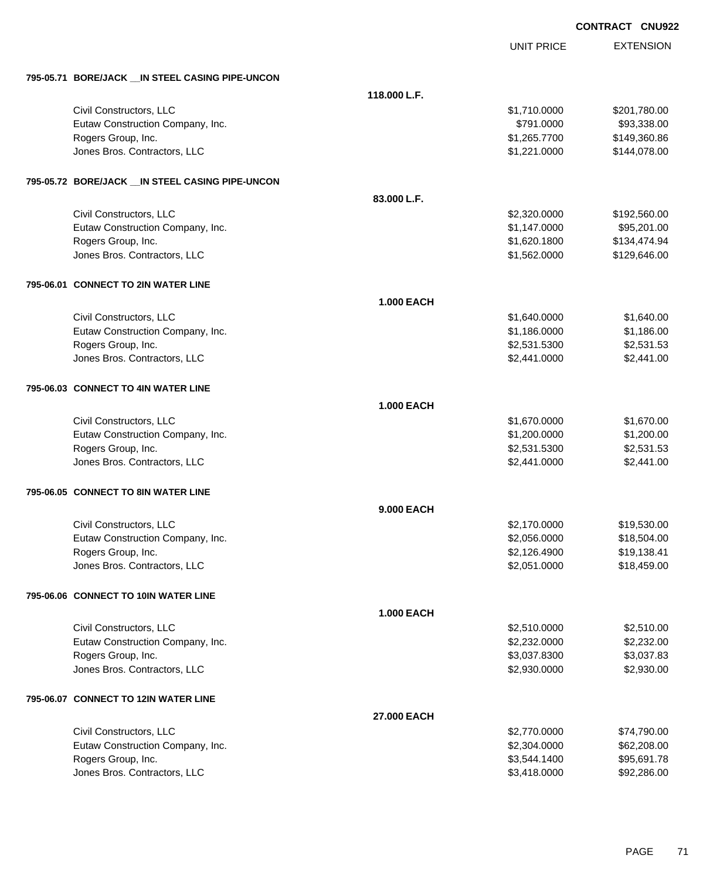CONTRACT CNU922

| | | UNIT PRICE | EXTENSION |
|---|---|---|---|
| **795-05.71 BORE/JACK __IN STEEL CASING PIPE-UNCON** | | | |
| | **118.000 L.F.** | | |
| Civil Constructors, LLC | | $1,710.0000 | $201,780.00 |
| Eutaw Construction Company, Inc. | | $791.0000 | $93,338.00 |
| Rogers Group, Inc. | | $1,265.7700 | $149,360.86 |
| Jones Bros. Contractors, LLC | | $1,221.0000 | $144,078.00 |
| **795-05.72 BORE/JACK __IN STEEL CASING PIPE-UNCON** | | | |
| | **83.000 L.F.** | | |
| Civil Constructors, LLC | | $2,320.0000 | $192,560.00 |
| Eutaw Construction Company, Inc. | | $1,147.0000 | $95,201.00 |
| Rogers Group, Inc. | | $1,620.1800 | $134,474.94 |
| Jones Bros. Contractors, LLC | | $1,562.0000 | $129,646.00 |
| **795-06.01 CONNECT TO 2IN WATER LINE** | | | |
| | **1.000 EACH** | | |
| Civil Constructors, LLC | | $1,640.0000 | $1,640.00 |
| Eutaw Construction Company, Inc. | | $1,186.0000 | $1,186.00 |
| Rogers Group, Inc. | | $2,531.5300 | $2,531.53 |
| Jones Bros. Contractors, LLC | | $2,441.0000 | $2,441.00 |
| **795-06.03 CONNECT TO 4IN WATER LINE** | | | |
| | **1.000 EACH** | | |
| Civil Constructors, LLC | | $1,670.0000 | $1,670.00 |
| Eutaw Construction Company, Inc. | | $1,200.0000 | $1,200.00 |
| Rogers Group, Inc. | | $2,531.5300 | $2,531.53 |
| Jones Bros. Contractors, LLC | | $2,441.0000 | $2,441.00 |
| **795-06.05 CONNECT TO 8IN WATER LINE** | | | |
| | **9.000 EACH** | | |
| Civil Constructors, LLC | | $2,170.0000 | $19,530.00 |
| Eutaw Construction Company, Inc. | | $2,056.0000 | $18,504.00 |
| Rogers Group, Inc. | | $2,126.4900 | $19,138.41 |
| Jones Bros. Contractors, LLC | | $2,051.0000 | $18,459.00 |
| **795-06.06 CONNECT TO 10IN WATER LINE** | | | |
| | **1.000 EACH** | | |
| Civil Constructors, LLC | | $2,510.0000 | $2,510.00 |
| Eutaw Construction Company, Inc. | | $2,232.0000 | $2,232.00 |
| Rogers Group, Inc. | | $3,037.8300 | $3,037.83 |
| Jones Bros. Contractors, LLC | | $2,930.0000 | $2,930.00 |
| **795-06.07 CONNECT TO 12IN WATER LINE** | | | |
| | **27.000 EACH** | | |
| Civil Constructors, LLC | | $2,770.0000 | $74,790.00 |
| Eutaw Construction Company, Inc. | | $2,304.0000 | $62,208.00 |
| Rogers Group, Inc. | | $3,544.1400 | $95,691.78 |
| Jones Bros. Contractors, LLC | | $3,418.0000 | $92,286.00 |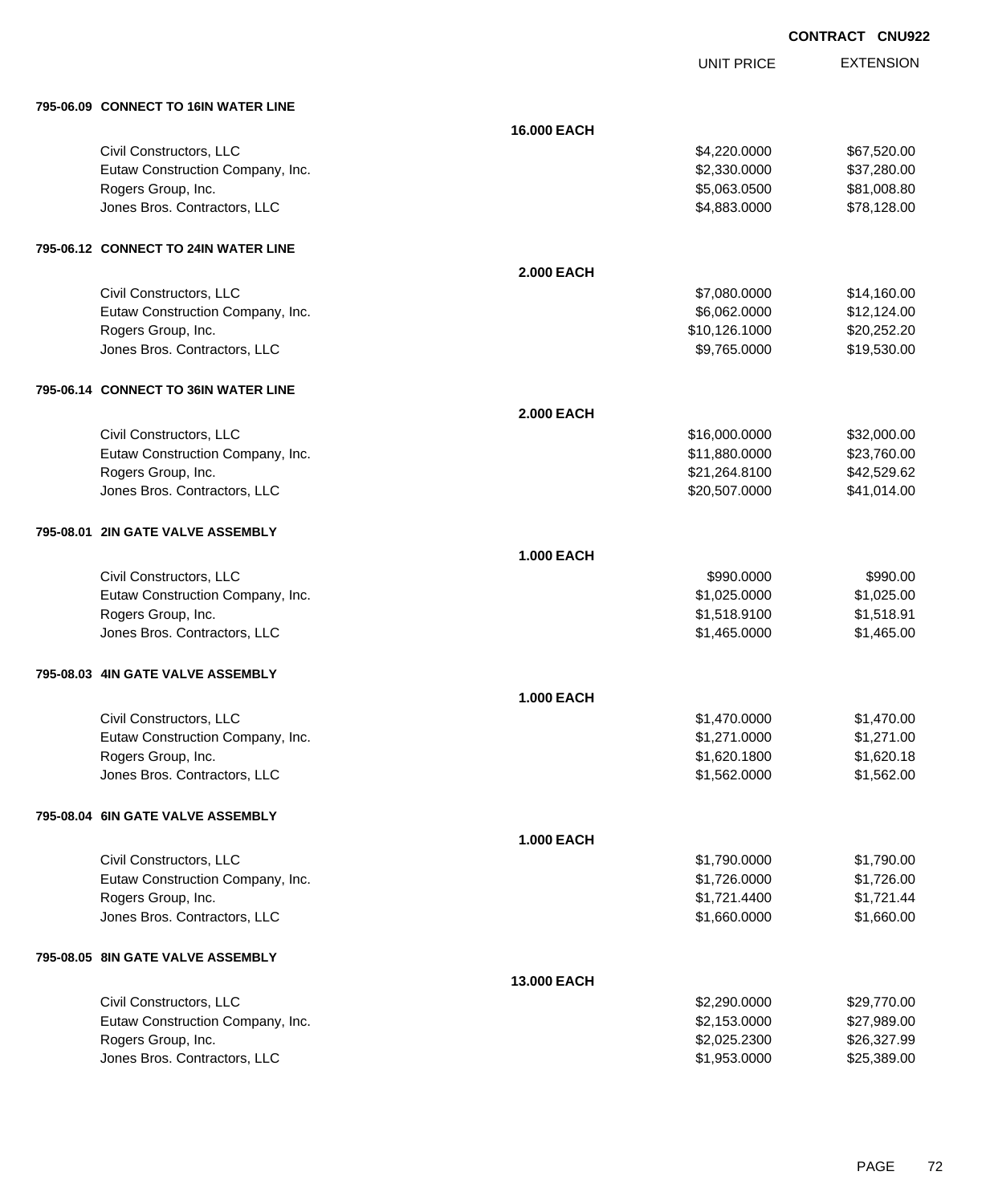**CONTRACT CNU922**

| | | UNIT PRICE | EXTENSION |
|---|---|---|---|
| **795-06.09 CONNECT TO 16IN WATER LINE** | | | |
| | **16.000 EACH** | | |
| Civil Constructors, LLC | | $4,220.0000 | $67,520.00 |
| Eutaw Construction Company, Inc. | | $2,330.0000 | $37,280.00 |
| Rogers Group, Inc. | | $5,063.0500 | $81,008.80 |
| Jones Bros. Contractors, LLC | | $4,883.0000 | $78,128.00 |
| **795-06.12 CONNECT TO 24IN WATER LINE** | | | |
| | **2.000 EACH** | | |
| Civil Constructors, LLC | | $7,080.0000 | $14,160.00 |
| Eutaw Construction Company, Inc. | | $6,062.0000 | $12,124.00 |
| Rogers Group, Inc. | | $10,126.1000 | $20,252.20 |
| Jones Bros. Contractors, LLC | | $9,765.0000 | $19,530.00 |
| **795-06.14 CONNECT TO 36IN WATER LINE** | | | |
| | **2.000 EACH** | | |
| Civil Constructors, LLC | | $16,000.0000 | $32,000.00 |
| Eutaw Construction Company, Inc. | | $11,880.0000 | $23,760.00 |
| Rogers Group, Inc. | | $21,264.8100 | $42,529.62 |
| Jones Bros. Contractors, LLC | | $20,507.0000 | $41,014.00 |
| **795-08.01 2IN GATE VALVE ASSEMBLY** | | | |
| | **1.000 EACH** | | |
| Civil Constructors, LLC | | $990.0000 | $990.00 |
| Eutaw Construction Company, Inc. | | $1,025.0000 | $1,025.00 |
| Rogers Group, Inc. | | $1,518.9100 | $1,518.91 |
| Jones Bros. Contractors, LLC | | $1,465.0000 | $1,465.00 |
| **795-08.03 4IN GATE VALVE ASSEMBLY** | | | |
| | **1.000 EACH** | | |
| Civil Constructors, LLC | | $1,470.0000 | $1,470.00 |
| Eutaw Construction Company, Inc. | | $1,271.0000 | $1,271.00 |
| Rogers Group, Inc. | | $1,620.1800 | $1,620.18 |
| Jones Bros. Contractors, LLC | | $1,562.0000 | $1,562.00 |
| **795-08.04 6IN GATE VALVE ASSEMBLY** | | | |
| | **1.000 EACH** | | |
| Civil Constructors, LLC | | $1,790.0000 | $1,790.00 |
| Eutaw Construction Company, Inc. | | $1,726.0000 | $1,726.00 |
| Rogers Group, Inc. | | $1,721.4400 | $1,721.44 |
| Jones Bros. Contractors, LLC | | $1,660.0000 | $1,660.00 |
| **795-08.05 8IN GATE VALVE ASSEMBLY** | | | |
| | **13.000 EACH** | | |
| Civil Constructors, LLC | | $2,290.0000 | $29,770.00 |
| Eutaw Construction Company, Inc. | | $2,153.0000 | $27,989.00 |
| Rogers Group, Inc. | | $2,025.2300 | $26,327.99 |
| Jones Bros. Contractors, LLC | | $1,953.0000 | $25,389.00 |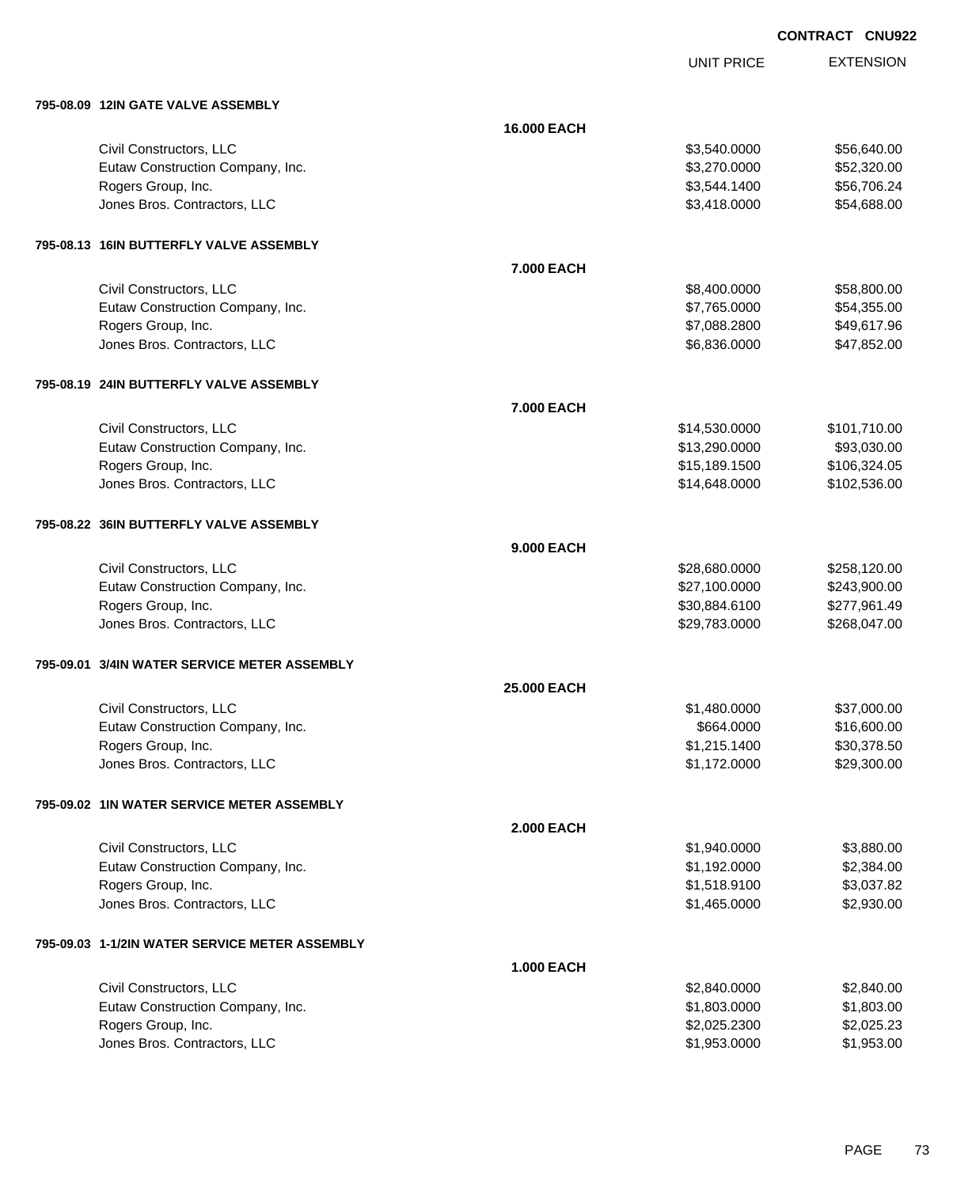CONTRACT CNU922

| | | UNIT PRICE | EXTENSION |
|---|---|---|---|
| **795-08.09 12IN GATE VALVE ASSEMBLY** | | | |
| | **16.000 EACH** | | |
| Civil Constructors, LLC | | $3,540.0000 | $56,640.00 |
| Eutaw Construction Company, Inc. | | $3,270.0000 | $52,320.00 |
| Rogers Group, Inc. | | $3,544.1400 | $56,706.24 |
| Jones Bros. Contractors, LLC | | $3,418.0000 | $54,688.00 |
| **795-08.13 16IN BUTTERFLY VALVE ASSEMBLY** | | | |
| | **7.000 EACH** | | |
| Civil Constructors, LLC | | $8,400.0000 | $58,800.00 |
| Eutaw Construction Company, Inc. | | $7,765.0000 | $54,355.00 |
| Rogers Group, Inc. | | $7,088.2800 | $49,617.96 |
| Jones Bros. Contractors, LLC | | $6,836.0000 | $47,852.00 |
| **795-08.19 24IN BUTTERFLY VALVE ASSEMBLY** | | | |
| | **7.000 EACH** | | |
| Civil Constructors, LLC | | $14,530.0000 | $101,710.00 |
| Eutaw Construction Company, Inc. | | $13,290.0000 | $93,030.00 |
| Rogers Group, Inc. | | $15,189.1500 | $106,324.05 |
| Jones Bros. Contractors, LLC | | $14,648.0000 | $102,536.00 |
| **795-08.22 36IN BUTTERFLY VALVE ASSEMBLY** | | | |
| | **9.000 EACH** | | |
| Civil Constructors, LLC | | $28,680.0000 | $258,120.00 |
| Eutaw Construction Company, Inc. | | $27,100.0000 | $243,900.00 |
| Rogers Group, Inc. | | $30,884.6100 | $277,961.49 |
| Jones Bros. Contractors, LLC | | $29,783.0000 | $268,047.00 |
| **795-09.01 3/4IN WATER SERVICE METER ASSEMBLY** | | | |
| | **25.000 EACH** | | |
| Civil Constructors, LLC | | $1,480.0000 | $37,000.00 |
| Eutaw Construction Company, Inc. | | $664.0000 | $16,600.00 |
| Rogers Group, Inc. | | $1,215.1400 | $30,378.50 |
| Jones Bros. Contractors, LLC | | $1,172.0000 | $29,300.00 |
| **795-09.02 1IN WATER SERVICE METER ASSEMBLY** | | | |
| | **2.000 EACH** | | |
| Civil Constructors, LLC | | $1,940.0000 | $3,880.00 |
| Eutaw Construction Company, Inc. | | $1,192.0000 | $2,384.00 |
| Rogers Group, Inc. | | $1,518.9100 | $3,037.82 |
| Jones Bros. Contractors, LLC | | $1,465.0000 | $2,930.00 |
| **795-09.03 1-1/2IN WATER SERVICE METER ASSEMBLY** | | | |
| | **1.000 EACH** | | |
| Civil Constructors, LLC | | $2,840.0000 | $2,840.00 |
| Eutaw Construction Company, Inc. | | $1,803.0000 | $1,803.00 |
| Rogers Group, Inc. | | $2,025.2300 | $2,025.23 |
| Jones Bros. Contractors, LLC | | $1,953.0000 | $1,953.00 |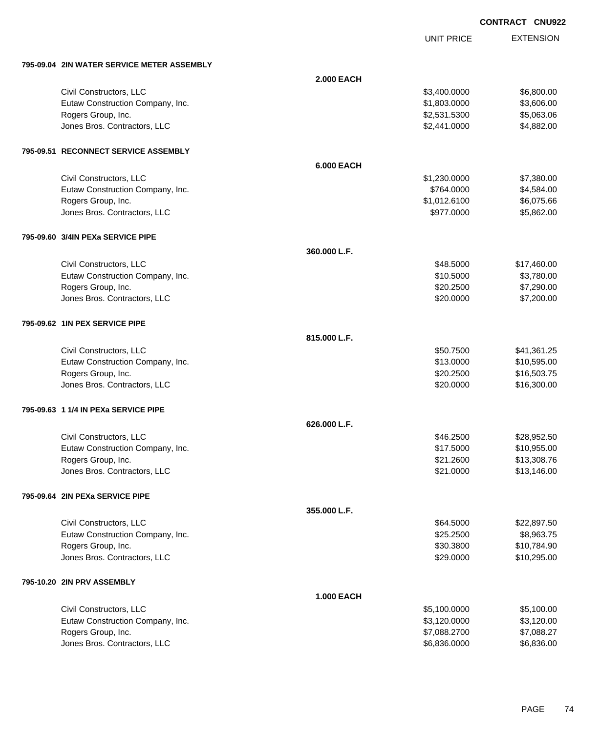**CONTRACT CNU922**

| | | UNIT PRICE | EXTENSION |
|---|---|---|---|
| **795-09.04 2IN WATER SERVICE METER ASSEMBLY** | | | |
| | **2.000 EACH** | | |
| Civil Constructors, LLC | | $3,400.0000 | $6,800.00 |
| Eutaw Construction Company, Inc. | | $1,803.0000 | $3,606.00 |
| Rogers Group, Inc. | | $2,531.5300 | $5,063.06 |
| Jones Bros. Contractors, LLC | | $2,441.0000 | $4,882.00 |
| **795-09.51 RECONNECT SERVICE ASSEMBLY** | | | |
| | **6.000 EACH** | | |
| Civil Constructors, LLC | | $1,230.0000 | $7,380.00 |
| Eutaw Construction Company, Inc. | | $764.0000 | $4,584.00 |
| Rogers Group, Inc. | | $1,012.6100 | $6,075.66 |
| Jones Bros. Contractors, LLC | | $977.0000 | $5,862.00 |
| **795-09.60 3/4IN PEXa SERVICE PIPE** | | | |
| | **360.000 L.F.** | | |
| Civil Constructors, LLC | | $48.5000 | $17,460.00 |
| Eutaw Construction Company, Inc. | | $10.5000 | $3,780.00 |
| Rogers Group, Inc. | | $20.2500 | $7,290.00 |
| Jones Bros. Contractors, LLC | | $20.0000 | $7,200.00 |
| **795-09.62 1IN PEX SERVICE PIPE** | | | |
| | **815.000 L.F.** | | |
| Civil Constructors, LLC | | $50.7500 | $41,361.25 |
| Eutaw Construction Company, Inc. | | $13.0000 | $10,595.00 |
| Rogers Group, Inc. | | $20.2500 | $16,503.75 |
| Jones Bros. Contractors, LLC | | $20.0000 | $16,300.00 |
| **795-09.63 1 1/4 IN PEXa SERVICE PIPE** | | | |
| | **626.000 L.F.** | | |
| Civil Constructors, LLC | | $46.2500 | $28,952.50 |
| Eutaw Construction Company, Inc. | | $17.5000 | $10,955.00 |
| Rogers Group, Inc. | | $21.2600 | $13,308.76 |
| Jones Bros. Contractors, LLC | | $21.0000 | $13,146.00 |
| **795-09.64 2IN PEXa SERVICE PIPE** | | | |
| | **355.000 L.F.** | | |
| Civil Constructors, LLC | | $64.5000 | $22,897.50 |
| Eutaw Construction Company, Inc. | | $25.2500 | $8,963.75 |
| Rogers Group, Inc. | | $30.3800 | $10,784.90 |
| Jones Bros. Contractors, LLC | | $29.0000 | $10,295.00 |
| **795-10.20 2IN PRV ASSEMBLY** | | | |
| | **1.000 EACH** | | |
| Civil Constructors, LLC | | $5,100.0000 | $5,100.00 |
| Eutaw Construction Company, Inc. | | $3,120.0000 | $3,120.00 |
| Rogers Group, Inc. | | $7,088.2700 | $7,088.27 |
| Jones Bros. Contractors, LLC | | $6,836.0000 | $6,836.00 |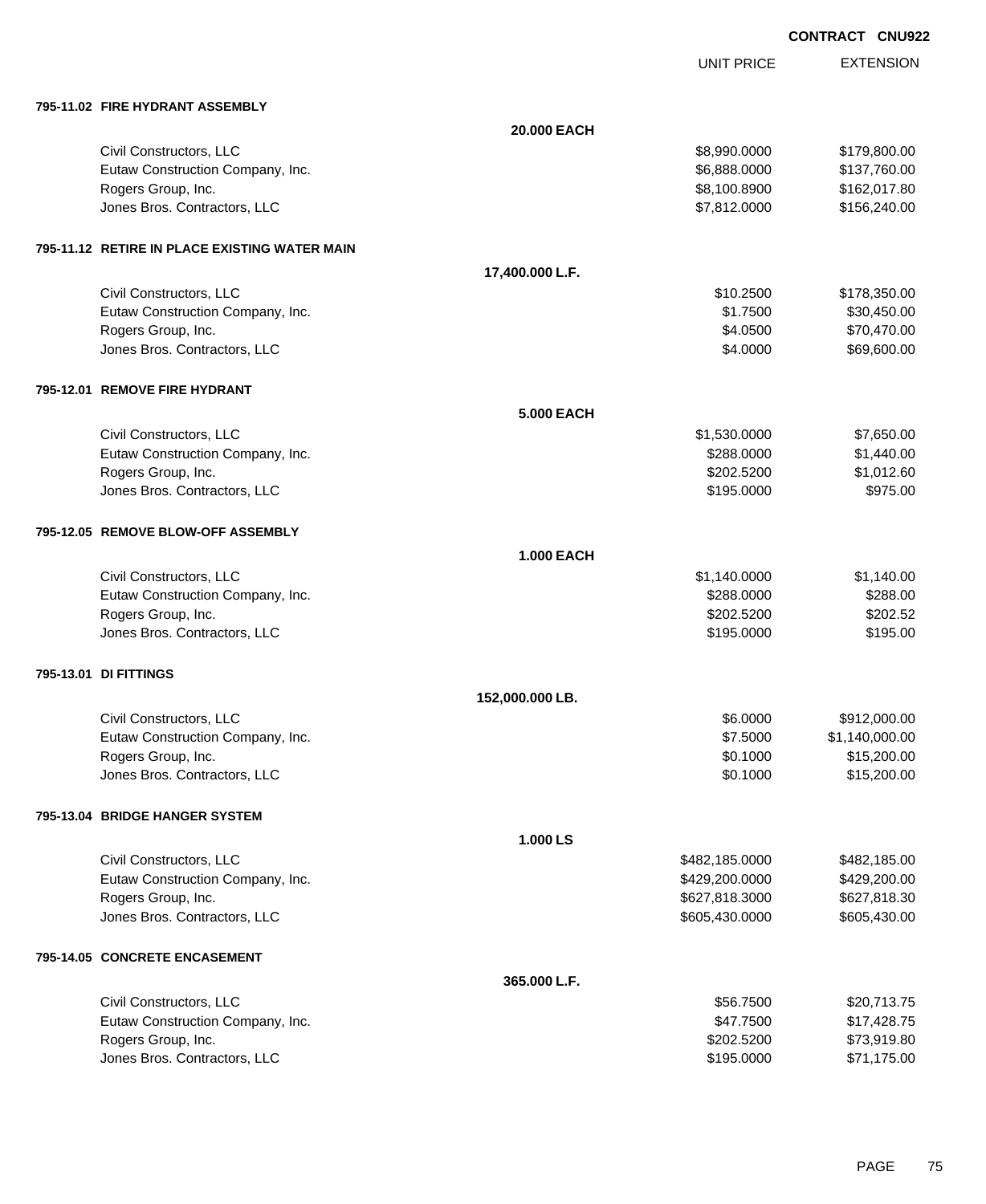CONTRACT CNU922

| | | UNIT PRICE | EXTENSION |
|---|---|---|---|
| **795-11.02 FIRE HYDRANT ASSEMBLY** | | | |
| | **20.000 EACH** | | |
| Civil Constructors, LLC | | $8,990.0000 | $179,800.00 |
| Eutaw Construction Company, Inc. | | $6,888.0000 | $137,760.00 |
| Rogers Group, Inc. | | $8,100.8900 | $162,017.80 |
| Jones Bros. Contractors, LLC | | $7,812.0000 | $156,240.00 |
| **795-11.12 RETIRE IN PLACE EXISTING WATER MAIN** | | | |
| | **17,400.000 L.F.** | | |
| Civil Constructors, LLC | | $10.2500 | $178,350.00 |
| Eutaw Construction Company, Inc. | | $1.7500 | $30,450.00 |
| Rogers Group, Inc. | | $4.0500 | $70,470.00 |
| Jones Bros. Contractors, LLC | | $4.0000 | $69,600.00 |
| **795-12.01 REMOVE FIRE HYDRANT** | | | |
| | **5.000 EACH** | | |
| Civil Constructors, LLC | | $1,530.0000 | $7,650.00 |
| Eutaw Construction Company, Inc. | | $288.0000 | $1,440.00 |
| Rogers Group, Inc. | | $202.5200 | $1,012.60 |
| Jones Bros. Contractors, LLC | | $195.0000 | $975.00 |
| **795-12.05 REMOVE BLOW-OFF ASSEMBLY** | | | |
| | **1.000 EACH** | | |
| Civil Constructors, LLC | | $1,140.0000 | $1,140.00 |
| Eutaw Construction Company, Inc. | | $288.0000 | $288.00 |
| Rogers Group, Inc. | | $202.5200 | $202.52 |
| Jones Bros. Contractors, LLC | | $195.0000 | $195.00 |
| **795-13.01 DI FITTINGS** | | | |
| | **152,000.000 LB.** | | |
| Civil Constructors, LLC | | $6.0000 | $912,000.00 |
| Eutaw Construction Company, Inc. | | $7.5000 | $1,140,000.00 |
| Rogers Group, Inc. | | $0.1000 | $15,200.00 |
| Jones Bros. Contractors, LLC | | $0.1000 | $15,200.00 |
| **795-13.04 BRIDGE HANGER SYSTEM** | | | |
| | **1.000 LS** | | |
| Civil Constructors, LLC | | $482,185.0000 | $482,185.00 |
| Eutaw Construction Company, Inc. | | $429,200.0000 | $429,200.00 |
| Rogers Group, Inc. | | $627,818.3000 | $627,818.30 |
| Jones Bros. Contractors, LLC | | $605,430.0000 | $605,430.00 |
| **795-14.05 CONCRETE ENCASEMENT** | | | |
| | **365.000 L.F.** | | |
| Civil Constructors, LLC | | $56.7500 | $20,713.75 |
| Eutaw Construction Company, Inc. | | $47.7500 | $17,428.75 |
| Rogers Group, Inc. | | $202.5200 | $73,919.80 |
| Jones Bros. Contractors, LLC | | $195.0000 | $71,175.00 |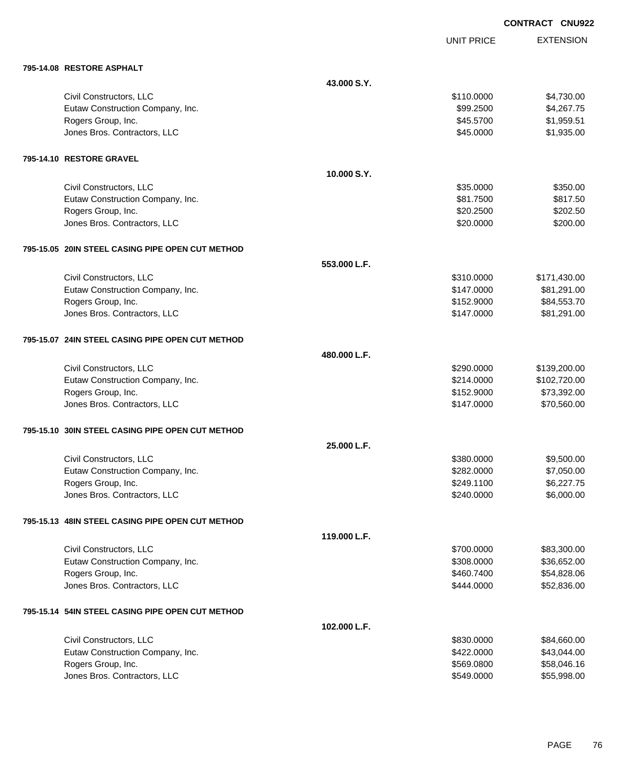**CONTRACT CNU922**

| | | UNIT PRICE | EXTENSION |
|---|---|---|---|
| **795-14.08 RESTORE ASPHALT** | | | |
| | **43.000 S.Y.** | | |
| Civil Constructors, LLC | | $110.0000 | $4,730.00 |
| Eutaw Construction Company, Inc. | | $99.2500 | $4,267.75 |
| Rogers Group, Inc. | | $45.5700 | $1,959.51 |
| Jones Bros. Contractors, LLC | | $45.0000 | $1,935.00 |
| **795-14.10 RESTORE GRAVEL** | | | |
| | **10.000 S.Y.** | | |
| Civil Constructors, LLC | | $35.0000 | $350.00 |
| Eutaw Construction Company, Inc. | | $81.7500 | $817.50 |
| Rogers Group, Inc. | | $20.2500 | $202.50 |
| Jones Bros. Contractors, LLC | | $20.0000 | $200.00 |
| **795-15.05 20IN STEEL CASING PIPE OPEN CUT METHOD** | | | |
| | **553.000 L.F.** | | |
| Civil Constructors, LLC | | $310.0000 | $171,430.00 |
| Eutaw Construction Company, Inc. | | $147.0000 | $81,291.00 |
| Rogers Group, Inc. | | $152.9000 | $84,553.70 |
| Jones Bros. Contractors, LLC | | $147.0000 | $81,291.00 |
| **795-15.07 24IN STEEL CASING PIPE OPEN CUT METHOD** | | | |
| | **480.000 L.F.** | | |
| Civil Constructors, LLC | | $290.0000 | $139,200.00 |
| Eutaw Construction Company, Inc. | | $214.0000 | $102,720.00 |
| Rogers Group, Inc. | | $152.9000 | $73,392.00 |
| Jones Bros. Contractors, LLC | | $147.0000 | $70,560.00 |
| **795-15.10 30IN STEEL CASING PIPE OPEN CUT METHOD** | | | |
| | **25.000 L.F.** | | |
| Civil Constructors, LLC | | $380.0000 | $9,500.00 |
| Eutaw Construction Company, Inc. | | $282.0000 | $7,050.00 |
| Rogers Group, Inc. | | $249.1100 | $6,227.75 |
| Jones Bros. Contractors, LLC | | $240.0000 | $6,000.00 |
| **795-15.13 48IN STEEL CASING PIPE OPEN CUT METHOD** | | | |
| | **119.000 L.F.** | | |
| Civil Constructors, LLC | | $700.0000 | $83,300.00 |
| Eutaw Construction Company, Inc. | | $308.0000 | $36,652.00 |
| Rogers Group, Inc. | | $460.7400 | $54,828.06 |
| Jones Bros. Contractors, LLC | | $444.0000 | $52,836.00 |
| **795-15.14 54IN STEEL CASING PIPE OPEN CUT METHOD** | | | |
| | **102.000 L.F.** | | |
| Civil Constructors, LLC | | $830.0000 | $84,660.00 |
| Eutaw Construction Company, Inc. | | $422.0000 | $43,044.00 |
| Rogers Group, Inc. | | $569.0800 | $58,046.16 |
| Jones Bros. Contractors, LLC | | $549.0000 | $55,998.00 |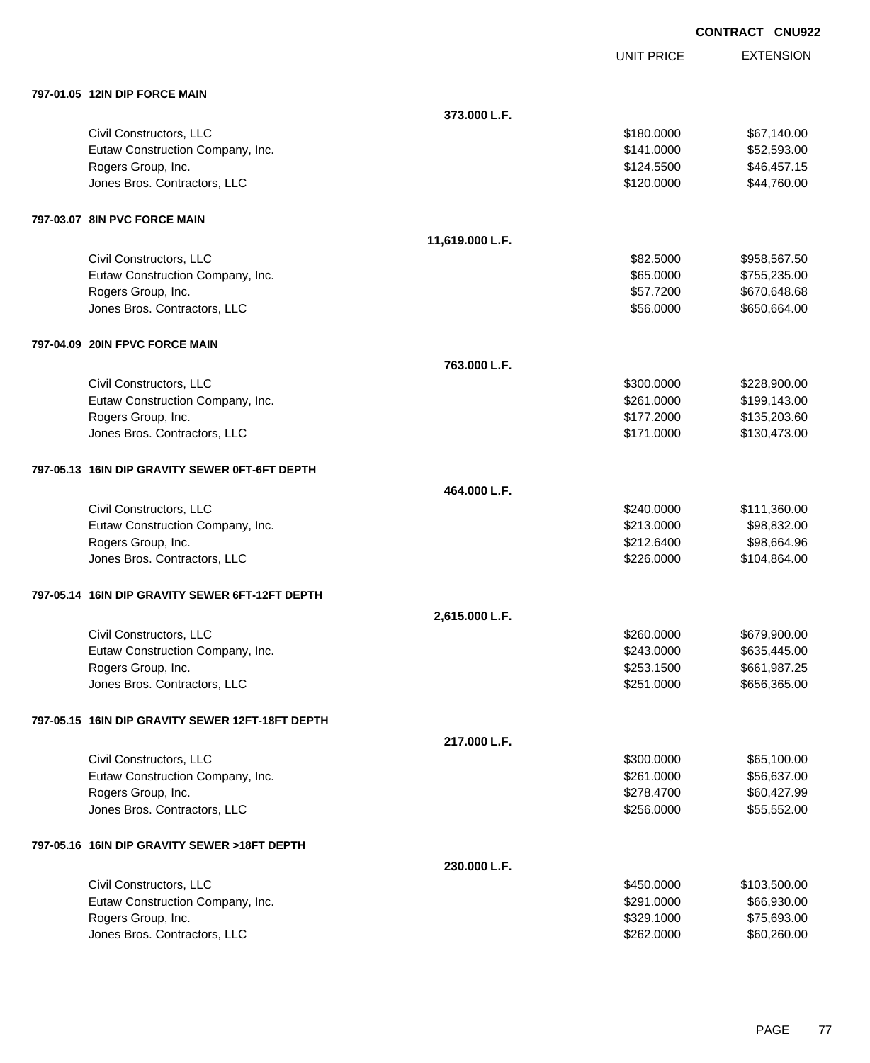**CONTRACT CNU922**

| | | UNIT PRICE | EXTENSION |
|---|---|---|---|
| **797-01.05 12IN DIP FORCE MAIN** | | | |
| | **373.000 L.F.** | | |
| Civil Constructors, LLC | | $180.0000 | $67,140.00 |
| Eutaw Construction Company, Inc. | | $141.0000 | $52,593.00 |
| Rogers Group, Inc. | | $124.5500 | $46,457.15 |
| Jones Bros. Contractors, LLC | | $120.0000 | $44,760.00 |
| **797-03.07 8IN PVC FORCE MAIN** | | | |
| | **11,619.000 L.F.** | | |
| Civil Constructors, LLC | | $82.5000 | $958,567.50 |
| Eutaw Construction Company, Inc. | | $65.0000 | $755,235.00 |
| Rogers Group, Inc. | | $57.7200 | $670,648.68 |
| Jones Bros. Contractors, LLC | | $56.0000 | $650,664.00 |
| **797-04.09 20IN FPVC FORCE MAIN** | | | |
| | **763.000 L.F.** | | |
| Civil Constructors, LLC | | $300.0000 | $228,900.00 |
| Eutaw Construction Company, Inc. | | $261.0000 | $199,143.00 |
| Rogers Group, Inc. | | $177.2000 | $135,203.60 |
| Jones Bros. Contractors, LLC | | $171.0000 | $130,473.00 |
| **797-05.13 16IN DIP GRAVITY SEWER 0FT-6FT DEPTH** | | | |
| | **464.000 L.F.** | | |
| Civil Constructors, LLC | | $240.0000 | $111,360.00 |
| Eutaw Construction Company, Inc. | | $213.0000 | $98,832.00 |
| Rogers Group, Inc. | | $212.6400 | $98,664.96 |
| Jones Bros. Contractors, LLC | | $226.0000 | $104,864.00 |
| **797-05.14 16IN DIP GRAVITY SEWER 6FT-12FT DEPTH** | | | |
| | **2,615.000 L.F.** | | |
| Civil Constructors, LLC | | $260.0000 | $679,900.00 |
| Eutaw Construction Company, Inc. | | $243.0000 | $635,445.00 |
| Rogers Group, Inc. | | $253.1500 | $661,987.25 |
| Jones Bros. Contractors, LLC | | $251.0000 | $656,365.00 |
| **797-05.15 16IN DIP GRAVITY SEWER 12FT-18FT DEPTH** | | | |
| | **217.000 L.F.** | | |
| Civil Constructors, LLC | | $300.0000 | $65,100.00 |
| Eutaw Construction Company, Inc. | | $261.0000 | $56,637.00 |
| Rogers Group, Inc. | | $278.4700 | $60,427.99 |
| Jones Bros. Contractors, LLC | | $256.0000 | $55,552.00 |
| **797-05.16 16IN DIP GRAVITY SEWER >18FT DEPTH** | | | |
| | **230.000 L.F.** | | |
| Civil Constructors, LLC | | $450.0000 | $103,500.00 |
| Eutaw Construction Company, Inc. | | $291.0000 | $66,930.00 |
| Rogers Group, Inc. | | $329.1000 | $75,693.00 |
| Jones Bros. Contractors, LLC | | $262.0000 | $60,260.00 |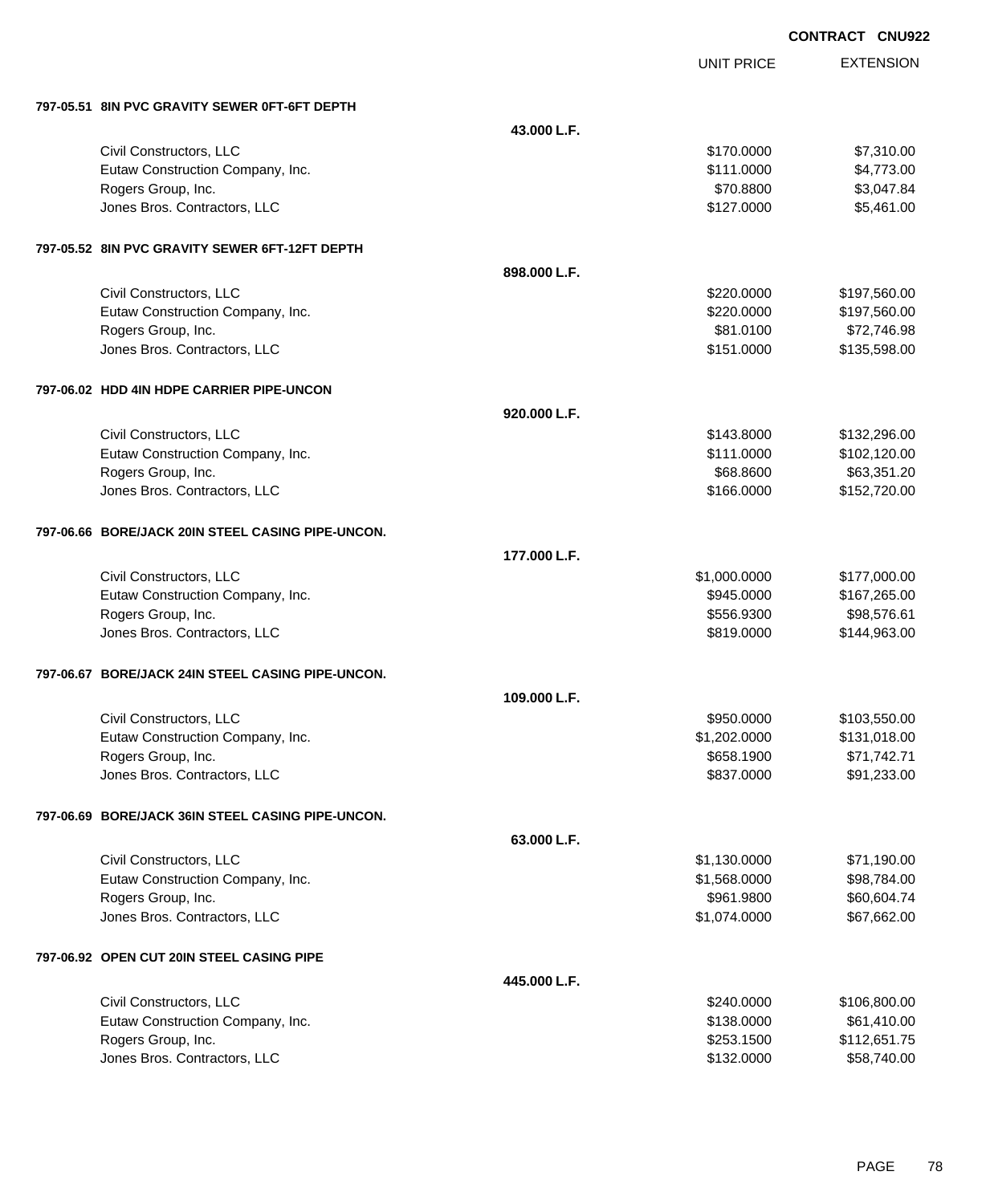CONTRACT CNU922

| | | UNIT PRICE | EXTENSION |
|---|---|---|---|
| **797-05.51 8IN PVC GRAVITY SEWER 0FT-6FT DEPTH** | | | |
| | **43.000 L.F.** | | |
| Civil Constructors, LLC | | $170.0000 | $7,310.00 |
| Eutaw Construction Company, Inc. | | $111.0000 | $4,773.00 |
| Rogers Group, Inc. | | $70.8800 | $3,047.84 |
| Jones Bros. Contractors, LLC | | $127.0000 | $5,461.00 |
| **797-05.52 8IN PVC GRAVITY SEWER 6FT-12FT DEPTH** | | | |
| | **898.000 L.F.** | | |
| Civil Constructors, LLC | | $220.0000 | $197,560.00 |
| Eutaw Construction Company, Inc. | | $220.0000 | $197,560.00 |
| Rogers Group, Inc. | | $81.0100 | $72,746.98 |
| Jones Bros. Contractors, LLC | | $151.0000 | $135,598.00 |
| **797-06.02 HDD 4IN HDPE CARRIER PIPE-UNCON** | | | |
| | **920.000 L.F.** | | |
| Civil Constructors, LLC | | $143.8000 | $132,296.00 |
| Eutaw Construction Company, Inc. | | $111.0000 | $102,120.00 |
| Rogers Group, Inc. | | $68.8600 | $63,351.20 |
| Jones Bros. Contractors, LLC | | $166.0000 | $152,720.00 |
| **797-06.66 BORE/JACK 20IN STEEL CASING PIPE-UNCON.** | | | |
| | **177.000 L.F.** | | |
| Civil Constructors, LLC | | $1,000.0000 | $177,000.00 |
| Eutaw Construction Company, Inc. | | $945.0000 | $167,265.00 |
| Rogers Group, Inc. | | $556.9300 | $98,576.61 |
| Jones Bros. Contractors, LLC | | $819.0000 | $144,963.00 |
| **797-06.67 BORE/JACK 24IN STEEL CASING PIPE-UNCON.** | | | |
| | **109.000 L.F.** | | |
| Civil Constructors, LLC | | $950.0000 | $103,550.00 |
| Eutaw Construction Company, Inc. | | $1,202.0000 | $131,018.00 |
| Rogers Group, Inc. | | $658.1900 | $71,742.71 |
| Jones Bros. Contractors, LLC | | $837.0000 | $91,233.00 |
| **797-06.69 BORE/JACK 36IN STEEL CASING PIPE-UNCON.** | | | |
| | **63.000 L.F.** | | |
| Civil Constructors, LLC | | $1,130.0000 | $71,190.00 |
| Eutaw Construction Company, Inc. | | $1,568.0000 | $98,784.00 |
| Rogers Group, Inc. | | $961.9800 | $60,604.74 |
| Jones Bros. Contractors, LLC | | $1,074.0000 | $67,662.00 |
| **797-06.92 OPEN CUT 20IN STEEL CASING PIPE** | | | |
| | **445.000 L.F.** | | |
| Civil Constructors, LLC | | $240.0000 | $106,800.00 |
| Eutaw Construction Company, Inc. | | $138.0000 | $61,410.00 |
| Rogers Group, Inc. | | $253.1500 | $112,651.75 |
| Jones Bros. Contractors, LLC | | $132.0000 | $58,740.00 |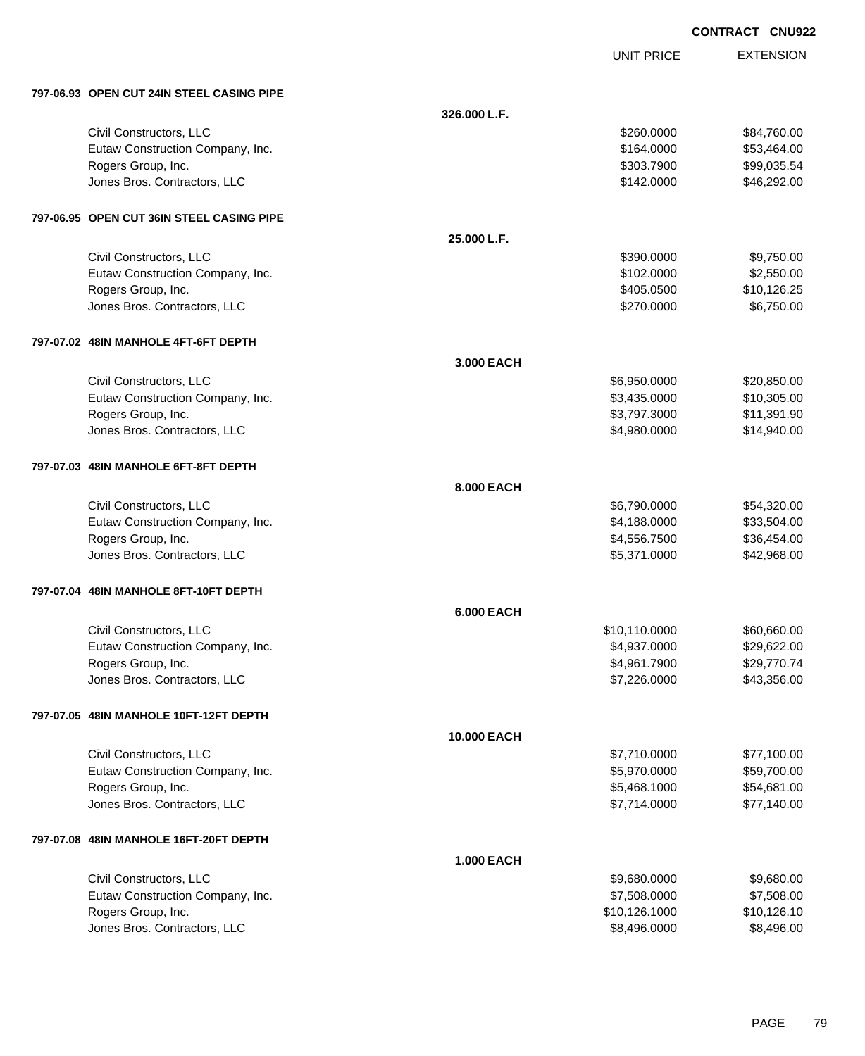CONTRACT CNU922

| | | UNIT PRICE | EXTENSION |
|---|---|---|---|
| **797-06.93 OPEN CUT 24IN STEEL CASING PIPE** | | | |
| | **326.000 L.F.** | | |
| Civil Constructors, LLC | | $260.0000 | $84,760.00 |
| Eutaw Construction Company, Inc. | | $164.0000 | $53,464.00 |
| Rogers Group, Inc. | | $303.7900 | $99,035.54 |
| Jones Bros. Contractors, LLC | | $142.0000 | $46,292.00 |
| **797-06.95 OPEN CUT 36IN STEEL CASING PIPE** | | | |
| | **25.000 L.F.** | | |
| Civil Constructors, LLC | | $390.0000 | $9,750.00 |
| Eutaw Construction Company, Inc. | | $102.0000 | $2,550.00 |
| Rogers Group, Inc. | | $405.0500 | $10,126.25 |
| Jones Bros. Contractors, LLC | | $270.0000 | $6,750.00 |
| **797-07.02 48IN MANHOLE 4FT-6FT DEPTH** | | | |
| | **3.000 EACH** | | |
| Civil Constructors, LLC | | $6,950.0000 | $20,850.00 |
| Eutaw Construction Company, Inc. | | $3,435.0000 | $10,305.00 |
| Rogers Group, Inc. | | $3,797.3000 | $11,391.90 |
| Jones Bros. Contractors, LLC | | $4,980.0000 | $14,940.00 |
| **797-07.03 48IN MANHOLE 6FT-8FT DEPTH** | | | |
| | **8.000 EACH** | | |
| Civil Constructors, LLC | | $6,790.0000 | $54,320.00 |
| Eutaw Construction Company, Inc. | | $4,188.0000 | $33,504.00 |
| Rogers Group, Inc. | | $4,556.7500 | $36,454.00 |
| Jones Bros. Contractors, LLC | | $5,371.0000 | $42,968.00 |
| **797-07.04 48IN MANHOLE 8FT-10FT DEPTH** | | | |
| | **6.000 EACH** | | |
| Civil Constructors, LLC | | $10,110.0000 | $60,660.00 |
| Eutaw Construction Company, Inc. | | $4,937.0000 | $29,622.00 |
| Rogers Group, Inc. | | $4,961.7900 | $29,770.74 |
| Jones Bros. Contractors, LLC | | $7,226.0000 | $43,356.00 |
| **797-07.05 48IN MANHOLE 10FT-12FT DEPTH** | | | |
| | **10.000 EACH** | | |
| Civil Constructors, LLC | | $7,710.0000 | $77,100.00 |
| Eutaw Construction Company, Inc. | | $5,970.0000 | $59,700.00 |
| Rogers Group, Inc. | | $5,468.1000 | $54,681.00 |
| Jones Bros. Contractors, LLC | | $7,714.0000 | $77,140.00 |
| **797-07.08 48IN MANHOLE 16FT-20FT DEPTH** | | | |
| | **1.000 EACH** | | |
| Civil Constructors, LLC | | $9,680.0000 | $9,680.00 |
| Eutaw Construction Company, Inc. | | $7,508.0000 | $7,508.00 |
| Rogers Group, Inc. | | $10,126.1000 | $10,126.10 |
| Jones Bros. Contractors, LLC | | $8,496.0000 | $8,496.00 |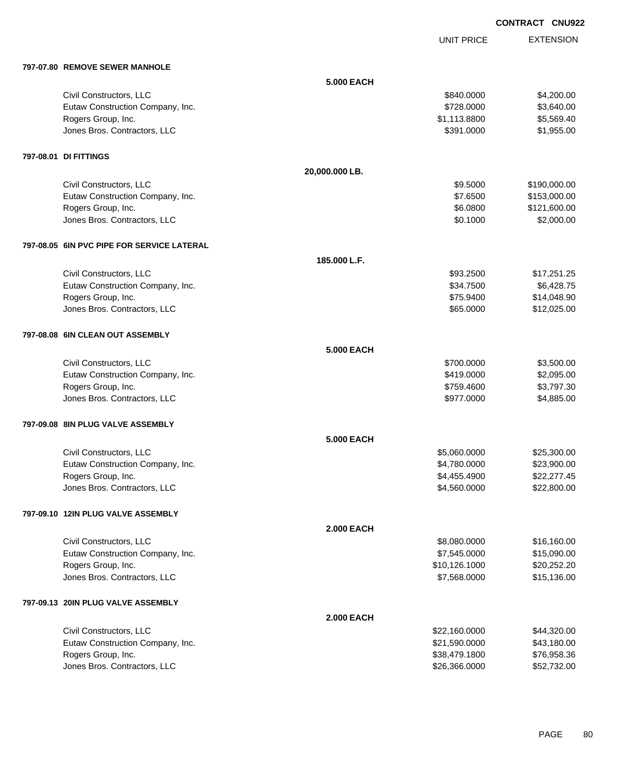CONTRACT CNU922

| | | UNIT PRICE | EXTENSION |
|---|---|---|---|
| **797-07.80 REMOVE SEWER MANHOLE** | | | |
| | **5.000 EACH** | | |
| Civil Constructors, LLC | | $840.0000 | $4,200.00 |
| Eutaw Construction Company, Inc. | | $728.0000 | $3,640.00 |
| Rogers Group, Inc. | | $1,113.8800 | $5,569.40 |
| Jones Bros. Contractors, LLC | | $391.0000 | $1,955.00 |
| **797-08.01 DI FITTINGS** | | | |
| | **20,000.000 LB.** | | |
| Civil Constructors, LLC | | $9.5000 | $190,000.00 |
| Eutaw Construction Company, Inc. | | $7.6500 | $153,000.00 |
| Rogers Group, Inc. | | $6.0800 | $121,600.00 |
| Jones Bros. Contractors, LLC | | $0.1000 | $2,000.00 |
| **797-08.05 6IN PVC PIPE FOR SERVICE LATERAL** | | | |
| | **185.000 L.F.** | | |
| Civil Constructors, LLC | | $93.2500 | $17,251.25 |
| Eutaw Construction Company, Inc. | | $34.7500 | $6,428.75 |
| Rogers Group, Inc. | | $75.9400 | $14,048.90 |
| Jones Bros. Contractors, LLC | | $65.0000 | $12,025.00 |
| **797-08.08 6IN CLEAN OUT ASSEMBLY** | | | |
| | **5.000 EACH** | | |
| Civil Constructors, LLC | | $700.0000 | $3,500.00 |
| Eutaw Construction Company, Inc. | | $419.0000 | $2,095.00 |
| Rogers Group, Inc. | | $759.4600 | $3,797.30 |
| Jones Bros. Contractors, LLC | | $977.0000 | $4,885.00 |
| **797-09.08 8IN PLUG VALVE ASSEMBLY** | | | |
| | **5.000 EACH** | | |
| Civil Constructors, LLC | | $5,060.0000 | $25,300.00 |
| Eutaw Construction Company, Inc. | | $4,780.0000 | $23,900.00 |
| Rogers Group, Inc. | | $4,455.4900 | $22,277.45 |
| Jones Bros. Contractors, LLC | | $4,560.0000 | $22,800.00 |
| **797-09.10 12IN PLUG VALVE ASSEMBLY** | | | |
| | **2.000 EACH** | | |
| Civil Constructors, LLC | | $8,080.0000 | $16,160.00 |
| Eutaw Construction Company, Inc. | | $7,545.0000 | $15,090.00 |
| Rogers Group, Inc. | | $10,126.1000 | $20,252.20 |
| Jones Bros. Contractors, LLC | | $7,568.0000 | $15,136.00 |
| **797-09.13 20IN PLUG VALVE ASSEMBLY** | | | |
| | **2.000 EACH** | | |
| Civil Constructors, LLC | | $22,160.0000 | $44,320.00 |
| Eutaw Construction Company, Inc. | | $21,590.0000 | $43,180.00 |
| Rogers Group, Inc. | | $38,479.1800 | $76,958.36 |
| Jones Bros. Contractors, LLC | | $26,366.0000 | $52,732.00 |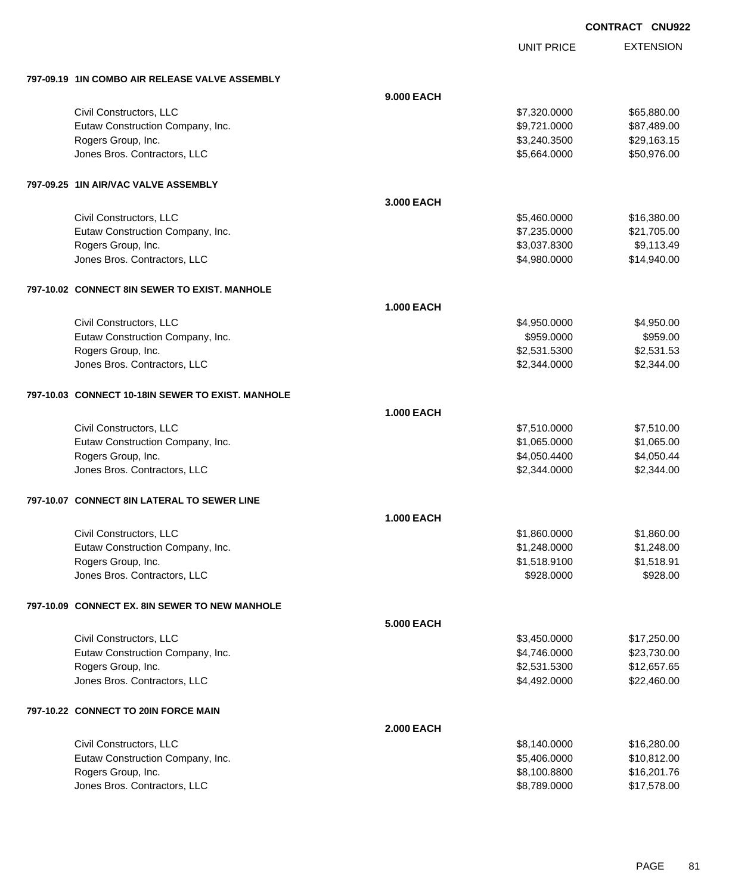**CONTRACT CNU922**

| | | UNIT PRICE | EXTENSION |
|---|---|---|---|
| **797-09.19 1IN COMBO AIR RELEASE VALVE ASSEMBLY** | | | |
| | **9.000 EACH** | | |
| Civil Constructors, LLC | | $7,320.0000 | $65,880.00 |
| Eutaw Construction Company, Inc. | | $9,721.0000 | $87,489.00 |
| Rogers Group, Inc. | | $3,240.3500 | $29,163.15 |
| Jones Bros. Contractors, LLC | | $5,664.0000 | $50,976.00 |
| **797-09.25 1IN AIR/VAC VALVE ASSEMBLY** | | | |
| | **3.000 EACH** | | |
| Civil Constructors, LLC | | $5,460.0000 | $16,380.00 |
| Eutaw Construction Company, Inc. | | $7,235.0000 | $21,705.00 |
| Rogers Group, Inc. | | $3,037.8300 | $9,113.49 |
| Jones Bros. Contractors, LLC | | $4,980.0000 | $14,940.00 |
| **797-10.02 CONNECT 8IN SEWER TO EXIST. MANHOLE** | | | |
| | **1.000 EACH** | | |
| Civil Constructors, LLC | | $4,950.0000 | $4,950.00 |
| Eutaw Construction Company, Inc. | | $959.0000 | $959.00 |
| Rogers Group, Inc. | | $2,531.5300 | $2,531.53 |
| Jones Bros. Contractors, LLC | | $2,344.0000 | $2,344.00 |
| **797-10.03 CONNECT 10-18IN SEWER TO EXIST. MANHOLE** | | | |
| | **1.000 EACH** | | |
| Civil Constructors, LLC | | $7,510.0000 | $7,510.00 |
| Eutaw Construction Company, Inc. | | $1,065.0000 | $1,065.00 |
| Rogers Group, Inc. | | $4,050.4400 | $4,050.44 |
| Jones Bros. Contractors, LLC | | $2,344.0000 | $2,344.00 |
| **797-10.07 CONNECT 8IN LATERAL TO SEWER LINE** | | | |
| | **1.000 EACH** | | |
| Civil Constructors, LLC | | $1,860.0000 | $1,860.00 |
| Eutaw Construction Company, Inc. | | $1,248.0000 | $1,248.00 |
| Rogers Group, Inc. | | $1,518.9100 | $1,518.91 |
| Jones Bros. Contractors, LLC | | $928.0000 | $928.00 |
| **797-10.09 CONNECT EX. 8IN SEWER TO NEW MANHOLE** | | | |
| | **5.000 EACH** | | |
| Civil Constructors, LLC | | $3,450.0000 | $17,250.00 |
| Eutaw Construction Company, Inc. | | $4,746.0000 | $23,730.00 |
| Rogers Group, Inc. | | $2,531.5300 | $12,657.65 |
| Jones Bros. Contractors, LLC | | $4,492.0000 | $22,460.00 |
| **797-10.22 CONNECT TO 20IN FORCE MAIN** | | | |
| | **2.000 EACH** | | |
| Civil Constructors, LLC | | $8,140.0000 | $16,280.00 |
| Eutaw Construction Company, Inc. | | $5,406.0000 | $10,812.00 |
| Rogers Group, Inc. | | $8,100.8800 | $16,201.76 |
| Jones Bros. Contractors, LLC | | $8,789.0000 | $17,578.00 |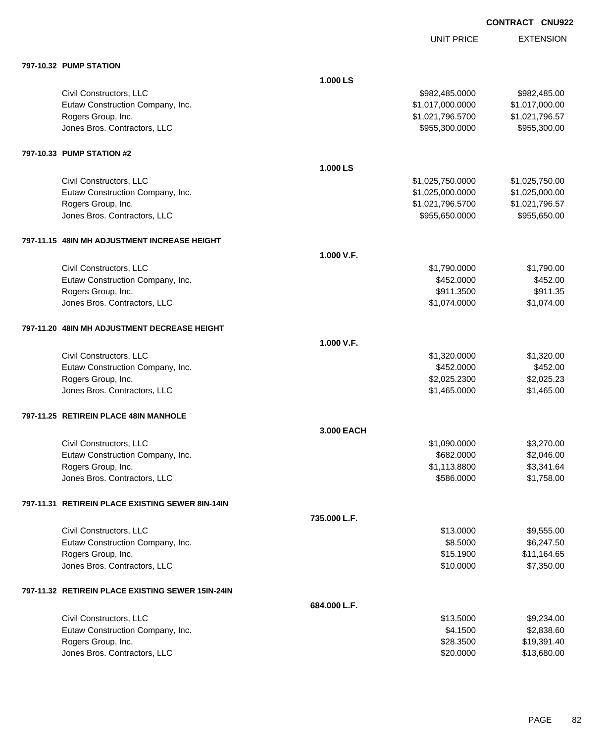**CONTRACT CNU922**

| | | UNIT PRICE | EXTENSION |
|---|---|---|---|
| **797-10.32 PUMP STATION** | | | |
| | **1.000 LS** | | |
| Civil Constructors, LLC | | $982,485.0000 | $982,485.00 |
| Eutaw Construction Company, Inc. | | $1,017,000.0000 | $1,017,000.00 |
| Rogers Group, Inc. | | $1,021,796.5700 | $1,021,796.57 |
| Jones Bros. Contractors, LLC | | $955,300.0000 | $955,300.00 |
| **797-10.33 PUMP STATION #2** | | | |
| | **1.000 LS** | | |
| Civil Constructors, LLC | | $1,025,750.0000 | $1,025,750.00 |
| Eutaw Construction Company, Inc. | | $1,025,000.0000 | $1,025,000.00 |
| Rogers Group, Inc. | | $1,021,796.5700 | $1,021,796.57 |
| Jones Bros. Contractors, LLC | | $955,650.0000 | $955,650.00 |
| **797-11.15 48IN MH ADJUSTMENT INCREASE HEIGHT** | | | |
| | **1.000 V.F.** | | |
| Civil Constructors, LLC | | $1,790.0000 | $1,790.00 |
| Eutaw Construction Company, Inc. | | $452.0000 | $452.00 |
| Rogers Group, Inc. | | $911.3500 | $911.35 |
| Jones Bros. Contractors, LLC | | $1,074.0000 | $1,074.00 |
| **797-11.20 48IN MH ADJUSTMENT DECREASE HEIGHT** | | | |
| | **1.000 V.F.** | | |
| Civil Constructors, LLC | | $1,320.0000 | $1,320.00 |
| Eutaw Construction Company, Inc. | | $452.0000 | $452.00 |
| Rogers Group, Inc. | | $2,025.2300 | $2,025.23 |
| Jones Bros. Contractors, LLC | | $1,465.0000 | $1,465.00 |
| **797-11.25 RETIREIN PLACE 48IN MANHOLE** | | | |
| | **3.000 EACH** | | |
| Civil Constructors, LLC | | $1,090.0000 | $3,270.00 |
| Eutaw Construction Company, Inc. | | $682.0000 | $2,046.00 |
| Rogers Group, Inc. | | $1,113.8800 | $3,341.64 |
| Jones Bros. Contractors, LLC | | $586.0000 | $1,758.00 |
| **797-11.31 RETIREIN PLACE EXISTING SEWER 8IN-14IN** | | | |
| | **735.000 L.F.** | | |
| Civil Constructors, LLC | | $13.0000 | $9,555.00 |
| Eutaw Construction Company, Inc. | | $8.5000 | $6,247.50 |
| Rogers Group, Inc. | | $15.1900 | $11,164.65 |
| Jones Bros. Contractors, LLC | | $10.0000 | $7,350.00 |
| **797-11.32 RETIREIN PLACE EXISTING SEWER 15IN-24IN** | | | |
| | **684.000 L.F.** | | |
| Civil Constructors, LLC | | $13.5000 | $9,234.00 |
| Eutaw Construction Company, Inc. | | $4.1500 | $2,838.60 |
| Rogers Group, Inc. | | $28.3500 | $19,391.40 |
| Jones Bros. Contractors, LLC | | $20.0000 | $13,680.00 |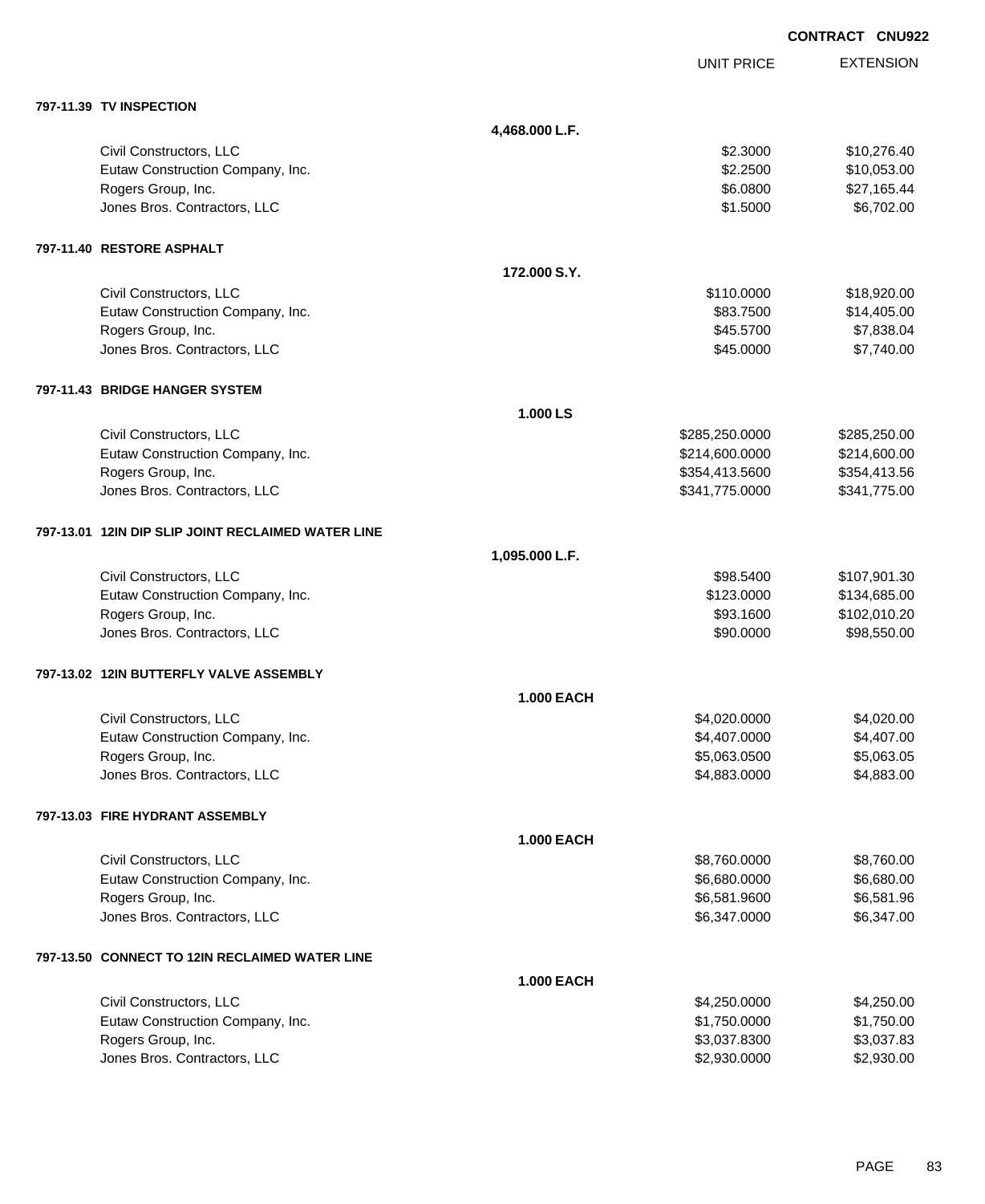**CONTRACT CNU922**

| | | UNIT PRICE | EXTENSION |
|---|---|---|---|
| **797-11.39 TV INSPECTION** | | | |
| | **4,468.000 L.F.** | | |
| Civil Constructors, LLC | | $2.3000 | $10,276.40 |
| Eutaw Construction Company, Inc. | | $2.2500 | $10,053.00 |
| Rogers Group, Inc. | | $6.0800 | $27,165.44 |
| Jones Bros. Contractors, LLC | | $1.5000 | $6,702.00 |
| **797-11.40 RESTORE ASPHALT** | | | |
| | **172.000 S.Y.** | | |
| Civil Constructors, LLC | | $110.0000 | $18,920.00 |
| Eutaw Construction Company, Inc. | | $83.7500 | $14,405.00 |
| Rogers Group, Inc. | | $45.5700 | $7,838.04 |
| Jones Bros. Contractors, LLC | | $45.0000 | $7,740.00 |
| **797-11.43 BRIDGE HANGER SYSTEM** | | | |
| | **1.000 LS** | | |
| Civil Constructors, LLC | | $285,250.0000 | $285,250.00 |
| Eutaw Construction Company, Inc. | | $214,600.0000 | $214,600.00 |
| Rogers Group, Inc. | | $354,413.5600 | $354,413.56 |
| Jones Bros. Contractors, LLC | | $341,775.0000 | $341,775.00 |
| **797-13.01 12IN DIP SLIP JOINT RECLAIMED WATER LINE** | | | |
| | **1,095.000 L.F.** | | |
| Civil Constructors, LLC | | $98.5400 | $107,901.30 |
| Eutaw Construction Company, Inc. | | $123.0000 | $134,685.00 |
| Rogers Group, Inc. | | $93.1600 | $102,010.20 |
| Jones Bros. Contractors, LLC | | $90.0000 | $98,550.00 |
| **797-13.02 12IN BUTTERFLY VALVE ASSEMBLY** | | | |
| | **1.000 EACH** | | |
| Civil Constructors, LLC | | $4,020.0000 | $4,020.00 |
| Eutaw Construction Company, Inc. | | $4,407.0000 | $4,407.00 |
| Rogers Group, Inc. | | $5,063.0500 | $5,063.05 |
| Jones Bros. Contractors, LLC | | $4,883.0000 | $4,883.00 |
| **797-13.03 FIRE HYDRANT ASSEMBLY** | | | |
| | **1.000 EACH** | | |
| Civil Constructors, LLC | | $8,760.0000 | $8,760.00 |
| Eutaw Construction Company, Inc. | | $6,680.0000 | $6,680.00 |
| Rogers Group, Inc. | | $6,581.9600 | $6,581.96 |
| Jones Bros. Contractors, LLC | | $6,347.0000 | $6,347.00 |
| **797-13.50 CONNECT TO 12IN RECLAIMED WATER LINE** | | | |
| | **1.000 EACH** | | |
| Civil Constructors, LLC | | $4,250.0000 | $4,250.00 |
| Eutaw Construction Company, Inc. | | $1,750.0000 | $1,750.00 |
| Rogers Group, Inc. | | $3,037.8300 | $3,037.83 |
| Jones Bros. Contractors, LLC | | $2,930.0000 | $2,930.00 |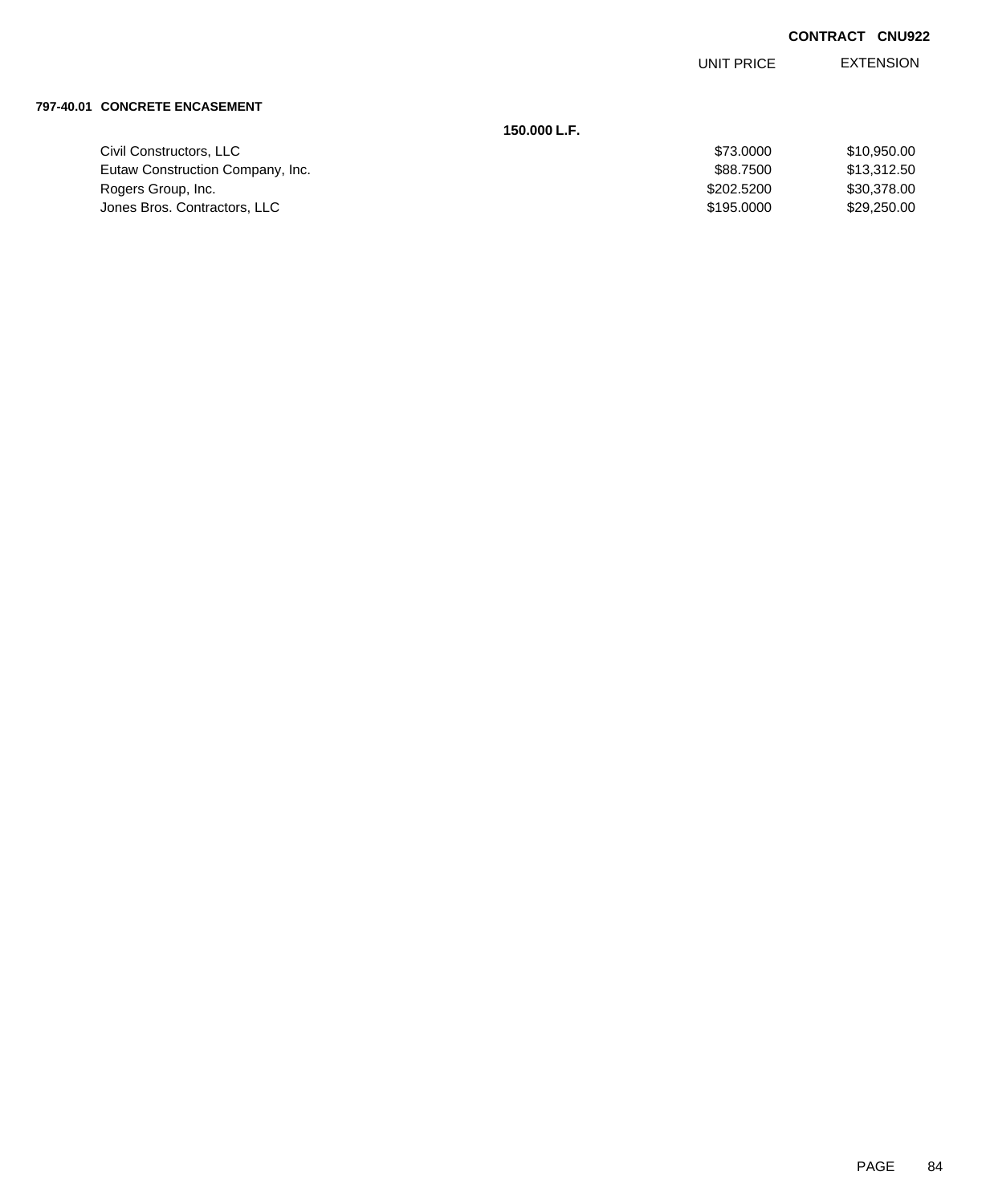**CONTRACT CNU922**

| | | UNIT PRICE | EXTENSION |
|---|---|---|---|
| **797-40.01 CONCRETE ENCASEMENT** | | | |
| | **150.000 L.F.** | | |
| Civil Constructors, LLC | | $73.0000 | $10,950.00 |
| Eutaw Construction Company, Inc. | | $88.7500 | $13,312.50 |
| Rogers Group, Inc. | | $202.5200 | $30,378.00 |
| Jones Bros. Contractors, LLC | | $195.0000 | $29,250.00 |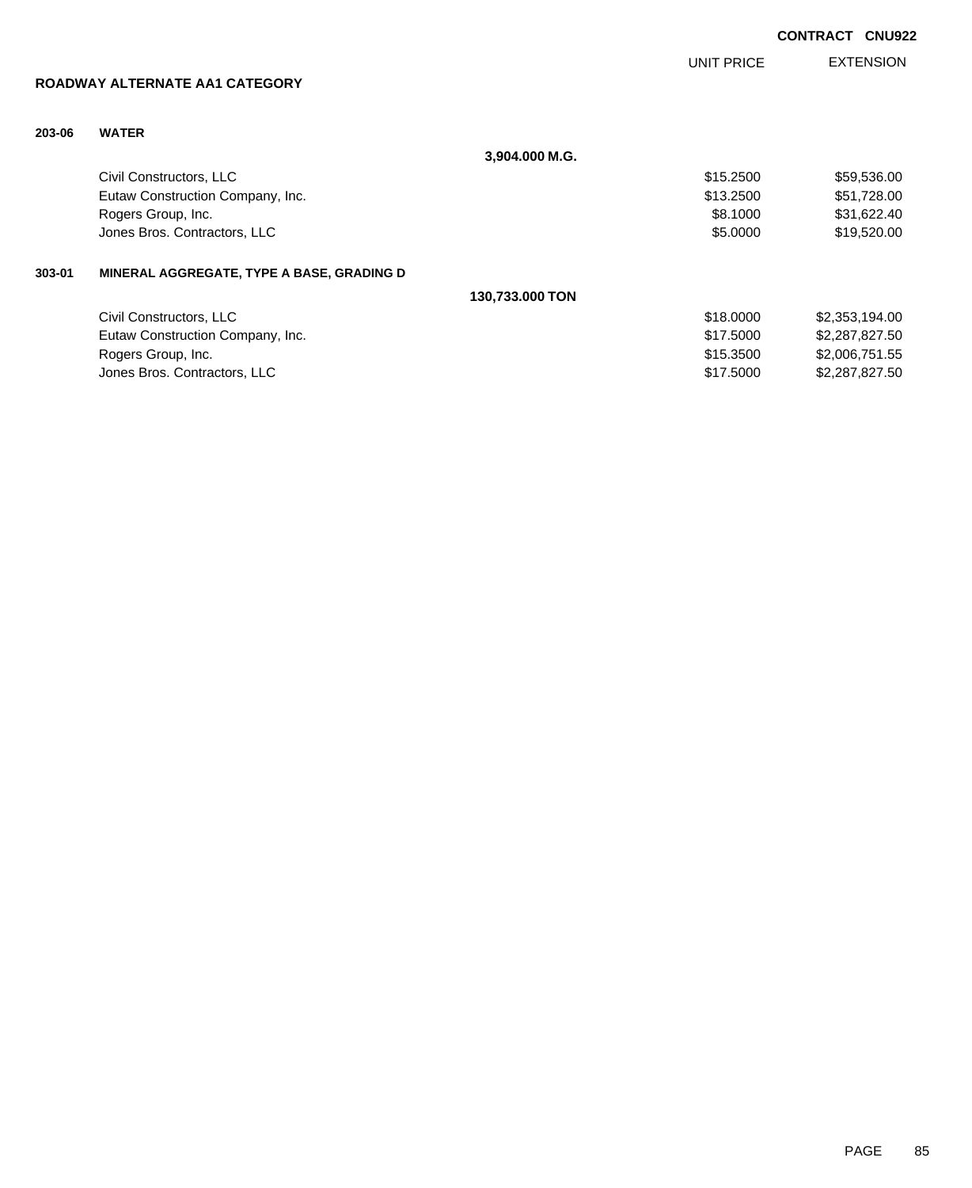**CONTRACT CNU922**

## ROADWAY ALTERNATE AA1 CATEGORY

| | | | UNIT PRICE | EXTENSION |
|---|---|---|---|---|
| **203-06** | **WATER** | | | |
| | | **3,904.000 M.G.** | | |
| | Civil Constructors, LLC | | $15.2500 | $59,536.00 |
| | Eutaw Construction Company, Inc. | | $13.2500 | $51,728.00 |
| | Rogers Group, Inc. | | $8.1000 | $31,622.40 |
| | Jones Bros. Contractors, LLC | | $5.0000 | $19,520.00 |
| **303-01** | **MINERAL AGGREGATE, TYPE A BASE, GRADING D** | | | |
| | | **130,733.000 TON** | | |
| | Civil Constructors, LLC | | $18.0000 | $2,353,194.00 |
| | Eutaw Construction Company, Inc. | | $17.5000 | $2,287,827.50 |
| | Rogers Group, Inc. | | $15.3500 | $2,006,751.55 |
| | Jones Bros. Contractors, LLC | | $17.5000 | $2,287,827.50 |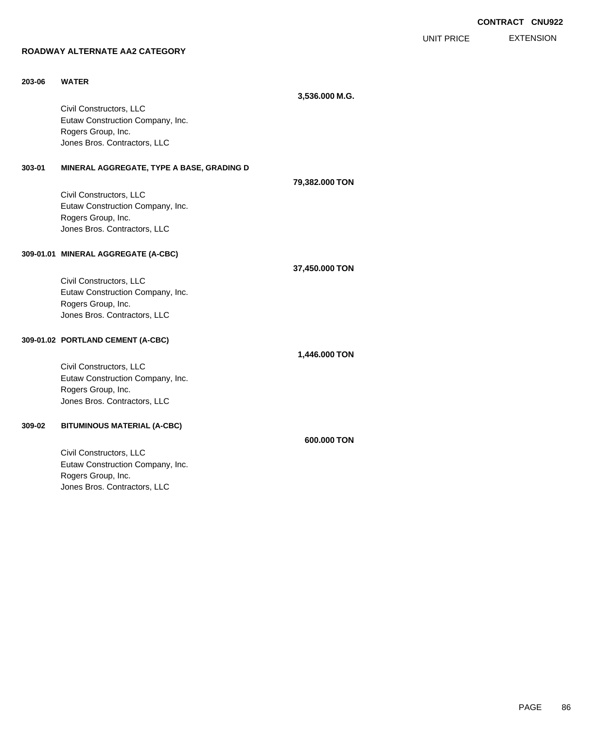**CONTRACT CNU922**

UNIT PRICE EXTENSION

**ROADWAY ALTERNATE AA2 CATEGORY**

**203-06 WATER**

**3,536.000 M.G.**

Civil Constructors, LLC
Eutaw Construction Company, Inc.
Rogers Group, Inc.
Jones Bros. Contractors, LLC

**303-01 MINERAL AGGREGATE, TYPE A BASE, GRADING D**

**79,382.000 TON**

Civil Constructors, LLC
Eutaw Construction Company, Inc.
Rogers Group, Inc.
Jones Bros. Contractors, LLC

**309-01.01 MINERAL AGGREGATE (A-CBC)**

**37,450.000 TON**

Civil Constructors, LLC
Eutaw Construction Company, Inc.
Rogers Group, Inc.
Jones Bros. Contractors, LLC

**309-01.02 PORTLAND CEMENT (A-CBC)**

**1,446.000 TON**

Civil Constructors, LLC
Eutaw Construction Company, Inc.
Rogers Group, Inc.
Jones Bros. Contractors, LLC

**309-02 BITUMINOUS MATERIAL (A-CBC)**

**600.000 TON**

Civil Constructors, LLC
Eutaw Construction Company, Inc.
Rogers Group, Inc.
Jones Bros. Contractors, LLC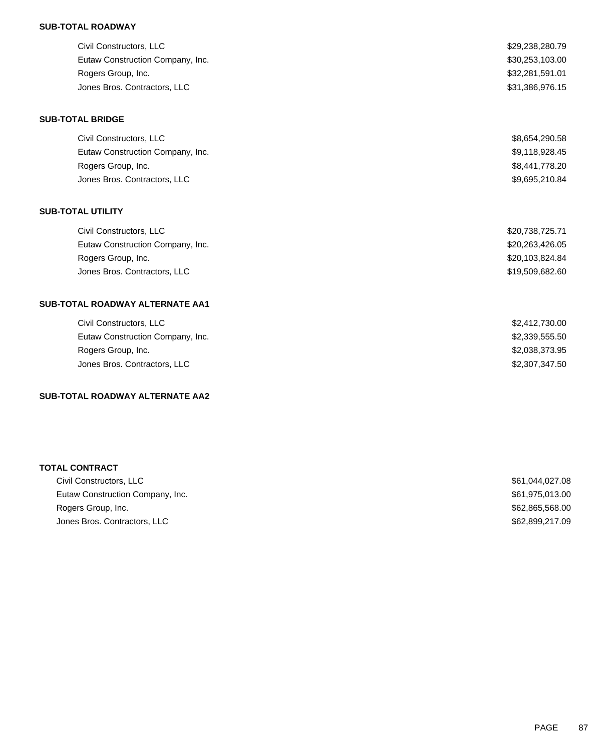**SUB-TOTAL ROADWAY**

| | |
|---|---|
| Civil Constructors, LLC | $29,238,280.79 |
| Eutaw Construction Company, Inc. | $30,253,103.00 |
| Rogers Group, Inc. | $32,281,591.01 |
| Jones Bros. Contractors, LLC | $31,386,976.15 |

**SUB-TOTAL BRIDGE**

| | |
|---|---|
| Civil Constructors, LLC | $8,654,290.58 |
| Eutaw Construction Company, Inc. | $9,118,928.45 |
| Rogers Group, Inc. | $8,441,778.20 |
| Jones Bros. Contractors, LLC | $9,695,210.84 |

**SUB-TOTAL UTILITY**

| | |
|---|---|
| Civil Constructors, LLC | $20,738,725.71 |
| Eutaw Construction Company, Inc. | $20,263,426.05 |
| Rogers Group, Inc. | $20,103,824.84 |
| Jones Bros. Contractors, LLC | $19,509,682.60 |

**SUB-TOTAL ROADWAY ALTERNATE AA1**

| | |
|---|---|
| Civil Constructors, LLC | $2,412,730.00 |
| Eutaw Construction Company, Inc. | $2,339,555.50 |
| Rogers Group, Inc. | $2,038,373.95 |
| Jones Bros. Contractors, LLC | $2,307,347.50 |

**SUB-TOTAL ROADWAY ALTERNATE AA2**

**TOTAL CONTRACT**

| | |
|---|---|
| Civil Constructors, LLC | $61,044,027.08 |
| Eutaw Construction Company, Inc. | $61,975,013.00 |
| Rogers Group, Inc. | $62,865,568.00 |
| Jones Bros. Contractors, LLC | $62,899,217.09 |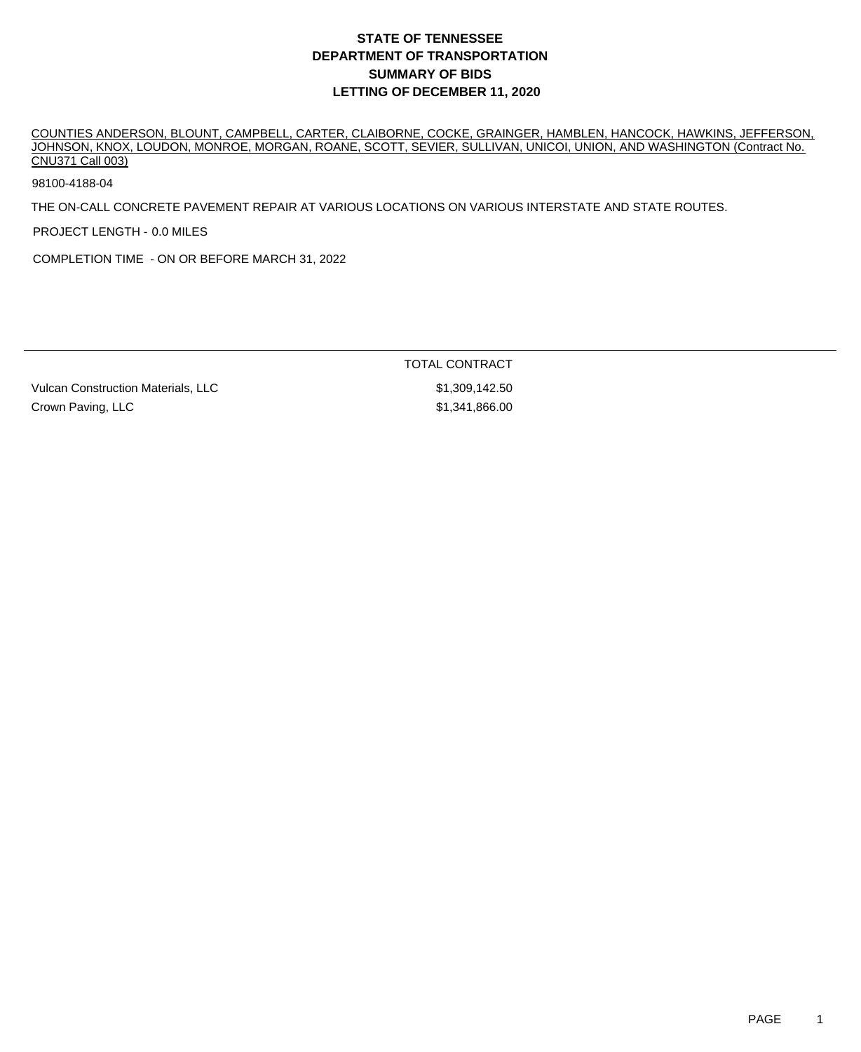# STATE OF TENNESSEE
# DEPARTMENT OF TRANSPORTATION
# SUMMARY OF BIDS
# LETTING OF DECEMBER 11, 2020

COUNTIES ANDERSON, BLOUNT, CAMPBELL, CARTER, CLAIBORNE, COCKE, GRAINGER, HAMBLEN, HANCOCK, HAWKINS, JEFFERSON, JOHNSON, KNOX, LOUDON, MONROE, MORGAN, ROANE, SCOTT, SEVIER, SULLIVAN, UNICOI, UNION, AND WASHINGTON (Contract No. CNU371 Call 003)

98100-4188-04

THE ON-CALL CONCRETE PAVEMENT REPAIR AT VARIOUS LOCATIONS ON VARIOUS INTERSTATE AND STATE ROUTES.

PROJECT LENGTH - 0.0 MILES

COMPLETION TIME - ON OR BEFORE MARCH 31, 2022

| | TOTAL CONTRACT |
|---|---|
| Vulcan Construction Materials, LLC | $1,309,142.50 |
| Crown Paving, LLC | $1,341,866.00 |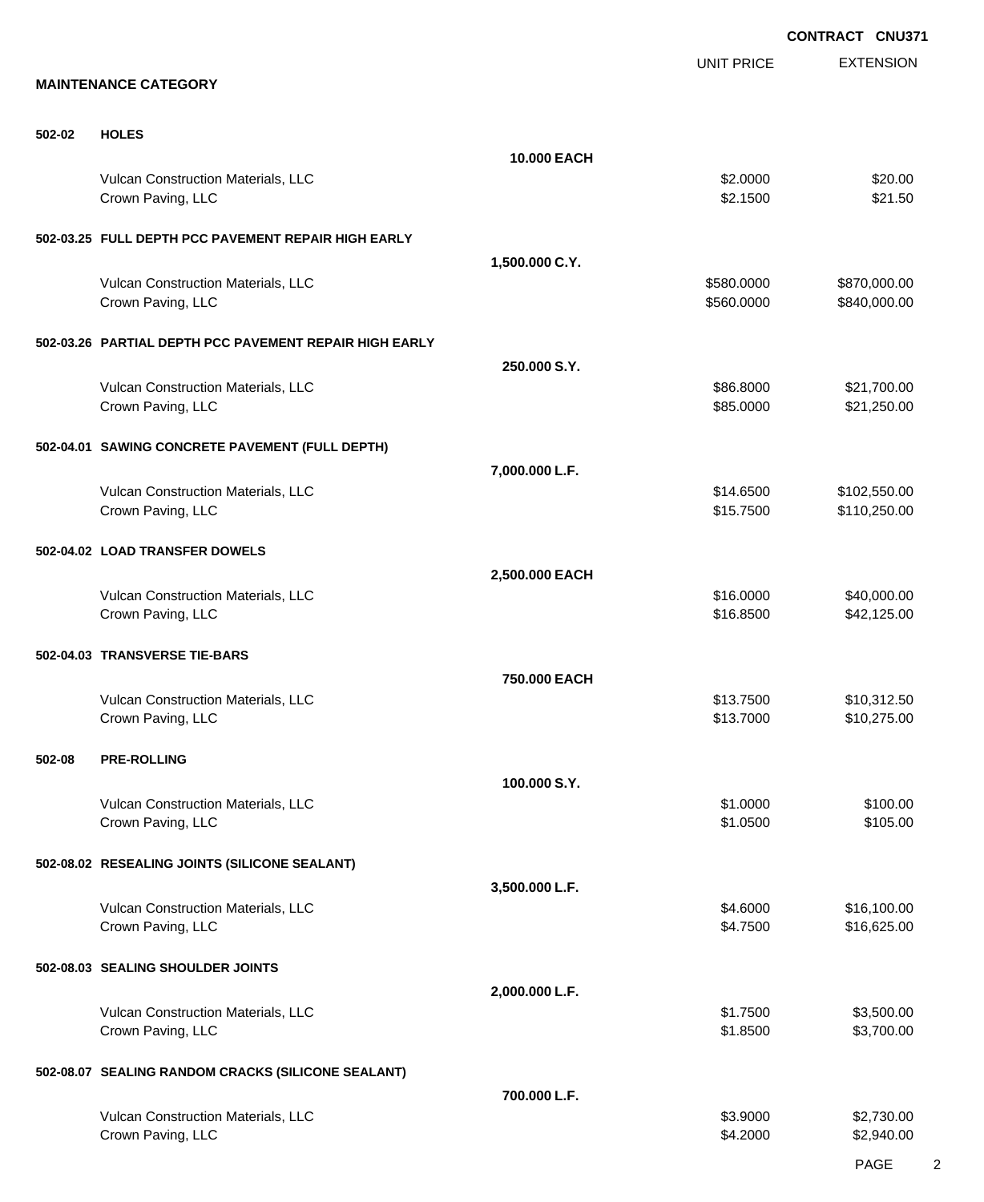CONTRACT CNU371

## MAINTENANCE CATEGORY

| | | UNIT PRICE | EXTENSION |
|---|---|---|---|
| **502-02** | **HOLES** | | |
| | **10.000 EACH** | | |
| | Vulcan Construction Materials, LLC | $2.0000 | $20.00 |
| | Crown Paving, LLC | $2.1500 | $21.50 |
| **502-03.25** | **FULL DEPTH PCC PAVEMENT REPAIR HIGH EARLY** | | |
| | **1,500.000 C.Y.** | | |
| | Vulcan Construction Materials, LLC | $580.0000 | $870,000.00 |
| | Crown Paving, LLC | $560.0000 | $840,000.00 |
| **502-03.26** | **PARTIAL DEPTH PCC PAVEMENT REPAIR HIGH EARLY** | | |
| | **250.000 S.Y.** | | |
| | Vulcan Construction Materials, LLC | $86.8000 | $21,700.00 |
| | Crown Paving, LLC | $85.0000 | $21,250.00 |
| **502-04.01** | **SAWING CONCRETE PAVEMENT (FULL DEPTH)** | | |
| | **7,000.000 L.F.** | | |
| | Vulcan Construction Materials, LLC | $14.6500 | $102,550.00 |
| | Crown Paving, LLC | $15.7500 | $110,250.00 |
| **502-04.02** | **LOAD TRANSFER DOWELS** | | |
| | **2,500.000 EACH** | | |
| | Vulcan Construction Materials, LLC | $16.0000 | $40,000.00 |
| | Crown Paving, LLC | $16.8500 | $42,125.00 |
| **502-04.03** | **TRANSVERSE TIE-BARS** | | |
| | **750.000 EACH** | | |
| | Vulcan Construction Materials, LLC | $13.7500 | $10,312.50 |
| | Crown Paving, LLC | $13.7000 | $10,275.00 |
| **502-08** | **PRE-ROLLING** | | |
| | **100.000 S.Y.** | | |
| | Vulcan Construction Materials, LLC | $1.0000 | $100.00 |
| | Crown Paving, LLC | $1.0500 | $105.00 |
| **502-08.02** | **RESEALING JOINTS (SILICONE SEALANT)** | | |
| | **3,500.000 L.F.** | | |
| | Vulcan Construction Materials, LLC | $4.6000 | $16,100.00 |
| | Crown Paving, LLC | $4.7500 | $16,625.00 |
| **502-08.03** | **SEALING SHOULDER JOINTS** | | |
| | **2,000.000 L.F.** | | |
| | Vulcan Construction Materials, LLC | $1.7500 | $3,500.00 |
| | Crown Paving, LLC | $1.8500 | $3,700.00 |
| **502-08.07** | **SEALING RANDOM CRACKS (SILICONE SEALANT)** | | |
| | **700.000 L.F.** | | |
| | Vulcan Construction Materials, LLC | $3.9000 | $2,730.00 |
| | Crown Paving, LLC | $4.2000 | $2,940.00 |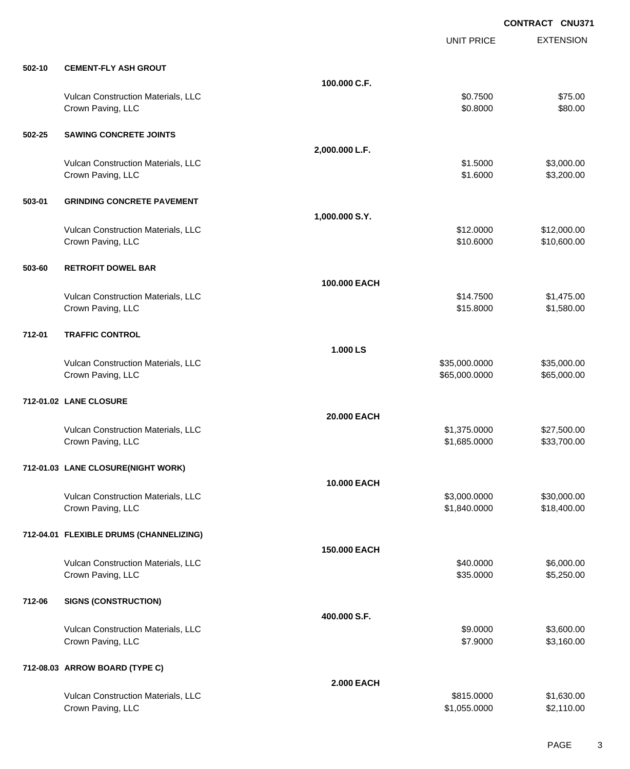**CONTRACT CNU371**

| | | | UNIT PRICE | EXTENSION |
|---|---|---|---|---|
| **502-10** | **CEMENT-FLY ASH GROUT** | | | |
| | | **100.000 C.F.** | | |
| | Vulcan Construction Materials, LLC | | $0.7500 | $75.00 |
| | Crown Paving, LLC | | $0.8000 | $80.00 |
| **502-25** | **SAWING CONCRETE JOINTS** | | | |
| | | **2,000.000 L.F.** | | |
| | Vulcan Construction Materials, LLC | | $1.5000 | $3,000.00 |
| | Crown Paving, LLC | | $1.6000 | $3,200.00 |
| **503-01** | **GRINDING CONCRETE PAVEMENT** | | | |
| | | **1,000.000 S.Y.** | | |
| | Vulcan Construction Materials, LLC | | $12.0000 | $12,000.00 |
| | Crown Paving, LLC | | $10.6000 | $10,600.00 |
| **503-60** | **RETROFIT DOWEL BAR** | | | |
| | | **100.000 EACH** | | |
| | Vulcan Construction Materials, LLC | | $14.7500 | $1,475.00 |
| | Crown Paving, LLC | | $15.8000 | $1,580.00 |
| **712-01** | **TRAFFIC CONTROL** | | | |
| | | **1.000 LS** | | |
| | Vulcan Construction Materials, LLC | | $35,000.0000 | $35,000.00 |
| | Crown Paving, LLC | | $65,000.0000 | $65,000.00 |
| **712-01.02** | **LANE CLOSURE** | | | |
| | | **20.000 EACH** | | |
| | Vulcan Construction Materials, LLC | | $1,375.0000 | $27,500.00 |
| | Crown Paving, LLC | | $1,685.0000 | $33,700.00 |
| **712-01.03** | **LANE CLOSURE(NIGHT WORK)** | | | |
| | | **10.000 EACH** | | |
| | Vulcan Construction Materials, LLC | | $3,000.0000 | $30,000.00 |
| | Crown Paving, LLC | | $1,840.0000 | $18,400.00 |
| **712-04.01** | **FLEXIBLE DRUMS (CHANNELIZING)** | | | |
| | | **150.000 EACH** | | |
| | Vulcan Construction Materials, LLC | | $40.0000 | $6,000.00 |
| | Crown Paving, LLC | | $35.0000 | $5,250.00 |
| **712-06** | **SIGNS (CONSTRUCTION)** | | | |
| | | **400.000 S.F.** | | |
| | Vulcan Construction Materials, LLC | | $9.0000 | $3,600.00 |
| | Crown Paving, LLC | | $7.9000 | $3,160.00 |
| **712-08.03** | **ARROW BOARD (TYPE C)** | | | |
| | | **2.000 EACH** | | |
| | Vulcan Construction Materials, LLC | | $815.0000 | $1,630.00 |
| | Crown Paving, LLC | | $1,055.0000 | $2,110.00 |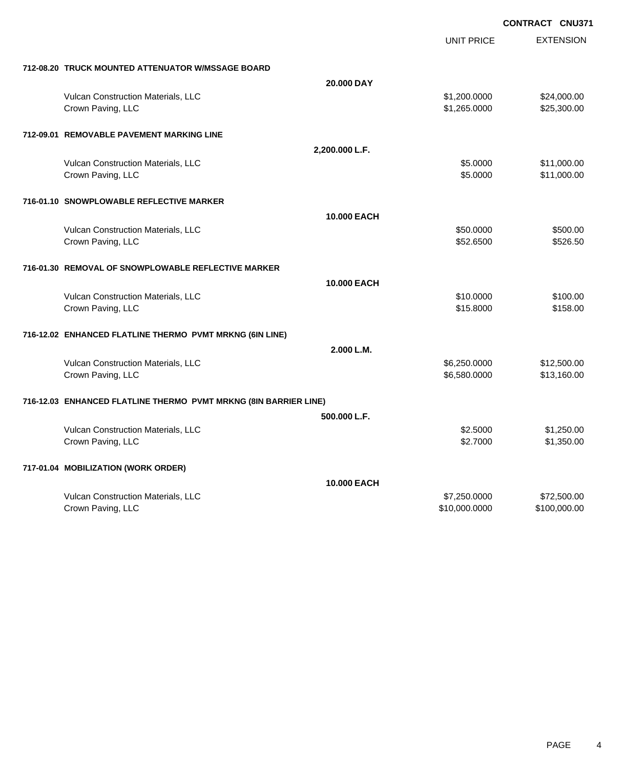CONTRACT CNU371

| | | UNIT PRICE | EXTENSION |
|---|---|---|---|
| **712-08.20 TRUCK MOUNTED ATTENUATOR W/MSSAGE BOARD** | | | |
| | **20.000 DAY** | | |
| Vulcan Construction Materials, LLC | | $1,200.0000 | $24,000.00 |
| Crown Paving, LLC | | $1,265.0000 | $25,300.00 |
| **712-09.01 REMOVABLE PAVEMENT MARKING LINE** | | | |
| | **2,200.000 L.F.** | | |
| Vulcan Construction Materials, LLC | | $5.0000 | $11,000.00 |
| Crown Paving, LLC | | $5.0000 | $11,000.00 |
| **716-01.10 SNOWPLOWABLE REFLECTIVE MARKER** | | | |
| | **10.000 EACH** | | |
| Vulcan Construction Materials, LLC | | $50.0000 | $500.00 |
| Crown Paving, LLC | | $52.6500 | $526.50 |
| **716-01.30 REMOVAL OF SNOWPLOWABLE REFLECTIVE MARKER** | | | |
| | **10.000 EACH** | | |
| Vulcan Construction Materials, LLC | | $10.0000 | $100.00 |
| Crown Paving, LLC | | $15.8000 | $158.00 |
| **716-12.02 ENHANCED FLATLINE THERMO PVMT MRKNG (6IN LINE)** | | | |
| | **2.000 L.M.** | | |
| Vulcan Construction Materials, LLC | | $6,250.0000 | $12,500.00 |
| Crown Paving, LLC | | $6,580.0000 | $13,160.00 |
| **716-12.03 ENHANCED FLATLINE THERMO PVMT MRKNG (8IN BARRIER LINE)** | | | |
| | **500.000 L.F.** | | |
| Vulcan Construction Materials, LLC | | $2.5000 | $1,250.00 |
| Crown Paving, LLC | | $2.7000 | $1,350.00 |
| **717-01.04 MOBILIZATION (WORK ORDER)** | | | |
| | **10.000 EACH** | | |
| Vulcan Construction Materials, LLC | | $7,250.0000 | $72,500.00 |
| Crown Paving, LLC | | $10,000.0000 | $100,000.00 |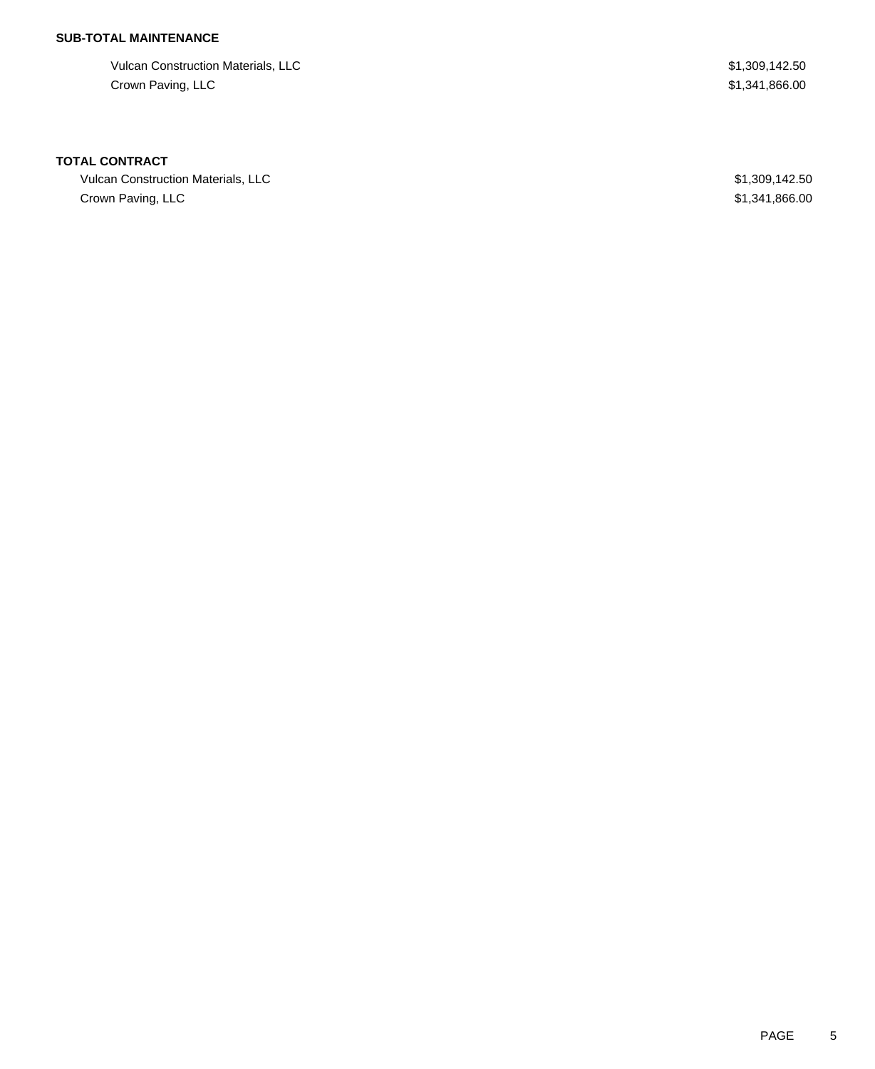**SUB-TOTAL MAINTENANCE**

| | |
|---|---|
| Vulcan Construction Materials, LLC | $1,309,142.50 |
| Crown Paving, LLC | $1,341,866.00 |

**TOTAL CONTRACT**

| | |
|---|---|
| Vulcan Construction Materials, LLC | $1,309,142.50 |
| Crown Paving, LLC | $1,341,866.00 |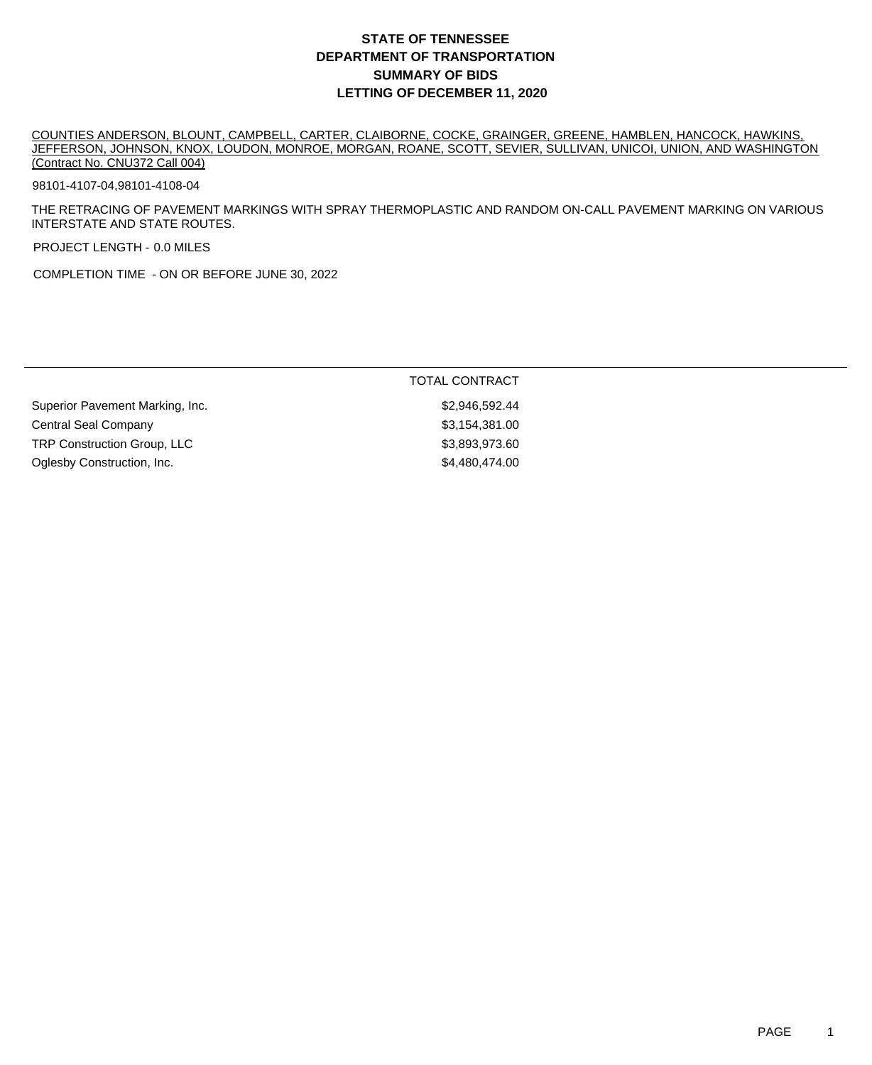# STATE OF TENNESSEE
# DEPARTMENT OF TRANSPORTATION
# SUMMARY OF BIDS
# LETTING OF DECEMBER 11, 2020

COUNTIES ANDERSON, BLOUNT, CAMPBELL, CARTER, CLAIBORNE, COCKE, GRAINGER, GREENE, HAMBLEN, HANCOCK, HAWKINS, JEFFERSON, JOHNSON, KNOX, LOUDON, MONROE, MORGAN, ROANE, SCOTT, SEVIER, SULLIVAN, UNICOI, UNION, AND WASHINGTON (Contract No. CNU372 Call 004)

98101-4107-04,98101-4108-04

THE RETRACING OF PAVEMENT MARKINGS WITH SPRAY THERMOPLASTIC AND RANDOM ON-CALL PAVEMENT MARKING ON VARIOUS INTERSTATE AND STATE ROUTES.

PROJECT LENGTH - 0.0 MILES

COMPLETION TIME - ON OR BEFORE JUNE 30, 2022

| | TOTAL CONTRACT |
|---|---|
| Superior Pavement Marking, Inc. | $2,946,592.44 |
| Central Seal Company | $3,154,381.00 |
| TRP Construction Group, LLC | $3,893,973.60 |
| Oglesby Construction, Inc. | $4,480,474.00 |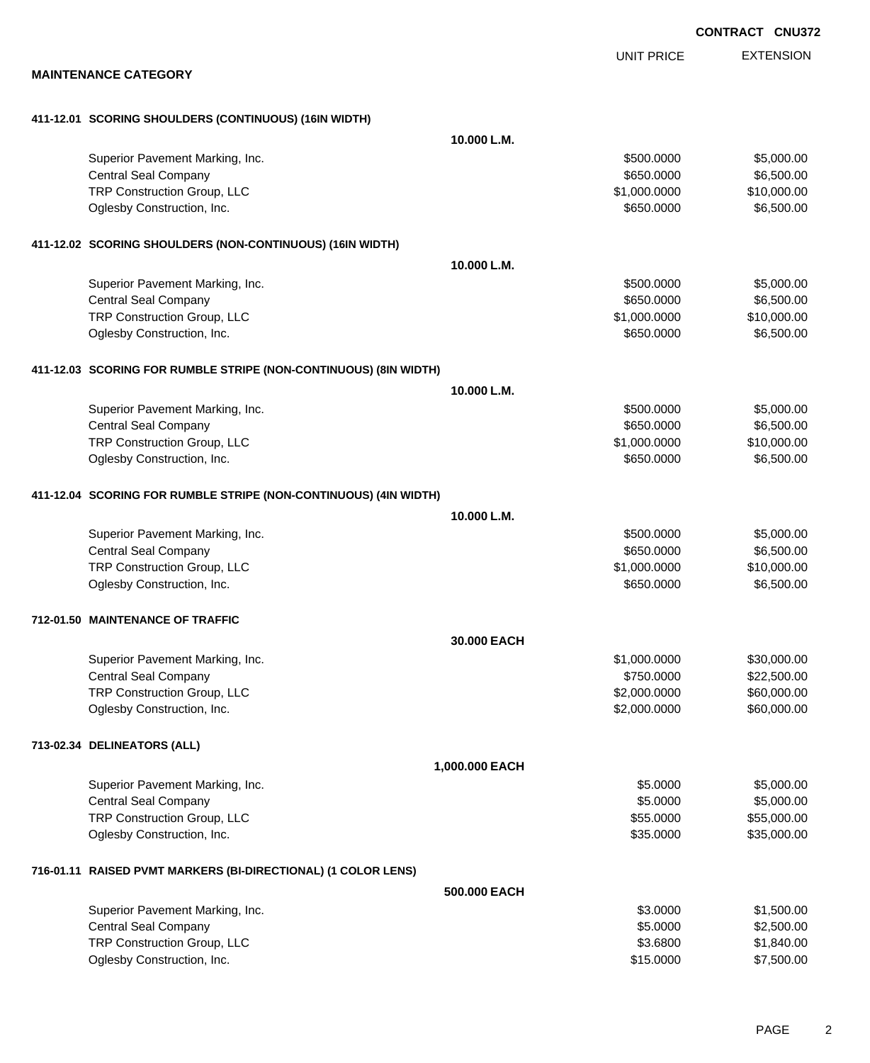**CONTRACT CNU372**

## MAINTENANCE CATEGORY

| | UNIT PRICE | EXTENSION |
|---|---|---|
| **411-12.01 SCORING SHOULDERS (CONTINUOUS) (16IN WIDTH)** | | |
| **10.000 L.M.** | | |
| Superior Pavement Marking, Inc. | $500.0000 | $5,000.00 |
| Central Seal Company | $650.0000 | $6,500.00 |
| TRP Construction Group, LLC | $1,000.0000 | $10,000.00 |
| Oglesby Construction, Inc. | $650.0000 | $6,500.00 |
| **411-12.02 SCORING SHOULDERS (NON-CONTINUOUS) (16IN WIDTH)** | | |
| **10.000 L.M.** | | |
| Superior Pavement Marking, Inc. | $500.0000 | $5,000.00 |
| Central Seal Company | $650.0000 | $6,500.00 |
| TRP Construction Group, LLC | $1,000.0000 | $10,000.00 |
| Oglesby Construction, Inc. | $650.0000 | $6,500.00 |
| **411-12.03 SCORING FOR RUMBLE STRIPE (NON-CONTINUOUS) (8IN WIDTH)** | | |
| **10.000 L.M.** | | |
| Superior Pavement Marking, Inc. | $500.0000 | $5,000.00 |
| Central Seal Company | $650.0000 | $6,500.00 |
| TRP Construction Group, LLC | $1,000.0000 | $10,000.00 |
| Oglesby Construction, Inc. | $650.0000 | $6,500.00 |
| **411-12.04 SCORING FOR RUMBLE STRIPE (NON-CONTINUOUS) (4IN WIDTH)** | | |
| **10.000 L.M.** | | |
| Superior Pavement Marking, Inc. | $500.0000 | $5,000.00 |
| Central Seal Company | $650.0000 | $6,500.00 |
| TRP Construction Group, LLC | $1,000.0000 | $10,000.00 |
| Oglesby Construction, Inc. | $650.0000 | $6,500.00 |
| **712-01.50 MAINTENANCE OF TRAFFIC** | | |
| **30.000 EACH** | | |
| Superior Pavement Marking, Inc. | $1,000.0000 | $30,000.00 |
| Central Seal Company | $750.0000 | $22,500.00 |
| TRP Construction Group, LLC | $2,000.0000 | $60,000.00 |
| Oglesby Construction, Inc. | $2,000.0000 | $60,000.00 |
| **713-02.34 DELINEATORS (ALL)** | | |
| **1,000.000 EACH** | | |
| Superior Pavement Marking, Inc. | $5.0000 | $5,000.00 |
| Central Seal Company | $5.0000 | $5,000.00 |
| TRP Construction Group, LLC | $55.0000 | $55,000.00 |
| Oglesby Construction, Inc. | $35.0000 | $35,000.00 |
| **716-01.11 RAISED PVMT MARKERS (BI-DIRECTIONAL) (1 COLOR LENS)** | | |
| **500.000 EACH** | | |
| Superior Pavement Marking, Inc. | $3.0000 | $1,500.00 |
| Central Seal Company | $5.0000 | $2,500.00 |
| TRP Construction Group, LLC | $3.6800 | $1,840.00 |
| Oglesby Construction, Inc. | $15.0000 | $7,500.00 |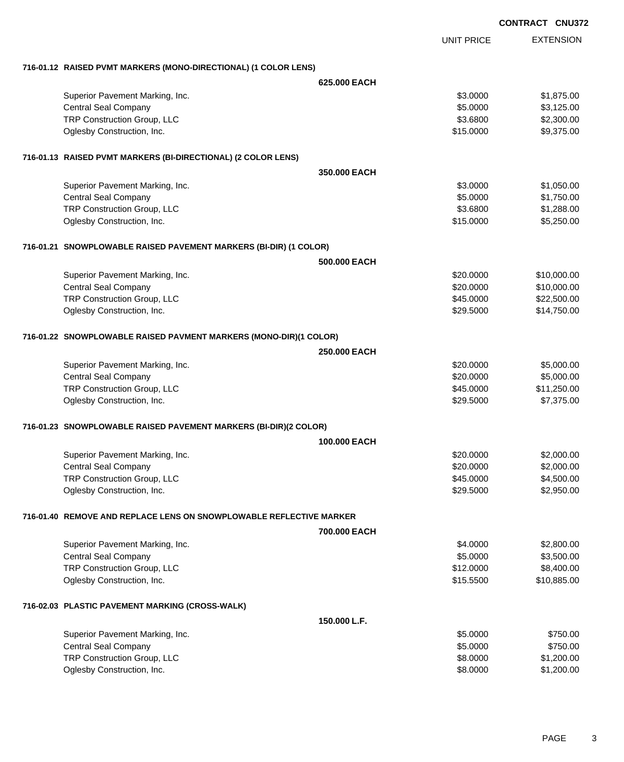**CONTRACT CNU372**

| | UNIT PRICE | EXTENSION |
|---|---|---|
| **716-01.12 RAISED PVMT MARKERS (MONO-DIRECTIONAL) (1 COLOR LENS)** | | |
| **625.000 EACH** | | |
| Superior Pavement Marking, Inc. | $3.0000 | $1,875.00 |
| Central Seal Company | $5.0000 | $3,125.00 |
| TRP Construction Group, LLC | $3.6800 | $2,300.00 |
| Oglesby Construction, Inc. | $15.0000 | $9,375.00 |
| **716-01.13 RAISED PVMT MARKERS (BI-DIRECTIONAL) (2 COLOR LENS)** | | |
| **350.000 EACH** | | |
| Superior Pavement Marking, Inc. | $3.0000 | $1,050.00 |
| Central Seal Company | $5.0000 | $1,750.00 |
| TRP Construction Group, LLC | $3.6800 | $1,288.00 |
| Oglesby Construction, Inc. | $15.0000 | $5,250.00 |
| **716-01.21 SNOWPLOWABLE RAISED PAVEMENT MARKERS (BI-DIR) (1 COLOR)** | | |
| **500.000 EACH** | | |
| Superior Pavement Marking, Inc. | $20.0000 | $10,000.00 |
| Central Seal Company | $20.0000 | $10,000.00 |
| TRP Construction Group, LLC | $45.0000 | $22,500.00 |
| Oglesby Construction, Inc. | $29.5000 | $14,750.00 |
| **716-01.22 SNOWPLOWABLE RAISED PAVMENT MARKERS (MONO-DIR)(1 COLOR)** | | |
| **250.000 EACH** | | |
| Superior Pavement Marking, Inc. | $20.0000 | $5,000.00 |
| Central Seal Company | $20.0000 | $5,000.00 |
| TRP Construction Group, LLC | $45.0000 | $11,250.00 |
| Oglesby Construction, Inc. | $29.5000 | $7,375.00 |
| **716-01.23 SNOWPLOWABLE RAISED PAVEMENT MARKERS (BI-DIR)(2 COLOR)** | | |
| **100.000 EACH** | | |
| Superior Pavement Marking, Inc. | $20.0000 | $2,000.00 |
| Central Seal Company | $20.0000 | $2,000.00 |
| TRP Construction Group, LLC | $45.0000 | $4,500.00 |
| Oglesby Construction, Inc. | $29.5000 | $2,950.00 |
| **716-01.40 REMOVE AND REPLACE LENS ON SNOWPLOWABLE REFLECTIVE MARKER** | | |
| **700.000 EACH** | | |
| Superior Pavement Marking, Inc. | $4.0000 | $2,800.00 |
| Central Seal Company | $5.0000 | $3,500.00 |
| TRP Construction Group, LLC | $12.0000 | $8,400.00 |
| Oglesby Construction, Inc. | $15.5500 | $10,885.00 |
| **716-02.03 PLASTIC PAVEMENT MARKING (CROSS-WALK)** | | |
| **150.000 L.F.** | | |
| Superior Pavement Marking, Inc. | $5.0000 | $750.00 |
| Central Seal Company | $5.0000 | $750.00 |
| TRP Construction Group, LLC | $8.0000 | $1,200.00 |
| Oglesby Construction, Inc. | $8.0000 | $1,200.00 |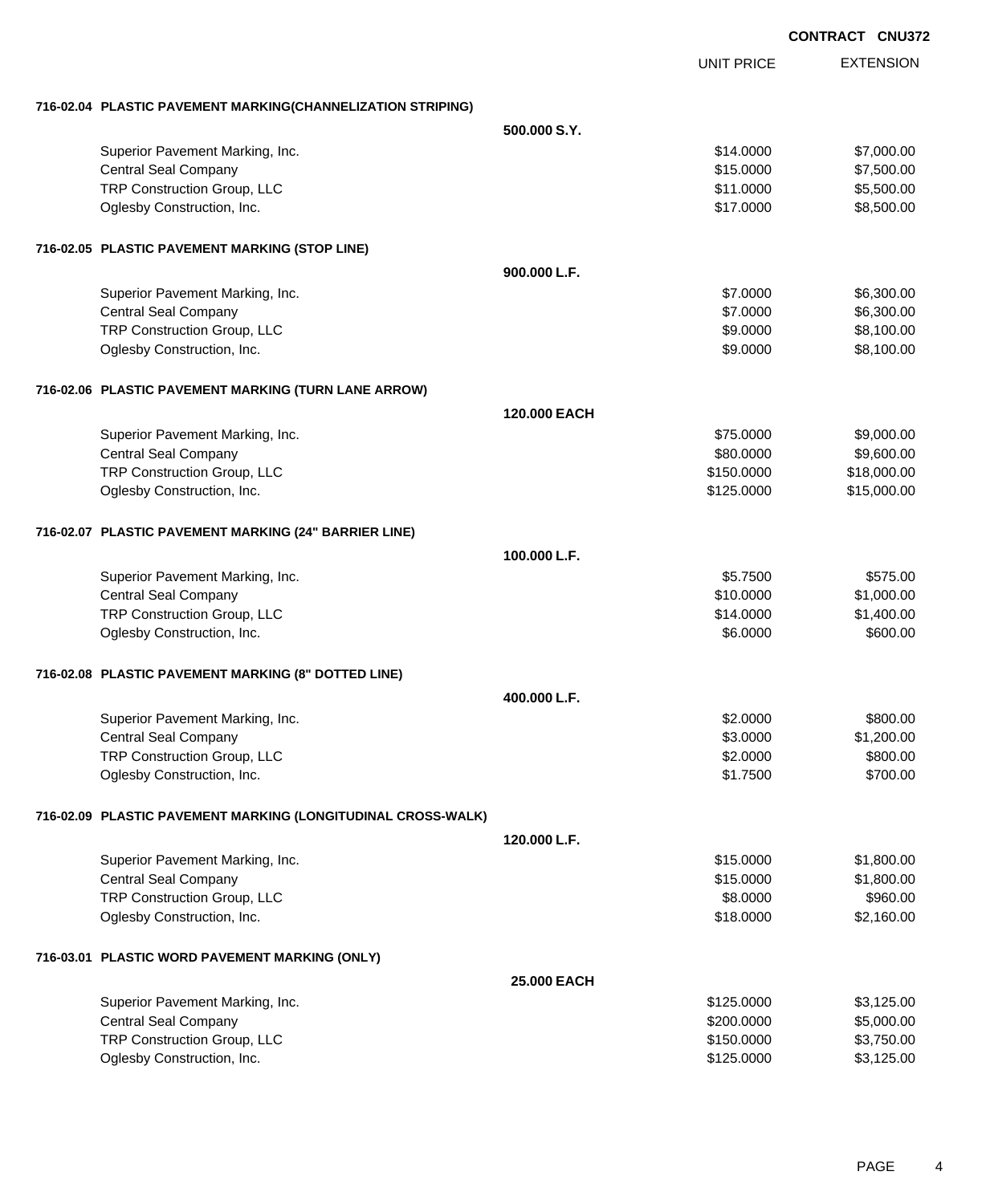**CONTRACT CNU372**

| | | UNIT PRICE | EXTENSION |
|---|---|---|---|
| **716-02.04 PLASTIC PAVEMENT MARKING(CHANNELIZATION STRIPING)** | | | |
| | **500.000 S.Y.** | | |
| Superior Pavement Marking, Inc. | | $14.0000 | $7,000.00 |
| Central Seal Company | | $15.0000 | $7,500.00 |
| TRP Construction Group, LLC | | $11.0000 | $5,500.00 |
| Oglesby Construction, Inc. | | $17.0000 | $8,500.00 |
| **716-02.05 PLASTIC PAVEMENT MARKING (STOP LINE)** | | | |
| | **900.000 L.F.** | | |
| Superior Pavement Marking, Inc. | | $7.0000 | $6,300.00 |
| Central Seal Company | | $7.0000 | $6,300.00 |
| TRP Construction Group, LLC | | $9.0000 | $8,100.00 |
| Oglesby Construction, Inc. | | $9.0000 | $8,100.00 |
| **716-02.06 PLASTIC PAVEMENT MARKING (TURN LANE ARROW)** | | | |
| | **120.000 EACH** | | |
| Superior Pavement Marking, Inc. | | $75.0000 | $9,000.00 |
| Central Seal Company | | $80.0000 | $9,600.00 |
| TRP Construction Group, LLC | | $150.0000 | $18,000.00 |
| Oglesby Construction, Inc. | | $125.0000 | $15,000.00 |
| **716-02.07 PLASTIC PAVEMENT MARKING (24" BARRIER LINE)** | | | |
| | **100.000 L.F.** | | |
| Superior Pavement Marking, Inc. | | $5.7500 | $575.00 |
| Central Seal Company | | $10.0000 | $1,000.00 |
| TRP Construction Group, LLC | | $14.0000 | $1,400.00 |
| Oglesby Construction, Inc. | | $6.0000 | $600.00 |
| **716-02.08 PLASTIC PAVEMENT MARKING (8" DOTTED LINE)** | | | |
| | **400.000 L.F.** | | |
| Superior Pavement Marking, Inc. | | $2.0000 | $800.00 |
| Central Seal Company | | $3.0000 | $1,200.00 |
| TRP Construction Group, LLC | | $2.0000 | $800.00 |
| Oglesby Construction, Inc. | | $1.7500 | $700.00 |
| **716-02.09 PLASTIC PAVEMENT MARKING (LONGITUDINAL CROSS-WALK)** | | | |
| | **120.000 L.F.** | | |
| Superior Pavement Marking, Inc. | | $15.0000 | $1,800.00 |
| Central Seal Company | | $15.0000 | $1,800.00 |
| TRP Construction Group, LLC | | $8.0000 | $960.00 |
| Oglesby Construction, Inc. | | $18.0000 | $2,160.00 |
| **716-03.01 PLASTIC WORD PAVEMENT MARKING (ONLY)** | | | |
| | **25.000 EACH** | | |
| Superior Pavement Marking, Inc. | | $125.0000 | $3,125.00 |
| Central Seal Company | | $200.0000 | $5,000.00 |
| TRP Construction Group, LLC | | $150.0000 | $3,750.00 |
| Oglesby Construction, Inc. | | $125.0000 | $3,125.00 |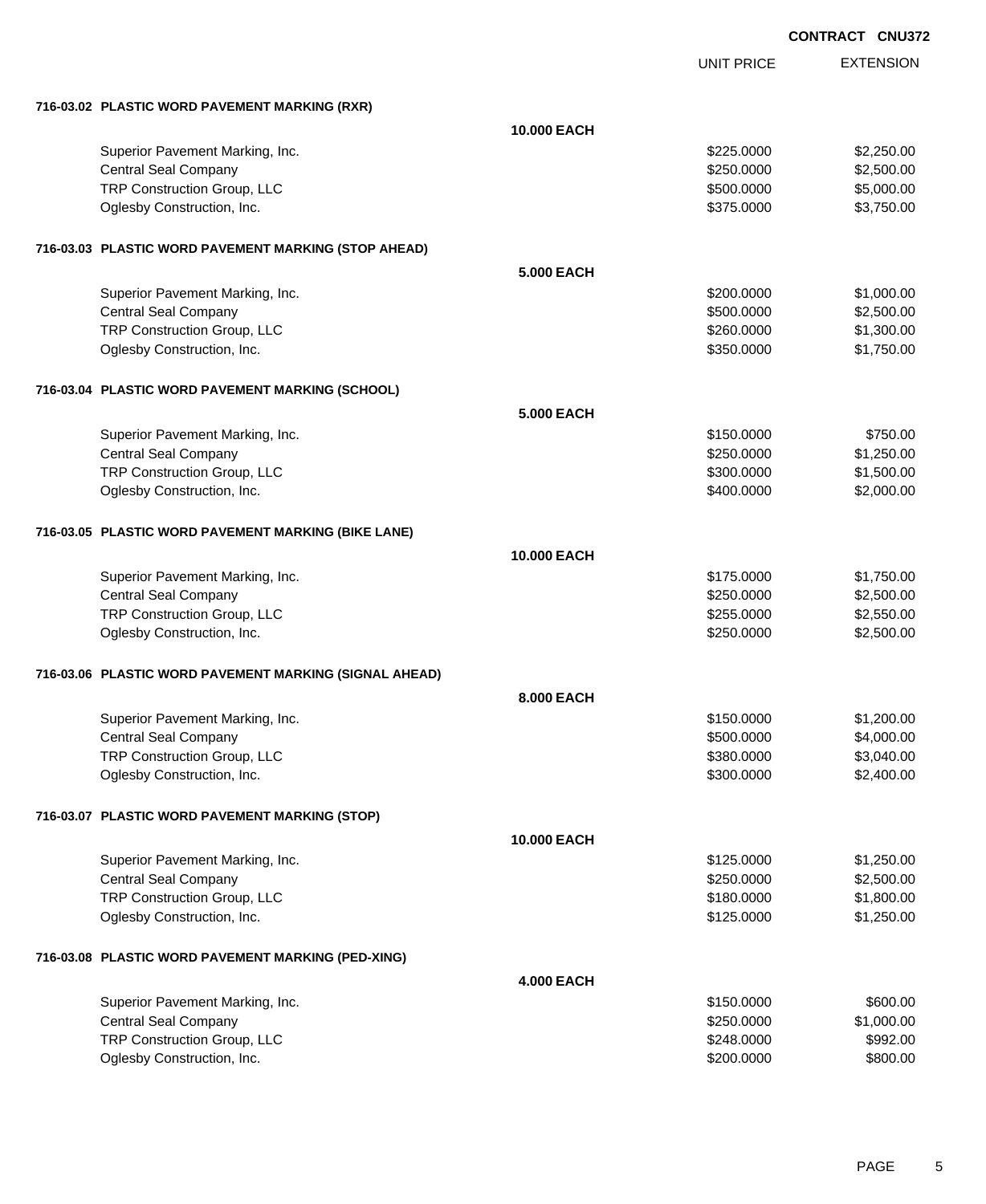CONTRACT CNU372

| | UNIT PRICE | EXTENSION |
|---|---|---|
| **716-03.02 PLASTIC WORD PAVEMENT MARKING (RXR)** | | |
| **10.000 EACH** | | |
| Superior Pavement Marking, Inc. | $225.0000 | $2,250.00 |
| Central Seal Company | $250.0000 | $2,500.00 |
| TRP Construction Group, LLC | $500.0000 | $5,000.00 |
| Oglesby Construction, Inc. | $375.0000 | $3,750.00 |
| **716-03.03 PLASTIC WORD PAVEMENT MARKING (STOP AHEAD)** | | |
| **5.000 EACH** | | |
| Superior Pavement Marking, Inc. | $200.0000 | $1,000.00 |
| Central Seal Company | $500.0000 | $2,500.00 |
| TRP Construction Group, LLC | $260.0000 | $1,300.00 |
| Oglesby Construction, Inc. | $350.0000 | $1,750.00 |
| **716-03.04 PLASTIC WORD PAVEMENT MARKING (SCHOOL)** | | |
| **5.000 EACH** | | |
| Superior Pavement Marking, Inc. | $150.0000 | $750.00 |
| Central Seal Company | $250.0000 | $1,250.00 |
| TRP Construction Group, LLC | $300.0000 | $1,500.00 |
| Oglesby Construction, Inc. | $400.0000 | $2,000.00 |
| **716-03.05 PLASTIC WORD PAVEMENT MARKING (BIKE LANE)** | | |
| **10.000 EACH** | | |
| Superior Pavement Marking, Inc. | $175.0000 | $1,750.00 |
| Central Seal Company | $250.0000 | $2,500.00 |
| TRP Construction Group, LLC | $255.0000 | $2,550.00 |
| Oglesby Construction, Inc. | $250.0000 | $2,500.00 |
| **716-03.06 PLASTIC WORD PAVEMENT MARKING (SIGNAL AHEAD)** | | |
| **8.000 EACH** | | |
| Superior Pavement Marking, Inc. | $150.0000 | $1,200.00 |
| Central Seal Company | $500.0000 | $4,000.00 |
| TRP Construction Group, LLC | $380.0000 | $3,040.00 |
| Oglesby Construction, Inc. | $300.0000 | $2,400.00 |
| **716-03.07 PLASTIC WORD PAVEMENT MARKING (STOP)** | | |
| **10.000 EACH** | | |
| Superior Pavement Marking, Inc. | $125.0000 | $1,250.00 |
| Central Seal Company | $250.0000 | $2,500.00 |
| TRP Construction Group, LLC | $180.0000 | $1,800.00 |
| Oglesby Construction, Inc. | $125.0000 | $1,250.00 |
| **716-03.08 PLASTIC WORD PAVEMENT MARKING (PED-XING)** | | |
| **4.000 EACH** | | |
| Superior Pavement Marking, Inc. | $150.0000 | $600.00 |
| Central Seal Company | $250.0000 | $1,000.00 |
| TRP Construction Group, LLC | $248.0000 | $992.00 |
| Oglesby Construction, Inc. | $200.0000 | $800.00 |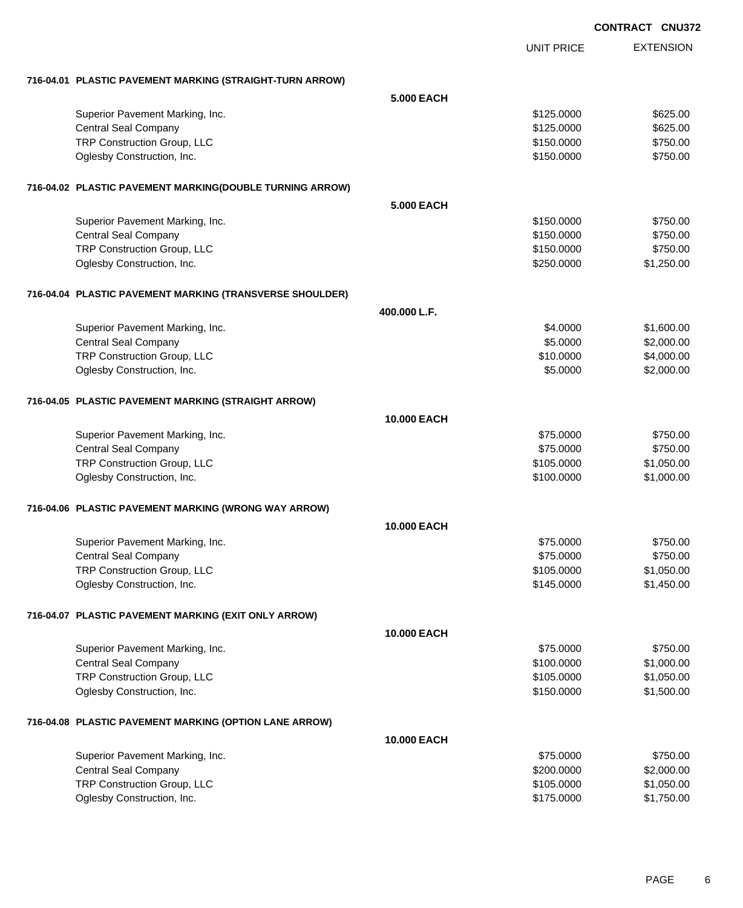CONTRACT CNU372

| | | UNIT PRICE | EXTENSION |
|---|---|---|---|
| **716-04.01 PLASTIC PAVEMENT MARKING (STRAIGHT-TURN ARROW)** | | | |
| | **5.000 EACH** | | |
| Superior Pavement Marking, Inc. | | $125.0000 | $625.00 |
| Central Seal Company | | $125.0000 | $625.00 |
| TRP Construction Group, LLC | | $150.0000 | $750.00 |
| Oglesby Construction, Inc. | | $150.0000 | $750.00 |
| **716-04.02 PLASTIC PAVEMENT MARKING(DOUBLE TURNING ARROW)** | | | |
| | **5.000 EACH** | | |
| Superior Pavement Marking, Inc. | | $150.0000 | $750.00 |
| Central Seal Company | | $150.0000 | $750.00 |
| TRP Construction Group, LLC | | $150.0000 | $750.00 |
| Oglesby Construction, Inc. | | $250.0000 | $1,250.00 |
| **716-04.04 PLASTIC PAVEMENT MARKING (TRANSVERSE SHOULDER)** | | | |
| | **400.000 L.F.** | | |
| Superior Pavement Marking, Inc. | | $4.0000 | $1,600.00 |
| Central Seal Company | | $5.0000 | $2,000.00 |
| TRP Construction Group, LLC | | $10.0000 | $4,000.00 |
| Oglesby Construction, Inc. | | $5.0000 | $2,000.00 |
| **716-04.05 PLASTIC PAVEMENT MARKING (STRAIGHT ARROW)** | | | |
| | **10.000 EACH** | | |
| Superior Pavement Marking, Inc. | | $75.0000 | $750.00 |
| Central Seal Company | | $75.0000 | $750.00 |
| TRP Construction Group, LLC | | $105.0000 | $1,050.00 |
| Oglesby Construction, Inc. | | $100.0000 | $1,000.00 |
| **716-04.06 PLASTIC PAVEMENT MARKING (WRONG WAY ARROW)** | | | |
| | **10.000 EACH** | | |
| Superior Pavement Marking, Inc. | | $75.0000 | $750.00 |
| Central Seal Company | | $75.0000 | $750.00 |
| TRP Construction Group, LLC | | $105.0000 | $1,050.00 |
| Oglesby Construction, Inc. | | $145.0000 | $1,450.00 |
| **716-04.07 PLASTIC PAVEMENT MARKING (EXIT ONLY ARROW)** | | | |
| | **10.000 EACH** | | |
| Superior Pavement Marking, Inc. | | $75.0000 | $750.00 |
| Central Seal Company | | $100.0000 | $1,000.00 |
| TRP Construction Group, LLC | | $105.0000 | $1,050.00 |
| Oglesby Construction, Inc. | | $150.0000 | $1,500.00 |
| **716-04.08 PLASTIC PAVEMENT MARKING (OPTION LANE ARROW)** | | | |
| | **10.000 EACH** | | |
| Superior Pavement Marking, Inc. | | $75.0000 | $750.00 |
| Central Seal Company | | $200.0000 | $2,000.00 |
| TRP Construction Group, LLC | | $105.0000 | $1,050.00 |
| Oglesby Construction, Inc. | | $175.0000 | $1,750.00 |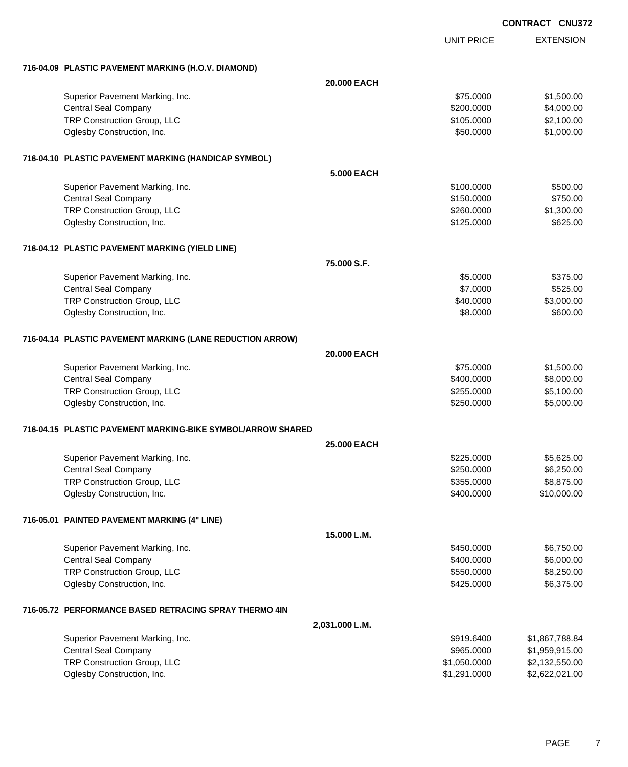**CONTRACT CNU372**

| | | UNIT PRICE | EXTENSION |
|---|---|---|---|
| **716-04.09 PLASTIC PAVEMENT MARKING (H.O.V. DIAMOND)** | | | |
| | **20.000 EACH** | | |
| Superior Pavement Marking, Inc. | | $75.0000 | $1,500.00 |
| Central Seal Company | | $200.0000 | $4,000.00 |
| TRP Construction Group, LLC | | $105.0000 | $2,100.00 |
| Oglesby Construction, Inc. | | $50.0000 | $1,000.00 |
| **716-04.10 PLASTIC PAVEMENT MARKING (HANDICAP SYMBOL)** | | | |
| | **5.000 EACH** | | |
| Superior Pavement Marking, Inc. | | $100.0000 | $500.00 |
| Central Seal Company | | $150.0000 | $750.00 |
| TRP Construction Group, LLC | | $260.0000 | $1,300.00 |
| Oglesby Construction, Inc. | | $125.0000 | $625.00 |
| **716-04.12 PLASTIC PAVEMENT MARKING (YIELD LINE)** | | | |
| | **75.000 S.F.** | | |
| Superior Pavement Marking, Inc. | | $5.0000 | $375.00 |
| Central Seal Company | | $7.0000 | $525.00 |
| TRP Construction Group, LLC | | $40.0000 | $3,000.00 |
| Oglesby Construction, Inc. | | $8.0000 | $600.00 |
| **716-04.14 PLASTIC PAVEMENT MARKING (LANE REDUCTION ARROW)** | | | |
| | **20.000 EACH** | | |
| Superior Pavement Marking, Inc. | | $75.0000 | $1,500.00 |
| Central Seal Company | | $400.0000 | $8,000.00 |
| TRP Construction Group, LLC | | $255.0000 | $5,100.00 |
| Oglesby Construction, Inc. | | $250.0000 | $5,000.00 |
| **716-04.15 PLASTIC PAVEMENT MARKING-BIKE SYMBOL/ARROW SHARED** | | | |
| | **25.000 EACH** | | |
| Superior Pavement Marking, Inc. | | $225.0000 | $5,625.00 |
| Central Seal Company | | $250.0000 | $6,250.00 |
| TRP Construction Group, LLC | | $355.0000 | $8,875.00 |
| Oglesby Construction, Inc. | | $400.0000 | $10,000.00 |
| **716-05.01 PAINTED PAVEMENT MARKING (4" LINE)** | | | |
| | **15.000 L.M.** | | |
| Superior Pavement Marking, Inc. | | $450.0000 | $6,750.00 |
| Central Seal Company | | $400.0000 | $6,000.00 |
| TRP Construction Group, LLC | | $550.0000 | $8,250.00 |
| Oglesby Construction, Inc. | | $425.0000 | $6,375.00 |
| **716-05.72 PERFORMANCE BASED RETRACING SPRAY THERMO 4IN** | | | |
| | **2,031.000 L.M.** | | |
| Superior Pavement Marking, Inc. | | $919.6400 | $1,867,788.84 |
| Central Seal Company | | $965.0000 | $1,959,915.00 |
| TRP Construction Group, LLC | | $1,050.0000 | $2,132,550.00 |
| Oglesby Construction, Inc. | | $1,291.0000 | $2,622,021.00 |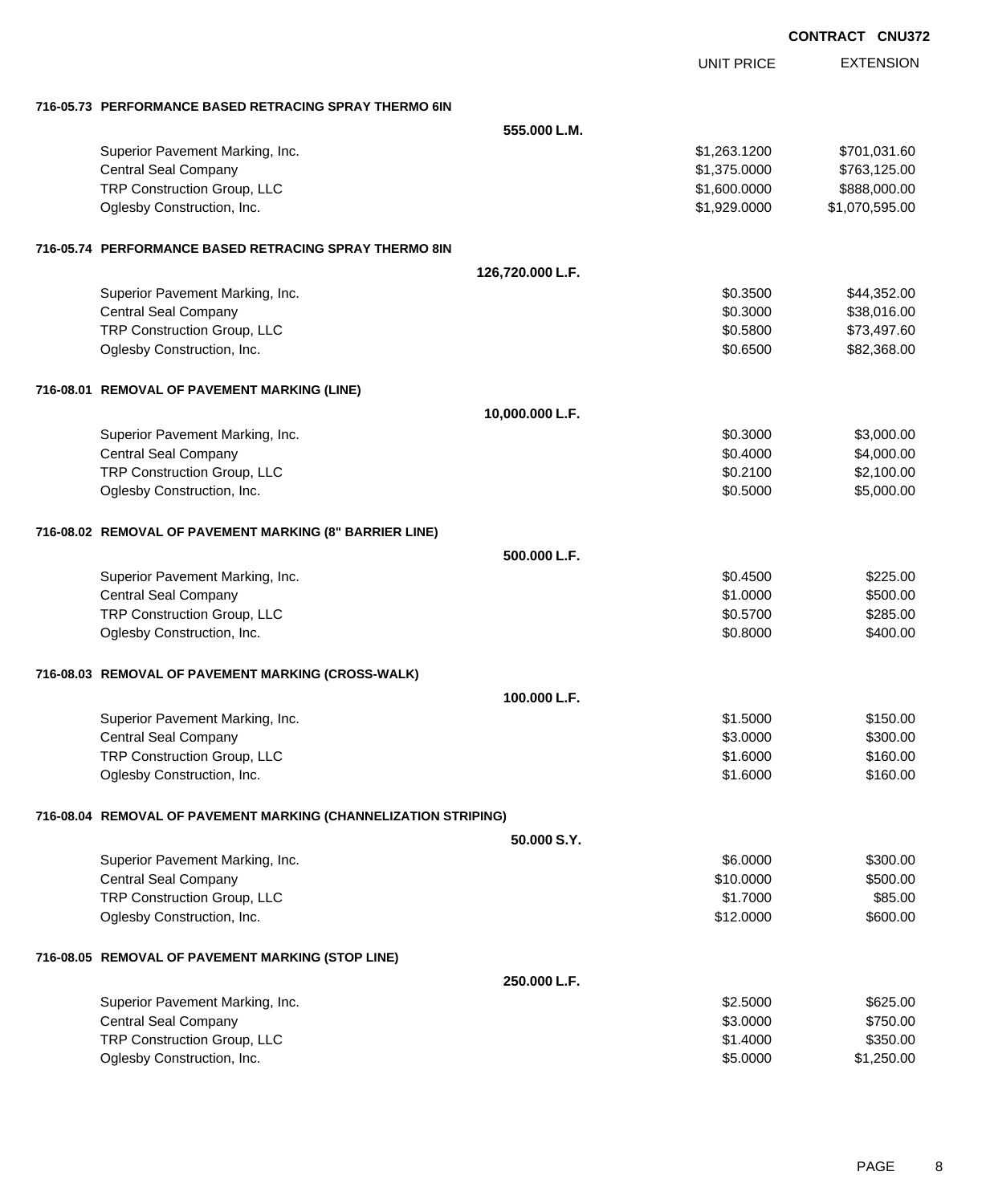CONTRACT CNU372

| | | UNIT PRICE | EXTENSION |
|---|---|---|---|
| **716-05.73 PERFORMANCE BASED RETRACING SPRAY THERMO 6IN** | | | |
| | **555.000 L.M.** | | |
| Superior Pavement Marking, Inc. | | $1,263.1200 | $701,031.60 |
| Central Seal Company | | $1,375.0000 | $763,125.00 |
| TRP Construction Group, LLC | | $1,600.0000 | $888,000.00 |
| Oglesby Construction, Inc. | | $1,929.0000 | $1,070,595.00 |
| **716-05.74 PERFORMANCE BASED RETRACING SPRAY THERMO 8IN** | | | |
| | **126,720.000 L.F.** | | |
| Superior Pavement Marking, Inc. | | $0.3500 | $44,352.00 |
| Central Seal Company | | $0.3000 | $38,016.00 |
| TRP Construction Group, LLC | | $0.5800 | $73,497.60 |
| Oglesby Construction, Inc. | | $0.6500 | $82,368.00 |
| **716-08.01 REMOVAL OF PAVEMENT MARKING (LINE)** | | | |
| | **10,000.000 L.F.** | | |
| Superior Pavement Marking, Inc. | | $0.3000 | $3,000.00 |
| Central Seal Company | | $0.4000 | $4,000.00 |
| TRP Construction Group, LLC | | $0.2100 | $2,100.00 |
| Oglesby Construction, Inc. | | $0.5000 | $5,000.00 |
| **716-08.02 REMOVAL OF PAVEMENT MARKING (8" BARRIER LINE)** | | | |
| | **500.000 L.F.** | | |
| Superior Pavement Marking, Inc. | | $0.4500 | $225.00 |
| Central Seal Company | | $1.0000 | $500.00 |
| TRP Construction Group, LLC | | $0.5700 | $285.00 |
| Oglesby Construction, Inc. | | $0.8000 | $400.00 |
| **716-08.03 REMOVAL OF PAVEMENT MARKING (CROSS-WALK)** | | | |
| | **100.000 L.F.** | | |
| Superior Pavement Marking, Inc. | | $1.5000 | $150.00 |
| Central Seal Company | | $3.0000 | $300.00 |
| TRP Construction Group, LLC | | $1.6000 | $160.00 |
| Oglesby Construction, Inc. | | $1.6000 | $160.00 |
| **716-08.04 REMOVAL OF PAVEMENT MARKING (CHANNELIZATION STRIPING)** | | | |
| | **50.000 S.Y.** | | |
| Superior Pavement Marking, Inc. | | $6.0000 | $300.00 |
| Central Seal Company | | $10.0000 | $500.00 |
| TRP Construction Group, LLC | | $1.7000 | $85.00 |
| Oglesby Construction, Inc. | | $12.0000 | $600.00 |
| **716-08.05 REMOVAL OF PAVEMENT MARKING (STOP LINE)** | | | |
| | **250.000 L.F.** | | |
| Superior Pavement Marking, Inc. | | $2.5000 | $625.00 |
| Central Seal Company | | $3.0000 | $750.00 |
| TRP Construction Group, LLC | | $1.4000 | $350.00 |
| Oglesby Construction, Inc. | | $5.0000 | $1,250.00 |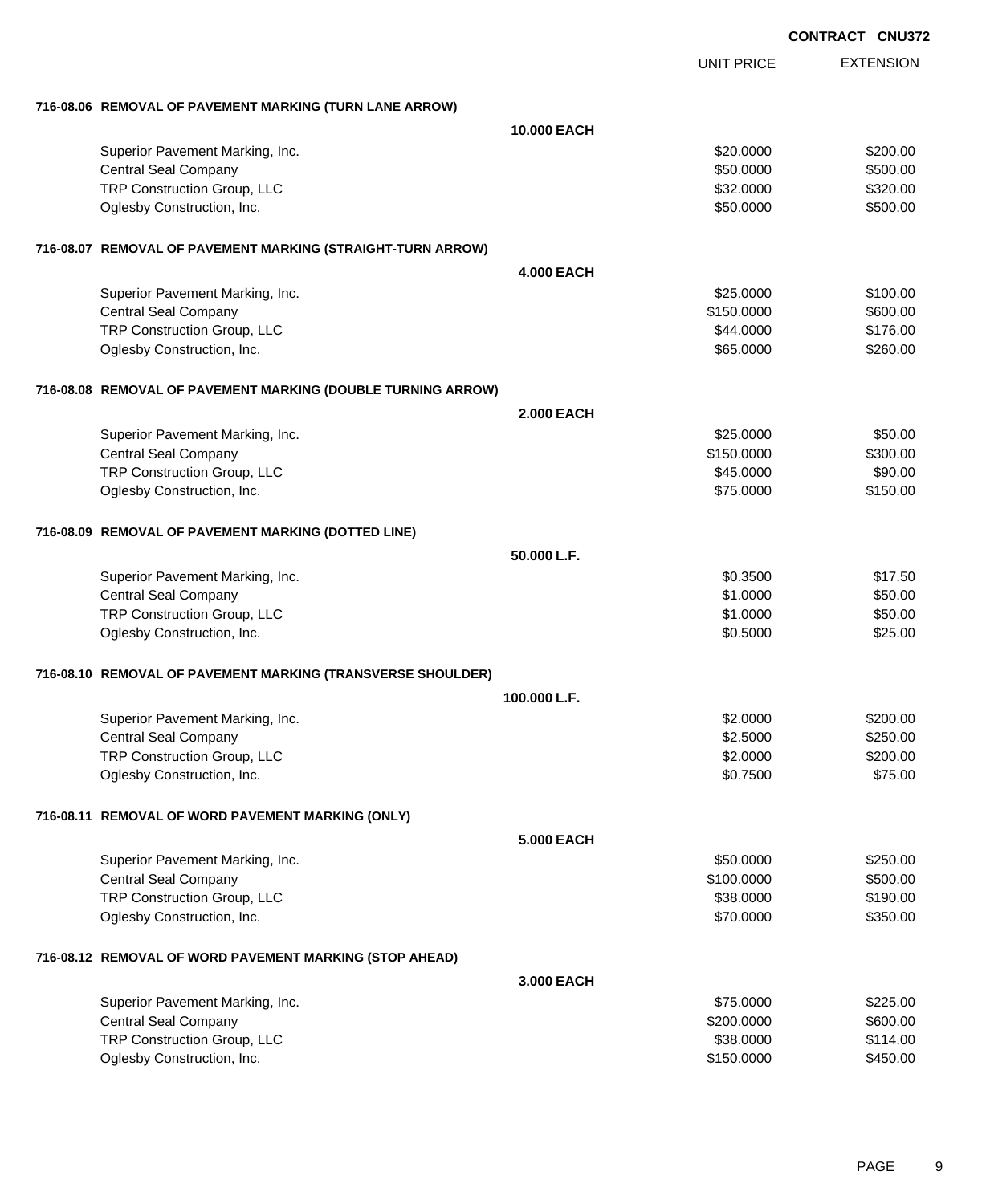**CONTRACT CNU372**

| | UNIT PRICE | EXTENSION |
|---|---|---|
| **716-08.06 REMOVAL OF PAVEMENT MARKING (TURN LANE ARROW)** | | |
| **10.000 EACH** | | |
| Superior Pavement Marking, Inc. | $20.0000 | $200.00 |
| Central Seal Company | $50.0000 | $500.00 |
| TRP Construction Group, LLC | $32.0000 | $320.00 |
| Oglesby Construction, Inc. | $50.0000 | $500.00 |
| **716-08.07 REMOVAL OF PAVEMENT MARKING (STRAIGHT-TURN ARROW)** | | |
| **4.000 EACH** | | |
| Superior Pavement Marking, Inc. | $25.0000 | $100.00 |
| Central Seal Company | $150.0000 | $600.00 |
| TRP Construction Group, LLC | $44.0000 | $176.00 |
| Oglesby Construction, Inc. | $65.0000 | $260.00 |
| **716-08.08 REMOVAL OF PAVEMENT MARKING (DOUBLE TURNING ARROW)** | | |
| **2.000 EACH** | | |
| Superior Pavement Marking, Inc. | $25.0000 | $50.00 |
| Central Seal Company | $150.0000 | $300.00 |
| TRP Construction Group, LLC | $45.0000 | $90.00 |
| Oglesby Construction, Inc. | $75.0000 | $150.00 |
| **716-08.09 REMOVAL OF PAVEMENT MARKING (DOTTED LINE)** | | |
| **50.000 L.F.** | | |
| Superior Pavement Marking, Inc. | $0.3500 | $17.50 |
| Central Seal Company | $1.0000 | $50.00 |
| TRP Construction Group, LLC | $1.0000 | $50.00 |
| Oglesby Construction, Inc. | $0.5000 | $25.00 |
| **716-08.10 REMOVAL OF PAVEMENT MARKING (TRANSVERSE SHOULDER)** | | |
| **100.000 L.F.** | | |
| Superior Pavement Marking, Inc. | $2.0000 | $200.00 |
| Central Seal Company | $2.5000 | $250.00 |
| TRP Construction Group, LLC | $2.0000 | $200.00 |
| Oglesby Construction, Inc. | $0.7500 | $75.00 |
| **716-08.11 REMOVAL OF WORD PAVEMENT MARKING (ONLY)** | | |
| **5.000 EACH** | | |
| Superior Pavement Marking, Inc. | $50.0000 | $250.00 |
| Central Seal Company | $100.0000 | $500.00 |
| TRP Construction Group, LLC | $38.0000 | $190.00 |
| Oglesby Construction, Inc. | $70.0000 | $350.00 |
| **716-08.12 REMOVAL OF WORD PAVEMENT MARKING (STOP AHEAD)** | | |
| **3.000 EACH** | | |
| Superior Pavement Marking, Inc. | $75.0000 | $225.00 |
| Central Seal Company | $200.0000 | $600.00 |
| TRP Construction Group, LLC | $38.0000 | $114.00 |
| Oglesby Construction, Inc. | $150.0000 | $450.00 |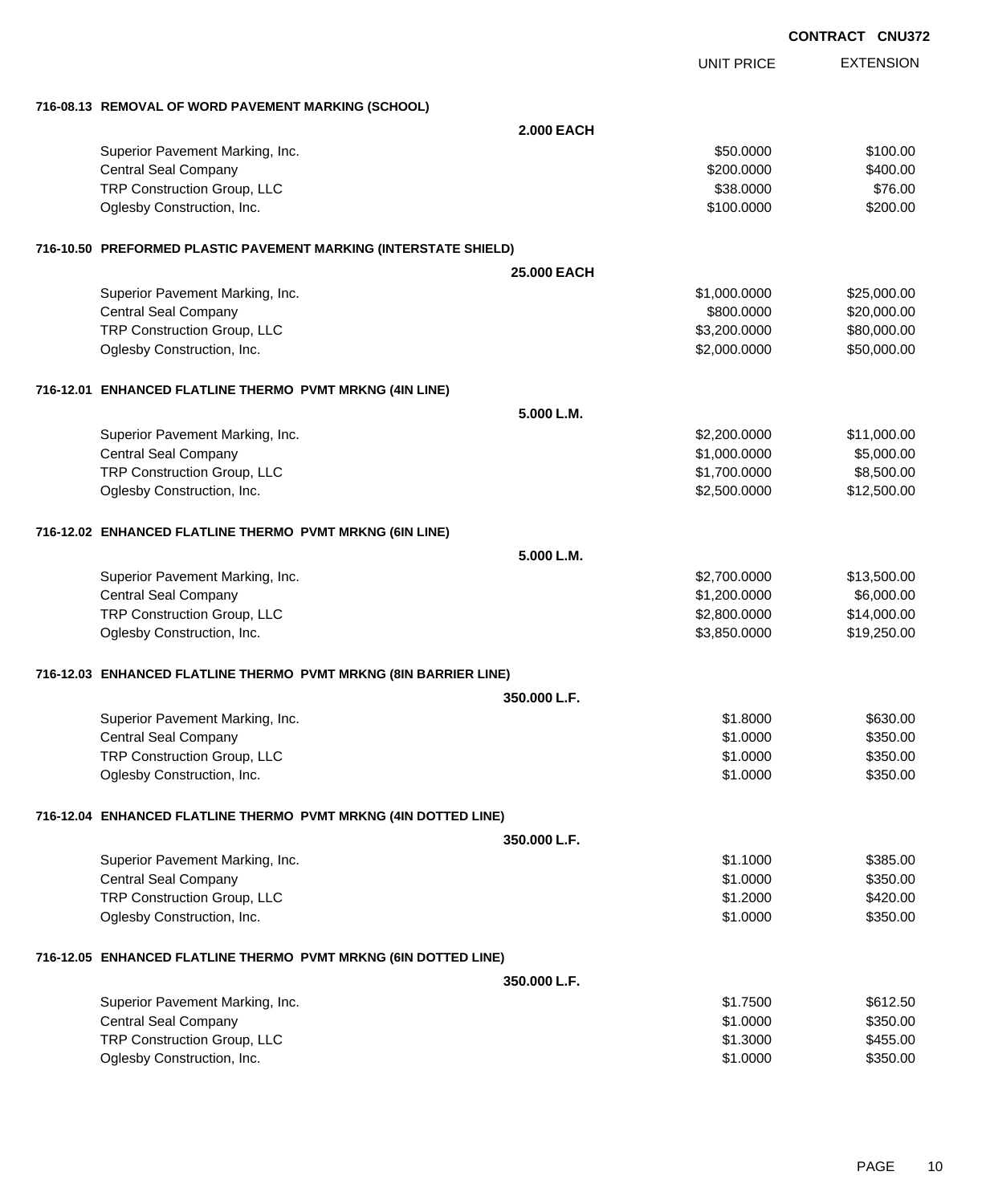**CONTRACT CNU372**

| | UNIT PRICE | EXTENSION |
|---|---|---|
| **716-08.13 REMOVAL OF WORD PAVEMENT MARKING (SCHOOL)** | | |
| **2.000 EACH** | | |
| Superior Pavement Marking, Inc. | $50.0000 | $100.00 |
| Central Seal Company | $200.0000 | $400.00 |
| TRP Construction Group, LLC | $38.0000 | $76.00 |
| Oglesby Construction, Inc. | $100.0000 | $200.00 |
| **716-10.50 PREFORMED PLASTIC PAVEMENT MARKING (INTERSTATE SHIELD)** | | |
| **25.000 EACH** | | |
| Superior Pavement Marking, Inc. | $1,000.0000 | $25,000.00 |
| Central Seal Company | $800.0000 | $20,000.00 |
| TRP Construction Group, LLC | $3,200.0000 | $80,000.00 |
| Oglesby Construction, Inc. | $2,000.0000 | $50,000.00 |
| **716-12.01 ENHANCED FLATLINE THERMO PVMT MRKNG (4IN LINE)** | | |
| **5.000 L.M.** | | |
| Superior Pavement Marking, Inc. | $2,200.0000 | $11,000.00 |
| Central Seal Company | $1,000.0000 | $5,000.00 |
| TRP Construction Group, LLC | $1,700.0000 | $8,500.00 |
| Oglesby Construction, Inc. | $2,500.0000 | $12,500.00 |
| **716-12.02 ENHANCED FLATLINE THERMO PVMT MRKNG (6IN LINE)** | | |
| **5.000 L.M.** | | |
| Superior Pavement Marking, Inc. | $2,700.0000 | $13,500.00 |
| Central Seal Company | $1,200.0000 | $6,000.00 |
| TRP Construction Group, LLC | $2,800.0000 | $14,000.00 |
| Oglesby Construction, Inc. | $3,850.0000 | $19,250.00 |
| **716-12.03 ENHANCED FLATLINE THERMO PVMT MRKNG (8IN BARRIER LINE)** | | |
| **350.000 L.F.** | | |
| Superior Pavement Marking, Inc. | $1.8000 | $630.00 |
| Central Seal Company | $1.0000 | $350.00 |
| TRP Construction Group, LLC | $1.0000 | $350.00 |
| Oglesby Construction, Inc. | $1.0000 | $350.00 |
| **716-12.04 ENHANCED FLATLINE THERMO PVMT MRKNG (4IN DOTTED LINE)** | | |
| **350.000 L.F.** | | |
| Superior Pavement Marking, Inc. | $1.1000 | $385.00 |
| Central Seal Company | $1.0000 | $350.00 |
| TRP Construction Group, LLC | $1.2000 | $420.00 |
| Oglesby Construction, Inc. | $1.0000 | $350.00 |
| **716-12.05 ENHANCED FLATLINE THERMO PVMT MRKNG (6IN DOTTED LINE)** | | |
| **350.000 L.F.** | | |
| Superior Pavement Marking, Inc. | $1.7500 | $612.50 |
| Central Seal Company | $1.0000 | $350.00 |
| TRP Construction Group, LLC | $1.3000 | $455.00 |
| Oglesby Construction, Inc. | $1.0000 | $350.00 |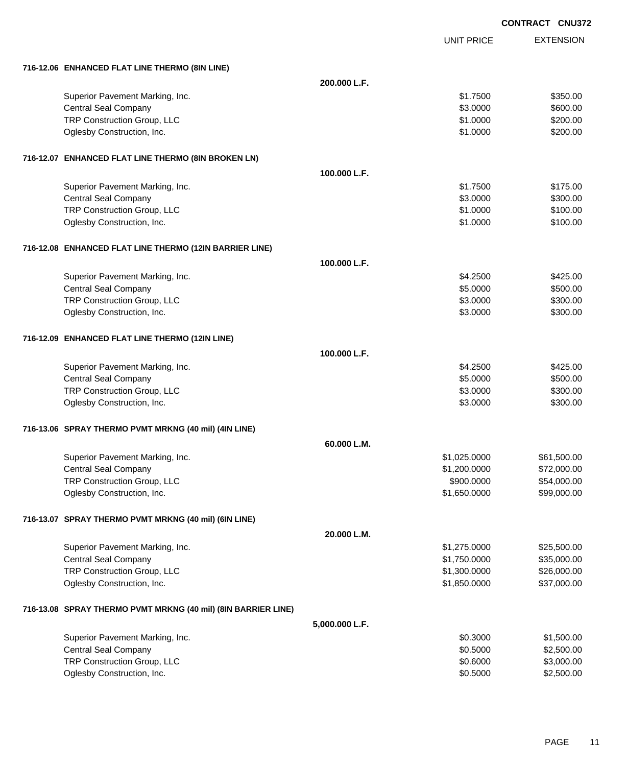**CONTRACT CNU372**

| | | UNIT PRICE | EXTENSION |
|---|---|---|---|
| **716-12.06 ENHANCED FLAT LINE THERMO (8IN LINE)** | | | |
| | **200.000 L.F.** | | |
| Superior Pavement Marking, Inc. | | $1.7500 | $350.00 |
| Central Seal Company | | $3.0000 | $600.00 |
| TRP Construction Group, LLC | | $1.0000 | $200.00 |
| Oglesby Construction, Inc. | | $1.0000 | $200.00 |
| **716-12.07 ENHANCED FLAT LINE THERMO (8IN BROKEN LN)** | | | |
| | **100.000 L.F.** | | |
| Superior Pavement Marking, Inc. | | $1.7500 | $175.00 |
| Central Seal Company | | $3.0000 | $300.00 |
| TRP Construction Group, LLC | | $1.0000 | $100.00 |
| Oglesby Construction, Inc. | | $1.0000 | $100.00 |
| **716-12.08 ENHANCED FLAT LINE THERMO (12IN BARRIER LINE)** | | | |
| | **100.000 L.F.** | | |
| Superior Pavement Marking, Inc. | | $4.2500 | $425.00 |
| Central Seal Company | | $5.0000 | $500.00 |
| TRP Construction Group, LLC | | $3.0000 | $300.00 |
| Oglesby Construction, Inc. | | $3.0000 | $300.00 |
| **716-12.09 ENHANCED FLAT LINE THERMO (12IN LINE)** | | | |
| | **100.000 L.F.** | | |
| Superior Pavement Marking, Inc. | | $4.2500 | $425.00 |
| Central Seal Company | | $5.0000 | $500.00 |
| TRP Construction Group, LLC | | $3.0000 | $300.00 |
| Oglesby Construction, Inc. | | $3.0000 | $300.00 |
| **716-13.06 SPRAY THERMO PVMT MRKNG (40 mil) (4IN LINE)** | | | |
| | **60.000 L.M.** | | |
| Superior Pavement Marking, Inc. | | $1,025.0000 | $61,500.00 |
| Central Seal Company | | $1,200.0000 | $72,000.00 |
| TRP Construction Group, LLC | | $900.0000 | $54,000.00 |
| Oglesby Construction, Inc. | | $1,650.0000 | $99,000.00 |
| **716-13.07 SPRAY THERMO PVMT MRKNG (40 mil) (6IN LINE)** | | | |
| | **20.000 L.M.** | | |
| Superior Pavement Marking, Inc. | | $1,275.0000 | $25,500.00 |
| Central Seal Company | | $1,750.0000 | $35,000.00 |
| TRP Construction Group, LLC | | $1,300.0000 | $26,000.00 |
| Oglesby Construction, Inc. | | $1,850.0000 | $37,000.00 |
| **716-13.08 SPRAY THERMO PVMT MRKNG (40 mil) (8IN BARRIER LINE)** | | | |
| | **5,000.000 L.F.** | | |
| Superior Pavement Marking, Inc. | | $0.3000 | $1,500.00 |
| Central Seal Company | | $0.5000 | $2,500.00 |
| TRP Construction Group, LLC | | $0.6000 | $3,000.00 |
| Oglesby Construction, Inc. | | $0.5000 | $2,500.00 |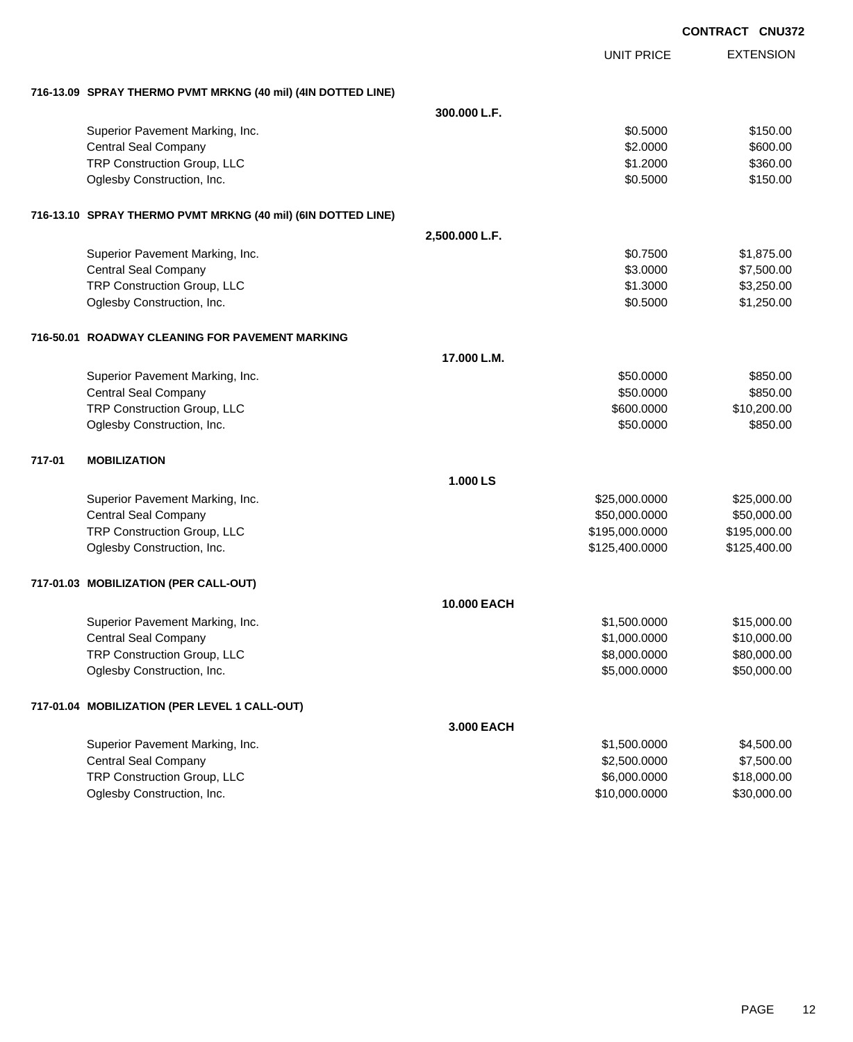**CONTRACT CNU372**

| | | UNIT PRICE | EXTENSION |
|---|---|---|---|
| **716-13.09 SPRAY THERMO PVMT MRKNG (40 mil) (4IN DOTTED LINE)** | | | |
| | **300.000 L.F.** | | |
| Superior Pavement Marking, Inc. | | $0.5000 | $150.00 |
| Central Seal Company | | $2.0000 | $600.00 |
| TRP Construction Group, LLC | | $1.2000 | $360.00 |
| Oglesby Construction, Inc. | | $0.5000 | $150.00 |
| **716-13.10 SPRAY THERMO PVMT MRKNG (40 mil) (6IN DOTTED LINE)** | | | |
| | **2,500.000 L.F.** | | |
| Superior Pavement Marking, Inc. | | $0.7500 | $1,875.00 |
| Central Seal Company | | $3.0000 | $7,500.00 |
| TRP Construction Group, LLC | | $1.3000 | $3,250.00 |
| Oglesby Construction, Inc. | | $0.5000 | $1,250.00 |
| **716-50.01 ROADWAY CLEANING FOR PAVEMENT MARKING** | | | |
| | **17.000 L.M.** | | |
| Superior Pavement Marking, Inc. | | $50.0000 | $850.00 |
| Central Seal Company | | $50.0000 | $850.00 |
| TRP Construction Group, LLC | | $600.0000 | $10,200.00 |
| Oglesby Construction, Inc. | | $50.0000 | $850.00 |
| **717-01 MOBILIZATION** | | | |
| | **1.000 LS** | | |
| Superior Pavement Marking, Inc. | | $25,000.0000 | $25,000.00 |
| Central Seal Company | | $50,000.0000 | $50,000.00 |
| TRP Construction Group, LLC | | $195,000.0000 | $195,000.00 |
| Oglesby Construction, Inc. | | $125,400.0000 | $125,400.00 |
| **717-01.03 MOBILIZATION (PER CALL-OUT)** | | | |
| | **10.000 EACH** | | |
| Superior Pavement Marking, Inc. | | $1,500.0000 | $15,000.00 |
| Central Seal Company | | $1,000.0000 | $10,000.00 |
| TRP Construction Group, LLC | | $8,000.0000 | $80,000.00 |
| Oglesby Construction, Inc. | | $5,000.0000 | $50,000.00 |
| **717-01.04 MOBILIZATION (PER LEVEL 1 CALL-OUT)** | | | |
| | **3.000 EACH** | | |
| Superior Pavement Marking, Inc. | | $1,500.0000 | $4,500.00 |
| Central Seal Company | | $2,500.0000 | $7,500.00 |
| TRP Construction Group, LLC | | $6,000.0000 | $18,000.00 |
| Oglesby Construction, Inc. | | $10,000.0000 | $30,000.00 |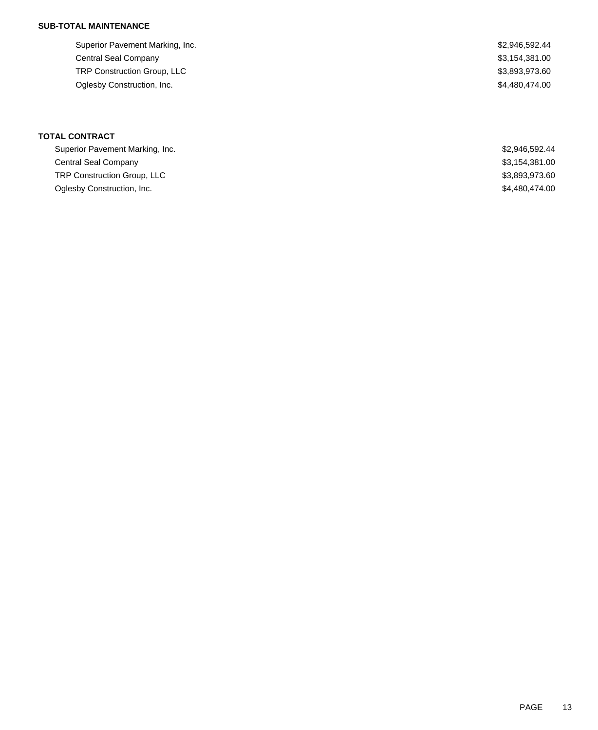**SUB-TOTAL MAINTENANCE**

| | |
|---|---|
| Superior Pavement Marking, Inc. | $2,946,592.44 |
| Central Seal Company | $3,154,381.00 |
| TRP Construction Group, LLC | $3,893,973.60 |
| Oglesby Construction, Inc. | $4,480,474.00 |

**TOTAL CONTRACT**

| | |
|---|---|
| Superior Pavement Marking, Inc. | $2,946,592.44 |
| Central Seal Company | $3,154,381.00 |
| TRP Construction Group, LLC | $3,893,973.60 |
| Oglesby Construction, Inc. | $4,480,474.00 |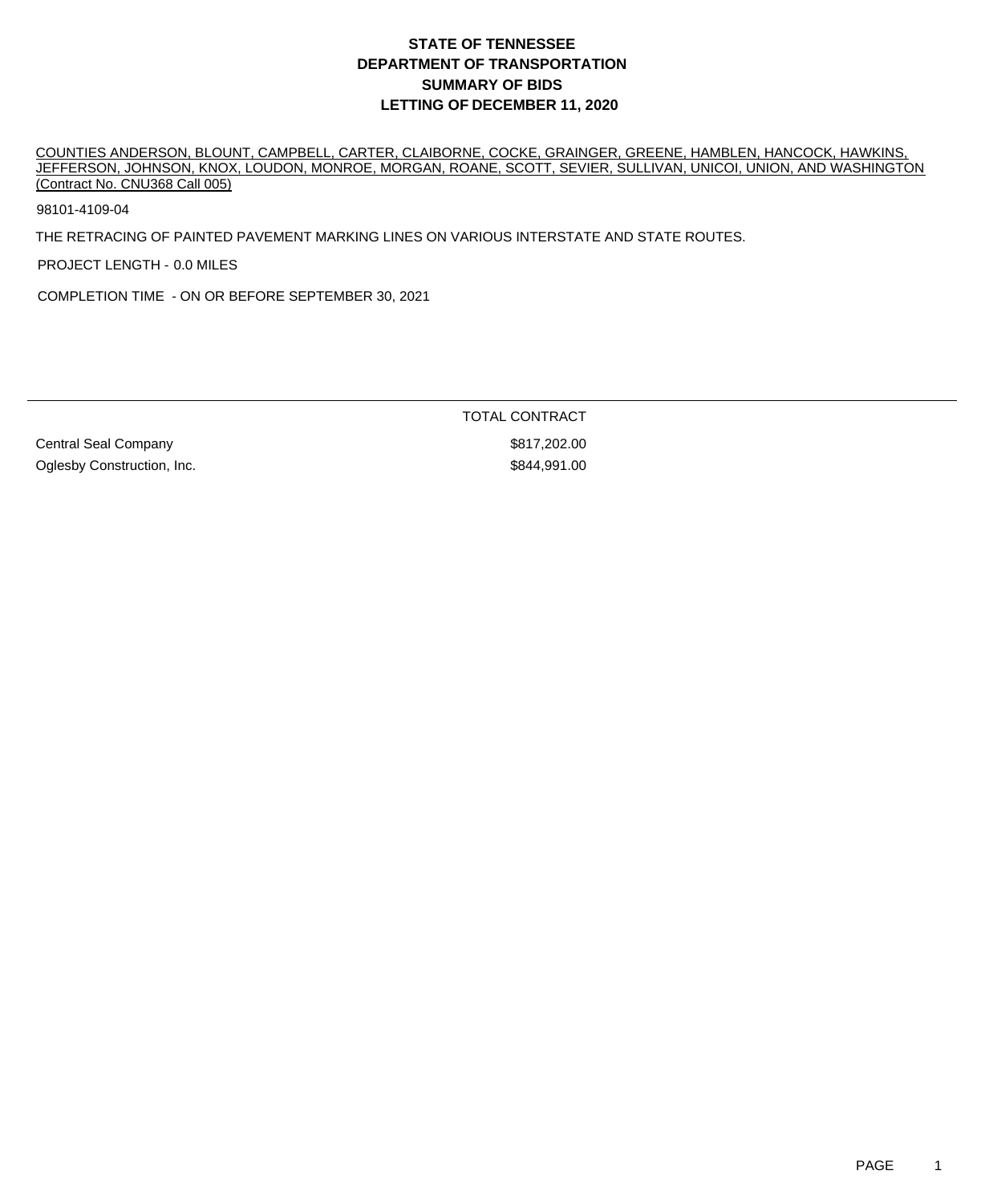# STATE OF TENNESSEE
# DEPARTMENT OF TRANSPORTATION
# SUMMARY OF BIDS
# LETTING OF DECEMBER 11, 2020

COUNTIES ANDERSON, BLOUNT, CAMPBELL, CARTER, CLAIBORNE, COCKE, GRAINGER, GREENE, HAMBLEN, HANCOCK, HAWKINS, JEFFERSON, JOHNSON, KNOX, LOUDON, MONROE, MORGAN, ROANE, SCOTT, SEVIER, SULLIVAN, UNICOI, UNION, AND WASHINGTON (Contract No. CNU368 Call 005)

98101-4109-04

THE RETRACING OF PAINTED PAVEMENT MARKING LINES ON VARIOUS INTERSTATE AND STATE ROUTES.

PROJECT LENGTH - 0.0 MILES

COMPLETION TIME - ON OR BEFORE SEPTEMBER 30, 2021

| | TOTAL CONTRACT |
|---|---|
| Central Seal Company | $817,202.00 |
| Oglesby Construction, Inc. | $844,991.00 |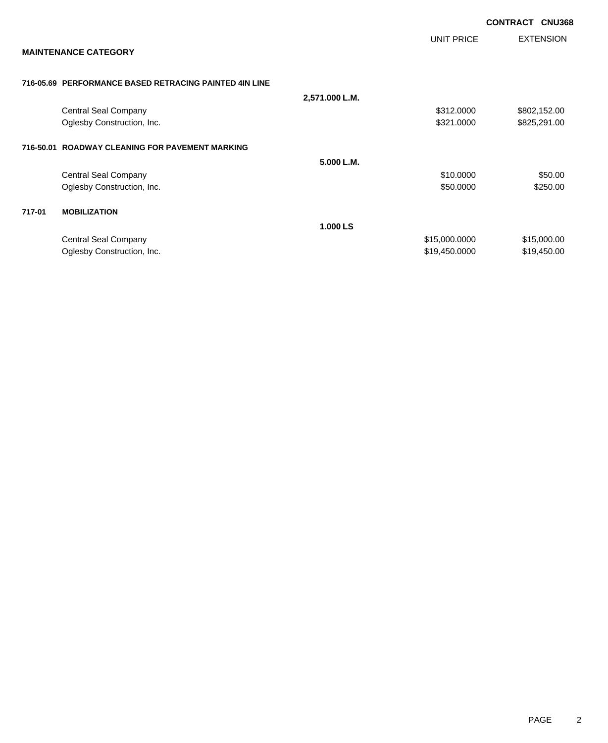**CONTRACT CNU368**

**MAINTENANCE CATEGORY**

| | | UNIT PRICE | EXTENSION |
|---|---|---|---|
| **716-05.69 PERFORMANCE BASED RETRACING PAINTED 4IN LINE** | | | |
| | **2,571.000 L.M.** | | |
| Central Seal Company | | $312.0000 | $802,152.00 |
| Oglesby Construction, Inc. | | $321.0000 | $825,291.00 |
| **716-50.01 ROADWAY CLEANING FOR PAVEMENT MARKING** | | | |
| | **5.000 L.M.** | | |
| Central Seal Company | | $10.0000 | $50.00 |
| Oglesby Construction, Inc. | | $50.0000 | $250.00 |
| **717-01 MOBILIZATION** | | | |
| | **1.000 LS** | | |
| Central Seal Company | | $15,000.0000 | $15,000.00 |
| Oglesby Construction, Inc. | | $19,450.0000 | $19,450.00 |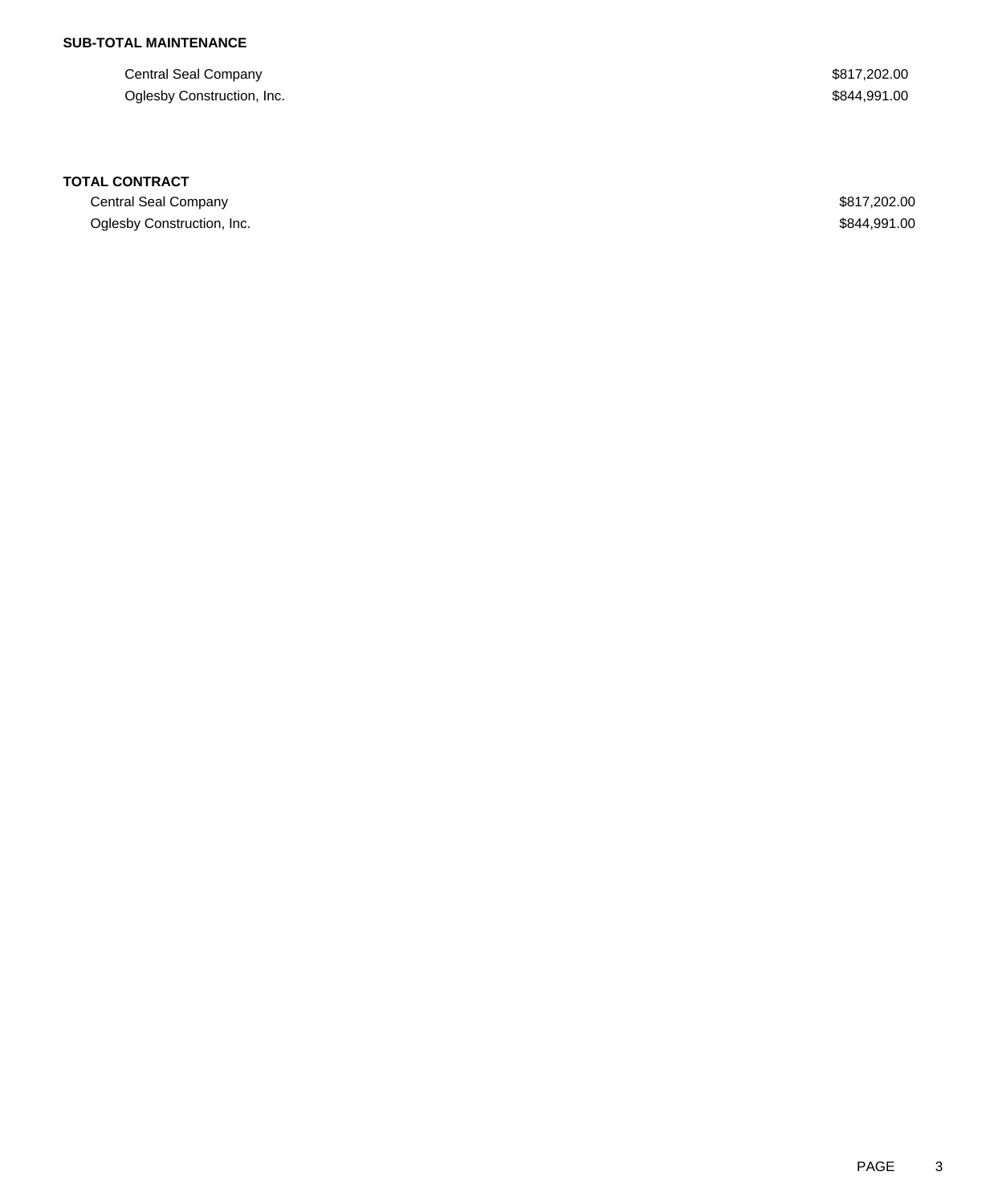**SUB-TOTAL MAINTENANCE**

| | |
|---|---|
| Central Seal Company | $817,202.00 |
| Oglesby Construction, Inc. | $844,991.00 |

**TOTAL CONTRACT**

| | |
|---|---|
| Central Seal Company | $817,202.00 |
| Oglesby Construction, Inc. | $844,991.00 |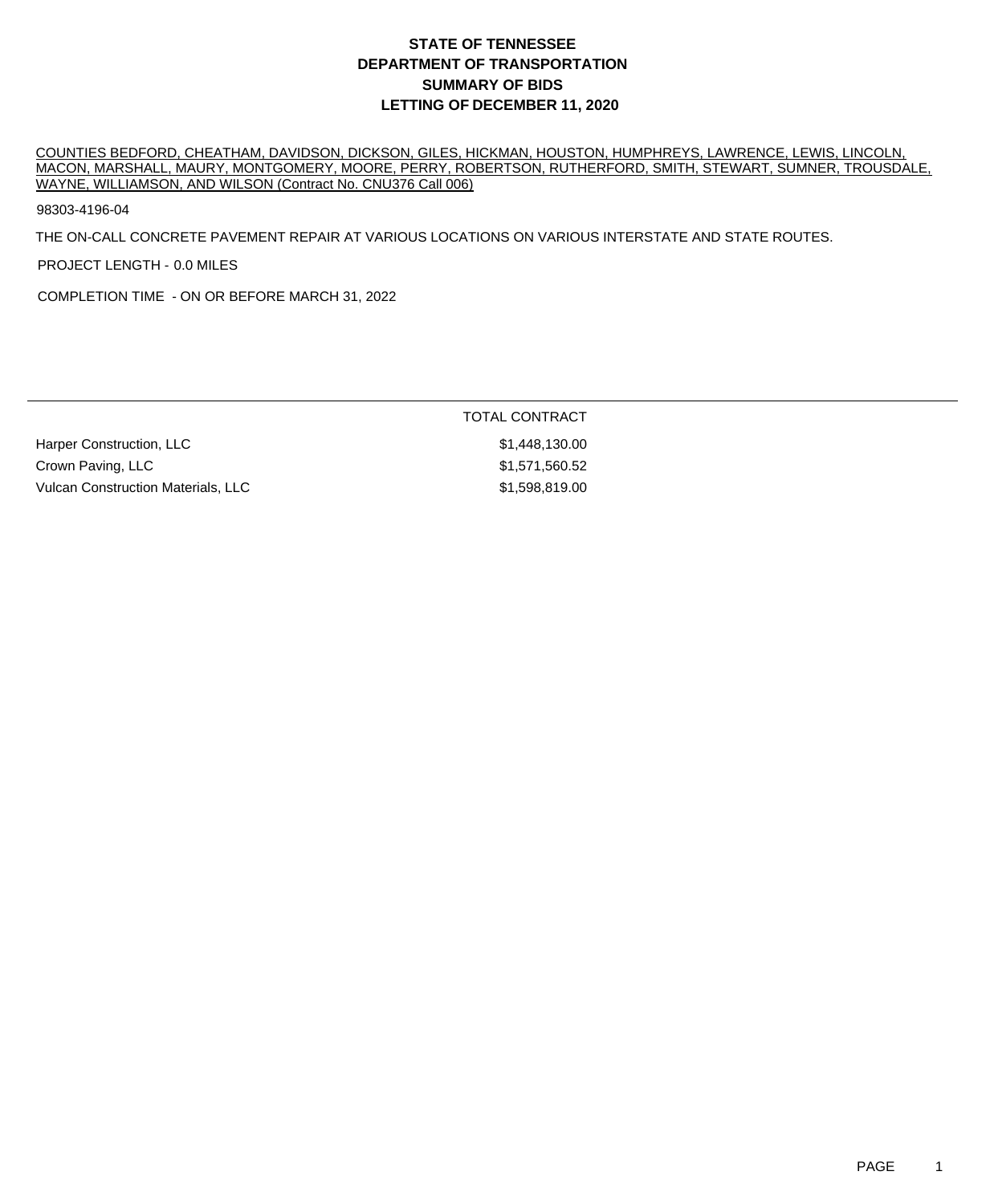# STATE OF TENNESSEE
# DEPARTMENT OF TRANSPORTATION
# SUMMARY OF BIDS
# LETTING OF DECEMBER 11, 2020

COUNTIES BEDFORD, CHEATHAM, DAVIDSON, DICKSON, GILES, HICKMAN, HOUSTON, HUMPHREYS, LAWRENCE, LEWIS, LINCOLN, MACON, MARSHALL, MAURY, MONTGOMERY, MOORE, PERRY, ROBERTSON, RUTHERFORD, SMITH, STEWART, SUMNER, TROUSDALE, WAYNE, WILLIAMSON, AND WILSON (Contract No. CNU376 Call 006)

98303-4196-04

THE ON-CALL CONCRETE PAVEMENT REPAIR AT VARIOUS LOCATIONS ON VARIOUS INTERSTATE AND STATE ROUTES.

PROJECT LENGTH - 0.0 MILES

COMPLETION TIME - ON OR BEFORE MARCH 31, 2022

| | TOTAL CONTRACT |
|---|---|
| Harper Construction, LLC | $1,448,130.00 |
| Crown Paving, LLC | $1,571,560.52 |
| Vulcan Construction Materials, LLC | $1,598,819.00 |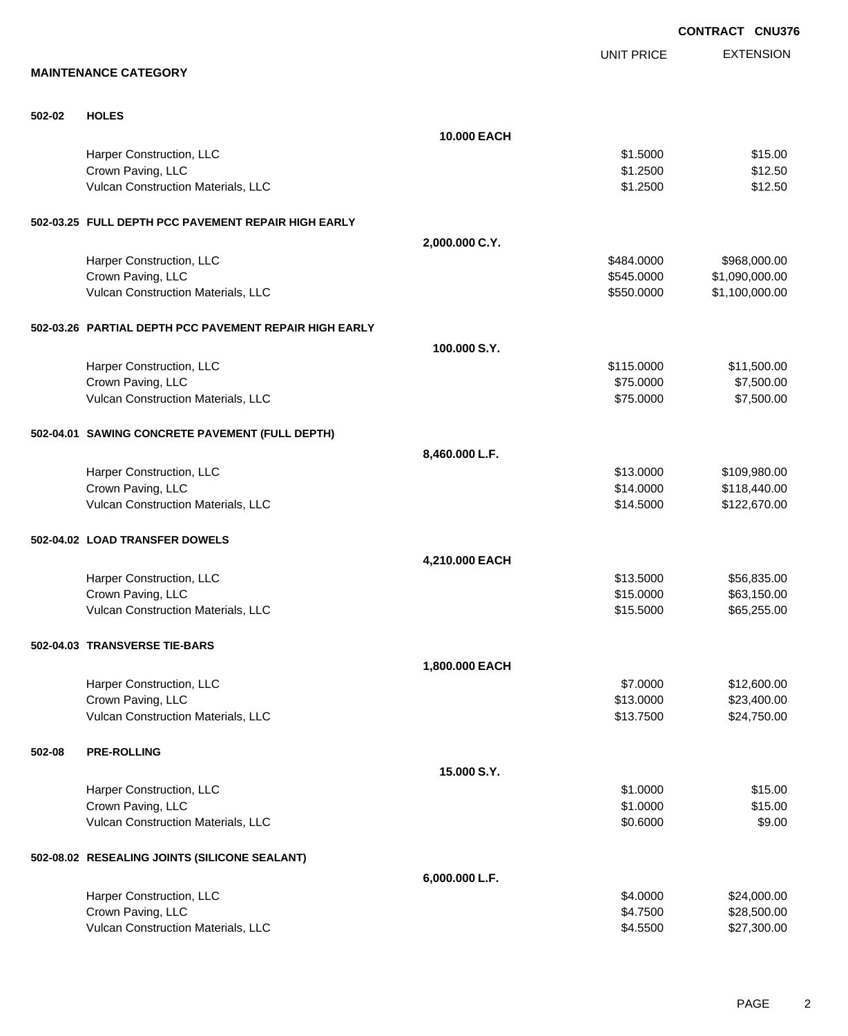**CONTRACT CNU376**

**MAINTENANCE CATEGORY**

| Item | Description | Quantity | UNIT PRICE | EXTENSION |
|---|---|---|---|---|
| **502-02** | **HOLES** | **10.000 EACH** | | |
| | Harper Construction, LLC | | $1.5000 | $15.00 |
| | Crown Paving, LLC | | $1.2500 | $12.50 |
| | Vulcan Construction Materials, LLC | | $1.2500 | $12.50 |
| **502-03.25** | **FULL DEPTH PCC PAVEMENT REPAIR HIGH EARLY** | **2,000.000 C.Y.** | | |
| | Harper Construction, LLC | | $484.0000 | $968,000.00 |
| | Crown Paving, LLC | | $545.0000 | $1,090,000.00 |
| | Vulcan Construction Materials, LLC | | $550.0000 | $1,100,000.00 |
| **502-03.26** | **PARTIAL DEPTH PCC PAVEMENT REPAIR HIGH EARLY** | **100.000 S.Y.** | | |
| | Harper Construction, LLC | | $115.0000 | $11,500.00 |
| | Crown Paving, LLC | | $75.0000 | $7,500.00 |
| | Vulcan Construction Materials, LLC | | $75.0000 | $7,500.00 |
| **502-04.01** | **SAWING CONCRETE PAVEMENT (FULL DEPTH)** | **8,460.000 L.F.** | | |
| | Harper Construction, LLC | | $13.0000 | $109,980.00 |
| | Crown Paving, LLC | | $14.0000 | $118,440.00 |
| | Vulcan Construction Materials, LLC | | $14.5000 | $122,670.00 |
| **502-04.02** | **LOAD TRANSFER DOWELS** | **4,210.000 EACH** | | |
| | Harper Construction, LLC | | $13.5000 | $56,835.00 |
| | Crown Paving, LLC | | $15.0000 | $63,150.00 |
| | Vulcan Construction Materials, LLC | | $15.5000 | $65,255.00 |
| **502-04.03** | **TRANSVERSE TIE-BARS** | **1,800.000 EACH** | | |
| | Harper Construction, LLC | | $7.0000 | $12,600.00 |
| | Crown Paving, LLC | | $13.0000 | $23,400.00 |
| | Vulcan Construction Materials, LLC | | $13.7500 | $24,750.00 |
| **502-08** | **PRE-ROLLING** | **15.000 S.Y.** | | |
| | Harper Construction, LLC | | $1.0000 | $15.00 |
| | Crown Paving, LLC | | $1.0000 | $15.00 |
| | Vulcan Construction Materials, LLC | | $0.6000 | $9.00 |
| **502-08.02** | **RESEALING JOINTS (SILICONE SEALANT)** | **6,000.000 L.F.** | | |
| | Harper Construction, LLC | | $4.0000 | $24,000.00 |
| | Crown Paving, LLC | | $4.7500 | $28,500.00 |
| | Vulcan Construction Materials, LLC | | $4.5500 | $27,300.00 |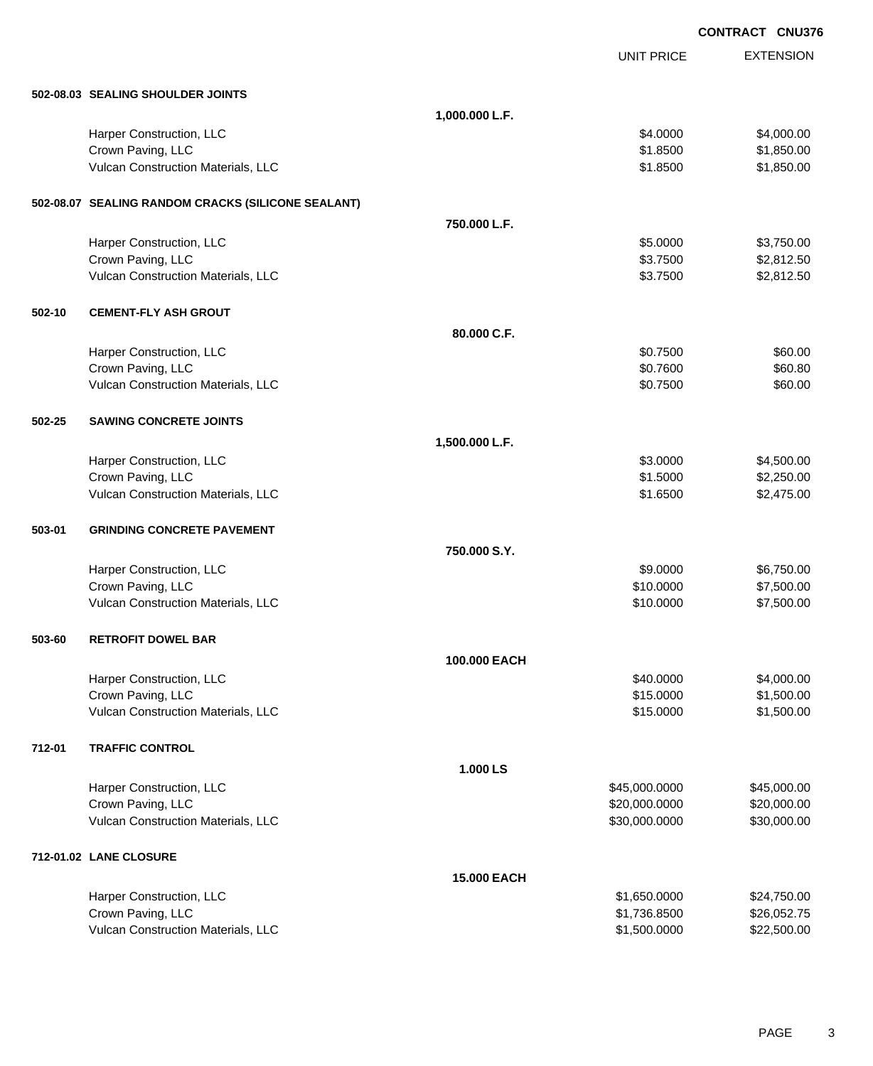**CONTRACT CNU376**

| | | UNIT PRICE | EXTENSION |
|---|---|---|---|
| **502-08.03 SEALING SHOULDER JOINTS** | | | |
| | **1,000.000 L.F.** | | |
| Harper Construction, LLC | | $4.0000 | $4,000.00 |
| Crown Paving, LLC | | $1.8500 | $1,850.00 |
| Vulcan Construction Materials, LLC | | $1.8500 | $1,850.00 |
| **502-08.07 SEALING RANDOM CRACKS (SILICONE SEALANT)** | | | |
| | **750.000 L.F.** | | |
| Harper Construction, LLC | | $5.0000 | $3,750.00 |
| Crown Paving, LLC | | $3.7500 | $2,812.50 |
| Vulcan Construction Materials, LLC | | $3.7500 | $2,812.50 |
| **502-10 CEMENT-FLY ASH GROUT** | | | |
| | **80.000 C.F.** | | |
| Harper Construction, LLC | | $0.7500 | $60.00 |
| Crown Paving, LLC | | $0.7600 | $60.80 |
| Vulcan Construction Materials, LLC | | $0.7500 | $60.00 |
| **502-25 SAWING CONCRETE JOINTS** | | | |
| | **1,500.000 L.F.** | | |
| Harper Construction, LLC | | $3.0000 | $4,500.00 |
| Crown Paving, LLC | | $1.5000 | $2,250.00 |
| Vulcan Construction Materials, LLC | | $1.6500 | $2,475.00 |
| **503-01 GRINDING CONCRETE PAVEMENT** | | | |
| | **750.000 S.Y.** | | |
| Harper Construction, LLC | | $9.0000 | $6,750.00 |
| Crown Paving, LLC | | $10.0000 | $7,500.00 |
| Vulcan Construction Materials, LLC | | $10.0000 | $7,500.00 |
| **503-60 RETROFIT DOWEL BAR** | | | |
| | **100.000 EACH** | | |
| Harper Construction, LLC | | $40.0000 | $4,000.00 |
| Crown Paving, LLC | | $15.0000 | $1,500.00 |
| Vulcan Construction Materials, LLC | | $15.0000 | $1,500.00 |
| **712-01 TRAFFIC CONTROL** | | | |
| | **1.000 LS** | | |
| Harper Construction, LLC | | $45,000.0000 | $45,000.00 |
| Crown Paving, LLC | | $20,000.0000 | $20,000.00 |
| Vulcan Construction Materials, LLC | | $30,000.0000 | $30,000.00 |
| **712-01.02 LANE CLOSURE** | | | |
| | **15.000 EACH** | | |
| Harper Construction, LLC | | $1,650.0000 | $24,750.00 |
| Crown Paving, LLC | | $1,736.8500 | $26,052.75 |
| Vulcan Construction Materials, LLC | | $1,500.0000 | $22,500.00 |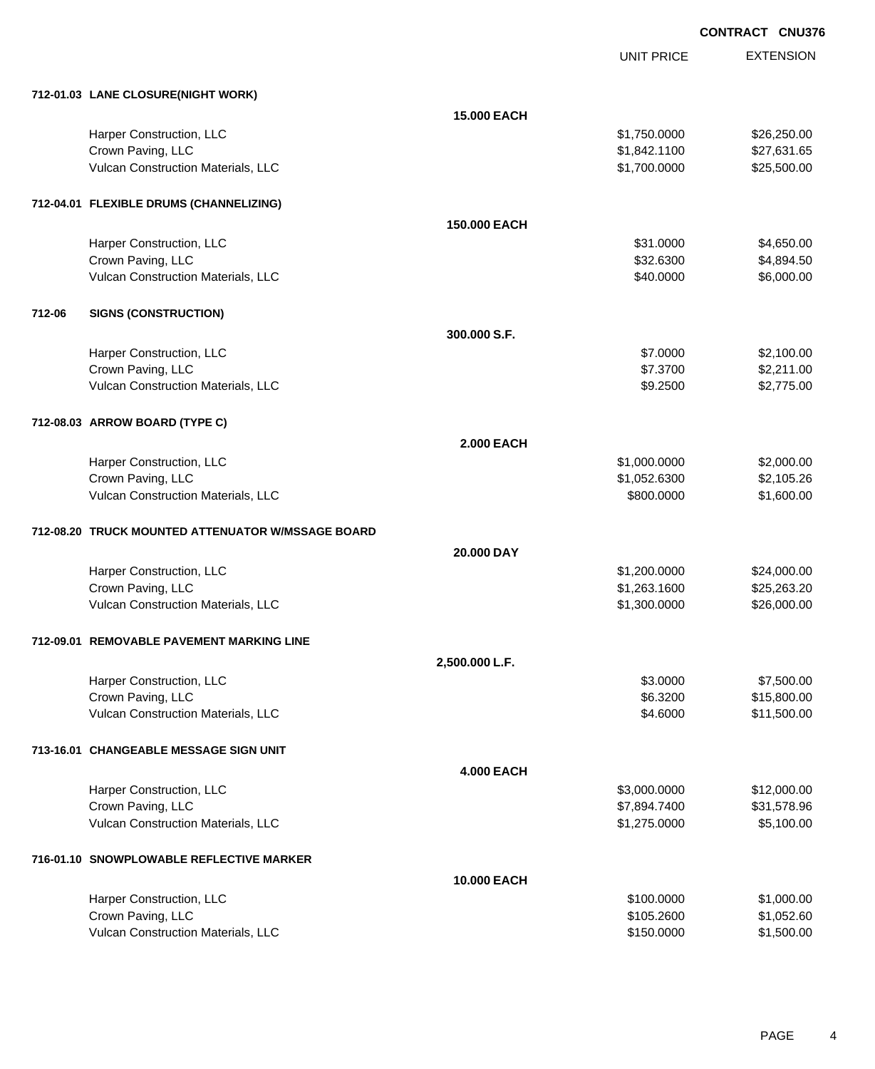**CONTRACT CNU376**

| | | UNIT PRICE | EXTENSION |
|---|---|---|---|
| **712-01.03 LANE CLOSURE(NIGHT WORK)** | | | |
| | **15.000 EACH** | | |
| Harper Construction, LLC | | $1,750.0000 | $26,250.00 |
| Crown Paving, LLC | | $1,842.1100 | $27,631.65 |
| Vulcan Construction Materials, LLC | | $1,700.0000 | $25,500.00 |
| **712-04.01 FLEXIBLE DRUMS (CHANNELIZING)** | | | |
| | **150.000 EACH** | | |
| Harper Construction, LLC | | $31.0000 | $4,650.00 |
| Crown Paving, LLC | | $32.6300 | $4,894.50 |
| Vulcan Construction Materials, LLC | | $40.0000 | $6,000.00 |
| **712-06 SIGNS (CONSTRUCTION)** | | | |
| | **300.000 S.F.** | | |
| Harper Construction, LLC | | $7.0000 | $2,100.00 |
| Crown Paving, LLC | | $7.3700 | $2,211.00 |
| Vulcan Construction Materials, LLC | | $9.2500 | $2,775.00 |
| **712-08.03 ARROW BOARD (TYPE C)** | | | |
| | **2.000 EACH** | | |
| Harper Construction, LLC | | $1,000.0000 | $2,000.00 |
| Crown Paving, LLC | | $1,052.6300 | $2,105.26 |
| Vulcan Construction Materials, LLC | | $800.0000 | $1,600.00 |
| **712-08.20 TRUCK MOUNTED ATTENUATOR W/MSSAGE BOARD** | | | |
| | **20.000 DAY** | | |
| Harper Construction, LLC | | $1,200.0000 | $24,000.00 |
| Crown Paving, LLC | | $1,263.1600 | $25,263.20 |
| Vulcan Construction Materials, LLC | | $1,300.0000 | $26,000.00 |
| **712-09.01 REMOVABLE PAVEMENT MARKING LINE** | | | |
| | **2,500.000 L.F.** | | |
| Harper Construction, LLC | | $3.0000 | $7,500.00 |
| Crown Paving, LLC | | $6.3200 | $15,800.00 |
| Vulcan Construction Materials, LLC | | $4.6000 | $11,500.00 |
| **713-16.01 CHANGEABLE MESSAGE SIGN UNIT** | | | |
| | **4.000 EACH** | | |
| Harper Construction, LLC | | $3,000.0000 | $12,000.00 |
| Crown Paving, LLC | | $7,894.7400 | $31,578.96 |
| Vulcan Construction Materials, LLC | | $1,275.0000 | $5,100.00 |
| **716-01.10 SNOWPLOWABLE REFLECTIVE MARKER** | | | |
| | **10.000 EACH** | | |
| Harper Construction, LLC | | $100.0000 | $1,000.00 |
| Crown Paving, LLC | | $105.2600 | $1,052.60 |
| Vulcan Construction Materials, LLC | | $150.0000 | $1,500.00 |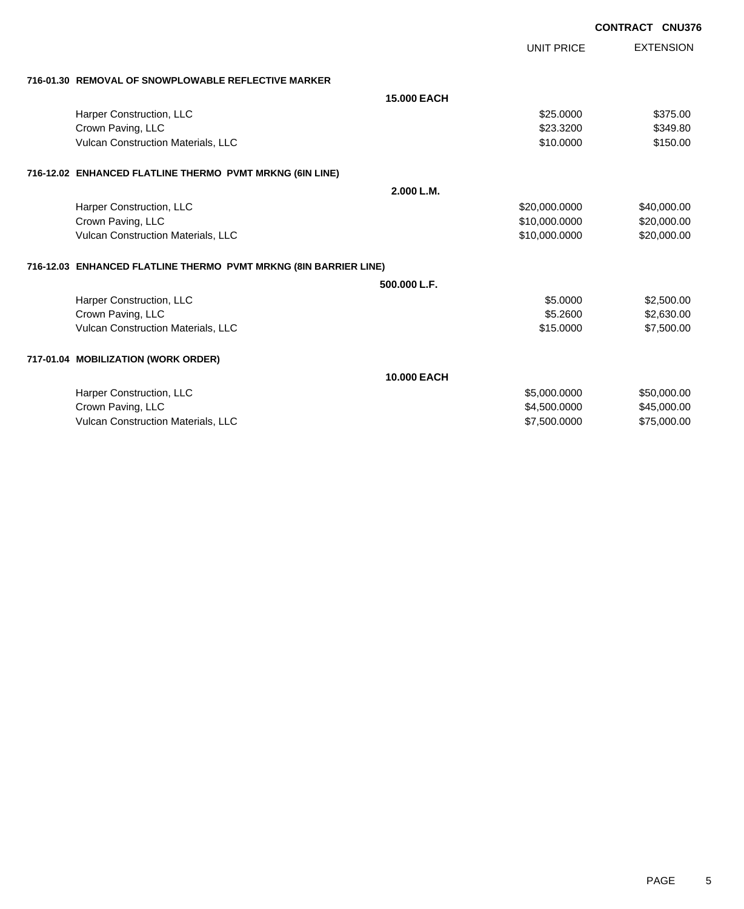**CONTRACT CNU376**

| | UNIT PRICE | EXTENSION |
|---|---|---|
| **716-01.30 REMOVAL OF SNOWPLOWABLE REFLECTIVE MARKER** | | |
| **15.000 EACH** | | |
| Harper Construction, LLC | $25.0000 | $375.00 |
| Crown Paving, LLC | $23.3200 | $349.80 |
| Vulcan Construction Materials, LLC | $10.0000 | $150.00 |
| **716-12.02 ENHANCED FLATLINE THERMO PVMT MRKNG (6IN LINE)** | | |
| **2.000 L.M.** | | |
| Harper Construction, LLC | $20,000.0000 | $40,000.00 |
| Crown Paving, LLC | $10,000.0000 | $20,000.00 |
| Vulcan Construction Materials, LLC | $10,000.0000 | $20,000.00 |
| **716-12.03 ENHANCED FLATLINE THERMO PVMT MRKNG (8IN BARRIER LINE)** | | |
| **500.000 L.F.** | | |
| Harper Construction, LLC | $5.0000 | $2,500.00 |
| Crown Paving, LLC | $5.2600 | $2,630.00 |
| Vulcan Construction Materials, LLC | $15.0000 | $7,500.00 |
| **717-01.04 MOBILIZATION (WORK ORDER)** | | |
| **10.000 EACH** | | |
| Harper Construction, LLC | $5,000.0000 | $50,000.00 |
| Crown Paving, LLC | $4,500.0000 | $45,000.00 |
| Vulcan Construction Materials, LLC | $7,500.0000 | $75,000.00 |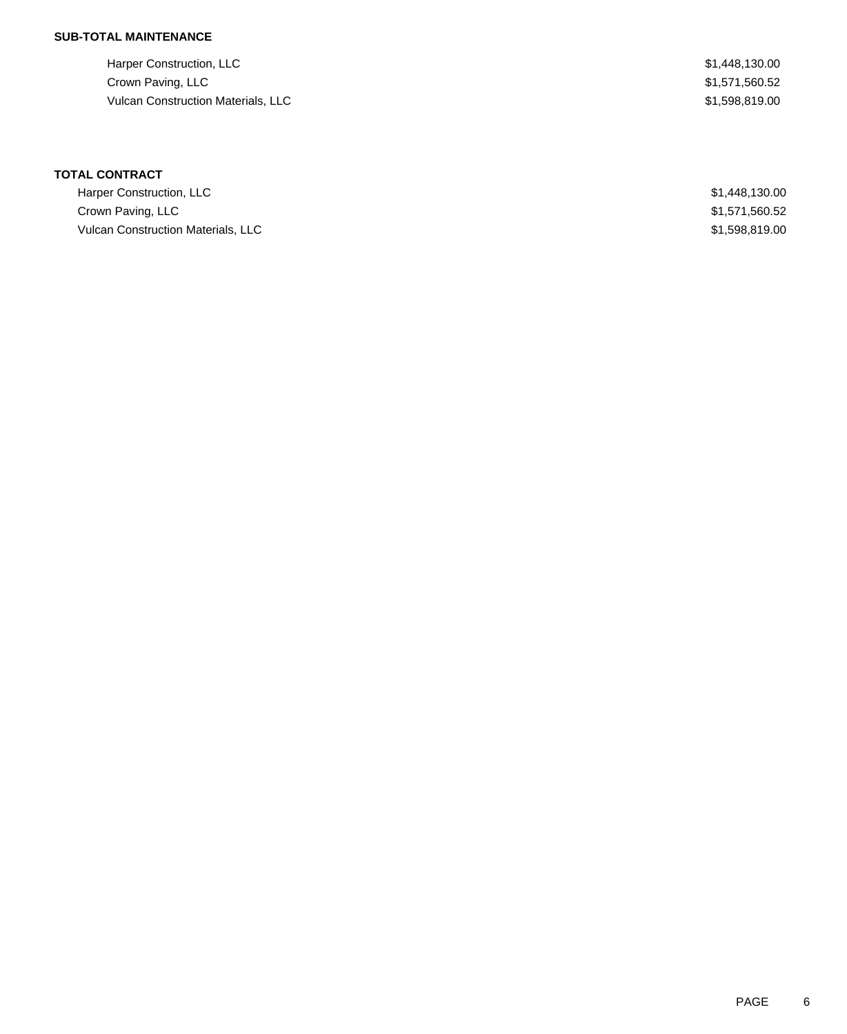**SUB-TOTAL MAINTENANCE**

| | |
|---|---|
| Harper Construction, LLC | $1,448,130.00 |
| Crown Paving, LLC | $1,571,560.52 |
| Vulcan Construction Materials, LLC | $1,598,819.00 |

**TOTAL CONTRACT**

| | |
|---|---|
| Harper Construction, LLC | $1,448,130.00 |
| Crown Paving, LLC | $1,571,560.52 |
| Vulcan Construction Materials, LLC | $1,598,819.00 |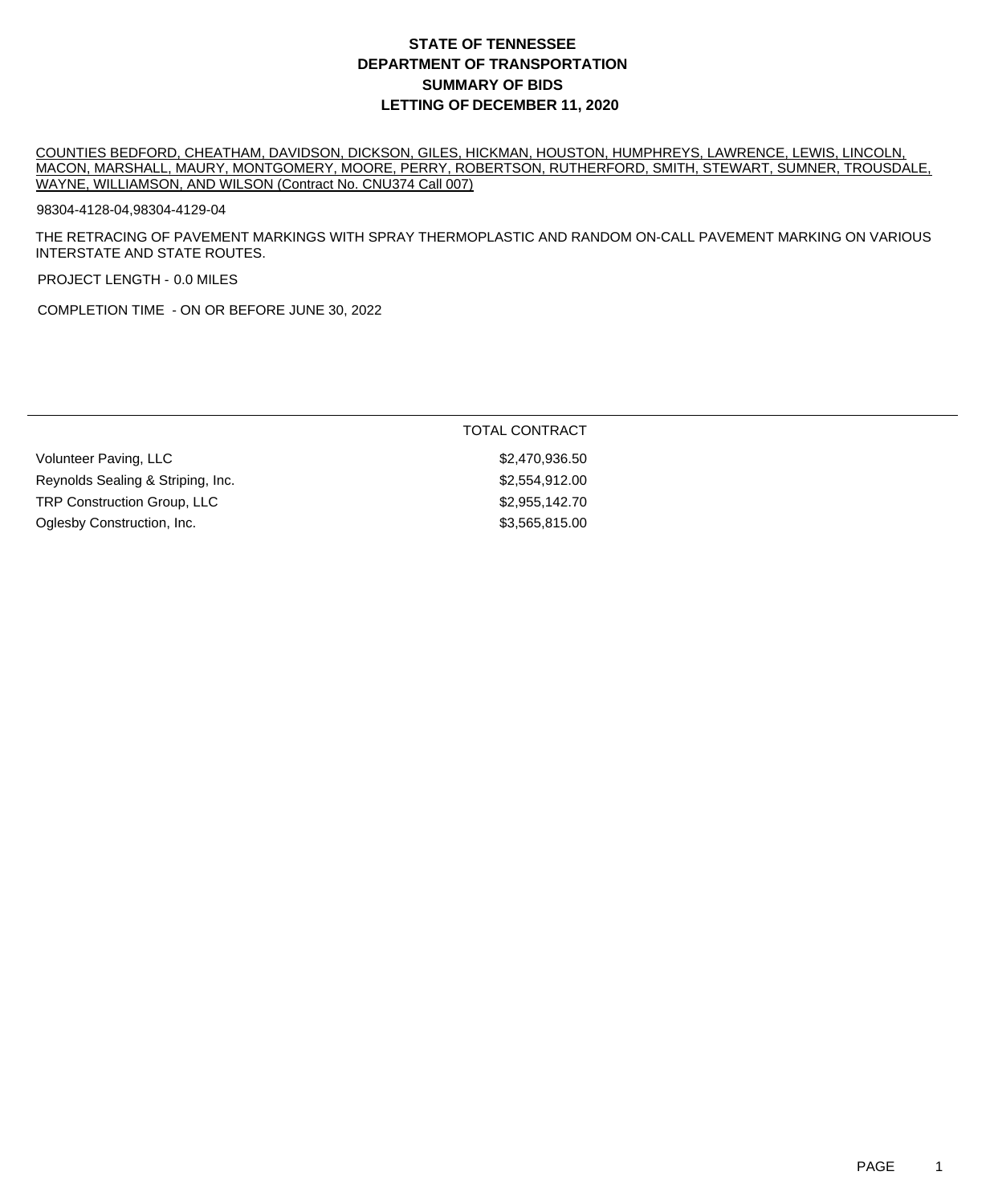# STATE OF TENNESSEE
# DEPARTMENT OF TRANSPORTATION
# SUMMARY OF BIDS
# LETTING OF DECEMBER 11, 2020

COUNTIES BEDFORD, CHEATHAM, DAVIDSON, DICKSON, GILES, HICKMAN, HOUSTON, HUMPHREYS, LAWRENCE, LEWIS, LINCOLN, MACON, MARSHALL, MAURY, MONTGOMERY, MOORE, PERRY, ROBERTSON, RUTHERFORD, SMITH, STEWART, SUMNER, TROUSDALE, WAYNE, WILLIAMSON, AND WILSON (Contract No. CNU374 Call 007)

98304-4128-04,98304-4129-04

THE RETRACING OF PAVEMENT MARKINGS WITH SPRAY THERMOPLASTIC AND RANDOM ON-CALL PAVEMENT MARKING ON VARIOUS INTERSTATE AND STATE ROUTES.

PROJECT LENGTH - 0.0 MILES

COMPLETION TIME - ON OR BEFORE JUNE 30, 2022

| | TOTAL CONTRACT |
|---|---|
| Volunteer Paving, LLC | $2,470,936.50 |
| Reynolds Sealing & Striping, Inc. | $2,554,912.00 |
| TRP Construction Group, LLC | $2,955,142.70 |
| Oglesby Construction, Inc. | $3,565,815.00 |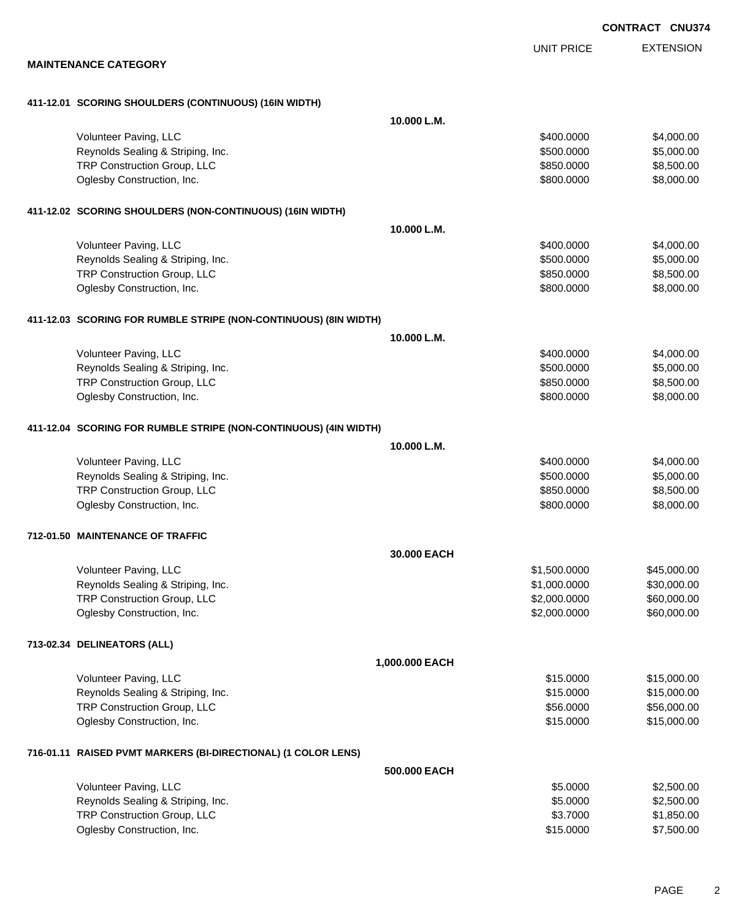**CONTRACT CNU374**

## MAINTENANCE CATEGORY

| | UNIT PRICE | EXTENSION |
|---|---|---|
| **411-12.01 SCORING SHOULDERS (CONTINUOUS) (16IN WIDTH)** | | |
| **10.000 L.M.** | | |
| Volunteer Paving, LLC | $400.0000 | $4,000.00 |
| Reynolds Sealing & Striping, Inc. | $500.0000 | $5,000.00 |
| TRP Construction Group, LLC | $850.0000 | $8,500.00 |
| Oglesby Construction, Inc. | $800.0000 | $8,000.00 |
| **411-12.02 SCORING SHOULDERS (NON-CONTINUOUS) (16IN WIDTH)** | | |
| **10.000 L.M.** | | |
| Volunteer Paving, LLC | $400.0000 | $4,000.00 |
| Reynolds Sealing & Striping, Inc. | $500.0000 | $5,000.00 |
| TRP Construction Group, LLC | $850.0000 | $8,500.00 |
| Oglesby Construction, Inc. | $800.0000 | $8,000.00 |
| **411-12.03 SCORING FOR RUMBLE STRIPE (NON-CONTINUOUS) (8IN WIDTH)** | | |
| **10.000 L.M.** | | |
| Volunteer Paving, LLC | $400.0000 | $4,000.00 |
| Reynolds Sealing & Striping, Inc. | $500.0000 | $5,000.00 |
| TRP Construction Group, LLC | $850.0000 | $8,500.00 |
| Oglesby Construction, Inc. | $800.0000 | $8,000.00 |
| **411-12.04 SCORING FOR RUMBLE STRIPE (NON-CONTINUOUS) (4IN WIDTH)** | | |
| **10.000 L.M.** | | |
| Volunteer Paving, LLC | $400.0000 | $4,000.00 |
| Reynolds Sealing & Striping, Inc. | $500.0000 | $5,000.00 |
| TRP Construction Group, LLC | $850.0000 | $8,500.00 |
| Oglesby Construction, Inc. | $800.0000 | $8,000.00 |
| **712-01.50 MAINTENANCE OF TRAFFIC** | | |
| **30.000 EACH** | | |
| Volunteer Paving, LLC | $1,500.0000 | $45,000.00 |
| Reynolds Sealing & Striping, Inc. | $1,000.0000 | $30,000.00 |
| TRP Construction Group, LLC | $2,000.0000 | $60,000.00 |
| Oglesby Construction, Inc. | $2,000.0000 | $60,000.00 |
| **713-02.34 DELINEATORS (ALL)** | | |
| **1,000.000 EACH** | | |
| Volunteer Paving, LLC | $15.0000 | $15,000.00 |
| Reynolds Sealing & Striping, Inc. | $15.0000 | $15,000.00 |
| TRP Construction Group, LLC | $56.0000 | $56,000.00 |
| Oglesby Construction, Inc. | $15.0000 | $15,000.00 |
| **716-01.11 RAISED PVMT MARKERS (BI-DIRECTIONAL) (1 COLOR LENS)** | | |
| **500.000 EACH** | | |
| Volunteer Paving, LLC | $5.0000 | $2,500.00 |
| Reynolds Sealing & Striping, Inc. | $5.0000 | $2,500.00 |
| TRP Construction Group, LLC | $3.7000 | $1,850.00 |
| Oglesby Construction, Inc. | $15.0000 | $7,500.00 |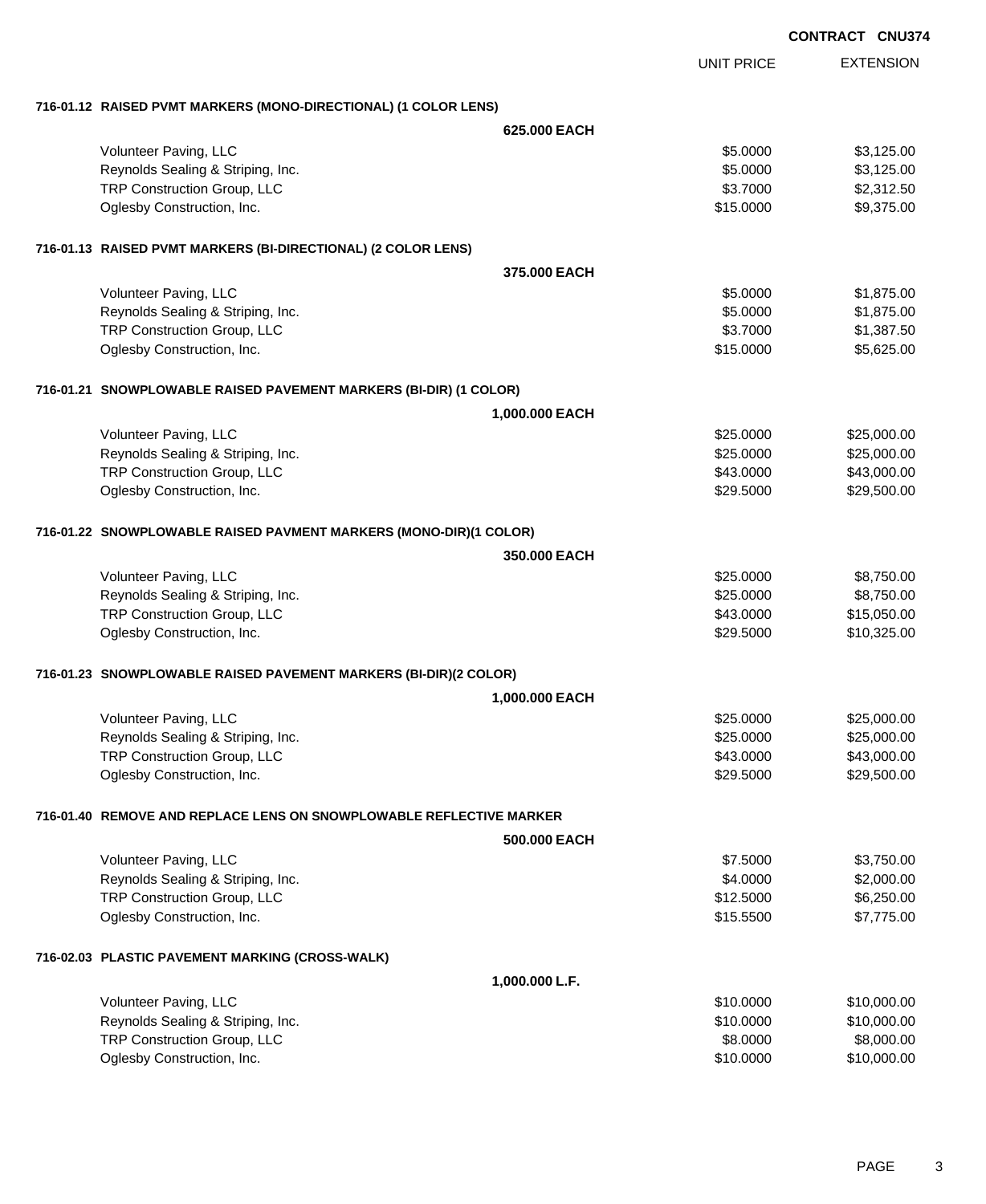**CONTRACT CNU374**

| | UNIT PRICE | EXTENSION |
|---|---|---|
| **716-01.12 RAISED PVMT MARKERS (MONO-DIRECTIONAL) (1 COLOR LENS)** | | |
| **625.000 EACH** | | |
| Volunteer Paving, LLC | $5.0000 | $3,125.00 |
| Reynolds Sealing & Striping, Inc. | $5.0000 | $3,125.00 |
| TRP Construction Group, LLC | $3.7000 | $2,312.50 |
| Oglesby Construction, Inc. | $15.0000 | $9,375.00 |
| **716-01.13 RAISED PVMT MARKERS (BI-DIRECTIONAL) (2 COLOR LENS)** | | |
| **375.000 EACH** | | |
| Volunteer Paving, LLC | $5.0000 | $1,875.00 |
| Reynolds Sealing & Striping, Inc. | $5.0000 | $1,875.00 |
| TRP Construction Group, LLC | $3.7000 | $1,387.50 |
| Oglesby Construction, Inc. | $15.0000 | $5,625.00 |
| **716-01.21 SNOWPLOWABLE RAISED PAVEMENT MARKERS (BI-DIR) (1 COLOR)** | | |
| **1,000.000 EACH** | | |
| Volunteer Paving, LLC | $25.0000 | $25,000.00 |
| Reynolds Sealing & Striping, Inc. | $25.0000 | $25,000.00 |
| TRP Construction Group, LLC | $43.0000 | $43,000.00 |
| Oglesby Construction, Inc. | $29.5000 | $29,500.00 |
| **716-01.22 SNOWPLOWABLE RAISED PAVMENT MARKERS (MONO-DIR)(1 COLOR)** | | |
| **350.000 EACH** | | |
| Volunteer Paving, LLC | $25.0000 | $8,750.00 |
| Reynolds Sealing & Striping, Inc. | $25.0000 | $8,750.00 |
| TRP Construction Group, LLC | $43.0000 | $15,050.00 |
| Oglesby Construction, Inc. | $29.5000 | $10,325.00 |
| **716-01.23 SNOWPLOWABLE RAISED PAVEMENT MARKERS (BI-DIR)(2 COLOR)** | | |
| **1,000.000 EACH** | | |
| Volunteer Paving, LLC | $25.0000 | $25,000.00 |
| Reynolds Sealing & Striping, Inc. | $25.0000 | $25,000.00 |
| TRP Construction Group, LLC | $43.0000 | $43,000.00 |
| Oglesby Construction, Inc. | $29.5000 | $29,500.00 |
| **716-01.40 REMOVE AND REPLACE LENS ON SNOWPLOWABLE REFLECTIVE MARKER** | | |
| **500.000 EACH** | | |
| Volunteer Paving, LLC | $7.5000 | $3,750.00 |
| Reynolds Sealing & Striping, Inc. | $4.0000 | $2,000.00 |
| TRP Construction Group, LLC | $12.5000 | $6,250.00 |
| Oglesby Construction, Inc. | $15.5500 | $7,775.00 |
| **716-02.03 PLASTIC PAVEMENT MARKING (CROSS-WALK)** | | |
| **1,000.000 L.F.** | | |
| Volunteer Paving, LLC | $10.0000 | $10,000.00 |
| Reynolds Sealing & Striping, Inc. | $10.0000 | $10,000.00 |
| TRP Construction Group, LLC | $8.0000 | $8,000.00 |
| Oglesby Construction, Inc. | $10.0000 | $10,000.00 |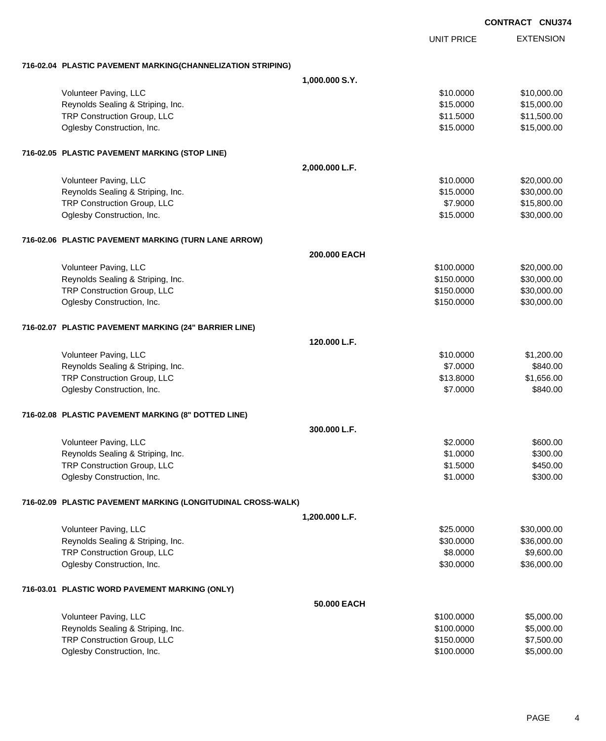**CONTRACT CNU374**

| | | UNIT PRICE | EXTENSION |
|---|---|---|---|
| **716-02.04 PLASTIC PAVEMENT MARKING(CHANNELIZATION STRIPING)** | | | |
| | **1,000.000 S.Y.** | | |
| Volunteer Paving, LLC | | $10.0000 | $10,000.00 |
| Reynolds Sealing & Striping, Inc. | | $15.0000 | $15,000.00 |
| TRP Construction Group, LLC | | $11.5000 | $11,500.00 |
| Oglesby Construction, Inc. | | $15.0000 | $15,000.00 |
| **716-02.05 PLASTIC PAVEMENT MARKING (STOP LINE)** | | | |
| | **2,000.000 L.F.** | | |
| Volunteer Paving, LLC | | $10.0000 | $20,000.00 |
| Reynolds Sealing & Striping, Inc. | | $15.0000 | $30,000.00 |
| TRP Construction Group, LLC | | $7.9000 | $15,800.00 |
| Oglesby Construction, Inc. | | $15.0000 | $30,000.00 |
| **716-02.06 PLASTIC PAVEMENT MARKING (TURN LANE ARROW)** | | | |
| | **200.000 EACH** | | |
| Volunteer Paving, LLC | | $100.0000 | $20,000.00 |
| Reynolds Sealing & Striping, Inc. | | $150.0000 | $30,000.00 |
| TRP Construction Group, LLC | | $150.0000 | $30,000.00 |
| Oglesby Construction, Inc. | | $150.0000 | $30,000.00 |
| **716-02.07 PLASTIC PAVEMENT MARKING (24" BARRIER LINE)** | | | |
| | **120.000 L.F.** | | |
| Volunteer Paving, LLC | | $10.0000 | $1,200.00 |
| Reynolds Sealing & Striping, Inc. | | $7.0000 | $840.00 |
| TRP Construction Group, LLC | | $13.8000 | $1,656.00 |
| Oglesby Construction, Inc. | | $7.0000 | $840.00 |
| **716-02.08 PLASTIC PAVEMENT MARKING (8" DOTTED LINE)** | | | |
| | **300.000 L.F.** | | |
| Volunteer Paving, LLC | | $2.0000 | $600.00 |
| Reynolds Sealing & Striping, Inc. | | $1.0000 | $300.00 |
| TRP Construction Group, LLC | | $1.5000 | $450.00 |
| Oglesby Construction, Inc. | | $1.0000 | $300.00 |
| **716-02.09 PLASTIC PAVEMENT MARKING (LONGITUDINAL CROSS-WALK)** | | | |
| | **1,200.000 L.F.** | | |
| Volunteer Paving, LLC | | $25.0000 | $30,000.00 |
| Reynolds Sealing & Striping, Inc. | | $30.0000 | $36,000.00 |
| TRP Construction Group, LLC | | $8.0000 | $9,600.00 |
| Oglesby Construction, Inc. | | $30.0000 | $36,000.00 |
| **716-03.01 PLASTIC WORD PAVEMENT MARKING (ONLY)** | | | |
| | **50.000 EACH** | | |
| Volunteer Paving, LLC | | $100.0000 | $5,000.00 |
| Reynolds Sealing & Striping, Inc. | | $100.0000 | $5,000.00 |
| TRP Construction Group, LLC | | $150.0000 | $7,500.00 |
| Oglesby Construction, Inc. | | $100.0000 | $5,000.00 |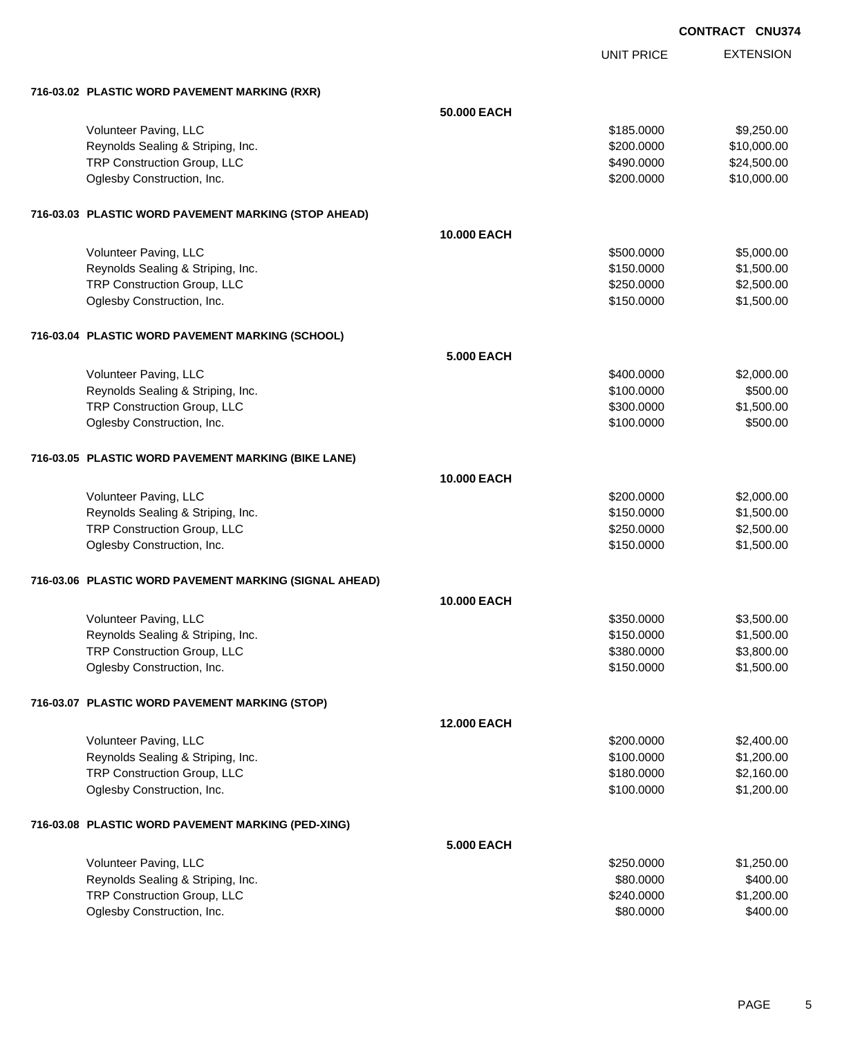**CONTRACT CNU374**

| | | UNIT PRICE | EXTENSION |
|---|---|---|---|
| **716-03.02 PLASTIC WORD PAVEMENT MARKING (RXR)** | | | |
| | **50.000 EACH** | | |
| Volunteer Paving, LLC | | $185.0000 | $9,250.00 |
| Reynolds Sealing & Striping, Inc. | | $200.0000 | $10,000.00 |
| TRP Construction Group, LLC | | $490.0000 | $24,500.00 |
| Oglesby Construction, Inc. | | $200.0000 | $10,000.00 |
| **716-03.03 PLASTIC WORD PAVEMENT MARKING (STOP AHEAD)** | | | |
| | **10.000 EACH** | | |
| Volunteer Paving, LLC | | $500.0000 | $5,000.00 |
| Reynolds Sealing & Striping, Inc. | | $150.0000 | $1,500.00 |
| TRP Construction Group, LLC | | $250.0000 | $2,500.00 |
| Oglesby Construction, Inc. | | $150.0000 | $1,500.00 |
| **716-03.04 PLASTIC WORD PAVEMENT MARKING (SCHOOL)** | | | |
| | **5.000 EACH** | | |
| Volunteer Paving, LLC | | $400.0000 | $2,000.00 |
| Reynolds Sealing & Striping, Inc. | | $100.0000 | $500.00 |
| TRP Construction Group, LLC | | $300.0000 | $1,500.00 |
| Oglesby Construction, Inc. | | $100.0000 | $500.00 |
| **716-03.05 PLASTIC WORD PAVEMENT MARKING (BIKE LANE)** | | | |
| | **10.000 EACH** | | |
| Volunteer Paving, LLC | | $200.0000 | $2,000.00 |
| Reynolds Sealing & Striping, Inc. | | $150.0000 | $1,500.00 |
| TRP Construction Group, LLC | | $250.0000 | $2,500.00 |
| Oglesby Construction, Inc. | | $150.0000 | $1,500.00 |
| **716-03.06 PLASTIC WORD PAVEMENT MARKING (SIGNAL AHEAD)** | | | |
| | **10.000 EACH** | | |
| Volunteer Paving, LLC | | $350.0000 | $3,500.00 |
| Reynolds Sealing & Striping, Inc. | | $150.0000 | $1,500.00 |
| TRP Construction Group, LLC | | $380.0000 | $3,800.00 |
| Oglesby Construction, Inc. | | $150.0000 | $1,500.00 |
| **716-03.07 PLASTIC WORD PAVEMENT MARKING (STOP)** | | | |
| | **12.000 EACH** | | |
| Volunteer Paving, LLC | | $200.0000 | $2,400.00 |
| Reynolds Sealing & Striping, Inc. | | $100.0000 | $1,200.00 |
| TRP Construction Group, LLC | | $180.0000 | $2,160.00 |
| Oglesby Construction, Inc. | | $100.0000 | $1,200.00 |
| **716-03.08 PLASTIC WORD PAVEMENT MARKING (PED-XING)** | | | |
| | **5.000 EACH** | | |
| Volunteer Paving, LLC | | $250.0000 | $1,250.00 |
| Reynolds Sealing & Striping, Inc. | | $80.0000 | $400.00 |
| TRP Construction Group, LLC | | $240.0000 | $1,200.00 |
| Oglesby Construction, Inc. | | $80.0000 | $400.00 |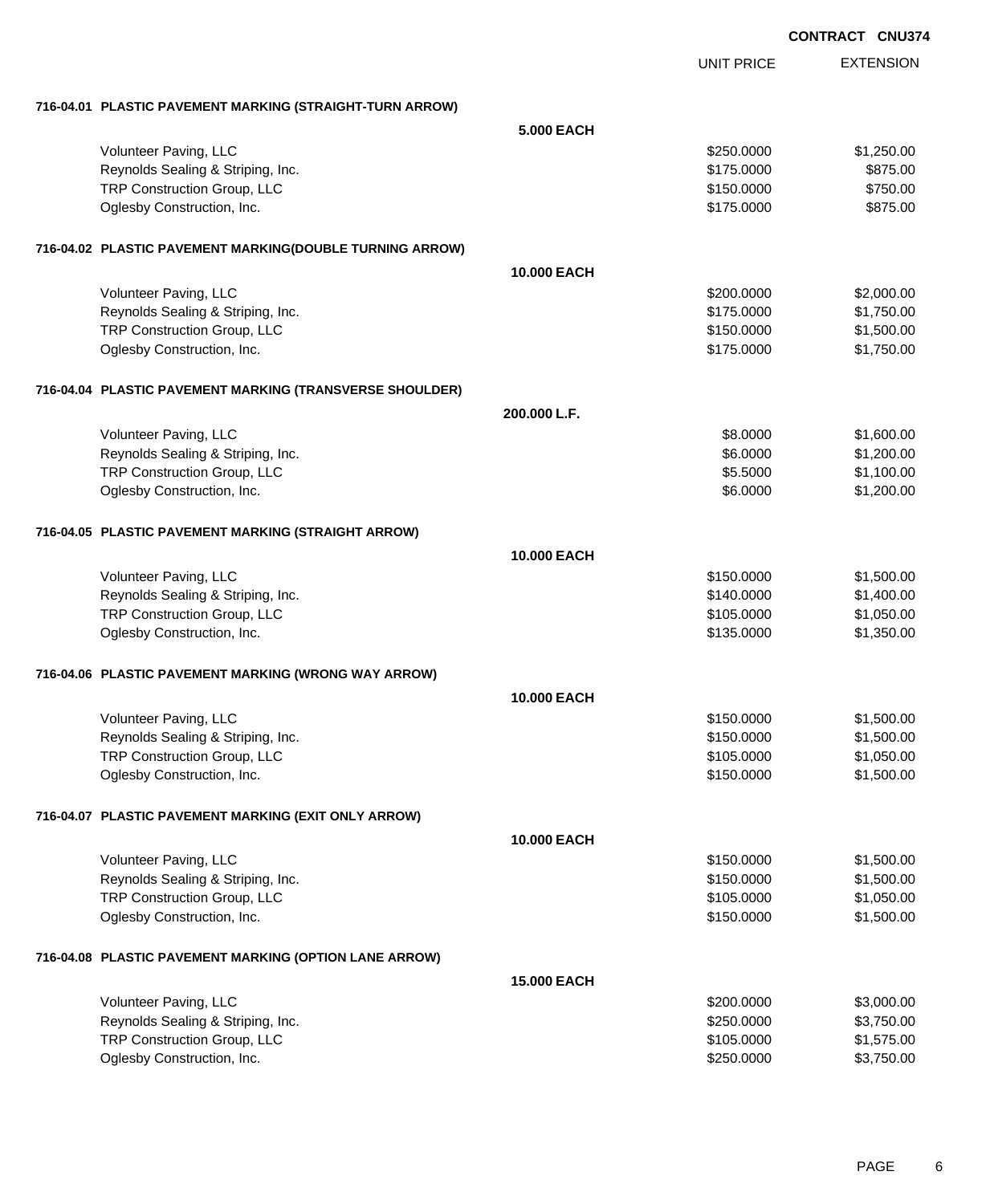**CONTRACT CNU374**

| | | UNIT PRICE | EXTENSION |
|---|---|---|---|
| **716-04.01 PLASTIC PAVEMENT MARKING (STRAIGHT-TURN ARROW)** | | | |
| | **5.000 EACH** | | |
| Volunteer Paving, LLC | | $250.0000 | $1,250.00 |
| Reynolds Sealing & Striping, Inc. | | $175.0000 | $875.00 |
| TRP Construction Group, LLC | | $150.0000 | $750.00 |
| Oglesby Construction, Inc. | | $175.0000 | $875.00 |
| **716-04.02 PLASTIC PAVEMENT MARKING(DOUBLE TURNING ARROW)** | | | |
| | **10.000 EACH** | | |
| Volunteer Paving, LLC | | $200.0000 | $2,000.00 |
| Reynolds Sealing & Striping, Inc. | | $175.0000 | $1,750.00 |
| TRP Construction Group, LLC | | $150.0000 | $1,500.00 |
| Oglesby Construction, Inc. | | $175.0000 | $1,750.00 |
| **716-04.04 PLASTIC PAVEMENT MARKING (TRANSVERSE SHOULDER)** | | | |
| | **200.000 L.F.** | | |
| Volunteer Paving, LLC | | $8.0000 | $1,600.00 |
| Reynolds Sealing & Striping, Inc. | | $6.0000 | $1,200.00 |
| TRP Construction Group, LLC | | $5.5000 | $1,100.00 |
| Oglesby Construction, Inc. | | $6.0000 | $1,200.00 |
| **716-04.05 PLASTIC PAVEMENT MARKING (STRAIGHT ARROW)** | | | |
| | **10.000 EACH** | | |
| Volunteer Paving, LLC | | $150.0000 | $1,500.00 |
| Reynolds Sealing & Striping, Inc. | | $140.0000 | $1,400.00 |
| TRP Construction Group, LLC | | $105.0000 | $1,050.00 |
| Oglesby Construction, Inc. | | $135.0000 | $1,350.00 |
| **716-04.06 PLASTIC PAVEMENT MARKING (WRONG WAY ARROW)** | | | |
| | **10.000 EACH** | | |
| Volunteer Paving, LLC | | $150.0000 | $1,500.00 |
| Reynolds Sealing & Striping, Inc. | | $150.0000 | $1,500.00 |
| TRP Construction Group, LLC | | $105.0000 | $1,050.00 |
| Oglesby Construction, Inc. | | $150.0000 | $1,500.00 |
| **716-04.07 PLASTIC PAVEMENT MARKING (EXIT ONLY ARROW)** | | | |
| | **10.000 EACH** | | |
| Volunteer Paving, LLC | | $150.0000 | $1,500.00 |
| Reynolds Sealing & Striping, Inc. | | $150.0000 | $1,500.00 |
| TRP Construction Group, LLC | | $105.0000 | $1,050.00 |
| Oglesby Construction, Inc. | | $150.0000 | $1,500.00 |
| **716-04.08 PLASTIC PAVEMENT MARKING (OPTION LANE ARROW)** | | | |
| | **15.000 EACH** | | |
| Volunteer Paving, LLC | | $200.0000 | $3,000.00 |
| Reynolds Sealing & Striping, Inc. | | $250.0000 | $3,750.00 |
| TRP Construction Group, LLC | | $105.0000 | $1,575.00 |
| Oglesby Construction, Inc. | | $250.0000 | $3,750.00 |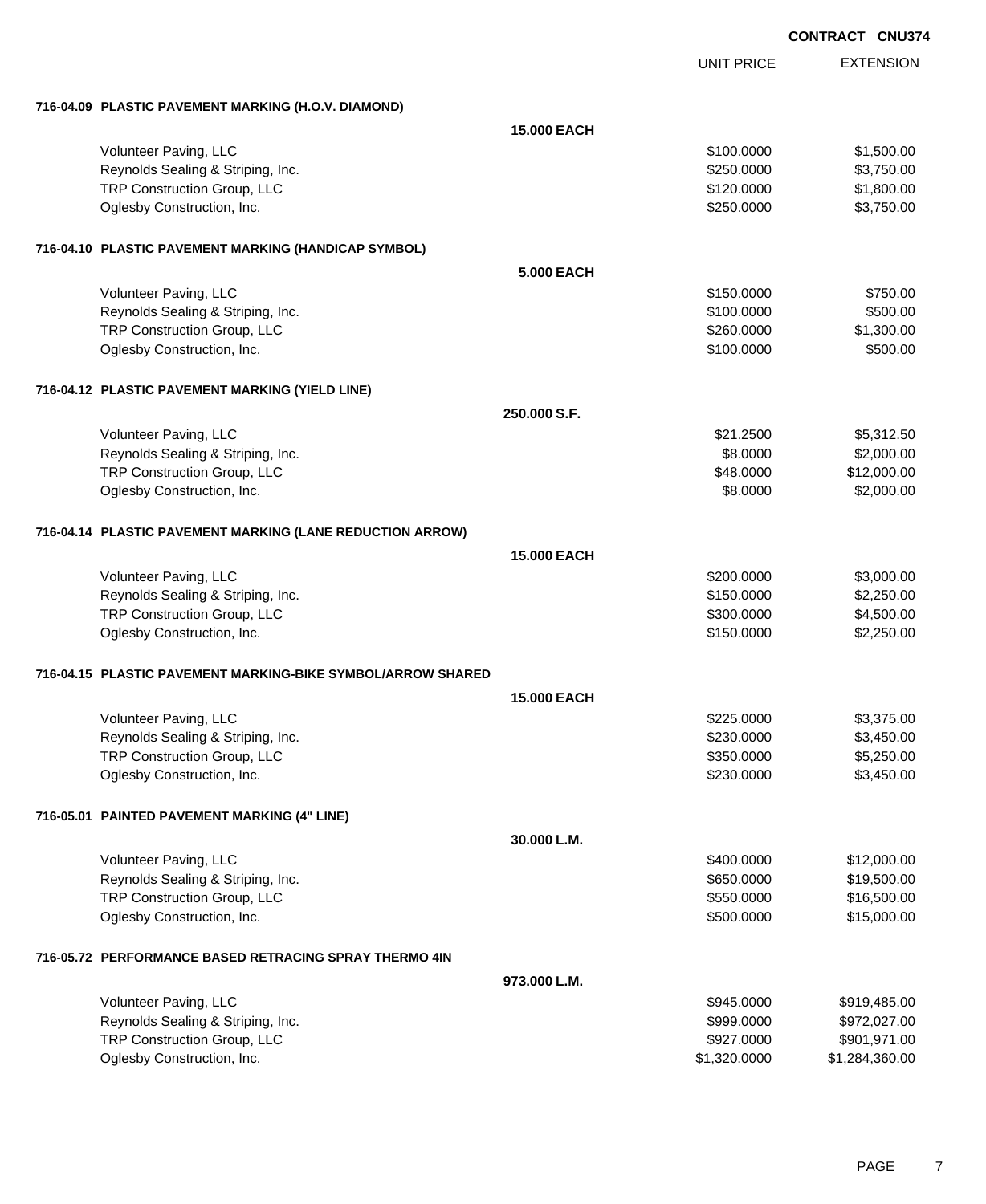**CONTRACT CNU374**

| | | UNIT PRICE | EXTENSION |
|---|---|---|---|
| **716-04.09 PLASTIC PAVEMENT MARKING (H.O.V. DIAMOND)** | | | |
| | **15.000 EACH** | | |
| Volunteer Paving, LLC | | $100.0000 | $1,500.00 |
| Reynolds Sealing & Striping, Inc. | | $250.0000 | $3,750.00 |
| TRP Construction Group, LLC | | $120.0000 | $1,800.00 |
| Oglesby Construction, Inc. | | $250.0000 | $3,750.00 |
| **716-04.10 PLASTIC PAVEMENT MARKING (HANDICAP SYMBOL)** | | | |
| | **5.000 EACH** | | |
| Volunteer Paving, LLC | | $150.0000 | $750.00 |
| Reynolds Sealing & Striping, Inc. | | $100.0000 | $500.00 |
| TRP Construction Group, LLC | | $260.0000 | $1,300.00 |
| Oglesby Construction, Inc. | | $100.0000 | $500.00 |
| **716-04.12 PLASTIC PAVEMENT MARKING (YIELD LINE)** | | | |
| | **250.000 S.F.** | | |
| Volunteer Paving, LLC | | $21.2500 | $5,312.50 |
| Reynolds Sealing & Striping, Inc. | | $8.0000 | $2,000.00 |
| TRP Construction Group, LLC | | $48.0000 | $12,000.00 |
| Oglesby Construction, Inc. | | $8.0000 | $2,000.00 |
| **716-04.14 PLASTIC PAVEMENT MARKING (LANE REDUCTION ARROW)** | | | |
| | **15.000 EACH** | | |
| Volunteer Paving, LLC | | $200.0000 | $3,000.00 |
| Reynolds Sealing & Striping, Inc. | | $150.0000 | $2,250.00 |
| TRP Construction Group, LLC | | $300.0000 | $4,500.00 |
| Oglesby Construction, Inc. | | $150.0000 | $2,250.00 |
| **716-04.15 PLASTIC PAVEMENT MARKING-BIKE SYMBOL/ARROW SHARED** | | | |
| | **15.000 EACH** | | |
| Volunteer Paving, LLC | | $225.0000 | $3,375.00 |
| Reynolds Sealing & Striping, Inc. | | $230.0000 | $3,450.00 |
| TRP Construction Group, LLC | | $350.0000 | $5,250.00 |
| Oglesby Construction, Inc. | | $230.0000 | $3,450.00 |
| **716-05.01 PAINTED PAVEMENT MARKING (4" LINE)** | | | |
| | **30.000 L.M.** | | |
| Volunteer Paving, LLC | | $400.0000 | $12,000.00 |
| Reynolds Sealing & Striping, Inc. | | $650.0000 | $19,500.00 |
| TRP Construction Group, LLC | | $550.0000 | $16,500.00 |
| Oglesby Construction, Inc. | | $500.0000 | $15,000.00 |
| **716-05.72 PERFORMANCE BASED RETRACING SPRAY THERMO 4IN** | | | |
| | **973.000 L.M.** | | |
| Volunteer Paving, LLC | | $945.0000 | $919,485.00 |
| Reynolds Sealing & Striping, Inc. | | $999.0000 | $972,027.00 |
| TRP Construction Group, LLC | | $927.0000 | $901,971.00 |
| Oglesby Construction, Inc. | | $1,320.0000 | $1,284,360.00 |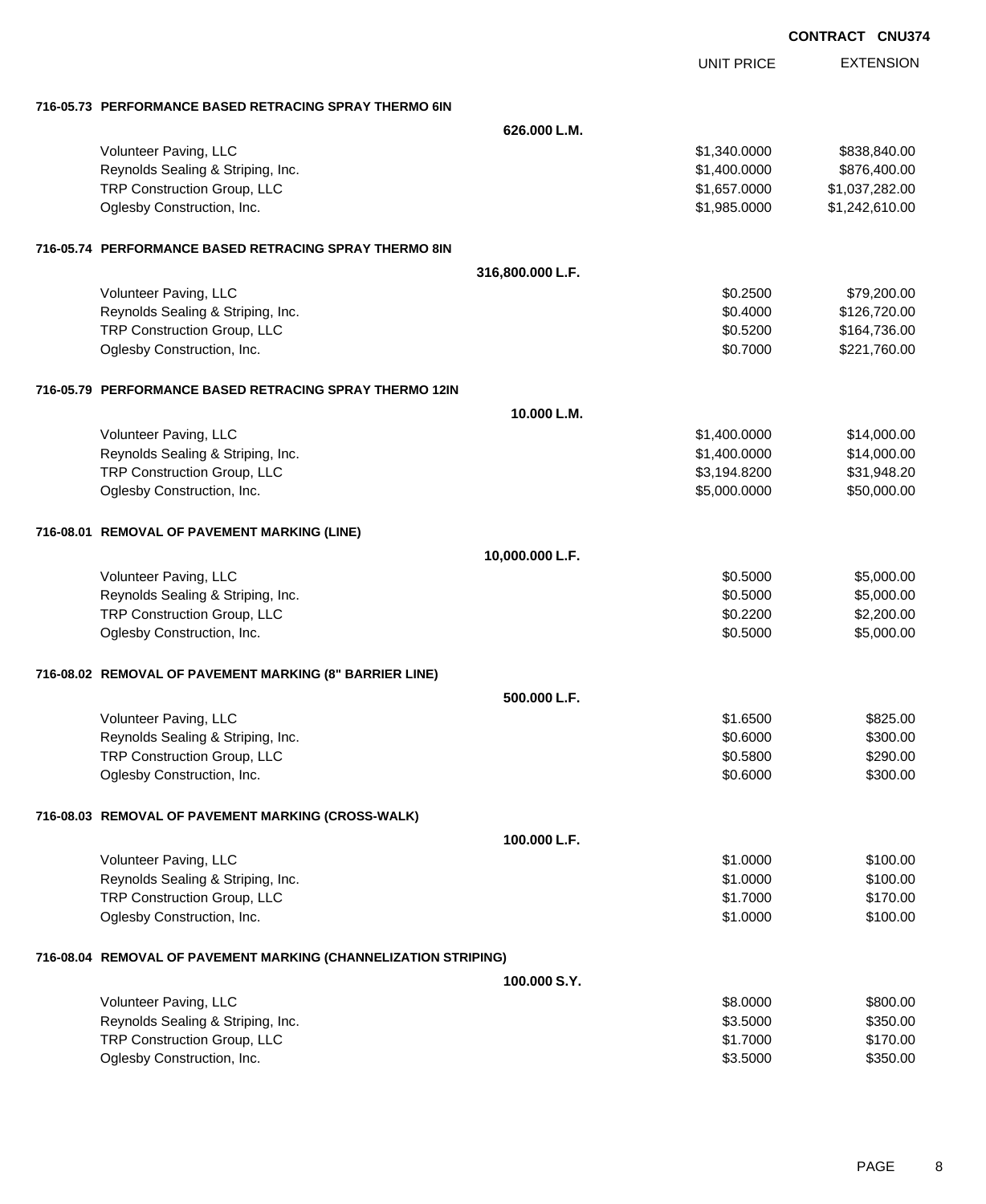**CONTRACT CNU374**

| | UNIT PRICE | EXTENSION |
|---|---|---|
| **716-05.73 PERFORMANCE BASED RETRACING SPRAY THERMO 6IN** | | |
| **626.000 L.M.** | | |
| Volunteer Paving, LLC | $1,340.0000 | $838,840.00 |
| Reynolds Sealing & Striping, Inc. | $1,400.0000 | $876,400.00 |
| TRP Construction Group, LLC | $1,657.0000 | $1,037,282.00 |
| Oglesby Construction, Inc. | $1,985.0000 | $1,242,610.00 |
| **716-05.74 PERFORMANCE BASED RETRACING SPRAY THERMO 8IN** | | |
| **316,800.000 L.F.** | | |
| Volunteer Paving, LLC | $0.2500 | $79,200.00 |
| Reynolds Sealing & Striping, Inc. | $0.4000 | $126,720.00 |
| TRP Construction Group, LLC | $0.5200 | $164,736.00 |
| Oglesby Construction, Inc. | $0.7000 | $221,760.00 |
| **716-05.79 PERFORMANCE BASED RETRACING SPRAY THERMO 12IN** | | |
| **10.000 L.M.** | | |
| Volunteer Paving, LLC | $1,400.0000 | $14,000.00 |
| Reynolds Sealing & Striping, Inc. | $1,400.0000 | $14,000.00 |
| TRP Construction Group, LLC | $3,194.8200 | $31,948.20 |
| Oglesby Construction, Inc. | $5,000.0000 | $50,000.00 |
| **716-08.01 REMOVAL OF PAVEMENT MARKING (LINE)** | | |
| **10,000.000 L.F.** | | |
| Volunteer Paving, LLC | $0.5000 | $5,000.00 |
| Reynolds Sealing & Striping, Inc. | $0.5000 | $5,000.00 |
| TRP Construction Group, LLC | $0.2200 | $2,200.00 |
| Oglesby Construction, Inc. | $0.5000 | $5,000.00 |
| **716-08.02 REMOVAL OF PAVEMENT MARKING (8" BARRIER LINE)** | | |
| **500.000 L.F.** | | |
| Volunteer Paving, LLC | $1.6500 | $825.00 |
| Reynolds Sealing & Striping, Inc. | $0.6000 | $300.00 |
| TRP Construction Group, LLC | $0.5800 | $290.00 |
| Oglesby Construction, Inc. | $0.6000 | $300.00 |
| **716-08.03 REMOVAL OF PAVEMENT MARKING (CROSS-WALK)** | | |
| **100.000 L.F.** | | |
| Volunteer Paving, LLC | $1.0000 | $100.00 |
| Reynolds Sealing & Striping, Inc. | $1.0000 | $100.00 |
| TRP Construction Group, LLC | $1.7000 | $170.00 |
| Oglesby Construction, Inc. | $1.0000 | $100.00 |
| **716-08.04 REMOVAL OF PAVEMENT MARKING (CHANNELIZATION STRIPING)** | | |
| **100.000 S.Y.** | | |
| Volunteer Paving, LLC | $8.0000 | $800.00 |
| Reynolds Sealing & Striping, Inc. | $3.5000 | $350.00 |
| TRP Construction Group, LLC | $1.7000 | $170.00 |
| Oglesby Construction, Inc. | $3.5000 | $350.00 |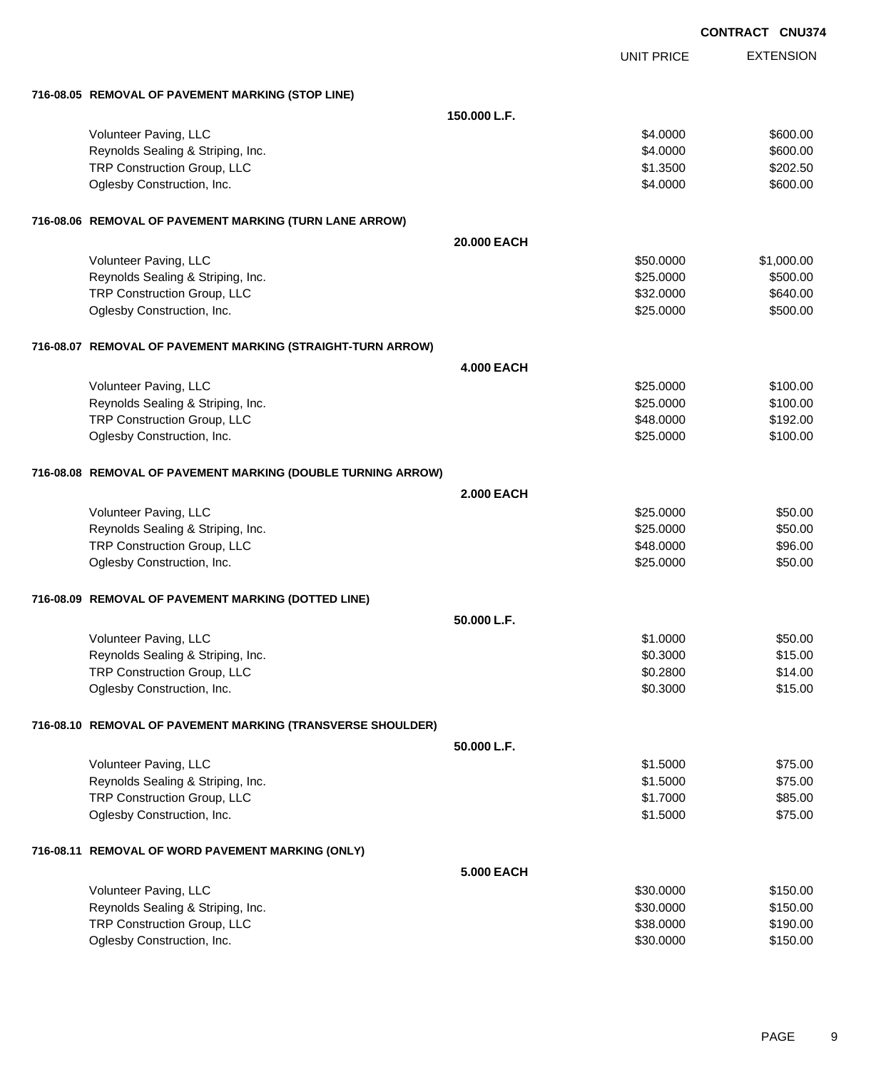**CONTRACT CNU374**

| | UNIT PRICE | EXTENSION |
|---|---|---|
| **716-08.05 REMOVAL OF PAVEMENT MARKING (STOP LINE)** | | |
| **150.000 L.F.** | | |
| Volunteer Paving, LLC | $4.0000 | $600.00 |
| Reynolds Sealing & Striping, Inc. | $4.0000 | $600.00 |
| TRP Construction Group, LLC | $1.3500 | $202.50 |
| Oglesby Construction, Inc. | $4.0000 | $600.00 |
| **716-08.06 REMOVAL OF PAVEMENT MARKING (TURN LANE ARROW)** | | |
| **20.000 EACH** | | |
| Volunteer Paving, LLC | $50.0000 | $1,000.00 |
| Reynolds Sealing & Striping, Inc. | $25.0000 | $500.00 |
| TRP Construction Group, LLC | $32.0000 | $640.00 |
| Oglesby Construction, Inc. | $25.0000 | $500.00 |
| **716-08.07 REMOVAL OF PAVEMENT MARKING (STRAIGHT-TURN ARROW)** | | |
| **4.000 EACH** | | |
| Volunteer Paving, LLC | $25.0000 | $100.00 |
| Reynolds Sealing & Striping, Inc. | $25.0000 | $100.00 |
| TRP Construction Group, LLC | $48.0000 | $192.00 |
| Oglesby Construction, Inc. | $25.0000 | $100.00 |
| **716-08.08 REMOVAL OF PAVEMENT MARKING (DOUBLE TURNING ARROW)** | | |
| **2.000 EACH** | | |
| Volunteer Paving, LLC | $25.0000 | $50.00 |
| Reynolds Sealing & Striping, Inc. | $25.0000 | $50.00 |
| TRP Construction Group, LLC | $48.0000 | $96.00 |
| Oglesby Construction, Inc. | $25.0000 | $50.00 |
| **716-08.09 REMOVAL OF PAVEMENT MARKING (DOTTED LINE)** | | |
| **50.000 L.F.** | | |
| Volunteer Paving, LLC | $1.0000 | $50.00 |
| Reynolds Sealing & Striping, Inc. | $0.3000 | $15.00 |
| TRP Construction Group, LLC | $0.2800 | $14.00 |
| Oglesby Construction, Inc. | $0.3000 | $15.00 |
| **716-08.10 REMOVAL OF PAVEMENT MARKING (TRANSVERSE SHOULDER)** | | |
| **50.000 L.F.** | | |
| Volunteer Paving, LLC | $1.5000 | $75.00 |
| Reynolds Sealing & Striping, Inc. | $1.5000 | $75.00 |
| TRP Construction Group, LLC | $1.7000 | $85.00 |
| Oglesby Construction, Inc. | $1.5000 | $75.00 |
| **716-08.11 REMOVAL OF WORD PAVEMENT MARKING (ONLY)** | | |
| **5.000 EACH** | | |
| Volunteer Paving, LLC | $30.0000 | $150.00 |
| Reynolds Sealing & Striping, Inc. | $30.0000 | $150.00 |
| TRP Construction Group, LLC | $38.0000 | $190.00 |
| Oglesby Construction, Inc. | $30.0000 | $150.00 |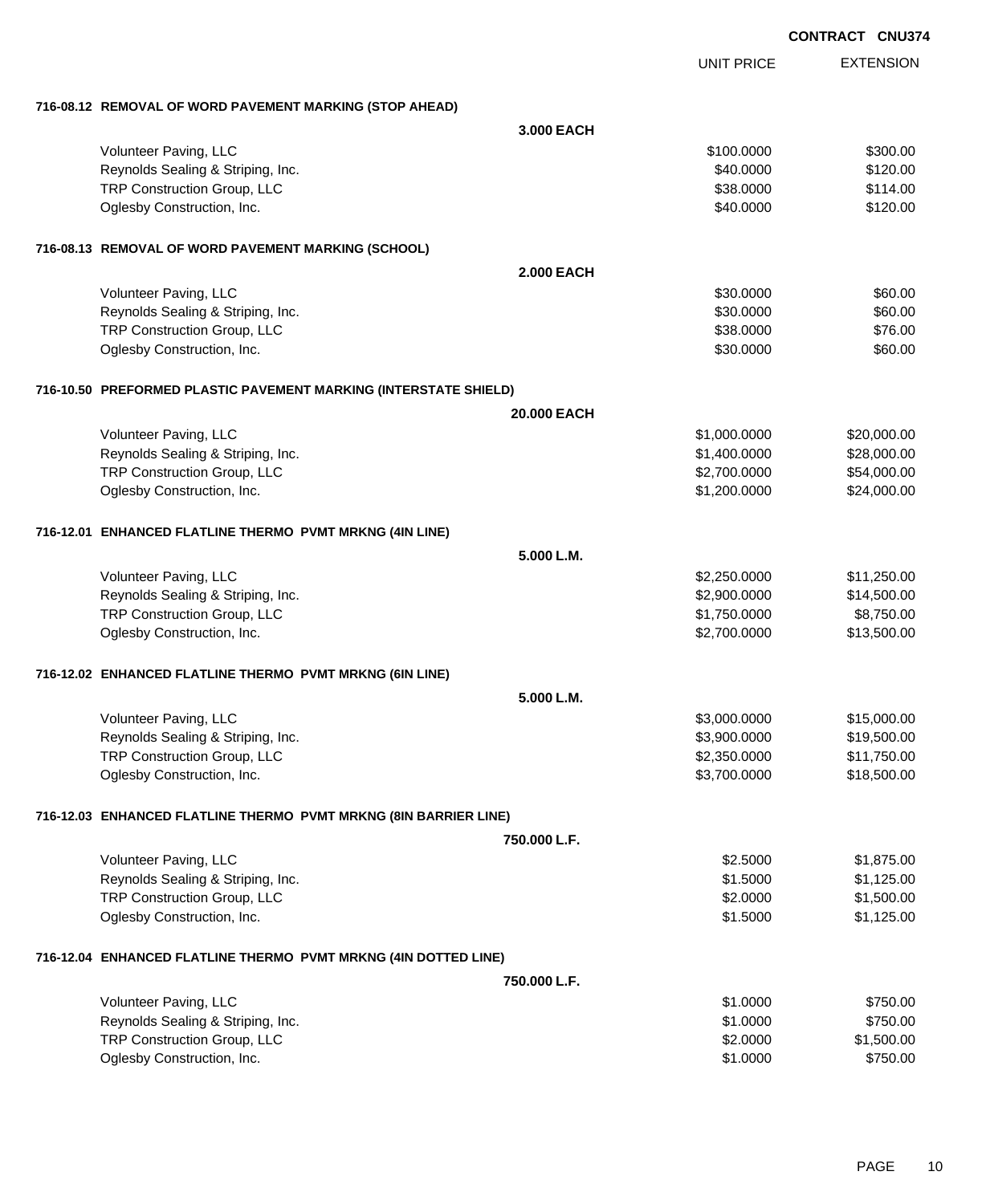CONTRACT CNU374

| | UNIT PRICE | EXTENSION |
|---|---|---|
| **716-08.12 REMOVAL OF WORD PAVEMENT MARKING (STOP AHEAD)** | | |
| **3.000 EACH** | | |
| Volunteer Paving, LLC | $100.0000 | $300.00 |
| Reynolds Sealing & Striping, Inc. | $40.0000 | $120.00 |
| TRP Construction Group, LLC | $38.0000 | $114.00 |
| Oglesby Construction, Inc. | $40.0000 | $120.00 |
| **716-08.13 REMOVAL OF WORD PAVEMENT MARKING (SCHOOL)** | | |
| **2.000 EACH** | | |
| Volunteer Paving, LLC | $30.0000 | $60.00 |
| Reynolds Sealing & Striping, Inc. | $30.0000 | $60.00 |
| TRP Construction Group, LLC | $38.0000 | $76.00 |
| Oglesby Construction, Inc. | $30.0000 | $60.00 |
| **716-10.50 PREFORMED PLASTIC PAVEMENT MARKING (INTERSTATE SHIELD)** | | |
| **20.000 EACH** | | |
| Volunteer Paving, LLC | $1,000.0000 | $20,000.00 |
| Reynolds Sealing & Striping, Inc. | $1,400.0000 | $28,000.00 |
| TRP Construction Group, LLC | $2,700.0000 | $54,000.00 |
| Oglesby Construction, Inc. | $1,200.0000 | $24,000.00 |
| **716-12.01 ENHANCED FLATLINE THERMO PVMT MRKNG (4IN LINE)** | | |
| **5.000 L.M.** | | |
| Volunteer Paving, LLC | $2,250.0000 | $11,250.00 |
| Reynolds Sealing & Striping, Inc. | $2,900.0000 | $14,500.00 |
| TRP Construction Group, LLC | $1,750.0000 | $8,750.00 |
| Oglesby Construction, Inc. | $2,700.0000 | $13,500.00 |
| **716-12.02 ENHANCED FLATLINE THERMO PVMT MRKNG (6IN LINE)** | | |
| **5.000 L.M.** | | |
| Volunteer Paving, LLC | $3,000.0000 | $15,000.00 |
| Reynolds Sealing & Striping, Inc. | $3,900.0000 | $19,500.00 |
| TRP Construction Group, LLC | $2,350.0000 | $11,750.00 |
| Oglesby Construction, Inc. | $3,700.0000 | $18,500.00 |
| **716-12.03 ENHANCED FLATLINE THERMO PVMT MRKNG (8IN BARRIER LINE)** | | |
| **750.000 L.F.** | | |
| Volunteer Paving, LLC | $2.5000 | $1,875.00 |
| Reynolds Sealing & Striping, Inc. | $1.5000 | $1,125.00 |
| TRP Construction Group, LLC | $2.0000 | $1,500.00 |
| Oglesby Construction, Inc. | $1.5000 | $1,125.00 |
| **716-12.04 ENHANCED FLATLINE THERMO PVMT MRKNG (4IN DOTTED LINE)** | | |
| **750.000 L.F.** | | |
| Volunteer Paving, LLC | $1.0000 | $750.00 |
| Reynolds Sealing & Striping, Inc. | $1.0000 | $750.00 |
| TRP Construction Group, LLC | $2.0000 | $1,500.00 |
| Oglesby Construction, Inc. | $1.0000 | $750.00 |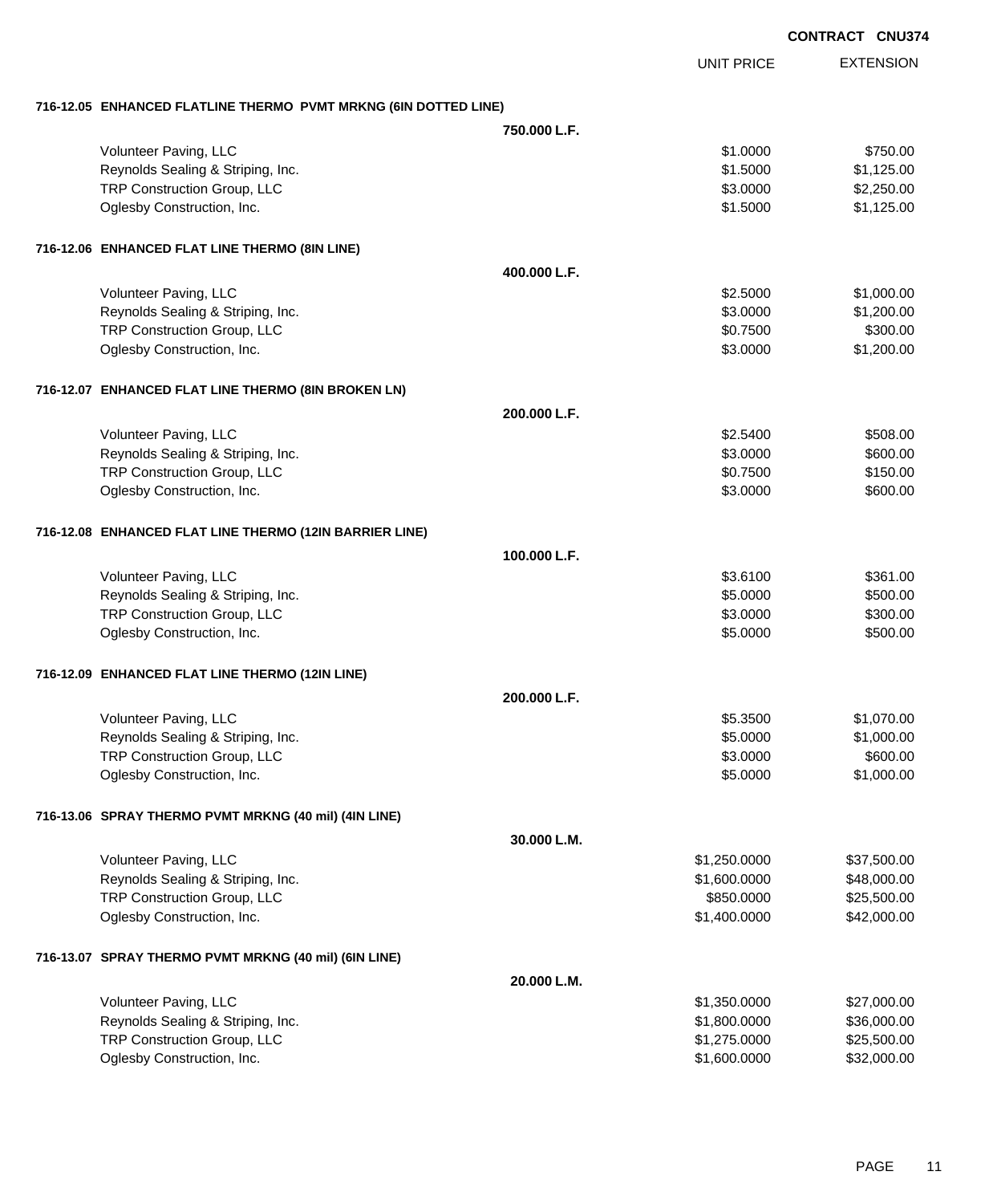CONTRACT CNU374

| | | UNIT PRICE | EXTENSION |
|---|---|---|---|
| **716-12.05 ENHANCED FLATLINE THERMO PVMT MRKNG (6IN DOTTED LINE)** | | | |
| | **750.000 L.F.** | | |
| Volunteer Paving, LLC | | $1.0000 | $750.00 |
| Reynolds Sealing & Striping, Inc. | | $1.5000 | $1,125.00 |
| TRP Construction Group, LLC | | $3.0000 | $2,250.00 |
| Oglesby Construction, Inc. | | $1.5000 | $1,125.00 |
| **716-12.06 ENHANCED FLAT LINE THERMO (8IN LINE)** | | | |
| | **400.000 L.F.** | | |
| Volunteer Paving, LLC | | $2.5000 | $1,000.00 |
| Reynolds Sealing & Striping, Inc. | | $3.0000 | $1,200.00 |
| TRP Construction Group, LLC | | $0.7500 | $300.00 |
| Oglesby Construction, Inc. | | $3.0000 | $1,200.00 |
| **716-12.07 ENHANCED FLAT LINE THERMO (8IN BROKEN LN)** | | | |
| | **200.000 L.F.** | | |
| Volunteer Paving, LLC | | $2.5400 | $508.00 |
| Reynolds Sealing & Striping, Inc. | | $3.0000 | $600.00 |
| TRP Construction Group, LLC | | $0.7500 | $150.00 |
| Oglesby Construction, Inc. | | $3.0000 | $600.00 |
| **716-12.08 ENHANCED FLAT LINE THERMO (12IN BARRIER LINE)** | | | |
| | **100.000 L.F.** | | |
| Volunteer Paving, LLC | | $3.6100 | $361.00 |
| Reynolds Sealing & Striping, Inc. | | $5.0000 | $500.00 |
| TRP Construction Group, LLC | | $3.0000 | $300.00 |
| Oglesby Construction, Inc. | | $5.0000 | $500.00 |
| **716-12.09 ENHANCED FLAT LINE THERMO (12IN LINE)** | | | |
| | **200.000 L.F.** | | |
| Volunteer Paving, LLC | | $5.3500 | $1,070.00 |
| Reynolds Sealing & Striping, Inc. | | $5.0000 | $1,000.00 |
| TRP Construction Group, LLC | | $3.0000 | $600.00 |
| Oglesby Construction, Inc. | | $5.0000 | $1,000.00 |
| **716-13.06 SPRAY THERMO PVMT MRKNG (40 mil) (4IN LINE)** | | | |
| | **30.000 L.M.** | | |
| Volunteer Paving, LLC | | $1,250.0000 | $37,500.00 |
| Reynolds Sealing & Striping, Inc. | | $1,600.0000 | $48,000.00 |
| TRP Construction Group, LLC | | $850.0000 | $25,500.00 |
| Oglesby Construction, Inc. | | $1,400.0000 | $42,000.00 |
| **716-13.07 SPRAY THERMO PVMT MRKNG (40 mil) (6IN LINE)** | | | |
| | **20.000 L.M.** | | |
| Volunteer Paving, LLC | | $1,350.0000 | $27,000.00 |
| Reynolds Sealing & Striping, Inc. | | $1,800.0000 | $36,000.00 |
| TRP Construction Group, LLC | | $1,275.0000 | $25,500.00 |
| Oglesby Construction, Inc. | | $1,600.0000 | $32,000.00 |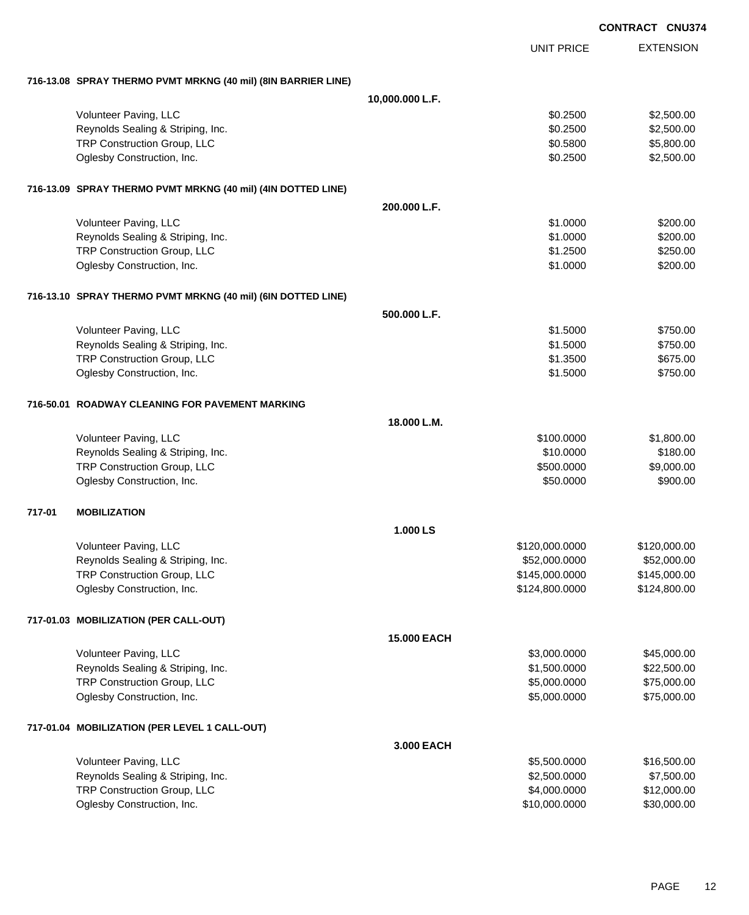**CONTRACT CNU374**

| | | UNIT PRICE | EXTENSION |
|---|---|---|---|
| **716-13.08 SPRAY THERMO PVMT MRKNG (40 mil) (8IN BARRIER LINE)** | | | |
| | **10,000.000 L.F.** | | |
| Volunteer Paving, LLC | | $0.2500 | $2,500.00 |
| Reynolds Sealing & Striping, Inc. | | $0.2500 | $2,500.00 |
| TRP Construction Group, LLC | | $0.5800 | $5,800.00 |
| Oglesby Construction, Inc. | | $0.2500 | $2,500.00 |
| **716-13.09 SPRAY THERMO PVMT MRKNG (40 mil) (4IN DOTTED LINE)** | | | |
| | **200.000 L.F.** | | |
| Volunteer Paving, LLC | | $1.0000 | $200.00 |
| Reynolds Sealing & Striping, Inc. | | $1.0000 | $200.00 |
| TRP Construction Group, LLC | | $1.2500 | $250.00 |
| Oglesby Construction, Inc. | | $1.0000 | $200.00 |
| **716-13.10 SPRAY THERMO PVMT MRKNG (40 mil) (6IN DOTTED LINE)** | | | |
| | **500.000 L.F.** | | |
| Volunteer Paving, LLC | | $1.5000 | $750.00 |
| Reynolds Sealing & Striping, Inc. | | $1.5000 | $750.00 |
| TRP Construction Group, LLC | | $1.3500 | $675.00 |
| Oglesby Construction, Inc. | | $1.5000 | $750.00 |
| **716-50.01 ROADWAY CLEANING FOR PAVEMENT MARKING** | | | |
| | **18.000 L.M.** | | |
| Volunteer Paving, LLC | | $100.0000 | $1,800.00 |
| Reynolds Sealing & Striping, Inc. | | $10.0000 | $180.00 |
| TRP Construction Group, LLC | | $500.0000 | $9,000.00 |
| Oglesby Construction, Inc. | | $50.0000 | $900.00 |
| **717-01 MOBILIZATION** | | | |
| | **1.000 LS** | | |
| Volunteer Paving, LLC | | $120,000.0000 | $120,000.00 |
| Reynolds Sealing & Striping, Inc. | | $52,000.0000 | $52,000.00 |
| TRP Construction Group, LLC | | $145,000.0000 | $145,000.00 |
| Oglesby Construction, Inc. | | $124,800.0000 | $124,800.00 |
| **717-01.03 MOBILIZATION (PER CALL-OUT)** | | | |
| | **15.000 EACH** | | |
| Volunteer Paving, LLC | | $3,000.0000 | $45,000.00 |
| Reynolds Sealing & Striping, Inc. | | $1,500.0000 | $22,500.00 |
| TRP Construction Group, LLC | | $5,000.0000 | $75,000.00 |
| Oglesby Construction, Inc. | | $5,000.0000 | $75,000.00 |
| **717-01.04 MOBILIZATION (PER LEVEL 1 CALL-OUT)** | | | |
| | **3.000 EACH** | | |
| Volunteer Paving, LLC | | $5,500.0000 | $16,500.00 |
| Reynolds Sealing & Striping, Inc. | | $2,500.0000 | $7,500.00 |
| TRP Construction Group, LLC | | $4,000.0000 | $12,000.00 |
| Oglesby Construction, Inc. | | $10,000.0000 | $30,000.00 |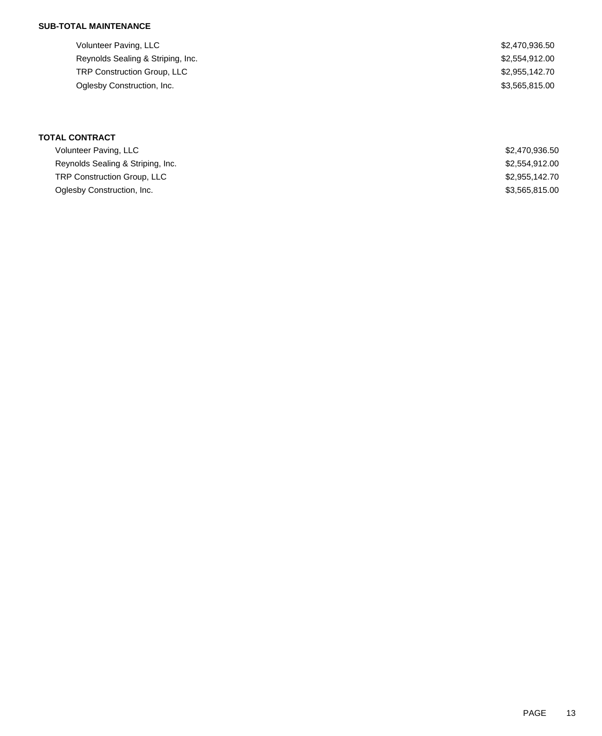**SUB-TOTAL MAINTENANCE**

| | |
|---|---|
| Volunteer Paving, LLC | $2,470,936.50 |
| Reynolds Sealing & Striping, Inc. | $2,554,912.00 |
| TRP Construction Group, LLC | $2,955,142.70 |
| Oglesby Construction, Inc. | $3,565,815.00 |

**TOTAL CONTRACT**

| | |
|---|---|
| Volunteer Paving, LLC | $2,470,936.50 |
| Reynolds Sealing & Striping, Inc. | $2,554,912.00 |
| TRP Construction Group, LLC | $2,955,142.70 |
| Oglesby Construction, Inc. | $3,565,815.00 |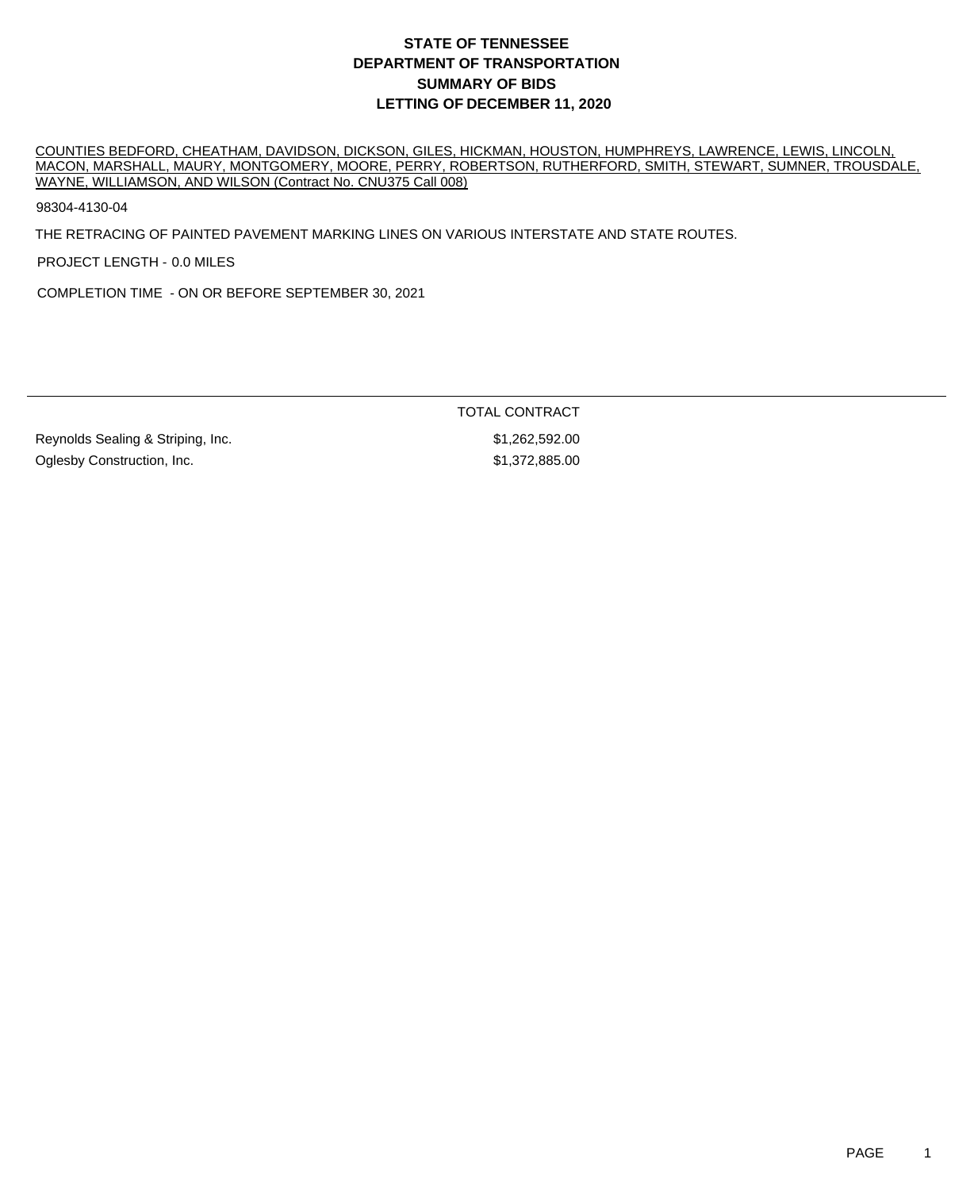# STATE OF TENNESSEE
# DEPARTMENT OF TRANSPORTATION
# SUMMARY OF BIDS
# LETTING OF DECEMBER 11, 2020

COUNTIES BEDFORD, CHEATHAM, DAVIDSON, DICKSON, GILES, HICKMAN, HOUSTON, HUMPHREYS, LAWRENCE, LEWIS, LINCOLN, MACON, MARSHALL, MAURY, MONTGOMERY, MOORE, PERRY, ROBERTSON, RUTHERFORD, SMITH, STEWART, SUMNER, TROUSDALE, WAYNE, WILLIAMSON, AND WILSON (Contract No. CNU375 Call 008)

98304-4130-04

THE RETRACING OF PAINTED PAVEMENT MARKING LINES ON VARIOUS INTERSTATE AND STATE ROUTES.

PROJECT LENGTH - 0.0 MILES

COMPLETION TIME - ON OR BEFORE SEPTEMBER 30, 2021

| | TOTAL CONTRACT |
|---|---|
| Reynolds Sealing & Striping, Inc. | $1,262,592.00 |
| Oglesby Construction, Inc. | $1,372,885.00 |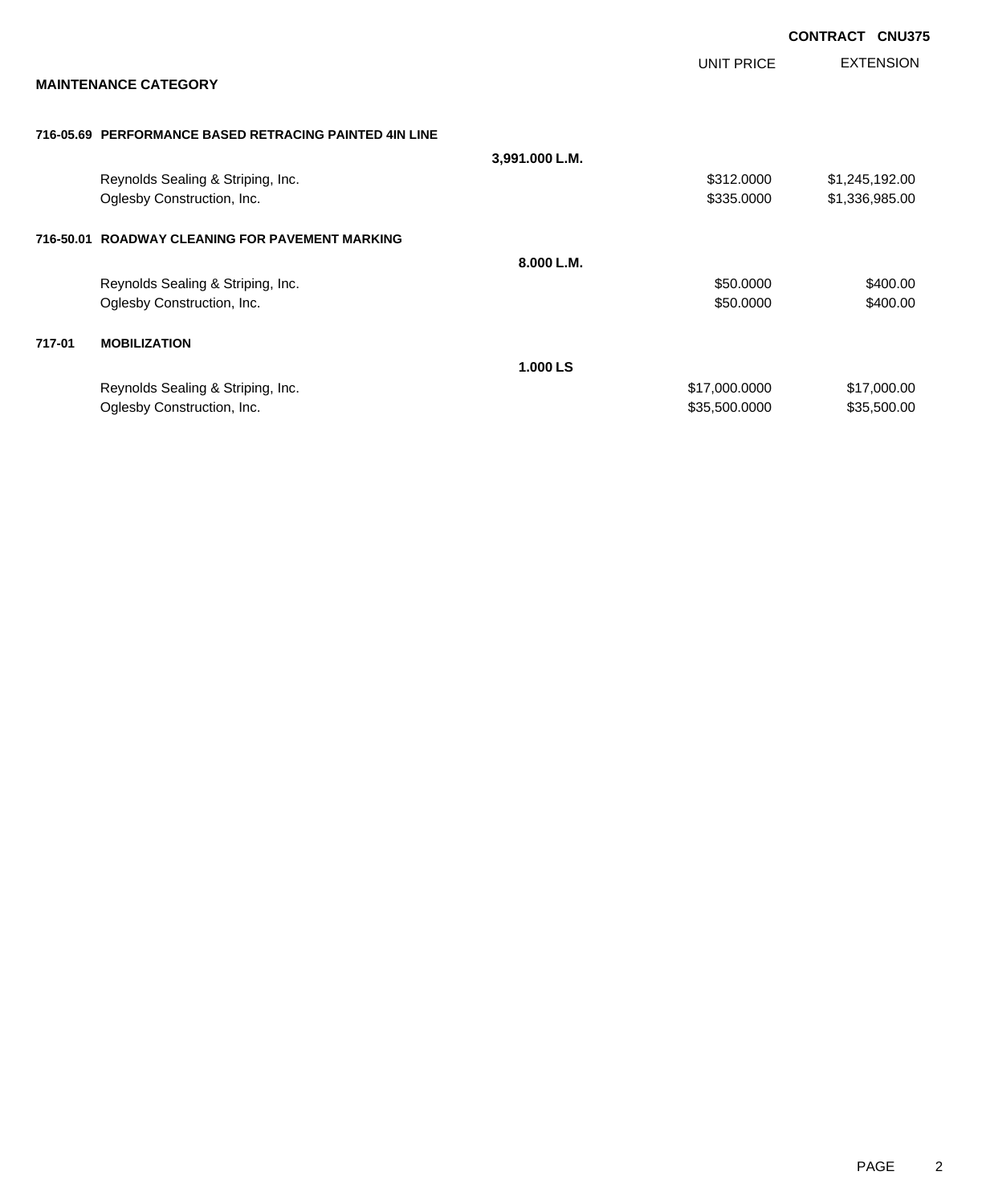**CONTRACT CNU375**

**MAINTENANCE CATEGORY**

| | | | UNIT PRICE | EXTENSION |
|---|---|---|---|---|
| **716-05.69** | **PERFORMANCE BASED RETRACING PAINTED 4IN LINE** | | | |
| | | **3,991.000 L.M.** | | |
| | Reynolds Sealing & Striping, Inc. | | $312.0000 | $1,245,192.00 |
| | Oglesby Construction, Inc. | | $335.0000 | $1,336,985.00 |
| **716-50.01** | **ROADWAY CLEANING FOR PAVEMENT MARKING** | | | |
| | | **8.000 L.M.** | | |
| | Reynolds Sealing & Striping, Inc. | | $50.0000 | $400.00 |
| | Oglesby Construction, Inc. | | $50.0000 | $400.00 |
| **717-01** | **MOBILIZATION** | | | |
| | | **1.000 LS** | | |
| | Reynolds Sealing & Striping, Inc. | | $17,000.0000 | $17,000.00 |
| | Oglesby Construction, Inc. | | $35,500.0000 | $35,500.00 |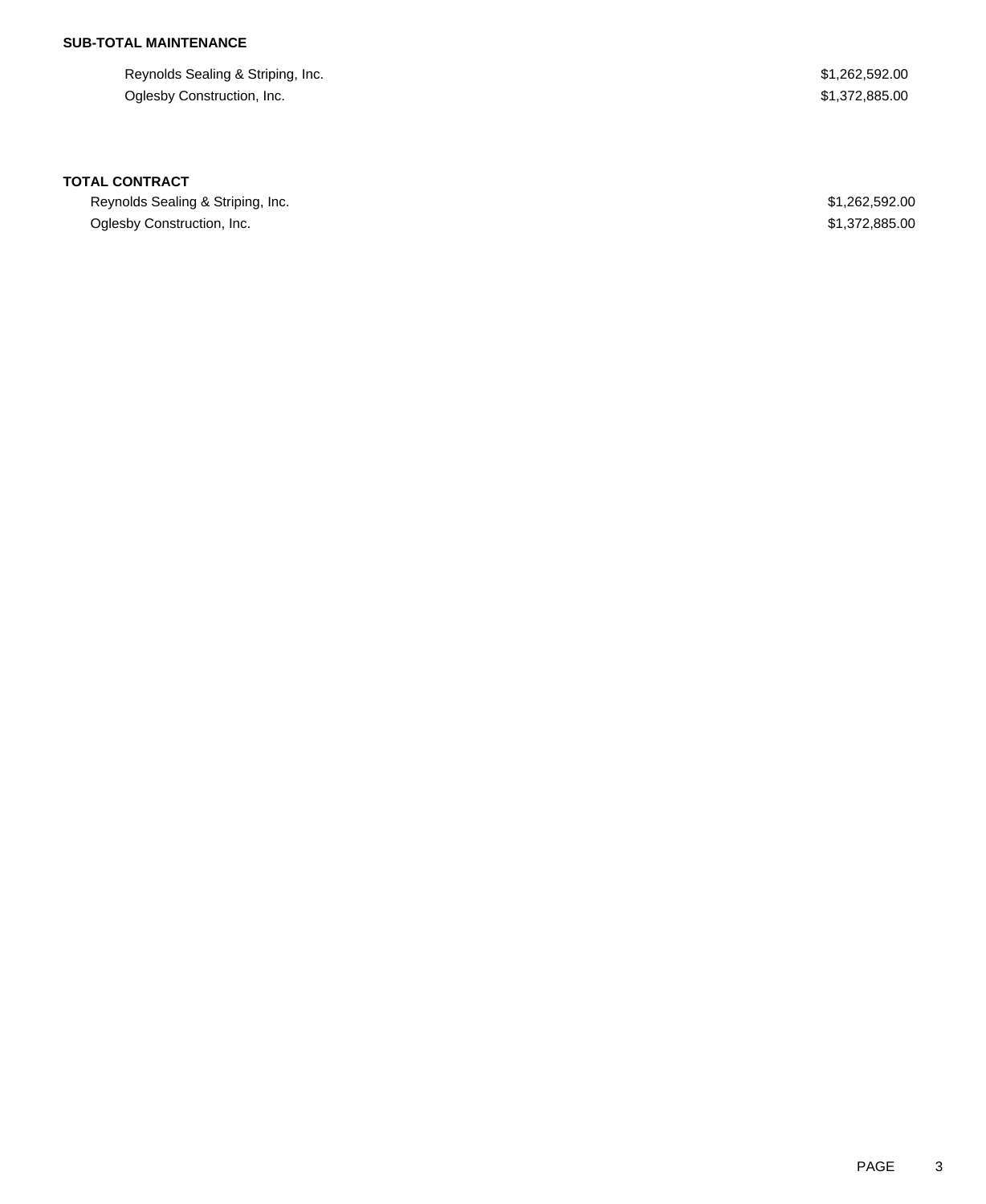**SUB-TOTAL MAINTENANCE**

| | |
|---|---|
| Reynolds Sealing & Striping, Inc. | $1,262,592.00 |
| Oglesby Construction, Inc. | $1,372,885.00 |

**TOTAL CONTRACT**

| | |
|---|---|
| Reynolds Sealing & Striping, Inc. | $1,262,592.00 |
| Oglesby Construction, Inc. | $1,372,885.00 |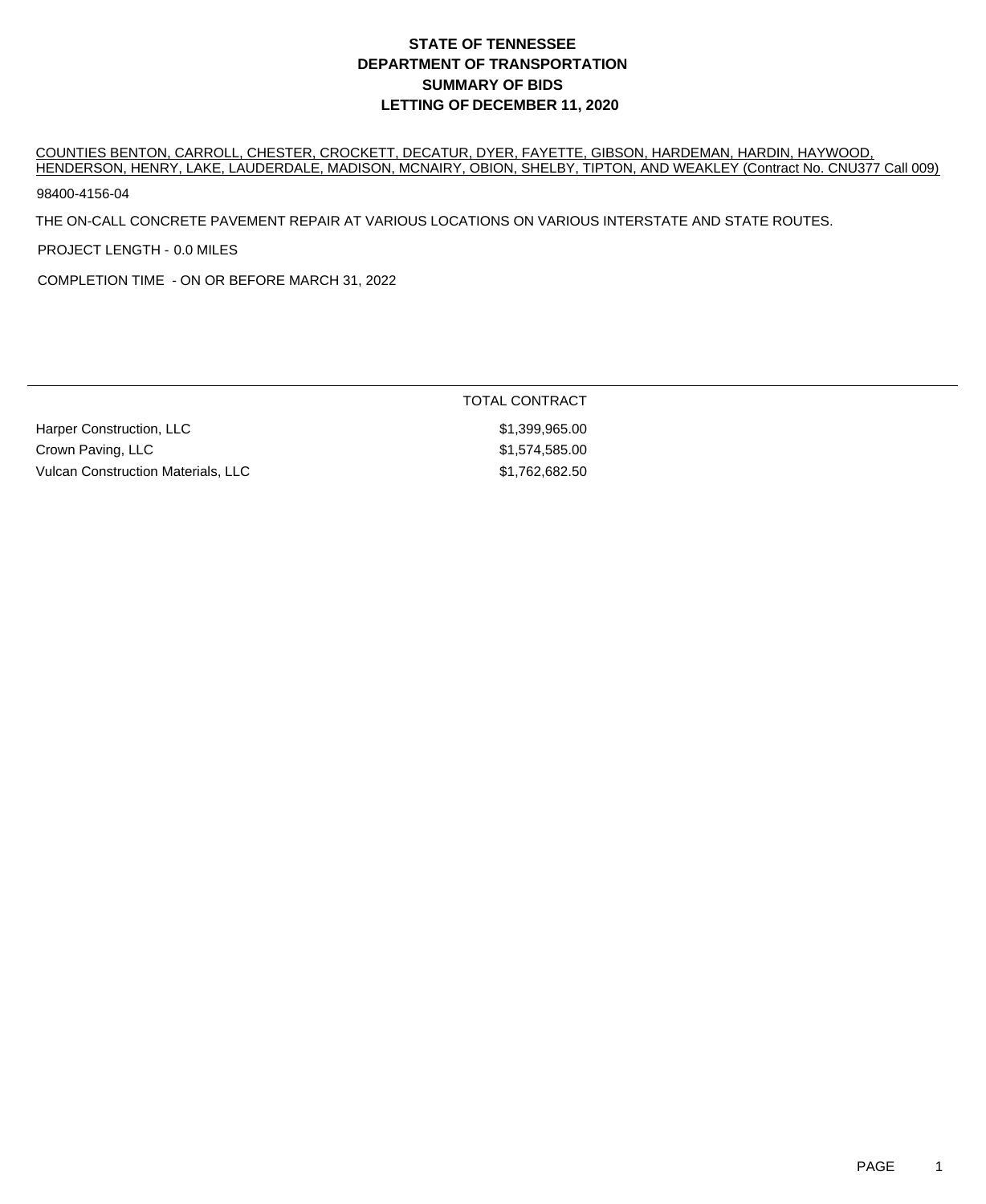# STATE OF TENNESSEE
# DEPARTMENT OF TRANSPORTATION
# SUMMARY OF BIDS
# LETTING OF DECEMBER 11, 2020

COUNTIES BENTON, CARROLL, CHESTER, CROCKETT, DECATUR, DYER, FAYETTE, GIBSON, HARDEMAN, HARDIN, HAYWOOD, HENDERSON, HENRY, LAKE, LAUDERDALE, MADISON, MCNAIRY, OBION, SHELBY, TIPTON, AND WEAKLEY (Contract No. CNU377 Call 009)

98400-4156-04

THE ON-CALL CONCRETE PAVEMENT REPAIR AT VARIOUS LOCATIONS ON VARIOUS INTERSTATE AND STATE ROUTES.

PROJECT LENGTH - 0.0 MILES

COMPLETION TIME - ON OR BEFORE MARCH 31, 2022

| | TOTAL CONTRACT |
|---|---|
| Harper Construction, LLC | $1,399,965.00 |
| Crown Paving, LLC | $1,574,585.00 |
| Vulcan Construction Materials, LLC | $1,762,682.50 |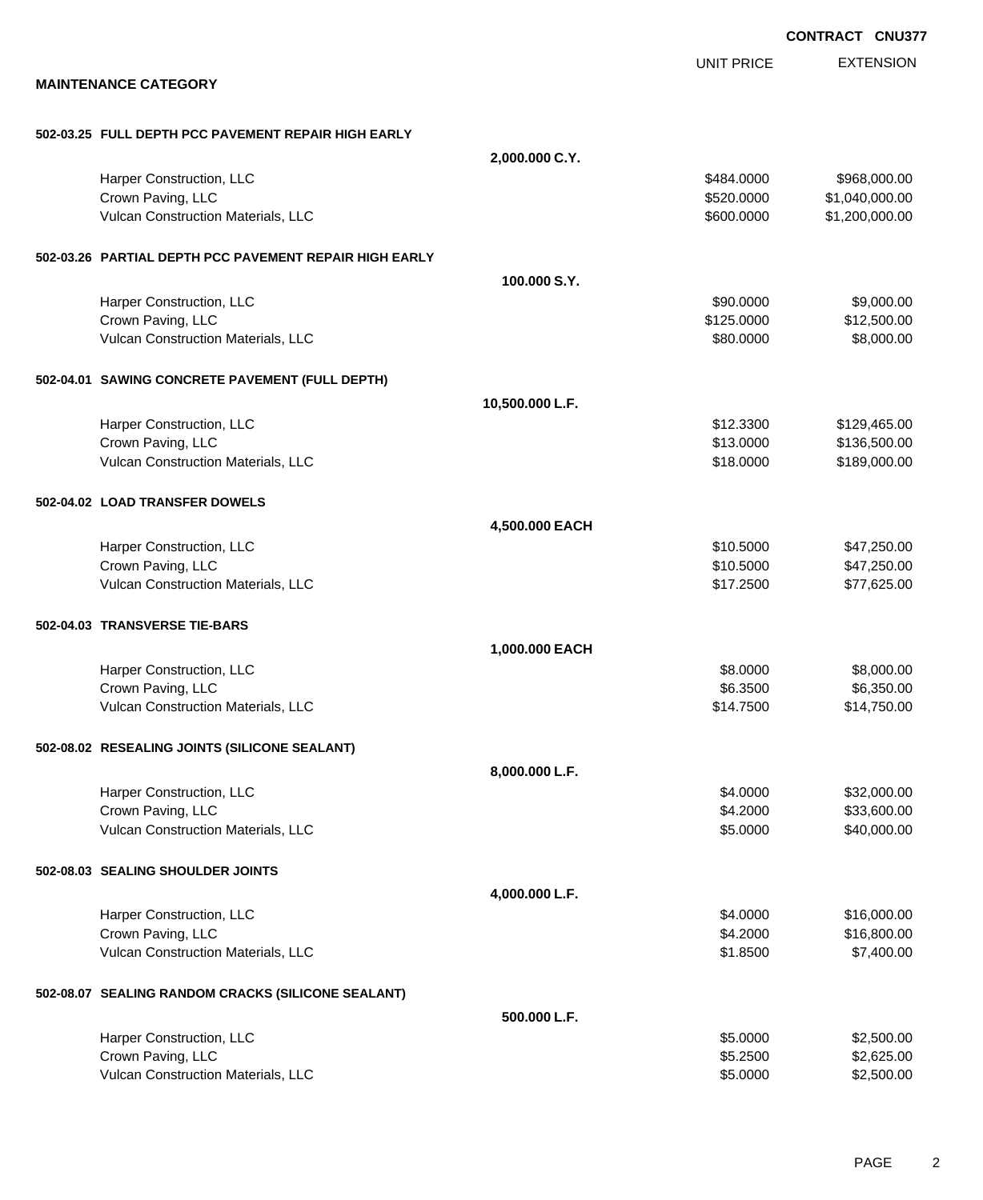**CONTRACT CNU377**

**MAINTENANCE CATEGORY**

| | | UNIT PRICE | EXTENSION |
|---|---|---|---|
| **502-03.25 FULL DEPTH PCC PAVEMENT REPAIR HIGH EARLY** | | | |
| | **2,000.000 C.Y.** | | |
| Harper Construction, LLC | | $484.0000 | $968,000.00 |
| Crown Paving, LLC | | $520.0000 | $1,040,000.00 |
| Vulcan Construction Materials, LLC | | $600.0000 | $1,200,000.00 |
| **502-03.26 PARTIAL DEPTH PCC PAVEMENT REPAIR HIGH EARLY** | | | |
| | **100.000 S.Y.** | | |
| Harper Construction, LLC | | $90.0000 | $9,000.00 |
| Crown Paving, LLC | | $125.0000 | $12,500.00 |
| Vulcan Construction Materials, LLC | | $80.0000 | $8,000.00 |
| **502-04.01 SAWING CONCRETE PAVEMENT (FULL DEPTH)** | | | |
| | **10,500.000 L.F.** | | |
| Harper Construction, LLC | | $12.3300 | $129,465.00 |
| Crown Paving, LLC | | $13.0000 | $136,500.00 |
| Vulcan Construction Materials, LLC | | $18.0000 | $189,000.00 |
| **502-04.02 LOAD TRANSFER DOWELS** | | | |
| | **4,500.000 EACH** | | |
| Harper Construction, LLC | | $10.5000 | $47,250.00 |
| Crown Paving, LLC | | $10.5000 | $47,250.00 |
| Vulcan Construction Materials, LLC | | $17.2500 | $77,625.00 |
| **502-04.03 TRANSVERSE TIE-BARS** | | | |
| | **1,000.000 EACH** | | |
| Harper Construction, LLC | | $8.0000 | $8,000.00 |
| Crown Paving, LLC | | $6.3500 | $6,350.00 |
| Vulcan Construction Materials, LLC | | $14.7500 | $14,750.00 |
| **502-08.02 RESEALING JOINTS (SILICONE SEALANT)** | | | |
| | **8,000.000 L.F.** | | |
| Harper Construction, LLC | | $4.0000 | $32,000.00 |
| Crown Paving, LLC | | $4.2000 | $33,600.00 |
| Vulcan Construction Materials, LLC | | $5.0000 | $40,000.00 |
| **502-08.03 SEALING SHOULDER JOINTS** | | | |
| | **4,000.000 L.F.** | | |
| Harper Construction, LLC | | $4.0000 | $16,000.00 |
| Crown Paving, LLC | | $4.2000 | $16,800.00 |
| Vulcan Construction Materials, LLC | | $1.8500 | $7,400.00 |
| **502-08.07 SEALING RANDOM CRACKS (SILICONE SEALANT)** | | | |
| | **500.000 L.F.** | | |
| Harper Construction, LLC | | $5.0000 | $2,500.00 |
| Crown Paving, LLC | | $5.2500 | $2,625.00 |
| Vulcan Construction Materials, LLC | | $5.0000 | $2,500.00 |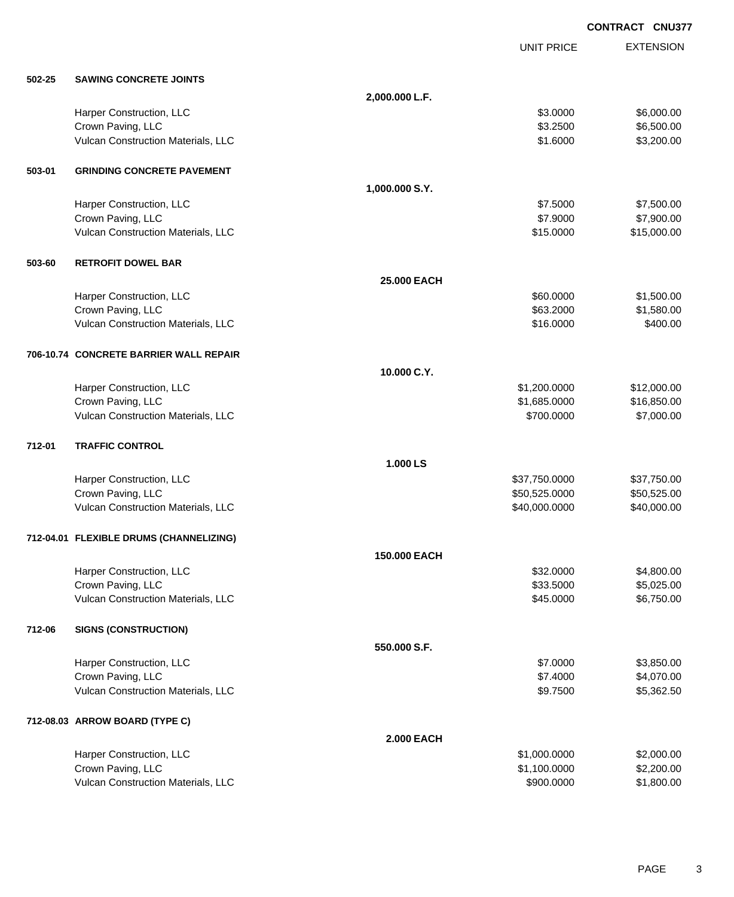CONTRACT CNU377

| | | | UNIT PRICE | EXTENSION |
|---|---|---|---|---|
| **502-25** | **SAWING CONCRETE JOINTS** | | | |
| | | **2,000.000 L.F.** | | |
| | Harper Construction, LLC | | $3.0000 | $6,000.00 |
| | Crown Paving, LLC | | $3.2500 | $6,500.00 |
| | Vulcan Construction Materials, LLC | | $1.6000 | $3,200.00 |
| **503-01** | **GRINDING CONCRETE PAVEMENT** | | | |
| | | **1,000.000 S.Y.** | | |
| | Harper Construction, LLC | | $7.5000 | $7,500.00 |
| | Crown Paving, LLC | | $7.9000 | $7,900.00 |
| | Vulcan Construction Materials, LLC | | $15.0000 | $15,000.00 |
| **503-60** | **RETROFIT DOWEL BAR** | | | |
| | | **25.000 EACH** | | |
| | Harper Construction, LLC | | $60.0000 | $1,500.00 |
| | Crown Paving, LLC | | $63.2000 | $1,580.00 |
| | Vulcan Construction Materials, LLC | | $16.0000 | $400.00 |
| **706-10.74** | **CONCRETE BARRIER WALL REPAIR** | | | |
| | | **10.000 C.Y.** | | |
| | Harper Construction, LLC | | $1,200.0000 | $12,000.00 |
| | Crown Paving, LLC | | $1,685.0000 | $16,850.00 |
| | Vulcan Construction Materials, LLC | | $700.0000 | $7,000.00 |
| **712-01** | **TRAFFIC CONTROL** | | | |
| | | **1.000 LS** | | |
| | Harper Construction, LLC | | $37,750.0000 | $37,750.00 |
| | Crown Paving, LLC | | $50,525.0000 | $50,525.00 |
| | Vulcan Construction Materials, LLC | | $40,000.0000 | $40,000.00 |
| **712-04.01** | **FLEXIBLE DRUMS (CHANNELIZING)** | | | |
| | | **150.000 EACH** | | |
| | Harper Construction, LLC | | $32.0000 | $4,800.00 |
| | Crown Paving, LLC | | $33.5000 | $5,025.00 |
| | Vulcan Construction Materials, LLC | | $45.0000 | $6,750.00 |
| **712-06** | **SIGNS (CONSTRUCTION)** | | | |
| | | **550.000 S.F.** | | |
| | Harper Construction, LLC | | $7.0000 | $3,850.00 |
| | Crown Paving, LLC | | $7.4000 | $4,070.00 |
| | Vulcan Construction Materials, LLC | | $9.7500 | $5,362.50 |
| **712-08.03** | **ARROW BOARD (TYPE C)** | | | |
| | | **2.000 EACH** | | |
| | Harper Construction, LLC | | $1,000.0000 | $2,000.00 |
| | Crown Paving, LLC | | $1,100.0000 | $2,200.00 |
| | Vulcan Construction Materials, LLC | | $900.0000 | $1,800.00 |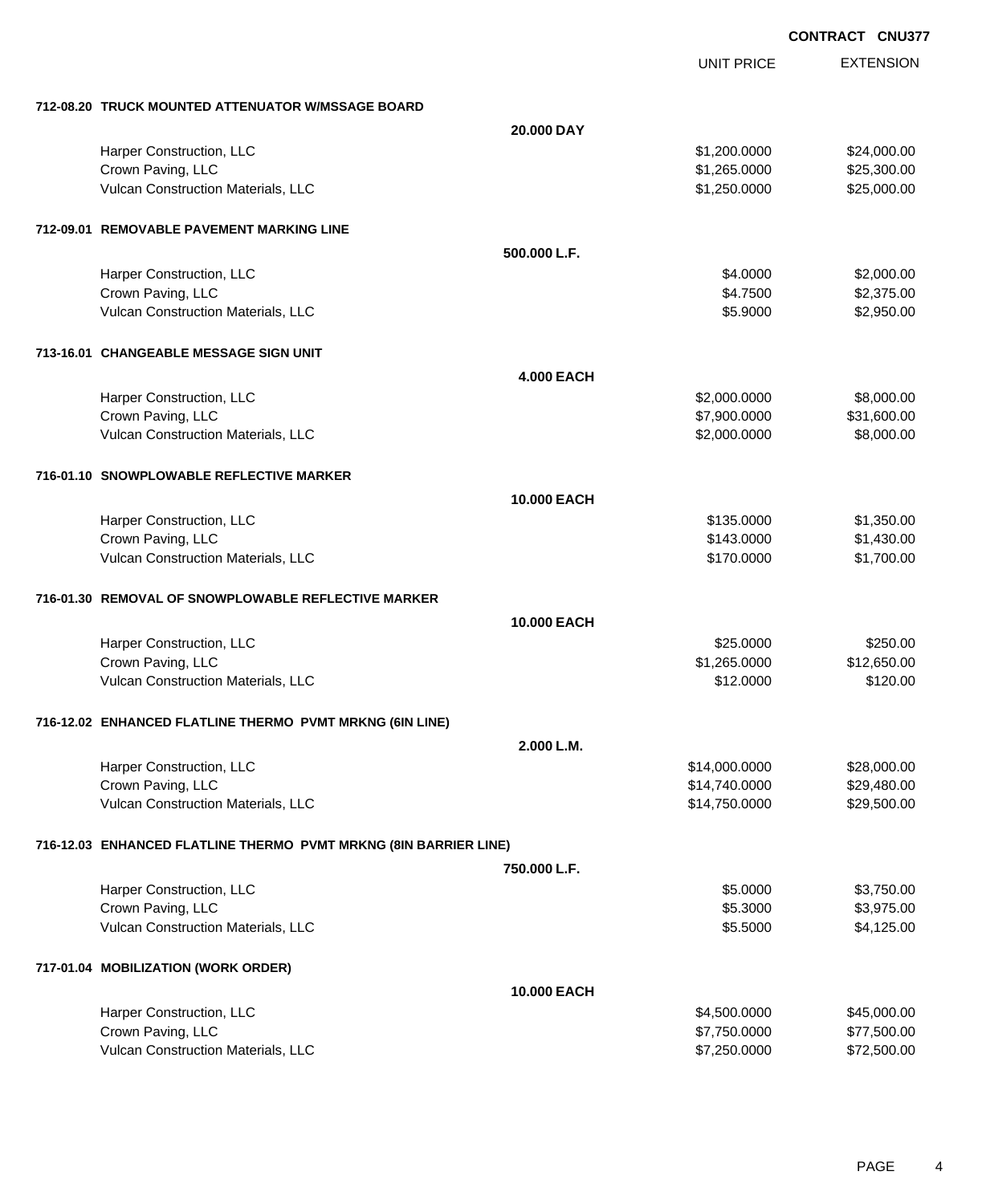**CONTRACT CNU377**

| | | UNIT PRICE | EXTENSION |
|---|---|---|---|
| **712-08.20 TRUCK MOUNTED ATTENUATOR W/MSSAGE BOARD** | | | |
| | **20.000 DAY** | | |
| Harper Construction, LLC | | $1,200.0000 | $24,000.00 |
| Crown Paving, LLC | | $1,265.0000 | $25,300.00 |
| Vulcan Construction Materials, LLC | | $1,250.0000 | $25,000.00 |
| **712-09.01 REMOVABLE PAVEMENT MARKING LINE** | | | |
| | **500.000 L.F.** | | |
| Harper Construction, LLC | | $4.0000 | $2,000.00 |
| Crown Paving, LLC | | $4.7500 | $2,375.00 |
| Vulcan Construction Materials, LLC | | $5.9000 | $2,950.00 |
| **713-16.01 CHANGEABLE MESSAGE SIGN UNIT** | | | |
| | **4.000 EACH** | | |
| Harper Construction, LLC | | $2,000.0000 | $8,000.00 |
| Crown Paving, LLC | | $7,900.0000 | $31,600.00 |
| Vulcan Construction Materials, LLC | | $2,000.0000 | $8,000.00 |
| **716-01.10 SNOWPLOWABLE REFLECTIVE MARKER** | | | |
| | **10.000 EACH** | | |
| Harper Construction, LLC | | $135.0000 | $1,350.00 |
| Crown Paving, LLC | | $143.0000 | $1,430.00 |
| Vulcan Construction Materials, LLC | | $170.0000 | $1,700.00 |
| **716-01.30 REMOVAL OF SNOWPLOWABLE REFLECTIVE MARKER** | | | |
| | **10.000 EACH** | | |
| Harper Construction, LLC | | $25.0000 | $250.00 |
| Crown Paving, LLC | | $1,265.0000 | $12,650.00 |
| Vulcan Construction Materials, LLC | | $12.0000 | $120.00 |
| **716-12.02 ENHANCED FLATLINE THERMO PVMT MRKNG (6IN LINE)** | | | |
| | **2.000 L.M.** | | |
| Harper Construction, LLC | | $14,000.0000 | $28,000.00 |
| Crown Paving, LLC | | $14,740.0000 | $29,480.00 |
| Vulcan Construction Materials, LLC | | $14,750.0000 | $29,500.00 |
| **716-12.03 ENHANCED FLATLINE THERMO PVMT MRKNG (8IN BARRIER LINE)** | | | |
| | **750.000 L.F.** | | |
| Harper Construction, LLC | | $5.0000 | $3,750.00 |
| Crown Paving, LLC | | $5.3000 | $3,975.00 |
| Vulcan Construction Materials, LLC | | $5.5000 | $4,125.00 |
| **717-01.04 MOBILIZATION (WORK ORDER)** | | | |
| | **10.000 EACH** | | |
| Harper Construction, LLC | | $4,500.0000 | $45,000.00 |
| Crown Paving, LLC | | $7,750.0000 | $77,500.00 |
| Vulcan Construction Materials, LLC | | $7,250.0000 | $72,500.00 |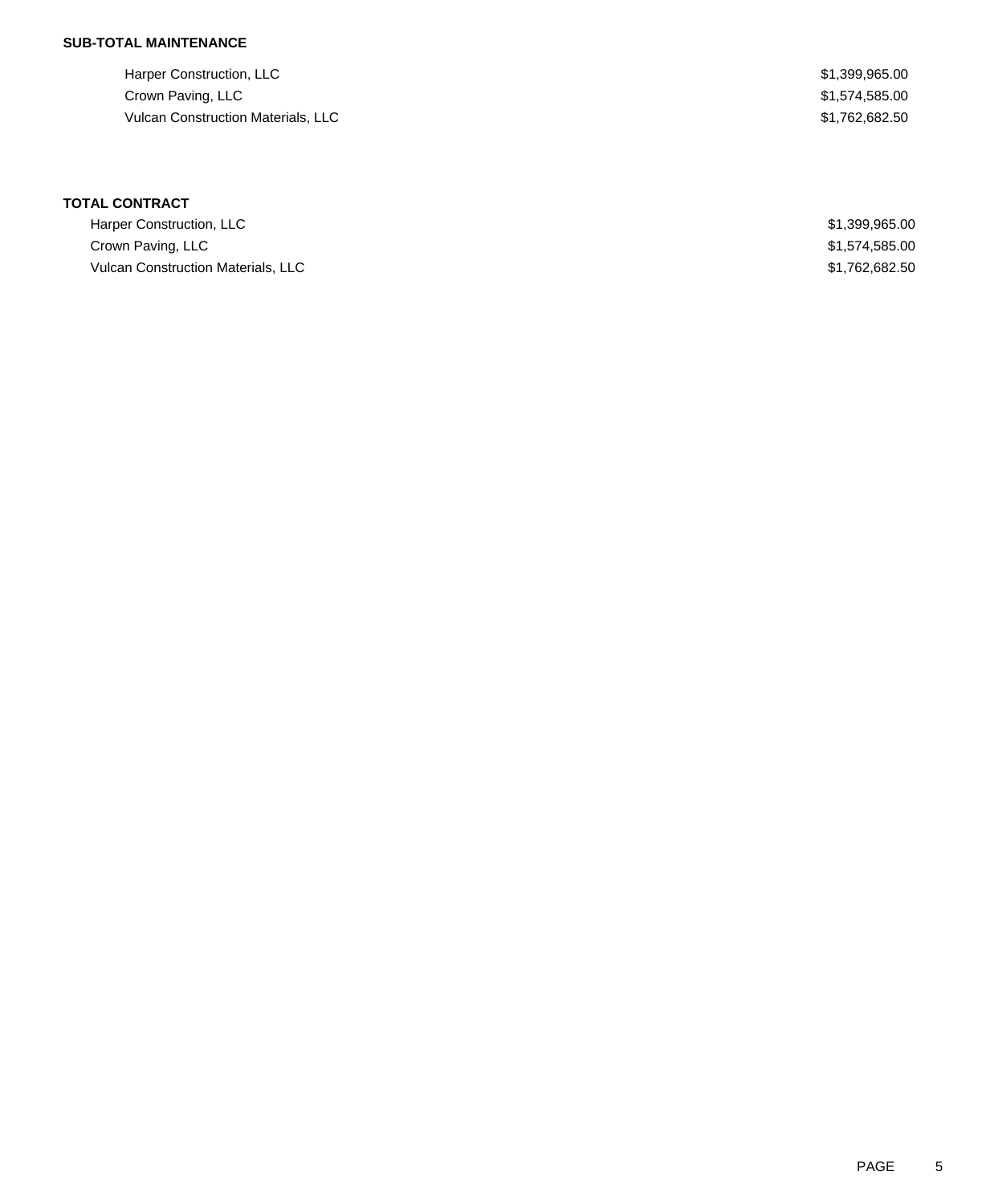**SUB-TOTAL MAINTENANCE**

| | |
|---|---|
| Harper Construction, LLC | $1,399,965.00 |
| Crown Paving, LLC | $1,574,585.00 |
| Vulcan Construction Materials, LLC | $1,762,682.50 |

**TOTAL CONTRACT**

| | |
|---|---|
| Harper Construction, LLC | $1,399,965.00 |
| Crown Paving, LLC | $1,574,585.00 |
| Vulcan Construction Materials, LLC | $1,762,682.50 |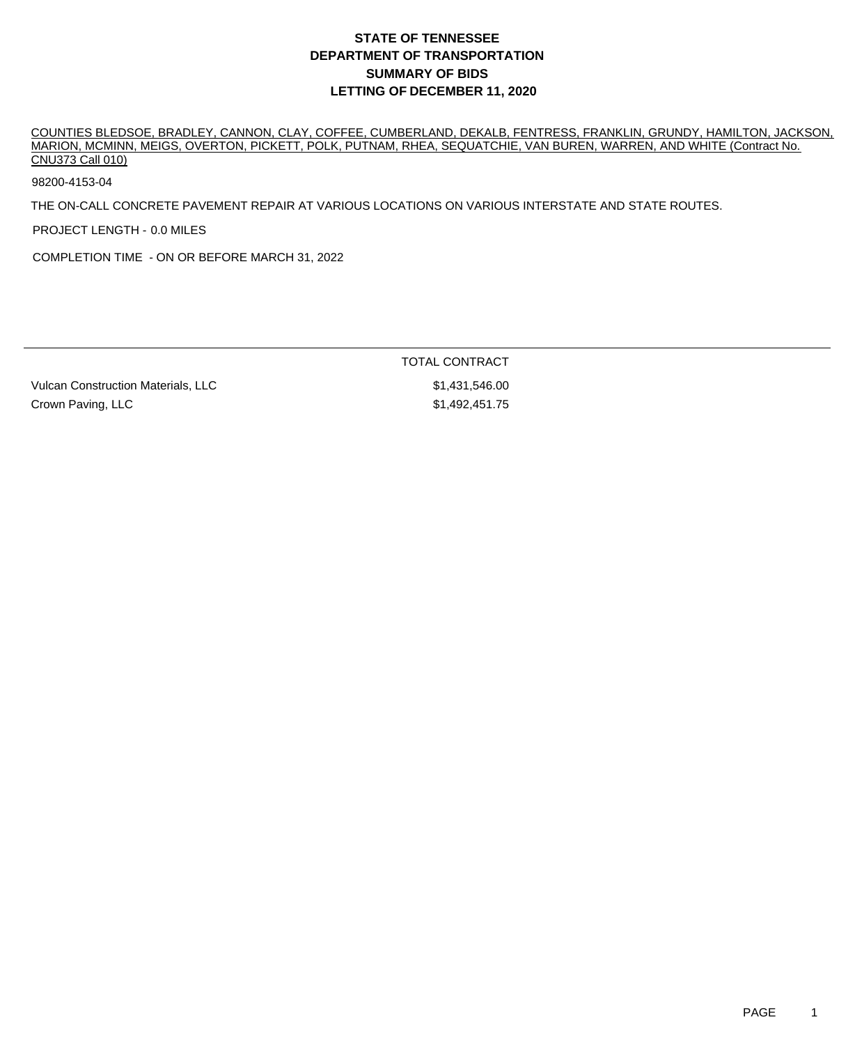# STATE OF TENNESSEE
# DEPARTMENT OF TRANSPORTATION
# SUMMARY OF BIDS
# LETTING OF DECEMBER 11, 2020

COUNTIES BLEDSOE, BRADLEY, CANNON, CLAY, COFFEE, CUMBERLAND, DEKALB, FENTRESS, FRANKLIN, GRUNDY, HAMILTON, JACKSON, MARION, MCMINN, MEIGS, OVERTON, PICKETT, POLK, PUTNAM, RHEA, SEQUATCHIE, VAN BUREN, WARREN, AND WHITE (Contract No. CNU373 Call 010)

98200-4153-04

THE ON-CALL CONCRETE PAVEMENT REPAIR AT VARIOUS LOCATIONS ON VARIOUS INTERSTATE AND STATE ROUTES.

PROJECT LENGTH - 0.0 MILES

COMPLETION TIME - ON OR BEFORE MARCH 31, 2022

| | TOTAL CONTRACT |
|---|---|
| Vulcan Construction Materials, LLC | $1,431,546.00 |
| Crown Paving, LLC | $1,492,451.75 |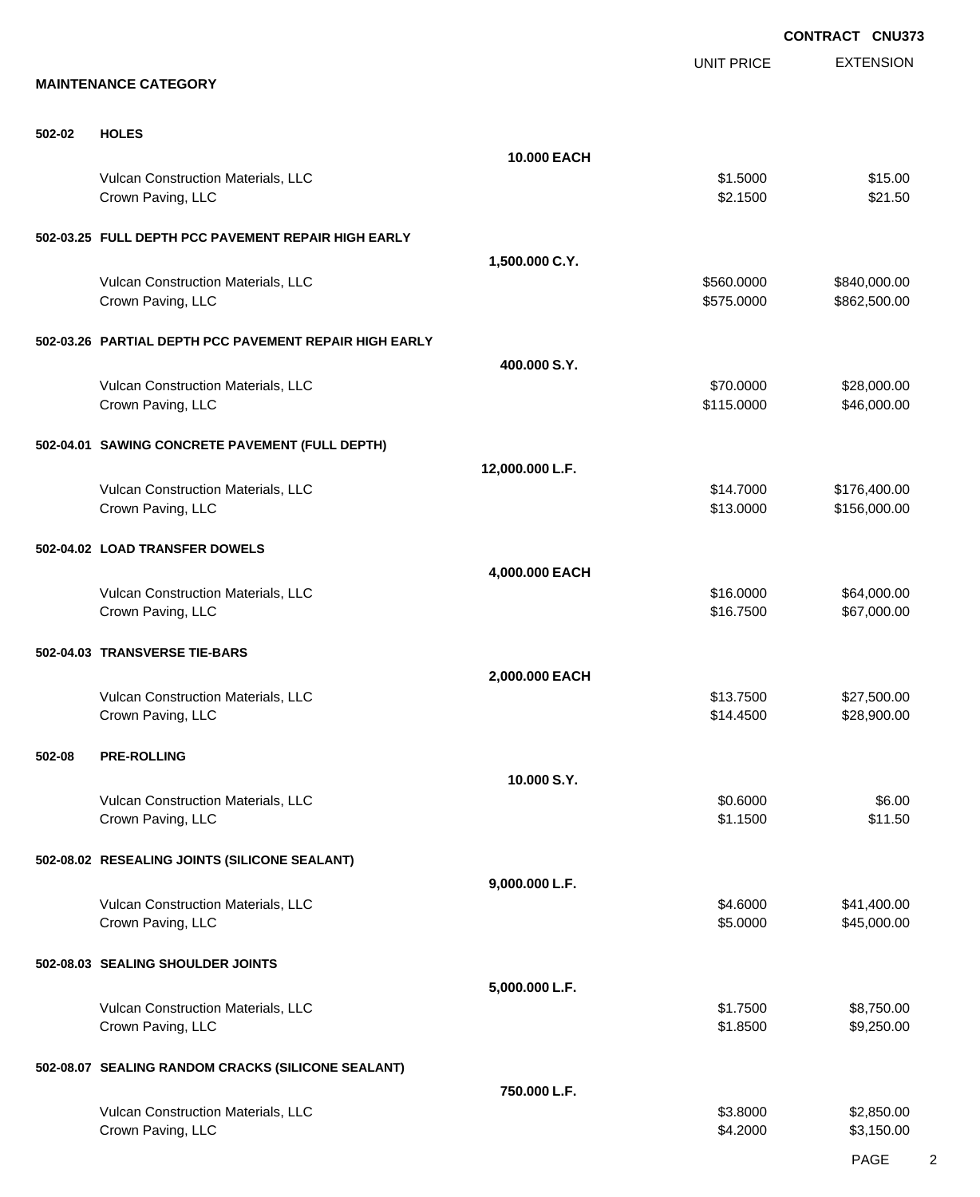**CONTRACT CNU373**

**MAINTENANCE CATEGORY**

| | | | UNIT PRICE | EXTENSION |
|---|---|---|---|---|
| **502-02** | **HOLES** | | | |
| | | **10.000 EACH** | | |
| | Vulcan Construction Materials, LLC | | $1.5000 | $15.00 |
| | Crown Paving, LLC | | $2.1500 | $21.50 |
| **502-03.25** | **FULL DEPTH PCC PAVEMENT REPAIR HIGH EARLY** | | | |
| | | **1,500.000 C.Y.** | | |
| | Vulcan Construction Materials, LLC | | $560.0000 | $840,000.00 |
| | Crown Paving, LLC | | $575.0000 | $862,500.00 |
| **502-03.26** | **PARTIAL DEPTH PCC PAVEMENT REPAIR HIGH EARLY** | | | |
| | | **400.000 S.Y.** | | |
| | Vulcan Construction Materials, LLC | | $70.0000 | $28,000.00 |
| | Crown Paving, LLC | | $115.0000 | $46,000.00 |
| **502-04.01** | **SAWING CONCRETE PAVEMENT (FULL DEPTH)** | | | |
| | | **12,000.000 L.F.** | | |
| | Vulcan Construction Materials, LLC | | $14.7000 | $176,400.00 |
| | Crown Paving, LLC | | $13.0000 | $156,000.00 |
| **502-04.02** | **LOAD TRANSFER DOWELS** | | | |
| | | **4,000.000 EACH** | | |
| | Vulcan Construction Materials, LLC | | $16.0000 | $64,000.00 |
| | Crown Paving, LLC | | $16.7500 | $67,000.00 |
| **502-04.03** | **TRANSVERSE TIE-BARS** | | | |
| | | **2,000.000 EACH** | | |
| | Vulcan Construction Materials, LLC | | $13.7500 | $27,500.00 |
| | Crown Paving, LLC | | $14.4500 | $28,900.00 |
| **502-08** | **PRE-ROLLING** | | | |
| | | **10.000 S.Y.** | | |
| | Vulcan Construction Materials, LLC | | $0.6000 | $6.00 |
| | Crown Paving, LLC | | $1.1500 | $11.50 |
| **502-08.02** | **RESEALING JOINTS (SILICONE SEALANT)** | | | |
| | | **9,000.000 L.F.** | | |
| | Vulcan Construction Materials, LLC | | $4.6000 | $41,400.00 |
| | Crown Paving, LLC | | $5.0000 | $45,000.00 |
| **502-08.03** | **SEALING SHOULDER JOINTS** | | | |
| | | **5,000.000 L.F.** | | |
| | Vulcan Construction Materials, LLC | | $1.7500 | $8,750.00 |
| | Crown Paving, LLC | | $1.8500 | $9,250.00 |
| **502-08.07** | **SEALING RANDOM CRACKS (SILICONE SEALANT)** | | | |
| | | **750.000 L.F.** | | |
| | Vulcan Construction Materials, LLC | | $3.8000 | $2,850.00 |
| | Crown Paving, LLC | | $4.2000 | $3,150.00 |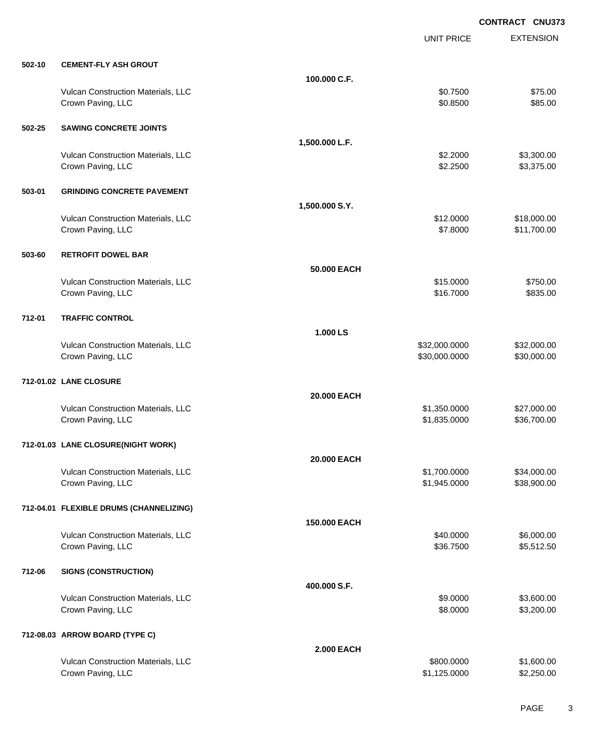**CONTRACT CNU373**

| | | | UNIT PRICE | EXTENSION |
|---|---|---|---|---|
| **502-10** | **CEMENT-FLY ASH GROUT** | | | |
| | | **100.000 C.F.** | | |
| | Vulcan Construction Materials, LLC | | $0.7500 | $75.00 |
| | Crown Paving, LLC | | $0.8500 | $85.00 |
| **502-25** | **SAWING CONCRETE JOINTS** | | | |
| | | **1,500.000 L.F.** | | |
| | Vulcan Construction Materials, LLC | | $2.2000 | $3,300.00 |
| | Crown Paving, LLC | | $2.2500 | $3,375.00 |
| **503-01** | **GRINDING CONCRETE PAVEMENT** | | | |
| | | **1,500.000 S.Y.** | | |
| | Vulcan Construction Materials, LLC | | $12.0000 | $18,000.00 |
| | Crown Paving, LLC | | $7.8000 | $11,700.00 |
| **503-60** | **RETROFIT DOWEL BAR** | | | |
| | | **50.000 EACH** | | |
| | Vulcan Construction Materials, LLC | | $15.0000 | $750.00 |
| | Crown Paving, LLC | | $16.7000 | $835.00 |
| **712-01** | **TRAFFIC CONTROL** | | | |
| | | **1.000 LS** | | |
| | Vulcan Construction Materials, LLC | | $32,000.0000 | $32,000.00 |
| | Crown Paving, LLC | | $30,000.0000 | $30,000.00 |
| **712-01.02** | **LANE CLOSURE** | | | |
| | | **20.000 EACH** | | |
| | Vulcan Construction Materials, LLC | | $1,350.0000 | $27,000.00 |
| | Crown Paving, LLC | | $1,835.0000 | $36,700.00 |
| **712-01.03** | **LANE CLOSURE(NIGHT WORK)** | | | |
| | | **20.000 EACH** | | |
| | Vulcan Construction Materials, LLC | | $1,700.0000 | $34,000.00 |
| | Crown Paving, LLC | | $1,945.0000 | $38,900.00 |
| **712-04.01** | **FLEXIBLE DRUMS (CHANNELIZING)** | | | |
| | | **150.000 EACH** | | |
| | Vulcan Construction Materials, LLC | | $40.0000 | $6,000.00 |
| | Crown Paving, LLC | | $36.7500 | $5,512.50 |
| **712-06** | **SIGNS (CONSTRUCTION)** | | | |
| | | **400.000 S.F.** | | |
| | Vulcan Construction Materials, LLC | | $9.0000 | $3,600.00 |
| | Crown Paving, LLC | | $8.0000 | $3,200.00 |
| **712-08.03** | **ARROW BOARD (TYPE C)** | | | |
| | | **2.000 EACH** | | |
| | Vulcan Construction Materials, LLC | | $800.0000 | $1,600.00 |
| | Crown Paving, LLC | | $1,125.0000 | $2,250.00 |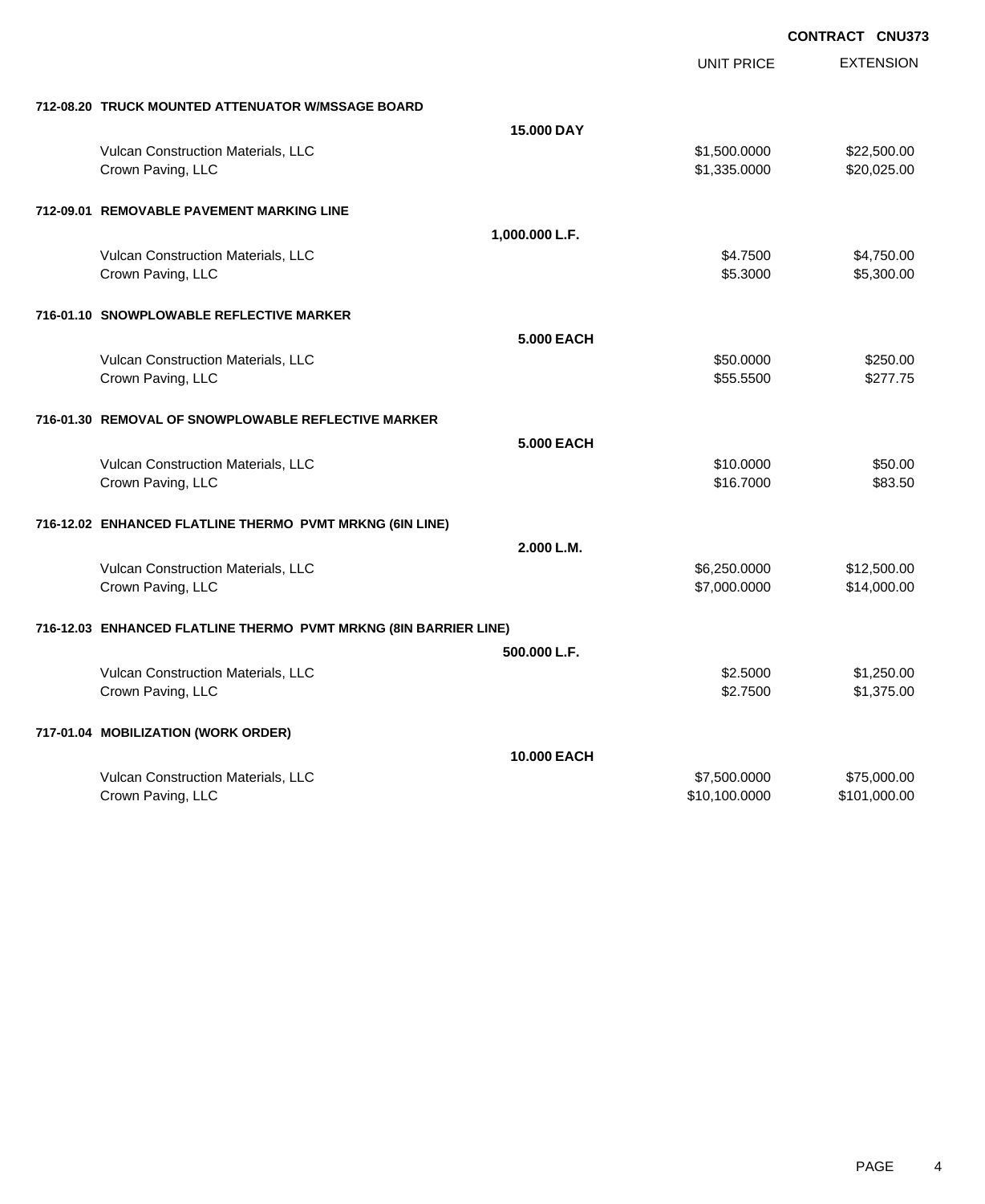**CONTRACT CNU373**

| | | UNIT PRICE | EXTENSION |
|---|---|---|---|
| **712-08.20 TRUCK MOUNTED ATTENUATOR W/MSSAGE BOARD** | | | |
| | **15.000 DAY** | | |
| Vulcan Construction Materials, LLC | | $1,500.0000 | $22,500.00 |
| Crown Paving, LLC | | $1,335.0000 | $20,025.00 |
| **712-09.01 REMOVABLE PAVEMENT MARKING LINE** | | | |
| | **1,000.000 L.F.** | | |
| Vulcan Construction Materials, LLC | | $4.7500 | $4,750.00 |
| Crown Paving, LLC | | $5.3000 | $5,300.00 |
| **716-01.10 SNOWPLOWABLE REFLECTIVE MARKER** | | | |
| | **5.000 EACH** | | |
| Vulcan Construction Materials, LLC | | $50.0000 | $250.00 |
| Crown Paving, LLC | | $55.5500 | $277.75 |
| **716-01.30 REMOVAL OF SNOWPLOWABLE REFLECTIVE MARKER** | | | |
| | **5.000 EACH** | | |
| Vulcan Construction Materials, LLC | | $10.0000 | $50.00 |
| Crown Paving, LLC | | $16.7000 | $83.50 |
| **716-12.02 ENHANCED FLATLINE THERMO PVMT MRKNG (6IN LINE)** | | | |
| | **2.000 L.M.** | | |
| Vulcan Construction Materials, LLC | | $6,250.0000 | $12,500.00 |
| Crown Paving, LLC | | $7,000.0000 | $14,000.00 |
| **716-12.03 ENHANCED FLATLINE THERMO PVMT MRKNG (8IN BARRIER LINE)** | | | |
| | **500.000 L.F.** | | |
| Vulcan Construction Materials, LLC | | $2.5000 | $1,250.00 |
| Crown Paving, LLC | | $2.7500 | $1,375.00 |
| **717-01.04 MOBILIZATION (WORK ORDER)** | | | |
| | **10.000 EACH** | | |
| Vulcan Construction Materials, LLC | | $7,500.0000 | $75,000.00 |
| Crown Paving, LLC | | $10,100.0000 | $101,000.00 |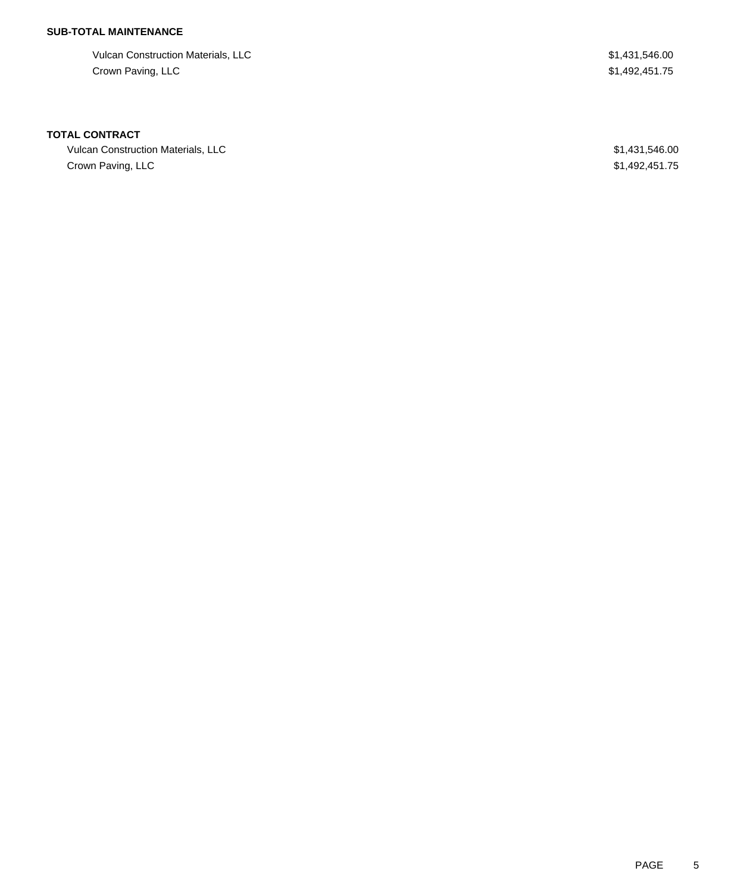**SUB-TOTAL MAINTENANCE**

| | |
|---|---|
| Vulcan Construction Materials, LLC | $1,431,546.00 |
| Crown Paving, LLC | $1,492,451.75 |

**TOTAL CONTRACT**

| | |
|---|---|
| Vulcan Construction Materials, LLC | $1,431,546.00 |
| Crown Paving, LLC | $1,492,451.75 |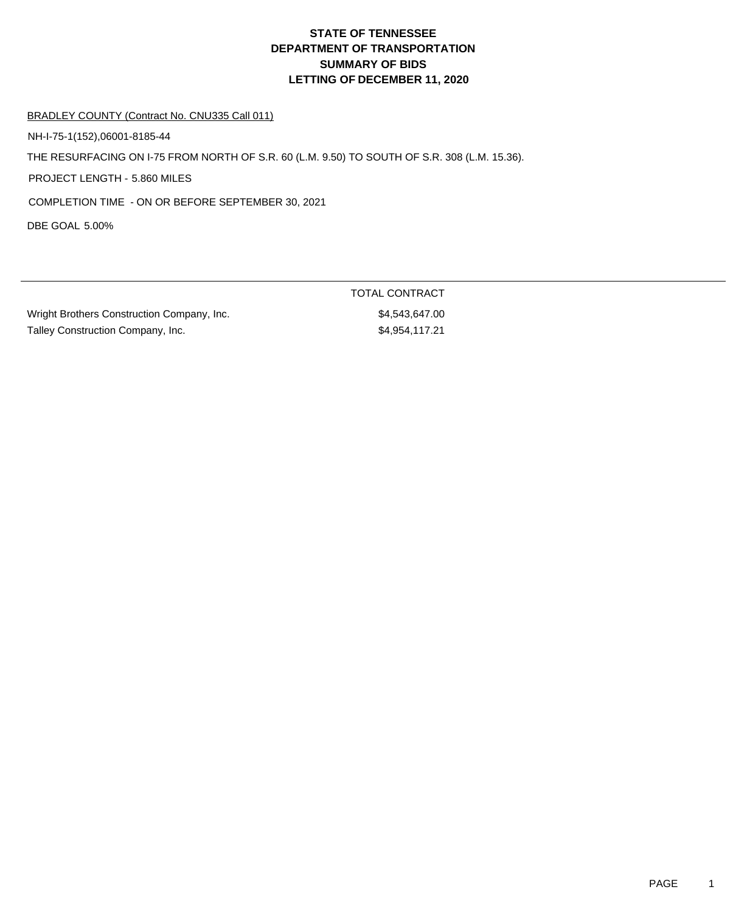# STATE OF TENNESSEE
# DEPARTMENT OF TRANSPORTATION
# SUMMARY OF BIDS
# LETTING OF DECEMBER 11, 2020

BRADLEY COUNTY (Contract No. CNU335 Call 011)

NH-I-75-1(152),06001-8185-44

THE RESURFACING ON I-75 FROM NORTH OF S.R. 60 (L.M. 9.50) TO SOUTH OF S.R. 308 (L.M. 15.36).

PROJECT LENGTH - 5.860 MILES

COMPLETION TIME - ON OR BEFORE SEPTEMBER 30, 2021

DBE GOAL 5.00%

| | TOTAL CONTRACT |
|---|---|
| Wright Brothers Construction Company, Inc. | $4,543,647.00 |
| Talley Construction Company, Inc. | $4,954,117.21 |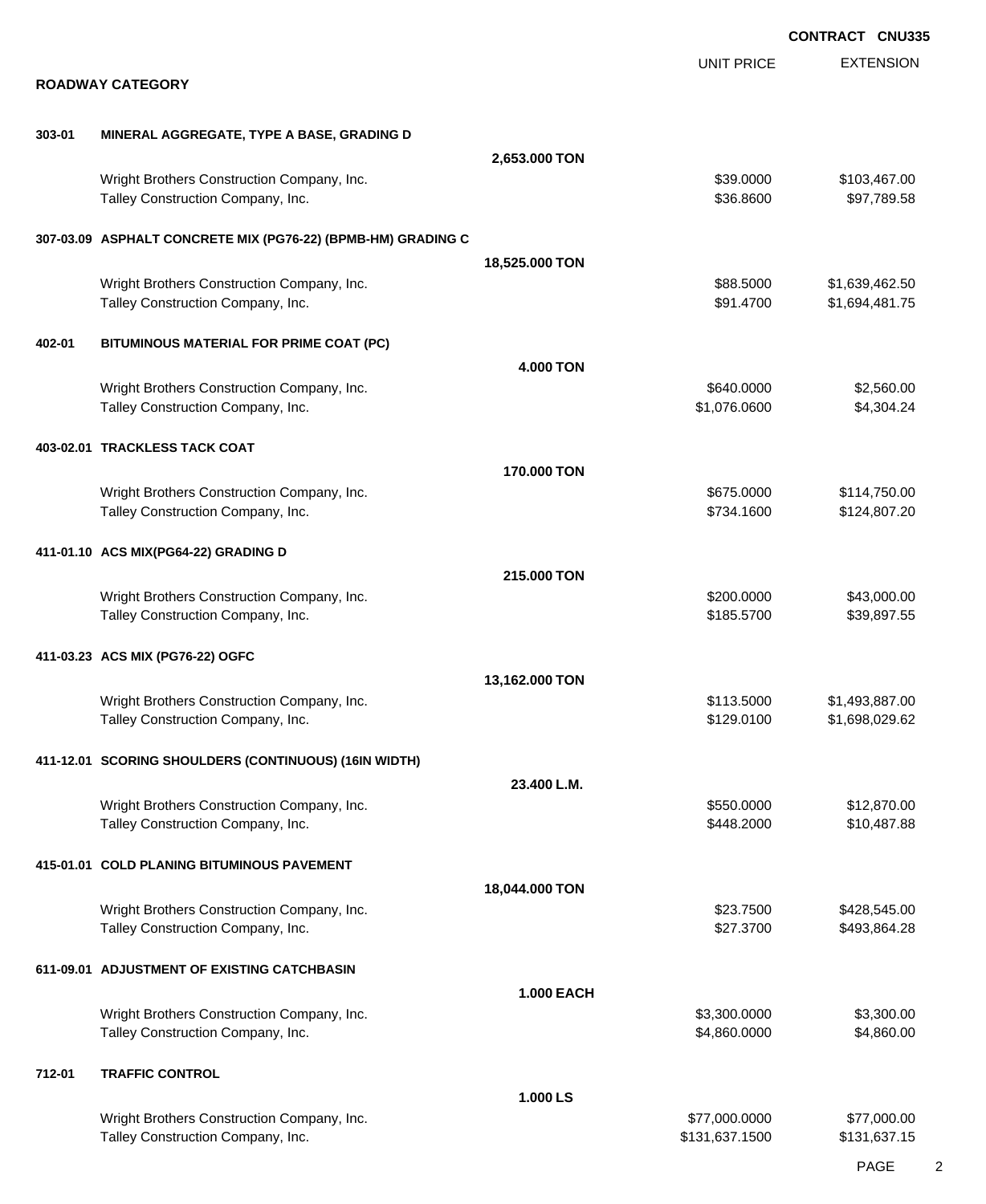**CONTRACT CNU335**

## ROADWAY CATEGORY

| | | | UNIT PRICE | EXTENSION |
|---|---|---|---|---|
| **303-01** | **MINERAL AGGREGATE, TYPE A BASE, GRADING D** | | | |
| | | **2,653.000 TON** | | |
| | Wright Brothers Construction Company, Inc. | | $39.0000 | $103,467.00 |
| | Talley Construction Company, Inc. | | $36.8600 | $97,789.58 |
| **307-03.09** | **ASPHALT CONCRETE MIX (PG76-22) (BPMB-HM) GRADING C** | | | |
| | | **18,525.000 TON** | | |
| | Wright Brothers Construction Company, Inc. | | $88.5000 | $1,639,462.50 |
| | Talley Construction Company, Inc. | | $91.4700 | $1,694,481.75 |
| **402-01** | **BITUMINOUS MATERIAL FOR PRIME COAT (PC)** | | | |
| | | **4.000 TON** | | |
| | Wright Brothers Construction Company, Inc. | | $640.0000 | $2,560.00 |
| | Talley Construction Company, Inc. | | $1,076.0600 | $4,304.24 |
| **403-02.01** | **TRACKLESS TACK COAT** | | | |
| | | **170.000 TON** | | |
| | Wright Brothers Construction Company, Inc. | | $675.0000 | $114,750.00 |
| | Talley Construction Company, Inc. | | $734.1600 | $124,807.20 |
| **411-01.10** | **ACS MIX(PG64-22) GRADING D** | | | |
| | | **215.000 TON** | | |
| | Wright Brothers Construction Company, Inc. | | $200.0000 | $43,000.00 |
| | Talley Construction Company, Inc. | | $185.5700 | $39,897.55 |
| **411-03.23** | **ACS MIX (PG76-22) OGFC** | | | |
| | | **13,162.000 TON** | | |
| | Wright Brothers Construction Company, Inc. | | $113.5000 | $1,493,887.00 |
| | Talley Construction Company, Inc. | | $129.0100 | $1,698,029.62 |
| **411-12.01** | **SCORING SHOULDERS (CONTINUOUS) (16IN WIDTH)** | | | |
| | | **23.400 L.M.** | | |
| | Wright Brothers Construction Company, Inc. | | $550.0000 | $12,870.00 |
| | Talley Construction Company, Inc. | | $448.2000 | $10,487.88 |
| **415-01.01** | **COLD PLANING BITUMINOUS PAVEMENT** | | | |
| | | **18,044.000 TON** | | |
| | Wright Brothers Construction Company, Inc. | | $23.7500 | $428,545.00 |
| | Talley Construction Company, Inc. | | $27.3700 | $493,864.28 |
| **611-09.01** | **ADJUSTMENT OF EXISTING CATCHBASIN** | | | |
| | | **1.000 EACH** | | |
| | Wright Brothers Construction Company, Inc. | | $3,300.0000 | $3,300.00 |
| | Talley Construction Company, Inc. | | $4,860.0000 | $4,860.00 |
| **712-01** | **TRAFFIC CONTROL** | | | |
| | | **1.000 LS** | | |
| | Wright Brothers Construction Company, Inc. | | $77,000.0000 | $77,000.00 |
| | Talley Construction Company, Inc. | | $131,637.1500 | $131,637.15 |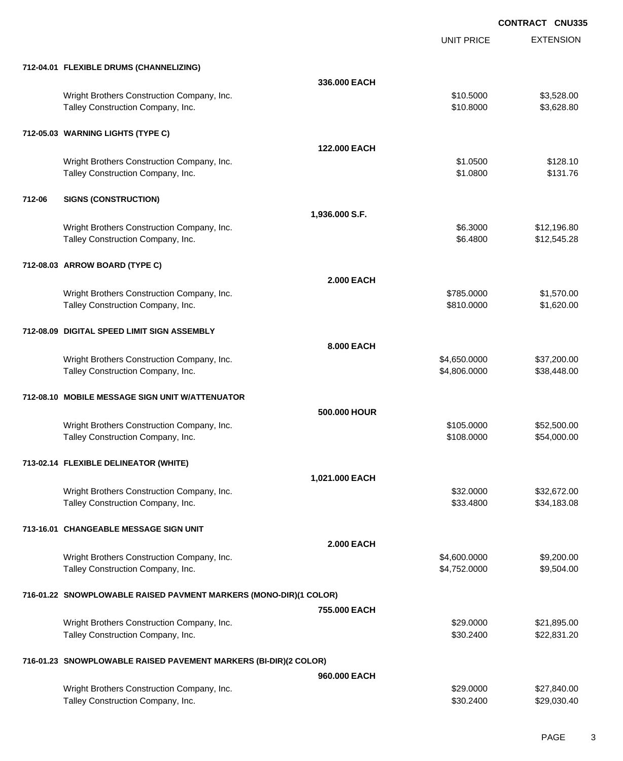**CONTRACT CNU335**

| | | UNIT PRICE | EXTENSION |
|---|---|---|---|
| **712-04.01 FLEXIBLE DRUMS (CHANNELIZING)** | | | |
| | **336.000 EACH** | | |
| Wright Brothers Construction Company, Inc. | | $10.5000 | $3,528.00 |
| Talley Construction Company, Inc. | | $10.8000 | $3,628.80 |
| **712-05.03 WARNING LIGHTS (TYPE C)** | | | |
| | **122.000 EACH** | | |
| Wright Brothers Construction Company, Inc. | | $1.0500 | $128.10 |
| Talley Construction Company, Inc. | | $1.0800 | $131.76 |
| **712-06 SIGNS (CONSTRUCTION)** | | | |
| | **1,936.000 S.F.** | | |
| Wright Brothers Construction Company, Inc. | | $6.3000 | $12,196.80 |
| Talley Construction Company, Inc. | | $6.4800 | $12,545.28 |
| **712-08.03 ARROW BOARD (TYPE C)** | | | |
| | **2.000 EACH** | | |
| Wright Brothers Construction Company, Inc. | | $785.0000 | $1,570.00 |
| Talley Construction Company, Inc. | | $810.0000 | $1,620.00 |
| **712-08.09 DIGITAL SPEED LIMIT SIGN ASSEMBLY** | | | |
| | **8.000 EACH** | | |
| Wright Brothers Construction Company, Inc. | | $4,650.0000 | $37,200.00 |
| Talley Construction Company, Inc. | | $4,806.0000 | $38,448.00 |
| **712-08.10 MOBILE MESSAGE SIGN UNIT W/ATTENUATOR** | | | |
| | **500.000 HOUR** | | |
| Wright Brothers Construction Company, Inc. | | $105.0000 | $52,500.00 |
| Talley Construction Company, Inc. | | $108.0000 | $54,000.00 |
| **713-02.14 FLEXIBLE DELINEATOR (WHITE)** | | | |
| | **1,021.000 EACH** | | |
| Wright Brothers Construction Company, Inc. | | $32.0000 | $32,672.00 |
| Talley Construction Company, Inc. | | $33.4800 | $34,183.08 |
| **713-16.01 CHANGEABLE MESSAGE SIGN UNIT** | | | |
| | **2.000 EACH** | | |
| Wright Brothers Construction Company, Inc. | | $4,600.0000 | $9,200.00 |
| Talley Construction Company, Inc. | | $4,752.0000 | $9,504.00 |
| **716-01.22 SNOWPLOWABLE RAISED PAVMENT MARKERS (MONO-DIR)(1 COLOR)** | | | |
| | **755.000 EACH** | | |
| Wright Brothers Construction Company, Inc. | | $29.0000 | $21,895.00 |
| Talley Construction Company, Inc. | | $30.2400 | $22,831.20 |
| **716-01.23 SNOWPLOWABLE RAISED PAVEMENT MARKERS (BI-DIR)(2 COLOR)** | | | |
| | **960.000 EACH** | | |
| Wright Brothers Construction Company, Inc. | | $29.0000 | $27,840.00 |
| Talley Construction Company, Inc. | | $30.2400 | $29,030.40 |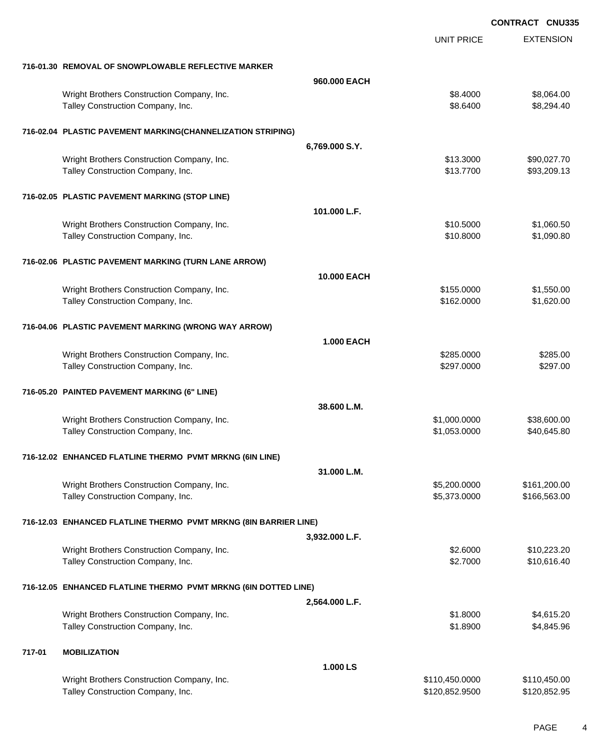**CONTRACT CNU335**

| | | UNIT PRICE | EXTENSION |
|---|---|---|---|
| **716-01.30 REMOVAL OF SNOWPLOWABLE REFLECTIVE MARKER** | | | |
| | **960.000 EACH** | | |
| Wright Brothers Construction Company, Inc. | | $8.4000 | $8,064.00 |
| Talley Construction Company, Inc. | | $8.6400 | $8,294.40 |
| **716-02.04 PLASTIC PAVEMENT MARKING(CHANNELIZATION STRIPING)** | | | |
| | **6,769.000 S.Y.** | | |
| Wright Brothers Construction Company, Inc. | | $13.3000 | $90,027.70 |
| Talley Construction Company, Inc. | | $13.7700 | $93,209.13 |
| **716-02.05 PLASTIC PAVEMENT MARKING (STOP LINE)** | | | |
| | **101.000 L.F.** | | |
| Wright Brothers Construction Company, Inc. | | $10.5000 | $1,060.50 |
| Talley Construction Company, Inc. | | $10.8000 | $1,090.80 |
| **716-02.06 PLASTIC PAVEMENT MARKING (TURN LANE ARROW)** | | | |
| | **10.000 EACH** | | |
| Wright Brothers Construction Company, Inc. | | $155.0000 | $1,550.00 |
| Talley Construction Company, Inc. | | $162.0000 | $1,620.00 |
| **716-04.06 PLASTIC PAVEMENT MARKING (WRONG WAY ARROW)** | | | |
| | **1.000 EACH** | | |
| Wright Brothers Construction Company, Inc. | | $285.0000 | $285.00 |
| Talley Construction Company, Inc. | | $297.0000 | $297.00 |
| **716-05.20 PAINTED PAVEMENT MARKING (6" LINE)** | | | |
| | **38.600 L.M.** | | |
| Wright Brothers Construction Company, Inc. | | $1,000.0000 | $38,600.00 |
| Talley Construction Company, Inc. | | $1,053.0000 | $40,645.80 |
| **716-12.02 ENHANCED FLATLINE THERMO PVMT MRKNG (6IN LINE)** | | | |
| | **31.000 L.M.** | | |
| Wright Brothers Construction Company, Inc. | | $5,200.0000 | $161,200.00 |
| Talley Construction Company, Inc. | | $5,373.0000 | $166,563.00 |
| **716-12.03 ENHANCED FLATLINE THERMO PVMT MRKNG (8IN BARRIER LINE)** | | | |
| | **3,932.000 L.F.** | | |
| Wright Brothers Construction Company, Inc. | | $2.6000 | $10,223.20 |
| Talley Construction Company, Inc. | | $2.7000 | $10,616.40 |
| **716-12.05 ENHANCED FLATLINE THERMO PVMT MRKNG (6IN DOTTED LINE)** | | | |
| | **2,564.000 L.F.** | | |
| Wright Brothers Construction Company, Inc. | | $1.8000 | $4,615.20 |
| Talley Construction Company, Inc. | | $1.8900 | $4,845.96 |
| **717-01 MOBILIZATION** | | | |
| | **1.000 LS** | | |
| Wright Brothers Construction Company, Inc. | | $110,450.0000 | $110,450.00 |
| Talley Construction Company, Inc. | | $120,852.9500 | $120,852.95 |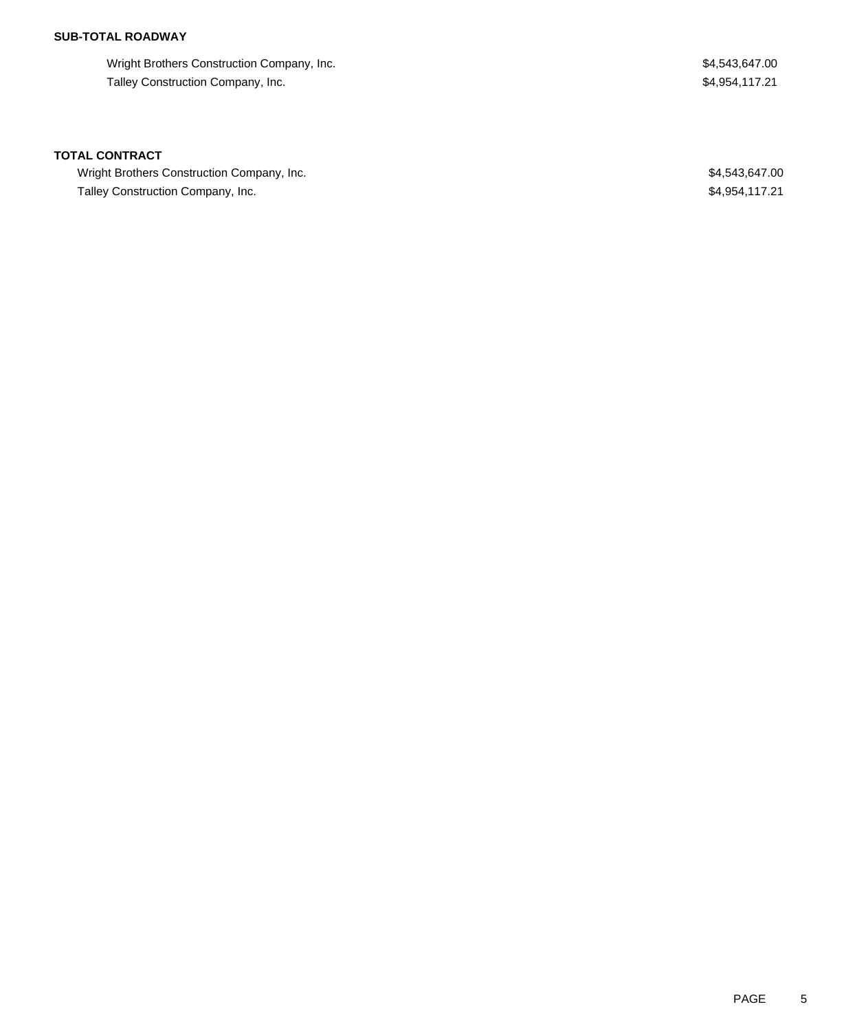**SUB-TOTAL ROADWAY**

| | |
|---|---|
| Wright Brothers Construction Company, Inc. | $4,543,647.00 |
| Talley Construction Company, Inc. | $4,954,117.21 |

**TOTAL CONTRACT**

| | |
|---|---|
| Wright Brothers Construction Company, Inc. | $4,543,647.00 |
| Talley Construction Company, Inc. | $4,954,117.21 |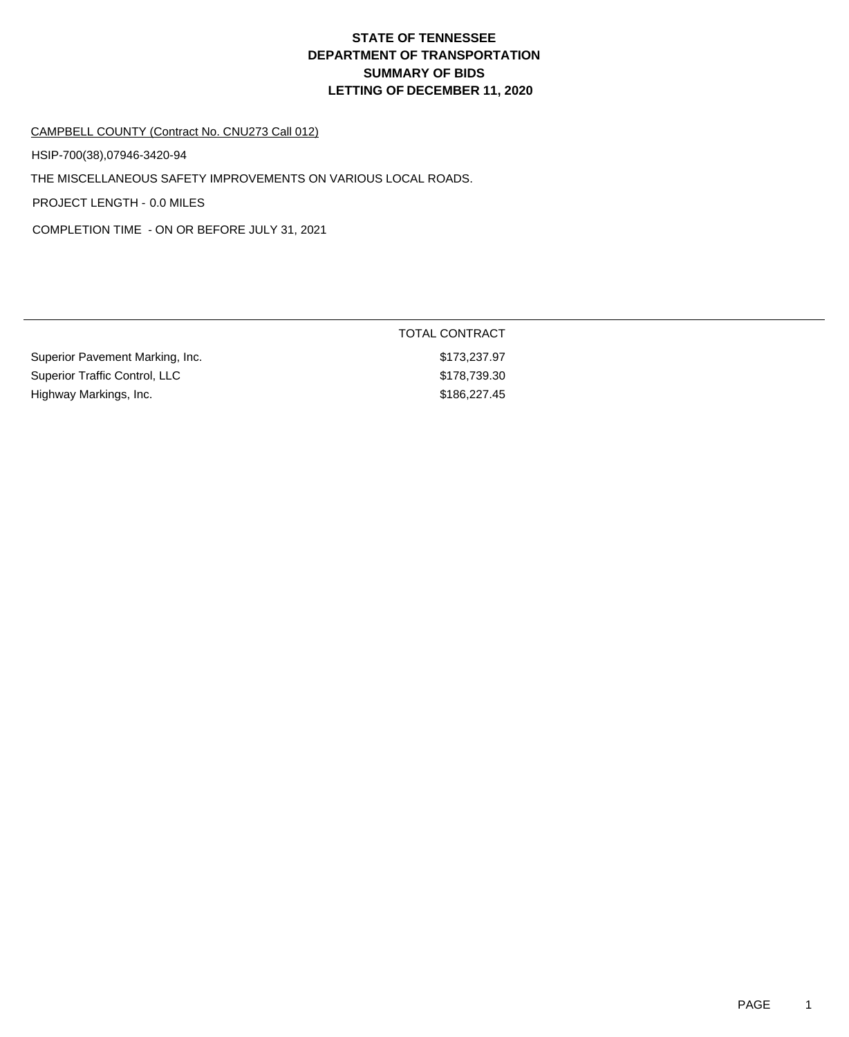# STATE OF TENNESSEE
# DEPARTMENT OF TRANSPORTATION
# SUMMARY OF BIDS
# LETTING OF DECEMBER 11, 2020

CAMPBELL COUNTY (Contract No. CNU273 Call 012)

HSIP-700(38),07946-3420-94

THE MISCELLANEOUS SAFETY IMPROVEMENTS ON VARIOUS LOCAL ROADS.

PROJECT LENGTH - 0.0 MILES

COMPLETION TIME - ON OR BEFORE JULY 31, 2021

| | TOTAL CONTRACT |
|---|---|
| Superior Pavement Marking, Inc. | $173,237.97 |
| Superior Traffic Control, LLC | $178,739.30 |
| Highway Markings, Inc. | $186,227.45 |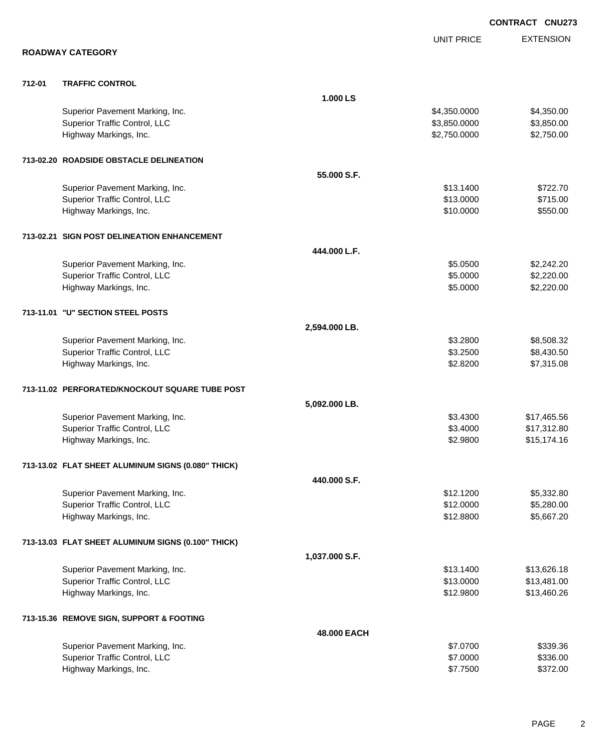CONTRACT CNU273

## ROADWAY CATEGORY

| | | | UNIT PRICE | EXTENSION |
|---|---|---|---|---|
| **712-01** | **TRAFFIC CONTROL** | | | |
| | | **1.000 LS** | | |
| | Superior Pavement Marking, Inc. | | $4,350.0000 | $4,350.00 |
| | Superior Traffic Control, LLC | | $3,850.0000 | $3,850.00 |
| | Highway Markings, Inc. | | $2,750.0000 | $2,750.00 |
| **713-02.20** | **ROADSIDE OBSTACLE DELINEATION** | | | |
| | | **55.000 S.F.** | | |
| | Superior Pavement Marking, Inc. | | $13.1400 | $722.70 |
| | Superior Traffic Control, LLC | | $13.0000 | $715.00 |
| | Highway Markings, Inc. | | $10.0000 | $550.00 |
| **713-02.21** | **SIGN POST DELINEATION ENHANCEMENT** | | | |
| | | **444.000 L.F.** | | |
| | Superior Pavement Marking, Inc. | | $5.0500 | $2,242.20 |
| | Superior Traffic Control, LLC | | $5.0000 | $2,220.00 |
| | Highway Markings, Inc. | | $5.0000 | $2,220.00 |
| **713-11.01** | **"U" SECTION STEEL POSTS** | | | |
| | | **2,594.000 LB.** | | |
| | Superior Pavement Marking, Inc. | | $3.2800 | $8,508.32 |
| | Superior Traffic Control, LLC | | $3.2500 | $8,430.50 |
| | Highway Markings, Inc. | | $2.8200 | $7,315.08 |
| **713-11.02** | **PERFORATED/KNOCKOUT SQUARE TUBE POST** | | | |
| | | **5,092.000 LB.** | | |
| | Superior Pavement Marking, Inc. | | $3.4300 | $17,465.56 |
| | Superior Traffic Control, LLC | | $3.4000 | $17,312.80 |
| | Highway Markings, Inc. | | $2.9800 | $15,174.16 |
| **713-13.02** | **FLAT SHEET ALUMINUM SIGNS (0.080" THICK)** | | | |
| | | **440.000 S.F.** | | |
| | Superior Pavement Marking, Inc. | | $12.1200 | $5,332.80 |
| | Superior Traffic Control, LLC | | $12.0000 | $5,280.00 |
| | Highway Markings, Inc. | | $12.8800 | $5,667.20 |
| **713-13.03** | **FLAT SHEET ALUMINUM SIGNS (0.100" THICK)** | | | |
| | | **1,037.000 S.F.** | | |
| | Superior Pavement Marking, Inc. | | $13.1400 | $13,626.18 |
| | Superior Traffic Control, LLC | | $13.0000 | $13,481.00 |
| | Highway Markings, Inc. | | $12.9800 | $13,460.26 |
| **713-15.36** | **REMOVE SIGN, SUPPORT & FOOTING** | | | |
| | | **48.000 EACH** | | |
| | Superior Pavement Marking, Inc. | | $7.0700 | $339.36 |
| | Superior Traffic Control, LLC | | $7.0000 | $336.00 |
| | Highway Markings, Inc. | | $7.7500 | $372.00 |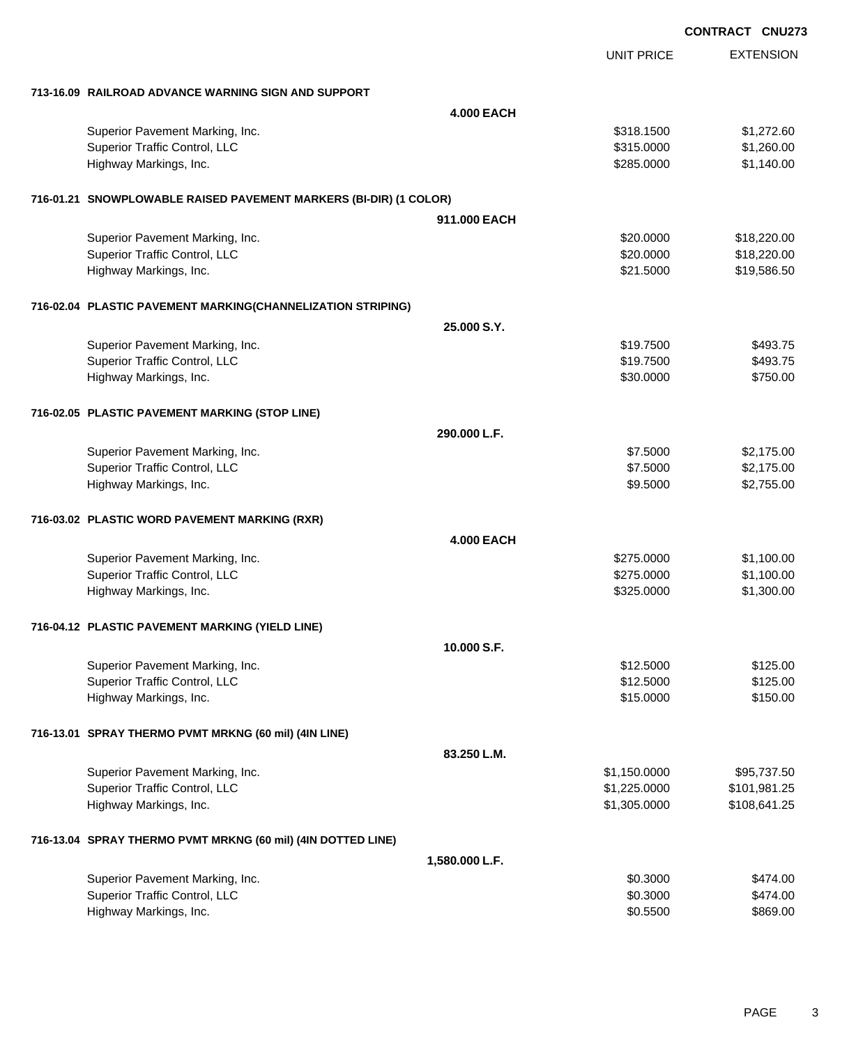CONTRACT CNU273

| | UNIT PRICE | EXTENSION |
|---|---|---|
| **713-16.09 RAILROAD ADVANCE WARNING SIGN AND SUPPORT** | | |
| **4.000 EACH** | | |
| Superior Pavement Marking, Inc. | $318.1500 | $1,272.60 |
| Superior Traffic Control, LLC | $315.0000 | $1,260.00 |
| Highway Markings, Inc. | $285.0000 | $1,140.00 |
| **716-01.21 SNOWPLOWABLE RAISED PAVEMENT MARKERS (BI-DIR) (1 COLOR)** | | |
| **911.000 EACH** | | |
| Superior Pavement Marking, Inc. | $20.0000 | $18,220.00 |
| Superior Traffic Control, LLC | $20.0000 | $18,220.00 |
| Highway Markings, Inc. | $21.5000 | $19,586.50 |
| **716-02.04 PLASTIC PAVEMENT MARKING(CHANNELIZATION STRIPING)** | | |
| **25.000 S.Y.** | | |
| Superior Pavement Marking, Inc. | $19.7500 | $493.75 |
| Superior Traffic Control, LLC | $19.7500 | $493.75 |
| Highway Markings, Inc. | $30.0000 | $750.00 |
| **716-02.05 PLASTIC PAVEMENT MARKING (STOP LINE)** | | |
| **290.000 L.F.** | | |
| Superior Pavement Marking, Inc. | $7.5000 | $2,175.00 |
| Superior Traffic Control, LLC | $7.5000 | $2,175.00 |
| Highway Markings, Inc. | $9.5000 | $2,755.00 |
| **716-03.02 PLASTIC WORD PAVEMENT MARKING (RXR)** | | |
| **4.000 EACH** | | |
| Superior Pavement Marking, Inc. | $275.0000 | $1,100.00 |
| Superior Traffic Control, LLC | $275.0000 | $1,100.00 |
| Highway Markings, Inc. | $325.0000 | $1,300.00 |
| **716-04.12 PLASTIC PAVEMENT MARKING (YIELD LINE)** | | |
| **10.000 S.F.** | | |
| Superior Pavement Marking, Inc. | $12.5000 | $125.00 |
| Superior Traffic Control, LLC | $12.5000 | $125.00 |
| Highway Markings, Inc. | $15.0000 | $150.00 |
| **716-13.01 SPRAY THERMO PVMT MRKNG (60 mil) (4IN LINE)** | | |
| **83.250 L.M.** | | |
| Superior Pavement Marking, Inc. | $1,150.0000 | $95,737.50 |
| Superior Traffic Control, LLC | $1,225.0000 | $101,981.25 |
| Highway Markings, Inc. | $1,305.0000 | $108,641.25 |
| **716-13.04 SPRAY THERMO PVMT MRKNG (60 mil) (4IN DOTTED LINE)** | | |
| **1,580.000 L.F.** | | |
| Superior Pavement Marking, Inc. | $0.3000 | $474.00 |
| Superior Traffic Control, LLC | $0.3000 | $474.00 |
| Highway Markings, Inc. | $0.5500 | $869.00 |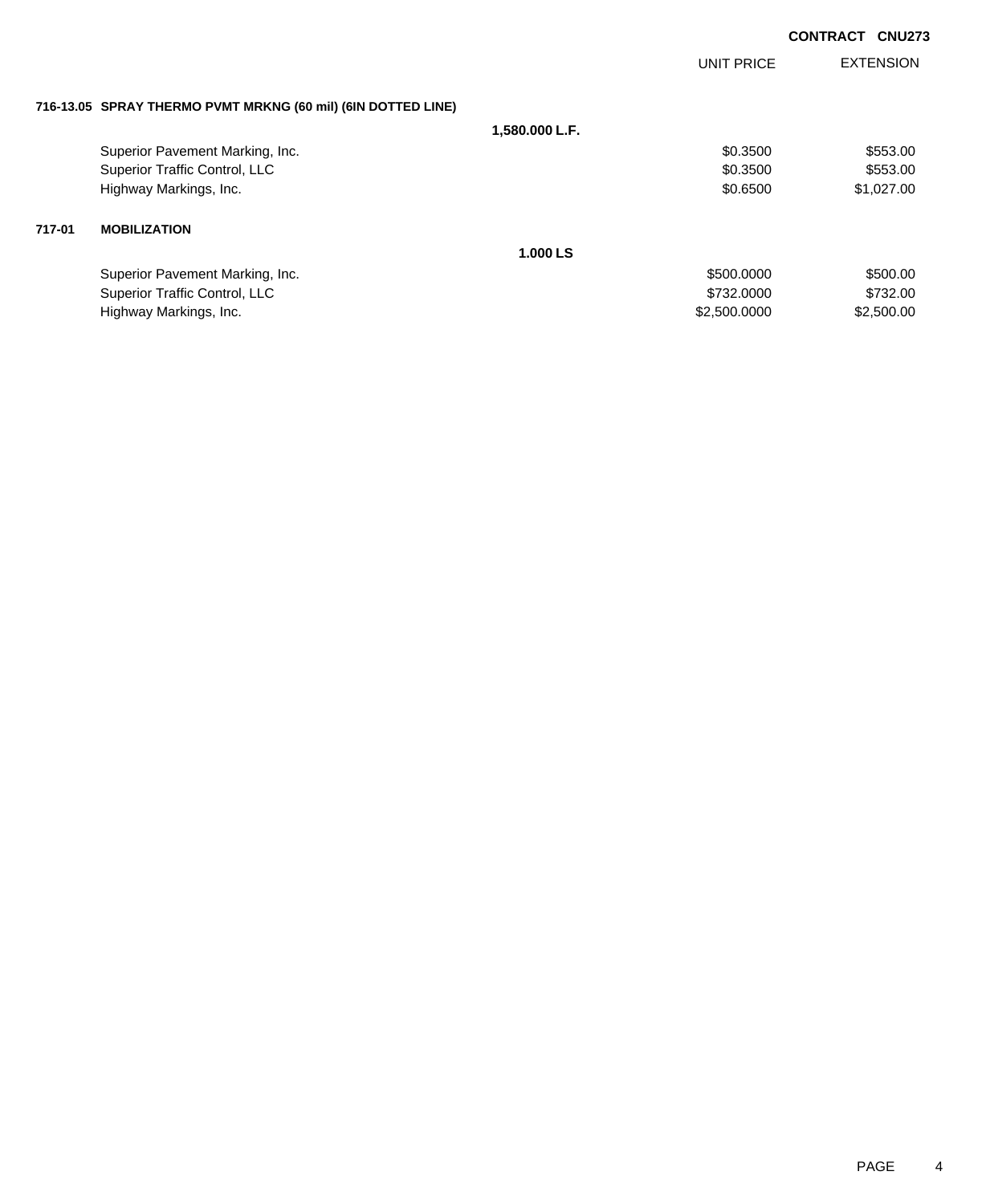**CONTRACT CNU273**

| | | UNIT PRICE | EXTENSION |
|---|---|---|---|
| **716-13.05** | **SPRAY THERMO PVMT MRKNG (60 mil) (6IN DOTTED LINE)** | | |
| | **1,580.000 L.F.** | | |
| | Superior Pavement Marking, Inc. | $0.3500 | $553.00 |
| | Superior Traffic Control, LLC | $0.3500 | $553.00 |
| | Highway Markings, Inc. | $0.6500 | $1,027.00 |
| **717-01** | **MOBILIZATION** | | |
| | **1.000 LS** | | |
| | Superior Pavement Marking, Inc. | $500.0000 | $500.00 |
| | Superior Traffic Control, LLC | $732.0000 | $732.00 |
| | Highway Markings, Inc. | $2,500.0000 | $2,500.00 |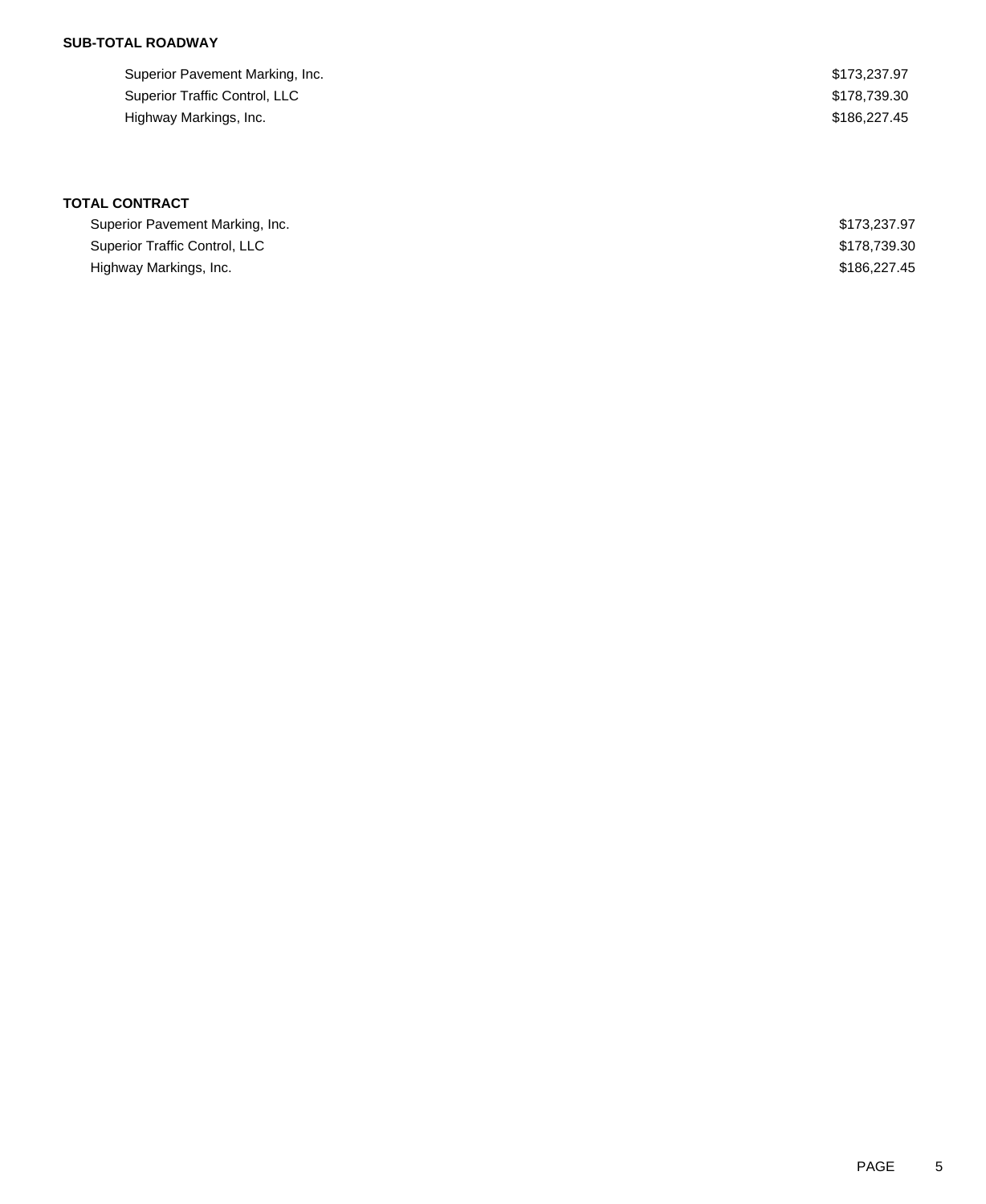**SUB-TOTAL ROADWAY**

| | |
|---|---|
| Superior Pavement Marking, Inc. | $173,237.97 |
| Superior Traffic Control, LLC | $178,739.30 |
| Highway Markings, Inc. | $186,227.45 |

**TOTAL CONTRACT**

| | |
|---|---|
| Superior Pavement Marking, Inc. | $173,237.97 |
| Superior Traffic Control, LLC | $178,739.30 |
| Highway Markings, Inc. | $186,227.45 |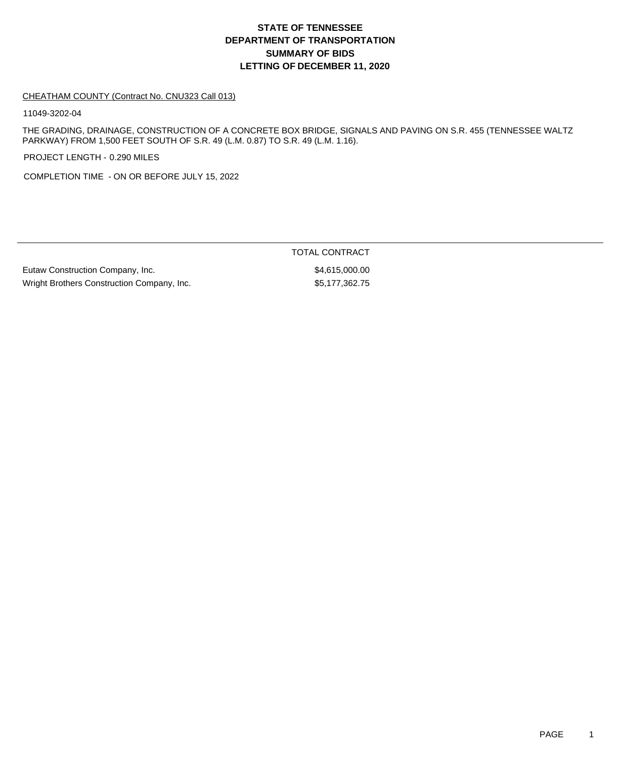# STATE OF TENNESSEE
# DEPARTMENT OF TRANSPORTATION
# SUMMARY OF BIDS
# LETTING OF DECEMBER 11, 2020

CHEATHAM COUNTY (Contract No. CNU323 Call 013)

11049-3202-04

THE GRADING, DRAINAGE, CONSTRUCTION OF A CONCRETE BOX BRIDGE, SIGNALS AND PAVING ON S.R. 455 (TENNESSEE WALTZ PARKWAY) FROM 1,500 FEET SOUTH OF S.R. 49 (L.M. 0.87) TO S.R. 49 (L.M. 1.16).

PROJECT LENGTH - 0.290 MILES

COMPLETION TIME - ON OR BEFORE JULY 15, 2022

| | TOTAL CONTRACT |
|---|---|
| Eutaw Construction Company, Inc. | $4,615,000.00 |
| Wright Brothers Construction Company, Inc. | $5,177,362.75 |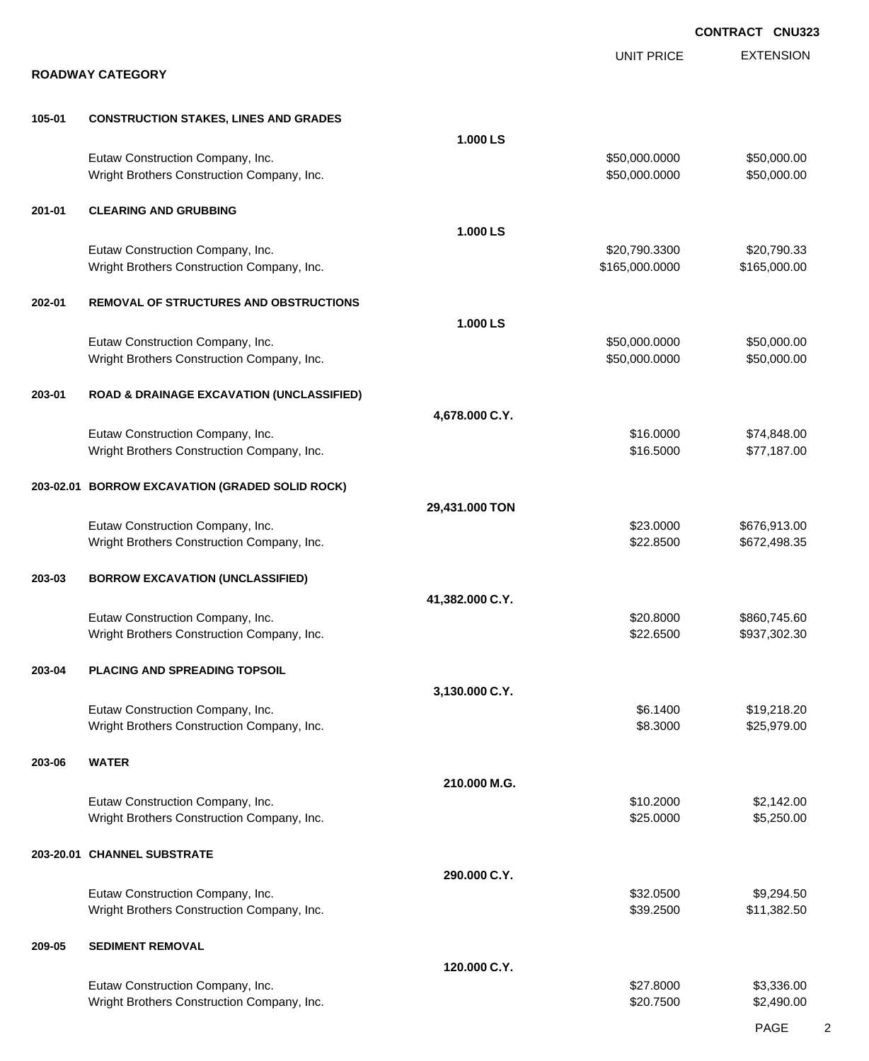**CONTRACT CNU323**

## ROADWAY CATEGORY

| | | | UNIT PRICE | EXTENSION |
|---|---|---|---|---|
| **105-01** | **CONSTRUCTION STAKES, LINES AND GRADES** | | | |
| | | **1.000 LS** | | |
| | Eutaw Construction Company, Inc. | | $50,000.0000 | $50,000.00 |
| | Wright Brothers Construction Company, Inc. | | $50,000.0000 | $50,000.00 |
| **201-01** | **CLEARING AND GRUBBING** | | | |
| | | **1.000 LS** | | |
| | Eutaw Construction Company, Inc. | | $20,790.3300 | $20,790.33 |
| | Wright Brothers Construction Company, Inc. | | $165,000.0000 | $165,000.00 |
| **202-01** | **REMOVAL OF STRUCTURES AND OBSTRUCTIONS** | | | |
| | | **1.000 LS** | | |
| | Eutaw Construction Company, Inc. | | $50,000.0000 | $50,000.00 |
| | Wright Brothers Construction Company, Inc. | | $50,000.0000 | $50,000.00 |
| **203-01** | **ROAD & DRAINAGE EXCAVATION (UNCLASSIFIED)** | | | |
| | | **4,678.000 C.Y.** | | |
| | Eutaw Construction Company, Inc. | | $16.0000 | $74,848.00 |
| | Wright Brothers Construction Company, Inc. | | $16.5000 | $77,187.00 |
| **203-02.01** | **BORROW EXCAVATION (GRADED SOLID ROCK)** | | | |
| | | **29,431.000 TON** | | |
| | Eutaw Construction Company, Inc. | | $23.0000 | $676,913.00 |
| | Wright Brothers Construction Company, Inc. | | $22.8500 | $672,498.35 |
| **203-03** | **BORROW EXCAVATION (UNCLASSIFIED)** | | | |
| | | **41,382.000 C.Y.** | | |
| | Eutaw Construction Company, Inc. | | $20.8000 | $860,745.60 |
| | Wright Brothers Construction Company, Inc. | | $22.6500 | $937,302.30 |
| **203-04** | **PLACING AND SPREADING TOPSOIL** | | | |
| | | **3,130.000 C.Y.** | | |
| | Eutaw Construction Company, Inc. | | $6.1400 | $19,218.20 |
| | Wright Brothers Construction Company, Inc. | | $8.3000 | $25,979.00 |
| **203-06** | **WATER** | | | |
| | | **210.000 M.G.** | | |
| | Eutaw Construction Company, Inc. | | $10.2000 | $2,142.00 |
| | Wright Brothers Construction Company, Inc. | | $25.0000 | $5,250.00 |
| **203-20.01** | **CHANNEL SUBSTRATE** | | | |
| | | **290.000 C.Y.** | | |
| | Eutaw Construction Company, Inc. | | $32.0500 | $9,294.50 |
| | Wright Brothers Construction Company, Inc. | | $39.2500 | $11,382.50 |
| **209-05** | **SEDIMENT REMOVAL** | | | |
| | | **120.000 C.Y.** | | |
| | Eutaw Construction Company, Inc. | | $27.8000 | $3,336.00 |
| | Wright Brothers Construction Company, Inc. | | $20.7500 | $2,490.00 |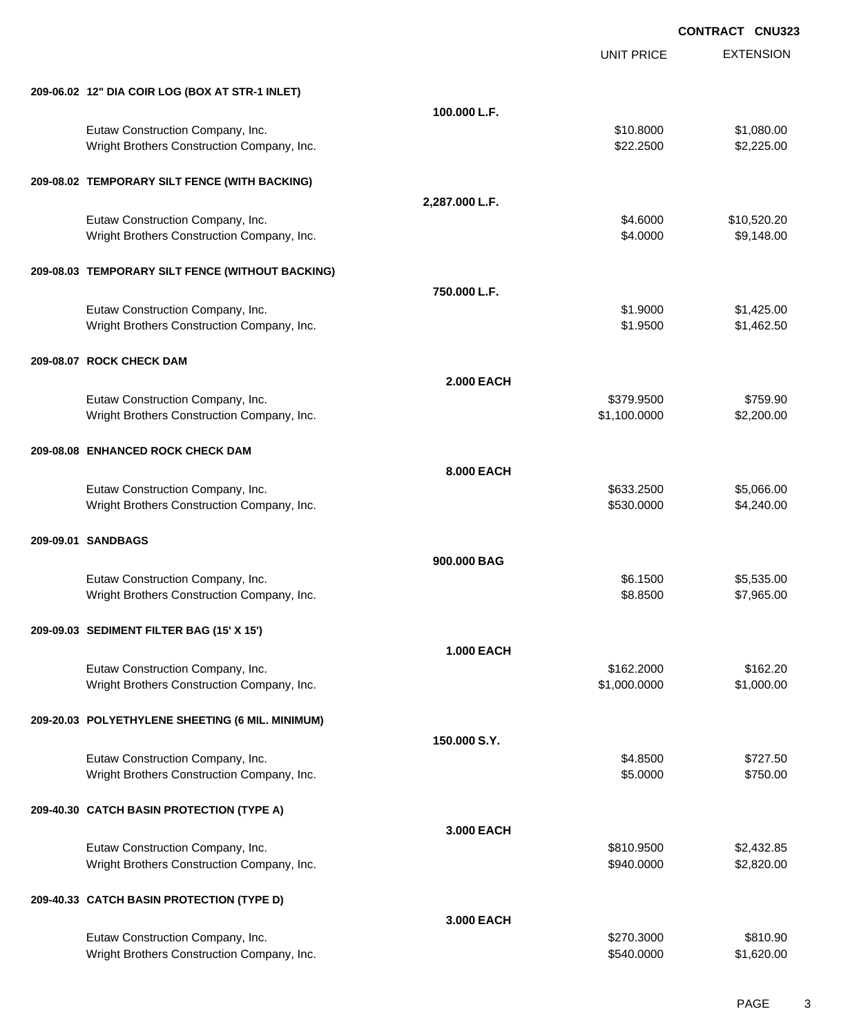CONTRACT CNU323

| | | UNIT PRICE | EXTENSION |
|---|---|---|---|
| **209-06.02 12" DIA COIR LOG (BOX AT STR-1 INLET)** | | | |
| | **100.000 L.F.** | | |
| Eutaw Construction Company, Inc. | | $10.8000 | $1,080.00 |
| Wright Brothers Construction Company, Inc. | | $22.2500 | $2,225.00 |
| **209-08.02 TEMPORARY SILT FENCE (WITH BACKING)** | | | |
| | **2,287.000 L.F.** | | |
| Eutaw Construction Company, Inc. | | $4.6000 | $10,520.20 |
| Wright Brothers Construction Company, Inc. | | $4.0000 | $9,148.00 |
| **209-08.03 TEMPORARY SILT FENCE (WITHOUT BACKING)** | | | |
| | **750.000 L.F.** | | |
| Eutaw Construction Company, Inc. | | $1.9000 | $1,425.00 |
| Wright Brothers Construction Company, Inc. | | $1.9500 | $1,462.50 |
| **209-08.07 ROCK CHECK DAM** | | | |
| | **2.000 EACH** | | |
| Eutaw Construction Company, Inc. | | $379.9500 | $759.90 |
| Wright Brothers Construction Company, Inc. | | $1,100.0000 | $2,200.00 |
| **209-08.08 ENHANCED ROCK CHECK DAM** | | | |
| | **8.000 EACH** | | |
| Eutaw Construction Company, Inc. | | $633.2500 | $5,066.00 |
| Wright Brothers Construction Company, Inc. | | $530.0000 | $4,240.00 |
| **209-09.01 SANDBAGS** | | | |
| | **900.000 BAG** | | |
| Eutaw Construction Company, Inc. | | $6.1500 | $5,535.00 |
| Wright Brothers Construction Company, Inc. | | $8.8500 | $7,965.00 |
| **209-09.03 SEDIMENT FILTER BAG (15' X 15')** | | | |
| | **1.000 EACH** | | |
| Eutaw Construction Company, Inc. | | $162.2000 | $162.20 |
| Wright Brothers Construction Company, Inc. | | $1,000.0000 | $1,000.00 |
| **209-20.03 POLYETHYLENE SHEETING (6 MIL. MINIMUM)** | | | |
| | **150.000 S.Y.** | | |
| Eutaw Construction Company, Inc. | | $4.8500 | $727.50 |
| Wright Brothers Construction Company, Inc. | | $5.0000 | $750.00 |
| **209-40.30 CATCH BASIN PROTECTION (TYPE A)** | | | |
| | **3.000 EACH** | | |
| Eutaw Construction Company, Inc. | | $810.9500 | $2,432.85 |
| Wright Brothers Construction Company, Inc. | | $940.0000 | $2,820.00 |
| **209-40.33 CATCH BASIN PROTECTION (TYPE D)** | | | |
| | **3.000 EACH** | | |
| Eutaw Construction Company, Inc. | | $270.3000 | $810.90 |
| Wright Brothers Construction Company, Inc. | | $540.0000 | $1,620.00 |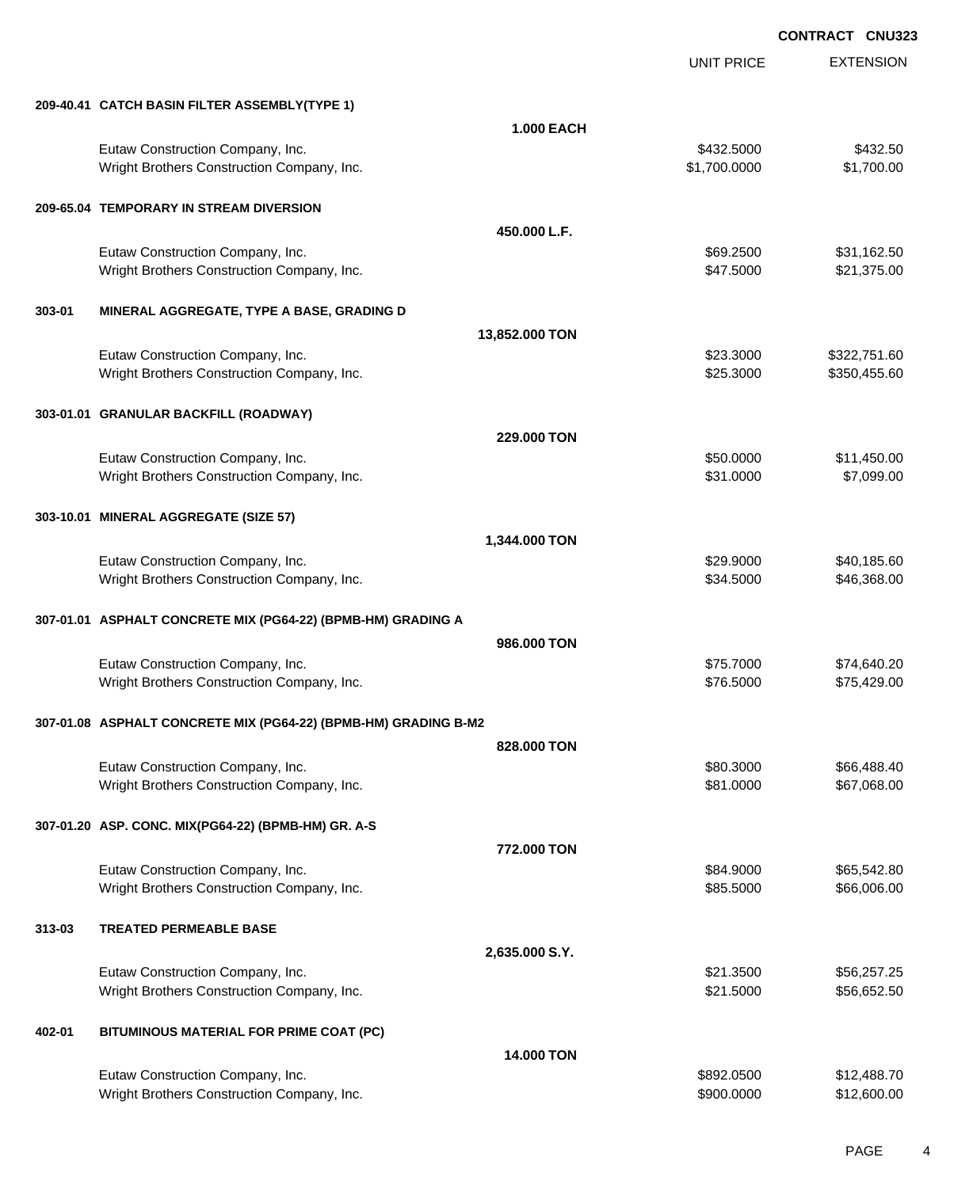CONTRACT CNU323

| | | | UNIT PRICE | EXTENSION |
|---|---|---|---|---|
| **209-40.41** | **CATCH BASIN FILTER ASSEMBLY(TYPE 1)** | | | |
| | | **1.000 EACH** | | |
| | Eutaw Construction Company, Inc. | | $432.5000 | $432.50 |
| | Wright Brothers Construction Company, Inc. | | $1,700.0000 | $1,700.00 |
| **209-65.04** | **TEMPORARY IN STREAM DIVERSION** | | | |
| | | **450.000 L.F.** | | |
| | Eutaw Construction Company, Inc. | | $69.2500 | $31,162.50 |
| | Wright Brothers Construction Company, Inc. | | $47.5000 | $21,375.00 |
| **303-01** | **MINERAL AGGREGATE, TYPE A BASE, GRADING D** | | | |
| | | **13,852.000 TON** | | |
| | Eutaw Construction Company, Inc. | | $23.3000 | $322,751.60 |
| | Wright Brothers Construction Company, Inc. | | $25.3000 | $350,455.60 |
| **303-01.01** | **GRANULAR BACKFILL (ROADWAY)** | | | |
| | | **229.000 TON** | | |
| | Eutaw Construction Company, Inc. | | $50.0000 | $11,450.00 |
| | Wright Brothers Construction Company, Inc. | | $31.0000 | $7,099.00 |
| **303-10.01** | **MINERAL AGGREGATE (SIZE 57)** | | | |
| | | **1,344.000 TON** | | |
| | Eutaw Construction Company, Inc. | | $29.9000 | $40,185.60 |
| | Wright Brothers Construction Company, Inc. | | $34.5000 | $46,368.00 |
| **307-01.01** | **ASPHALT CONCRETE MIX (PG64-22) (BPMB-HM) GRADING A** | | | |
| | | **986.000 TON** | | |
| | Eutaw Construction Company, Inc. | | $75.7000 | $74,640.20 |
| | Wright Brothers Construction Company, Inc. | | $76.5000 | $75,429.00 |
| **307-01.08** | **ASPHALT CONCRETE MIX (PG64-22) (BPMB-HM) GRADING B-M2** | | | |
| | | **828.000 TON** | | |
| | Eutaw Construction Company, Inc. | | $80.3000 | $66,488.40 |
| | Wright Brothers Construction Company, Inc. | | $81.0000 | $67,068.00 |
| **307-01.20** | **ASP. CONC. MIX(PG64-22) (BPMB-HM) GR. A-S** | | | |
| | | **772.000 TON** | | |
| | Eutaw Construction Company, Inc. | | $84.9000 | $65,542.80 |
| | Wright Brothers Construction Company, Inc. | | $85.5000 | $66,006.00 |
| **313-03** | **TREATED PERMEABLE BASE** | | | |
| | | **2,635.000 S.Y.** | | |
| | Eutaw Construction Company, Inc. | | $21.3500 | $56,257.25 |
| | Wright Brothers Construction Company, Inc. | | $21.5000 | $56,652.50 |
| **402-01** | **BITUMINOUS MATERIAL FOR PRIME COAT (PC)** | | | |
| | | **14.000 TON** | | |
| | Eutaw Construction Company, Inc. | | $892.0500 | $12,488.70 |
| | Wright Brothers Construction Company, Inc. | | $900.0000 | $12,600.00 |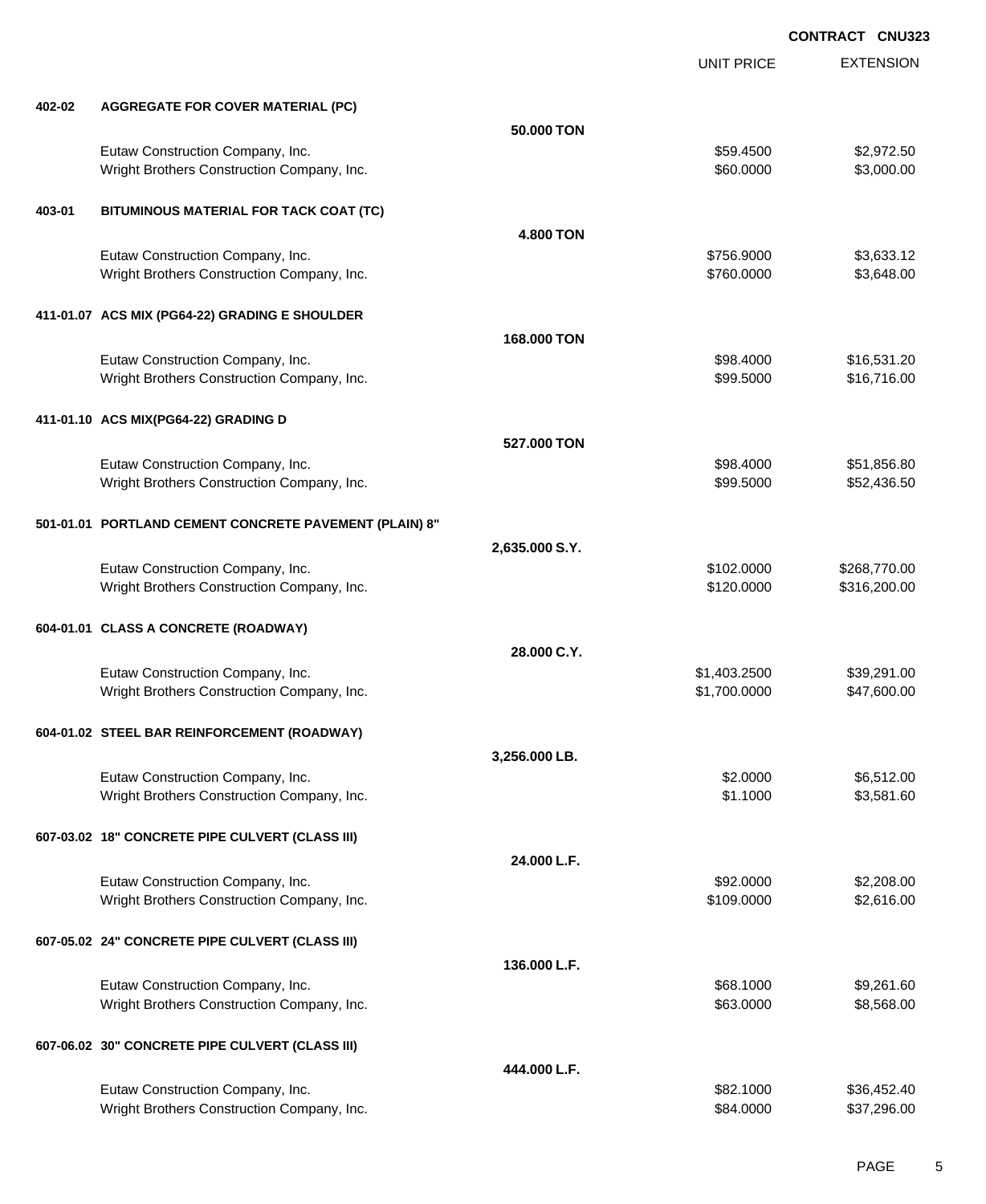**CONTRACT CNU323**

| | | | UNIT PRICE | EXTENSION |
|---|---|---|---|---|
| **402-02** | **AGGREGATE FOR COVER MATERIAL (PC)** | | | |
| | | **50.000 TON** | | |
| | Eutaw Construction Company, Inc. | | $59.4500 | $2,972.50 |
| | Wright Brothers Construction Company, Inc. | | $60.0000 | $3,000.00 |
| **403-01** | **BITUMINOUS MATERIAL FOR TACK COAT (TC)** | | | |
| | | **4.800 TON** | | |
| | Eutaw Construction Company, Inc. | | $756.9000 | $3,633.12 |
| | Wright Brothers Construction Company, Inc. | | $760.0000 | $3,648.00 |
| **411-01.07** | **ACS MIX (PG64-22) GRADING E SHOULDER** | | | |
| | | **168.000 TON** | | |
| | Eutaw Construction Company, Inc. | | $98.4000 | $16,531.20 |
| | Wright Brothers Construction Company, Inc. | | $99.5000 | $16,716.00 |
| **411-01.10** | **ACS MIX(PG64-22) GRADING D** | | | |
| | | **527.000 TON** | | |
| | Eutaw Construction Company, Inc. | | $98.4000 | $51,856.80 |
| | Wright Brothers Construction Company, Inc. | | $99.5000 | $52,436.50 |
| **501-01.01** | **PORTLAND CEMENT CONCRETE PAVEMENT (PLAIN) 8"** | | | |
| | | **2,635.000 S.Y.** | | |
| | Eutaw Construction Company, Inc. | | $102.0000 | $268,770.00 |
| | Wright Brothers Construction Company, Inc. | | $120.0000 | $316,200.00 |
| **604-01.01** | **CLASS A CONCRETE (ROADWAY)** | | | |
| | | **28.000 C.Y.** | | |
| | Eutaw Construction Company, Inc. | | $1,403.2500 | $39,291.00 |
| | Wright Brothers Construction Company, Inc. | | $1,700.0000 | $47,600.00 |
| **604-01.02** | **STEEL BAR REINFORCEMENT (ROADWAY)** | | | |
| | | **3,256.000 LB.** | | |
| | Eutaw Construction Company, Inc. | | $2.0000 | $6,512.00 |
| | Wright Brothers Construction Company, Inc. | | $1.1000 | $3,581.60 |
| **607-03.02** | **18" CONCRETE PIPE CULVERT (CLASS III)** | | | |
| | | **24.000 L.F.** | | |
| | Eutaw Construction Company, Inc. | | $92.0000 | $2,208.00 |
| | Wright Brothers Construction Company, Inc. | | $109.0000 | $2,616.00 |
| **607-05.02** | **24" CONCRETE PIPE CULVERT (CLASS III)** | | | |
| | | **136.000 L.F.** | | |
| | Eutaw Construction Company, Inc. | | $68.1000 | $9,261.60 |
| | Wright Brothers Construction Company, Inc. | | $63.0000 | $8,568.00 |
| **607-06.02** | **30" CONCRETE PIPE CULVERT (CLASS III)** | | | |
| | | **444.000 L.F.** | | |
| | Eutaw Construction Company, Inc. | | $82.1000 | $36,452.40 |
| | Wright Brothers Construction Company, Inc. | | $84.0000 | $37,296.00 |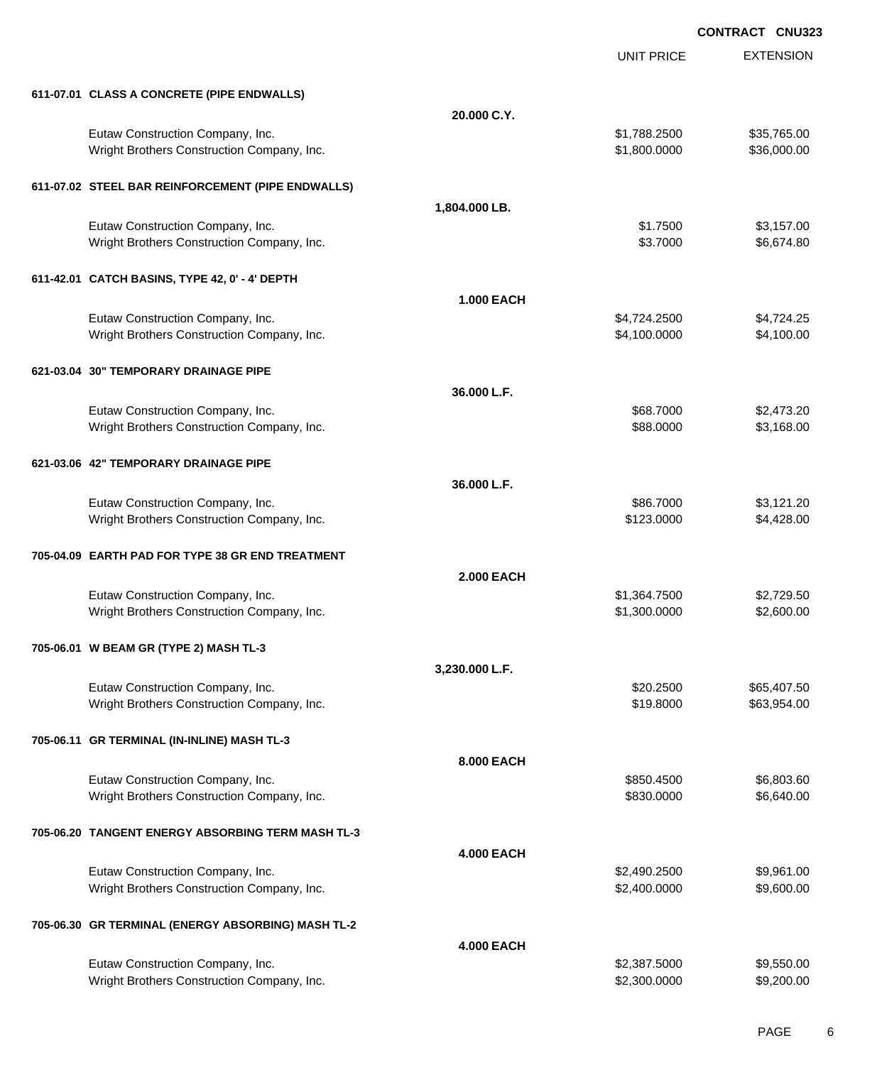**CONTRACT CNU323**

| | | UNIT PRICE | EXTENSION |
|---|---|---|---|
| **611-07.01 CLASS A CONCRETE (PIPE ENDWALLS)** | | | |
| | **20.000 C.Y.** | | |
| Eutaw Construction Company, Inc. | | $1,788.2500 | $35,765.00 |
| Wright Brothers Construction Company, Inc. | | $1,800.0000 | $36,000.00 |
| **611-07.02 STEEL BAR REINFORCEMENT (PIPE ENDWALLS)** | | | |
| | **1,804.000 LB.** | | |
| Eutaw Construction Company, Inc. | | $1.7500 | $3,157.00 |
| Wright Brothers Construction Company, Inc. | | $3.7000 | $6,674.80 |
| **611-42.01 CATCH BASINS, TYPE 42, 0' - 4' DEPTH** | | | |
| | **1.000 EACH** | | |
| Eutaw Construction Company, Inc. | | $4,724.2500 | $4,724.25 |
| Wright Brothers Construction Company, Inc. | | $4,100.0000 | $4,100.00 |
| **621-03.04 30" TEMPORARY DRAINAGE PIPE** | | | |
| | **36.000 L.F.** | | |
| Eutaw Construction Company, Inc. | | $68.7000 | $2,473.20 |
| Wright Brothers Construction Company, Inc. | | $88.0000 | $3,168.00 |
| **621-03.06 42" TEMPORARY DRAINAGE PIPE** | | | |
| | **36.000 L.F.** | | |
| Eutaw Construction Company, Inc. | | $86.7000 | $3,121.20 |
| Wright Brothers Construction Company, Inc. | | $123.0000 | $4,428.00 |
| **705-04.09 EARTH PAD FOR TYPE 38 GR END TREATMENT** | | | |
| | **2.000 EACH** | | |
| Eutaw Construction Company, Inc. | | $1,364.7500 | $2,729.50 |
| Wright Brothers Construction Company, Inc. | | $1,300.0000 | $2,600.00 |
| **705-06.01 W BEAM GR (TYPE 2) MASH TL-3** | | | |
| | **3,230.000 L.F.** | | |
| Eutaw Construction Company, Inc. | | $20.2500 | $65,407.50 |
| Wright Brothers Construction Company, Inc. | | $19.8000 | $63,954.00 |
| **705-06.11 GR TERMINAL (IN-INLINE) MASH TL-3** | | | |
| | **8.000 EACH** | | |
| Eutaw Construction Company, Inc. | | $850.4500 | $6,803.60 |
| Wright Brothers Construction Company, Inc. | | $830.0000 | $6,640.00 |
| **705-06.20 TANGENT ENERGY ABSORBING TERM MASH TL-3** | | | |
| | **4.000 EACH** | | |
| Eutaw Construction Company, Inc. | | $2,490.2500 | $9,961.00 |
| Wright Brothers Construction Company, Inc. | | $2,400.0000 | $9,600.00 |
| **705-06.30 GR TERMINAL (ENERGY ABSORBING) MASH TL-2** | | | |
| | **4.000 EACH** | | |
| Eutaw Construction Company, Inc. | | $2,387.5000 | $9,550.00 |
| Wright Brothers Construction Company, Inc. | | $2,300.0000 | $9,200.00 |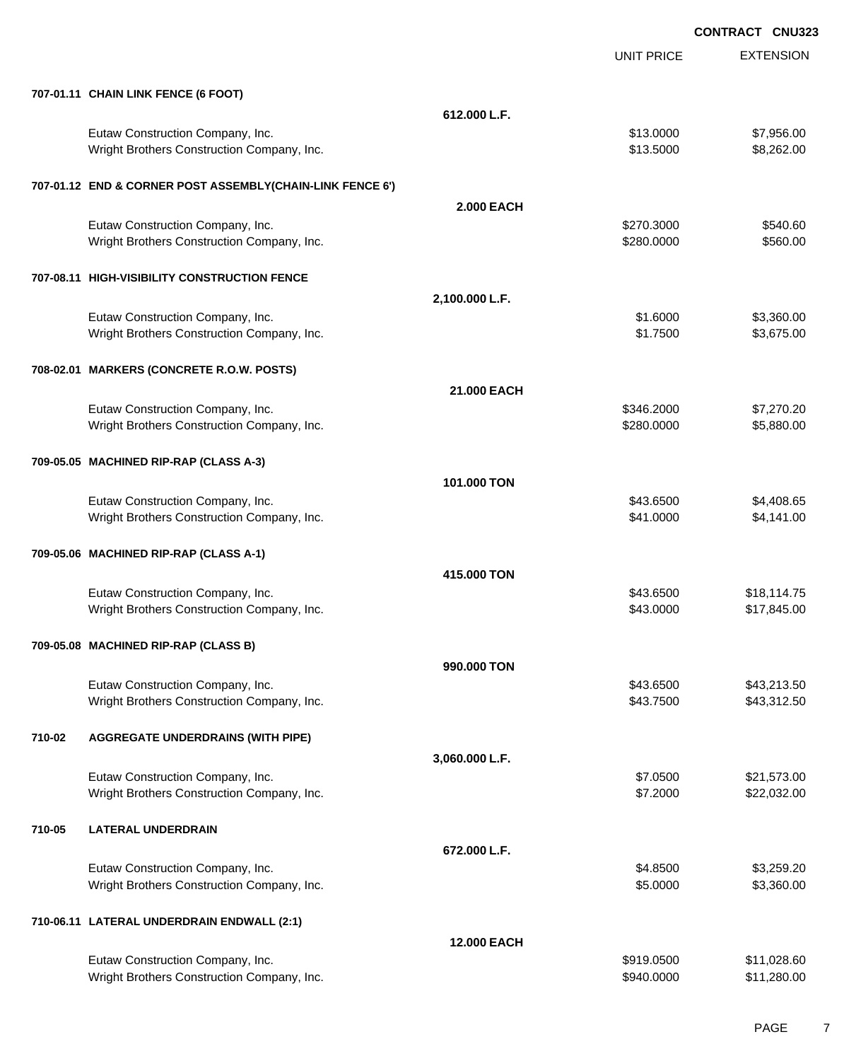CONTRACT CNU323

| | | UNIT PRICE | EXTENSION |
|---|---|---|---|
| **707-01.11 CHAIN LINK FENCE (6 FOOT)** | | | |
| | **612.000 L.F.** | | |
| Eutaw Construction Company, Inc. | | $13.0000 | $7,956.00 |
| Wright Brothers Construction Company, Inc. | | $13.5000 | $8,262.00 |
| **707-01.12 END & CORNER POST ASSEMBLY(CHAIN-LINK FENCE 6')** | | | |
| | **2.000 EACH** | | |
| Eutaw Construction Company, Inc. | | $270.3000 | $540.60 |
| Wright Brothers Construction Company, Inc. | | $280.0000 | $560.00 |
| **707-08.11 HIGH-VISIBILITY CONSTRUCTION FENCE** | | | |
| | **2,100.000 L.F.** | | |
| Eutaw Construction Company, Inc. | | $1.6000 | $3,360.00 |
| Wright Brothers Construction Company, Inc. | | $1.7500 | $3,675.00 |
| **708-02.01 MARKERS (CONCRETE R.O.W. POSTS)** | | | |
| | **21.000 EACH** | | |
| Eutaw Construction Company, Inc. | | $346.2000 | $7,270.20 |
| Wright Brothers Construction Company, Inc. | | $280.0000 | $5,880.00 |
| **709-05.05 MACHINED RIP-RAP (CLASS A-3)** | | | |
| | **101.000 TON** | | |
| Eutaw Construction Company, Inc. | | $43.6500 | $4,408.65 |
| Wright Brothers Construction Company, Inc. | | $41.0000 | $4,141.00 |
| **709-05.06 MACHINED RIP-RAP (CLASS A-1)** | | | |
| | **415.000 TON** | | |
| Eutaw Construction Company, Inc. | | $43.6500 | $18,114.75 |
| Wright Brothers Construction Company, Inc. | | $43.0000 | $17,845.00 |
| **709-05.08 MACHINED RIP-RAP (CLASS B)** | | | |
| | **990.000 TON** | | |
| Eutaw Construction Company, Inc. | | $43.6500 | $43,213.50 |
| Wright Brothers Construction Company, Inc. | | $43.7500 | $43,312.50 |
| **710-02 AGGREGATE UNDERDRAINS (WITH PIPE)** | | | |
| | **3,060.000 L.F.** | | |
| Eutaw Construction Company, Inc. | | $7.0500 | $21,573.00 |
| Wright Brothers Construction Company, Inc. | | $7.2000 | $22,032.00 |
| **710-05 LATERAL UNDERDRAIN** | | | |
| | **672.000 L.F.** | | |
| Eutaw Construction Company, Inc. | | $4.8500 | $3,259.20 |
| Wright Brothers Construction Company, Inc. | | $5.0000 | $3,360.00 |
| **710-06.11 LATERAL UNDERDRAIN ENDWALL (2:1)** | | | |
| | **12.000 EACH** | | |
| Eutaw Construction Company, Inc. | | $919.0500 | $11,028.60 |
| Wright Brothers Construction Company, Inc. | | $940.0000 | $11,280.00 |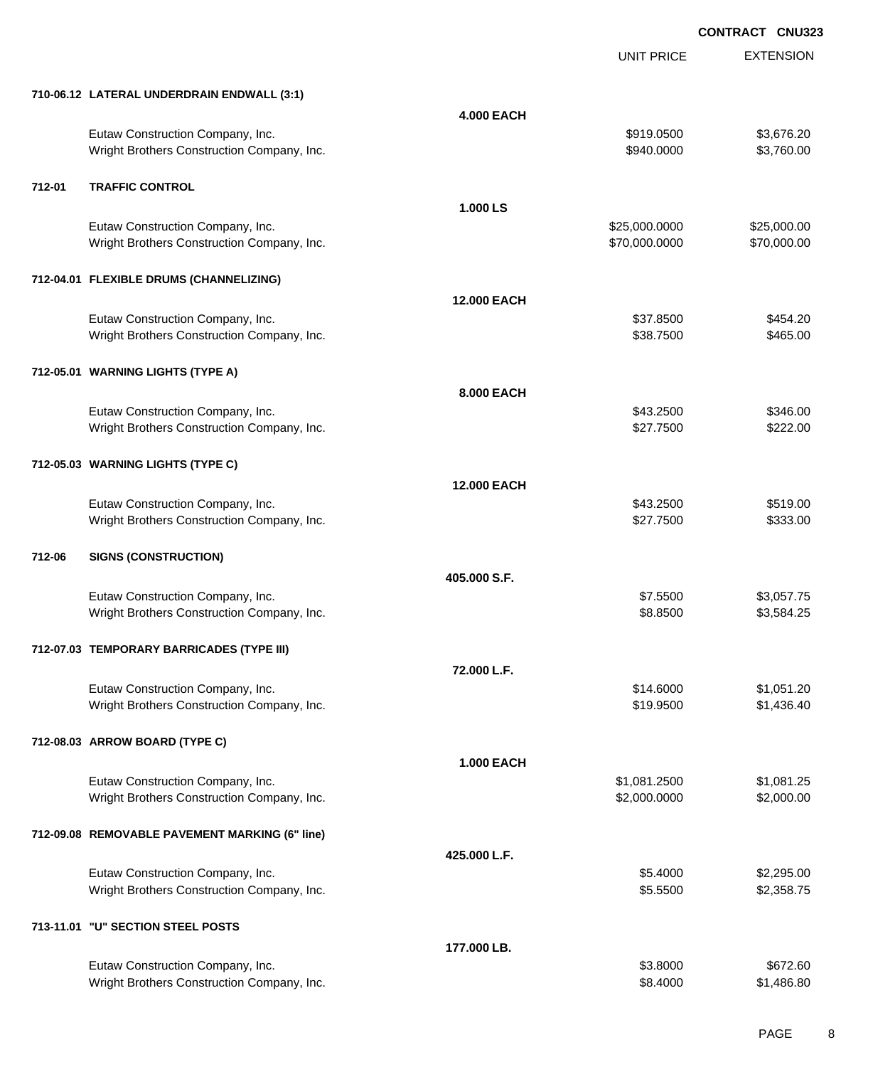**CONTRACT CNU323**

| | | UNIT PRICE | EXTENSION |
|---|---|---|---|
| **710-06.12 LATERAL UNDERDRAIN ENDWALL (3:1)** | | | |
| | **4.000 EACH** | | |
| Eutaw Construction Company, Inc. | | $919.0500 | $3,676.20 |
| Wright Brothers Construction Company, Inc. | | $940.0000 | $3,760.00 |
| **712-01 TRAFFIC CONTROL** | | | |
| | **1.000 LS** | | |
| Eutaw Construction Company, Inc. | | $25,000.0000 | $25,000.00 |
| Wright Brothers Construction Company, Inc. | | $70,000.0000 | $70,000.00 |
| **712-04.01 FLEXIBLE DRUMS (CHANNELIZING)** | | | |
| | **12.000 EACH** | | |
| Eutaw Construction Company, Inc. | | $37.8500 | $454.20 |
| Wright Brothers Construction Company, Inc. | | $38.7500 | $465.00 |
| **712-05.01 WARNING LIGHTS (TYPE A)** | | | |
| | **8.000 EACH** | | |
| Eutaw Construction Company, Inc. | | $43.2500 | $346.00 |
| Wright Brothers Construction Company, Inc. | | $27.7500 | $222.00 |
| **712-05.03 WARNING LIGHTS (TYPE C)** | | | |
| | **12.000 EACH** | | |
| Eutaw Construction Company, Inc. | | $43.2500 | $519.00 |
| Wright Brothers Construction Company, Inc. | | $27.7500 | $333.00 |
| **712-06 SIGNS (CONSTRUCTION)** | | | |
| | **405.000 S.F.** | | |
| Eutaw Construction Company, Inc. | | $7.5500 | $3,057.75 |
| Wright Brothers Construction Company, Inc. | | $8.8500 | $3,584.25 |
| **712-07.03 TEMPORARY BARRICADES (TYPE III)** | | | |
| | **72.000 L.F.** | | |
| Eutaw Construction Company, Inc. | | $14.6000 | $1,051.20 |
| Wright Brothers Construction Company, Inc. | | $19.9500 | $1,436.40 |
| **712-08.03 ARROW BOARD (TYPE C)** | | | |
| | **1.000 EACH** | | |
| Eutaw Construction Company, Inc. | | $1,081.2500 | $1,081.25 |
| Wright Brothers Construction Company, Inc. | | $2,000.0000 | $2,000.00 |
| **712-09.08 REMOVABLE PAVEMENT MARKING (6" line)** | | | |
| | **425.000 L.F.** | | |
| Eutaw Construction Company, Inc. | | $5.4000 | $2,295.00 |
| Wright Brothers Construction Company, Inc. | | $5.5500 | $2,358.75 |
| **713-11.01 "U" SECTION STEEL POSTS** | | | |
| | **177.000 LB.** | | |
| Eutaw Construction Company, Inc. | | $3.8000 | $672.60 |
| Wright Brothers Construction Company, Inc. | | $8.4000 | $1,486.80 |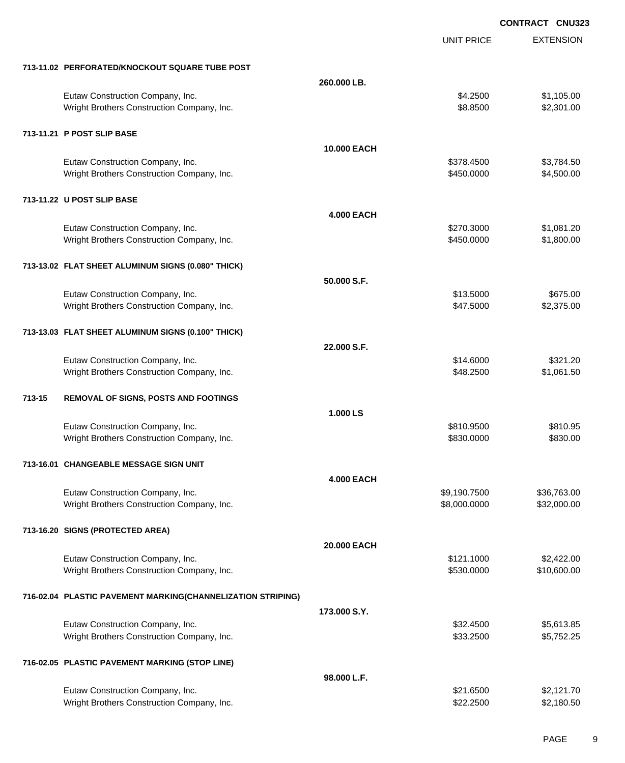**CONTRACT CNU323**

| | | UNIT PRICE | EXTENSION |
|---|---|---|---|
| **713-11.02 PERFORATED/KNOCKOUT SQUARE TUBE POST** | | | |
| | **260.000 LB.** | | |
| Eutaw Construction Company, Inc. | | $4.2500 | $1,105.00 |
| Wright Brothers Construction Company, Inc. | | $8.8500 | $2,301.00 |
| **713-11.21 P POST SLIP BASE** | | | |
| | **10.000 EACH** | | |
| Eutaw Construction Company, Inc. | | $378.4500 | $3,784.50 |
| Wright Brothers Construction Company, Inc. | | $450.0000 | $4,500.00 |
| **713-11.22 U POST SLIP BASE** | | | |
| | **4.000 EACH** | | |
| Eutaw Construction Company, Inc. | | $270.3000 | $1,081.20 |
| Wright Brothers Construction Company, Inc. | | $450.0000 | $1,800.00 |
| **713-13.02 FLAT SHEET ALUMINUM SIGNS (0.080" THICK)** | | | |
| | **50.000 S.F.** | | |
| Eutaw Construction Company, Inc. | | $13.5000 | $675.00 |
| Wright Brothers Construction Company, Inc. | | $47.5000 | $2,375.00 |
| **713-13.03 FLAT SHEET ALUMINUM SIGNS (0.100" THICK)** | | | |
| | **22.000 S.F.** | | |
| Eutaw Construction Company, Inc. | | $14.6000 | $321.20 |
| Wright Brothers Construction Company, Inc. | | $48.2500 | $1,061.50 |
| **713-15 REMOVAL OF SIGNS, POSTS AND FOOTINGS** | | | |
| | **1.000 LS** | | |
| Eutaw Construction Company, Inc. | | $810.9500 | $810.95 |
| Wright Brothers Construction Company, Inc. | | $830.0000 | $830.00 |
| **713-16.01 CHANGEABLE MESSAGE SIGN UNIT** | | | |
| | **4.000 EACH** | | |
| Eutaw Construction Company, Inc. | | $9,190.7500 | $36,763.00 |
| Wright Brothers Construction Company, Inc. | | $8,000.0000 | $32,000.00 |
| **713-16.20 SIGNS (PROTECTED AREA)** | | | |
| | **20.000 EACH** | | |
| Eutaw Construction Company, Inc. | | $121.1000 | $2,422.00 |
| Wright Brothers Construction Company, Inc. | | $530.0000 | $10,600.00 |
| **716-02.04 PLASTIC PAVEMENT MARKING(CHANNELIZATION STRIPING)** | | | |
| | **173.000 S.Y.** | | |
| Eutaw Construction Company, Inc. | | $32.4500 | $5,613.85 |
| Wright Brothers Construction Company, Inc. | | $33.2500 | $5,752.25 |
| **716-02.05 PLASTIC PAVEMENT MARKING (STOP LINE)** | | | |
| | **98.000 L.F.** | | |
| Eutaw Construction Company, Inc. | | $21.6500 | $2,121.70 |
| Wright Brothers Construction Company, Inc. | | $22.2500 | $2,180.50 |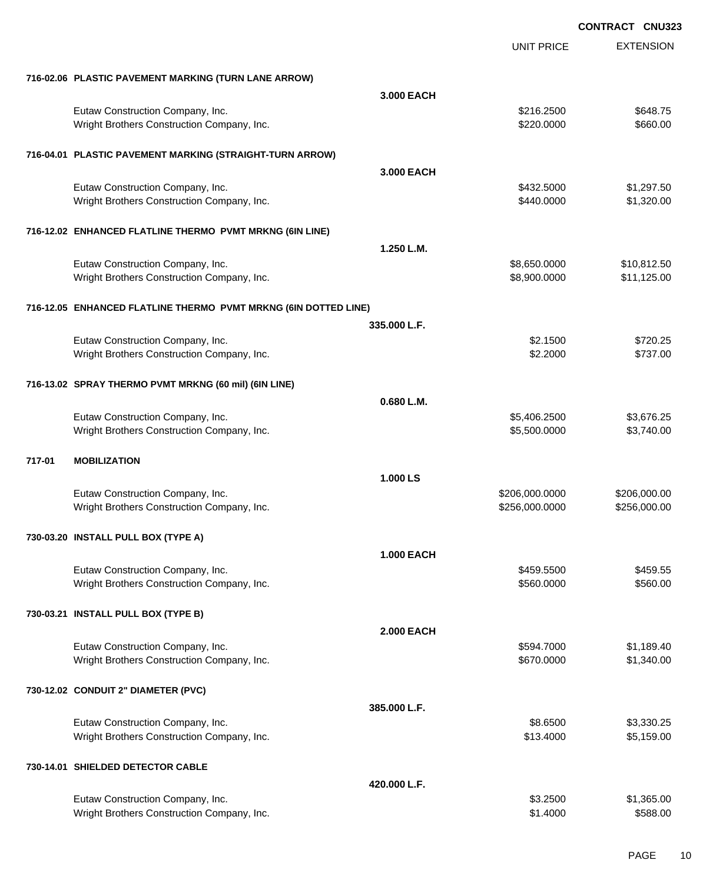CONTRACT CNU323

| | | UNIT PRICE | EXTENSION |
|---|---|---|---|
| **716-02.06 PLASTIC PAVEMENT MARKING (TURN LANE ARROW)** | | | |
| | **3.000 EACH** | | |
| Eutaw Construction Company, Inc. | | $216.2500 | $648.75 |
| Wright Brothers Construction Company, Inc. | | $220.0000 | $660.00 |
| **716-04.01 PLASTIC PAVEMENT MARKING (STRAIGHT-TURN ARROW)** | | | |
| | **3.000 EACH** | | |
| Eutaw Construction Company, Inc. | | $432.5000 | $1,297.50 |
| Wright Brothers Construction Company, Inc. | | $440.0000 | $1,320.00 |
| **716-12.02 ENHANCED FLATLINE THERMO PVMT MRKNG (6IN LINE)** | | | |
| | **1.250 L.M.** | | |
| Eutaw Construction Company, Inc. | | $8,650.0000 | $10,812.50 |
| Wright Brothers Construction Company, Inc. | | $8,900.0000 | $11,125.00 |
| **716-12.05 ENHANCED FLATLINE THERMO PVMT MRKNG (6IN DOTTED LINE)** | | | |
| | **335.000 L.F.** | | |
| Eutaw Construction Company, Inc. | | $2.1500 | $720.25 |
| Wright Brothers Construction Company, Inc. | | $2.2000 | $737.00 |
| **716-13.02 SPRAY THERMO PVMT MRKNG (60 mil) (6IN LINE)** | | | |
| | **0.680 L.M.** | | |
| Eutaw Construction Company, Inc. | | $5,406.2500 | $3,676.25 |
| Wright Brothers Construction Company, Inc. | | $5,500.0000 | $3,740.00 |
| **717-01 MOBILIZATION** | | | |
| | **1.000 LS** | | |
| Eutaw Construction Company, Inc. | | $206,000.0000 | $206,000.00 |
| Wright Brothers Construction Company, Inc. | | $256,000.0000 | $256,000.00 |
| **730-03.20 INSTALL PULL BOX (TYPE A)** | | | |
| | **1.000 EACH** | | |
| Eutaw Construction Company, Inc. | | $459.5500 | $459.55 |
| Wright Brothers Construction Company, Inc. | | $560.0000 | $560.00 |
| **730-03.21 INSTALL PULL BOX (TYPE B)** | | | |
| | **2.000 EACH** | | |
| Eutaw Construction Company, Inc. | | $594.7000 | $1,189.40 |
| Wright Brothers Construction Company, Inc. | | $670.0000 | $1,340.00 |
| **730-12.02 CONDUIT 2" DIAMETER (PVC)** | | | |
| | **385.000 L.F.** | | |
| Eutaw Construction Company, Inc. | | $8.6500 | $3,330.25 |
| Wright Brothers Construction Company, Inc. | | $13.4000 | $5,159.00 |
| **730-14.01 SHIELDED DETECTOR CABLE** | | | |
| | **420.000 L.F.** | | |
| Eutaw Construction Company, Inc. | | $3.2500 | $1,365.00 |
| Wright Brothers Construction Company, Inc. | | $1.4000 | $588.00 |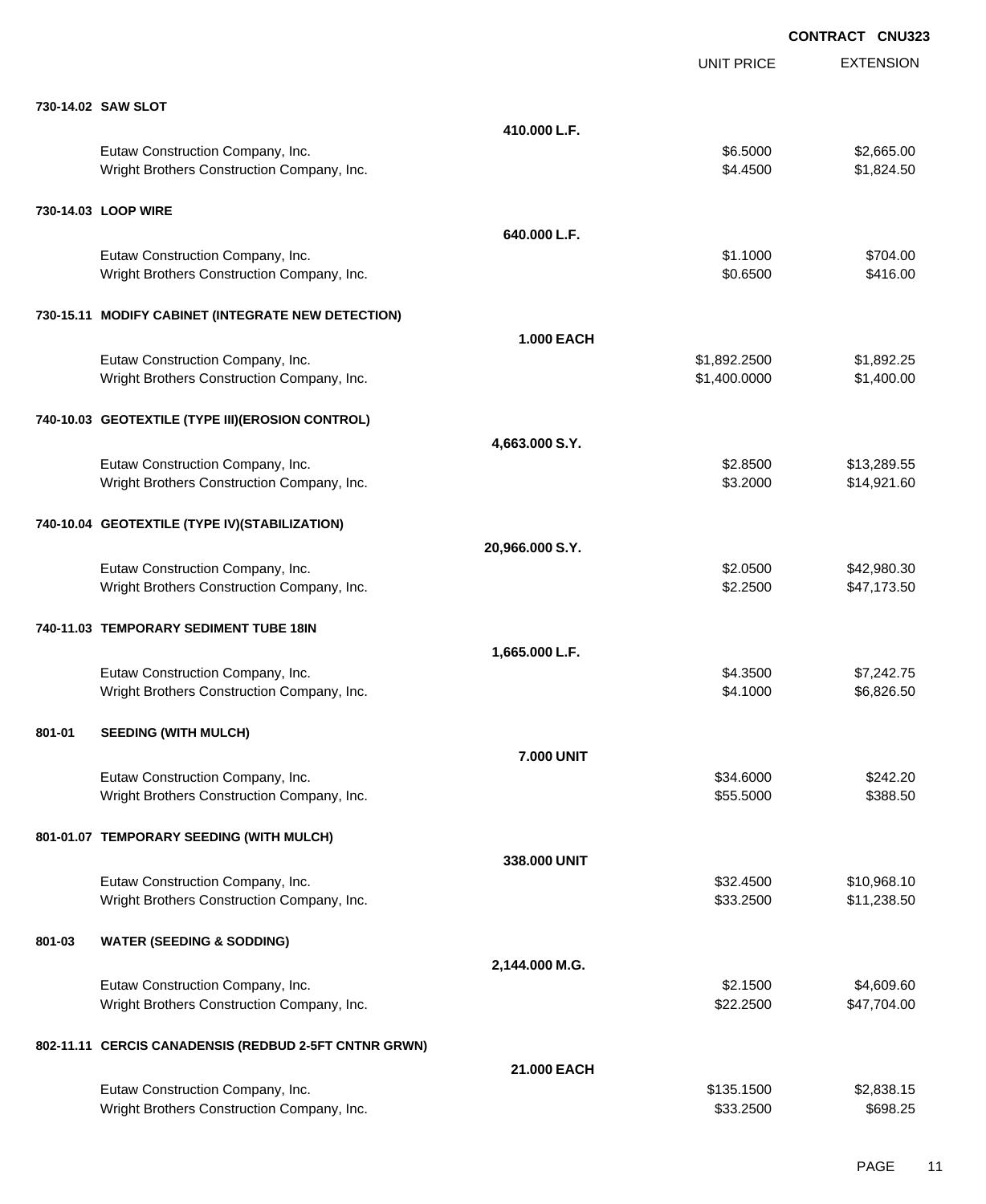CONTRACT CNU323

| | | UNIT PRICE | EXTENSION |
|---|---|---|---|
| **730-14.02 SAW SLOT** | | | |
| | **410.000 L.F.** | | |
| Eutaw Construction Company, Inc. | | $6.5000 | $2,665.00 |
| Wright Brothers Construction Company, Inc. | | $4.4500 | $1,824.50 |
| **730-14.03 LOOP WIRE** | | | |
| | **640.000 L.F.** | | |
| Eutaw Construction Company, Inc. | | $1.1000 | $704.00 |
| Wright Brothers Construction Company, Inc. | | $0.6500 | $416.00 |
| **730-15.11 MODIFY CABINET (INTEGRATE NEW DETECTION)** | | | |
| | **1.000 EACH** | | |
| Eutaw Construction Company, Inc. | | $1,892.2500 | $1,892.25 |
| Wright Brothers Construction Company, Inc. | | $1,400.0000 | $1,400.00 |
| **740-10.03 GEOTEXTILE (TYPE III)(EROSION CONTROL)** | | | |
| | **4,663.000 S.Y.** | | |
| Eutaw Construction Company, Inc. | | $2.8500 | $13,289.55 |
| Wright Brothers Construction Company, Inc. | | $3.2000 | $14,921.60 |
| **740-10.04 GEOTEXTILE (TYPE IV)(STABILIZATION)** | | | |
| | **20,966.000 S.Y.** | | |
| Eutaw Construction Company, Inc. | | $2.0500 | $42,980.30 |
| Wright Brothers Construction Company, Inc. | | $2.2500 | $47,173.50 |
| **740-11.03 TEMPORARY SEDIMENT TUBE 18IN** | | | |
| | **1,665.000 L.F.** | | |
| Eutaw Construction Company, Inc. | | $4.3500 | $7,242.75 |
| Wright Brothers Construction Company, Inc. | | $4.1000 | $6,826.50 |
| **801-01 SEEDING (WITH MULCH)** | | | |
| | **7.000 UNIT** | | |
| Eutaw Construction Company, Inc. | | $34.6000 | $242.20 |
| Wright Brothers Construction Company, Inc. | | $55.5000 | $388.50 |
| **801-01.07 TEMPORARY SEEDING (WITH MULCH)** | | | |
| | **338.000 UNIT** | | |
| Eutaw Construction Company, Inc. | | $32.4500 | $10,968.10 |
| Wright Brothers Construction Company, Inc. | | $33.2500 | $11,238.50 |
| **801-03 WATER (SEEDING & SODDING)** | | | |
| | **2,144.000 M.G.** | | |
| Eutaw Construction Company, Inc. | | $2.1500 | $4,609.60 |
| Wright Brothers Construction Company, Inc. | | $22.2500 | $47,704.00 |
| **802-11.11 CERCIS CANADENSIS (REDBUD 2-5FT CNTNR GRWN)** | | | |
| | **21.000 EACH** | | |
| Eutaw Construction Company, Inc. | | $135.1500 | $2,838.15 |
| Wright Brothers Construction Company, Inc. | | $33.2500 | $698.25 |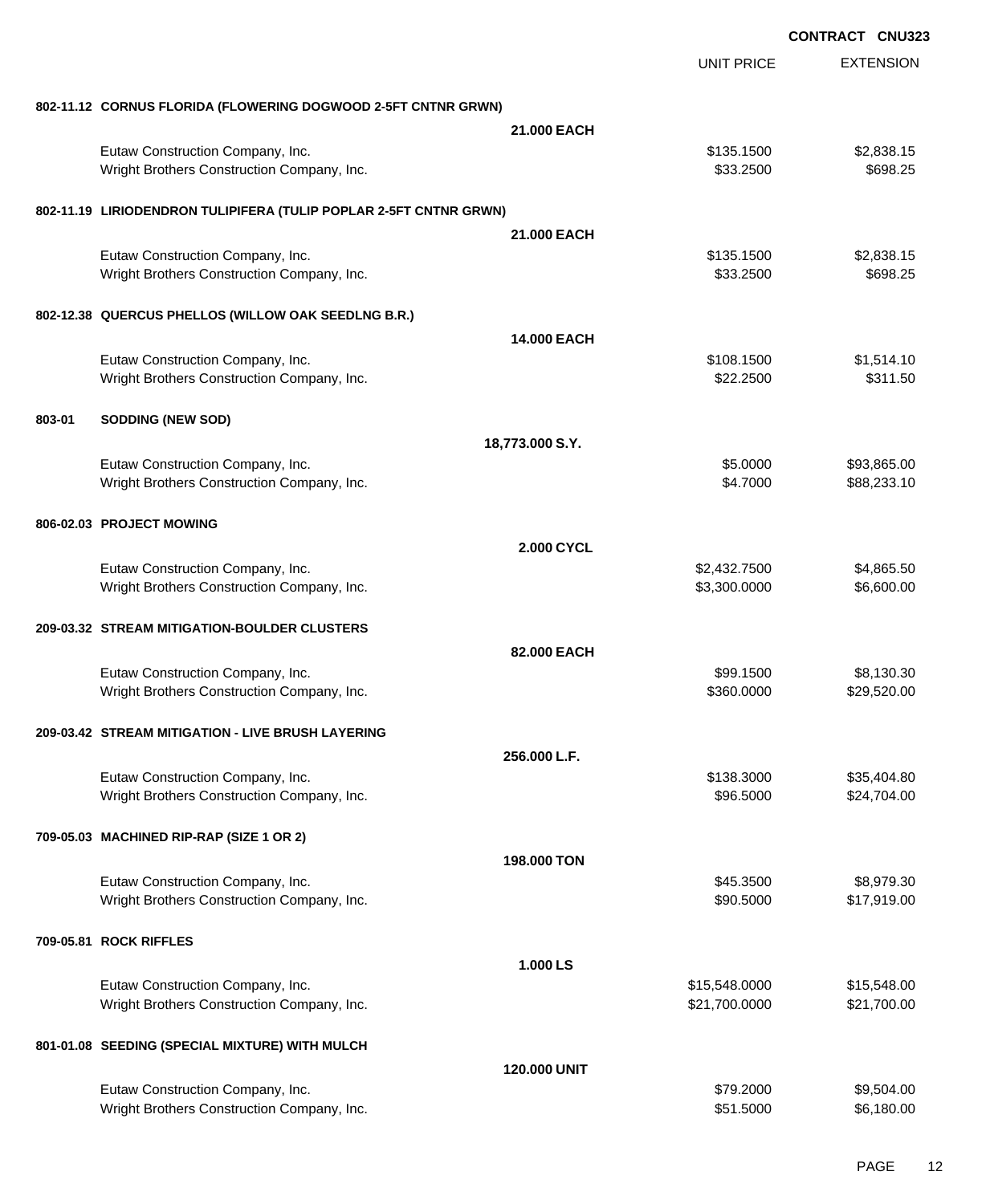CONTRACT CNU323

| | | UNIT PRICE | EXTENSION |
|---|---|---|---|
| **802-11.12 CORNUS FLORIDA (FLOWERING DOGWOOD 2-5FT CNTNR GRWN)** | | | |
| | **21.000 EACH** | | |
| Eutaw Construction Company, Inc. | | $135.1500 | $2,838.15 |
| Wright Brothers Construction Company, Inc. | | $33.2500 | $698.25 |
| **802-11.19 LIRIODENDRON TULIPIFERA (TULIP POPLAR 2-5FT CNTNR GRWN)** | | | |
| | **21.000 EACH** | | |
| Eutaw Construction Company, Inc. | | $135.1500 | $2,838.15 |
| Wright Brothers Construction Company, Inc. | | $33.2500 | $698.25 |
| **802-12.38 QUERCUS PHELLOS (WILLOW OAK SEEDLNG B.R.)** | | | |
| | **14.000 EACH** | | |
| Eutaw Construction Company, Inc. | | $108.1500 | $1,514.10 |
| Wright Brothers Construction Company, Inc. | | $22.2500 | $311.50 |
| **803-01 SODDING (NEW SOD)** | | | |
| | **18,773.000 S.Y.** | | |
| Eutaw Construction Company, Inc. | | $5.0000 | $93,865.00 |
| Wright Brothers Construction Company, Inc. | | $4.7000 | $88,233.10 |
| **806-02.03 PROJECT MOWING** | | | |
| | **2.000 CYCL** | | |
| Eutaw Construction Company, Inc. | | $2,432.7500 | $4,865.50 |
| Wright Brothers Construction Company, Inc. | | $3,300.0000 | $6,600.00 |
| **209-03.32 STREAM MITIGATION-BOULDER CLUSTERS** | | | |
| | **82.000 EACH** | | |
| Eutaw Construction Company, Inc. | | $99.1500 | $8,130.30 |
| Wright Brothers Construction Company, Inc. | | $360.0000 | $29,520.00 |
| **209-03.42 STREAM MITIGATION - LIVE BRUSH LAYERING** | | | |
| | **256.000 L.F.** | | |
| Eutaw Construction Company, Inc. | | $138.3000 | $35,404.80 |
| Wright Brothers Construction Company, Inc. | | $96.5000 | $24,704.00 |
| **709-05.03 MACHINED RIP-RAP (SIZE 1 OR 2)** | | | |
| | **198.000 TON** | | |
| Eutaw Construction Company, Inc. | | $45.3500 | $8,979.30 |
| Wright Brothers Construction Company, Inc. | | $90.5000 | $17,919.00 |
| **709-05.81 ROCK RIFFLES** | | | |
| | **1.000 LS** | | |
| Eutaw Construction Company, Inc. | | $15,548.0000 | $15,548.00 |
| Wright Brothers Construction Company, Inc. | | $21,700.0000 | $21,700.00 |
| **801-01.08 SEEDING (SPECIAL MIXTURE) WITH MULCH** | | | |
| | **120.000 UNIT** | | |
| Eutaw Construction Company, Inc. | | $79.2000 | $9,504.00 |
| Wright Brothers Construction Company, Inc. | | $51.5000 | $6,180.00 |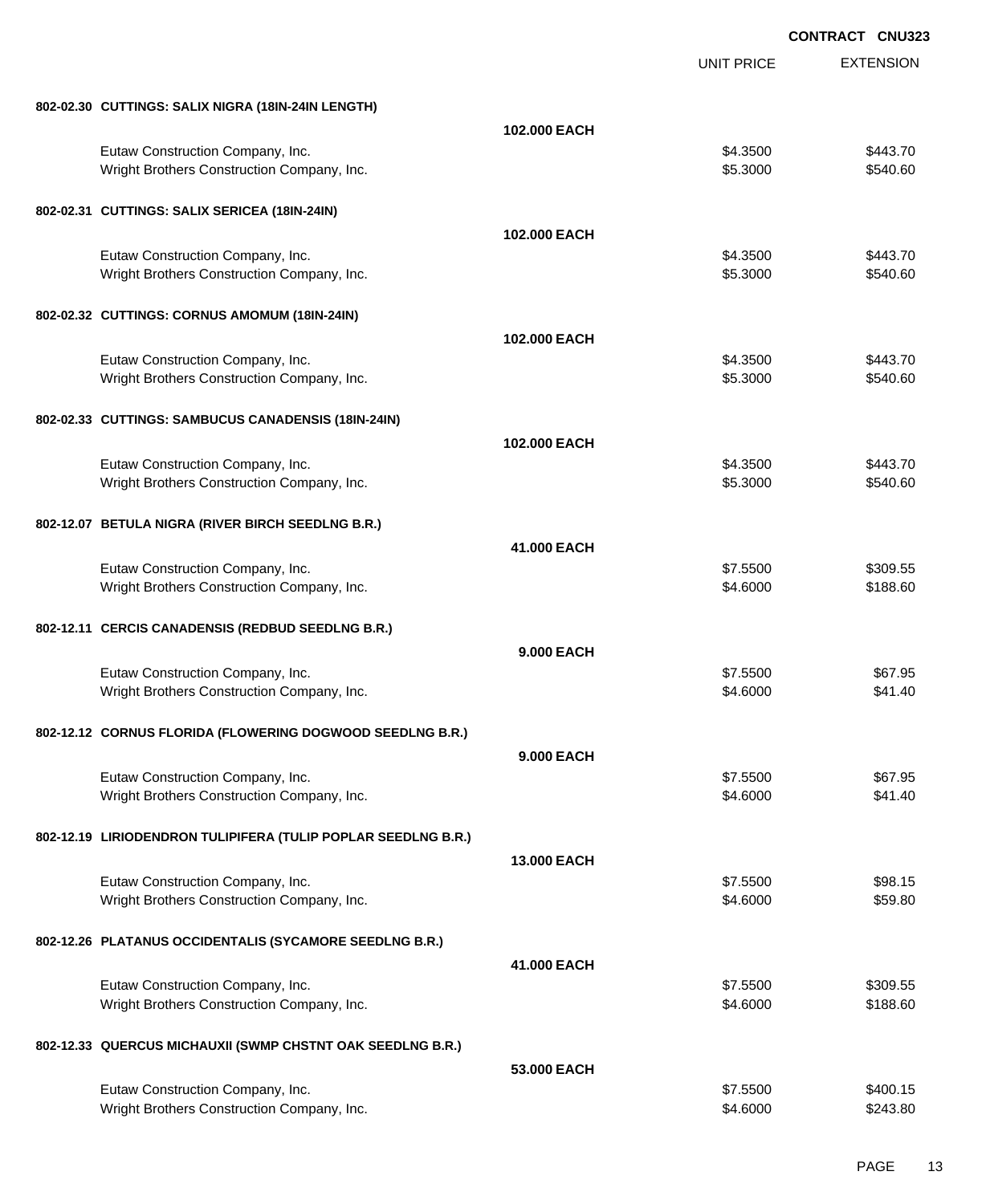**CONTRACT CNU323**

| | | UNIT PRICE | EXTENSION |
|---|---|---|---|
| **802-02.30 CUTTINGS: SALIX NIGRA (18IN-24IN LENGTH)** | | | |
| | **102.000 EACH** | | |
| Eutaw Construction Company, Inc. | | $4.3500 | $443.70 |
| Wright Brothers Construction Company, Inc. | | $5.3000 | $540.60 |
| **802-02.31 CUTTINGS: SALIX SERICEA (18IN-24IN)** | | | |
| | **102.000 EACH** | | |
| Eutaw Construction Company, Inc. | | $4.3500 | $443.70 |
| Wright Brothers Construction Company, Inc. | | $5.3000 | $540.60 |
| **802-02.32 CUTTINGS: CORNUS AMOMUM (18IN-24IN)** | | | |
| | **102.000 EACH** | | |
| Eutaw Construction Company, Inc. | | $4.3500 | $443.70 |
| Wright Brothers Construction Company, Inc. | | $5.3000 | $540.60 |
| **802-02.33 CUTTINGS: SAMBUCUS CANADENSIS (18IN-24IN)** | | | |
| | **102.000 EACH** | | |
| Eutaw Construction Company, Inc. | | $4.3500 | $443.70 |
| Wright Brothers Construction Company, Inc. | | $5.3000 | $540.60 |
| **802-12.07 BETULA NIGRA (RIVER BIRCH SEEDLNG B.R.)** | | | |
| | **41.000 EACH** | | |
| Eutaw Construction Company, Inc. | | $7.5500 | $309.55 |
| Wright Brothers Construction Company, Inc. | | $4.6000 | $188.60 |
| **802-12.11 CERCIS CANADENSIS (REDBUD SEEDLNG B.R.)** | | | |
| | **9.000 EACH** | | |
| Eutaw Construction Company, Inc. | | $7.5500 | $67.95 |
| Wright Brothers Construction Company, Inc. | | $4.6000 | $41.40 |
| **802-12.12 CORNUS FLORIDA (FLOWERING DOGWOOD SEEDLNG B.R.)** | | | |
| | **9.000 EACH** | | |
| Eutaw Construction Company, Inc. | | $7.5500 | $67.95 |
| Wright Brothers Construction Company, Inc. | | $4.6000 | $41.40 |
| **802-12.19 LIRIODENDRON TULIPIFERA (TULIP POPLAR SEEDLNG B.R.)** | | | |
| | **13.000 EACH** | | |
| Eutaw Construction Company, Inc. | | $7.5500 | $98.15 |
| Wright Brothers Construction Company, Inc. | | $4.6000 | $59.80 |
| **802-12.26 PLATANUS OCCIDENTALIS (SYCAMORE SEEDLNG B.R.)** | | | |
| | **41.000 EACH** | | |
| Eutaw Construction Company, Inc. | | $7.5500 | $309.55 |
| Wright Brothers Construction Company, Inc. | | $4.6000 | $188.60 |
| **802-12.33 QUERCUS MICHAUXII (SWMP CHSTNT OAK SEEDLNG B.R.)** | | | |
| | **53.000 EACH** | | |
| Eutaw Construction Company, Inc. | | $7.5500 | $400.15 |
| Wright Brothers Construction Company, Inc. | | $4.6000 | $243.80 |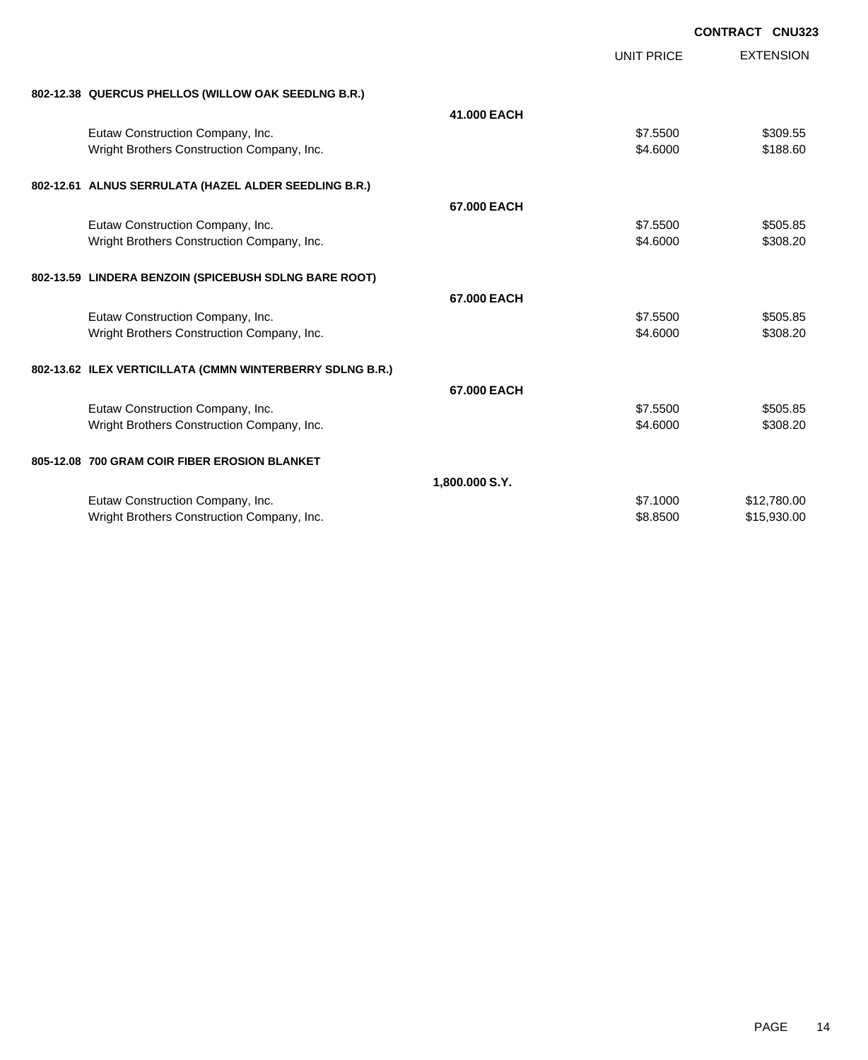**CONTRACT CNU323**

| | | UNIT PRICE | EXTENSION |
|---|---|---|---|
| **802-12.38 QUERCUS PHELLOS (WILLOW OAK SEEDLNG B.R.)** | | | |
| | **41.000 EACH** | | |
| Eutaw Construction Company, Inc. | | $7.5500 | $309.55 |
| Wright Brothers Construction Company, Inc. | | $4.6000 | $188.60 |
| **802-12.61 ALNUS SERRULATA (HAZEL ALDER SEEDLING B.R.)** | | | |
| | **67.000 EACH** | | |
| Eutaw Construction Company, Inc. | | $7.5500 | $505.85 |
| Wright Brothers Construction Company, Inc. | | $4.6000 | $308.20 |
| **802-13.59 LINDERA BENZOIN (SPICEBUSH SDLNG BARE ROOT)** | | | |
| | **67.000 EACH** | | |
| Eutaw Construction Company, Inc. | | $7.5500 | $505.85 |
| Wright Brothers Construction Company, Inc. | | $4.6000 | $308.20 |
| **802-13.62 ILEX VERTICILLATA (CMMN WINTERBERRY SDLNG B.R.)** | | | |
| | **67.000 EACH** | | |
| Eutaw Construction Company, Inc. | | $7.5500 | $505.85 |
| Wright Brothers Construction Company, Inc. | | $4.6000 | $308.20 |
| **805-12.08 700 GRAM COIR FIBER EROSION BLANKET** | | | |
| | **1,800.000 S.Y.** | | |
| Eutaw Construction Company, Inc. | | $7.1000 | $12,780.00 |
| Wright Brothers Construction Company, Inc. | | $8.8500 | $15,930.00 |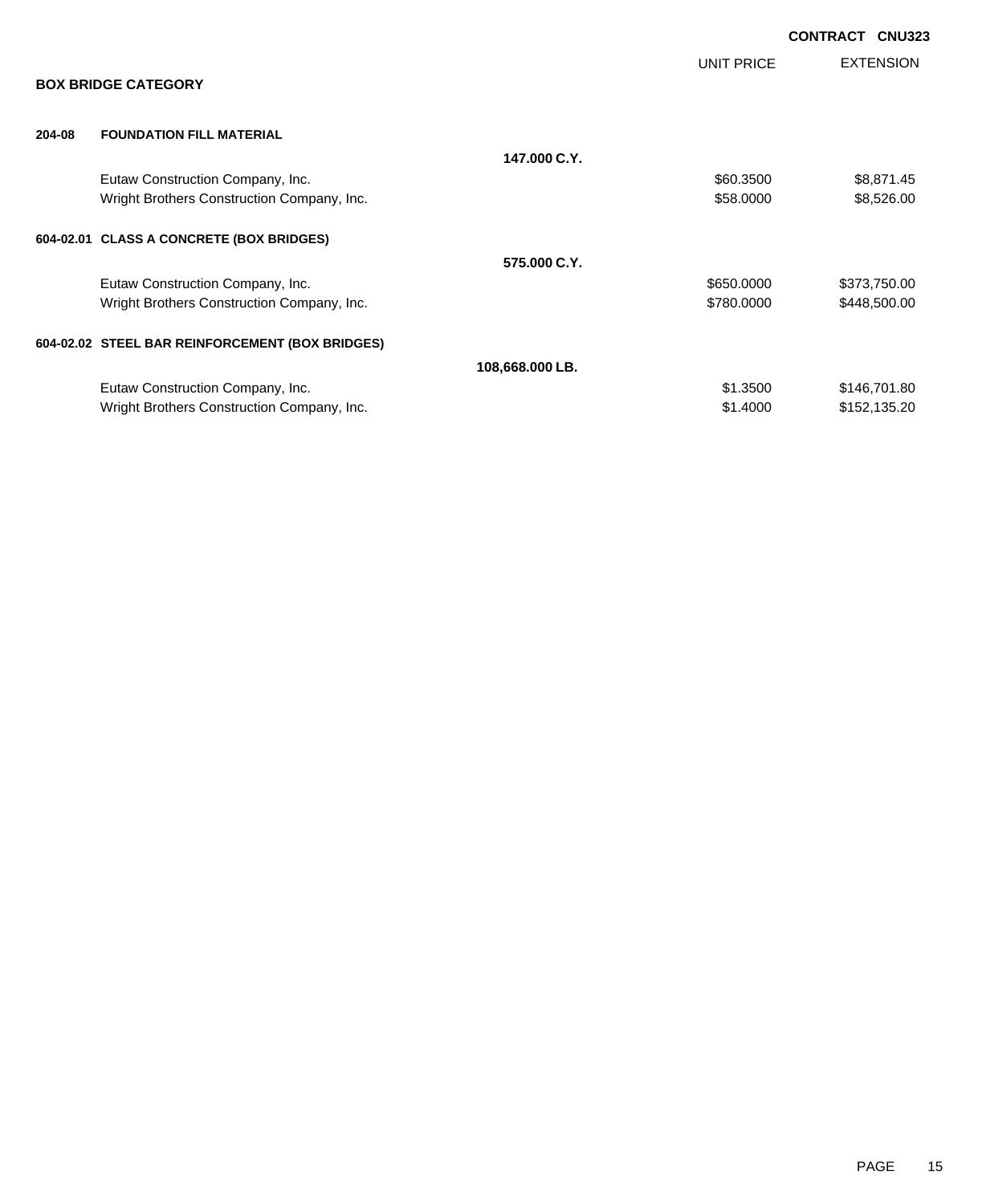**CONTRACT CNU323**

## BOX BRIDGE CATEGORY

| | | | UNIT PRICE | EXTENSION |
|---|---|---|---|---|
| **204-08** | **FOUNDATION FILL MATERIAL** | | | |
| | | **147.000 C.Y.** | | |
| | Eutaw Construction Company, Inc. | | $60.3500 | $8,871.45 |
| | Wright Brothers Construction Company, Inc. | | $58.0000 | $8,526.00 |
| **604-02.01** | **CLASS A CONCRETE (BOX BRIDGES)** | | | |
| | | **575.000 C.Y.** | | |
| | Eutaw Construction Company, Inc. | | $650.0000 | $373,750.00 |
| | Wright Brothers Construction Company, Inc. | | $780.0000 | $448,500.00 |
| **604-02.02** | **STEEL BAR REINFORCEMENT (BOX BRIDGES)** | | | |
| | | **108,668.000 LB.** | | |
| | Eutaw Construction Company, Inc. | | $1.3500 | $146,701.80 |
| | Wright Brothers Construction Company, Inc. | | $1.4000 | $152,135.20 |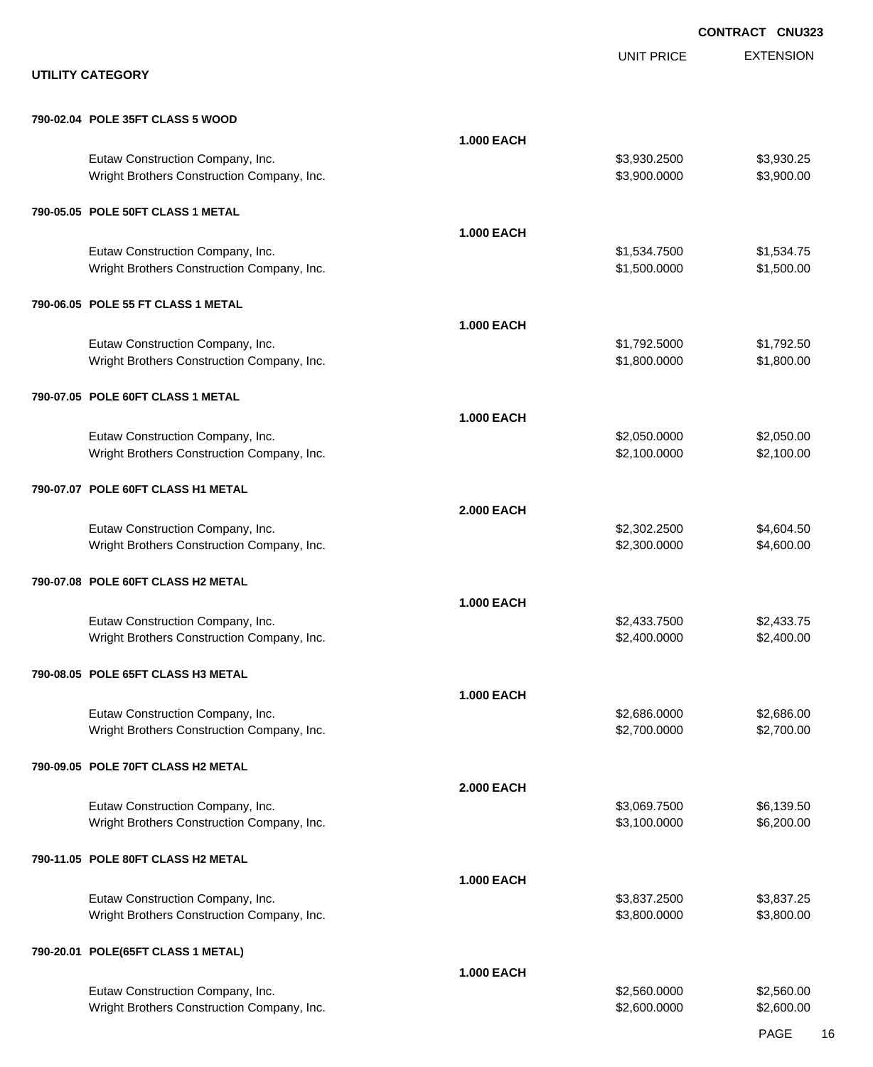**CONTRACT CNU323**

## UTILITY CATEGORY

| | | UNIT PRICE | EXTENSION |
|---|---|---|---|
| **790-02.04 POLE 35FT CLASS 5 WOOD** | **1.000 EACH** | | |
| Eutaw Construction Company, Inc. | | $3,930.2500 | $3,930.25 |
| Wright Brothers Construction Company, Inc. | | $3,900.0000 | $3,900.00 |
| **790-05.05 POLE 50FT CLASS 1 METAL** | **1.000 EACH** | | |
| Eutaw Construction Company, Inc. | | $1,534.7500 | $1,534.75 |
| Wright Brothers Construction Company, Inc. | | $1,500.0000 | $1,500.00 |
| **790-06.05 POLE 55 FT CLASS 1 METAL** | **1.000 EACH** | | |
| Eutaw Construction Company, Inc. | | $1,792.5000 | $1,792.50 |
| Wright Brothers Construction Company, Inc. | | $1,800.0000 | $1,800.00 |
| **790-07.05 POLE 60FT CLASS 1 METAL** | **1.000 EACH** | | |
| Eutaw Construction Company, Inc. | | $2,050.0000 | $2,050.00 |
| Wright Brothers Construction Company, Inc. | | $2,100.0000 | $2,100.00 |
| **790-07.07 POLE 60FT CLASS H1 METAL** | **2.000 EACH** | | |
| Eutaw Construction Company, Inc. | | $2,302.2500 | $4,604.50 |
| Wright Brothers Construction Company, Inc. | | $2,300.0000 | $4,600.00 |
| **790-07.08 POLE 60FT CLASS H2 METAL** | **1.000 EACH** | | |
| Eutaw Construction Company, Inc. | | $2,433.7500 | $2,433.75 |
| Wright Brothers Construction Company, Inc. | | $2,400.0000 | $2,400.00 |
| **790-08.05 POLE 65FT CLASS H3 METAL** | **1.000 EACH** | | |
| Eutaw Construction Company, Inc. | | $2,686.0000 | $2,686.00 |
| Wright Brothers Construction Company, Inc. | | $2,700.0000 | $2,700.00 |
| **790-09.05 POLE 70FT CLASS H2 METAL** | **2.000 EACH** | | |
| Eutaw Construction Company, Inc. | | $3,069.7500 | $6,139.50 |
| Wright Brothers Construction Company, Inc. | | $3,100.0000 | $6,200.00 |
| **790-11.05 POLE 80FT CLASS H2 METAL** | **1.000 EACH** | | |
| Eutaw Construction Company, Inc. | | $3,837.2500 | $3,837.25 |
| Wright Brothers Construction Company, Inc. | | $3,800.0000 | $3,800.00 |
| **790-20.01 POLE(65FT CLASS 1 METAL)** | **1.000 EACH** | | |
| Eutaw Construction Company, Inc. | | $2,560.0000 | $2,560.00 |
| Wright Brothers Construction Company, Inc. | | $2,600.0000 | $2,600.00 |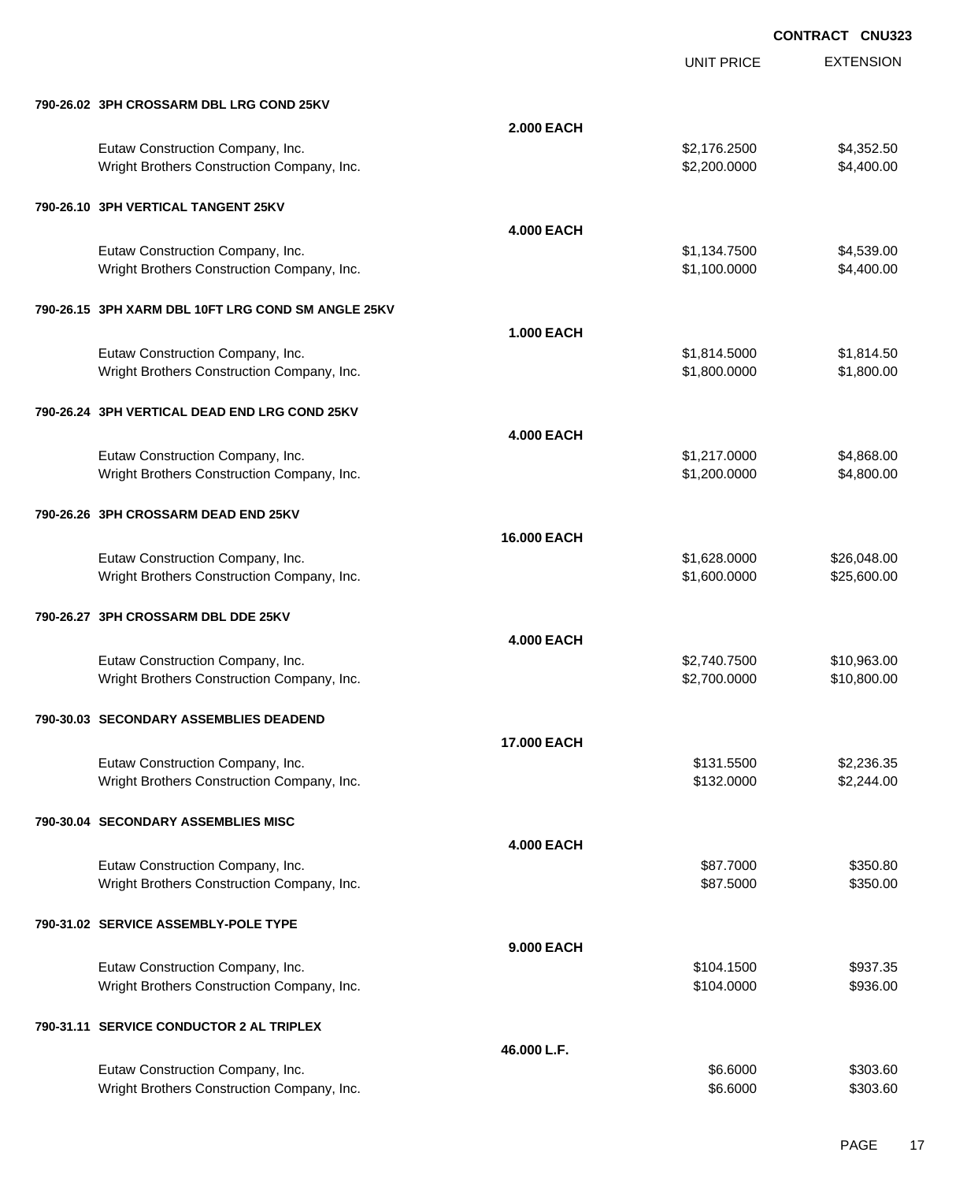**CONTRACT CNU323**

| | | UNIT PRICE | EXTENSION |
|---|---|---|---|
| **790-26.02 3PH CROSSARM DBL LRG COND 25KV** | | | |
| | **2.000 EACH** | | |
| Eutaw Construction Company, Inc. | | $2,176.2500 | $4,352.50 |
| Wright Brothers Construction Company, Inc. | | $2,200.0000 | $4,400.00 |
| **790-26.10 3PH VERTICAL TANGENT 25KV** | | | |
| | **4.000 EACH** | | |
| Eutaw Construction Company, Inc. | | $1,134.7500 | $4,539.00 |
| Wright Brothers Construction Company, Inc. | | $1,100.0000 | $4,400.00 |
| **790-26.15 3PH XARM DBL 10FT LRG COND SM ANGLE 25KV** | | | |
| | **1.000 EACH** | | |
| Eutaw Construction Company, Inc. | | $1,814.5000 | $1,814.50 |
| Wright Brothers Construction Company, Inc. | | $1,800.0000 | $1,800.00 |
| **790-26.24 3PH VERTICAL DEAD END LRG COND 25KV** | | | |
| | **4.000 EACH** | | |
| Eutaw Construction Company, Inc. | | $1,217.0000 | $4,868.00 |
| Wright Brothers Construction Company, Inc. | | $1,200.0000 | $4,800.00 |
| **790-26.26 3PH CROSSARM DEAD END 25KV** | | | |
| | **16.000 EACH** | | |
| Eutaw Construction Company, Inc. | | $1,628.0000 | $26,048.00 |
| Wright Brothers Construction Company, Inc. | | $1,600.0000 | $25,600.00 |
| **790-26.27 3PH CROSSARM DBL DDE 25KV** | | | |
| | **4.000 EACH** | | |
| Eutaw Construction Company, Inc. | | $2,740.7500 | $10,963.00 |
| Wright Brothers Construction Company, Inc. | | $2,700.0000 | $10,800.00 |
| **790-30.03 SECONDARY ASSEMBLIES DEADEND** | | | |
| | **17.000 EACH** | | |
| Eutaw Construction Company, Inc. | | $131.5500 | $2,236.35 |
| Wright Brothers Construction Company, Inc. | | $132.0000 | $2,244.00 |
| **790-30.04 SECONDARY ASSEMBLIES MISC** | | | |
| | **4.000 EACH** | | |
| Eutaw Construction Company, Inc. | | $87.7000 | $350.80 |
| Wright Brothers Construction Company, Inc. | | $87.5000 | $350.00 |
| **790-31.02 SERVICE ASSEMBLY-POLE TYPE** | | | |
| | **9.000 EACH** | | |
| Eutaw Construction Company, Inc. | | $104.1500 | $937.35 |
| Wright Brothers Construction Company, Inc. | | $104.0000 | $936.00 |
| **790-31.11 SERVICE CONDUCTOR 2 AL TRIPLEX** | | | |
| | **46.000 L.F.** | | |
| Eutaw Construction Company, Inc. | | $6.6000 | $303.60 |
| Wright Brothers Construction Company, Inc. | | $6.6000 | $303.60 |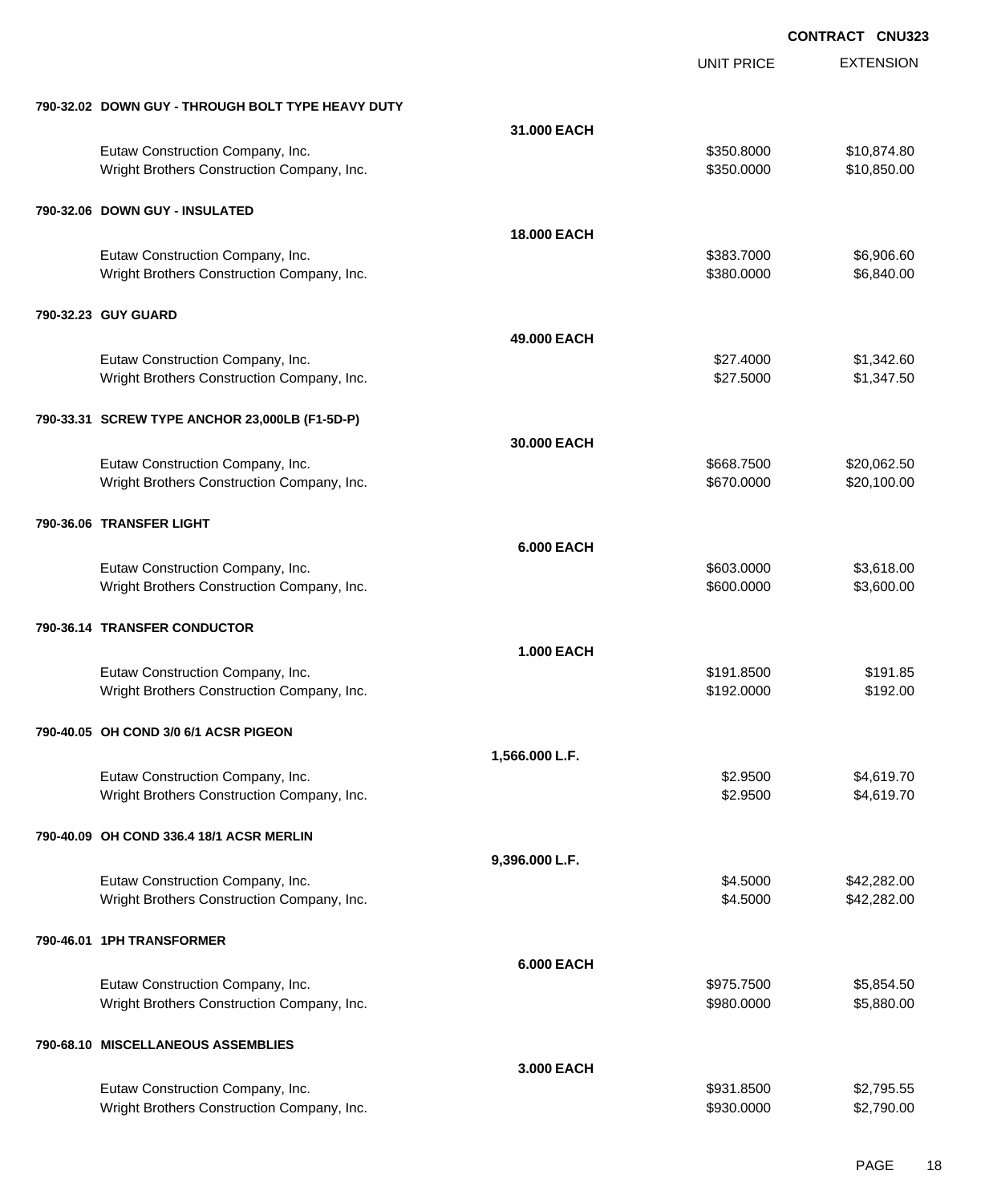**CONTRACT CNU323**

| | | UNIT PRICE | EXTENSION |
|---|---|---|---|
| **790-32.02 DOWN GUY - THROUGH BOLT TYPE HEAVY DUTY** | | | |
| | **31.000 EACH** | | |
| Eutaw Construction Company, Inc. | | $350.8000 | $10,874.80 |
| Wright Brothers Construction Company, Inc. | | $350.0000 | $10,850.00 |
| **790-32.06 DOWN GUY - INSULATED** | | | |
| | **18.000 EACH** | | |
| Eutaw Construction Company, Inc. | | $383.7000 | $6,906.60 |
| Wright Brothers Construction Company, Inc. | | $380.0000 | $6,840.00 |
| **790-32.23 GUY GUARD** | | | |
| | **49.000 EACH** | | |
| Eutaw Construction Company, Inc. | | $27.4000 | $1,342.60 |
| Wright Brothers Construction Company, Inc. | | $27.5000 | $1,347.50 |
| **790-33.31 SCREW TYPE ANCHOR 23,000LB (F1-5D-P)** | | | |
| | **30.000 EACH** | | |
| Eutaw Construction Company, Inc. | | $668.7500 | $20,062.50 |
| Wright Brothers Construction Company, Inc. | | $670.0000 | $20,100.00 |
| **790-36.06 TRANSFER LIGHT** | | | |
| | **6.000 EACH** | | |
| Eutaw Construction Company, Inc. | | $603.0000 | $3,618.00 |
| Wright Brothers Construction Company, Inc. | | $600.0000 | $3,600.00 |
| **790-36.14 TRANSFER CONDUCTOR** | | | |
| | **1.000 EACH** | | |
| Eutaw Construction Company, Inc. | | $191.8500 | $191.85 |
| Wright Brothers Construction Company, Inc. | | $192.0000 | $192.00 |
| **790-40.05 OH COND 3/0 6/1 ACSR PIGEON** | | | |
| | **1,566.000 L.F.** | | |
| Eutaw Construction Company, Inc. | | $2.9500 | $4,619.70 |
| Wright Brothers Construction Company, Inc. | | $2.9500 | $4,619.70 |
| **790-40.09 OH COND 336.4 18/1 ACSR MERLIN** | | | |
| | **9,396.000 L.F.** | | |
| Eutaw Construction Company, Inc. | | $4.5000 | $42,282.00 |
| Wright Brothers Construction Company, Inc. | | $4.5000 | $42,282.00 |
| **790-46.01 1PH TRANSFORMER** | | | |
| | **6.000 EACH** | | |
| Eutaw Construction Company, Inc. | | $975.7500 | $5,854.50 |
| Wright Brothers Construction Company, Inc. | | $980.0000 | $5,880.00 |
| **790-68.10 MISCELLANEOUS ASSEMBLIES** | | | |
| | **3.000 EACH** | | |
| Eutaw Construction Company, Inc. | | $931.8500 | $2,795.55 |
| Wright Brothers Construction Company, Inc. | | $930.0000 | $2,790.00 |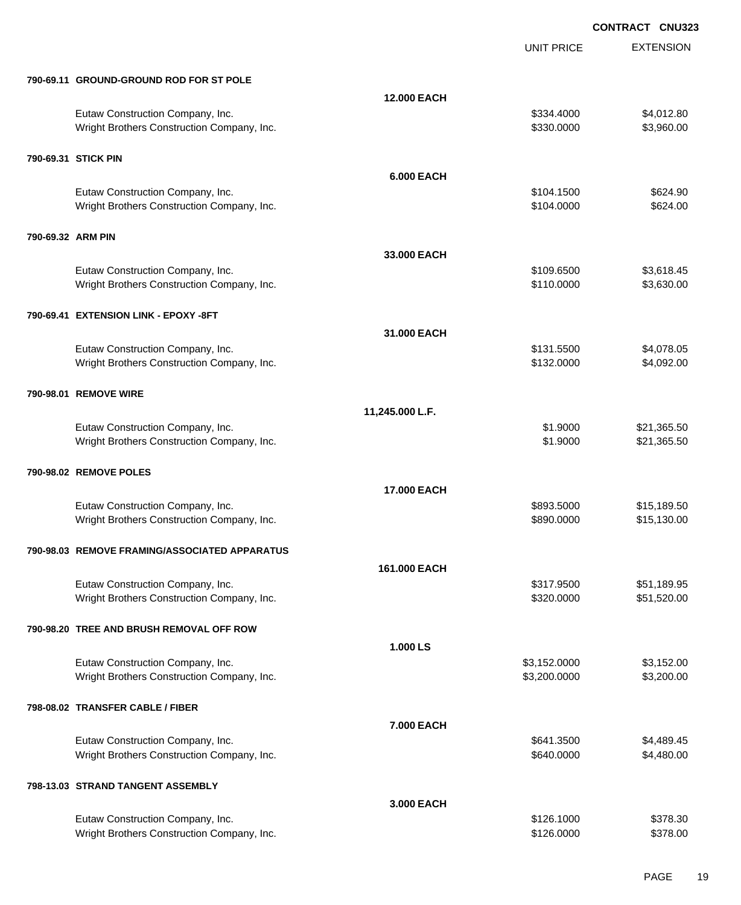**CONTRACT CNU323**

| | | UNIT PRICE | EXTENSION |
|---|---|---|---|
| **790-69.11 GROUND-GROUND ROD FOR ST POLE** | | | |
| | **12.000 EACH** | | |
| Eutaw Construction Company, Inc. | | $334.4000 | $4,012.80 |
| Wright Brothers Construction Company, Inc. | | $330.0000 | $3,960.00 |
| **790-69.31 STICK PIN** | | | |
| | **6.000 EACH** | | |
| Eutaw Construction Company, Inc. | | $104.1500 | $624.90 |
| Wright Brothers Construction Company, Inc. | | $104.0000 | $624.00 |
| **790-69.32 ARM PIN** | | | |
| | **33.000 EACH** | | |
| Eutaw Construction Company, Inc. | | $109.6500 | $3,618.45 |
| Wright Brothers Construction Company, Inc. | | $110.0000 | $3,630.00 |
| **790-69.41 EXTENSION LINK - EPOXY -8FT** | | | |
| | **31.000 EACH** | | |
| Eutaw Construction Company, Inc. | | $131.5500 | $4,078.05 |
| Wright Brothers Construction Company, Inc. | | $132.0000 | $4,092.00 |
| **790-98.01 REMOVE WIRE** | | | |
| | **11,245.000 L.F.** | | |
| Eutaw Construction Company, Inc. | | $1.9000 | $21,365.50 |
| Wright Brothers Construction Company, Inc. | | $1.9000 | $21,365.50 |
| **790-98.02 REMOVE POLES** | | | |
| | **17.000 EACH** | | |
| Eutaw Construction Company, Inc. | | $893.5000 | $15,189.50 |
| Wright Brothers Construction Company, Inc. | | $890.0000 | $15,130.00 |
| **790-98.03 REMOVE FRAMING/ASSOCIATED APPARATUS** | | | |
| | **161.000 EACH** | | |
| Eutaw Construction Company, Inc. | | $317.9500 | $51,189.95 |
| Wright Brothers Construction Company, Inc. | | $320.0000 | $51,520.00 |
| **790-98.20 TREE AND BRUSH REMOVAL OFF ROW** | | | |
| | **1.000 LS** | | |
| Eutaw Construction Company, Inc. | | $3,152.0000 | $3,152.00 |
| Wright Brothers Construction Company, Inc. | | $3,200.0000 | $3,200.00 |
| **798-08.02 TRANSFER CABLE / FIBER** | | | |
| | **7.000 EACH** | | |
| Eutaw Construction Company, Inc. | | $641.3500 | $4,489.45 |
| Wright Brothers Construction Company, Inc. | | $640.0000 | $4,480.00 |
| **798-13.03 STRAND TANGENT ASSEMBLY** | | | |
| | **3.000 EACH** | | |
| Eutaw Construction Company, Inc. | | $126.1000 | $378.30 |
| Wright Brothers Construction Company, Inc. | | $126.0000 | $378.00 |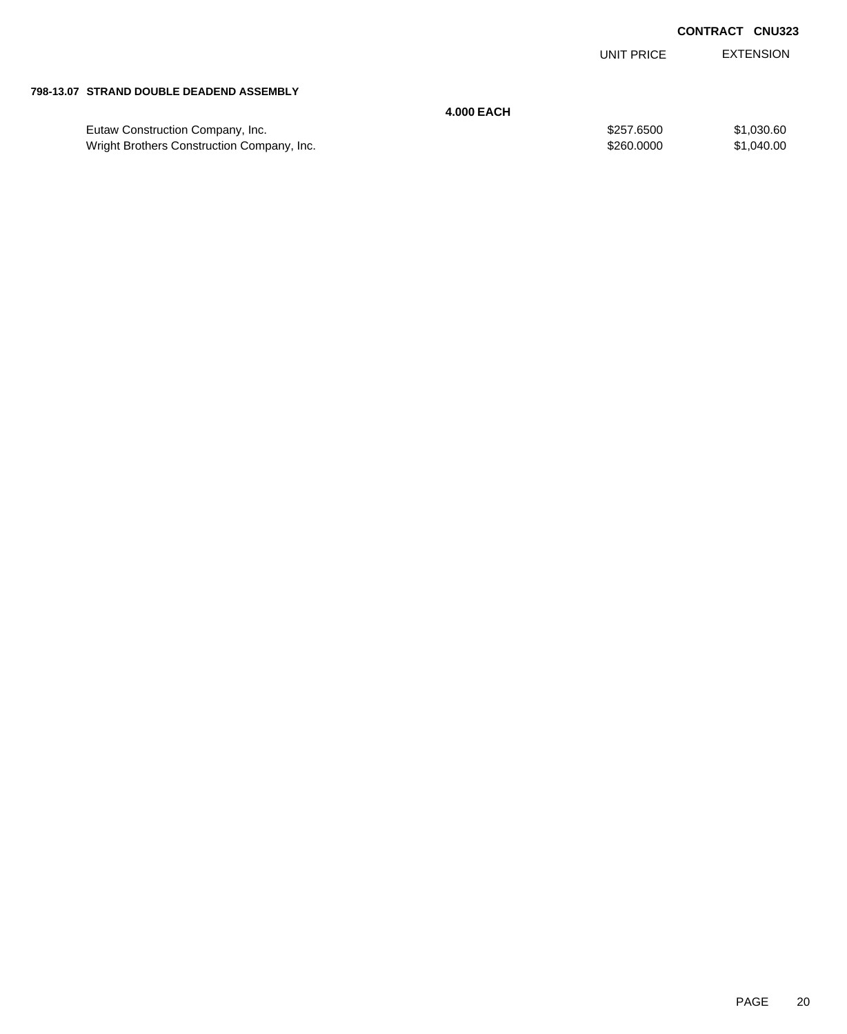**CONTRACT CNU323**

| | | UNIT PRICE | EXTENSION |
|---|---|---|---|
| **798-13.07 STRAND DOUBLE DEADEND ASSEMBLY** | | | |
| | **4.000 EACH** | | |
| Eutaw Construction Company, Inc. | | $257.6500 | $1,030.60 |
| Wright Brothers Construction Company, Inc. | | $260.0000 | $1,040.00 |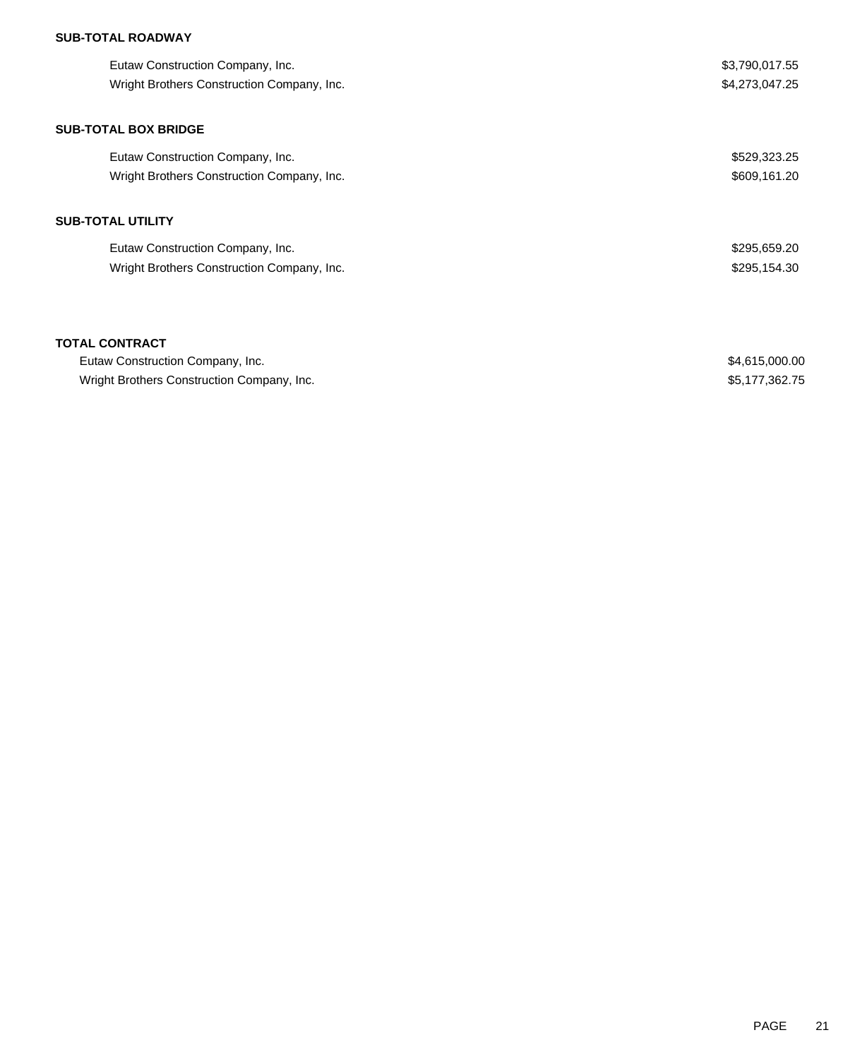**SUB-TOTAL ROADWAY**

| | |
|---|---|
| Eutaw Construction Company, Inc. | $3,790,017.55 |
| Wright Brothers Construction Company, Inc. | $4,273,047.25 |

**SUB-TOTAL BOX BRIDGE**

| | |
|---|---|
| Eutaw Construction Company, Inc. | $529,323.25 |
| Wright Brothers Construction Company, Inc. | $609,161.20 |

**SUB-TOTAL UTILITY**

| | |
|---|---|
| Eutaw Construction Company, Inc. | $295,659.20 |
| Wright Brothers Construction Company, Inc. | $295,154.30 |

**TOTAL CONTRACT**

| | |
|---|---|
| Eutaw Construction Company, Inc. | $4,615,000.00 |
| Wright Brothers Construction Company, Inc. | $5,177,362.75 |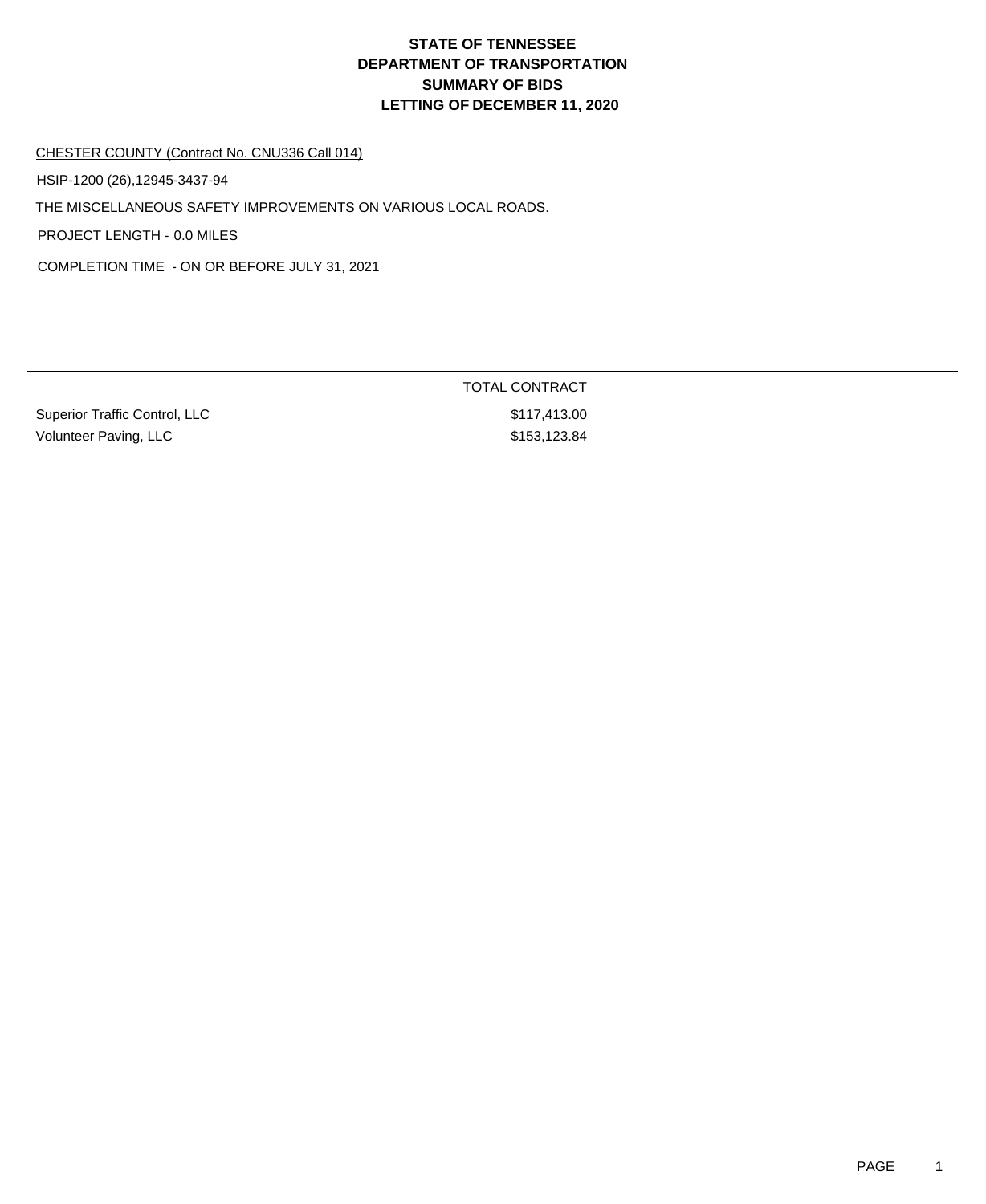# STATE OF TENNESSEE
# DEPARTMENT OF TRANSPORTATION
# SUMMARY OF BIDS
# LETTING OF DECEMBER 11, 2020

CHESTER COUNTY (Contract No. CNU336 Call 014)

HSIP-1200 (26),12945-3437-94

THE MISCELLANEOUS SAFETY IMPROVEMENTS ON VARIOUS LOCAL ROADS.

PROJECT LENGTH - 0.0 MILES

COMPLETION TIME - ON OR BEFORE JULY 31, 2021

| | TOTAL CONTRACT |
|---|---|
| Superior Traffic Control, LLC | $117,413.00 |
| Volunteer Paving, LLC | $153,123.84 |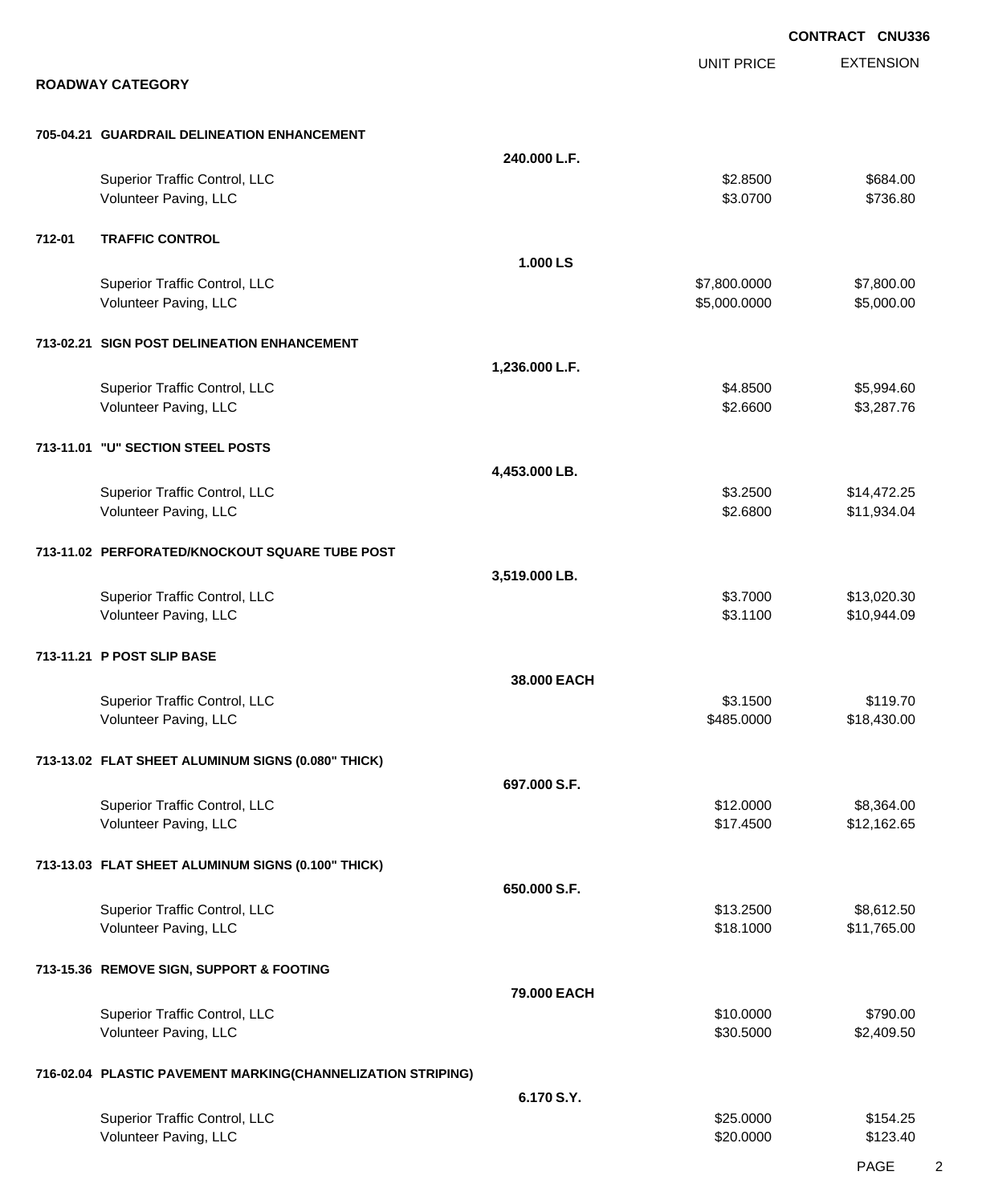**CONTRACT CNU336**

## ROADWAY CATEGORY

| | | UNIT PRICE | EXTENSION |
|---|---|---|---|
| **705-04.21 GUARDRAIL DELINEATION ENHANCEMENT** | | | |
| | **240.000 L.F.** | | |
| Superior Traffic Control, LLC | | $2.8500 | $684.00 |
| Volunteer Paving, LLC | | $3.0700 | $736.80 |
| **712-01 TRAFFIC CONTROL** | | | |
| | **1.000 LS** | | |
| Superior Traffic Control, LLC | | $7,800.0000 | $7,800.00 |
| Volunteer Paving, LLC | | $5,000.0000 | $5,000.00 |
| **713-02.21 SIGN POST DELINEATION ENHANCEMENT** | | | |
| | **1,236.000 L.F.** | | |
| Superior Traffic Control, LLC | | $4.8500 | $5,994.60 |
| Volunteer Paving, LLC | | $2.6600 | $3,287.76 |
| **713-11.01 "U" SECTION STEEL POSTS** | | | |
| | **4,453.000 LB.** | | |
| Superior Traffic Control, LLC | | $3.2500 | $14,472.25 |
| Volunteer Paving, LLC | | $2.6800 | $11,934.04 |
| **713-11.02 PERFORATED/KNOCKOUT SQUARE TUBE POST** | | | |
| | **3,519.000 LB.** | | |
| Superior Traffic Control, LLC | | $3.7000 | $13,020.30 |
| Volunteer Paving, LLC | | $3.1100 | $10,944.09 |
| **713-11.21 P POST SLIP BASE** | | | |
| | **38.000 EACH** | | |
| Superior Traffic Control, LLC | | $3.1500 | $119.70 |
| Volunteer Paving, LLC | | $485.0000 | $18,430.00 |
| **713-13.02 FLAT SHEET ALUMINUM SIGNS (0.080" THICK)** | | | |
| | **697.000 S.F.** | | |
| Superior Traffic Control, LLC | | $12.0000 | $8,364.00 |
| Volunteer Paving, LLC | | $17.4500 | $12,162.65 |
| **713-13.03 FLAT SHEET ALUMINUM SIGNS (0.100" THICK)** | | | |
| | **650.000 S.F.** | | |
| Superior Traffic Control, LLC | | $13.2500 | $8,612.50 |
| Volunteer Paving, LLC | | $18.1000 | $11,765.00 |
| **713-15.36 REMOVE SIGN, SUPPORT & FOOTING** | | | |
| | **79.000 EACH** | | |
| Superior Traffic Control, LLC | | $10.0000 | $790.00 |
| Volunteer Paving, LLC | | $30.5000 | $2,409.50 |
| **716-02.04 PLASTIC PAVEMENT MARKING(CHANNELIZATION STRIPING)** | | | |
| | **6.170 S.Y.** | | |
| Superior Traffic Control, LLC | | $25.0000 | $154.25 |
| Volunteer Paving, LLC | | $20.0000 | $123.40 |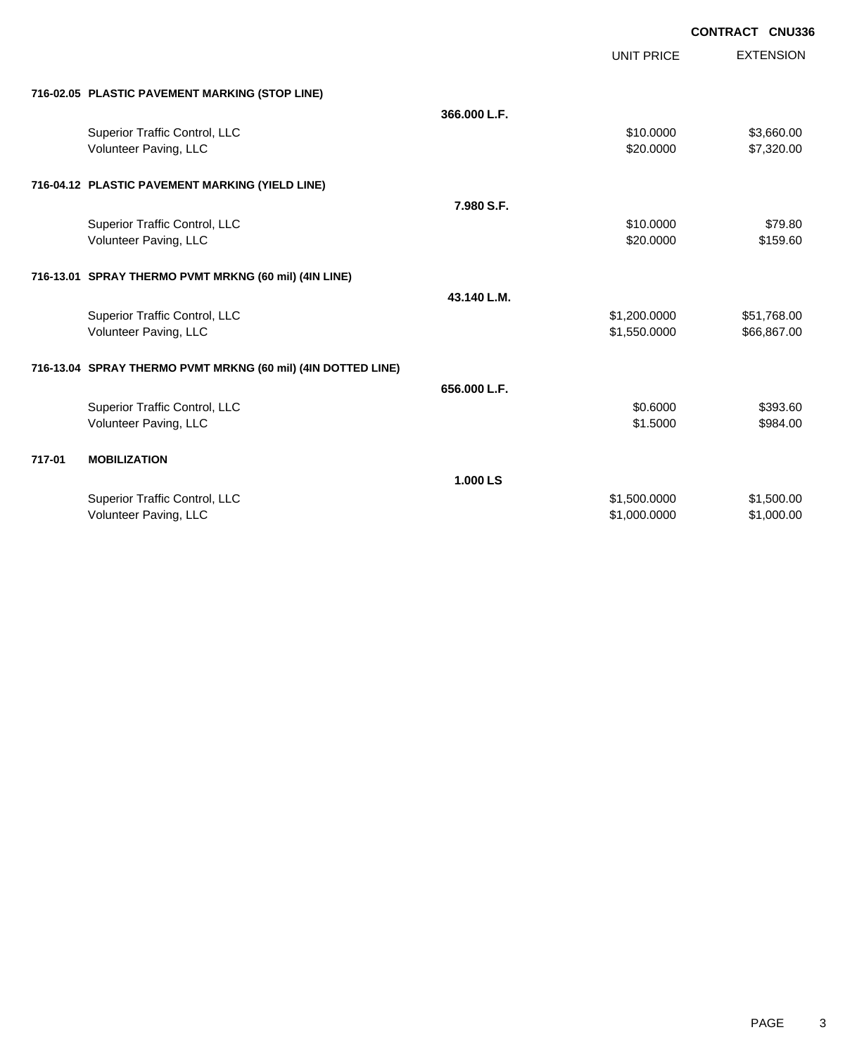**CONTRACT CNU336**

| | | UNIT PRICE | EXTENSION |
|---|---|---|---|
| **716-02.05 PLASTIC PAVEMENT MARKING (STOP LINE)** | | | |
| | **366.000 L.F.** | | |
| Superior Traffic Control, LLC | | $10.0000 | $3,660.00 |
| Volunteer Paving, LLC | | $20.0000 | $7,320.00 |
| **716-04.12 PLASTIC PAVEMENT MARKING (YIELD LINE)** | | | |
| | **7.980 S.F.** | | |
| Superior Traffic Control, LLC | | $10.0000 | $79.80 |
| Volunteer Paving, LLC | | $20.0000 | $159.60 |
| **716-13.01 SPRAY THERMO PVMT MRKNG (60 mil) (4IN LINE)** | | | |
| | **43.140 L.M.** | | |
| Superior Traffic Control, LLC | | $1,200.0000 | $51,768.00 |
| Volunteer Paving, LLC | | $1,550.0000 | $66,867.00 |
| **716-13.04 SPRAY THERMO PVMT MRKNG (60 mil) (4IN DOTTED LINE)** | | | |
| | **656.000 L.F.** | | |
| Superior Traffic Control, LLC | | $0.6000 | $393.60 |
| Volunteer Paving, LLC | | $1.5000 | $984.00 |
| **717-01 MOBILIZATION** | | | |
| | **1.000 LS** | | |
| Superior Traffic Control, LLC | | $1,500.0000 | $1,500.00 |
| Volunteer Paving, LLC | | $1,000.0000 | $1,000.00 |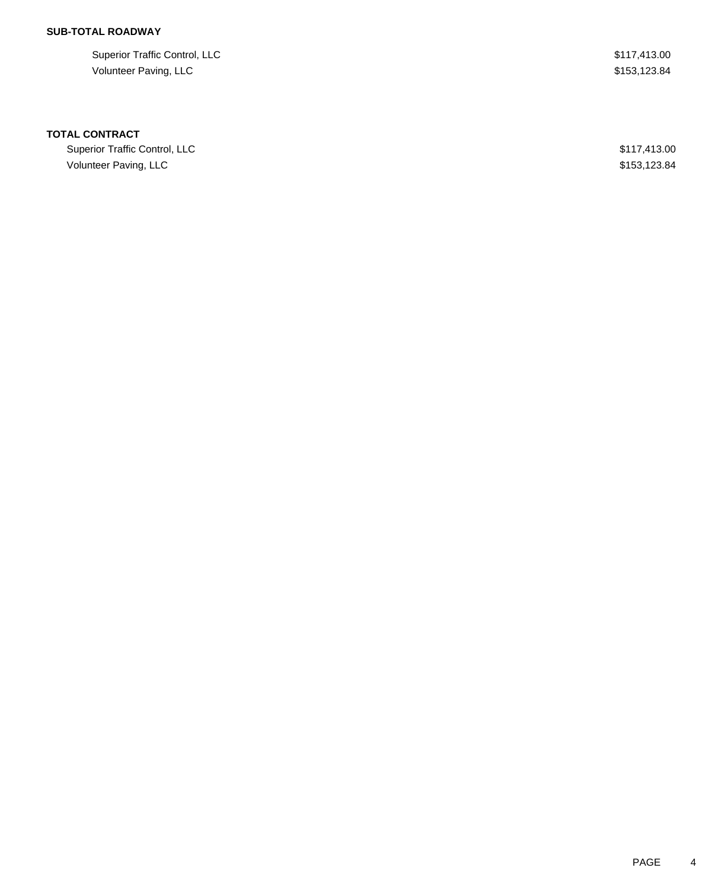**SUB-TOTAL ROADWAY**

| | |
|---|---|
| Superior Traffic Control, LLC | $117,413.00 |
| Volunteer Paving, LLC | $153,123.84 |

**TOTAL CONTRACT**

| | |
|---|---|
| Superior Traffic Control, LLC | $117,413.00 |
| Volunteer Paving, LLC | $153,123.84 |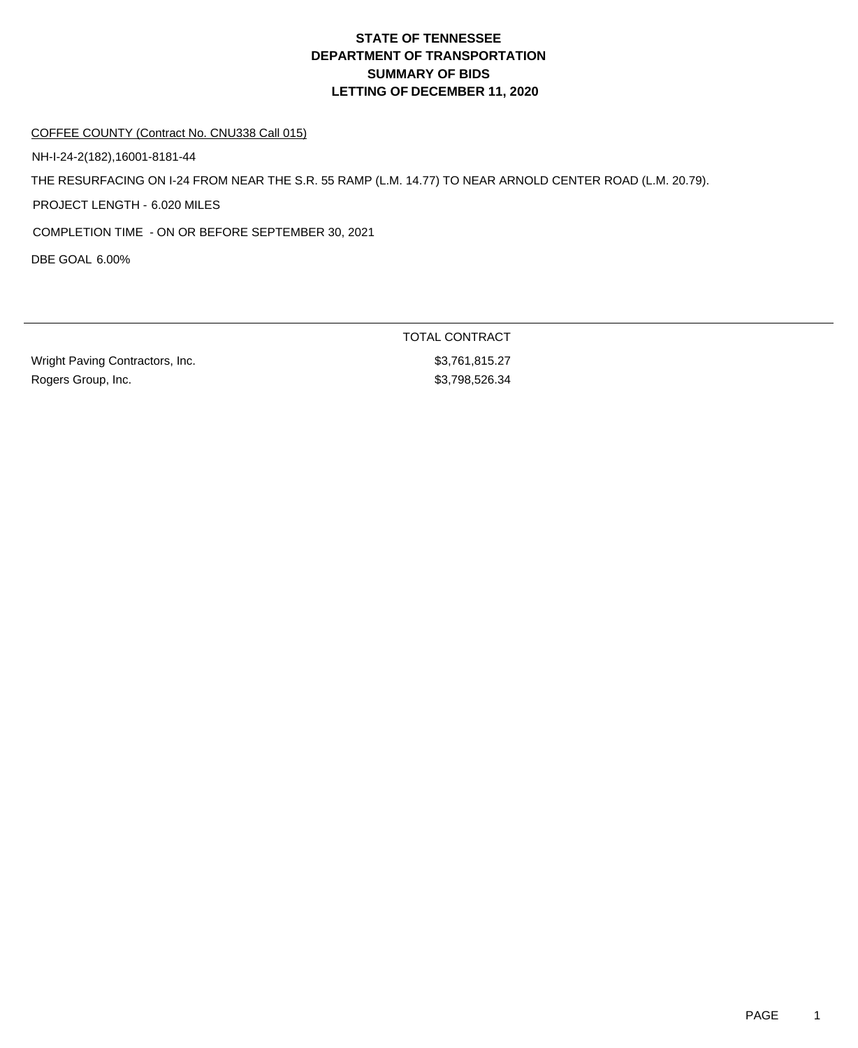# STATE OF TENNESSEE
# DEPARTMENT OF TRANSPORTATION
# SUMMARY OF BIDS
# LETTING OF DECEMBER 11, 2020

COFFEE COUNTY (Contract No. CNU338 Call 015)

NH-I-24-2(182),16001-8181-44

THE RESURFACING ON I-24 FROM NEAR THE S.R. 55 RAMP (L.M. 14.77) TO NEAR ARNOLD CENTER ROAD (L.M. 20.79).

PROJECT LENGTH - 6.020 MILES

COMPLETION TIME - ON OR BEFORE SEPTEMBER 30, 2021

DBE GOAL 6.00%

| | TOTAL CONTRACT |
|---|---|
| Wright Paving Contractors, Inc. | $3,761,815.27 |
| Rogers Group, Inc. | $3,798,526.34 |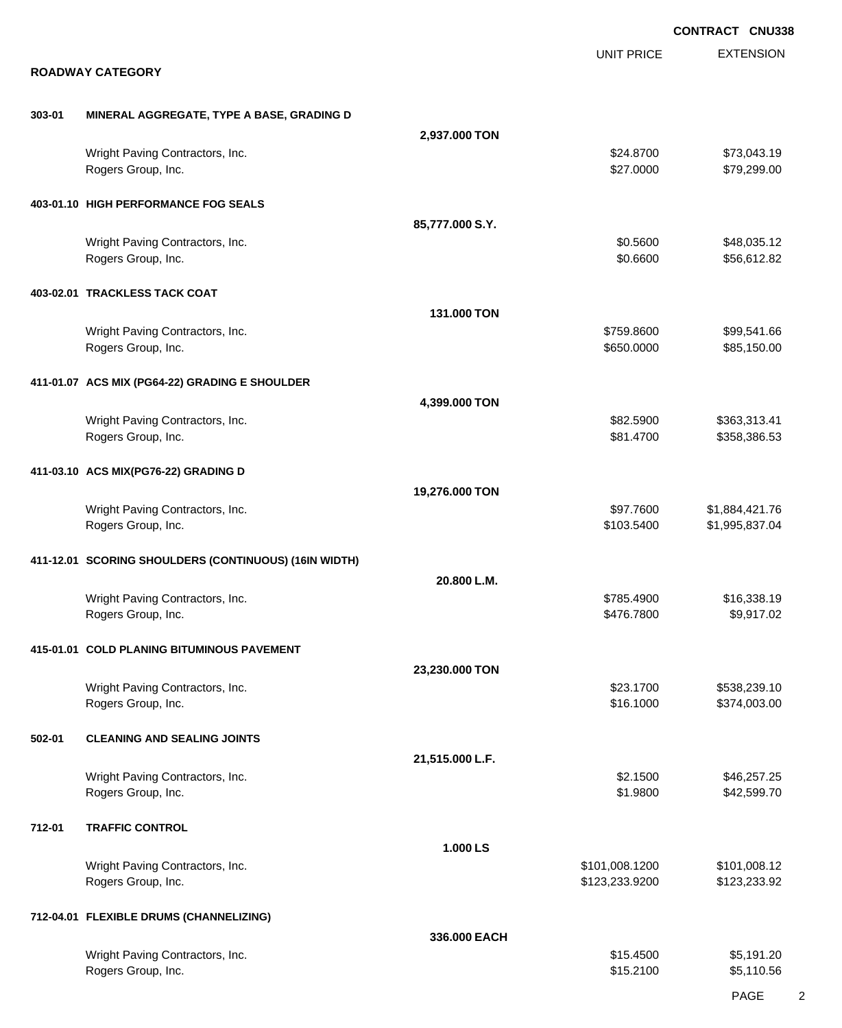CONTRACT CNU338

## ROADWAY CATEGORY

| | | | UNIT PRICE | EXTENSION |
|---|---|---|---|---|
| **303-01** | **MINERAL AGGREGATE, TYPE A BASE, GRADING D** | | | |
| | | **2,937.000 TON** | | |
| | Wright Paving Contractors, Inc. | | $24.8700 | $73,043.19 |
| | Rogers Group, Inc. | | $27.0000 | $79,299.00 |
| **403-01.10** | **HIGH PERFORMANCE FOG SEALS** | | | |
| | | **85,777.000 S.Y.** | | |
| | Wright Paving Contractors, Inc. | | $0.5600 | $48,035.12 |
| | Rogers Group, Inc. | | $0.6600 | $56,612.82 |
| **403-02.01** | **TRACKLESS TACK COAT** | | | |
| | | **131.000 TON** | | |
| | Wright Paving Contractors, Inc. | | $759.8600 | $99,541.66 |
| | Rogers Group, Inc. | | $650.0000 | $85,150.00 |
| **411-01.07** | **ACS MIX (PG64-22) GRADING E SHOULDER** | | | |
| | | **4,399.000 TON** | | |
| | Wright Paving Contractors, Inc. | | $82.5900 | $363,313.41 |
| | Rogers Group, Inc. | | $81.4700 | $358,386.53 |
| **411-03.10** | **ACS MIX(PG76-22) GRADING D** | | | |
| | | **19,276.000 TON** | | |
| | Wright Paving Contractors, Inc. | | $97.7600 | $1,884,421.76 |
| | Rogers Group, Inc. | | $103.5400 | $1,995,837.04 |
| **411-12.01** | **SCORING SHOULDERS (CONTINUOUS) (16IN WIDTH)** | | | |
| | | **20.800 L.M.** | | |
| | Wright Paving Contractors, Inc. | | $785.4900 | $16,338.19 |
| | Rogers Group, Inc. | | $476.7800 | $9,917.02 |
| **415-01.01** | **COLD PLANING BITUMINOUS PAVEMENT** | | | |
| | | **23,230.000 TON** | | |
| | Wright Paving Contractors, Inc. | | $23.1700 | $538,239.10 |
| | Rogers Group, Inc. | | $16.1000 | $374,003.00 |
| **502-01** | **CLEANING AND SEALING JOINTS** | | | |
| | | **21,515.000 L.F.** | | |
| | Wright Paving Contractors, Inc. | | $2.1500 | $46,257.25 |
| | Rogers Group, Inc. | | $1.9800 | $42,599.70 |
| **712-01** | **TRAFFIC CONTROL** | | | |
| | | **1.000 LS** | | |
| | Wright Paving Contractors, Inc. | | $101,008.1200 | $101,008.12 |
| | Rogers Group, Inc. | | $123,233.9200 | $123,233.92 |
| **712-04.01** | **FLEXIBLE DRUMS (CHANNELIZING)** | | | |
| | | **336.000 EACH** | | |
| | Wright Paving Contractors, Inc. | | $15.4500 | $5,191.20 |
| | Rogers Group, Inc. | | $15.2100 | $5,110.56 |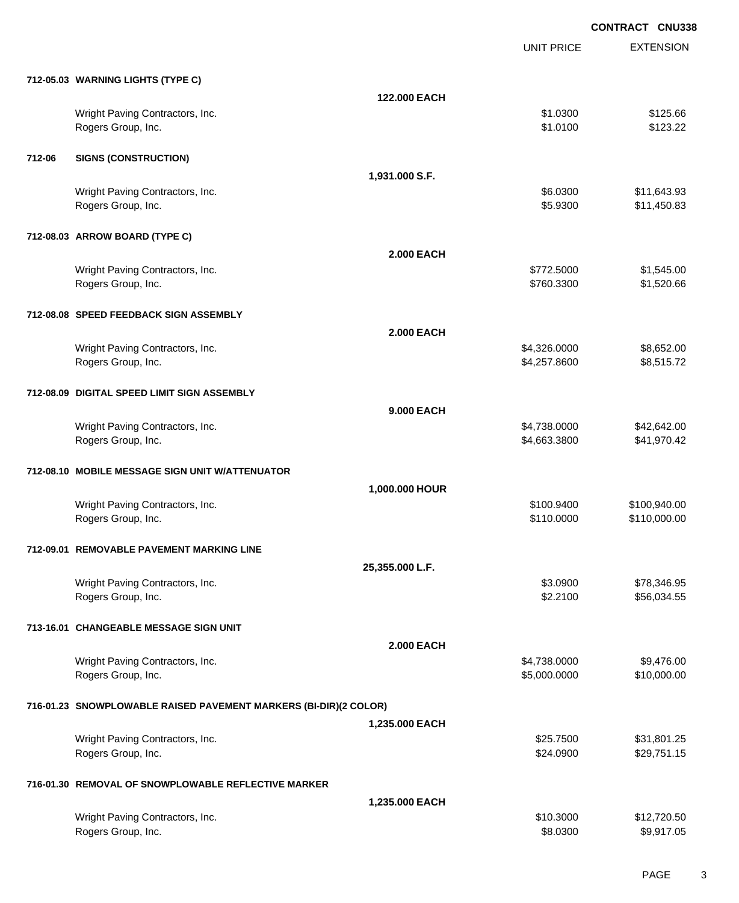**CONTRACT CNU338**

| | | UNIT PRICE | EXTENSION |
|---|---|---|---|
| **712-05.03 WARNING LIGHTS (TYPE C)** | | | |
| | **122.000 EACH** | | |
| Wright Paving Contractors, Inc. | | $1.0300 | $125.66 |
| Rogers Group, Inc. | | $1.0100 | $123.22 |
| **712-06 SIGNS (CONSTRUCTION)** | | | |
| | **1,931.000 S.F.** | | |
| Wright Paving Contractors, Inc. | | $6.0300 | $11,643.93 |
| Rogers Group, Inc. | | $5.9300 | $11,450.83 |
| **712-08.03 ARROW BOARD (TYPE C)** | | | |
| | **2.000 EACH** | | |
| Wright Paving Contractors, Inc. | | $772.5000 | $1,545.00 |
| Rogers Group, Inc. | | $760.3300 | $1,520.66 |
| **712-08.08 SPEED FEEDBACK SIGN ASSEMBLY** | | | |
| | **2.000 EACH** | | |
| Wright Paving Contractors, Inc. | | $4,326.0000 | $8,652.00 |
| Rogers Group, Inc. | | $4,257.8600 | $8,515.72 |
| **712-08.09 DIGITAL SPEED LIMIT SIGN ASSEMBLY** | | | |
| | **9.000 EACH** | | |
| Wright Paving Contractors, Inc. | | $4,738.0000 | $42,642.00 |
| Rogers Group, Inc. | | $4,663.3800 | $41,970.42 |
| **712-08.10 MOBILE MESSAGE SIGN UNIT W/ATTENUATOR** | | | |
| | **1,000.000 HOUR** | | |
| Wright Paving Contractors, Inc. | | $100.9400 | $100,940.00 |
| Rogers Group, Inc. | | $110.0000 | $110,000.00 |
| **712-09.01 REMOVABLE PAVEMENT MARKING LINE** | | | |
| | **25,355.000 L.F.** | | |
| Wright Paving Contractors, Inc. | | $3.0900 | $78,346.95 |
| Rogers Group, Inc. | | $2.2100 | $56,034.55 |
| **713-16.01 CHANGEABLE MESSAGE SIGN UNIT** | | | |
| | **2.000 EACH** | | |
| Wright Paving Contractors, Inc. | | $4,738.0000 | $9,476.00 |
| Rogers Group, Inc. | | $5,000.0000 | $10,000.00 |
| **716-01.23 SNOWPLOWABLE RAISED PAVEMENT MARKERS (BI-DIR)(2 COLOR)** | | | |
| | **1,235.000 EACH** | | |
| Wright Paving Contractors, Inc. | | $25.7500 | $31,801.25 |
| Rogers Group, Inc. | | $24.0900 | $29,751.15 |
| **716-01.30 REMOVAL OF SNOWPLOWABLE REFLECTIVE MARKER** | | | |
| | **1,235.000 EACH** | | |
| Wright Paving Contractors, Inc. | | $10.3000 | $12,720.50 |
| Rogers Group, Inc. | | $8.0300 | $9,917.05 |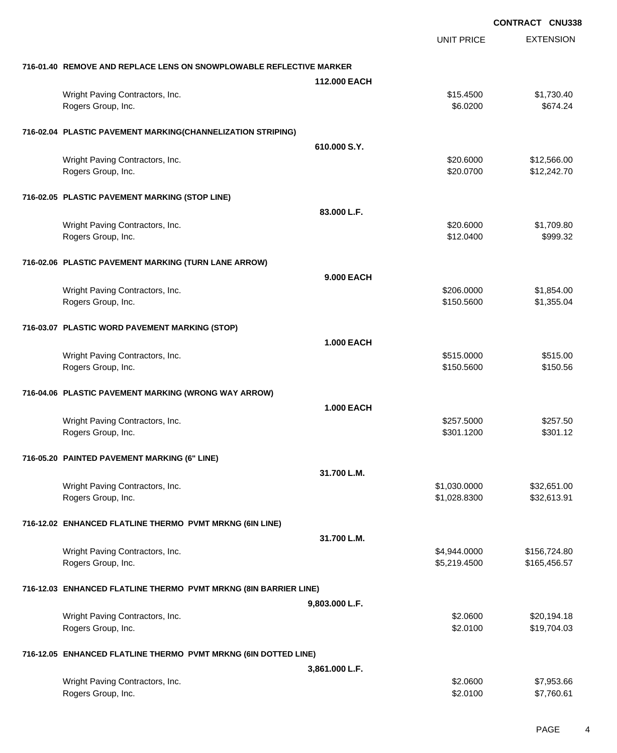**CONTRACT CNU338**

| | UNIT PRICE | EXTENSION |
|---|---|---|
| **716-01.40 REMOVE AND REPLACE LENS ON SNOWPLOWABLE REFLECTIVE MARKER** | | |
| **112.000 EACH** | | |
| Wright Paving Contractors, Inc. | $15.4500 | $1,730.40 |
| Rogers Group, Inc. | $6.0200 | $674.24 |
| **716-02.04 PLASTIC PAVEMENT MARKING(CHANNELIZATION STRIPING)** | | |
| **610.000 S.Y.** | | |
| Wright Paving Contractors, Inc. | $20.6000 | $12,566.00 |
| Rogers Group, Inc. | $20.0700 | $12,242.70 |
| **716-02.05 PLASTIC PAVEMENT MARKING (STOP LINE)** | | |
| **83.000 L.F.** | | |
| Wright Paving Contractors, Inc. | $20.6000 | $1,709.80 |
| Rogers Group, Inc. | $12.0400 | $999.32 |
| **716-02.06 PLASTIC PAVEMENT MARKING (TURN LANE ARROW)** | | |
| **9.000 EACH** | | |
| Wright Paving Contractors, Inc. | $206.0000 | $1,854.00 |
| Rogers Group, Inc. | $150.5600 | $1,355.04 |
| **716-03.07 PLASTIC WORD PAVEMENT MARKING (STOP)** | | |
| **1.000 EACH** | | |
| Wright Paving Contractors, Inc. | $515.0000 | $515.00 |
| Rogers Group, Inc. | $150.5600 | $150.56 |
| **716-04.06 PLASTIC PAVEMENT MARKING (WRONG WAY ARROW)** | | |
| **1.000 EACH** | | |
| Wright Paving Contractors, Inc. | $257.5000 | $257.50 |
| Rogers Group, Inc. | $301.1200 | $301.12 |
| **716-05.20 PAINTED PAVEMENT MARKING (6" LINE)** | | |
| **31.700 L.M.** | | |
| Wright Paving Contractors, Inc. | $1,030.0000 | $32,651.00 |
| Rogers Group, Inc. | $1,028.8300 | $32,613.91 |
| **716-12.02 ENHANCED FLATLINE THERMO PVMT MRKNG (6IN LINE)** | | |
| **31.700 L.M.** | | |
| Wright Paving Contractors, Inc. | $4,944.0000 | $156,724.80 |
| Rogers Group, Inc. | $5,219.4500 | $165,456.57 |
| **716-12.03 ENHANCED FLATLINE THERMO PVMT MRKNG (8IN BARRIER LINE)** | | |
| **9,803.000 L.F.** | | |
| Wright Paving Contractors, Inc. | $2.0600 | $20,194.18 |
| Rogers Group, Inc. | $2.0100 | $19,704.03 |
| **716-12.05 ENHANCED FLATLINE THERMO PVMT MRKNG (6IN DOTTED LINE)** | | |
| **3,861.000 L.F.** | | |
| Wright Paving Contractors, Inc. | $2.0600 | $7,953.66 |
| Rogers Group, Inc. | $2.0100 | $7,760.61 |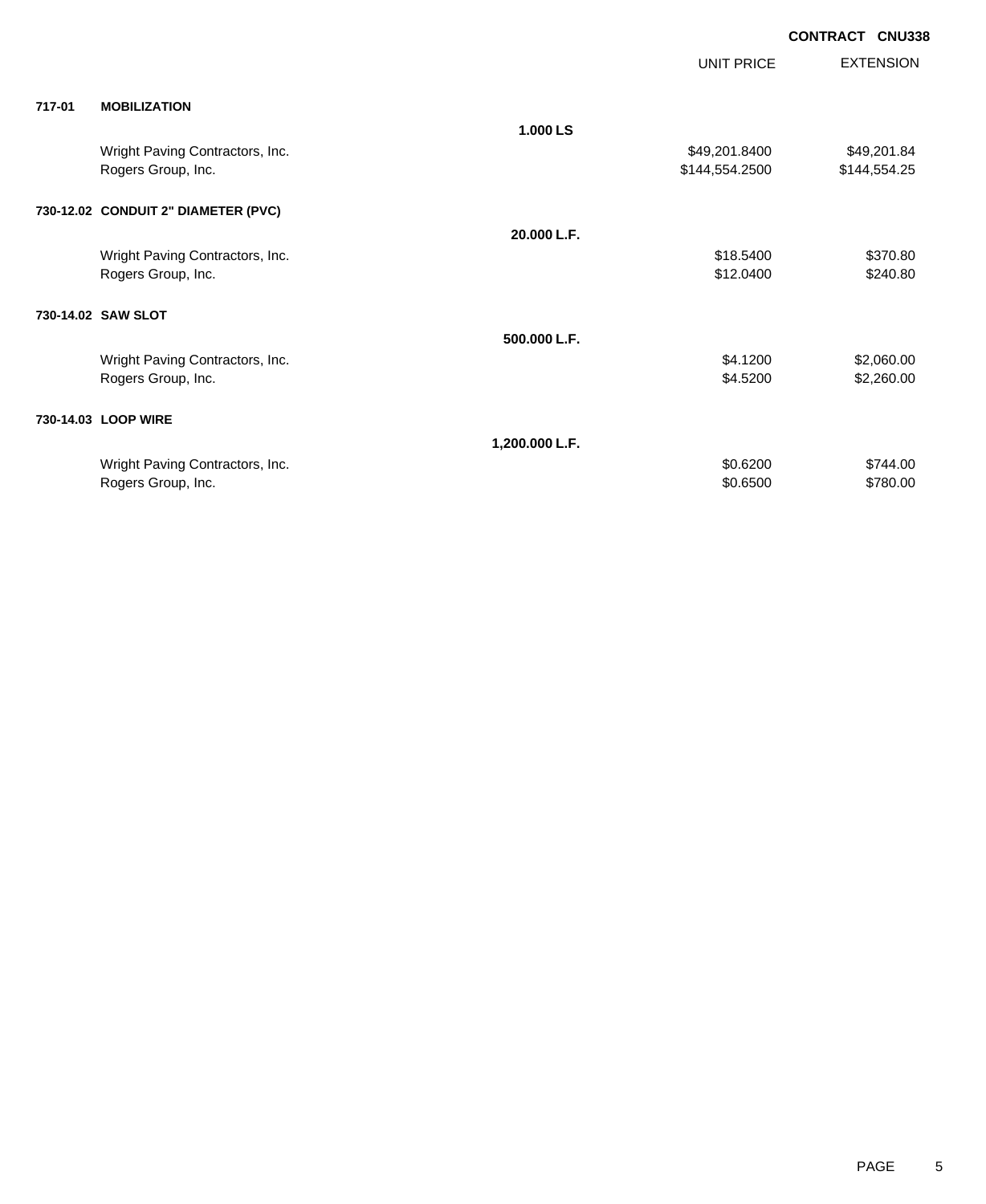**CONTRACT CNU338**

| | | | UNIT PRICE | EXTENSION |
|---|---|---|---|---|
| **717-01** | **MOBILIZATION** | | | |
| | | **1.000 LS** | | |
| | Wright Paving Contractors, Inc. | | $49,201.8400 | $49,201.84 |
| | Rogers Group, Inc. | | $144,554.2500 | $144,554.25 |
| **730-12.02** | **CONDUIT 2" DIAMETER (PVC)** | | | |
| | | **20.000 L.F.** | | |
| | Wright Paving Contractors, Inc. | | $18.5400 | $370.80 |
| | Rogers Group, Inc. | | $12.0400 | $240.80 |
| **730-14.02** | **SAW SLOT** | | | |
| | | **500.000 L.F.** | | |
| | Wright Paving Contractors, Inc. | | $4.1200 | $2,060.00 |
| | Rogers Group, Inc. | | $4.5200 | $2,260.00 |
| **730-14.03** | **LOOP WIRE** | | | |
| | | **1,200.000 L.F.** | | |
| | Wright Paving Contractors, Inc. | | $0.6200 | $744.00 |
| | Rogers Group, Inc. | | $0.6500 | $780.00 |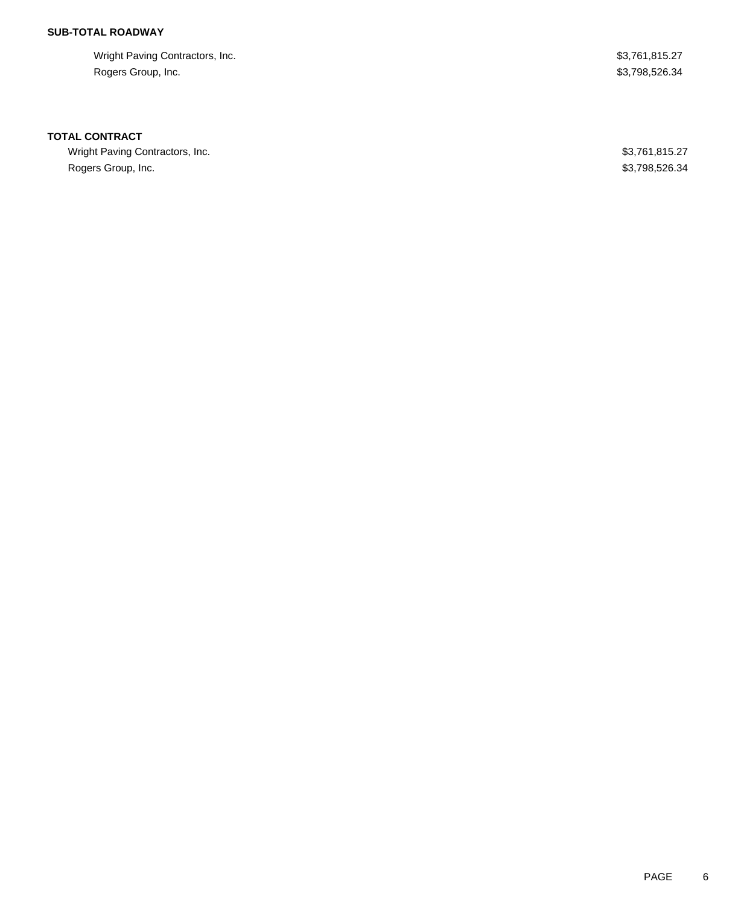**SUB-TOTAL ROADWAY**

| | |
|---|---|
| Wright Paving Contractors, Inc. | $3,761,815.27 |
| Rogers Group, Inc. | $3,798,526.34 |

**TOTAL CONTRACT**

| | |
|---|---|
| Wright Paving Contractors, Inc. | $3,761,815.27 |
| Rogers Group, Inc. | $3,798,526.34 |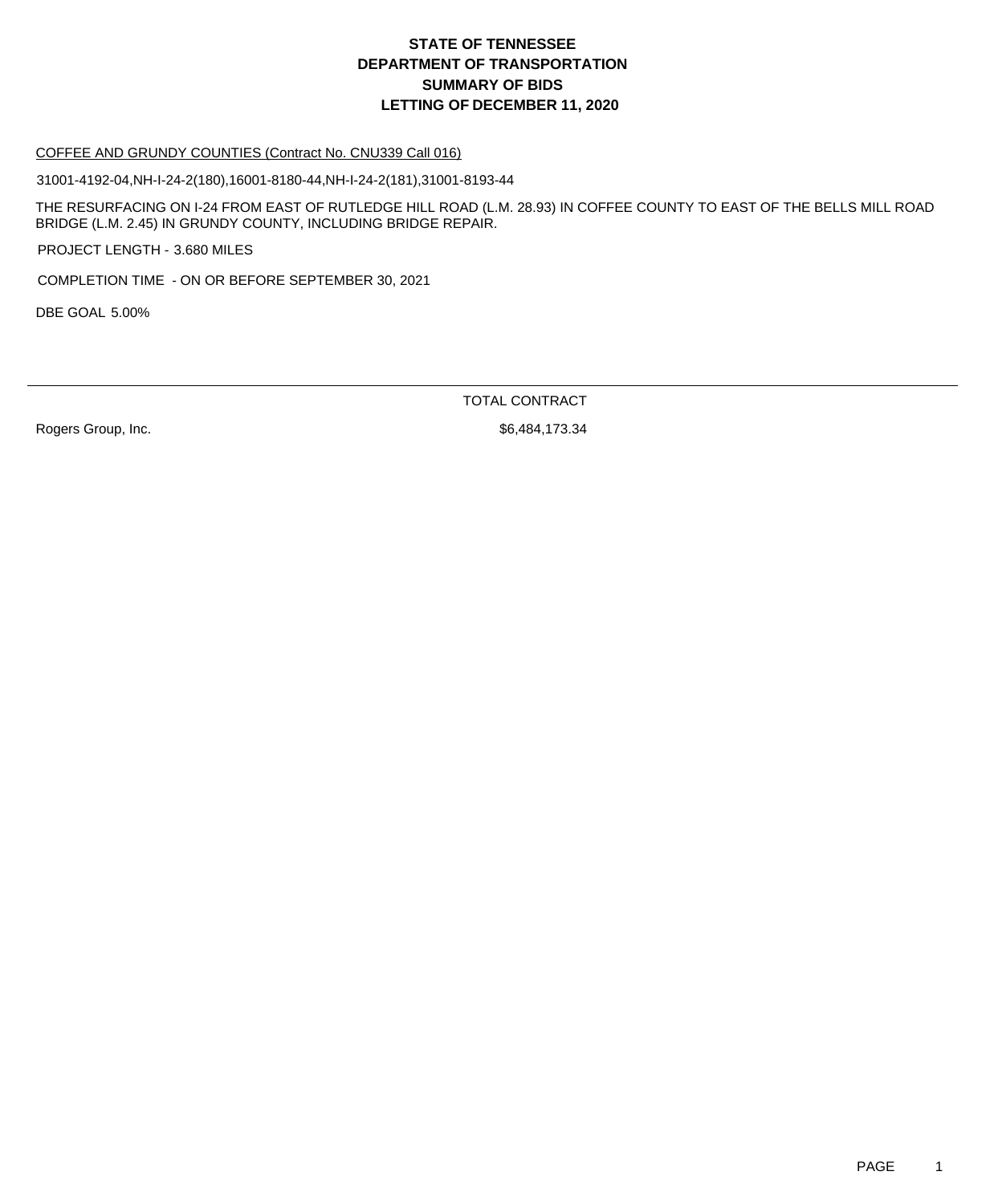# STATE OF TENNESSEE
# DEPARTMENT OF TRANSPORTATION
# SUMMARY OF BIDS
# LETTING OF DECEMBER 11, 2020

COFFEE AND GRUNDY COUNTIES (Contract No. CNU339 Call 016)

31001-4192-04,NH-I-24-2(180),16001-8180-44,NH-I-24-2(181),31001-8193-44

THE RESURFACING ON I-24 FROM EAST OF RUTLEDGE HILL ROAD (L.M. 28.93) IN COFFEE COUNTY TO EAST OF THE BELLS MILL ROAD BRIDGE (L.M. 2.45) IN GRUNDY COUNTY, INCLUDING BRIDGE REPAIR.

PROJECT LENGTH - 3.680 MILES

COMPLETION TIME - ON OR BEFORE SEPTEMBER 30, 2021

DBE GOAL 5.00%

| | TOTAL CONTRACT |
|---|---|
| Rogers Group, Inc. | $6,484,173.34 |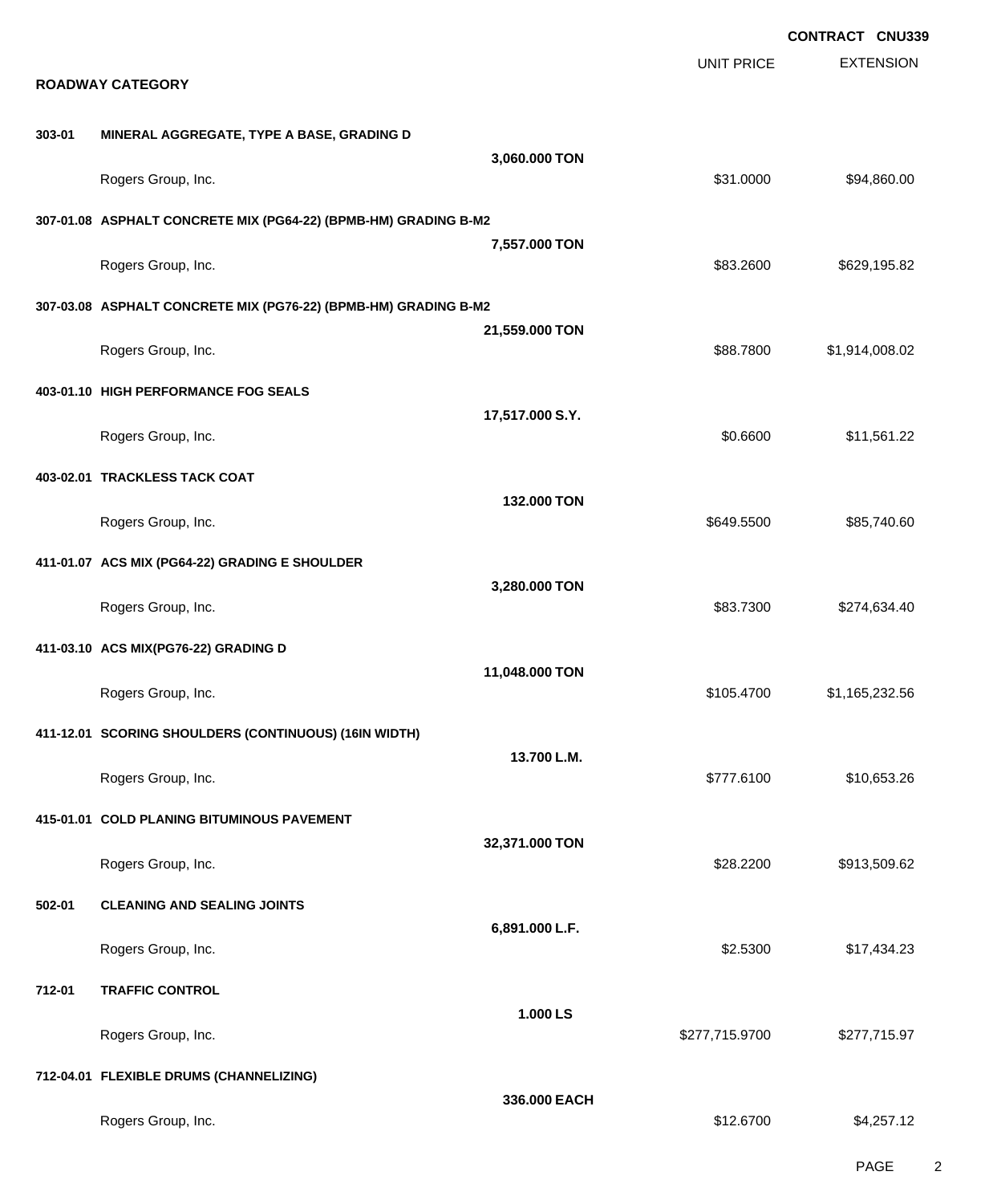**CONTRACT CNU339**

| | | | UNIT PRICE | EXTENSION |
|---|---|---|---|---|
| **ROADWAY CATEGORY** | | | | |
| **303-01** | **MINERAL AGGREGATE, TYPE A BASE, GRADING D** | **3,060.000 TON** | | |
| | Rogers Group, Inc. | | $31.0000 | $94,860.00 |
| **307-01.08** | **ASPHALT CONCRETE MIX (PG64-22) (BPMB-HM) GRADING B-M2** | **7,557.000 TON** | | |
| | Rogers Group, Inc. | | $83.2600 | $629,195.82 |
| **307-03.08** | **ASPHALT CONCRETE MIX (PG76-22) (BPMB-HM) GRADING B-M2** | **21,559.000 TON** | | |
| | Rogers Group, Inc. | | $88.7800 | $1,914,008.02 |
| **403-01.10** | **HIGH PERFORMANCE FOG SEALS** | **17,517.000 S.Y.** | | |
| | Rogers Group, Inc. | | $0.6600 | $11,561.22 |
| **403-02.01** | **TRACKLESS TACK COAT** | **132.000 TON** | | |
| | Rogers Group, Inc. | | $649.5500 | $85,740.60 |
| **411-01.07** | **ACS MIX (PG64-22) GRADING E SHOULDER** | **3,280.000 TON** | | |
| | Rogers Group, Inc. | | $83.7300 | $274,634.40 |
| **411-03.10** | **ACS MIX(PG76-22) GRADING D** | **11,048.000 TON** | | |
| | Rogers Group, Inc. | | $105.4700 | $1,165,232.56 |
| **411-12.01** | **SCORING SHOULDERS (CONTINUOUS) (16IN WIDTH)** | **13.700 L.M.** | | |
| | Rogers Group, Inc. | | $777.6100 | $10,653.26 |
| **415-01.01** | **COLD PLANING BITUMINOUS PAVEMENT** | **32,371.000 TON** | | |
| | Rogers Group, Inc. | | $28.2200 | $913,509.62 |
| **502-01** | **CLEANING AND SEALING JOINTS** | **6,891.000 L.F.** | | |
| | Rogers Group, Inc. | | $2.5300 | $17,434.23 |
| **712-01** | **TRAFFIC CONTROL** | **1.000 LS** | | |
| | Rogers Group, Inc. | | $277,715.9700 | $277,715.97 |
| **712-04.01** | **FLEXIBLE DRUMS (CHANNELIZING)** | **336.000 EACH** | | |
| | Rogers Group, Inc. | | $12.6700 | $4,257.12 |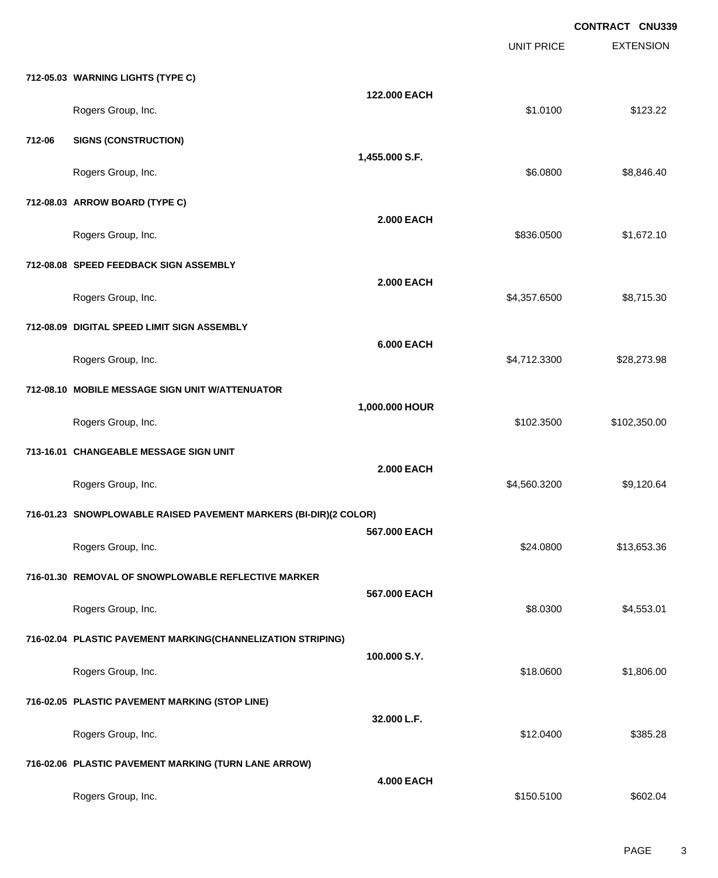**CONTRACT CNU339**

| | | UNIT PRICE | EXTENSION |
|---|---|---|---|
| **712-05.03 WARNING LIGHTS (TYPE C)** | | | |
| | **122.000 EACH** | | |
| Rogers Group, Inc. | | $1.0100 | $123.22 |
| **712-06 SIGNS (CONSTRUCTION)** | | | |
| | **1,455.000 S.F.** | | |
| Rogers Group, Inc. | | $6.0800 | $8,846.40 |
| **712-08.03 ARROW BOARD (TYPE C)** | | | |
| | **2.000 EACH** | | |
| Rogers Group, Inc. | | $836.0500 | $1,672.10 |
| **712-08.08 SPEED FEEDBACK SIGN ASSEMBLY** | | | |
| | **2.000 EACH** | | |
| Rogers Group, Inc. | | $4,357.6500 | $8,715.30 |
| **712-08.09 DIGITAL SPEED LIMIT SIGN ASSEMBLY** | | | |
| | **6.000 EACH** | | |
| Rogers Group, Inc. | | $4,712.3300 | $28,273.98 |
| **712-08.10 MOBILE MESSAGE SIGN UNIT W/ATTENUATOR** | | | |
| | **1,000.000 HOUR** | | |
| Rogers Group, Inc. | | $102.3500 | $102,350.00 |
| **713-16.01 CHANGEABLE MESSAGE SIGN UNIT** | | | |
| | **2.000 EACH** | | |
| Rogers Group, Inc. | | $4,560.3200 | $9,120.64 |
| **716-01.23 SNOWPLOWABLE RAISED PAVEMENT MARKERS (BI-DIR)(2 COLOR)** | | | |
| | **567.000 EACH** | | |
| Rogers Group, Inc. | | $24.0800 | $13,653.36 |
| **716-01.30 REMOVAL OF SNOWPLOWABLE REFLECTIVE MARKER** | | | |
| | **567.000 EACH** | | |
| Rogers Group, Inc. | | $8.0300 | $4,553.01 |
| **716-02.04 PLASTIC PAVEMENT MARKING(CHANNELIZATION STRIPING)** | | | |
| | **100.000 S.Y.** | | |
| Rogers Group, Inc. | | $18.0600 | $1,806.00 |
| **716-02.05 PLASTIC PAVEMENT MARKING (STOP LINE)** | | | |
| | **32.000 L.F.** | | |
| Rogers Group, Inc. | | $12.0400 | $385.28 |
| **716-02.06 PLASTIC PAVEMENT MARKING (TURN LANE ARROW)** | | | |
| | **4.000 EACH** | | |
| Rogers Group, Inc. | | $150.5100 | $602.04 |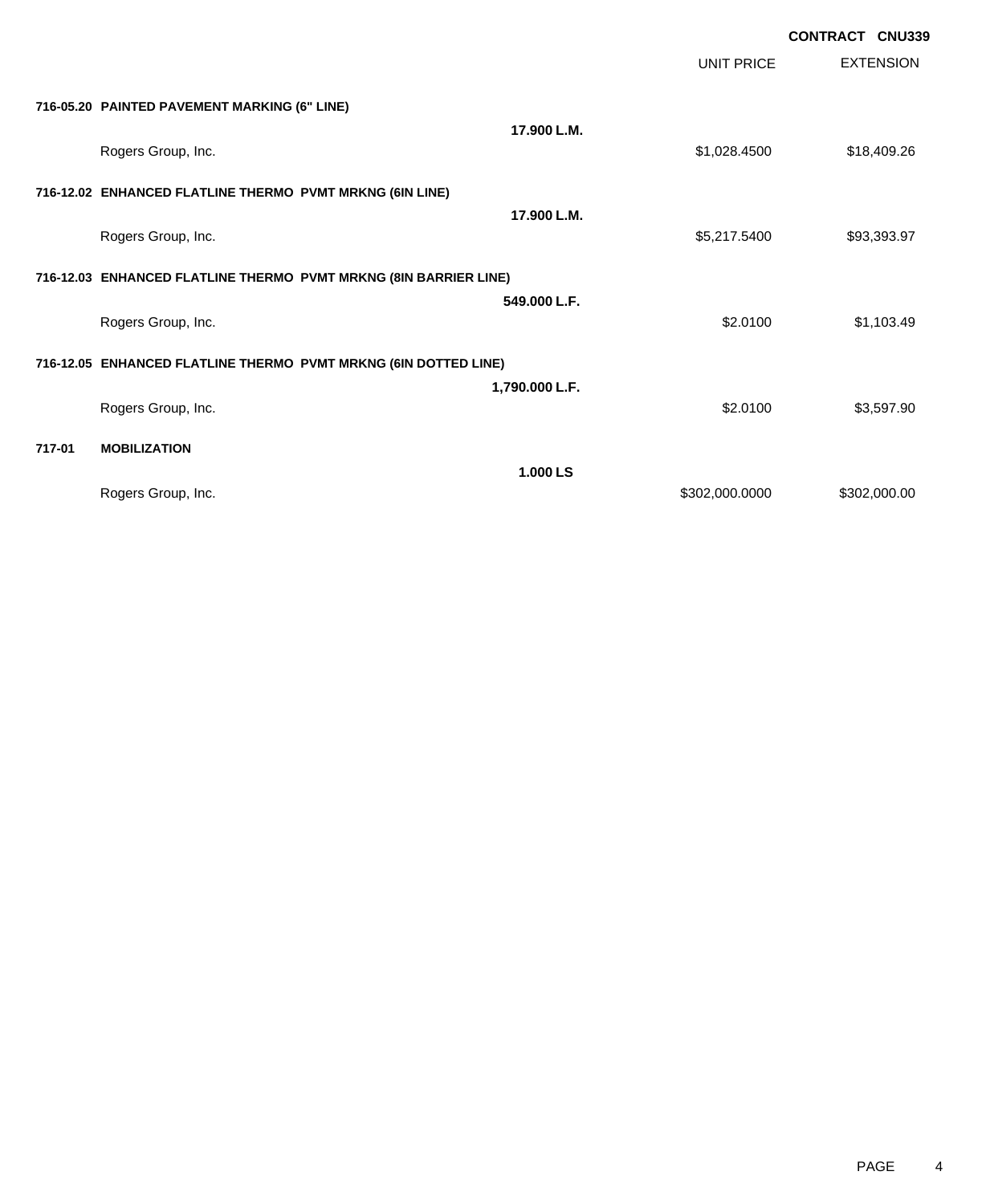**CONTRACT CNU339**

| | | | UNIT PRICE | EXTENSION |
|---|---|---|---|---|
| **716-05.20** | **PAINTED PAVEMENT MARKING (6" LINE)** | | | |
| | | **17.900 L.M.** | | |
| | Rogers Group, Inc. | | $1,028.4500 | $18,409.26 |
| **716-12.02** | **ENHANCED FLATLINE THERMO PVMT MRKNG (6IN LINE)** | | | |
| | | **17.900 L.M.** | | |
| | Rogers Group, Inc. | | $5,217.5400 | $93,393.97 |
| **716-12.03** | **ENHANCED FLATLINE THERMO PVMT MRKNG (8IN BARRIER LINE)** | | | |
| | | **549.000 L.F.** | | |
| | Rogers Group, Inc. | | $2.0100 | $1,103.49 |
| **716-12.05** | **ENHANCED FLATLINE THERMO PVMT MRKNG (6IN DOTTED LINE)** | | | |
| | | **1,790.000 L.F.** | | |
| | Rogers Group, Inc. | | $2.0100 | $3,597.90 |
| **717-01** | **MOBILIZATION** | | | |
| | | **1.000 LS** | | |
| | Rogers Group, Inc. | | $302,000.0000 | $302,000.00 |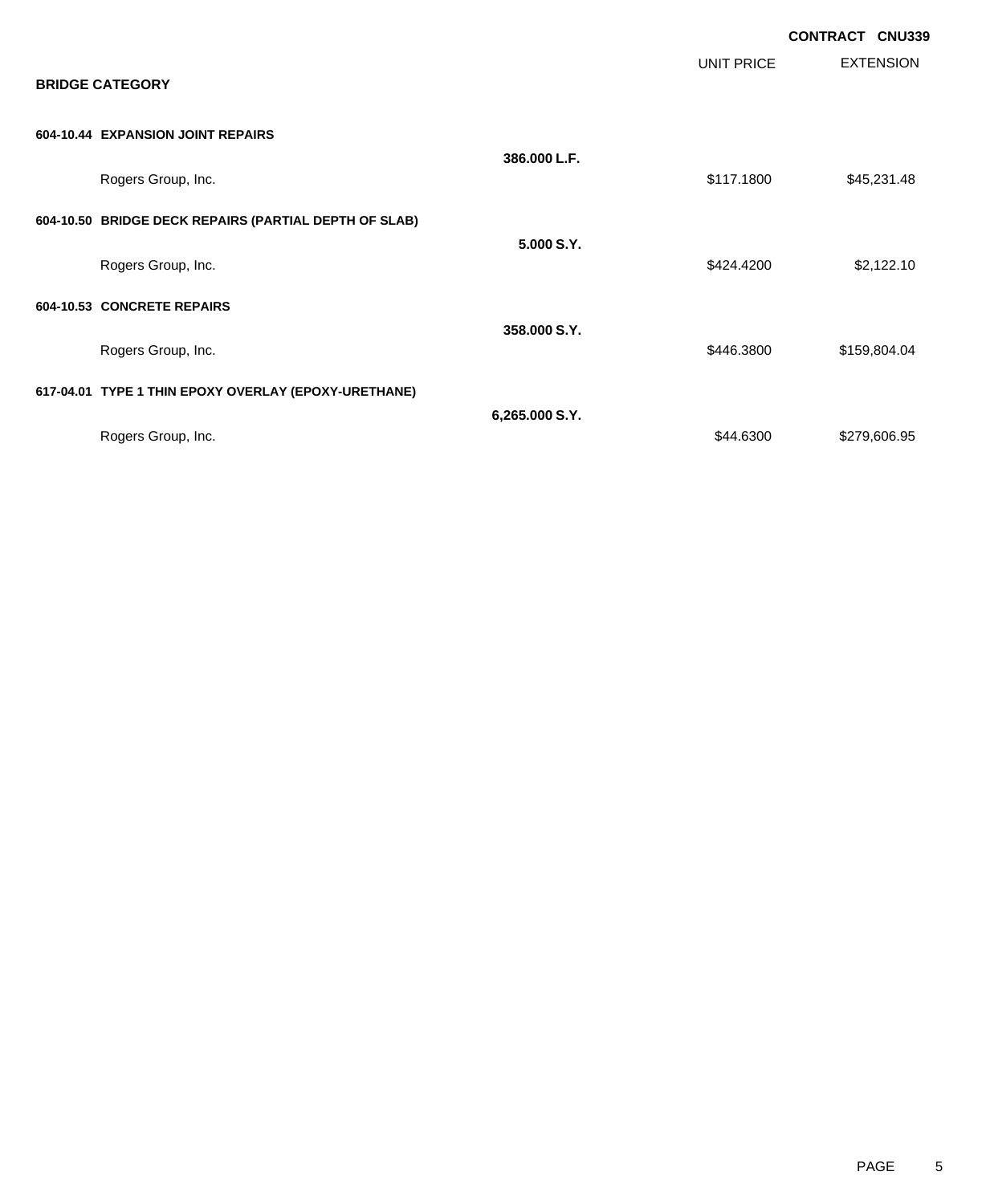**CONTRACT CNU339**

## BRIDGE CATEGORY

| | | UNIT PRICE | EXTENSION |
|---|---|---|---|
| **604-10.44 EXPANSION JOINT REPAIRS** | | | |
| | **386.000 L.F.** | | |
| Rogers Group, Inc. | | $117.1800 | $45,231.48 |
| **604-10.50 BRIDGE DECK REPAIRS (PARTIAL DEPTH OF SLAB)** | | | |
| | **5.000 S.Y.** | | |
| Rogers Group, Inc. | | $424.4200 | $2,122.10 |
| **604-10.53 CONCRETE REPAIRS** | | | |
| | **358.000 S.Y.** | | |
| Rogers Group, Inc. | | $446.3800 | $159,804.04 |
| **617-04.01 TYPE 1 THIN EPOXY OVERLAY (EPOXY-URETHANE)** | | | |
| | **6,265.000 S.Y.** | | |
| Rogers Group, Inc. | | $44.6300 | $279,606.95 |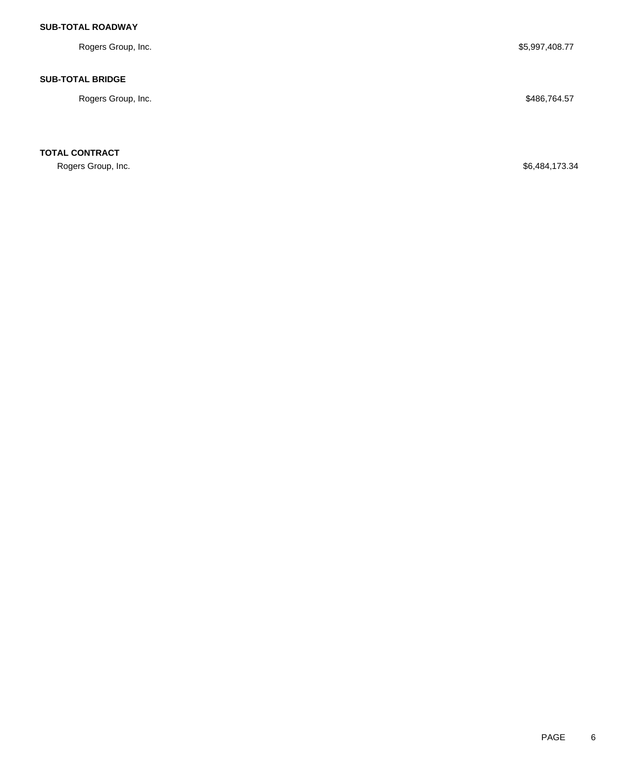**SUB-TOTAL ROADWAY**

| | |
|---|---|
| Rogers Group, Inc. | $5,997,408.77 |

**SUB-TOTAL BRIDGE**

| | |
|---|---|
| Rogers Group, Inc. | $486,764.57 |

**TOTAL CONTRACT**

| | |
|---|---|
| Rogers Group, Inc. | $6,484,173.34 |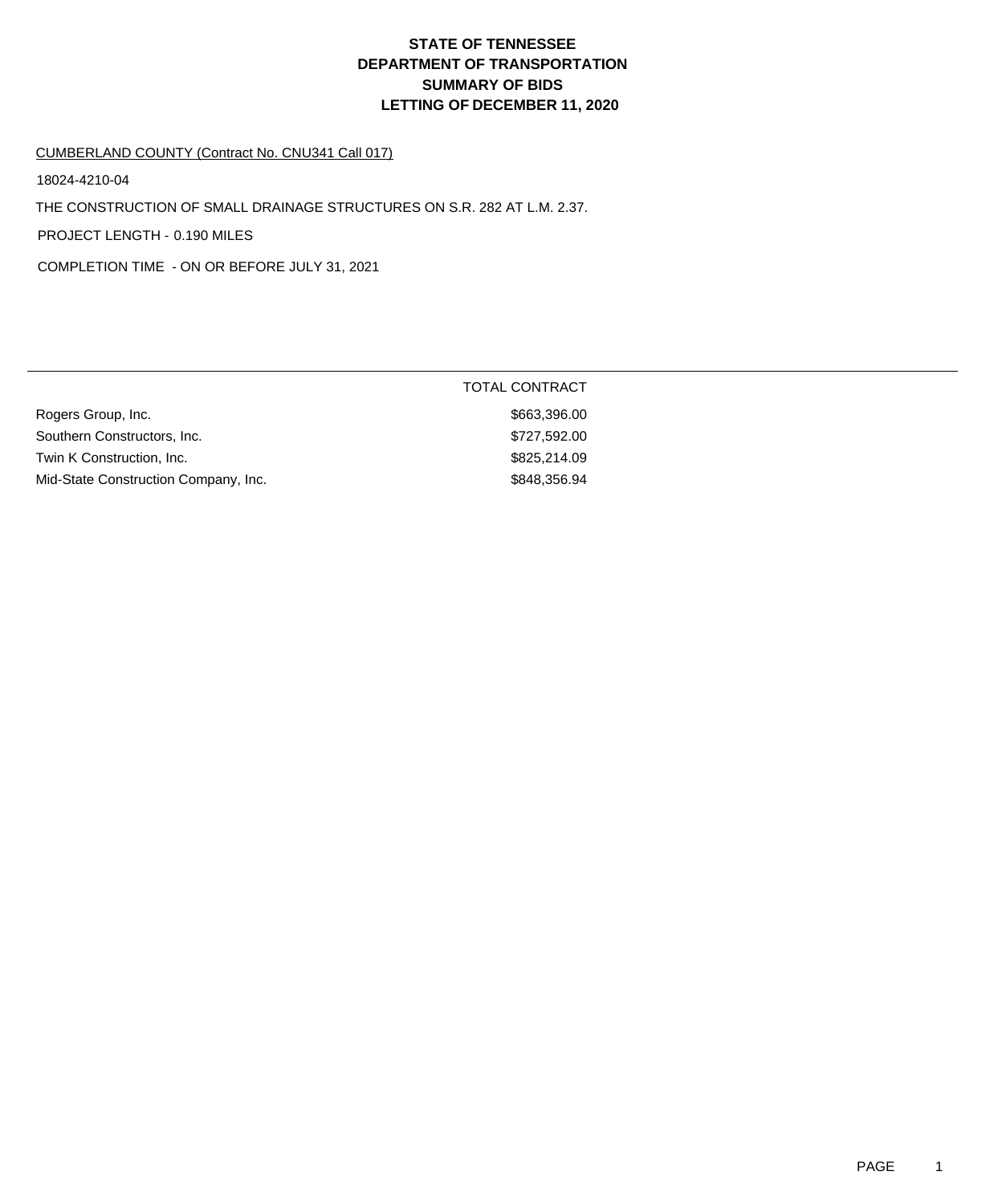# STATE OF TENNESSEE
# DEPARTMENT OF TRANSPORTATION
# SUMMARY OF BIDS
# LETTING OF DECEMBER 11, 2020

CUMBERLAND COUNTY (Contract No. CNU341 Call 017)

18024-4210-04

THE CONSTRUCTION OF SMALL DRAINAGE STRUCTURES ON S.R. 282 AT L.M. 2.37.

PROJECT LENGTH - 0.190 MILES

COMPLETION TIME - ON OR BEFORE JULY 31, 2021

| | TOTAL CONTRACT |
|---|---|
| Rogers Group, Inc. | $663,396.00 |
| Southern Constructors, Inc. | $727,592.00 |
| Twin K Construction, Inc. | $825,214.09 |
| Mid-State Construction Company, Inc. | $848,356.94 |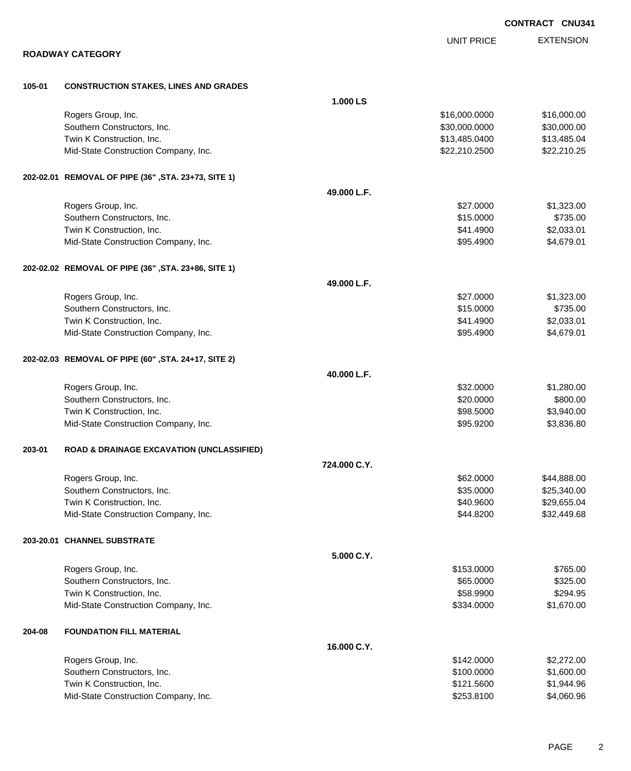**CONTRACT CNU341**

## ROADWAY CATEGORY

| | | | UNIT PRICE | EXTENSION |
|---|---|---|---|---|
| **105-01** | **CONSTRUCTION STAKES, LINES AND GRADES** | | | |
| | | **1.000 LS** | | |
| | Rogers Group, Inc. | | $16,000.0000 | $16,000.00 |
| | Southern Constructors, Inc. | | $30,000.0000 | $30,000.00 |
| | Twin K Construction, Inc. | | $13,485.0400 | $13,485.04 |
| | Mid-State Construction Company, Inc. | | $22,210.2500 | $22,210.25 |
| **202-02.01** | **REMOVAL OF PIPE (36" ,STA. 23+73, SITE 1)** | | | |
| | | **49.000 L.F.** | | |
| | Rogers Group, Inc. | | $27.0000 | $1,323.00 |
| | Southern Constructors, Inc. | | $15.0000 | $735.00 |
| | Twin K Construction, Inc. | | $41.4900 | $2,033.01 |
| | Mid-State Construction Company, Inc. | | $95.4900 | $4,679.01 |
| **202-02.02** | **REMOVAL OF PIPE (36" ,STA. 23+86, SITE 1)** | | | |
| | | **49.000 L.F.** | | |
| | Rogers Group, Inc. | | $27.0000 | $1,323.00 |
| | Southern Constructors, Inc. | | $15.0000 | $735.00 |
| | Twin K Construction, Inc. | | $41.4900 | $2,033.01 |
| | Mid-State Construction Company, Inc. | | $95.4900 | $4,679.01 |
| **202-02.03** | **REMOVAL OF PIPE (60" ,STA. 24+17, SITE 2)** | | | |
| | | **40.000 L.F.** | | |
| | Rogers Group, Inc. | | $32.0000 | $1,280.00 |
| | Southern Constructors, Inc. | | $20.0000 | $800.00 |
| | Twin K Construction, Inc. | | $98.5000 | $3,940.00 |
| | Mid-State Construction Company, Inc. | | $95.9200 | $3,836.80 |
| **203-01** | **ROAD & DRAINAGE EXCAVATION (UNCLASSIFIED)** | | | |
| | | **724.000 C.Y.** | | |
| | Rogers Group, Inc. | | $62.0000 | $44,888.00 |
| | Southern Constructors, Inc. | | $35.0000 | $25,340.00 |
| | Twin K Construction, Inc. | | $40.9600 | $29,655.04 |
| | Mid-State Construction Company, Inc. | | $44.8200 | $32,449.68 |
| **203-20.01** | **CHANNEL SUBSTRATE** | | | |
| | | **5.000 C.Y.** | | |
| | Rogers Group, Inc. | | $153.0000 | $765.00 |
| | Southern Constructors, Inc. | | $65.0000 | $325.00 |
| | Twin K Construction, Inc. | | $58.9900 | $294.95 |
| | Mid-State Construction Company, Inc. | | $334.0000 | $1,670.00 |
| **204-08** | **FOUNDATION FILL MATERIAL** | | | |
| | | **16.000 C.Y.** | | |
| | Rogers Group, Inc. | | $142.0000 | $2,272.00 |
| | Southern Constructors, Inc. | | $100.0000 | $1,600.00 |
| | Twin K Construction, Inc. | | $121.5600 | $1,944.96 |
| | Mid-State Construction Company, Inc. | | $253.8100 | $4,060.96 |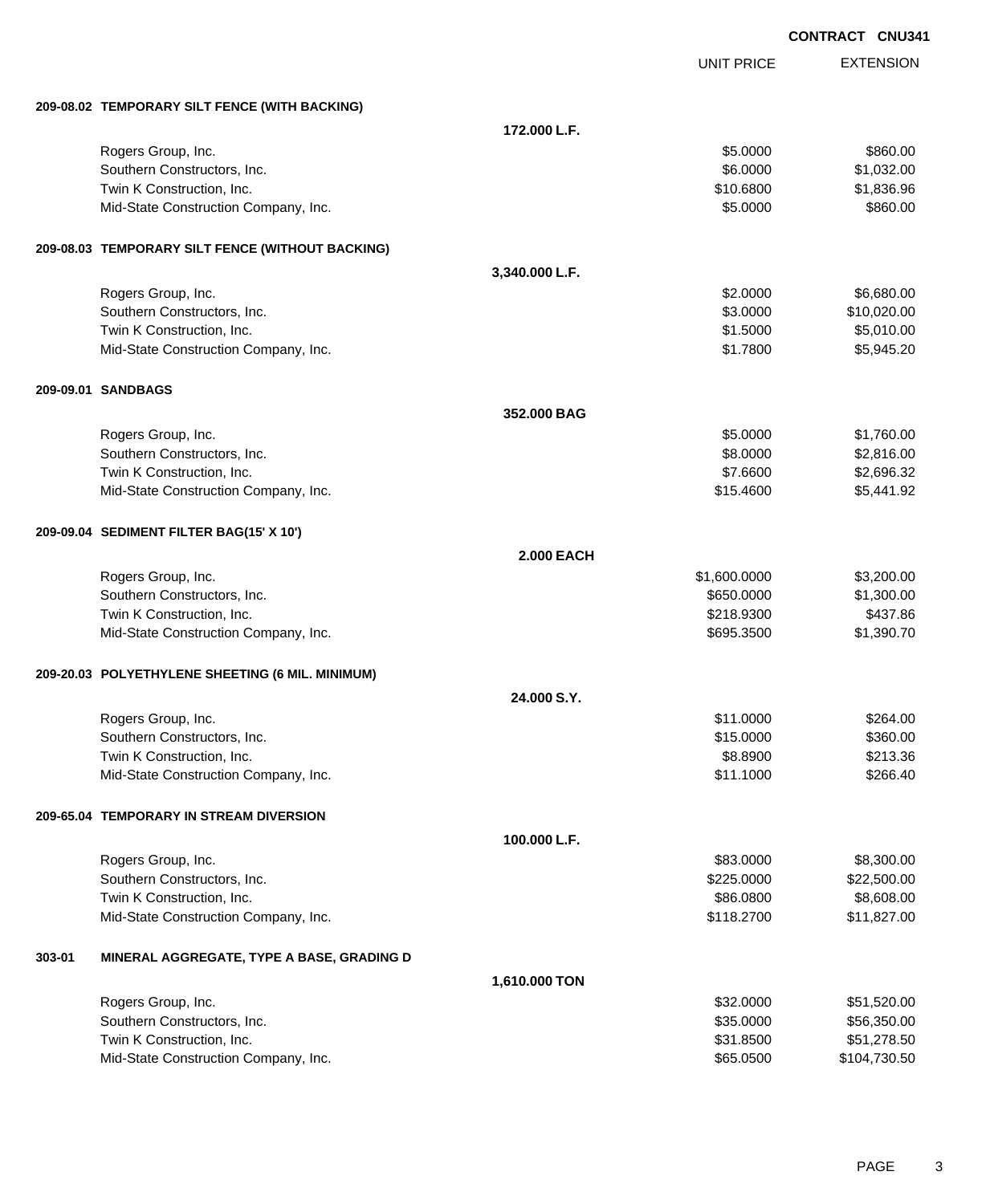**CONTRACT CNU341**

| | | UNIT PRICE | EXTENSION |
|---|---|---|---|
| **209-08.02 TEMPORARY SILT FENCE (WITH BACKING)** | | | |
| | **172.000 L.F.** | | |
| Rogers Group, Inc. | | $5.0000 | $860.00 |
| Southern Constructors, Inc. | | $6.0000 | $1,032.00 |
| Twin K Construction, Inc. | | $10.6800 | $1,836.96 |
| Mid-State Construction Company, Inc. | | $5.0000 | $860.00 |
| **209-08.03 TEMPORARY SILT FENCE (WITHOUT BACKING)** | | | |
| | **3,340.000 L.F.** | | |
| Rogers Group, Inc. | | $2.0000 | $6,680.00 |
| Southern Constructors, Inc. | | $3.0000 | $10,020.00 |
| Twin K Construction, Inc. | | $1.5000 | $5,010.00 |
| Mid-State Construction Company, Inc. | | $1.7800 | $5,945.20 |
| **209-09.01 SANDBAGS** | | | |
| | **352.000 BAG** | | |
| Rogers Group, Inc. | | $5.0000 | $1,760.00 |
| Southern Constructors, Inc. | | $8.0000 | $2,816.00 |
| Twin K Construction, Inc. | | $7.6600 | $2,696.32 |
| Mid-State Construction Company, Inc. | | $15.4600 | $5,441.92 |
| **209-09.04 SEDIMENT FILTER BAG(15' X 10')** | | | |
| | **2.000 EACH** | | |
| Rogers Group, Inc. | | $1,600.0000 | $3,200.00 |
| Southern Constructors, Inc. | | $650.0000 | $1,300.00 |
| Twin K Construction, Inc. | | $218.9300 | $437.86 |
| Mid-State Construction Company, Inc. | | $695.3500 | $1,390.70 |
| **209-20.03 POLYETHYLENE SHEETING (6 MIL. MINIMUM)** | | | |
| | **24.000 S.Y.** | | |
| Rogers Group, Inc. | | $11.0000 | $264.00 |
| Southern Constructors, Inc. | | $15.0000 | $360.00 |
| Twin K Construction, Inc. | | $8.8900 | $213.36 |
| Mid-State Construction Company, Inc. | | $11.1000 | $266.40 |
| **209-65.04 TEMPORARY IN STREAM DIVERSION** | | | |
| | **100.000 L.F.** | | |
| Rogers Group, Inc. | | $83.0000 | $8,300.00 |
| Southern Constructors, Inc. | | $225.0000 | $22,500.00 |
| Twin K Construction, Inc. | | $86.0800 | $8,608.00 |
| Mid-State Construction Company, Inc. | | $118.2700 | $11,827.00 |
| **303-01 MINERAL AGGREGATE, TYPE A BASE, GRADING D** | | | |
| | **1,610.000 TON** | | |
| Rogers Group, Inc. | | $32.0000 | $51,520.00 |
| Southern Constructors, Inc. | | $35.0000 | $56,350.00 |
| Twin K Construction, Inc. | | $31.8500 | $51,278.50 |
| Mid-State Construction Company, Inc. | | $65.0500 | $104,730.50 |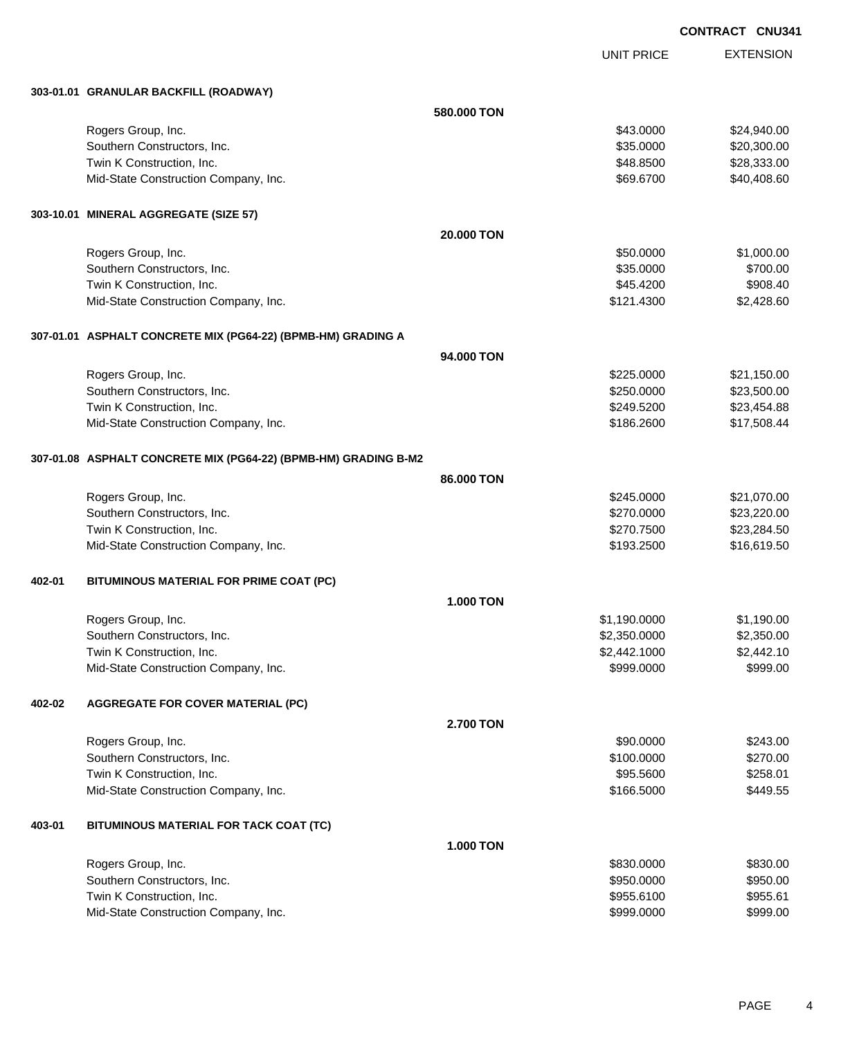**CONTRACT CNU341**

| | | UNIT PRICE | EXTENSION |
|---|---|---|---|
| **303-01.01 GRANULAR BACKFILL (ROADWAY)** | | | |
| | **580.000 TON** | | |
| Rogers Group, Inc. | | $43.0000 | $24,940.00 |
| Southern Constructors, Inc. | | $35.0000 | $20,300.00 |
| Twin K Construction, Inc. | | $48.8500 | $28,333.00 |
| Mid-State Construction Company, Inc. | | $69.6700 | $40,408.60 |
| **303-10.01 MINERAL AGGREGATE (SIZE 57)** | | | |
| | **20.000 TON** | | |
| Rogers Group, Inc. | | $50.0000 | $1,000.00 |
| Southern Constructors, Inc. | | $35.0000 | $700.00 |
| Twin K Construction, Inc. | | $45.4200 | $908.40 |
| Mid-State Construction Company, Inc. | | $121.4300 | $2,428.60 |
| **307-01.01 ASPHALT CONCRETE MIX (PG64-22) (BPMB-HM) GRADING A** | | | |
| | **94.000 TON** | | |
| Rogers Group, Inc. | | $225.0000 | $21,150.00 |
| Southern Constructors, Inc. | | $250.0000 | $23,500.00 |
| Twin K Construction, Inc. | | $249.5200 | $23,454.88 |
| Mid-State Construction Company, Inc. | | $186.2600 | $17,508.44 |
| **307-01.08 ASPHALT CONCRETE MIX (PG64-22) (BPMB-HM) GRADING B-M2** | | | |
| | **86.000 TON** | | |
| Rogers Group, Inc. | | $245.0000 | $21,070.00 |
| Southern Constructors, Inc. | | $270.0000 | $23,220.00 |
| Twin K Construction, Inc. | | $270.7500 | $23,284.50 |
| Mid-State Construction Company, Inc. | | $193.2500 | $16,619.50 |
| **402-01 BITUMINOUS MATERIAL FOR PRIME COAT (PC)** | | | |
| | **1.000 TON** | | |
| Rogers Group, Inc. | | $1,190.0000 | $1,190.00 |
| Southern Constructors, Inc. | | $2,350.0000 | $2,350.00 |
| Twin K Construction, Inc. | | $2,442.1000 | $2,442.10 |
| Mid-State Construction Company, Inc. | | $999.0000 | $999.00 |
| **402-02 AGGREGATE FOR COVER MATERIAL (PC)** | | | |
| | **2.700 TON** | | |
| Rogers Group, Inc. | | $90.0000 | $243.00 |
| Southern Constructors, Inc. | | $100.0000 | $270.00 |
| Twin K Construction, Inc. | | $95.5600 | $258.01 |
| Mid-State Construction Company, Inc. | | $166.5000 | $449.55 |
| **403-01 BITUMINOUS MATERIAL FOR TACK COAT (TC)** | | | |
| | **1.000 TON** | | |
| Rogers Group, Inc. | | $830.0000 | $830.00 |
| Southern Constructors, Inc. | | $950.0000 | $950.00 |
| Twin K Construction, Inc. | | $955.6100 | $955.61 |
| Mid-State Construction Company, Inc. | | $999.0000 | $999.00 |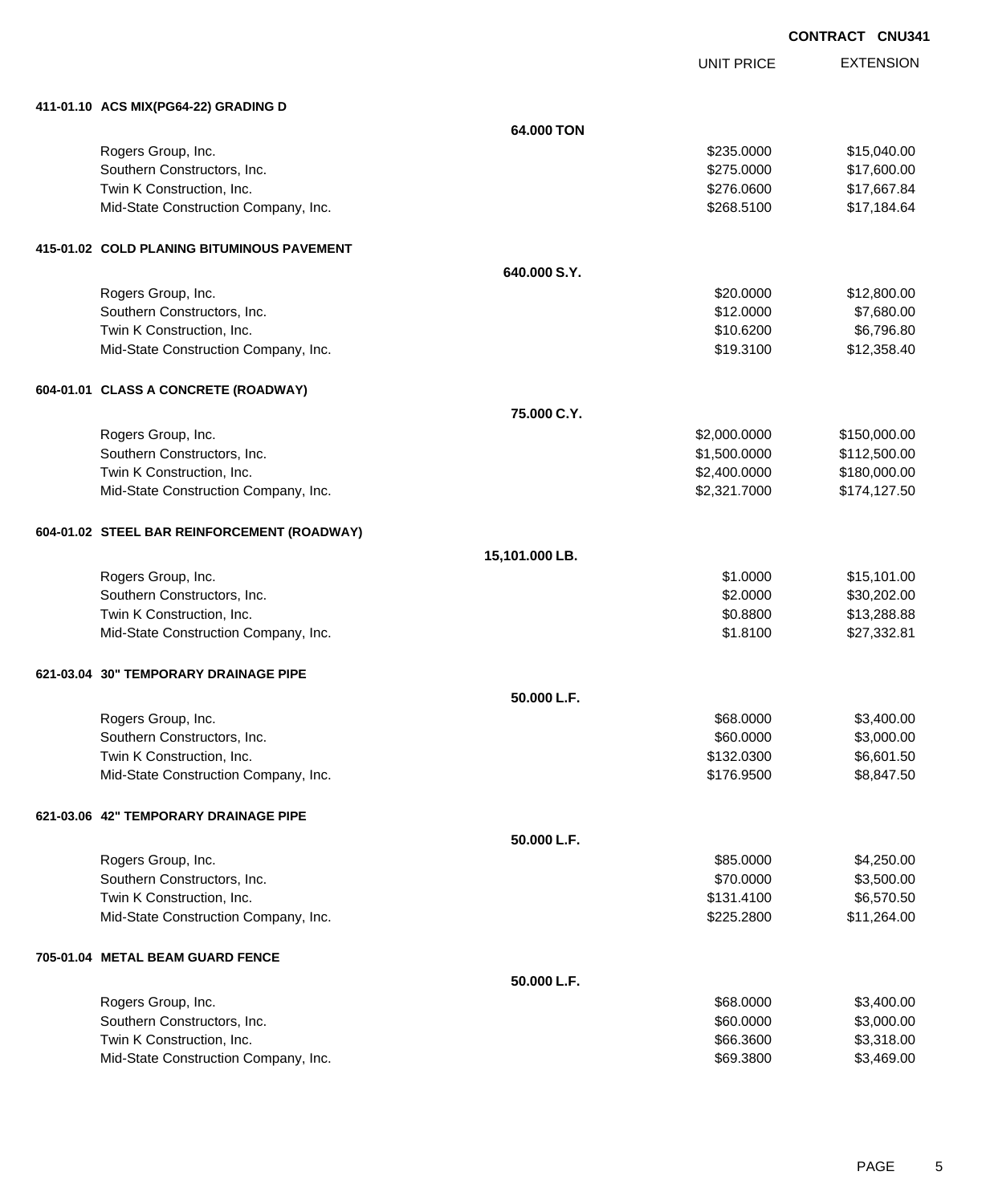CONTRACT CNU341

| | | UNIT PRICE | EXTENSION |
|---|---|---|---|
| **411-01.10 ACS MIX(PG64-22) GRADING D** | | | |
| | **64.000 TON** | | |
| Rogers Group, Inc. | | $235.0000 | $15,040.00 |
| Southern Constructors, Inc. | | $275.0000 | $17,600.00 |
| Twin K Construction, Inc. | | $276.0600 | $17,667.84 |
| Mid-State Construction Company, Inc. | | $268.5100 | $17,184.64 |
| **415-01.02 COLD PLANING BITUMINOUS PAVEMENT** | | | |
| | **640.000 S.Y.** | | |
| Rogers Group, Inc. | | $20.0000 | $12,800.00 |
| Southern Constructors, Inc. | | $12.0000 | $7,680.00 |
| Twin K Construction, Inc. | | $10.6200 | $6,796.80 |
| Mid-State Construction Company, Inc. | | $19.3100 | $12,358.40 |
| **604-01.01 CLASS A CONCRETE (ROADWAY)** | | | |
| | **75.000 C.Y.** | | |
| Rogers Group, Inc. | | $2,000.0000 | $150,000.00 |
| Southern Constructors, Inc. | | $1,500.0000 | $112,500.00 |
| Twin K Construction, Inc. | | $2,400.0000 | $180,000.00 |
| Mid-State Construction Company, Inc. | | $2,321.7000 | $174,127.50 |
| **604-01.02 STEEL BAR REINFORCEMENT (ROADWAY)** | | | |
| | **15,101.000 LB.** | | |
| Rogers Group, Inc. | | $1.0000 | $15,101.00 |
| Southern Constructors, Inc. | | $2.0000 | $30,202.00 |
| Twin K Construction, Inc. | | $0.8800 | $13,288.88 |
| Mid-State Construction Company, Inc. | | $1.8100 | $27,332.81 |
| **621-03.04 30" TEMPORARY DRAINAGE PIPE** | | | |
| | **50.000 L.F.** | | |
| Rogers Group, Inc. | | $68.0000 | $3,400.00 |
| Southern Constructors, Inc. | | $60.0000 | $3,000.00 |
| Twin K Construction, Inc. | | $132.0300 | $6,601.50 |
| Mid-State Construction Company, Inc. | | $176.9500 | $8,847.50 |
| **621-03.06 42" TEMPORARY DRAINAGE PIPE** | | | |
| | **50.000 L.F.** | | |
| Rogers Group, Inc. | | $85.0000 | $4,250.00 |
| Southern Constructors, Inc. | | $70.0000 | $3,500.00 |
| Twin K Construction, Inc. | | $131.4100 | $6,570.50 |
| Mid-State Construction Company, Inc. | | $225.2800 | $11,264.00 |
| **705-01.04 METAL BEAM GUARD FENCE** | | | |
| | **50.000 L.F.** | | |
| Rogers Group, Inc. | | $68.0000 | $3,400.00 |
| Southern Constructors, Inc. | | $60.0000 | $3,000.00 |
| Twin K Construction, Inc. | | $66.3600 | $3,318.00 |
| Mid-State Construction Company, Inc. | | $69.3800 | $3,469.00 |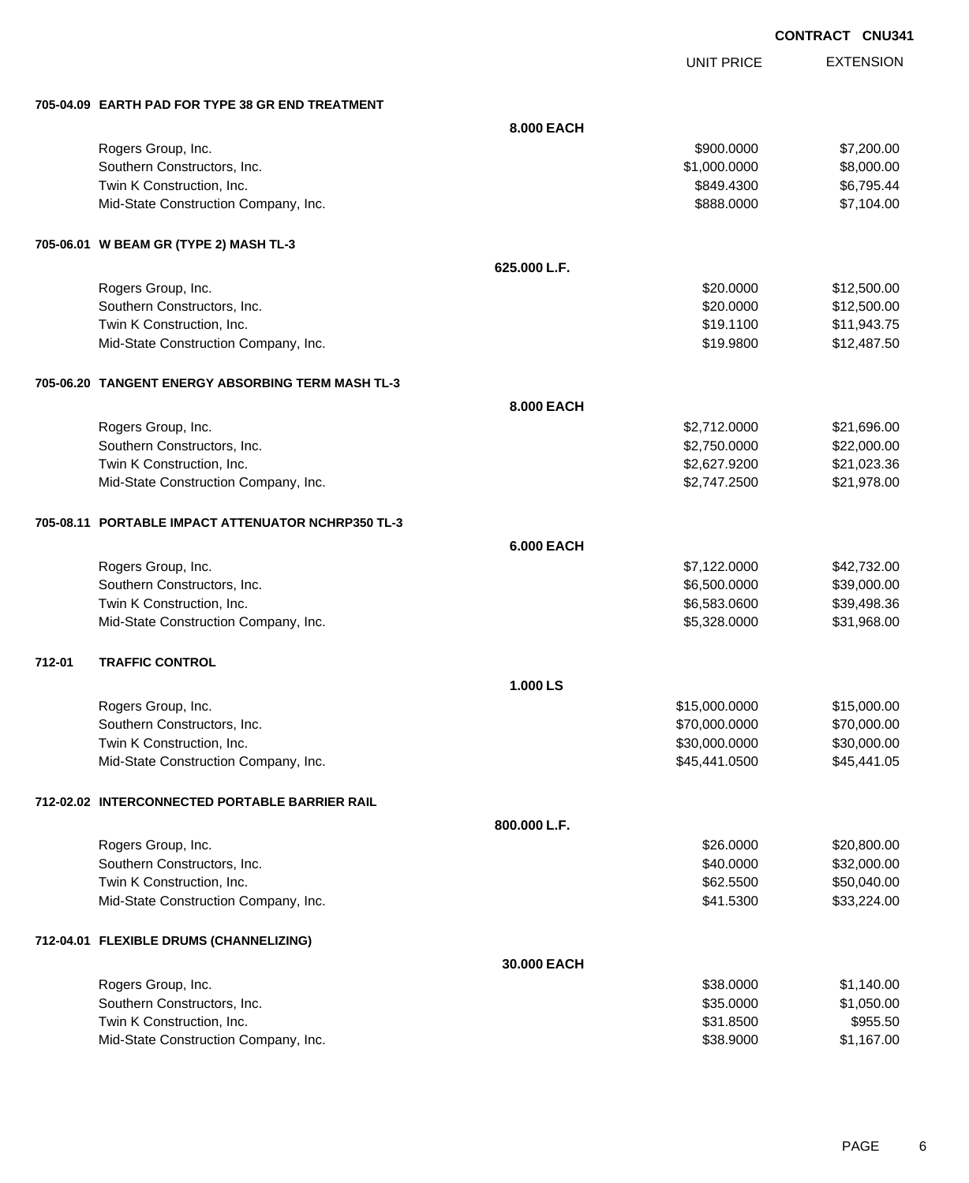**CONTRACT CNU341**

| | | UNIT PRICE | EXTENSION |
|---|---|---|---|
| **705-04.09 EARTH PAD FOR TYPE 38 GR END TREATMENT** | | | |
| | **8.000 EACH** | | |
| Rogers Group, Inc. | | $900.0000 | $7,200.00 |
| Southern Constructors, Inc. | | $1,000.0000 | $8,000.00 |
| Twin K Construction, Inc. | | $849.4300 | $6,795.44 |
| Mid-State Construction Company, Inc. | | $888.0000 | $7,104.00 |
| **705-06.01 W BEAM GR (TYPE 2) MASH TL-3** | | | |
| | **625.000 L.F.** | | |
| Rogers Group, Inc. | | $20.0000 | $12,500.00 |
| Southern Constructors, Inc. | | $20.0000 | $12,500.00 |
| Twin K Construction, Inc. | | $19.1100 | $11,943.75 |
| Mid-State Construction Company, Inc. | | $19.9800 | $12,487.50 |
| **705-06.20 TANGENT ENERGY ABSORBING TERM MASH TL-3** | | | |
| | **8.000 EACH** | | |
| Rogers Group, Inc. | | $2,712.0000 | $21,696.00 |
| Southern Constructors, Inc. | | $2,750.0000 | $22,000.00 |
| Twin K Construction, Inc. | | $2,627.9200 | $21,023.36 |
| Mid-State Construction Company, Inc. | | $2,747.2500 | $21,978.00 |
| **705-08.11 PORTABLE IMPACT ATTENUATOR NCHRP350 TL-3** | | | |
| | **6.000 EACH** | | |
| Rogers Group, Inc. | | $7,122.0000 | $42,732.00 |
| Southern Constructors, Inc. | | $6,500.0000 | $39,000.00 |
| Twin K Construction, Inc. | | $6,583.0600 | $39,498.36 |
| Mid-State Construction Company, Inc. | | $5,328.0000 | $31,968.00 |
| **712-01 TRAFFIC CONTROL** | | | |
| | **1.000 LS** | | |
| Rogers Group, Inc. | | $15,000.0000 | $15,000.00 |
| Southern Constructors, Inc. | | $70,000.0000 | $70,000.00 |
| Twin K Construction, Inc. | | $30,000.0000 | $30,000.00 |
| Mid-State Construction Company, Inc. | | $45,441.0500 | $45,441.05 |
| **712-02.02 INTERCONNECTED PORTABLE BARRIER RAIL** | | | |
| | **800.000 L.F.** | | |
| Rogers Group, Inc. | | $26.0000 | $20,800.00 |
| Southern Constructors, Inc. | | $40.0000 | $32,000.00 |
| Twin K Construction, Inc. | | $62.5500 | $50,040.00 |
| Mid-State Construction Company, Inc. | | $41.5300 | $33,224.00 |
| **712-04.01 FLEXIBLE DRUMS (CHANNELIZING)** | | | |
| | **30.000 EACH** | | |
| Rogers Group, Inc. | | $38.0000 | $1,140.00 |
| Southern Constructors, Inc. | | $35.0000 | $1,050.00 |
| Twin K Construction, Inc. | | $31.8500 | $955.50 |
| Mid-State Construction Company, Inc. | | $38.9000 | $1,167.00 |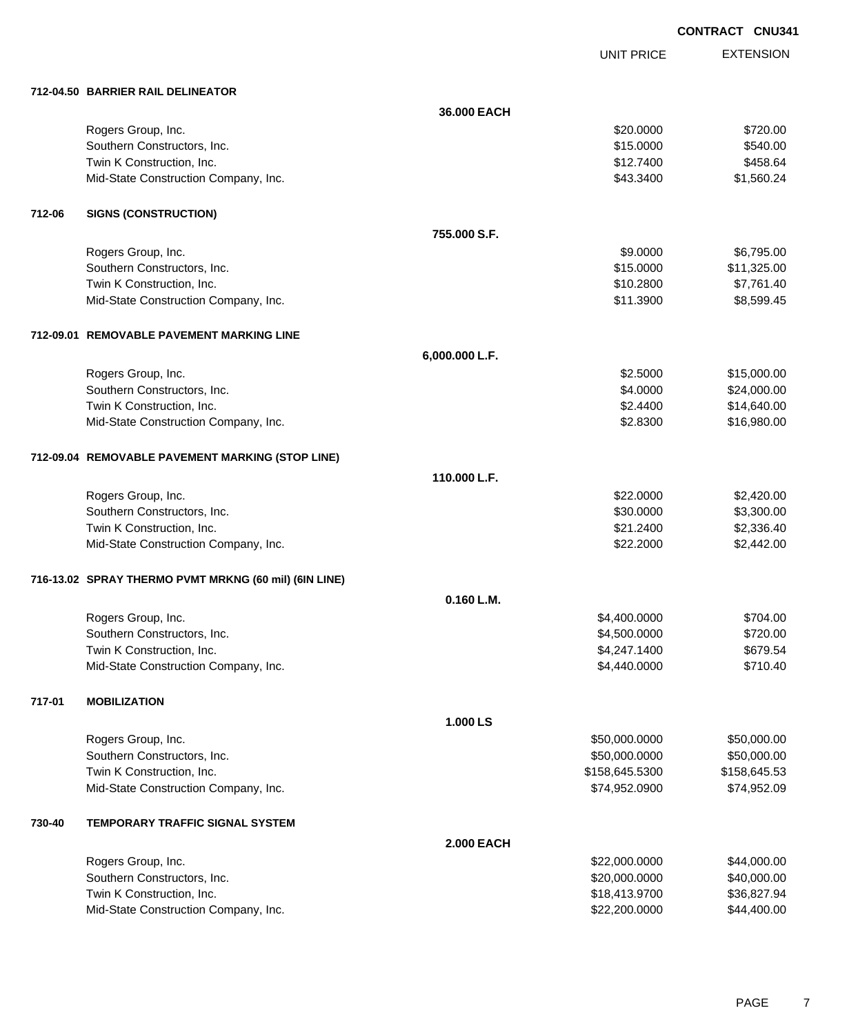CONTRACT CNU341

| | | UNIT PRICE | EXTENSION |
|---|---|---|---|
| **712-04.50 BARRIER RAIL DELINEATOR** | | | |
| | **36.000 EACH** | | |
| Rogers Group, Inc. | | $20.0000 | $720.00 |
| Southern Constructors, Inc. | | $15.0000 | $540.00 |
| Twin K Construction, Inc. | | $12.7400 | $458.64 |
| Mid-State Construction Company, Inc. | | $43.3400 | $1,560.24 |
| **712-06 SIGNS (CONSTRUCTION)** | | | |
| | **755.000 S.F.** | | |
| Rogers Group, Inc. | | $9.0000 | $6,795.00 |
| Southern Constructors, Inc. | | $15.0000 | $11,325.00 |
| Twin K Construction, Inc. | | $10.2800 | $7,761.40 |
| Mid-State Construction Company, Inc. | | $11.3900 | $8,599.45 |
| **712-09.01 REMOVABLE PAVEMENT MARKING LINE** | | | |
| | **6,000.000 L.F.** | | |
| Rogers Group, Inc. | | $2.5000 | $15,000.00 |
| Southern Constructors, Inc. | | $4.0000 | $24,000.00 |
| Twin K Construction, Inc. | | $2.4400 | $14,640.00 |
| Mid-State Construction Company, Inc. | | $2.8300 | $16,980.00 |
| **712-09.04 REMOVABLE PAVEMENT MARKING (STOP LINE)** | | | |
| | **110.000 L.F.** | | |
| Rogers Group, Inc. | | $22.0000 | $2,420.00 |
| Southern Constructors, Inc. | | $30.0000 | $3,300.00 |
| Twin K Construction, Inc. | | $21.2400 | $2,336.40 |
| Mid-State Construction Company, Inc. | | $22.2000 | $2,442.00 |
| **716-13.02 SPRAY THERMO PVMT MRKNG (60 mil) (6IN LINE)** | | | |
| | **0.160 L.M.** | | |
| Rogers Group, Inc. | | $4,400.0000 | $704.00 |
| Southern Constructors, Inc. | | $4,500.0000 | $720.00 |
| Twin K Construction, Inc. | | $4,247.1400 | $679.54 |
| Mid-State Construction Company, Inc. | | $4,440.0000 | $710.40 |
| **717-01 MOBILIZATION** | | | |
| | **1.000 LS** | | |
| Rogers Group, Inc. | | $50,000.0000 | $50,000.00 |
| Southern Constructors, Inc. | | $50,000.0000 | $50,000.00 |
| Twin K Construction, Inc. | | $158,645.5300 | $158,645.53 |
| Mid-State Construction Company, Inc. | | $74,952.0900 | $74,952.09 |
| **730-40 TEMPORARY TRAFFIC SIGNAL SYSTEM** | | | |
| | **2.000 EACH** | | |
| Rogers Group, Inc. | | $22,000.0000 | $44,000.00 |
| Southern Constructors, Inc. | | $20,000.0000 | $40,000.00 |
| Twin K Construction, Inc. | | $18,413.9700 | $36,827.94 |
| Mid-State Construction Company, Inc. | | $22,200.0000 | $44,400.00 |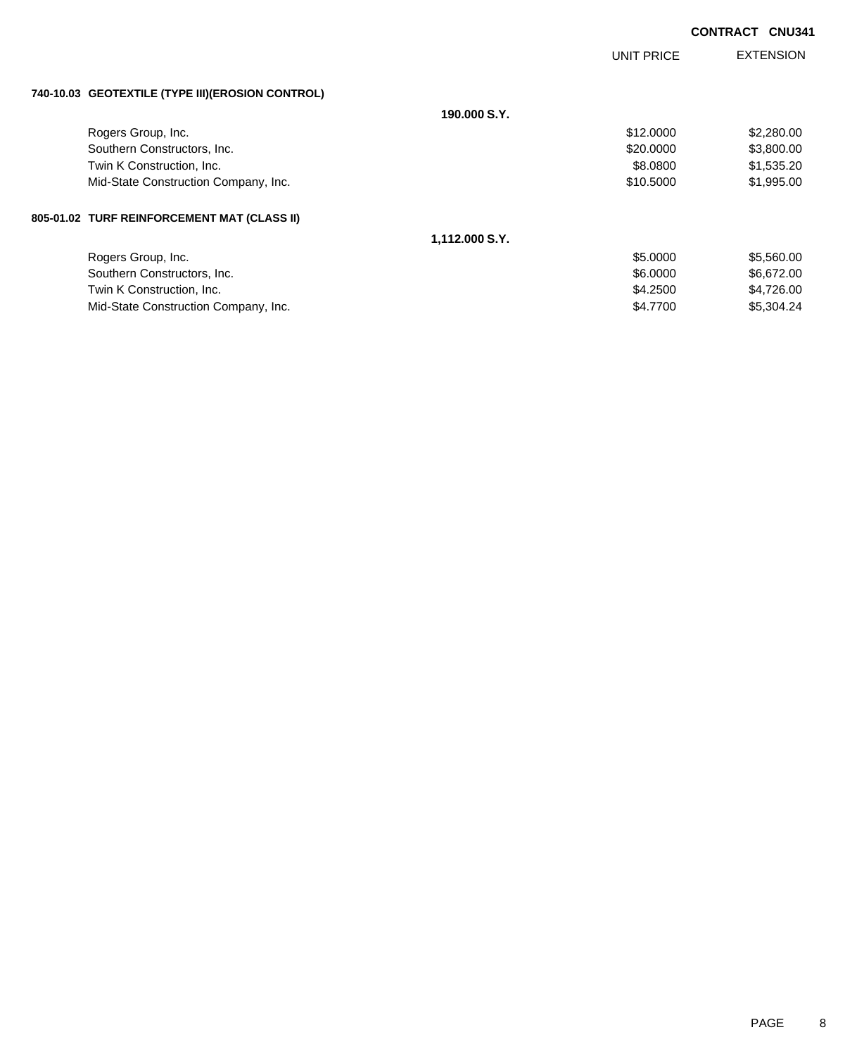**CONTRACT CNU341**

| | | UNIT PRICE | EXTENSION |
|---|---|---|---|
| **740-10.03 GEOTEXTILE (TYPE III)(EROSION CONTROL)** | | | |
| | **190.000 S.Y.** | | |
| Rogers Group, Inc. | | $12.0000 | $2,280.00 |
| Southern Constructors, Inc. | | $20.0000 | $3,800.00 |
| Twin K Construction, Inc. | | $8.0800 | $1,535.20 |
| Mid-State Construction Company, Inc. | | $10.5000 | $1,995.00 |
| **805-01.02 TURF REINFORCEMENT MAT (CLASS II)** | | | |
| | **1,112.000 S.Y.** | | |
| Rogers Group, Inc. | | $5.0000 | $5,560.00 |
| Southern Constructors, Inc. | | $6.0000 | $6,672.00 |
| Twin K Construction, Inc. | | $4.2500 | $4,726.00 |
| Mid-State Construction Company, Inc. | | $4.7700 | $5,304.24 |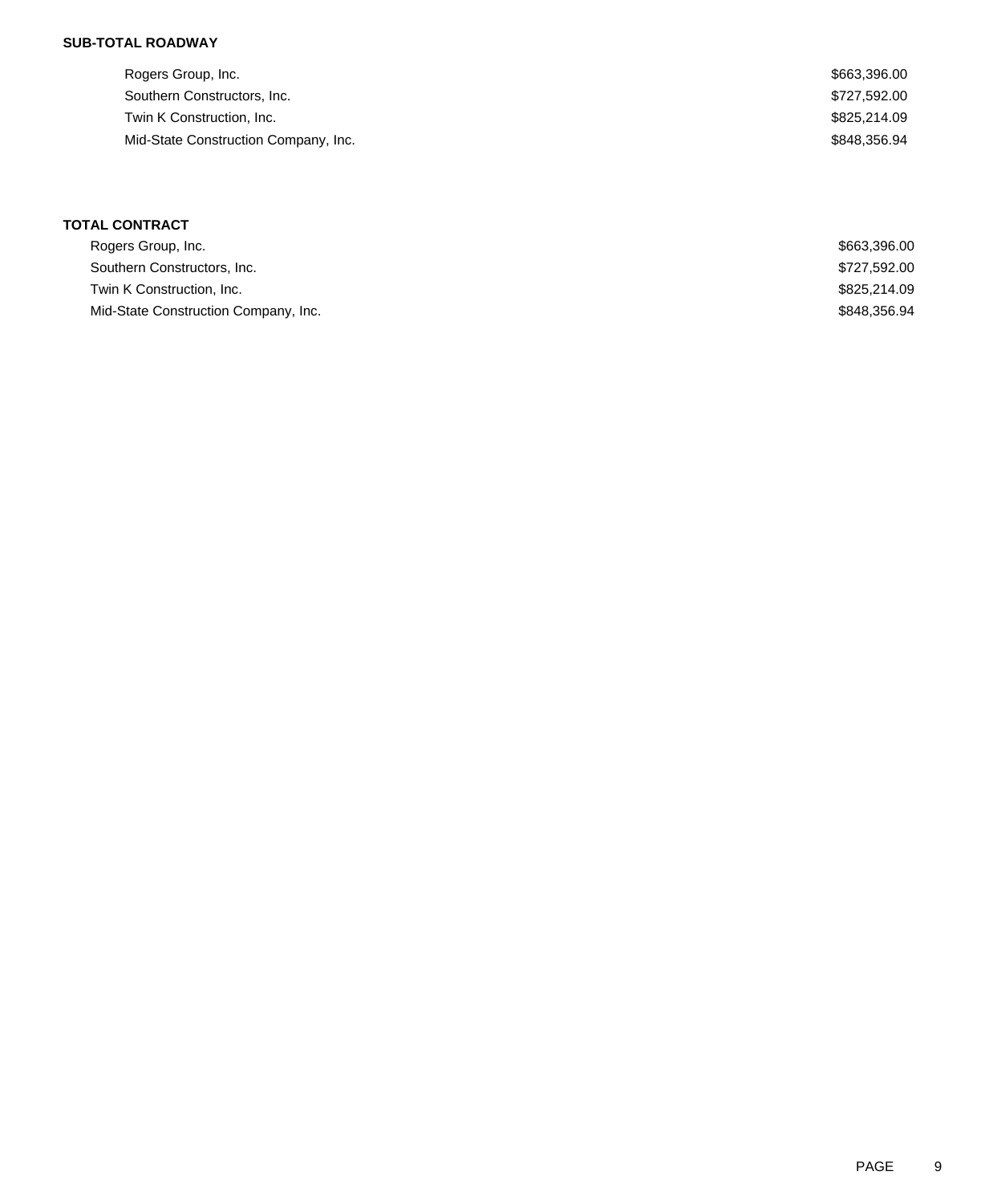**SUB-TOTAL ROADWAY**

| | |
|---|---|
| Rogers Group, Inc. | $663,396.00 |
| Southern Constructors, Inc. | $727,592.00 |
| Twin K Construction, Inc. | $825,214.09 |
| Mid-State Construction Company, Inc. | $848,356.94 |

**TOTAL CONTRACT**

| | |
|---|---|
| Rogers Group, Inc. | $663,396.00 |
| Southern Constructors, Inc. | $727,592.00 |
| Twin K Construction, Inc. | $825,214.09 |
| Mid-State Construction Company, Inc. | $848,356.94 |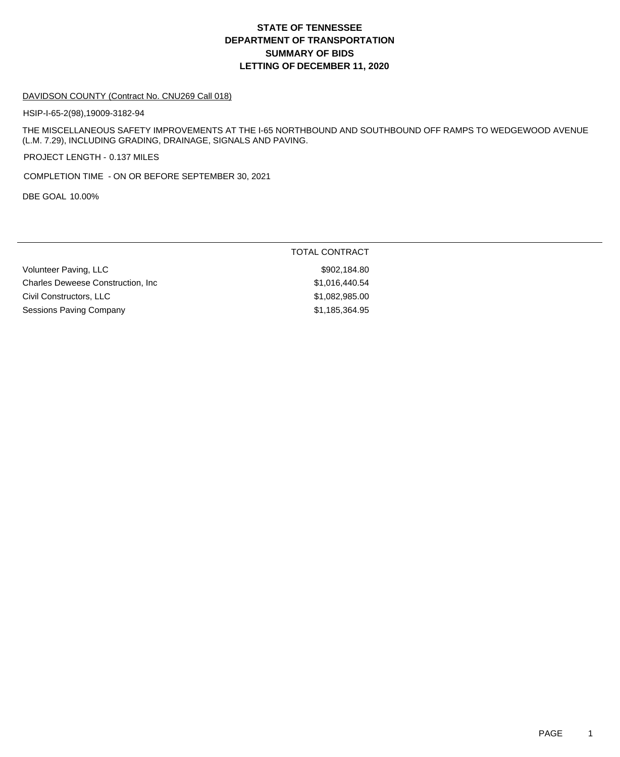# STATE OF TENNESSEE
# DEPARTMENT OF TRANSPORTATION
# SUMMARY OF BIDS
# LETTING OF DECEMBER 11, 2020

DAVIDSON COUNTY (Contract No. CNU269 Call 018)

HSIP-I-65-2(98),19009-3182-94

THE MISCELLANEOUS SAFETY IMPROVEMENTS AT THE I-65 NORTHBOUND AND SOUTHBOUND OFF RAMPS TO WEDGEWOOD AVENUE (L.M. 7.29), INCLUDING GRADING, DRAINAGE, SIGNALS AND PAVING.

PROJECT LENGTH - 0.137 MILES

COMPLETION TIME - ON OR BEFORE SEPTEMBER 30, 2021

DBE GOAL 10.00%

| | TOTAL CONTRACT |
|---|---|
| Volunteer Paving, LLC | $902,184.80 |
| Charles Deweese Construction, Inc | $1,016,440.54 |
| Civil Constructors, LLC | $1,082,985.00 |
| Sessions Paving Company | $1,185,364.95 |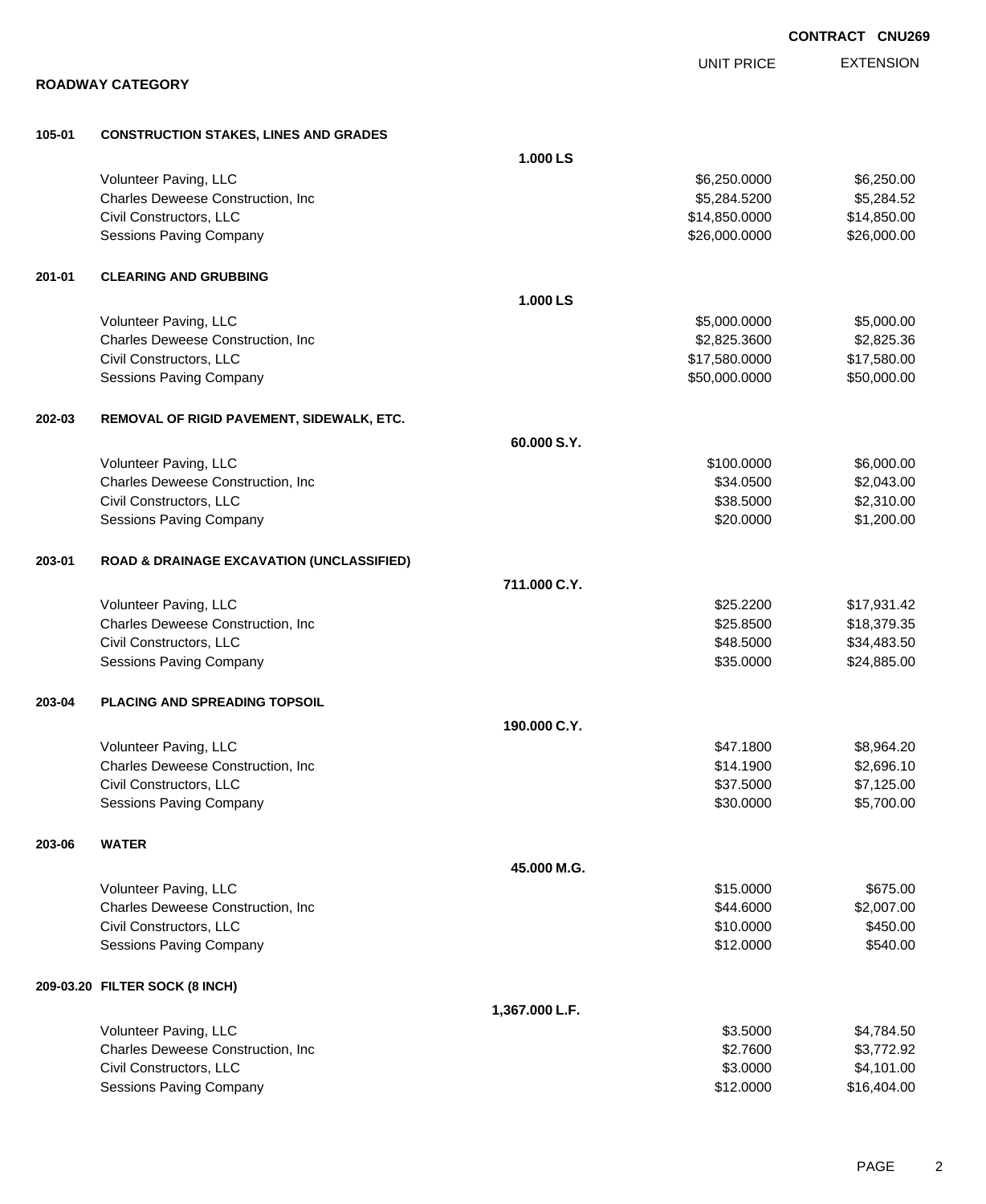**CONTRACT CNU269**

## ROADWAY CATEGORY

| | | | UNIT PRICE | EXTENSION |
|---|---|---|---|---|
| **105-01** | **CONSTRUCTION STAKES, LINES AND GRADES** | | | |
| | | **1.000 LS** | | |
| | Volunteer Paving, LLC | | $6,250.0000 | $6,250.00 |
| | Charles Deweese Construction, Inc | | $5,284.5200 | $5,284.52 |
| | Civil Constructors, LLC | | $14,850.0000 | $14,850.00 |
| | Sessions Paving Company | | $26,000.0000 | $26,000.00 |
| **201-01** | **CLEARING AND GRUBBING** | | | |
| | | **1.000 LS** | | |
| | Volunteer Paving, LLC | | $5,000.0000 | $5,000.00 |
| | Charles Deweese Construction, Inc | | $2,825.3600 | $2,825.36 |
| | Civil Constructors, LLC | | $17,580.0000 | $17,580.00 |
| | Sessions Paving Company | | $50,000.0000 | $50,000.00 |
| **202-03** | **REMOVAL OF RIGID PAVEMENT, SIDEWALK, ETC.** | | | |
| | | **60.000 S.Y.** | | |
| | Volunteer Paving, LLC | | $100.0000 | $6,000.00 |
| | Charles Deweese Construction, Inc | | $34.0500 | $2,043.00 |
| | Civil Constructors, LLC | | $38.5000 | $2,310.00 |
| | Sessions Paving Company | | $20.0000 | $1,200.00 |
| **203-01** | **ROAD & DRAINAGE EXCAVATION (UNCLASSIFIED)** | | | |
| | | **711.000 C.Y.** | | |
| | Volunteer Paving, LLC | | $25.2200 | $17,931.42 |
| | Charles Deweese Construction, Inc | | $25.8500 | $18,379.35 |
| | Civil Constructors, LLC | | $48.5000 | $34,483.50 |
| | Sessions Paving Company | | $35.0000 | $24,885.00 |
| **203-04** | **PLACING AND SPREADING TOPSOIL** | | | |
| | | **190.000 C.Y.** | | |
| | Volunteer Paving, LLC | | $47.1800 | $8,964.20 |
| | Charles Deweese Construction, Inc | | $14.1900 | $2,696.10 |
| | Civil Constructors, LLC | | $37.5000 | $7,125.00 |
| | Sessions Paving Company | | $30.0000 | $5,700.00 |
| **203-06** | **WATER** | | | |
| | | **45.000 M.G.** | | |
| | Volunteer Paving, LLC | | $15.0000 | $675.00 |
| | Charles Deweese Construction, Inc | | $44.6000 | $2,007.00 |
| | Civil Constructors, LLC | | $10.0000 | $450.00 |
| | Sessions Paving Company | | $12.0000 | $540.00 |
| **209-03.20** | **FILTER SOCK (8 INCH)** | | | |
| | | **1,367.000 L.F.** | | |
| | Volunteer Paving, LLC | | $3.5000 | $4,784.50 |
| | Charles Deweese Construction, Inc | | $2.7600 | $3,772.92 |
| | Civil Constructors, LLC | | $3.0000 | $4,101.00 |
| | Sessions Paving Company | | $12.0000 | $16,404.00 |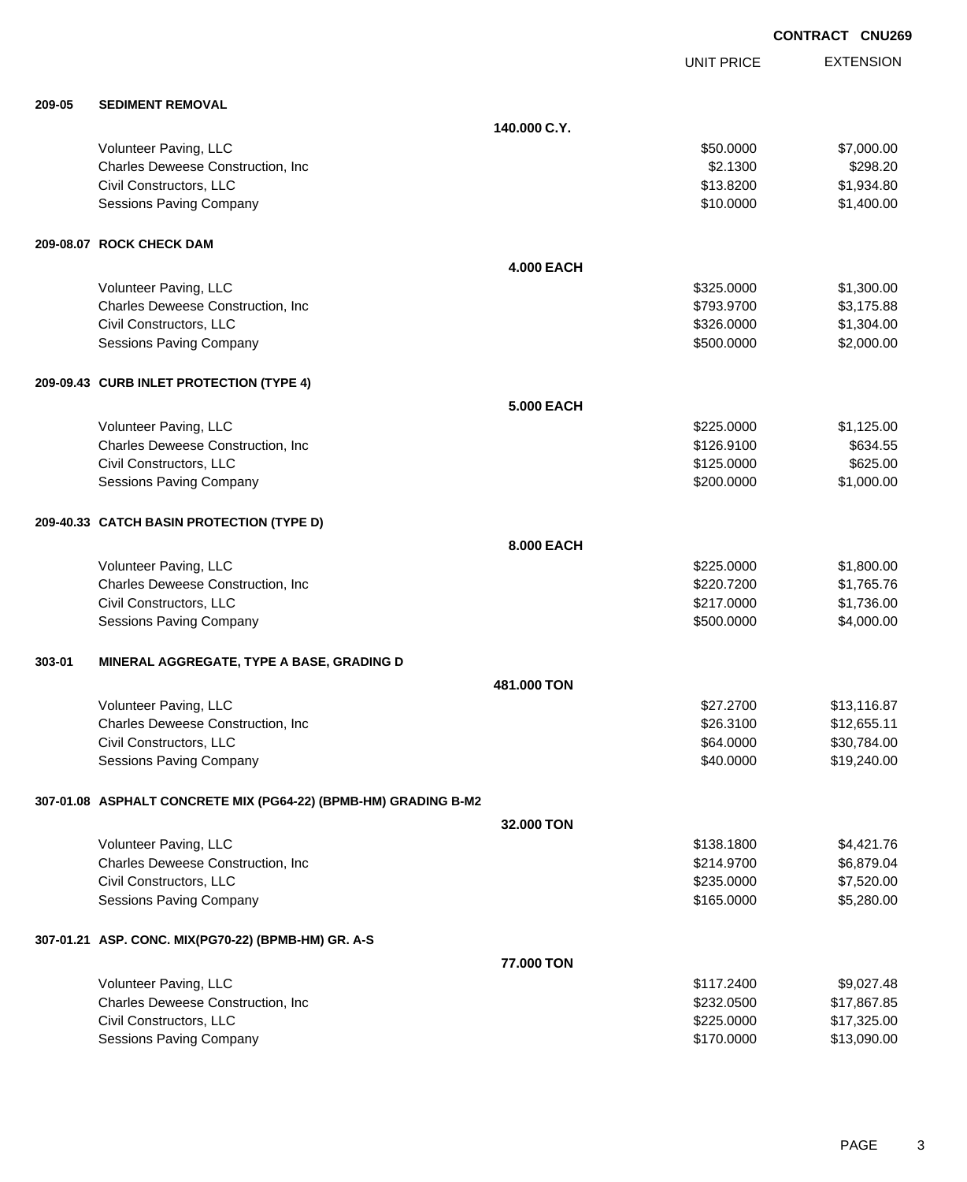**CONTRACT CNU269**

| | | UNIT PRICE | EXTENSION |
|---|---|---|---|
| **209-05** | **SEDIMENT REMOVAL** | | |
| | **140.000 C.Y.** | | |
| | Volunteer Paving, LLC | $50.0000 | $7,000.00 |
| | Charles Deweese Construction, Inc | $2.1300 | $298.20 |
| | Civil Constructors, LLC | $13.8200 | $1,934.80 |
| | Sessions Paving Company | $10.0000 | $1,400.00 |
| **209-08.07** | **ROCK CHECK DAM** | | |
| | **4.000 EACH** | | |
| | Volunteer Paving, LLC | $325.0000 | $1,300.00 |
| | Charles Deweese Construction, Inc | $793.9700 | $3,175.88 |
| | Civil Constructors, LLC | $326.0000 | $1,304.00 |
| | Sessions Paving Company | $500.0000 | $2,000.00 |
| **209-09.43** | **CURB INLET PROTECTION (TYPE 4)** | | |
| | **5.000 EACH** | | |
| | Volunteer Paving, LLC | $225.0000 | $1,125.00 |
| | Charles Deweese Construction, Inc | $126.9100 | $634.55 |
| | Civil Constructors, LLC | $125.0000 | $625.00 |
| | Sessions Paving Company | $200.0000 | $1,000.00 |
| **209-40.33** | **CATCH BASIN PROTECTION (TYPE D)** | | |
| | **8.000 EACH** | | |
| | Volunteer Paving, LLC | $225.0000 | $1,800.00 |
| | Charles Deweese Construction, Inc | $220.7200 | $1,765.76 |
| | Civil Constructors, LLC | $217.0000 | $1,736.00 |
| | Sessions Paving Company | $500.0000 | $4,000.00 |
| **303-01** | **MINERAL AGGREGATE, TYPE A BASE, GRADING D** | | |
| | **481.000 TON** | | |
| | Volunteer Paving, LLC | $27.2700 | $13,116.87 |
| | Charles Deweese Construction, Inc | $26.3100 | $12,655.11 |
| | Civil Constructors, LLC | $64.0000 | $30,784.00 |
| | Sessions Paving Company | $40.0000 | $19,240.00 |
| **307-01.08** | **ASPHALT CONCRETE MIX (PG64-22) (BPMB-HM) GRADING B-M2** | | |
| | **32.000 TON** | | |
| | Volunteer Paving, LLC | $138.1800 | $4,421.76 |
| | Charles Deweese Construction, Inc | $214.9700 | $6,879.04 |
| | Civil Constructors, LLC | $235.0000 | $7,520.00 |
| | Sessions Paving Company | $165.0000 | $5,280.00 |
| **307-01.21** | **ASP. CONC. MIX(PG70-22) (BPMB-HM) GR. A-S** | | |
| | **77.000 TON** | | |
| | Volunteer Paving, LLC | $117.2400 | $9,027.48 |
| | Charles Deweese Construction, Inc | $232.0500 | $17,867.85 |
| | Civil Constructors, LLC | $225.0000 | $17,325.00 |
| | Sessions Paving Company | $170.0000 | $13,090.00 |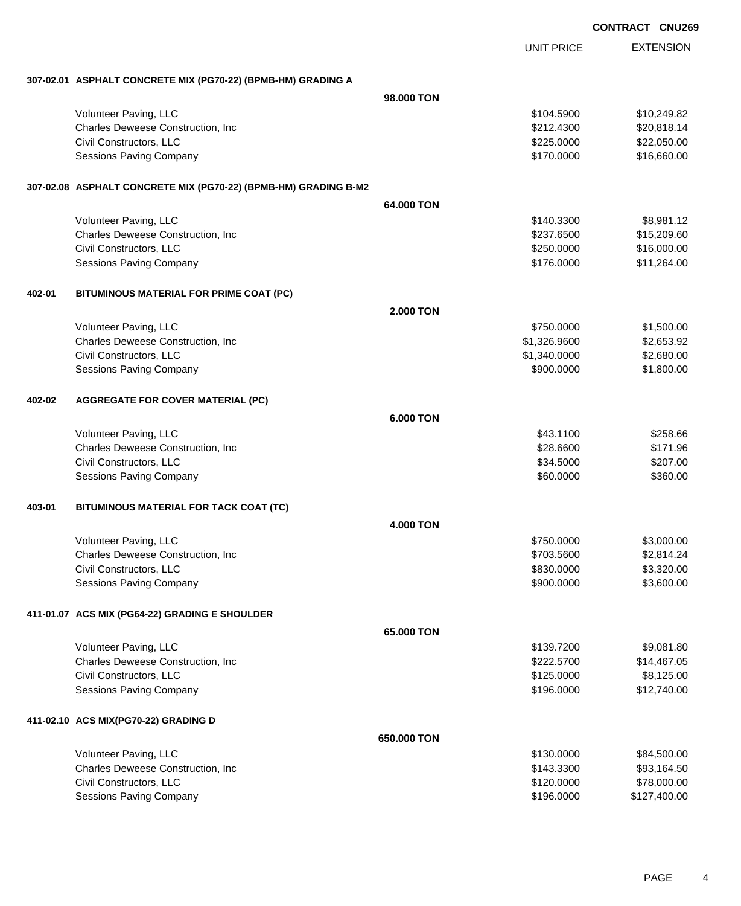CONTRACT CNU269

| | | UNIT PRICE | EXTENSION |
|---|---|---|---|
| **307-02.01 ASPHALT CONCRETE MIX (PG70-22) (BPMB-HM) GRADING A** | | | |
| | **98.000 TON** | | |
| Volunteer Paving, LLC | | $104.5900 | $10,249.82 |
| Charles Deweese Construction, Inc | | $212.4300 | $20,818.14 |
| Civil Constructors, LLC | | $225.0000 | $22,050.00 |
| Sessions Paving Company | | $170.0000 | $16,660.00 |
| **307-02.08 ASPHALT CONCRETE MIX (PG70-22) (BPMB-HM) GRADING B-M2** | | | |
| | **64.000 TON** | | |
| Volunteer Paving, LLC | | $140.3300 | $8,981.12 |
| Charles Deweese Construction, Inc | | $237.6500 | $15,209.60 |
| Civil Constructors, LLC | | $250.0000 | $16,000.00 |
| Sessions Paving Company | | $176.0000 | $11,264.00 |
| **402-01 BITUMINOUS MATERIAL FOR PRIME COAT (PC)** | | | |
| | **2.000 TON** | | |
| Volunteer Paving, LLC | | $750.0000 | $1,500.00 |
| Charles Deweese Construction, Inc | | $1,326.9600 | $2,653.92 |
| Civil Constructors, LLC | | $1,340.0000 | $2,680.00 |
| Sessions Paving Company | | $900.0000 | $1,800.00 |
| **402-02 AGGREGATE FOR COVER MATERIAL (PC)** | | | |
| | **6.000 TON** | | |
| Volunteer Paving, LLC | | $43.1100 | $258.66 |
| Charles Deweese Construction, Inc | | $28.6600 | $171.96 |
| Civil Constructors, LLC | | $34.5000 | $207.00 |
| Sessions Paving Company | | $60.0000 | $360.00 |
| **403-01 BITUMINOUS MATERIAL FOR TACK COAT (TC)** | | | |
| | **4.000 TON** | | |
| Volunteer Paving, LLC | | $750.0000 | $3,000.00 |
| Charles Deweese Construction, Inc | | $703.5600 | $2,814.24 |
| Civil Constructors, LLC | | $830.0000 | $3,320.00 |
| Sessions Paving Company | | $900.0000 | $3,600.00 |
| **411-01.07 ACS MIX (PG64-22) GRADING E SHOULDER** | | | |
| | **65.000 TON** | | |
| Volunteer Paving, LLC | | $139.7200 | $9,081.80 |
| Charles Deweese Construction, Inc | | $222.5700 | $14,467.05 |
| Civil Constructors, LLC | | $125.0000 | $8,125.00 |
| Sessions Paving Company | | $196.0000 | $12,740.00 |
| **411-02.10 ACS MIX(PG70-22) GRADING D** | | | |
| | **650.000 TON** | | |
| Volunteer Paving, LLC | | $130.0000 | $84,500.00 |
| Charles Deweese Construction, Inc | | $143.3300 | $93,164.50 |
| Civil Constructors, LLC | | $120.0000 | $78,000.00 |
| Sessions Paving Company | | $196.0000 | $127,400.00 |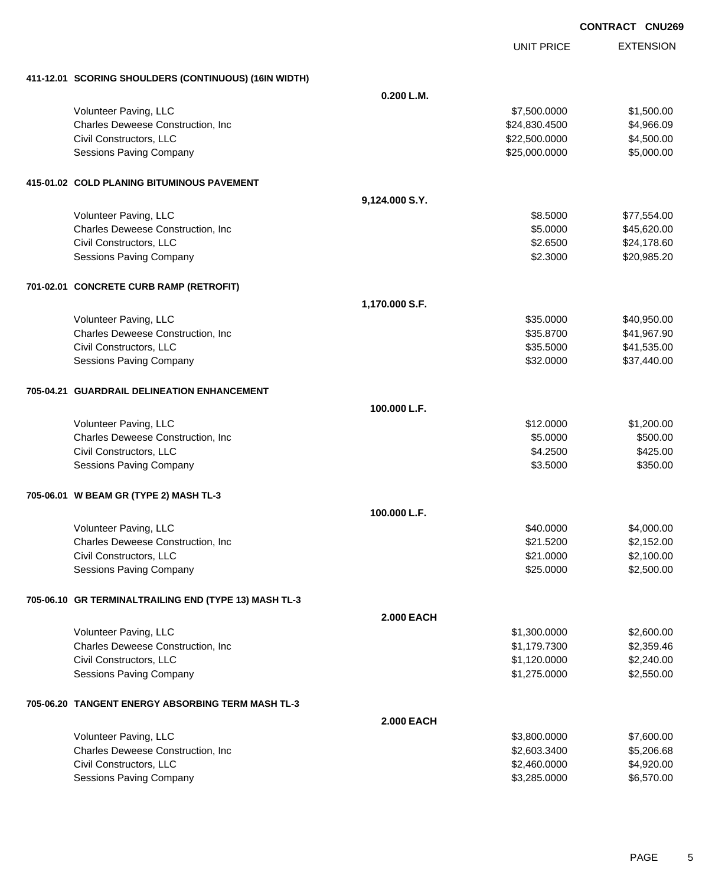**CONTRACT CNU269**

| | | UNIT PRICE | EXTENSION |
|---|---|---|---|
| **411-12.01 SCORING SHOULDERS (CONTINUOUS) (16IN WIDTH)** | | | |
| | **0.200 L.M.** | | |
| Volunteer Paving, LLC | | $7,500.0000 | $1,500.00 |
| Charles Deweese Construction, Inc | | $24,830.4500 | $4,966.09 |
| Civil Constructors, LLC | | $22,500.0000 | $4,500.00 |
| Sessions Paving Company | | $25,000.0000 | $5,000.00 |
| **415-01.02 COLD PLANING BITUMINOUS PAVEMENT** | | | |
| | **9,124.000 S.Y.** | | |
| Volunteer Paving, LLC | | $8.5000 | $77,554.00 |
| Charles Deweese Construction, Inc | | $5.0000 | $45,620.00 |
| Civil Constructors, LLC | | $2.6500 | $24,178.60 |
| Sessions Paving Company | | $2.3000 | $20,985.20 |
| **701-02.01 CONCRETE CURB RAMP (RETROFIT)** | | | |
| | **1,170.000 S.F.** | | |
| Volunteer Paving, LLC | | $35.0000 | $40,950.00 |
| Charles Deweese Construction, Inc | | $35.8700 | $41,967.90 |
| Civil Constructors, LLC | | $35.5000 | $41,535.00 |
| Sessions Paving Company | | $32.0000 | $37,440.00 |
| **705-04.21 GUARDRAIL DELINEATION ENHANCEMENT** | | | |
| | **100.000 L.F.** | | |
| Volunteer Paving, LLC | | $12.0000 | $1,200.00 |
| Charles Deweese Construction, Inc | | $5.0000 | $500.00 |
| Civil Constructors, LLC | | $4.2500 | $425.00 |
| Sessions Paving Company | | $3.5000 | $350.00 |
| **705-06.01 W BEAM GR (TYPE 2) MASH TL-3** | | | |
| | **100.000 L.F.** | | |
| Volunteer Paving, LLC | | $40.0000 | $4,000.00 |
| Charles Deweese Construction, Inc | | $21.5200 | $2,152.00 |
| Civil Constructors, LLC | | $21.0000 | $2,100.00 |
| Sessions Paving Company | | $25.0000 | $2,500.00 |
| **705-06.10 GR TERMINALTRAILING END (TYPE 13) MASH TL-3** | | | |
| | **2.000 EACH** | | |
| Volunteer Paving, LLC | | $1,300.0000 | $2,600.00 |
| Charles Deweese Construction, Inc | | $1,179.7300 | $2,359.46 |
| Civil Constructors, LLC | | $1,120.0000 | $2,240.00 |
| Sessions Paving Company | | $1,275.0000 | $2,550.00 |
| **705-06.20 TANGENT ENERGY ABSORBING TERM MASH TL-3** | | | |
| | **2.000 EACH** | | |
| Volunteer Paving, LLC | | $3,800.0000 | $7,600.00 |
| Charles Deweese Construction, Inc | | $2,603.3400 | $5,206.68 |
| Civil Constructors, LLC | | $2,460.0000 | $4,920.00 |
| Sessions Paving Company | | $3,285.0000 | $6,570.00 |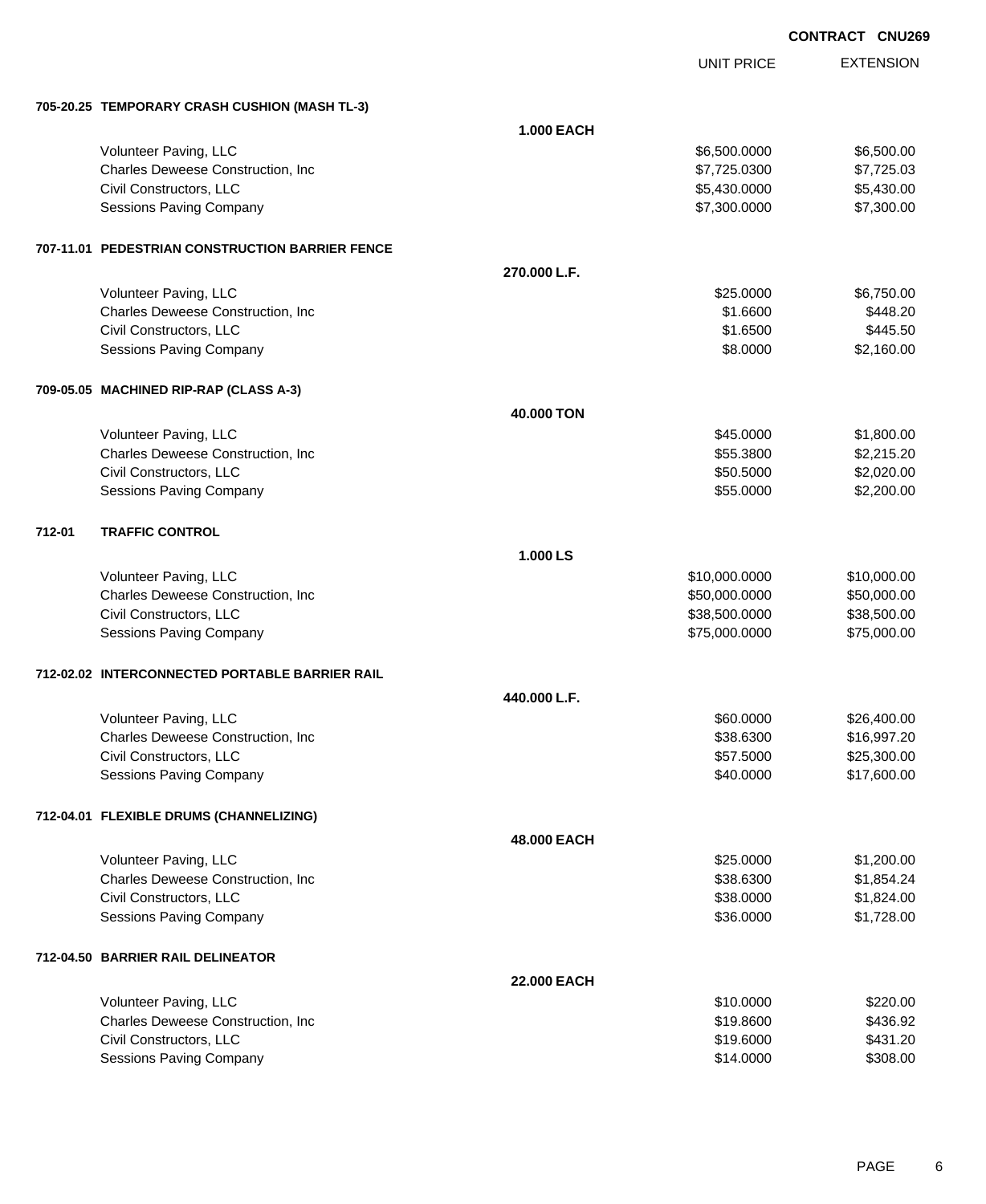**CONTRACT CNU269**

| | UNIT PRICE | EXTENSION |
|---|---|---|
| **705-20.25 TEMPORARY CRASH CUSHION (MASH TL-3)** | | |
| **1.000 EACH** | | |
| Volunteer Paving, LLC | $6,500.0000 | $6,500.00 |
| Charles Deweese Construction, Inc | $7,725.0300 | $7,725.03 |
| Civil Constructors, LLC | $5,430.0000 | $5,430.00 |
| Sessions Paving Company | $7,300.0000 | $7,300.00 |
| **707-11.01 PEDESTRIAN CONSTRUCTION BARRIER FENCE** | | |
| **270.000 L.F.** | | |
| Volunteer Paving, LLC | $25.0000 | $6,750.00 |
| Charles Deweese Construction, Inc | $1.6600 | $448.20 |
| Civil Constructors, LLC | $1.6500 | $445.50 |
| Sessions Paving Company | $8.0000 | $2,160.00 |
| **709-05.05 MACHINED RIP-RAP (CLASS A-3)** | | |
| **40.000 TON** | | |
| Volunteer Paving, LLC | $45.0000 | $1,800.00 |
| Charles Deweese Construction, Inc | $55.3800 | $2,215.20 |
| Civil Constructors, LLC | $50.5000 | $2,020.00 |
| Sessions Paving Company | $55.0000 | $2,200.00 |
| **712-01 TRAFFIC CONTROL** | | |
| **1.000 LS** | | |
| Volunteer Paving, LLC | $10,000.0000 | $10,000.00 |
| Charles Deweese Construction, Inc | $50,000.0000 | $50,000.00 |
| Civil Constructors, LLC | $38,500.0000 | $38,500.00 |
| Sessions Paving Company | $75,000.0000 | $75,000.00 |
| **712-02.02 INTERCONNECTED PORTABLE BARRIER RAIL** | | |
| **440.000 L.F.** | | |
| Volunteer Paving, LLC | $60.0000 | $26,400.00 |
| Charles Deweese Construction, Inc | $38.6300 | $16,997.20 |
| Civil Constructors, LLC | $57.5000 | $25,300.00 |
| Sessions Paving Company | $40.0000 | $17,600.00 |
| **712-04.01 FLEXIBLE DRUMS (CHANNELIZING)** | | |
| **48.000 EACH** | | |
| Volunteer Paving, LLC | $25.0000 | $1,200.00 |
| Charles Deweese Construction, Inc | $38.6300 | $1,854.24 |
| Civil Constructors, LLC | $38.0000 | $1,824.00 |
| Sessions Paving Company | $36.0000 | $1,728.00 |
| **712-04.50 BARRIER RAIL DELINEATOR** | | |
| **22.000 EACH** | | |
| Volunteer Paving, LLC | $10.0000 | $220.00 |
| Charles Deweese Construction, Inc | $19.8600 | $436.92 |
| Civil Constructors, LLC | $19.6000 | $431.20 |
| Sessions Paving Company | $14.0000 | $308.00 |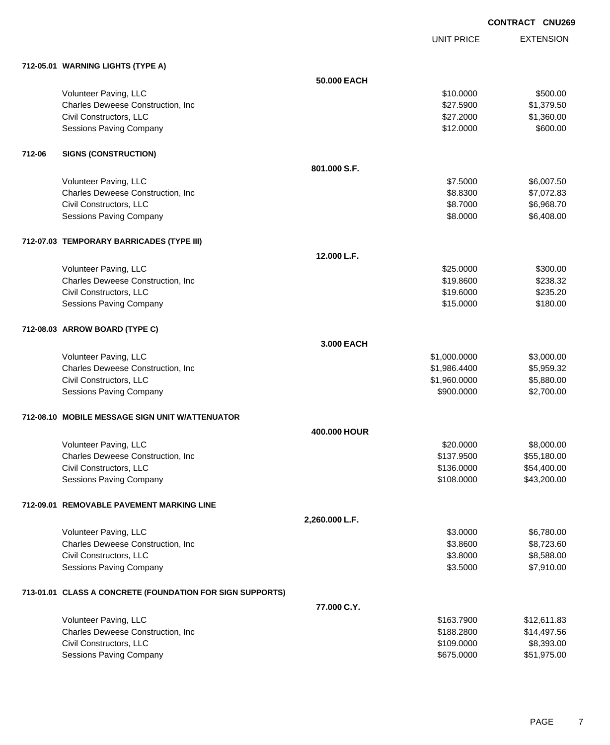**CONTRACT CNU269**

| | | UNIT PRICE | EXTENSION |
|---|---|---|---|
| **712-05.01 WARNING LIGHTS (TYPE A)** | | | |
| | **50.000 EACH** | | |
| Volunteer Paving, LLC | | $10.0000 | $500.00 |
| Charles Deweese Construction, Inc | | $27.5900 | $1,379.50 |
| Civil Constructors, LLC | | $27.2000 | $1,360.00 |
| Sessions Paving Company | | $12.0000 | $600.00 |
| **712-06 SIGNS (CONSTRUCTION)** | | | |
| | **801.000 S.F.** | | |
| Volunteer Paving, LLC | | $7.5000 | $6,007.50 |
| Charles Deweese Construction, Inc | | $8.8300 | $7,072.83 |
| Civil Constructors, LLC | | $8.7000 | $6,968.70 |
| Sessions Paving Company | | $8.0000 | $6,408.00 |
| **712-07.03 TEMPORARY BARRICADES (TYPE III)** | | | |
| | **12.000 L.F.** | | |
| Volunteer Paving, LLC | | $25.0000 | $300.00 |
| Charles Deweese Construction, Inc | | $19.8600 | $238.32 |
| Civil Constructors, LLC | | $19.6000 | $235.20 |
| Sessions Paving Company | | $15.0000 | $180.00 |
| **712-08.03 ARROW BOARD (TYPE C)** | | | |
| | **3.000 EACH** | | |
| Volunteer Paving, LLC | | $1,000.0000 | $3,000.00 |
| Charles Deweese Construction, Inc | | $1,986.4400 | $5,959.32 |
| Civil Constructors, LLC | | $1,960.0000 | $5,880.00 |
| Sessions Paving Company | | $900.0000 | $2,700.00 |
| **712-08.10 MOBILE MESSAGE SIGN UNIT W/ATTENUATOR** | | | |
| | **400.000 HOUR** | | |
| Volunteer Paving, LLC | | $20.0000 | $8,000.00 |
| Charles Deweese Construction, Inc | | $137.9500 | $55,180.00 |
| Civil Constructors, LLC | | $136.0000 | $54,400.00 |
| Sessions Paving Company | | $108.0000 | $43,200.00 |
| **712-09.01 REMOVABLE PAVEMENT MARKING LINE** | | | |
| | **2,260.000 L.F.** | | |
| Volunteer Paving, LLC | | $3.0000 | $6,780.00 |
| Charles Deweese Construction, Inc | | $3.8600 | $8,723.60 |
| Civil Constructors, LLC | | $3.8000 | $8,588.00 |
| Sessions Paving Company | | $3.5000 | $7,910.00 |
| **713-01.01 CLASS A CONCRETE (FOUNDATION FOR SIGN SUPPORTS)** | | | |
| | **77.000 C.Y.** | | |
| Volunteer Paving, LLC | | $163.7900 | $12,611.83 |
| Charles Deweese Construction, Inc | | $188.2800 | $14,497.56 |
| Civil Constructors, LLC | | $109.0000 | $8,393.00 |
| Sessions Paving Company | | $675.0000 | $51,975.00 |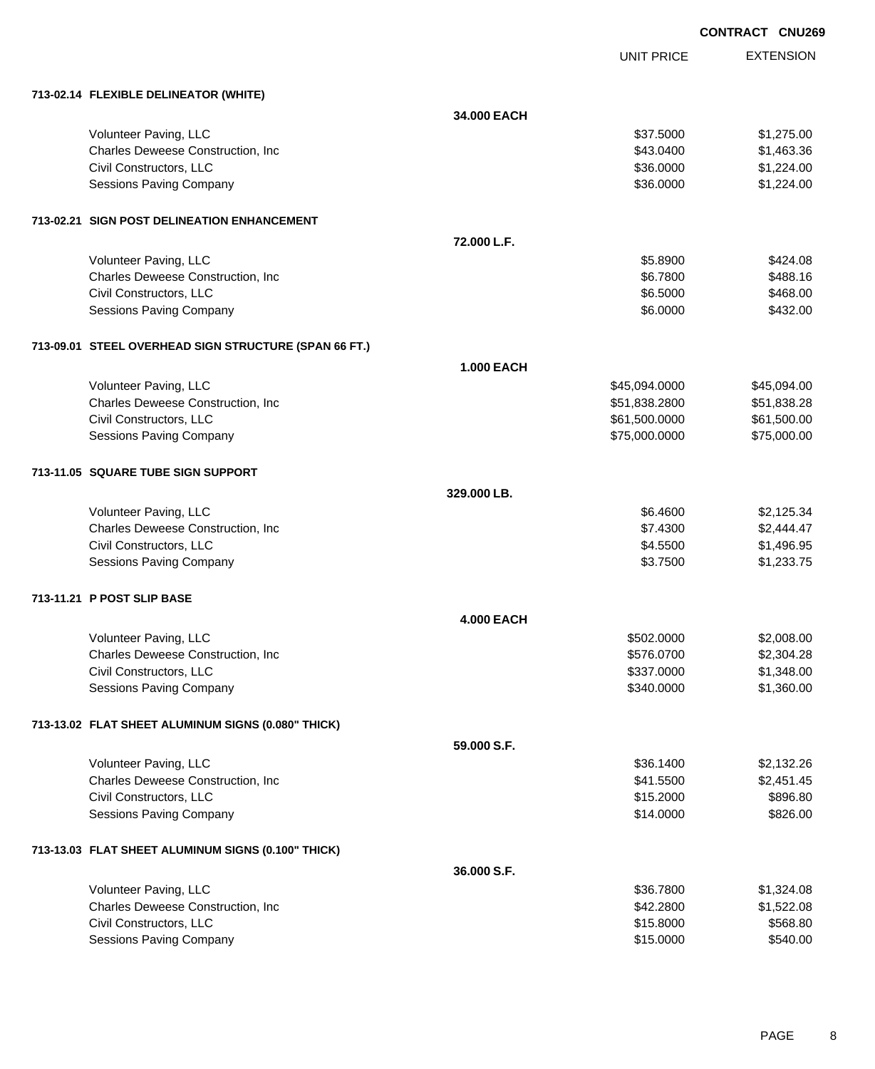**CONTRACT CNU269**

| | | UNIT PRICE | EXTENSION |
|---|---|---|---|
| **713-02.14 FLEXIBLE DELINEATOR (WHITE)** | | | |
| | **34.000 EACH** | | |
| Volunteer Paving, LLC | | $37.5000 | $1,275.00 |
| Charles Deweese Construction, Inc | | $43.0400 | $1,463.36 |
| Civil Constructors, LLC | | $36.0000 | $1,224.00 |
| Sessions Paving Company | | $36.0000 | $1,224.00 |
| **713-02.21 SIGN POST DELINEATION ENHANCEMENT** | | | |
| | **72.000 L.F.** | | |
| Volunteer Paving, LLC | | $5.8900 | $424.08 |
| Charles Deweese Construction, Inc | | $6.7800 | $488.16 |
| Civil Constructors, LLC | | $6.5000 | $468.00 |
| Sessions Paving Company | | $6.0000 | $432.00 |
| **713-09.01 STEEL OVERHEAD SIGN STRUCTURE (SPAN 66 FT.)** | | | |
| | **1.000 EACH** | | |
| Volunteer Paving, LLC | | $45,094.0000 | $45,094.00 |
| Charles Deweese Construction, Inc | | $51,838.2800 | $51,838.28 |
| Civil Constructors, LLC | | $61,500.0000 | $61,500.00 |
| Sessions Paving Company | | $75,000.0000 | $75,000.00 |
| **713-11.05 SQUARE TUBE SIGN SUPPORT** | | | |
| | **329.000 LB.** | | |
| Volunteer Paving, LLC | | $6.4600 | $2,125.34 |
| Charles Deweese Construction, Inc | | $7.4300 | $2,444.47 |
| Civil Constructors, LLC | | $4.5500 | $1,496.95 |
| Sessions Paving Company | | $3.7500 | $1,233.75 |
| **713-11.21 P POST SLIP BASE** | | | |
| | **4.000 EACH** | | |
| Volunteer Paving, LLC | | $502.0000 | $2,008.00 |
| Charles Deweese Construction, Inc | | $576.0700 | $2,304.28 |
| Civil Constructors, LLC | | $337.0000 | $1,348.00 |
| Sessions Paving Company | | $340.0000 | $1,360.00 |
| **713-13.02 FLAT SHEET ALUMINUM SIGNS (0.080" THICK)** | | | |
| | **59.000 S.F.** | | |
| Volunteer Paving, LLC | | $36.1400 | $2,132.26 |
| Charles Deweese Construction, Inc | | $41.5500 | $2,451.45 |
| Civil Constructors, LLC | | $15.2000 | $896.80 |
| Sessions Paving Company | | $14.0000 | $826.00 |
| **713-13.03 FLAT SHEET ALUMINUM SIGNS (0.100" THICK)** | | | |
| | **36.000 S.F.** | | |
| Volunteer Paving, LLC | | $36.7800 | $1,324.08 |
| Charles Deweese Construction, Inc | | $42.2800 | $1,522.08 |
| Civil Constructors, LLC | | $15.8000 | $568.80 |
| Sessions Paving Company | | $15.0000 | $540.00 |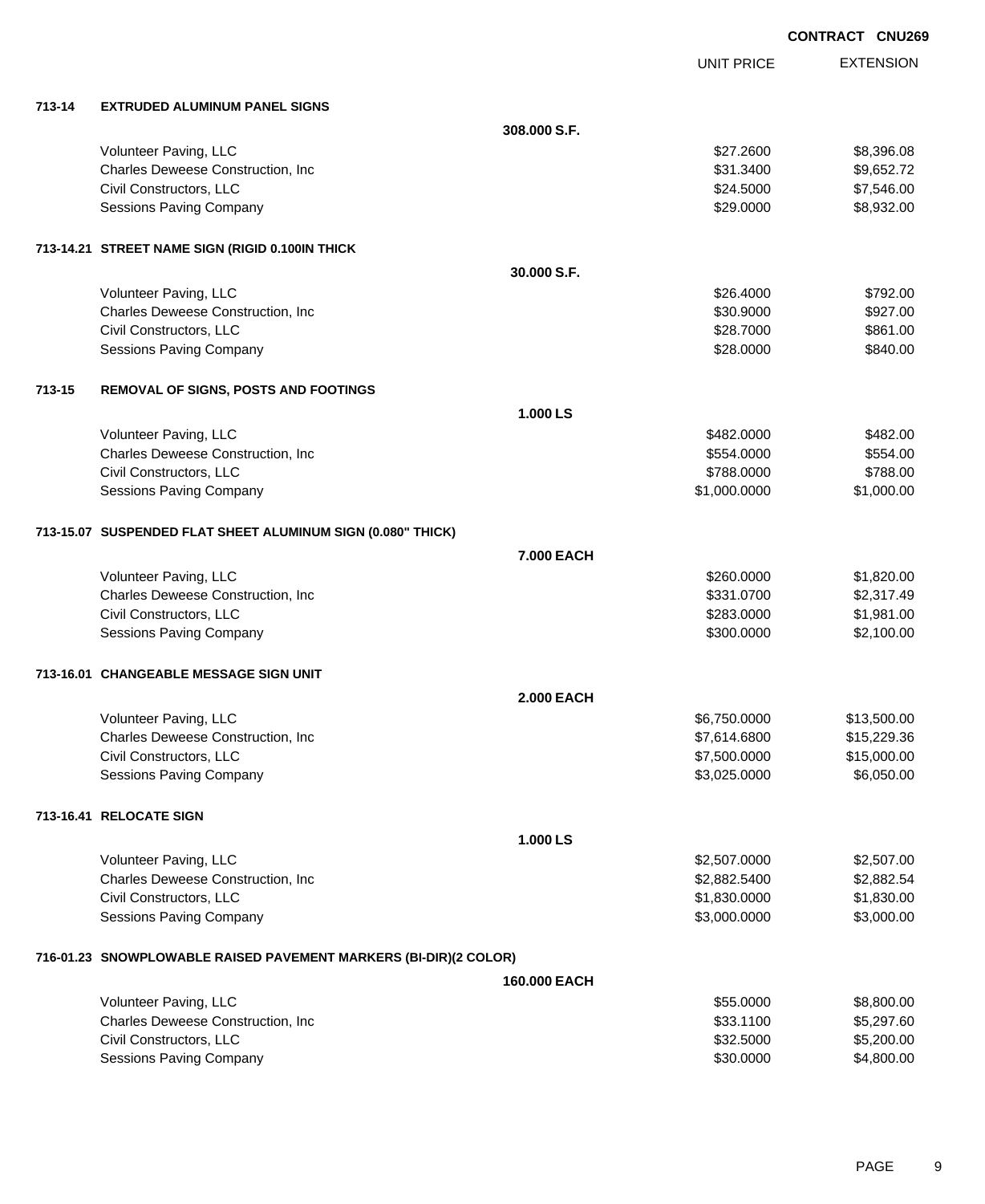**CONTRACT CNU269**

| | | UNIT PRICE | EXTENSION |
|---|---|---|---|
| **713-14** | **EXTRUDED ALUMINUM PANEL SIGNS** | | |
| | **308.000 S.F.** | | |
| | Volunteer Paving, LLC | $27.2600 | $8,396.08 |
| | Charles Deweese Construction, Inc | $31.3400 | $9,652.72 |
| | Civil Constructors, LLC | $24.5000 | $7,546.00 |
| | Sessions Paving Company | $29.0000 | $8,932.00 |
| **713-14.21** | **STREET NAME SIGN (RIGID 0.100IN THICK** | | |
| | **30.000 S.F.** | | |
| | Volunteer Paving, LLC | $26.4000 | $792.00 |
| | Charles Deweese Construction, Inc | $30.9000 | $927.00 |
| | Civil Constructors, LLC | $28.7000 | $861.00 |
| | Sessions Paving Company | $28.0000 | $840.00 |
| **713-15** | **REMOVAL OF SIGNS, POSTS AND FOOTINGS** | | |
| | **1.000 LS** | | |
| | Volunteer Paving, LLC | $482.0000 | $482.00 |
| | Charles Deweese Construction, Inc | $554.0000 | $554.00 |
| | Civil Constructors, LLC | $788.0000 | $788.00 |
| | Sessions Paving Company | $1,000.0000 | $1,000.00 |
| **713-15.07** | **SUSPENDED FLAT SHEET ALUMINUM SIGN (0.080" THICK)** | | |
| | **7.000 EACH** | | |
| | Volunteer Paving, LLC | $260.0000 | $1,820.00 |
| | Charles Deweese Construction, Inc | $331.0700 | $2,317.49 |
| | Civil Constructors, LLC | $283.0000 | $1,981.00 |
| | Sessions Paving Company | $300.0000 | $2,100.00 |
| **713-16.01** | **CHANGEABLE MESSAGE SIGN UNIT** | | |
| | **2.000 EACH** | | |
| | Volunteer Paving, LLC | $6,750.0000 | $13,500.00 |
| | Charles Deweese Construction, Inc | $7,614.6800 | $15,229.36 |
| | Civil Constructors, LLC | $7,500.0000 | $15,000.00 |
| | Sessions Paving Company | $3,025.0000 | $6,050.00 |
| **713-16.41** | **RELOCATE SIGN** | | |
| | **1.000 LS** | | |
| | Volunteer Paving, LLC | $2,507.0000 | $2,507.00 |
| | Charles Deweese Construction, Inc | $2,882.5400 | $2,882.54 |
| | Civil Constructors, LLC | $1,830.0000 | $1,830.00 |
| | Sessions Paving Company | $3,000.0000 | $3,000.00 |
| **716-01.23** | **SNOWPLOWABLE RAISED PAVEMENT MARKERS (BI-DIR)(2 COLOR)** | | |
| | **160.000 EACH** | | |
| | Volunteer Paving, LLC | $55.0000 | $8,800.00 |
| | Charles Deweese Construction, Inc | $33.1100 | $5,297.60 |
| | Civil Constructors, LLC | $32.5000 | $5,200.00 |
| | Sessions Paving Company | $30.0000 | $4,800.00 |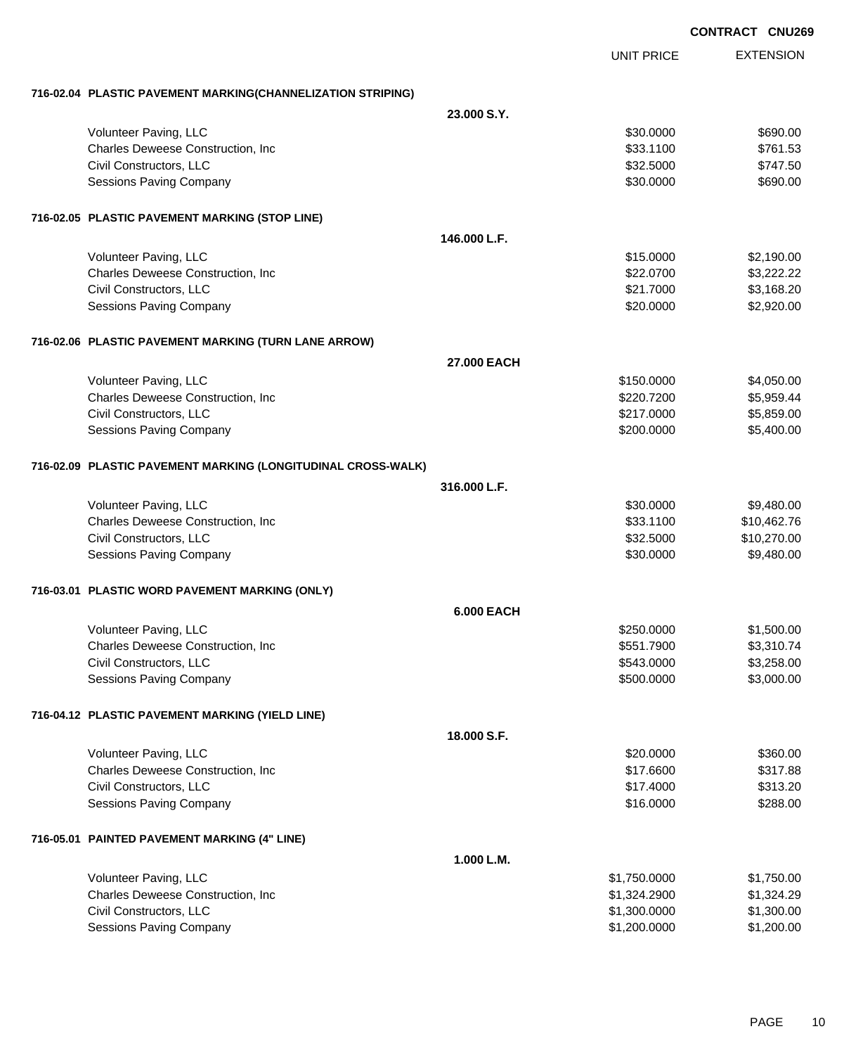**CONTRACT CNU269**

| | | UNIT PRICE | EXTENSION |
|---|---|---|---|
| **716-02.04 PLASTIC PAVEMENT MARKING(CHANNELIZATION STRIPING)** | | | |
| | **23.000 S.Y.** | | |
| Volunteer Paving, LLC | | $30.0000 | $690.00 |
| Charles Deweese Construction, Inc | | $33.1100 | $761.53 |
| Civil Constructors, LLC | | $32.5000 | $747.50 |
| Sessions Paving Company | | $30.0000 | $690.00 |
| **716-02.05 PLASTIC PAVEMENT MARKING (STOP LINE)** | | | |
| | **146.000 L.F.** | | |
| Volunteer Paving, LLC | | $15.0000 | $2,190.00 |
| Charles Deweese Construction, Inc | | $22.0700 | $3,222.22 |
| Civil Constructors, LLC | | $21.7000 | $3,168.20 |
| Sessions Paving Company | | $20.0000 | $2,920.00 |
| **716-02.06 PLASTIC PAVEMENT MARKING (TURN LANE ARROW)** | | | |
| | **27.000 EACH** | | |
| Volunteer Paving, LLC | | $150.0000 | $4,050.00 |
| Charles Deweese Construction, Inc | | $220.7200 | $5,959.44 |
| Civil Constructors, LLC | | $217.0000 | $5,859.00 |
| Sessions Paving Company | | $200.0000 | $5,400.00 |
| **716-02.09 PLASTIC PAVEMENT MARKING (LONGITUDINAL CROSS-WALK)** | | | |
| | **316.000 L.F.** | | |
| Volunteer Paving, LLC | | $30.0000 | $9,480.00 |
| Charles Deweese Construction, Inc | | $33.1100 | $10,462.76 |
| Civil Constructors, LLC | | $32.5000 | $10,270.00 |
| Sessions Paving Company | | $30.0000 | $9,480.00 |
| **716-03.01 PLASTIC WORD PAVEMENT MARKING (ONLY)** | | | |
| | **6.000 EACH** | | |
| Volunteer Paving, LLC | | $250.0000 | $1,500.00 |
| Charles Deweese Construction, Inc | | $551.7900 | $3,310.74 |
| Civil Constructors, LLC | | $543.0000 | $3,258.00 |
| Sessions Paving Company | | $500.0000 | $3,000.00 |
| **716-04.12 PLASTIC PAVEMENT MARKING (YIELD LINE)** | | | |
| | **18.000 S.F.** | | |
| Volunteer Paving, LLC | | $20.0000 | $360.00 |
| Charles Deweese Construction, Inc | | $17.6600 | $317.88 |
| Civil Constructors, LLC | | $17.4000 | $313.20 |
| Sessions Paving Company | | $16.0000 | $288.00 |
| **716-05.01 PAINTED PAVEMENT MARKING (4" LINE)** | | | |
| | **1.000 L.M.** | | |
| Volunteer Paving, LLC | | $1,750.0000 | $1,750.00 |
| Charles Deweese Construction, Inc | | $1,324.2900 | $1,324.29 |
| Civil Constructors, LLC | | $1,300.0000 | $1,300.00 |
| Sessions Paving Company | | $1,200.0000 | $1,200.00 |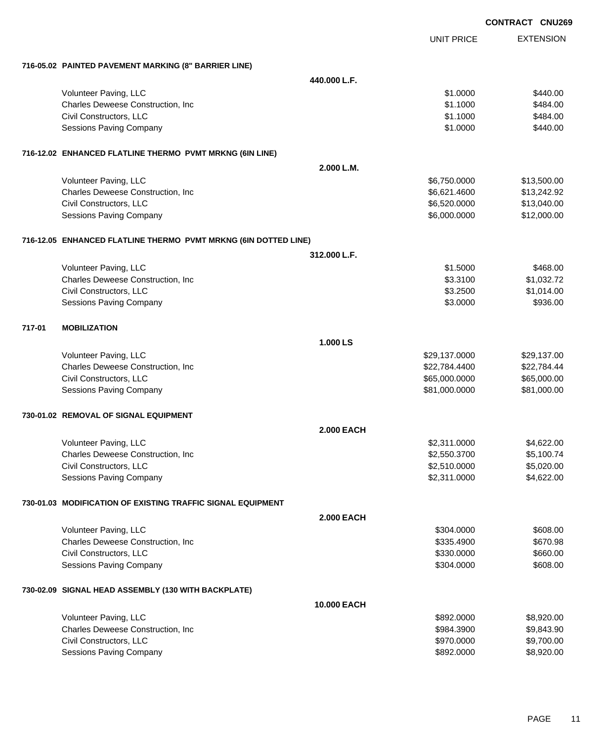**CONTRACT CNU269**

| | | UNIT PRICE | EXTENSION |
|---|---|---|---|
| **716-05.02 PAINTED PAVEMENT MARKING (8" BARRIER LINE)** | | | |
| | **440.000 L.F.** | | |
| Volunteer Paving, LLC | | $1.0000 | $440.00 |
| Charles Deweese Construction, Inc | | $1.1000 | $484.00 |
| Civil Constructors, LLC | | $1.1000 | $484.00 |
| Sessions Paving Company | | $1.0000 | $440.00 |
| **716-12.02 ENHANCED FLATLINE THERMO PVMT MRKNG (6IN LINE)** | | | |
| | **2.000 L.M.** | | |
| Volunteer Paving, LLC | | $6,750.0000 | $13,500.00 |
| Charles Deweese Construction, Inc | | $6,621.4600 | $13,242.92 |
| Civil Constructors, LLC | | $6,520.0000 | $13,040.00 |
| Sessions Paving Company | | $6,000.0000 | $12,000.00 |
| **716-12.05 ENHANCED FLATLINE THERMO PVMT MRKNG (6IN DOTTED LINE)** | | | |
| | **312.000 L.F.** | | |
| Volunteer Paving, LLC | | $1.5000 | $468.00 |
| Charles Deweese Construction, Inc | | $3.3100 | $1,032.72 |
| Civil Constructors, LLC | | $3.2500 | $1,014.00 |
| Sessions Paving Company | | $3.0000 | $936.00 |
| **717-01 MOBILIZATION** | | | |
| | **1.000 LS** | | |
| Volunteer Paving, LLC | | $29,137.0000 | $29,137.00 |
| Charles Deweese Construction, Inc | | $22,784.4400 | $22,784.44 |
| Civil Constructors, LLC | | $65,000.0000 | $65,000.00 |
| Sessions Paving Company | | $81,000.0000 | $81,000.00 |
| **730-01.02 REMOVAL OF SIGNAL EQUIPMENT** | | | |
| | **2.000 EACH** | | |
| Volunteer Paving, LLC | | $2,311.0000 | $4,622.00 |
| Charles Deweese Construction, Inc | | $2,550.3700 | $5,100.74 |
| Civil Constructors, LLC | | $2,510.0000 | $5,020.00 |
| Sessions Paving Company | | $2,311.0000 | $4,622.00 |
| **730-01.03 MODIFICATION OF EXISTING TRAFFIC SIGNAL EQUIPMENT** | | | |
| | **2.000 EACH** | | |
| Volunteer Paving, LLC | | $304.0000 | $608.00 |
| Charles Deweese Construction, Inc | | $335.4900 | $670.98 |
| Civil Constructors, LLC | | $330.0000 | $660.00 |
| Sessions Paving Company | | $304.0000 | $608.00 |
| **730-02.09 SIGNAL HEAD ASSEMBLY (130 WITH BACKPLATE)** | | | |
| | **10.000 EACH** | | |
| Volunteer Paving, LLC | | $892.0000 | $8,920.00 |
| Charles Deweese Construction, Inc | | $984.3900 | $9,843.90 |
| Civil Constructors, LLC | | $970.0000 | $9,700.00 |
| Sessions Paving Company | | $892.0000 | $8,920.00 |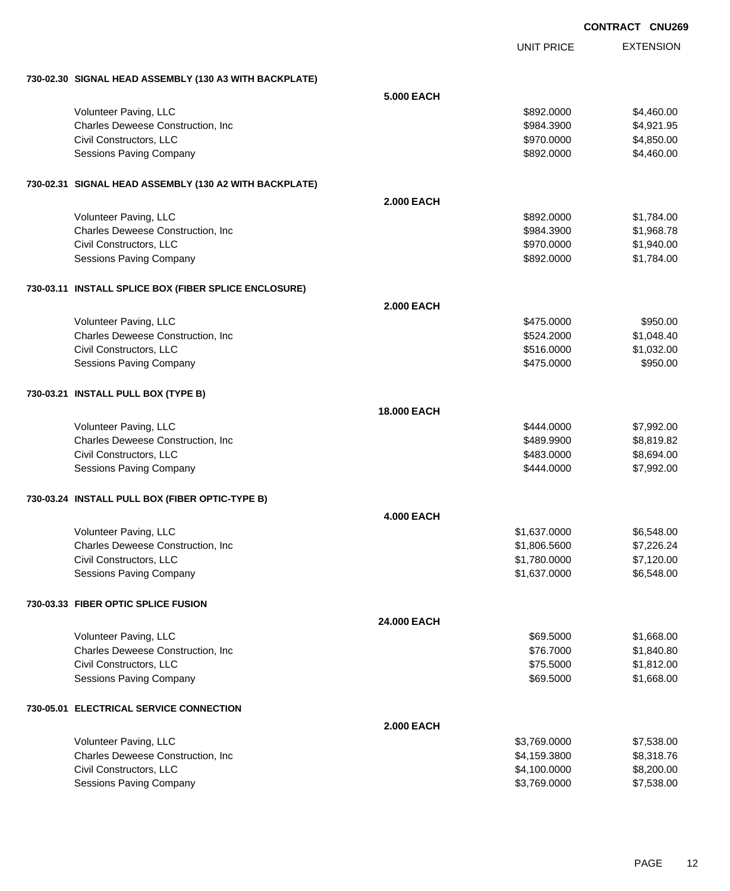**CONTRACT CNU269**

| | | UNIT PRICE | EXTENSION |
|---|---|---|---|
| **730-02.30 SIGNAL HEAD ASSEMBLY (130 A3 WITH BACKPLATE)** | | | |
| | **5.000 EACH** | | |
| Volunteer Paving, LLC | | $892.0000 | $4,460.00 |
| Charles Deweese Construction, Inc | | $984.3900 | $4,921.95 |
| Civil Constructors, LLC | | $970.0000 | $4,850.00 |
| Sessions Paving Company | | $892.0000 | $4,460.00 |
| **730-02.31 SIGNAL HEAD ASSEMBLY (130 A2 WITH BACKPLATE)** | | | |
| | **2.000 EACH** | | |
| Volunteer Paving, LLC | | $892.0000 | $1,784.00 |
| Charles Deweese Construction, Inc | | $984.3900 | $1,968.78 |
| Civil Constructors, LLC | | $970.0000 | $1,940.00 |
| Sessions Paving Company | | $892.0000 | $1,784.00 |
| **730-03.11 INSTALL SPLICE BOX (FIBER SPLICE ENCLOSURE)** | | | |
| | **2.000 EACH** | | |
| Volunteer Paving, LLC | | $475.0000 | $950.00 |
| Charles Deweese Construction, Inc | | $524.2000 | $1,048.40 |
| Civil Constructors, LLC | | $516.0000 | $1,032.00 |
| Sessions Paving Company | | $475.0000 | $950.00 |
| **730-03.21 INSTALL PULL BOX (TYPE B)** | | | |
| | **18.000 EACH** | | |
| Volunteer Paving, LLC | | $444.0000 | $7,992.00 |
| Charles Deweese Construction, Inc | | $489.9900 | $8,819.82 |
| Civil Constructors, LLC | | $483.0000 | $8,694.00 |
| Sessions Paving Company | | $444.0000 | $7,992.00 |
| **730-03.24 INSTALL PULL BOX (FIBER OPTIC-TYPE B)** | | | |
| | **4.000 EACH** | | |
| Volunteer Paving, LLC | | $1,637.0000 | $6,548.00 |
| Charles Deweese Construction, Inc | | $1,806.5600 | $7,226.24 |
| Civil Constructors, LLC | | $1,780.0000 | $7,120.00 |
| Sessions Paving Company | | $1,637.0000 | $6,548.00 |
| **730-03.33 FIBER OPTIC SPLICE FUSION** | | | |
| | **24.000 EACH** | | |
| Volunteer Paving, LLC | | $69.5000 | $1,668.00 |
| Charles Deweese Construction, Inc | | $76.7000 | $1,840.80 |
| Civil Constructors, LLC | | $75.5000 | $1,812.00 |
| Sessions Paving Company | | $69.5000 | $1,668.00 |
| **730-05.01 ELECTRICAL SERVICE CONNECTION** | | | |
| | **2.000 EACH** | | |
| Volunteer Paving, LLC | | $3,769.0000 | $7,538.00 |
| Charles Deweese Construction, Inc | | $4,159.3800 | $8,318.76 |
| Civil Constructors, LLC | | $4,100.0000 | $8,200.00 |
| Sessions Paving Company | | $3,769.0000 | $7,538.00 |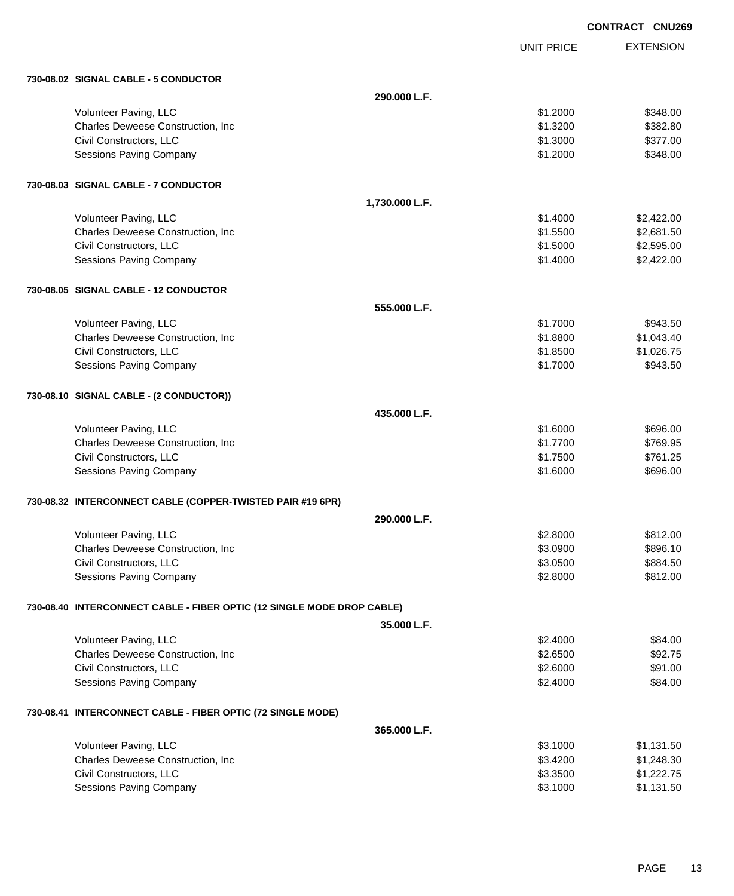**CONTRACT CNU269**

| | | UNIT PRICE | EXTENSION |
|---|---|---|---|
| **730-08.02 SIGNAL CABLE - 5 CONDUCTOR** | | | |
| | **290.000 L.F.** | | |
| Volunteer Paving, LLC | | $1.2000 | $348.00 |
| Charles Deweese Construction, Inc | | $1.3200 | $382.80 |
| Civil Constructors, LLC | | $1.3000 | $377.00 |
| Sessions Paving Company | | $1.2000 | $348.00 |
| **730-08.03 SIGNAL CABLE - 7 CONDUCTOR** | | | |
| | **1,730.000 L.F.** | | |
| Volunteer Paving, LLC | | $1.4000 | $2,422.00 |
| Charles Deweese Construction, Inc | | $1.5500 | $2,681.50 |
| Civil Constructors, LLC | | $1.5000 | $2,595.00 |
| Sessions Paving Company | | $1.4000 | $2,422.00 |
| **730-08.05 SIGNAL CABLE - 12 CONDUCTOR** | | | |
| | **555.000 L.F.** | | |
| Volunteer Paving, LLC | | $1.7000 | $943.50 |
| Charles Deweese Construction, Inc | | $1.8800 | $1,043.40 |
| Civil Constructors, LLC | | $1.8500 | $1,026.75 |
| Sessions Paving Company | | $1.7000 | $943.50 |
| **730-08.10 SIGNAL CABLE - (2 CONDUCTOR))** | | | |
| | **435.000 L.F.** | | |
| Volunteer Paving, LLC | | $1.6000 | $696.00 |
| Charles Deweese Construction, Inc | | $1.7700 | $769.95 |
| Civil Constructors, LLC | | $1.7500 | $761.25 |
| Sessions Paving Company | | $1.6000 | $696.00 |
| **730-08.32 INTERCONNECT CABLE (COPPER-TWISTED PAIR #19 6PR)** | | | |
| | **290.000 L.F.** | | |
| Volunteer Paving, LLC | | $2.8000 | $812.00 |
| Charles Deweese Construction, Inc | | $3.0900 | $896.10 |
| Civil Constructors, LLC | | $3.0500 | $884.50 |
| Sessions Paving Company | | $2.8000 | $812.00 |
| **730-08.40 INTERCONNECT CABLE - FIBER OPTIC (12 SINGLE MODE DROP CABLE)** | | | |
| | **35.000 L.F.** | | |
| Volunteer Paving, LLC | | $2.4000 | $84.00 |
| Charles Deweese Construction, Inc | | $2.6500 | $92.75 |
| Civil Constructors, LLC | | $2.6000 | $91.00 |
| Sessions Paving Company | | $2.4000 | $84.00 |
| **730-08.41 INTERCONNECT CABLE - FIBER OPTIC (72 SINGLE MODE)** | | | |
| | **365.000 L.F.** | | |
| Volunteer Paving, LLC | | $3.1000 | $1,131.50 |
| Charles Deweese Construction, Inc | | $3.4200 | $1,248.30 |
| Civil Constructors, LLC | | $3.3500 | $1,222.75 |
| Sessions Paving Company | | $3.1000 | $1,131.50 |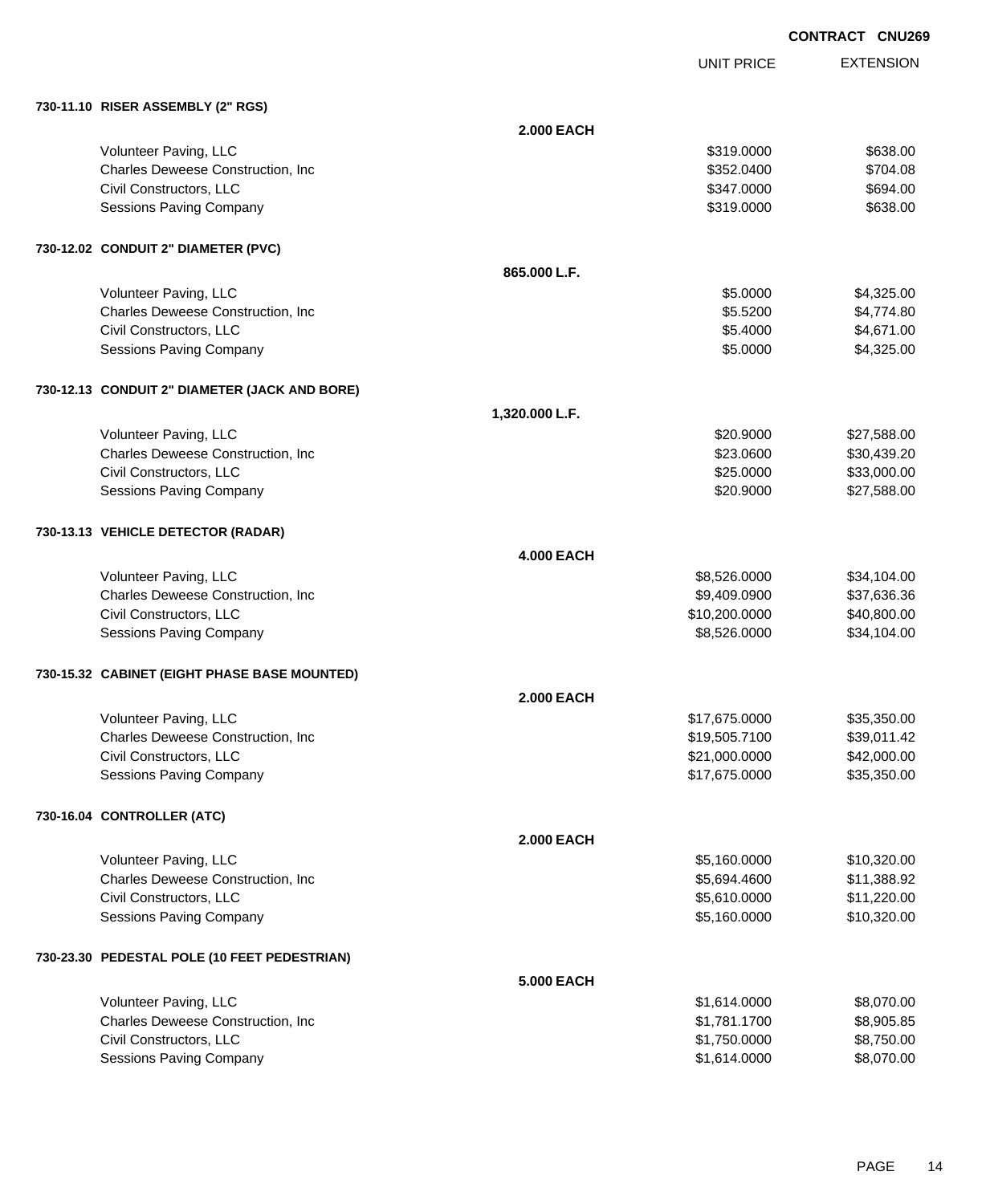**CONTRACT CNU269**

| | | UNIT PRICE | EXTENSION |
|---|---|---|---|
| **730-11.10 RISER ASSEMBLY (2" RGS)** | | | |
| | **2.000 EACH** | | |
| Volunteer Paving, LLC | | $319.0000 | $638.00 |
| Charles Deweese Construction, Inc | | $352.0400 | $704.08 |
| Civil Constructors, LLC | | $347.0000 | $694.00 |
| Sessions Paving Company | | $319.0000 | $638.00 |
| **730-12.02 CONDUIT 2" DIAMETER (PVC)** | | | |
| | **865.000 L.F.** | | |
| Volunteer Paving, LLC | | $5.0000 | $4,325.00 |
| Charles Deweese Construction, Inc | | $5.5200 | $4,774.80 |
| Civil Constructors, LLC | | $5.4000 | $4,671.00 |
| Sessions Paving Company | | $5.0000 | $4,325.00 |
| **730-12.13 CONDUIT 2" DIAMETER (JACK AND BORE)** | | | |
| | **1,320.000 L.F.** | | |
| Volunteer Paving, LLC | | $20.9000 | $27,588.00 |
| Charles Deweese Construction, Inc | | $23.0600 | $30,439.20 |
| Civil Constructors, LLC | | $25.0000 | $33,000.00 |
| Sessions Paving Company | | $20.9000 | $27,588.00 |
| **730-13.13 VEHICLE DETECTOR (RADAR)** | | | |
| | **4.000 EACH** | | |
| Volunteer Paving, LLC | | $8,526.0000 | $34,104.00 |
| Charles Deweese Construction, Inc | | $9,409.0900 | $37,636.36 |
| Civil Constructors, LLC | | $10,200.0000 | $40,800.00 |
| Sessions Paving Company | | $8,526.0000 | $34,104.00 |
| **730-15.32 CABINET (EIGHT PHASE BASE MOUNTED)** | | | |
| | **2.000 EACH** | | |
| Volunteer Paving, LLC | | $17,675.0000 | $35,350.00 |
| Charles Deweese Construction, Inc | | $19,505.7100 | $39,011.42 |
| Civil Constructors, LLC | | $21,000.0000 | $42,000.00 |
| Sessions Paving Company | | $17,675.0000 | $35,350.00 |
| **730-16.04 CONTROLLER (ATC)** | | | |
| | **2.000 EACH** | | |
| Volunteer Paving, LLC | | $5,160.0000 | $10,320.00 |
| Charles Deweese Construction, Inc | | $5,694.4600 | $11,388.92 |
| Civil Constructors, LLC | | $5,610.0000 | $11,220.00 |
| Sessions Paving Company | | $5,160.0000 | $10,320.00 |
| **730-23.30 PEDESTAL POLE (10 FEET PEDESTRIAN)** | | | |
| | **5.000 EACH** | | |
| Volunteer Paving, LLC | | $1,614.0000 | $8,070.00 |
| Charles Deweese Construction, Inc | | $1,781.1700 | $8,905.85 |
| Civil Constructors, LLC | | $1,750.0000 | $8,750.00 |
| Sessions Paving Company | | $1,614.0000 | $8,070.00 |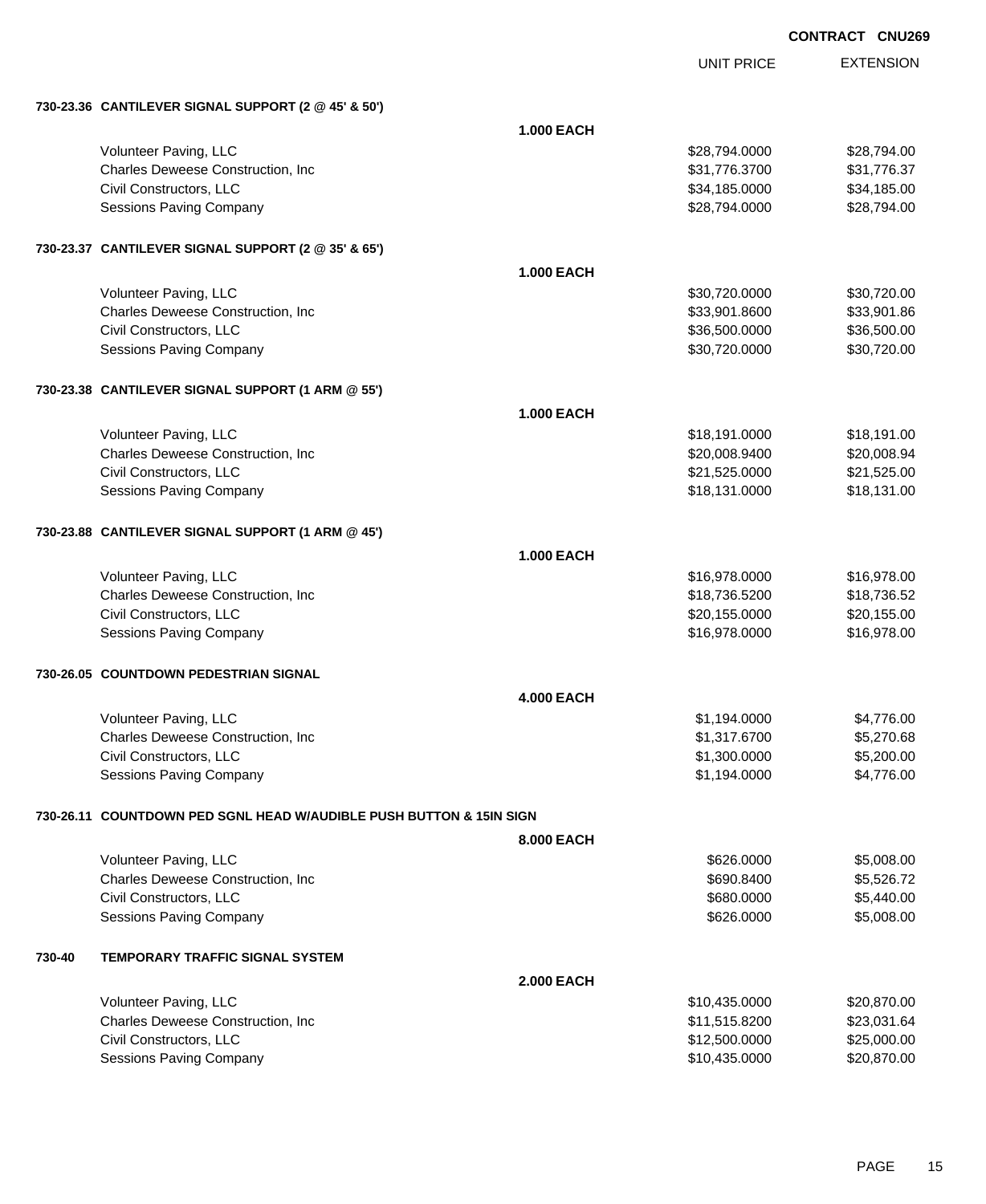CONTRACT CNU269

| | UNIT PRICE | EXTENSION |
|---|---|---|
| **730-23.36 CANTILEVER SIGNAL SUPPORT (2 @ 45' & 50')** | | |
| **1.000 EACH** | | |
| Volunteer Paving, LLC | $28,794.0000 | $28,794.00 |
| Charles Deweese Construction, Inc | $31,776.3700 | $31,776.37 |
| Civil Constructors, LLC | $34,185.0000 | $34,185.00 |
| Sessions Paving Company | $28,794.0000 | $28,794.00 |
| **730-23.37 CANTILEVER SIGNAL SUPPORT (2 @ 35' & 65')** | | |
| **1.000 EACH** | | |
| Volunteer Paving, LLC | $30,720.0000 | $30,720.00 |
| Charles Deweese Construction, Inc | $33,901.8600 | $33,901.86 |
| Civil Constructors, LLC | $36,500.0000 | $36,500.00 |
| Sessions Paving Company | $30,720.0000 | $30,720.00 |
| **730-23.38 CANTILEVER SIGNAL SUPPORT (1 ARM @ 55')** | | |
| **1.000 EACH** | | |
| Volunteer Paving, LLC | $18,191.0000 | $18,191.00 |
| Charles Deweese Construction, Inc | $20,008.9400 | $20,008.94 |
| Civil Constructors, LLC | $21,525.0000 | $21,525.00 |
| Sessions Paving Company | $18,131.0000 | $18,131.00 |
| **730-23.88 CANTILEVER SIGNAL SUPPORT (1 ARM @ 45')** | | |
| **1.000 EACH** | | |
| Volunteer Paving, LLC | $16,978.0000 | $16,978.00 |
| Charles Deweese Construction, Inc | $18,736.5200 | $18,736.52 |
| Civil Constructors, LLC | $20,155.0000 | $20,155.00 |
| Sessions Paving Company | $16,978.0000 | $16,978.00 |
| **730-26.05 COUNTDOWN PEDESTRIAN SIGNAL** | | |
| **4.000 EACH** | | |
| Volunteer Paving, LLC | $1,194.0000 | $4,776.00 |
| Charles Deweese Construction, Inc | $1,317.6700 | $5,270.68 |
| Civil Constructors, LLC | $1,300.0000 | $5,200.00 |
| Sessions Paving Company | $1,194.0000 | $4,776.00 |
| **730-26.11 COUNTDOWN PED SGNL HEAD W/AUDIBLE PUSH BUTTON & 15IN SIGN** | | |
| **8.000 EACH** | | |
| Volunteer Paving, LLC | $626.0000 | $5,008.00 |
| Charles Deweese Construction, Inc | $690.8400 | $5,526.72 |
| Civil Constructors, LLC | $680.0000 | $5,440.00 |
| Sessions Paving Company | $626.0000 | $5,008.00 |
| **730-40 TEMPORARY TRAFFIC SIGNAL SYSTEM** | | |
| **2.000 EACH** | | |
| Volunteer Paving, LLC | $10,435.0000 | $20,870.00 |
| Charles Deweese Construction, Inc | $11,515.8200 | $23,031.64 |
| Civil Constructors, LLC | $12,500.0000 | $25,000.00 |
| Sessions Paving Company | $10,435.0000 | $20,870.00 |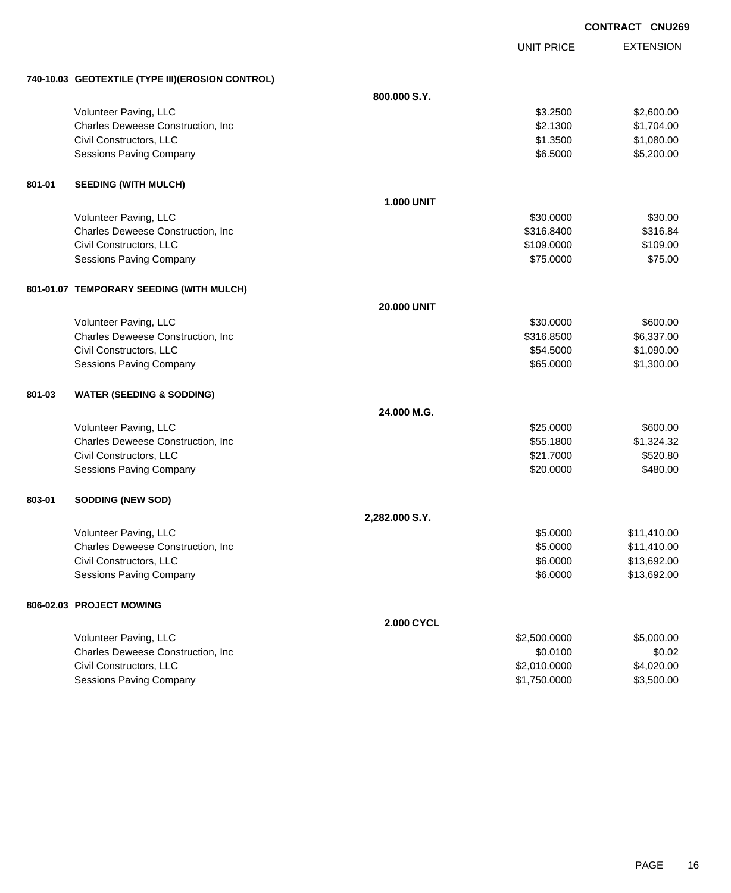**CONTRACT CNU269**

| | | | UNIT PRICE | EXTENSION |
|---|---|---|---|---|
| **740-10.03** | **GEOTEXTILE (TYPE III)(EROSION CONTROL)** | | | |
| | | **800.000 S.Y.** | | |
| | Volunteer Paving, LLC | | $3.2500 | $2,600.00 |
| | Charles Deweese Construction, Inc | | $2.1300 | $1,704.00 |
| | Civil Constructors, LLC | | $1.3500 | $1,080.00 |
| | Sessions Paving Company | | $6.5000 | $5,200.00 |
| **801-01** | **SEEDING (WITH MULCH)** | | | |
| | | **1.000 UNIT** | | |
| | Volunteer Paving, LLC | | $30.0000 | $30.00 |
| | Charles Deweese Construction, Inc | | $316.8400 | $316.84 |
| | Civil Constructors, LLC | | $109.0000 | $109.00 |
| | Sessions Paving Company | | $75.0000 | $75.00 |
| **801-01.07** | **TEMPORARY SEEDING (WITH MULCH)** | | | |
| | | **20.000 UNIT** | | |
| | Volunteer Paving, LLC | | $30.0000 | $600.00 |
| | Charles Deweese Construction, Inc | | $316.8500 | $6,337.00 |
| | Civil Constructors, LLC | | $54.5000 | $1,090.00 |
| | Sessions Paving Company | | $65.0000 | $1,300.00 |
| **801-03** | **WATER (SEEDING & SODDING)** | | | |
| | | **24.000 M.G.** | | |
| | Volunteer Paving, LLC | | $25.0000 | $600.00 |
| | Charles Deweese Construction, Inc | | $55.1800 | $1,324.32 |
| | Civil Constructors, LLC | | $21.7000 | $520.80 |
| | Sessions Paving Company | | $20.0000 | $480.00 |
| **803-01** | **SODDING (NEW SOD)** | | | |
| | | **2,282.000 S.Y.** | | |
| | Volunteer Paving, LLC | | $5.0000 | $11,410.00 |
| | Charles Deweese Construction, Inc | | $5.0000 | $11,410.00 |
| | Civil Constructors, LLC | | $6.0000 | $13,692.00 |
| | Sessions Paving Company | | $6.0000 | $13,692.00 |
| **806-02.03** | **PROJECT MOWING** | | | |
| | | **2.000 CYCL** | | |
| | Volunteer Paving, LLC | | $2,500.0000 | $5,000.00 |
| | Charles Deweese Construction, Inc | | $0.0100 | $0.02 |
| | Civil Constructors, LLC | | $2,010.0000 | $4,020.00 |
| | Sessions Paving Company | | $1,750.0000 | $3,500.00 |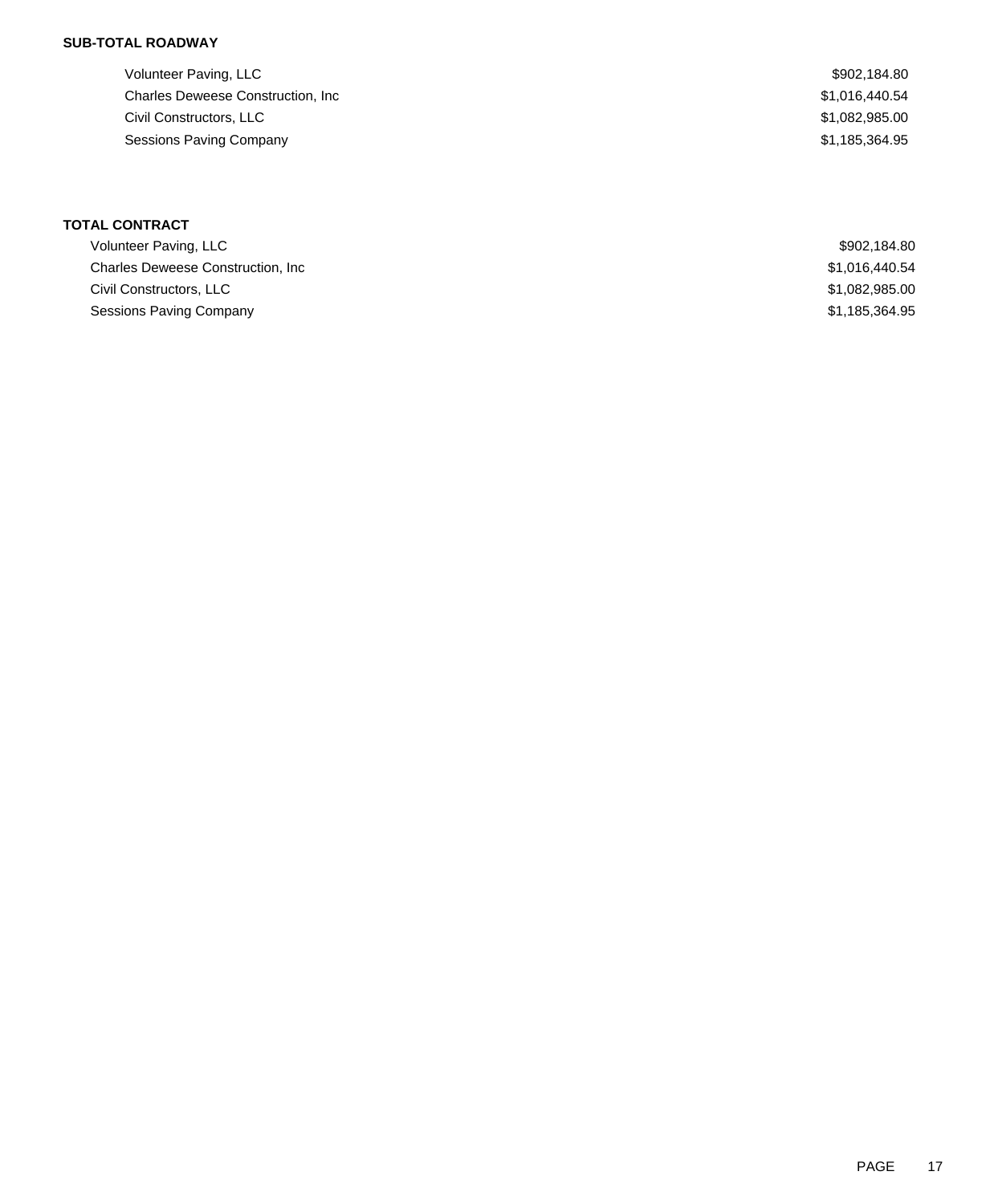**SUB-TOTAL ROADWAY**

| Bidder | Amount |
|---|---|
| Volunteer Paving, LLC | $902,184.80 |
| Charles Deweese Construction, Inc | $1,016,440.54 |
| Civil Constructors, LLC | $1,082,985.00 |
| Sessions Paving Company | $1,185,364.95 |

**TOTAL CONTRACT**

| Bidder | Amount |
|---|---|
| Volunteer Paving, LLC | $902,184.80 |
| Charles Deweese Construction, Inc | $1,016,440.54 |
| Civil Constructors, LLC | $1,082,985.00 |
| Sessions Paving Company | $1,185,364.95 |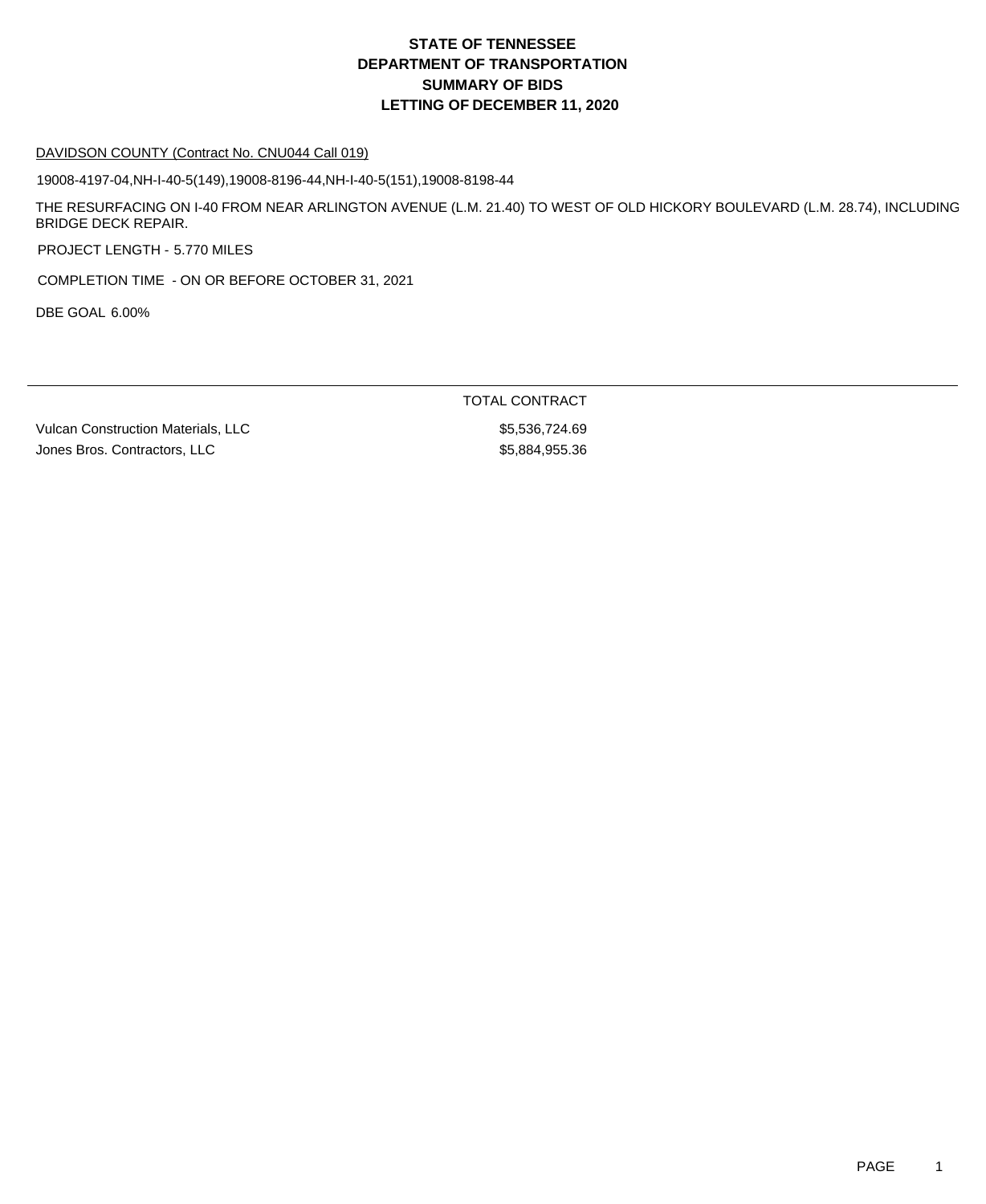# STATE OF TENNESSEE
# DEPARTMENT OF TRANSPORTATION
# SUMMARY OF BIDS
# LETTING OF DECEMBER 11, 2020

DAVIDSON COUNTY (Contract No. CNU044 Call 019)

19008-4197-04,NH-I-40-5(149),19008-8196-44,NH-I-40-5(151),19008-8198-44

THE RESURFACING ON I-40 FROM NEAR ARLINGTON AVENUE (L.M. 21.40) TO WEST OF OLD HICKORY BOULEVARD (L.M. 28.74), INCLUDING BRIDGE DECK REPAIR.

PROJECT LENGTH - 5.770 MILES

COMPLETION TIME - ON OR BEFORE OCTOBER 31, 2021

DBE GOAL 6.00%

| | TOTAL CONTRACT |
|---|---|
| Vulcan Construction Materials, LLC | $5,536,724.69 |
| Jones Bros. Contractors, LLC | $5,884,955.36 |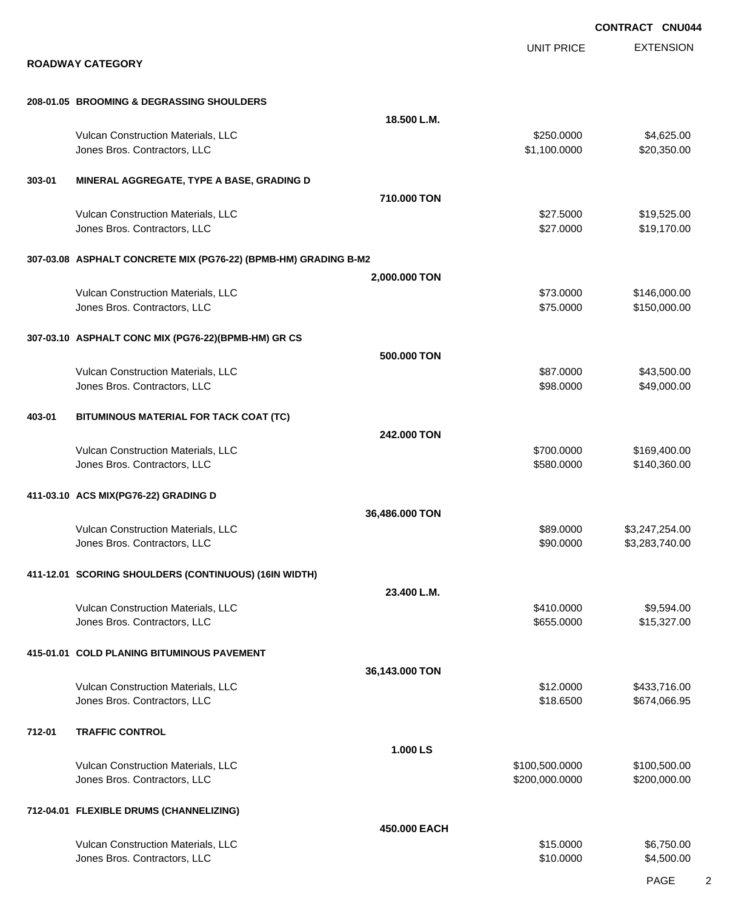**CONTRACT CNU044**

**ROADWAY CATEGORY**

| | | | UNIT PRICE | EXTENSION |
|---|---|---|---|---|
| **208-01.05** | **BROOMING & DEGRASSING SHOULDERS** | | | |
| | | **18.500 L.M.** | | |
| | Vulcan Construction Materials, LLC | | $250.0000 | $4,625.00 |
| | Jones Bros. Contractors, LLC | | $1,100.0000 | $20,350.00 |
| **303-01** | **MINERAL AGGREGATE, TYPE A BASE, GRADING D** | | | |
| | | **710.000 TON** | | |
| | Vulcan Construction Materials, LLC | | $27.5000 | $19,525.00 |
| | Jones Bros. Contractors, LLC | | $27.0000 | $19,170.00 |
| **307-03.08** | **ASPHALT CONCRETE MIX (PG76-22) (BPMB-HM) GRADING B-M2** | | | |
| | | **2,000.000 TON** | | |
| | Vulcan Construction Materials, LLC | | $73.0000 | $146,000.00 |
| | Jones Bros. Contractors, LLC | | $75.0000 | $150,000.00 |
| **307-03.10** | **ASPHALT CONC MIX (PG76-22)(BPMB-HM) GR CS** | | | |
| | | **500.000 TON** | | |
| | Vulcan Construction Materials, LLC | | $87.0000 | $43,500.00 |
| | Jones Bros. Contractors, LLC | | $98.0000 | $49,000.00 |
| **403-01** | **BITUMINOUS MATERIAL FOR TACK COAT (TC)** | | | |
| | | **242.000 TON** | | |
| | Vulcan Construction Materials, LLC | | $700.0000 | $169,400.00 |
| | Jones Bros. Contractors, LLC | | $580.0000 | $140,360.00 |
| **411-03.10** | **ACS MIX(PG76-22) GRADING D** | | | |
| | | **36,486.000 TON** | | |
| | Vulcan Construction Materials, LLC | | $89.0000 | $3,247,254.00 |
| | Jones Bros. Contractors, LLC | | $90.0000 | $3,283,740.00 |
| **411-12.01** | **SCORING SHOULDERS (CONTINUOUS) (16IN WIDTH)** | | | |
| | | **23.400 L.M.** | | |
| | Vulcan Construction Materials, LLC | | $410.0000 | $9,594.00 |
| | Jones Bros. Contractors, LLC | | $655.0000 | $15,327.00 |
| **415-01.01** | **COLD PLANING BITUMINOUS PAVEMENT** | | | |
| | | **36,143.000 TON** | | |
| | Vulcan Construction Materials, LLC | | $12.0000 | $433,716.00 |
| | Jones Bros. Contractors, LLC | | $18.6500 | $674,066.95 |
| **712-01** | **TRAFFIC CONTROL** | | | |
| | | **1.000 LS** | | |
| | Vulcan Construction Materials, LLC | | $100,500.0000 | $100,500.00 |
| | Jones Bros. Contractors, LLC | | $200,000.0000 | $200,000.00 |
| **712-04.01** | **FLEXIBLE DRUMS (CHANNELIZING)** | | | |
| | | **450.000 EACH** | | |
| | Vulcan Construction Materials, LLC | | $15.0000 | $6,750.00 |
| | Jones Bros. Contractors, LLC | | $10.0000 | $4,500.00 |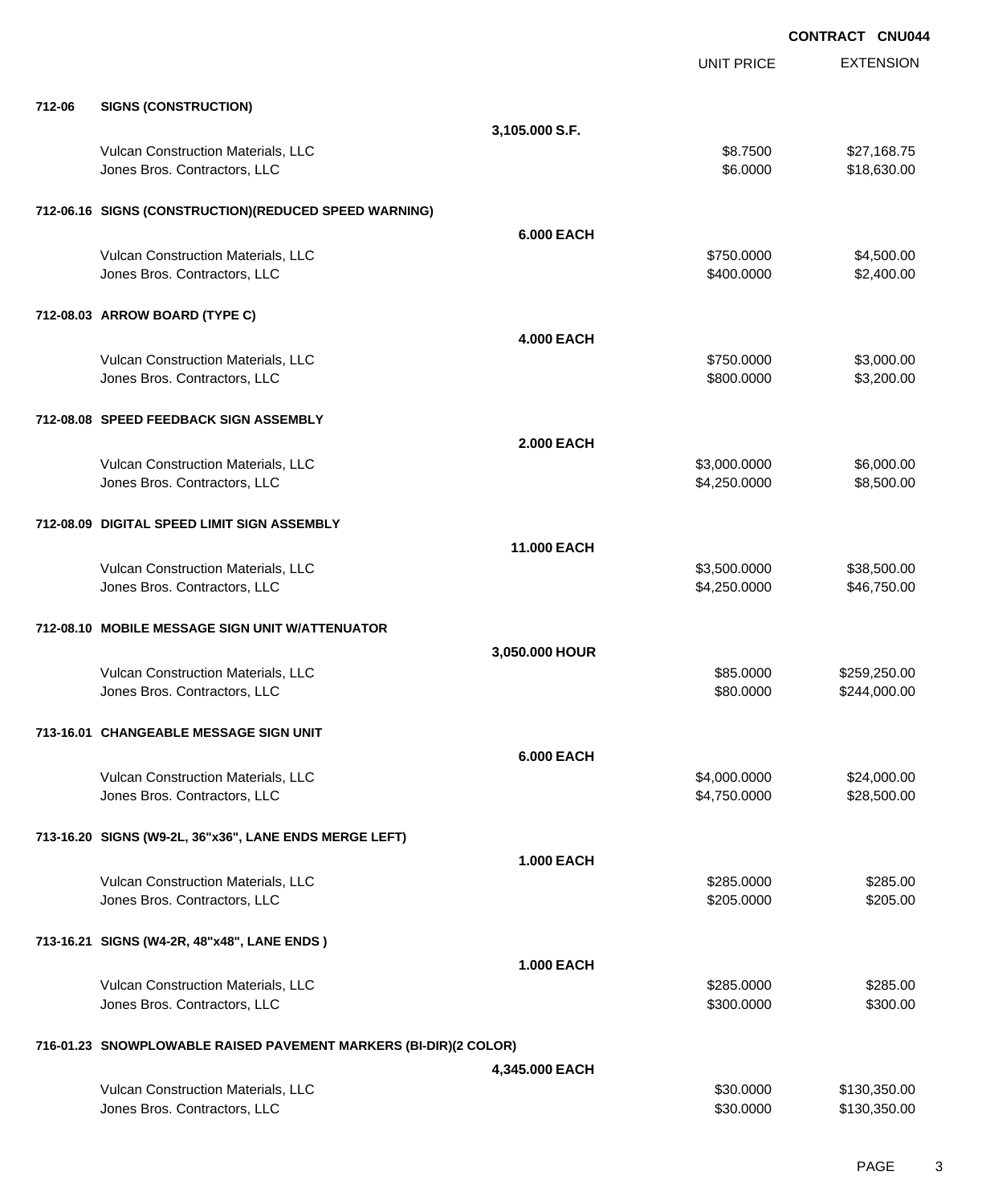**CONTRACT CNU044**

| | | | UNIT PRICE | EXTENSION |
|---|---|---|---|---|
| **712-06** | **SIGNS (CONSTRUCTION)** | | | |
| | | **3,105.000 S.F.** | | |
| | Vulcan Construction Materials, LLC | | $8.7500 | $27,168.75 |
| | Jones Bros. Contractors, LLC | | $6.0000 | $18,630.00 |
| **712-06.16** | **SIGNS (CONSTRUCTION)(REDUCED SPEED WARNING)** | | | |
| | | **6.000 EACH** | | |
| | Vulcan Construction Materials, LLC | | $750.0000 | $4,500.00 |
| | Jones Bros. Contractors, LLC | | $400.0000 | $2,400.00 |
| **712-08.03** | **ARROW BOARD (TYPE C)** | | | |
| | | **4.000 EACH** | | |
| | Vulcan Construction Materials, LLC | | $750.0000 | $3,000.00 |
| | Jones Bros. Contractors, LLC | | $800.0000 | $3,200.00 |
| **712-08.08** | **SPEED FEEDBACK SIGN ASSEMBLY** | | | |
| | | **2.000 EACH** | | |
| | Vulcan Construction Materials, LLC | | $3,000.0000 | $6,000.00 |
| | Jones Bros. Contractors, LLC | | $4,250.0000 | $8,500.00 |
| **712-08.09** | **DIGITAL SPEED LIMIT SIGN ASSEMBLY** | | | |
| | | **11.000 EACH** | | |
| | Vulcan Construction Materials, LLC | | $3,500.0000 | $38,500.00 |
| | Jones Bros. Contractors, LLC | | $4,250.0000 | $46,750.00 |
| **712-08.10** | **MOBILE MESSAGE SIGN UNIT W/ATTENUATOR** | | | |
| | | **3,050.000 HOUR** | | |
| | Vulcan Construction Materials, LLC | | $85.0000 | $259,250.00 |
| | Jones Bros. Contractors, LLC | | $80.0000 | $244,000.00 |
| **713-16.01** | **CHANGEABLE MESSAGE SIGN UNIT** | | | |
| | | **6.000 EACH** | | |
| | Vulcan Construction Materials, LLC | | $4,000.0000 | $24,000.00 |
| | Jones Bros. Contractors, LLC | | $4,750.0000 | $28,500.00 |
| **713-16.20** | **SIGNS (W9-2L, 36"x36", LANE ENDS MERGE LEFT)** | | | |
| | | **1.000 EACH** | | |
| | Vulcan Construction Materials, LLC | | $285.0000 | $285.00 |
| | Jones Bros. Contractors, LLC | | $205.0000 | $205.00 |
| **713-16.21** | **SIGNS (W4-2R, 48"x48", LANE ENDS )** | | | |
| | | **1.000 EACH** | | |
| | Vulcan Construction Materials, LLC | | $285.0000 | $285.00 |
| | Jones Bros. Contractors, LLC | | $300.0000 | $300.00 |
| **716-01.23** | **SNOWPLOWABLE RAISED PAVEMENT MARKERS (BI-DIR)(2 COLOR)** | | | |
| | | **4,345.000 EACH** | | |
| | Vulcan Construction Materials, LLC | | $30.0000 | $130,350.00 |
| | Jones Bros. Contractors, LLC | | $30.0000 | $130,350.00 |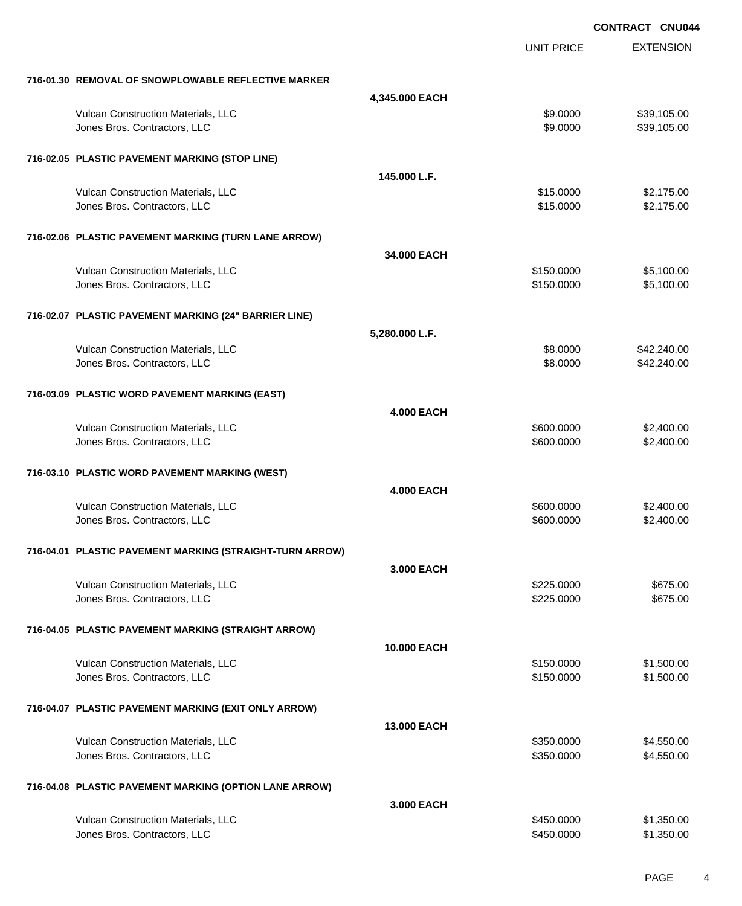CONTRACT CNU044

| | | UNIT PRICE | EXTENSION |
|---|---|---|---|
| **716-01.30 REMOVAL OF SNOWPLOWABLE REFLECTIVE MARKER** | | | |
| | **4,345.000 EACH** | | |
| Vulcan Construction Materials, LLC | | $9.0000 | $39,105.00 |
| Jones Bros. Contractors, LLC | | $9.0000 | $39,105.00 |
| **716-02.05 PLASTIC PAVEMENT MARKING (STOP LINE)** | | | |
| | **145.000 L.F.** | | |
| Vulcan Construction Materials, LLC | | $15.0000 | $2,175.00 |
| Jones Bros. Contractors, LLC | | $15.0000 | $2,175.00 |
| **716-02.06 PLASTIC PAVEMENT MARKING (TURN LANE ARROW)** | | | |
| | **34.000 EACH** | | |
| Vulcan Construction Materials, LLC | | $150.0000 | $5,100.00 |
| Jones Bros. Contractors, LLC | | $150.0000 | $5,100.00 |
| **716-02.07 PLASTIC PAVEMENT MARKING (24" BARRIER LINE)** | | | |
| | **5,280.000 L.F.** | | |
| Vulcan Construction Materials, LLC | | $8.0000 | $42,240.00 |
| Jones Bros. Contractors, LLC | | $8.0000 | $42,240.00 |
| **716-03.09 PLASTIC WORD PAVEMENT MARKING (EAST)** | | | |
| | **4.000 EACH** | | |
| Vulcan Construction Materials, LLC | | $600.0000 | $2,400.00 |
| Jones Bros. Contractors, LLC | | $600.0000 | $2,400.00 |
| **716-03.10 PLASTIC WORD PAVEMENT MARKING (WEST)** | | | |
| | **4.000 EACH** | | |
| Vulcan Construction Materials, LLC | | $600.0000 | $2,400.00 |
| Jones Bros. Contractors, LLC | | $600.0000 | $2,400.00 |
| **716-04.01 PLASTIC PAVEMENT MARKING (STRAIGHT-TURN ARROW)** | | | |
| | **3.000 EACH** | | |
| Vulcan Construction Materials, LLC | | $225.0000 | $675.00 |
| Jones Bros. Contractors, LLC | | $225.0000 | $675.00 |
| **716-04.05 PLASTIC PAVEMENT MARKING (STRAIGHT ARROW)** | | | |
| | **10.000 EACH** | | |
| Vulcan Construction Materials, LLC | | $150.0000 | $1,500.00 |
| Jones Bros. Contractors, LLC | | $150.0000 | $1,500.00 |
| **716-04.07 PLASTIC PAVEMENT MARKING (EXIT ONLY ARROW)** | | | |
| | **13.000 EACH** | | |
| Vulcan Construction Materials, LLC | | $350.0000 | $4,550.00 |
| Jones Bros. Contractors, LLC | | $350.0000 | $4,550.00 |
| **716-04.08 PLASTIC PAVEMENT MARKING (OPTION LANE ARROW)** | | | |
| | **3.000 EACH** | | |
| Vulcan Construction Materials, LLC | | $450.0000 | $1,350.00 |
| Jones Bros. Contractors, LLC | | $450.0000 | $1,350.00 |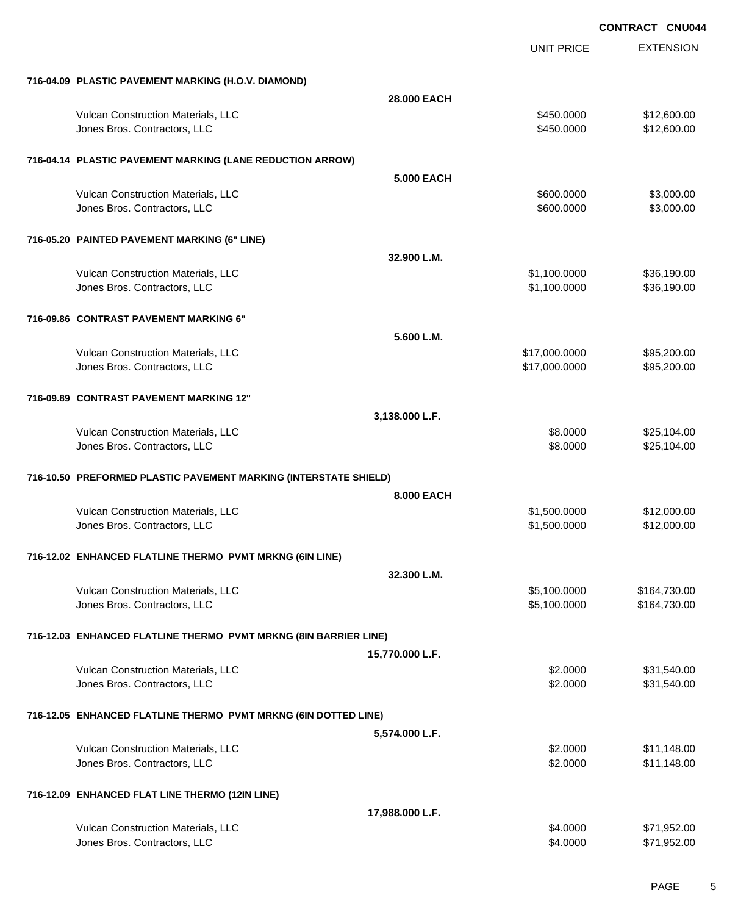CONTRACT CNU044

| | UNIT PRICE | EXTENSION |
|---|---|---|
| **716-04.09 PLASTIC PAVEMENT MARKING (H.O.V. DIAMOND)** | | |
| **28.000 EACH** | | |
| Vulcan Construction Materials, LLC | $450.0000 | $12,600.00 |
| Jones Bros. Contractors, LLC | $450.0000 | $12,600.00 |
| **716-04.14 PLASTIC PAVEMENT MARKING (LANE REDUCTION ARROW)** | | |
| **5.000 EACH** | | |
| Vulcan Construction Materials, LLC | $600.0000 | $3,000.00 |
| Jones Bros. Contractors, LLC | $600.0000 | $3,000.00 |
| **716-05.20 PAINTED PAVEMENT MARKING (6" LINE)** | | |
| **32.900 L.M.** | | |
| Vulcan Construction Materials, LLC | $1,100.0000 | $36,190.00 |
| Jones Bros. Contractors, LLC | $1,100.0000 | $36,190.00 |
| **716-09.86 CONTRAST PAVEMENT MARKING 6"** | | |
| **5.600 L.M.** | | |
| Vulcan Construction Materials, LLC | $17,000.0000 | $95,200.00 |
| Jones Bros. Contractors, LLC | $17,000.0000 | $95,200.00 |
| **716-09.89 CONTRAST PAVEMENT MARKING 12"** | | |
| **3,138.000 L.F.** | | |
| Vulcan Construction Materials, LLC | $8.0000 | $25,104.00 |
| Jones Bros. Contractors, LLC | $8.0000 | $25,104.00 |
| **716-10.50 PREFORMED PLASTIC PAVEMENT MARKING (INTERSTATE SHIELD)** | | |
| **8.000 EACH** | | |
| Vulcan Construction Materials, LLC | $1,500.0000 | $12,000.00 |
| Jones Bros. Contractors, LLC | $1,500.0000 | $12,000.00 |
| **716-12.02 ENHANCED FLATLINE THERMO PVMT MRKNG (6IN LINE)** | | |
| **32.300 L.M.** | | |
| Vulcan Construction Materials, LLC | $5,100.0000 | $164,730.00 |
| Jones Bros. Contractors, LLC | $5,100.0000 | $164,730.00 |
| **716-12.03 ENHANCED FLATLINE THERMO PVMT MRKNG (8IN BARRIER LINE)** | | |
| **15,770.000 L.F.** | | |
| Vulcan Construction Materials, LLC | $2.0000 | $31,540.00 |
| Jones Bros. Contractors, LLC | $2.0000 | $31,540.00 |
| **716-12.05 ENHANCED FLATLINE THERMO PVMT MRKNG (6IN DOTTED LINE)** | | |
| **5,574.000 L.F.** | | |
| Vulcan Construction Materials, LLC | $2.0000 | $11,148.00 |
| Jones Bros. Contractors, LLC | $2.0000 | $11,148.00 |
| **716-12.09 ENHANCED FLAT LINE THERMO (12IN LINE)** | | |
| **17,988.000 L.F.** | | |
| Vulcan Construction Materials, LLC | $4.0000 | $71,952.00 |
| Jones Bros. Contractors, LLC | $4.0000 | $71,952.00 |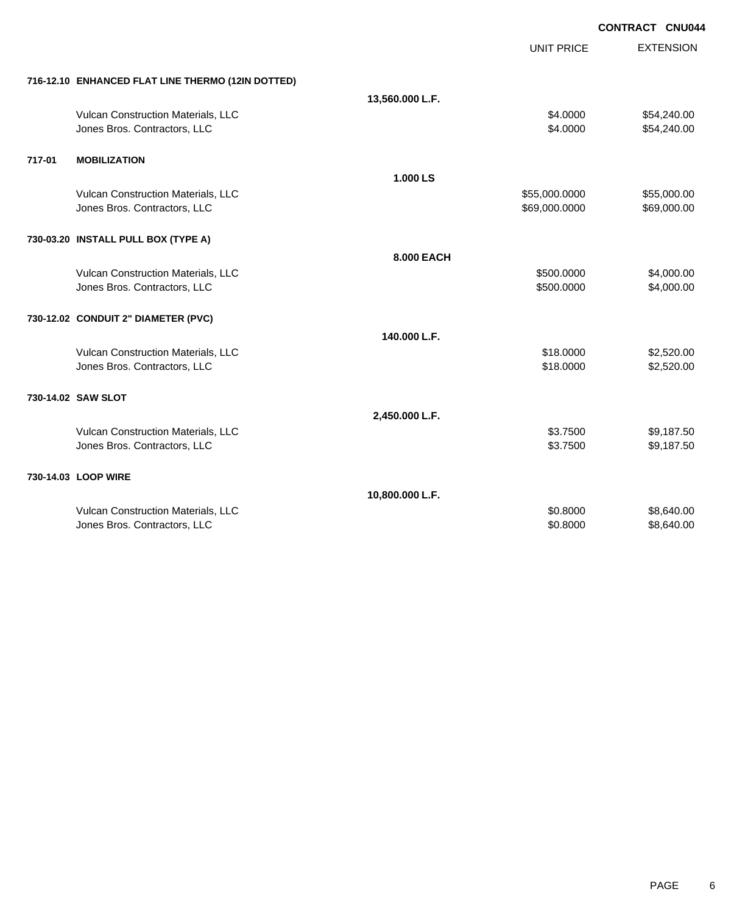**CONTRACT CNU044**

| | | UNIT PRICE | EXTENSION |
|---|---|---|---|
| **716-12.10 ENHANCED FLAT LINE THERMO (12IN DOTTED)** | | | |
| | **13,560.000 L.F.** | | |
| Vulcan Construction Materials, LLC | | $4.0000 | $54,240.00 |
| Jones Bros. Contractors, LLC | | $4.0000 | $54,240.00 |
| **717-01 MOBILIZATION** | | | |
| | **1.000 LS** | | |
| Vulcan Construction Materials, LLC | | $55,000.0000 | $55,000.00 |
| Jones Bros. Contractors, LLC | | $69,000.0000 | $69,000.00 |
| **730-03.20 INSTALL PULL BOX (TYPE A)** | | | |
| | **8.000 EACH** | | |
| Vulcan Construction Materials, LLC | | $500.0000 | $4,000.00 |
| Jones Bros. Contractors, LLC | | $500.0000 | $4,000.00 |
| **730-12.02 CONDUIT 2" DIAMETER (PVC)** | | | |
| | **140.000 L.F.** | | |
| Vulcan Construction Materials, LLC | | $18.0000 | $2,520.00 |
| Jones Bros. Contractors, LLC | | $18.0000 | $2,520.00 |
| **730-14.02 SAW SLOT** | | | |
| | **2,450.000 L.F.** | | |
| Vulcan Construction Materials, LLC | | $3.7500 | $9,187.50 |
| Jones Bros. Contractors, LLC | | $3.7500 | $9,187.50 |
| **730-14.03 LOOP WIRE** | | | |
| | **10,800.000 L.F.** | | |
| Vulcan Construction Materials, LLC | | $0.8000 | $8,640.00 |
| Jones Bros. Contractors, LLC | | $0.8000 | $8,640.00 |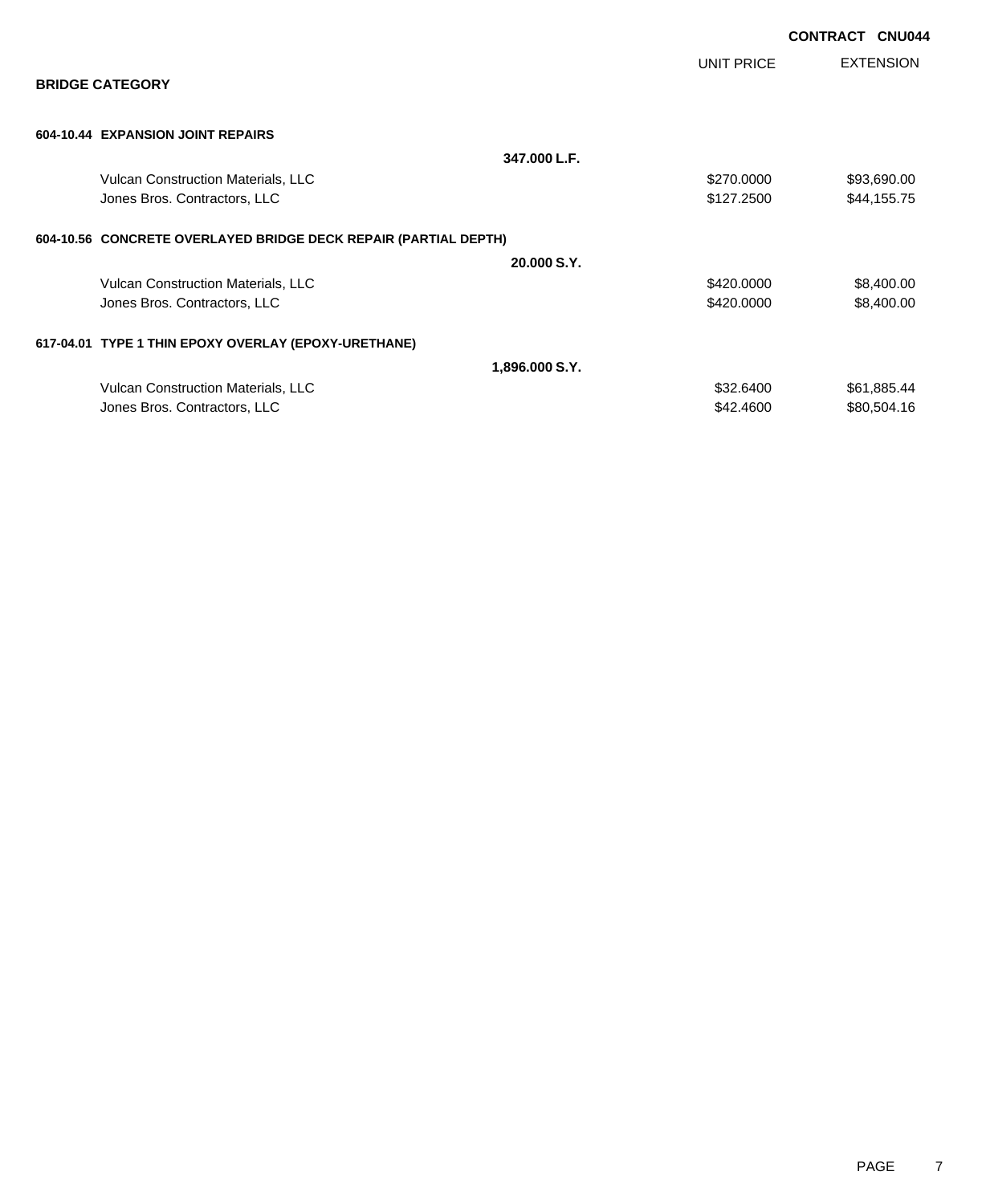**CONTRACT CNU044**

## BRIDGE CATEGORY

| | | UNIT PRICE | EXTENSION |
|---|---|---|---|
| **604-10.44 EXPANSION JOINT REPAIRS** | | | |
| | **347.000 L.F.** | | |
| Vulcan Construction Materials, LLC | | $270.0000 | $93,690.00 |
| Jones Bros. Contractors, LLC | | $127.2500 | $44,155.75 |
| **604-10.56 CONCRETE OVERLAYED BRIDGE DECK REPAIR (PARTIAL DEPTH)** | | | |
| | **20.000 S.Y.** | | |
| Vulcan Construction Materials, LLC | | $420.0000 | $8,400.00 |
| Jones Bros. Contractors, LLC | | $420.0000 | $8,400.00 |
| **617-04.01 TYPE 1 THIN EPOXY OVERLAY (EPOXY-URETHANE)** | | | |
| | **1,896.000 S.Y.** | | |
| Vulcan Construction Materials, LLC | | $32.6400 | $61,885.44 |
| Jones Bros. Contractors, LLC | | $42.4600 | $80,504.16 |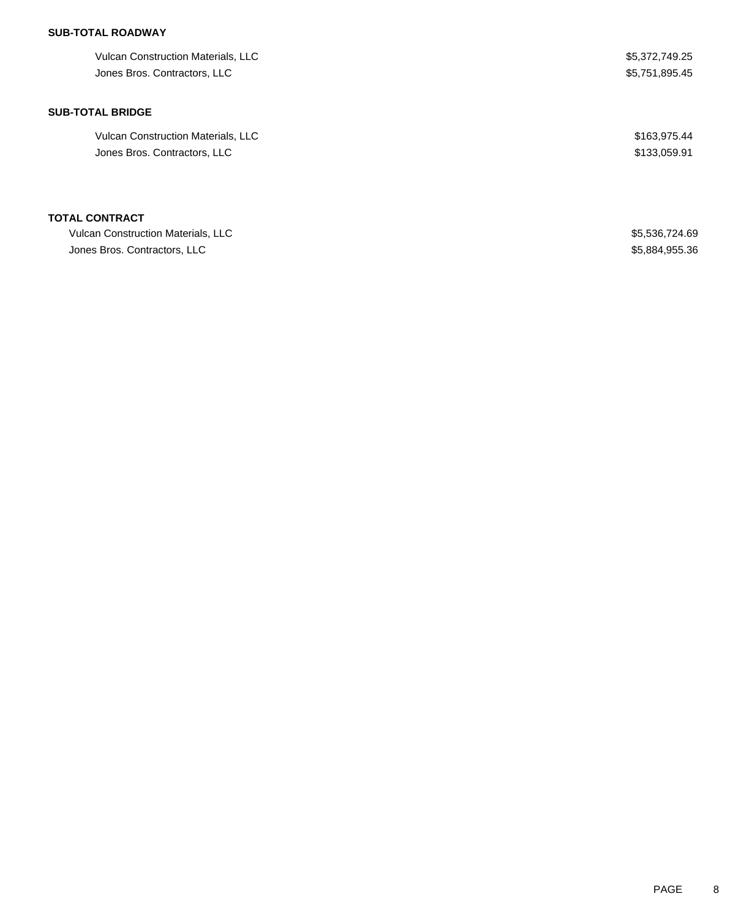**SUB-TOTAL ROADWAY**

| | |
|---|---|
| Vulcan Construction Materials, LLC | $5,372,749.25 |
| Jones Bros. Contractors, LLC | $5,751,895.45 |

**SUB-TOTAL BRIDGE**

| | |
|---|---|
| Vulcan Construction Materials, LLC | $163,975.44 |
| Jones Bros. Contractors, LLC | $133,059.91 |

**TOTAL CONTRACT**

| | |
|---|---|
| Vulcan Construction Materials, LLC | $5,536,724.69 |
| Jones Bros. Contractors, LLC | $5,884,955.36 |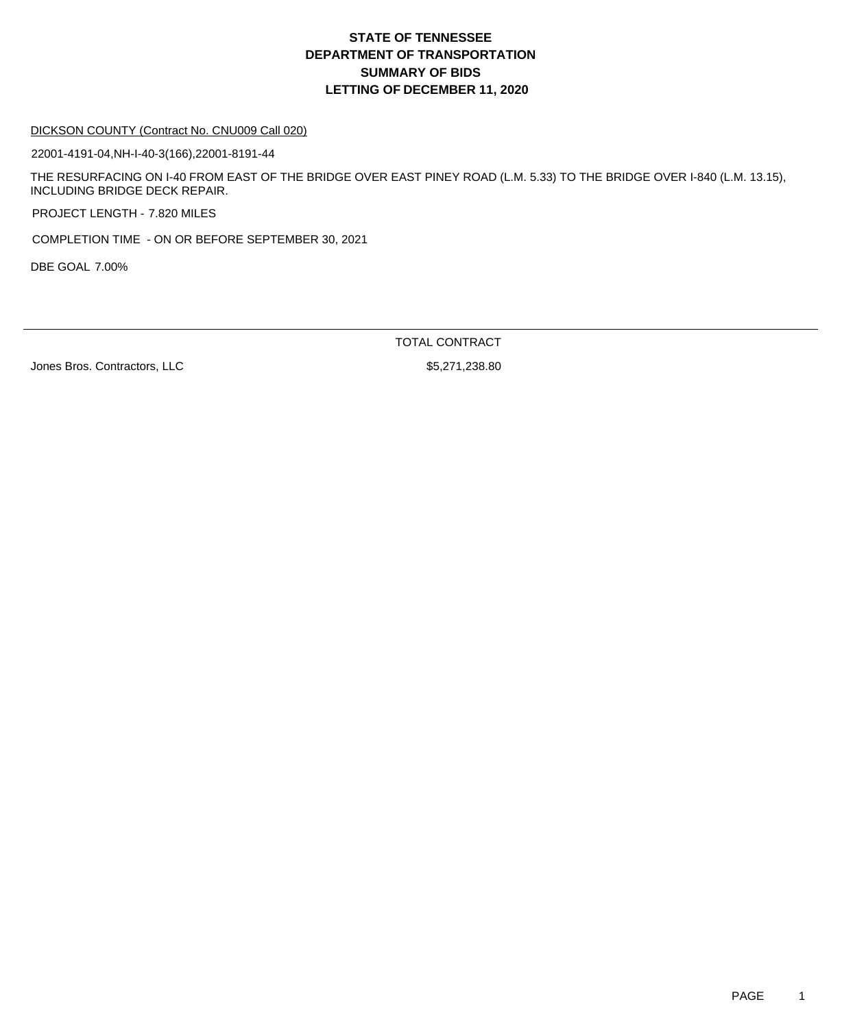# STATE OF TENNESSEE
# DEPARTMENT OF TRANSPORTATION
# SUMMARY OF BIDS
# LETTING OF DECEMBER 11, 2020

DICKSON COUNTY (Contract No. CNU009 Call 020)

22001-4191-04,NH-I-40-3(166),22001-8191-44

THE RESURFACING ON I-40 FROM EAST OF THE BRIDGE OVER EAST PINEY ROAD (L.M. 5.33) TO THE BRIDGE OVER I-840 (L.M. 13.15), INCLUDING BRIDGE DECK REPAIR.

PROJECT LENGTH - 7.820 MILES

COMPLETION TIME - ON OR BEFORE SEPTEMBER 30, 2021

DBE GOAL 7.00%

| | TOTAL CONTRACT |
|---|---|
| Jones Bros. Contractors, LLC | $5,271,238.80 |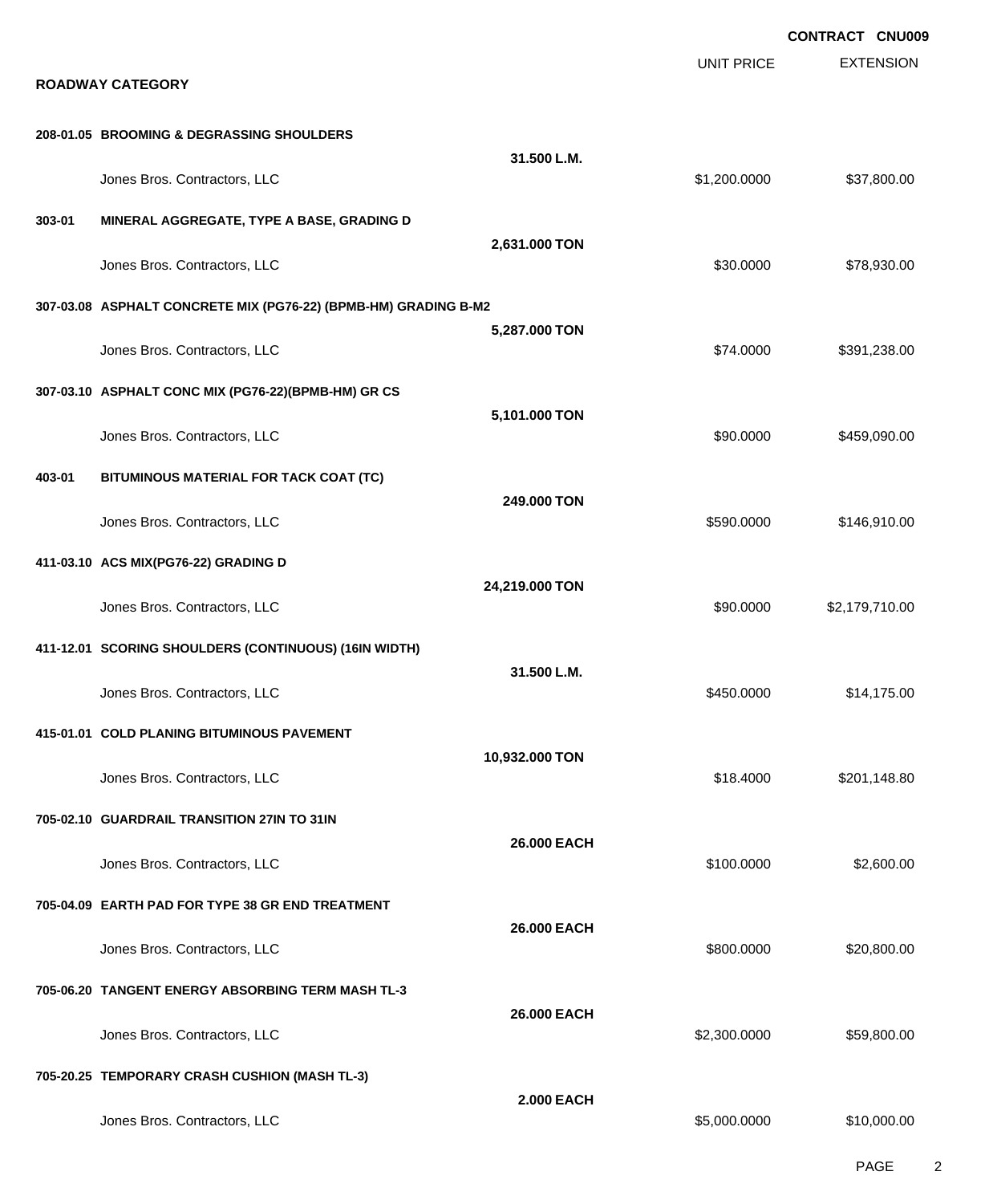**CONTRACT CNU009**

## ROADWAY CATEGORY

| Item | Description | Quantity | Bidder | UNIT PRICE | EXTENSION |
|---|---|---|---|---|---|
| 208-01.05 | BROOMING & DEGRASSING SHOULDERS | 31.500 L.M. | Jones Bros. Contractors, LLC | $1,200.0000 | $37,800.00 |
| 303-01 | MINERAL AGGREGATE, TYPE A BASE, GRADING D | 2,631.000 TON | Jones Bros. Contractors, LLC | $30.0000 | $78,930.00 |
| 307-03.08 | ASPHALT CONCRETE MIX (PG76-22) (BPMB-HM) GRADING B-M2 | 5,287.000 TON | Jones Bros. Contractors, LLC | $74.0000 | $391,238.00 |
| 307-03.10 | ASPHALT CONC MIX (PG76-22)(BPMB-HM) GR CS | 5,101.000 TON | Jones Bros. Contractors, LLC | $90.0000 | $459,090.00 |
| 403-01 | BITUMINOUS MATERIAL FOR TACK COAT (TC) | 249.000 TON | Jones Bros. Contractors, LLC | $590.0000 | $146,910.00 |
| 411-03.10 | ACS MIX(PG76-22) GRADING D | 24,219.000 TON | Jones Bros. Contractors, LLC | $90.0000 | $2,179,710.00 |
| 411-12.01 | SCORING SHOULDERS (CONTINUOUS) (16IN WIDTH) | 31.500 L.M. | Jones Bros. Contractors, LLC | $450.0000 | $14,175.00 |
| 415-01.01 | COLD PLANING BITUMINOUS PAVEMENT | 10,932.000 TON | Jones Bros. Contractors, LLC | $18.4000 | $201,148.80 |
| 705-02.10 | GUARDRAIL TRANSITION 27IN TO 31IN | 26.000 EACH | Jones Bros. Contractors, LLC | $100.0000 | $2,600.00 |
| 705-04.09 | EARTH PAD FOR TYPE 38 GR END TREATMENT | 26.000 EACH | Jones Bros. Contractors, LLC | $800.0000 | $20,800.00 |
| 705-06.20 | TANGENT ENERGY ABSORBING TERM MASH TL-3 | 26.000 EACH | Jones Bros. Contractors, LLC | $2,300.0000 | $59,800.00 |
| 705-20.25 | TEMPORARY CRASH CUSHION (MASH TL-3) | 2.000 EACH | Jones Bros. Contractors, LLC | $5,000.0000 | $10,000.00 |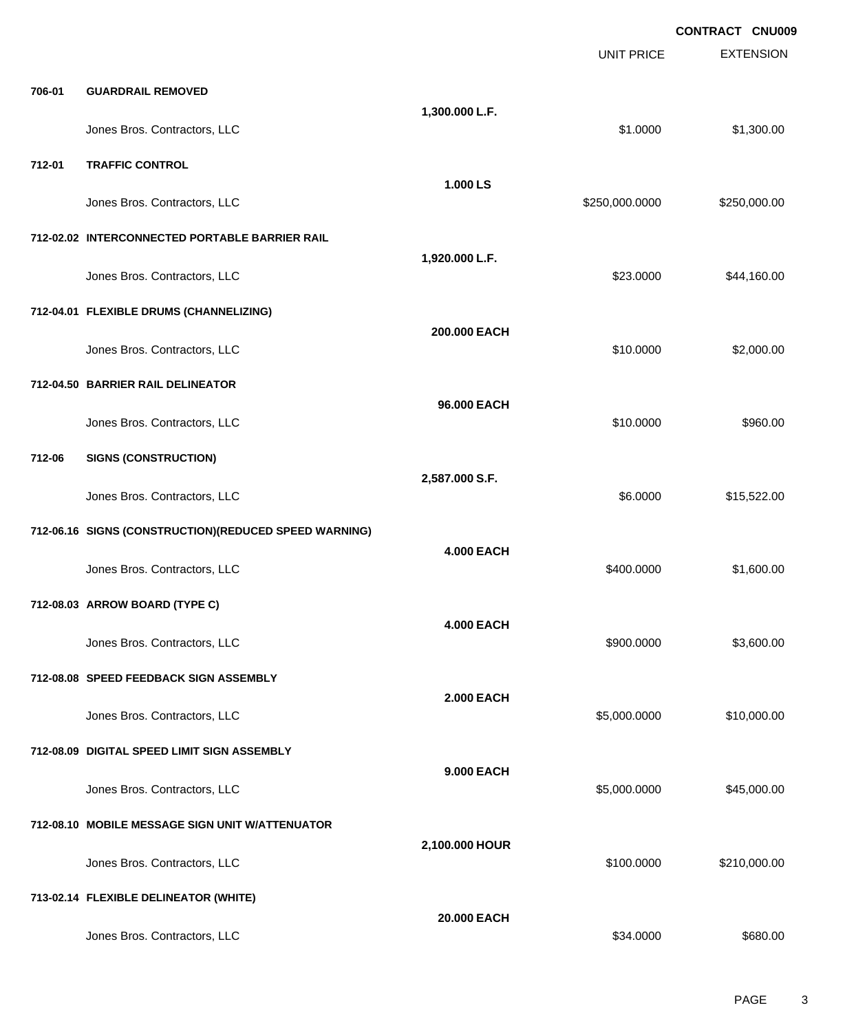**CONTRACT CNU009**

| | | | UNIT PRICE | EXTENSION |
|---|---|---|---|---|
| **706-01** | **GUARDRAIL REMOVED** | | | |
| | | **1,300.000 L.F.** | | |
| | Jones Bros. Contractors, LLC | | $1.0000 | $1,300.00 |
| **712-01** | **TRAFFIC CONTROL** | | | |
| | | **1.000 LS** | | |
| | Jones Bros. Contractors, LLC | | $250,000.0000 | $250,000.00 |
| **712-02.02** | **INTERCONNECTED PORTABLE BARRIER RAIL** | | | |
| | | **1,920.000 L.F.** | | |
| | Jones Bros. Contractors, LLC | | $23.0000 | $44,160.00 |
| **712-04.01** | **FLEXIBLE DRUMS (CHANNELIZING)** | | | |
| | | **200.000 EACH** | | |
| | Jones Bros. Contractors, LLC | | $10.0000 | $2,000.00 |
| **712-04.50** | **BARRIER RAIL DELINEATOR** | | | |
| | | **96.000 EACH** | | |
| | Jones Bros. Contractors, LLC | | $10.0000 | $960.00 |
| **712-06** | **SIGNS (CONSTRUCTION)** | | | |
| | | **2,587.000 S.F.** | | |
| | Jones Bros. Contractors, LLC | | $6.0000 | $15,522.00 |
| **712-06.16** | **SIGNS (CONSTRUCTION)(REDUCED SPEED WARNING)** | | | |
| | | **4.000 EACH** | | |
| | Jones Bros. Contractors, LLC | | $400.0000 | $1,600.00 |
| **712-08.03** | **ARROW BOARD (TYPE C)** | | | |
| | | **4.000 EACH** | | |
| | Jones Bros. Contractors, LLC | | $900.0000 | $3,600.00 |
| **712-08.08** | **SPEED FEEDBACK SIGN ASSEMBLY** | | | |
| | | **2.000 EACH** | | |
| | Jones Bros. Contractors, LLC | | $5,000.0000 | $10,000.00 |
| **712-08.09** | **DIGITAL SPEED LIMIT SIGN ASSEMBLY** | | | |
| | | **9.000 EACH** | | |
| | Jones Bros. Contractors, LLC | | $5,000.0000 | $45,000.00 |
| **712-08.10** | **MOBILE MESSAGE SIGN UNIT W/ATTENUATOR** | | | |
| | | **2,100.000 HOUR** | | |
| | Jones Bros. Contractors, LLC | | $100.0000 | $210,000.00 |
| **713-02.14** | **FLEXIBLE DELINEATOR (WHITE)** | | | |
| | | **20.000 EACH** | | |
| | Jones Bros. Contractors, LLC | | $34.0000 | $680.00 |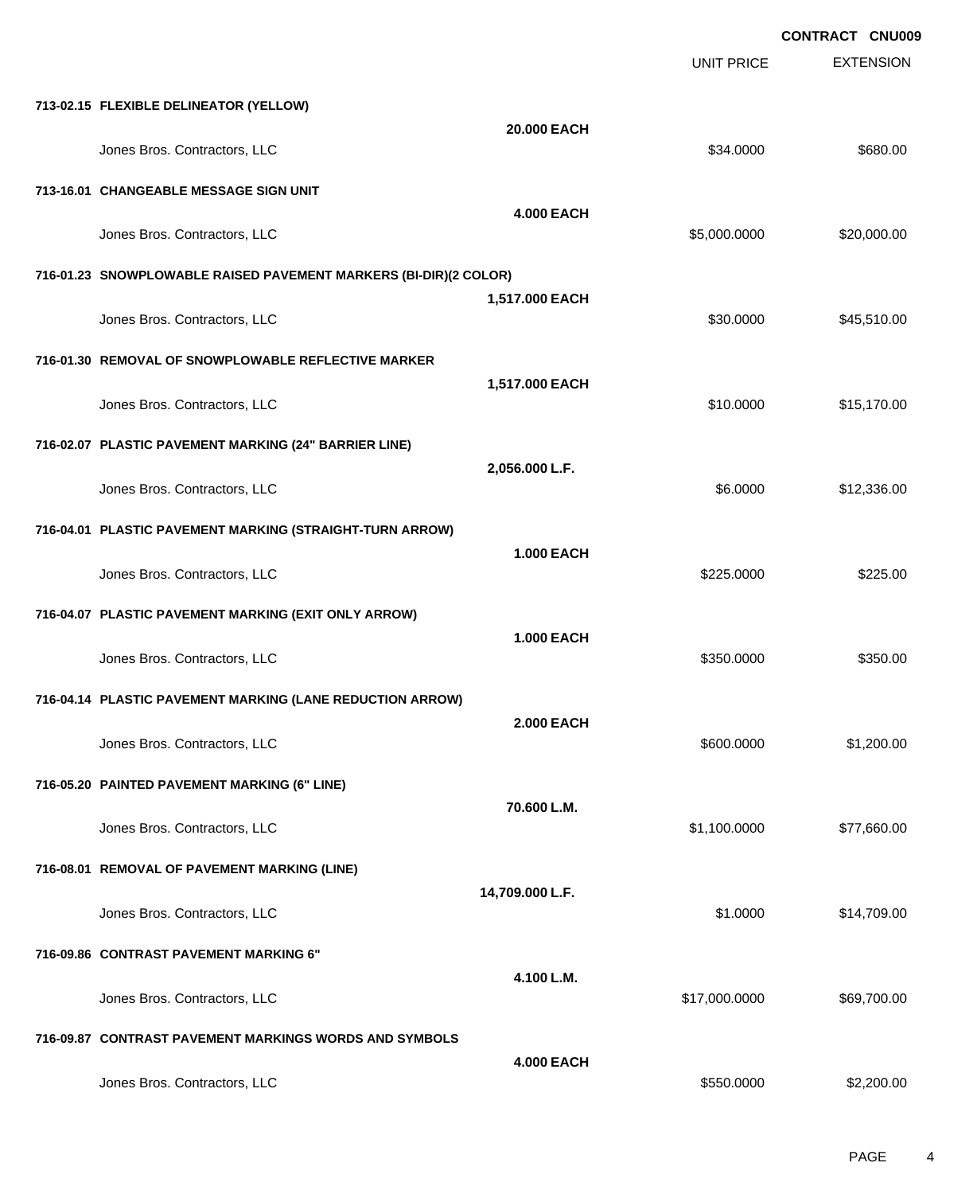**CONTRACT CNU009**

| | | UNIT PRICE | EXTENSION |
|---|---|---|---|
| **713-02.15 FLEXIBLE DELINEATOR (YELLOW)** | | | |
| | **20.000 EACH** | | |
| Jones Bros. Contractors, LLC | | $34.0000 | $680.00 |
| **713-16.01 CHANGEABLE MESSAGE SIGN UNIT** | | | |
| | **4.000 EACH** | | |
| Jones Bros. Contractors, LLC | | $5,000.0000 | $20,000.00 |
| **716-01.23 SNOWPLOWABLE RAISED PAVEMENT MARKERS (BI-DIR)(2 COLOR)** | | | |
| | **1,517.000 EACH** | | |
| Jones Bros. Contractors, LLC | | $30.0000 | $45,510.00 |
| **716-01.30 REMOVAL OF SNOWPLOWABLE REFLECTIVE MARKER** | | | |
| | **1,517.000 EACH** | | |
| Jones Bros. Contractors, LLC | | $10.0000 | $15,170.00 |
| **716-02.07 PLASTIC PAVEMENT MARKING (24" BARRIER LINE)** | | | |
| | **2,056.000 L.F.** | | |
| Jones Bros. Contractors, LLC | | $6.0000 | $12,336.00 |
| **716-04.01 PLASTIC PAVEMENT MARKING (STRAIGHT-TURN ARROW)** | | | |
| | **1.000 EACH** | | |
| Jones Bros. Contractors, LLC | | $225.0000 | $225.00 |
| **716-04.07 PLASTIC PAVEMENT MARKING (EXIT ONLY ARROW)** | | | |
| | **1.000 EACH** | | |
| Jones Bros. Contractors, LLC | | $350.0000 | $350.00 |
| **716-04.14 PLASTIC PAVEMENT MARKING (LANE REDUCTION ARROW)** | | | |
| | **2.000 EACH** | | |
| Jones Bros. Contractors, LLC | | $600.0000 | $1,200.00 |
| **716-05.20 PAINTED PAVEMENT MARKING (6" LINE)** | | | |
| | **70.600 L.M.** | | |
| Jones Bros. Contractors, LLC | | $1,100.0000 | $77,660.00 |
| **716-08.01 REMOVAL OF PAVEMENT MARKING (LINE)** | | | |
| | **14,709.000 L.F.** | | |
| Jones Bros. Contractors, LLC | | $1.0000 | $14,709.00 |
| **716-09.86 CONTRAST PAVEMENT MARKING 6"** | | | |
| | **4.100 L.M.** | | |
| Jones Bros. Contractors, LLC | | $17,000.0000 | $69,700.00 |
| **716-09.87 CONTRAST PAVEMENT MARKINGS WORDS AND SYMBOLS** | | | |
| | **4.000 EACH** | | |
| Jones Bros. Contractors, LLC | | $550.0000 | $2,200.00 |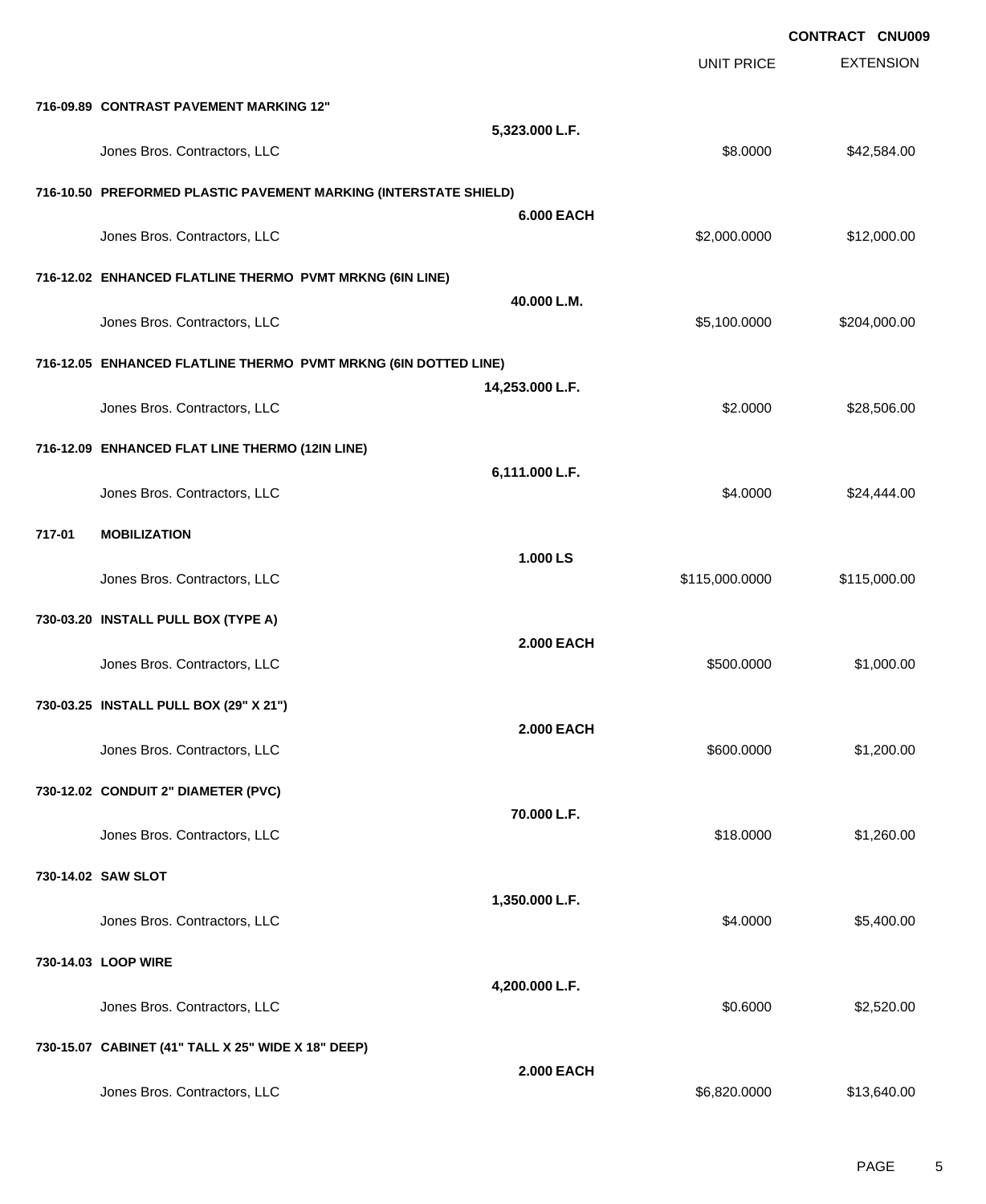CONTRACT CNU009

| | | UNIT PRICE | EXTENSION |
|---|---|---|---|
| **716-09.89 CONTRAST PAVEMENT MARKING 12"** | **5,323.000 L.F.** | | |
| Jones Bros. Contractors, LLC | | $8.0000 | $42,584.00 |
| **716-10.50 PREFORMED PLASTIC PAVEMENT MARKING (INTERSTATE SHIELD)** | **6.000 EACH** | | |
| Jones Bros. Contractors, LLC | | $2,000.0000 | $12,000.00 |
| **716-12.02 ENHANCED FLATLINE THERMO PVMT MRKNG (6IN LINE)** | **40.000 L.M.** | | |
| Jones Bros. Contractors, LLC | | $5,100.0000 | $204,000.00 |
| **716-12.05 ENHANCED FLATLINE THERMO PVMT MRKNG (6IN DOTTED LINE)** | **14,253.000 L.F.** | | |
| Jones Bros. Contractors, LLC | | $2.0000 | $28,506.00 |
| **716-12.09 ENHANCED FLAT LINE THERMO (12IN LINE)** | **6,111.000 L.F.** | | |
| Jones Bros. Contractors, LLC | | $4.0000 | $24,444.00 |
| **717-01 MOBILIZATION** | **1.000 LS** | | |
| Jones Bros. Contractors, LLC | | $115,000.0000 | $115,000.00 |
| **730-03.20 INSTALL PULL BOX (TYPE A)** | **2.000 EACH** | | |
| Jones Bros. Contractors, LLC | | $500.0000 | $1,000.00 |
| **730-03.25 INSTALL PULL BOX (29" X 21")** | **2.000 EACH** | | |
| Jones Bros. Contractors, LLC | | $600.0000 | $1,200.00 |
| **730-12.02 CONDUIT 2" DIAMETER (PVC)** | **70.000 L.F.** | | |
| Jones Bros. Contractors, LLC | | $18.0000 | $1,260.00 |
| **730-14.02 SAW SLOT** | **1,350.000 L.F.** | | |
| Jones Bros. Contractors, LLC | | $4.0000 | $5,400.00 |
| **730-14.03 LOOP WIRE** | **4,200.000 L.F.** | | |
| Jones Bros. Contractors, LLC | | $0.6000 | $2,520.00 |
| **730-15.07 CABINET (41" TALL X 25" WIDE X 18" DEEP)** | **2.000 EACH** | | |
| Jones Bros. Contractors, LLC | | $6,820.0000 | $13,640.00 |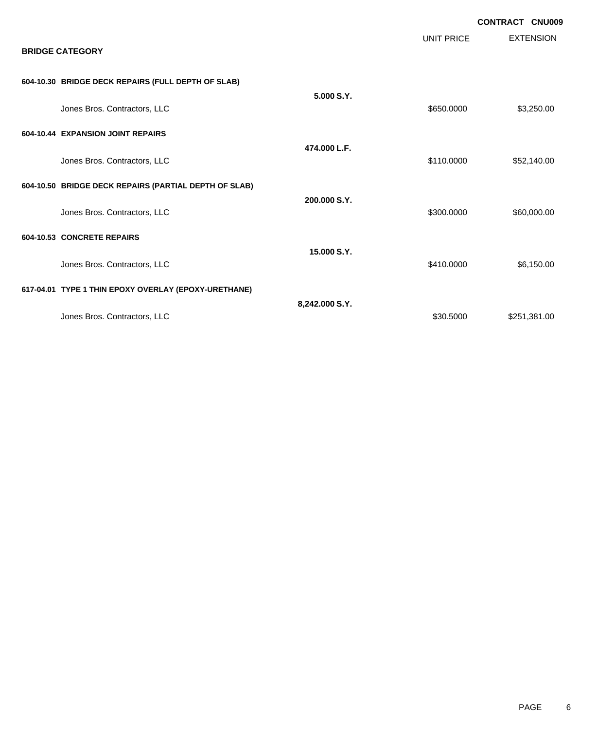**CONTRACT CNU009**

## BRIDGE CATEGORY

| | | UNIT PRICE | EXTENSION |
|---|---|---|---|
| **604-10.30 BRIDGE DECK REPAIRS (FULL DEPTH OF SLAB)** | | | |
| | **5.000 S.Y.** | | |
| Jones Bros. Contractors, LLC | | $650.0000 | $3,250.00 |
| **604-10.44 EXPANSION JOINT REPAIRS** | | | |
| | **474.000 L.F.** | | |
| Jones Bros. Contractors, LLC | | $110.0000 | $52,140.00 |
| **604-10.50 BRIDGE DECK REPAIRS (PARTIAL DEPTH OF SLAB)** | | | |
| | **200.000 S.Y.** | | |
| Jones Bros. Contractors, LLC | | $300.0000 | $60,000.00 |
| **604-10.53 CONCRETE REPAIRS** | | | |
| | **15.000 S.Y.** | | |
| Jones Bros. Contractors, LLC | | $410.0000 | $6,150.00 |
| **617-04.01 TYPE 1 THIN EPOXY OVERLAY (EPOXY-URETHANE)** | | | |
| | **8,242.000 S.Y.** | | |
| Jones Bros. Contractors, LLC | | $30.5000 | $251,381.00 |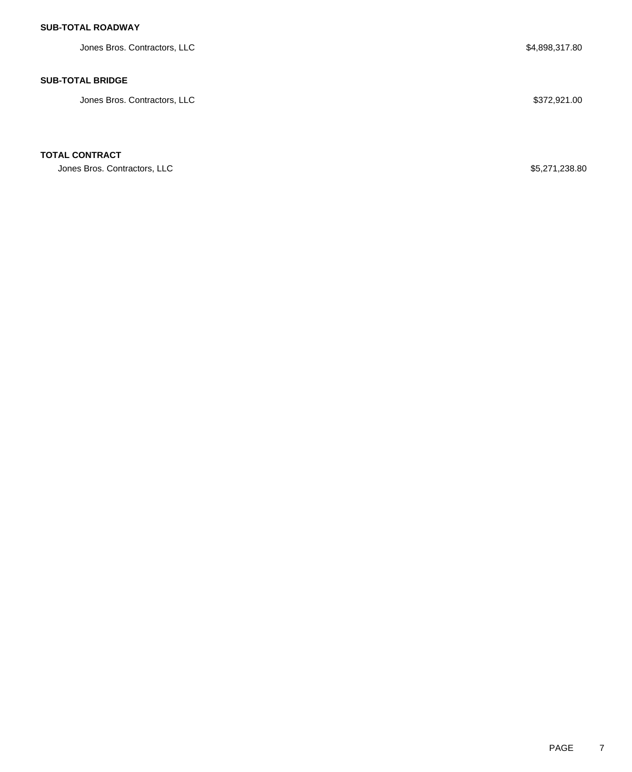**SUB-TOTAL ROADWAY**

| | |
|---|---|
| Jones Bros. Contractors, LLC | $4,898,317.80 |

**SUB-TOTAL BRIDGE**

| | |
|---|---|
| Jones Bros. Contractors, LLC | $372,921.00 |

**TOTAL CONTRACT**

| | |
|---|---|
| Jones Bros. Contractors, LLC | $5,271,238.80 |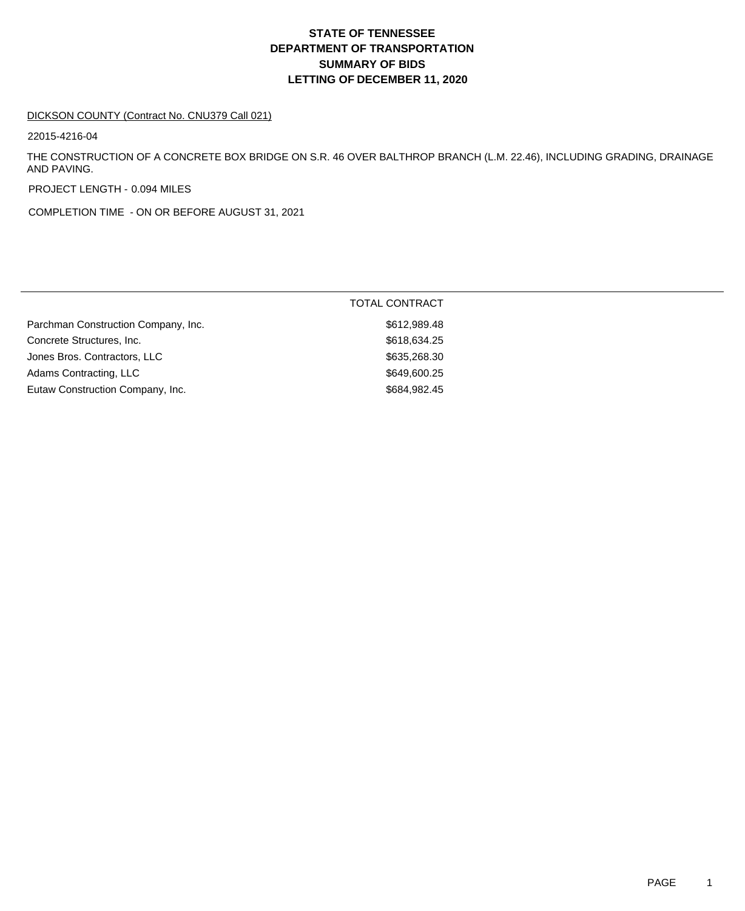# STATE OF TENNESSEE
# DEPARTMENT OF TRANSPORTATION
# SUMMARY OF BIDS
# LETTING OF DECEMBER 11, 2020

DICKSON COUNTY (Contract No. CNU379 Call 021)

22015-4216-04

THE CONSTRUCTION OF A CONCRETE BOX BRIDGE ON S.R. 46 OVER BALTHROP BRANCH (L.M. 22.46), INCLUDING GRADING, DRAINAGE AND PAVING.

PROJECT LENGTH - 0.094 MILES

COMPLETION TIME - ON OR BEFORE AUGUST 31, 2021

| | TOTAL CONTRACT |
|---|---|
| Parchman Construction Company, Inc. | $612,989.48 |
| Concrete Structures, Inc. | $618,634.25 |
| Jones Bros. Contractors, LLC | $635,268.30 |
| Adams Contracting, LLC | $649,600.25 |
| Eutaw Construction Company, Inc. | $684,982.45 |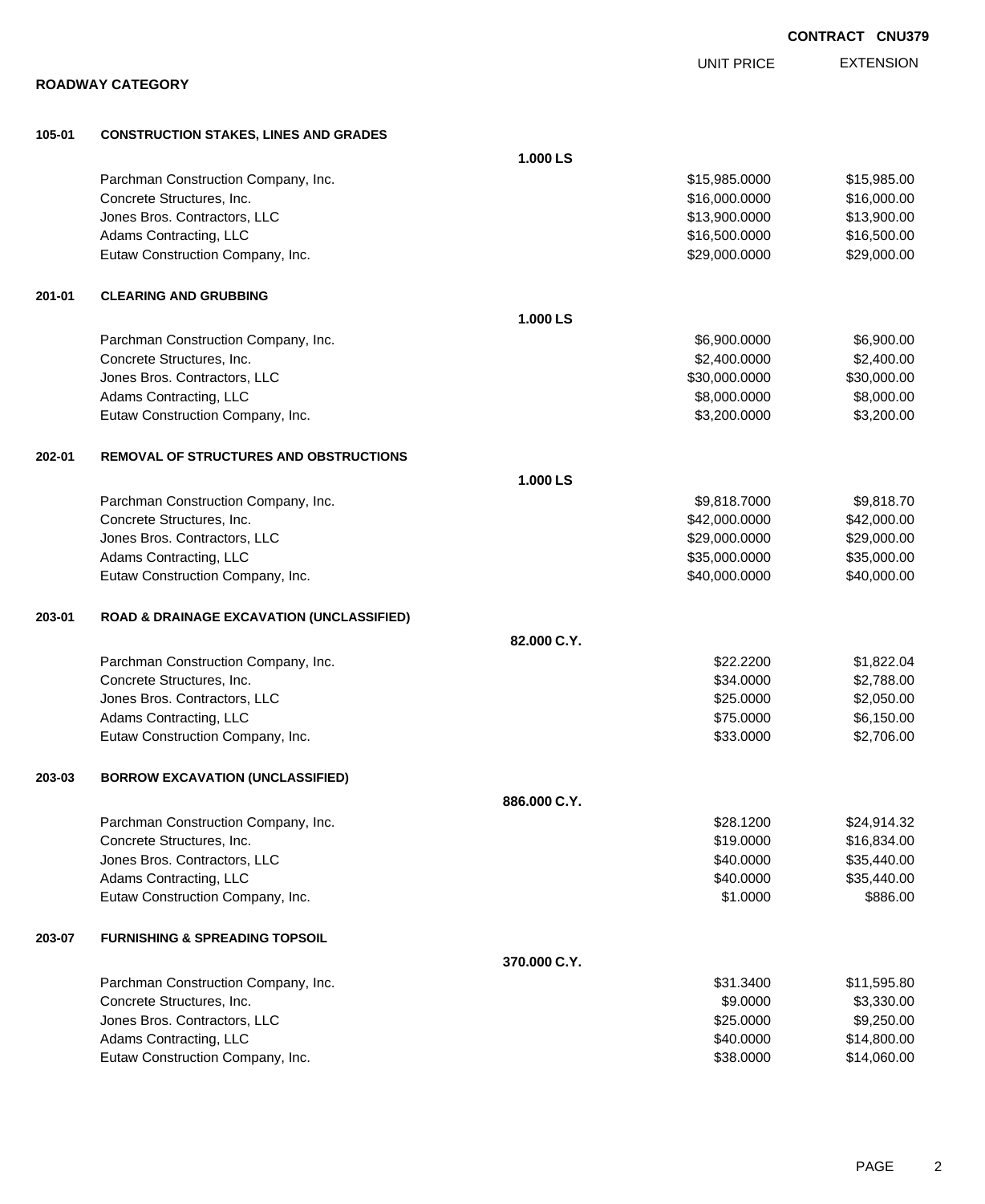**CONTRACT CNU379**

## ROADWAY CATEGORY

| | | | UNIT PRICE | EXTENSION |
|---|---|---|---|---|
| **105-01** | **CONSTRUCTION STAKES, LINES AND GRADES** | | | |
| | | **1.000 LS** | | |
| | Parchman Construction Company, Inc. | | $15,985.0000 | $15,985.00 |
| | Concrete Structures, Inc. | | $16,000.0000 | $16,000.00 |
| | Jones Bros. Contractors, LLC | | $13,900.0000 | $13,900.00 |
| | Adams Contracting, LLC | | $16,500.0000 | $16,500.00 |
| | Eutaw Construction Company, Inc. | | $29,000.0000 | $29,000.00 |
| **201-01** | **CLEARING AND GRUBBING** | | | |
| | | **1.000 LS** | | |
| | Parchman Construction Company, Inc. | | $6,900.0000 | $6,900.00 |
| | Concrete Structures, Inc. | | $2,400.0000 | $2,400.00 |
| | Jones Bros. Contractors, LLC | | $30,000.0000 | $30,000.00 |
| | Adams Contracting, LLC | | $8,000.0000 | $8,000.00 |
| | Eutaw Construction Company, Inc. | | $3,200.0000 | $3,200.00 |
| **202-01** | **REMOVAL OF STRUCTURES AND OBSTRUCTIONS** | | | |
| | | **1.000 LS** | | |
| | Parchman Construction Company, Inc. | | $9,818.7000 | $9,818.70 |
| | Concrete Structures, Inc. | | $42,000.0000 | $42,000.00 |
| | Jones Bros. Contractors, LLC | | $29,000.0000 | $29,000.00 |
| | Adams Contracting, LLC | | $35,000.0000 | $35,000.00 |
| | Eutaw Construction Company, Inc. | | $40,000.0000 | $40,000.00 |
| **203-01** | **ROAD & DRAINAGE EXCAVATION (UNCLASSIFIED)** | | | |
| | | **82.000 C.Y.** | | |
| | Parchman Construction Company, Inc. | | $22.2200 | $1,822.04 |
| | Concrete Structures, Inc. | | $34.0000 | $2,788.00 |
| | Jones Bros. Contractors, LLC | | $25.0000 | $2,050.00 |
| | Adams Contracting, LLC | | $75.0000 | $6,150.00 |
| | Eutaw Construction Company, Inc. | | $33.0000 | $2,706.00 |
| **203-03** | **BORROW EXCAVATION (UNCLASSIFIED)** | | | |
| | | **886.000 C.Y.** | | |
| | Parchman Construction Company, Inc. | | $28.1200 | $24,914.32 |
| | Concrete Structures, Inc. | | $19.0000 | $16,834.00 |
| | Jones Bros. Contractors, LLC | | $40.0000 | $35,440.00 |
| | Adams Contracting, LLC | | $40.0000 | $35,440.00 |
| | Eutaw Construction Company, Inc. | | $1.0000 | $886.00 |
| **203-07** | **FURNISHING & SPREADING TOPSOIL** | | | |
| | | **370.000 C.Y.** | | |
| | Parchman Construction Company, Inc. | | $31.3400 | $11,595.80 |
| | Concrete Structures, Inc. | | $9.0000 | $3,330.00 |
| | Jones Bros. Contractors, LLC | | $25.0000 | $9,250.00 |
| | Adams Contracting, LLC | | $40.0000 | $14,800.00 |
| | Eutaw Construction Company, Inc. | | $38.0000 | $14,060.00 |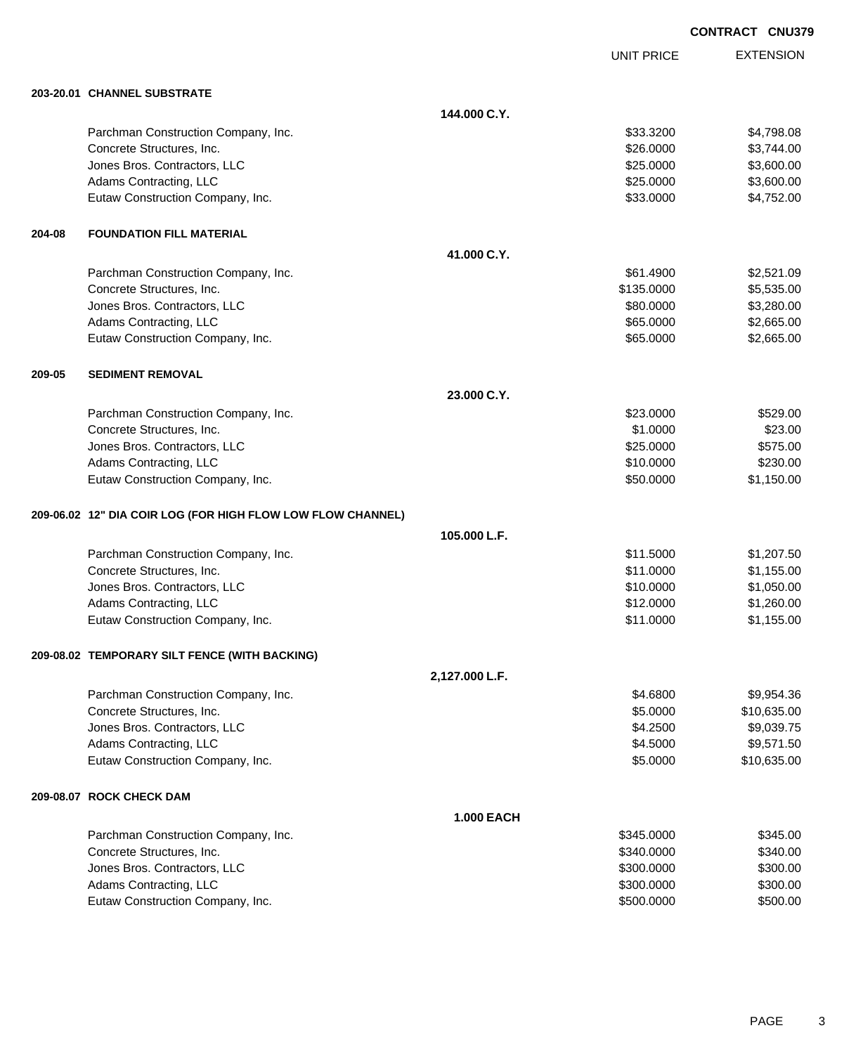**CONTRACT CNU379**

| | | | UNIT PRICE | EXTENSION |
|---|---|---|---|---|
| **203-20.01** | **CHANNEL SUBSTRATE** | | | |
| | | **144.000 C.Y.** | | |
| | Parchman Construction Company, Inc. | | $33.3200 | $4,798.08 |
| | Concrete Structures, Inc. | | $26.0000 | $3,744.00 |
| | Jones Bros. Contractors, LLC | | $25.0000 | $3,600.00 |
| | Adams Contracting, LLC | | $25.0000 | $3,600.00 |
| | Eutaw Construction Company, Inc. | | $33.0000 | $4,752.00 |
| **204-08** | **FOUNDATION FILL MATERIAL** | | | |
| | | **41.000 C.Y.** | | |
| | Parchman Construction Company, Inc. | | $61.4900 | $2,521.09 |
| | Concrete Structures, Inc. | | $135.0000 | $5,535.00 |
| | Jones Bros. Contractors, LLC | | $80.0000 | $3,280.00 |
| | Adams Contracting, LLC | | $65.0000 | $2,665.00 |
| | Eutaw Construction Company, Inc. | | $65.0000 | $2,665.00 |
| **209-05** | **SEDIMENT REMOVAL** | | | |
| | | **23.000 C.Y.** | | |
| | Parchman Construction Company, Inc. | | $23.0000 | $529.00 |
| | Concrete Structures, Inc. | | $1.0000 | $23.00 |
| | Jones Bros. Contractors, LLC | | $25.0000 | $575.00 |
| | Adams Contracting, LLC | | $10.0000 | $230.00 |
| | Eutaw Construction Company, Inc. | | $50.0000 | $1,150.00 |
| **209-06.02** | **12" DIA COIR LOG (FOR HIGH FLOW LOW FLOW CHANNEL)** | | | |
| | | **105.000 L.F.** | | |
| | Parchman Construction Company, Inc. | | $11.5000 | $1,207.50 |
| | Concrete Structures, Inc. | | $11.0000 | $1,155.00 |
| | Jones Bros. Contractors, LLC | | $10.0000 | $1,050.00 |
| | Adams Contracting, LLC | | $12.0000 | $1,260.00 |
| | Eutaw Construction Company, Inc. | | $11.0000 | $1,155.00 |
| **209-08.02** | **TEMPORARY SILT FENCE (WITH BACKING)** | | | |
| | | **2,127.000 L.F.** | | |
| | Parchman Construction Company, Inc. | | $4.6800 | $9,954.36 |
| | Concrete Structures, Inc. | | $5.0000 | $10,635.00 |
| | Jones Bros. Contractors, LLC | | $4.2500 | $9,039.75 |
| | Adams Contracting, LLC | | $4.5000 | $9,571.50 |
| | Eutaw Construction Company, Inc. | | $5.0000 | $10,635.00 |
| **209-08.07** | **ROCK CHECK DAM** | | | |
| | | **1.000 EACH** | | |
| | Parchman Construction Company, Inc. | | $345.0000 | $345.00 |
| | Concrete Structures, Inc. | | $340.0000 | $340.00 |
| | Jones Bros. Contractors, LLC | | $300.0000 | $300.00 |
| | Adams Contracting, LLC | | $300.0000 | $300.00 |
| | Eutaw Construction Company, Inc. | | $500.0000 | $500.00 |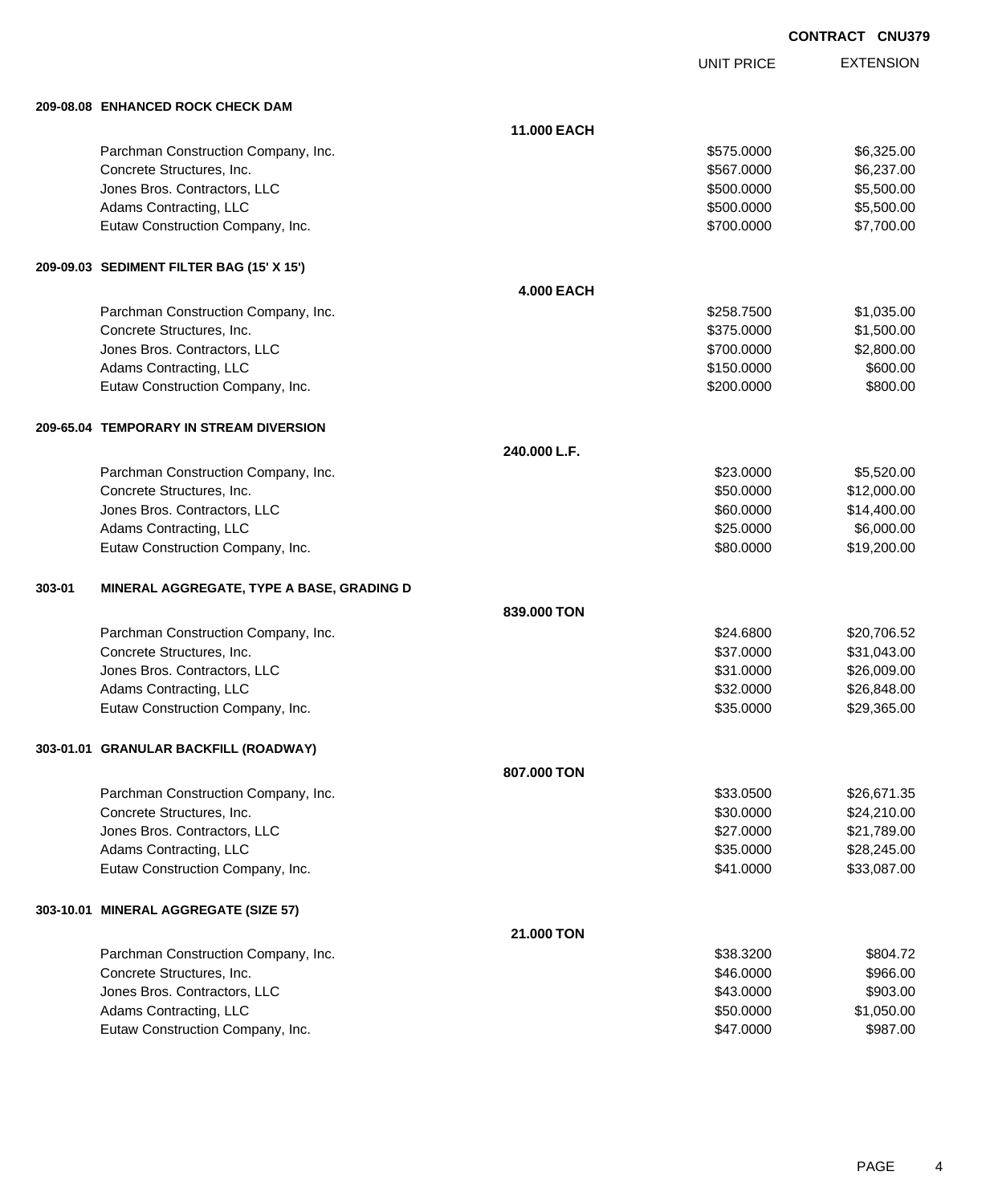**CONTRACT CNU379**

| | | UNIT PRICE | EXTENSION |
|---|---|---|---|
| **209-08.08 ENHANCED ROCK CHECK DAM** | | | |
| | **11.000 EACH** | | |
| Parchman Construction Company, Inc. | | $575.0000 | $6,325.00 |
| Concrete Structures, Inc. | | $567.0000 | $6,237.00 |
| Jones Bros. Contractors, LLC | | $500.0000 | $5,500.00 |
| Adams Contracting, LLC | | $500.0000 | $5,500.00 |
| Eutaw Construction Company, Inc. | | $700.0000 | $7,700.00 |
| **209-09.03 SEDIMENT FILTER BAG (15' X 15')** | | | |
| | **4.000 EACH** | | |
| Parchman Construction Company, Inc. | | $258.7500 | $1,035.00 |
| Concrete Structures, Inc. | | $375.0000 | $1,500.00 |
| Jones Bros. Contractors, LLC | | $700.0000 | $2,800.00 |
| Adams Contracting, LLC | | $150.0000 | $600.00 |
| Eutaw Construction Company, Inc. | | $200.0000 | $800.00 |
| **209-65.04 TEMPORARY IN STREAM DIVERSION** | | | |
| | **240.000 L.F.** | | |
| Parchman Construction Company, Inc. | | $23.0000 | $5,520.00 |
| Concrete Structures, Inc. | | $50.0000 | $12,000.00 |
| Jones Bros. Contractors, LLC | | $60.0000 | $14,400.00 |
| Adams Contracting, LLC | | $25.0000 | $6,000.00 |
| Eutaw Construction Company, Inc. | | $80.0000 | $19,200.00 |
| **303-01 MINERAL AGGREGATE, TYPE A BASE, GRADING D** | | | |
| | **839.000 TON** | | |
| Parchman Construction Company, Inc. | | $24.6800 | $20,706.52 |
| Concrete Structures, Inc. | | $37.0000 | $31,043.00 |
| Jones Bros. Contractors, LLC | | $31.0000 | $26,009.00 |
| Adams Contracting, LLC | | $32.0000 | $26,848.00 |
| Eutaw Construction Company, Inc. | | $35.0000 | $29,365.00 |
| **303-01.01 GRANULAR BACKFILL (ROADWAY)** | | | |
| | **807.000 TON** | | |
| Parchman Construction Company, Inc. | | $33.0500 | $26,671.35 |
| Concrete Structures, Inc. | | $30.0000 | $24,210.00 |
| Jones Bros. Contractors, LLC | | $27.0000 | $21,789.00 |
| Adams Contracting, LLC | | $35.0000 | $28,245.00 |
| Eutaw Construction Company, Inc. | | $41.0000 | $33,087.00 |
| **303-10.01 MINERAL AGGREGATE (SIZE 57)** | | | |
| | **21.000 TON** | | |
| Parchman Construction Company, Inc. | | $38.3200 | $804.72 |
| Concrete Structures, Inc. | | $46.0000 | $966.00 |
| Jones Bros. Contractors, LLC | | $43.0000 | $903.00 |
| Adams Contracting, LLC | | $50.0000 | $1,050.00 |
| Eutaw Construction Company, Inc. | | $47.0000 | $987.00 |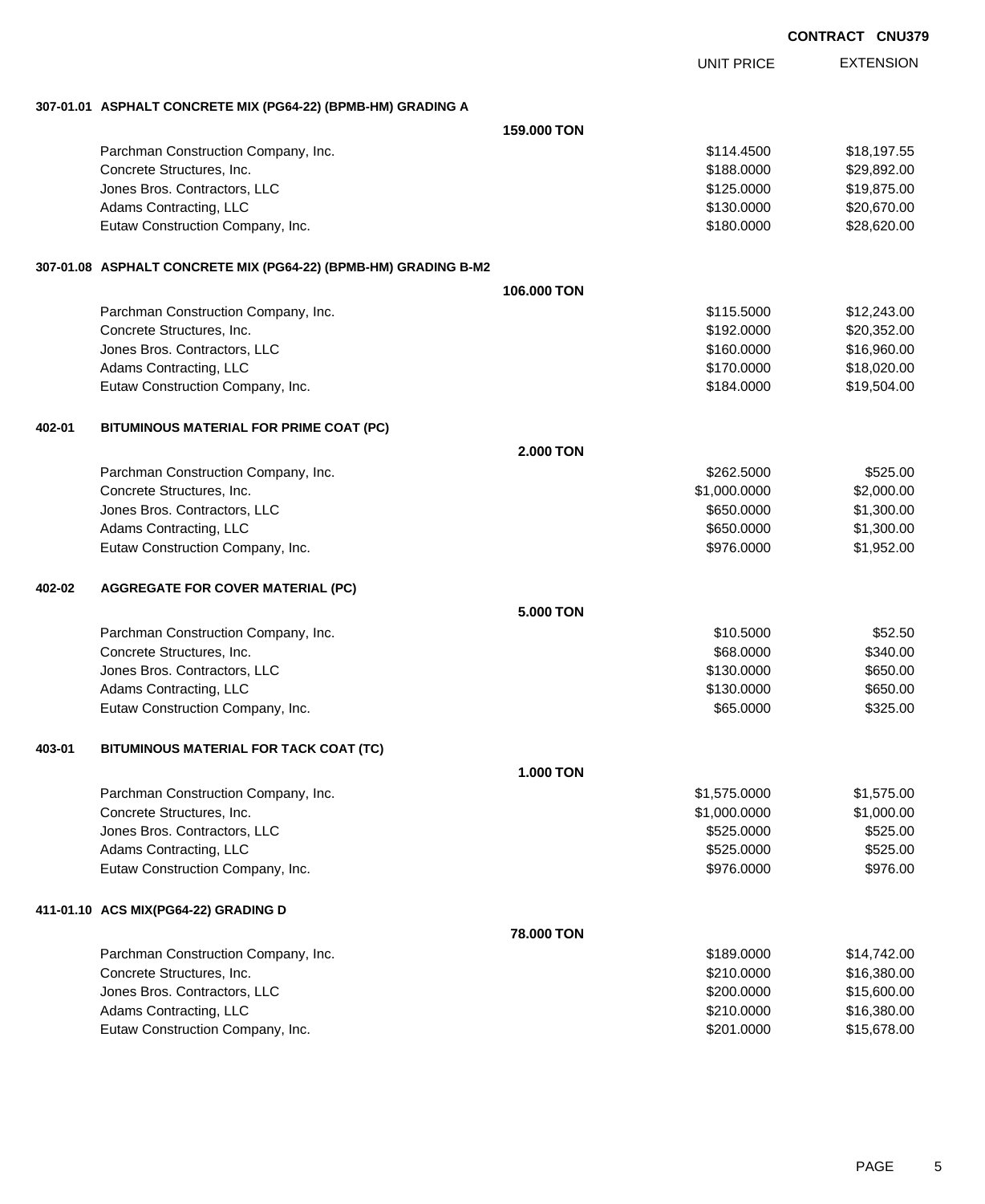**CONTRACT CNU379**

| | UNIT PRICE | EXTENSION |
|---|---|---|
| **307-01.01 ASPHALT CONCRETE MIX (PG64-22) (BPMB-HM) GRADING A** | | |
| **159.000 TON** | | |
| Parchman Construction Company, Inc. | $114.4500 | $18,197.55 |
| Concrete Structures, Inc. | $188.0000 | $29,892.00 |
| Jones Bros. Contractors, LLC | $125.0000 | $19,875.00 |
| Adams Contracting, LLC | $130.0000 | $20,670.00 |
| Eutaw Construction Company, Inc. | $180.0000 | $28,620.00 |
| **307-01.08 ASPHALT CONCRETE MIX (PG64-22) (BPMB-HM) GRADING B-M2** | | |
| **106.000 TON** | | |
| Parchman Construction Company, Inc. | $115.5000 | $12,243.00 |
| Concrete Structures, Inc. | $192.0000 | $20,352.00 |
| Jones Bros. Contractors, LLC | $160.0000 | $16,960.00 |
| Adams Contracting, LLC | $170.0000 | $18,020.00 |
| Eutaw Construction Company, Inc. | $184.0000 | $19,504.00 |
| **402-01 BITUMINOUS MATERIAL FOR PRIME COAT (PC)** | | |
| **2.000 TON** | | |
| Parchman Construction Company, Inc. | $262.5000 | $525.00 |
| Concrete Structures, Inc. | $1,000.0000 | $2,000.00 |
| Jones Bros. Contractors, LLC | $650.0000 | $1,300.00 |
| Adams Contracting, LLC | $650.0000 | $1,300.00 |
| Eutaw Construction Company, Inc. | $976.0000 | $1,952.00 |
| **402-02 AGGREGATE FOR COVER MATERIAL (PC)** | | |
| **5.000 TON** | | |
| Parchman Construction Company, Inc. | $10.5000 | $52.50 |
| Concrete Structures, Inc. | $68.0000 | $340.00 |
| Jones Bros. Contractors, LLC | $130.0000 | $650.00 |
| Adams Contracting, LLC | $130.0000 | $650.00 |
| Eutaw Construction Company, Inc. | $65.0000 | $325.00 |
| **403-01 BITUMINOUS MATERIAL FOR TACK COAT (TC)** | | |
| **1.000 TON** | | |
| Parchman Construction Company, Inc. | $1,575.0000 | $1,575.00 |
| Concrete Structures, Inc. | $1,000.0000 | $1,000.00 |
| Jones Bros. Contractors, LLC | $525.0000 | $525.00 |
| Adams Contracting, LLC | $525.0000 | $525.00 |
| Eutaw Construction Company, Inc. | $976.0000 | $976.00 |
| **411-01.10 ACS MIX(PG64-22) GRADING D** | | |
| **78.000 TON** | | |
| Parchman Construction Company, Inc. | $189.0000 | $14,742.00 |
| Concrete Structures, Inc. | $210.0000 | $16,380.00 |
| Jones Bros. Contractors, LLC | $200.0000 | $15,600.00 |
| Adams Contracting, LLC | $210.0000 | $16,380.00 |
| Eutaw Construction Company, Inc. | $201.0000 | $15,678.00 |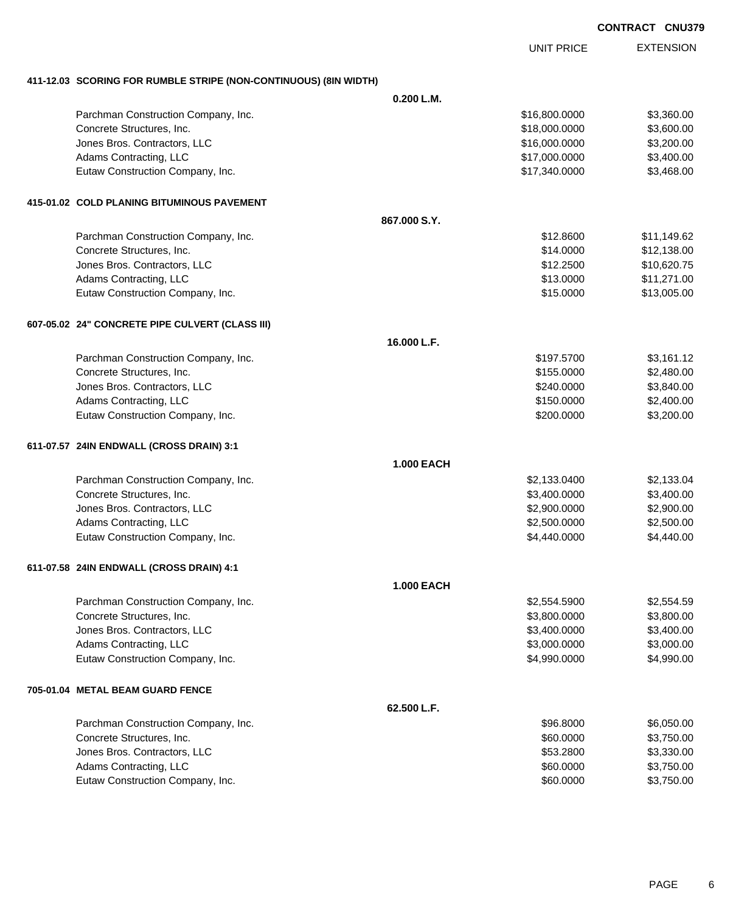CONTRACT CNU379

| | UNIT PRICE | EXTENSION |
|---|---|---|
| **411-12.03 SCORING FOR RUMBLE STRIPE (NON-CONTINUOUS) (8IN WIDTH)** | | |
| **0.200 L.M.** | | |
| Parchman Construction Company, Inc. | $16,800.0000 | $3,360.00 |
| Concrete Structures, Inc. | $18,000.0000 | $3,600.00 |
| Jones Bros. Contractors, LLC | $16,000.0000 | $3,200.00 |
| Adams Contracting, LLC | $17,000.0000 | $3,400.00 |
| Eutaw Construction Company, Inc. | $17,340.0000 | $3,468.00 |
| **415-01.02 COLD PLANING BITUMINOUS PAVEMENT** | | |
| **867.000 S.Y.** | | |
| Parchman Construction Company, Inc. | $12.8600 | $11,149.62 |
| Concrete Structures, Inc. | $14.0000 | $12,138.00 |
| Jones Bros. Contractors, LLC | $12.2500 | $10,620.75 |
| Adams Contracting, LLC | $13.0000 | $11,271.00 |
| Eutaw Construction Company, Inc. | $15.0000 | $13,005.00 |
| **607-05.02 24" CONCRETE PIPE CULVERT (CLASS III)** | | |
| **16.000 L.F.** | | |
| Parchman Construction Company, Inc. | $197.5700 | $3,161.12 |
| Concrete Structures, Inc. | $155.0000 | $2,480.00 |
| Jones Bros. Contractors, LLC | $240.0000 | $3,840.00 |
| Adams Contracting, LLC | $150.0000 | $2,400.00 |
| Eutaw Construction Company, Inc. | $200.0000 | $3,200.00 |
| **611-07.57 24IN ENDWALL (CROSS DRAIN) 3:1** | | |
| **1.000 EACH** | | |
| Parchman Construction Company, Inc. | $2,133.0400 | $2,133.04 |
| Concrete Structures, Inc. | $3,400.0000 | $3,400.00 |
| Jones Bros. Contractors, LLC | $2,900.0000 | $2,900.00 |
| Adams Contracting, LLC | $2,500.0000 | $2,500.00 |
| Eutaw Construction Company, Inc. | $4,440.0000 | $4,440.00 |
| **611-07.58 24IN ENDWALL (CROSS DRAIN) 4:1** | | |
| **1.000 EACH** | | |
| Parchman Construction Company, Inc. | $2,554.5900 | $2,554.59 |
| Concrete Structures, Inc. | $3,800.0000 | $3,800.00 |
| Jones Bros. Contractors, LLC | $3,400.0000 | $3,400.00 |
| Adams Contracting, LLC | $3,000.0000 | $3,000.00 |
| Eutaw Construction Company, Inc. | $4,990.0000 | $4,990.00 |
| **705-01.04 METAL BEAM GUARD FENCE** | | |
| **62.500 L.F.** | | |
| Parchman Construction Company, Inc. | $96.8000 | $6,050.00 |
| Concrete Structures, Inc. | $60.0000 | $3,750.00 |
| Jones Bros. Contractors, LLC | $53.2800 | $3,330.00 |
| Adams Contracting, LLC | $60.0000 | $3,750.00 |
| Eutaw Construction Company, Inc. | $60.0000 | $3,750.00 |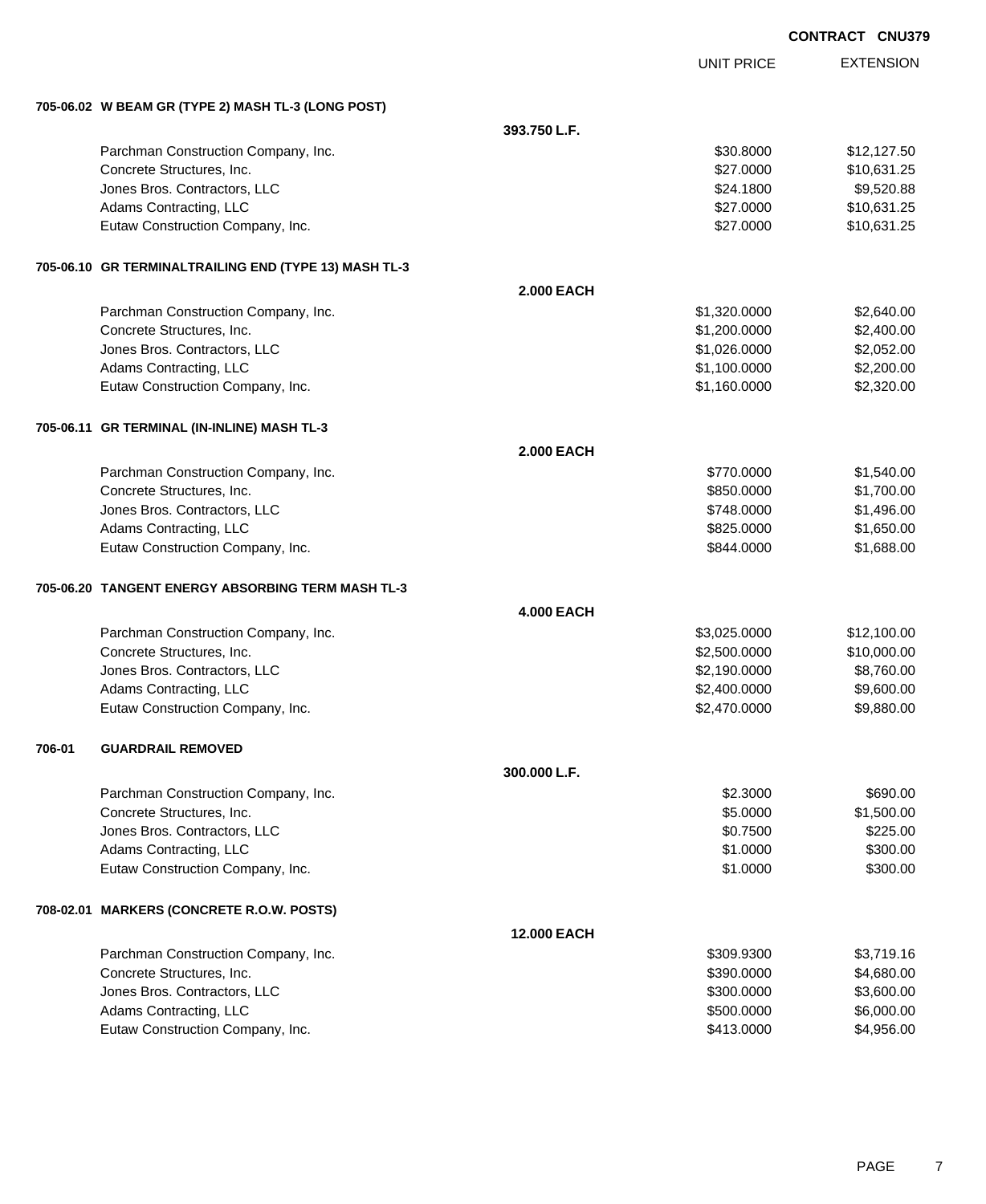**CONTRACT CNU379**

| | UNIT PRICE | EXTENSION |
|---|---|---|

**705-06.02 W BEAM GR (TYPE 2) MASH TL-3 (LONG POST)**

393.750 L.F.

| Bidder | Unit Price | Extension |
|---|---|---|
| Parchman Construction Company, Inc. | $30.8000 | $12,127.50 |
| Concrete Structures, Inc. | $27.0000 | $10,631.25 |
| Jones Bros. Contractors, LLC | $24.1800 | $9,520.88 |
| Adams Contracting, LLC | $27.0000 | $10,631.25 |
| Eutaw Construction Company, Inc. | $27.0000 | $10,631.25 |

**705-06.10 GR TERMINALTRAILING END (TYPE 13) MASH TL-3**

2.000 EACH

| Bidder | Unit Price | Extension |
|---|---|---|
| Parchman Construction Company, Inc. | $1,320.0000 | $2,640.00 |
| Concrete Structures, Inc. | $1,200.0000 | $2,400.00 |
| Jones Bros. Contractors, LLC | $1,026.0000 | $2,052.00 |
| Adams Contracting, LLC | $1,100.0000 | $2,200.00 |
| Eutaw Construction Company, Inc. | $1,160.0000 | $2,320.00 |

**705-06.11 GR TERMINAL (IN-INLINE) MASH TL-3**

2.000 EACH

| Bidder | Unit Price | Extension |
|---|---|---|
| Parchman Construction Company, Inc. | $770.0000 | $1,540.00 |
| Concrete Structures, Inc. | $850.0000 | $1,700.00 |
| Jones Bros. Contractors, LLC | $748.0000 | $1,496.00 |
| Adams Contracting, LLC | $825.0000 | $1,650.00 |
| Eutaw Construction Company, Inc. | $844.0000 | $1,688.00 |

**705-06.20 TANGENT ENERGY ABSORBING TERM MASH TL-3**

4.000 EACH

| Bidder | Unit Price | Extension |
|---|---|---|
| Parchman Construction Company, Inc. | $3,025.0000 | $12,100.00 |
| Concrete Structures, Inc. | $2,500.0000 | $10,000.00 |
| Jones Bros. Contractors, LLC | $2,190.0000 | $8,760.00 |
| Adams Contracting, LLC | $2,400.0000 | $9,600.00 |
| Eutaw Construction Company, Inc. | $2,470.0000 | $9,880.00 |

**706-01 GUARDRAIL REMOVED**

300.000 L.F.

| Bidder | Unit Price | Extension |
|---|---|---|
| Parchman Construction Company, Inc. | $2.3000 | $690.00 |
| Concrete Structures, Inc. | $5.0000 | $1,500.00 |
| Jones Bros. Contractors, LLC | $0.7500 | $225.00 |
| Adams Contracting, LLC | $1.0000 | $300.00 |
| Eutaw Construction Company, Inc. | $1.0000 | $300.00 |

**708-02.01 MARKERS (CONCRETE R.O.W. POSTS)**

12.000 EACH

| Bidder | Unit Price | Extension |
|---|---|---|
| Parchman Construction Company, Inc. | $309.9300 | $3,719.16 |
| Concrete Structures, Inc. | $390.0000 | $4,680.00 |
| Jones Bros. Contractors, LLC | $300.0000 | $3,600.00 |
| Adams Contracting, LLC | $500.0000 | $6,000.00 |
| Eutaw Construction Company, Inc. | $413.0000 | $4,956.00 |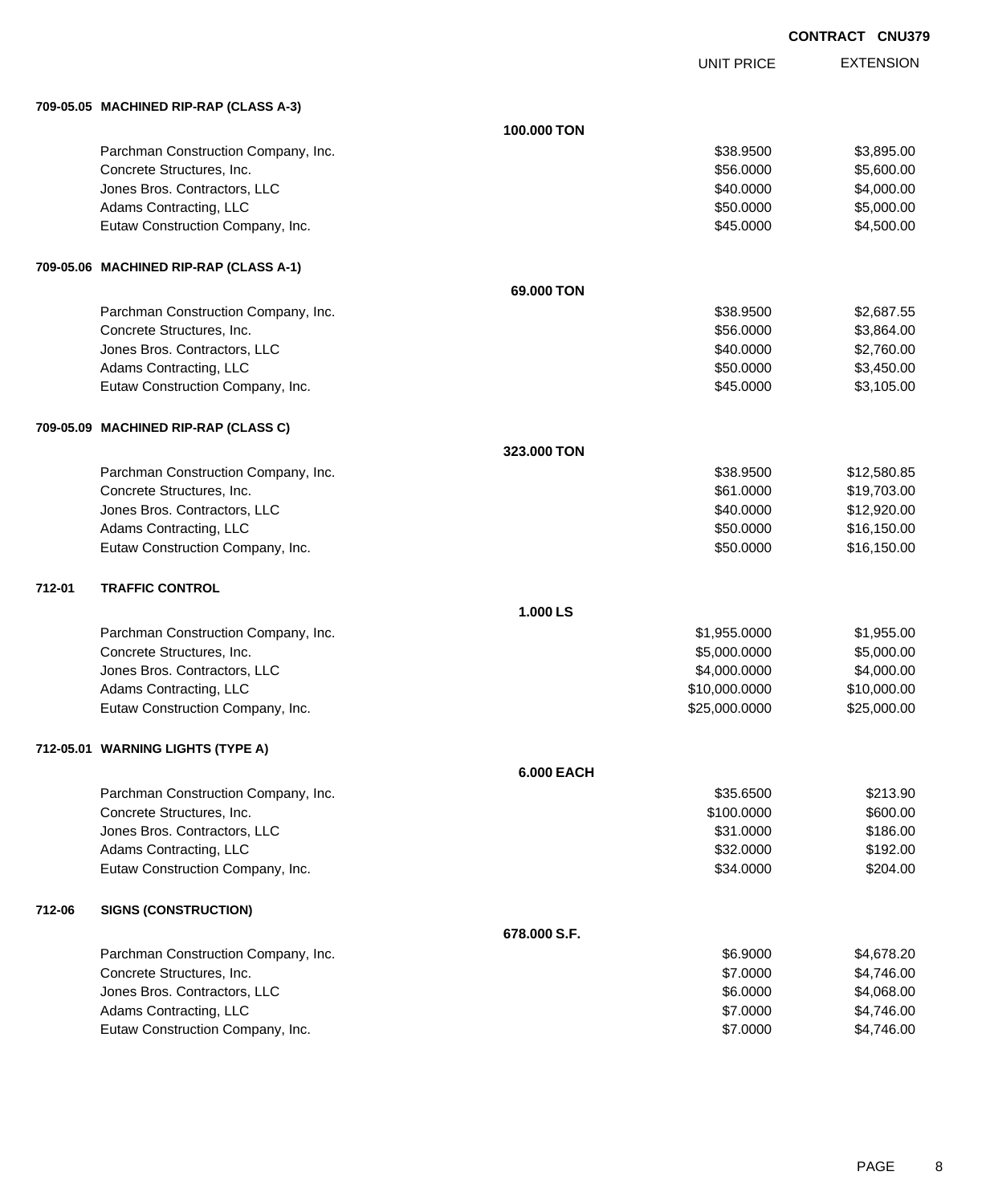**CONTRACT CNU379**

| | | UNIT PRICE | EXTENSION |
|---|---|---|---|
| **709-05.05 MACHINED RIP-RAP (CLASS A-3)** | | | |
| | **100.000 TON** | | |
| Parchman Construction Company, Inc. | | $38.9500 | $3,895.00 |
| Concrete Structures, Inc. | | $56.0000 | $5,600.00 |
| Jones Bros. Contractors, LLC | | $40.0000 | $4,000.00 |
| Adams Contracting, LLC | | $50.0000 | $5,000.00 |
| Eutaw Construction Company, Inc. | | $45.0000 | $4,500.00 |
| **709-05.06 MACHINED RIP-RAP (CLASS A-1)** | | | |
| | **69.000 TON** | | |
| Parchman Construction Company, Inc. | | $38.9500 | $2,687.55 |
| Concrete Structures, Inc. | | $56.0000 | $3,864.00 |
| Jones Bros. Contractors, LLC | | $40.0000 | $2,760.00 |
| Adams Contracting, LLC | | $50.0000 | $3,450.00 |
| Eutaw Construction Company, Inc. | | $45.0000 | $3,105.00 |
| **709-05.09 MACHINED RIP-RAP (CLASS C)** | | | |
| | **323.000 TON** | | |
| Parchman Construction Company, Inc. | | $38.9500 | $12,580.85 |
| Concrete Structures, Inc. | | $61.0000 | $19,703.00 |
| Jones Bros. Contractors, LLC | | $40.0000 | $12,920.00 |
| Adams Contracting, LLC | | $50.0000 | $16,150.00 |
| Eutaw Construction Company, Inc. | | $50.0000 | $16,150.00 |
| **712-01 TRAFFIC CONTROL** | | | |
| | **1.000 LS** | | |
| Parchman Construction Company, Inc. | | $1,955.0000 | $1,955.00 |
| Concrete Structures, Inc. | | $5,000.0000 | $5,000.00 |
| Jones Bros. Contractors, LLC | | $4,000.0000 | $4,000.00 |
| Adams Contracting, LLC | | $10,000.0000 | $10,000.00 |
| Eutaw Construction Company, Inc. | | $25,000.0000 | $25,000.00 |
| **712-05.01 WARNING LIGHTS (TYPE A)** | | | |
| | **6.000 EACH** | | |
| Parchman Construction Company, Inc. | | $35.6500 | $213.90 |
| Concrete Structures, Inc. | | $100.0000 | $600.00 |
| Jones Bros. Contractors, LLC | | $31.0000 | $186.00 |
| Adams Contracting, LLC | | $32.0000 | $192.00 |
| Eutaw Construction Company, Inc. | | $34.0000 | $204.00 |
| **712-06 SIGNS (CONSTRUCTION)** | | | |
| | **678.000 S.F.** | | |
| Parchman Construction Company, Inc. | | $6.9000 | $4,678.20 |
| Concrete Structures, Inc. | | $7.0000 | $4,746.00 |
| Jones Bros. Contractors, LLC | | $6.0000 | $4,068.00 |
| Adams Contracting, LLC | | $7.0000 | $4,746.00 |
| Eutaw Construction Company, Inc. | | $7.0000 | $4,746.00 |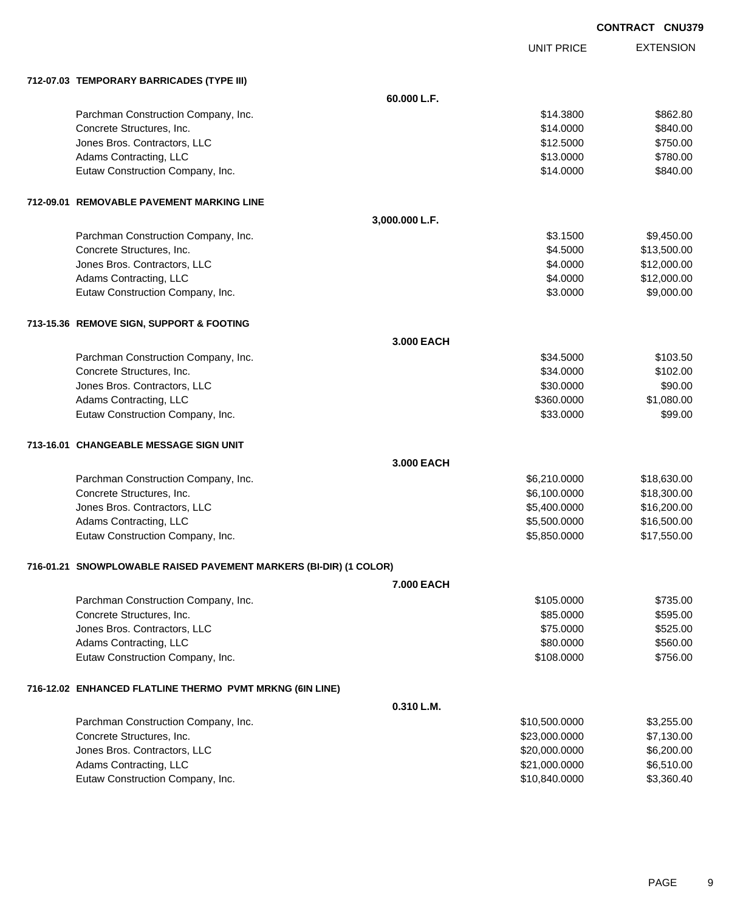CONTRACT CNU379

| | UNIT PRICE | EXTENSION |
|---|---|---|
| **712-07.03 TEMPORARY BARRICADES (TYPE III)** | | |
| **60.000 L.F.** | | |
| Parchman Construction Company, Inc. | $14.3800 | $862.80 |
| Concrete Structures, Inc. | $14.0000 | $840.00 |
| Jones Bros. Contractors, LLC | $12.5000 | $750.00 |
| Adams Contracting, LLC | $13.0000 | $780.00 |
| Eutaw Construction Company, Inc. | $14.0000 | $840.00 |
| **712-09.01 REMOVABLE PAVEMENT MARKING LINE** | | |
| **3,000.000 L.F.** | | |
| Parchman Construction Company, Inc. | $3.1500 | $9,450.00 |
| Concrete Structures, Inc. | $4.5000 | $13,500.00 |
| Jones Bros. Contractors, LLC | $4.0000 | $12,000.00 |
| Adams Contracting, LLC | $4.0000 | $12,000.00 |
| Eutaw Construction Company, Inc. | $3.0000 | $9,000.00 |
| **713-15.36 REMOVE SIGN, SUPPORT & FOOTING** | | |
| **3.000 EACH** | | |
| Parchman Construction Company, Inc. | $34.5000 | $103.50 |
| Concrete Structures, Inc. | $34.0000 | $102.00 |
| Jones Bros. Contractors, LLC | $30.0000 | $90.00 |
| Adams Contracting, LLC | $360.0000 | $1,080.00 |
| Eutaw Construction Company, Inc. | $33.0000 | $99.00 |
| **713-16.01 CHANGEABLE MESSAGE SIGN UNIT** | | |
| **3.000 EACH** | | |
| Parchman Construction Company, Inc. | $6,210.0000 | $18,630.00 |
| Concrete Structures, Inc. | $6,100.0000 | $18,300.00 |
| Jones Bros. Contractors, LLC | $5,400.0000 | $16,200.00 |
| Adams Contracting, LLC | $5,500.0000 | $16,500.00 |
| Eutaw Construction Company, Inc. | $5,850.0000 | $17,550.00 |
| **716-01.21 SNOWPLOWABLE RAISED PAVEMENT MARKERS (BI-DIR) (1 COLOR)** | | |
| **7.000 EACH** | | |
| Parchman Construction Company, Inc. | $105.0000 | $735.00 |
| Concrete Structures, Inc. | $85.0000 | $595.00 |
| Jones Bros. Contractors, LLC | $75.0000 | $525.00 |
| Adams Contracting, LLC | $80.0000 | $560.00 |
| Eutaw Construction Company, Inc. | $108.0000 | $756.00 |
| **716-12.02 ENHANCED FLATLINE THERMO PVMT MRKNG (6IN LINE)** | | |
| **0.310 L.M.** | | |
| Parchman Construction Company, Inc. | $10,500.0000 | $3,255.00 |
| Concrete Structures, Inc. | $23,000.0000 | $7,130.00 |
| Jones Bros. Contractors, LLC | $20,000.0000 | $6,200.00 |
| Adams Contracting, LLC | $21,000.0000 | $6,510.00 |
| Eutaw Construction Company, Inc. | $10,840.0000 | $3,360.40 |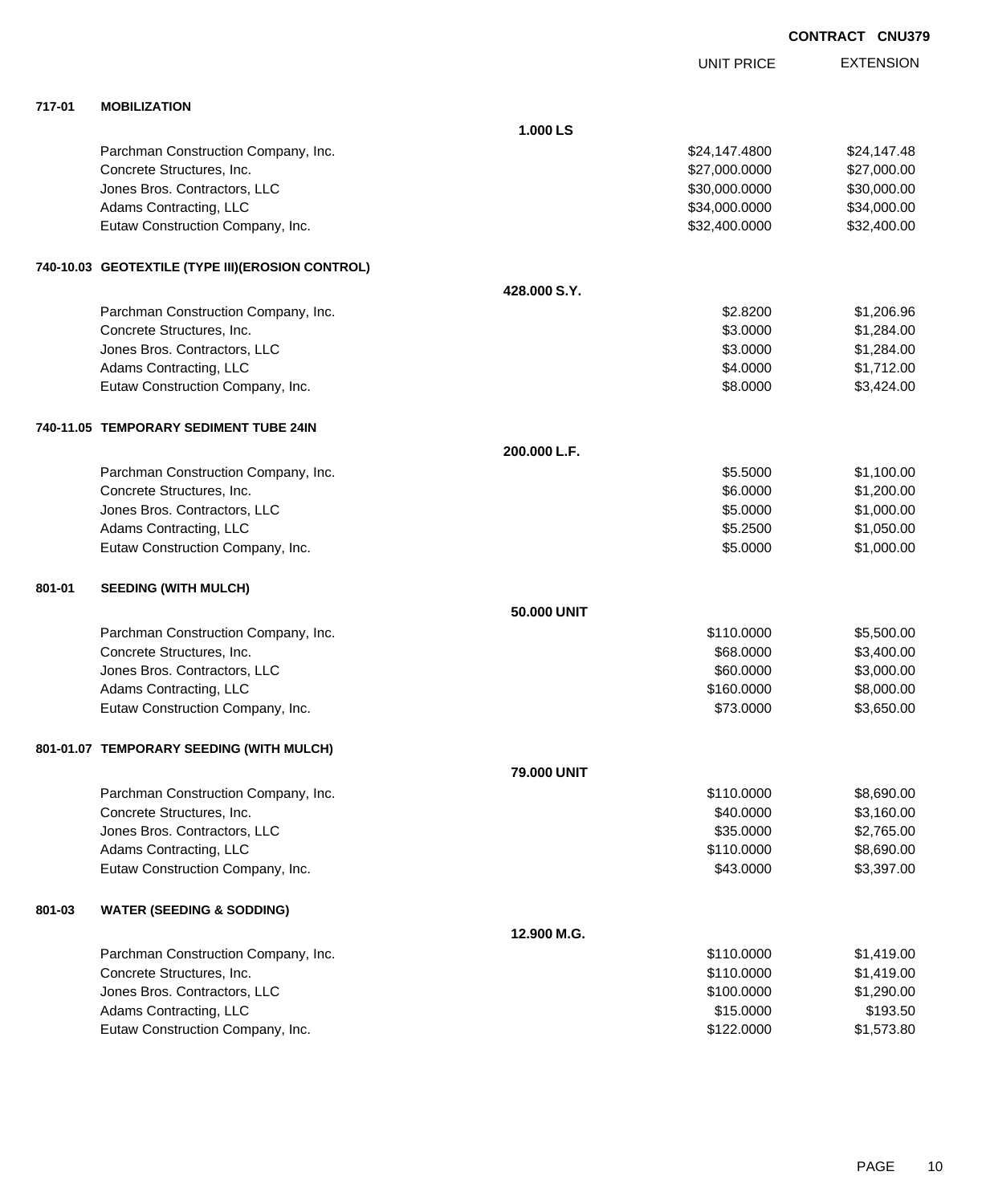**CONTRACT CNU379**

| | | | UNIT PRICE | EXTENSION |
|---|---|---|---|---|
| **717-01** | **MOBILIZATION** | | | |
| | | **1.000 LS** | | |
| | Parchman Construction Company, Inc. | | $24,147.4800 | $24,147.48 |
| | Concrete Structures, Inc. | | $27,000.0000 | $27,000.00 |
| | Jones Bros. Contractors, LLC | | $30,000.0000 | $30,000.00 |
| | Adams Contracting, LLC | | $34,000.0000 | $34,000.00 |
| | Eutaw Construction Company, Inc. | | $32,400.0000 | $32,400.00 |
| **740-10.03** | **GEOTEXTILE (TYPE III)(EROSION CONTROL)** | | | |
| | | **428.000 S.Y.** | | |
| | Parchman Construction Company, Inc. | | $2.8200 | $1,206.96 |
| | Concrete Structures, Inc. | | $3.0000 | $1,284.00 |
| | Jones Bros. Contractors, LLC | | $3.0000 | $1,284.00 |
| | Adams Contracting, LLC | | $4.0000 | $1,712.00 |
| | Eutaw Construction Company, Inc. | | $8.0000 | $3,424.00 |
| **740-11.05** | **TEMPORARY SEDIMENT TUBE 24IN** | | | |
| | | **200.000 L.F.** | | |
| | Parchman Construction Company, Inc. | | $5.5000 | $1,100.00 |
| | Concrete Structures, Inc. | | $6.0000 | $1,200.00 |
| | Jones Bros. Contractors, LLC | | $5.0000 | $1,000.00 |
| | Adams Contracting, LLC | | $5.2500 | $1,050.00 |
| | Eutaw Construction Company, Inc. | | $5.0000 | $1,000.00 |
| **801-01** | **SEEDING (WITH MULCH)** | | | |
| | | **50.000 UNIT** | | |
| | Parchman Construction Company, Inc. | | $110.0000 | $5,500.00 |
| | Concrete Structures, Inc. | | $68.0000 | $3,400.00 |
| | Jones Bros. Contractors, LLC | | $60.0000 | $3,000.00 |
| | Adams Contracting, LLC | | $160.0000 | $8,000.00 |
| | Eutaw Construction Company, Inc. | | $73.0000 | $3,650.00 |
| **801-01.07** | **TEMPORARY SEEDING (WITH MULCH)** | | | |
| | | **79.000 UNIT** | | |
| | Parchman Construction Company, Inc. | | $110.0000 | $8,690.00 |
| | Concrete Structures, Inc. | | $40.0000 | $3,160.00 |
| | Jones Bros. Contractors, LLC | | $35.0000 | $2,765.00 |
| | Adams Contracting, LLC | | $110.0000 | $8,690.00 |
| | Eutaw Construction Company, Inc. | | $43.0000 | $3,397.00 |
| **801-03** | **WATER (SEEDING & SODDING)** | | | |
| | | **12.900 M.G.** | | |
| | Parchman Construction Company, Inc. | | $110.0000 | $1,419.00 |
| | Concrete Structures, Inc. | | $110.0000 | $1,419.00 |
| | Jones Bros. Contractors, LLC | | $100.0000 | $1,290.00 |
| | Adams Contracting, LLC | | $15.0000 | $193.50 |
| | Eutaw Construction Company, Inc. | | $122.0000 | $1,573.80 |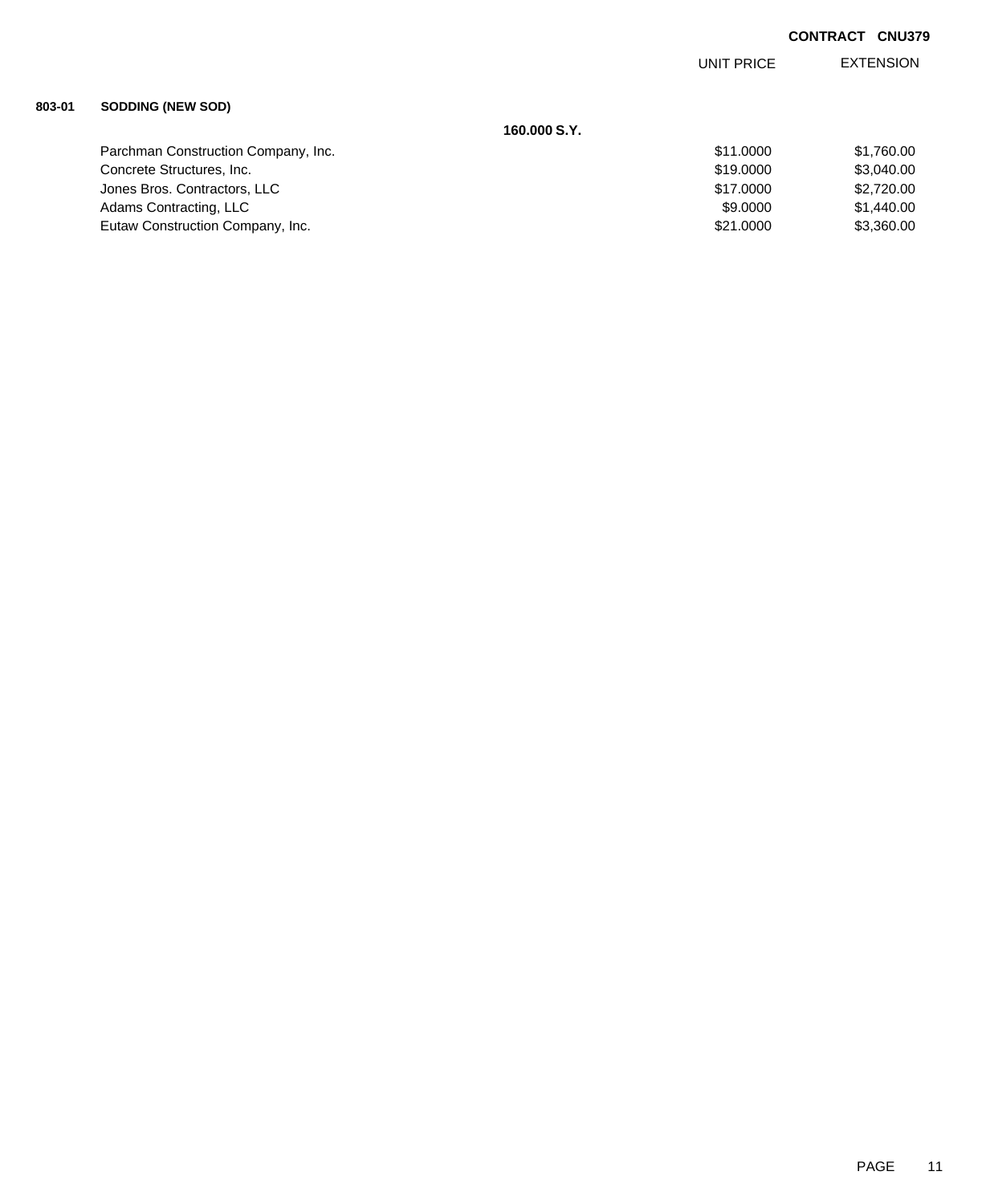**CONTRACT CNU379**

| | | | UNIT PRICE | EXTENSION |
|---|---|---|---|---|
| **803-01** | **SODDING (NEW SOD)** | | | |
| | | **160.000 S.Y.** | | |
| | Parchman Construction Company, Inc. | | $11.0000 | $1,760.00 |
| | Concrete Structures, Inc. | | $19.0000 | $3,040.00 |
| | Jones Bros. Contractors, LLC | | $17.0000 | $2,720.00 |
| | Adams Contracting, LLC | | $9.0000 | $1,440.00 |
| | Eutaw Construction Company, Inc. | | $21.0000 | $3,360.00 |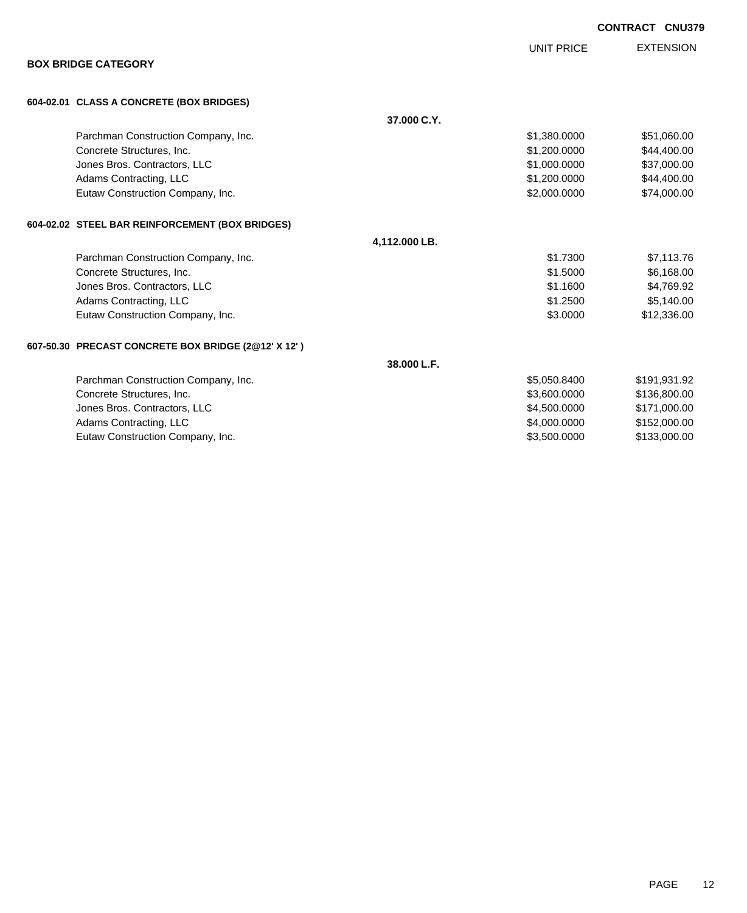**CONTRACT CNU379**

## BOX BRIDGE CATEGORY

### 604-02.01 CLASS A CONCRETE (BOX BRIDGES)

**37.000 C.Y.**

| | UNIT PRICE | EXTENSION |
|---|---|---|
| Parchman Construction Company, Inc. | $1,380.0000 | $51,060.00 |
| Concrete Structures, Inc. | $1,200.0000 | $44,400.00 |
| Jones Bros. Contractors, LLC | $1,000.0000 | $37,000.00 |
| Adams Contracting, LLC | $1,200.0000 | $44,400.00 |
| Eutaw Construction Company, Inc. | $2,000.0000 | $74,000.00 |

### 604-02.02 STEEL BAR REINFORCEMENT (BOX BRIDGES)

**4,112.000 LB.**

| | UNIT PRICE | EXTENSION |
|---|---|---|
| Parchman Construction Company, Inc. | $1.7300 | $7,113.76 |
| Concrete Structures, Inc. | $1.5000 | $6,168.00 |
| Jones Bros. Contractors, LLC | $1.1600 | $4,769.92 |
| Adams Contracting, LLC | $1.2500 | $5,140.00 |
| Eutaw Construction Company, Inc. | $3.0000 | $12,336.00 |

### 607-50.30 PRECAST CONCRETE BOX BRIDGE (2@12' X 12' )

**38.000 L.F.**

| | UNIT PRICE | EXTENSION |
|---|---|---|
| Parchman Construction Company, Inc. | $5,050.8400 | $191,931.92 |
| Concrete Structures, Inc. | $3,600.0000 | $136,800.00 |
| Jones Bros. Contractors, LLC | $4,500.0000 | $171,000.00 |
| Adams Contracting, LLC | $4,000.0000 | $152,000.00 |
| Eutaw Construction Company, Inc. | $3,500.0000 | $133,000.00 |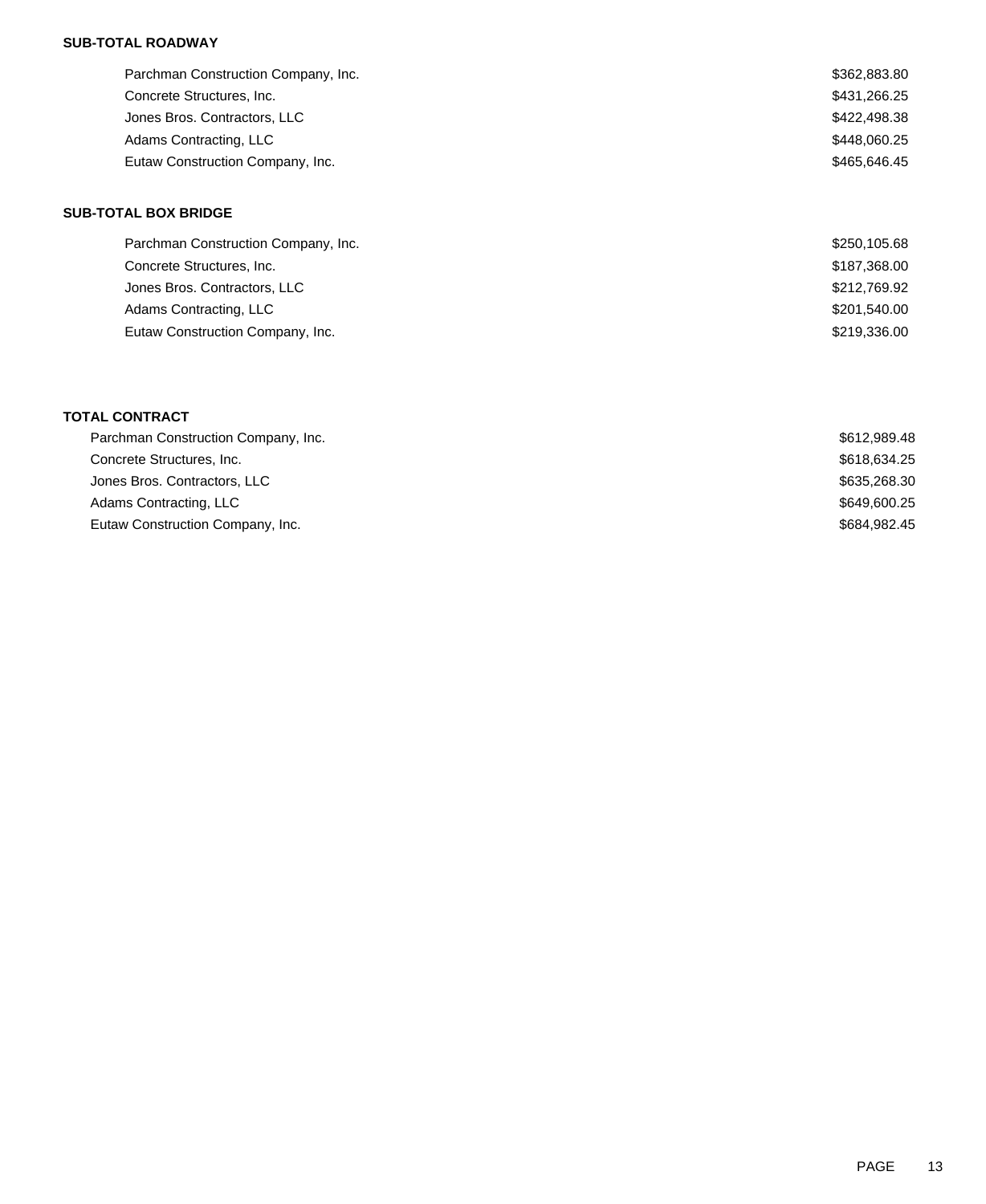**SUB-TOTAL ROADWAY**

| | |
|---|---|
| Parchman Construction Company, Inc. | $362,883.80 |
| Concrete Structures, Inc. | $431,266.25 |
| Jones Bros. Contractors, LLC | $422,498.38 |
| Adams Contracting, LLC | $448,060.25 |
| Eutaw Construction Company, Inc. | $465,646.45 |

**SUB-TOTAL BOX BRIDGE**

| | |
|---|---|
| Parchman Construction Company, Inc. | $250,105.68 |
| Concrete Structures, Inc. | $187,368.00 |
| Jones Bros. Contractors, LLC | $212,769.92 |
| Adams Contracting, LLC | $201,540.00 |
| Eutaw Construction Company, Inc. | $219,336.00 |

**TOTAL CONTRACT**

| | |
|---|---|
| Parchman Construction Company, Inc. | $612,989.48 |
| Concrete Structures, Inc. | $618,634.25 |
| Jones Bros. Contractors, LLC | $635,268.30 |
| Adams Contracting, LLC | $649,600.25 |
| Eutaw Construction Company, Inc. | $684,982.45 |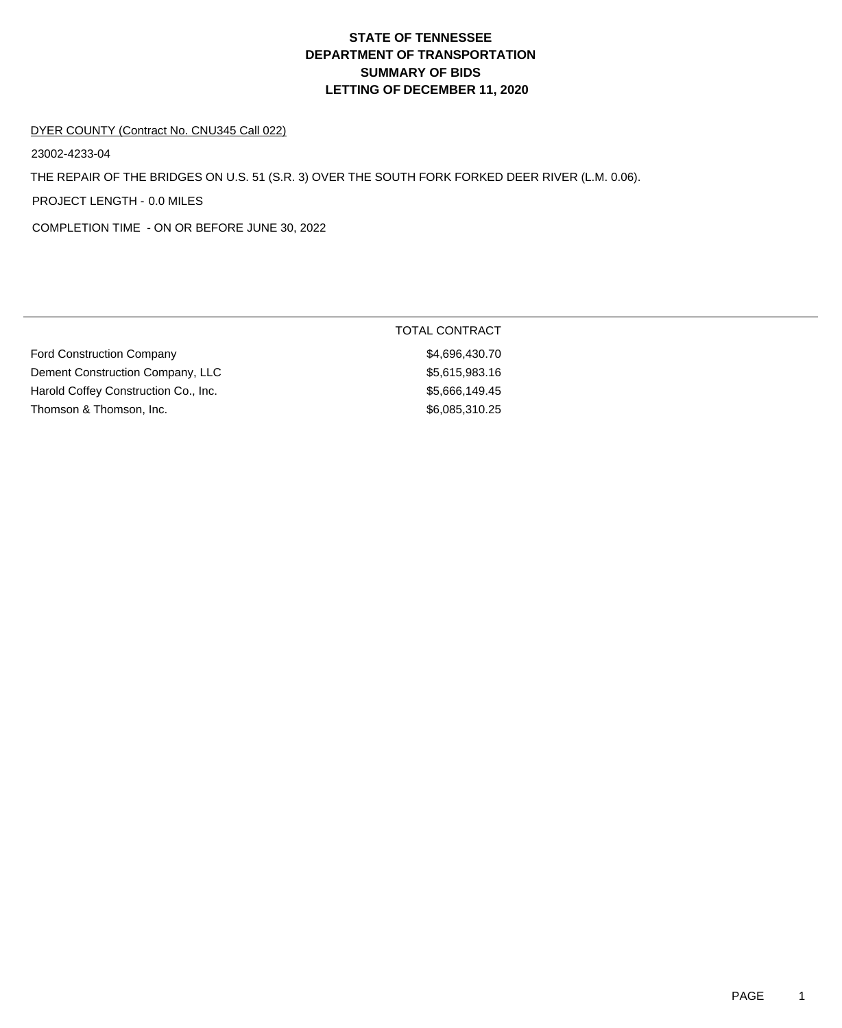# STATE OF TENNESSEE
# DEPARTMENT OF TRANSPORTATION
# SUMMARY OF BIDS
# LETTING OF DECEMBER 11, 2020

DYER COUNTY (Contract No. CNU345 Call 022)

23002-4233-04

THE REPAIR OF THE BRIDGES ON U.S. 51 (S.R. 3) OVER THE SOUTH FORK FORKED DEER RIVER (L.M. 0.06).

PROJECT LENGTH - 0.0 MILES

COMPLETION TIME - ON OR BEFORE JUNE 30, 2022

| | TOTAL CONTRACT |
|---|---|
| Ford Construction Company | $4,696,430.70 |
| Dement Construction Company, LLC | $5,615,983.16 |
| Harold Coffey Construction Co., Inc. | $5,666,149.45 |
| Thomson & Thomson, Inc. | $6,085,310.25 |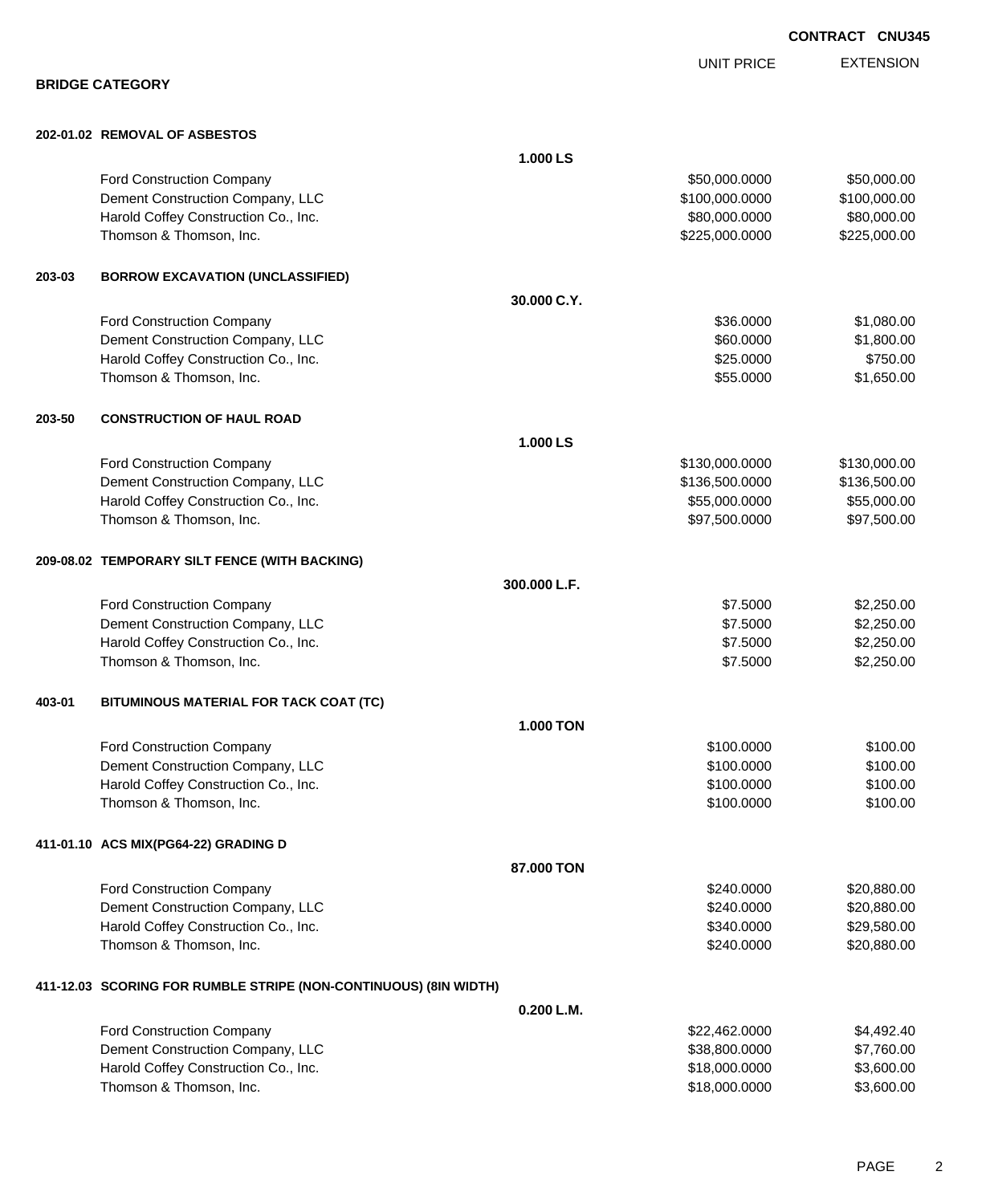**CONTRACT CNU345**

## BRIDGE CATEGORY

| | | | UNIT PRICE | EXTENSION |
|---|---|---|---|---|
| **202-01.02** | **REMOVAL OF ASBESTOS** | | | |
| | | **1.000 LS** | | |
| | Ford Construction Company | | $50,000.0000 | $50,000.00 |
| | Dement Construction Company, LLC | | $100,000.0000 | $100,000.00 |
| | Harold Coffey Construction Co., Inc. | | $80,000.0000 | $80,000.00 |
| | Thomson & Thomson, Inc. | | $225,000.0000 | $225,000.00 |
| **203-03** | **BORROW EXCAVATION (UNCLASSIFIED)** | | | |
| | | **30.000 C.Y.** | | |
| | Ford Construction Company | | $36.0000 | $1,080.00 |
| | Dement Construction Company, LLC | | $60.0000 | $1,800.00 |
| | Harold Coffey Construction Co., Inc. | | $25.0000 | $750.00 |
| | Thomson & Thomson, Inc. | | $55.0000 | $1,650.00 |
| **203-50** | **CONSTRUCTION OF HAUL ROAD** | | | |
| | | **1.000 LS** | | |
| | Ford Construction Company | | $130,000.0000 | $130,000.00 |
| | Dement Construction Company, LLC | | $136,500.0000 | $136,500.00 |
| | Harold Coffey Construction Co., Inc. | | $55,000.0000 | $55,000.00 |
| | Thomson & Thomson, Inc. | | $97,500.0000 | $97,500.00 |
| **209-08.02** | **TEMPORARY SILT FENCE (WITH BACKING)** | | | |
| | | **300.000 L.F.** | | |
| | Ford Construction Company | | $7.5000 | $2,250.00 |
| | Dement Construction Company, LLC | | $7.5000 | $2,250.00 |
| | Harold Coffey Construction Co., Inc. | | $7.5000 | $2,250.00 |
| | Thomson & Thomson, Inc. | | $7.5000 | $2,250.00 |
| **403-01** | **BITUMINOUS MATERIAL FOR TACK COAT (TC)** | | | |
| | | **1.000 TON** | | |
| | Ford Construction Company | | $100.0000 | $100.00 |
| | Dement Construction Company, LLC | | $100.0000 | $100.00 |
| | Harold Coffey Construction Co., Inc. | | $100.0000 | $100.00 |
| | Thomson & Thomson, Inc. | | $100.0000 | $100.00 |
| **411-01.10** | **ACS MIX(PG64-22) GRADING D** | | | |
| | | **87.000 TON** | | |
| | Ford Construction Company | | $240.0000 | $20,880.00 |
| | Dement Construction Company, LLC | | $240.0000 | $20,880.00 |
| | Harold Coffey Construction Co., Inc. | | $340.0000 | $29,580.00 |
| | Thomson & Thomson, Inc. | | $240.0000 | $20,880.00 |
| **411-12.03** | **SCORING FOR RUMBLE STRIPE (NON-CONTINUOUS) (8IN WIDTH)** | | | |
| | | **0.200 L.M.** | | |
| | Ford Construction Company | | $22,462.0000 | $4,492.40 |
| | Dement Construction Company, LLC | | $38,800.0000 | $7,760.00 |
| | Harold Coffey Construction Co., Inc. | | $18,000.0000 | $3,600.00 |
| | Thomson & Thomson, Inc. | | $18,000.0000 | $3,600.00 |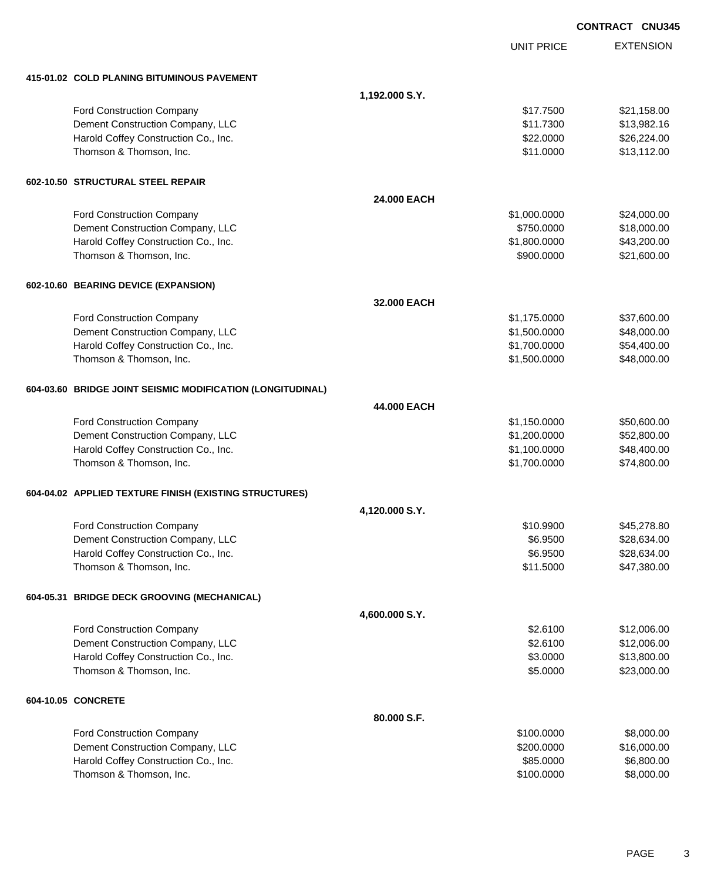CONTRACT CNU345

| | | UNIT PRICE | EXTENSION |
|---|---|---|---|
| **415-01.02 COLD PLANING BITUMINOUS PAVEMENT** | | | |
| | **1,192.000 S.Y.** | | |
| Ford Construction Company | | $17.7500 | $21,158.00 |
| Dement Construction Company, LLC | | $11.7300 | $13,982.16 |
| Harold Coffey Construction Co., Inc. | | $22.0000 | $26,224.00 |
| Thomson & Thomson, Inc. | | $11.0000 | $13,112.00 |
| **602-10.50 STRUCTURAL STEEL REPAIR** | | | |
| | **24.000 EACH** | | |
| Ford Construction Company | | $1,000.0000 | $24,000.00 |
| Dement Construction Company, LLC | | $750.0000 | $18,000.00 |
| Harold Coffey Construction Co., Inc. | | $1,800.0000 | $43,200.00 |
| Thomson & Thomson, Inc. | | $900.0000 | $21,600.00 |
| **602-10.60 BEARING DEVICE (EXPANSION)** | | | |
| | **32.000 EACH** | | |
| Ford Construction Company | | $1,175.0000 | $37,600.00 |
| Dement Construction Company, LLC | | $1,500.0000 | $48,000.00 |
| Harold Coffey Construction Co., Inc. | | $1,700.0000 | $54,400.00 |
| Thomson & Thomson, Inc. | | $1,500.0000 | $48,000.00 |
| **604-03.60 BRIDGE JOINT SEISMIC MODIFICATION (LONGITUDINAL)** | | | |
| | **44.000 EACH** | | |
| Ford Construction Company | | $1,150.0000 | $50,600.00 |
| Dement Construction Company, LLC | | $1,200.0000 | $52,800.00 |
| Harold Coffey Construction Co., Inc. | | $1,100.0000 | $48,400.00 |
| Thomson & Thomson, Inc. | | $1,700.0000 | $74,800.00 |
| **604-04.02 APPLIED TEXTURE FINISH (EXISTING STRUCTURES)** | | | |
| | **4,120.000 S.Y.** | | |
| Ford Construction Company | | $10.9900 | $45,278.80 |
| Dement Construction Company, LLC | | $6.9500 | $28,634.00 |
| Harold Coffey Construction Co., Inc. | | $6.9500 | $28,634.00 |
| Thomson & Thomson, Inc. | | $11.5000 | $47,380.00 |
| **604-05.31 BRIDGE DECK GROOVING (MECHANICAL)** | | | |
| | **4,600.000 S.Y.** | | |
| Ford Construction Company | | $2.6100 | $12,006.00 |
| Dement Construction Company, LLC | | $2.6100 | $12,006.00 |
| Harold Coffey Construction Co., Inc. | | $3.0000 | $13,800.00 |
| Thomson & Thomson, Inc. | | $5.0000 | $23,000.00 |
| **604-10.05 CONCRETE** | | | |
| | **80.000 S.F.** | | |
| Ford Construction Company | | $100.0000 | $8,000.00 |
| Dement Construction Company, LLC | | $200.0000 | $16,000.00 |
| Harold Coffey Construction Co., Inc. | | $85.0000 | $6,800.00 |
| Thomson & Thomson, Inc. | | $100.0000 | $8,000.00 |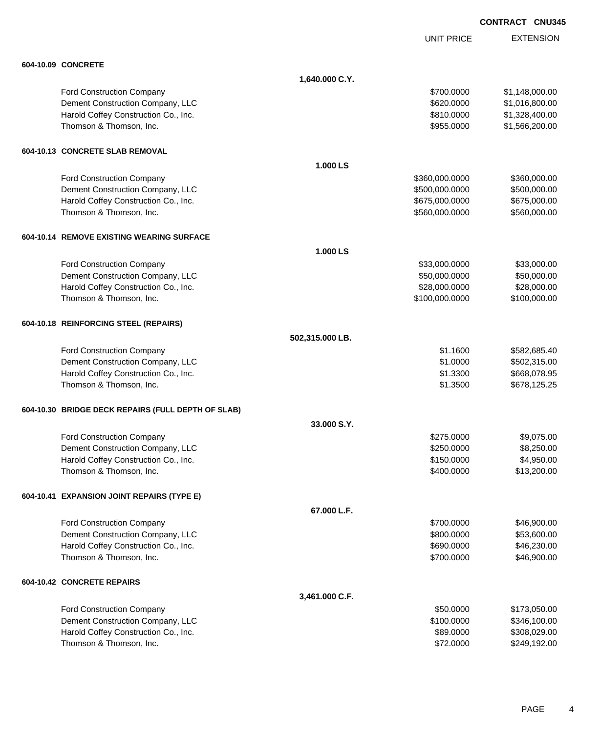**CONTRACT CNU345**

| | | UNIT PRICE | EXTENSION |
|---|---|---|---|
| **604-10.09 CONCRETE** | | | |
| | **1,640.000 C.Y.** | | |
| Ford Construction Company | | $700.0000 | $1,148,000.00 |
| Dement Construction Company, LLC | | $620.0000 | $1,016,800.00 |
| Harold Coffey Construction Co., Inc. | | $810.0000 | $1,328,400.00 |
| Thomson & Thomson, Inc. | | $955.0000 | $1,566,200.00 |
| **604-10.13 CONCRETE SLAB REMOVAL** | | | |
| | **1.000 LS** | | |
| Ford Construction Company | | $360,000.0000 | $360,000.00 |
| Dement Construction Company, LLC | | $500,000.0000 | $500,000.00 |
| Harold Coffey Construction Co., Inc. | | $675,000.0000 | $675,000.00 |
| Thomson & Thomson, Inc. | | $560,000.0000 | $560,000.00 |
| **604-10.14 REMOVE EXISTING WEARING SURFACE** | | | |
| | **1.000 LS** | | |
| Ford Construction Company | | $33,000.0000 | $33,000.00 |
| Dement Construction Company, LLC | | $50,000.0000 | $50,000.00 |
| Harold Coffey Construction Co., Inc. | | $28,000.0000 | $28,000.00 |
| Thomson & Thomson, Inc. | | $100,000.0000 | $100,000.00 |
| **604-10.18 REINFORCING STEEL (REPAIRS)** | | | |
| | **502,315.000 LB.** | | |
| Ford Construction Company | | $1.1600 | $582,685.40 |
| Dement Construction Company, LLC | | $1.0000 | $502,315.00 |
| Harold Coffey Construction Co., Inc. | | $1.3300 | $668,078.95 |
| Thomson & Thomson, Inc. | | $1.3500 | $678,125.25 |
| **604-10.30 BRIDGE DECK REPAIRS (FULL DEPTH OF SLAB)** | | | |
| | **33.000 S.Y.** | | |
| Ford Construction Company | | $275.0000 | $9,075.00 |
| Dement Construction Company, LLC | | $250.0000 | $8,250.00 |
| Harold Coffey Construction Co., Inc. | | $150.0000 | $4,950.00 |
| Thomson & Thomson, Inc. | | $400.0000 | $13,200.00 |
| **604-10.41 EXPANSION JOINT REPAIRS (TYPE E)** | | | |
| | **67.000 L.F.** | | |
| Ford Construction Company | | $700.0000 | $46,900.00 |
| Dement Construction Company, LLC | | $800.0000 | $53,600.00 |
| Harold Coffey Construction Co., Inc. | | $690.0000 | $46,230.00 |
| Thomson & Thomson, Inc. | | $700.0000 | $46,900.00 |
| **604-10.42 CONCRETE REPAIRS** | | | |
| | **3,461.000 C.F.** | | |
| Ford Construction Company | | $50.0000 | $173,050.00 |
| Dement Construction Company, LLC | | $100.0000 | $346,100.00 |
| Harold Coffey Construction Co., Inc. | | $89.0000 | $308,029.00 |
| Thomson & Thomson, Inc. | | $72.0000 | $249,192.00 |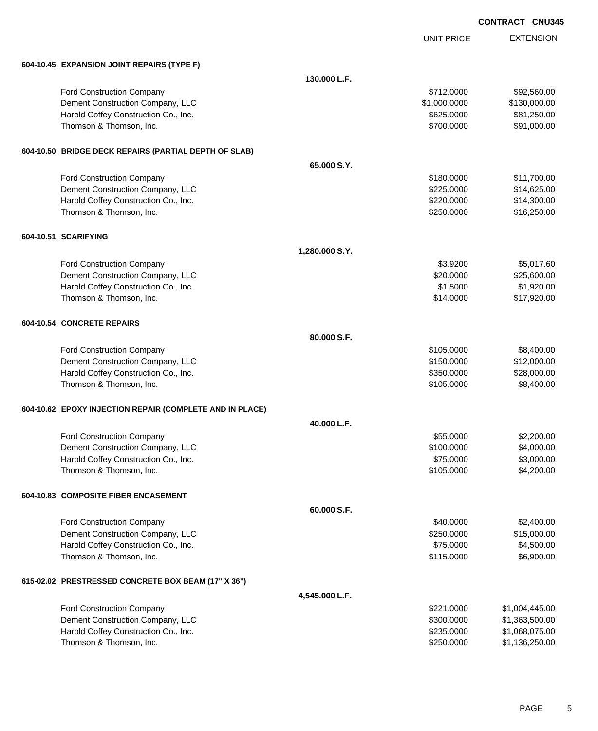**CONTRACT CNU345**

| | | UNIT PRICE | EXTENSION |
|---|---|---|---|
| **604-10.45 EXPANSION JOINT REPAIRS (TYPE F)** | | | |
| | **130.000 L.F.** | | |
| Ford Construction Company | | $712.0000 | $92,560.00 |
| Dement Construction Company, LLC | | $1,000.0000 | $130,000.00 |
| Harold Coffey Construction Co., Inc. | | $625.0000 | $81,250.00 |
| Thomson & Thomson, Inc. | | $700.0000 | $91,000.00 |
| **604-10.50 BRIDGE DECK REPAIRS (PARTIAL DEPTH OF SLAB)** | | | |
| | **65.000 S.Y.** | | |
| Ford Construction Company | | $180.0000 | $11,700.00 |
| Dement Construction Company, LLC | | $225.0000 | $14,625.00 |
| Harold Coffey Construction Co., Inc. | | $220.0000 | $14,300.00 |
| Thomson & Thomson, Inc. | | $250.0000 | $16,250.00 |
| **604-10.51 SCARIFYING** | | | |
| | **1,280.000 S.Y.** | | |
| Ford Construction Company | | $3.9200 | $5,017.60 |
| Dement Construction Company, LLC | | $20.0000 | $25,600.00 |
| Harold Coffey Construction Co., Inc. | | $1.5000 | $1,920.00 |
| Thomson & Thomson, Inc. | | $14.0000 | $17,920.00 |
| **604-10.54 CONCRETE REPAIRS** | | | |
| | **80.000 S.F.** | | |
| Ford Construction Company | | $105.0000 | $8,400.00 |
| Dement Construction Company, LLC | | $150.0000 | $12,000.00 |
| Harold Coffey Construction Co., Inc. | | $350.0000 | $28,000.00 |
| Thomson & Thomson, Inc. | | $105.0000 | $8,400.00 |
| **604-10.62 EPOXY INJECTION REPAIR (COMPLETE AND IN PLACE)** | | | |
| | **40.000 L.F.** | | |
| Ford Construction Company | | $55.0000 | $2,200.00 |
| Dement Construction Company, LLC | | $100.0000 | $4,000.00 |
| Harold Coffey Construction Co., Inc. | | $75.0000 | $3,000.00 |
| Thomson & Thomson, Inc. | | $105.0000 | $4,200.00 |
| **604-10.83 COMPOSITE FIBER ENCASEMENT** | | | |
| | **60.000 S.F.** | | |
| Ford Construction Company | | $40.0000 | $2,400.00 |
| Dement Construction Company, LLC | | $250.0000 | $15,000.00 |
| Harold Coffey Construction Co., Inc. | | $75.0000 | $4,500.00 |
| Thomson & Thomson, Inc. | | $115.0000 | $6,900.00 |
| **615-02.02 PRESTRESSED CONCRETE BOX BEAM (17" X 36")** | | | |
| | **4,545.000 L.F.** | | |
| Ford Construction Company | | $221.0000 | $1,004,445.00 |
| Dement Construction Company, LLC | | $300.0000 | $1,363,500.00 |
| Harold Coffey Construction Co., Inc. | | $235.0000 | $1,068,075.00 |
| Thomson & Thomson, Inc. | | $250.0000 | $1,136,250.00 |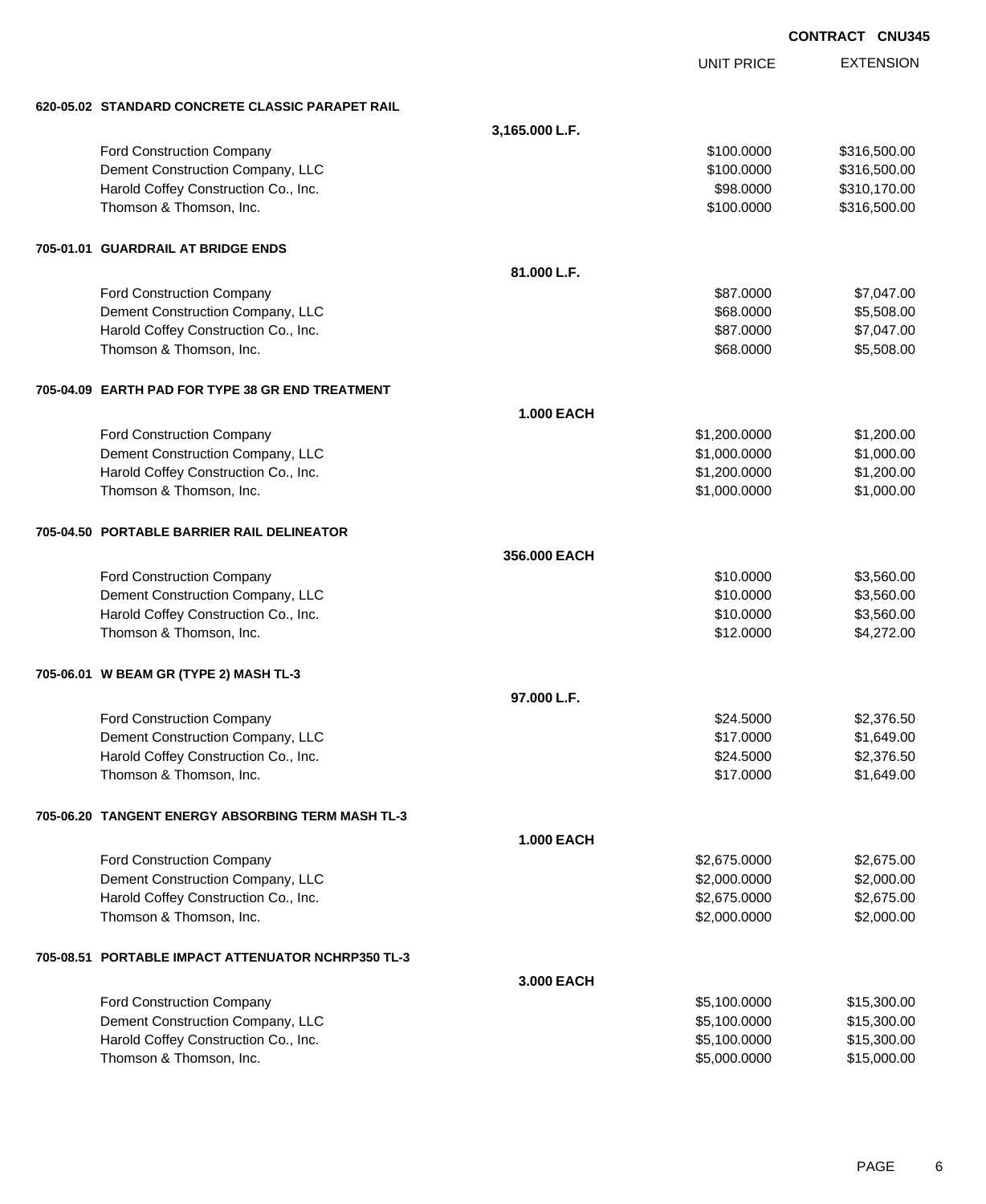**CONTRACT CNU345**

| | | UNIT PRICE | EXTENSION |
|---|---|---|---|
| **620-05.02 STANDARD CONCRETE CLASSIC PARAPET RAIL** | | | |
| | **3,165.000 L.F.** | | |
| Ford Construction Company | | $100.0000 | $316,500.00 |
| Dement Construction Company, LLC | | $100.0000 | $316,500.00 |
| Harold Coffey Construction Co., Inc. | | $98.0000 | $310,170.00 |
| Thomson & Thomson, Inc. | | $100.0000 | $316,500.00 |
| **705-01.01 GUARDRAIL AT BRIDGE ENDS** | | | |
| | **81.000 L.F.** | | |
| Ford Construction Company | | $87.0000 | $7,047.00 |
| Dement Construction Company, LLC | | $68.0000 | $5,508.00 |
| Harold Coffey Construction Co., Inc. | | $87.0000 | $7,047.00 |
| Thomson & Thomson, Inc. | | $68.0000 | $5,508.00 |
| **705-04.09 EARTH PAD FOR TYPE 38 GR END TREATMENT** | | | |
| | **1.000 EACH** | | |
| Ford Construction Company | | $1,200.0000 | $1,200.00 |
| Dement Construction Company, LLC | | $1,000.0000 | $1,000.00 |
| Harold Coffey Construction Co., Inc. | | $1,200.0000 | $1,200.00 |
| Thomson & Thomson, Inc. | | $1,000.0000 | $1,000.00 |
| **705-04.50 PORTABLE BARRIER RAIL DELINEATOR** | | | |
| | **356.000 EACH** | | |
| Ford Construction Company | | $10.0000 | $3,560.00 |
| Dement Construction Company, LLC | | $10.0000 | $3,560.00 |
| Harold Coffey Construction Co., Inc. | | $10.0000 | $3,560.00 |
| Thomson & Thomson, Inc. | | $12.0000 | $4,272.00 |
| **705-06.01 W BEAM GR (TYPE 2) MASH TL-3** | | | |
| | **97.000 L.F.** | | |
| Ford Construction Company | | $24.5000 | $2,376.50 |
| Dement Construction Company, LLC | | $17.0000 | $1,649.00 |
| Harold Coffey Construction Co., Inc. | | $24.5000 | $2,376.50 |
| Thomson & Thomson, Inc. | | $17.0000 | $1,649.00 |
| **705-06.20 TANGENT ENERGY ABSORBING TERM MASH TL-3** | | | |
| | **1.000 EACH** | | |
| Ford Construction Company | | $2,675.0000 | $2,675.00 |
| Dement Construction Company, LLC | | $2,000.0000 | $2,000.00 |
| Harold Coffey Construction Co., Inc. | | $2,675.0000 | $2,675.00 |
| Thomson & Thomson, Inc. | | $2,000.0000 | $2,000.00 |
| **705-08.51 PORTABLE IMPACT ATTENUATOR NCHRP350 TL-3** | | | |
| | **3.000 EACH** | | |
| Ford Construction Company | | $5,100.0000 | $15,300.00 |
| Dement Construction Company, LLC | | $5,100.0000 | $15,300.00 |
| Harold Coffey Construction Co., Inc. | | $5,100.0000 | $15,300.00 |
| Thomson & Thomson, Inc. | | $5,000.0000 | $15,000.00 |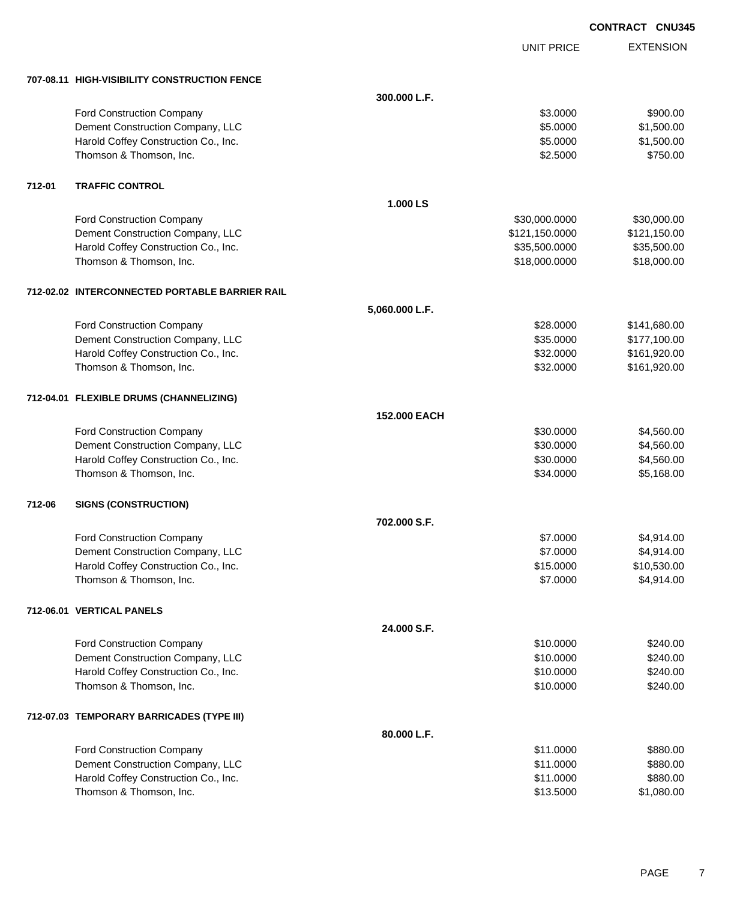**CONTRACT CNU345**

| | | UNIT PRICE | EXTENSION |
|---|---|---|---|
| **707-08.11 HIGH-VISIBILITY CONSTRUCTION FENCE** | | | |
| | **300.000 L.F.** | | |
| Ford Construction Company | | $3.0000 | $900.00 |
| Dement Construction Company, LLC | | $5.0000 | $1,500.00 |
| Harold Coffey Construction Co., Inc. | | $5.0000 | $1,500.00 |
| Thomson & Thomson, Inc. | | $2.5000 | $750.00 |
| **712-01 TRAFFIC CONTROL** | | | |
| | **1.000 LS** | | |
| Ford Construction Company | | $30,000.0000 | $30,000.00 |
| Dement Construction Company, LLC | | $121,150.0000 | $121,150.00 |
| Harold Coffey Construction Co., Inc. | | $35,500.0000 | $35,500.00 |
| Thomson & Thomson, Inc. | | $18,000.0000 | $18,000.00 |
| **712-02.02 INTERCONNECTED PORTABLE BARRIER RAIL** | | | |
| | **5,060.000 L.F.** | | |
| Ford Construction Company | | $28.0000 | $141,680.00 |
| Dement Construction Company, LLC | | $35.0000 | $177,100.00 |
| Harold Coffey Construction Co., Inc. | | $32.0000 | $161,920.00 |
| Thomson & Thomson, Inc. | | $32.0000 | $161,920.00 |
| **712-04.01 FLEXIBLE DRUMS (CHANNELIZING)** | | | |
| | **152.000 EACH** | | |
| Ford Construction Company | | $30.0000 | $4,560.00 |
| Dement Construction Company, LLC | | $30.0000 | $4,560.00 |
| Harold Coffey Construction Co., Inc. | | $30.0000 | $4,560.00 |
| Thomson & Thomson, Inc. | | $34.0000 | $5,168.00 |
| **712-06 SIGNS (CONSTRUCTION)** | | | |
| | **702.000 S.F.** | | |
| Ford Construction Company | | $7.0000 | $4,914.00 |
| Dement Construction Company, LLC | | $7.0000 | $4,914.00 |
| Harold Coffey Construction Co., Inc. | | $15.0000 | $10,530.00 |
| Thomson & Thomson, Inc. | | $7.0000 | $4,914.00 |
| **712-06.01 VERTICAL PANELS** | | | |
| | **24.000 S.F.** | | |
| Ford Construction Company | | $10.0000 | $240.00 |
| Dement Construction Company, LLC | | $10.0000 | $240.00 |
| Harold Coffey Construction Co., Inc. | | $10.0000 | $240.00 |
| Thomson & Thomson, Inc. | | $10.0000 | $240.00 |
| **712-07.03 TEMPORARY BARRICADES (TYPE III)** | | | |
| | **80.000 L.F.** | | |
| Ford Construction Company | | $11.0000 | $880.00 |
| Dement Construction Company, LLC | | $11.0000 | $880.00 |
| Harold Coffey Construction Co., Inc. | | $11.0000 | $880.00 |
| Thomson & Thomson, Inc. | | $13.5000 | $1,080.00 |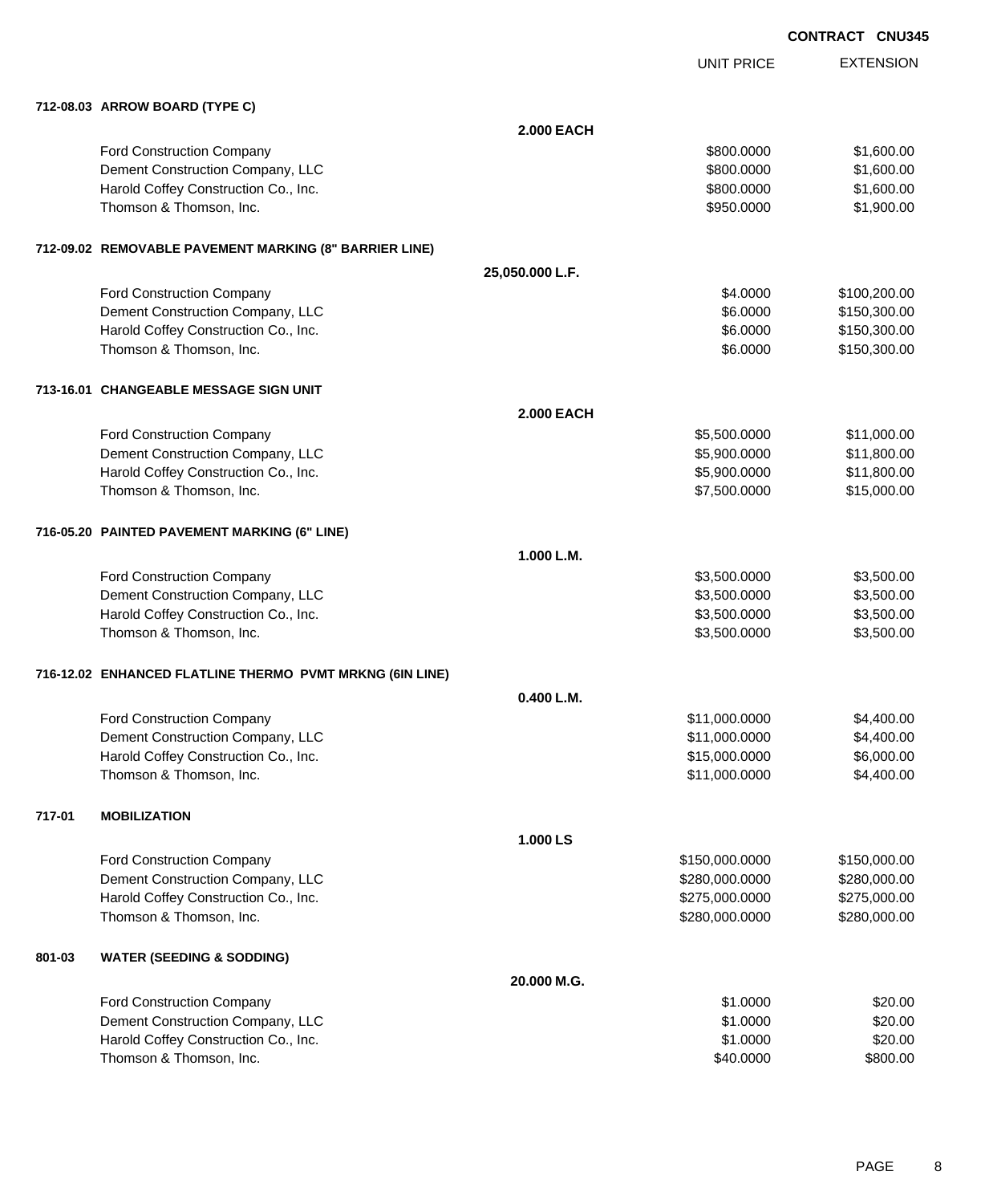**CONTRACT CNU345**

| | | UNIT PRICE | EXTENSION |
|---|---|---|---|
| **712-08.03 ARROW BOARD (TYPE C)** | | | |
| | **2.000 EACH** | | |
| Ford Construction Company | | $800.0000 | $1,600.00 |
| Dement Construction Company, LLC | | $800.0000 | $1,600.00 |
| Harold Coffey Construction Co., Inc. | | $800.0000 | $1,600.00 |
| Thomson & Thomson, Inc. | | $950.0000 | $1,900.00 |
| **712-09.02 REMOVABLE PAVEMENT MARKING (8" BARRIER LINE)** | | | |
| | **25,050.000 L.F.** | | |
| Ford Construction Company | | $4.0000 | $100,200.00 |
| Dement Construction Company, LLC | | $6.0000 | $150,300.00 |
| Harold Coffey Construction Co., Inc. | | $6.0000 | $150,300.00 |
| Thomson & Thomson, Inc. | | $6.0000 | $150,300.00 |
| **713-16.01 CHANGEABLE MESSAGE SIGN UNIT** | | | |
| | **2.000 EACH** | | |
| Ford Construction Company | | $5,500.0000 | $11,000.00 |
| Dement Construction Company, LLC | | $5,900.0000 | $11,800.00 |
| Harold Coffey Construction Co., Inc. | | $5,900.0000 | $11,800.00 |
| Thomson & Thomson, Inc. | | $7,500.0000 | $15,000.00 |
| **716-05.20 PAINTED PAVEMENT MARKING (6" LINE)** | | | |
| | **1.000 L.M.** | | |
| Ford Construction Company | | $3,500.0000 | $3,500.00 |
| Dement Construction Company, LLC | | $3,500.0000 | $3,500.00 |
| Harold Coffey Construction Co., Inc. | | $3,500.0000 | $3,500.00 |
| Thomson & Thomson, Inc. | | $3,500.0000 | $3,500.00 |
| **716-12.02 ENHANCED FLATLINE THERMO PVMT MRKNG (6IN LINE)** | | | |
| | **0.400 L.M.** | | |
| Ford Construction Company | | $11,000.0000 | $4,400.00 |
| Dement Construction Company, LLC | | $11,000.0000 | $4,400.00 |
| Harold Coffey Construction Co., Inc. | | $15,000.0000 | $6,000.00 |
| Thomson & Thomson, Inc. | | $11,000.0000 | $4,400.00 |
| **717-01 MOBILIZATION** | | | |
| | **1.000 LS** | | |
| Ford Construction Company | | $150,000.0000 | $150,000.00 |
| Dement Construction Company, LLC | | $280,000.0000 | $280,000.00 |
| Harold Coffey Construction Co., Inc. | | $275,000.0000 | $275,000.00 |
| Thomson & Thomson, Inc. | | $280,000.0000 | $280,000.00 |
| **801-03 WATER (SEEDING & SODDING)** | | | |
| | **20.000 M.G.** | | |
| Ford Construction Company | | $1.0000 | $20.00 |
| Dement Construction Company, LLC | | $1.0000 | $20.00 |
| Harold Coffey Construction Co., Inc. | | $1.0000 | $20.00 |
| Thomson & Thomson, Inc. | | $40.0000 | $800.00 |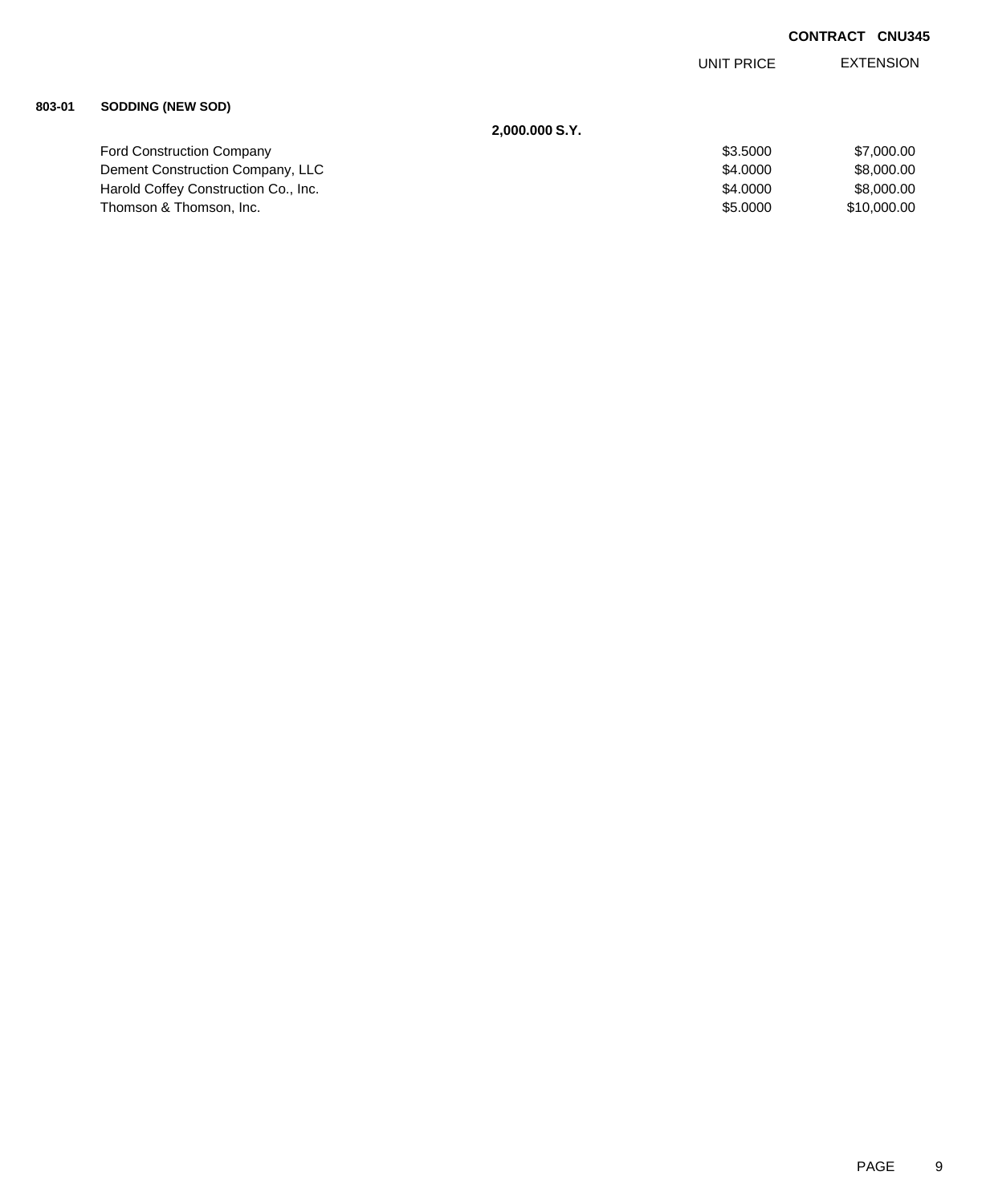**CONTRACT CNU345**

| | | UNIT PRICE | EXTENSION |
|---|---|---|---|
| **803-01** | **SODDING (NEW SOD)** | | |
| | **2,000.000 S.Y.** | | |
| | Ford Construction Company | $3.5000 | $7,000.00 |
| | Dement Construction Company, LLC | $4.0000 | $8,000.00 |
| | Harold Coffey Construction Co., Inc. | $4.0000 | $8,000.00 |
| | Thomson & Thomson, Inc. | $5.0000 | $10,000.00 |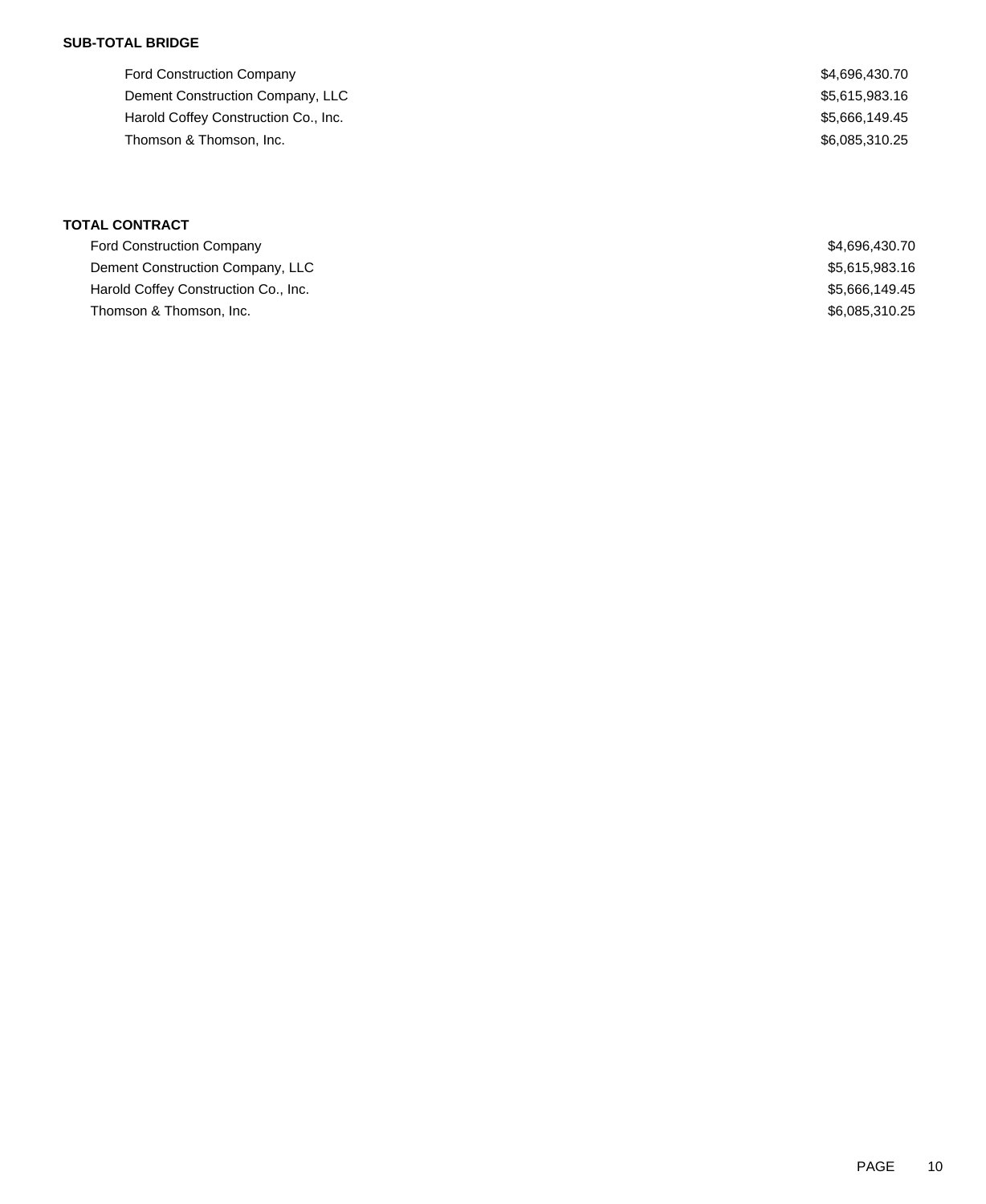**SUB-TOTAL BRIDGE**

| | |
|---|---|
| Ford Construction Company | $4,696,430.70 |
| Dement Construction Company, LLC | $5,615,983.16 |
| Harold Coffey Construction Co., Inc. | $5,666,149.45 |
| Thomson & Thomson, Inc. | $6,085,310.25 |

**TOTAL CONTRACT**

| | |
|---|---|
| Ford Construction Company | $4,696,430.70 |
| Dement Construction Company, LLC | $5,615,983.16 |
| Harold Coffey Construction Co., Inc. | $5,666,149.45 |
| Thomson & Thomson, Inc. | $6,085,310.25 |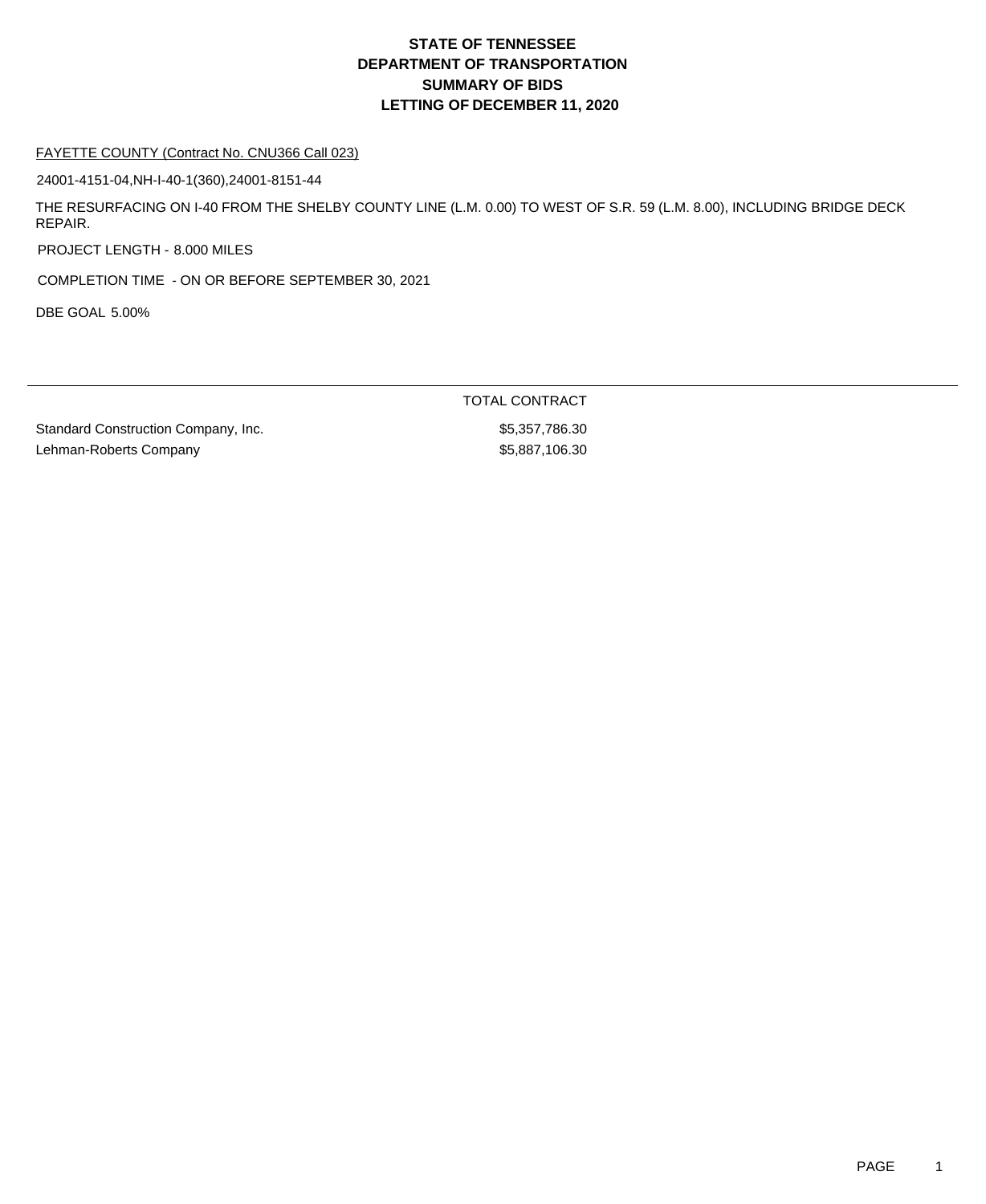# STATE OF TENNESSEE
# DEPARTMENT OF TRANSPORTATION
# SUMMARY OF BIDS
# LETTING OF DECEMBER 11, 2020

FAYETTE COUNTY (Contract No. CNU366 Call 023)

24001-4151-04,NH-I-40-1(360),24001-8151-44

THE RESURFACING ON I-40 FROM THE SHELBY COUNTY LINE (L.M. 0.00) TO WEST OF S.R. 59 (L.M. 8.00), INCLUDING BRIDGE DECK REPAIR.

PROJECT LENGTH - 8.000 MILES

COMPLETION TIME - ON OR BEFORE SEPTEMBER 30, 2021

DBE GOAL 5.00%

| | TOTAL CONTRACT |
|---|---|
| Standard Construction Company, Inc. | $5,357,786.30 |
| Lehman-Roberts Company | $5,887,106.30 |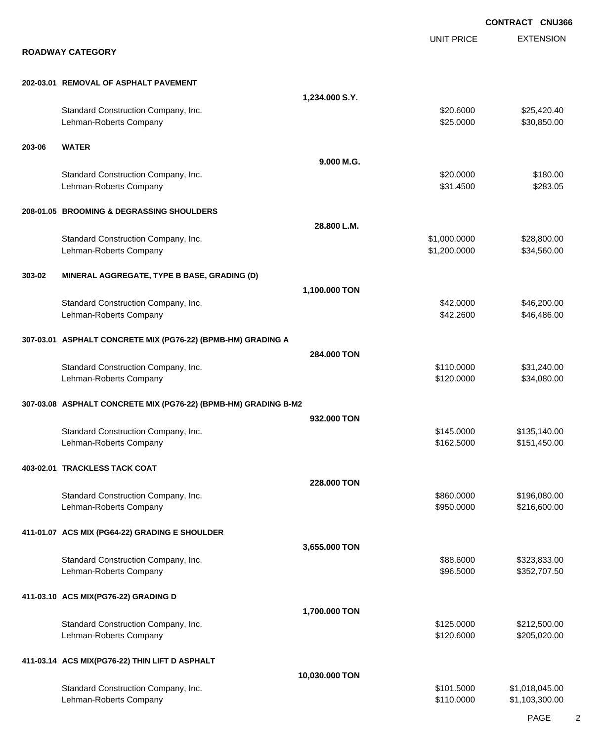**CONTRACT CNU366**

## ROADWAY CATEGORY

| | | | UNIT PRICE | EXTENSION |
|---|---|---|---|---|
| **202-03.01** | **REMOVAL OF ASPHALT PAVEMENT** | | | |
| | | **1,234.000 S.Y.** | | |
| | Standard Construction Company, Inc. | | $20.6000 | $25,420.40 |
| | Lehman-Roberts Company | | $25.0000 | $30,850.00 |
| **203-06** | **WATER** | | | |
| | | **9.000 M.G.** | | |
| | Standard Construction Company, Inc. | | $20.0000 | $180.00 |
| | Lehman-Roberts Company | | $31.4500 | $283.05 |
| **208-01.05** | **BROOMING & DEGRASSING SHOULDERS** | | | |
| | | **28.800 L.M.** | | |
| | Standard Construction Company, Inc. | | $1,000.0000 | $28,800.00 |
| | Lehman-Roberts Company | | $1,200.0000 | $34,560.00 |
| **303-02** | **MINERAL AGGREGATE, TYPE B BASE, GRADING (D)** | | | |
| | | **1,100.000 TON** | | |
| | Standard Construction Company, Inc. | | $42.0000 | $46,200.00 |
| | Lehman-Roberts Company | | $42.2600 | $46,486.00 |
| **307-03.01** | **ASPHALT CONCRETE MIX (PG76-22) (BPMB-HM) GRADING A** | | | |
| | | **284.000 TON** | | |
| | Standard Construction Company, Inc. | | $110.0000 | $31,240.00 |
| | Lehman-Roberts Company | | $120.0000 | $34,080.00 |
| **307-03.08** | **ASPHALT CONCRETE MIX (PG76-22) (BPMB-HM) GRADING B-M2** | | | |
| | | **932.000 TON** | | |
| | Standard Construction Company, Inc. | | $145.0000 | $135,140.00 |
| | Lehman-Roberts Company | | $162.5000 | $151,450.00 |
| **403-02.01** | **TRACKLESS TACK COAT** | | | |
| | | **228.000 TON** | | |
| | Standard Construction Company, Inc. | | $860.0000 | $196,080.00 |
| | Lehman-Roberts Company | | $950.0000 | $216,600.00 |
| **411-01.07** | **ACS MIX (PG64-22) GRADING E SHOULDER** | | | |
| | | **3,655.000 TON** | | |
| | Standard Construction Company, Inc. | | $88.6000 | $323,833.00 |
| | Lehman-Roberts Company | | $96.5000 | $352,707.50 |
| **411-03.10** | **ACS MIX(PG76-22) GRADING D** | | | |
| | | **1,700.000 TON** | | |
| | Standard Construction Company, Inc. | | $125.0000 | $212,500.00 |
| | Lehman-Roberts Company | | $120.6000 | $205,020.00 |
| **411-03.14** | **ACS MIX(PG76-22) THIN LIFT D ASPHALT** | | | |
| | | **10,030.000 TON** | | |
| | Standard Construction Company, Inc. | | $101.5000 | $1,018,045.00 |
| | Lehman-Roberts Company | | $110.0000 | $1,103,300.00 |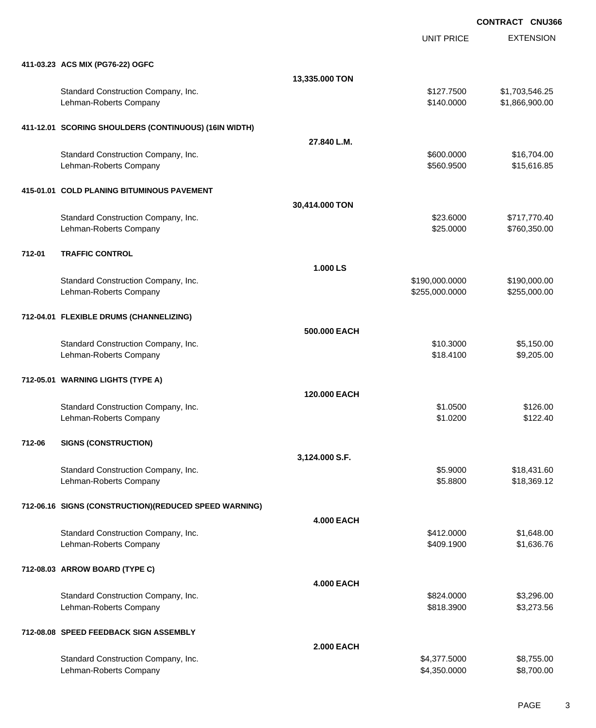**CONTRACT CNU366**

| | | UNIT PRICE | EXTENSION |
|---|---|---|---|
| **411-03.23 ACS MIX (PG76-22) OGFC** | | | |
| | **13,335.000 TON** | | |
| Standard Construction Company, Inc. | | $127.7500 | $1,703,546.25 |
| Lehman-Roberts Company | | $140.0000 | $1,866,900.00 |
| **411-12.01 SCORING SHOULDERS (CONTINUOUS) (16IN WIDTH)** | | | |
| | **27.840 L.M.** | | |
| Standard Construction Company, Inc. | | $600.0000 | $16,704.00 |
| Lehman-Roberts Company | | $560.9500 | $15,616.85 |
| **415-01.01 COLD PLANING BITUMINOUS PAVEMENT** | | | |
| | **30,414.000 TON** | | |
| Standard Construction Company, Inc. | | $23.6000 | $717,770.40 |
| Lehman-Roberts Company | | $25.0000 | $760,350.00 |
| **712-01 TRAFFIC CONTROL** | | | |
| | **1.000 LS** | | |
| Standard Construction Company, Inc. | | $190,000.0000 | $190,000.00 |
| Lehman-Roberts Company | | $255,000.0000 | $255,000.00 |
| **712-04.01 FLEXIBLE DRUMS (CHANNELIZING)** | | | |
| | **500.000 EACH** | | |
| Standard Construction Company, Inc. | | $10.3000 | $5,150.00 |
| Lehman-Roberts Company | | $18.4100 | $9,205.00 |
| **712-05.01 WARNING LIGHTS (TYPE A)** | | | |
| | **120.000 EACH** | | |
| Standard Construction Company, Inc. | | $1.0500 | $126.00 |
| Lehman-Roberts Company | | $1.0200 | $122.40 |
| **712-06 SIGNS (CONSTRUCTION)** | | | |
| | **3,124.000 S.F.** | | |
| Standard Construction Company, Inc. | | $5.9000 | $18,431.60 |
| Lehman-Roberts Company | | $5.8800 | $18,369.12 |
| **712-06.16 SIGNS (CONSTRUCTION)(REDUCED SPEED WARNING)** | | | |
| | **4.000 EACH** | | |
| Standard Construction Company, Inc. | | $412.0000 | $1,648.00 |
| Lehman-Roberts Company | | $409.1900 | $1,636.76 |
| **712-08.03 ARROW BOARD (TYPE C)** | | | |
| | **4.000 EACH** | | |
| Standard Construction Company, Inc. | | $824.0000 | $3,296.00 |
| Lehman-Roberts Company | | $818.3900 | $3,273.56 |
| **712-08.08 SPEED FEEDBACK SIGN ASSEMBLY** | | | |
| | **2.000 EACH** | | |
| Standard Construction Company, Inc. | | $4,377.5000 | $8,755.00 |
| Lehman-Roberts Company | | $4,350.0000 | $8,700.00 |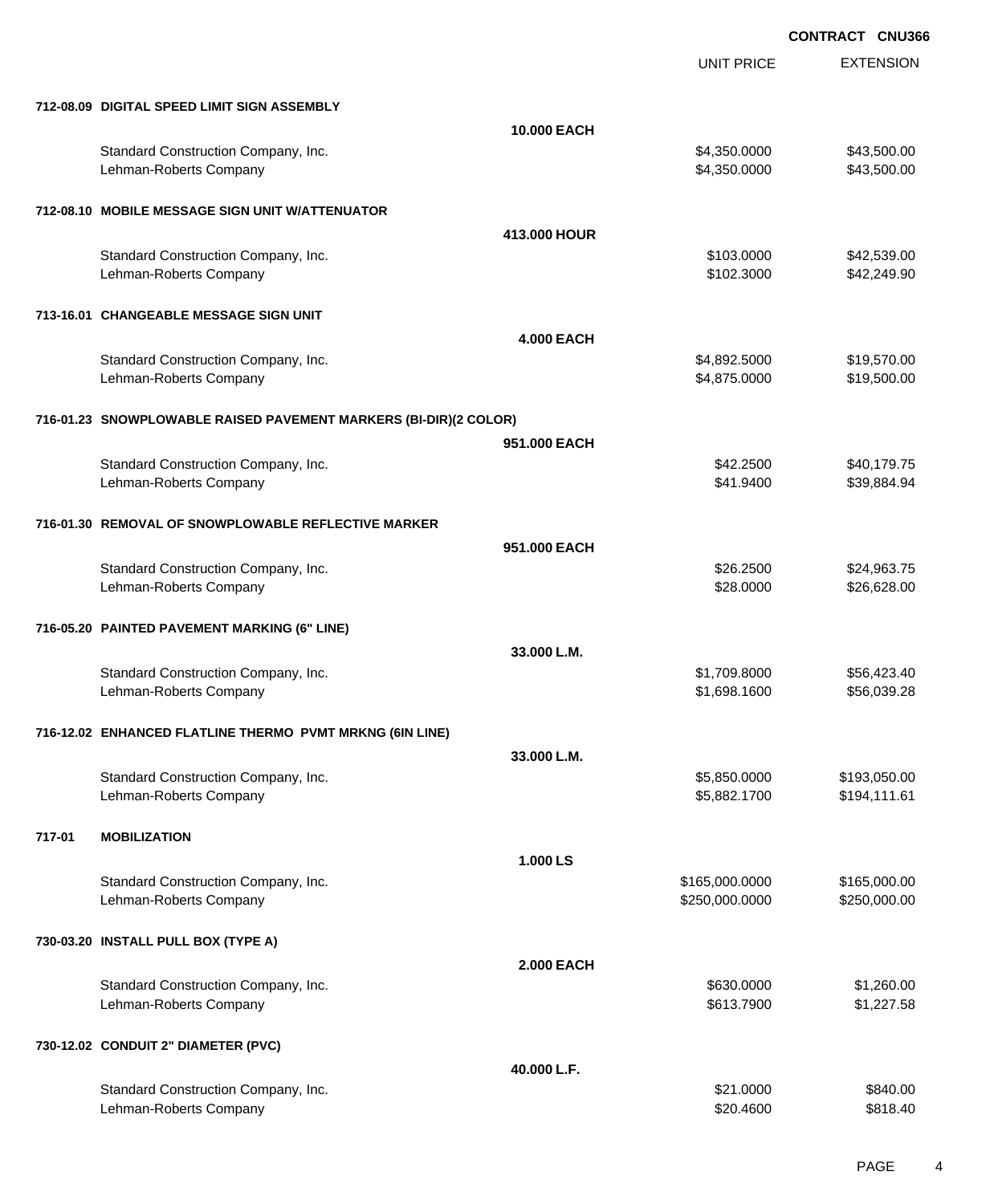CONTRACT CNU366

| | | | UNIT PRICE | EXTENSION |
|---|---|---|---|---|
| **712-08.09** | **DIGITAL SPEED LIMIT SIGN ASSEMBLY** | | | |
| | | **10.000 EACH** | | |
| | Standard Construction Company, Inc. | | $4,350.0000 | $43,500.00 |
| | Lehman-Roberts Company | | $4,350.0000 | $43,500.00 |
| **712-08.10** | **MOBILE MESSAGE SIGN UNIT W/ATTENUATOR** | | | |
| | | **413.000 HOUR** | | |
| | Standard Construction Company, Inc. | | $103.0000 | $42,539.00 |
| | Lehman-Roberts Company | | $102.3000 | $42,249.90 |
| **713-16.01** | **CHANGEABLE MESSAGE SIGN UNIT** | | | |
| | | **4.000 EACH** | | |
| | Standard Construction Company, Inc. | | $4,892.5000 | $19,570.00 |
| | Lehman-Roberts Company | | $4,875.0000 | $19,500.00 |
| **716-01.23** | **SNOWPLOWABLE RAISED PAVEMENT MARKERS (BI-DIR)(2 COLOR)** | | | |
| | | **951.000 EACH** | | |
| | Standard Construction Company, Inc. | | $42.2500 | $40,179.75 |
| | Lehman-Roberts Company | | $41.9400 | $39,884.94 |
| **716-01.30** | **REMOVAL OF SNOWPLOWABLE REFLECTIVE MARKER** | | | |
| | | **951.000 EACH** | | |
| | Standard Construction Company, Inc. | | $26.2500 | $24,963.75 |
| | Lehman-Roberts Company | | $28.0000 | $26,628.00 |
| **716-05.20** | **PAINTED PAVEMENT MARKING (6" LINE)** | | | |
| | | **33.000 L.M.** | | |
| | Standard Construction Company, Inc. | | $1,709.8000 | $56,423.40 |
| | Lehman-Roberts Company | | $1,698.1600 | $56,039.28 |
| **716-12.02** | **ENHANCED FLATLINE THERMO PVMT MRKNG (6IN LINE)** | | | |
| | | **33.000 L.M.** | | |
| | Standard Construction Company, Inc. | | $5,850.0000 | $193,050.00 |
| | Lehman-Roberts Company | | $5,882.1700 | $194,111.61 |
| **717-01** | **MOBILIZATION** | | | |
| | | **1.000 LS** | | |
| | Standard Construction Company, Inc. | | $165,000.0000 | $165,000.00 |
| | Lehman-Roberts Company | | $250,000.0000 | $250,000.00 |
| **730-03.20** | **INSTALL PULL BOX (TYPE A)** | | | |
| | | **2.000 EACH** | | |
| | Standard Construction Company, Inc. | | $630.0000 | $1,260.00 |
| | Lehman-Roberts Company | | $613.7900 | $1,227.58 |
| **730-12.02** | **CONDUIT 2" DIAMETER (PVC)** | | | |
| | | **40.000 L.F.** | | |
| | Standard Construction Company, Inc. | | $21.0000 | $840.00 |
| | Lehman-Roberts Company | | $20.4600 | $818.40 |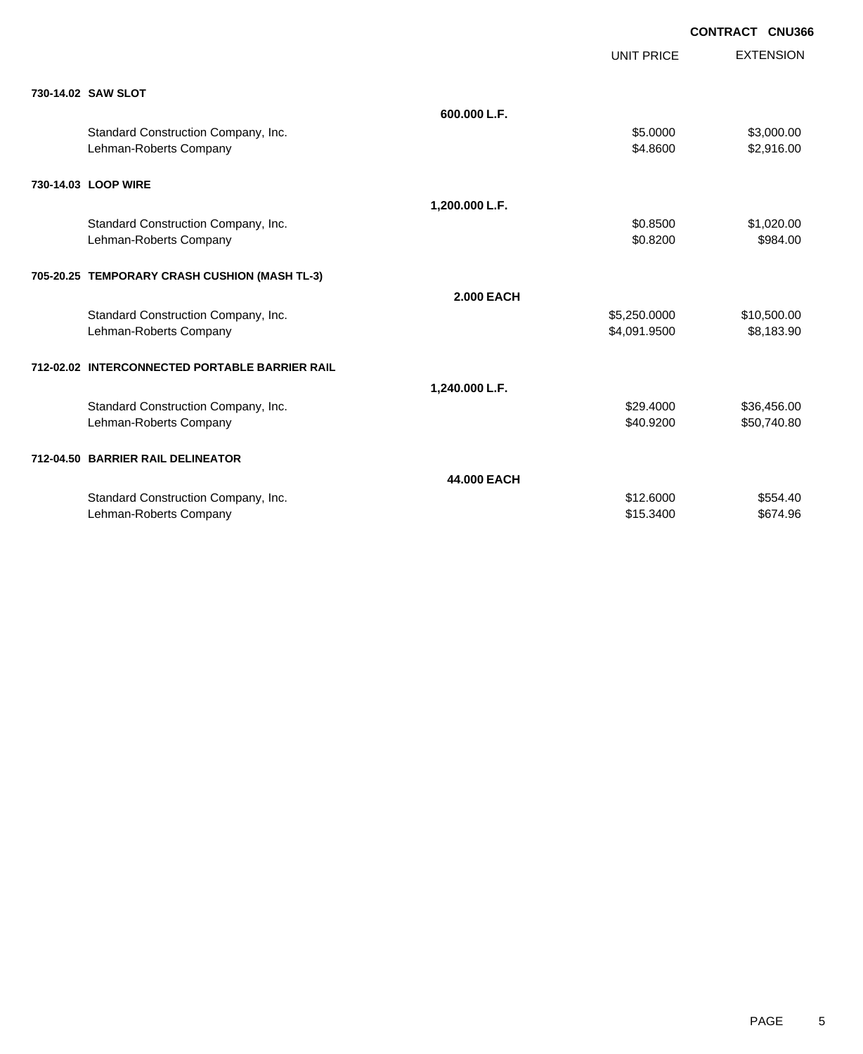CONTRACT CNU366

| | | UNIT PRICE | EXTENSION |
|---|---|---|---|
| **730-14.02 SAW SLOT** | | | |
| | **600.000 L.F.** | | |
| Standard Construction Company, Inc. | | $5.0000 | $3,000.00 |
| Lehman-Roberts Company | | $4.8600 | $2,916.00 |
| **730-14.03 LOOP WIRE** | | | |
| | **1,200.000 L.F.** | | |
| Standard Construction Company, Inc. | | $0.8500 | $1,020.00 |
| Lehman-Roberts Company | | $0.8200 | $984.00 |
| **705-20.25 TEMPORARY CRASH CUSHION (MASH TL-3)** | | | |
| | **2.000 EACH** | | |
| Standard Construction Company, Inc. | | $5,250.0000 | $10,500.00 |
| Lehman-Roberts Company | | $4,091.9500 | $8,183.90 |
| **712-02.02 INTERCONNECTED PORTABLE BARRIER RAIL** | | | |
| | **1,240.000 L.F.** | | |
| Standard Construction Company, Inc. | | $29.4000 | $36,456.00 |
| Lehman-Roberts Company | | $40.9200 | $50,740.80 |
| **712-04.50 BARRIER RAIL DELINEATOR** | | | |
| | **44.000 EACH** | | |
| Standard Construction Company, Inc. | | $12.6000 | $554.40 |
| Lehman-Roberts Company | | $15.3400 | $674.96 |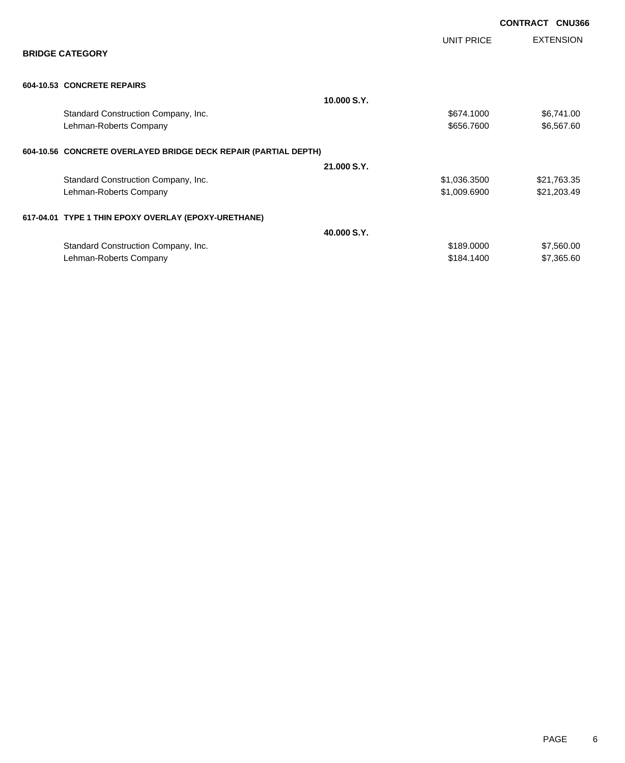**CONTRACT CNU366**

## BRIDGE CATEGORY

| | | UNIT PRICE | EXTENSION |
|---|---|---|---|
| **604-10.53 CONCRETE REPAIRS** | | | |
| | **10.000 S.Y.** | | |
| Standard Construction Company, Inc. | | $674.1000 | $6,741.00 |
| Lehman-Roberts Company | | $656.7600 | $6,567.60 |
| **604-10.56 CONCRETE OVERLAYED BRIDGE DECK REPAIR (PARTIAL DEPTH)** | | | |
| | **21.000 S.Y.** | | |
| Standard Construction Company, Inc. | | $1,036.3500 | $21,763.35 |
| Lehman-Roberts Company | | $1,009.6900 | $21,203.49 |
| **617-04.01 TYPE 1 THIN EPOXY OVERLAY (EPOXY-URETHANE)** | | | |
| | **40.000 S.Y.** | | |
| Standard Construction Company, Inc. | | $189.0000 | $7,560.00 |
| Lehman-Roberts Company | | $184.1400 | $7,365.60 |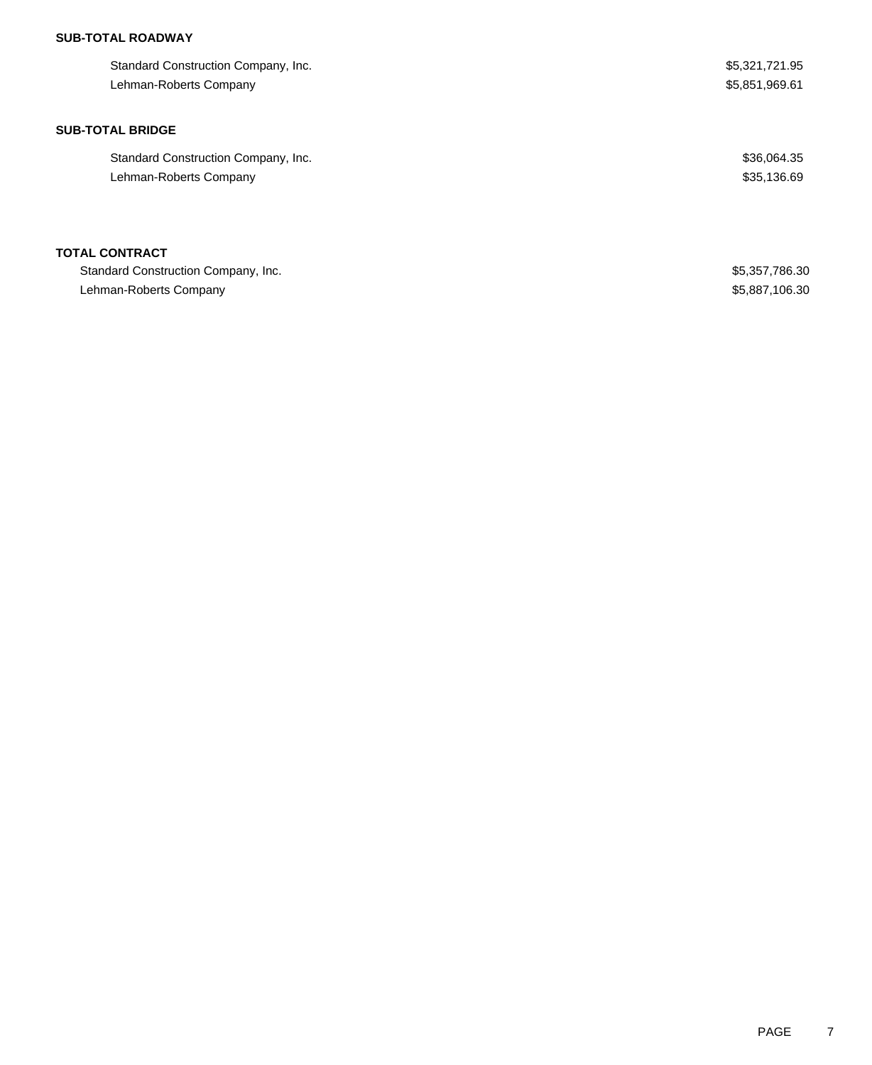**SUB-TOTAL ROADWAY**

| | |
|---|---|
| Standard Construction Company, Inc. | $5,321,721.95 |
| Lehman-Roberts Company | $5,851,969.61 |

**SUB-TOTAL BRIDGE**

| | |
|---|---|
| Standard Construction Company, Inc. | $36,064.35 |
| Lehman-Roberts Company | $35,136.69 |

**TOTAL CONTRACT**

| | |
|---|---|
| Standard Construction Company, Inc. | $5,357,786.30 |
| Lehman-Roberts Company | $5,887,106.30 |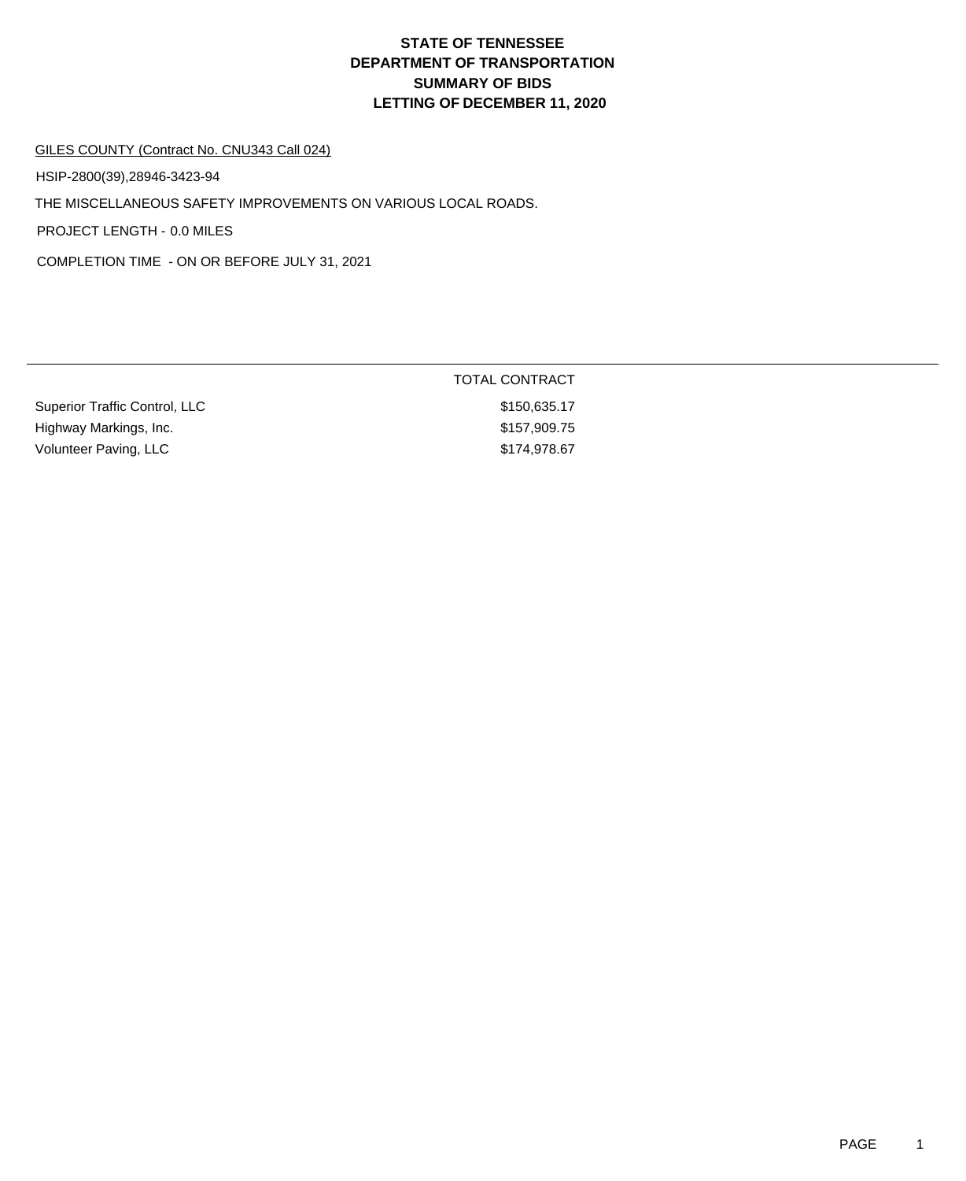# STATE OF TENNESSEE
# DEPARTMENT OF TRANSPORTATION
# SUMMARY OF BIDS
# LETTING OF DECEMBER 11, 2020

GILES COUNTY (Contract No. CNU343 Call 024)

HSIP-2800(39),28946-3423-94

THE MISCELLANEOUS SAFETY IMPROVEMENTS ON VARIOUS LOCAL ROADS.

PROJECT LENGTH - 0.0 MILES

COMPLETION TIME - ON OR BEFORE JULY 31, 2021

| | TOTAL CONTRACT |
|---|---|
| Superior Traffic Control, LLC | $150,635.17 |
| Highway Markings, Inc. | $157,909.75 |
| Volunteer Paving, LLC | $174,978.67 |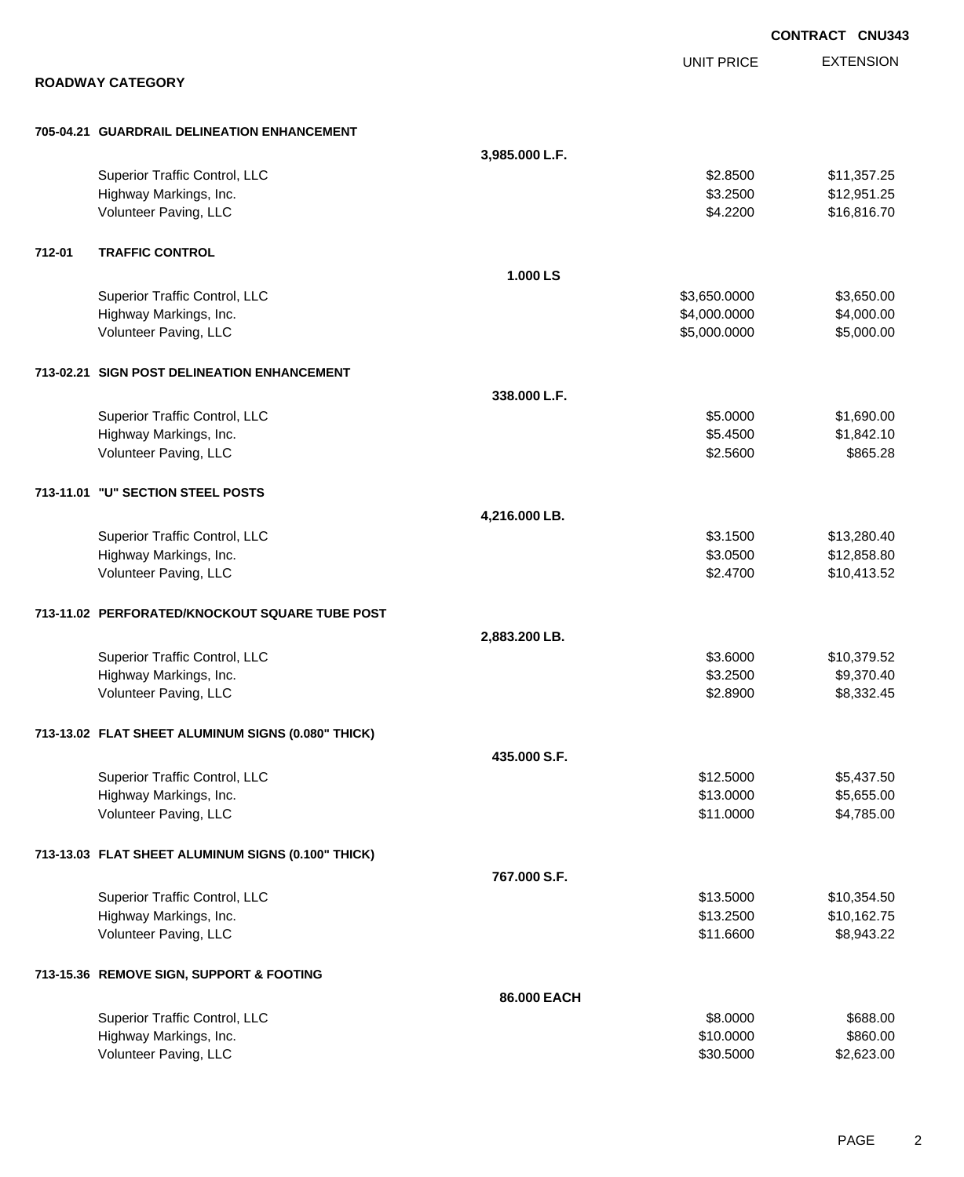**CONTRACT CNU343**

## ROADWAY CATEGORY

| | | | UNIT PRICE | EXTENSION |
|---|---|---|---|---|
| **705-04.21** | **GUARDRAIL DELINEATION ENHANCEMENT** | | | |
| | | **3,985.000 L.F.** | | |
| | Superior Traffic Control, LLC | | $2.8500 | $11,357.25 |
| | Highway Markings, Inc. | | $3.2500 | $12,951.25 |
| | Volunteer Paving, LLC | | $4.2200 | $16,816.70 |
| **712-01** | **TRAFFIC CONTROL** | | | |
| | | **1.000 LS** | | |
| | Superior Traffic Control, LLC | | $3,650.0000 | $3,650.00 |
| | Highway Markings, Inc. | | $4,000.0000 | $4,000.00 |
| | Volunteer Paving, LLC | | $5,000.0000 | $5,000.00 |
| **713-02.21** | **SIGN POST DELINEATION ENHANCEMENT** | | | |
| | | **338.000 L.F.** | | |
| | Superior Traffic Control, LLC | | $5.0000 | $1,690.00 |
| | Highway Markings, Inc. | | $5.4500 | $1,842.10 |
| | Volunteer Paving, LLC | | $2.5600 | $865.28 |
| **713-11.01** | **"U" SECTION STEEL POSTS** | | | |
| | | **4,216.000 LB.** | | |
| | Superior Traffic Control, LLC | | $3.1500 | $13,280.40 |
| | Highway Markings, Inc. | | $3.0500 | $12,858.80 |
| | Volunteer Paving, LLC | | $2.4700 | $10,413.52 |
| **713-11.02** | **PERFORATED/KNOCKOUT SQUARE TUBE POST** | | | |
| | | **2,883.200 LB.** | | |
| | Superior Traffic Control, LLC | | $3.6000 | $10,379.52 |
| | Highway Markings, Inc. | | $3.2500 | $9,370.40 |
| | Volunteer Paving, LLC | | $2.8900 | $8,332.45 |
| **713-13.02** | **FLAT SHEET ALUMINUM SIGNS (0.080" THICK)** | | | |
| | | **435.000 S.F.** | | |
| | Superior Traffic Control, LLC | | $12.5000 | $5,437.50 |
| | Highway Markings, Inc. | | $13.0000 | $5,655.00 |
| | Volunteer Paving, LLC | | $11.0000 | $4,785.00 |
| **713-13.03** | **FLAT SHEET ALUMINUM SIGNS (0.100" THICK)** | | | |
| | | **767.000 S.F.** | | |
| | Superior Traffic Control, LLC | | $13.5000 | $10,354.50 |
| | Highway Markings, Inc. | | $13.2500 | $10,162.75 |
| | Volunteer Paving, LLC | | $11.6600 | $8,943.22 |
| **713-15.36** | **REMOVE SIGN, SUPPORT & FOOTING** | | | |
| | | **86.000 EACH** | | |
| | Superior Traffic Control, LLC | | $8.0000 | $688.00 |
| | Highway Markings, Inc. | | $10.0000 | $860.00 |
| | Volunteer Paving, LLC | | $30.5000 | $2,623.00 |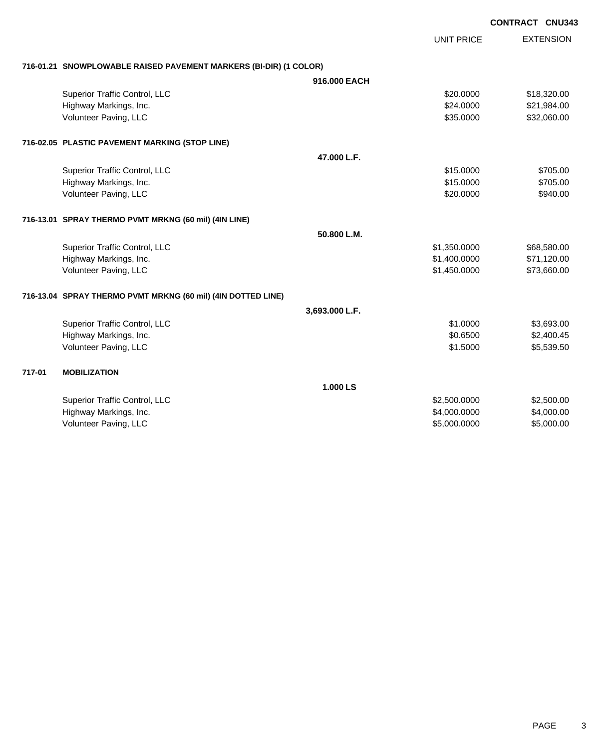**CONTRACT CNU343**

| | | UNIT PRICE | EXTENSION |
|---|---|---|---|
| **716-01.21 SNOWPLOWABLE RAISED PAVEMENT MARKERS (BI-DIR) (1 COLOR)** | | | |
| | **916.000 EACH** | | |
| Superior Traffic Control, LLC | | $20.0000 | $18,320.00 |
| Highway Markings, Inc. | | $24.0000 | $21,984.00 |
| Volunteer Paving, LLC | | $35.0000 | $32,060.00 |
| **716-02.05 PLASTIC PAVEMENT MARKING (STOP LINE)** | | | |
| | **47.000 L.F.** | | |
| Superior Traffic Control, LLC | | $15.0000 | $705.00 |
| Highway Markings, Inc. | | $15.0000 | $705.00 |
| Volunteer Paving, LLC | | $20.0000 | $940.00 |
| **716-13.01 SPRAY THERMO PVMT MRKNG (60 mil) (4IN LINE)** | | | |
| | **50.800 L.M.** | | |
| Superior Traffic Control, LLC | | $1,350.0000 | $68,580.00 |
| Highway Markings, Inc. | | $1,400.0000 | $71,120.00 |
| Volunteer Paving, LLC | | $1,450.0000 | $73,660.00 |
| **716-13.04 SPRAY THERMO PVMT MRKNG (60 mil) (4IN DOTTED LINE)** | | | |
| | **3,693.000 L.F.** | | |
| Superior Traffic Control, LLC | | $1.0000 | $3,693.00 |
| Highway Markings, Inc. | | $0.6500 | $2,400.45 |
| Volunteer Paving, LLC | | $1.5000 | $5,539.50 |
| **717-01 MOBILIZATION** | | | |
| | **1.000 LS** | | |
| Superior Traffic Control, LLC | | $2,500.0000 | $2,500.00 |
| Highway Markings, Inc. | | $4,000.0000 | $4,000.00 |
| Volunteer Paving, LLC | | $5,000.0000 | $5,000.00 |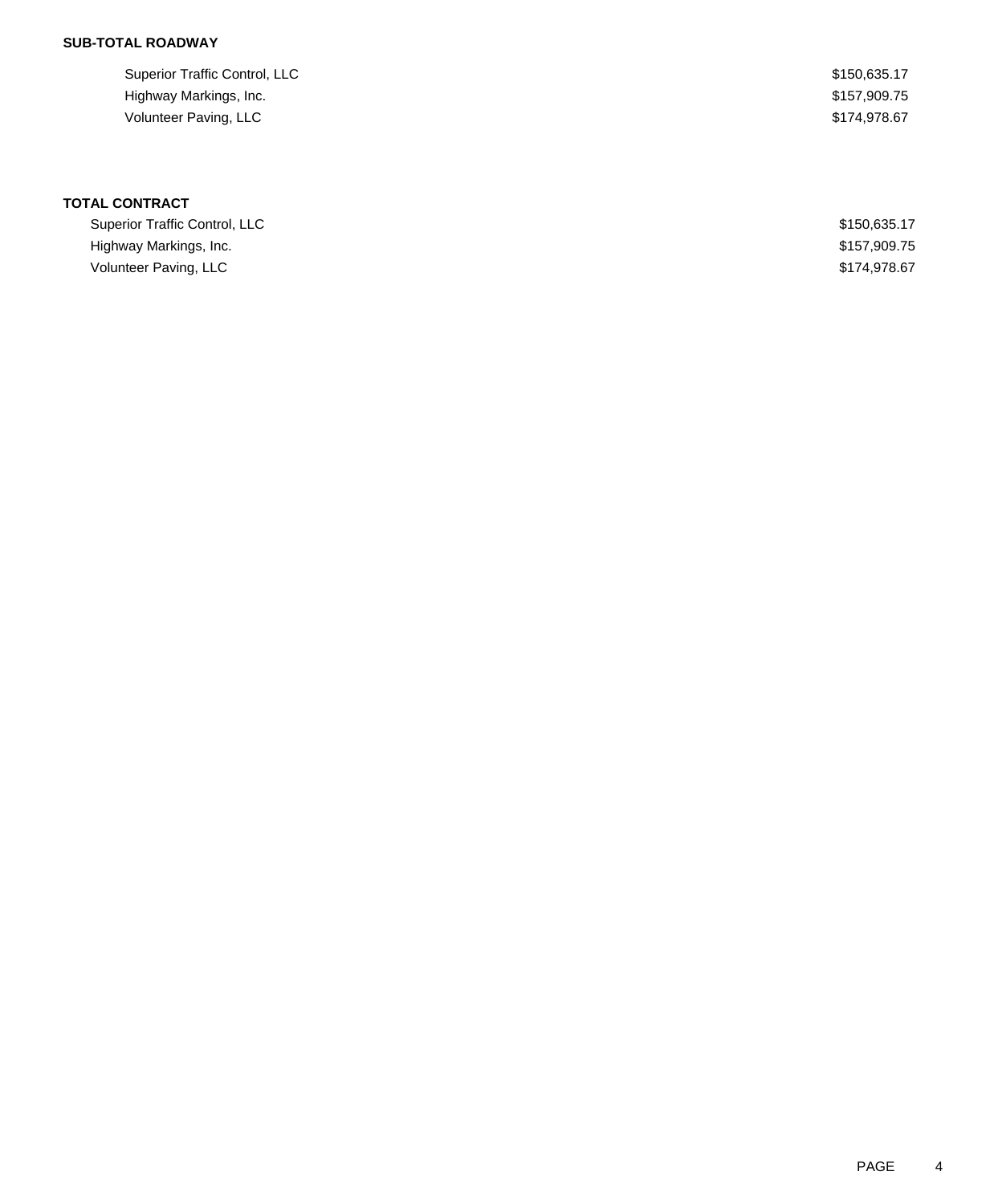**SUB-TOTAL ROADWAY**

| | |
|---|---|
| Superior Traffic Control, LLC | $150,635.17 |
| Highway Markings, Inc. | $157,909.75 |
| Volunteer Paving, LLC | $174,978.67 |

**TOTAL CONTRACT**

| | |
|---|---|
| Superior Traffic Control, LLC | $150,635.17 |
| Highway Markings, Inc. | $157,909.75 |
| Volunteer Paving, LLC | $174,978.67 |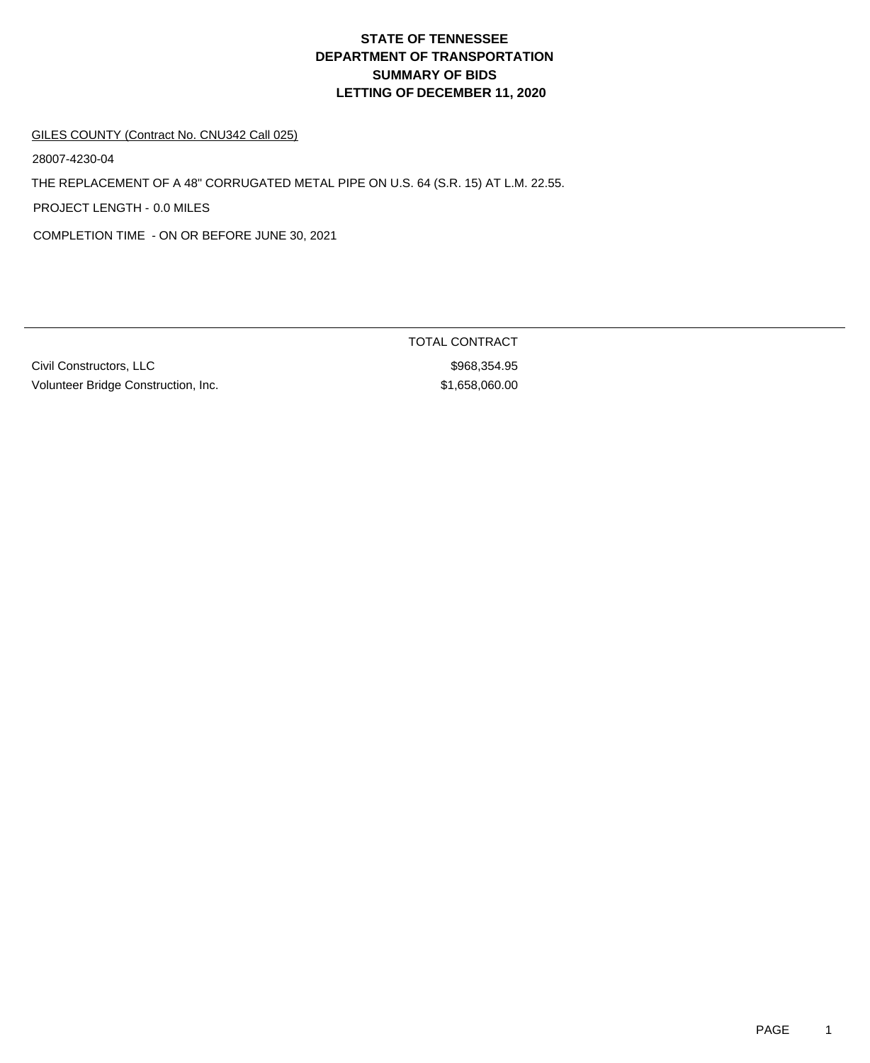# STATE OF TENNESSEE
# DEPARTMENT OF TRANSPORTATION
# SUMMARY OF BIDS
# LETTING OF DECEMBER 11, 2020

GILES COUNTY (Contract No. CNU342 Call 025)

28007-4230-04

THE REPLACEMENT OF A 48" CORRUGATED METAL PIPE ON U.S. 64 (S.R. 15) AT L.M. 22.55.

PROJECT LENGTH - 0.0 MILES

COMPLETION TIME - ON OR BEFORE JUNE 30, 2021

| | TOTAL CONTRACT |
|---|---|
| Civil Constructors, LLC | $968,354.95 |
| Volunteer Bridge Construction, Inc. | $1,658,060.00 |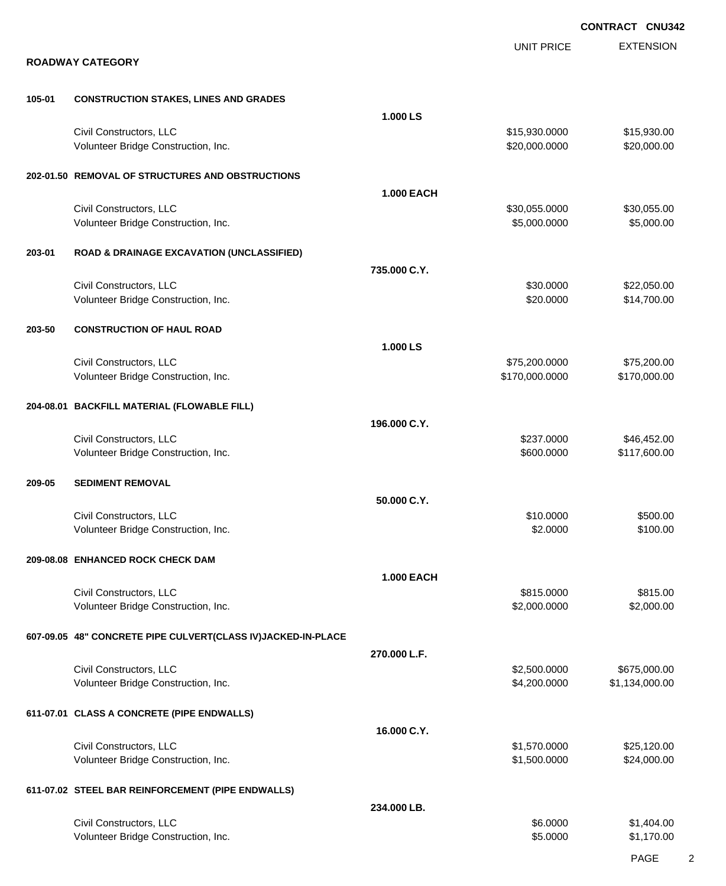**CONTRACT CNU342**

## ROADWAY CATEGORY

| | | | UNIT PRICE | EXTENSION |
|---|---|---|---|---|
| **105-01** | **CONSTRUCTION STAKES, LINES AND GRADES** | | | |
| | | **1.000 LS** | | |
| | Civil Constructors, LLC | | $15,930.0000 | $15,930.00 |
| | Volunteer Bridge Construction, Inc. | | $20,000.0000 | $20,000.00 |
| **202-01.50** | **REMOVAL OF STRUCTURES AND OBSTRUCTIONS** | | | |
| | | **1.000 EACH** | | |
| | Civil Constructors, LLC | | $30,055.0000 | $30,055.00 |
| | Volunteer Bridge Construction, Inc. | | $5,000.0000 | $5,000.00 |
| **203-01** | **ROAD & DRAINAGE EXCAVATION (UNCLASSIFIED)** | | | |
| | | **735.000 C.Y.** | | |
| | Civil Constructors, LLC | | $30.0000 | $22,050.00 |
| | Volunteer Bridge Construction, Inc. | | $20.0000 | $14,700.00 |
| **203-50** | **CONSTRUCTION OF HAUL ROAD** | | | |
| | | **1.000 LS** | | |
| | Civil Constructors, LLC | | $75,200.0000 | $75,200.00 |
| | Volunteer Bridge Construction, Inc. | | $170,000.0000 | $170,000.00 |
| **204-08.01** | **BACKFILL MATERIAL (FLOWABLE FILL)** | | | |
| | | **196.000 C.Y.** | | |
| | Civil Constructors, LLC | | $237.0000 | $46,452.00 |
| | Volunteer Bridge Construction, Inc. | | $600.0000 | $117,600.00 |
| **209-05** | **SEDIMENT REMOVAL** | | | |
| | | **50.000 C.Y.** | | |
| | Civil Constructors, LLC | | $10.0000 | $500.00 |
| | Volunteer Bridge Construction, Inc. | | $2.0000 | $100.00 |
| **209-08.08** | **ENHANCED ROCK CHECK DAM** | | | |
| | | **1.000 EACH** | | |
| | Civil Constructors, LLC | | $815.0000 | $815.00 |
| | Volunteer Bridge Construction, Inc. | | $2,000.0000 | $2,000.00 |
| **607-09.05** | **48" CONCRETE PIPE CULVERT(CLASS IV)JACKED-IN-PLACE** | | | |
| | | **270.000 L.F.** | | |
| | Civil Constructors, LLC | | $2,500.0000 | $675,000.00 |
| | Volunteer Bridge Construction, Inc. | | $4,200.0000 | $1,134,000.00 |
| **611-07.01** | **CLASS A CONCRETE (PIPE ENDWALLS)** | | | |
| | | **16.000 C.Y.** | | |
| | Civil Constructors, LLC | | $1,570.0000 | $25,120.00 |
| | Volunteer Bridge Construction, Inc. | | $1,500.0000 | $24,000.00 |
| **611-07.02** | **STEEL BAR REINFORCEMENT (PIPE ENDWALLS)** | | | |
| | | **234.000 LB.** | | |
| | Civil Constructors, LLC | | $6.0000 | $1,404.00 |
| | Volunteer Bridge Construction, Inc. | | $5.0000 | $1,170.00 |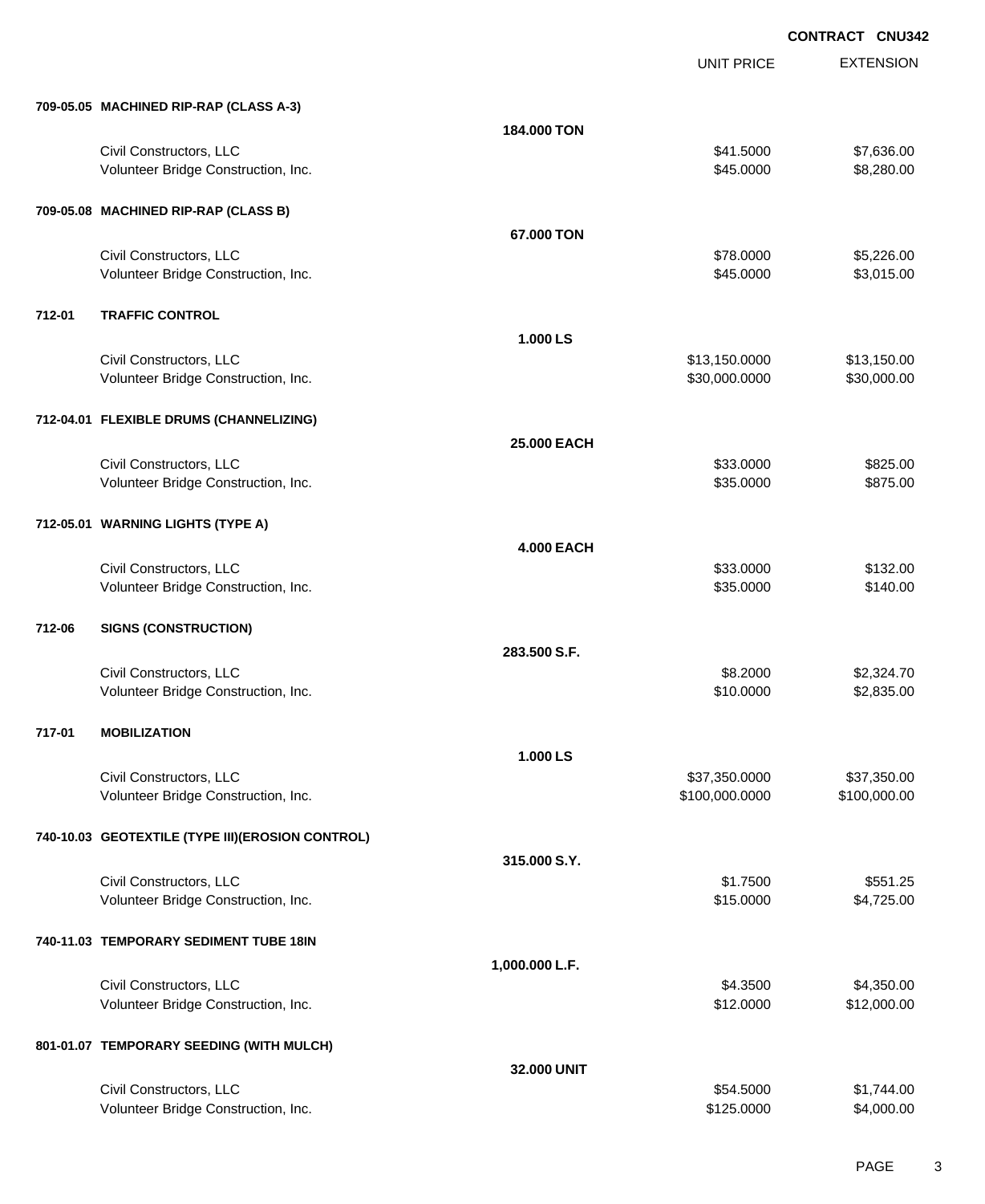**CONTRACT CNU342**

| | | UNIT PRICE | EXTENSION |
|---|---|---|---|
| **709-05.05 MACHINED RIP-RAP (CLASS A-3)** | | | |
| | **184.000 TON** | | |
| Civil Constructors, LLC | | $41.5000 | $7,636.00 |
| Volunteer Bridge Construction, Inc. | | $45.0000 | $8,280.00 |
| **709-05.08 MACHINED RIP-RAP (CLASS B)** | | | |
| | **67.000 TON** | | |
| Civil Constructors, LLC | | $78.0000 | $5,226.00 |
| Volunteer Bridge Construction, Inc. | | $45.0000 | $3,015.00 |
| **712-01 TRAFFIC CONTROL** | | | |
| | **1.000 LS** | | |
| Civil Constructors, LLC | | $13,150.0000 | $13,150.00 |
| Volunteer Bridge Construction, Inc. | | $30,000.0000 | $30,000.00 |
| **712-04.01 FLEXIBLE DRUMS (CHANNELIZING)** | | | |
| | **25.000 EACH** | | |
| Civil Constructors, LLC | | $33.0000 | $825.00 |
| Volunteer Bridge Construction, Inc. | | $35.0000 | $875.00 |
| **712-05.01 WARNING LIGHTS (TYPE A)** | | | |
| | **4.000 EACH** | | |
| Civil Constructors, LLC | | $33.0000 | $132.00 |
| Volunteer Bridge Construction, Inc. | | $35.0000 | $140.00 |
| **712-06 SIGNS (CONSTRUCTION)** | | | |
| | **283.500 S.F.** | | |
| Civil Constructors, LLC | | $8.2000 | $2,324.70 |
| Volunteer Bridge Construction, Inc. | | $10.0000 | $2,835.00 |
| **717-01 MOBILIZATION** | | | |
| | **1.000 LS** | | |
| Civil Constructors, LLC | | $37,350.0000 | $37,350.00 |
| Volunteer Bridge Construction, Inc. | | $100,000.0000 | $100,000.00 |
| **740-10.03 GEOTEXTILE (TYPE III)(EROSION CONTROL)** | | | |
| | **315.000 S.Y.** | | |
| Civil Constructors, LLC | | $1.7500 | $551.25 |
| Volunteer Bridge Construction, Inc. | | $15.0000 | $4,725.00 |
| **740-11.03 TEMPORARY SEDIMENT TUBE 18IN** | | | |
| | **1,000.000 L.F.** | | |
| Civil Constructors, LLC | | $4.3500 | $4,350.00 |
| Volunteer Bridge Construction, Inc. | | $12.0000 | $12,000.00 |
| **801-01.07 TEMPORARY SEEDING (WITH MULCH)** | | | |
| | **32.000 UNIT** | | |
| Civil Constructors, LLC | | $54.5000 | $1,744.00 |
| Volunteer Bridge Construction, Inc. | | $125.0000 | $4,000.00 |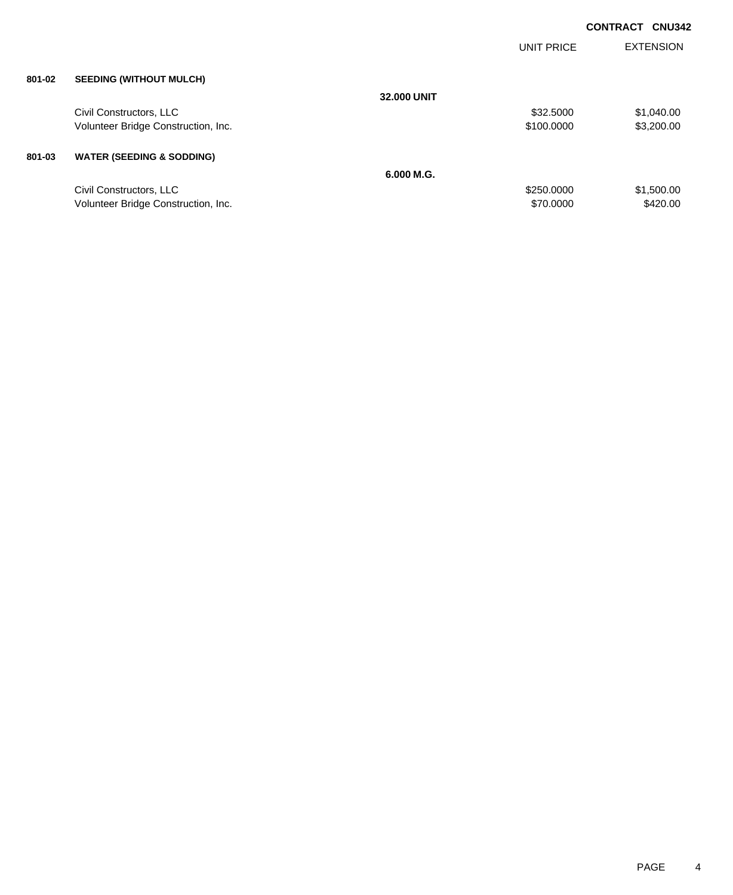**CONTRACT CNU342**

| | | | UNIT PRICE | EXTENSION |
|---|---|---|---|---|
| **801-02** | **SEEDING (WITHOUT MULCH)** | | | |
| | | **32.000 UNIT** | | |
| | Civil Constructors, LLC | | $32.5000 | $1,040.00 |
| | Volunteer Bridge Construction, Inc. | | $100.0000 | $3,200.00 |
| **801-03** | **WATER (SEEDING & SODDING)** | | | |
| | | **6.000 M.G.** | | |
| | Civil Constructors, LLC | | $250.0000 | $1,500.00 |
| | Volunteer Bridge Construction, Inc. | | $70.0000 | $420.00 |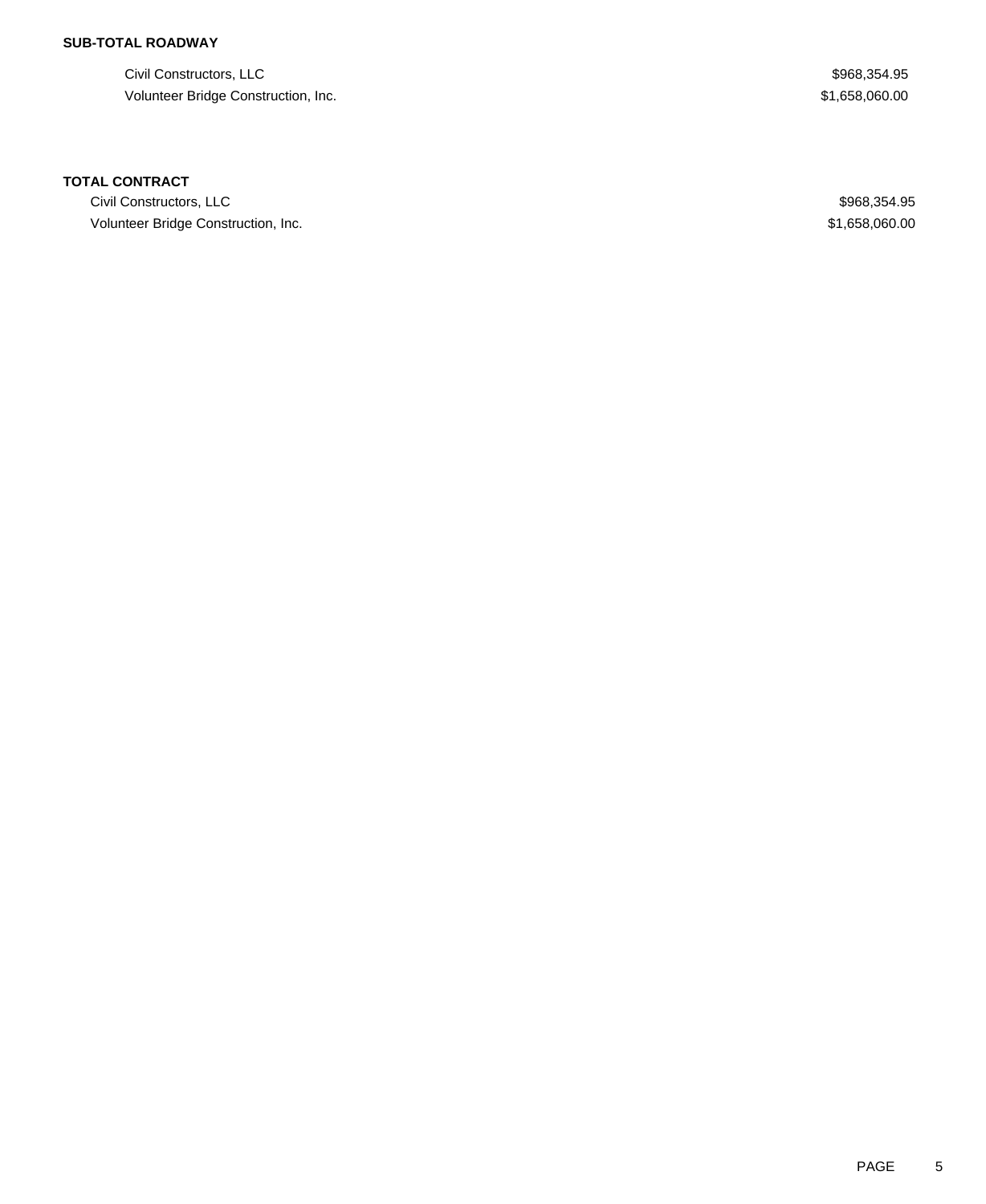**SUB-TOTAL ROADWAY**

| | |
|---|---|
| Civil Constructors, LLC | $968,354.95 |
| Volunteer Bridge Construction, Inc. | $1,658,060.00 |

**TOTAL CONTRACT**

| | |
|---|---|
| Civil Constructors, LLC | $968,354.95 |
| Volunteer Bridge Construction, Inc. | $1,658,060.00 |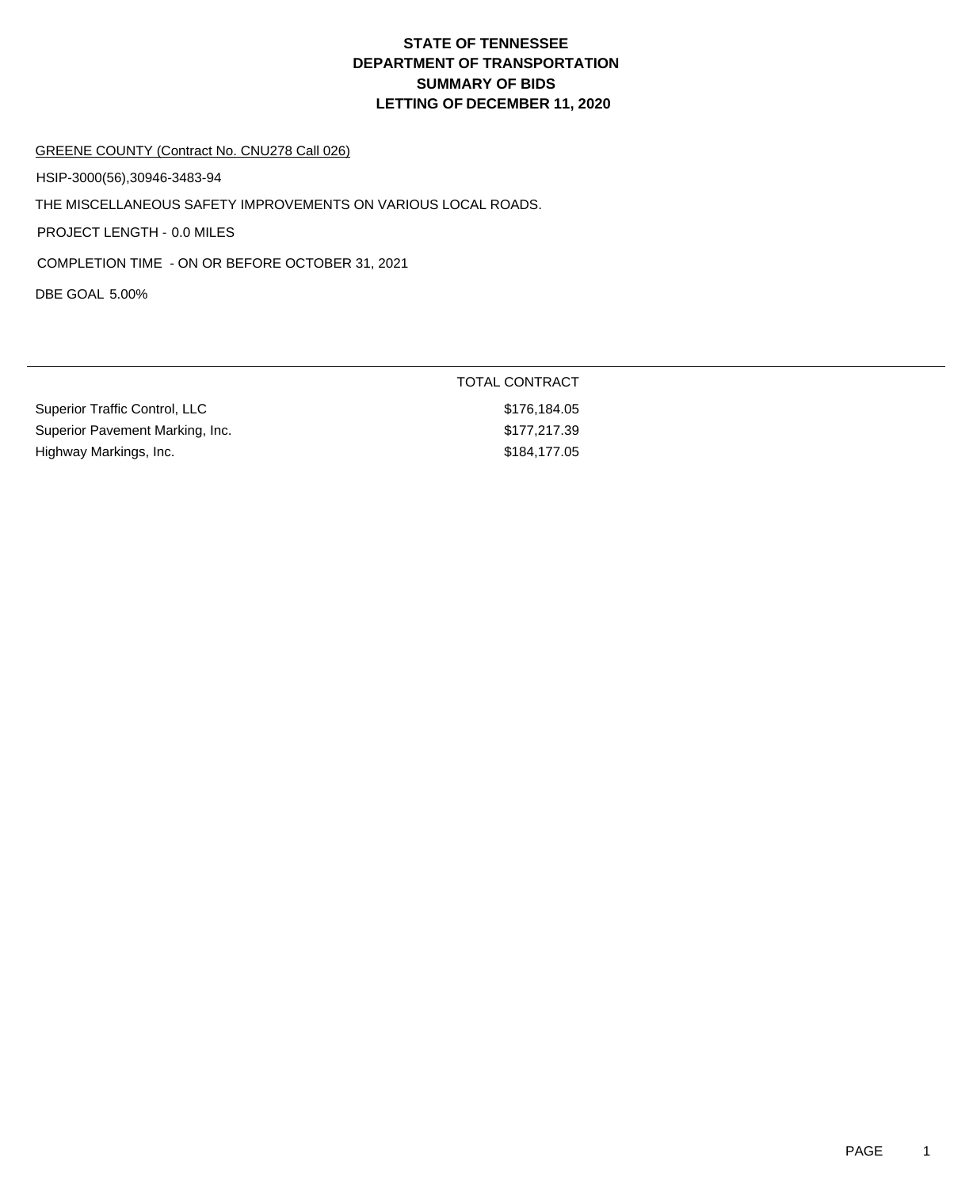# STATE OF TENNESSEE
# DEPARTMENT OF TRANSPORTATION
# SUMMARY OF BIDS
# LETTING OF DECEMBER 11, 2020

GREENE COUNTY (Contract No. CNU278 Call 026)

HSIP-3000(56),30946-3483-94

THE MISCELLANEOUS SAFETY IMPROVEMENTS ON VARIOUS LOCAL ROADS.

PROJECT LENGTH - 0.0 MILES

COMPLETION TIME - ON OR BEFORE OCTOBER 31, 2021

DBE GOAL 5.00%

| | TOTAL CONTRACT |
|---|---|
| Superior Traffic Control, LLC | $176,184.05 |
| Superior Pavement Marking, Inc. | $177,217.39 |
| Highway Markings, Inc. | $184,177.05 |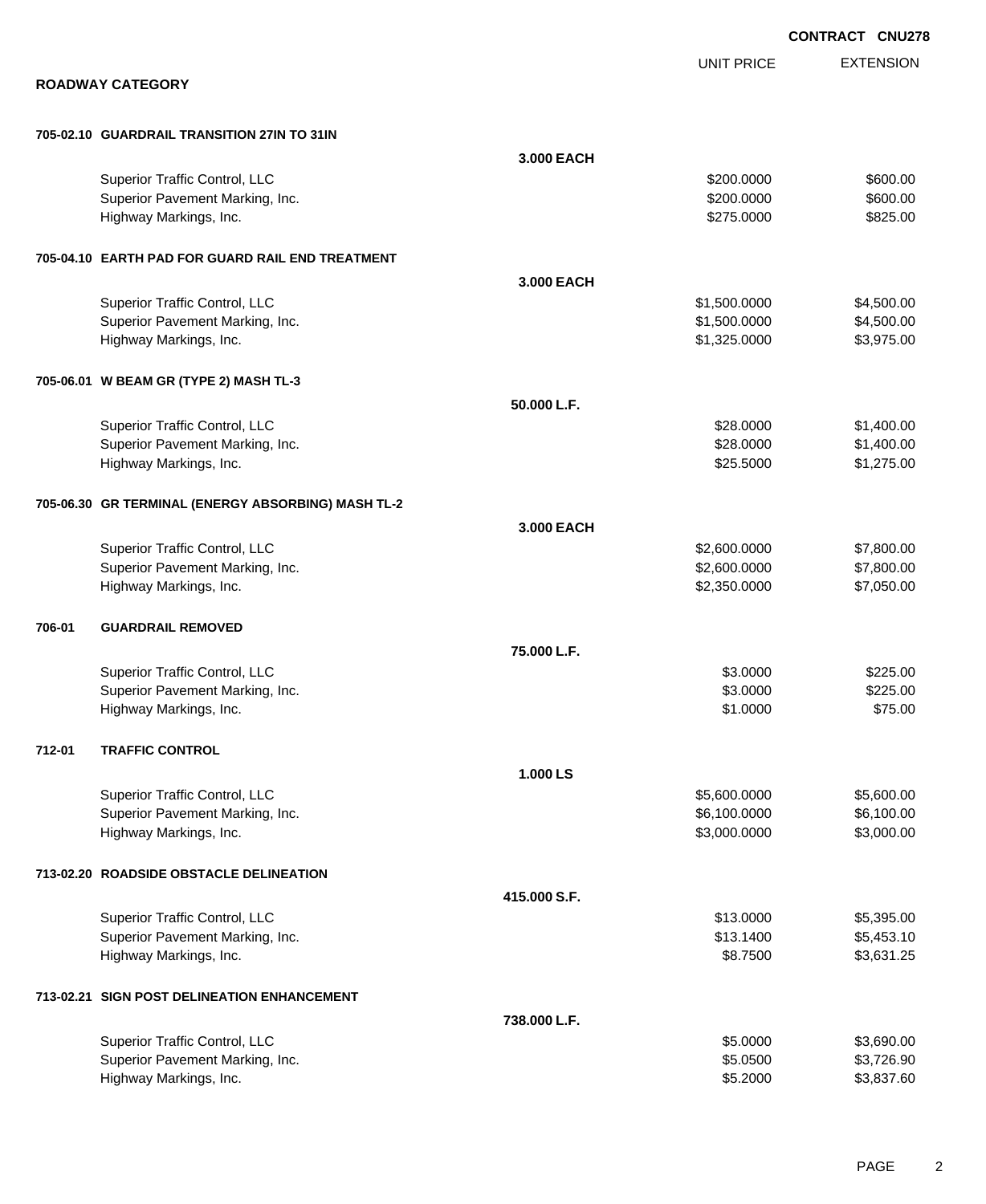**CONTRACT CNU278**

## ROADWAY CATEGORY

| | | UNIT PRICE | EXTENSION |
|---|---|---|---|
| **705-02.10 GUARDRAIL TRANSITION 27IN TO 31IN** | **3.000 EACH** | | |
| Superior Traffic Control, LLC | | $200.0000 | $600.00 |
| Superior Pavement Marking, Inc. | | $200.0000 | $600.00 |
| Highway Markings, Inc. | | $275.0000 | $825.00 |
| **705-04.10 EARTH PAD FOR GUARD RAIL END TREATMENT** | **3.000 EACH** | | |
| Superior Traffic Control, LLC | | $1,500.0000 | $4,500.00 |
| Superior Pavement Marking, Inc. | | $1,500.0000 | $4,500.00 |
| Highway Markings, Inc. | | $1,325.0000 | $3,975.00 |
| **705-06.01 W BEAM GR (TYPE 2) MASH TL-3** | **50.000 L.F.** | | |
| Superior Traffic Control, LLC | | $28.0000 | $1,400.00 |
| Superior Pavement Marking, Inc. | | $28.0000 | $1,400.00 |
| Highway Markings, Inc. | | $25.5000 | $1,275.00 |
| **705-06.30 GR TERMINAL (ENERGY ABSORBING) MASH TL-2** | **3.000 EACH** | | |
| Superior Traffic Control, LLC | | $2,600.0000 | $7,800.00 |
| Superior Pavement Marking, Inc. | | $2,600.0000 | $7,800.00 |
| Highway Markings, Inc. | | $2,350.0000 | $7,050.00 |
| **706-01 GUARDRAIL REMOVED** | **75.000 L.F.** | | |
| Superior Traffic Control, LLC | | $3.0000 | $225.00 |
| Superior Pavement Marking, Inc. | | $3.0000 | $225.00 |
| Highway Markings, Inc. | | $1.0000 | $75.00 |
| **712-01 TRAFFIC CONTROL** | **1.000 LS** | | |
| Superior Traffic Control, LLC | | $5,600.0000 | $5,600.00 |
| Superior Pavement Marking, Inc. | | $6,100.0000 | $6,100.00 |
| Highway Markings, Inc. | | $3,000.0000 | $3,000.00 |
| **713-02.20 ROADSIDE OBSTACLE DELINEATION** | **415.000 S.F.** | | |
| Superior Traffic Control, LLC | | $13.0000 | $5,395.00 |
| Superior Pavement Marking, Inc. | | $13.1400 | $5,453.10 |
| Highway Markings, Inc. | | $8.7500 | $3,631.25 |
| **713-02.21 SIGN POST DELINEATION ENHANCEMENT** | **738.000 L.F.** | | |
| Superior Traffic Control, LLC | | $5.0000 | $3,690.00 |
| Superior Pavement Marking, Inc. | | $5.0500 | $3,726.90 |
| Highway Markings, Inc. | | $5.2000 | $3,837.60 |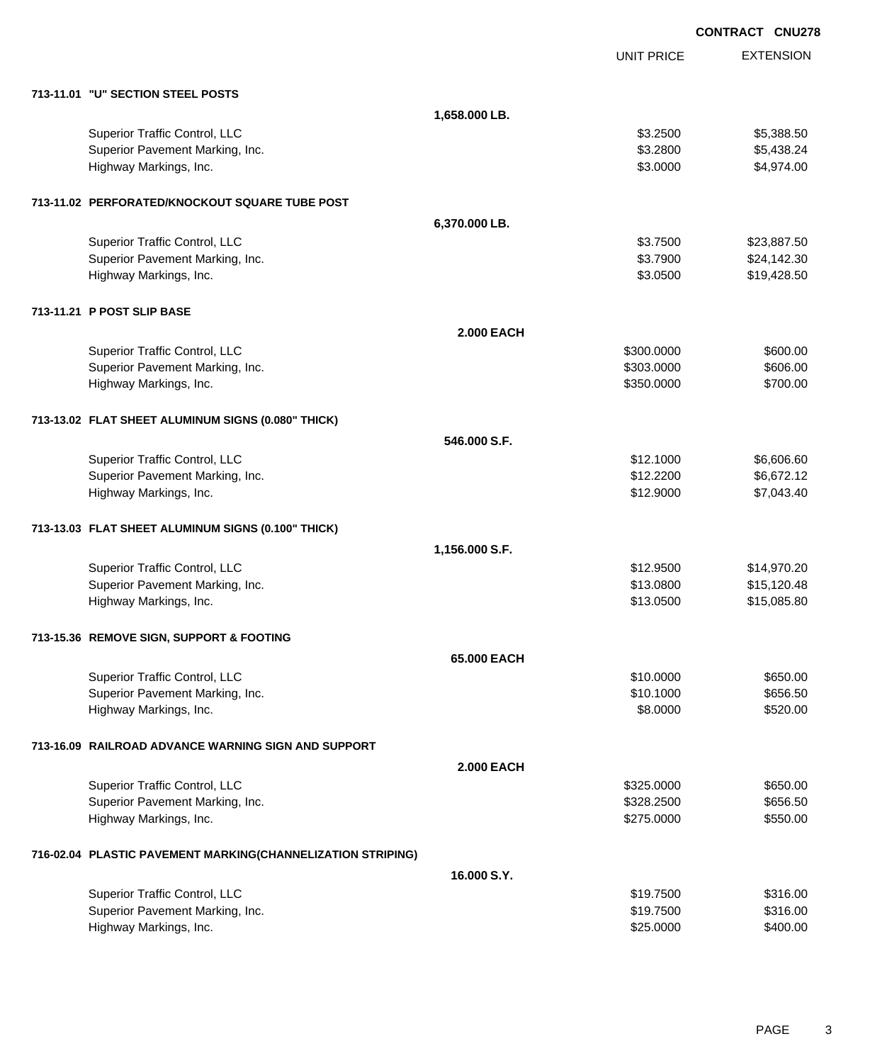**CONTRACT CNU278**

| | | UNIT PRICE | EXTENSION |
|---|---|---|---|
| **713-11.01 "U" SECTION STEEL POSTS** | | | |
| | **1,658.000 LB.** | | |
| Superior Traffic Control, LLC | | $3.2500 | $5,388.50 |
| Superior Pavement Marking, Inc. | | $3.2800 | $5,438.24 |
| Highway Markings, Inc. | | $3.0000 | $4,974.00 |
| **713-11.02 PERFORATED/KNOCKOUT SQUARE TUBE POST** | | | |
| | **6,370.000 LB.** | | |
| Superior Traffic Control, LLC | | $3.7500 | $23,887.50 |
| Superior Pavement Marking, Inc. | | $3.7900 | $24,142.30 |
| Highway Markings, Inc. | | $3.0500 | $19,428.50 |
| **713-11.21 P POST SLIP BASE** | | | |
| | **2.000 EACH** | | |
| Superior Traffic Control, LLC | | $300.0000 | $600.00 |
| Superior Pavement Marking, Inc. | | $303.0000 | $606.00 |
| Highway Markings, Inc. | | $350.0000 | $700.00 |
| **713-13.02 FLAT SHEET ALUMINUM SIGNS (0.080" THICK)** | | | |
| | **546.000 S.F.** | | |
| Superior Traffic Control, LLC | | $12.1000 | $6,606.60 |
| Superior Pavement Marking, Inc. | | $12.2200 | $6,672.12 |
| Highway Markings, Inc. | | $12.9000 | $7,043.40 |
| **713-13.03 FLAT SHEET ALUMINUM SIGNS (0.100" THICK)** | | | |
| | **1,156.000 S.F.** | | |
| Superior Traffic Control, LLC | | $12.9500 | $14,970.20 |
| Superior Pavement Marking, Inc. | | $13.0800 | $15,120.48 |
| Highway Markings, Inc. | | $13.0500 | $15,085.80 |
| **713-15.36 REMOVE SIGN, SUPPORT & FOOTING** | | | |
| | **65.000 EACH** | | |
| Superior Traffic Control, LLC | | $10.0000 | $650.00 |
| Superior Pavement Marking, Inc. | | $10.1000 | $656.50 |
| Highway Markings, Inc. | | $8.0000 | $520.00 |
| **713-16.09 RAILROAD ADVANCE WARNING SIGN AND SUPPORT** | | | |
| | **2.000 EACH** | | |
| Superior Traffic Control, LLC | | $325.0000 | $650.00 |
| Superior Pavement Marking, Inc. | | $328.2500 | $656.50 |
| Highway Markings, Inc. | | $275.0000 | $550.00 |
| **716-02.04 PLASTIC PAVEMENT MARKING(CHANNELIZATION STRIPING)** | | | |
| | **16.000 S.Y.** | | |
| Superior Traffic Control, LLC | | $19.7500 | $316.00 |
| Superior Pavement Marking, Inc. | | $19.7500 | $316.00 |
| Highway Markings, Inc. | | $25.0000 | $400.00 |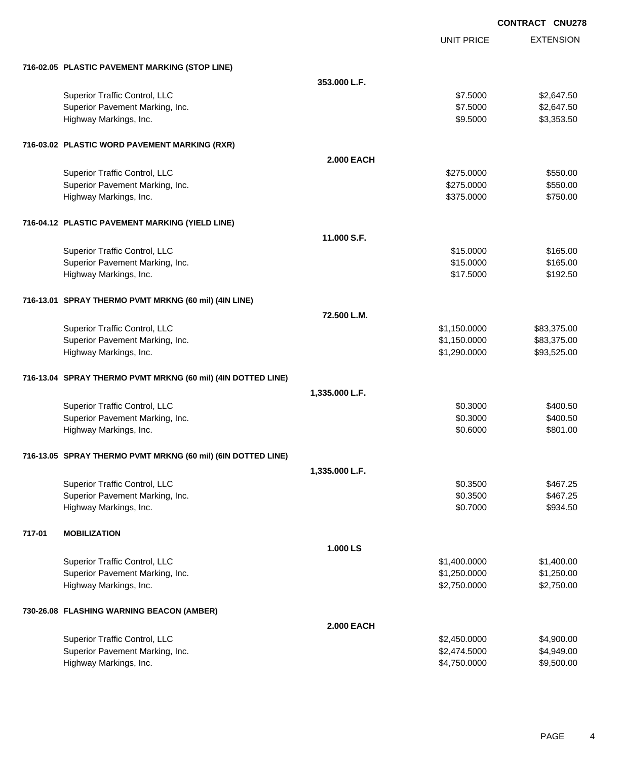**CONTRACT CNU278**

| | | UNIT PRICE | EXTENSION |
|---|---|---|---|
| **716-02.05 PLASTIC PAVEMENT MARKING (STOP LINE)** | | | |
| | **353.000 L.F.** | | |
| Superior Traffic Control, LLC | | $7.5000 | $2,647.50 |
| Superior Pavement Marking, Inc. | | $7.5000 | $2,647.50 |
| Highway Markings, Inc. | | $9.5000 | $3,353.50 |
| **716-03.02 PLASTIC WORD PAVEMENT MARKING (RXR)** | | | |
| | **2.000 EACH** | | |
| Superior Traffic Control, LLC | | $275.0000 | $550.00 |
| Superior Pavement Marking, Inc. | | $275.0000 | $550.00 |
| Highway Markings, Inc. | | $375.0000 | $750.00 |
| **716-04.12 PLASTIC PAVEMENT MARKING (YIELD LINE)** | | | |
| | **11.000 S.F.** | | |
| Superior Traffic Control, LLC | | $15.0000 | $165.00 |
| Superior Pavement Marking, Inc. | | $15.0000 | $165.00 |
| Highway Markings, Inc. | | $17.5000 | $192.50 |
| **716-13.01 SPRAY THERMO PVMT MRKNG (60 mil) (4IN LINE)** | | | |
| | **72.500 L.M.** | | |
| Superior Traffic Control, LLC | | $1,150.0000 | $83,375.00 |
| Superior Pavement Marking, Inc. | | $1,150.0000 | $83,375.00 |
| Highway Markings, Inc. | | $1,290.0000 | $93,525.00 |
| **716-13.04 SPRAY THERMO PVMT MRKNG (60 mil) (4IN DOTTED LINE)** | | | |
| | **1,335.000 L.F.** | | |
| Superior Traffic Control, LLC | | $0.3000 | $400.50 |
| Superior Pavement Marking, Inc. | | $0.3000 | $400.50 |
| Highway Markings, Inc. | | $0.6000 | $801.00 |
| **716-13.05 SPRAY THERMO PVMT MRKNG (60 mil) (6IN DOTTED LINE)** | | | |
| | **1,335.000 L.F.** | | |
| Superior Traffic Control, LLC | | $0.3500 | $467.25 |
| Superior Pavement Marking, Inc. | | $0.3500 | $467.25 |
| Highway Markings, Inc. | | $0.7000 | $934.50 |
| **717-01 MOBILIZATION** | | | |
| | **1.000 LS** | | |
| Superior Traffic Control, LLC | | $1,400.0000 | $1,400.00 |
| Superior Pavement Marking, Inc. | | $1,250.0000 | $1,250.00 |
| Highway Markings, Inc. | | $2,750.0000 | $2,750.00 |
| **730-26.08 FLASHING WARNING BEACON (AMBER)** | | | |
| | **2.000 EACH** | | |
| Superior Traffic Control, LLC | | $2,450.0000 | $4,900.00 |
| Superior Pavement Marking, Inc. | | $2,474.5000 | $4,949.00 |
| Highway Markings, Inc. | | $4,750.0000 | $9,500.00 |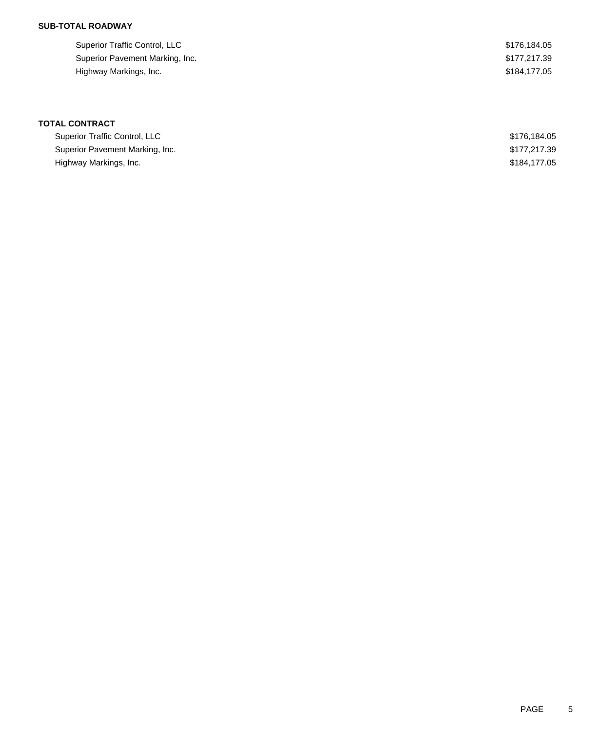**SUB-TOTAL ROADWAY**

| | |
|---|---|
| Superior Traffic Control, LLC | $176,184.05 |
| Superior Pavement Marking, Inc. | $177,217.39 |
| Highway Markings, Inc. | $184,177.05 |

**TOTAL CONTRACT**

| | |
|---|---|
| Superior Traffic Control, LLC | $176,184.05 |
| Superior Pavement Marking, Inc. | $177,217.39 |
| Highway Markings, Inc. | $184,177.05 |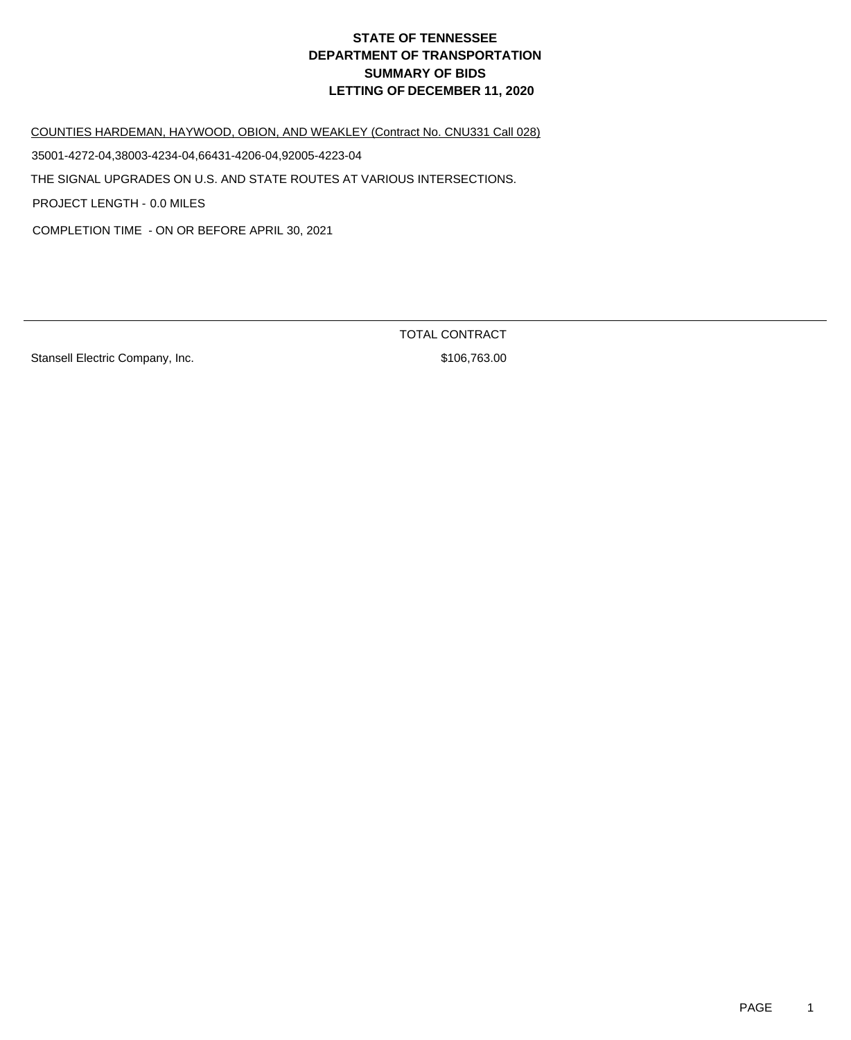# STATE OF TENNESSEE
# DEPARTMENT OF TRANSPORTATION
# SUMMARY OF BIDS
# LETTING OF DECEMBER 11, 2020

COUNTIES HARDEMAN, HAYWOOD, OBION, AND WEAKLEY (Contract No. CNU331 Call 028)

35001-4272-04,38003-4234-04,66431-4206-04,92005-4223-04

THE SIGNAL UPGRADES ON U.S. AND STATE ROUTES AT VARIOUS INTERSECTIONS.

PROJECT LENGTH - 0.0 MILES

COMPLETION TIME - ON OR BEFORE APRIL 30, 2021

| | TOTAL CONTRACT |
|---|---|
| Stansell Electric Company, Inc. | $106,763.00 |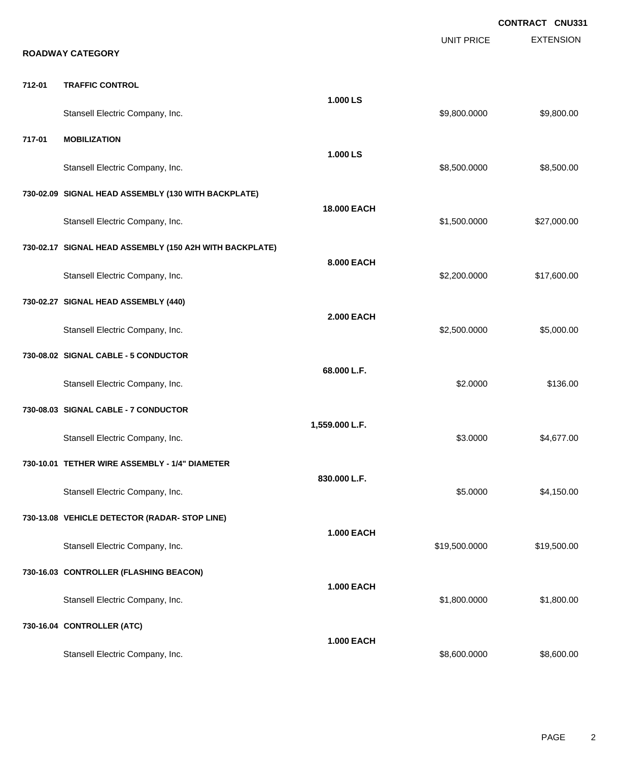**CONTRACT CNU331**

**ROADWAY CATEGORY**

| Item | Description | Quantity | Unit Price | Extension |
|---|---|---|---|---|
| **712-01** | **TRAFFIC CONTROL** | **1.000 LS** | | |
| | Stansell Electric Company, Inc. | | $9,800.0000 | $9,800.00 |
| **717-01** | **MOBILIZATION** | **1.000 LS** | | |
| | Stansell Electric Company, Inc. | | $8,500.0000 | $8,500.00 |
| **730-02.09** | **SIGNAL HEAD ASSEMBLY (130 WITH BACKPLATE)** | **18.000 EACH** | | |
| | Stansell Electric Company, Inc. | | $1,500.0000 | $27,000.00 |
| **730-02.17** | **SIGNAL HEAD ASSEMBLY (150 A2H WITH BACKPLATE)** | **8.000 EACH** | | |
| | Stansell Electric Company, Inc. | | $2,200.0000 | $17,600.00 |
| **730-02.27** | **SIGNAL HEAD ASSEMBLY (440)** | **2.000 EACH** | | |
| | Stansell Electric Company, Inc. | | $2,500.0000 | $5,000.00 |
| **730-08.02** | **SIGNAL CABLE - 5 CONDUCTOR** | **68.000 L.F.** | | |
| | Stansell Electric Company, Inc. | | $2.0000 | $136.00 |
| **730-08.03** | **SIGNAL CABLE - 7 CONDUCTOR** | **1,559.000 L.F.** | | |
| | Stansell Electric Company, Inc. | | $3.0000 | $4,677.00 |
| **730-10.01** | **TETHER WIRE ASSEMBLY - 1/4" DIAMETER** | **830.000 L.F.** | | |
| | Stansell Electric Company, Inc. | | $5.0000 | $4,150.00 |
| **730-13.08** | **VEHICLE DETECTOR (RADAR- STOP LINE)** | **1.000 EACH** | | |
| | Stansell Electric Company, Inc. | | $19,500.0000 | $19,500.00 |
| **730-16.03** | **CONTROLLER (FLASHING BEACON)** | **1.000 EACH** | | |
| | Stansell Electric Company, Inc. | | $1,800.0000 | $1,800.00 |
| **730-16.04** | **CONTROLLER (ATC)** | **1.000 EACH** | | |
| | Stansell Electric Company, Inc. | | $8,600.0000 | $8,600.00 |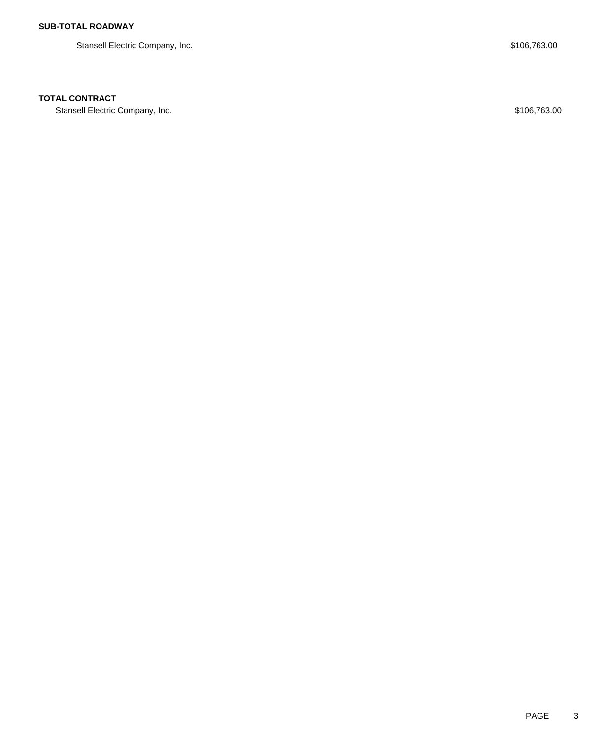**SUB-TOTAL ROADWAY**

| | |
|---|---|
| Stansell Electric Company, Inc. | $106,763.00 |

**TOTAL CONTRACT**

| | |
|---|---|
| Stansell Electric Company, Inc. | $106,763.00 |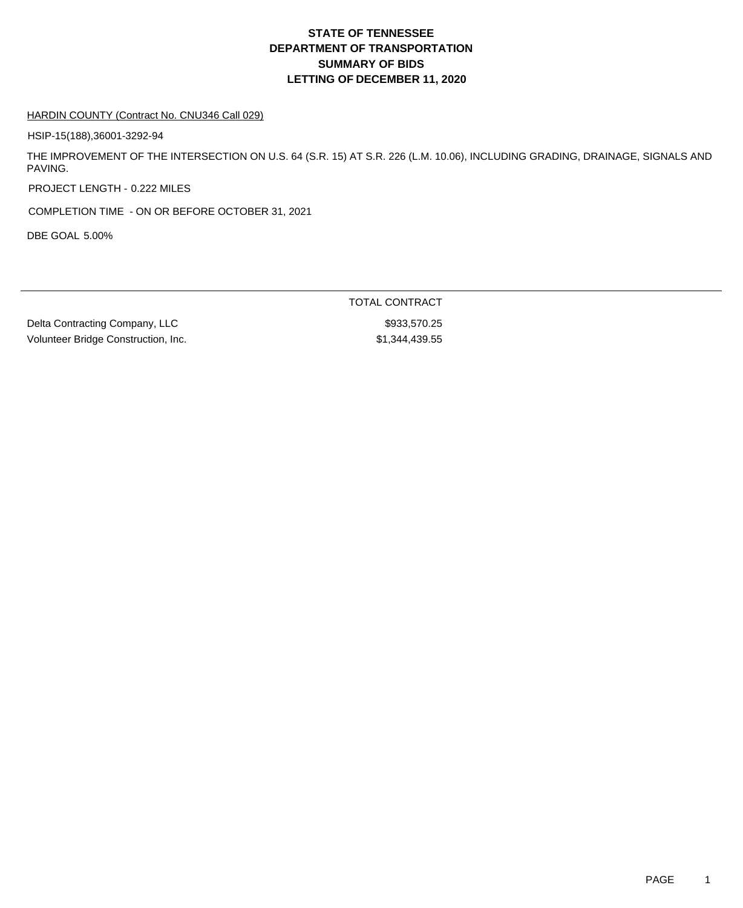# STATE OF TENNESSEE
# DEPARTMENT OF TRANSPORTATION
# SUMMARY OF BIDS
# LETTING OF DECEMBER 11, 2020

HARDIN COUNTY (Contract No. CNU346 Call 029)

HSIP-15(188),36001-3292-94

THE IMPROVEMENT OF THE INTERSECTION ON U.S. 64 (S.R. 15) AT S.R. 226 (L.M. 10.06), INCLUDING GRADING, DRAINAGE, SIGNALS AND PAVING.

PROJECT LENGTH - 0.222 MILES

COMPLETION TIME - ON OR BEFORE OCTOBER 31, 2021

DBE GOAL 5.00%

| | TOTAL CONTRACT |
|---|---|
| Delta Contracting Company, LLC | $933,570.25 |
| Volunteer Bridge Construction, Inc. | $1,344,439.55 |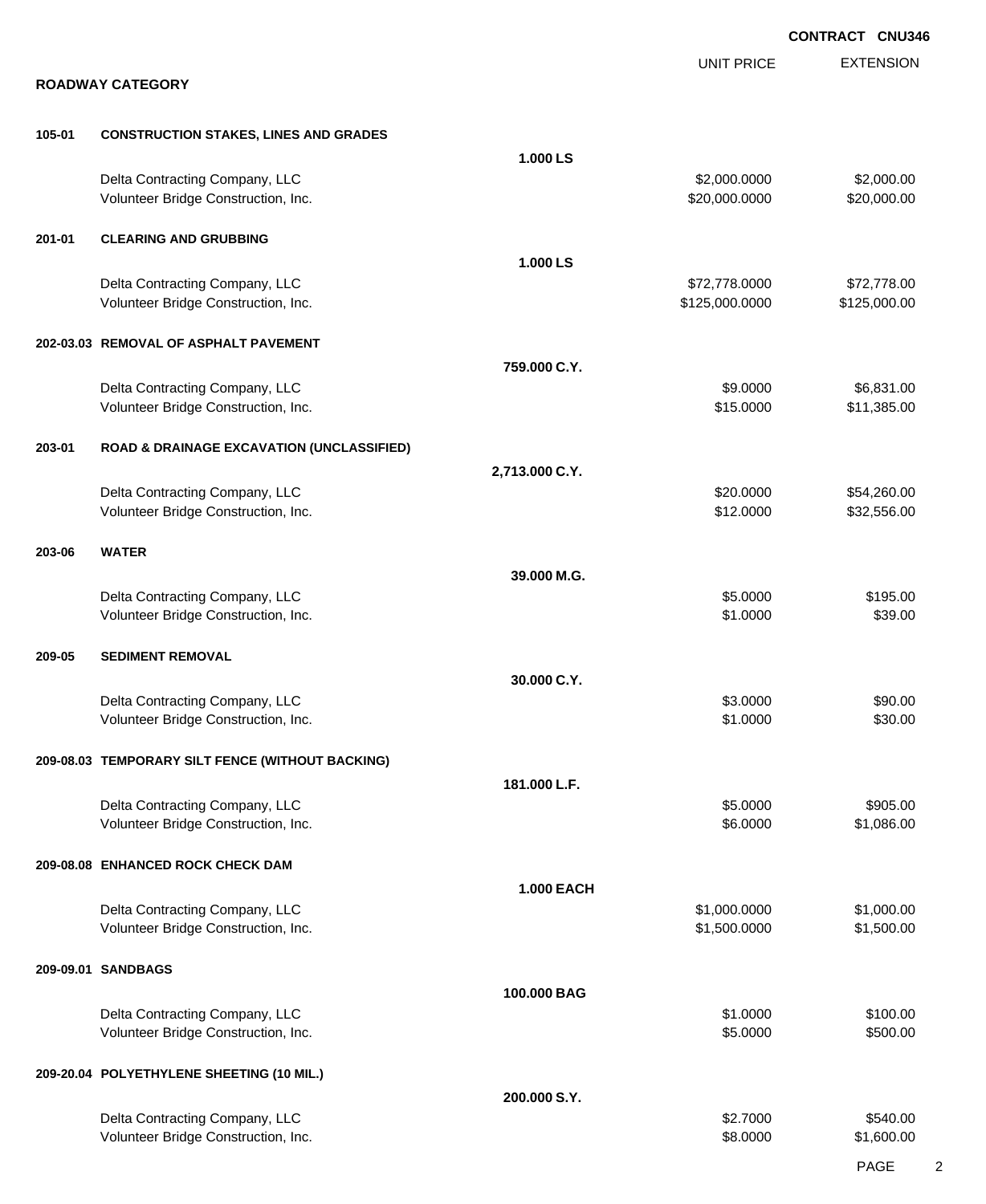**CONTRACT CNU346**

## ROADWAY CATEGORY

| | | | UNIT PRICE | EXTENSION |
|---|---|---|---|---|
| **105-01** | **CONSTRUCTION STAKES, LINES AND GRADES** | | | |
| | | **1.000 LS** | | |
| | Delta Contracting Company, LLC | | $2,000.0000 | $2,000.00 |
| | Volunteer Bridge Construction, Inc. | | $20,000.0000 | $20,000.00 |
| **201-01** | **CLEARING AND GRUBBING** | | | |
| | | **1.000 LS** | | |
| | Delta Contracting Company, LLC | | $72,778.0000 | $72,778.00 |
| | Volunteer Bridge Construction, Inc. | | $125,000.0000 | $125,000.00 |
| **202-03.03** | **REMOVAL OF ASPHALT PAVEMENT** | | | |
| | | **759.000 C.Y.** | | |
| | Delta Contracting Company, LLC | | $9.0000 | $6,831.00 |
| | Volunteer Bridge Construction, Inc. | | $15.0000 | $11,385.00 |
| **203-01** | **ROAD & DRAINAGE EXCAVATION (UNCLASSIFIED)** | | | |
| | | **2,713.000 C.Y.** | | |
| | Delta Contracting Company, LLC | | $20.0000 | $54,260.00 |
| | Volunteer Bridge Construction, Inc. | | $12.0000 | $32,556.00 |
| **203-06** | **WATER** | | | |
| | | **39.000 M.G.** | | |
| | Delta Contracting Company, LLC | | $5.0000 | $195.00 |
| | Volunteer Bridge Construction, Inc. | | $1.0000 | $39.00 |
| **209-05** | **SEDIMENT REMOVAL** | | | |
| | | **30.000 C.Y.** | | |
| | Delta Contracting Company, LLC | | $3.0000 | $90.00 |
| | Volunteer Bridge Construction, Inc. | | $1.0000 | $30.00 |
| **209-08.03** | **TEMPORARY SILT FENCE (WITHOUT BACKING)** | | | |
| | | **181.000 L.F.** | | |
| | Delta Contracting Company, LLC | | $5.0000 | $905.00 |
| | Volunteer Bridge Construction, Inc. | | $6.0000 | $1,086.00 |
| **209-08.08** | **ENHANCED ROCK CHECK DAM** | | | |
| | | **1.000 EACH** | | |
| | Delta Contracting Company, LLC | | $1,000.0000 | $1,000.00 |
| | Volunteer Bridge Construction, Inc. | | $1,500.0000 | $1,500.00 |
| **209-09.01** | **SANDBAGS** | | | |
| | | **100.000 BAG** | | |
| | Delta Contracting Company, LLC | | $1.0000 | $100.00 |
| | Volunteer Bridge Construction, Inc. | | $5.0000 | $500.00 |
| **209-20.04** | **POLYETHYLENE SHEETING (10 MIL.)** | | | |
| | | **200.000 S.Y.** | | |
| | Delta Contracting Company, LLC | | $2.7000 | $540.00 |
| | Volunteer Bridge Construction, Inc. | | $8.0000 | $1,600.00 |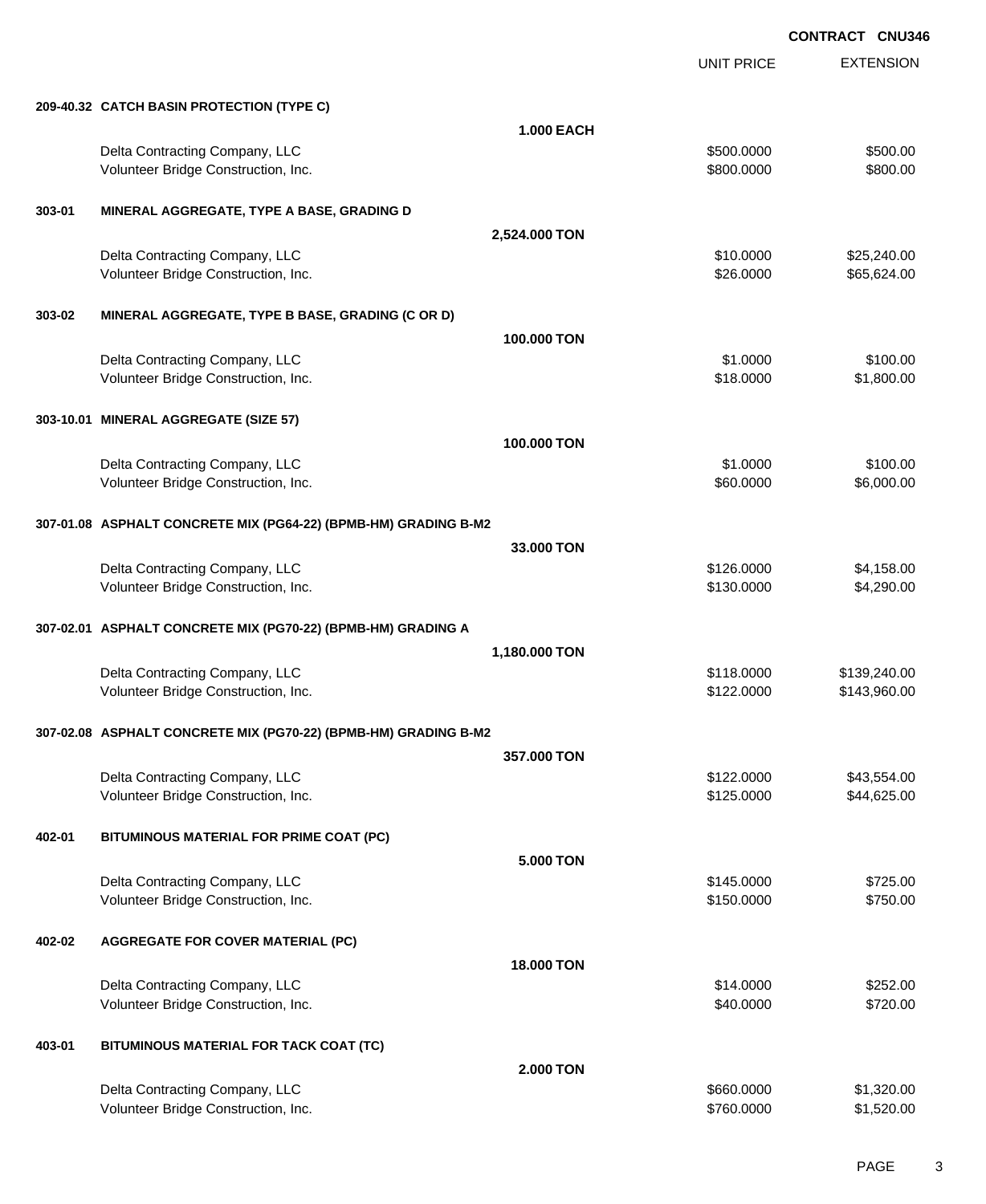**CONTRACT CNU346**

| | | UNIT PRICE | EXTENSION |
|---|---|---|---|
| **209-40.32** | **CATCH BASIN PROTECTION (TYPE C)** | | |
| | **1.000 EACH** | | |
| | Delta Contracting Company, LLC | $500.0000 | $500.00 |
| | Volunteer Bridge Construction, Inc. | $800.0000 | $800.00 |
| **303-01** | **MINERAL AGGREGATE, TYPE A BASE, GRADING D** | | |
| | **2,524.000 TON** | | |
| | Delta Contracting Company, LLC | $10.0000 | $25,240.00 |
| | Volunteer Bridge Construction, Inc. | $26.0000 | $65,624.00 |
| **303-02** | **MINERAL AGGREGATE, TYPE B BASE, GRADING (C OR D)** | | |
| | **100.000 TON** | | |
| | Delta Contracting Company, LLC | $1.0000 | $100.00 |
| | Volunteer Bridge Construction, Inc. | $18.0000 | $1,800.00 |
| **303-10.01** | **MINERAL AGGREGATE (SIZE 57)** | | |
| | **100.000 TON** | | |
| | Delta Contracting Company, LLC | $1.0000 | $100.00 |
| | Volunteer Bridge Construction, Inc. | $60.0000 | $6,000.00 |
| **307-01.08** | **ASPHALT CONCRETE MIX (PG64-22) (BPMB-HM) GRADING B-M2** | | |
| | **33.000 TON** | | |
| | Delta Contracting Company, LLC | $126.0000 | $4,158.00 |
| | Volunteer Bridge Construction, Inc. | $130.0000 | $4,290.00 |
| **307-02.01** | **ASPHALT CONCRETE MIX (PG70-22) (BPMB-HM) GRADING A** | | |
| | **1,180.000 TON** | | |
| | Delta Contracting Company, LLC | $118.0000 | $139,240.00 |
| | Volunteer Bridge Construction, Inc. | $122.0000 | $143,960.00 |
| **307-02.08** | **ASPHALT CONCRETE MIX (PG70-22) (BPMB-HM) GRADING B-M2** | | |
| | **357.000 TON** | | |
| | Delta Contracting Company, LLC | $122.0000 | $43,554.00 |
| | Volunteer Bridge Construction, Inc. | $125.0000 | $44,625.00 |
| **402-01** | **BITUMINOUS MATERIAL FOR PRIME COAT (PC)** | | |
| | **5.000 TON** | | |
| | Delta Contracting Company, LLC | $145.0000 | $725.00 |
| | Volunteer Bridge Construction, Inc. | $150.0000 | $750.00 |
| **402-02** | **AGGREGATE FOR COVER MATERIAL (PC)** | | |
| | **18.000 TON** | | |
| | Delta Contracting Company, LLC | $14.0000 | $252.00 |
| | Volunteer Bridge Construction, Inc. | $40.0000 | $720.00 |
| **403-01** | **BITUMINOUS MATERIAL FOR TACK COAT (TC)** | | |
| | **2.000 TON** | | |
| | Delta Contracting Company, LLC | $660.0000 | $1,320.00 |
| | Volunteer Bridge Construction, Inc. | $760.0000 | $1,520.00 |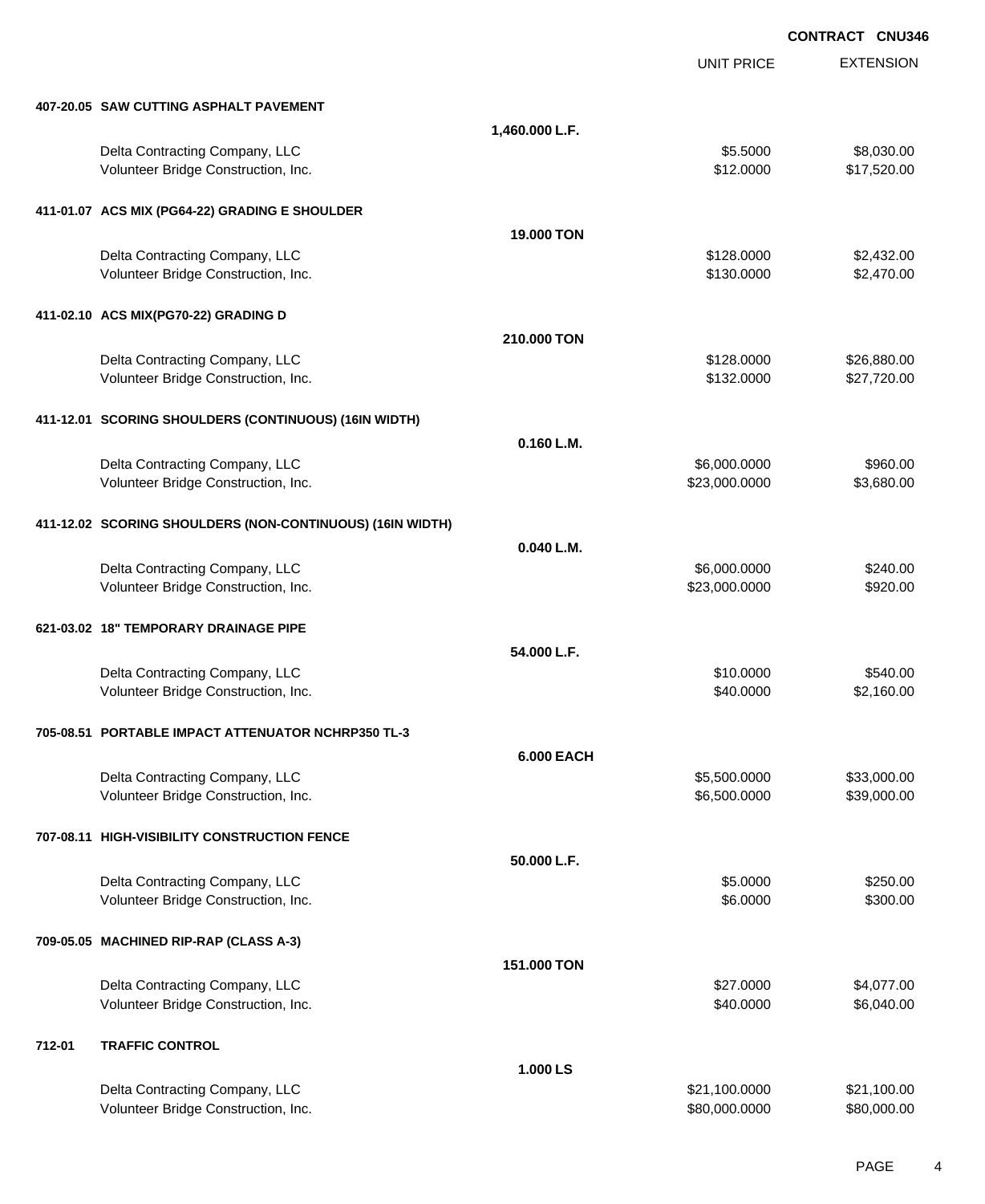**CONTRACT CNU346**

| | | UNIT PRICE | EXTENSION |
|---|---|---|---|
| **407-20.05 SAW CUTTING ASPHALT PAVEMENT** | | | |
| | **1,460.000 L.F.** | | |
| Delta Contracting Company, LLC | | $5.5000 | $8,030.00 |
| Volunteer Bridge Construction, Inc. | | $12.0000 | $17,520.00 |
| **411-01.07 ACS MIX (PG64-22) GRADING E SHOULDER** | | | |
| | **19.000 TON** | | |
| Delta Contracting Company, LLC | | $128.0000 | $2,432.00 |
| Volunteer Bridge Construction, Inc. | | $130.0000 | $2,470.00 |
| **411-02.10 ACS MIX(PG70-22) GRADING D** | | | |
| | **210.000 TON** | | |
| Delta Contracting Company, LLC | | $128.0000 | $26,880.00 |
| Volunteer Bridge Construction, Inc. | | $132.0000 | $27,720.00 |
| **411-12.01 SCORING SHOULDERS (CONTINUOUS) (16IN WIDTH)** | | | |
| | **0.160 L.M.** | | |
| Delta Contracting Company, LLC | | $6,000.0000 | $960.00 |
| Volunteer Bridge Construction, Inc. | | $23,000.0000 | $3,680.00 |
| **411-12.02 SCORING SHOULDERS (NON-CONTINUOUS) (16IN WIDTH)** | | | |
| | **0.040 L.M.** | | |
| Delta Contracting Company, LLC | | $6,000.0000 | $240.00 |
| Volunteer Bridge Construction, Inc. | | $23,000.0000 | $920.00 |
| **621-03.02 18" TEMPORARY DRAINAGE PIPE** | | | |
| | **54.000 L.F.** | | |
| Delta Contracting Company, LLC | | $10.0000 | $540.00 |
| Volunteer Bridge Construction, Inc. | | $40.0000 | $2,160.00 |
| **705-08.51 PORTABLE IMPACT ATTENUATOR NCHRP350 TL-3** | | | |
| | **6.000 EACH** | | |
| Delta Contracting Company, LLC | | $5,500.0000 | $33,000.00 |
| Volunteer Bridge Construction, Inc. | | $6,500.0000 | $39,000.00 |
| **707-08.11 HIGH-VISIBILITY CONSTRUCTION FENCE** | | | |
| | **50.000 L.F.** | | |
| Delta Contracting Company, LLC | | $5.0000 | $250.00 |
| Volunteer Bridge Construction, Inc. | | $6.0000 | $300.00 |
| **709-05.05 MACHINED RIP-RAP (CLASS A-3)** | | | |
| | **151.000 TON** | | |
| Delta Contracting Company, LLC | | $27.0000 | $4,077.00 |
| Volunteer Bridge Construction, Inc. | | $40.0000 | $6,040.00 |
| **712-01 TRAFFIC CONTROL** | | | |
| | **1.000 LS** | | |
| Delta Contracting Company, LLC | | $21,100.0000 | $21,100.00 |
| Volunteer Bridge Construction, Inc. | | $80,000.0000 | $80,000.00 |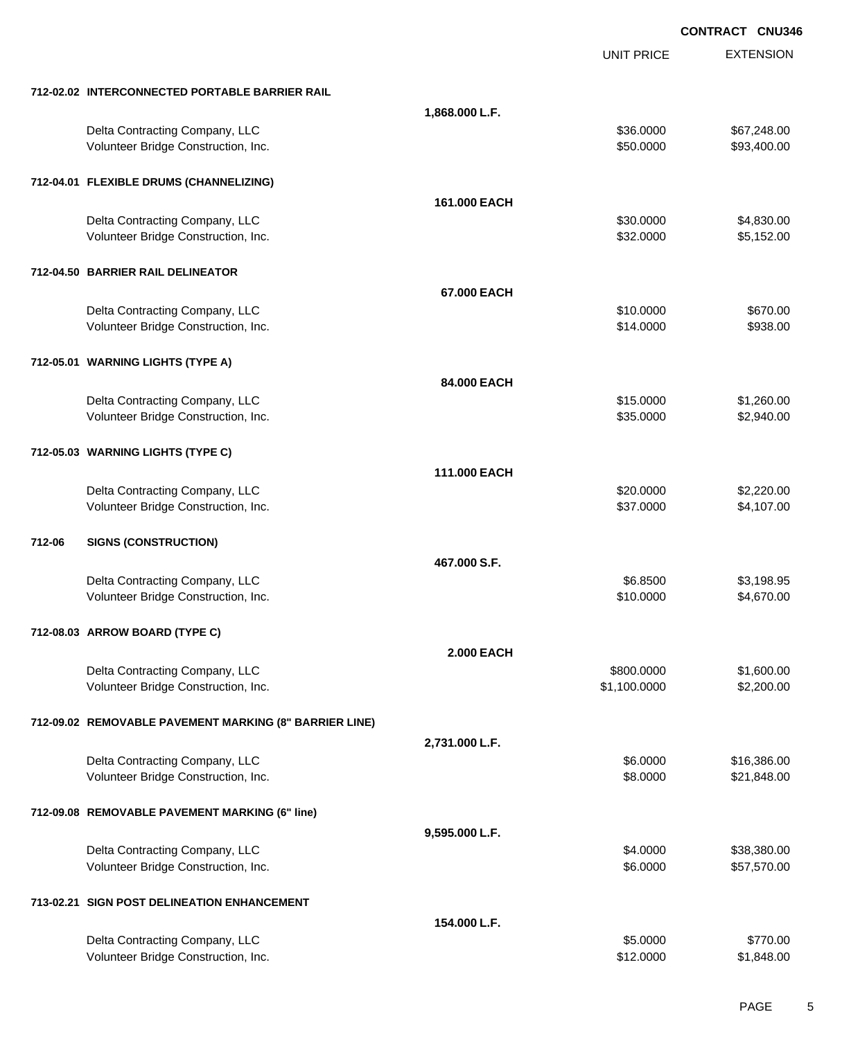**CONTRACT CNU346**

| | | UNIT PRICE | EXTENSION |
|---|---|---|---|
| **712-02.02 INTERCONNECTED PORTABLE BARRIER RAIL** | | | |
| | **1,868.000 L.F.** | | |
| Delta Contracting Company, LLC | | $36.0000 | $67,248.00 |
| Volunteer Bridge Construction, Inc. | | $50.0000 | $93,400.00 |
| **712-04.01 FLEXIBLE DRUMS (CHANNELIZING)** | | | |
| | **161.000 EACH** | | |
| Delta Contracting Company, LLC | | $30.0000 | $4,830.00 |
| Volunteer Bridge Construction, Inc. | | $32.0000 | $5,152.00 |
| **712-04.50 BARRIER RAIL DELINEATOR** | | | |
| | **67.000 EACH** | | |
| Delta Contracting Company, LLC | | $10.0000 | $670.00 |
| Volunteer Bridge Construction, Inc. | | $14.0000 | $938.00 |
| **712-05.01 WARNING LIGHTS (TYPE A)** | | | |
| | **84.000 EACH** | | |
| Delta Contracting Company, LLC | | $15.0000 | $1,260.00 |
| Volunteer Bridge Construction, Inc. | | $35.0000 | $2,940.00 |
| **712-05.03 WARNING LIGHTS (TYPE C)** | | | |
| | **111.000 EACH** | | |
| Delta Contracting Company, LLC | | $20.0000 | $2,220.00 |
| Volunteer Bridge Construction, Inc. | | $37.0000 | $4,107.00 |
| **712-06 SIGNS (CONSTRUCTION)** | | | |
| | **467.000 S.F.** | | |
| Delta Contracting Company, LLC | | $6.8500 | $3,198.95 |
| Volunteer Bridge Construction, Inc. | | $10.0000 | $4,670.00 |
| **712-08.03 ARROW BOARD (TYPE C)** | | | |
| | **2.000 EACH** | | |
| Delta Contracting Company, LLC | | $800.0000 | $1,600.00 |
| Volunteer Bridge Construction, Inc. | | $1,100.0000 | $2,200.00 |
| **712-09.02 REMOVABLE PAVEMENT MARKING (8" BARRIER LINE)** | | | |
| | **2,731.000 L.F.** | | |
| Delta Contracting Company, LLC | | $6.0000 | $16,386.00 |
| Volunteer Bridge Construction, Inc. | | $8.0000 | $21,848.00 |
| **712-09.08 REMOVABLE PAVEMENT MARKING (6" line)** | | | |
| | **9,595.000 L.F.** | | |
| Delta Contracting Company, LLC | | $4.0000 | $38,380.00 |
| Volunteer Bridge Construction, Inc. | | $6.0000 | $57,570.00 |
| **713-02.21 SIGN POST DELINEATION ENHANCEMENT** | | | |
| | **154.000 L.F.** | | |
| Delta Contracting Company, LLC | | $5.0000 | $770.00 |
| Volunteer Bridge Construction, Inc. | | $12.0000 | $1,848.00 |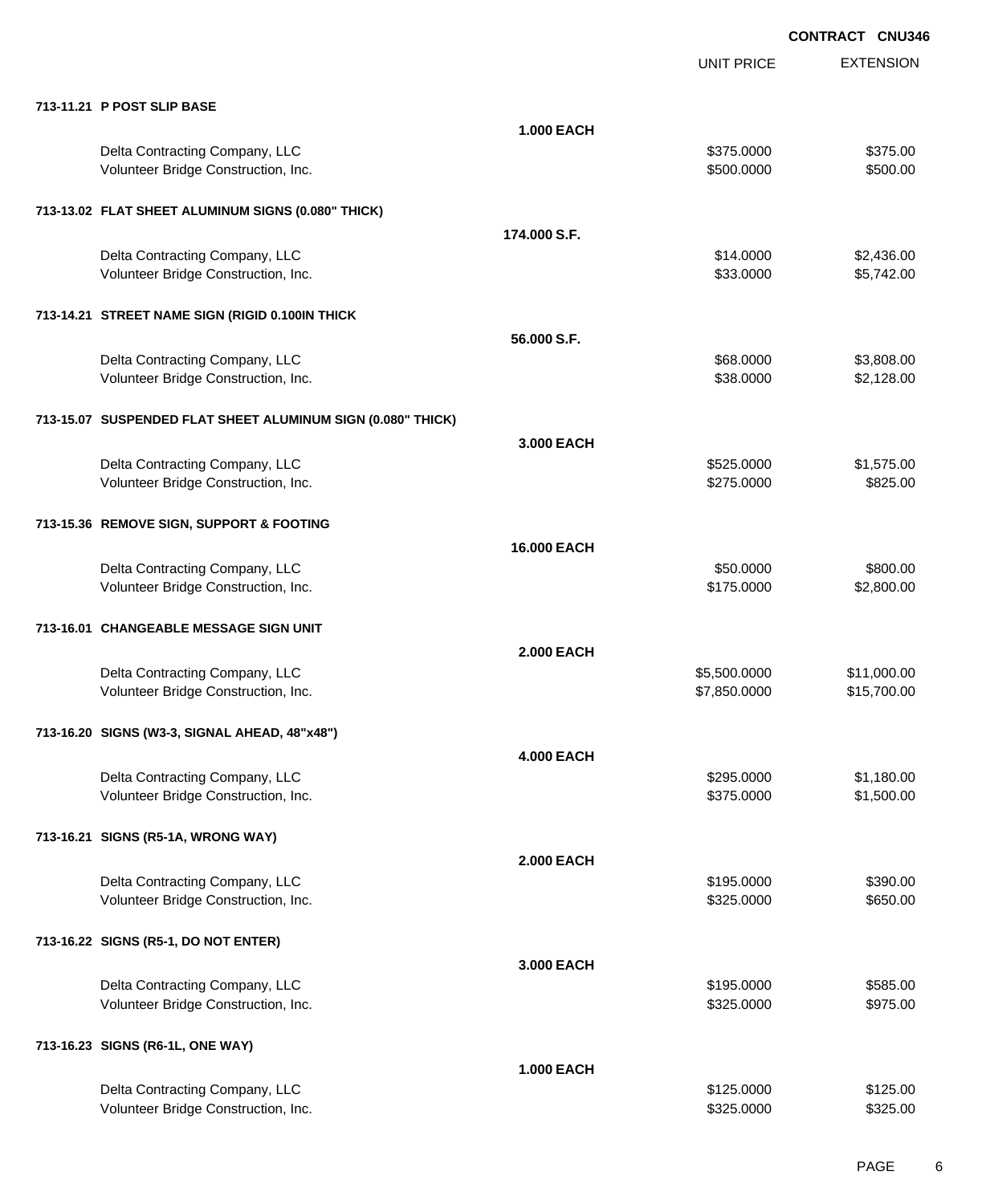**CONTRACT CNU346**

| | | UNIT PRICE | EXTENSION |
|---|---|---|---|
| **713-11.21 P POST SLIP BASE** | | | |
| | **1.000 EACH** | | |
| Delta Contracting Company, LLC | | $375.0000 | $375.00 |
| Volunteer Bridge Construction, Inc. | | $500.0000 | $500.00 |
| **713-13.02 FLAT SHEET ALUMINUM SIGNS (0.080" THICK)** | | | |
| | **174.000 S.F.** | | |
| Delta Contracting Company, LLC | | $14.0000 | $2,436.00 |
| Volunteer Bridge Construction, Inc. | | $33.0000 | $5,742.00 |
| **713-14.21 STREET NAME SIGN (RIGID 0.100IN THICK** | | | |
| | **56.000 S.F.** | | |
| Delta Contracting Company, LLC | | $68.0000 | $3,808.00 |
| Volunteer Bridge Construction, Inc. | | $38.0000 | $2,128.00 |
| **713-15.07 SUSPENDED FLAT SHEET ALUMINUM SIGN (0.080" THICK)** | | | |
| | **3.000 EACH** | | |
| Delta Contracting Company, LLC | | $525.0000 | $1,575.00 |
| Volunteer Bridge Construction, Inc. | | $275.0000 | $825.00 |
| **713-15.36 REMOVE SIGN, SUPPORT & FOOTING** | | | |
| | **16.000 EACH** | | |
| Delta Contracting Company, LLC | | $50.0000 | $800.00 |
| Volunteer Bridge Construction, Inc. | | $175.0000 | $2,800.00 |
| **713-16.01 CHANGEABLE MESSAGE SIGN UNIT** | | | |
| | **2.000 EACH** | | |
| Delta Contracting Company, LLC | | $5,500.0000 | $11,000.00 |
| Volunteer Bridge Construction, Inc. | | $7,850.0000 | $15,700.00 |
| **713-16.20 SIGNS (W3-3, SIGNAL AHEAD, 48"x48")** | | | |
| | **4.000 EACH** | | |
| Delta Contracting Company, LLC | | $295.0000 | $1,180.00 |
| Volunteer Bridge Construction, Inc. | | $375.0000 | $1,500.00 |
| **713-16.21 SIGNS (R5-1A, WRONG WAY)** | | | |
| | **2.000 EACH** | | |
| Delta Contracting Company, LLC | | $195.0000 | $390.00 |
| Volunteer Bridge Construction, Inc. | | $325.0000 | $650.00 |
| **713-16.22 SIGNS (R5-1, DO NOT ENTER)** | | | |
| | **3.000 EACH** | | |
| Delta Contracting Company, LLC | | $195.0000 | $585.00 |
| Volunteer Bridge Construction, Inc. | | $325.0000 | $975.00 |
| **713-16.23 SIGNS (R6-1L, ONE WAY)** | | | |
| | **1.000 EACH** | | |
| Delta Contracting Company, LLC | | $125.0000 | $125.00 |
| Volunteer Bridge Construction, Inc. | | $325.0000 | $325.00 |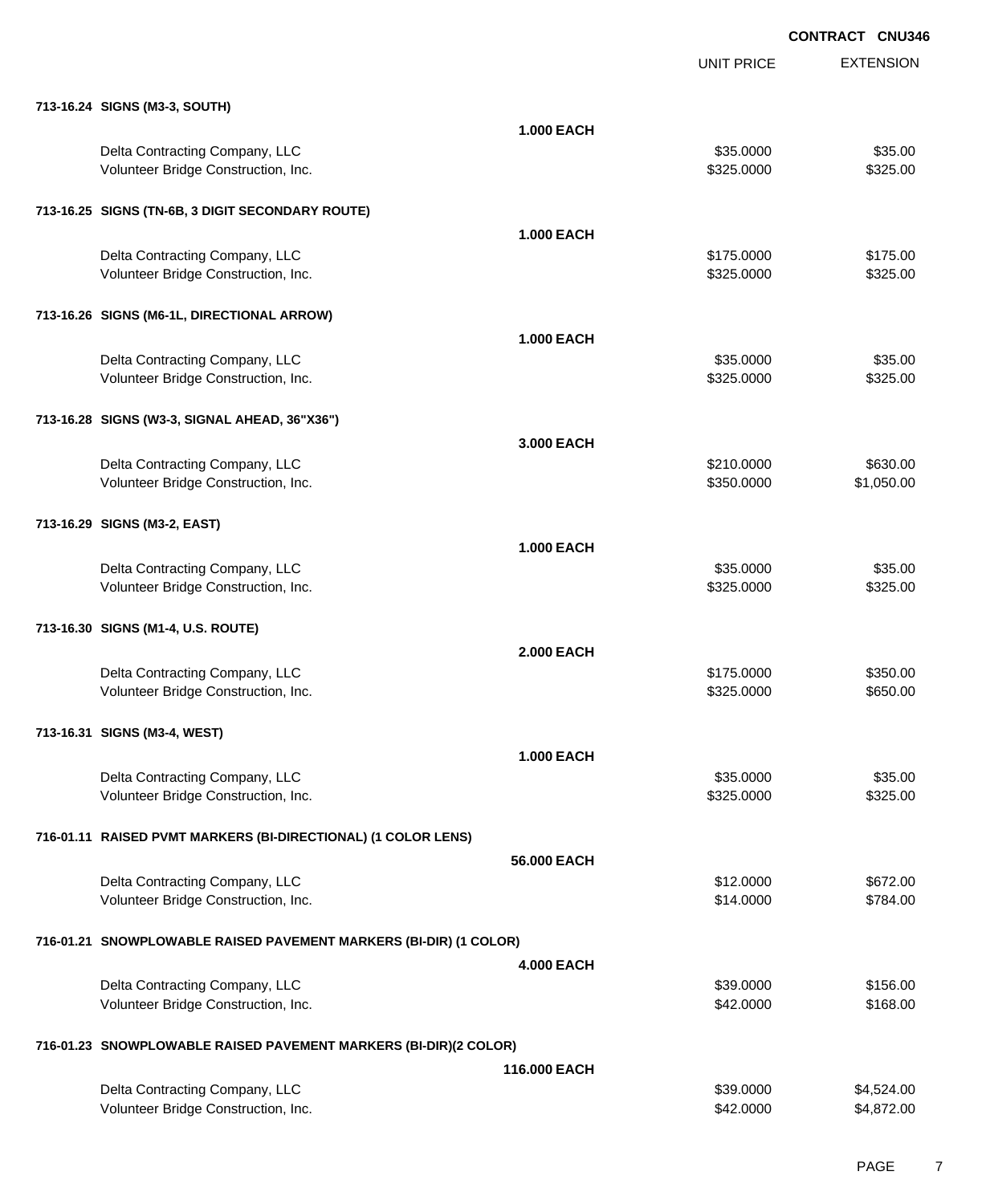**CONTRACT CNU346**

| | | UNIT PRICE | EXTENSION |
|---|---|---|---|
| **713-16.24 SIGNS (M3-3, SOUTH)** | | | |
| | **1.000 EACH** | | |
| Delta Contracting Company, LLC | | $35.0000 | $35.00 |
| Volunteer Bridge Construction, Inc. | | $325.0000 | $325.00 |
| **713-16.25 SIGNS (TN-6B, 3 DIGIT SECONDARY ROUTE)** | | | |
| | **1.000 EACH** | | |
| Delta Contracting Company, LLC | | $175.0000 | $175.00 |
| Volunteer Bridge Construction, Inc. | | $325.0000 | $325.00 |
| **713-16.26 SIGNS (M6-1L, DIRECTIONAL ARROW)** | | | |
| | **1.000 EACH** | | |
| Delta Contracting Company, LLC | | $35.0000 | $35.00 |
| Volunteer Bridge Construction, Inc. | | $325.0000 | $325.00 |
| **713-16.28 SIGNS (W3-3, SIGNAL AHEAD, 36"X36")** | | | |
| | **3.000 EACH** | | |
| Delta Contracting Company, LLC | | $210.0000 | $630.00 |
| Volunteer Bridge Construction, Inc. | | $350.0000 | $1,050.00 |
| **713-16.29 SIGNS (M3-2, EAST)** | | | |
| | **1.000 EACH** | | |
| Delta Contracting Company, LLC | | $35.0000 | $35.00 |
| Volunteer Bridge Construction, Inc. | | $325.0000 | $325.00 |
| **713-16.30 SIGNS (M1-4, U.S. ROUTE)** | | | |
| | **2.000 EACH** | | |
| Delta Contracting Company, LLC | | $175.0000 | $350.00 |
| Volunteer Bridge Construction, Inc. | | $325.0000 | $650.00 |
| **713-16.31 SIGNS (M3-4, WEST)** | | | |
| | **1.000 EACH** | | |
| Delta Contracting Company, LLC | | $35.0000 | $35.00 |
| Volunteer Bridge Construction, Inc. | | $325.0000 | $325.00 |
| **716-01.11 RAISED PVMT MARKERS (BI-DIRECTIONAL) (1 COLOR LENS)** | | | |
| | **56.000 EACH** | | |
| Delta Contracting Company, LLC | | $12.0000 | $672.00 |
| Volunteer Bridge Construction, Inc. | | $14.0000 | $784.00 |
| **716-01.21 SNOWPLOWABLE RAISED PAVEMENT MARKERS (BI-DIR) (1 COLOR)** | | | |
| | **4.000 EACH** | | |
| Delta Contracting Company, LLC | | $39.0000 | $156.00 |
| Volunteer Bridge Construction, Inc. | | $42.0000 | $168.00 |
| **716-01.23 SNOWPLOWABLE RAISED PAVEMENT MARKERS (BI-DIR)(2 COLOR)** | | | |
| | **116.000 EACH** | | |
| Delta Contracting Company, LLC | | $39.0000 | $4,524.00 |
| Volunteer Bridge Construction, Inc. | | $42.0000 | $4,872.00 |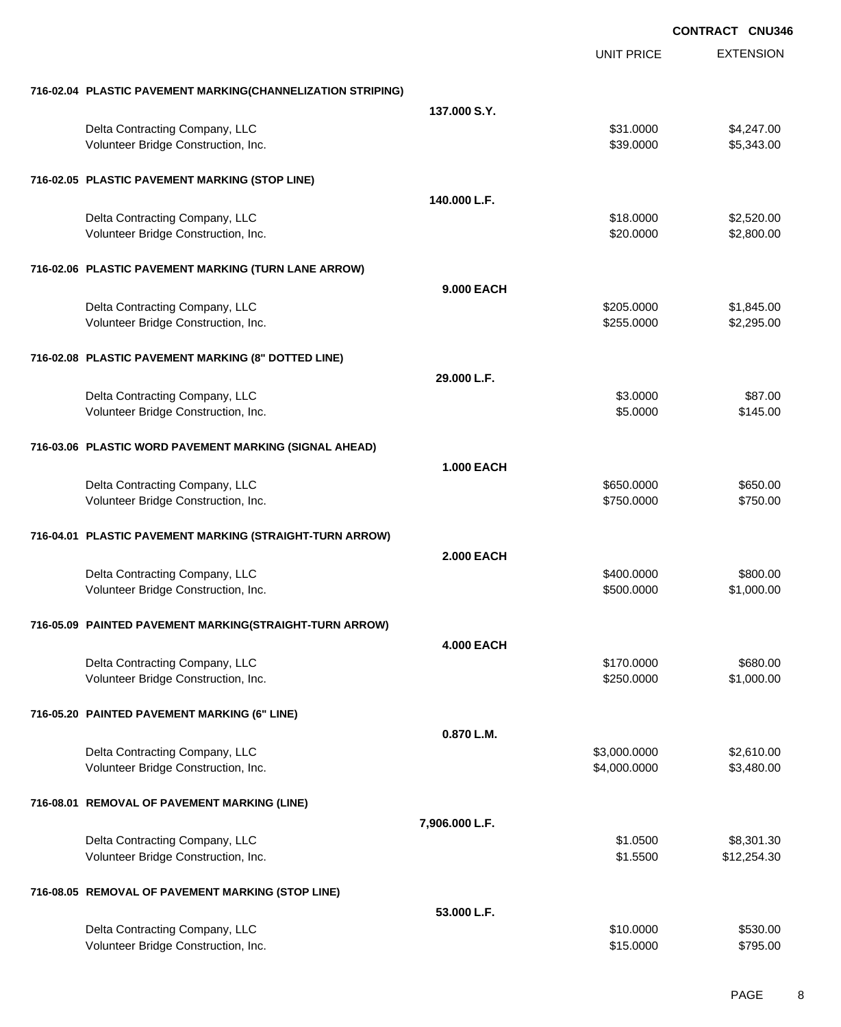**CONTRACT CNU346**

| | | UNIT PRICE | EXTENSION |
|---|---|---|---|
| **716-02.04 PLASTIC PAVEMENT MARKING(CHANNELIZATION STRIPING)** | | | |
| | **137.000 S.Y.** | | |
| Delta Contracting Company, LLC | | $31.0000 | $4,247.00 |
| Volunteer Bridge Construction, Inc. | | $39.0000 | $5,343.00 |
| **716-02.05 PLASTIC PAVEMENT MARKING (STOP LINE)** | | | |
| | **140.000 L.F.** | | |
| Delta Contracting Company, LLC | | $18.0000 | $2,520.00 |
| Volunteer Bridge Construction, Inc. | | $20.0000 | $2,800.00 |
| **716-02.06 PLASTIC PAVEMENT MARKING (TURN LANE ARROW)** | | | |
| | **9.000 EACH** | | |
| Delta Contracting Company, LLC | | $205.0000 | $1,845.00 |
| Volunteer Bridge Construction, Inc. | | $255.0000 | $2,295.00 |
| **716-02.08 PLASTIC PAVEMENT MARKING (8" DOTTED LINE)** | | | |
| | **29.000 L.F.** | | |
| Delta Contracting Company, LLC | | $3.0000 | $87.00 |
| Volunteer Bridge Construction, Inc. | | $5.0000 | $145.00 |
| **716-03.06 PLASTIC WORD PAVEMENT MARKING (SIGNAL AHEAD)** | | | |
| | **1.000 EACH** | | |
| Delta Contracting Company, LLC | | $650.0000 | $650.00 |
| Volunteer Bridge Construction, Inc. | | $750.0000 | $750.00 |
| **716-04.01 PLASTIC PAVEMENT MARKING (STRAIGHT-TURN ARROW)** | | | |
| | **2.000 EACH** | | |
| Delta Contracting Company, LLC | | $400.0000 | $800.00 |
| Volunteer Bridge Construction, Inc. | | $500.0000 | $1,000.00 |
| **716-05.09 PAINTED PAVEMENT MARKING(STRAIGHT-TURN ARROW)** | | | |
| | **4.000 EACH** | | |
| Delta Contracting Company, LLC | | $170.0000 | $680.00 |
| Volunteer Bridge Construction, Inc. | | $250.0000 | $1,000.00 |
| **716-05.20 PAINTED PAVEMENT MARKING (6" LINE)** | | | |
| | **0.870 L.M.** | | |
| Delta Contracting Company, LLC | | $3,000.0000 | $2,610.00 |
| Volunteer Bridge Construction, Inc. | | $4,000.0000 | $3,480.00 |
| **716-08.01 REMOVAL OF PAVEMENT MARKING (LINE)** | | | |
| | **7,906.000 L.F.** | | |
| Delta Contracting Company, LLC | | $1.0500 | $8,301.30 |
| Volunteer Bridge Construction, Inc. | | $1.5500 | $12,254.30 |
| **716-08.05 REMOVAL OF PAVEMENT MARKING (STOP LINE)** | | | |
| | **53.000 L.F.** | | |
| Delta Contracting Company, LLC | | $10.0000 | $530.00 |
| Volunteer Bridge Construction, Inc. | | $15.0000 | $795.00 |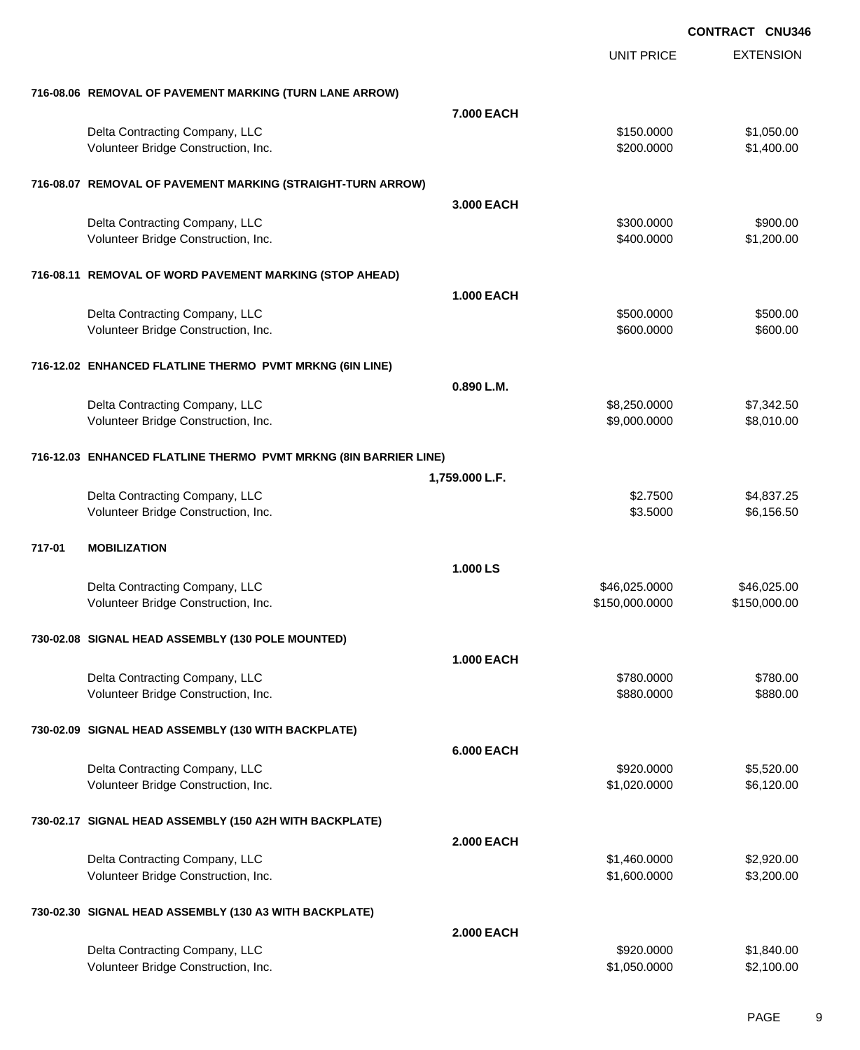**CONTRACT CNU346**

| | | UNIT PRICE | EXTENSION |
|---|---|---|---|
| **716-08.06 REMOVAL OF PAVEMENT MARKING (TURN LANE ARROW)** | | | |
| | **7.000 EACH** | | |
| Delta Contracting Company, LLC | | $150.0000 | $1,050.00 |
| Volunteer Bridge Construction, Inc. | | $200.0000 | $1,400.00 |
| **716-08.07 REMOVAL OF PAVEMENT MARKING (STRAIGHT-TURN ARROW)** | | | |
| | **3.000 EACH** | | |
| Delta Contracting Company, LLC | | $300.0000 | $900.00 |
| Volunteer Bridge Construction, Inc. | | $400.0000 | $1,200.00 |
| **716-08.11 REMOVAL OF WORD PAVEMENT MARKING (STOP AHEAD)** | | | |
| | **1.000 EACH** | | |
| Delta Contracting Company, LLC | | $500.0000 | $500.00 |
| Volunteer Bridge Construction, Inc. | | $600.0000 | $600.00 |
| **716-12.02 ENHANCED FLATLINE THERMO PVMT MRKNG (6IN LINE)** | | | |
| | **0.890 L.M.** | | |
| Delta Contracting Company, LLC | | $8,250.0000 | $7,342.50 |
| Volunteer Bridge Construction, Inc. | | $9,000.0000 | $8,010.00 |
| **716-12.03 ENHANCED FLATLINE THERMO PVMT MRKNG (8IN BARRIER LINE)** | | | |
| | **1,759.000 L.F.** | | |
| Delta Contracting Company, LLC | | $2.7500 | $4,837.25 |
| Volunteer Bridge Construction, Inc. | | $3.5000 | $6,156.50 |
| **717-01 MOBILIZATION** | | | |
| | **1.000 LS** | | |
| Delta Contracting Company, LLC | | $46,025.0000 | $46,025.00 |
| Volunteer Bridge Construction, Inc. | | $150,000.0000 | $150,000.00 |
| **730-02.08 SIGNAL HEAD ASSEMBLY (130 POLE MOUNTED)** | | | |
| | **1.000 EACH** | | |
| Delta Contracting Company, LLC | | $780.0000 | $780.00 |
| Volunteer Bridge Construction, Inc. | | $880.0000 | $880.00 |
| **730-02.09 SIGNAL HEAD ASSEMBLY (130 WITH BACKPLATE)** | | | |
| | **6.000 EACH** | | |
| Delta Contracting Company, LLC | | $920.0000 | $5,520.00 |
| Volunteer Bridge Construction, Inc. | | $1,020.0000 | $6,120.00 |
| **730-02.17 SIGNAL HEAD ASSEMBLY (150 A2H WITH BACKPLATE)** | | | |
| | **2.000 EACH** | | |
| Delta Contracting Company, LLC | | $1,460.0000 | $2,920.00 |
| Volunteer Bridge Construction, Inc. | | $1,600.0000 | $3,200.00 |
| **730-02.30 SIGNAL HEAD ASSEMBLY (130 A3 WITH BACKPLATE)** | | | |
| | **2.000 EACH** | | |
| Delta Contracting Company, LLC | | $920.0000 | $1,840.00 |
| Volunteer Bridge Construction, Inc. | | $1,050.0000 | $2,100.00 |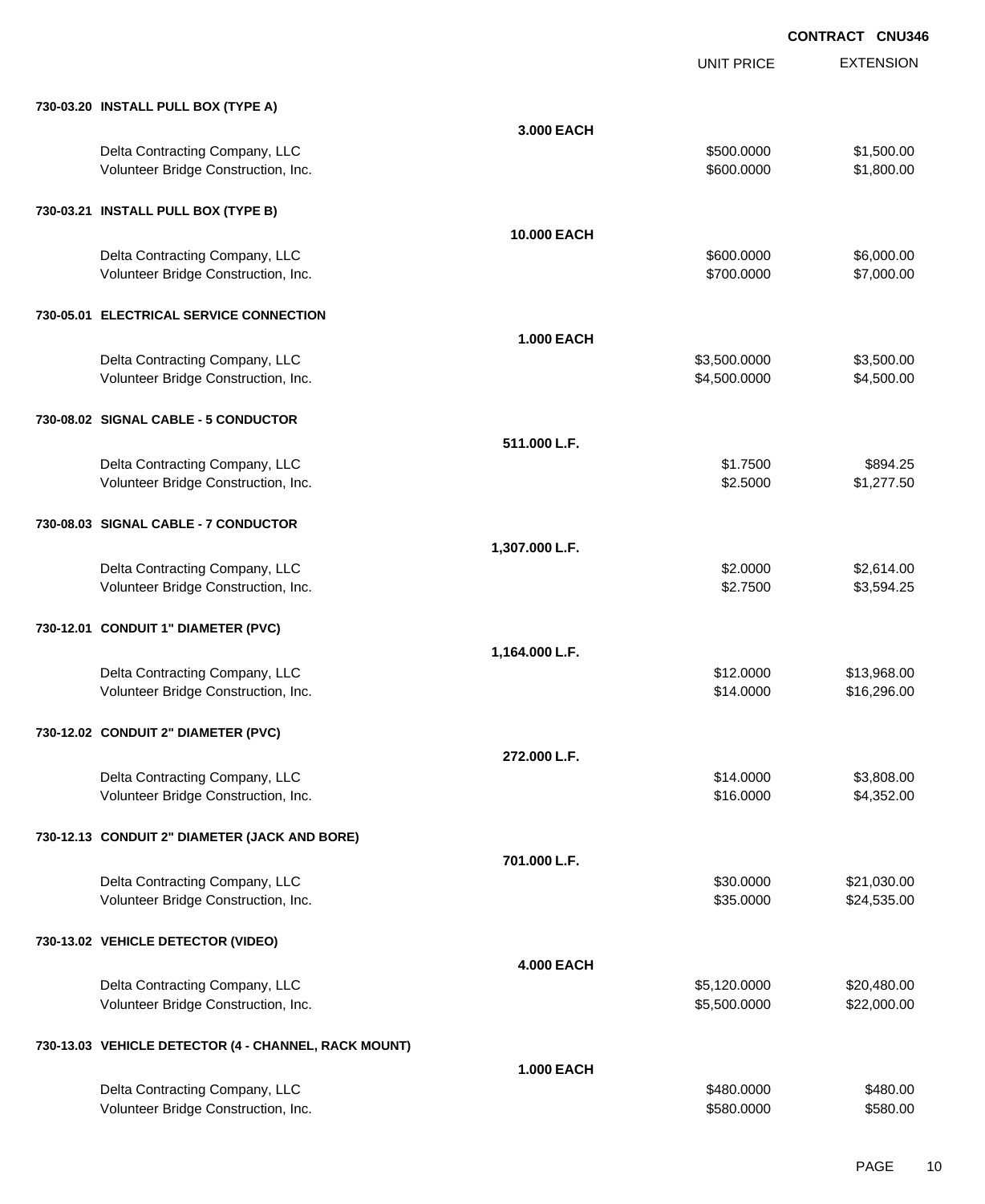**CONTRACT CNU346**

| | | UNIT PRICE | EXTENSION |
|---|---|---|---|
| **730-03.20 INSTALL PULL BOX (TYPE A)** | | | |
| | **3.000 EACH** | | |
| Delta Contracting Company, LLC | | $500.0000 | $1,500.00 |
| Volunteer Bridge Construction, Inc. | | $600.0000 | $1,800.00 |
| **730-03.21 INSTALL PULL BOX (TYPE B)** | | | |
| | **10.000 EACH** | | |
| Delta Contracting Company, LLC | | $600.0000 | $6,000.00 |
| Volunteer Bridge Construction, Inc. | | $700.0000 | $7,000.00 |
| **730-05.01 ELECTRICAL SERVICE CONNECTION** | | | |
| | **1.000 EACH** | | |
| Delta Contracting Company, LLC | | $3,500.0000 | $3,500.00 |
| Volunteer Bridge Construction, Inc. | | $4,500.0000 | $4,500.00 |
| **730-08.02 SIGNAL CABLE - 5 CONDUCTOR** | | | |
| | **511.000 L.F.** | | |
| Delta Contracting Company, LLC | | $1.7500 | $894.25 |
| Volunteer Bridge Construction, Inc. | | $2.5000 | $1,277.50 |
| **730-08.03 SIGNAL CABLE - 7 CONDUCTOR** | | | |
| | **1,307.000 L.F.** | | |
| Delta Contracting Company, LLC | | $2.0000 | $2,614.00 |
| Volunteer Bridge Construction, Inc. | | $2.7500 | $3,594.25 |
| **730-12.01 CONDUIT 1" DIAMETER (PVC)** | | | |
| | **1,164.000 L.F.** | | |
| Delta Contracting Company, LLC | | $12.0000 | $13,968.00 |
| Volunteer Bridge Construction, Inc. | | $14.0000 | $16,296.00 |
| **730-12.02 CONDUIT 2" DIAMETER (PVC)** | | | |
| | **272.000 L.F.** | | |
| Delta Contracting Company, LLC | | $14.0000 | $3,808.00 |
| Volunteer Bridge Construction, Inc. | | $16.0000 | $4,352.00 |
| **730-12.13 CONDUIT 2" DIAMETER (JACK AND BORE)** | | | |
| | **701.000 L.F.** | | |
| Delta Contracting Company, LLC | | $30.0000 | $21,030.00 |
| Volunteer Bridge Construction, Inc. | | $35.0000 | $24,535.00 |
| **730-13.02 VEHICLE DETECTOR (VIDEO)** | | | |
| | **4.000 EACH** | | |
| Delta Contracting Company, LLC | | $5,120.0000 | $20,480.00 |
| Volunteer Bridge Construction, Inc. | | $5,500.0000 | $22,000.00 |
| **730-13.03 VEHICLE DETECTOR (4 - CHANNEL, RACK MOUNT)** | | | |
| | **1.000 EACH** | | |
| Delta Contracting Company, LLC | | $480.0000 | $480.00 |
| Volunteer Bridge Construction, Inc. | | $580.0000 | $580.00 |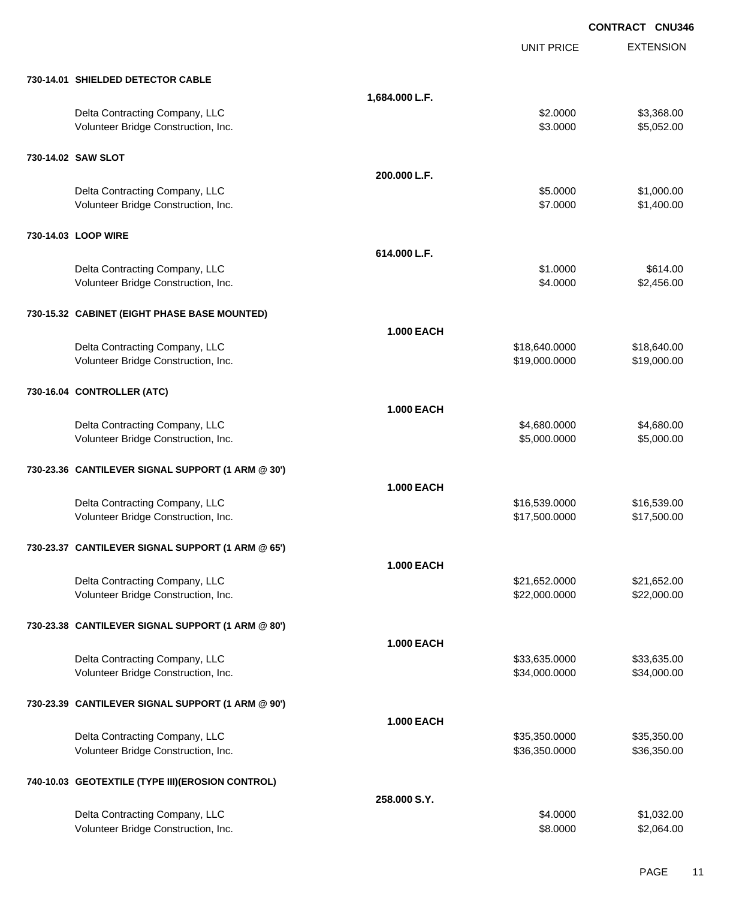CONTRACT CNU346

| | | UNIT PRICE | EXTENSION |
|---|---|---|---|
| **730-14.01 SHIELDED DETECTOR CABLE** | | | |
| | **1,684.000 L.F.** | | |
| Delta Contracting Company, LLC | | $2.0000 | $3,368.00 |
| Volunteer Bridge Construction, Inc. | | $3.0000 | $5,052.00 |
| **730-14.02 SAW SLOT** | | | |
| | **200.000 L.F.** | | |
| Delta Contracting Company, LLC | | $5.0000 | $1,000.00 |
| Volunteer Bridge Construction, Inc. | | $7.0000 | $1,400.00 |
| **730-14.03 LOOP WIRE** | | | |
| | **614.000 L.F.** | | |
| Delta Contracting Company, LLC | | $1.0000 | $614.00 |
| Volunteer Bridge Construction, Inc. | | $4.0000 | $2,456.00 |
| **730-15.32 CABINET (EIGHT PHASE BASE MOUNTED)** | | | |
| | **1.000 EACH** | | |
| Delta Contracting Company, LLC | | $18,640.0000 | $18,640.00 |
| Volunteer Bridge Construction, Inc. | | $19,000.0000 | $19,000.00 |
| **730-16.04 CONTROLLER (ATC)** | | | |
| | **1.000 EACH** | | |
| Delta Contracting Company, LLC | | $4,680.0000 | $4,680.00 |
| Volunteer Bridge Construction, Inc. | | $5,000.0000 | $5,000.00 |
| **730-23.36 CANTILEVER SIGNAL SUPPORT (1 ARM @ 30')** | | | |
| | **1.000 EACH** | | |
| Delta Contracting Company, LLC | | $16,539.0000 | $16,539.00 |
| Volunteer Bridge Construction, Inc. | | $17,500.0000 | $17,500.00 |
| **730-23.37 CANTILEVER SIGNAL SUPPORT (1 ARM @ 65')** | | | |
| | **1.000 EACH** | | |
| Delta Contracting Company, LLC | | $21,652.0000 | $21,652.00 |
| Volunteer Bridge Construction, Inc. | | $22,000.0000 | $22,000.00 |
| **730-23.38 CANTILEVER SIGNAL SUPPORT (1 ARM @ 80')** | | | |
| | **1.000 EACH** | | |
| Delta Contracting Company, LLC | | $33,635.0000 | $33,635.00 |
| Volunteer Bridge Construction, Inc. | | $34,000.0000 | $34,000.00 |
| **730-23.39 CANTILEVER SIGNAL SUPPORT (1 ARM @ 90')** | | | |
| | **1.000 EACH** | | |
| Delta Contracting Company, LLC | | $35,350.0000 | $35,350.00 |
| Volunteer Bridge Construction, Inc. | | $36,350.0000 | $36,350.00 |
| **740-10.03 GEOTEXTILE (TYPE III)(EROSION CONTROL)** | | | |
| | **258.000 S.Y.** | | |
| Delta Contracting Company, LLC | | $4.0000 | $1,032.00 |
| Volunteer Bridge Construction, Inc. | | $8.0000 | $2,064.00 |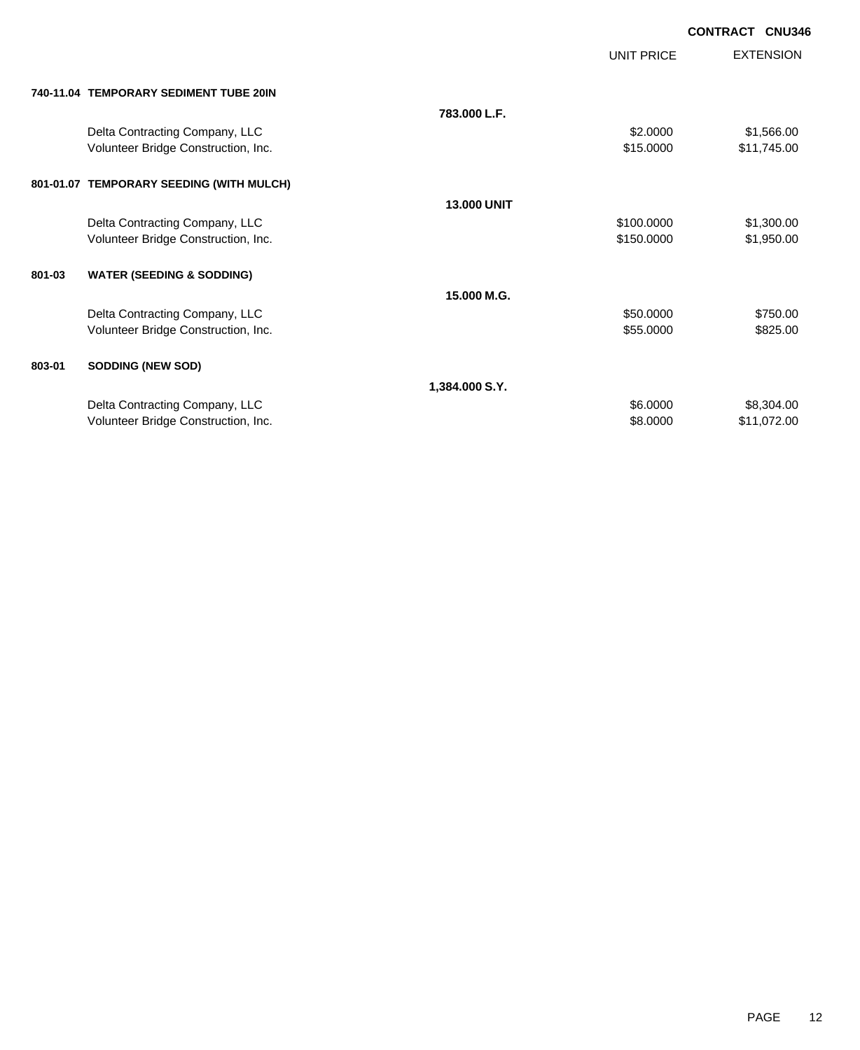**CONTRACT CNU346**

| | | | UNIT PRICE | EXTENSION |
|---|---|---|---|---|
| **740-11.04** | **TEMPORARY SEDIMENT TUBE 20IN** | | | |
| | | **783.000 L.F.** | | |
| | Delta Contracting Company, LLC | | $2.0000 | $1,566.00 |
| | Volunteer Bridge Construction, Inc. | | $15.0000 | $11,745.00 |
| **801-01.07** | **TEMPORARY SEEDING (WITH MULCH)** | | | |
| | | **13.000 UNIT** | | |
| | Delta Contracting Company, LLC | | $100.0000 | $1,300.00 |
| | Volunteer Bridge Construction, Inc. | | $150.0000 | $1,950.00 |
| **801-03** | **WATER (SEEDING & SODDING)** | | | |
| | | **15.000 M.G.** | | |
| | Delta Contracting Company, LLC | | $50.0000 | $750.00 |
| | Volunteer Bridge Construction, Inc. | | $55.0000 | $825.00 |
| **803-01** | **SODDING (NEW SOD)** | | | |
| | | **1,384.000 S.Y.** | | |
| | Delta Contracting Company, LLC | | $6.0000 | $8,304.00 |
| | Volunteer Bridge Construction, Inc. | | $8.0000 | $11,072.00 |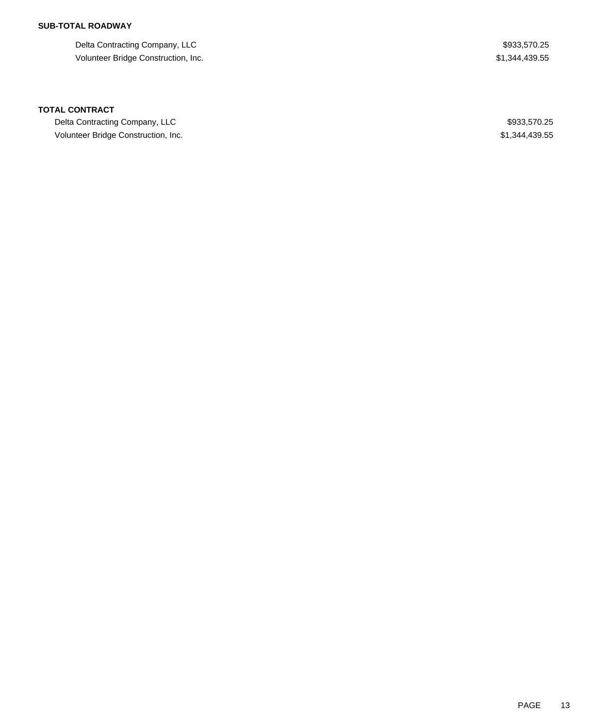**SUB-TOTAL ROADWAY**

| | |
|---|---|
| Delta Contracting Company, LLC | $933,570.25 |
| Volunteer Bridge Construction, Inc. | $1,344,439.55 |

**TOTAL CONTRACT**

| | |
|---|---|
| Delta Contracting Company, LLC | $933,570.25 |
| Volunteer Bridge Construction, Inc. | $1,344,439.55 |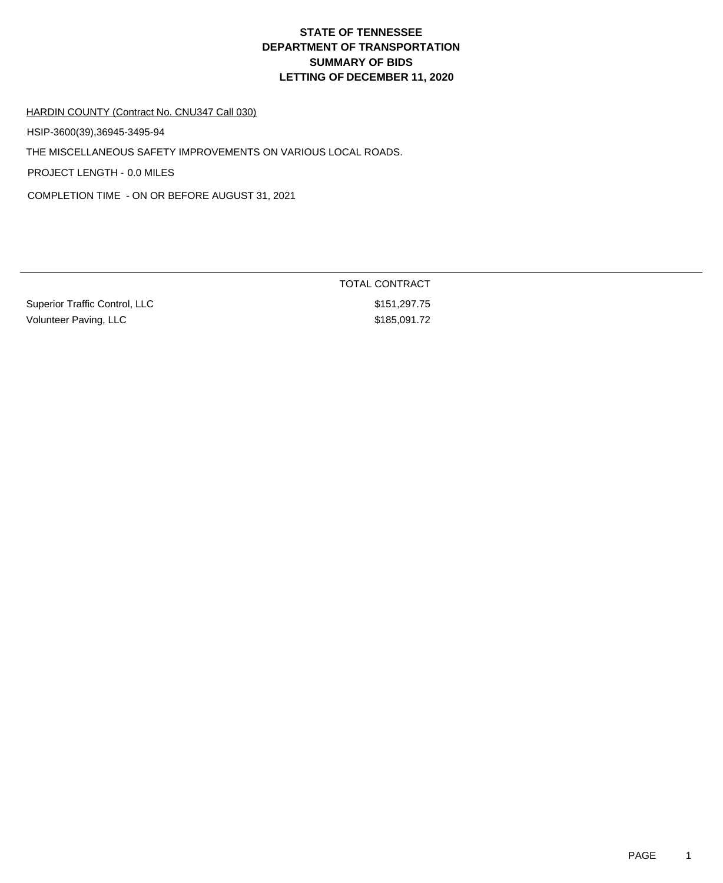# STATE OF TENNESSEE
# DEPARTMENT OF TRANSPORTATION
# SUMMARY OF BIDS
# LETTING OF DECEMBER 11, 2020

HARDIN COUNTY (Contract No. CNU347 Call 030)

HSIP-3600(39),36945-3495-94

THE MISCELLANEOUS SAFETY IMPROVEMENTS ON VARIOUS LOCAL ROADS.

PROJECT LENGTH - 0.0 MILES

COMPLETION TIME - ON OR BEFORE AUGUST 31, 2021

| | TOTAL CONTRACT |
|---|---|
| Superior Traffic Control, LLC | $151,297.75 |
| Volunteer Paving, LLC | $185,091.72 |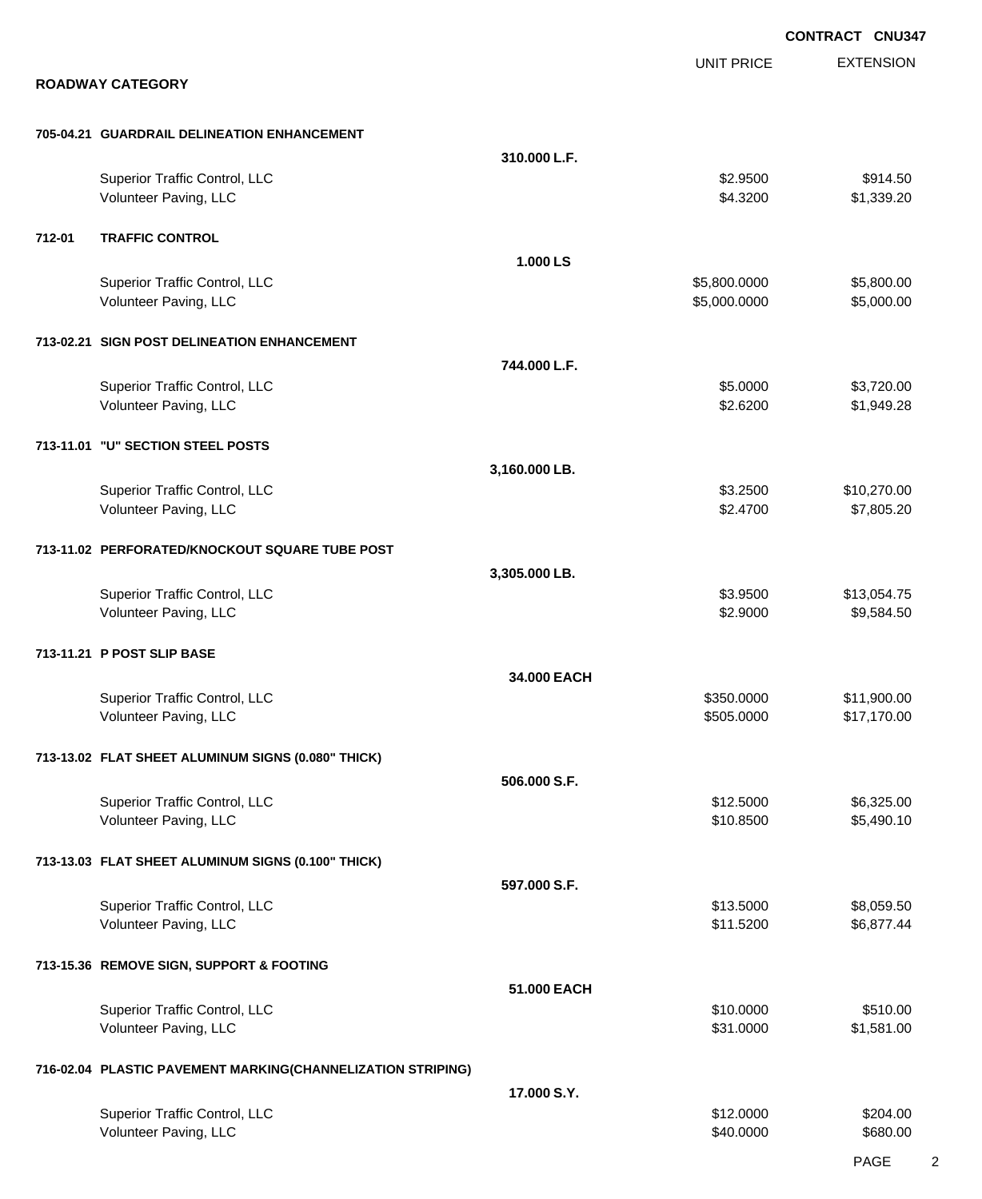**CONTRACT CNU347**

## ROADWAY CATEGORY

| | | | UNIT PRICE | EXTENSION |
|---|---|---|---|---|
| **705-04.21** | **GUARDRAIL DELINEATION ENHANCEMENT** | | | |
| | | **310.000 L.F.** | | |
| | Superior Traffic Control, LLC | | $2.9500 | $914.50 |
| | Volunteer Paving, LLC | | $4.3200 | $1,339.20 |
| **712-01** | **TRAFFIC CONTROL** | | | |
| | | **1.000 LS** | | |
| | Superior Traffic Control, LLC | | $5,800.0000 | $5,800.00 |
| | Volunteer Paving, LLC | | $5,000.0000 | $5,000.00 |
| **713-02.21** | **SIGN POST DELINEATION ENHANCEMENT** | | | |
| | | **744.000 L.F.** | | |
| | Superior Traffic Control, LLC | | $5.0000 | $3,720.00 |
| | Volunteer Paving, LLC | | $2.6200 | $1,949.28 |
| **713-11.01** | **"U" SECTION STEEL POSTS** | | | |
| | | **3,160.000 LB.** | | |
| | Superior Traffic Control, LLC | | $3.2500 | $10,270.00 |
| | Volunteer Paving, LLC | | $2.4700 | $7,805.20 |
| **713-11.02** | **PERFORATED/KNOCKOUT SQUARE TUBE POST** | | | |
| | | **3,305.000 LB.** | | |
| | Superior Traffic Control, LLC | | $3.9500 | $13,054.75 |
| | Volunteer Paving, LLC | | $2.9000 | $9,584.50 |
| **713-11.21** | **P POST SLIP BASE** | | | |
| | | **34.000 EACH** | | |
| | Superior Traffic Control, LLC | | $350.0000 | $11,900.00 |
| | Volunteer Paving, LLC | | $505.0000 | $17,170.00 |
| **713-13.02** | **FLAT SHEET ALUMINUM SIGNS (0.080" THICK)** | | | |
| | | **506.000 S.F.** | | |
| | Superior Traffic Control, LLC | | $12.5000 | $6,325.00 |
| | Volunteer Paving, LLC | | $10.8500 | $5,490.10 |
| **713-13.03** | **FLAT SHEET ALUMINUM SIGNS (0.100" THICK)** | | | |
| | | **597.000 S.F.** | | |
| | Superior Traffic Control, LLC | | $13.5000 | $8,059.50 |
| | Volunteer Paving, LLC | | $11.5200 | $6,877.44 |
| **713-15.36** | **REMOVE SIGN, SUPPORT & FOOTING** | | | |
| | | **51.000 EACH** | | |
| | Superior Traffic Control, LLC | | $10.0000 | $510.00 |
| | Volunteer Paving, LLC | | $31.0000 | $1,581.00 |
| **716-02.04** | **PLASTIC PAVEMENT MARKING(CHANNELIZATION STRIPING)** | | | |
| | | **17.000 S.Y.** | | |
| | Superior Traffic Control, LLC | | $12.0000 | $204.00 |
| | Volunteer Paving, LLC | | $40.0000 | $680.00 |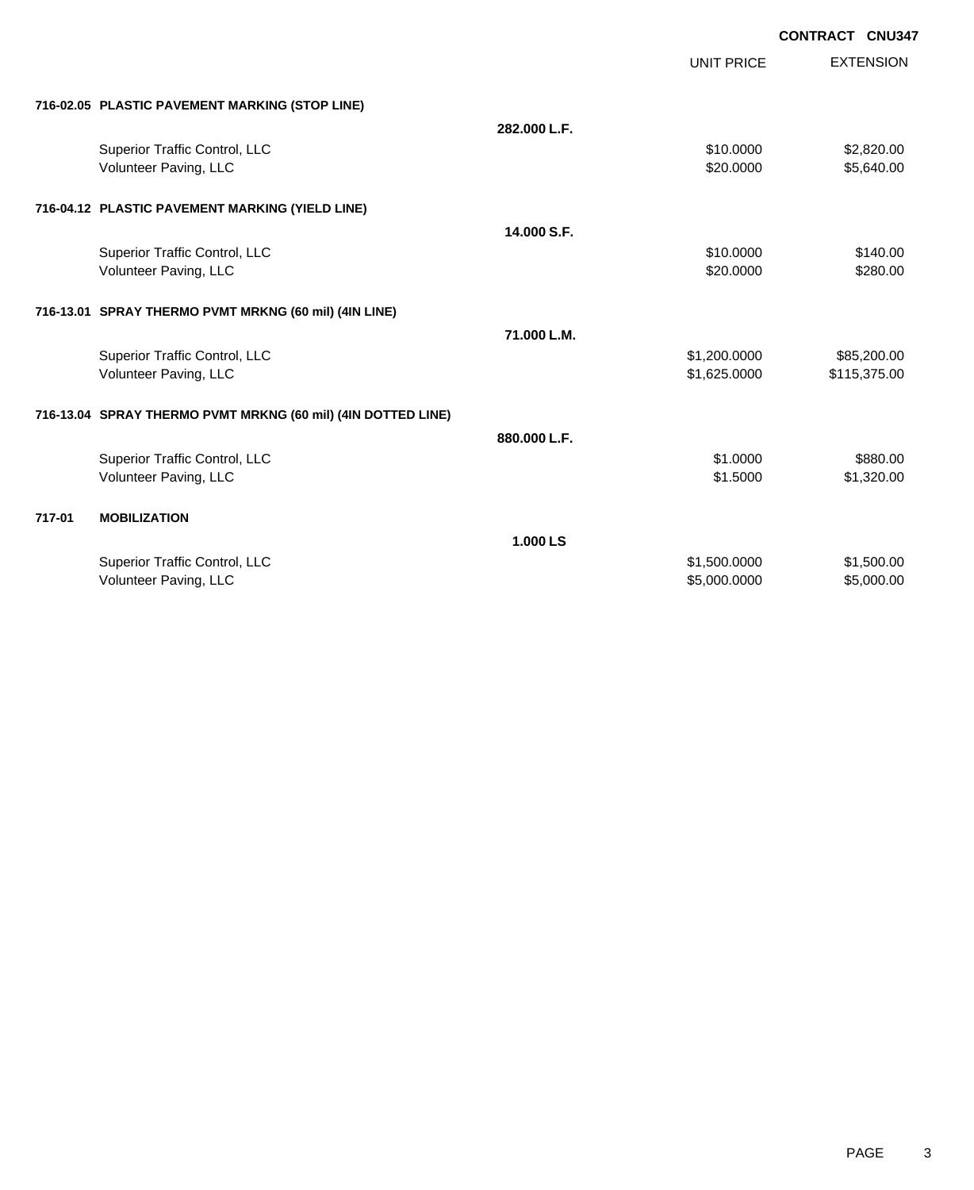**CONTRACT CNU347**

| | | | UNIT PRICE | EXTENSION |
|---|---|---|---|---|
| **716-02.05** | **PLASTIC PAVEMENT MARKING (STOP LINE)** | | | |
| | | **282.000 L.F.** | | |
| | Superior Traffic Control, LLC | | $10.0000 | $2,820.00 |
| | Volunteer Paving, LLC | | $20.0000 | $5,640.00 |
| **716-04.12** | **PLASTIC PAVEMENT MARKING (YIELD LINE)** | | | |
| | | **14.000 S.F.** | | |
| | Superior Traffic Control, LLC | | $10.0000 | $140.00 |
| | Volunteer Paving, LLC | | $20.0000 | $280.00 |
| **716-13.01** | **SPRAY THERMO PVMT MRKNG (60 mil) (4IN LINE)** | | | |
| | | **71.000 L.M.** | | |
| | Superior Traffic Control, LLC | | $1,200.0000 | $85,200.00 |
| | Volunteer Paving, LLC | | $1,625.0000 | $115,375.00 |
| **716-13.04** | **SPRAY THERMO PVMT MRKNG (60 mil) (4IN DOTTED LINE)** | | | |
| | | **880.000 L.F.** | | |
| | Superior Traffic Control, LLC | | $1.0000 | $880.00 |
| | Volunteer Paving, LLC | | $1.5000 | $1,320.00 |
| **717-01** | **MOBILIZATION** | | | |
| | | **1.000 LS** | | |
| | Superior Traffic Control, LLC | | $1,500.0000 | $1,500.00 |
| | Volunteer Paving, LLC | | $5,000.0000 | $5,000.00 |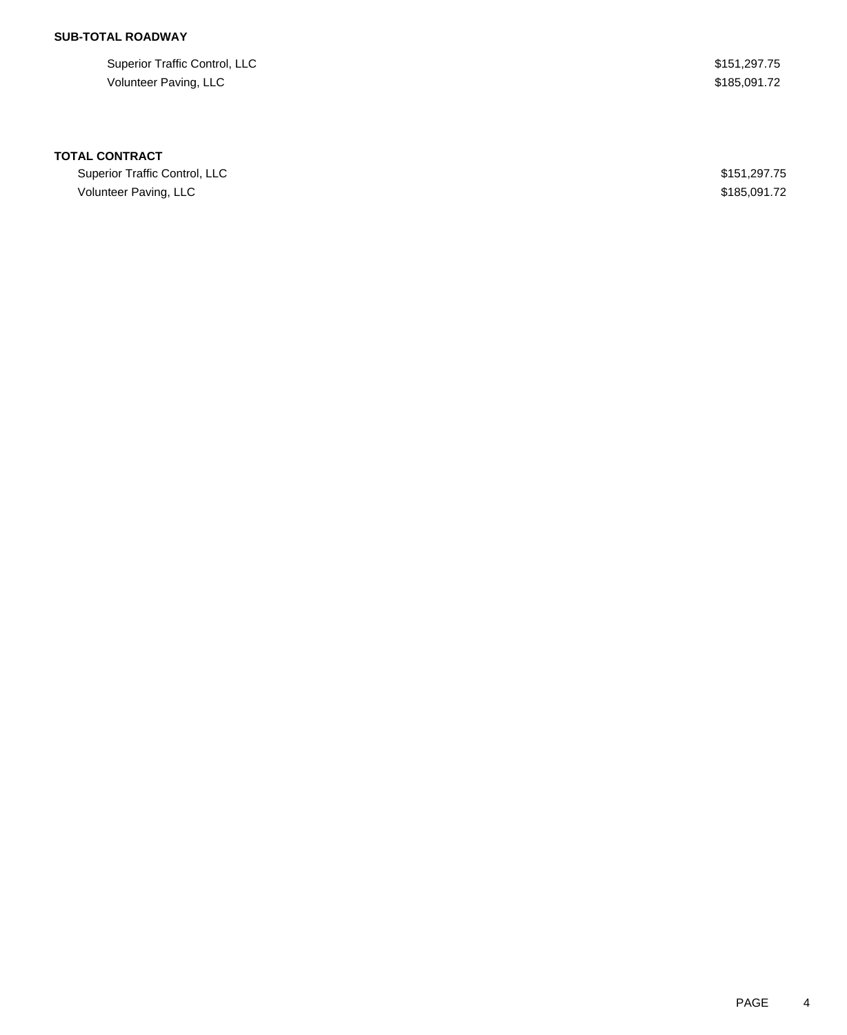**SUB-TOTAL ROADWAY**

| | |
|---|---|
| Superior Traffic Control, LLC | $151,297.75 |
| Volunteer Paving, LLC | $185,091.72 |

**TOTAL CONTRACT**

| | |
|---|---|
| Superior Traffic Control, LLC | $151,297.75 |
| Volunteer Paving, LLC | $185,091.72 |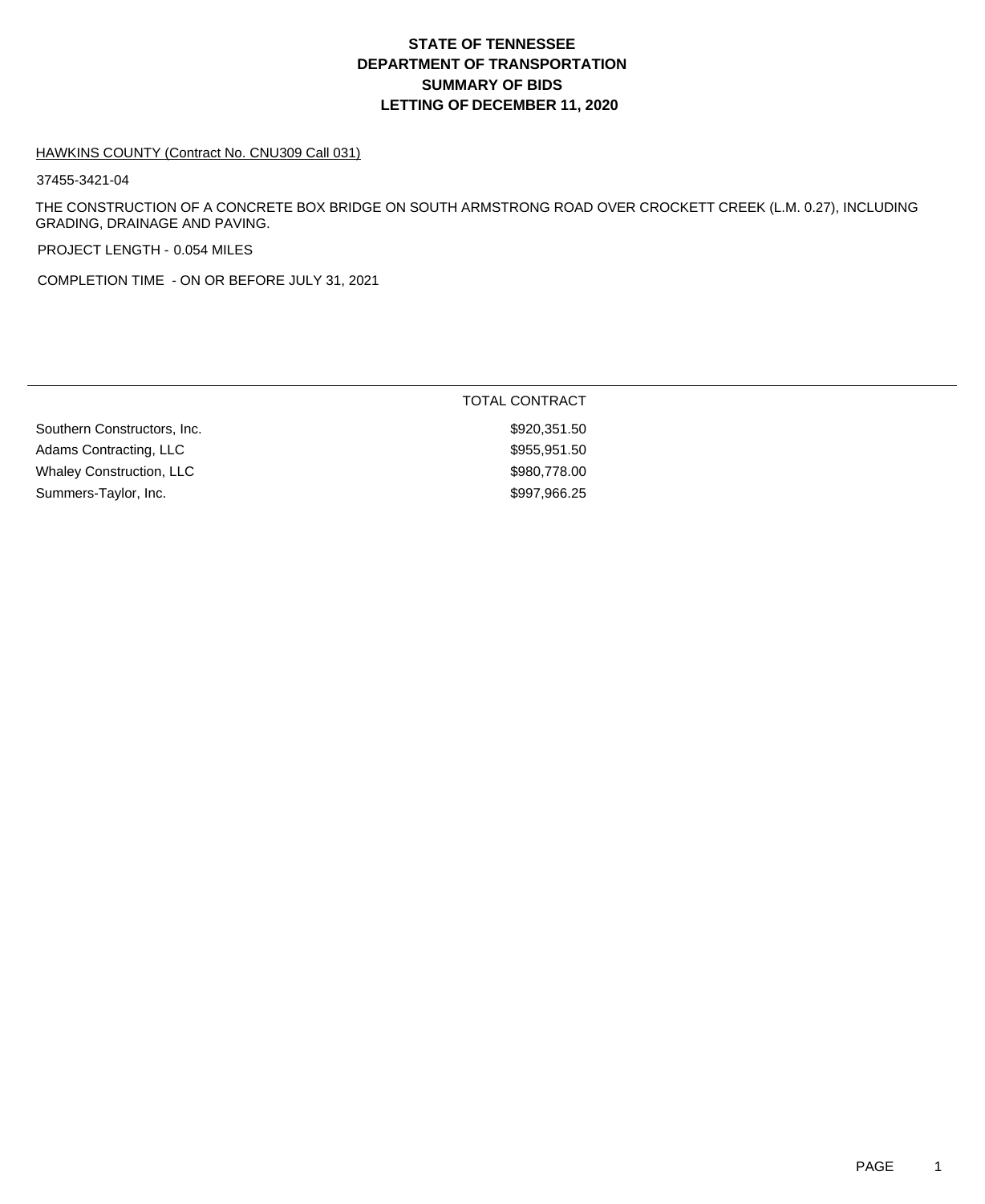# STATE OF TENNESSEE
# DEPARTMENT OF TRANSPORTATION
# SUMMARY OF BIDS
# LETTING OF DECEMBER 11, 2020

HAWKINS COUNTY (Contract No. CNU309 Call 031)

37455-3421-04

THE CONSTRUCTION OF A CONCRETE BOX BRIDGE ON SOUTH ARMSTRONG ROAD OVER CROCKETT CREEK (L.M. 0.27), INCLUDING GRADING, DRAINAGE AND PAVING.

PROJECT LENGTH - 0.054 MILES

COMPLETION TIME - ON OR BEFORE JULY 31, 2021

| | TOTAL CONTRACT |
|---|---|
| Southern Constructors, Inc. | $920,351.50 |
| Adams Contracting, LLC | $955,951.50 |
| Whaley Construction, LLC | $980,778.00 |
| Summers-Taylor, Inc. | $997,966.25 |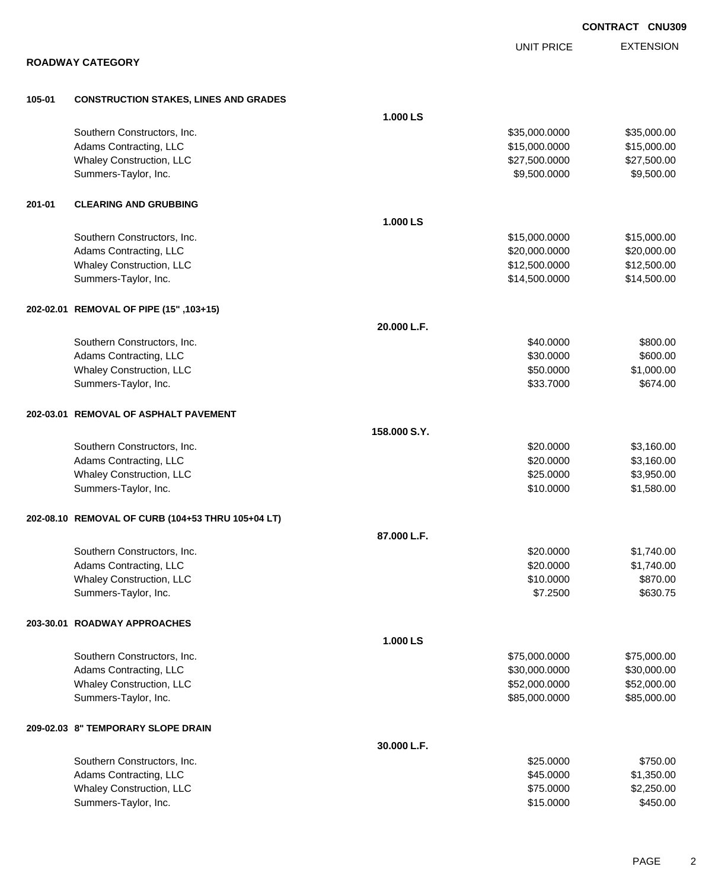**CONTRACT CNU309**

## ROADWAY CATEGORY

| | | UNIT PRICE | EXTENSION |
|---|---|---|---|
| **105-01** | **CONSTRUCTION STAKES, LINES AND GRADES** | | |
| | **1.000 LS** | | |
| | Southern Constructors, Inc. | $35,000.0000 | $35,000.00 |
| | Adams Contracting, LLC | $15,000.0000 | $15,000.00 |
| | Whaley Construction, LLC | $27,500.0000 | $27,500.00 |
| | Summers-Taylor, Inc. | $9,500.0000 | $9,500.00 |
| **201-01** | **CLEARING AND GRUBBING** | | |
| | **1.000 LS** | | |
| | Southern Constructors, Inc. | $15,000.0000 | $15,000.00 |
| | Adams Contracting, LLC | $20,000.0000 | $20,000.00 |
| | Whaley Construction, LLC | $12,500.0000 | $12,500.00 |
| | Summers-Taylor, Inc. | $14,500.0000 | $14,500.00 |
| **202-02.01** | **REMOVAL OF PIPE (15" ,103+15)** | | |
| | **20.000 L.F.** | | |
| | Southern Constructors, Inc. | $40.0000 | $800.00 |
| | Adams Contracting, LLC | $30.0000 | $600.00 |
| | Whaley Construction, LLC | $50.0000 | $1,000.00 |
| | Summers-Taylor, Inc. | $33.7000 | $674.00 |
| **202-03.01** | **REMOVAL OF ASPHALT PAVEMENT** | | |
| | **158.000 S.Y.** | | |
| | Southern Constructors, Inc. | $20.0000 | $3,160.00 |
| | Adams Contracting, LLC | $20.0000 | $3,160.00 |
| | Whaley Construction, LLC | $25.0000 | $3,950.00 |
| | Summers-Taylor, Inc. | $10.0000 | $1,580.00 |
| **202-08.10** | **REMOVAL OF CURB (104+53 THRU 105+04 LT)** | | |
| | **87.000 L.F.** | | |
| | Southern Constructors, Inc. | $20.0000 | $1,740.00 |
| | Adams Contracting, LLC | $20.0000 | $1,740.00 |
| | Whaley Construction, LLC | $10.0000 | $870.00 |
| | Summers-Taylor, Inc. | $7.2500 | $630.75 |
| **203-30.01** | **ROADWAY APPROACHES** | | |
| | **1.000 LS** | | |
| | Southern Constructors, Inc. | $75,000.0000 | $75,000.00 |
| | Adams Contracting, LLC | $30,000.0000 | $30,000.00 |
| | Whaley Construction, LLC | $52,000.0000 | $52,000.00 |
| | Summers-Taylor, Inc. | $85,000.0000 | $85,000.00 |
| **209-02.03** | **8" TEMPORARY SLOPE DRAIN** | | |
| | **30.000 L.F.** | | |
| | Southern Constructors, Inc. | $25.0000 | $750.00 |
| | Adams Contracting, LLC | $45.0000 | $1,350.00 |
| | Whaley Construction, LLC | $75.0000 | $2,250.00 |
| | Summers-Taylor, Inc. | $15.0000 | $450.00 |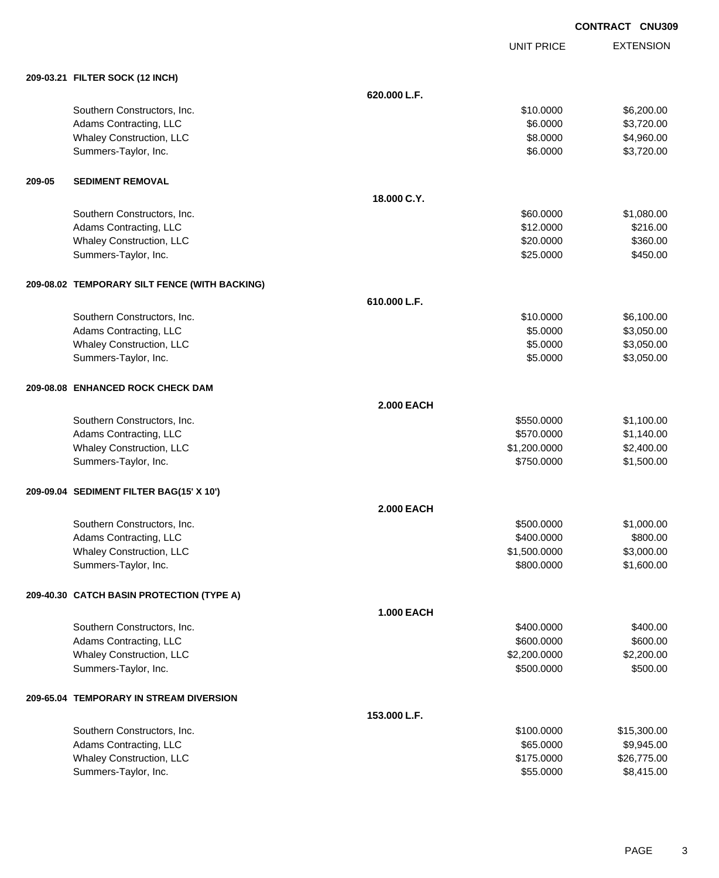CONTRACT CNU309

| | | UNIT PRICE | EXTENSION |
|---|---|---|---|
| **209-03.21 FILTER SOCK (12 INCH)** | | | |
| | **620.000 L.F.** | | |
| Southern Constructors, Inc. | | $10.0000 | $6,200.00 |
| Adams Contracting, LLC | | $6.0000 | $3,720.00 |
| Whaley Construction, LLC | | $8.0000 | $4,960.00 |
| Summers-Taylor, Inc. | | $6.0000 | $3,720.00 |
| **209-05 SEDIMENT REMOVAL** | | | |
| | **18.000 C.Y.** | | |
| Southern Constructors, Inc. | | $60.0000 | $1,080.00 |
| Adams Contracting, LLC | | $12.0000 | $216.00 |
| Whaley Construction, LLC | | $20.0000 | $360.00 |
| Summers-Taylor, Inc. | | $25.0000 | $450.00 |
| **209-08.02 TEMPORARY SILT FENCE (WITH BACKING)** | | | |
| | **610.000 L.F.** | | |
| Southern Constructors, Inc. | | $10.0000 | $6,100.00 |
| Adams Contracting, LLC | | $5.0000 | $3,050.00 |
| Whaley Construction, LLC | | $5.0000 | $3,050.00 |
| Summers-Taylor, Inc. | | $5.0000 | $3,050.00 |
| **209-08.08 ENHANCED ROCK CHECK DAM** | | | |
| | **2.000 EACH** | | |
| Southern Constructors, Inc. | | $550.0000 | $1,100.00 |
| Adams Contracting, LLC | | $570.0000 | $1,140.00 |
| Whaley Construction, LLC | | $1,200.0000 | $2,400.00 |
| Summers-Taylor, Inc. | | $750.0000 | $1,500.00 |
| **209-09.04 SEDIMENT FILTER BAG(15' X 10')** | | | |
| | **2.000 EACH** | | |
| Southern Constructors, Inc. | | $500.0000 | $1,000.00 |
| Adams Contracting, LLC | | $400.0000 | $800.00 |
| Whaley Construction, LLC | | $1,500.0000 | $3,000.00 |
| Summers-Taylor, Inc. | | $800.0000 | $1,600.00 |
| **209-40.30 CATCH BASIN PROTECTION (TYPE A)** | | | |
| | **1.000 EACH** | | |
| Southern Constructors, Inc. | | $400.0000 | $400.00 |
| Adams Contracting, LLC | | $600.0000 | $600.00 |
| Whaley Construction, LLC | | $2,200.0000 | $2,200.00 |
| Summers-Taylor, Inc. | | $500.0000 | $500.00 |
| **209-65.04 TEMPORARY IN STREAM DIVERSION** | | | |
| | **153.000 L.F.** | | |
| Southern Constructors, Inc. | | $100.0000 | $15,300.00 |
| Adams Contracting, LLC | | $65.0000 | $9,945.00 |
| Whaley Construction, LLC | | $175.0000 | $26,775.00 |
| Summers-Taylor, Inc. | | $55.0000 | $8,415.00 |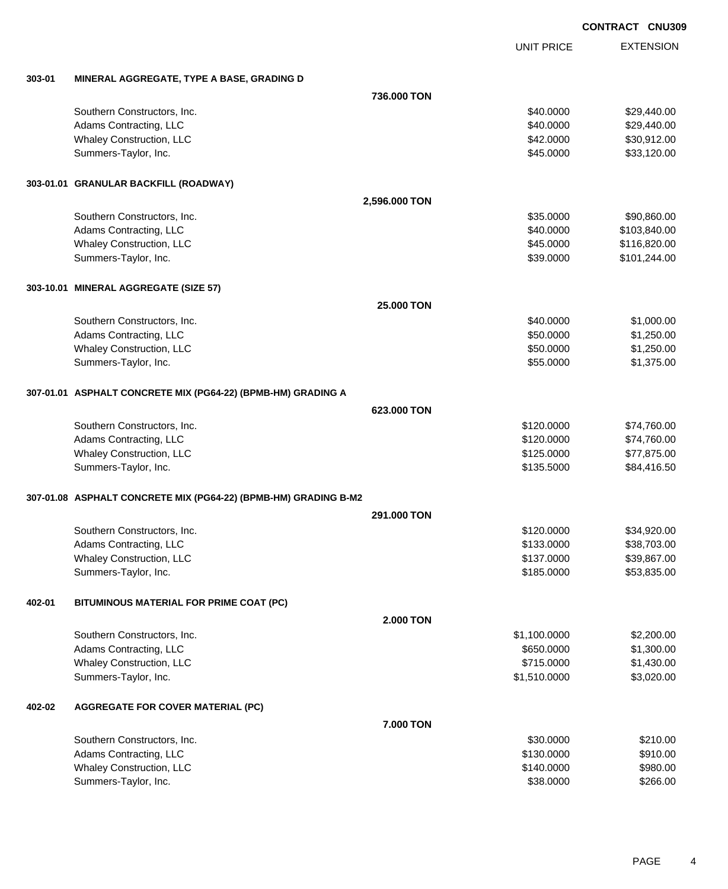**CONTRACT CNU309**

| | | UNIT PRICE | EXTENSION |
|---|---|---|---|
| **303-01** | **MINERAL AGGREGATE, TYPE A BASE, GRADING D** | | |
| | **736.000 TON** | | |
| | Southern Constructors, Inc. | $40.0000 | $29,440.00 |
| | Adams Contracting, LLC | $40.0000 | $29,440.00 |
| | Whaley Construction, LLC | $42.0000 | $30,912.00 |
| | Summers-Taylor, Inc. | $45.0000 | $33,120.00 |
| **303-01.01** | **GRANULAR BACKFILL (ROADWAY)** | | |
| | **2,596.000 TON** | | |
| | Southern Constructors, Inc. | $35.0000 | $90,860.00 |
| | Adams Contracting, LLC | $40.0000 | $103,840.00 |
| | Whaley Construction, LLC | $45.0000 | $116,820.00 |
| | Summers-Taylor, Inc. | $39.0000 | $101,244.00 |
| **303-10.01** | **MINERAL AGGREGATE (SIZE 57)** | | |
| | **25.000 TON** | | |
| | Southern Constructors, Inc. | $40.0000 | $1,000.00 |
| | Adams Contracting, LLC | $50.0000 | $1,250.00 |
| | Whaley Construction, LLC | $50.0000 | $1,250.00 |
| | Summers-Taylor, Inc. | $55.0000 | $1,375.00 |
| **307-01.01** | **ASPHALT CONCRETE MIX (PG64-22) (BPMB-HM) GRADING A** | | |
| | **623.000 TON** | | |
| | Southern Constructors, Inc. | $120.0000 | $74,760.00 |
| | Adams Contracting, LLC | $120.0000 | $74,760.00 |
| | Whaley Construction, LLC | $125.0000 | $77,875.00 |
| | Summers-Taylor, Inc. | $135.5000 | $84,416.50 |
| **307-01.08** | **ASPHALT CONCRETE MIX (PG64-22) (BPMB-HM) GRADING B-M2** | | |
| | **291.000 TON** | | |
| | Southern Constructors, Inc. | $120.0000 | $34,920.00 |
| | Adams Contracting, LLC | $133.0000 | $38,703.00 |
| | Whaley Construction, LLC | $137.0000 | $39,867.00 |
| | Summers-Taylor, Inc. | $185.0000 | $53,835.00 |
| **402-01** | **BITUMINOUS MATERIAL FOR PRIME COAT (PC)** | | |
| | **2.000 TON** | | |
| | Southern Constructors, Inc. | $1,100.0000 | $2,200.00 |
| | Adams Contracting, LLC | $650.0000 | $1,300.00 |
| | Whaley Construction, LLC | $715.0000 | $1,430.00 |
| | Summers-Taylor, Inc. | $1,510.0000 | $3,020.00 |
| **402-02** | **AGGREGATE FOR COVER MATERIAL (PC)** | | |
| | **7.000 TON** | | |
| | Southern Constructors, Inc. | $30.0000 | $210.00 |
| | Adams Contracting, LLC | $130.0000 | $910.00 |
| | Whaley Construction, LLC | $140.0000 | $980.00 |
| | Summers-Taylor, Inc. | $38.0000 | $266.00 |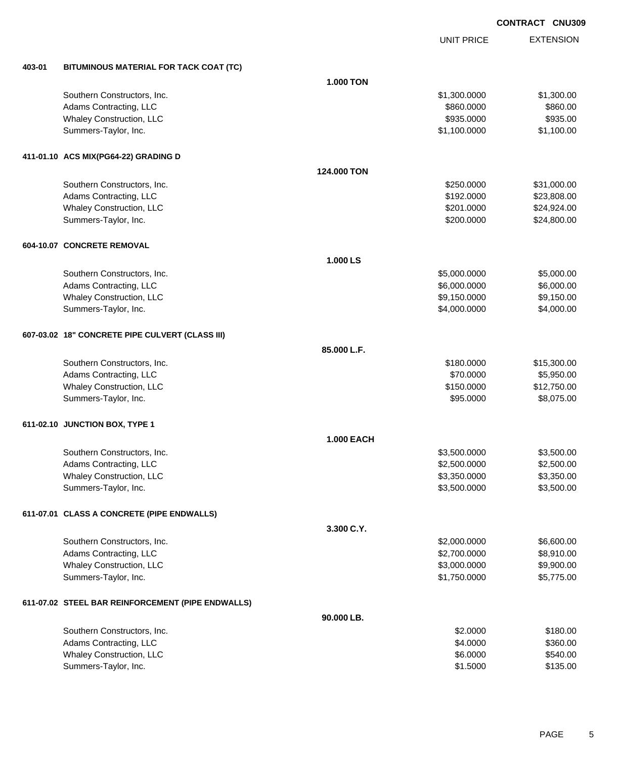**CONTRACT CNU309**

| | | | UNIT PRICE | EXTENSION |
|---|---|---|---|---|
| **403-01** | **BITUMINOUS MATERIAL FOR TACK COAT (TC)** | | | |
| | | **1.000 TON** | | |
| | Southern Constructors, Inc. | | $1,300.0000 | $1,300.00 |
| | Adams Contracting, LLC | | $860.0000 | $860.00 |
| | Whaley Construction, LLC | | $935.0000 | $935.00 |
| | Summers-Taylor, Inc. | | $1,100.0000 | $1,100.00 |
| **411-01.10** | **ACS MIX(PG64-22) GRADING D** | | | |
| | | **124.000 TON** | | |
| | Southern Constructors, Inc. | | $250.0000 | $31,000.00 |
| | Adams Contracting, LLC | | $192.0000 | $23,808.00 |
| | Whaley Construction, LLC | | $201.0000 | $24,924.00 |
| | Summers-Taylor, Inc. | | $200.0000 | $24,800.00 |
| **604-10.07** | **CONCRETE REMOVAL** | | | |
| | | **1.000 LS** | | |
| | Southern Constructors, Inc. | | $5,000.0000 | $5,000.00 |
| | Adams Contracting, LLC | | $6,000.0000 | $6,000.00 |
| | Whaley Construction, LLC | | $9,150.0000 | $9,150.00 |
| | Summers-Taylor, Inc. | | $4,000.0000 | $4,000.00 |
| **607-03.02** | **18" CONCRETE PIPE CULVERT (CLASS III)** | | | |
| | | **85.000 L.F.** | | |
| | Southern Constructors, Inc. | | $180.0000 | $15,300.00 |
| | Adams Contracting, LLC | | $70.0000 | $5,950.00 |
| | Whaley Construction, LLC | | $150.0000 | $12,750.00 |
| | Summers-Taylor, Inc. | | $95.0000 | $8,075.00 |
| **611-02.10** | **JUNCTION BOX, TYPE 1** | | | |
| | | **1.000 EACH** | | |
| | Southern Constructors, Inc. | | $3,500.0000 | $3,500.00 |
| | Adams Contracting, LLC | | $2,500.0000 | $2,500.00 |
| | Whaley Construction, LLC | | $3,350.0000 | $3,350.00 |
| | Summers-Taylor, Inc. | | $3,500.0000 | $3,500.00 |
| **611-07.01** | **CLASS A CONCRETE (PIPE ENDWALLS)** | | | |
| | | **3.300 C.Y.** | | |
| | Southern Constructors, Inc. | | $2,000.0000 | $6,600.00 |
| | Adams Contracting, LLC | | $2,700.0000 | $8,910.00 |
| | Whaley Construction, LLC | | $3,000.0000 | $9,900.00 |
| | Summers-Taylor, Inc. | | $1,750.0000 | $5,775.00 |
| **611-07.02** | **STEEL BAR REINFORCEMENT (PIPE ENDWALLS)** | | | |
| | | **90.000 LB.** | | |
| | Southern Constructors, Inc. | | $2.0000 | $180.00 |
| | Adams Contracting, LLC | | $4.0000 | $360.00 |
| | Whaley Construction, LLC | | $6.0000 | $540.00 |
| | Summers-Taylor, Inc. | | $1.5000 | $135.00 |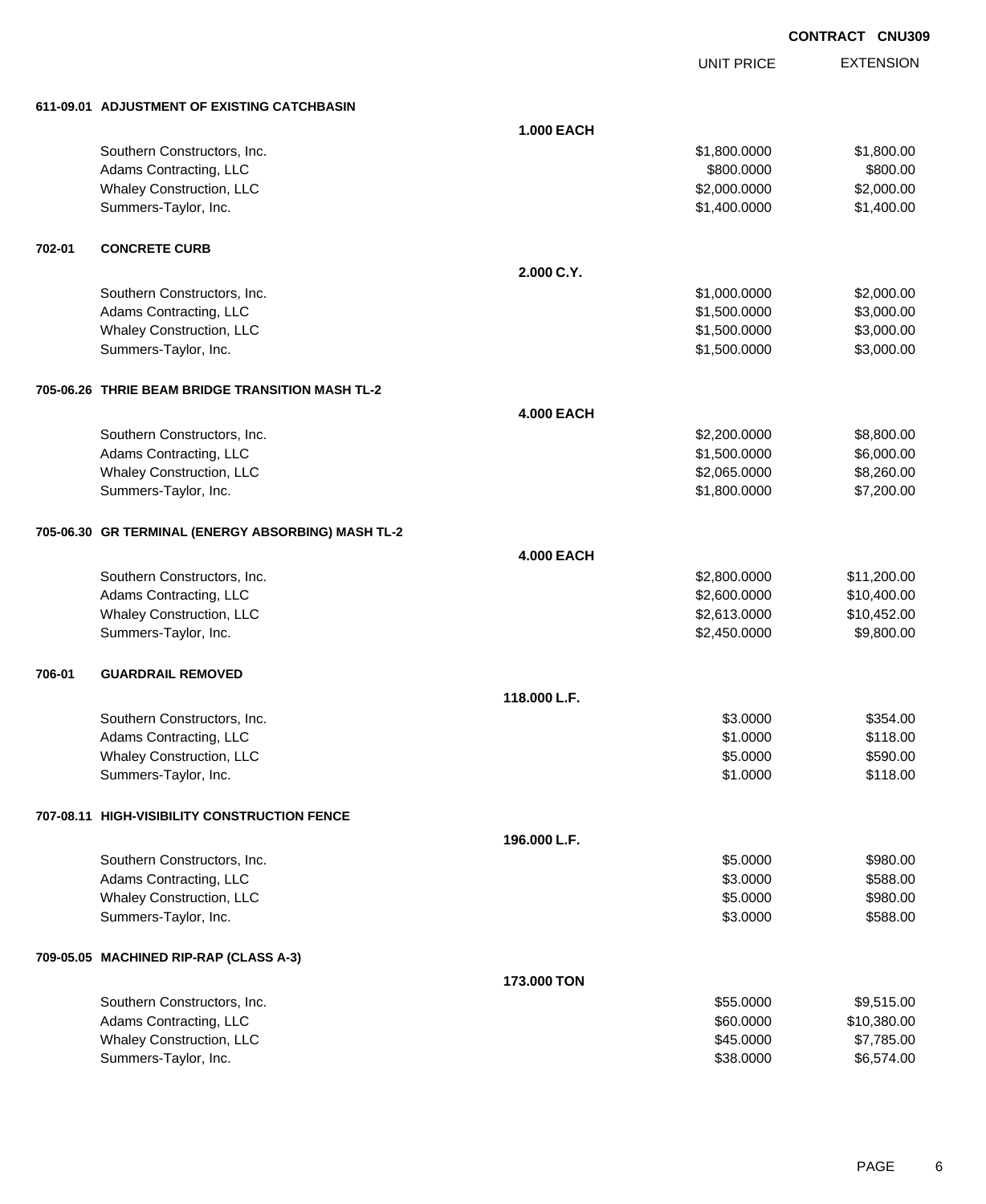**CONTRACT CNU309**

| | | | UNIT PRICE | EXTENSION |
|---|---|---|---|---|
| **611-09.01** | **ADJUSTMENT OF EXISTING CATCHBASIN** | | | |
| | | **1.000 EACH** | | |
| | Southern Constructors, Inc. | | $1,800.0000 | $1,800.00 |
| | Adams Contracting, LLC | | $800.0000 | $800.00 |
| | Whaley Construction, LLC | | $2,000.0000 | $2,000.00 |
| | Summers-Taylor, Inc. | | $1,400.0000 | $1,400.00 |
| **702-01** | **CONCRETE CURB** | | | |
| | | **2.000 C.Y.** | | |
| | Southern Constructors, Inc. | | $1,000.0000 | $2,000.00 |
| | Adams Contracting, LLC | | $1,500.0000 | $3,000.00 |
| | Whaley Construction, LLC | | $1,500.0000 | $3,000.00 |
| | Summers-Taylor, Inc. | | $1,500.0000 | $3,000.00 |
| **705-06.26** | **THRIE BEAM BRIDGE TRANSITION MASH TL-2** | | | |
| | | **4.000 EACH** | | |
| | Southern Constructors, Inc. | | $2,200.0000 | $8,800.00 |
| | Adams Contracting, LLC | | $1,500.0000 | $6,000.00 |
| | Whaley Construction, LLC | | $2,065.0000 | $8,260.00 |
| | Summers-Taylor, Inc. | | $1,800.0000 | $7,200.00 |
| **705-06.30** | **GR TERMINAL (ENERGY ABSORBING) MASH TL-2** | | | |
| | | **4.000 EACH** | | |
| | Southern Constructors, Inc. | | $2,800.0000 | $11,200.00 |
| | Adams Contracting, LLC | | $2,600.0000 | $10,400.00 |
| | Whaley Construction, LLC | | $2,613.0000 | $10,452.00 |
| | Summers-Taylor, Inc. | | $2,450.0000 | $9,800.00 |
| **706-01** | **GUARDRAIL REMOVED** | | | |
| | | **118.000 L.F.** | | |
| | Southern Constructors, Inc. | | $3.0000 | $354.00 |
| | Adams Contracting, LLC | | $1.0000 | $118.00 |
| | Whaley Construction, LLC | | $5.0000 | $590.00 |
| | Summers-Taylor, Inc. | | $1.0000 | $118.00 |
| **707-08.11** | **HIGH-VISIBILITY CONSTRUCTION FENCE** | | | |
| | | **196.000 L.F.** | | |
| | Southern Constructors, Inc. | | $5.0000 | $980.00 |
| | Adams Contracting, LLC | | $3.0000 | $588.00 |
| | Whaley Construction, LLC | | $5.0000 | $980.00 |
| | Summers-Taylor, Inc. | | $3.0000 | $588.00 |
| **709-05.05** | **MACHINED RIP-RAP (CLASS A-3)** | | | |
| | | **173.000 TON** | | |
| | Southern Constructors, Inc. | | $55.0000 | $9,515.00 |
| | Adams Contracting, LLC | | $60.0000 | $10,380.00 |
| | Whaley Construction, LLC | | $45.0000 | $7,785.00 |
| | Summers-Taylor, Inc. | | $38.0000 | $6,574.00 |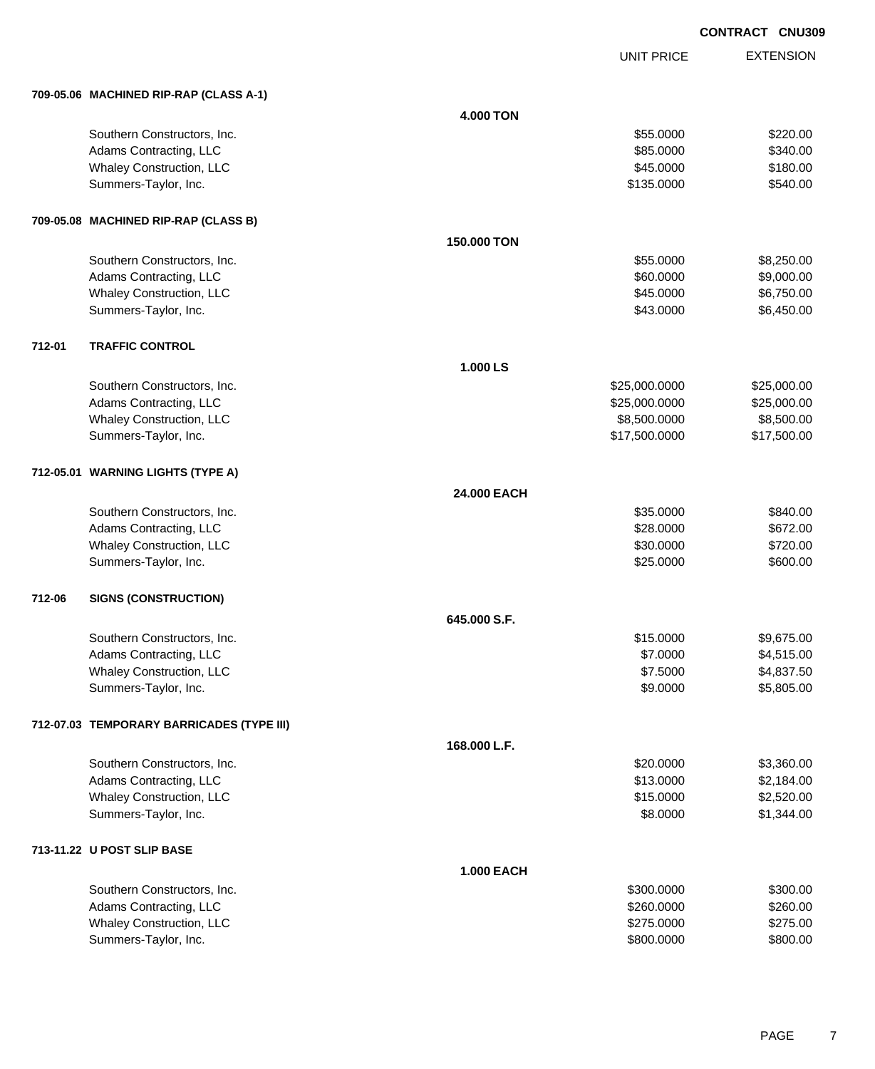**CONTRACT CNU309**

| | | UNIT PRICE | EXTENSION |
|---|---|---|---|
| **709-05.06 MACHINED RIP-RAP (CLASS A-1)** | | | |
| | **4.000 TON** | | |
| Southern Constructors, Inc. | | $55.0000 | $220.00 |
| Adams Contracting, LLC | | $85.0000 | $340.00 |
| Whaley Construction, LLC | | $45.0000 | $180.00 |
| Summers-Taylor, Inc. | | $135.0000 | $540.00 |
| **709-05.08 MACHINED RIP-RAP (CLASS B)** | | | |
| | **150.000 TON** | | |
| Southern Constructors, Inc. | | $55.0000 | $8,250.00 |
| Adams Contracting, LLC | | $60.0000 | $9,000.00 |
| Whaley Construction, LLC | | $45.0000 | $6,750.00 |
| Summers-Taylor, Inc. | | $43.0000 | $6,450.00 |
| **712-01 TRAFFIC CONTROL** | | | |
| | **1.000 LS** | | |
| Southern Constructors, Inc. | | $25,000.0000 | $25,000.00 |
| Adams Contracting, LLC | | $25,000.0000 | $25,000.00 |
| Whaley Construction, LLC | | $8,500.0000 | $8,500.00 |
| Summers-Taylor, Inc. | | $17,500.0000 | $17,500.00 |
| **712-05.01 WARNING LIGHTS (TYPE A)** | | | |
| | **24.000 EACH** | | |
| Southern Constructors, Inc. | | $35.0000 | $840.00 |
| Adams Contracting, LLC | | $28.0000 | $672.00 |
| Whaley Construction, LLC | | $30.0000 | $720.00 |
| Summers-Taylor, Inc. | | $25.0000 | $600.00 |
| **712-06 SIGNS (CONSTRUCTION)** | | | |
| | **645.000 S.F.** | | |
| Southern Constructors, Inc. | | $15.0000 | $9,675.00 |
| Adams Contracting, LLC | | $7.0000 | $4,515.00 |
| Whaley Construction, LLC | | $7.5000 | $4,837.50 |
| Summers-Taylor, Inc. | | $9.0000 | $5,805.00 |
| **712-07.03 TEMPORARY BARRICADES (TYPE III)** | | | |
| | **168.000 L.F.** | | |
| Southern Constructors, Inc. | | $20.0000 | $3,360.00 |
| Adams Contracting, LLC | | $13.0000 | $2,184.00 |
| Whaley Construction, LLC | | $15.0000 | $2,520.00 |
| Summers-Taylor, Inc. | | $8.0000 | $1,344.00 |
| **713-11.22 U POST SLIP BASE** | | | |
| | **1.000 EACH** | | |
| Southern Constructors, Inc. | | $300.0000 | $300.00 |
| Adams Contracting, LLC | | $260.0000 | $260.00 |
| Whaley Construction, LLC | | $275.0000 | $275.00 |
| Summers-Taylor, Inc. | | $800.0000 | $800.00 |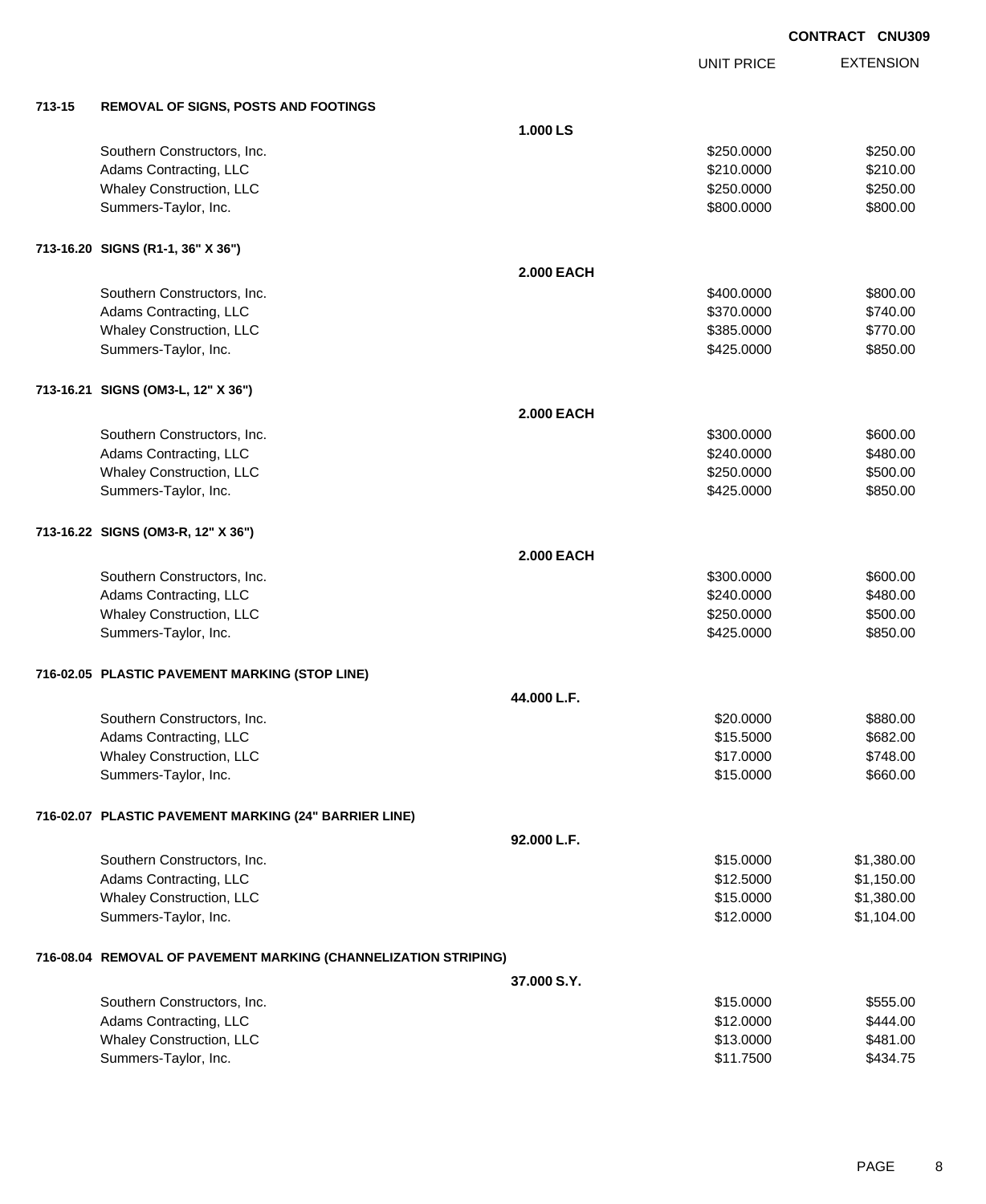**CONTRACT CNU309**

| | | | UNIT PRICE | EXTENSION |
|---|---|---|---|---|
| **713-15** | **REMOVAL OF SIGNS, POSTS AND FOOTINGS** | | | |
| | | **1.000 LS** | | |
| | Southern Constructors, Inc. | | $250.0000 | $250.00 |
| | Adams Contracting, LLC | | $210.0000 | $210.00 |
| | Whaley Construction, LLC | | $250.0000 | $250.00 |
| | Summers-Taylor, Inc. | | $800.0000 | $800.00 |
| **713-16.20** | **SIGNS (R1-1, 36" X 36")** | | | |
| | | **2.000 EACH** | | |
| | Southern Constructors, Inc. | | $400.0000 | $800.00 |
| | Adams Contracting, LLC | | $370.0000 | $740.00 |
| | Whaley Construction, LLC | | $385.0000 | $770.00 |
| | Summers-Taylor, Inc. | | $425.0000 | $850.00 |
| **713-16.21** | **SIGNS (OM3-L, 12" X 36")** | | | |
| | | **2.000 EACH** | | |
| | Southern Constructors, Inc. | | $300.0000 | $600.00 |
| | Adams Contracting, LLC | | $240.0000 | $480.00 |
| | Whaley Construction, LLC | | $250.0000 | $500.00 |
| | Summers-Taylor, Inc. | | $425.0000 | $850.00 |
| **713-16.22** | **SIGNS (OM3-R, 12" X 36")** | | | |
| | | **2.000 EACH** | | |
| | Southern Constructors, Inc. | | $300.0000 | $600.00 |
| | Adams Contracting, LLC | | $240.0000 | $480.00 |
| | Whaley Construction, LLC | | $250.0000 | $500.00 |
| | Summers-Taylor, Inc. | | $425.0000 | $850.00 |
| **716-02.05** | **PLASTIC PAVEMENT MARKING (STOP LINE)** | | | |
| | | **44.000 L.F.** | | |
| | Southern Constructors, Inc. | | $20.0000 | $880.00 |
| | Adams Contracting, LLC | | $15.5000 | $682.00 |
| | Whaley Construction, LLC | | $17.0000 | $748.00 |
| | Summers-Taylor, Inc. | | $15.0000 | $660.00 |
| **716-02.07** | **PLASTIC PAVEMENT MARKING (24" BARRIER LINE)** | | | |
| | | **92.000 L.F.** | | |
| | Southern Constructors, Inc. | | $15.0000 | $1,380.00 |
| | Adams Contracting, LLC | | $12.5000 | $1,150.00 |
| | Whaley Construction, LLC | | $15.0000 | $1,380.00 |
| | Summers-Taylor, Inc. | | $12.0000 | $1,104.00 |
| **716-08.04** | **REMOVAL OF PAVEMENT MARKING (CHANNELIZATION STRIPING)** | | | |
| | | **37.000 S.Y.** | | |
| | Southern Constructors, Inc. | | $15.0000 | $555.00 |
| | Adams Contracting, LLC | | $12.0000 | $444.00 |
| | Whaley Construction, LLC | | $13.0000 | $481.00 |
| | Summers-Taylor, Inc. | | $11.7500 | $434.75 |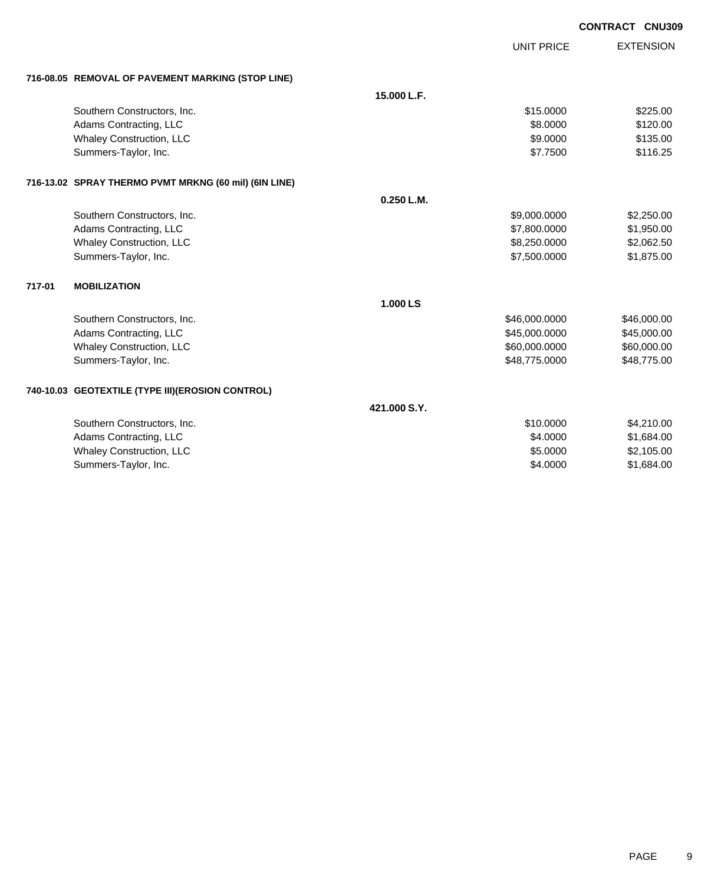**CONTRACT CNU309**

| | UNIT PRICE | EXTENSION |
|---|---|---|
| **716-08.05 REMOVAL OF PAVEMENT MARKING (STOP LINE)** | | |
| **15.000 L.F.** | | |
| Southern Constructors, Inc. | $15.0000 | $225.00 |
| Adams Contracting, LLC | $8.0000 | $120.00 |
| Whaley Construction, LLC | $9.0000 | $135.00 |
| Summers-Taylor, Inc. | $7.7500 | $116.25 |
| **716-13.02 SPRAY THERMO PVMT MRKNG (60 mil) (6IN LINE)** | | |
| **0.250 L.M.** | | |
| Southern Constructors, Inc. | $9,000.0000 | $2,250.00 |
| Adams Contracting, LLC | $7,800.0000 | $1,950.00 |
| Whaley Construction, LLC | $8,250.0000 | $2,062.50 |
| Summers-Taylor, Inc. | $7,500.0000 | $1,875.00 |
| **717-01 MOBILIZATION** | | |
| **1.000 LS** | | |
| Southern Constructors, Inc. | $46,000.0000 | $46,000.00 |
| Adams Contracting, LLC | $45,000.0000 | $45,000.00 |
| Whaley Construction, LLC | $60,000.0000 | $60,000.00 |
| Summers-Taylor, Inc. | $48,775.0000 | $48,775.00 |
| **740-10.03 GEOTEXTILE (TYPE III)(EROSION CONTROL)** | | |
| **421.000 S.Y.** | | |
| Southern Constructors, Inc. | $10.0000 | $4,210.00 |
| Adams Contracting, LLC | $4.0000 | $1,684.00 |
| Whaley Construction, LLC | $5.0000 | $2,105.00 |
| Summers-Taylor, Inc. | $4.0000 | $1,684.00 |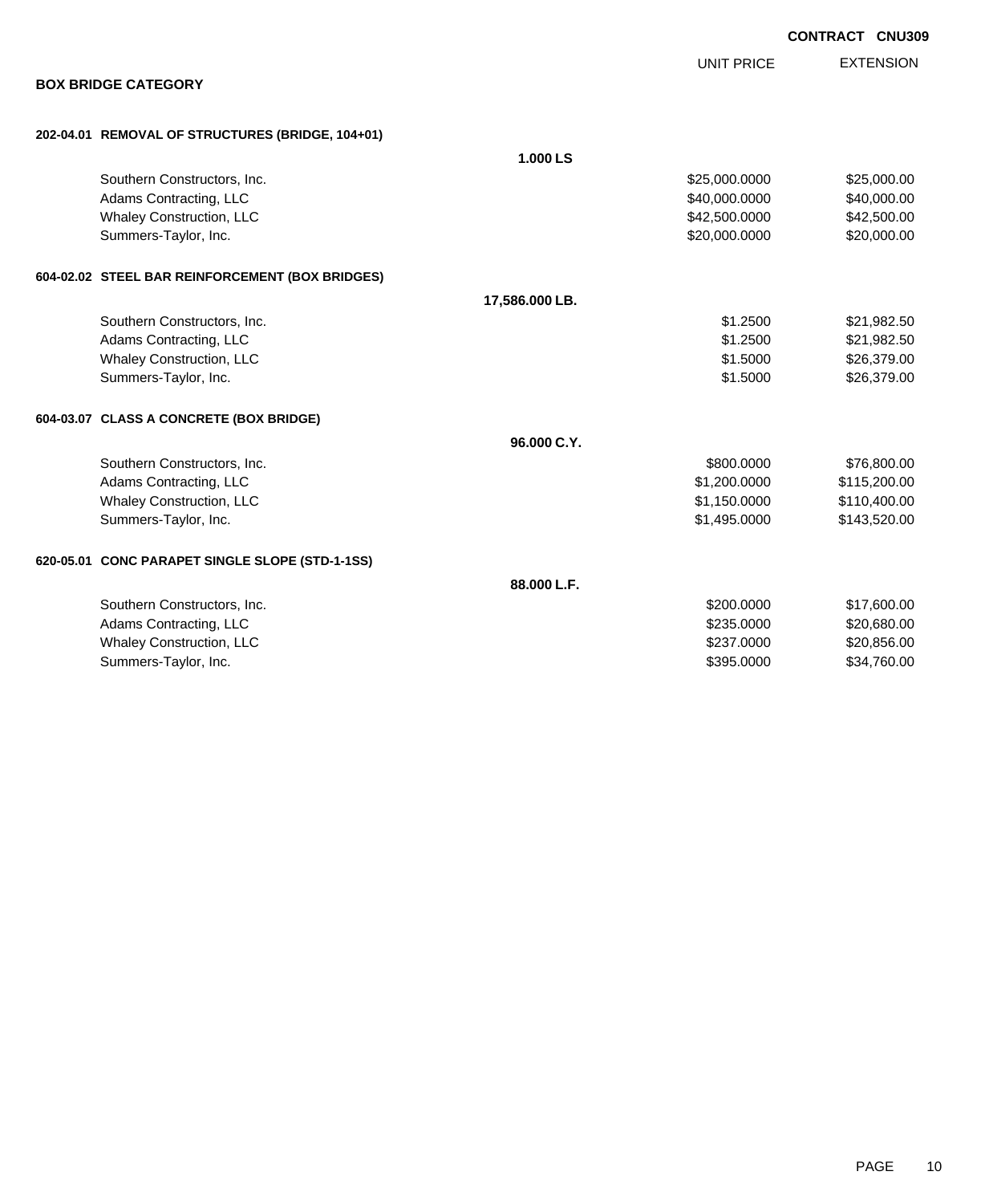CONTRACT CNU309

## BOX BRIDGE CATEGORY

| | | UNIT PRICE | EXTENSION |
|---|---|---|---|
| **202-04.01 REMOVAL OF STRUCTURES (BRIDGE, 104+01)** | | | |
| | **1.000 LS** | | |
| Southern Constructors, Inc. | | $25,000.0000 | $25,000.00 |
| Adams Contracting, LLC | | $40,000.0000 | $40,000.00 |
| Whaley Construction, LLC | | $42,500.0000 | $42,500.00 |
| Summers-Taylor, Inc. | | $20,000.0000 | $20,000.00 |
| **604-02.02 STEEL BAR REINFORCEMENT (BOX BRIDGES)** | | | |
| | **17,586.000 LB.** | | |
| Southern Constructors, Inc. | | $1.2500 | $21,982.50 |
| Adams Contracting, LLC | | $1.2500 | $21,982.50 |
| Whaley Construction, LLC | | $1.5000 | $26,379.00 |
| Summers-Taylor, Inc. | | $1.5000 | $26,379.00 |
| **604-03.07 CLASS A CONCRETE (BOX BRIDGE)** | | | |
| | **96.000 C.Y.** | | |
| Southern Constructors, Inc. | | $800.0000 | $76,800.00 |
| Adams Contracting, LLC | | $1,200.0000 | $115,200.00 |
| Whaley Construction, LLC | | $1,150.0000 | $110,400.00 |
| Summers-Taylor, Inc. | | $1,495.0000 | $143,520.00 |
| **620-05.01 CONC PARAPET SINGLE SLOPE (STD-1-1SS)** | | | |
| | **88.000 L.F.** | | |
| Southern Constructors, Inc. | | $200.0000 | $17,600.00 |
| Adams Contracting, LLC | | $235.0000 | $20,680.00 |
| Whaley Construction, LLC | | $237.0000 | $20,856.00 |
| Summers-Taylor, Inc. | | $395.0000 | $34,760.00 |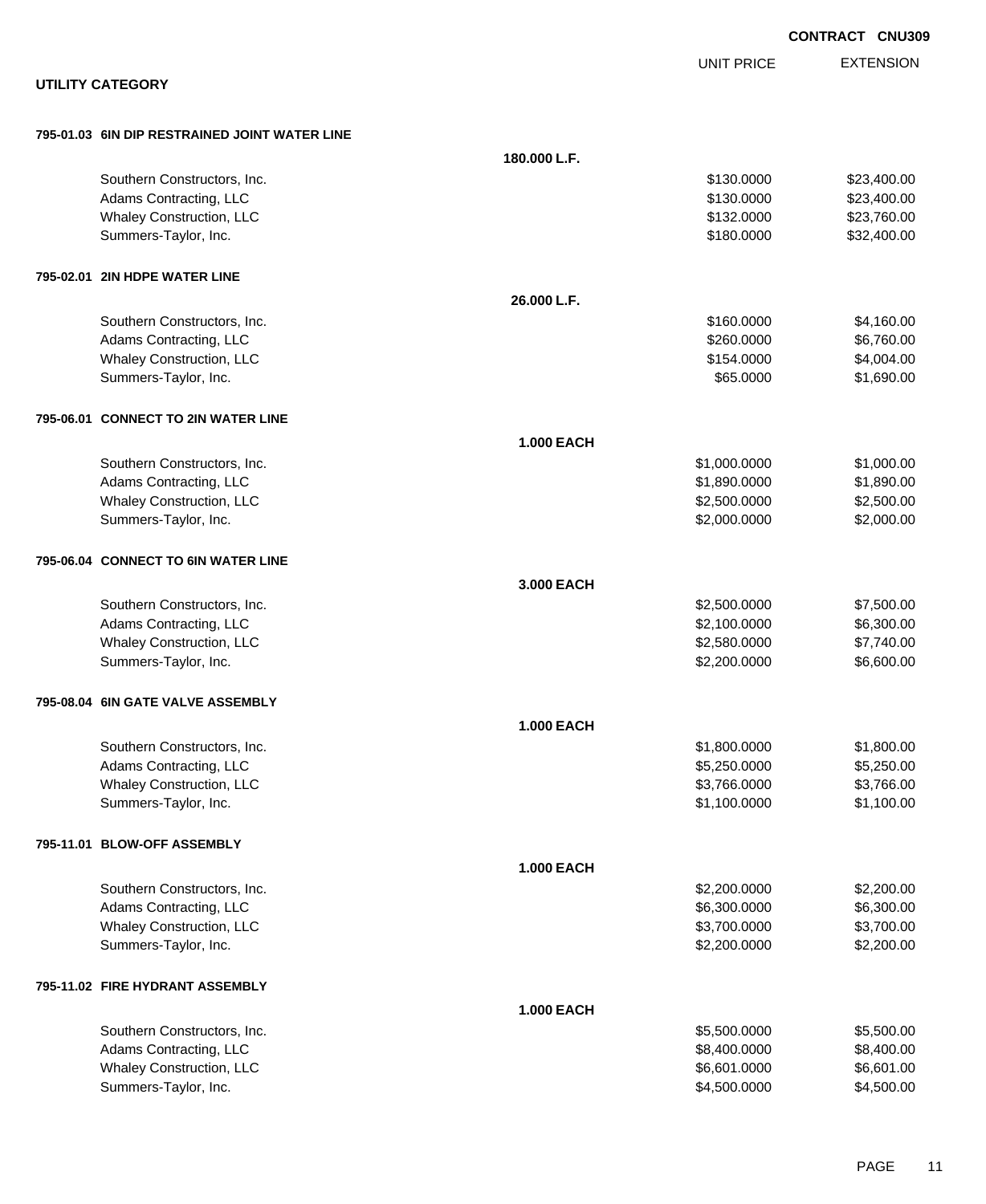**CONTRACT CNU309**

## UTILITY CATEGORY

| | | UNIT PRICE | EXTENSION |
|---|---|---|---|
| **795-01.03 6IN DIP RESTRAINED JOINT WATER LINE** | | | |
| | **180.000 L.F.** | | |
| Southern Constructors, Inc. | | $130.0000 | $23,400.00 |
| Adams Contracting, LLC | | $130.0000 | $23,400.00 |
| Whaley Construction, LLC | | $132.0000 | $23,760.00 |
| Summers-Taylor, Inc. | | $180.0000 | $32,400.00 |
| **795-02.01 2IN HDPE WATER LINE** | | | |
| | **26.000 L.F.** | | |
| Southern Constructors, Inc. | | $160.0000 | $4,160.00 |
| Adams Contracting, LLC | | $260.0000 | $6,760.00 |
| Whaley Construction, LLC | | $154.0000 | $4,004.00 |
| Summers-Taylor, Inc. | | $65.0000 | $1,690.00 |
| **795-06.01 CONNECT TO 2IN WATER LINE** | | | |
| | **1.000 EACH** | | |
| Southern Constructors, Inc. | | $1,000.0000 | $1,000.00 |
| Adams Contracting, LLC | | $1,890.0000 | $1,890.00 |
| Whaley Construction, LLC | | $2,500.0000 | $2,500.00 |
| Summers-Taylor, Inc. | | $2,000.0000 | $2,000.00 |
| **795-06.04 CONNECT TO 6IN WATER LINE** | | | |
| | **3.000 EACH** | | |
| Southern Constructors, Inc. | | $2,500.0000 | $7,500.00 |
| Adams Contracting, LLC | | $2,100.0000 | $6,300.00 |
| Whaley Construction, LLC | | $2,580.0000 | $7,740.00 |
| Summers-Taylor, Inc. | | $2,200.0000 | $6,600.00 |
| **795-08.04 6IN GATE VALVE ASSEMBLY** | | | |
| | **1.000 EACH** | | |
| Southern Constructors, Inc. | | $1,800.0000 | $1,800.00 |
| Adams Contracting, LLC | | $5,250.0000 | $5,250.00 |
| Whaley Construction, LLC | | $3,766.0000 | $3,766.00 |
| Summers-Taylor, Inc. | | $1,100.0000 | $1,100.00 |
| **795-11.01 BLOW-OFF ASSEMBLY** | | | |
| | **1.000 EACH** | | |
| Southern Constructors, Inc. | | $2,200.0000 | $2,200.00 |
| Adams Contracting, LLC | | $6,300.0000 | $6,300.00 |
| Whaley Construction, LLC | | $3,700.0000 | $3,700.00 |
| Summers-Taylor, Inc. | | $2,200.0000 | $2,200.00 |
| **795-11.02 FIRE HYDRANT ASSEMBLY** | | | |
| | **1.000 EACH** | | |
| Southern Constructors, Inc. | | $5,500.0000 | $5,500.00 |
| Adams Contracting, LLC | | $8,400.0000 | $8,400.00 |
| Whaley Construction, LLC | | $6,601.0000 | $6,601.00 |
| Summers-Taylor, Inc. | | $4,500.0000 | $4,500.00 |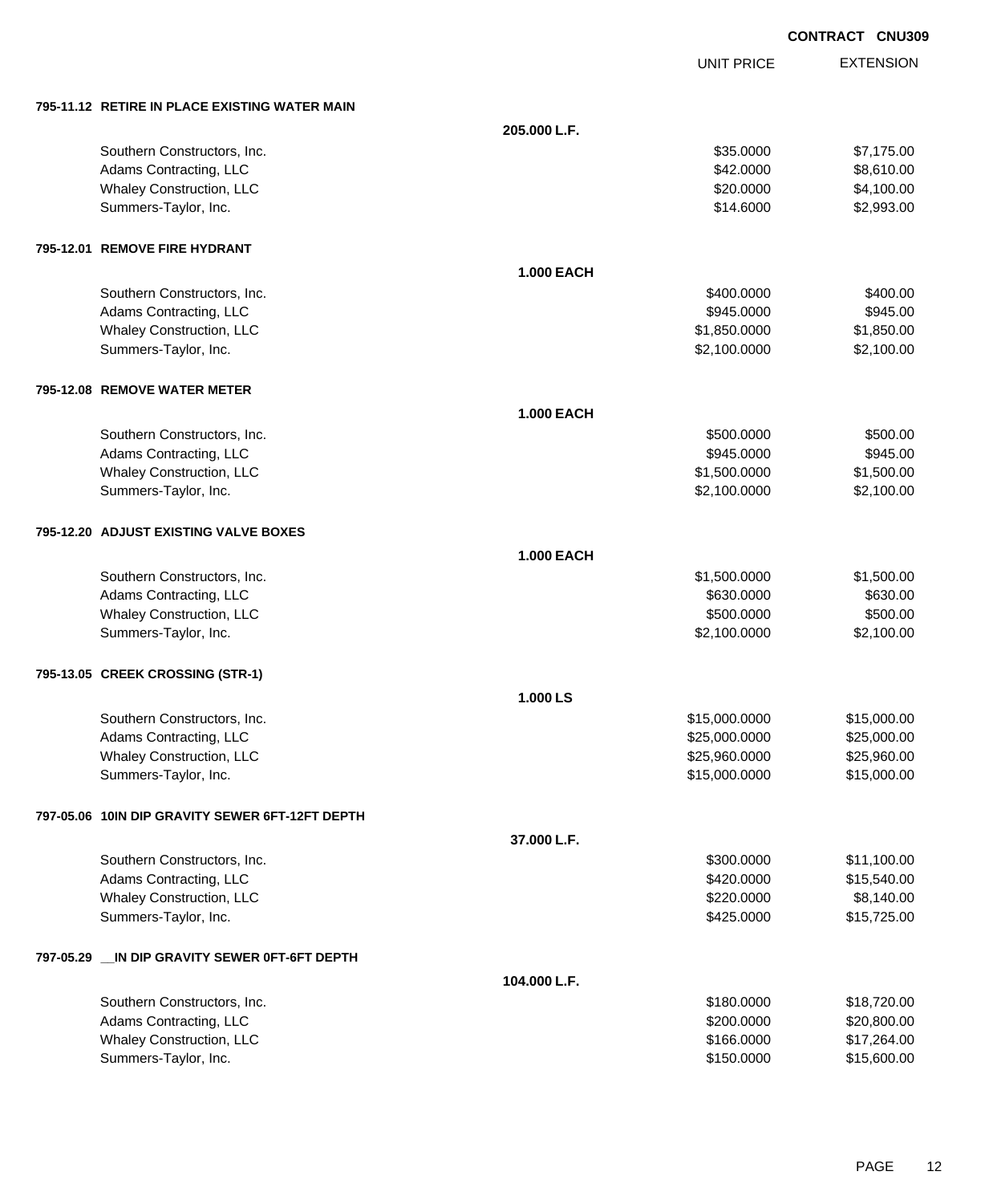**CONTRACT CNU309**

| | | UNIT PRICE | EXTENSION |
|---|---|---|---|
| **795-11.12 RETIRE IN PLACE EXISTING WATER MAIN** | | | |
| | **205.000 L.F.** | | |
| Southern Constructors, Inc. | | $35.0000 | $7,175.00 |
| Adams Contracting, LLC | | $42.0000 | $8,610.00 |
| Whaley Construction, LLC | | $20.0000 | $4,100.00 |
| Summers-Taylor, Inc. | | $14.6000 | $2,993.00 |
| **795-12.01 REMOVE FIRE HYDRANT** | | | |
| | **1.000 EACH** | | |
| Southern Constructors, Inc. | | $400.0000 | $400.00 |
| Adams Contracting, LLC | | $945.0000 | $945.00 |
| Whaley Construction, LLC | | $1,850.0000 | $1,850.00 |
| Summers-Taylor, Inc. | | $2,100.0000 | $2,100.00 |
| **795-12.08 REMOVE WATER METER** | | | |
| | **1.000 EACH** | | |
| Southern Constructors, Inc. | | $500.0000 | $500.00 |
| Adams Contracting, LLC | | $945.0000 | $945.00 |
| Whaley Construction, LLC | | $1,500.0000 | $1,500.00 |
| Summers-Taylor, Inc. | | $2,100.0000 | $2,100.00 |
| **795-12.20 ADJUST EXISTING VALVE BOXES** | | | |
| | **1.000 EACH** | | |
| Southern Constructors, Inc. | | $1,500.0000 | $1,500.00 |
| Adams Contracting, LLC | | $630.0000 | $630.00 |
| Whaley Construction, LLC | | $500.0000 | $500.00 |
| Summers-Taylor, Inc. | | $2,100.0000 | $2,100.00 |
| **795-13.05 CREEK CROSSING (STR-1)** | | | |
| | **1.000 LS** | | |
| Southern Constructors, Inc. | | $15,000.0000 | $15,000.00 |
| Adams Contracting, LLC | | $25,000.0000 | $25,000.00 |
| Whaley Construction, LLC | | $25,960.0000 | $25,960.00 |
| Summers-Taylor, Inc. | | $15,000.0000 | $15,000.00 |
| **797-05.06 10IN DIP GRAVITY SEWER 6FT-12FT DEPTH** | | | |
| | **37.000 L.F.** | | |
| Southern Constructors, Inc. | | $300.0000 | $11,100.00 |
| Adams Contracting, LLC | | $420.0000 | $15,540.00 |
| Whaley Construction, LLC | | $220.0000 | $8,140.00 |
| Summers-Taylor, Inc. | | $425.0000 | $15,725.00 |
| **797-05.29 __IN DIP GRAVITY SEWER 0FT-6FT DEPTH** | | | |
| | **104.000 L.F.** | | |
| Southern Constructors, Inc. | | $180.0000 | $18,720.00 |
| Adams Contracting, LLC | | $200.0000 | $20,800.00 |
| Whaley Construction, LLC | | $166.0000 | $17,264.00 |
| Summers-Taylor, Inc. | | $150.0000 | $15,600.00 |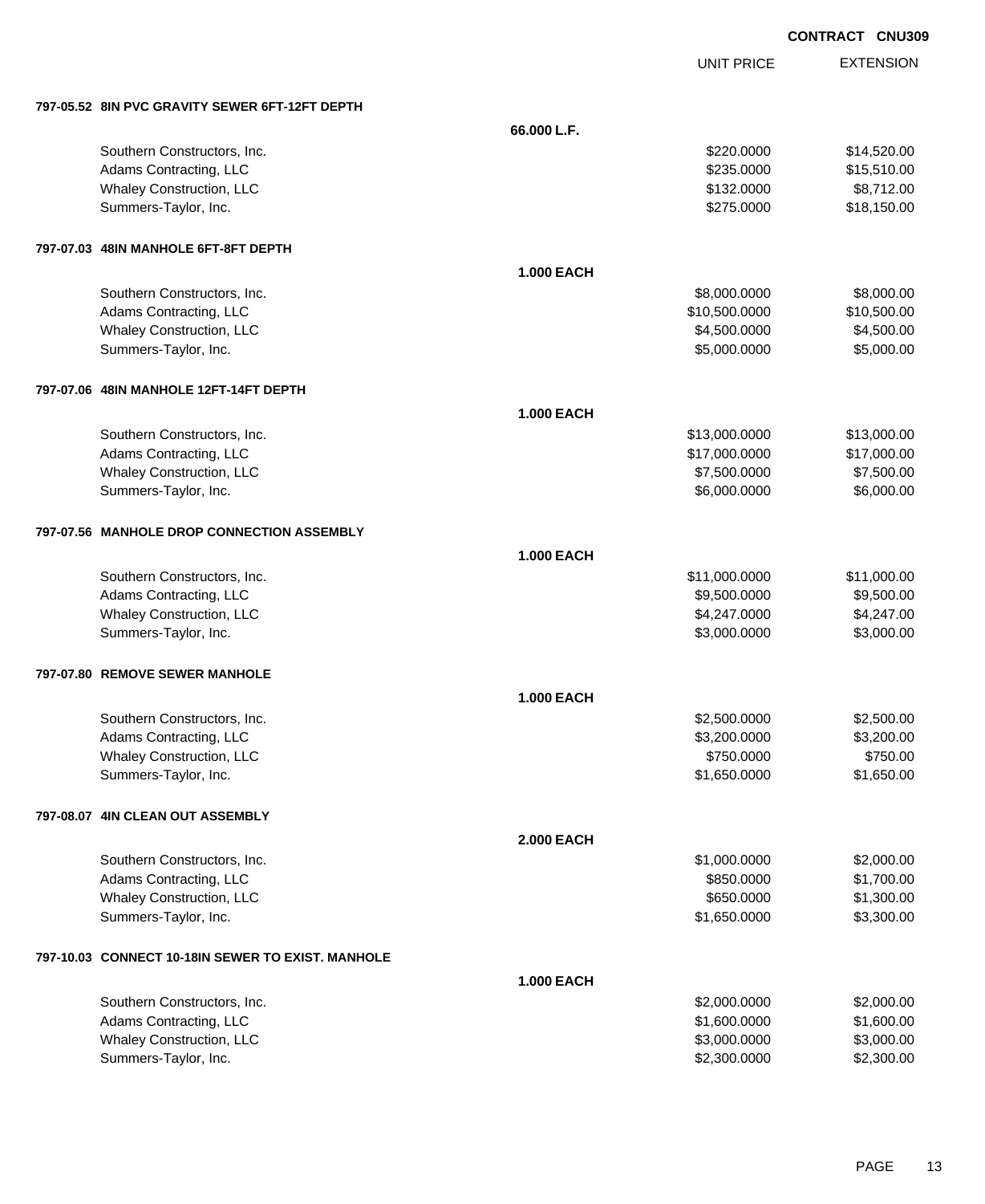CONTRACT CNU309

| | | UNIT PRICE | EXTENSION |
|---|---|---|---|
| **797-05.52 8IN PVC GRAVITY SEWER 6FT-12FT DEPTH** | | | |
| | **66.000 L.F.** | | |
| Southern Constructors, Inc. | | $220.0000 | $14,520.00 |
| Adams Contracting, LLC | | $235.0000 | $15,510.00 |
| Whaley Construction, LLC | | $132.0000 | $8,712.00 |
| Summers-Taylor, Inc. | | $275.0000 | $18,150.00 |
| **797-07.03 48IN MANHOLE 6FT-8FT DEPTH** | | | |
| | **1.000 EACH** | | |
| Southern Constructors, Inc. | | $8,000.0000 | $8,000.00 |
| Adams Contracting, LLC | | $10,500.0000 | $10,500.00 |
| Whaley Construction, LLC | | $4,500.0000 | $4,500.00 |
| Summers-Taylor, Inc. | | $5,000.0000 | $5,000.00 |
| **797-07.06 48IN MANHOLE 12FT-14FT DEPTH** | | | |
| | **1.000 EACH** | | |
| Southern Constructors, Inc. | | $13,000.0000 | $13,000.00 |
| Adams Contracting, LLC | | $17,000.0000 | $17,000.00 |
| Whaley Construction, LLC | | $7,500.0000 | $7,500.00 |
| Summers-Taylor, Inc. | | $6,000.0000 | $6,000.00 |
| **797-07.56 MANHOLE DROP CONNECTION ASSEMBLY** | | | |
| | **1.000 EACH** | | |
| Southern Constructors, Inc. | | $11,000.0000 | $11,000.00 |
| Adams Contracting, LLC | | $9,500.0000 | $9,500.00 |
| Whaley Construction, LLC | | $4,247.0000 | $4,247.00 |
| Summers-Taylor, Inc. | | $3,000.0000 | $3,000.00 |
| **797-07.80 REMOVE SEWER MANHOLE** | | | |
| | **1.000 EACH** | | |
| Southern Constructors, Inc. | | $2,500.0000 | $2,500.00 |
| Adams Contracting, LLC | | $3,200.0000 | $3,200.00 |
| Whaley Construction, LLC | | $750.0000 | $750.00 |
| Summers-Taylor, Inc. | | $1,650.0000 | $1,650.00 |
| **797-08.07 4IN CLEAN OUT ASSEMBLY** | | | |
| | **2.000 EACH** | | |
| Southern Constructors, Inc. | | $1,000.0000 | $2,000.00 |
| Adams Contracting, LLC | | $850.0000 | $1,700.00 |
| Whaley Construction, LLC | | $650.0000 | $1,300.00 |
| Summers-Taylor, Inc. | | $1,650.0000 | $3,300.00 |
| **797-10.03 CONNECT 10-18IN SEWER TO EXIST. MANHOLE** | | | |
| | **1.000 EACH** | | |
| Southern Constructors, Inc. | | $2,000.0000 | $2,000.00 |
| Adams Contracting, LLC | | $1,600.0000 | $1,600.00 |
| Whaley Construction, LLC | | $3,000.0000 | $3,000.00 |
| Summers-Taylor, Inc. | | $2,300.0000 | $2,300.00 |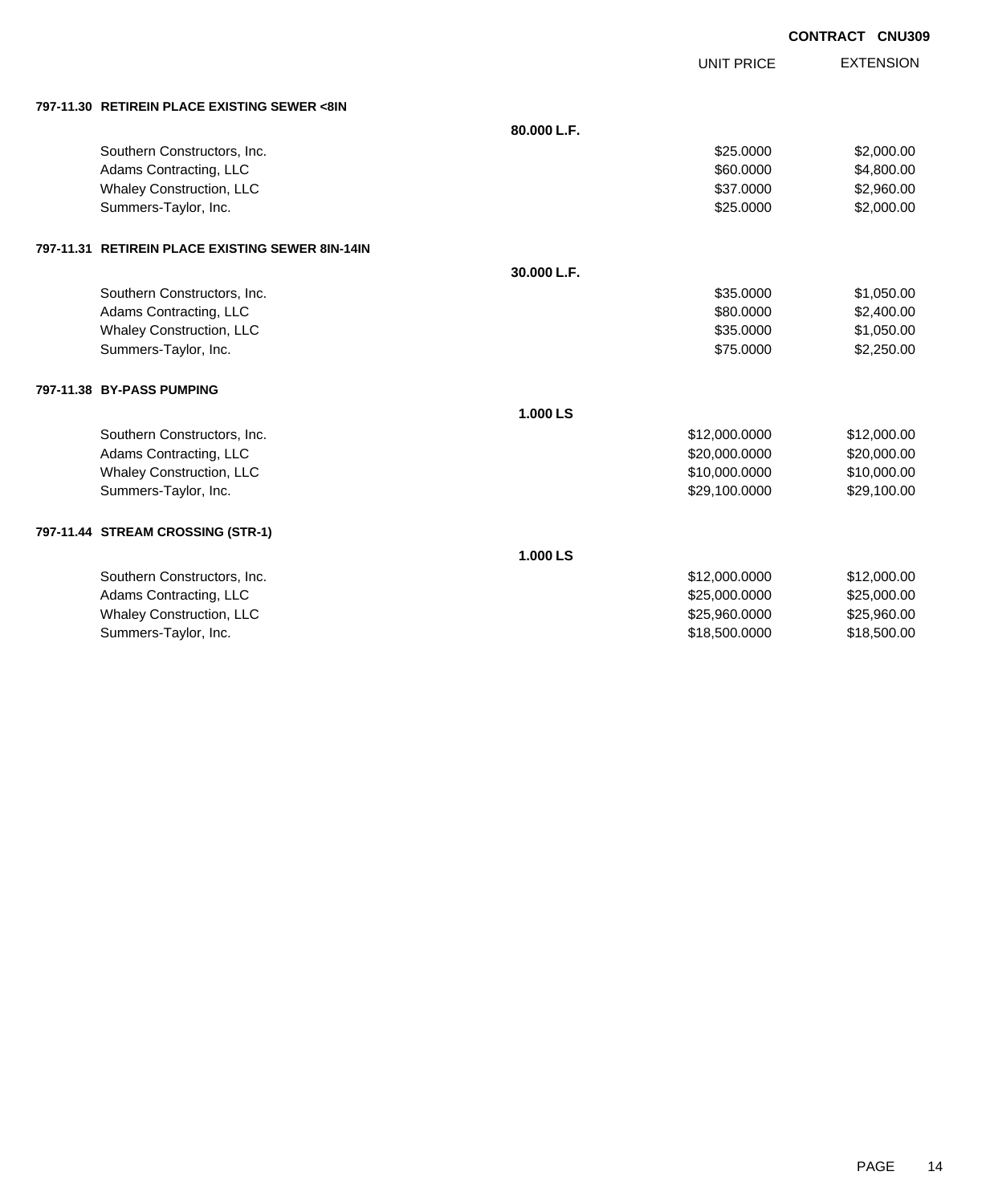**CONTRACT CNU309**

| | | UNIT PRICE | EXTENSION |
|---|---|---|---|
| **797-11.30 RETIREIN PLACE EXISTING SEWER <8IN** | | | |
| | **80.000 L.F.** | | |
| Southern Constructors, Inc. | | $25.0000 | $2,000.00 |
| Adams Contracting, LLC | | $60.0000 | $4,800.00 |
| Whaley Construction, LLC | | $37.0000 | $2,960.00 |
| Summers-Taylor, Inc. | | $25.0000 | $2,000.00 |
| **797-11.31 RETIREIN PLACE EXISTING SEWER 8IN-14IN** | | | |
| | **30.000 L.F.** | | |
| Southern Constructors, Inc. | | $35.0000 | $1,050.00 |
| Adams Contracting, LLC | | $80.0000 | $2,400.00 |
| Whaley Construction, LLC | | $35.0000 | $1,050.00 |
| Summers-Taylor, Inc. | | $75.0000 | $2,250.00 |
| **797-11.38 BY-PASS PUMPING** | | | |
| | **1.000 LS** | | |
| Southern Constructors, Inc. | | $12,000.0000 | $12,000.00 |
| Adams Contracting, LLC | | $20,000.0000 | $20,000.00 |
| Whaley Construction, LLC | | $10,000.0000 | $10,000.00 |
| Summers-Taylor, Inc. | | $29,100.0000 | $29,100.00 |
| **797-11.44 STREAM CROSSING (STR-1)** | | | |
| | **1.000 LS** | | |
| Southern Constructors, Inc. | | $12,000.0000 | $12,000.00 |
| Adams Contracting, LLC | | $25,000.0000 | $25,000.00 |
| Whaley Construction, LLC | | $25,960.0000 | $25,960.00 |
| Summers-Taylor, Inc. | | $18,500.0000 | $18,500.00 |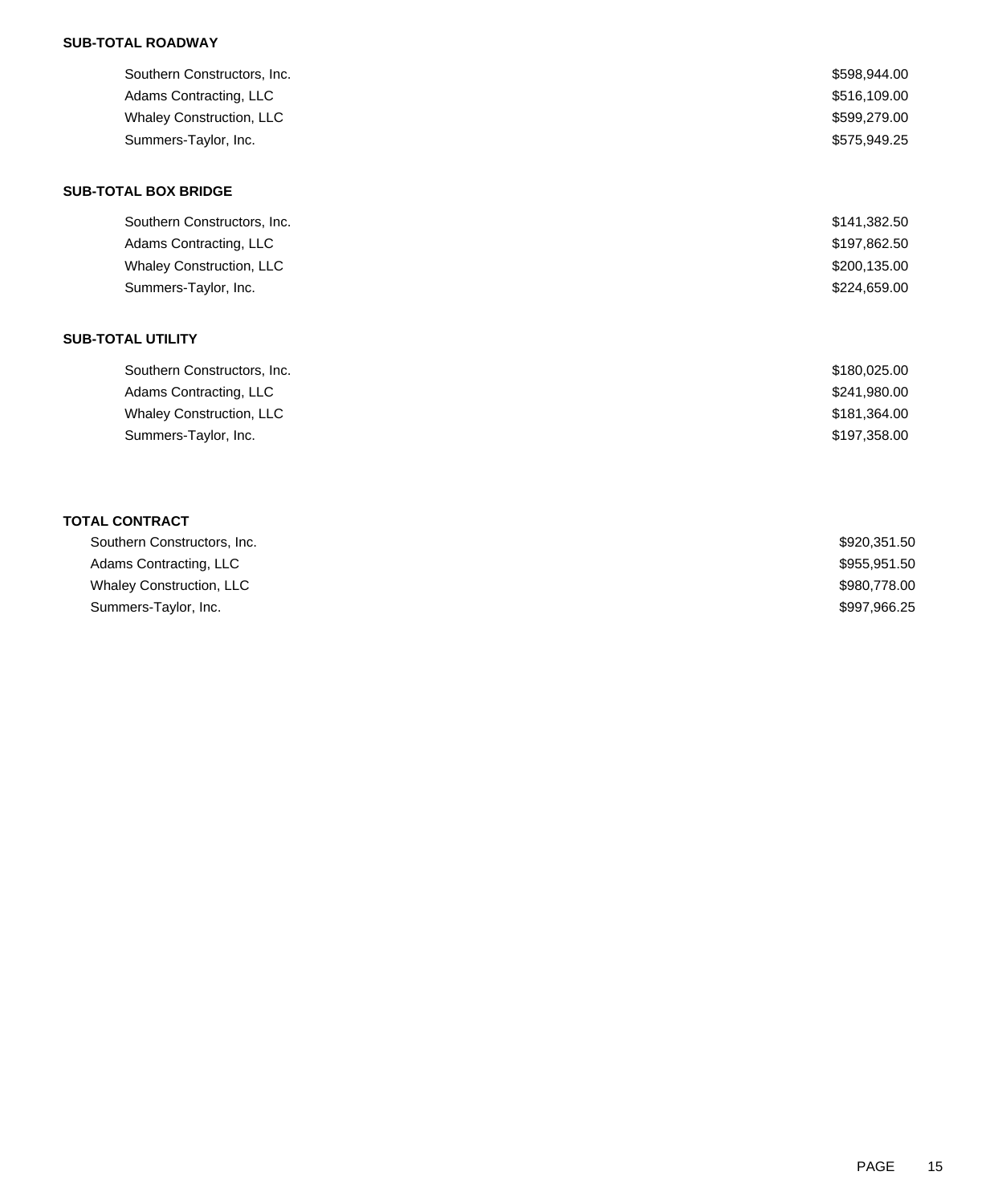**SUB-TOTAL ROADWAY**

| | |
|---|---|
| Southern Constructors, Inc. | $598,944.00 |
| Adams Contracting, LLC | $516,109.00 |
| Whaley Construction, LLC | $599,279.00 |
| Summers-Taylor, Inc. | $575,949.25 |

**SUB-TOTAL BOX BRIDGE**

| | |
|---|---|
| Southern Constructors, Inc. | $141,382.50 |
| Adams Contracting, LLC | $197,862.50 |
| Whaley Construction, LLC | $200,135.00 |
| Summers-Taylor, Inc. | $224,659.00 |

**SUB-TOTAL UTILITY**

| | |
|---|---|
| Southern Constructors, Inc. | $180,025.00 |
| Adams Contracting, LLC | $241,980.00 |
| Whaley Construction, LLC | $181,364.00 |
| Summers-Taylor, Inc. | $197,358.00 |

**TOTAL CONTRACT**

| | |
|---|---|
| Southern Constructors, Inc. | $920,351.50 |
| Adams Contracting, LLC | $955,951.50 |
| Whaley Construction, LLC | $980,778.00 |
| Summers-Taylor, Inc. | $997,966.25 |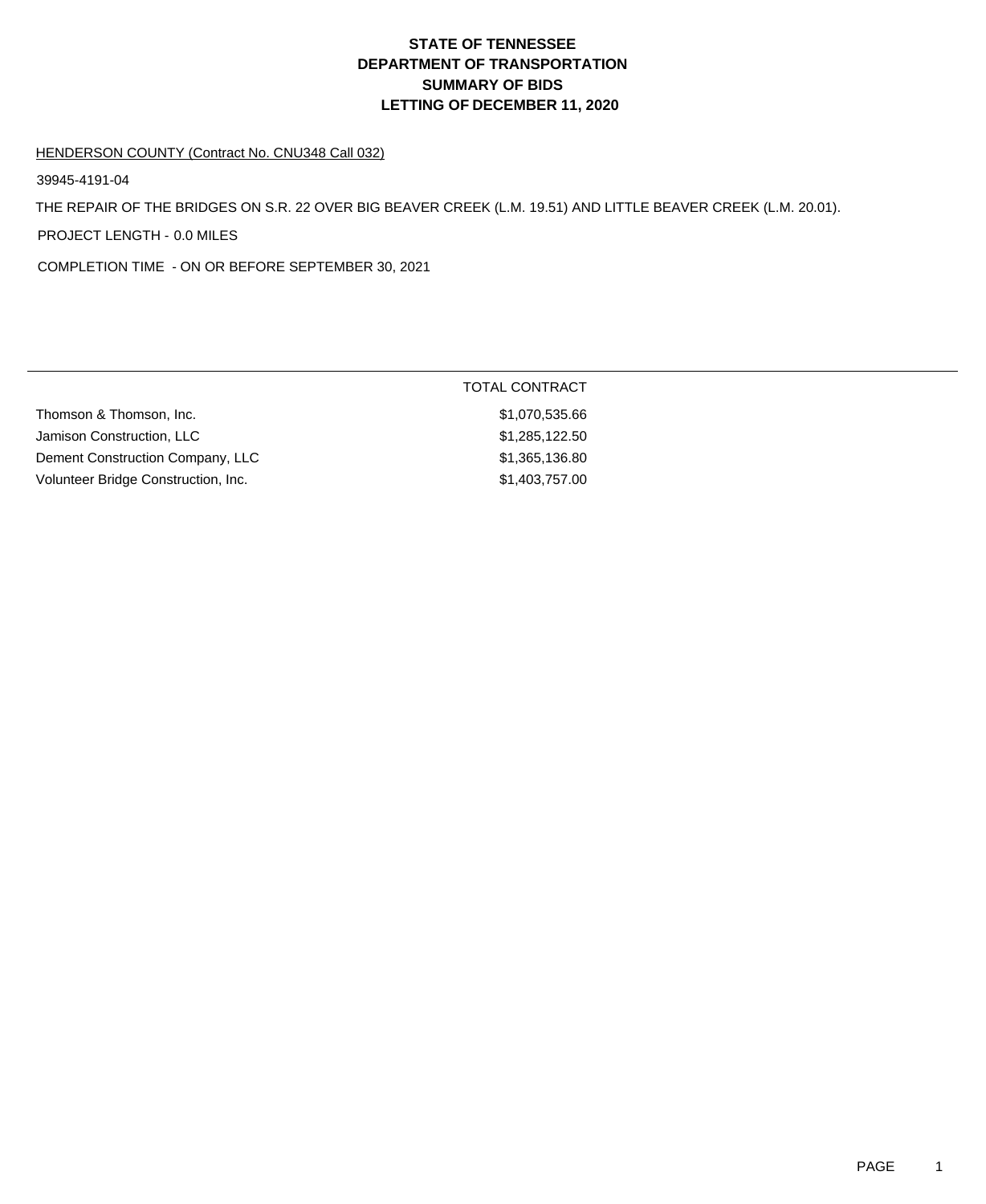# STATE OF TENNESSEE
# DEPARTMENT OF TRANSPORTATION
# SUMMARY OF BIDS
# LETTING OF DECEMBER 11, 2020

HENDERSON COUNTY (Contract No. CNU348 Call 032)

39945-4191-04

THE REPAIR OF THE BRIDGES ON S.R. 22 OVER BIG BEAVER CREEK (L.M. 19.51) AND LITTLE BEAVER CREEK (L.M. 20.01).

PROJECT LENGTH - 0.0 MILES

COMPLETION TIME - ON OR BEFORE SEPTEMBER 30, 2021

| | TOTAL CONTRACT |
|---|---|
| Thomson & Thomson, Inc. | $1,070,535.66 |
| Jamison Construction, LLC | $1,285,122.50 |
| Dement Construction Company, LLC | $1,365,136.80 |
| Volunteer Bridge Construction, Inc. | $1,403,757.00 |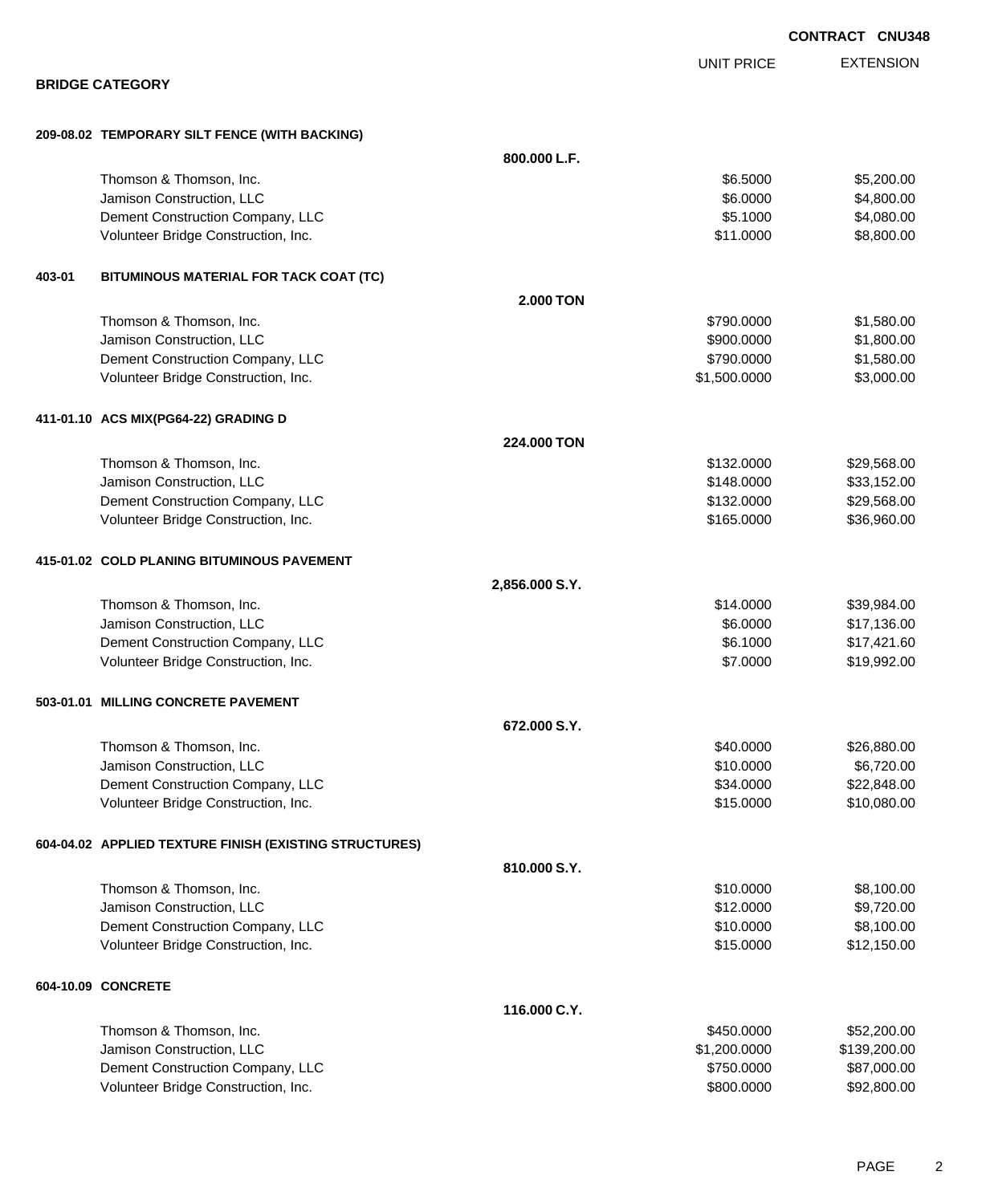**CONTRACT CNU348**

## BRIDGE CATEGORY

| | | UNIT PRICE | EXTENSION |
|---|---|---|---|
| **209-08.02 TEMPORARY SILT FENCE (WITH BACKING)** | | | |
| | **800.000 L.F.** | | |
| Thomson & Thomson, Inc. | | $6.5000 | $5,200.00 |
| Jamison Construction, LLC | | $6.0000 | $4,800.00 |
| Dement Construction Company, LLC | | $5.1000 | $4,080.00 |
| Volunteer Bridge Construction, Inc. | | $11.0000 | $8,800.00 |
| **403-01 BITUMINOUS MATERIAL FOR TACK COAT (TC)** | | | |
| | **2.000 TON** | | |
| Thomson & Thomson, Inc. | | $790.0000 | $1,580.00 |
| Jamison Construction, LLC | | $900.0000 | $1,800.00 |
| Dement Construction Company, LLC | | $790.0000 | $1,580.00 |
| Volunteer Bridge Construction, Inc. | | $1,500.0000 | $3,000.00 |
| **411-01.10 ACS MIX(PG64-22) GRADING D** | | | |
| | **224.000 TON** | | |
| Thomson & Thomson, Inc. | | $132.0000 | $29,568.00 |
| Jamison Construction, LLC | | $148.0000 | $33,152.00 |
| Dement Construction Company, LLC | | $132.0000 | $29,568.00 |
| Volunteer Bridge Construction, Inc. | | $165.0000 | $36,960.00 |
| **415-01.02 COLD PLANING BITUMINOUS PAVEMENT** | | | |
| | **2,856.000 S.Y.** | | |
| Thomson & Thomson, Inc. | | $14.0000 | $39,984.00 |
| Jamison Construction, LLC | | $6.0000 | $17,136.00 |
| Dement Construction Company, LLC | | $6.1000 | $17,421.60 |
| Volunteer Bridge Construction, Inc. | | $7.0000 | $19,992.00 |
| **503-01.01 MILLING CONCRETE PAVEMENT** | | | |
| | **672.000 S.Y.** | | |
| Thomson & Thomson, Inc. | | $40.0000 | $26,880.00 |
| Jamison Construction, LLC | | $10.0000 | $6,720.00 |
| Dement Construction Company, LLC | | $34.0000 | $22,848.00 |
| Volunteer Bridge Construction, Inc. | | $15.0000 | $10,080.00 |
| **604-04.02 APPLIED TEXTURE FINISH (EXISTING STRUCTURES)** | | | |
| | **810.000 S.Y.** | | |
| Thomson & Thomson, Inc. | | $10.0000 | $8,100.00 |
| Jamison Construction, LLC | | $12.0000 | $9,720.00 |
| Dement Construction Company, LLC | | $10.0000 | $8,100.00 |
| Volunteer Bridge Construction, Inc. | | $15.0000 | $12,150.00 |
| **604-10.09 CONCRETE** | | | |
| | **116.000 C.Y.** | | |
| Thomson & Thomson, Inc. | | $450.0000 | $52,200.00 |
| Jamison Construction, LLC | | $1,200.0000 | $139,200.00 |
| Dement Construction Company, LLC | | $750.0000 | $87,000.00 |
| Volunteer Bridge Construction, Inc. | | $800.0000 | $92,800.00 |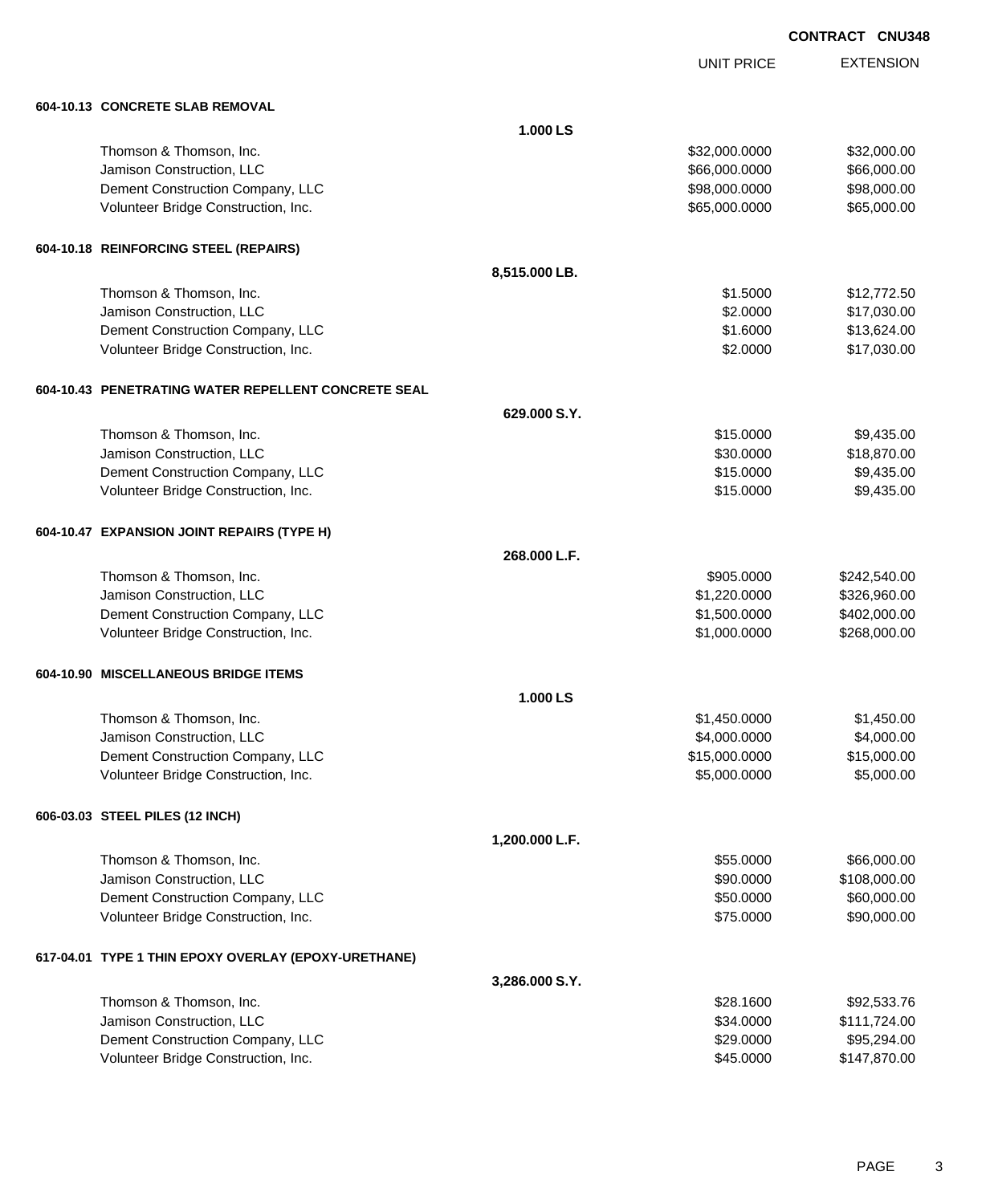**CONTRACT CNU348**

| | | UNIT PRICE | EXTENSION |
|---|---|---|---|
| **604-10.13 CONCRETE SLAB REMOVAL** | | | |
| | **1.000 LS** | | |
| Thomson & Thomson, Inc. | | $32,000.0000 | $32,000.00 |
| Jamison Construction, LLC | | $66,000.0000 | $66,000.00 |
| Dement Construction Company, LLC | | $98,000.0000 | $98,000.00 |
| Volunteer Bridge Construction, Inc. | | $65,000.0000 | $65,000.00 |
| **604-10.18 REINFORCING STEEL (REPAIRS)** | | | |
| | **8,515.000 LB.** | | |
| Thomson & Thomson, Inc. | | $1.5000 | $12,772.50 |
| Jamison Construction, LLC | | $2.0000 | $17,030.00 |
| Dement Construction Company, LLC | | $1.6000 | $13,624.00 |
| Volunteer Bridge Construction, Inc. | | $2.0000 | $17,030.00 |
| **604-10.43 PENETRATING WATER REPELLENT CONCRETE SEAL** | | | |
| | **629.000 S.Y.** | | |
| Thomson & Thomson, Inc. | | $15.0000 | $9,435.00 |
| Jamison Construction, LLC | | $30.0000 | $18,870.00 |
| Dement Construction Company, LLC | | $15.0000 | $9,435.00 |
| Volunteer Bridge Construction, Inc. | | $15.0000 | $9,435.00 |
| **604-10.47 EXPANSION JOINT REPAIRS (TYPE H)** | | | |
| | **268.000 L.F.** | | |
| Thomson & Thomson, Inc. | | $905.0000 | $242,540.00 |
| Jamison Construction, LLC | | $1,220.0000 | $326,960.00 |
| Dement Construction Company, LLC | | $1,500.0000 | $402,000.00 |
| Volunteer Bridge Construction, Inc. | | $1,000.0000 | $268,000.00 |
| **604-10.90 MISCELLANEOUS BRIDGE ITEMS** | | | |
| | **1.000 LS** | | |
| Thomson & Thomson, Inc. | | $1,450.0000 | $1,450.00 |
| Jamison Construction, LLC | | $4,000.0000 | $4,000.00 |
| Dement Construction Company, LLC | | $15,000.0000 | $15,000.00 |
| Volunteer Bridge Construction, Inc. | | $5,000.0000 | $5,000.00 |
| **606-03.03 STEEL PILES (12 INCH)** | | | |
| | **1,200.000 L.F.** | | |
| Thomson & Thomson, Inc. | | $55.0000 | $66,000.00 |
| Jamison Construction, LLC | | $90.0000 | $108,000.00 |
| Dement Construction Company, LLC | | $50.0000 | $60,000.00 |
| Volunteer Bridge Construction, Inc. | | $75.0000 | $90,000.00 |
| **617-04.01 TYPE 1 THIN EPOXY OVERLAY (EPOXY-URETHANE)** | | | |
| | **3,286.000 S.Y.** | | |
| Thomson & Thomson, Inc. | | $28.1600 | $92,533.76 |
| Jamison Construction, LLC | | $34.0000 | $111,724.00 |
| Dement Construction Company, LLC | | $29.0000 | $95,294.00 |
| Volunteer Bridge Construction, Inc. | | $45.0000 | $147,870.00 |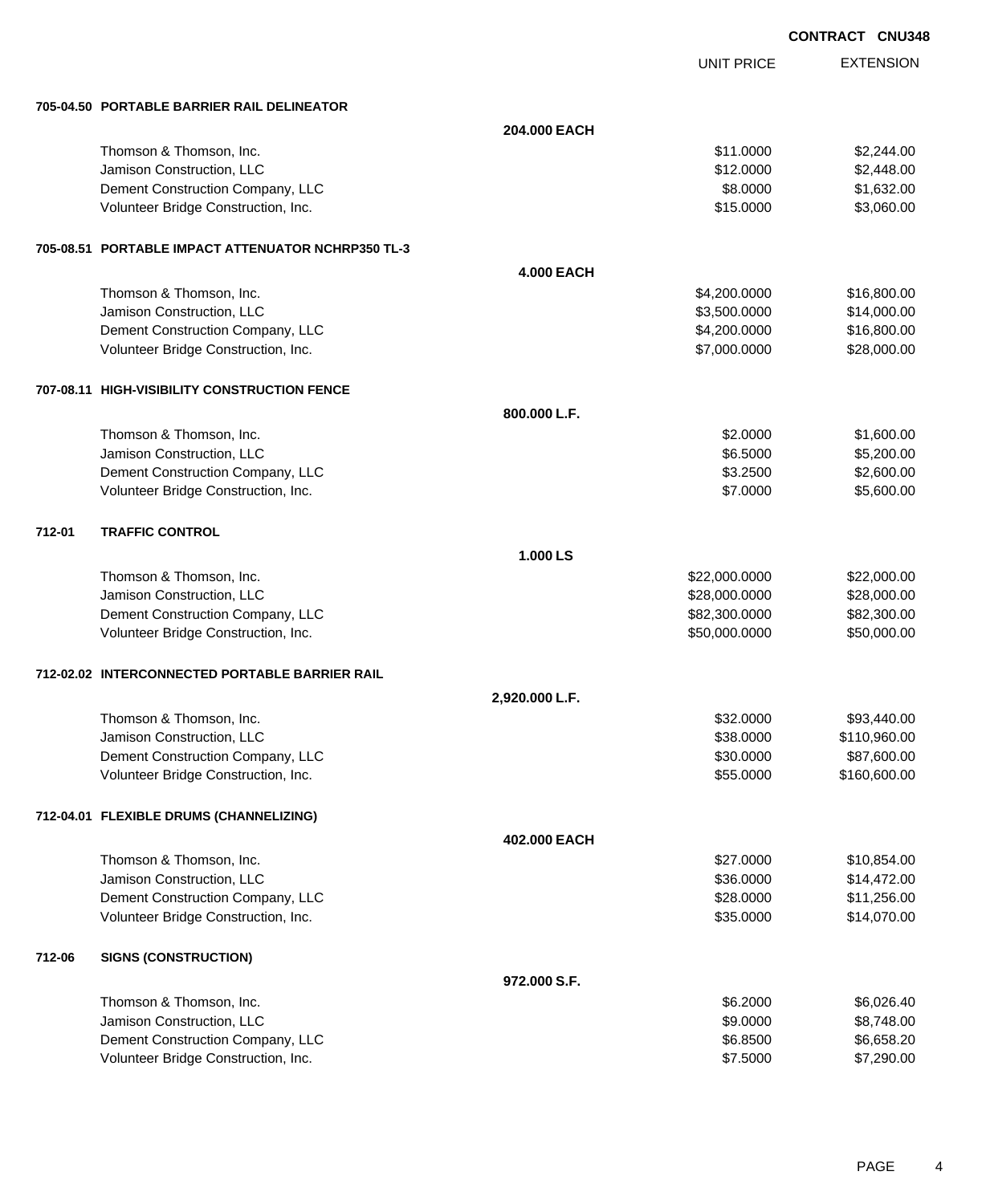CONTRACT CNU348

| | | UNIT PRICE | EXTENSION |
|---|---|---|---|
| **705-04.50 PORTABLE BARRIER RAIL DELINEATOR** | | | |
| | **204.000 EACH** | | |
| Thomson & Thomson, Inc. | | $11.0000 | $2,244.00 |
| Jamison Construction, LLC | | $12.0000 | $2,448.00 |
| Dement Construction Company, LLC | | $8.0000 | $1,632.00 |
| Volunteer Bridge Construction, Inc. | | $15.0000 | $3,060.00 |
| **705-08.51 PORTABLE IMPACT ATTENUATOR NCHRP350 TL-3** | | | |
| | **4.000 EACH** | | |
| Thomson & Thomson, Inc. | | $4,200.0000 | $16,800.00 |
| Jamison Construction, LLC | | $3,500.0000 | $14,000.00 |
| Dement Construction Company, LLC | | $4,200.0000 | $16,800.00 |
| Volunteer Bridge Construction, Inc. | | $7,000.0000 | $28,000.00 |
| **707-08.11 HIGH-VISIBILITY CONSTRUCTION FENCE** | | | |
| | **800.000 L.F.** | | |
| Thomson & Thomson, Inc. | | $2.0000 | $1,600.00 |
| Jamison Construction, LLC | | $6.5000 | $5,200.00 |
| Dement Construction Company, LLC | | $3.2500 | $2,600.00 |
| Volunteer Bridge Construction, Inc. | | $7.0000 | $5,600.00 |
| **712-01 TRAFFIC CONTROL** | | | |
| | **1.000 LS** | | |
| Thomson & Thomson, Inc. | | $22,000.0000 | $22,000.00 |
| Jamison Construction, LLC | | $28,000.0000 | $28,000.00 |
| Dement Construction Company, LLC | | $82,300.0000 | $82,300.00 |
| Volunteer Bridge Construction, Inc. | | $50,000.0000 | $50,000.00 |
| **712-02.02 INTERCONNECTED PORTABLE BARRIER RAIL** | | | |
| | **2,920.000 L.F.** | | |
| Thomson & Thomson, Inc. | | $32.0000 | $93,440.00 |
| Jamison Construction, LLC | | $38.0000 | $110,960.00 |
| Dement Construction Company, LLC | | $30.0000 | $87,600.00 |
| Volunteer Bridge Construction, Inc. | | $55.0000 | $160,600.00 |
| **712-04.01 FLEXIBLE DRUMS (CHANNELIZING)** | | | |
| | **402.000 EACH** | | |
| Thomson & Thomson, Inc. | | $27.0000 | $10,854.00 |
| Jamison Construction, LLC | | $36.0000 | $14,472.00 |
| Dement Construction Company, LLC | | $28.0000 | $11,256.00 |
| Volunteer Bridge Construction, Inc. | | $35.0000 | $14,070.00 |
| **712-06 SIGNS (CONSTRUCTION)** | | | |
| | **972.000 S.F.** | | |
| Thomson & Thomson, Inc. | | $6.2000 | $6,026.40 |
| Jamison Construction, LLC | | $9.0000 | $8,748.00 |
| Dement Construction Company, LLC | | $6.8500 | $6,658.20 |
| Volunteer Bridge Construction, Inc. | | $7.5000 | $7,290.00 |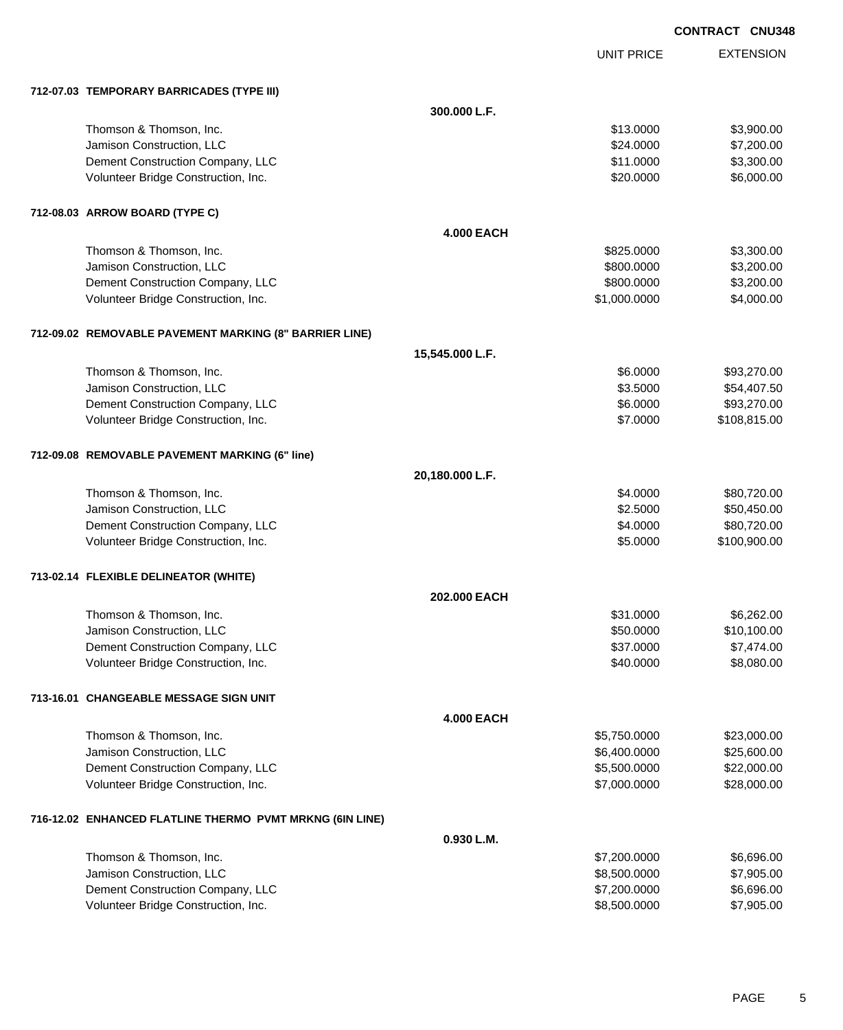**CONTRACT CNU348**

| | | UNIT PRICE | EXTENSION |
|---|---|---|---|
| **712-07.03 TEMPORARY BARRICADES (TYPE III)** | | | |
| | **300.000 L.F.** | | |
| Thomson & Thomson, Inc. | | $13.0000 | $3,900.00 |
| Jamison Construction, LLC | | $24.0000 | $7,200.00 |
| Dement Construction Company, LLC | | $11.0000 | $3,300.00 |
| Volunteer Bridge Construction, Inc. | | $20.0000 | $6,000.00 |
| **712-08.03 ARROW BOARD (TYPE C)** | | | |
| | **4.000 EACH** | | |
| Thomson & Thomson, Inc. | | $825.0000 | $3,300.00 |
| Jamison Construction, LLC | | $800.0000 | $3,200.00 |
| Dement Construction Company, LLC | | $800.0000 | $3,200.00 |
| Volunteer Bridge Construction, Inc. | | $1,000.0000 | $4,000.00 |
| **712-09.02 REMOVABLE PAVEMENT MARKING (8" BARRIER LINE)** | | | |
| | **15,545.000 L.F.** | | |
| Thomson & Thomson, Inc. | | $6.0000 | $93,270.00 |
| Jamison Construction, LLC | | $3.5000 | $54,407.50 |
| Dement Construction Company, LLC | | $6.0000 | $93,270.00 |
| Volunteer Bridge Construction, Inc. | | $7.0000 | $108,815.00 |
| **712-09.08 REMOVABLE PAVEMENT MARKING (6" line)** | | | |
| | **20,180.000 L.F.** | | |
| Thomson & Thomson, Inc. | | $4.0000 | $80,720.00 |
| Jamison Construction, LLC | | $2.5000 | $50,450.00 |
| Dement Construction Company, LLC | | $4.0000 | $80,720.00 |
| Volunteer Bridge Construction, Inc. | | $5.0000 | $100,900.00 |
| **713-02.14 FLEXIBLE DELINEATOR (WHITE)** | | | |
| | **202.000 EACH** | | |
| Thomson & Thomson, Inc. | | $31.0000 | $6,262.00 |
| Jamison Construction, LLC | | $50.0000 | $10,100.00 |
| Dement Construction Company, LLC | | $37.0000 | $7,474.00 |
| Volunteer Bridge Construction, Inc. | | $40.0000 | $8,080.00 |
| **713-16.01 CHANGEABLE MESSAGE SIGN UNIT** | | | |
| | **4.000 EACH** | | |
| Thomson & Thomson, Inc. | | $5,750.0000 | $23,000.00 |
| Jamison Construction, LLC | | $6,400.0000 | $25,600.00 |
| Dement Construction Company, LLC | | $5,500.0000 | $22,000.00 |
| Volunteer Bridge Construction, Inc. | | $7,000.0000 | $28,000.00 |
| **716-12.02 ENHANCED FLATLINE THERMO PVMT MRKNG (6IN LINE)** | | | |
| | **0.930 L.M.** | | |
| Thomson & Thomson, Inc. | | $7,200.0000 | $6,696.00 |
| Jamison Construction, LLC | | $8,500.0000 | $7,905.00 |
| Dement Construction Company, LLC | | $7,200.0000 | $6,696.00 |
| Volunteer Bridge Construction, Inc. | | $8,500.0000 | $7,905.00 |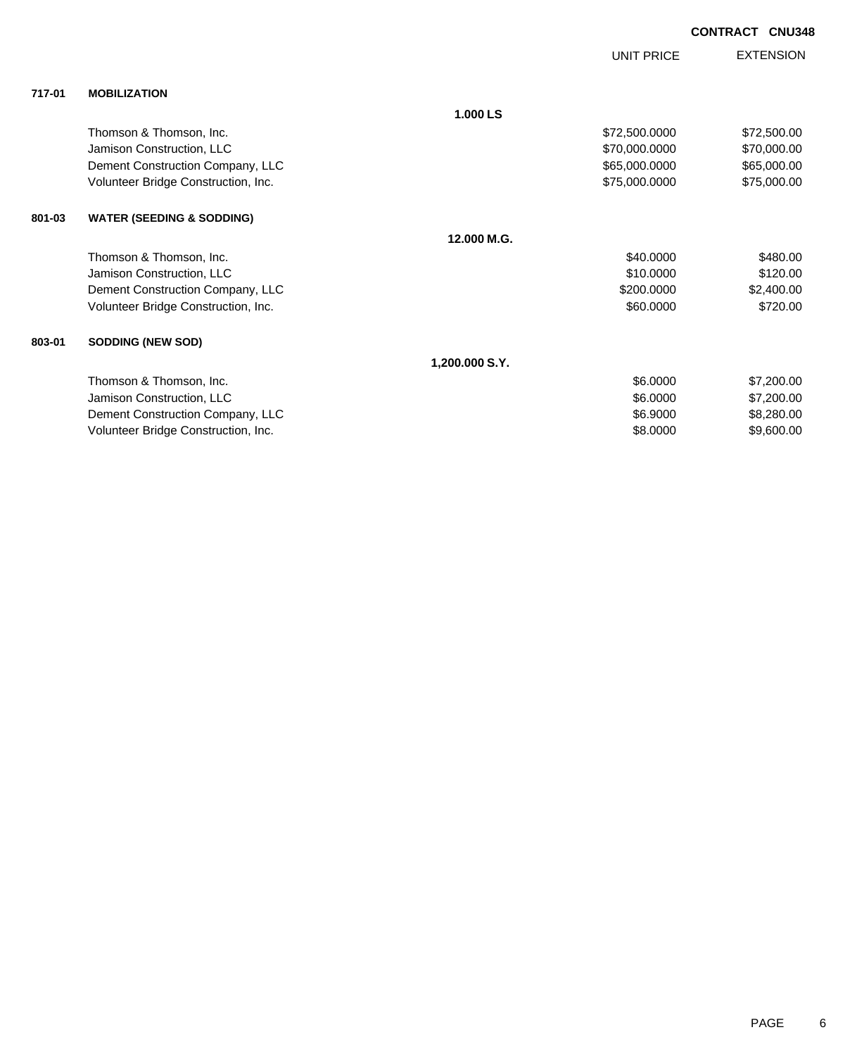**CONTRACT CNU348**

| | | | UNIT PRICE | EXTENSION |
|---|---|---|---|---|
| **717-01** | **MOBILIZATION** | | | |
| | | **1.000 LS** | | |
| | Thomson & Thomson, Inc. | | $72,500.0000 | $72,500.00 |
| | Jamison Construction, LLC | | $70,000.0000 | $70,000.00 |
| | Dement Construction Company, LLC | | $65,000.0000 | $65,000.00 |
| | Volunteer Bridge Construction, Inc. | | $75,000.0000 | $75,000.00 |
| **801-03** | **WATER (SEEDING & SODDING)** | | | |
| | | **12.000 M.G.** | | |
| | Thomson & Thomson, Inc. | | $40.0000 | $480.00 |
| | Jamison Construction, LLC | | $10.0000 | $120.00 |
| | Dement Construction Company, LLC | | $200.0000 | $2,400.00 |
| | Volunteer Bridge Construction, Inc. | | $60.0000 | $720.00 |
| **803-01** | **SODDING (NEW SOD)** | | | |
| | | **1,200.000 S.Y.** | | |
| | Thomson & Thomson, Inc. | | $6.0000 | $7,200.00 |
| | Jamison Construction, LLC | | $6.0000 | $7,200.00 |
| | Dement Construction Company, LLC | | $6.9000 | $8,280.00 |
| | Volunteer Bridge Construction, Inc. | | $8.0000 | $9,600.00 |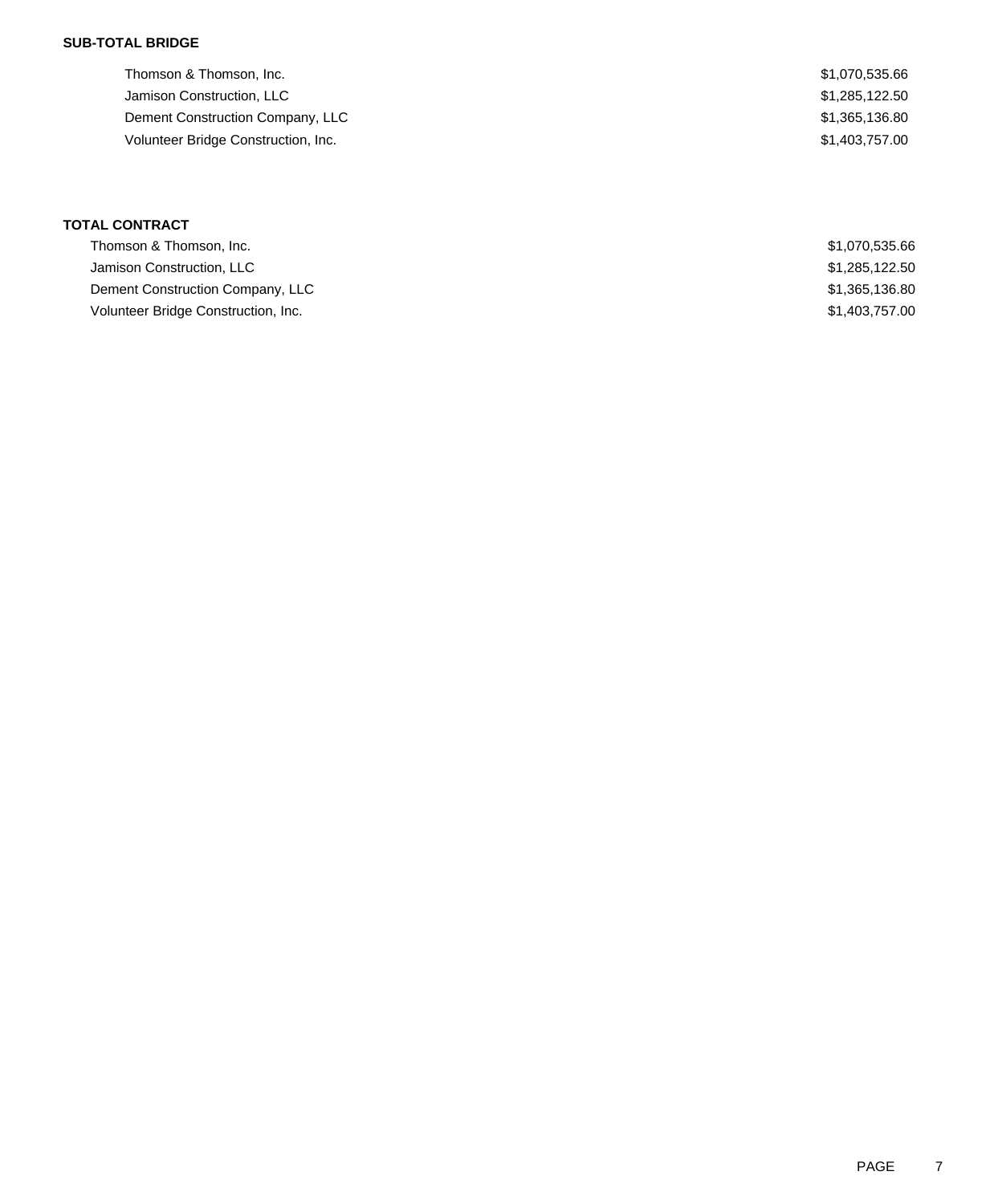**SUB-TOTAL BRIDGE**

| | |
|---|---|
| Thomson & Thomson, Inc. | $1,070,535.66 |
| Jamison Construction, LLC | $1,285,122.50 |
| Dement Construction Company, LLC | $1,365,136.80 |
| Volunteer Bridge Construction, Inc. | $1,403,757.00 |

**TOTAL CONTRACT**

| | |
|---|---|
| Thomson & Thomson, Inc. | $1,070,535.66 |
| Jamison Construction, LLC | $1,285,122.50 |
| Dement Construction Company, LLC | $1,365,136.80 |
| Volunteer Bridge Construction, Inc. | $1,403,757.00 |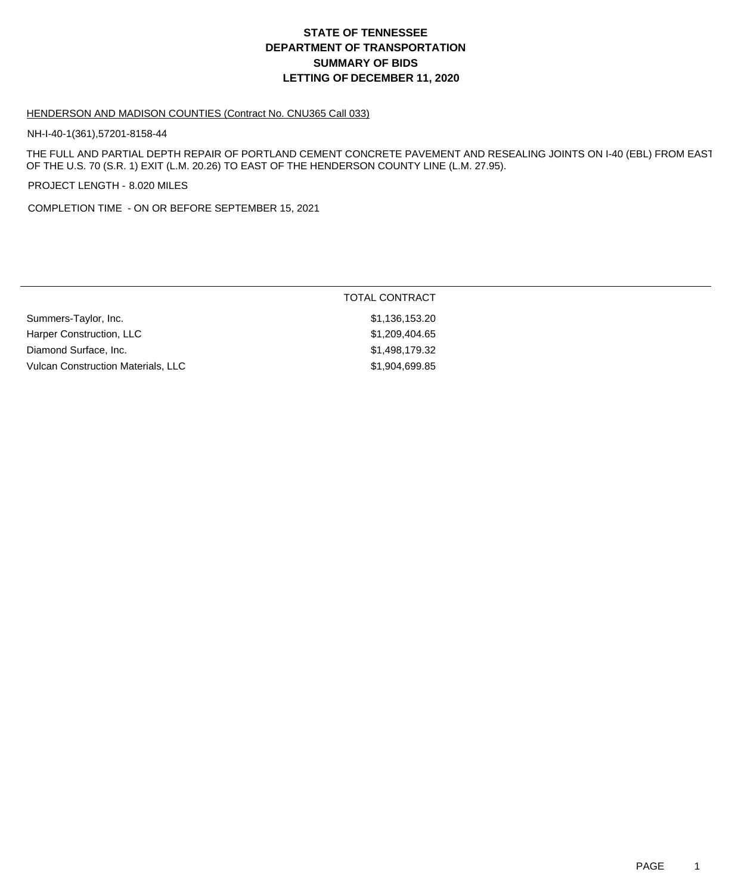# STATE OF TENNESSEE
# DEPARTMENT OF TRANSPORTATION
# SUMMARY OF BIDS
# LETTING OF DECEMBER 11, 2020

HENDERSON AND MADISON COUNTIES (Contract No. CNU365 Call 033)

NH-I-40-1(361),57201-8158-44

THE FULL AND PARTIAL DEPTH REPAIR OF PORTLAND CEMENT CONCRETE PAVEMENT AND RESEALING JOINTS ON I-40 (EBL) FROM EAST OF THE U.S. 70 (S.R. 1) EXIT (L.M. 20.26) TO EAST OF THE HENDERSON COUNTY LINE (L.M. 27.95).

PROJECT LENGTH - 8.020 MILES

COMPLETION TIME - ON OR BEFORE SEPTEMBER 15, 2021

| | TOTAL CONTRACT |
|---|---|
| Summers-Taylor, Inc. | $1,136,153.20 |
| Harper Construction, LLC | $1,209,404.65 |
| Diamond Surface, Inc. | $1,498,179.32 |
| Vulcan Construction Materials, LLC | $1,904,699.85 |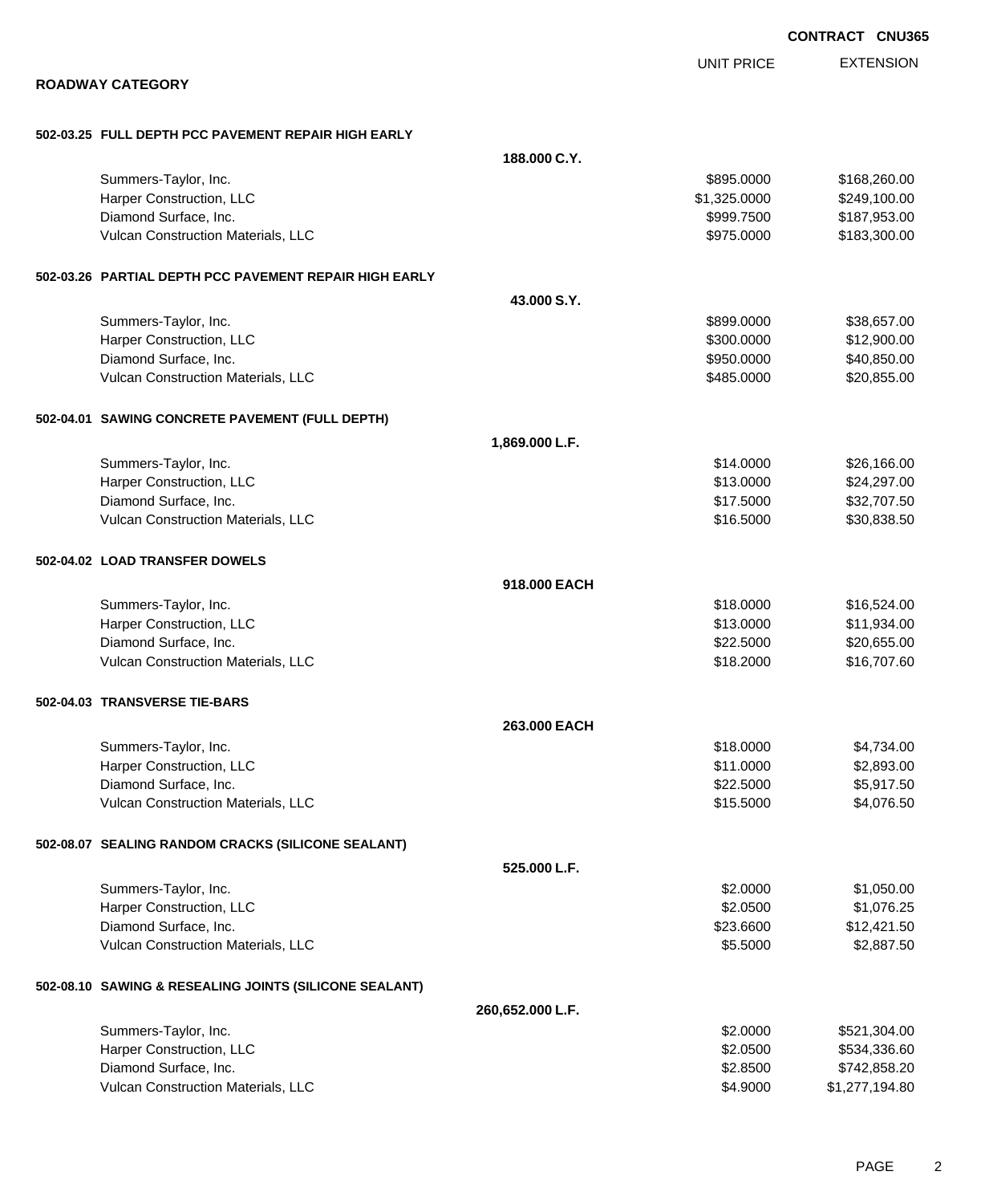**CONTRACT CNU365**

## ROADWAY CATEGORY

| | | UNIT PRICE | EXTENSION |
|---|---|---|---|
| **502-03.25 FULL DEPTH PCC PAVEMENT REPAIR HIGH EARLY** | | | |
| | **188.000 C.Y.** | | |
| Summers-Taylor, Inc. | | $895.0000 | $168,260.00 |
| Harper Construction, LLC | | $1,325.0000 | $249,100.00 |
| Diamond Surface, Inc. | | $999.7500 | $187,953.00 |
| Vulcan Construction Materials, LLC | | $975.0000 | $183,300.00 |
| **502-03.26 PARTIAL DEPTH PCC PAVEMENT REPAIR HIGH EARLY** | | | |
| | **43.000 S.Y.** | | |
| Summers-Taylor, Inc. | | $899.0000 | $38,657.00 |
| Harper Construction, LLC | | $300.0000 | $12,900.00 |
| Diamond Surface, Inc. | | $950.0000 | $40,850.00 |
| Vulcan Construction Materials, LLC | | $485.0000 | $20,855.00 |
| **502-04.01 SAWING CONCRETE PAVEMENT (FULL DEPTH)** | | | |
| | **1,869.000 L.F.** | | |
| Summers-Taylor, Inc. | | $14.0000 | $26,166.00 |
| Harper Construction, LLC | | $13.0000 | $24,297.00 |
| Diamond Surface, Inc. | | $17.5000 | $32,707.50 |
| Vulcan Construction Materials, LLC | | $16.5000 | $30,838.50 |
| **502-04.02 LOAD TRANSFER DOWELS** | | | |
| | **918.000 EACH** | | |
| Summers-Taylor, Inc. | | $18.0000 | $16,524.00 |
| Harper Construction, LLC | | $13.0000 | $11,934.00 |
| Diamond Surface, Inc. | | $22.5000 | $20,655.00 |
| Vulcan Construction Materials, LLC | | $18.2000 | $16,707.60 |
| **502-04.03 TRANSVERSE TIE-BARS** | | | |
| | **263.000 EACH** | | |
| Summers-Taylor, Inc. | | $18.0000 | $4,734.00 |
| Harper Construction, LLC | | $11.0000 | $2,893.00 |
| Diamond Surface, Inc. | | $22.5000 | $5,917.50 |
| Vulcan Construction Materials, LLC | | $15.5000 | $4,076.50 |
| **502-08.07 SEALING RANDOM CRACKS (SILICONE SEALANT)** | | | |
| | **525.000 L.F.** | | |
| Summers-Taylor, Inc. | | $2.0000 | $1,050.00 |
| Harper Construction, LLC | | $2.0500 | $1,076.25 |
| Diamond Surface, Inc. | | $23.6600 | $12,421.50 |
| Vulcan Construction Materials, LLC | | $5.5000 | $2,887.50 |
| **502-08.10 SAWING & RESEALING JOINTS (SILICONE SEALANT)** | | | |
| | **260,652.000 L.F.** | | |
| Summers-Taylor, Inc. | | $2.0000 | $521,304.00 |
| Harper Construction, LLC | | $2.0500 | $534,336.60 |
| Diamond Surface, Inc. | | $2.8500 | $742,858.20 |
| Vulcan Construction Materials, LLC | | $4.9000 | $1,277,194.80 |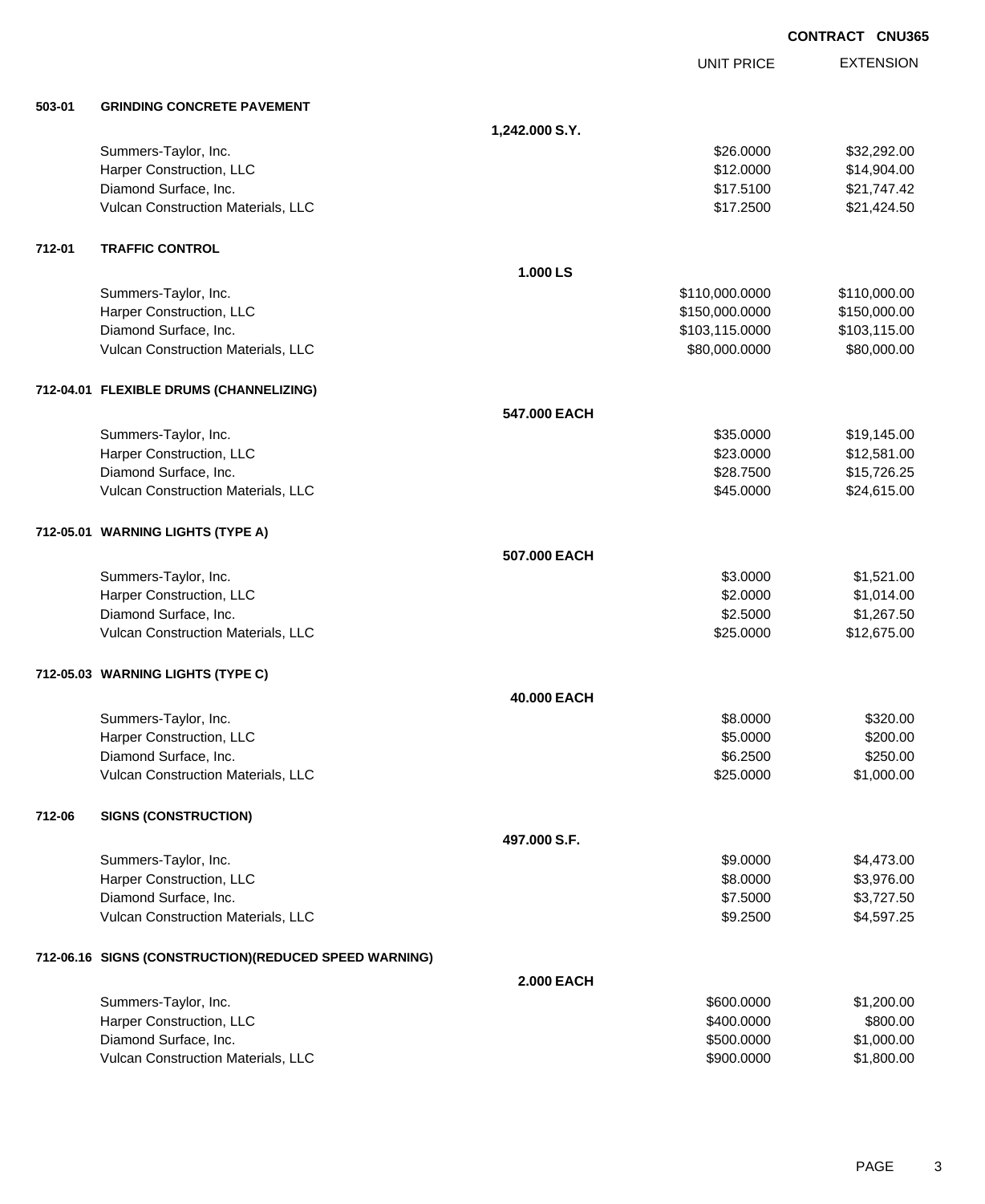**CONTRACT CNU365**

| | | UNIT PRICE | EXTENSION |
|---|---|---|---|
| **503-01** | **GRINDING CONCRETE PAVEMENT** | | |
| | **1,242.000 S.Y.** | | |
| | Summers-Taylor, Inc. | $26.0000 | $32,292.00 |
| | Harper Construction, LLC | $12.0000 | $14,904.00 |
| | Diamond Surface, Inc. | $17.5100 | $21,747.42 |
| | Vulcan Construction Materials, LLC | $17.2500 | $21,424.50 |
| **712-01** | **TRAFFIC CONTROL** | | |
| | **1.000 LS** | | |
| | Summers-Taylor, Inc. | $110,000.0000 | $110,000.00 |
| | Harper Construction, LLC | $150,000.0000 | $150,000.00 |
| | Diamond Surface, Inc. | $103,115.0000 | $103,115.00 |
| | Vulcan Construction Materials, LLC | $80,000.0000 | $80,000.00 |
| **712-04.01** | **FLEXIBLE DRUMS (CHANNELIZING)** | | |
| | **547.000 EACH** | | |
| | Summers-Taylor, Inc. | $35.0000 | $19,145.00 |
| | Harper Construction, LLC | $23.0000 | $12,581.00 |
| | Diamond Surface, Inc. | $28.7500 | $15,726.25 |
| | Vulcan Construction Materials, LLC | $45.0000 | $24,615.00 |
| **712-05.01** | **WARNING LIGHTS (TYPE A)** | | |
| | **507.000 EACH** | | |
| | Summers-Taylor, Inc. | $3.0000 | $1,521.00 |
| | Harper Construction, LLC | $2.0000 | $1,014.00 |
| | Diamond Surface, Inc. | $2.5000 | $1,267.50 |
| | Vulcan Construction Materials, LLC | $25.0000 | $12,675.00 |
| **712-05.03** | **WARNING LIGHTS (TYPE C)** | | |
| | **40.000 EACH** | | |
| | Summers-Taylor, Inc. | $8.0000 | $320.00 |
| | Harper Construction, LLC | $5.0000 | $200.00 |
| | Diamond Surface, Inc. | $6.2500 | $250.00 |
| | Vulcan Construction Materials, LLC | $25.0000 | $1,000.00 |
| **712-06** | **SIGNS (CONSTRUCTION)** | | |
| | **497.000 S.F.** | | |
| | Summers-Taylor, Inc. | $9.0000 | $4,473.00 |
| | Harper Construction, LLC | $8.0000 | $3,976.00 |
| | Diamond Surface, Inc. | $7.5000 | $3,727.50 |
| | Vulcan Construction Materials, LLC | $9.2500 | $4,597.25 |
| **712-06.16** | **SIGNS (CONSTRUCTION)(REDUCED SPEED WARNING)** | | |
| | **2.000 EACH** | | |
| | Summers-Taylor, Inc. | $600.0000 | $1,200.00 |
| | Harper Construction, LLC | $400.0000 | $800.00 |
| | Diamond Surface, Inc. | $500.0000 | $1,000.00 |
| | Vulcan Construction Materials, LLC | $900.0000 | $1,800.00 |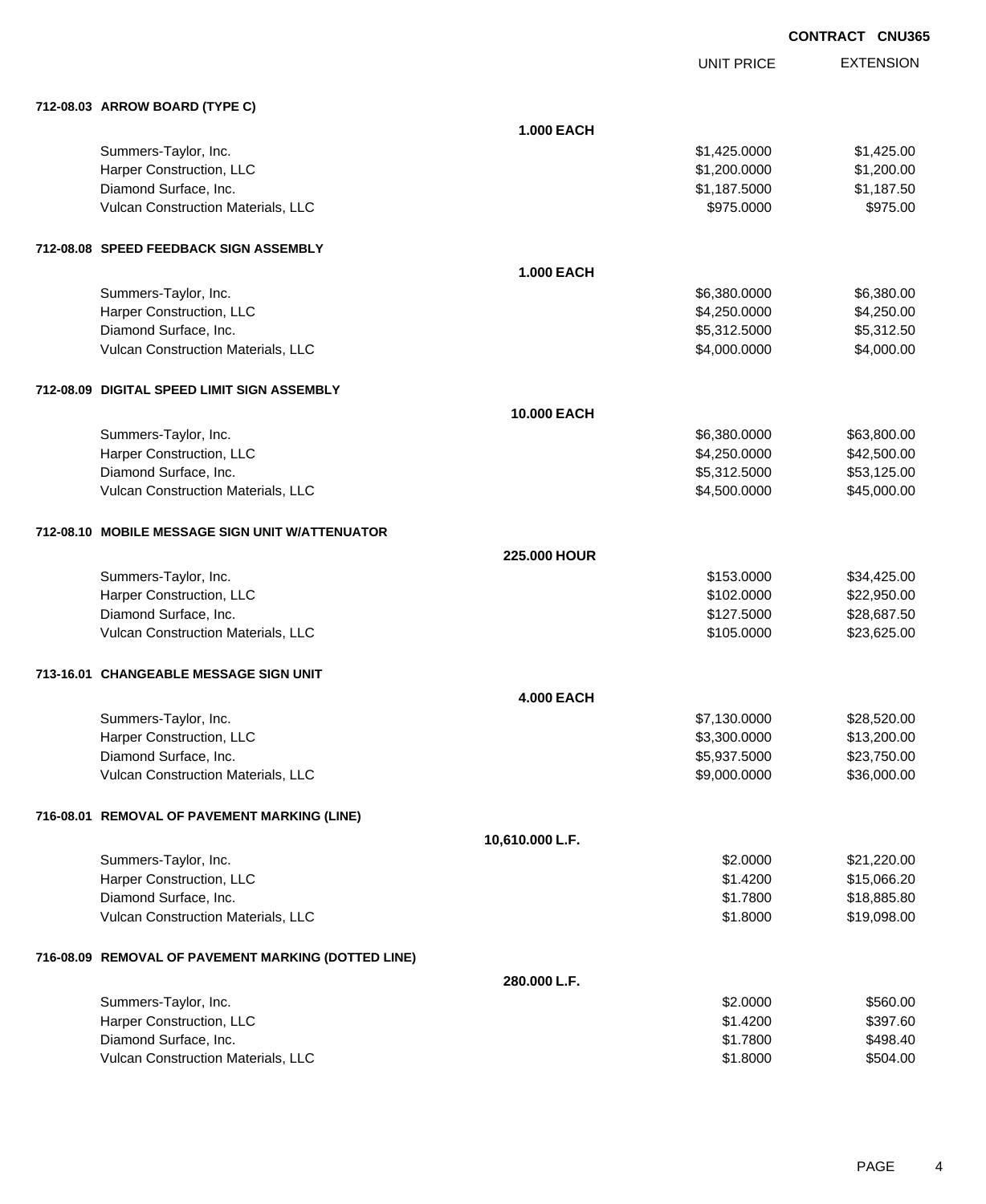**CONTRACT CNU365**

| | | UNIT PRICE | EXTENSION |
|---|---|---|---|
| **712-08.03 ARROW BOARD (TYPE C)** | | | |
| | **1.000 EACH** | | |
| Summers-Taylor, Inc. | | $1,425.0000 | $1,425.00 |
| Harper Construction, LLC | | $1,200.0000 | $1,200.00 |
| Diamond Surface, Inc. | | $1,187.5000 | $1,187.50 |
| Vulcan Construction Materials, LLC | | $975.0000 | $975.00 |
| **712-08.08 SPEED FEEDBACK SIGN ASSEMBLY** | | | |
| | **1.000 EACH** | | |
| Summers-Taylor, Inc. | | $6,380.0000 | $6,380.00 |
| Harper Construction, LLC | | $4,250.0000 | $4,250.00 |
| Diamond Surface, Inc. | | $5,312.5000 | $5,312.50 |
| Vulcan Construction Materials, LLC | | $4,000.0000 | $4,000.00 |
| **712-08.09 DIGITAL SPEED LIMIT SIGN ASSEMBLY** | | | |
| | **10.000 EACH** | | |
| Summers-Taylor, Inc. | | $6,380.0000 | $63,800.00 |
| Harper Construction, LLC | | $4,250.0000 | $42,500.00 |
| Diamond Surface, Inc. | | $5,312.5000 | $53,125.00 |
| Vulcan Construction Materials, LLC | | $4,500.0000 | $45,000.00 |
| **712-08.10 MOBILE MESSAGE SIGN UNIT W/ATTENUATOR** | | | |
| | **225.000 HOUR** | | |
| Summers-Taylor, Inc. | | $153.0000 | $34,425.00 |
| Harper Construction, LLC | | $102.0000 | $22,950.00 |
| Diamond Surface, Inc. | | $127.5000 | $28,687.50 |
| Vulcan Construction Materials, LLC | | $105.0000 | $23,625.00 |
| **713-16.01 CHANGEABLE MESSAGE SIGN UNIT** | | | |
| | **4.000 EACH** | | |
| Summers-Taylor, Inc. | | $7,130.0000 | $28,520.00 |
| Harper Construction, LLC | | $3,300.0000 | $13,200.00 |
| Diamond Surface, Inc. | | $5,937.5000 | $23,750.00 |
| Vulcan Construction Materials, LLC | | $9,000.0000 | $36,000.00 |
| **716-08.01 REMOVAL OF PAVEMENT MARKING (LINE)** | | | |
| | **10,610.000 L.F.** | | |
| Summers-Taylor, Inc. | | $2.0000 | $21,220.00 |
| Harper Construction, LLC | | $1.4200 | $15,066.20 |
| Diamond Surface, Inc. | | $1.7800 | $18,885.80 |
| Vulcan Construction Materials, LLC | | $1.8000 | $19,098.00 |
| **716-08.09 REMOVAL OF PAVEMENT MARKING (DOTTED LINE)** | | | |
| | **280.000 L.F.** | | |
| Summers-Taylor, Inc. | | $2.0000 | $560.00 |
| Harper Construction, LLC | | $1.4200 | $397.60 |
| Diamond Surface, Inc. | | $1.7800 | $498.40 |
| Vulcan Construction Materials, LLC | | $1.8000 | $504.00 |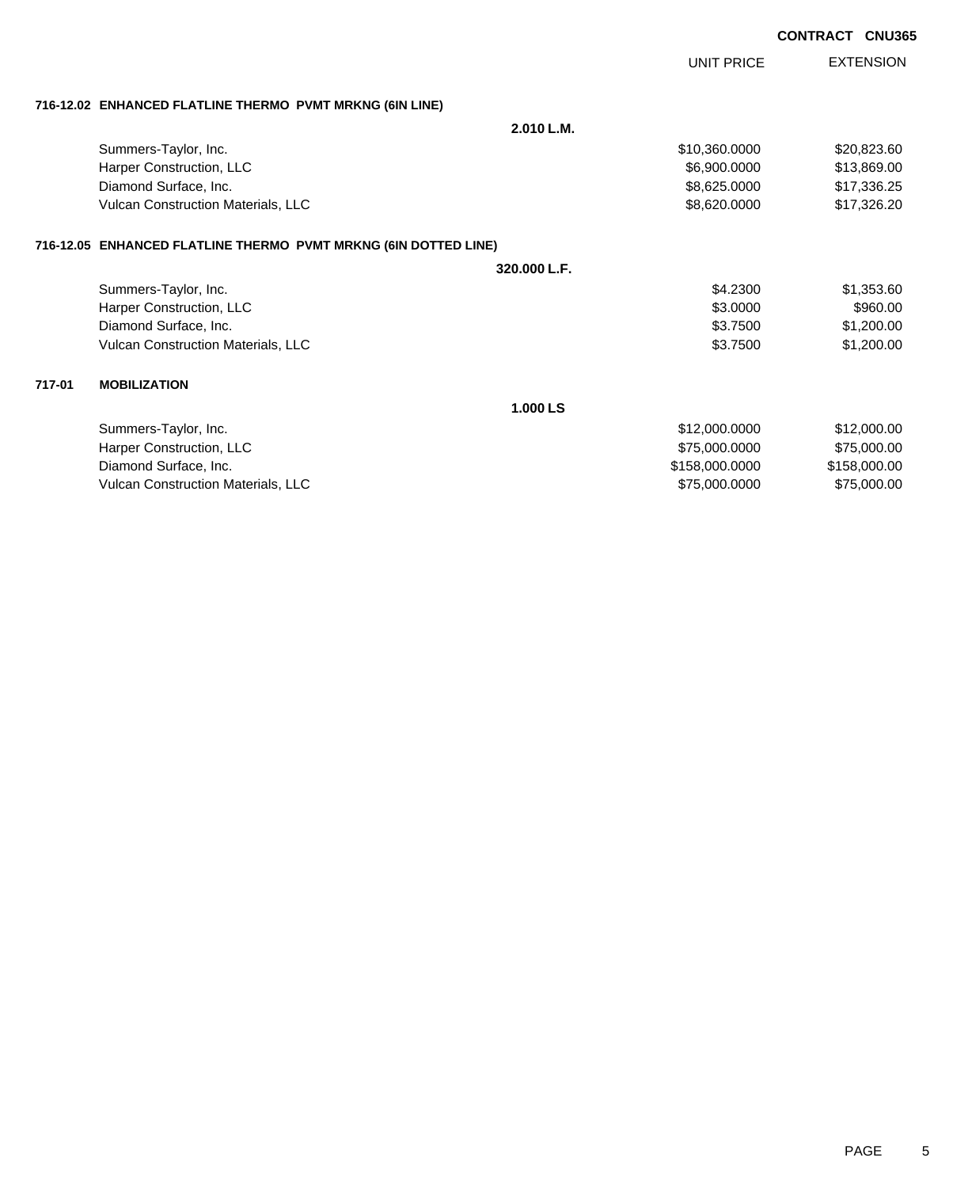**CONTRACT CNU365**

| | | UNIT PRICE | EXTENSION |
|---|---|---|---|
| **716-12.02 ENHANCED FLATLINE THERMO PVMT MRKNG (6IN LINE)** | | | |
| | **2.010 L.M.** | | |
| Summers-Taylor, Inc. | | $10,360.0000 | $20,823.60 |
| Harper Construction, LLC | | $6,900.0000 | $13,869.00 |
| Diamond Surface, Inc. | | $8,625.0000 | $17,336.25 |
| Vulcan Construction Materials, LLC | | $8,620.0000 | $17,326.20 |
| **716-12.05 ENHANCED FLATLINE THERMO PVMT MRKNG (6IN DOTTED LINE)** | | | |
| | **320.000 L.F.** | | |
| Summers-Taylor, Inc. | | $4.2300 | $1,353.60 |
| Harper Construction, LLC | | $3.0000 | $960.00 |
| Diamond Surface, Inc. | | $3.7500 | $1,200.00 |
| Vulcan Construction Materials, LLC | | $3.7500 | $1,200.00 |
| **717-01 MOBILIZATION** | | | |
| | **1.000 LS** | | |
| Summers-Taylor, Inc. | | $12,000.0000 | $12,000.00 |
| Harper Construction, LLC | | $75,000.0000 | $75,000.00 |
| Diamond Surface, Inc. | | $158,000.0000 | $158,000.00 |
| Vulcan Construction Materials, LLC | | $75,000.0000 | $75,000.00 |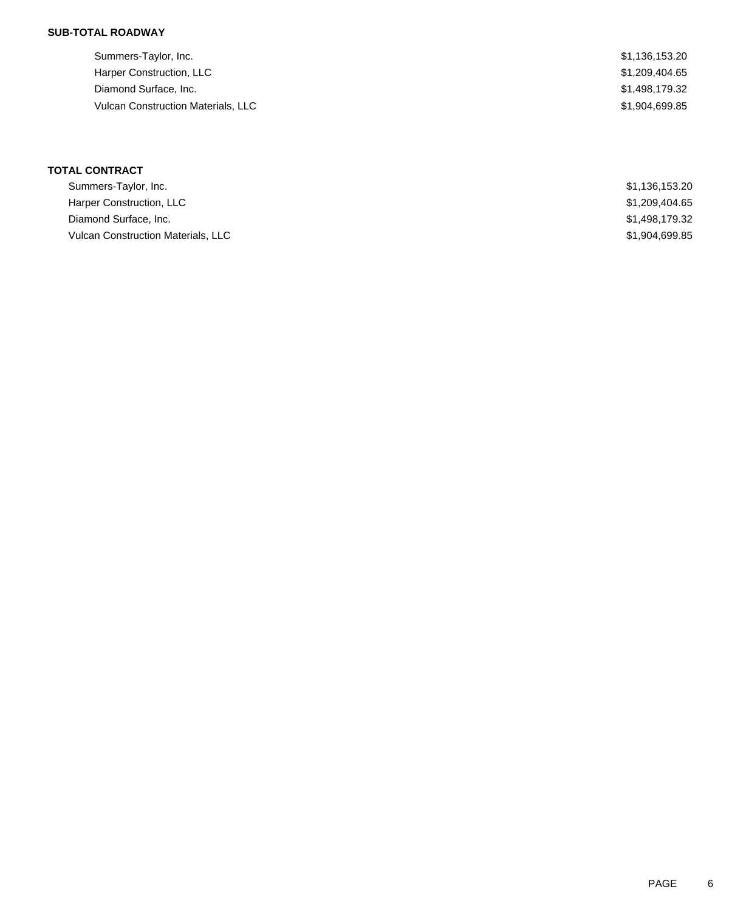**SUB-TOTAL ROADWAY**

| | |
|---|---|
| Summers-Taylor, Inc. | $1,136,153.20 |
| Harper Construction, LLC | $1,209,404.65 |
| Diamond Surface, Inc. | $1,498,179.32 |
| Vulcan Construction Materials, LLC | $1,904,699.85 |

**TOTAL CONTRACT**

| | |
|---|---|
| Summers-Taylor, Inc. | $1,136,153.20 |
| Harper Construction, LLC | $1,209,404.65 |
| Diamond Surface, Inc. | $1,498,179.32 |
| Vulcan Construction Materials, LLC | $1,904,699.85 |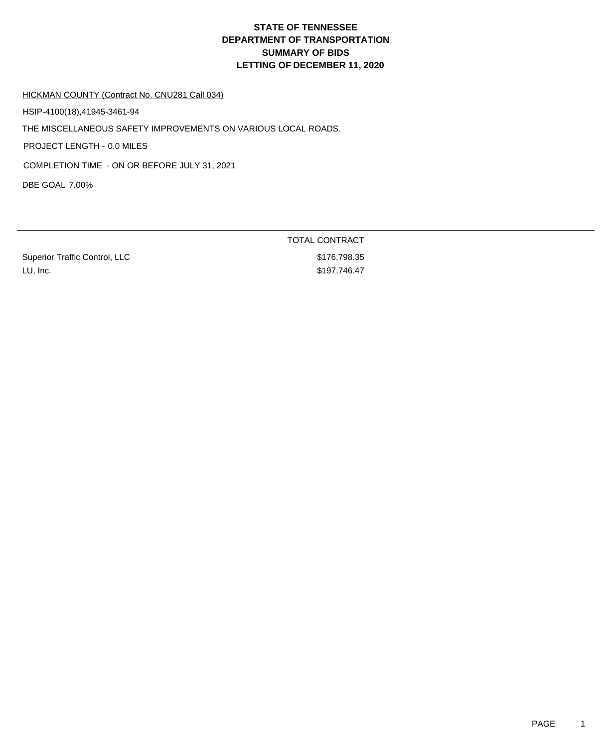# STATE OF TENNESSEE
# DEPARTMENT OF TRANSPORTATION
# SUMMARY OF BIDS
# LETTING OF DECEMBER 11, 2020

HICKMAN COUNTY (Contract No. CNU281 Call 034)

HSIP-4100(18),41945-3461-94

THE MISCELLANEOUS SAFETY IMPROVEMENTS ON VARIOUS LOCAL ROADS.

PROJECT LENGTH - 0.0 MILES

COMPLETION TIME - ON OR BEFORE JULY 31, 2021

DBE GOAL 7.00%

| | TOTAL CONTRACT |
|---|---|
| Superior Traffic Control, LLC | \$176,798.35 |
| LU, Inc. | \$197,746.47 |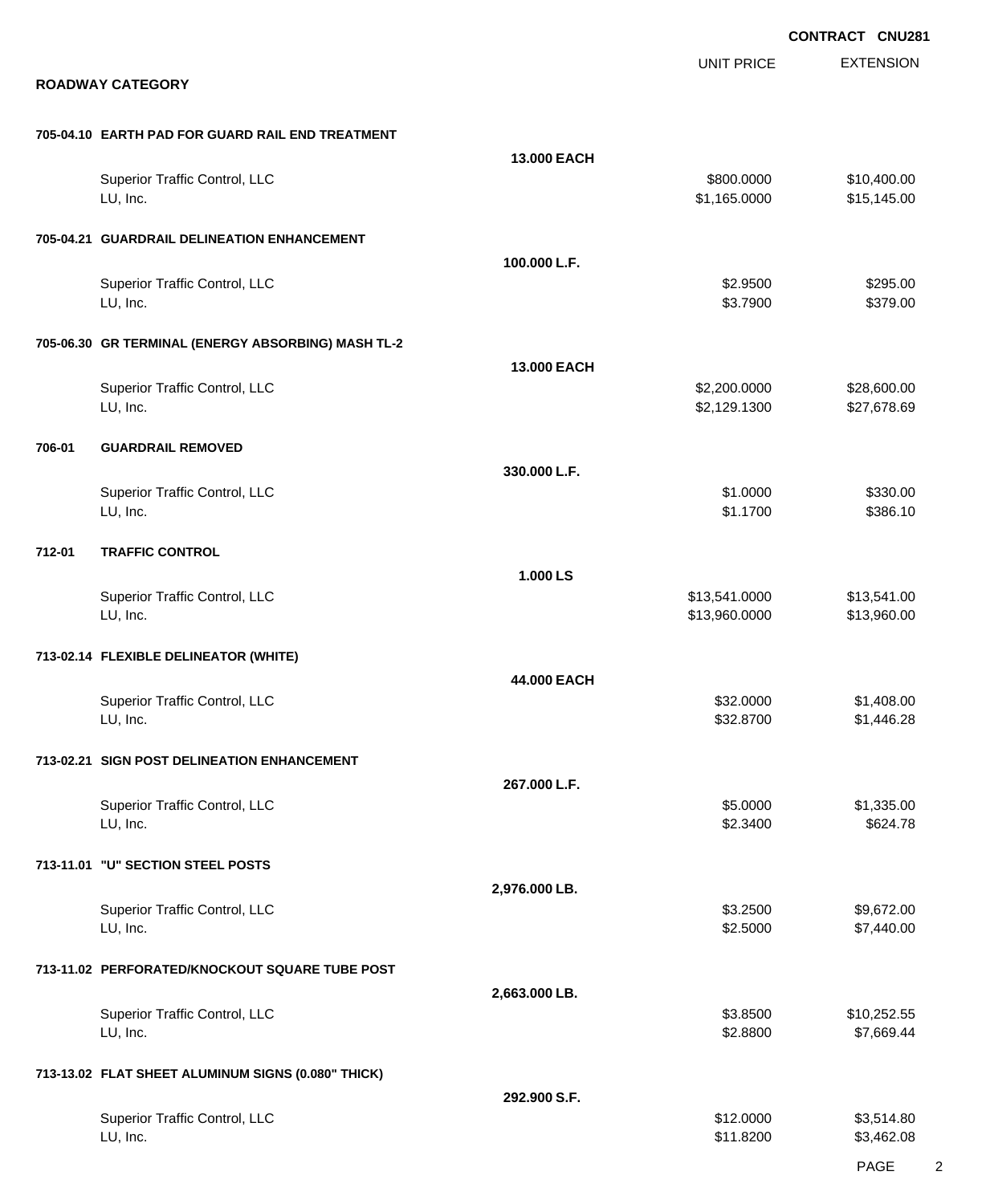**CONTRACT CNU281**

## ROADWAY CATEGORY

| | | UNIT PRICE | EXTENSION |
|---|---|---|---|
| **705-04.10 EARTH PAD FOR GUARD RAIL END TREATMENT** | | | |
| | **13.000 EACH** | | |
| Superior Traffic Control, LLC | | $800.0000 | $10,400.00 |
| LU, Inc. | | $1,165.0000 | $15,145.00 |
| **705-04.21 GUARDRAIL DELINEATION ENHANCEMENT** | | | |
| | **100.000 L.F.** | | |
| Superior Traffic Control, LLC | | $2.9500 | $295.00 |
| LU, Inc. | | $3.7900 | $379.00 |
| **705-06.30 GR TERMINAL (ENERGY ABSORBING) MASH TL-2** | | | |
| | **13.000 EACH** | | |
| Superior Traffic Control, LLC | | $2,200.0000 | $28,600.00 |
| LU, Inc. | | $2,129.1300 | $27,678.69 |
| **706-01 GUARDRAIL REMOVED** | | | |
| | **330.000 L.F.** | | |
| Superior Traffic Control, LLC | | $1.0000 | $330.00 |
| LU, Inc. | | $1.1700 | $386.10 |
| **712-01 TRAFFIC CONTROL** | | | |
| | **1.000 LS** | | |
| Superior Traffic Control, LLC | | $13,541.0000 | $13,541.00 |
| LU, Inc. | | $13,960.0000 | $13,960.00 |
| **713-02.14 FLEXIBLE DELINEATOR (WHITE)** | | | |
| | **44.000 EACH** | | |
| Superior Traffic Control, LLC | | $32.0000 | $1,408.00 |
| LU, Inc. | | $32.8700 | $1,446.28 |
| **713-02.21 SIGN POST DELINEATION ENHANCEMENT** | | | |
| | **267.000 L.F.** | | |
| Superior Traffic Control, LLC | | $5.0000 | $1,335.00 |
| LU, Inc. | | $2.3400 | $624.78 |
| **713-11.01 "U" SECTION STEEL POSTS** | | | |
| | **2,976.000 LB.** | | |
| Superior Traffic Control, LLC | | $3.2500 | $9,672.00 |
| LU, Inc. | | $2.5000 | $7,440.00 |
| **713-11.02 PERFORATED/KNOCKOUT SQUARE TUBE POST** | | | |
| | **2,663.000 LB.** | | |
| Superior Traffic Control, LLC | | $3.8500 | $10,252.55 |
| LU, Inc. | | $2.8800 | $7,669.44 |
| **713-13.02 FLAT SHEET ALUMINUM SIGNS (0.080" THICK)** | | | |
| | **292.900 S.F.** | | |
| Superior Traffic Control, LLC | | $12.0000 | $3,514.80 |
| LU, Inc. | | $11.8200 | $3,462.08 |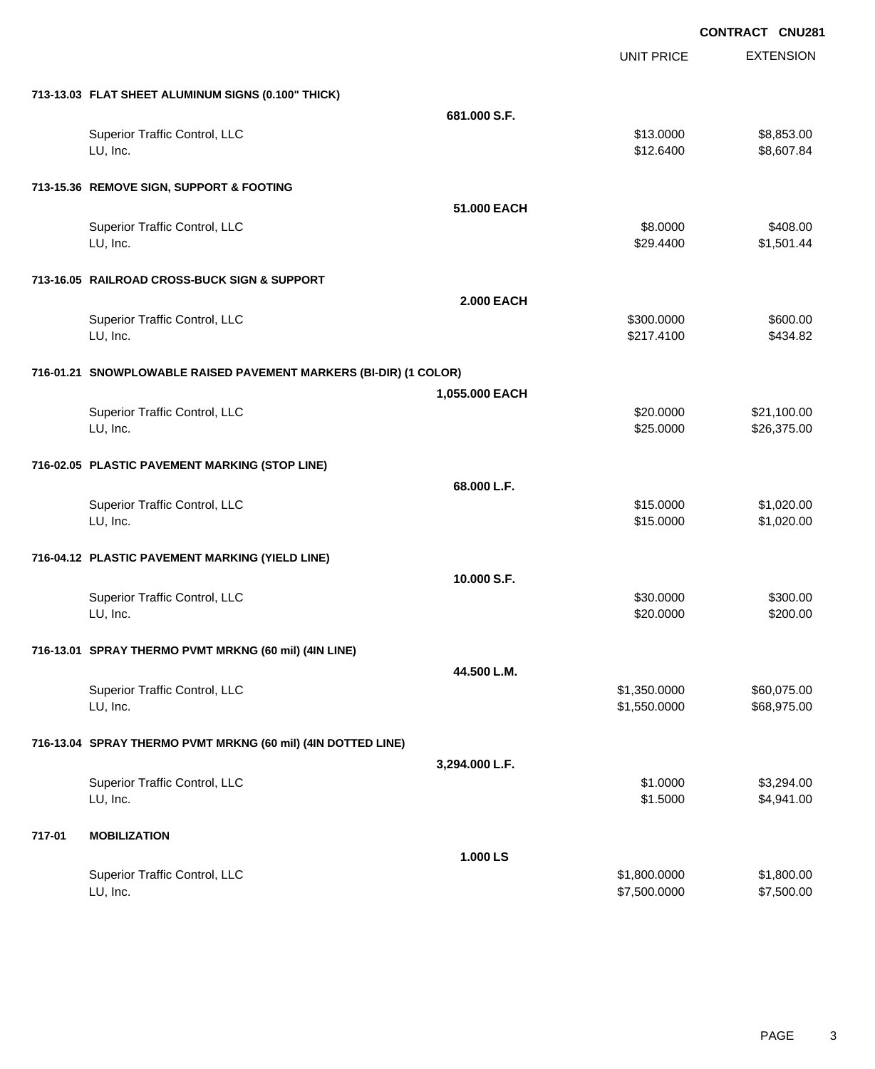**CONTRACT CNU281**

| | | UNIT PRICE | EXTENSION |
|---|---|---|---|
| **713-13.03 FLAT SHEET ALUMINUM SIGNS (0.100" THICK)** | | | |
| | **681.000 S.F.** | | |
| Superior Traffic Control, LLC | | $13.0000 | $8,853.00 |
| LU, Inc. | | $12.6400 | $8,607.84 |
| **713-15.36 REMOVE SIGN, SUPPORT & FOOTING** | | | |
| | **51.000 EACH** | | |
| Superior Traffic Control, LLC | | $8.0000 | $408.00 |
| LU, Inc. | | $29.4400 | $1,501.44 |
| **713-16.05 RAILROAD CROSS-BUCK SIGN & SUPPORT** | | | |
| | **2.000 EACH** | | |
| Superior Traffic Control, LLC | | $300.0000 | $600.00 |
| LU, Inc. | | $217.4100 | $434.82 |
| **716-01.21 SNOWPLOWABLE RAISED PAVEMENT MARKERS (BI-DIR) (1 COLOR)** | | | |
| | **1,055.000 EACH** | | |
| Superior Traffic Control, LLC | | $20.0000 | $21,100.00 |
| LU, Inc. | | $25.0000 | $26,375.00 |
| **716-02.05 PLASTIC PAVEMENT MARKING (STOP LINE)** | | | |
| | **68.000 L.F.** | | |
| Superior Traffic Control, LLC | | $15.0000 | $1,020.00 |
| LU, Inc. | | $15.0000 | $1,020.00 |
| **716-04.12 PLASTIC PAVEMENT MARKING (YIELD LINE)** | | | |
| | **10.000 S.F.** | | |
| Superior Traffic Control, LLC | | $30.0000 | $300.00 |
| LU, Inc. | | $20.0000 | $200.00 |
| **716-13.01 SPRAY THERMO PVMT MRKNG (60 mil) (4IN LINE)** | | | |
| | **44.500 L.M.** | | |
| Superior Traffic Control, LLC | | $1,350.0000 | $60,075.00 |
| LU, Inc. | | $1,550.0000 | $68,975.00 |
| **716-13.04 SPRAY THERMO PVMT MRKNG (60 mil) (4IN DOTTED LINE)** | | | |
| | **3,294.000 L.F.** | | |
| Superior Traffic Control, LLC | | $1.0000 | $3,294.00 |
| LU, Inc. | | $1.5000 | $4,941.00 |
| **717-01 MOBILIZATION** | | | |
| | **1.000 LS** | | |
| Superior Traffic Control, LLC | | $1,800.0000 | $1,800.00 |
| LU, Inc. | | $7,500.0000 | $7,500.00 |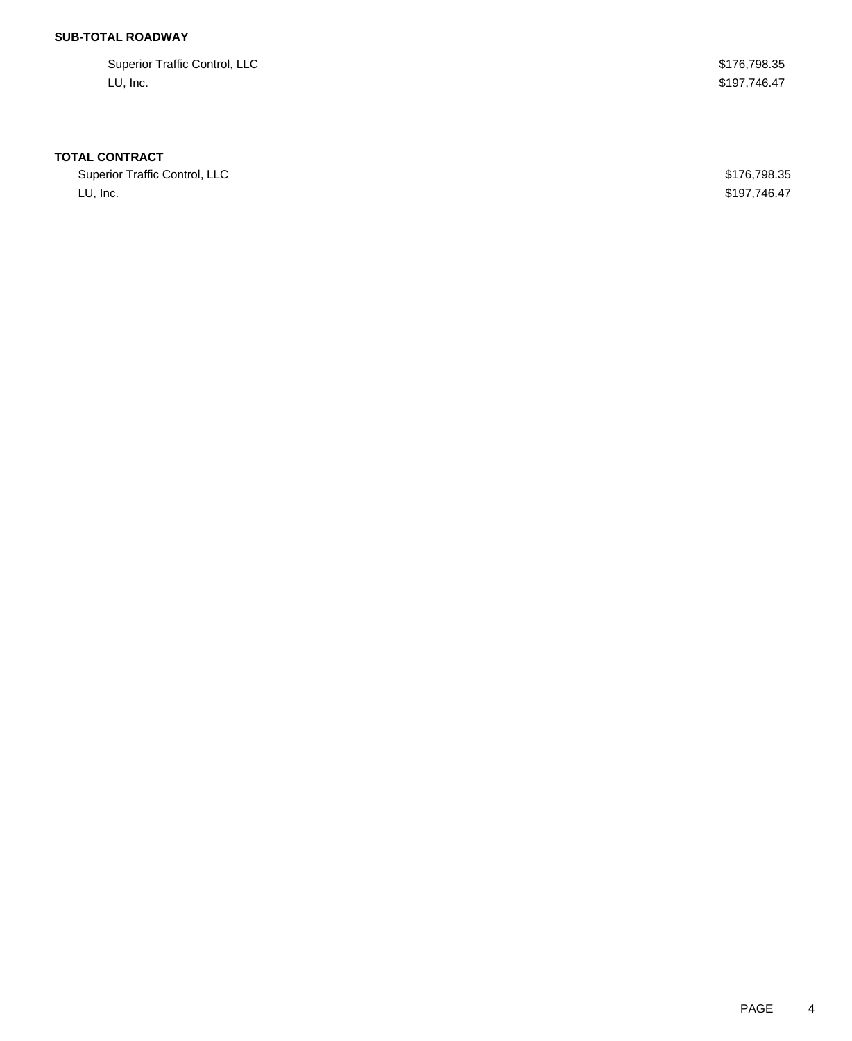**SUB-TOTAL ROADWAY**

| | |
|---|---|
| Superior Traffic Control, LLC | $176,798.35 |
| LU, Inc. | $197,746.47 |

**TOTAL CONTRACT**

| | |
|---|---|
| Superior Traffic Control, LLC | $176,798.35 |
| LU, Inc. | $197,746.47 |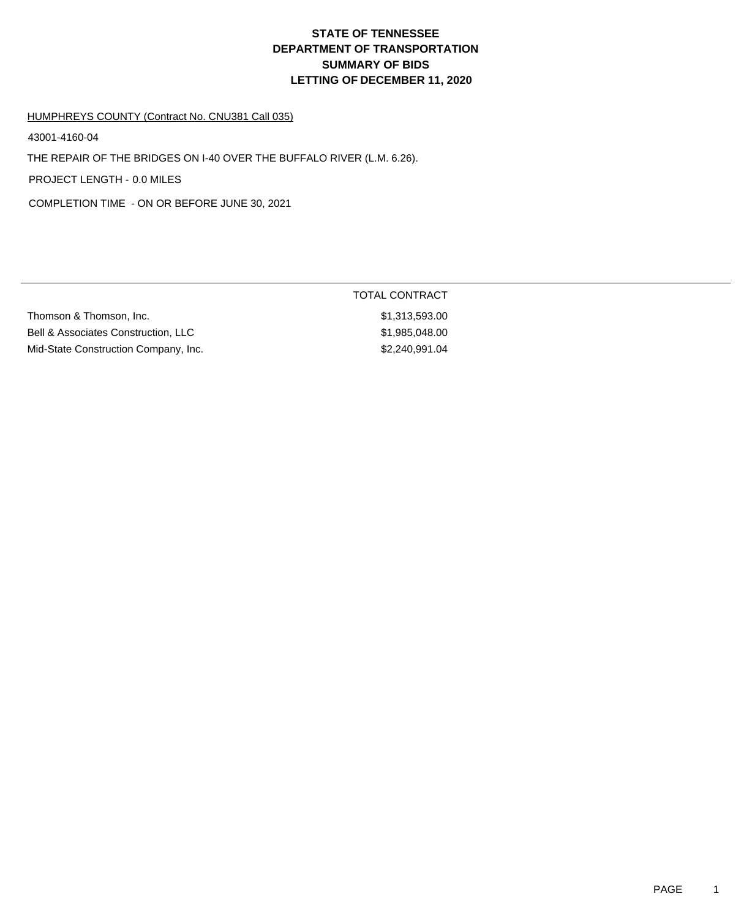# STATE OF TENNESSEE
# DEPARTMENT OF TRANSPORTATION
# SUMMARY OF BIDS
# LETTING OF DECEMBER 11, 2020

HUMPHREYS COUNTY (Contract No. CNU381 Call 035)

43001-4160-04

THE REPAIR OF THE BRIDGES ON I-40 OVER THE BUFFALO RIVER (L.M. 6.26).

PROJECT LENGTH - 0.0 MILES

COMPLETION TIME - ON OR BEFORE JUNE 30, 2021

| | TOTAL CONTRACT |
|---|---|
| Thomson & Thomson, Inc. | $1,313,593.00 |
| Bell & Associates Construction, LLC | $1,985,048.00 |
| Mid-State Construction Company, Inc. | $2,240,991.04 |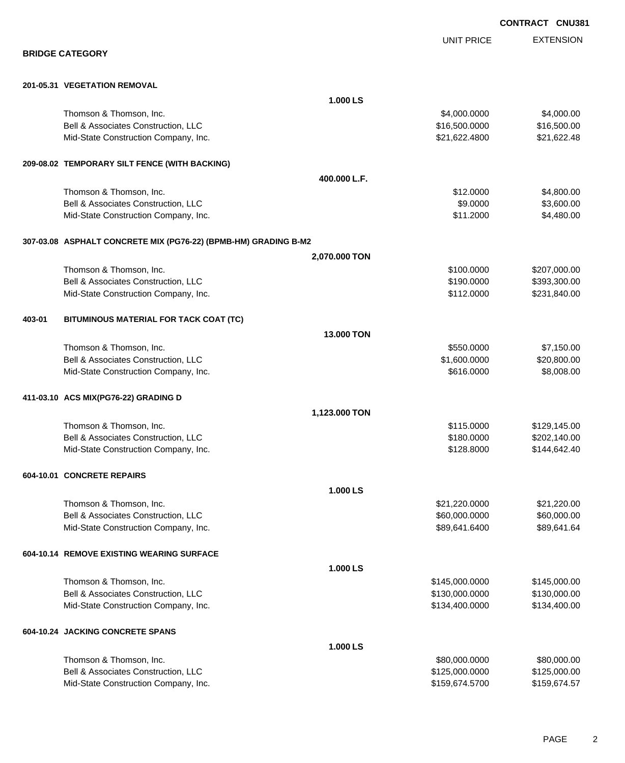**CONTRACT CNU381**

## BRIDGE CATEGORY

| | | UNIT PRICE | EXTENSION |
|---|---|---|---|
| **201-05.31 VEGETATION REMOVAL** | | | |
| | **1.000 LS** | | |
| Thomson & Thomson, Inc. | | $4,000.0000 | $4,000.00 |
| Bell & Associates Construction, LLC | | $16,500.0000 | $16,500.00 |
| Mid-State Construction Company, Inc. | | $21,622.4800 | $21,622.48 |
| **209-08.02 TEMPORARY SILT FENCE (WITH BACKING)** | | | |
| | **400.000 L.F.** | | |
| Thomson & Thomson, Inc. | | $12.0000 | $4,800.00 |
| Bell & Associates Construction, LLC | | $9.0000 | $3,600.00 |
| Mid-State Construction Company, Inc. | | $11.2000 | $4,480.00 |
| **307-03.08 ASPHALT CONCRETE MIX (PG76-22) (BPMB-HM) GRADING B-M2** | | | |
| | **2,070.000 TON** | | |
| Thomson & Thomson, Inc. | | $100.0000 | $207,000.00 |
| Bell & Associates Construction, LLC | | $190.0000 | $393,300.00 |
| Mid-State Construction Company, Inc. | | $112.0000 | $231,840.00 |
| **403-01 BITUMINOUS MATERIAL FOR TACK COAT (TC)** | | | |
| | **13.000 TON** | | |
| Thomson & Thomson, Inc. | | $550.0000 | $7,150.00 |
| Bell & Associates Construction, LLC | | $1,600.0000 | $20,800.00 |
| Mid-State Construction Company, Inc. | | $616.0000 | $8,008.00 |
| **411-03.10 ACS MIX(PG76-22) GRADING D** | | | |
| | **1,123.000 TON** | | |
| Thomson & Thomson, Inc. | | $115.0000 | $129,145.00 |
| Bell & Associates Construction, LLC | | $180.0000 | $202,140.00 |
| Mid-State Construction Company, Inc. | | $128.8000 | $144,642.40 |
| **604-10.01 CONCRETE REPAIRS** | | | |
| | **1.000 LS** | | |
| Thomson & Thomson, Inc. | | $21,220.0000 | $21,220.00 |
| Bell & Associates Construction, LLC | | $60,000.0000 | $60,000.00 |
| Mid-State Construction Company, Inc. | | $89,641.6400 | $89,641.64 |
| **604-10.14 REMOVE EXISTING WEARING SURFACE** | | | |
| | **1.000 LS** | | |
| Thomson & Thomson, Inc. | | $145,000.0000 | $145,000.00 |
| Bell & Associates Construction, LLC | | $130,000.0000 | $130,000.00 |
| Mid-State Construction Company, Inc. | | $134,400.0000 | $134,400.00 |
| **604-10.24 JACKING CONCRETE SPANS** | | | |
| | **1.000 LS** | | |
| Thomson & Thomson, Inc. | | $80,000.0000 | $80,000.00 |
| Bell & Associates Construction, LLC | | $125,000.0000 | $125,000.00 |
| Mid-State Construction Company, Inc. | | $159,674.5700 | $159,674.57 |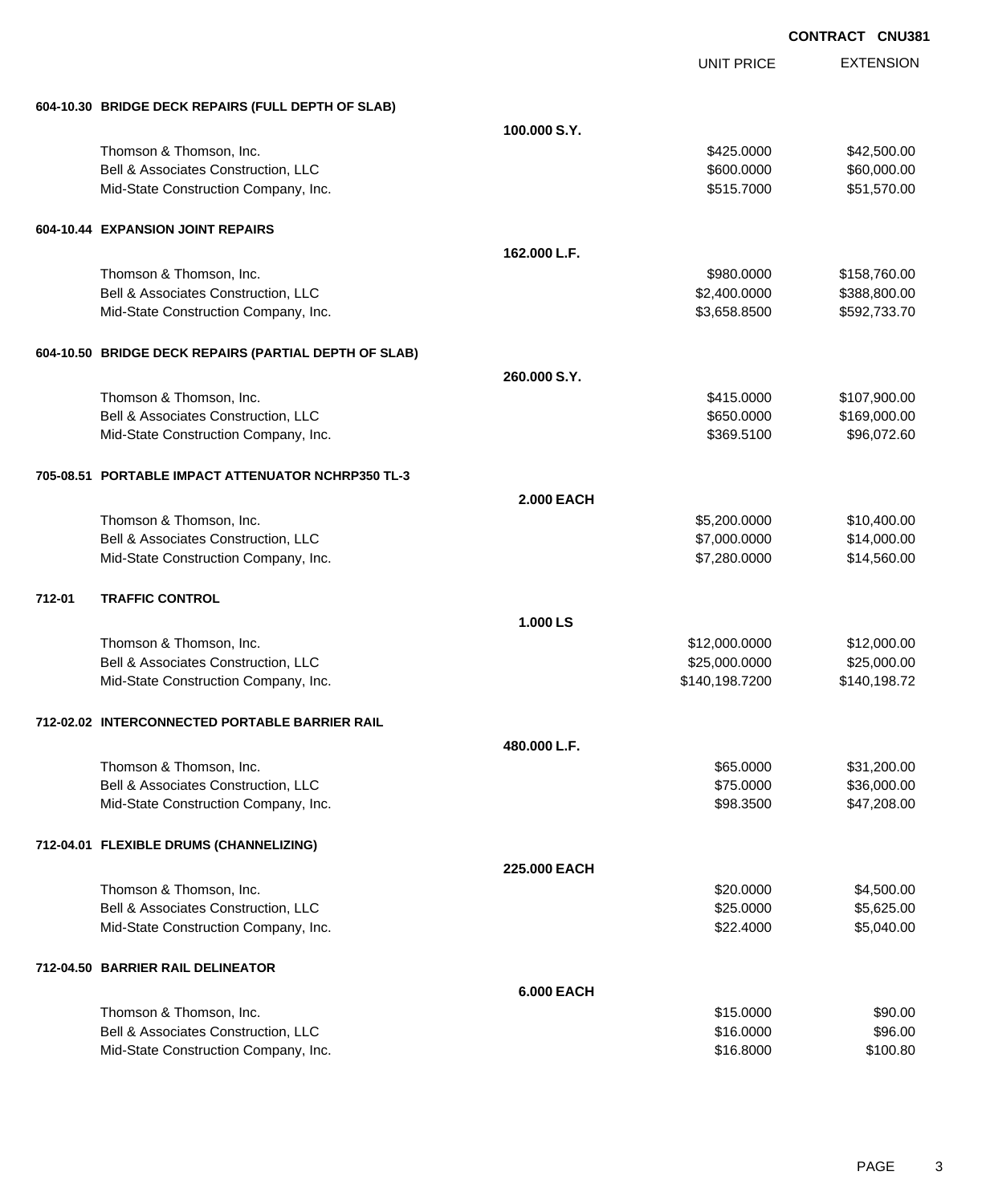**CONTRACT CNU381**

| | | UNIT PRICE | EXTENSION |
|---|---|---|---|
| **604-10.30 BRIDGE DECK REPAIRS (FULL DEPTH OF SLAB)** | | | |
| | **100.000 S.Y.** | | |
| Thomson & Thomson, Inc. | | $425.0000 | $42,500.00 |
| Bell & Associates Construction, LLC | | $600.0000 | $60,000.00 |
| Mid-State Construction Company, Inc. | | $515.7000 | $51,570.00 |
| **604-10.44 EXPANSION JOINT REPAIRS** | | | |
| | **162.000 L.F.** | | |
| Thomson & Thomson, Inc. | | $980.0000 | $158,760.00 |
| Bell & Associates Construction, LLC | | $2,400.0000 | $388,800.00 |
| Mid-State Construction Company, Inc. | | $3,658.8500 | $592,733.70 |
| **604-10.50 BRIDGE DECK REPAIRS (PARTIAL DEPTH OF SLAB)** | | | |
| | **260.000 S.Y.** | | |
| Thomson & Thomson, Inc. | | $415.0000 | $107,900.00 |
| Bell & Associates Construction, LLC | | $650.0000 | $169,000.00 |
| Mid-State Construction Company, Inc. | | $369.5100 | $96,072.60 |
| **705-08.51 PORTABLE IMPACT ATTENUATOR NCHRP350 TL-3** | | | |
| | **2.000 EACH** | | |
| Thomson & Thomson, Inc. | | $5,200.0000 | $10,400.00 |
| Bell & Associates Construction, LLC | | $7,000.0000 | $14,000.00 |
| Mid-State Construction Company, Inc. | | $7,280.0000 | $14,560.00 |
| **712-01 TRAFFIC CONTROL** | | | |
| | **1.000 LS** | | |
| Thomson & Thomson, Inc. | | $12,000.0000 | $12,000.00 |
| Bell & Associates Construction, LLC | | $25,000.0000 | $25,000.00 |
| Mid-State Construction Company, Inc. | | $140,198.7200 | $140,198.72 |
| **712-02.02 INTERCONNECTED PORTABLE BARRIER RAIL** | | | |
| | **480.000 L.F.** | | |
| Thomson & Thomson, Inc. | | $65.0000 | $31,200.00 |
| Bell & Associates Construction, LLC | | $75.0000 | $36,000.00 |
| Mid-State Construction Company, Inc. | | $98.3500 | $47,208.00 |
| **712-04.01 FLEXIBLE DRUMS (CHANNELIZING)** | | | |
| | **225.000 EACH** | | |
| Thomson & Thomson, Inc. | | $20.0000 | $4,500.00 |
| Bell & Associates Construction, LLC | | $25.0000 | $5,625.00 |
| Mid-State Construction Company, Inc. | | $22.4000 | $5,040.00 |
| **712-04.50 BARRIER RAIL DELINEATOR** | | | |
| | **6.000 EACH** | | |
| Thomson & Thomson, Inc. | | $15.0000 | $90.00 |
| Bell & Associates Construction, LLC | | $16.0000 | $96.00 |
| Mid-State Construction Company, Inc. | | $16.8000 | $100.80 |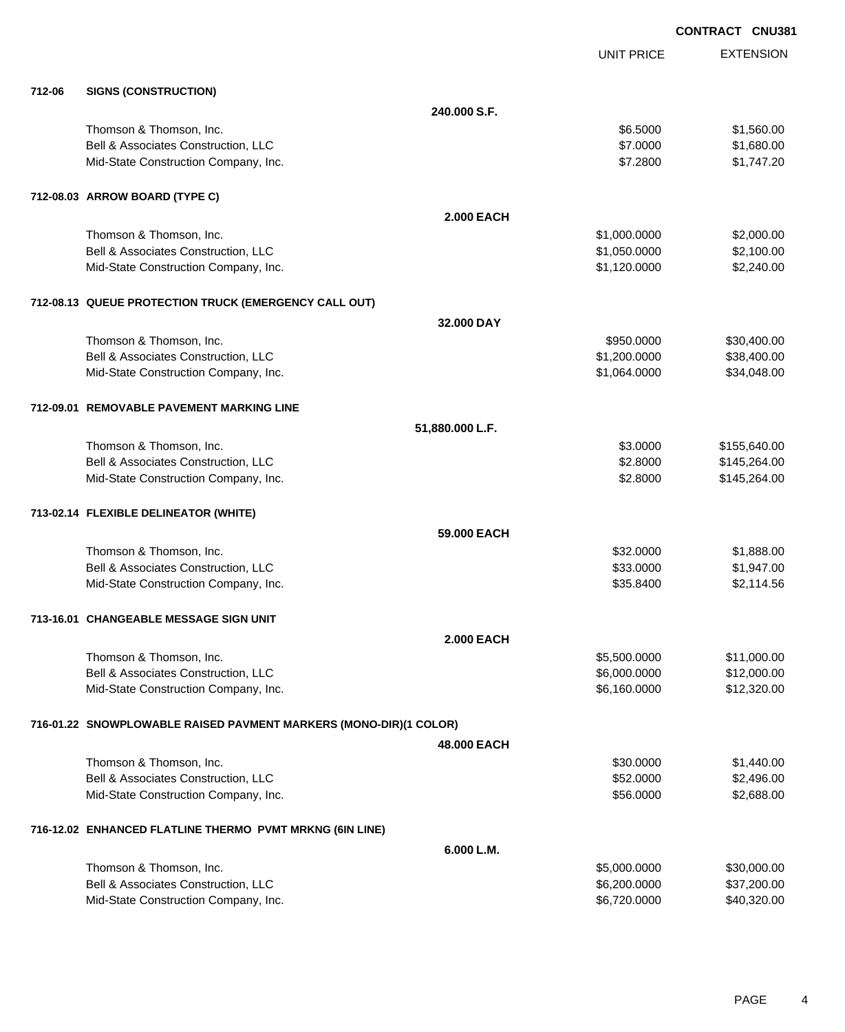**CONTRACT CNU381**

| | | UNIT PRICE | EXTENSION |
|---|---|---|---|
| **712-06** | **SIGNS (CONSTRUCTION)** | | |
| | **240.000 S.F.** | | |
| | Thomson & Thomson, Inc. | $6.5000 | $1,560.00 |
| | Bell & Associates Construction, LLC | $7.0000 | $1,680.00 |
| | Mid-State Construction Company, Inc. | $7.2800 | $1,747.20 |
| **712-08.03** | **ARROW BOARD (TYPE C)** | | |
| | **2.000 EACH** | | |
| | Thomson & Thomson, Inc. | $1,000.0000 | $2,000.00 |
| | Bell & Associates Construction, LLC | $1,050.0000 | $2,100.00 |
| | Mid-State Construction Company, Inc. | $1,120.0000 | $2,240.00 |
| **712-08.13** | **QUEUE PROTECTION TRUCK (EMERGENCY CALL OUT)** | | |
| | **32.000 DAY** | | |
| | Thomson & Thomson, Inc. | $950.0000 | $30,400.00 |
| | Bell & Associates Construction, LLC | $1,200.0000 | $38,400.00 |
| | Mid-State Construction Company, Inc. | $1,064.0000 | $34,048.00 |
| **712-09.01** | **REMOVABLE PAVEMENT MARKING LINE** | | |
| | **51,880.000 L.F.** | | |
| | Thomson & Thomson, Inc. | $3.0000 | $155,640.00 |
| | Bell & Associates Construction, LLC | $2.8000 | $145,264.00 |
| | Mid-State Construction Company, Inc. | $2.8000 | $145,264.00 |
| **713-02.14** | **FLEXIBLE DELINEATOR (WHITE)** | | |
| | **59.000 EACH** | | |
| | Thomson & Thomson, Inc. | $32.0000 | $1,888.00 |
| | Bell & Associates Construction, LLC | $33.0000 | $1,947.00 |
| | Mid-State Construction Company, Inc. | $35.8400 | $2,114.56 |
| **713-16.01** | **CHANGEABLE MESSAGE SIGN UNIT** | | |
| | **2.000 EACH** | | |
| | Thomson & Thomson, Inc. | $5,500.0000 | $11,000.00 |
| | Bell & Associates Construction, LLC | $6,000.0000 | $12,000.00 |
| | Mid-State Construction Company, Inc. | $6,160.0000 | $12,320.00 |
| **716-01.22** | **SNOWPLOWABLE RAISED PAVMENT MARKERS (MONO-DIR)(1 COLOR)** | | |
| | **48.000 EACH** | | |
| | Thomson & Thomson, Inc. | $30.0000 | $1,440.00 |
| | Bell & Associates Construction, LLC | $52.0000 | $2,496.00 |
| | Mid-State Construction Company, Inc. | $56.0000 | $2,688.00 |
| **716-12.02** | **ENHANCED FLATLINE THERMO PVMT MRKNG (6IN LINE)** | | |
| | **6.000 L.M.** | | |
| | Thomson & Thomson, Inc. | $5,000.0000 | $30,000.00 |
| | Bell & Associates Construction, LLC | $6,200.0000 | $37,200.00 |
| | Mid-State Construction Company, Inc. | $6,720.0000 | $40,320.00 |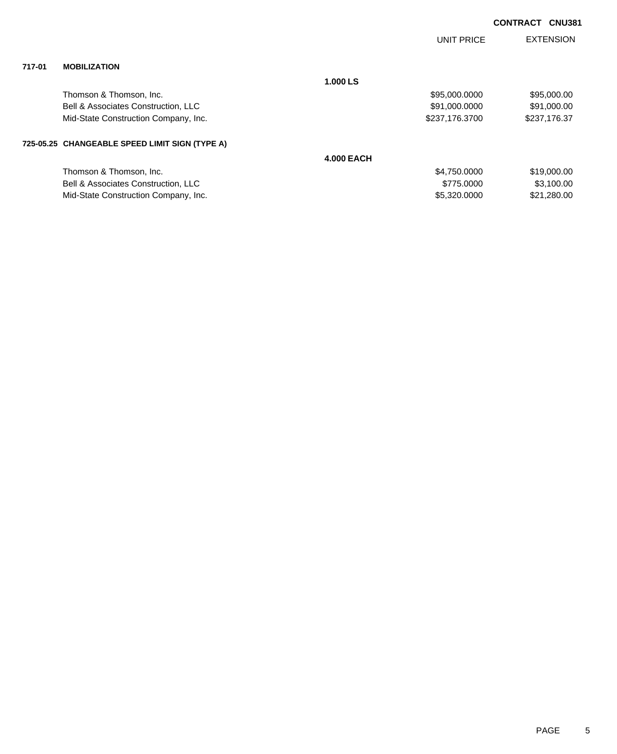**CONTRACT CNU381**

| | | | UNIT PRICE | EXTENSION |
|---|---|---|---|---|
| **717-01** | **MOBILIZATION** | | | |
| | | **1.000 LS** | | |
| | Thomson & Thomson, Inc. | | $95,000.0000 | $95,000.00 |
| | Bell & Associates Construction, LLC | | $91,000.0000 | $91,000.00 |
| | Mid-State Construction Company, Inc. | | $237,176.3700 | $237,176.37 |
| **725-05.25** | **CHANGEABLE SPEED LIMIT SIGN (TYPE A)** | | | |
| | | **4.000 EACH** | | |
| | Thomson & Thomson, Inc. | | $4,750.0000 | $19,000.00 |
| | Bell & Associates Construction, LLC | | $775.0000 | $3,100.00 |
| | Mid-State Construction Company, Inc. | | $5,320.0000 | $21,280.00 |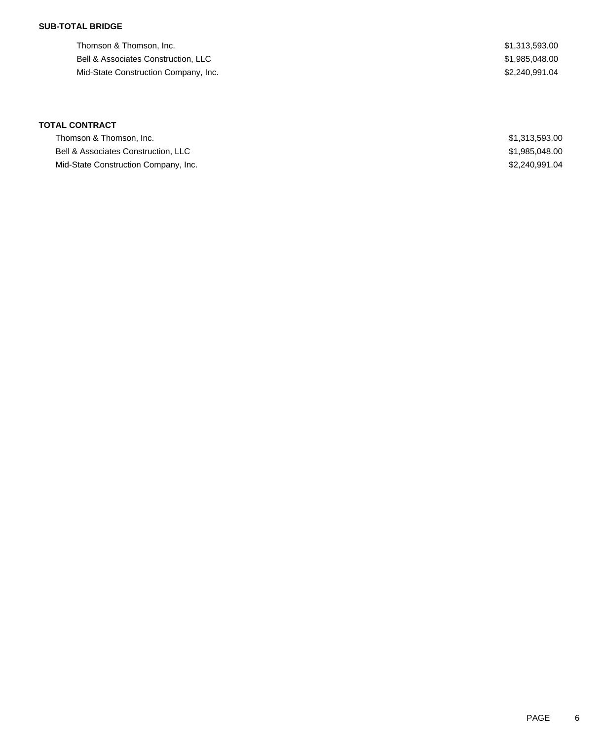**SUB-TOTAL BRIDGE**

| | |
|---|---|
| Thomson & Thomson, Inc. | $1,313,593.00 |
| Bell & Associates Construction, LLC | $1,985,048.00 |
| Mid-State Construction Company, Inc. | $2,240,991.04 |

**TOTAL CONTRACT**

| | |
|---|---|
| Thomson & Thomson, Inc. | $1,313,593.00 |
| Bell & Associates Construction, LLC | $1,985,048.00 |
| Mid-State Construction Company, Inc. | $2,240,991.04 |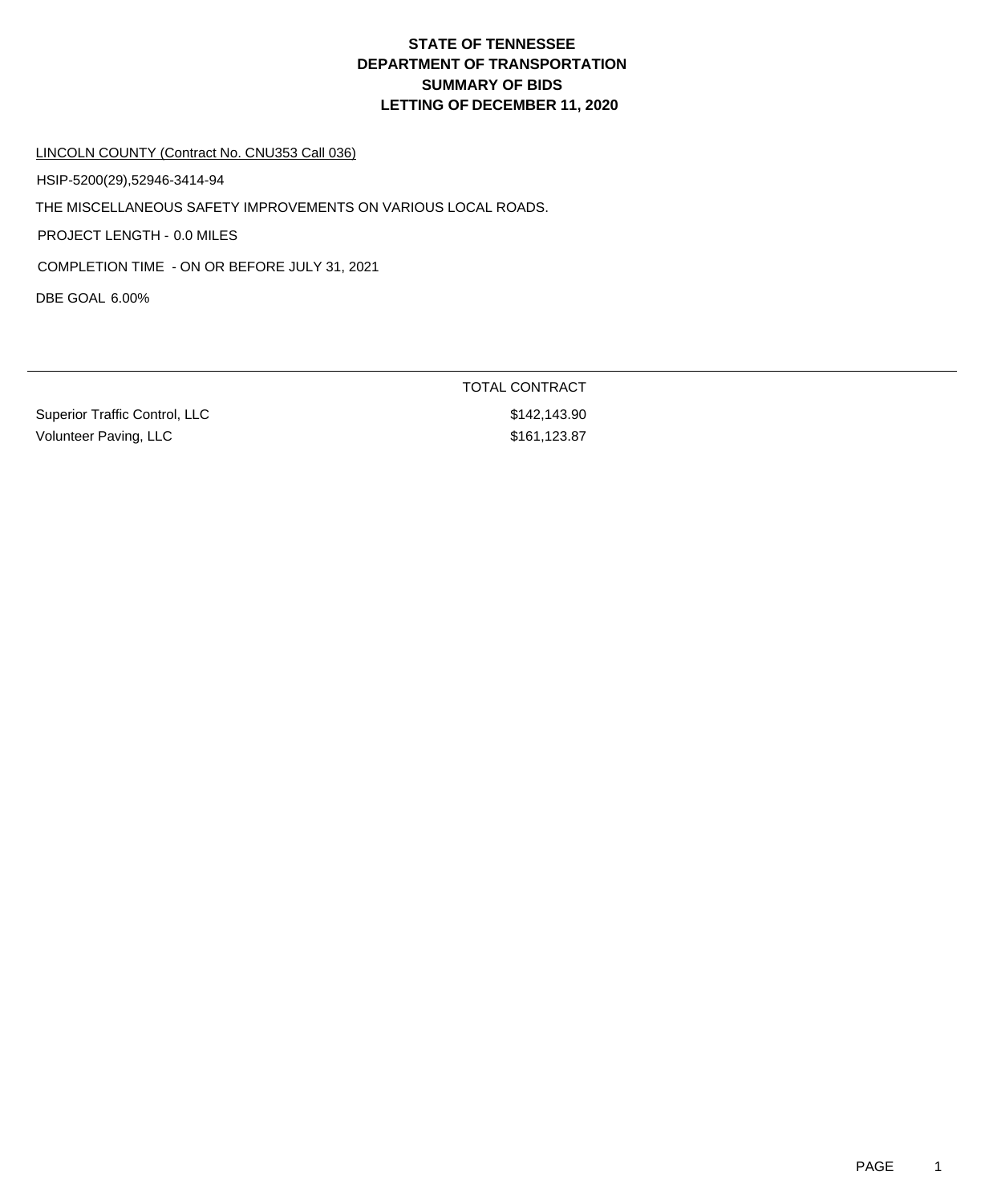# STATE OF TENNESSEE
# DEPARTMENT OF TRANSPORTATION
# SUMMARY OF BIDS
# LETTING OF DECEMBER 11, 2020

LINCOLN COUNTY (Contract No. CNU353 Call 036)

HSIP-5200(29),52946-3414-94

THE MISCELLANEOUS SAFETY IMPROVEMENTS ON VARIOUS LOCAL ROADS.

PROJECT LENGTH - 0.0 MILES

COMPLETION TIME - ON OR BEFORE JULY 31, 2021

DBE GOAL 6.00%

| | TOTAL CONTRACT |
|---|---|
| Superior Traffic Control, LLC | $142,143.90 |
| Volunteer Paving, LLC | $161,123.87 |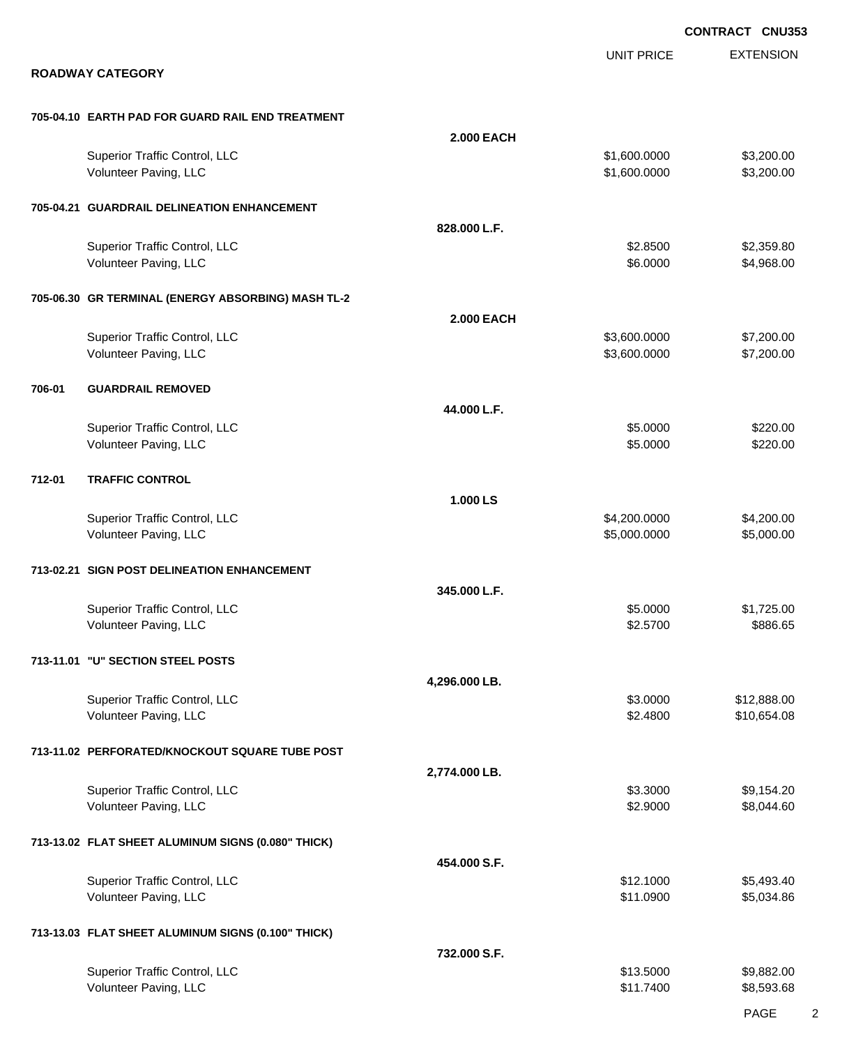CONTRACT CNU353

**ROADWAY CATEGORY**

| | | | UNIT PRICE | EXTENSION |
|---|---|---|---|---|
| **705-04.10** | **EARTH PAD FOR GUARD RAIL END TREATMENT** | | | |
| | | **2.000 EACH** | | |
| | Superior Traffic Control, LLC | | $1,600.0000 | $3,200.00 |
| | Volunteer Paving, LLC | | $1,600.0000 | $3,200.00 |
| **705-04.21** | **GUARDRAIL DELINEATION ENHANCEMENT** | | | |
| | | **828.000 L.F.** | | |
| | Superior Traffic Control, LLC | | $2.8500 | $2,359.80 |
| | Volunteer Paving, LLC | | $6.0000 | $4,968.00 |
| **705-06.30** | **GR TERMINAL (ENERGY ABSORBING) MASH TL-2** | | | |
| | | **2.000 EACH** | | |
| | Superior Traffic Control, LLC | | $3,600.0000 | $7,200.00 |
| | Volunteer Paving, LLC | | $3,600.0000 | $7,200.00 |
| **706-01** | **GUARDRAIL REMOVED** | | | |
| | | **44.000 L.F.** | | |
| | Superior Traffic Control, LLC | | $5.0000 | $220.00 |
| | Volunteer Paving, LLC | | $5.0000 | $220.00 |
| **712-01** | **TRAFFIC CONTROL** | | | |
| | | **1.000 LS** | | |
| | Superior Traffic Control, LLC | | $4,200.0000 | $4,200.00 |
| | Volunteer Paving, LLC | | $5,000.0000 | $5,000.00 |
| **713-02.21** | **SIGN POST DELINEATION ENHANCEMENT** | | | |
| | | **345.000 L.F.** | | |
| | Superior Traffic Control, LLC | | $5.0000 | $1,725.00 |
| | Volunteer Paving, LLC | | $2.5700 | $886.65 |
| **713-11.01** | **"U" SECTION STEEL POSTS** | | | |
| | | **4,296.000 LB.** | | |
| | Superior Traffic Control, LLC | | $3.0000 | $12,888.00 |
| | Volunteer Paving, LLC | | $2.4800 | $10,654.08 |
| **713-11.02** | **PERFORATED/KNOCKOUT SQUARE TUBE POST** | | | |
| | | **2,774.000 LB.** | | |
| | Superior Traffic Control, LLC | | $3.3000 | $9,154.20 |
| | Volunteer Paving, LLC | | $2.9000 | $8,044.60 |
| **713-13.02** | **FLAT SHEET ALUMINUM SIGNS (0.080" THICK)** | | | |
| | | **454.000 S.F.** | | |
| | Superior Traffic Control, LLC | | $12.1000 | $5,493.40 |
| | Volunteer Paving, LLC | | $11.0900 | $5,034.86 |
| **713-13.03** | **FLAT SHEET ALUMINUM SIGNS (0.100" THICK)** | | | |
| | | **732.000 S.F.** | | |
| | Superior Traffic Control, LLC | | $13.5000 | $9,882.00 |
| | Volunteer Paving, LLC | | $11.7400 | $8,593.68 |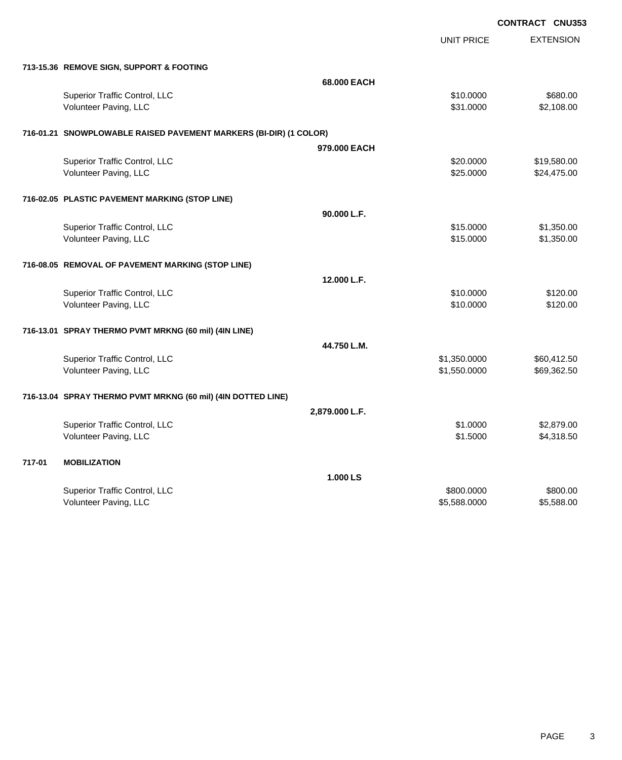**CONTRACT CNU353**

| | | UNIT PRICE | EXTENSION |
|---|---|---|---|
| **713-15.36 REMOVE SIGN, SUPPORT & FOOTING** | | | |
| | **68.000 EACH** | | |
| Superior Traffic Control, LLC | | $10.0000 | $680.00 |
| Volunteer Paving, LLC | | $31.0000 | $2,108.00 |
| **716-01.21 SNOWPLOWABLE RAISED PAVEMENT MARKERS (BI-DIR) (1 COLOR)** | | | |
| | **979.000 EACH** | | |
| Superior Traffic Control, LLC | | $20.0000 | $19,580.00 |
| Volunteer Paving, LLC | | $25.0000 | $24,475.00 |
| **716-02.05 PLASTIC PAVEMENT MARKING (STOP LINE)** | | | |
| | **90.000 L.F.** | | |
| Superior Traffic Control, LLC | | $15.0000 | $1,350.00 |
| Volunteer Paving, LLC | | $15.0000 | $1,350.00 |
| **716-08.05 REMOVAL OF PAVEMENT MARKING (STOP LINE)** | | | |
| | **12.000 L.F.** | | |
| Superior Traffic Control, LLC | | $10.0000 | $120.00 |
| Volunteer Paving, LLC | | $10.0000 | $120.00 |
| **716-13.01 SPRAY THERMO PVMT MRKNG (60 mil) (4IN LINE)** | | | |
| | **44.750 L.M.** | | |
| Superior Traffic Control, LLC | | $1,350.0000 | $60,412.50 |
| Volunteer Paving, LLC | | $1,550.0000 | $69,362.50 |
| **716-13.04 SPRAY THERMO PVMT MRKNG (60 mil) (4IN DOTTED LINE)** | | | |
| | **2,879.000 L.F.** | | |
| Superior Traffic Control, LLC | | $1.0000 | $2,879.00 |
| Volunteer Paving, LLC | | $1.5000 | $4,318.50 |
| **717-01 MOBILIZATION** | | | |
| | **1.000 LS** | | |
| Superior Traffic Control, LLC | | $800.0000 | $800.00 |
| Volunteer Paving, LLC | | $5,588.0000 | $5,588.00 |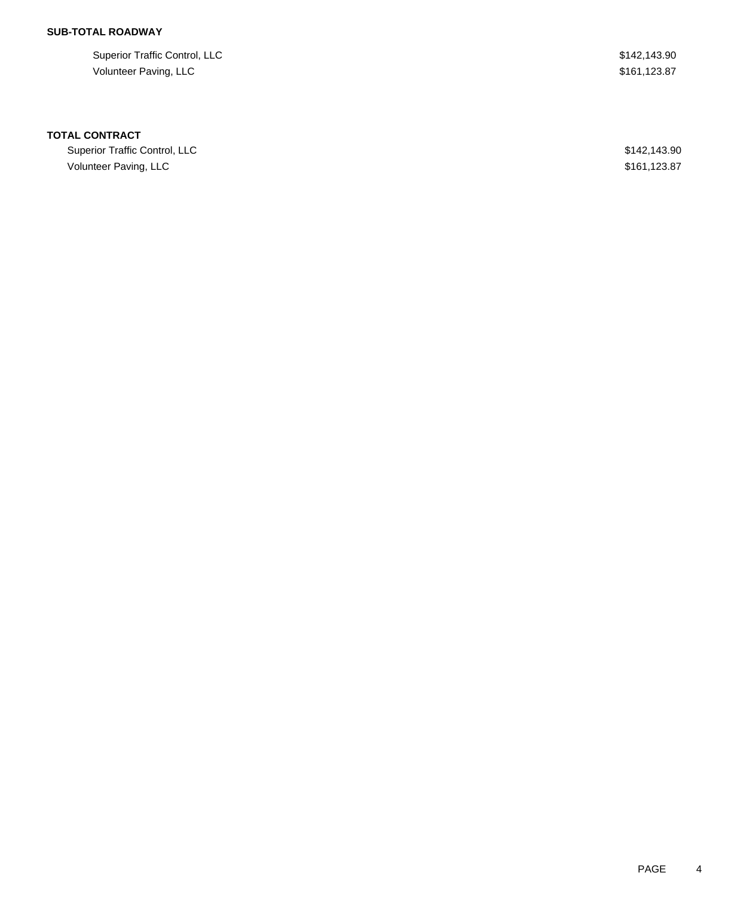**SUB-TOTAL ROADWAY**

| | |
|---|---|
| Superior Traffic Control, LLC | $142,143.90 |
| Volunteer Paving, LLC | $161,123.87 |

**TOTAL CONTRACT**

| | |
|---|---|
| Superior Traffic Control, LLC | $142,143.90 |
| Volunteer Paving, LLC | $161,123.87 |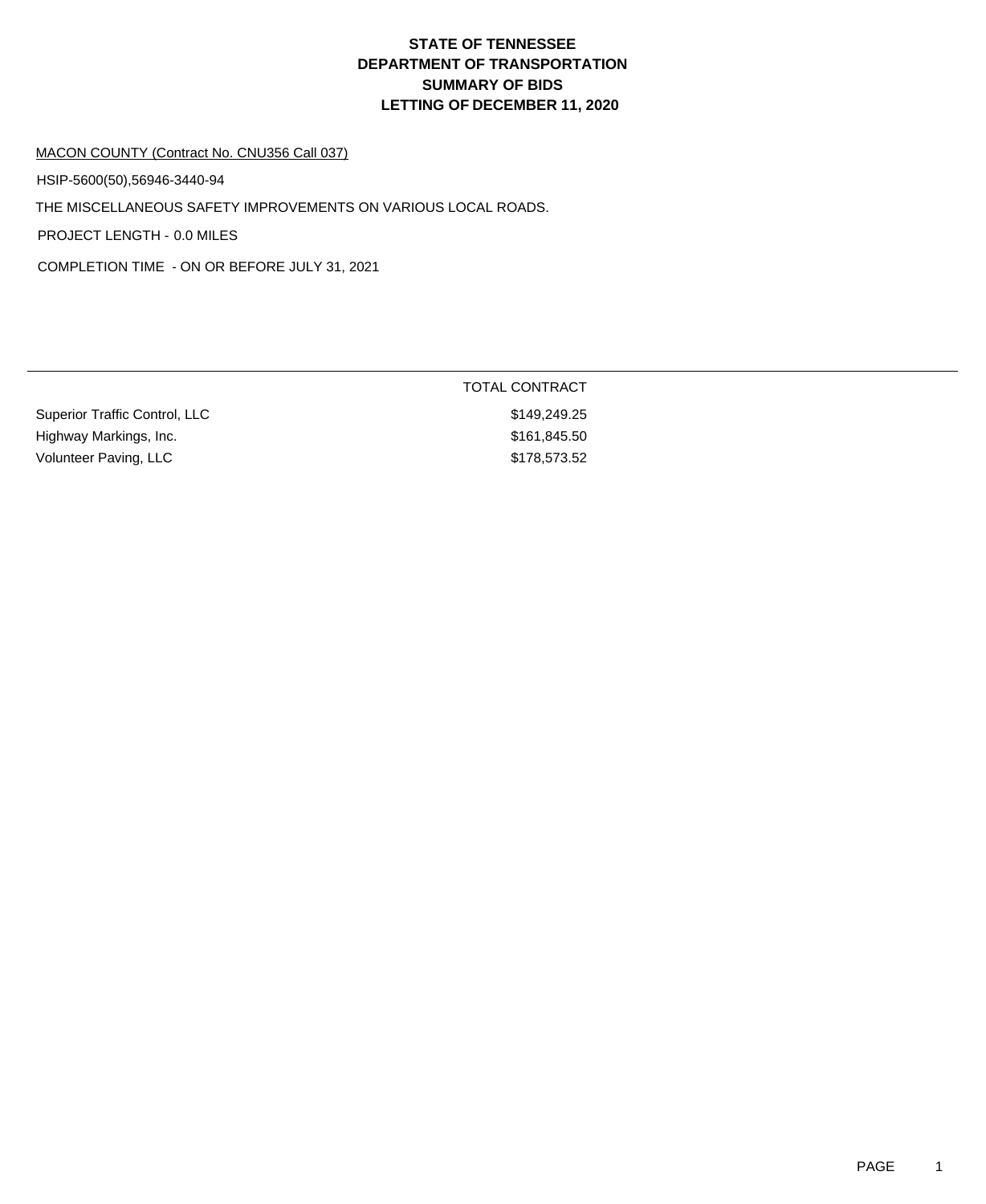# STATE OF TENNESSEE
# DEPARTMENT OF TRANSPORTATION
# SUMMARY OF BIDS
# LETTING OF DECEMBER 11, 2020

MACON COUNTY (Contract No. CNU356 Call 037)

HSIP-5600(50),56946-3440-94

THE MISCELLANEOUS SAFETY IMPROVEMENTS ON VARIOUS LOCAL ROADS.

PROJECT LENGTH - 0.0 MILES

COMPLETION TIME - ON OR BEFORE JULY 31, 2021

| | TOTAL CONTRACT |
|---|---|
| Superior Traffic Control, LLC | $149,249.25 |
| Highway Markings, Inc. | $161,845.50 |
| Volunteer Paving, LLC | $178,573.52 |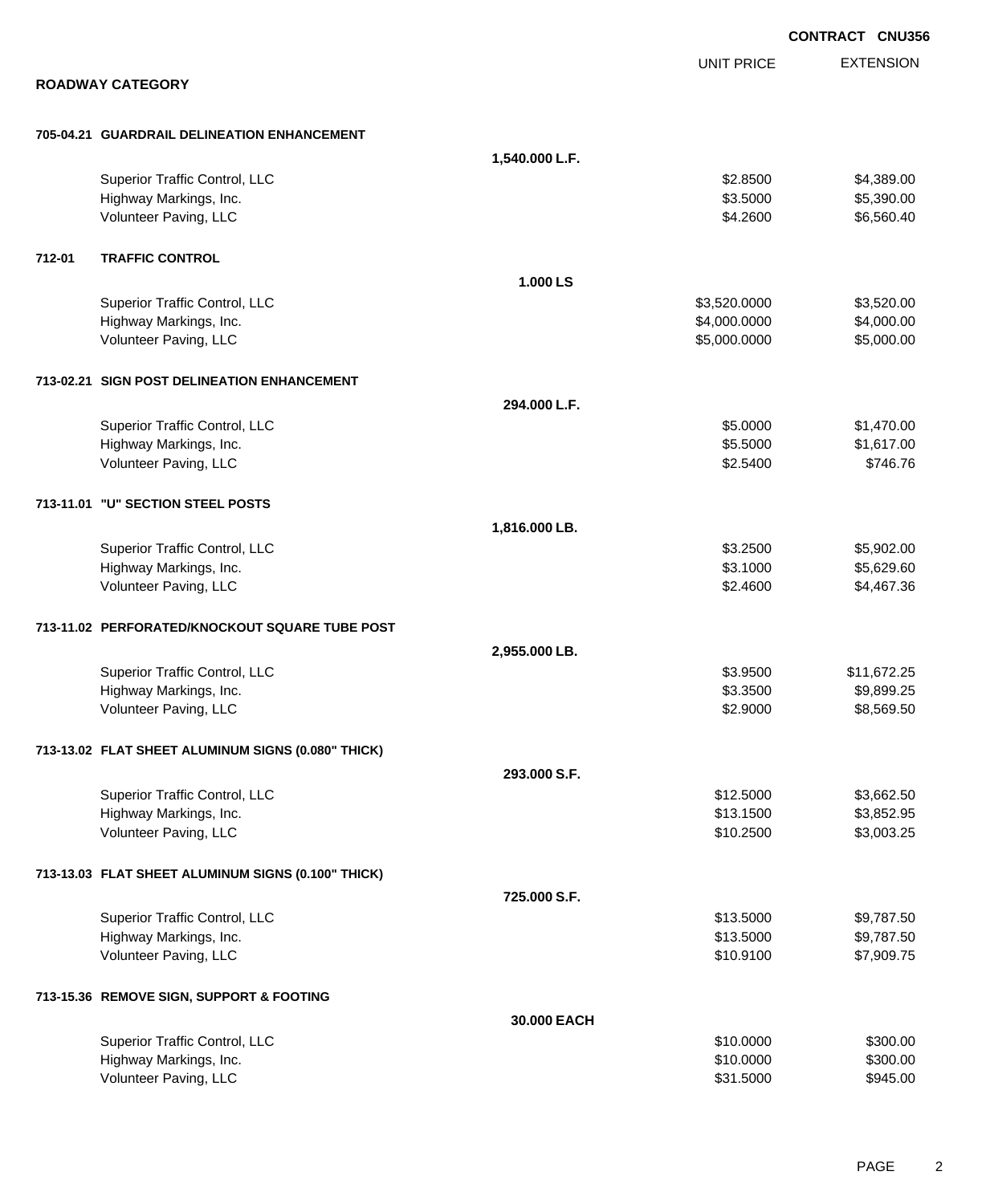CONTRACT CNU356

## ROADWAY CATEGORY

| | | | UNIT PRICE | EXTENSION |
|---|---|---|---|---|
| **705-04.21** | **GUARDRAIL DELINEATION ENHANCEMENT** | | | |
| | | **1,540.000 L.F.** | | |
| | Superior Traffic Control, LLC | | $2.8500 | $4,389.00 |
| | Highway Markings, Inc. | | $3.5000 | $5,390.00 |
| | Volunteer Paving, LLC | | $4.2600 | $6,560.40 |
| **712-01** | **TRAFFIC CONTROL** | | | |
| | | **1.000 LS** | | |
| | Superior Traffic Control, LLC | | $3,520.0000 | $3,520.00 |
| | Highway Markings, Inc. | | $4,000.0000 | $4,000.00 |
| | Volunteer Paving, LLC | | $5,000.0000 | $5,000.00 |
| **713-02.21** | **SIGN POST DELINEATION ENHANCEMENT** | | | |
| | | **294.000 L.F.** | | |
| | Superior Traffic Control, LLC | | $5.0000 | $1,470.00 |
| | Highway Markings, Inc. | | $5.5000 | $1,617.00 |
| | Volunteer Paving, LLC | | $2.5400 | $746.76 |
| **713-11.01** | **"U" SECTION STEEL POSTS** | | | |
| | | **1,816.000 LB.** | | |
| | Superior Traffic Control, LLC | | $3.2500 | $5,902.00 |
| | Highway Markings, Inc. | | $3.1000 | $5,629.60 |
| | Volunteer Paving, LLC | | $2.4600 | $4,467.36 |
| **713-11.02** | **PERFORATED/KNOCKOUT SQUARE TUBE POST** | | | |
| | | **2,955.000 LB.** | | |
| | Superior Traffic Control, LLC | | $3.9500 | $11,672.25 |
| | Highway Markings, Inc. | | $3.3500 | $9,899.25 |
| | Volunteer Paving, LLC | | $2.9000 | $8,569.50 |
| **713-13.02** | **FLAT SHEET ALUMINUM SIGNS (0.080" THICK)** | | | |
| | | **293.000 S.F.** | | |
| | Superior Traffic Control, LLC | | $12.5000 | $3,662.50 |
| | Highway Markings, Inc. | | $13.1500 | $3,852.95 |
| | Volunteer Paving, LLC | | $10.2500 | $3,003.25 |
| **713-13.03** | **FLAT SHEET ALUMINUM SIGNS (0.100" THICK)** | | | |
| | | **725.000 S.F.** | | |
| | Superior Traffic Control, LLC | | $13.5000 | $9,787.50 |
| | Highway Markings, Inc. | | $13.5000 | $9,787.50 |
| | Volunteer Paving, LLC | | $10.9100 | $7,909.75 |
| **713-15.36** | **REMOVE SIGN, SUPPORT & FOOTING** | | | |
| | | **30.000 EACH** | | |
| | Superior Traffic Control, LLC | | $10.0000 | $300.00 |
| | Highway Markings, Inc. | | $10.0000 | $300.00 |
| | Volunteer Paving, LLC | | $31.5000 | $945.00 |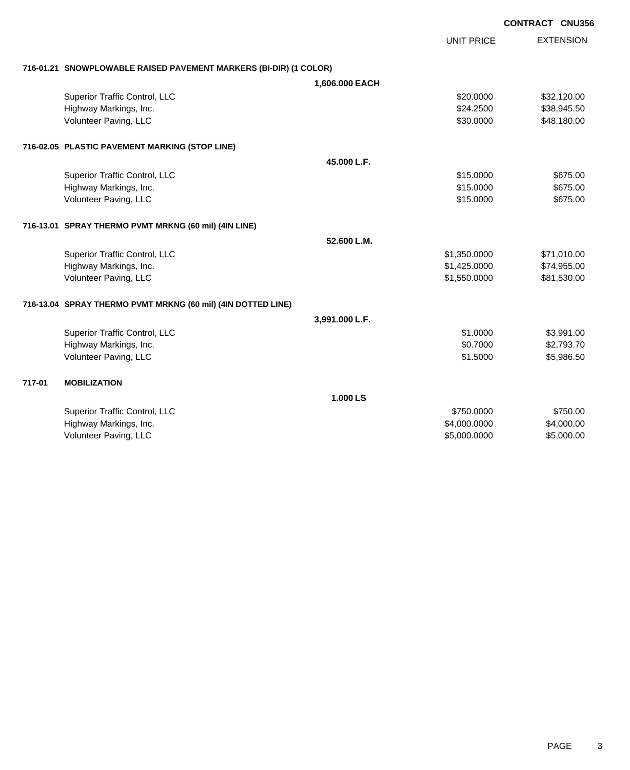**CONTRACT CNU356**

| | | UNIT PRICE | EXTENSION |
|---|---|---|---|
| **716-01.21 SNOWPLOWABLE RAISED PAVEMENT MARKERS (BI-DIR) (1 COLOR)** | | | |
| | **1,606.000 EACH** | | |
| Superior Traffic Control, LLC | | $20.0000 | $32,120.00 |
| Highway Markings, Inc. | | $24.2500 | $38,945.50 |
| Volunteer Paving, LLC | | $30.0000 | $48,180.00 |
| **716-02.05 PLASTIC PAVEMENT MARKING (STOP LINE)** | | | |
| | **45.000 L.F.** | | |
| Superior Traffic Control, LLC | | $15.0000 | $675.00 |
| Highway Markings, Inc. | | $15.0000 | $675.00 |
| Volunteer Paving, LLC | | $15.0000 | $675.00 |
| **716-13.01 SPRAY THERMO PVMT MRKNG (60 mil) (4IN LINE)** | | | |
| | **52.600 L.M.** | | |
| Superior Traffic Control, LLC | | $1,350.0000 | $71,010.00 |
| Highway Markings, Inc. | | $1,425.0000 | $74,955.00 |
| Volunteer Paving, LLC | | $1,550.0000 | $81,530.00 |
| **716-13.04 SPRAY THERMO PVMT MRKNG (60 mil) (4IN DOTTED LINE)** | | | |
| | **3,991.000 L.F.** | | |
| Superior Traffic Control, LLC | | $1.0000 | $3,991.00 |
| Highway Markings, Inc. | | $0.7000 | $2,793.70 |
| Volunteer Paving, LLC | | $1.5000 | $5,986.50 |
| **717-01 MOBILIZATION** | | | |
| | **1.000 LS** | | |
| Superior Traffic Control, LLC | | $750.0000 | $750.00 |
| Highway Markings, Inc. | | $4,000.0000 | $4,000.00 |
| Volunteer Paving, LLC | | $5,000.0000 | $5,000.00 |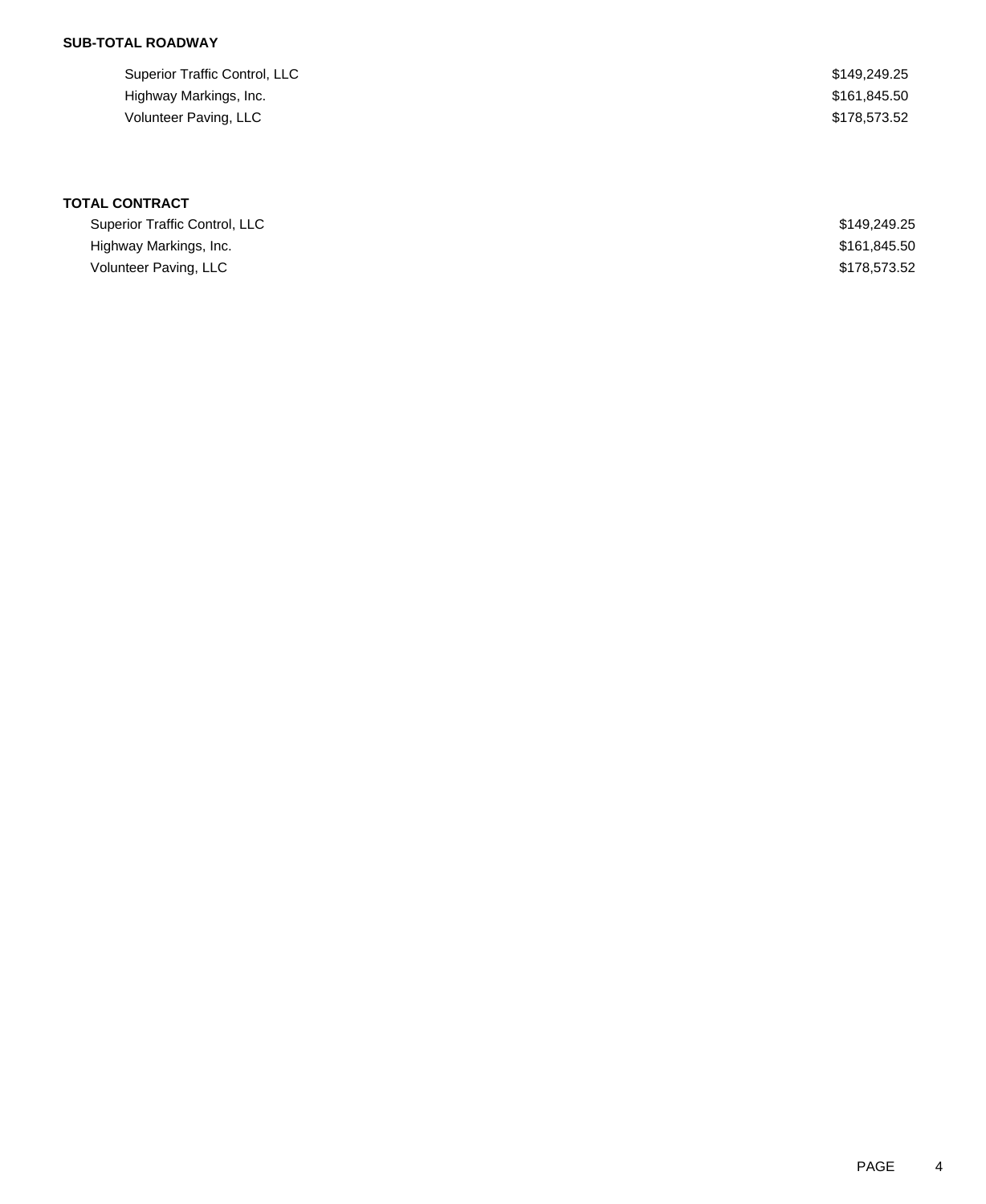**SUB-TOTAL ROADWAY**

| | |
|---|---|
| Superior Traffic Control, LLC | $149,249.25 |
| Highway Markings, Inc. | $161,845.50 |
| Volunteer Paving, LLC | $178,573.52 |

**TOTAL CONTRACT**

| | |
|---|---|
| Superior Traffic Control, LLC | $149,249.25 |
| Highway Markings, Inc. | $161,845.50 |
| Volunteer Paving, LLC | $178,573.52 |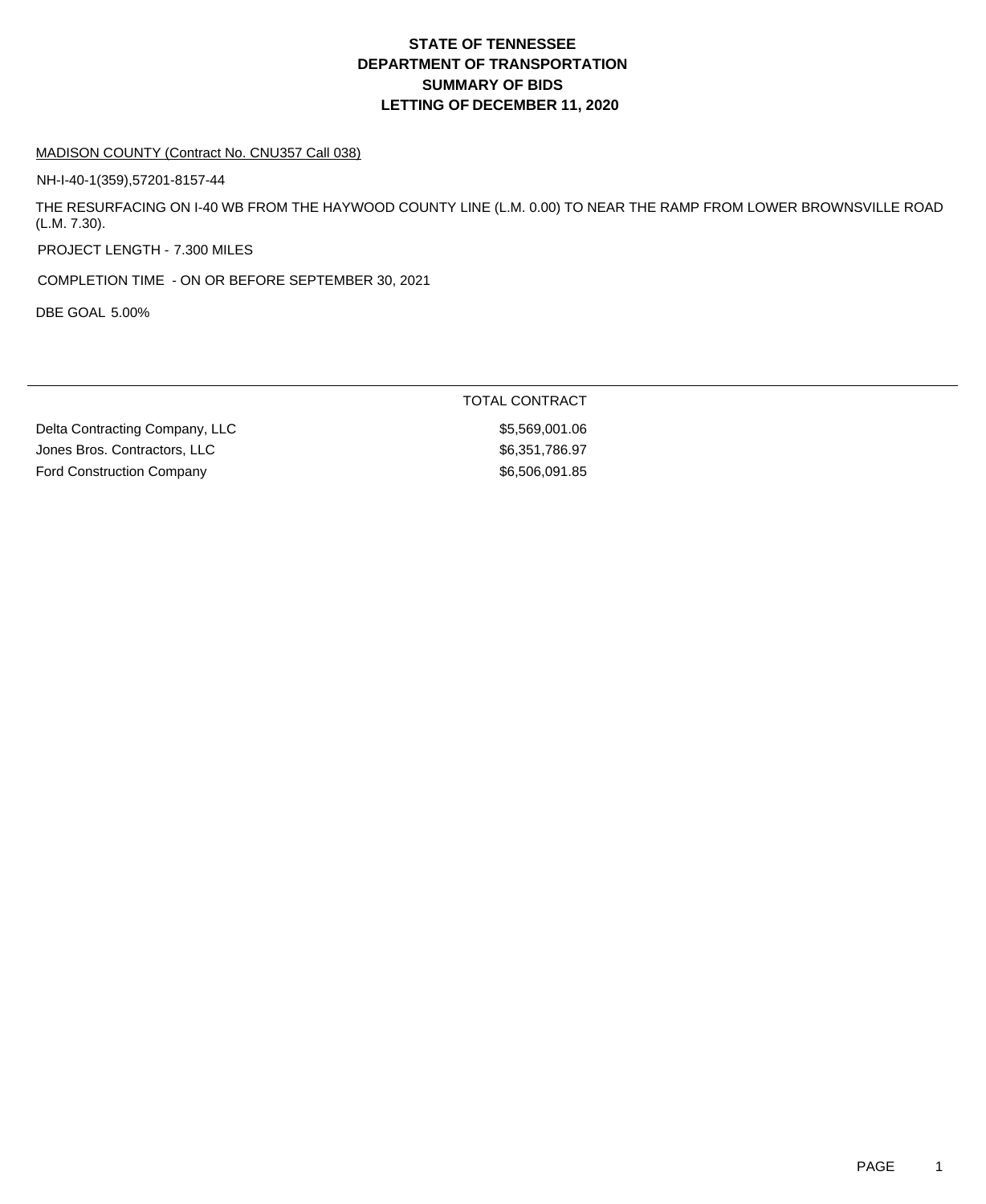# STATE OF TENNESSEE
# DEPARTMENT OF TRANSPORTATION
# SUMMARY OF BIDS
# LETTING OF DECEMBER 11, 2020

MADISON COUNTY (Contract No. CNU357 Call 038)

NH-I-40-1(359),57201-8157-44

THE RESURFACING ON I-40 WB FROM THE HAYWOOD COUNTY LINE (L.M. 0.00) TO NEAR THE RAMP FROM LOWER BROWNSVILLE ROAD (L.M. 7.30).

PROJECT LENGTH - 7.300 MILES

COMPLETION TIME - ON OR BEFORE SEPTEMBER 30, 2021

DBE GOAL 5.00%

| | TOTAL CONTRACT |
|---|---|
| Delta Contracting Company, LLC | $5,569,001.06 |
| Jones Bros. Contractors, LLC | $6,351,786.97 |
| Ford Construction Company | $6,506,091.85 |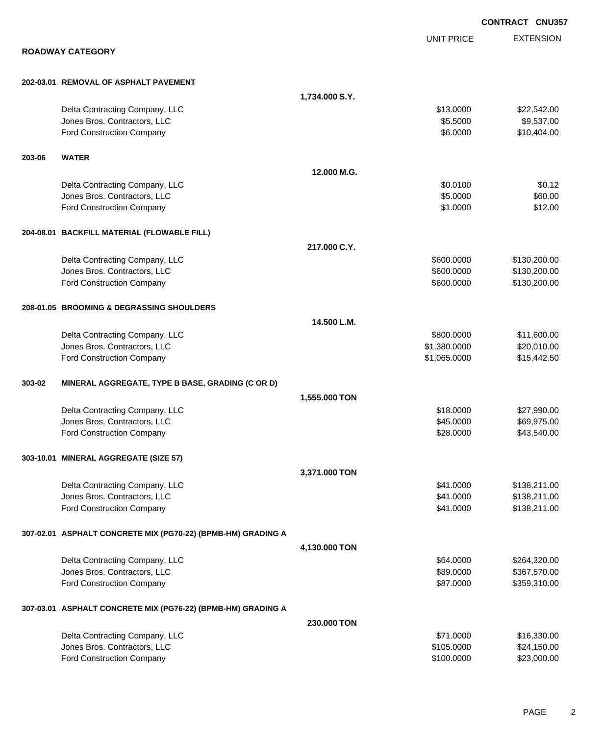**CONTRACT CNU357**

## ROADWAY CATEGORY

| | | UNIT PRICE | EXTENSION |
|---|---|---|---|
| **202-03.01 REMOVAL OF ASPHALT PAVEMENT** | | | |
| | **1,734.000 S.Y.** | | |
| Delta Contracting Company, LLC | | $13.0000 | $22,542.00 |
| Jones Bros. Contractors, LLC | | $5.5000 | $9,537.00 |
| Ford Construction Company | | $6.0000 | $10,404.00 |
| **203-06 WATER** | | | |
| | **12.000 M.G.** | | |
| Delta Contracting Company, LLC | | $0.0100 | $0.12 |
| Jones Bros. Contractors, LLC | | $5.0000 | $60.00 |
| Ford Construction Company | | $1.0000 | $12.00 |
| **204-08.01 BACKFILL MATERIAL (FLOWABLE FILL)** | | | |
| | **217.000 C.Y.** | | |
| Delta Contracting Company, LLC | | $600.0000 | $130,200.00 |
| Jones Bros. Contractors, LLC | | $600.0000 | $130,200.00 |
| Ford Construction Company | | $600.0000 | $130,200.00 |
| **208-01.05 BROOMING & DEGRASSING SHOULDERS** | | | |
| | **14.500 L.M.** | | |
| Delta Contracting Company, LLC | | $800.0000 | $11,600.00 |
| Jones Bros. Contractors, LLC | | $1,380.0000 | $20,010.00 |
| Ford Construction Company | | $1,065.0000 | $15,442.50 |
| **303-02 MINERAL AGGREGATE, TYPE B BASE, GRADING (C OR D)** | | | |
| | **1,555.000 TON** | | |
| Delta Contracting Company, LLC | | $18.0000 | $27,990.00 |
| Jones Bros. Contractors, LLC | | $45.0000 | $69,975.00 |
| Ford Construction Company | | $28.0000 | $43,540.00 |
| **303-10.01 MINERAL AGGREGATE (SIZE 57)** | | | |
| | **3,371.000 TON** | | |
| Delta Contracting Company, LLC | | $41.0000 | $138,211.00 |
| Jones Bros. Contractors, LLC | | $41.0000 | $138,211.00 |
| Ford Construction Company | | $41.0000 | $138,211.00 |
| **307-02.01 ASPHALT CONCRETE MIX (PG70-22) (BPMB-HM) GRADING A** | | | |
| | **4,130.000 TON** | | |
| Delta Contracting Company, LLC | | $64.0000 | $264,320.00 |
| Jones Bros. Contractors, LLC | | $89.0000 | $367,570.00 |
| Ford Construction Company | | $87.0000 | $359,310.00 |
| **307-03.01 ASPHALT CONCRETE MIX (PG76-22) (BPMB-HM) GRADING A** | | | |
| | **230.000 TON** | | |
| Delta Contracting Company, LLC | | $71.0000 | $16,330.00 |
| Jones Bros. Contractors, LLC | | $105.0000 | $24,150.00 |
| Ford Construction Company | | $100.0000 | $23,000.00 |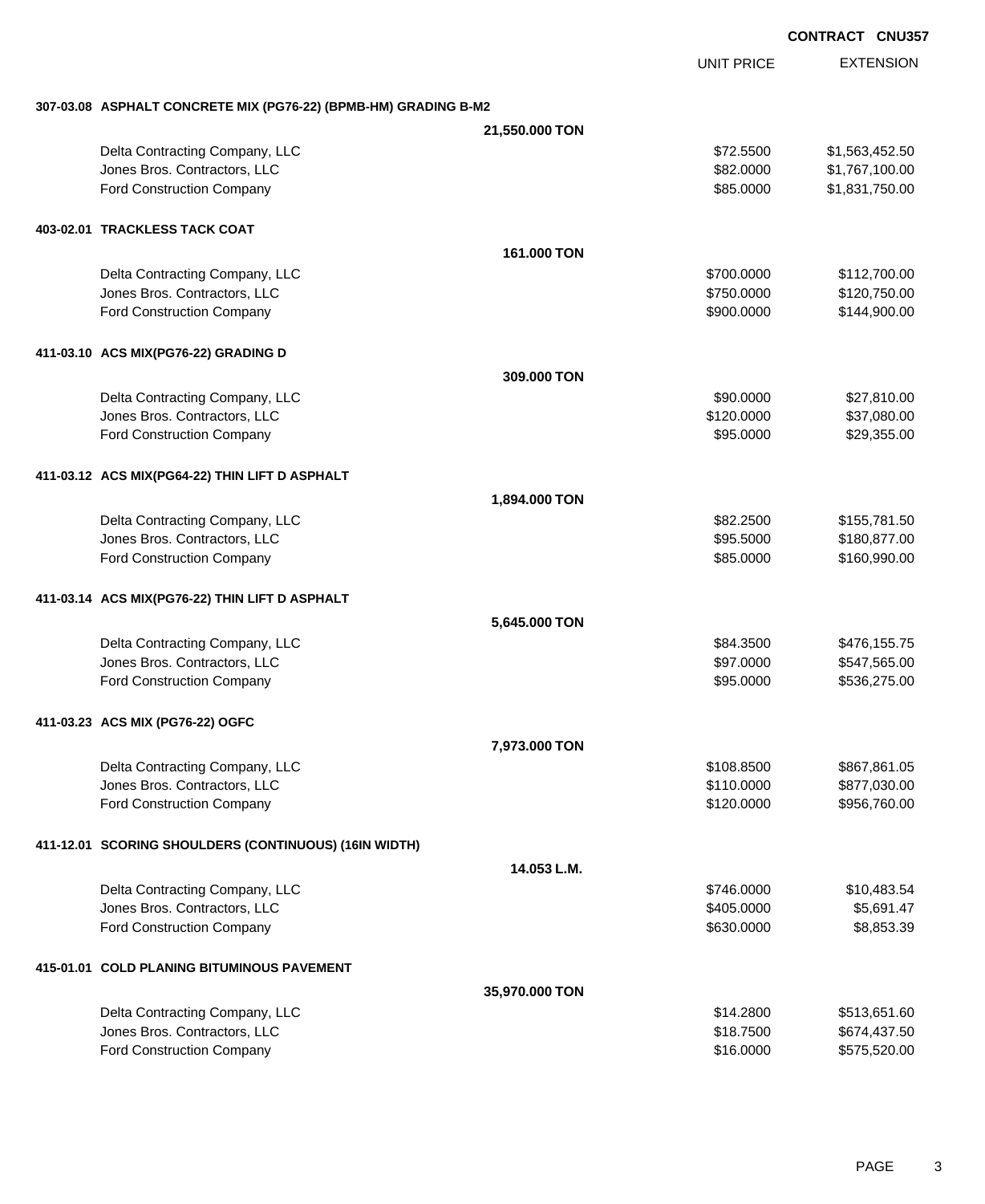**CONTRACT CNU357**

| | UNIT PRICE | EXTENSION |
|---|---|---|
| **307-03.08 ASPHALT CONCRETE MIX (PG76-22) (BPMB-HM) GRADING B-M2** | | |
| **21,550.000 TON** | | |
| Delta Contracting Company, LLC | $72.5500 | $1,563,452.50 |
| Jones Bros. Contractors, LLC | $82.0000 | $1,767,100.00 |
| Ford Construction Company | $85.0000 | $1,831,750.00 |
| **403-02.01 TRACKLESS TACK COAT** | | |
| **161.000 TON** | | |
| Delta Contracting Company, LLC | $700.0000 | $112,700.00 |
| Jones Bros. Contractors, LLC | $750.0000 | $120,750.00 |
| Ford Construction Company | $900.0000 | $144,900.00 |
| **411-03.10 ACS MIX(PG76-22) GRADING D** | | |
| **309.000 TON** | | |
| Delta Contracting Company, LLC | $90.0000 | $27,810.00 |
| Jones Bros. Contractors, LLC | $120.0000 | $37,080.00 |
| Ford Construction Company | $95.0000 | $29,355.00 |
| **411-03.12 ACS MIX(PG64-22) THIN LIFT D ASPHALT** | | |
| **1,894.000 TON** | | |
| Delta Contracting Company, LLC | $82.2500 | $155,781.50 |
| Jones Bros. Contractors, LLC | $95.5000 | $180,877.00 |
| Ford Construction Company | $85.0000 | $160,990.00 |
| **411-03.14 ACS MIX(PG76-22) THIN LIFT D ASPHALT** | | |
| **5,645.000 TON** | | |
| Delta Contracting Company, LLC | $84.3500 | $476,155.75 |
| Jones Bros. Contractors, LLC | $97.0000 | $547,565.00 |
| Ford Construction Company | $95.0000 | $536,275.00 |
| **411-03.23 ACS MIX (PG76-22) OGFC** | | |
| **7,973.000 TON** | | |
| Delta Contracting Company, LLC | $108.8500 | $867,861.05 |
| Jones Bros. Contractors, LLC | $110.0000 | $877,030.00 |
| Ford Construction Company | $120.0000 | $956,760.00 |
| **411-12.01 SCORING SHOULDERS (CONTINUOUS) (16IN WIDTH)** | | |
| **14.053 L.M.** | | |
| Delta Contracting Company, LLC | $746.0000 | $10,483.54 |
| Jones Bros. Contractors, LLC | $405.0000 | $5,691.47 |
| Ford Construction Company | $630.0000 | $8,853.39 |
| **415-01.01 COLD PLANING BITUMINOUS PAVEMENT** | | |
| **35,970.000 TON** | | |
| Delta Contracting Company, LLC | $14.2800 | $513,651.60 |
| Jones Bros. Contractors, LLC | $18.7500 | $674,437.50 |
| Ford Construction Company | $16.0000 | $575,520.00 |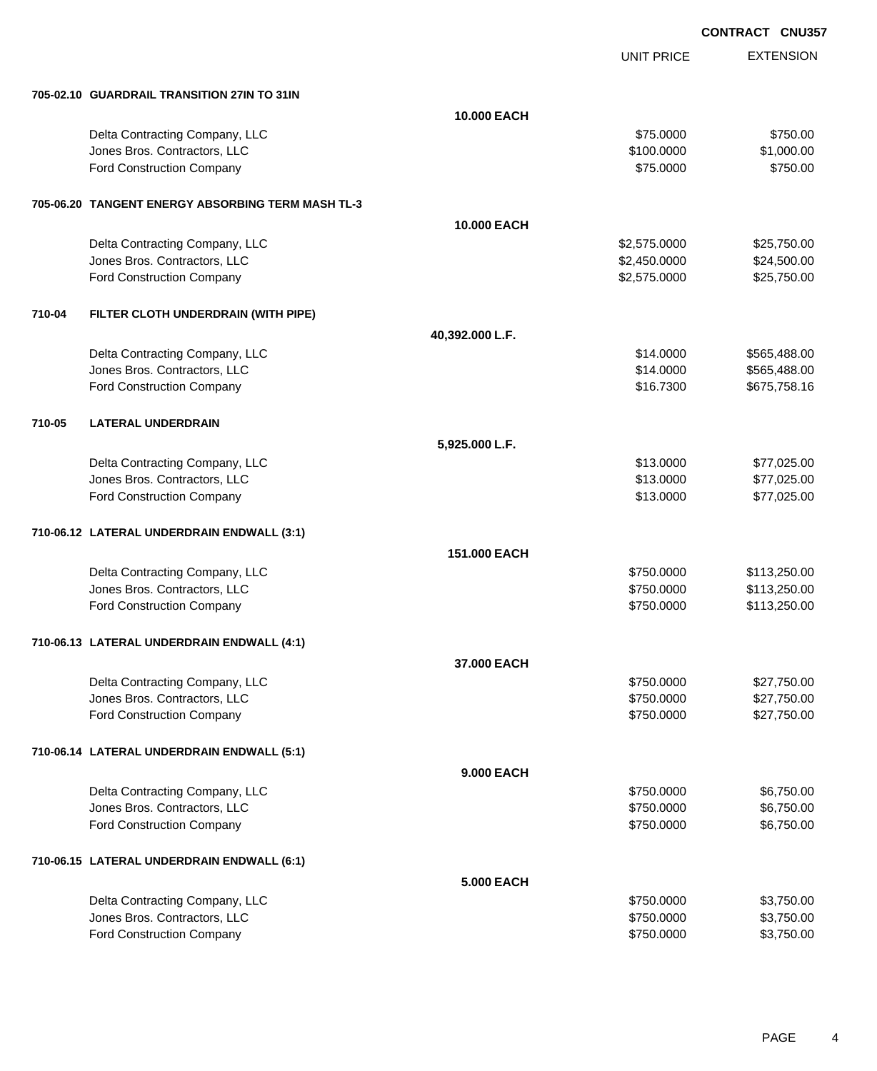**CONTRACT CNU357**

| | | UNIT PRICE | EXTENSION |
|---|---|---|---|
| **705-02.10 GUARDRAIL TRANSITION 27IN TO 31IN** | | | |
| | **10.000 EACH** | | |
| Delta Contracting Company, LLC | | $75.0000 | $750.00 |
| Jones Bros. Contractors, LLC | | $100.0000 | $1,000.00 |
| Ford Construction Company | | $75.0000 | $750.00 |
| **705-06.20 TANGENT ENERGY ABSORBING TERM MASH TL-3** | | | |
| | **10.000 EACH** | | |
| Delta Contracting Company, LLC | | $2,575.0000 | $25,750.00 |
| Jones Bros. Contractors, LLC | | $2,450.0000 | $24,500.00 |
| Ford Construction Company | | $2,575.0000 | $25,750.00 |
| **710-04 FILTER CLOTH UNDERDRAIN (WITH PIPE)** | | | |
| | **40,392.000 L.F.** | | |
| Delta Contracting Company, LLC | | $14.0000 | $565,488.00 |
| Jones Bros. Contractors, LLC | | $14.0000 | $565,488.00 |
| Ford Construction Company | | $16.7300 | $675,758.16 |
| **710-05 LATERAL UNDERDRAIN** | | | |
| | **5,925.000 L.F.** | | |
| Delta Contracting Company, LLC | | $13.0000 | $77,025.00 |
| Jones Bros. Contractors, LLC | | $13.0000 | $77,025.00 |
| Ford Construction Company | | $13.0000 | $77,025.00 |
| **710-06.12 LATERAL UNDERDRAIN ENDWALL (3:1)** | | | |
| | **151.000 EACH** | | |
| Delta Contracting Company, LLC | | $750.0000 | $113,250.00 |
| Jones Bros. Contractors, LLC | | $750.0000 | $113,250.00 |
| Ford Construction Company | | $750.0000 | $113,250.00 |
| **710-06.13 LATERAL UNDERDRAIN ENDWALL (4:1)** | | | |
| | **37.000 EACH** | | |
| Delta Contracting Company, LLC | | $750.0000 | $27,750.00 |
| Jones Bros. Contractors, LLC | | $750.0000 | $27,750.00 |
| Ford Construction Company | | $750.0000 | $27,750.00 |
| **710-06.14 LATERAL UNDERDRAIN ENDWALL (5:1)** | | | |
| | **9.000 EACH** | | |
| Delta Contracting Company, LLC | | $750.0000 | $6,750.00 |
| Jones Bros. Contractors, LLC | | $750.0000 | $6,750.00 |
| Ford Construction Company | | $750.0000 | $6,750.00 |
| **710-06.15 LATERAL UNDERDRAIN ENDWALL (6:1)** | | | |
| | **5.000 EACH** | | |
| Delta Contracting Company, LLC | | $750.0000 | $3,750.00 |
| Jones Bros. Contractors, LLC | | $750.0000 | $3,750.00 |
| Ford Construction Company | | $750.0000 | $3,750.00 |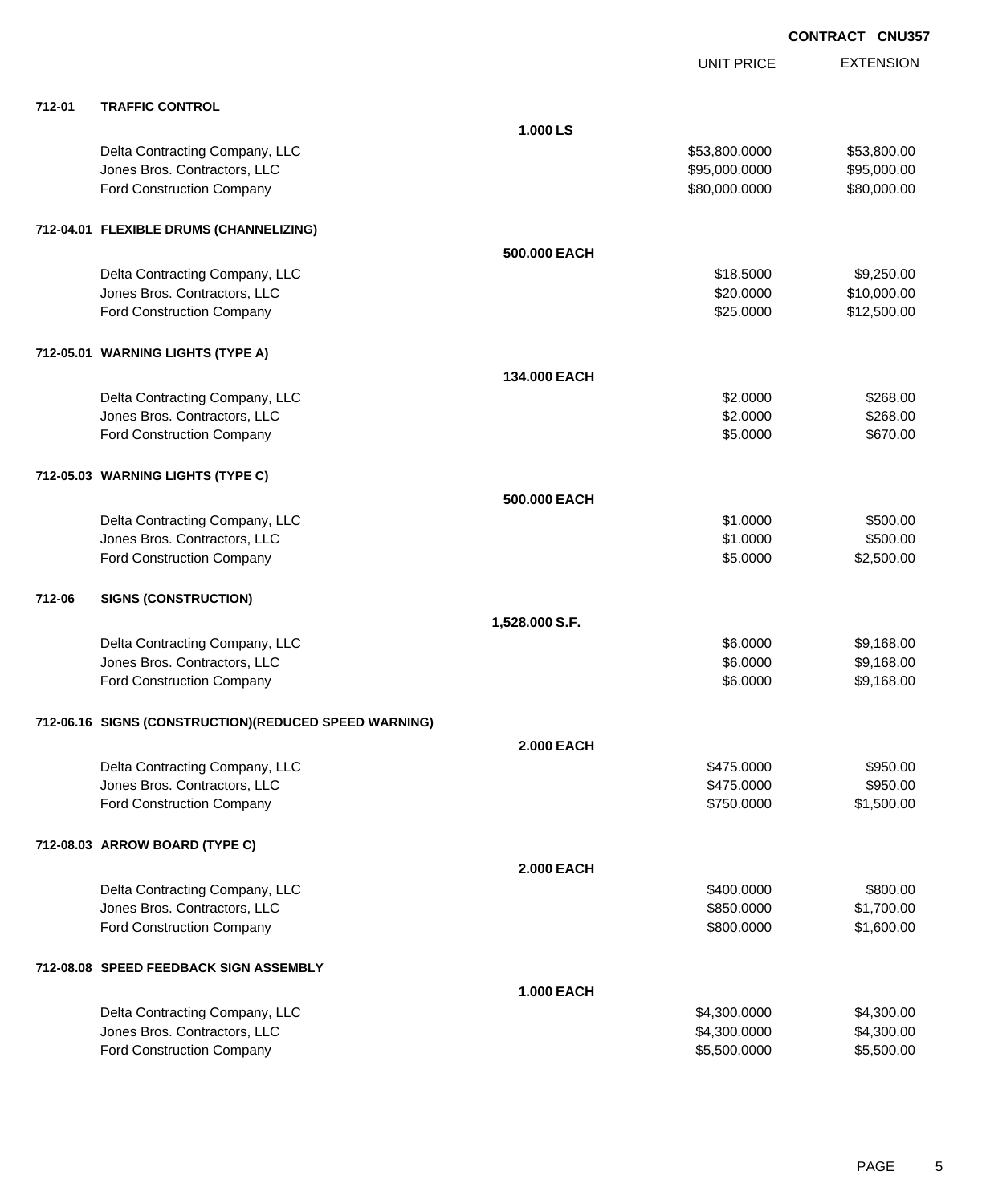**CONTRACT CNU357**

| | | | UNIT PRICE | EXTENSION |
|---|---|---|---|---|
| **712-01** | **TRAFFIC CONTROL** | | | |
| | | **1.000 LS** | | |
| | Delta Contracting Company, LLC | | $53,800.0000 | $53,800.00 |
| | Jones Bros. Contractors, LLC | | $95,000.0000 | $95,000.00 |
| | Ford Construction Company | | $80,000.0000 | $80,000.00 |
| **712-04.01** | **FLEXIBLE DRUMS (CHANNELIZING)** | | | |
| | | **500.000 EACH** | | |
| | Delta Contracting Company, LLC | | $18.5000 | $9,250.00 |
| | Jones Bros. Contractors, LLC | | $20.0000 | $10,000.00 |
| | Ford Construction Company | | $25.0000 | $12,500.00 |
| **712-05.01** | **WARNING LIGHTS (TYPE A)** | | | |
| | | **134.000 EACH** | | |
| | Delta Contracting Company, LLC | | $2.0000 | $268.00 |
| | Jones Bros. Contractors, LLC | | $2.0000 | $268.00 |
| | Ford Construction Company | | $5.0000 | $670.00 |
| **712-05.03** | **WARNING LIGHTS (TYPE C)** | | | |
| | | **500.000 EACH** | | |
| | Delta Contracting Company, LLC | | $1.0000 | $500.00 |
| | Jones Bros. Contractors, LLC | | $1.0000 | $500.00 |
| | Ford Construction Company | | $5.0000 | $2,500.00 |
| **712-06** | **SIGNS (CONSTRUCTION)** | | | |
| | | **1,528.000 S.F.** | | |
| | Delta Contracting Company, LLC | | $6.0000 | $9,168.00 |
| | Jones Bros. Contractors, LLC | | $6.0000 | $9,168.00 |
| | Ford Construction Company | | $6.0000 | $9,168.00 |
| **712-06.16** | **SIGNS (CONSTRUCTION)(REDUCED SPEED WARNING)** | | | |
| | | **2.000 EACH** | | |
| | Delta Contracting Company, LLC | | $475.0000 | $950.00 |
| | Jones Bros. Contractors, LLC | | $475.0000 | $950.00 |
| | Ford Construction Company | | $750.0000 | $1,500.00 |
| **712-08.03** | **ARROW BOARD (TYPE C)** | | | |
| | | **2.000 EACH** | | |
| | Delta Contracting Company, LLC | | $400.0000 | $800.00 |
| | Jones Bros. Contractors, LLC | | $850.0000 | $1,700.00 |
| | Ford Construction Company | | $800.0000 | $1,600.00 |
| **712-08.08** | **SPEED FEEDBACK SIGN ASSEMBLY** | | | |
| | | **1.000 EACH** | | |
| | Delta Contracting Company, LLC | | $4,300.0000 | $4,300.00 |
| | Jones Bros. Contractors, LLC | | $4,300.0000 | $4,300.00 |
| | Ford Construction Company | | $5,500.0000 | $5,500.00 |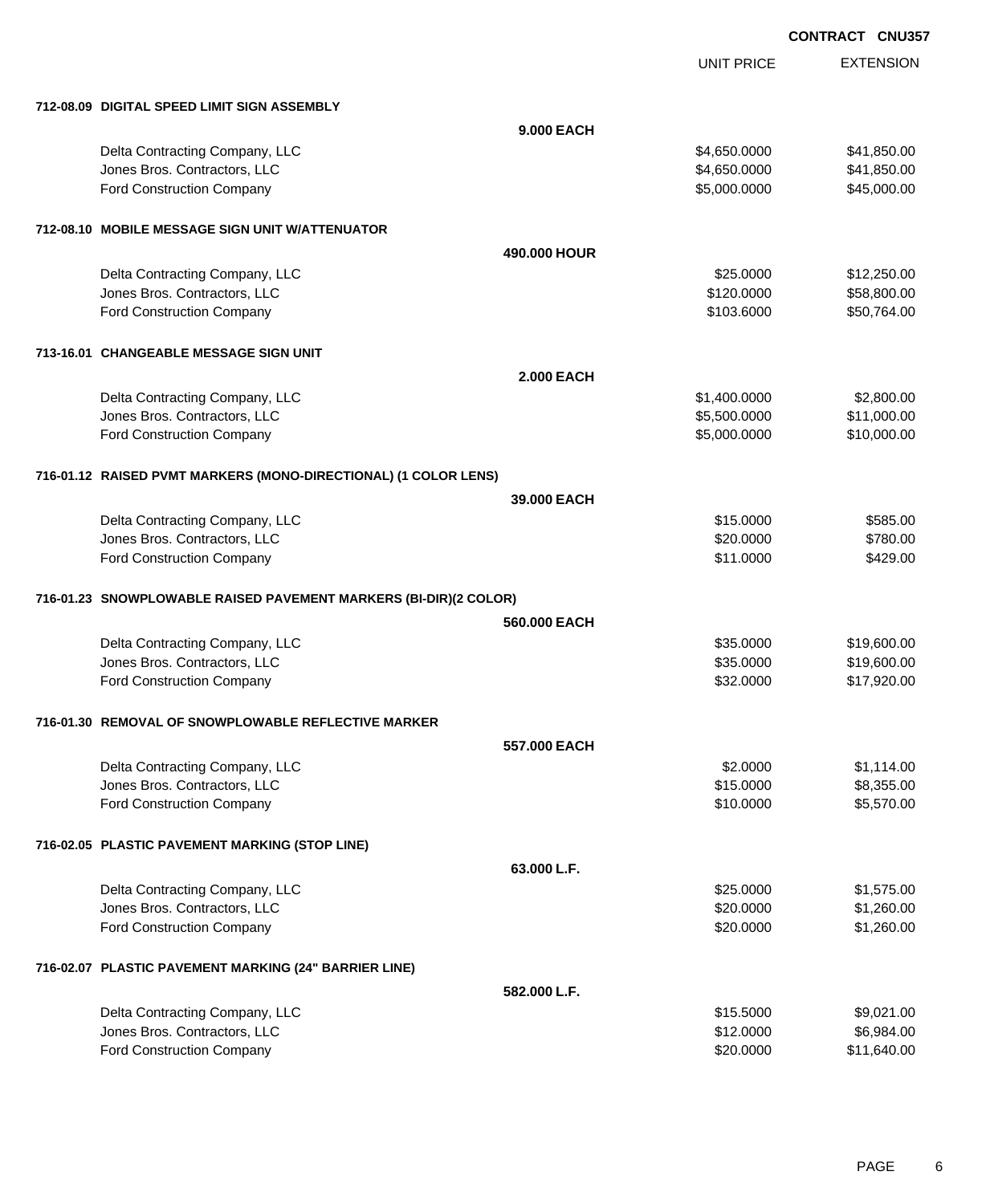**CONTRACT CNU357**

| | UNIT PRICE | EXTENSION |
|---|---|---|
| **712-08.09 DIGITAL SPEED LIMIT SIGN ASSEMBLY** | | |
| **9.000 EACH** | | |
| Delta Contracting Company, LLC | $4,650.0000 | $41,850.00 |
| Jones Bros. Contractors, LLC | $4,650.0000 | $41,850.00 |
| Ford Construction Company | $5,000.0000 | $45,000.00 |
| **712-08.10 MOBILE MESSAGE SIGN UNIT W/ATTENUATOR** | | |
| **490.000 HOUR** | | |
| Delta Contracting Company, LLC | $25.0000 | $12,250.00 |
| Jones Bros. Contractors, LLC | $120.0000 | $58,800.00 |
| Ford Construction Company | $103.6000 | $50,764.00 |
| **713-16.01 CHANGEABLE MESSAGE SIGN UNIT** | | |
| **2.000 EACH** | | |
| Delta Contracting Company, LLC | $1,400.0000 | $2,800.00 |
| Jones Bros. Contractors, LLC | $5,500.0000 | $11,000.00 |
| Ford Construction Company | $5,000.0000 | $10,000.00 |
| **716-01.12 RAISED PVMT MARKERS (MONO-DIRECTIONAL) (1 COLOR LENS)** | | |
| **39.000 EACH** | | |
| Delta Contracting Company, LLC | $15.0000 | $585.00 |
| Jones Bros. Contractors, LLC | $20.0000 | $780.00 |
| Ford Construction Company | $11.0000 | $429.00 |
| **716-01.23 SNOWPLOWABLE RAISED PAVEMENT MARKERS (BI-DIR)(2 COLOR)** | | |
| **560.000 EACH** | | |
| Delta Contracting Company, LLC | $35.0000 | $19,600.00 |
| Jones Bros. Contractors, LLC | $35.0000 | $19,600.00 |
| Ford Construction Company | $32.0000 | $17,920.00 |
| **716-01.30 REMOVAL OF SNOWPLOWABLE REFLECTIVE MARKER** | | |
| **557.000 EACH** | | |
| Delta Contracting Company, LLC | $2.0000 | $1,114.00 |
| Jones Bros. Contractors, LLC | $15.0000 | $8,355.00 |
| Ford Construction Company | $10.0000 | $5,570.00 |
| **716-02.05 PLASTIC PAVEMENT MARKING (STOP LINE)** | | |
| **63.000 L.F.** | | |
| Delta Contracting Company, LLC | $25.0000 | $1,575.00 |
| Jones Bros. Contractors, LLC | $20.0000 | $1,260.00 |
| Ford Construction Company | $20.0000 | $1,260.00 |
| **716-02.07 PLASTIC PAVEMENT MARKING (24" BARRIER LINE)** | | |
| **582.000 L.F.** | | |
| Delta Contracting Company, LLC | $15.5000 | $9,021.00 |
| Jones Bros. Contractors, LLC | $12.0000 | $6,984.00 |
| Ford Construction Company | $20.0000 | $11,640.00 |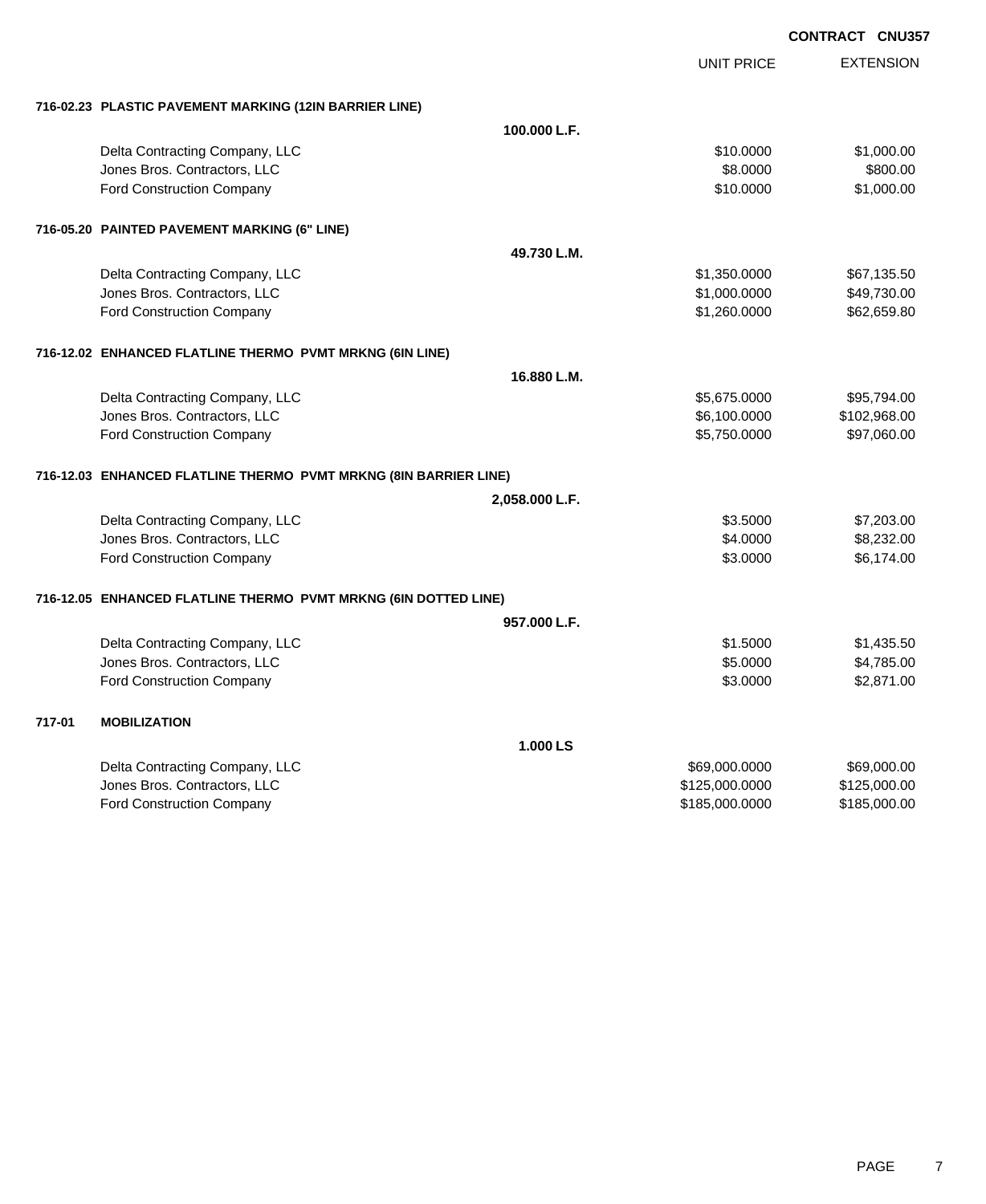**CONTRACT CNU357**

| | UNIT PRICE | EXTENSION |
|---|---|---|
| **716-02.23 PLASTIC PAVEMENT MARKING (12IN BARRIER LINE)** | | |
| **100.000 L.F.** | | |
| Delta Contracting Company, LLC | $10.0000 | $1,000.00 |
| Jones Bros. Contractors, LLC | $8.0000 | $800.00 |
| Ford Construction Company | $10.0000 | $1,000.00 |
| **716-05.20 PAINTED PAVEMENT MARKING (6" LINE)** | | |
| **49.730 L.M.** | | |
| Delta Contracting Company, LLC | $1,350.0000 | $67,135.50 |
| Jones Bros. Contractors, LLC | $1,000.0000 | $49,730.00 |
| Ford Construction Company | $1,260.0000 | $62,659.80 |
| **716-12.02 ENHANCED FLATLINE THERMO PVMT MRKNG (6IN LINE)** | | |
| **16.880 L.M.** | | |
| Delta Contracting Company, LLC | $5,675.0000 | $95,794.00 |
| Jones Bros. Contractors, LLC | $6,100.0000 | $102,968.00 |
| Ford Construction Company | $5,750.0000 | $97,060.00 |
| **716-12.03 ENHANCED FLATLINE THERMO PVMT MRKNG (8IN BARRIER LINE)** | | |
| **2,058.000 L.F.** | | |
| Delta Contracting Company, LLC | $3.5000 | $7,203.00 |
| Jones Bros. Contractors, LLC | $4.0000 | $8,232.00 |
| Ford Construction Company | $3.0000 | $6,174.00 |
| **716-12.05 ENHANCED FLATLINE THERMO PVMT MRKNG (6IN DOTTED LINE)** | | |
| **957.000 L.F.** | | |
| Delta Contracting Company, LLC | $1.5000 | $1,435.50 |
| Jones Bros. Contractors, LLC | $5.0000 | $4,785.00 |
| Ford Construction Company | $3.0000 | $2,871.00 |
| **717-01 MOBILIZATION** | | |
| **1.000 LS** | | |
| Delta Contracting Company, LLC | $69,000.0000 | $69,000.00 |
| Jones Bros. Contractors, LLC | $125,000.0000 | $125,000.00 |
| Ford Construction Company | $185,000.0000 | $185,000.00 |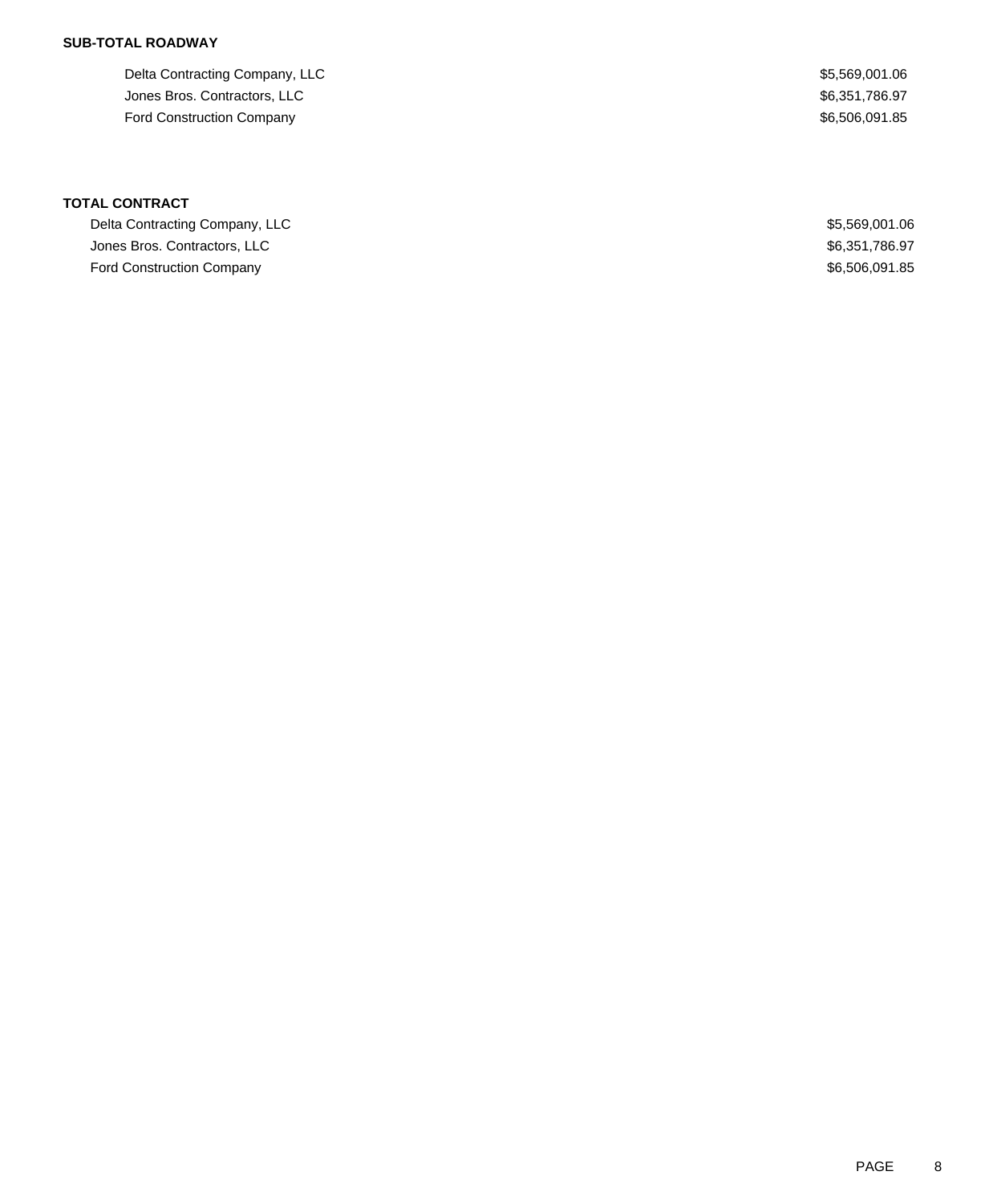**SUB-TOTAL ROADWAY**

| | |
|---|---|
| Delta Contracting Company, LLC | $5,569,001.06 |
| Jones Bros. Contractors, LLC | $6,351,786.97 |
| Ford Construction Company | $6,506,091.85 |

**TOTAL CONTRACT**

| | |
|---|---|
| Delta Contracting Company, LLC | $5,569,001.06 |
| Jones Bros. Contractors, LLC | $6,351,786.97 |
| Ford Construction Company | $6,506,091.85 |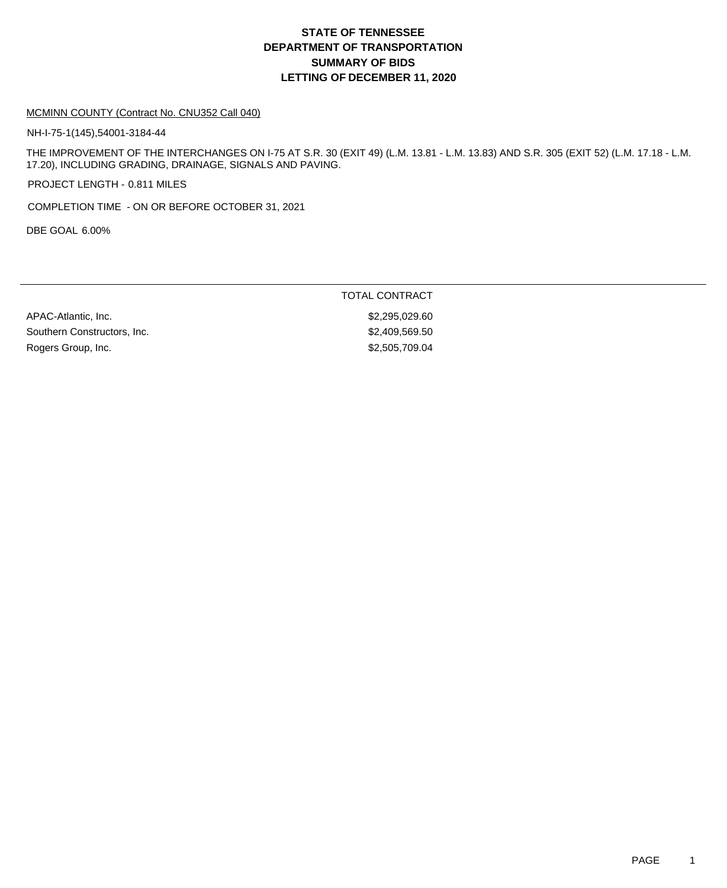# STATE OF TENNESSEE
# DEPARTMENT OF TRANSPORTATION
# SUMMARY OF BIDS
# LETTING OF DECEMBER 11, 2020

MCMINN COUNTY (Contract No. CNU352 Call 040)

NH-I-75-1(145),54001-3184-44

THE IMPROVEMENT OF THE INTERCHANGES ON I-75 AT S.R. 30 (EXIT 49) (L.M. 13.81 - L.M. 13.83) AND S.R. 305 (EXIT 52) (L.M. 17.18 - L.M. 17.20), INCLUDING GRADING, DRAINAGE, SIGNALS AND PAVING.

PROJECT LENGTH - 0.811 MILES

COMPLETION TIME - ON OR BEFORE OCTOBER 31, 2021

DBE GOAL 6.00%

| | TOTAL CONTRACT |
|---|---|
| APAC-Atlantic, Inc. | $2,295,029.60 |
| Southern Constructors, Inc. | $2,409,569.50 |
| Rogers Group, Inc. | $2,505,709.04 |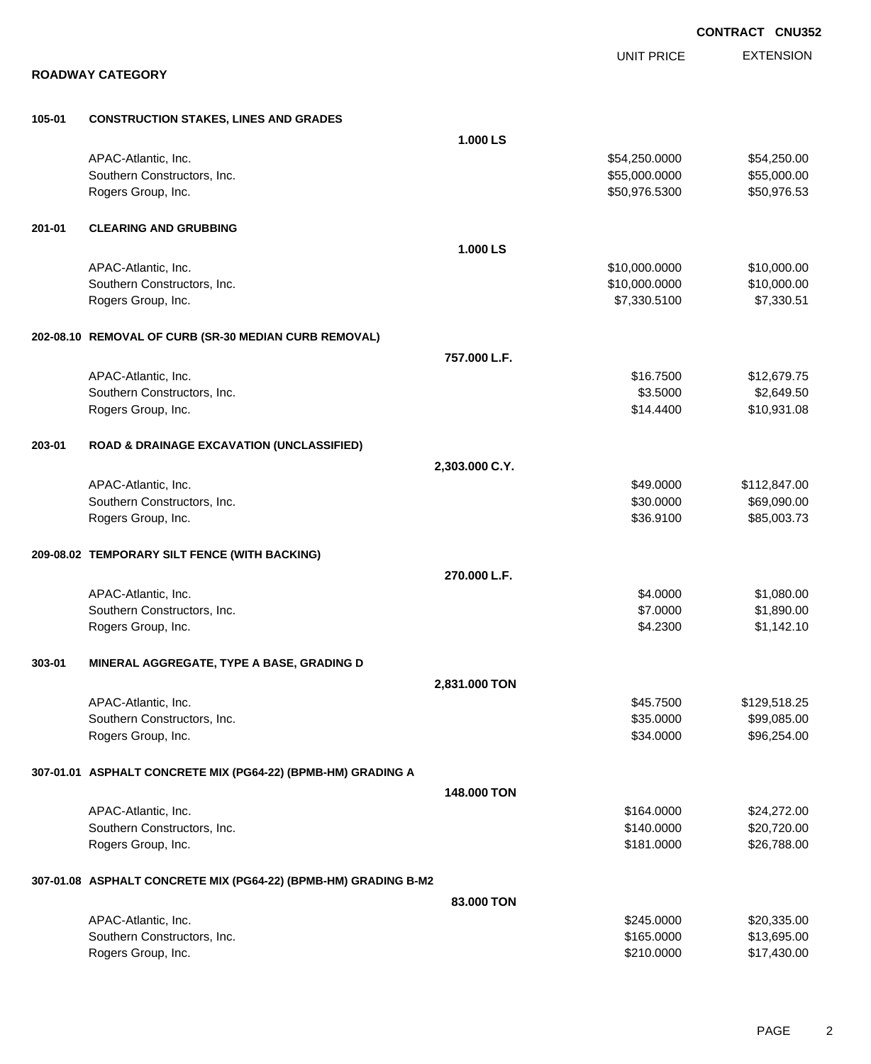**CONTRACT CNU352**

## ROADWAY CATEGORY

| | | Quantity | UNIT PRICE | EXTENSION |
|---|---|---|---|---|
| **105-01** | **CONSTRUCTION STAKES, LINES AND GRADES** | | | |
| | | **1.000 LS** | | |
| | APAC-Atlantic, Inc. | | $54,250.0000 | $54,250.00 |
| | Southern Constructors, Inc. | | $55,000.0000 | $55,000.00 |
| | Rogers Group, Inc. | | $50,976.5300 | $50,976.53 |
| **201-01** | **CLEARING AND GRUBBING** | | | |
| | | **1.000 LS** | | |
| | APAC-Atlantic, Inc. | | $10,000.0000 | $10,000.00 |
| | Southern Constructors, Inc. | | $10,000.0000 | $10,000.00 |
| | Rogers Group, Inc. | | $7,330.5100 | $7,330.51 |
| **202-08.10** | **REMOVAL OF CURB (SR-30 MEDIAN CURB REMOVAL)** | | | |
| | | **757.000 L.F.** | | |
| | APAC-Atlantic, Inc. | | $16.7500 | $12,679.75 |
| | Southern Constructors, Inc. | | $3.5000 | $2,649.50 |
| | Rogers Group, Inc. | | $14.4400 | $10,931.08 |
| **203-01** | **ROAD & DRAINAGE EXCAVATION (UNCLASSIFIED)** | | | |
| | | **2,303.000 C.Y.** | | |
| | APAC-Atlantic, Inc. | | $49.0000 | $112,847.00 |
| | Southern Constructors, Inc. | | $30.0000 | $69,090.00 |
| | Rogers Group, Inc. | | $36.9100 | $85,003.73 |
| **209-08.02** | **TEMPORARY SILT FENCE (WITH BACKING)** | | | |
| | | **270.000 L.F.** | | |
| | APAC-Atlantic, Inc. | | $4.0000 | $1,080.00 |
| | Southern Constructors, Inc. | | $7.0000 | $1,890.00 |
| | Rogers Group, Inc. | | $4.2300 | $1,142.10 |
| **303-01** | **MINERAL AGGREGATE, TYPE A BASE, GRADING D** | | | |
| | | **2,831.000 TON** | | |
| | APAC-Atlantic, Inc. | | $45.7500 | $129,518.25 |
| | Southern Constructors, Inc. | | $35.0000 | $99,085.00 |
| | Rogers Group, Inc. | | $34.0000 | $96,254.00 |
| **307-01.01** | **ASPHALT CONCRETE MIX (PG64-22) (BPMB-HM) GRADING A** | | | |
| | | **148.000 TON** | | |
| | APAC-Atlantic, Inc. | | $164.0000 | $24,272.00 |
| | Southern Constructors, Inc. | | $140.0000 | $20,720.00 |
| | Rogers Group, Inc. | | $181.0000 | $26,788.00 |
| **307-01.08** | **ASPHALT CONCRETE MIX (PG64-22) (BPMB-HM) GRADING B-M2** | | | |
| | | **83.000 TON** | | |
| | APAC-Atlantic, Inc. | | $245.0000 | $20,335.00 |
| | Southern Constructors, Inc. | | $165.0000 | $13,695.00 |
| | Rogers Group, Inc. | | $210.0000 | $17,430.00 |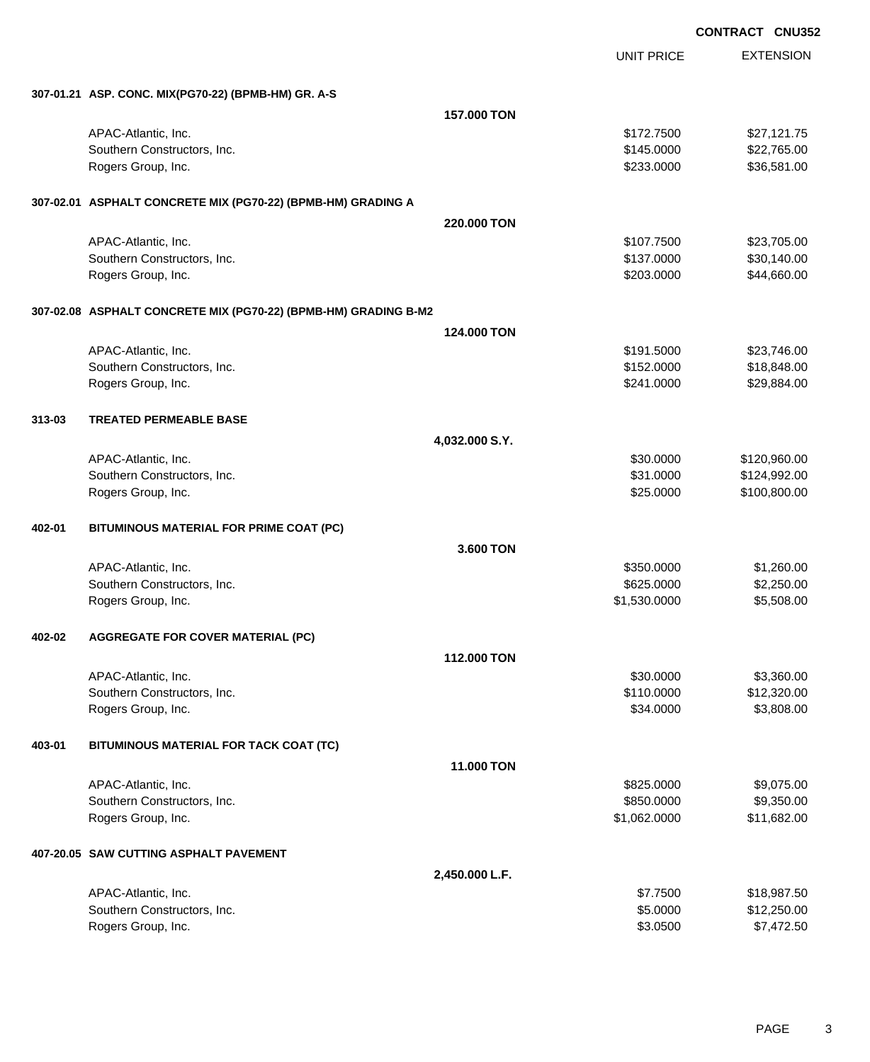**CONTRACT CNU352**

| | | UNIT PRICE | EXTENSION |
|---|---|---|---|
| **307-01.21 ASP. CONC. MIX(PG70-22) (BPMB-HM) GR. A-S** | | | |
| | **157.000 TON** | | |
| APAC-Atlantic, Inc. | | $172.7500 | $27,121.75 |
| Southern Constructors, Inc. | | $145.0000 | $22,765.00 |
| Rogers Group, Inc. | | $233.0000 | $36,581.00 |
| **307-02.01 ASPHALT CONCRETE MIX (PG70-22) (BPMB-HM) GRADING A** | | | |
| | **220.000 TON** | | |
| APAC-Atlantic, Inc. | | $107.7500 | $23,705.00 |
| Southern Constructors, Inc. | | $137.0000 | $30,140.00 |
| Rogers Group, Inc. | | $203.0000 | $44,660.00 |
| **307-02.08 ASPHALT CONCRETE MIX (PG70-22) (BPMB-HM) GRADING B-M2** | | | |
| | **124.000 TON** | | |
| APAC-Atlantic, Inc. | | $191.5000 | $23,746.00 |
| Southern Constructors, Inc. | | $152.0000 | $18,848.00 |
| Rogers Group, Inc. | | $241.0000 | $29,884.00 |
| **313-03 TREATED PERMEABLE BASE** | | | |
| | **4,032.000 S.Y.** | | |
| APAC-Atlantic, Inc. | | $30.0000 | $120,960.00 |
| Southern Constructors, Inc. | | $31.0000 | $124,992.00 |
| Rogers Group, Inc. | | $25.0000 | $100,800.00 |
| **402-01 BITUMINOUS MATERIAL FOR PRIME COAT (PC)** | | | |
| | **3.600 TON** | | |
| APAC-Atlantic, Inc. | | $350.0000 | $1,260.00 |
| Southern Constructors, Inc. | | $625.0000 | $2,250.00 |
| Rogers Group, Inc. | | $1,530.0000 | $5,508.00 |
| **402-02 AGGREGATE FOR COVER MATERIAL (PC)** | | | |
| | **112.000 TON** | | |
| APAC-Atlantic, Inc. | | $30.0000 | $3,360.00 |
| Southern Constructors, Inc. | | $110.0000 | $12,320.00 |
| Rogers Group, Inc. | | $34.0000 | $3,808.00 |
| **403-01 BITUMINOUS MATERIAL FOR TACK COAT (TC)** | | | |
| | **11.000 TON** | | |
| APAC-Atlantic, Inc. | | $825.0000 | $9,075.00 |
| Southern Constructors, Inc. | | $850.0000 | $9,350.00 |
| Rogers Group, Inc. | | $1,062.0000 | $11,682.00 |
| **407-20.05 SAW CUTTING ASPHALT PAVEMENT** | | | |
| | **2,450.000 L.F.** | | |
| APAC-Atlantic, Inc. | | $7.7500 | $18,987.50 |
| Southern Constructors, Inc. | | $5.0000 | $12,250.00 |
| Rogers Group, Inc. | | $3.0500 | $7,472.50 |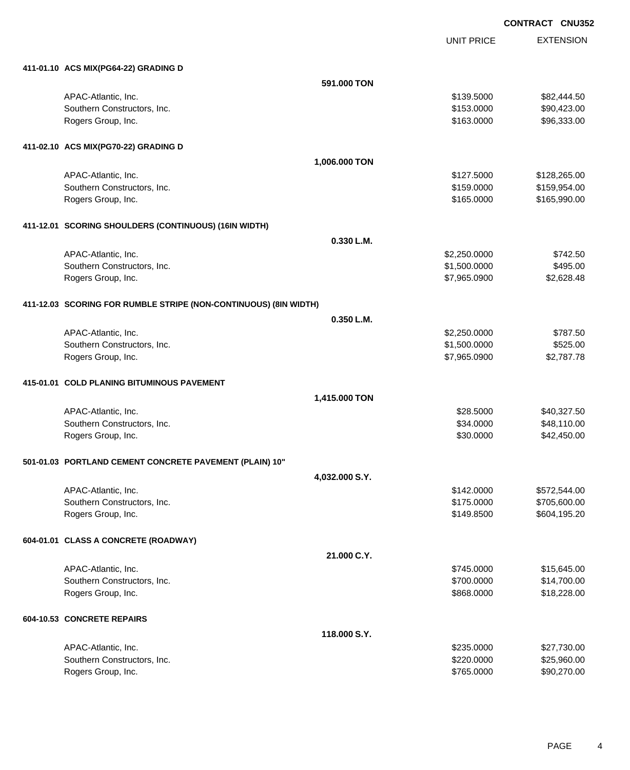**CONTRACT CNU352**

| | | UNIT PRICE | EXTENSION |
|---|---|---|---|
| **411-01.10 ACS MIX(PG64-22) GRADING D** | | | |
| | **591.000 TON** | | |
| APAC-Atlantic, Inc. | | $139.5000 | $82,444.50 |
| Southern Constructors, Inc. | | $153.0000 | $90,423.00 |
| Rogers Group, Inc. | | $163.0000 | $96,333.00 |
| **411-02.10 ACS MIX(PG70-22) GRADING D** | | | |
| | **1,006.000 TON** | | |
| APAC-Atlantic, Inc. | | $127.5000 | $128,265.00 |
| Southern Constructors, Inc. | | $159.0000 | $159,954.00 |
| Rogers Group, Inc. | | $165.0000 | $165,990.00 |
| **411-12.01 SCORING SHOULDERS (CONTINUOUS) (16IN WIDTH)** | | | |
| | **0.330 L.M.** | | |
| APAC-Atlantic, Inc. | | $2,250.0000 | $742.50 |
| Southern Constructors, Inc. | | $1,500.0000 | $495.00 |
| Rogers Group, Inc. | | $7,965.0900 | $2,628.48 |
| **411-12.03 SCORING FOR RUMBLE STRIPE (NON-CONTINUOUS) (8IN WIDTH)** | | | |
| | **0.350 L.M.** | | |
| APAC-Atlantic, Inc. | | $2,250.0000 | $787.50 |
| Southern Constructors, Inc. | | $1,500.0000 | $525.00 |
| Rogers Group, Inc. | | $7,965.0900 | $2,787.78 |
| **415-01.01 COLD PLANING BITUMINOUS PAVEMENT** | | | |
| | **1,415.000 TON** | | |
| APAC-Atlantic, Inc. | | $28.5000 | $40,327.50 |
| Southern Constructors, Inc. | | $34.0000 | $48,110.00 |
| Rogers Group, Inc. | | $30.0000 | $42,450.00 |
| **501-01.03 PORTLAND CEMENT CONCRETE PAVEMENT (PLAIN) 10"** | | | |
| | **4,032.000 S.Y.** | | |
| APAC-Atlantic, Inc. | | $142.0000 | $572,544.00 |
| Southern Constructors, Inc. | | $175.0000 | $705,600.00 |
| Rogers Group, Inc. | | $149.8500 | $604,195.20 |
| **604-01.01 CLASS A CONCRETE (ROADWAY)** | | | |
| | **21.000 C.Y.** | | |
| APAC-Atlantic, Inc. | | $745.0000 | $15,645.00 |
| Southern Constructors, Inc. | | $700.0000 | $14,700.00 |
| Rogers Group, Inc. | | $868.0000 | $18,228.00 |
| **604-10.53 CONCRETE REPAIRS** | | | |
| | **118.000 S.Y.** | | |
| APAC-Atlantic, Inc. | | $235.0000 | $27,730.00 |
| Southern Constructors, Inc. | | $220.0000 | $25,960.00 |
| Rogers Group, Inc. | | $765.0000 | $90,270.00 |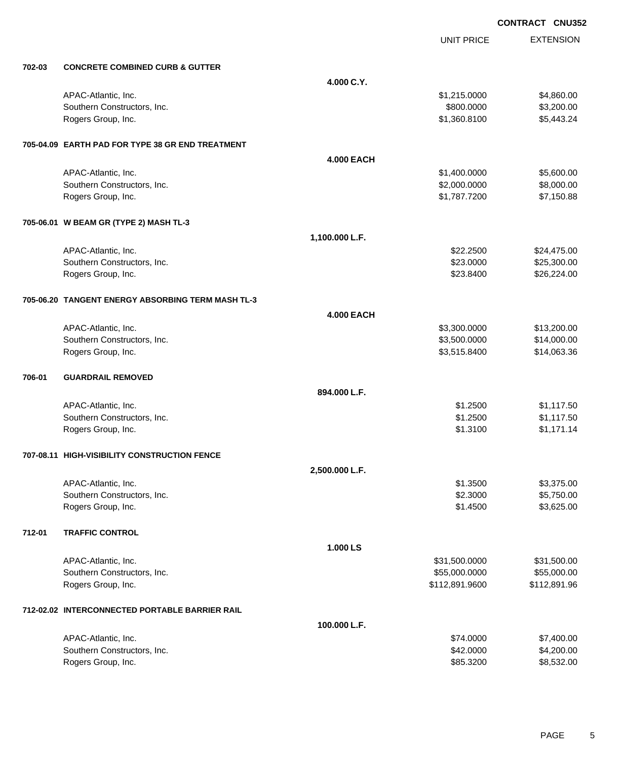**CONTRACT CNU352**

| | | | UNIT PRICE | EXTENSION |
|---|---|---|---|---|
| **702-03** | **CONCRETE COMBINED CURB & GUTTER** | | | |
| | | **4.000 C.Y.** | | |
| | APAC-Atlantic, Inc. | | $1,215.0000 | $4,860.00 |
| | Southern Constructors, Inc. | | $800.0000 | $3,200.00 |
| | Rogers Group, Inc. | | $1,360.8100 | $5,443.24 |
| **705-04.09** | **EARTH PAD FOR TYPE 38 GR END TREATMENT** | | | |
| | | **4.000 EACH** | | |
| | APAC-Atlantic, Inc. | | $1,400.0000 | $5,600.00 |
| | Southern Constructors, Inc. | | $2,000.0000 | $8,000.00 |
| | Rogers Group, Inc. | | $1,787.7200 | $7,150.88 |
| **705-06.01** | **W BEAM GR (TYPE 2) MASH TL-3** | | | |
| | | **1,100.000 L.F.** | | |
| | APAC-Atlantic, Inc. | | $22.2500 | $24,475.00 |
| | Southern Constructors, Inc. | | $23.0000 | $25,300.00 |
| | Rogers Group, Inc. | | $23.8400 | $26,224.00 |
| **705-06.20** | **TANGENT ENERGY ABSORBING TERM MASH TL-3** | | | |
| | | **4.000 EACH** | | |
| | APAC-Atlantic, Inc. | | $3,300.0000 | $13,200.00 |
| | Southern Constructors, Inc. | | $3,500.0000 | $14,000.00 |
| | Rogers Group, Inc. | | $3,515.8400 | $14,063.36 |
| **706-01** | **GUARDRAIL REMOVED** | | | |
| | | **894.000 L.F.** | | |
| | APAC-Atlantic, Inc. | | $1.2500 | $1,117.50 |
| | Southern Constructors, Inc. | | $1.2500 | $1,117.50 |
| | Rogers Group, Inc. | | $1.3100 | $1,171.14 |
| **707-08.11** | **HIGH-VISIBILITY CONSTRUCTION FENCE** | | | |
| | | **2,500.000 L.F.** | | |
| | APAC-Atlantic, Inc. | | $1.3500 | $3,375.00 |
| | Southern Constructors, Inc. | | $2.3000 | $5,750.00 |
| | Rogers Group, Inc. | | $1.4500 | $3,625.00 |
| **712-01** | **TRAFFIC CONTROL** | | | |
| | | **1.000 LS** | | |
| | APAC-Atlantic, Inc. | | $31,500.0000 | $31,500.00 |
| | Southern Constructors, Inc. | | $55,000.0000 | $55,000.00 |
| | Rogers Group, Inc. | | $112,891.9600 | $112,891.96 |
| **712-02.02** | **INTERCONNECTED PORTABLE BARRIER RAIL** | | | |
| | | **100.000 L.F.** | | |
| | APAC-Atlantic, Inc. | | $74.0000 | $7,400.00 |
| | Southern Constructors, Inc. | | $42.0000 | $4,200.00 |
| | Rogers Group, Inc. | | $85.3200 | $8,532.00 |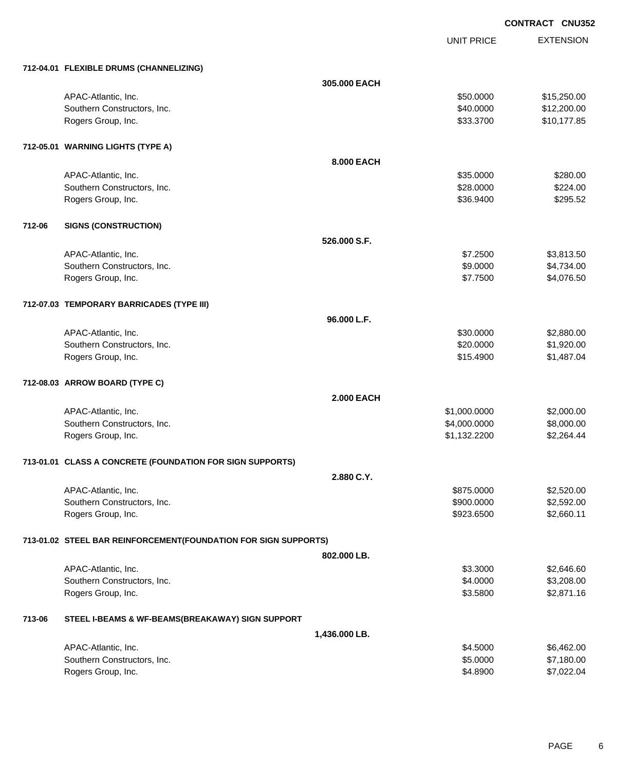**CONTRACT CNU352**

| | UNIT PRICE | EXTENSION |
|---|---|---|
| **712-04.01 FLEXIBLE DRUMS (CHANNELIZING)** | | |
| **305.000 EACH** | | |
| APAC-Atlantic, Inc. | $50.0000 | $15,250.00 |
| Southern Constructors, Inc. | $40.0000 | $12,200.00 |
| Rogers Group, Inc. | $33.3700 | $10,177.85 |
| **712-05.01 WARNING LIGHTS (TYPE A)** | | |
| **8.000 EACH** | | |
| APAC-Atlantic, Inc. | $35.0000 | $280.00 |
| Southern Constructors, Inc. | $28.0000 | $224.00 |
| Rogers Group, Inc. | $36.9400 | $295.52 |
| **712-06 SIGNS (CONSTRUCTION)** | | |
| **526.000 S.F.** | | |
| APAC-Atlantic, Inc. | $7.2500 | $3,813.50 |
| Southern Constructors, Inc. | $9.0000 | $4,734.00 |
| Rogers Group, Inc. | $7.7500 | $4,076.50 |
| **712-07.03 TEMPORARY BARRICADES (TYPE III)** | | |
| **96.000 L.F.** | | |
| APAC-Atlantic, Inc. | $30.0000 | $2,880.00 |
| Southern Constructors, Inc. | $20.0000 | $1,920.00 |
| Rogers Group, Inc. | $15.4900 | $1,487.04 |
| **712-08.03 ARROW BOARD (TYPE C)** | | |
| **2.000 EACH** | | |
| APAC-Atlantic, Inc. | $1,000.0000 | $2,000.00 |
| Southern Constructors, Inc. | $4,000.0000 | $8,000.00 |
| Rogers Group, Inc. | $1,132.2200 | $2,264.44 |
| **713-01.01 CLASS A CONCRETE (FOUNDATION FOR SIGN SUPPORTS)** | | |
| **2.880 C.Y.** | | |
| APAC-Atlantic, Inc. | $875.0000 | $2,520.00 |
| Southern Constructors, Inc. | $900.0000 | $2,592.00 |
| Rogers Group, Inc. | $923.6500 | $2,660.11 |
| **713-01.02 STEEL BAR REINFORCEMENT(FOUNDATION FOR SIGN SUPPORTS)** | | |
| **802.000 LB.** | | |
| APAC-Atlantic, Inc. | $3.3000 | $2,646.60 |
| Southern Constructors, Inc. | $4.0000 | $3,208.00 |
| Rogers Group, Inc. | $3.5800 | $2,871.16 |
| **713-06 STEEL I-BEAMS & WF-BEAMS(BREAKAWAY) SIGN SUPPORT** | | |
| **1,436.000 LB.** | | |
| APAC-Atlantic, Inc. | $4.5000 | $6,462.00 |
| Southern Constructors, Inc. | $5.0000 | $7,180.00 |
| Rogers Group, Inc. | $4.8900 | $7,022.04 |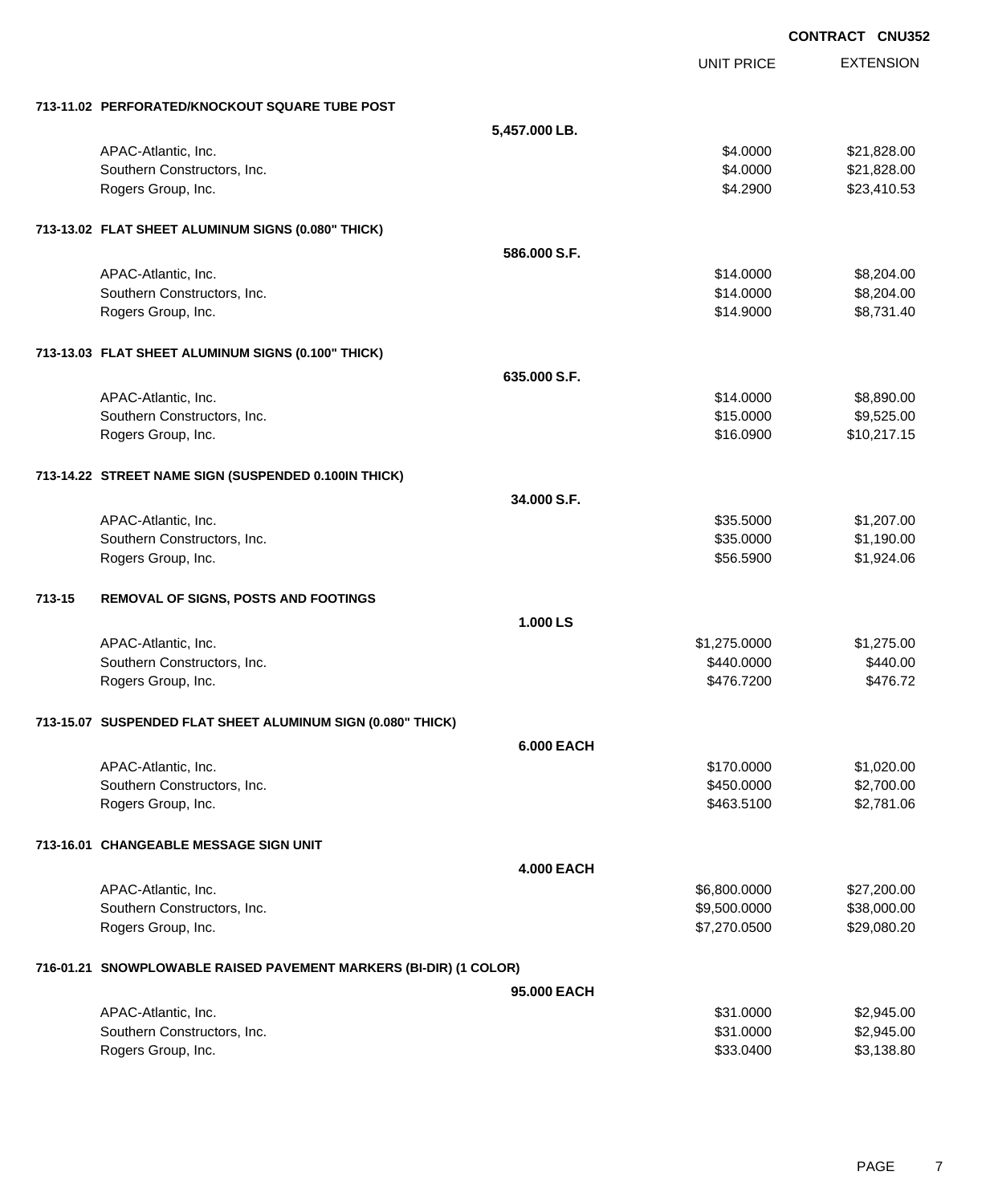**CONTRACT CNU352**

| | | UNIT PRICE | EXTENSION |
|---|---|---|---|
| **713-11.02 PERFORATED/KNOCKOUT SQUARE TUBE POST** | | | |
| | **5,457.000 LB.** | | |
| APAC-Atlantic, Inc. | | $4.0000 | $21,828.00 |
| Southern Constructors, Inc. | | $4.0000 | $21,828.00 |
| Rogers Group, Inc. | | $4.2900 | $23,410.53 |
| **713-13.02 FLAT SHEET ALUMINUM SIGNS (0.080" THICK)** | | | |
| | **586.000 S.F.** | | |
| APAC-Atlantic, Inc. | | $14.0000 | $8,204.00 |
| Southern Constructors, Inc. | | $14.0000 | $8,204.00 |
| Rogers Group, Inc. | | $14.9000 | $8,731.40 |
| **713-13.03 FLAT SHEET ALUMINUM SIGNS (0.100" THICK)** | | | |
| | **635.000 S.F.** | | |
| APAC-Atlantic, Inc. | | $14.0000 | $8,890.00 |
| Southern Constructors, Inc. | | $15.0000 | $9,525.00 |
| Rogers Group, Inc. | | $16.0900 | $10,217.15 |
| **713-14.22 STREET NAME SIGN (SUSPENDED 0.100IN THICK)** | | | |
| | **34.000 S.F.** | | |
| APAC-Atlantic, Inc. | | $35.5000 | $1,207.00 |
| Southern Constructors, Inc. | | $35.0000 | $1,190.00 |
| Rogers Group, Inc. | | $56.5900 | $1,924.06 |
| **713-15 REMOVAL OF SIGNS, POSTS AND FOOTINGS** | | | |
| | **1.000 LS** | | |
| APAC-Atlantic, Inc. | | $1,275.0000 | $1,275.00 |
| Southern Constructors, Inc. | | $440.0000 | $440.00 |
| Rogers Group, Inc. | | $476.7200 | $476.72 |
| **713-15.07 SUSPENDED FLAT SHEET ALUMINUM SIGN (0.080" THICK)** | | | |
| | **6.000 EACH** | | |
| APAC-Atlantic, Inc. | | $170.0000 | $1,020.00 |
| Southern Constructors, Inc. | | $450.0000 | $2,700.00 |
| Rogers Group, Inc. | | $463.5100 | $2,781.06 |
| **713-16.01 CHANGEABLE MESSAGE SIGN UNIT** | | | |
| | **4.000 EACH** | | |
| APAC-Atlantic, Inc. | | $6,800.0000 | $27,200.00 |
| Southern Constructors, Inc. | | $9,500.0000 | $38,000.00 |
| Rogers Group, Inc. | | $7,270.0500 | $29,080.20 |
| **716-01.21 SNOWPLOWABLE RAISED PAVEMENT MARKERS (BI-DIR) (1 COLOR)** | | | |
| | **95.000 EACH** | | |
| APAC-Atlantic, Inc. | | $31.0000 | $2,945.00 |
| Southern Constructors, Inc. | | $31.0000 | $2,945.00 |
| Rogers Group, Inc. | | $33.0400 | $3,138.80 |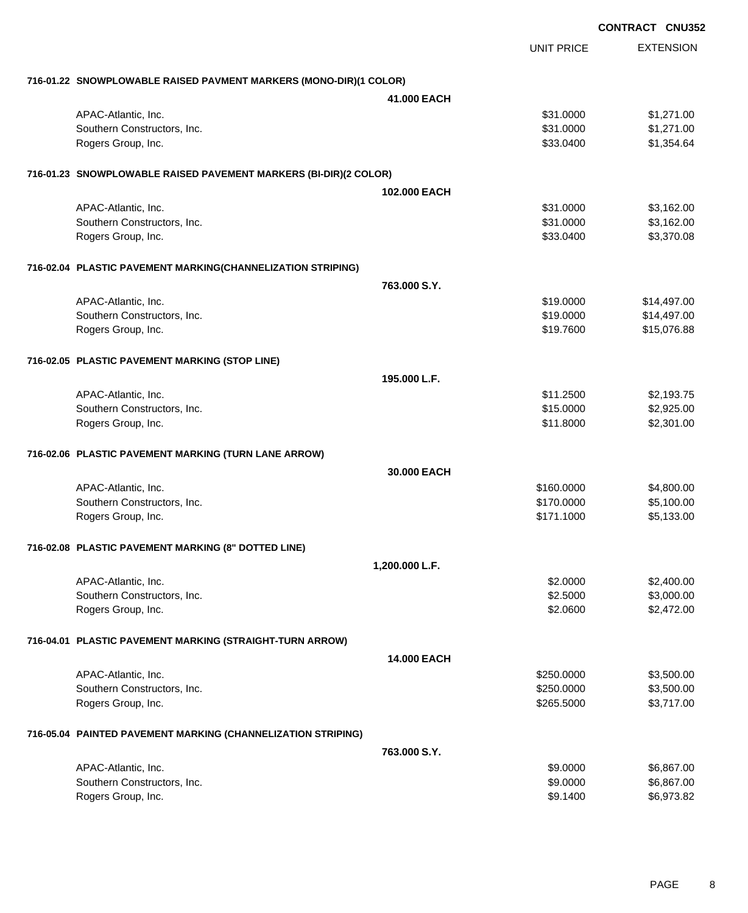**CONTRACT CNU352**

| | UNIT PRICE | EXTENSION |
|---|---|---|
| **716-01.22 SNOWPLOWABLE RAISED PAVMENT MARKERS (MONO-DIR)(1 COLOR)** | | |
| **41.000 EACH** | | |
| APAC-Atlantic, Inc. | $31.0000 | $1,271.00 |
| Southern Constructors, Inc. | $31.0000 | $1,271.00 |
| Rogers Group, Inc. | $33.0400 | $1,354.64 |
| **716-01.23 SNOWPLOWABLE RAISED PAVEMENT MARKERS (BI-DIR)(2 COLOR)** | | |
| **102.000 EACH** | | |
| APAC-Atlantic, Inc. | $31.0000 | $3,162.00 |
| Southern Constructors, Inc. | $31.0000 | $3,162.00 |
| Rogers Group, Inc. | $33.0400 | $3,370.08 |
| **716-02.04 PLASTIC PAVEMENT MARKING(CHANNELIZATION STRIPING)** | | |
| **763.000 S.Y.** | | |
| APAC-Atlantic, Inc. | $19.0000 | $14,497.00 |
| Southern Constructors, Inc. | $19.0000 | $14,497.00 |
| Rogers Group, Inc. | $19.7600 | $15,076.88 |
| **716-02.05 PLASTIC PAVEMENT MARKING (STOP LINE)** | | |
| **195.000 L.F.** | | |
| APAC-Atlantic, Inc. | $11.2500 | $2,193.75 |
| Southern Constructors, Inc. | $15.0000 | $2,925.00 |
| Rogers Group, Inc. | $11.8000 | $2,301.00 |
| **716-02.06 PLASTIC PAVEMENT MARKING (TURN LANE ARROW)** | | |
| **30.000 EACH** | | |
| APAC-Atlantic, Inc. | $160.0000 | $4,800.00 |
| Southern Constructors, Inc. | $170.0000 | $5,100.00 |
| Rogers Group, Inc. | $171.1000 | $5,133.00 |
| **716-02.08 PLASTIC PAVEMENT MARKING (8" DOTTED LINE)** | | |
| **1,200.000 L.F.** | | |
| APAC-Atlantic, Inc. | $2.0000 | $2,400.00 |
| Southern Constructors, Inc. | $2.5000 | $3,000.00 |
| Rogers Group, Inc. | $2.0600 | $2,472.00 |
| **716-04.01 PLASTIC PAVEMENT MARKING (STRAIGHT-TURN ARROW)** | | |
| **14.000 EACH** | | |
| APAC-Atlantic, Inc. | $250.0000 | $3,500.00 |
| Southern Constructors, Inc. | $250.0000 | $3,500.00 |
| Rogers Group, Inc. | $265.5000 | $3,717.00 |
| **716-05.04 PAINTED PAVEMENT MARKING (CHANNELIZATION STRIPING)** | | |
| **763.000 S.Y.** | | |
| APAC-Atlantic, Inc. | $9.0000 | $6,867.00 |
| Southern Constructors, Inc. | $9.0000 | $6,867.00 |
| Rogers Group, Inc. | $9.1400 | $6,973.82 |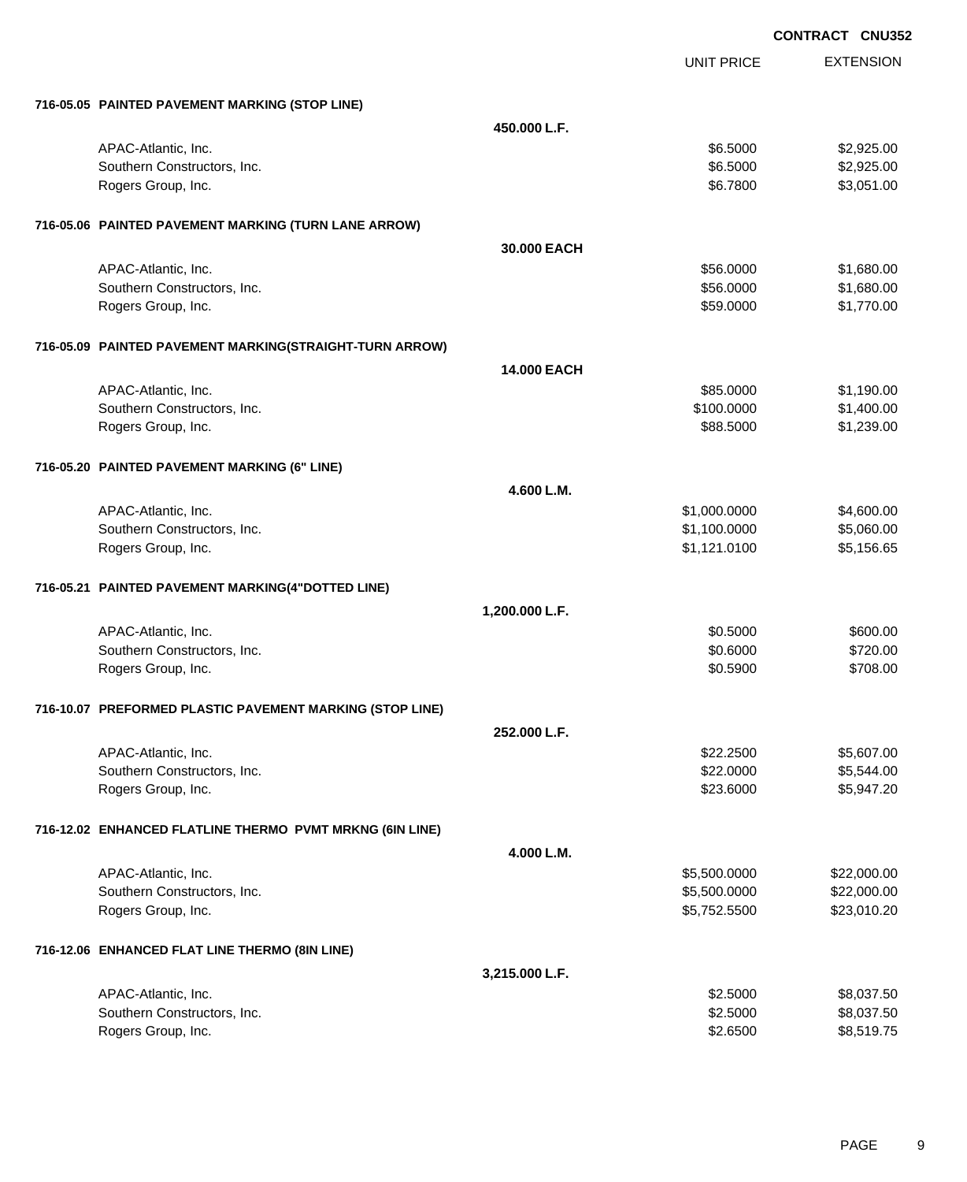**CONTRACT CNU352**

| | | UNIT PRICE | EXTENSION |
|---|---|---|---|
| **716-05.05 PAINTED PAVEMENT MARKING (STOP LINE)** | | | |
| | **450.000 L.F.** | | |
| APAC-Atlantic, Inc. | | $6.5000 | $2,925.00 |
| Southern Constructors, Inc. | | $6.5000 | $2,925.00 |
| Rogers Group, Inc. | | $6.7800 | $3,051.00 |
| **716-05.06 PAINTED PAVEMENT MARKING (TURN LANE ARROW)** | | | |
| | **30.000 EACH** | | |
| APAC-Atlantic, Inc. | | $56.0000 | $1,680.00 |
| Southern Constructors, Inc. | | $56.0000 | $1,680.00 |
| Rogers Group, Inc. | | $59.0000 | $1,770.00 |
| **716-05.09 PAINTED PAVEMENT MARKING(STRAIGHT-TURN ARROW)** | | | |
| | **14.000 EACH** | | |
| APAC-Atlantic, Inc. | | $85.0000 | $1,190.00 |
| Southern Constructors, Inc. | | $100.0000 | $1,400.00 |
| Rogers Group, Inc. | | $88.5000 | $1,239.00 |
| **716-05.20 PAINTED PAVEMENT MARKING (6" LINE)** | | | |
| | **4.600 L.M.** | | |
| APAC-Atlantic, Inc. | | $1,000.0000 | $4,600.00 |
| Southern Constructors, Inc. | | $1,100.0000 | $5,060.00 |
| Rogers Group, Inc. | | $1,121.0100 | $5,156.65 |
| **716-05.21 PAINTED PAVEMENT MARKING(4"DOTTED LINE)** | | | |
| | **1,200.000 L.F.** | | |
| APAC-Atlantic, Inc. | | $0.5000 | $600.00 |
| Southern Constructors, Inc. | | $0.6000 | $720.00 |
| Rogers Group, Inc. | | $0.5900 | $708.00 |
| **716-10.07 PREFORMED PLASTIC PAVEMENT MARKING (STOP LINE)** | | | |
| | **252.000 L.F.** | | |
| APAC-Atlantic, Inc. | | $22.2500 | $5,607.00 |
| Southern Constructors, Inc. | | $22.0000 | $5,544.00 |
| Rogers Group, Inc. | | $23.6000 | $5,947.20 |
| **716-12.02 ENHANCED FLATLINE THERMO PVMT MRKNG (6IN LINE)** | | | |
| | **4.000 L.M.** | | |
| APAC-Atlantic, Inc. | | $5,500.0000 | $22,000.00 |
| Southern Constructors, Inc. | | $5,500.0000 | $22,000.00 |
| Rogers Group, Inc. | | $5,752.5500 | $23,010.20 |
| **716-12.06 ENHANCED FLAT LINE THERMO (8IN LINE)** | | | |
| | **3,215.000 L.F.** | | |
| APAC-Atlantic, Inc. | | $2.5000 | $8,037.50 |
| Southern Constructors, Inc. | | $2.5000 | $8,037.50 |
| Rogers Group, Inc. | | $2.6500 | $8,519.75 |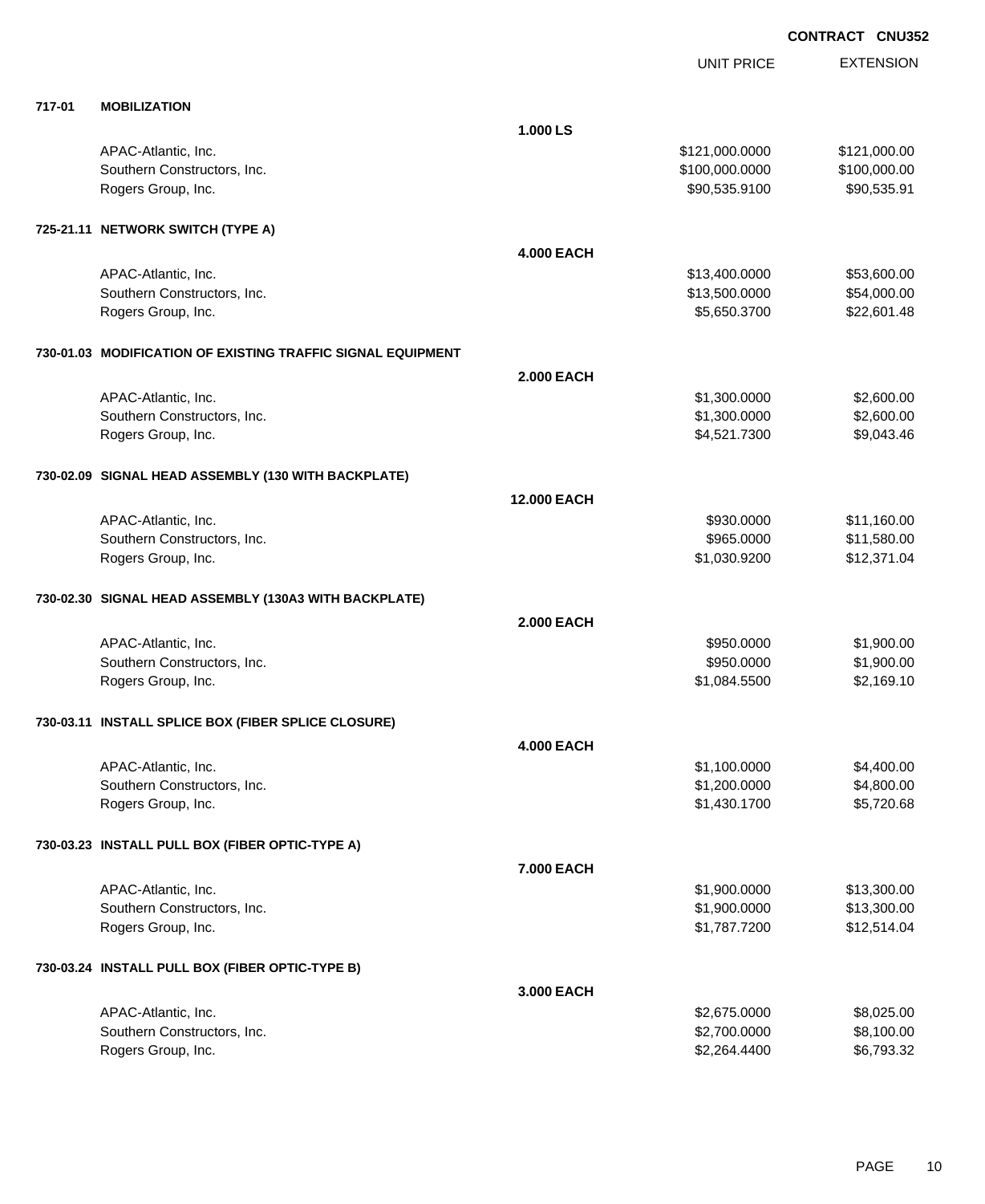**CONTRACT CNU352**

| | | | UNIT PRICE | EXTENSION |
|---|---|---|---|---|
| **717-01** | **MOBILIZATION** | | | |
| | | **1.000 LS** | | |
| | APAC-Atlantic, Inc. | | $121,000.0000 | $121,000.00 |
| | Southern Constructors, Inc. | | $100,000.0000 | $100,000.00 |
| | Rogers Group, Inc. | | $90,535.9100 | $90,535.91 |
| **725-21.11** | **NETWORK SWITCH (TYPE A)** | | | |
| | | **4.000 EACH** | | |
| | APAC-Atlantic, Inc. | | $13,400.0000 | $53,600.00 |
| | Southern Constructors, Inc. | | $13,500.0000 | $54,000.00 |
| | Rogers Group, Inc. | | $5,650.3700 | $22,601.48 |
| **730-01.03** | **MODIFICATION OF EXISTING TRAFFIC SIGNAL EQUIPMENT** | | | |
| | | **2.000 EACH** | | |
| | APAC-Atlantic, Inc. | | $1,300.0000 | $2,600.00 |
| | Southern Constructors, Inc. | | $1,300.0000 | $2,600.00 |
| | Rogers Group, Inc. | | $4,521.7300 | $9,043.46 |
| **730-02.09** | **SIGNAL HEAD ASSEMBLY (130 WITH BACKPLATE)** | | | |
| | | **12.000 EACH** | | |
| | APAC-Atlantic, Inc. | | $930.0000 | $11,160.00 |
| | Southern Constructors, Inc. | | $965.0000 | $11,580.00 |
| | Rogers Group, Inc. | | $1,030.9200 | $12,371.04 |
| **730-02.30** | **SIGNAL HEAD ASSEMBLY (130A3 WITH BACKPLATE)** | | | |
| | | **2.000 EACH** | | |
| | APAC-Atlantic, Inc. | | $950.0000 | $1,900.00 |
| | Southern Constructors, Inc. | | $950.0000 | $1,900.00 |
| | Rogers Group, Inc. | | $1,084.5500 | $2,169.10 |
| **730-03.11** | **INSTALL SPLICE BOX (FIBER SPLICE CLOSURE)** | | | |
| | | **4.000 EACH** | | |
| | APAC-Atlantic, Inc. | | $1,100.0000 | $4,400.00 |
| | Southern Constructors, Inc. | | $1,200.0000 | $4,800.00 |
| | Rogers Group, Inc. | | $1,430.1700 | $5,720.68 |
| **730-03.23** | **INSTALL PULL BOX (FIBER OPTIC-TYPE A)** | | | |
| | | **7.000 EACH** | | |
| | APAC-Atlantic, Inc. | | $1,900.0000 | $13,300.00 |
| | Southern Constructors, Inc. | | $1,900.0000 | $13,300.00 |
| | Rogers Group, Inc. | | $1,787.7200 | $12,514.04 |
| **730-03.24** | **INSTALL PULL BOX (FIBER OPTIC-TYPE B)** | | | |
| | | **3.000 EACH** | | |
| | APAC-Atlantic, Inc. | | $2,675.0000 | $8,025.00 |
| | Southern Constructors, Inc. | | $2,700.0000 | $8,100.00 |
| | Rogers Group, Inc. | | $2,264.4400 | $6,793.32 |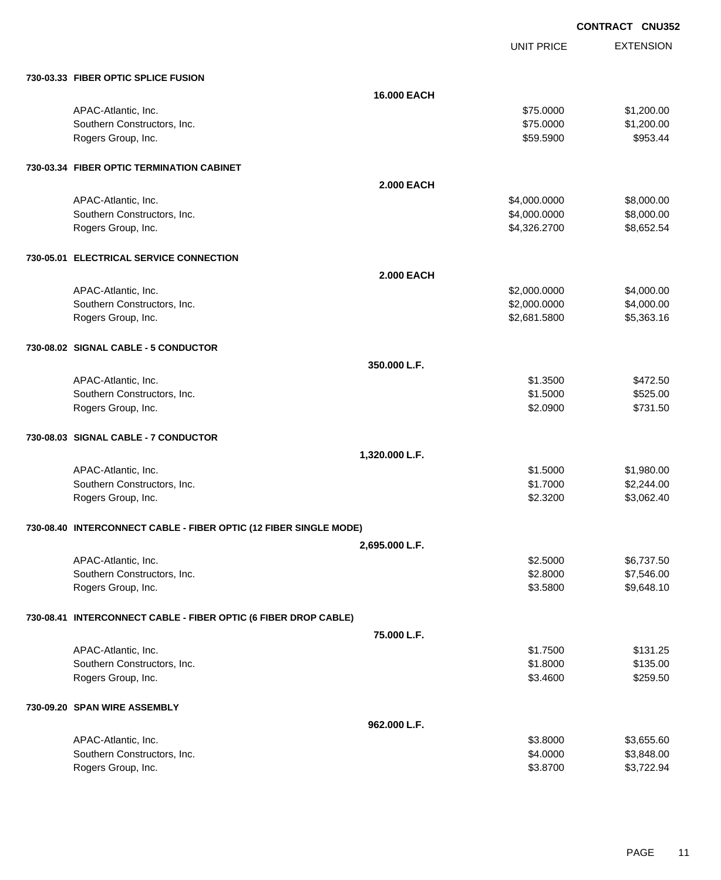**CONTRACT CNU352**

| | | UNIT PRICE | EXTENSION |
|---|---|---|---|
| **730-03.33 FIBER OPTIC SPLICE FUSION** | | | |
| | **16.000 EACH** | | |
| APAC-Atlantic, Inc. | | $75.0000 | $1,200.00 |
| Southern Constructors, Inc. | | $75.0000 | $1,200.00 |
| Rogers Group, Inc. | | $59.5900 | $953.44 |
| **730-03.34 FIBER OPTIC TERMINATION CABINET** | | | |
| | **2.000 EACH** | | |
| APAC-Atlantic, Inc. | | $4,000.0000 | $8,000.00 |
| Southern Constructors, Inc. | | $4,000.0000 | $8,000.00 |
| Rogers Group, Inc. | | $4,326.2700 | $8,652.54 |
| **730-05.01 ELECTRICAL SERVICE CONNECTION** | | | |
| | **2.000 EACH** | | |
| APAC-Atlantic, Inc. | | $2,000.0000 | $4,000.00 |
| Southern Constructors, Inc. | | $2,000.0000 | $4,000.00 |
| Rogers Group, Inc. | | $2,681.5800 | $5,363.16 |
| **730-08.02 SIGNAL CABLE - 5 CONDUCTOR** | | | |
| | **350.000 L.F.** | | |
| APAC-Atlantic, Inc. | | $1.3500 | $472.50 |
| Southern Constructors, Inc. | | $1.5000 | $525.00 |
| Rogers Group, Inc. | | $2.0900 | $731.50 |
| **730-08.03 SIGNAL CABLE - 7 CONDUCTOR** | | | |
| | **1,320.000 L.F.** | | |
| APAC-Atlantic, Inc. | | $1.5000 | $1,980.00 |
| Southern Constructors, Inc. | | $1.7000 | $2,244.00 |
| Rogers Group, Inc. | | $2.3200 | $3,062.40 |
| **730-08.40 INTERCONNECT CABLE - FIBER OPTIC (12 FIBER SINGLE MODE)** | | | |
| | **2,695.000 L.F.** | | |
| APAC-Atlantic, Inc. | | $2.5000 | $6,737.50 |
| Southern Constructors, Inc. | | $2.8000 | $7,546.00 |
| Rogers Group, Inc. | | $3.5800 | $9,648.10 |
| **730-08.41 INTERCONNECT CABLE - FIBER OPTIC (6 FIBER DROP CABLE)** | | | |
| | **75.000 L.F.** | | |
| APAC-Atlantic, Inc. | | $1.7500 | $131.25 |
| Southern Constructors, Inc. | | $1.8000 | $135.00 |
| Rogers Group, Inc. | | $3.4600 | $259.50 |
| **730-09.20 SPAN WIRE ASSEMBLY** | | | |
| | **962.000 L.F.** | | |
| APAC-Atlantic, Inc. | | $3.8000 | $3,655.60 |
| Southern Constructors, Inc. | | $4.0000 | $3,848.00 |
| Rogers Group, Inc. | | $3.8700 | $3,722.94 |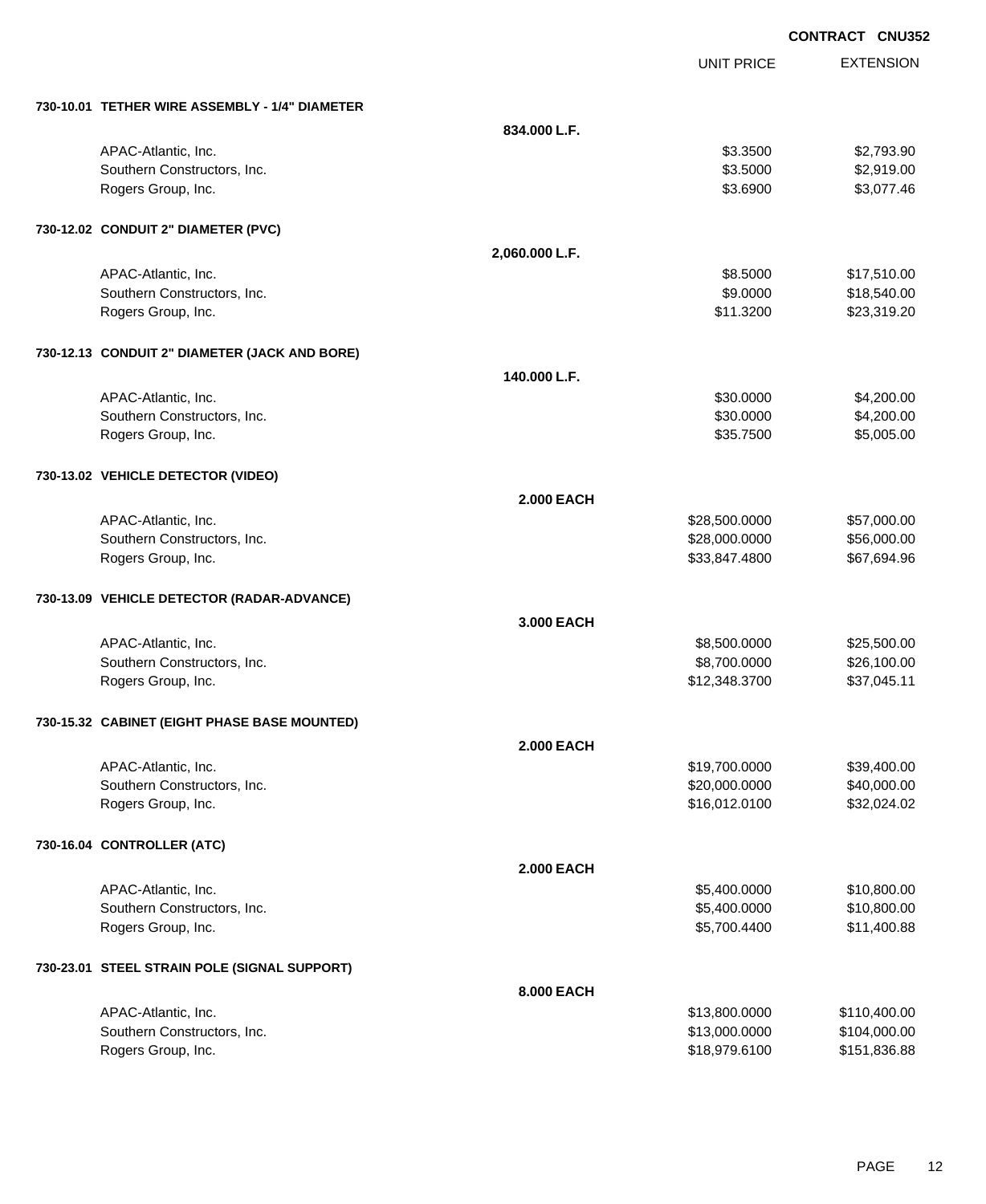CONTRACT CNU352

| | | UNIT PRICE | EXTENSION |
|---|---|---|---|
| **730-10.01 TETHER WIRE ASSEMBLY - 1/4" DIAMETER** | | | |
| | **834.000 L.F.** | | |
| APAC-Atlantic, Inc. | | $3.3500 | $2,793.90 |
| Southern Constructors, Inc. | | $3.5000 | $2,919.00 |
| Rogers Group, Inc. | | $3.6900 | $3,077.46 |
| **730-12.02 CONDUIT 2" DIAMETER (PVC)** | | | |
| | **2,060.000 L.F.** | | |
| APAC-Atlantic, Inc. | | $8.5000 | $17,510.00 |
| Southern Constructors, Inc. | | $9.0000 | $18,540.00 |
| Rogers Group, Inc. | | $11.3200 | $23,319.20 |
| **730-12.13 CONDUIT 2" DIAMETER (JACK AND BORE)** | | | |
| | **140.000 L.F.** | | |
| APAC-Atlantic, Inc. | | $30.0000 | $4,200.00 |
| Southern Constructors, Inc. | | $30.0000 | $4,200.00 |
| Rogers Group, Inc. | | $35.7500 | $5,005.00 |
| **730-13.02 VEHICLE DETECTOR (VIDEO)** | | | |
| | **2.000 EACH** | | |
| APAC-Atlantic, Inc. | | $28,500.0000 | $57,000.00 |
| Southern Constructors, Inc. | | $28,000.0000 | $56,000.00 |
| Rogers Group, Inc. | | $33,847.4800 | $67,694.96 |
| **730-13.09 VEHICLE DETECTOR (RADAR-ADVANCE)** | | | |
| | **3.000 EACH** | | |
| APAC-Atlantic, Inc. | | $8,500.0000 | $25,500.00 |
| Southern Constructors, Inc. | | $8,700.0000 | $26,100.00 |
| Rogers Group, Inc. | | $12,348.3700 | $37,045.11 |
| **730-15.32 CABINET (EIGHT PHASE BASE MOUNTED)** | | | |
| | **2.000 EACH** | | |
| APAC-Atlantic, Inc. | | $19,700.0000 | $39,400.00 |
| Southern Constructors, Inc. | | $20,000.0000 | $40,000.00 |
| Rogers Group, Inc. | | $16,012.0100 | $32,024.02 |
| **730-16.04 CONTROLLER (ATC)** | | | |
| | **2.000 EACH** | | |
| APAC-Atlantic, Inc. | | $5,400.0000 | $10,800.00 |
| Southern Constructors, Inc. | | $5,400.0000 | $10,800.00 |
| Rogers Group, Inc. | | $5,700.4400 | $11,400.88 |
| **730-23.01 STEEL STRAIN POLE (SIGNAL SUPPORT)** | | | |
| | **8.000 EACH** | | |
| APAC-Atlantic, Inc. | | $13,800.0000 | $110,400.00 |
| Southern Constructors, Inc. | | $13,000.0000 | $104,000.00 |
| Rogers Group, Inc. | | $18,979.6100 | $151,836.88 |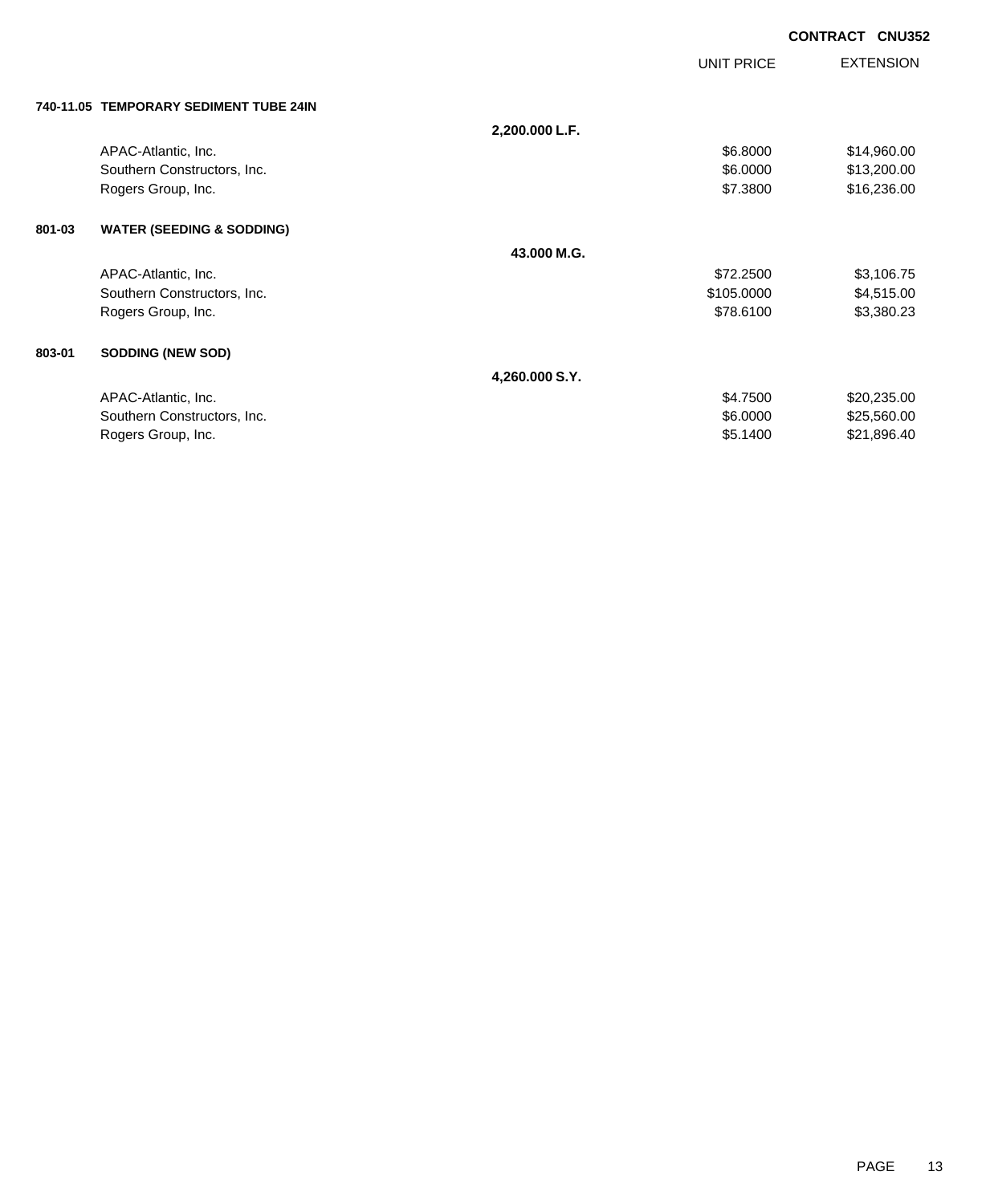**CONTRACT CNU352**

| | | UNIT PRICE | EXTENSION |
|---|---|---|---|
| **740-11.05 TEMPORARY SEDIMENT TUBE 24IN** | | | |
| | **2,200.000 L.F.** | | |
| APAC-Atlantic, Inc. | | $6.8000 | $14,960.00 |
| Southern Constructors, Inc. | | $6.0000 | $13,200.00 |
| Rogers Group, Inc. | | $7.3800 | $16,236.00 |
| **801-03 WATER (SEEDING & SODDING)** | | | |
| | **43.000 M.G.** | | |
| APAC-Atlantic, Inc. | | $72.2500 | $3,106.75 |
| Southern Constructors, Inc. | | $105.0000 | $4,515.00 |
| Rogers Group, Inc. | | $78.6100 | $3,380.23 |
| **803-01 SODDING (NEW SOD)** | | | |
| | **4,260.000 S.Y.** | | |
| APAC-Atlantic, Inc. | | $4.7500 | $20,235.00 |
| Southern Constructors, Inc. | | $6.0000 | $25,560.00 |
| Rogers Group, Inc. | | $5.1400 | $21,896.40 |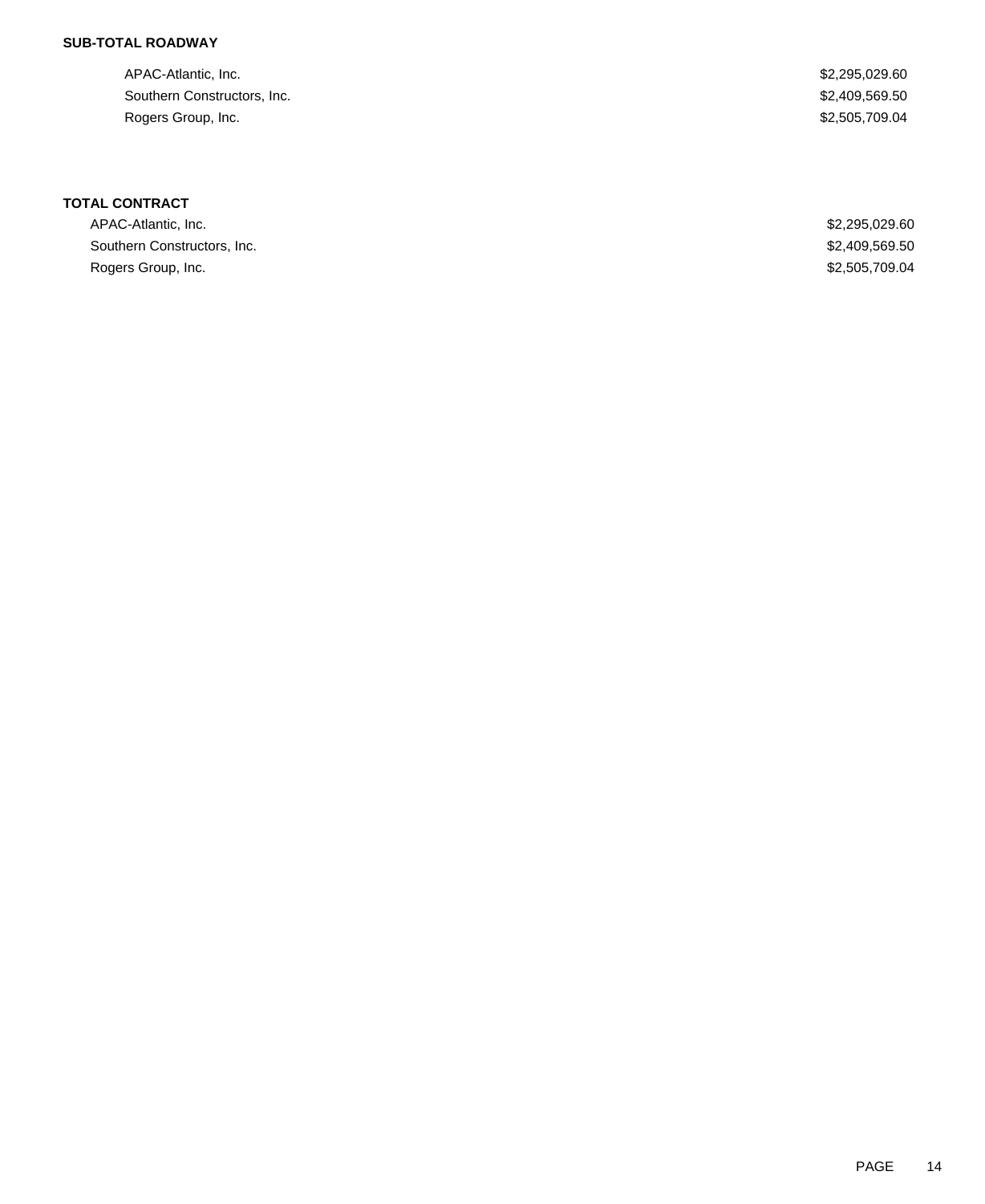**SUB-TOTAL ROADWAY**

| | |
|---|---|
| APAC-Atlantic, Inc. | $2,295,029.60 |
| Southern Constructors, Inc. | $2,409,569.50 |
| Rogers Group, Inc. | $2,505,709.04 |

**TOTAL CONTRACT**

| | |
|---|---|
| APAC-Atlantic, Inc. | $2,295,029.60 |
| Southern Constructors, Inc. | $2,409,569.50 |
| Rogers Group, Inc. | $2,505,709.04 |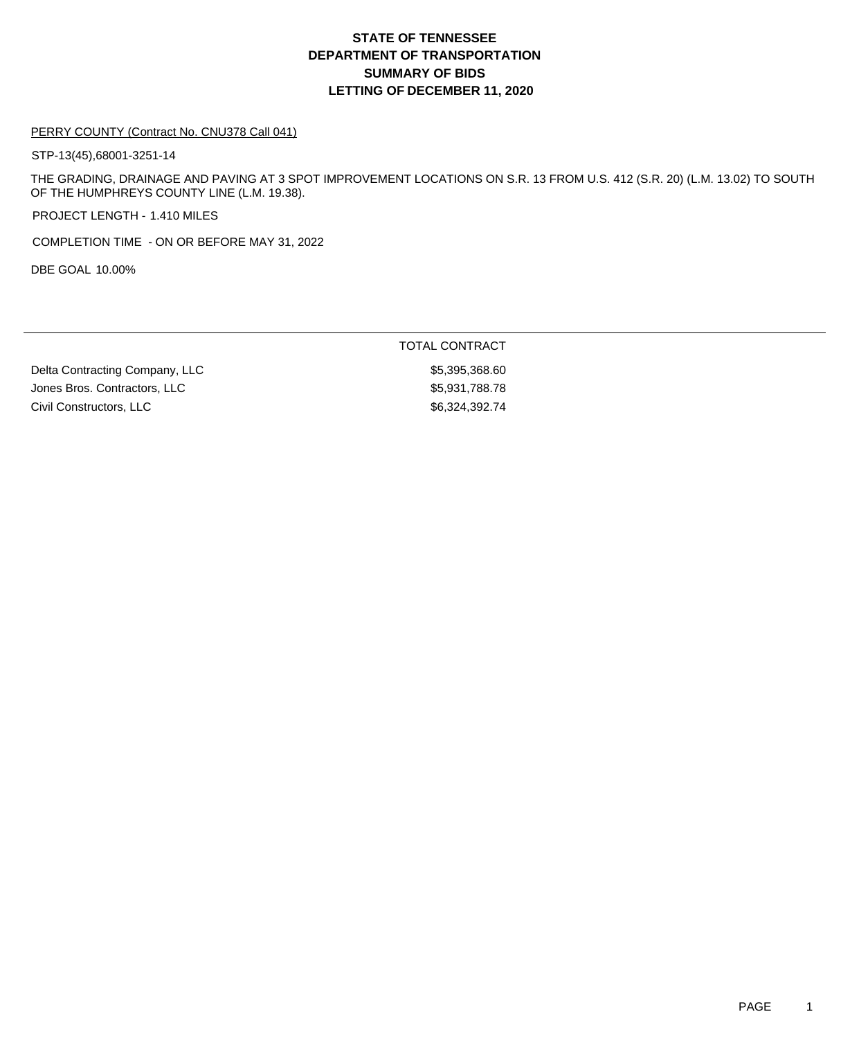# STATE OF TENNESSEE
# DEPARTMENT OF TRANSPORTATION
# SUMMARY OF BIDS
# LETTING OF DECEMBER 11, 2020

PERRY COUNTY (Contract No. CNU378 Call 041)

STP-13(45),68001-3251-14

THE GRADING, DRAINAGE AND PAVING AT 3 SPOT IMPROVEMENT LOCATIONS ON S.R. 13 FROM U.S. 412 (S.R. 20) (L.M. 13.02) TO SOUTH OF THE HUMPHREYS COUNTY LINE (L.M. 19.38).

PROJECT LENGTH - 1.410 MILES

COMPLETION TIME - ON OR BEFORE MAY 31, 2022

DBE GOAL 10.00%

| | TOTAL CONTRACT |
|---|---|
| Delta Contracting Company, LLC | $5,395,368.60 |
| Jones Bros. Contractors, LLC | $5,931,788.78 |
| Civil Constructors, LLC | $6,324,392.74 |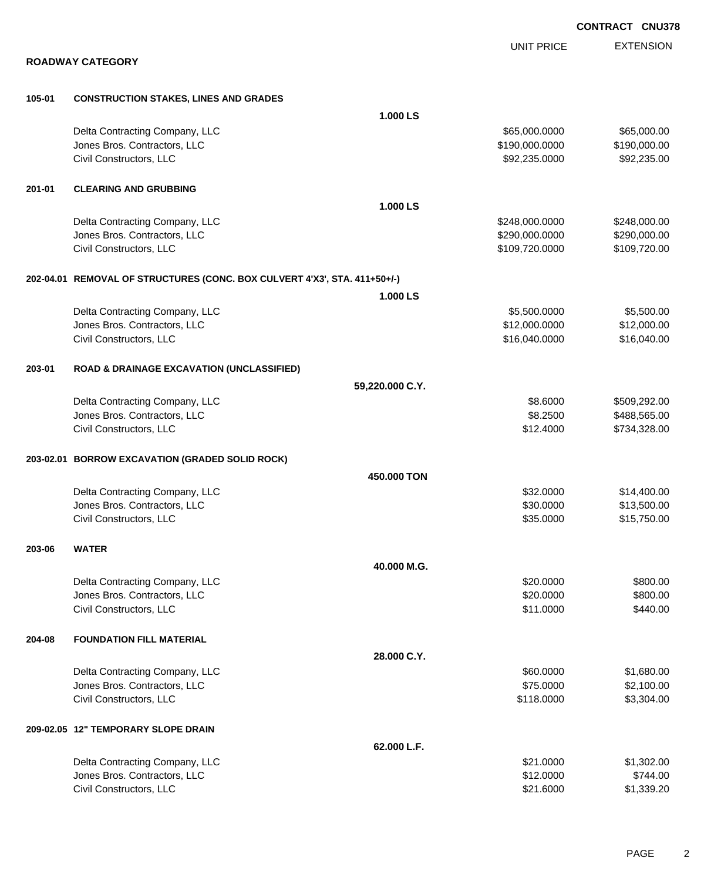**CONTRACT CNU378**

## ROADWAY CATEGORY

| | | UNIT PRICE | EXTENSION |
|---|---|---|---|
| **105-01** | **CONSTRUCTION STAKES, LINES AND GRADES** | | |
| | **1.000 LS** | | |
| | Delta Contracting Company, LLC | $65,000.0000 | $65,000.00 |
| | Jones Bros. Contractors, LLC | $190,000.0000 | $190,000.00 |
| | Civil Constructors, LLC | $92,235.0000 | $92,235.00 |
| **201-01** | **CLEARING AND GRUBBING** | | |
| | **1.000 LS** | | |
| | Delta Contracting Company, LLC | $248,000.0000 | $248,000.00 |
| | Jones Bros. Contractors, LLC | $290,000.0000 | $290,000.00 |
| | Civil Constructors, LLC | $109,720.0000 | $109,720.00 |
| **202-04.01** | **REMOVAL OF STRUCTURES (CONC. BOX CULVERT 4'X3', STA. 411+50+/-)** | | |
| | **1.000 LS** | | |
| | Delta Contracting Company, LLC | $5,500.0000 | $5,500.00 |
| | Jones Bros. Contractors, LLC | $12,000.0000 | $12,000.00 |
| | Civil Constructors, LLC | $16,040.0000 | $16,040.00 |
| **203-01** | **ROAD & DRAINAGE EXCAVATION (UNCLASSIFIED)** | | |
| | **59,220.000 C.Y.** | | |
| | Delta Contracting Company, LLC | $8.6000 | $509,292.00 |
| | Jones Bros. Contractors, LLC | $8.2500 | $488,565.00 |
| | Civil Constructors, LLC | $12.4000 | $734,328.00 |
| **203-02.01** | **BORROW EXCAVATION (GRADED SOLID ROCK)** | | |
| | **450.000 TON** | | |
| | Delta Contracting Company, LLC | $32.0000 | $14,400.00 |
| | Jones Bros. Contractors, LLC | $30.0000 | $13,500.00 |
| | Civil Constructors, LLC | $35.0000 | $15,750.00 |
| **203-06** | **WATER** | | |
| | **40.000 M.G.** | | |
| | Delta Contracting Company, LLC | $20.0000 | $800.00 |
| | Jones Bros. Contractors, LLC | $20.0000 | $800.00 |
| | Civil Constructors, LLC | $11.0000 | $440.00 |
| **204-08** | **FOUNDATION FILL MATERIAL** | | |
| | **28.000 C.Y.** | | |
| | Delta Contracting Company, LLC | $60.0000 | $1,680.00 |
| | Jones Bros. Contractors, LLC | $75.0000 | $2,100.00 |
| | Civil Constructors, LLC | $118.0000 | $3,304.00 |
| **209-02.05** | **12" TEMPORARY SLOPE DRAIN** | | |
| | **62.000 L.F.** | | |
| | Delta Contracting Company, LLC | $21.0000 | $1,302.00 |
| | Jones Bros. Contractors, LLC | $12.0000 | $744.00 |
| | Civil Constructors, LLC | $21.6000 | $1,339.20 |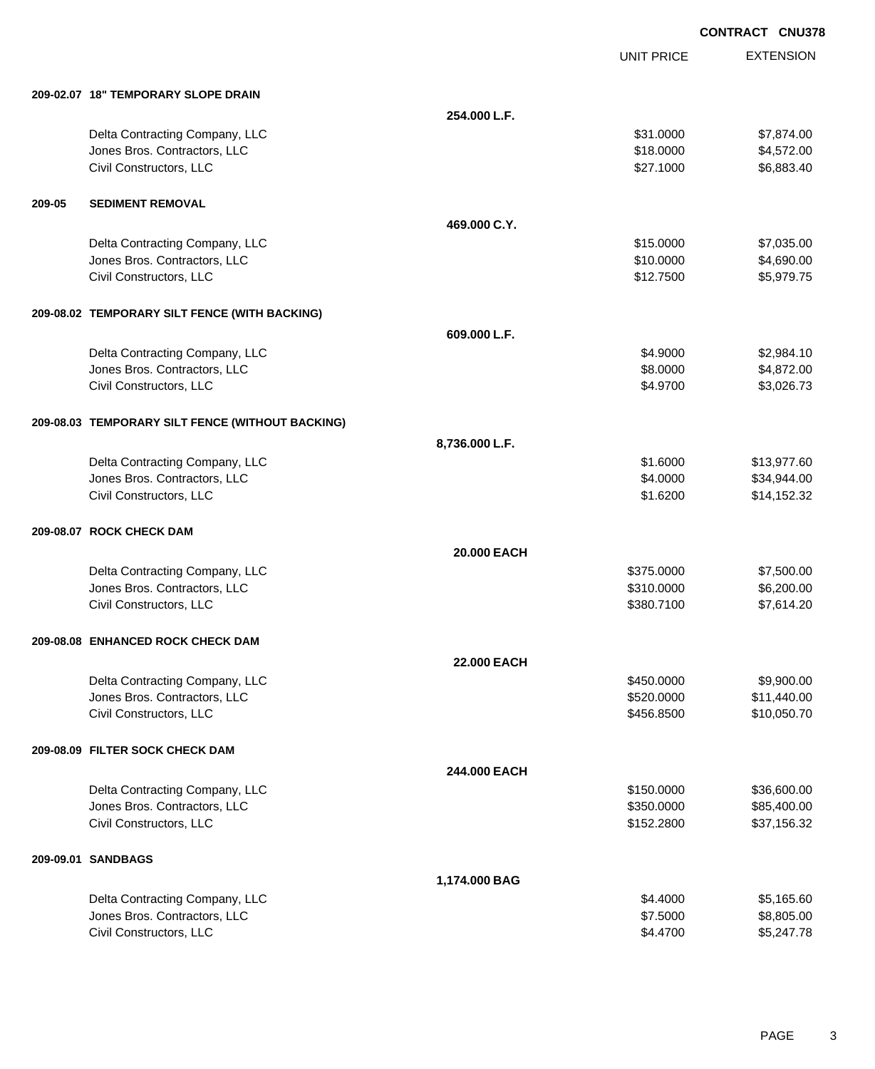**CONTRACT CNU378**

| | | UNIT PRICE | EXTENSION |
|---|---|---|---|
| **209-02.07 18" TEMPORARY SLOPE DRAIN** | | | |
| | **254.000 L.F.** | | |
| Delta Contracting Company, LLC | | $31.0000 | $7,874.00 |
| Jones Bros. Contractors, LLC | | $18.0000 | $4,572.00 |
| Civil Constructors, LLC | | $27.1000 | $6,883.40 |
| **209-05 SEDIMENT REMOVAL** | | | |
| | **469.000 C.Y.** | | |
| Delta Contracting Company, LLC | | $15.0000 | $7,035.00 |
| Jones Bros. Contractors, LLC | | $10.0000 | $4,690.00 |
| Civil Constructors, LLC | | $12.7500 | $5,979.75 |
| **209-08.02 TEMPORARY SILT FENCE (WITH BACKING)** | | | |
| | **609.000 L.F.** | | |
| Delta Contracting Company, LLC | | $4.9000 | $2,984.10 |
| Jones Bros. Contractors, LLC | | $8.0000 | $4,872.00 |
| Civil Constructors, LLC | | $4.9700 | $3,026.73 |
| **209-08.03 TEMPORARY SILT FENCE (WITHOUT BACKING)** | | | |
| | **8,736.000 L.F.** | | |
| Delta Contracting Company, LLC | | $1.6000 | $13,977.60 |
| Jones Bros. Contractors, LLC | | $4.0000 | $34,944.00 |
| Civil Constructors, LLC | | $1.6200 | $14,152.32 |
| **209-08.07 ROCK CHECK DAM** | | | |
| | **20.000 EACH** | | |
| Delta Contracting Company, LLC | | $375.0000 | $7,500.00 |
| Jones Bros. Contractors, LLC | | $310.0000 | $6,200.00 |
| Civil Constructors, LLC | | $380.7100 | $7,614.20 |
| **209-08.08 ENHANCED ROCK CHECK DAM** | | | |
| | **22.000 EACH** | | |
| Delta Contracting Company, LLC | | $450.0000 | $9,900.00 |
| Jones Bros. Contractors, LLC | | $520.0000 | $11,440.00 |
| Civil Constructors, LLC | | $456.8500 | $10,050.70 |
| **209-08.09 FILTER SOCK CHECK DAM** | | | |
| | **244.000 EACH** | | |
| Delta Contracting Company, LLC | | $150.0000 | $36,600.00 |
| Jones Bros. Contractors, LLC | | $350.0000 | $85,400.00 |
| Civil Constructors, LLC | | $152.2800 | $37,156.32 |
| **209-09.01 SANDBAGS** | | | |
| | **1,174.000 BAG** | | |
| Delta Contracting Company, LLC | | $4.4000 | $5,165.60 |
| Jones Bros. Contractors, LLC | | $7.5000 | $8,805.00 |
| Civil Constructors, LLC | | $4.4700 | $5,247.78 |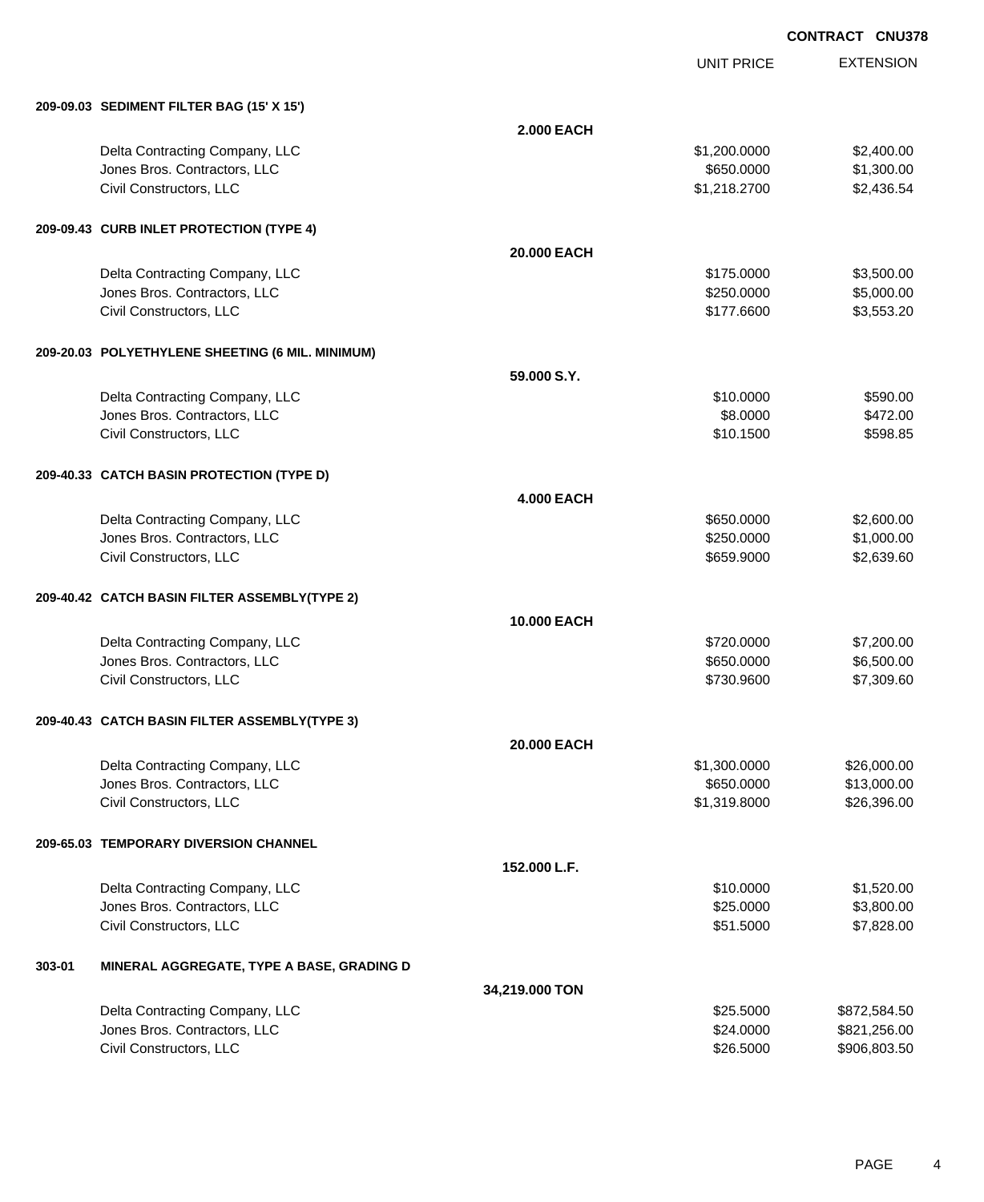**CONTRACT CNU378**

| | | UNIT PRICE | EXTENSION |
|---|---|---|---|
| **209-09.03 SEDIMENT FILTER BAG (15' X 15')** | | | |
| | **2.000 EACH** | | |
| Delta Contracting Company, LLC | | $1,200.0000 | $2,400.00 |
| Jones Bros. Contractors, LLC | | $650.0000 | $1,300.00 |
| Civil Constructors, LLC | | $1,218.2700 | $2,436.54 |
| **209-09.43 CURB INLET PROTECTION (TYPE 4)** | | | |
| | **20.000 EACH** | | |
| Delta Contracting Company, LLC | | $175.0000 | $3,500.00 |
| Jones Bros. Contractors, LLC | | $250.0000 | $5,000.00 |
| Civil Constructors, LLC | | $177.6600 | $3,553.20 |
| **209-20.03 POLYETHYLENE SHEETING (6 MIL. MINIMUM)** | | | |
| | **59.000 S.Y.** | | |
| Delta Contracting Company, LLC | | $10.0000 | $590.00 |
| Jones Bros. Contractors, LLC | | $8.0000 | $472.00 |
| Civil Constructors, LLC | | $10.1500 | $598.85 |
| **209-40.33 CATCH BASIN PROTECTION (TYPE D)** | | | |
| | **4.000 EACH** | | |
| Delta Contracting Company, LLC | | $650.0000 | $2,600.00 |
| Jones Bros. Contractors, LLC | | $250.0000 | $1,000.00 |
| Civil Constructors, LLC | | $659.9000 | $2,639.60 |
| **209-40.42 CATCH BASIN FILTER ASSEMBLY(TYPE 2)** | | | |
| | **10.000 EACH** | | |
| Delta Contracting Company, LLC | | $720.0000 | $7,200.00 |
| Jones Bros. Contractors, LLC | | $650.0000 | $6,500.00 |
| Civil Constructors, LLC | | $730.9600 | $7,309.60 |
| **209-40.43 CATCH BASIN FILTER ASSEMBLY(TYPE 3)** | | | |
| | **20.000 EACH** | | |
| Delta Contracting Company, LLC | | $1,300.0000 | $26,000.00 |
| Jones Bros. Contractors, LLC | | $650.0000 | $13,000.00 |
| Civil Constructors, LLC | | $1,319.8000 | $26,396.00 |
| **209-65.03 TEMPORARY DIVERSION CHANNEL** | | | |
| | **152.000 L.F.** | | |
| Delta Contracting Company, LLC | | $10.0000 | $1,520.00 |
| Jones Bros. Contractors, LLC | | $25.0000 | $3,800.00 |
| Civil Constructors, LLC | | $51.5000 | $7,828.00 |
| **303-01 MINERAL AGGREGATE, TYPE A BASE, GRADING D** | | | |
| | **34,219.000 TON** | | |
| Delta Contracting Company, LLC | | $25.5000 | $872,584.50 |
| Jones Bros. Contractors, LLC | | $24.0000 | $821,256.00 |
| Civil Constructors, LLC | | $26.5000 | $906,803.50 |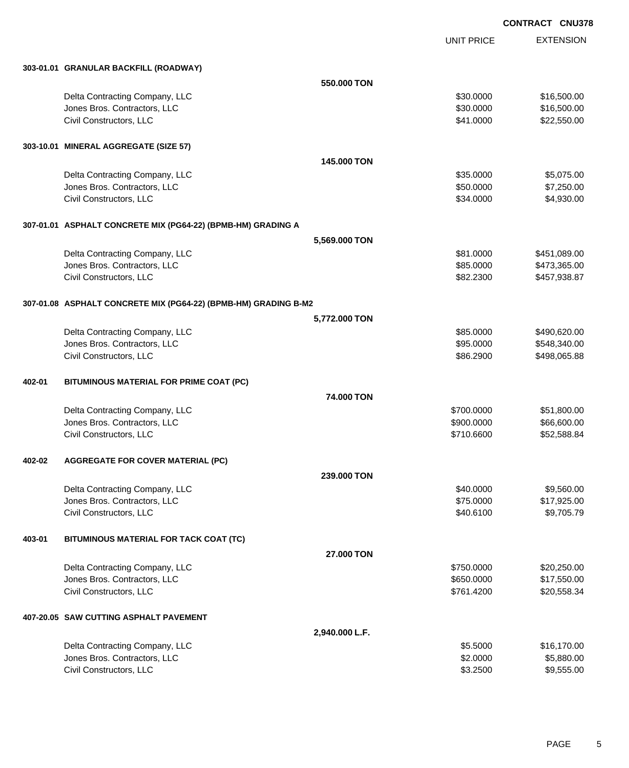**CONTRACT CNU378**

| | UNIT PRICE | EXTENSION |
|---|---|---|
| **303-01.01 GRANULAR BACKFILL (ROADWAY)** | | |
| **550.000 TON** | | |
| Delta Contracting Company, LLC | $30.0000 | $16,500.00 |
| Jones Bros. Contractors, LLC | $30.0000 | $16,500.00 |
| Civil Constructors, LLC | $41.0000 | $22,550.00 |
| **303-10.01 MINERAL AGGREGATE (SIZE 57)** | | |
| **145.000 TON** | | |
| Delta Contracting Company, LLC | $35.0000 | $5,075.00 |
| Jones Bros. Contractors, LLC | $50.0000 | $7,250.00 |
| Civil Constructors, LLC | $34.0000 | $4,930.00 |
| **307-01.01 ASPHALT CONCRETE MIX (PG64-22) (BPMB-HM) GRADING A** | | |
| **5,569.000 TON** | | |
| Delta Contracting Company, LLC | $81.0000 | $451,089.00 |
| Jones Bros. Contractors, LLC | $85.0000 | $473,365.00 |
| Civil Constructors, LLC | $82.2300 | $457,938.87 |
| **307-01.08 ASPHALT CONCRETE MIX (PG64-22) (BPMB-HM) GRADING B-M2** | | |
| **5,772.000 TON** | | |
| Delta Contracting Company, LLC | $85.0000 | $490,620.00 |
| Jones Bros. Contractors, LLC | $95.0000 | $548,340.00 |
| Civil Constructors, LLC | $86.2900 | $498,065.88 |
| **402-01 BITUMINOUS MATERIAL FOR PRIME COAT (PC)** | | |
| **74.000 TON** | | |
| Delta Contracting Company, LLC | $700.0000 | $51,800.00 |
| Jones Bros. Contractors, LLC | $900.0000 | $66,600.00 |
| Civil Constructors, LLC | $710.6600 | $52,588.84 |
| **402-02 AGGREGATE FOR COVER MATERIAL (PC)** | | |
| **239.000 TON** | | |
| Delta Contracting Company, LLC | $40.0000 | $9,560.00 |
| Jones Bros. Contractors, LLC | $75.0000 | $17,925.00 |
| Civil Constructors, LLC | $40.6100 | $9,705.79 |
| **403-01 BITUMINOUS MATERIAL FOR TACK COAT (TC)** | | |
| **27.000 TON** | | |
| Delta Contracting Company, LLC | $750.0000 | $20,250.00 |
| Jones Bros. Contractors, LLC | $650.0000 | $17,550.00 |
| Civil Constructors, LLC | $761.4200 | $20,558.34 |
| **407-20.05 SAW CUTTING ASPHALT PAVEMENT** | | |
| **2,940.000 L.F.** | | |
| Delta Contracting Company, LLC | $5.5000 | $16,170.00 |
| Jones Bros. Contractors, LLC | $2.0000 | $5,880.00 |
| Civil Constructors, LLC | $3.2500 | $9,555.00 |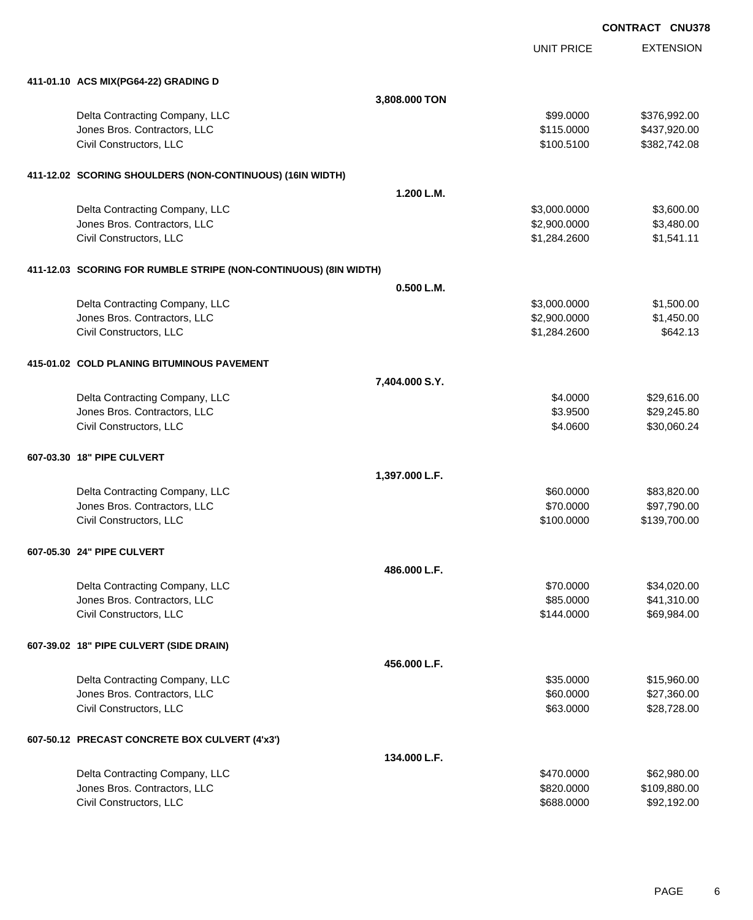**CONTRACT CNU378**

| | UNIT PRICE | EXTENSION |
|---|---|---|
| **411-01.10 ACS MIX(PG64-22) GRADING D** | | |
| **3,808.000 TON** | | |
| Delta Contracting Company, LLC | $99.0000 | $376,992.00 |
| Jones Bros. Contractors, LLC | $115.0000 | $437,920.00 |
| Civil Constructors, LLC | $100.5100 | $382,742.08 |
| **411-12.02 SCORING SHOULDERS (NON-CONTINUOUS) (16IN WIDTH)** | | |
| **1.200 L.M.** | | |
| Delta Contracting Company, LLC | $3,000.0000 | $3,600.00 |
| Jones Bros. Contractors, LLC | $2,900.0000 | $3,480.00 |
| Civil Constructors, LLC | $1,284.2600 | $1,541.11 |
| **411-12.03 SCORING FOR RUMBLE STRIPE (NON-CONTINUOUS) (8IN WIDTH)** | | |
| **0.500 L.M.** | | |
| Delta Contracting Company, LLC | $3,000.0000 | $1,500.00 |
| Jones Bros. Contractors, LLC | $2,900.0000 | $1,450.00 |
| Civil Constructors, LLC | $1,284.2600 | $642.13 |
| **415-01.02 COLD PLANING BITUMINOUS PAVEMENT** | | |
| **7,404.000 S.Y.** | | |
| Delta Contracting Company, LLC | $4.0000 | $29,616.00 |
| Jones Bros. Contractors, LLC | $3.9500 | $29,245.80 |
| Civil Constructors, LLC | $4.0600 | $30,060.24 |
| **607-03.30 18" PIPE CULVERT** | | |
| **1,397.000 L.F.** | | |
| Delta Contracting Company, LLC | $60.0000 | $83,820.00 |
| Jones Bros. Contractors, LLC | $70.0000 | $97,790.00 |
| Civil Constructors, LLC | $100.0000 | $139,700.00 |
| **607-05.30 24" PIPE CULVERT** | | |
| **486.000 L.F.** | | |
| Delta Contracting Company, LLC | $70.0000 | $34,020.00 |
| Jones Bros. Contractors, LLC | $85.0000 | $41,310.00 |
| Civil Constructors, LLC | $144.0000 | $69,984.00 |
| **607-39.02 18" PIPE CULVERT (SIDE DRAIN)** | | |
| **456.000 L.F.** | | |
| Delta Contracting Company, LLC | $35.0000 | $15,960.00 |
| Jones Bros. Contractors, LLC | $60.0000 | $27,360.00 |
| Civil Constructors, LLC | $63.0000 | $28,728.00 |
| **607-50.12 PRECAST CONCRETE BOX CULVERT (4'x3')** | | |
| **134.000 L.F.** | | |
| Delta Contracting Company, LLC | $470.0000 | $62,980.00 |
| Jones Bros. Contractors, LLC | $820.0000 | $109,880.00 |
| Civil Constructors, LLC | $688.0000 | $92,192.00 |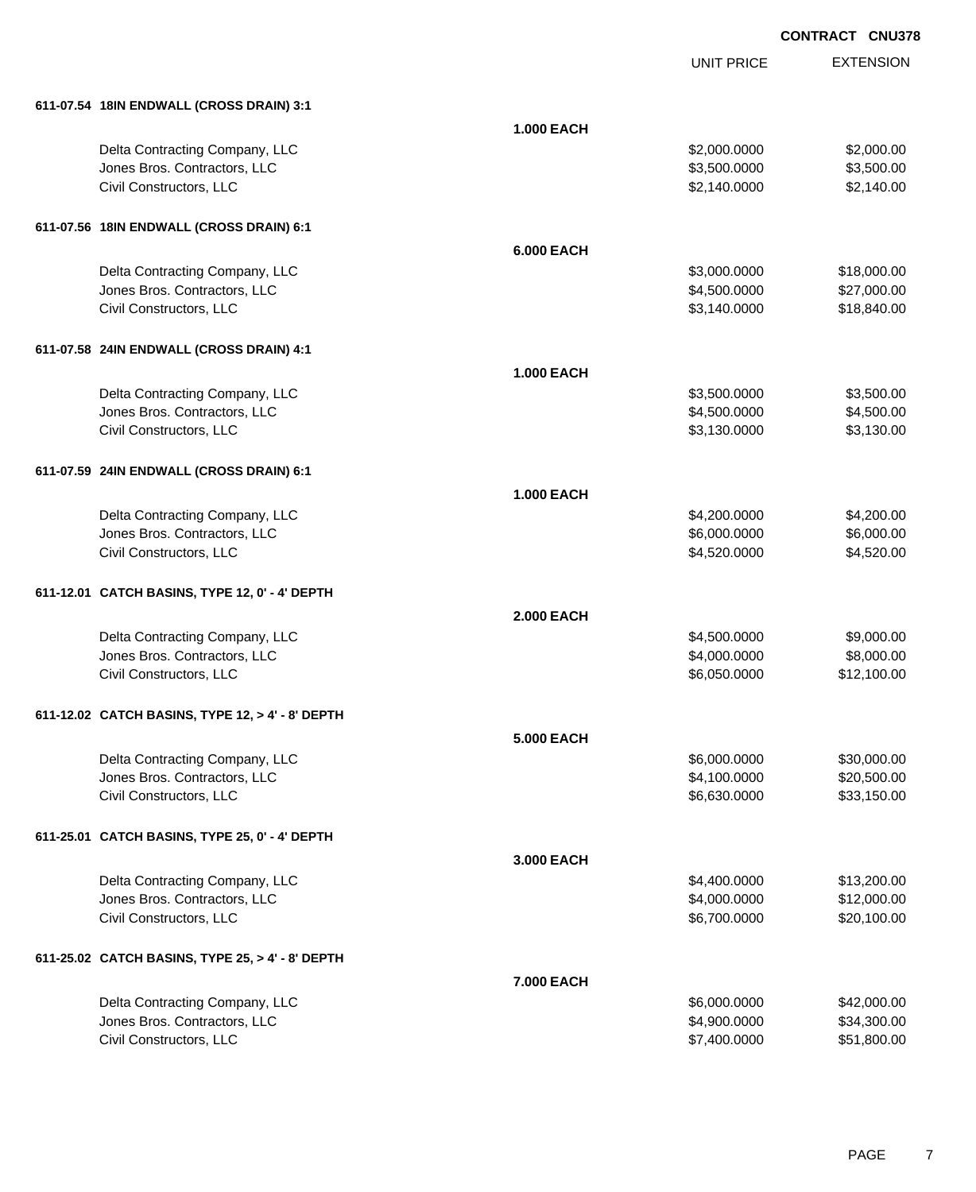**CONTRACT CNU378**

| | | UNIT PRICE | EXTENSION |
|---|---|---|---|
| **611-07.54 18IN ENDWALL (CROSS DRAIN) 3:1** | | | |
| | **1.000 EACH** | | |
| Delta Contracting Company, LLC | | $2,000.0000 | $2,000.00 |
| Jones Bros. Contractors, LLC | | $3,500.0000 | $3,500.00 |
| Civil Constructors, LLC | | $2,140.0000 | $2,140.00 |
| **611-07.56 18IN ENDWALL (CROSS DRAIN) 6:1** | | | |
| | **6.000 EACH** | | |
| Delta Contracting Company, LLC | | $3,000.0000 | $18,000.00 |
| Jones Bros. Contractors, LLC | | $4,500.0000 | $27,000.00 |
| Civil Constructors, LLC | | $3,140.0000 | $18,840.00 |
| **611-07.58 24IN ENDWALL (CROSS DRAIN) 4:1** | | | |
| | **1.000 EACH** | | |
| Delta Contracting Company, LLC | | $3,500.0000 | $3,500.00 |
| Jones Bros. Contractors, LLC | | $4,500.0000 | $4,500.00 |
| Civil Constructors, LLC | | $3,130.0000 | $3,130.00 |
| **611-07.59 24IN ENDWALL (CROSS DRAIN) 6:1** | | | |
| | **1.000 EACH** | | |
| Delta Contracting Company, LLC | | $4,200.0000 | $4,200.00 |
| Jones Bros. Contractors, LLC | | $6,000.0000 | $6,000.00 |
| Civil Constructors, LLC | | $4,520.0000 | $4,520.00 |
| **611-12.01 CATCH BASINS, TYPE 12, 0' - 4' DEPTH** | | | |
| | **2.000 EACH** | | |
| Delta Contracting Company, LLC | | $4,500.0000 | $9,000.00 |
| Jones Bros. Contractors, LLC | | $4,000.0000 | $8,000.00 |
| Civil Constructors, LLC | | $6,050.0000 | $12,100.00 |
| **611-12.02 CATCH BASINS, TYPE 12, > 4' - 8' DEPTH** | | | |
| | **5.000 EACH** | | |
| Delta Contracting Company, LLC | | $6,000.0000 | $30,000.00 |
| Jones Bros. Contractors, LLC | | $4,100.0000 | $20,500.00 |
| Civil Constructors, LLC | | $6,630.0000 | $33,150.00 |
| **611-25.01 CATCH BASINS, TYPE 25, 0' - 4' DEPTH** | | | |
| | **3.000 EACH** | | |
| Delta Contracting Company, LLC | | $4,400.0000 | $13,200.00 |
| Jones Bros. Contractors, LLC | | $4,000.0000 | $12,000.00 |
| Civil Constructors, LLC | | $6,700.0000 | $20,100.00 |
| **611-25.02 CATCH BASINS, TYPE 25, > 4' - 8' DEPTH** | | | |
| | **7.000 EACH** | | |
| Delta Contracting Company, LLC | | $6,000.0000 | $42,000.00 |
| Jones Bros. Contractors, LLC | | $4,900.0000 | $34,300.00 |
| Civil Constructors, LLC | | $7,400.0000 | $51,800.00 |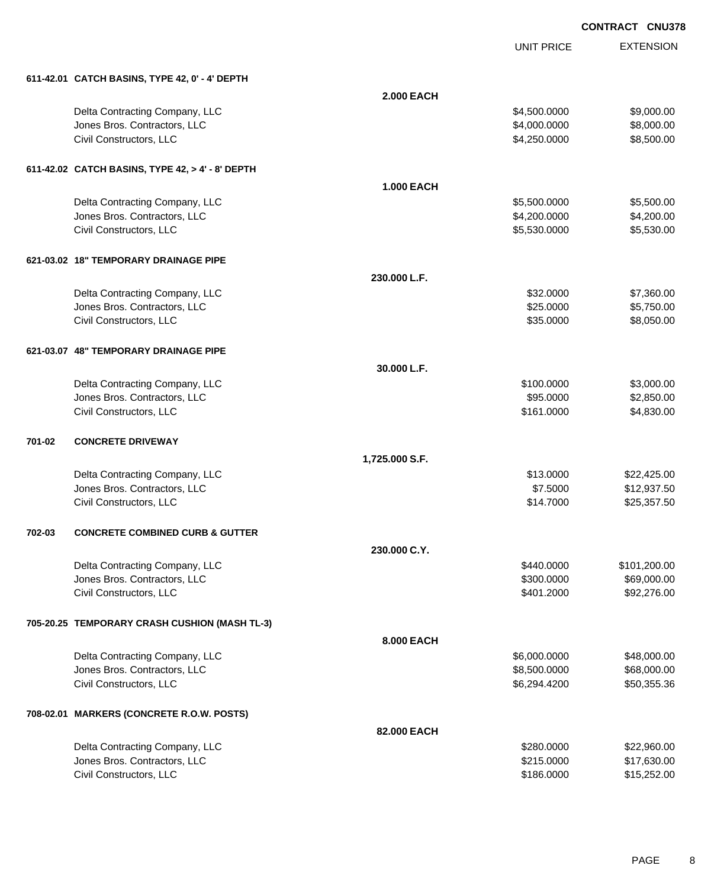CONTRACT CNU378

| | | UNIT PRICE | EXTENSION |
|---|---|---|---|
| **611-42.01 CATCH BASINS, TYPE 42, 0' - 4' DEPTH** | | | |
| | **2.000 EACH** | | |
| Delta Contracting Company, LLC | | $4,500.0000 | $9,000.00 |
| Jones Bros. Contractors, LLC | | $4,000.0000 | $8,000.00 |
| Civil Constructors, LLC | | $4,250.0000 | $8,500.00 |
| **611-42.02 CATCH BASINS, TYPE 42, > 4' - 8' DEPTH** | | | |
| | **1.000 EACH** | | |
| Delta Contracting Company, LLC | | $5,500.0000 | $5,500.00 |
| Jones Bros. Contractors, LLC | | $4,200.0000 | $4,200.00 |
| Civil Constructors, LLC | | $5,530.0000 | $5,530.00 |
| **621-03.02 18" TEMPORARY DRAINAGE PIPE** | | | |
| | **230.000 L.F.** | | |
| Delta Contracting Company, LLC | | $32.0000 | $7,360.00 |
| Jones Bros. Contractors, LLC | | $25.0000 | $5,750.00 |
| Civil Constructors, LLC | | $35.0000 | $8,050.00 |
| **621-03.07 48" TEMPORARY DRAINAGE PIPE** | | | |
| | **30.000 L.F.** | | |
| Delta Contracting Company, LLC | | $100.0000 | $3,000.00 |
| Jones Bros. Contractors, LLC | | $95.0000 | $2,850.00 |
| Civil Constructors, LLC | | $161.0000 | $4,830.00 |
| **701-02 CONCRETE DRIVEWAY** | | | |
| | **1,725.000 S.F.** | | |
| Delta Contracting Company, LLC | | $13.0000 | $22,425.00 |
| Jones Bros. Contractors, LLC | | $7.5000 | $12,937.50 |
| Civil Constructors, LLC | | $14.7000 | $25,357.50 |
| **702-03 CONCRETE COMBINED CURB & GUTTER** | | | |
| | **230.000 C.Y.** | | |
| Delta Contracting Company, LLC | | $440.0000 | $101,200.00 |
| Jones Bros. Contractors, LLC | | $300.0000 | $69,000.00 |
| Civil Constructors, LLC | | $401.2000 | $92,276.00 |
| **705-20.25 TEMPORARY CRASH CUSHION (MASH TL-3)** | | | |
| | **8.000 EACH** | | |
| Delta Contracting Company, LLC | | $6,000.0000 | $48,000.00 |
| Jones Bros. Contractors, LLC | | $8,500.0000 | $68,000.00 |
| Civil Constructors, LLC | | $6,294.4200 | $50,355.36 |
| **708-02.01 MARKERS (CONCRETE R.O.W. POSTS)** | | | |
| | **82.000 EACH** | | |
| Delta Contracting Company, LLC | | $280.0000 | $22,960.00 |
| Jones Bros. Contractors, LLC | | $215.0000 | $17,630.00 |
| Civil Constructors, LLC | | $186.0000 | $15,252.00 |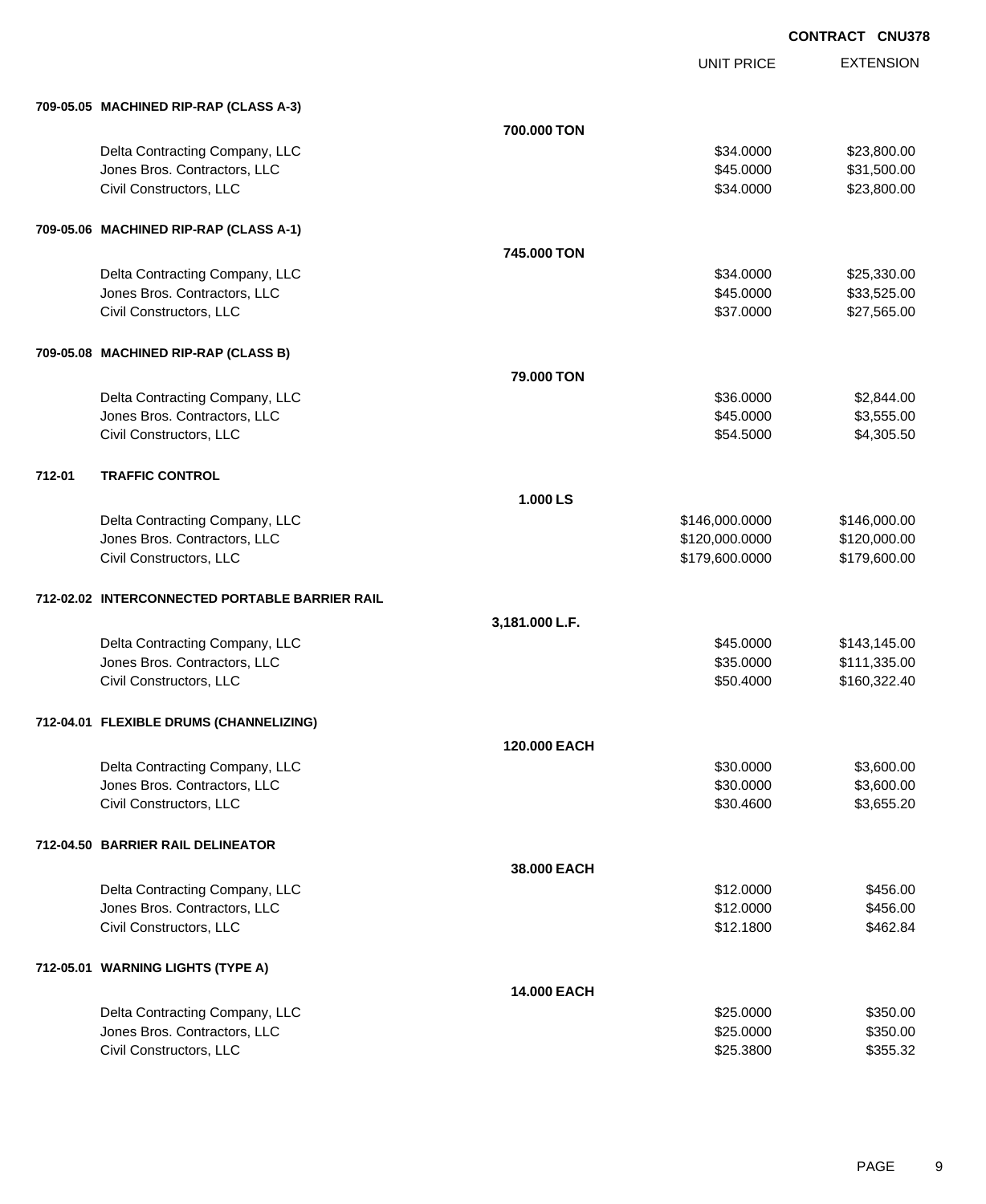**CONTRACT CNU378**

| | | UNIT PRICE | EXTENSION |
|---|---|---|---|
| **709-05.05 MACHINED RIP-RAP (CLASS A-3)** | | | |
| | **700.000 TON** | | |
| Delta Contracting Company, LLC | | $34.0000 | $23,800.00 |
| Jones Bros. Contractors, LLC | | $45.0000 | $31,500.00 |
| Civil Constructors, LLC | | $34.0000 | $23,800.00 |
| **709-05.06 MACHINED RIP-RAP (CLASS A-1)** | | | |
| | **745.000 TON** | | |
| Delta Contracting Company, LLC | | $34.0000 | $25,330.00 |
| Jones Bros. Contractors, LLC | | $45.0000 | $33,525.00 |
| Civil Constructors, LLC | | $37.0000 | $27,565.00 |
| **709-05.08 MACHINED RIP-RAP (CLASS B)** | | | |
| | **79.000 TON** | | |
| Delta Contracting Company, LLC | | $36.0000 | $2,844.00 |
| Jones Bros. Contractors, LLC | | $45.0000 | $3,555.00 |
| Civil Constructors, LLC | | $54.5000 | $4,305.50 |
| **712-01 TRAFFIC CONTROL** | | | |
| | **1.000 LS** | | |
| Delta Contracting Company, LLC | | $146,000.0000 | $146,000.00 |
| Jones Bros. Contractors, LLC | | $120,000.0000 | $120,000.00 |
| Civil Constructors, LLC | | $179,600.0000 | $179,600.00 |
| **712-02.02 INTERCONNECTED PORTABLE BARRIER RAIL** | | | |
| | **3,181.000 L.F.** | | |
| Delta Contracting Company, LLC | | $45.0000 | $143,145.00 |
| Jones Bros. Contractors, LLC | | $35.0000 | $111,335.00 |
| Civil Constructors, LLC | | $50.4000 | $160,322.40 |
| **712-04.01 FLEXIBLE DRUMS (CHANNELIZING)** | | | |
| | **120.000 EACH** | | |
| Delta Contracting Company, LLC | | $30.0000 | $3,600.00 |
| Jones Bros. Contractors, LLC | | $30.0000 | $3,600.00 |
| Civil Constructors, LLC | | $30.4600 | $3,655.20 |
| **712-04.50 BARRIER RAIL DELINEATOR** | | | |
| | **38.000 EACH** | | |
| Delta Contracting Company, LLC | | $12.0000 | $456.00 |
| Jones Bros. Contractors, LLC | | $12.0000 | $456.00 |
| Civil Constructors, LLC | | $12.1800 | $462.84 |
| **712-05.01 WARNING LIGHTS (TYPE A)** | | | |
| | **14.000 EACH** | | |
| Delta Contracting Company, LLC | | $25.0000 | $350.00 |
| Jones Bros. Contractors, LLC | | $25.0000 | $350.00 |
| Civil Constructors, LLC | | $25.3800 | $355.32 |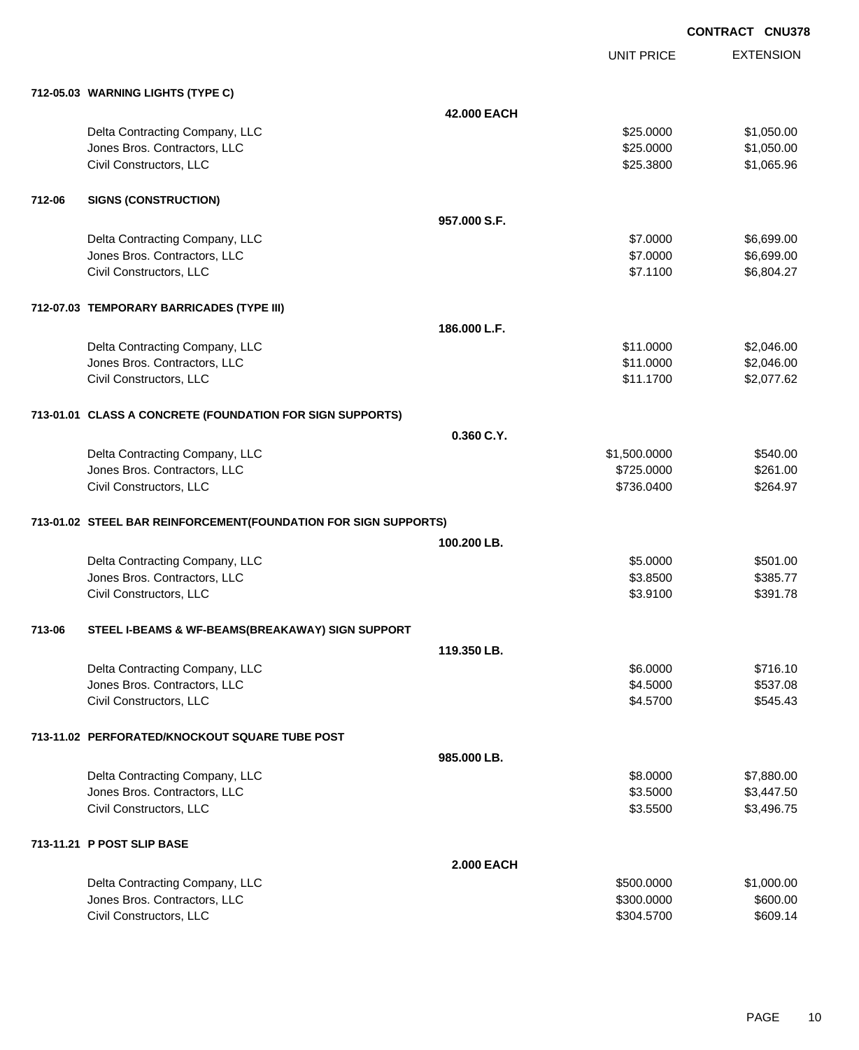**CONTRACT CNU378**

| | UNIT PRICE | EXTENSION |
|---|---|---|
| **712-05.03 WARNING LIGHTS (TYPE C)** | | |
| **42.000 EACH** | | |
| Delta Contracting Company, LLC | $25.0000 | $1,050.00 |
| Jones Bros. Contractors, LLC | $25.0000 | $1,050.00 |
| Civil Constructors, LLC | $25.3800 | $1,065.96 |
| **712-06 SIGNS (CONSTRUCTION)** | | |
| **957.000 S.F.** | | |
| Delta Contracting Company, LLC | $7.0000 | $6,699.00 |
| Jones Bros. Contractors, LLC | $7.0000 | $6,699.00 |
| Civil Constructors, LLC | $7.1100 | $6,804.27 |
| **712-07.03 TEMPORARY BARRICADES (TYPE III)** | | |
| **186.000 L.F.** | | |
| Delta Contracting Company, LLC | $11.0000 | $2,046.00 |
| Jones Bros. Contractors, LLC | $11.0000 | $2,046.00 |
| Civil Constructors, LLC | $11.1700 | $2,077.62 |
| **713-01.01 CLASS A CONCRETE (FOUNDATION FOR SIGN SUPPORTS)** | | |
| **0.360 C.Y.** | | |
| Delta Contracting Company, LLC | $1,500.0000 | $540.00 |
| Jones Bros. Contractors, LLC | $725.0000 | $261.00 |
| Civil Constructors, LLC | $736.0400 | $264.97 |
| **713-01.02 STEEL BAR REINFORCEMENT(FOUNDATION FOR SIGN SUPPORTS)** | | |
| **100.200 LB.** | | |
| Delta Contracting Company, LLC | $5.0000 | $501.00 |
| Jones Bros. Contractors, LLC | $3.8500 | $385.77 |
| Civil Constructors, LLC | $3.9100 | $391.78 |
| **713-06 STEEL I-BEAMS & WF-BEAMS(BREAKAWAY) SIGN SUPPORT** | | |
| **119.350 LB.** | | |
| Delta Contracting Company, LLC | $6.0000 | $716.10 |
| Jones Bros. Contractors, LLC | $4.5000 | $537.08 |
| Civil Constructors, LLC | $4.5700 | $545.43 |
| **713-11.02 PERFORATED/KNOCKOUT SQUARE TUBE POST** | | |
| **985.000 LB.** | | |
| Delta Contracting Company, LLC | $8.0000 | $7,880.00 |
| Jones Bros. Contractors, LLC | $3.5000 | $3,447.50 |
| Civil Constructors, LLC | $3.5500 | $3,496.75 |
| **713-11.21 P POST SLIP BASE** | | |
| **2.000 EACH** | | |
| Delta Contracting Company, LLC | $500.0000 | $1,000.00 |
| Jones Bros. Contractors, LLC | $300.0000 | $600.00 |
| Civil Constructors, LLC | $304.5700 | $609.14 |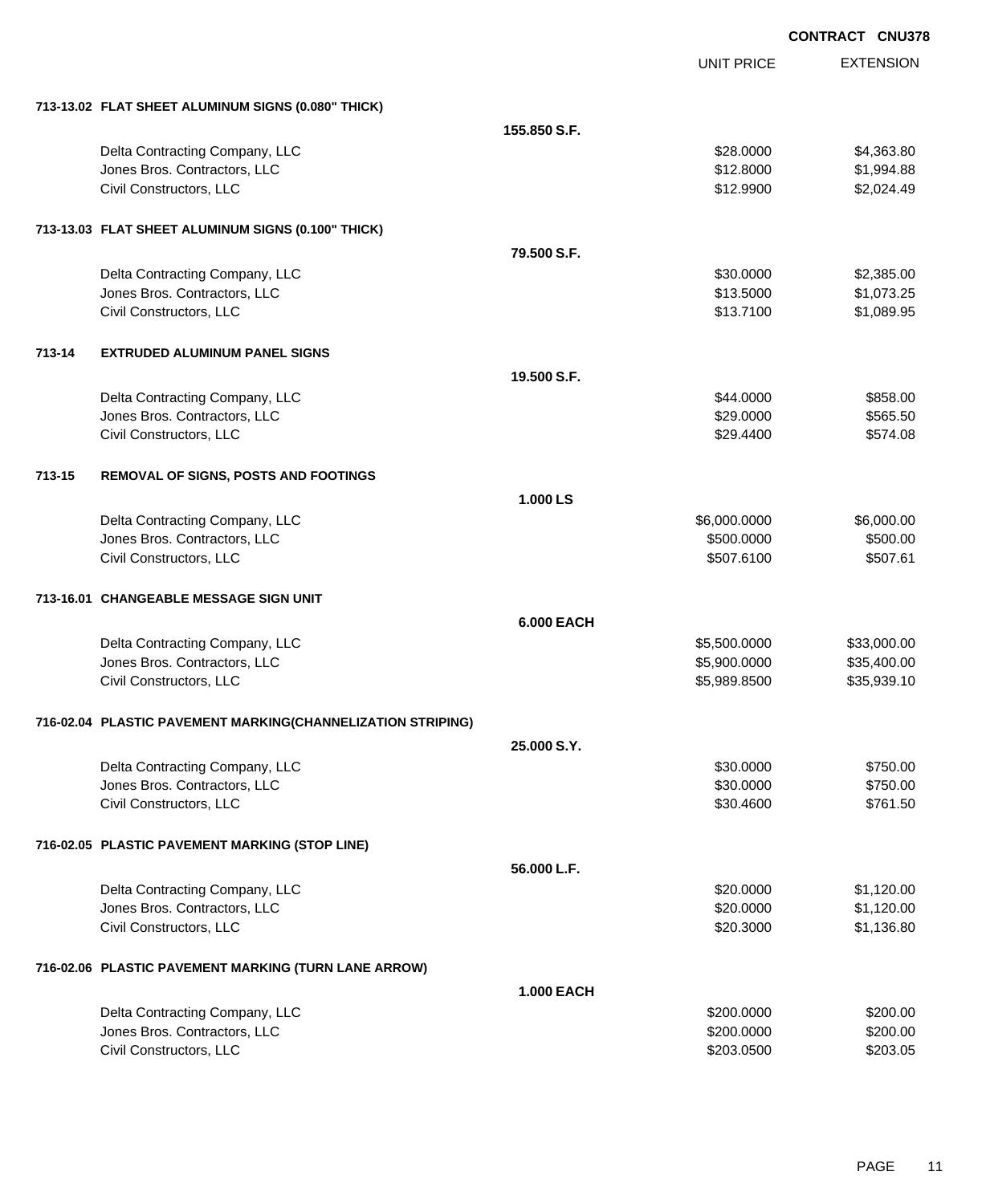**CONTRACT CNU378**

| | | UNIT PRICE | EXTENSION |
|---|---|---|---|
| **713-13.02 FLAT SHEET ALUMINUM SIGNS (0.080" THICK)** | | | |
| | **155.850 S.F.** | | |
| Delta Contracting Company, LLC | | $28.0000 | $4,363.80 |
| Jones Bros. Contractors, LLC | | $12.8000 | $1,994.88 |
| Civil Constructors, LLC | | $12.9900 | $2,024.49 |
| **713-13.03 FLAT SHEET ALUMINUM SIGNS (0.100" THICK)** | | | |
| | **79.500 S.F.** | | |
| Delta Contracting Company, LLC | | $30.0000 | $2,385.00 |
| Jones Bros. Contractors, LLC | | $13.5000 | $1,073.25 |
| Civil Constructors, LLC | | $13.7100 | $1,089.95 |
| **713-14 EXTRUDED ALUMINUM PANEL SIGNS** | | | |
| | **19.500 S.F.** | | |
| Delta Contracting Company, LLC | | $44.0000 | $858.00 |
| Jones Bros. Contractors, LLC | | $29.0000 | $565.50 |
| Civil Constructors, LLC | | $29.4400 | $574.08 |
| **713-15 REMOVAL OF SIGNS, POSTS AND FOOTINGS** | | | |
| | **1.000 LS** | | |
| Delta Contracting Company, LLC | | $6,000.0000 | $6,000.00 |
| Jones Bros. Contractors, LLC | | $500.0000 | $500.00 |
| Civil Constructors, LLC | | $507.6100 | $507.61 |
| **713-16.01 CHANGEABLE MESSAGE SIGN UNIT** | | | |
| | **6.000 EACH** | | |
| Delta Contracting Company, LLC | | $5,500.0000 | $33,000.00 |
| Jones Bros. Contractors, LLC | | $5,900.0000 | $35,400.00 |
| Civil Constructors, LLC | | $5,989.8500 | $35,939.10 |
| **716-02.04 PLASTIC PAVEMENT MARKING(CHANNELIZATION STRIPING)** | | | |
| | **25.000 S.Y.** | | |
| Delta Contracting Company, LLC | | $30.0000 | $750.00 |
| Jones Bros. Contractors, LLC | | $30.0000 | $750.00 |
| Civil Constructors, LLC | | $30.4600 | $761.50 |
| **716-02.05 PLASTIC PAVEMENT MARKING (STOP LINE)** | | | |
| | **56.000 L.F.** | | |
| Delta Contracting Company, LLC | | $20.0000 | $1,120.00 |
| Jones Bros. Contractors, LLC | | $20.0000 | $1,120.00 |
| Civil Constructors, LLC | | $20.3000 | $1,136.80 |
| **716-02.06 PLASTIC PAVEMENT MARKING (TURN LANE ARROW)** | | | |
| | **1.000 EACH** | | |
| Delta Contracting Company, LLC | | $200.0000 | $200.00 |
| Jones Bros. Contractors, LLC | | $200.0000 | $200.00 |
| Civil Constructors, LLC | | $203.0500 | $203.05 |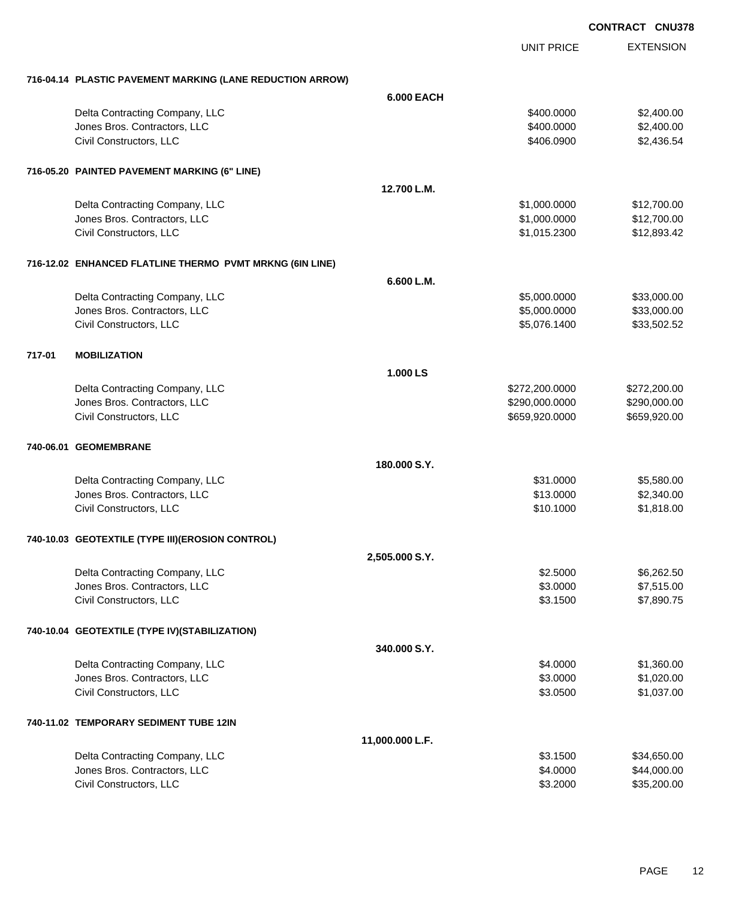**CONTRACT CNU378**

| | | UNIT PRICE | EXTENSION |
|---|---|---|---|
| **716-04.14 PLASTIC PAVEMENT MARKING (LANE REDUCTION ARROW)** | | | |
| | **6.000 EACH** | | |
| Delta Contracting Company, LLC | | $400.0000 | $2,400.00 |
| Jones Bros. Contractors, LLC | | $400.0000 | $2,400.00 |
| Civil Constructors, LLC | | $406.0900 | $2,436.54 |
| **716-05.20 PAINTED PAVEMENT MARKING (6" LINE)** | | | |
| | **12.700 L.M.** | | |
| Delta Contracting Company, LLC | | $1,000.0000 | $12,700.00 |
| Jones Bros. Contractors, LLC | | $1,000.0000 | $12,700.00 |
| Civil Constructors, LLC | | $1,015.2300 | $12,893.42 |
| **716-12.02 ENHANCED FLATLINE THERMO PVMT MRKNG (6IN LINE)** | | | |
| | **6.600 L.M.** | | |
| Delta Contracting Company, LLC | | $5,000.0000 | $33,000.00 |
| Jones Bros. Contractors, LLC | | $5,000.0000 | $33,000.00 |
| Civil Constructors, LLC | | $5,076.1400 | $33,502.52 |
| **717-01 MOBILIZATION** | | | |
| | **1.000 LS** | | |
| Delta Contracting Company, LLC | | $272,200.0000 | $272,200.00 |
| Jones Bros. Contractors, LLC | | $290,000.0000 | $290,000.00 |
| Civil Constructors, LLC | | $659,920.0000 | $659,920.00 |
| **740-06.01 GEOMEMBRANE** | | | |
| | **180.000 S.Y.** | | |
| Delta Contracting Company, LLC | | $31.0000 | $5,580.00 |
| Jones Bros. Contractors, LLC | | $13.0000 | $2,340.00 |
| Civil Constructors, LLC | | $10.1000 | $1,818.00 |
| **740-10.03 GEOTEXTILE (TYPE III)(EROSION CONTROL)** | | | |
| | **2,505.000 S.Y.** | | |
| Delta Contracting Company, LLC | | $2.5000 | $6,262.50 |
| Jones Bros. Contractors, LLC | | $3.0000 | $7,515.00 |
| Civil Constructors, LLC | | $3.1500 | $7,890.75 |
| **740-10.04 GEOTEXTILE (TYPE IV)(STABILIZATION)** | | | |
| | **340.000 S.Y.** | | |
| Delta Contracting Company, LLC | | $4.0000 | $1,360.00 |
| Jones Bros. Contractors, LLC | | $3.0000 | $1,020.00 |
| Civil Constructors, LLC | | $3.0500 | $1,037.00 |
| **740-11.02 TEMPORARY SEDIMENT TUBE 12IN** | | | |
| | **11,000.000 L.F.** | | |
| Delta Contracting Company, LLC | | $3.1500 | $34,650.00 |
| Jones Bros. Contractors, LLC | | $4.0000 | $44,000.00 |
| Civil Constructors, LLC | | $3.2000 | $35,200.00 |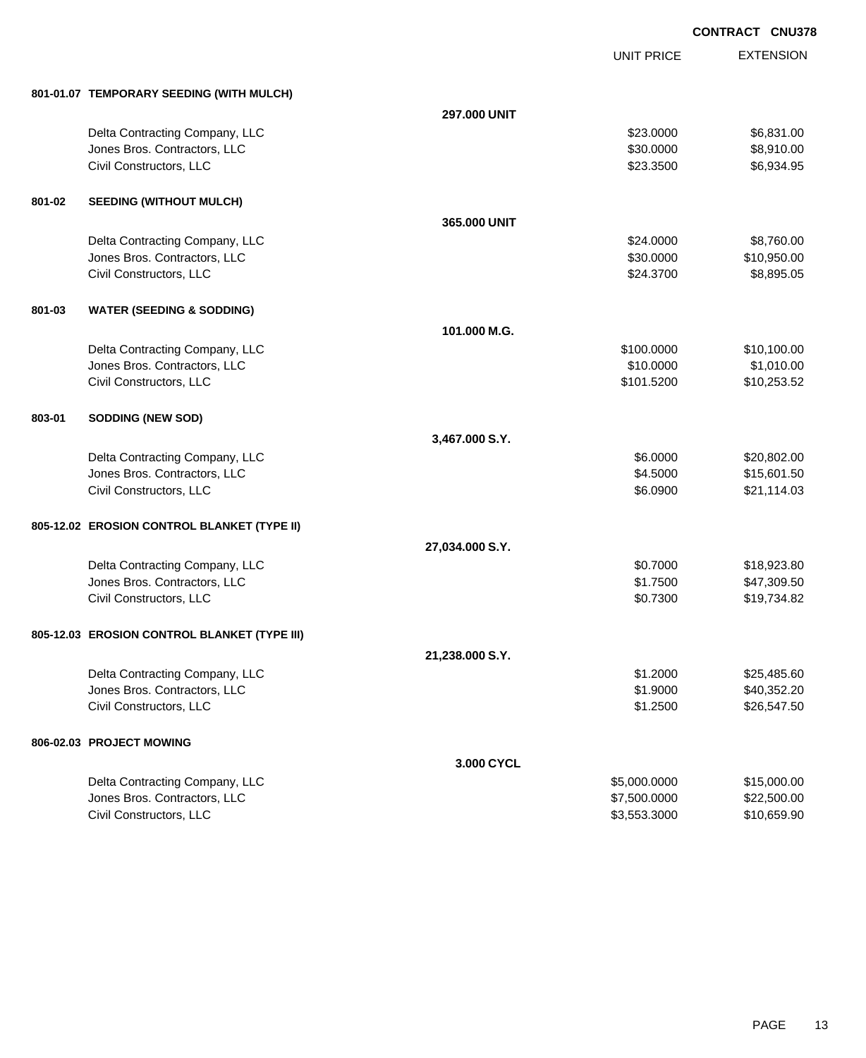**CONTRACT CNU378**

| | | | UNIT PRICE | EXTENSION |
|---|---|---|---|---|
| **801-01.07** | **TEMPORARY SEEDING (WITH MULCH)** | | | |
| | | **297.000 UNIT** | | |
| | Delta Contracting Company, LLC | | $23.0000 | $6,831.00 |
| | Jones Bros. Contractors, LLC | | $30.0000 | $8,910.00 |
| | Civil Constructors, LLC | | $23.3500 | $6,934.95 |
| **801-02** | **SEEDING (WITHOUT MULCH)** | | | |
| | | **365.000 UNIT** | | |
| | Delta Contracting Company, LLC | | $24.0000 | $8,760.00 |
| | Jones Bros. Contractors, LLC | | $30.0000 | $10,950.00 |
| | Civil Constructors, LLC | | $24.3700 | $8,895.05 |
| **801-03** | **WATER (SEEDING & SODDING)** | | | |
| | | **101.000 M.G.** | | |
| | Delta Contracting Company, LLC | | $100.0000 | $10,100.00 |
| | Jones Bros. Contractors, LLC | | $10.0000 | $1,010.00 |
| | Civil Constructors, LLC | | $101.5200 | $10,253.52 |
| **803-01** | **SODDING (NEW SOD)** | | | |
| | | **3,467.000 S.Y.** | | |
| | Delta Contracting Company, LLC | | $6.0000 | $20,802.00 |
| | Jones Bros. Contractors, LLC | | $4.5000 | $15,601.50 |
| | Civil Constructors, LLC | | $6.0900 | $21,114.03 |
| **805-12.02** | **EROSION CONTROL BLANKET (TYPE II)** | | | |
| | | **27,034.000 S.Y.** | | |
| | Delta Contracting Company, LLC | | $0.7000 | $18,923.80 |
| | Jones Bros. Contractors, LLC | | $1.7500 | $47,309.50 |
| | Civil Constructors, LLC | | $0.7300 | $19,734.82 |
| **805-12.03** | **EROSION CONTROL BLANKET (TYPE III)** | | | |
| | | **21,238.000 S.Y.** | | |
| | Delta Contracting Company, LLC | | $1.2000 | $25,485.60 |
| | Jones Bros. Contractors, LLC | | $1.9000 | $40,352.20 |
| | Civil Constructors, LLC | | $1.2500 | $26,547.50 |
| **806-02.03** | **PROJECT MOWING** | | | |
| | | **3.000 CYCL** | | |
| | Delta Contracting Company, LLC | | $5,000.0000 | $15,000.00 |
| | Jones Bros. Contractors, LLC | | $7,500.0000 | $22,500.00 |
| | Civil Constructors, LLC | | $3,553.3000 | $10,659.90 |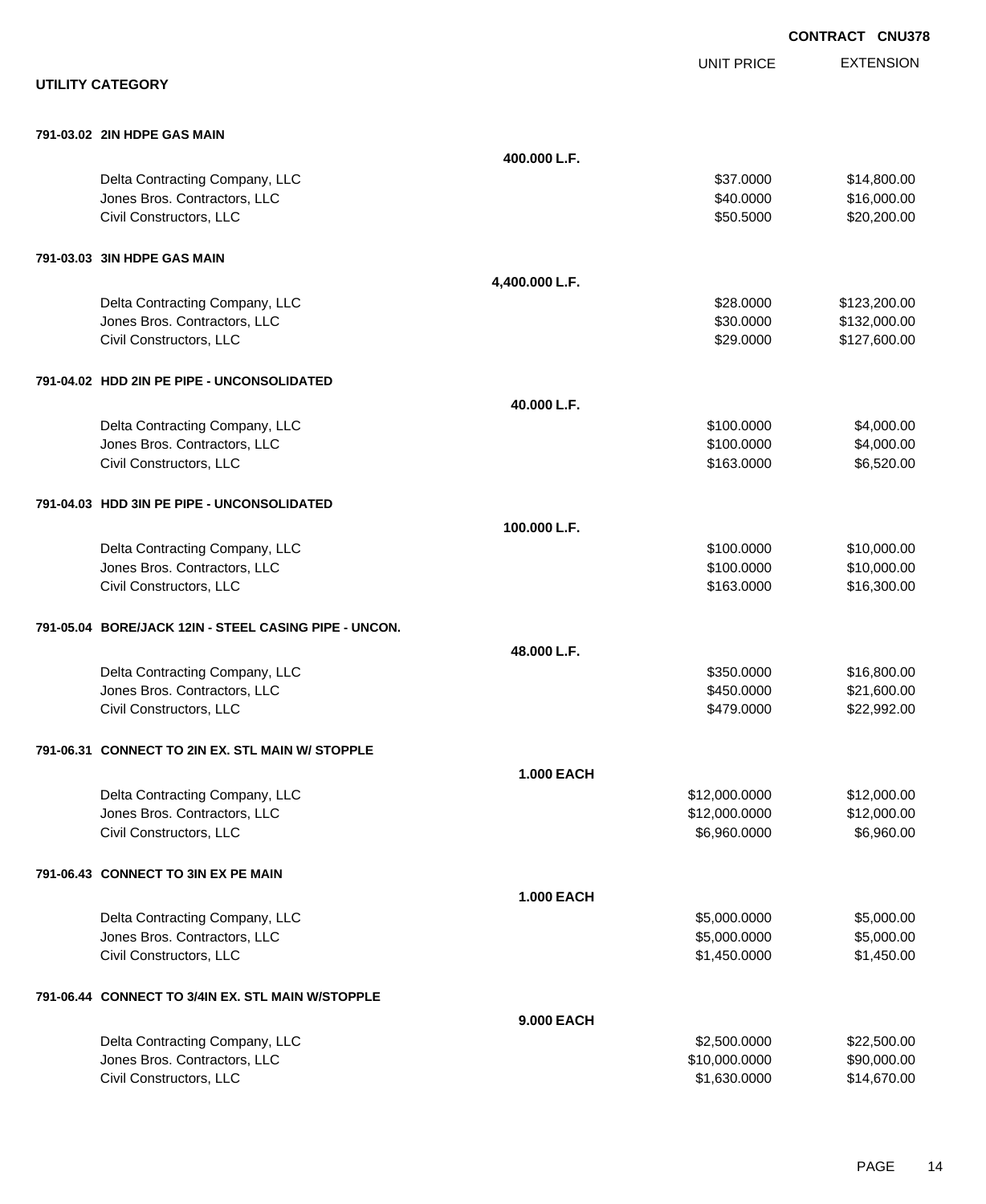CONTRACT CNU378

| | | UNIT PRICE | EXTENSION |
|---|---|---|---|
| **UTILITY CATEGORY** | | | |
| **791-03.02 2IN HDPE GAS MAIN** | | | |
| | **400.000 L.F.** | | |
| Delta Contracting Company, LLC | | $37.0000 | $14,800.00 |
| Jones Bros. Contractors, LLC | | $40.0000 | $16,000.00 |
| Civil Constructors, LLC | | $50.5000 | $20,200.00 |
| **791-03.03 3IN HDPE GAS MAIN** | | | |
| | **4,400.000 L.F.** | | |
| Delta Contracting Company, LLC | | $28.0000 | $123,200.00 |
| Jones Bros. Contractors, LLC | | $30.0000 | $132,000.00 |
| Civil Constructors, LLC | | $29.0000 | $127,600.00 |
| **791-04.02 HDD 2IN PE PIPE - UNCONSOLIDATED** | | | |
| | **40.000 L.F.** | | |
| Delta Contracting Company, LLC | | $100.0000 | $4,000.00 |
| Jones Bros. Contractors, LLC | | $100.0000 | $4,000.00 |
| Civil Constructors, LLC | | $163.0000 | $6,520.00 |
| **791-04.03 HDD 3IN PE PIPE - UNCONSOLIDATED** | | | |
| | **100.000 L.F.** | | |
| Delta Contracting Company, LLC | | $100.0000 | $10,000.00 |
| Jones Bros. Contractors, LLC | | $100.0000 | $10,000.00 |
| Civil Constructors, LLC | | $163.0000 | $16,300.00 |
| **791-05.04 BORE/JACK 12IN - STEEL CASING PIPE - UNCON.** | | | |
| | **48.000 L.F.** | | |
| Delta Contracting Company, LLC | | $350.0000 | $16,800.00 |
| Jones Bros. Contractors, LLC | | $450.0000 | $21,600.00 |
| Civil Constructors, LLC | | $479.0000 | $22,992.00 |
| **791-06.31 CONNECT TO 2IN EX. STL MAIN W/ STOPPLE** | | | |
| | **1.000 EACH** | | |
| Delta Contracting Company, LLC | | $12,000.0000 | $12,000.00 |
| Jones Bros. Contractors, LLC | | $12,000.0000 | $12,000.00 |
| Civil Constructors, LLC | | $6,960.0000 | $6,960.00 |
| **791-06.43 CONNECT TO 3IN EX PE MAIN** | | | |
| | **1.000 EACH** | | |
| Delta Contracting Company, LLC | | $5,000.0000 | $5,000.00 |
| Jones Bros. Contractors, LLC | | $5,000.0000 | $5,000.00 |
| Civil Constructors, LLC | | $1,450.0000 | $1,450.00 |
| **791-06.44 CONNECT TO 3/4IN EX. STL MAIN W/STOPPLE** | | | |
| | **9.000 EACH** | | |
| Delta Contracting Company, LLC | | $2,500.0000 | $22,500.00 |
| Jones Bros. Contractors, LLC | | $10,000.0000 | $90,000.00 |
| Civil Constructors, LLC | | $1,630.0000 | $14,670.00 |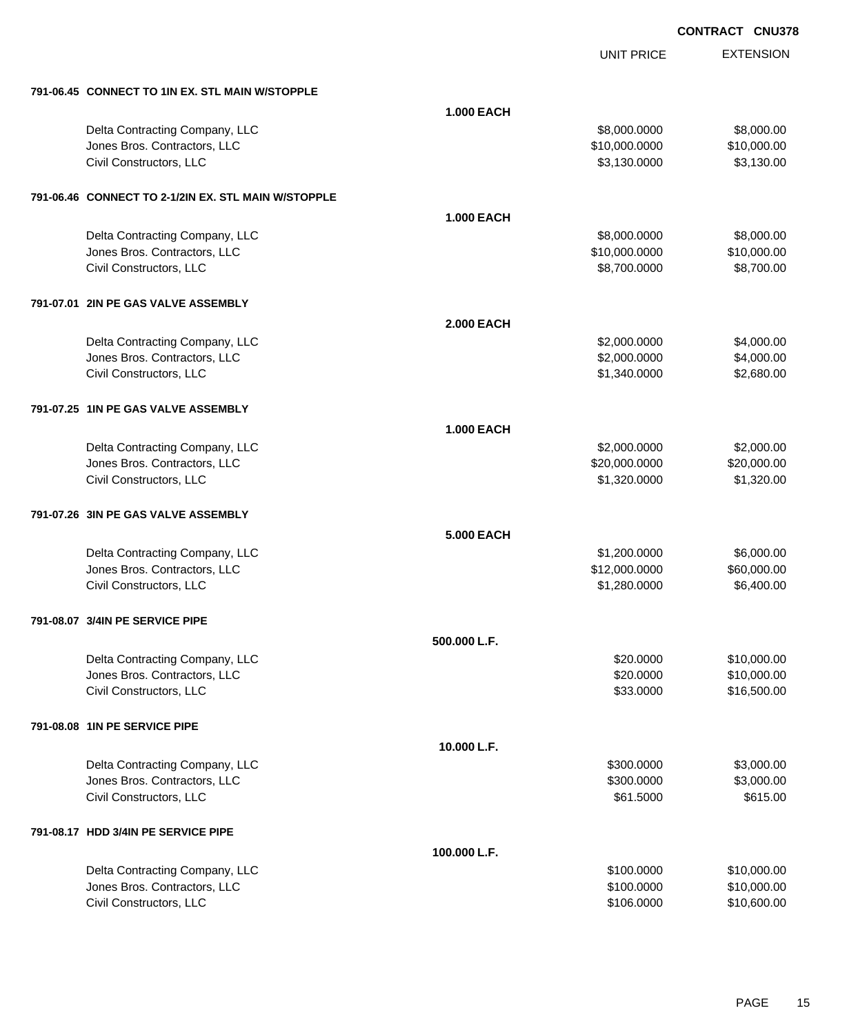**CONTRACT CNU378**

| | | UNIT PRICE | EXTENSION |
|---|---|---|---|
| **791-06.45 CONNECT TO 1IN EX. STL MAIN W/STOPPLE** | | | |
| | **1.000 EACH** | | |
| Delta Contracting Company, LLC | | $8,000.0000 | $8,000.00 |
| Jones Bros. Contractors, LLC | | $10,000.0000 | $10,000.00 |
| Civil Constructors, LLC | | $3,130.0000 | $3,130.00 |
| **791-06.46 CONNECT TO 2-1/2IN EX. STL MAIN W/STOPPLE** | | | |
| | **1.000 EACH** | | |
| Delta Contracting Company, LLC | | $8,000.0000 | $8,000.00 |
| Jones Bros. Contractors, LLC | | $10,000.0000 | $10,000.00 |
| Civil Constructors, LLC | | $8,700.0000 | $8,700.00 |
| **791-07.01 2IN PE GAS VALVE ASSEMBLY** | | | |
| | **2.000 EACH** | | |
| Delta Contracting Company, LLC | | $2,000.0000 | $4,000.00 |
| Jones Bros. Contractors, LLC | | $2,000.0000 | $4,000.00 |
| Civil Constructors, LLC | | $1,340.0000 | $2,680.00 |
| **791-07.25 1IN PE GAS VALVE ASSEMBLY** | | | |
| | **1.000 EACH** | | |
| Delta Contracting Company, LLC | | $2,000.0000 | $2,000.00 |
| Jones Bros. Contractors, LLC | | $20,000.0000 | $20,000.00 |
| Civil Constructors, LLC | | $1,320.0000 | $1,320.00 |
| **791-07.26 3IN PE GAS VALVE ASSEMBLY** | | | |
| | **5.000 EACH** | | |
| Delta Contracting Company, LLC | | $1,200.0000 | $6,000.00 |
| Jones Bros. Contractors, LLC | | $12,000.0000 | $60,000.00 |
| Civil Constructors, LLC | | $1,280.0000 | $6,400.00 |
| **791-08.07 3/4IN PE SERVICE PIPE** | | | |
| | **500.000 L.F.** | | |
| Delta Contracting Company, LLC | | $20.0000 | $10,000.00 |
| Jones Bros. Contractors, LLC | | $20.0000 | $10,000.00 |
| Civil Constructors, LLC | | $33.0000 | $16,500.00 |
| **791-08.08 1IN PE SERVICE PIPE** | | | |
| | **10.000 L.F.** | | |
| Delta Contracting Company, LLC | | $300.0000 | $3,000.00 |
| Jones Bros. Contractors, LLC | | $300.0000 | $3,000.00 |
| Civil Constructors, LLC | | $61.5000 | $615.00 |
| **791-08.17 HDD 3/4IN PE SERVICE PIPE** | | | |
| | **100.000 L.F.** | | |
| Delta Contracting Company, LLC | | $100.0000 | $10,000.00 |
| Jones Bros. Contractors, LLC | | $100.0000 | $10,000.00 |
| Civil Constructors, LLC | | $106.0000 | $10,600.00 |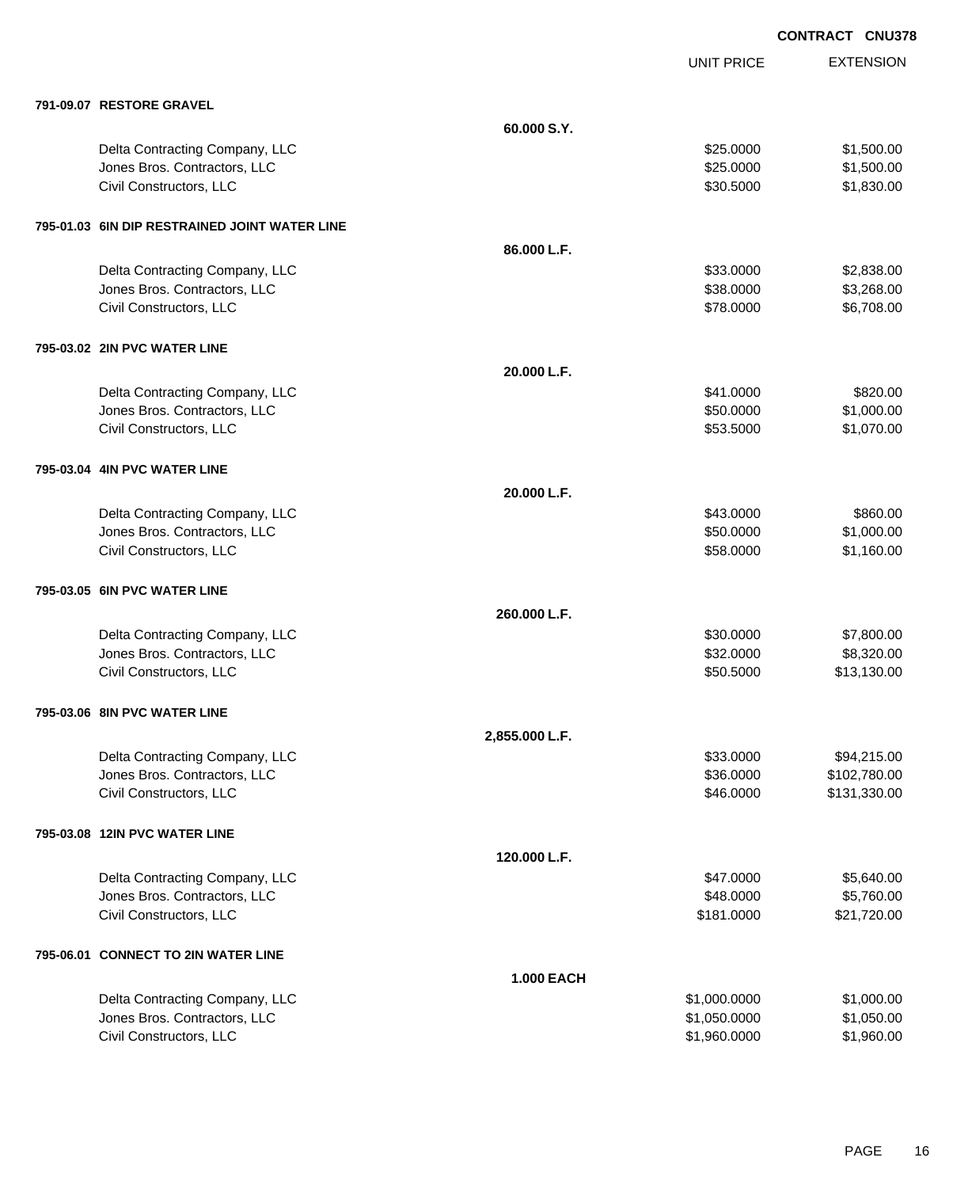**CONTRACT CNU378**

| | | UNIT PRICE | EXTENSION |
|---|---|---|---|
| **791-09.07 RESTORE GRAVEL** | | | |
| | **60.000 S.Y.** | | |
| Delta Contracting Company, LLC | | $25.0000 | $1,500.00 |
| Jones Bros. Contractors, LLC | | $25.0000 | $1,500.00 |
| Civil Constructors, LLC | | $30.5000 | $1,830.00 |
| **795-01.03 6IN DIP RESTRAINED JOINT WATER LINE** | | | |
| | **86.000 L.F.** | | |
| Delta Contracting Company, LLC | | $33.0000 | $2,838.00 |
| Jones Bros. Contractors, LLC | | $38.0000 | $3,268.00 |
| Civil Constructors, LLC | | $78.0000 | $6,708.00 |
| **795-03.02 2IN PVC WATER LINE** | | | |
| | **20.000 L.F.** | | |
| Delta Contracting Company, LLC | | $41.0000 | $820.00 |
| Jones Bros. Contractors, LLC | | $50.0000 | $1,000.00 |
| Civil Constructors, LLC | | $53.5000 | $1,070.00 |
| **795-03.04 4IN PVC WATER LINE** | | | |
| | **20.000 L.F.** | | |
| Delta Contracting Company, LLC | | $43.0000 | $860.00 |
| Jones Bros. Contractors, LLC | | $50.0000 | $1,000.00 |
| Civil Constructors, LLC | | $58.0000 | $1,160.00 |
| **795-03.05 6IN PVC WATER LINE** | | | |
| | **260.000 L.F.** | | |
| Delta Contracting Company, LLC | | $30.0000 | $7,800.00 |
| Jones Bros. Contractors, LLC | | $32.0000 | $8,320.00 |
| Civil Constructors, LLC | | $50.5000 | $13,130.00 |
| **795-03.06 8IN PVC WATER LINE** | | | |
| | **2,855.000 L.F.** | | |
| Delta Contracting Company, LLC | | $33.0000 | $94,215.00 |
| Jones Bros. Contractors, LLC | | $36.0000 | $102,780.00 |
| Civil Constructors, LLC | | $46.0000 | $131,330.00 |
| **795-03.08 12IN PVC WATER LINE** | | | |
| | **120.000 L.F.** | | |
| Delta Contracting Company, LLC | | $47.0000 | $5,640.00 |
| Jones Bros. Contractors, LLC | | $48.0000 | $5,760.00 |
| Civil Constructors, LLC | | $181.0000 | $21,720.00 |
| **795-06.01 CONNECT TO 2IN WATER LINE** | | | |
| | **1.000 EACH** | | |
| Delta Contracting Company, LLC | | $1,000.0000 | $1,000.00 |
| Jones Bros. Contractors, LLC | | $1,050.0000 | $1,050.00 |
| Civil Constructors, LLC | | $1,960.0000 | $1,960.00 |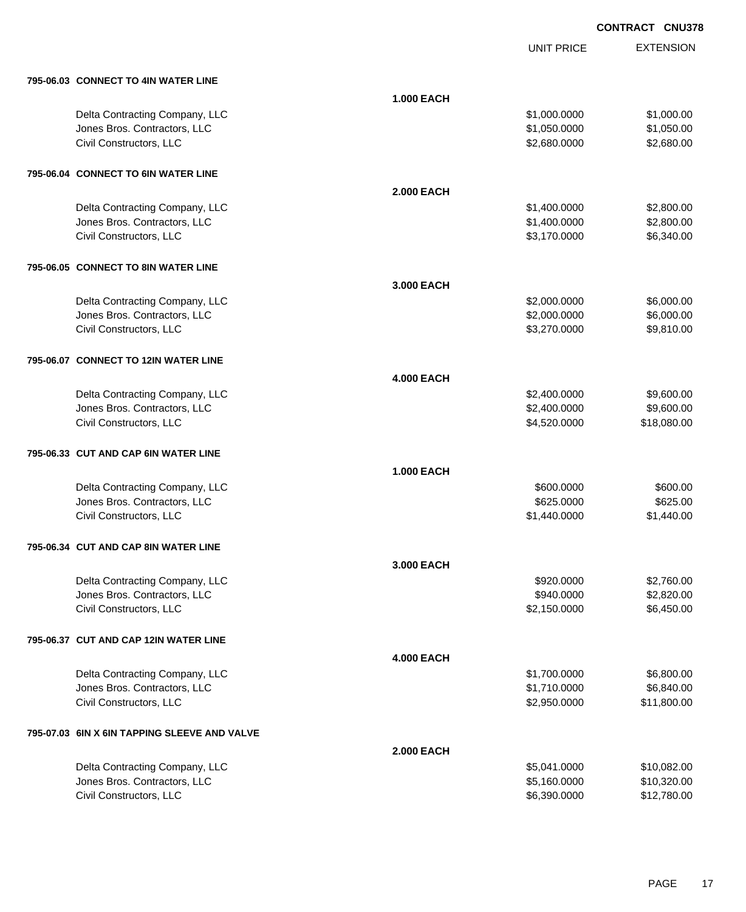CONTRACT CNU378

| | | UNIT PRICE | EXTENSION |
|---|---|---|---|
| **795-06.03 CONNECT TO 4IN WATER LINE** | | | |
| | **1.000 EACH** | | |
| Delta Contracting Company, LLC | | $1,000.0000 | $1,000.00 |
| Jones Bros. Contractors, LLC | | $1,050.0000 | $1,050.00 |
| Civil Constructors, LLC | | $2,680.0000 | $2,680.00 |
| **795-06.04 CONNECT TO 6IN WATER LINE** | | | |
| | **2.000 EACH** | | |
| Delta Contracting Company, LLC | | $1,400.0000 | $2,800.00 |
| Jones Bros. Contractors, LLC | | $1,400.0000 | $2,800.00 |
| Civil Constructors, LLC | | $3,170.0000 | $6,340.00 |
| **795-06.05 CONNECT TO 8IN WATER LINE** | | | |
| | **3.000 EACH** | | |
| Delta Contracting Company, LLC | | $2,000.0000 | $6,000.00 |
| Jones Bros. Contractors, LLC | | $2,000.0000 | $6,000.00 |
| Civil Constructors, LLC | | $3,270.0000 | $9,810.00 |
| **795-06.07 CONNECT TO 12IN WATER LINE** | | | |
| | **4.000 EACH** | | |
| Delta Contracting Company, LLC | | $2,400.0000 | $9,600.00 |
| Jones Bros. Contractors, LLC | | $2,400.0000 | $9,600.00 |
| Civil Constructors, LLC | | $4,520.0000 | $18,080.00 |
| **795-06.33 CUT AND CAP 6IN WATER LINE** | | | |
| | **1.000 EACH** | | |
| Delta Contracting Company, LLC | | $600.0000 | $600.00 |
| Jones Bros. Contractors, LLC | | $625.0000 | $625.00 |
| Civil Constructors, LLC | | $1,440.0000 | $1,440.00 |
| **795-06.34 CUT AND CAP 8IN WATER LINE** | | | |
| | **3.000 EACH** | | |
| Delta Contracting Company, LLC | | $920.0000 | $2,760.00 |
| Jones Bros. Contractors, LLC | | $940.0000 | $2,820.00 |
| Civil Constructors, LLC | | $2,150.0000 | $6,450.00 |
| **795-06.37 CUT AND CAP 12IN WATER LINE** | | | |
| | **4.000 EACH** | | |
| Delta Contracting Company, LLC | | $1,700.0000 | $6,800.00 |
| Jones Bros. Contractors, LLC | | $1,710.0000 | $6,840.00 |
| Civil Constructors, LLC | | $2,950.0000 | $11,800.00 |
| **795-07.03 6IN X 6IN TAPPING SLEEVE AND VALVE** | | | |
| | **2.000 EACH** | | |
| Delta Contracting Company, LLC | | $5,041.0000 | $10,082.00 |
| Jones Bros. Contractors, LLC | | $5,160.0000 | $10,320.00 |
| Civil Constructors, LLC | | $6,390.0000 | $12,780.00 |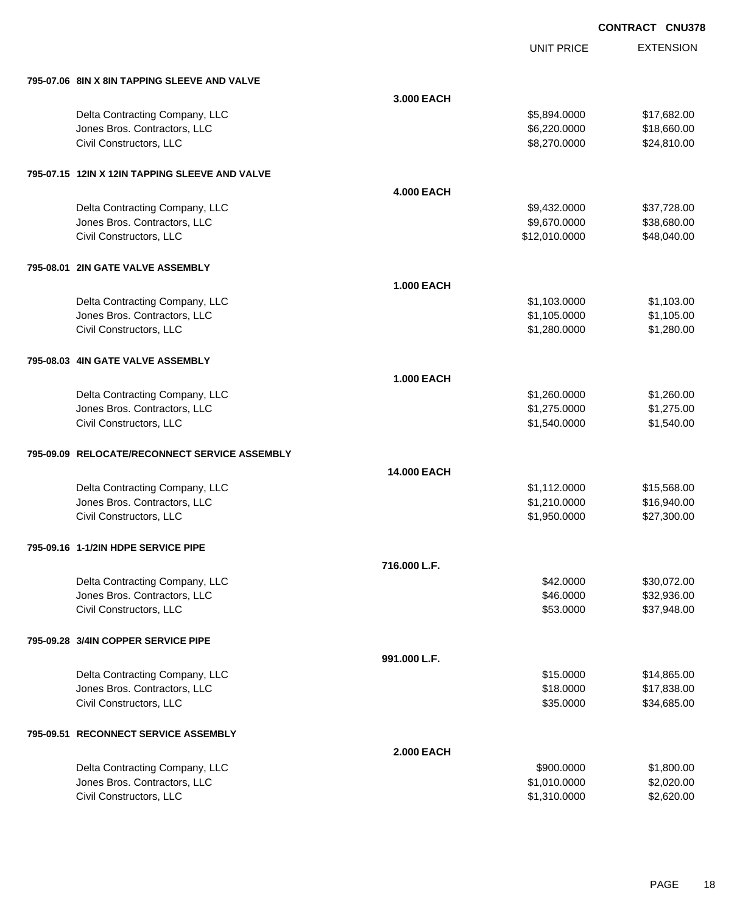**CONTRACT CNU378**

| | | UNIT PRICE | EXTENSION |
|---|---|---|---|
| **795-07.06 8IN X 8IN TAPPING SLEEVE AND VALVE** | | | |
| | **3.000 EACH** | | |
| Delta Contracting Company, LLC | | $5,894.0000 | $17,682.00 |
| Jones Bros. Contractors, LLC | | $6,220.0000 | $18,660.00 |
| Civil Constructors, LLC | | $8,270.0000 | $24,810.00 |
| **795-07.15 12IN X 12IN TAPPING SLEEVE AND VALVE** | | | |
| | **4.000 EACH** | | |
| Delta Contracting Company, LLC | | $9,432.0000 | $37,728.00 |
| Jones Bros. Contractors, LLC | | $9,670.0000 | $38,680.00 |
| Civil Constructors, LLC | | $12,010.0000 | $48,040.00 |
| **795-08.01 2IN GATE VALVE ASSEMBLY** | | | |
| | **1.000 EACH** | | |
| Delta Contracting Company, LLC | | $1,103.0000 | $1,103.00 |
| Jones Bros. Contractors, LLC | | $1,105.0000 | $1,105.00 |
| Civil Constructors, LLC | | $1,280.0000 | $1,280.00 |
| **795-08.03 4IN GATE VALVE ASSEMBLY** | | | |
| | **1.000 EACH** | | |
| Delta Contracting Company, LLC | | $1,260.0000 | $1,260.00 |
| Jones Bros. Contractors, LLC | | $1,275.0000 | $1,275.00 |
| Civil Constructors, LLC | | $1,540.0000 | $1,540.00 |
| **795-09.09 RELOCATE/RECONNECT SERVICE ASSEMBLY** | | | |
| | **14.000 EACH** | | |
| Delta Contracting Company, LLC | | $1,112.0000 | $15,568.00 |
| Jones Bros. Contractors, LLC | | $1,210.0000 | $16,940.00 |
| Civil Constructors, LLC | | $1,950.0000 | $27,300.00 |
| **795-09.16 1-1/2IN HDPE SERVICE PIPE** | | | |
| | **716.000 L.F.** | | |
| Delta Contracting Company, LLC | | $42.0000 | $30,072.00 |
| Jones Bros. Contractors, LLC | | $46.0000 | $32,936.00 |
| Civil Constructors, LLC | | $53.0000 | $37,948.00 |
| **795-09.28 3/4IN COPPER SERVICE PIPE** | | | |
| | **991.000 L.F.** | | |
| Delta Contracting Company, LLC | | $15.0000 | $14,865.00 |
| Jones Bros. Contractors, LLC | | $18.0000 | $17,838.00 |
| Civil Constructors, LLC | | $35.0000 | $34,685.00 |
| **795-09.51 RECONNECT SERVICE ASSEMBLY** | | | |
| | **2.000 EACH** | | |
| Delta Contracting Company, LLC | | $900.0000 | $1,800.00 |
| Jones Bros. Contractors, LLC | | $1,010.0000 | $2,020.00 |
| Civil Constructors, LLC | | $1,310.0000 | $2,620.00 |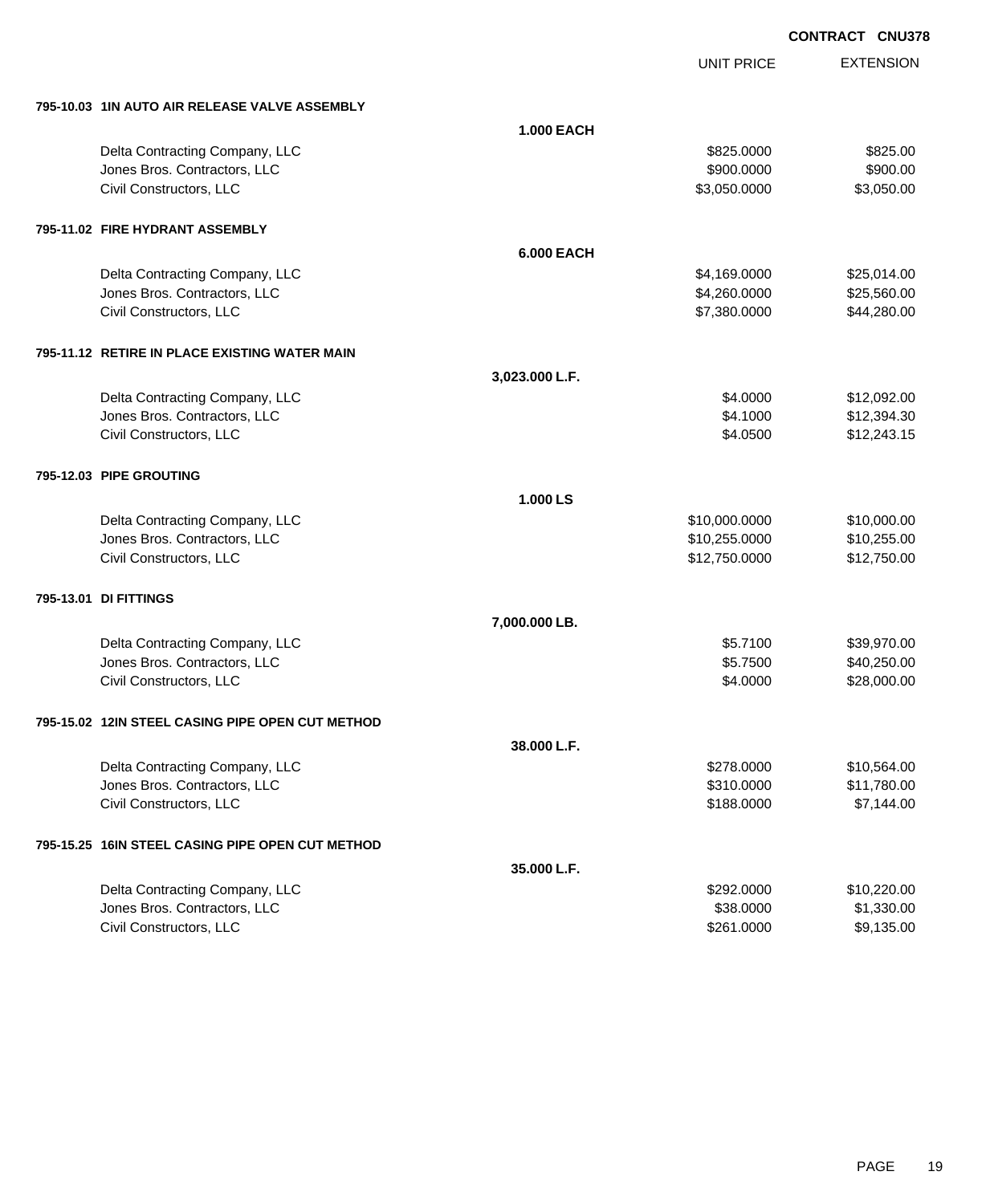**CONTRACT CNU378**

| | | UNIT PRICE | EXTENSION |
|---|---|---|---|
| **795-10.03 1IN AUTO AIR RELEASE VALVE ASSEMBLY** | | | |
| | **1.000 EACH** | | |
| Delta Contracting Company, LLC | | $825.0000 | $825.00 |
| Jones Bros. Contractors, LLC | | $900.0000 | $900.00 |
| Civil Constructors, LLC | | $3,050.0000 | $3,050.00 |
| **795-11.02 FIRE HYDRANT ASSEMBLY** | | | |
| | **6.000 EACH** | | |
| Delta Contracting Company, LLC | | $4,169.0000 | $25,014.00 |
| Jones Bros. Contractors, LLC | | $4,260.0000 | $25,560.00 |
| Civil Constructors, LLC | | $7,380.0000 | $44,280.00 |
| **795-11.12 RETIRE IN PLACE EXISTING WATER MAIN** | | | |
| | **3,023.000 L.F.** | | |
| Delta Contracting Company, LLC | | $4.0000 | $12,092.00 |
| Jones Bros. Contractors, LLC | | $4.1000 | $12,394.30 |
| Civil Constructors, LLC | | $4.0500 | $12,243.15 |
| **795-12.03 PIPE GROUTING** | | | |
| | **1.000 LS** | | |
| Delta Contracting Company, LLC | | $10,000.0000 | $10,000.00 |
| Jones Bros. Contractors, LLC | | $10,255.0000 | $10,255.00 |
| Civil Constructors, LLC | | $12,750.0000 | $12,750.00 |
| **795-13.01 DI FITTINGS** | | | |
| | **7,000.000 LB.** | | |
| Delta Contracting Company, LLC | | $5.7100 | $39,970.00 |
| Jones Bros. Contractors, LLC | | $5.7500 | $40,250.00 |
| Civil Constructors, LLC | | $4.0000 | $28,000.00 |
| **795-15.02 12IN STEEL CASING PIPE OPEN CUT METHOD** | | | |
| | **38.000 L.F.** | | |
| Delta Contracting Company, LLC | | $278.0000 | $10,564.00 |
| Jones Bros. Contractors, LLC | | $310.0000 | $11,780.00 |
| Civil Constructors, LLC | | $188.0000 | $7,144.00 |
| **795-15.25 16IN STEEL CASING PIPE OPEN CUT METHOD** | | | |
| | **35.000 L.F.** | | |
| Delta Contracting Company, LLC | | $292.0000 | $10,220.00 |
| Jones Bros. Contractors, LLC | | $38.0000 | $1,330.00 |
| Civil Constructors, LLC | | $261.0000 | $9,135.00 |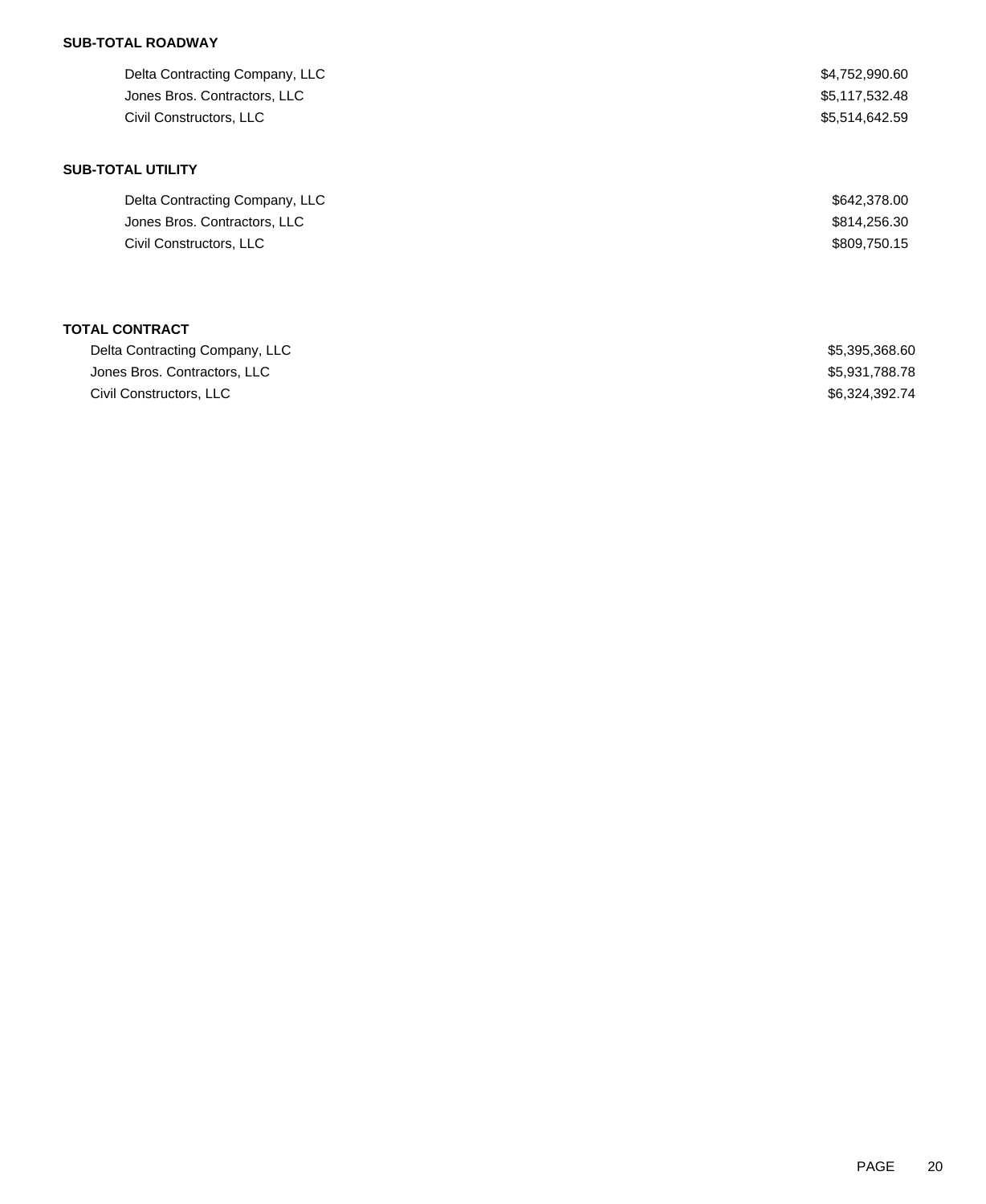**SUB-TOTAL ROADWAY**

| | |
|---|---|
| Delta Contracting Company, LLC | $4,752,990.60 |
| Jones Bros. Contractors, LLC | $5,117,532.48 |
| Civil Constructors, LLC | $5,514,642.59 |

**SUB-TOTAL UTILITY**

| | |
|---|---|
| Delta Contracting Company, LLC | $642,378.00 |
| Jones Bros. Contractors, LLC | $814,256.30 |
| Civil Constructors, LLC | $809,750.15 |

**TOTAL CONTRACT**

| | |
|---|---|
| Delta Contracting Company, LLC | $5,395,368.60 |
| Jones Bros. Contractors, LLC | $5,931,788.78 |
| Civil Constructors, LLC | $6,324,392.74 |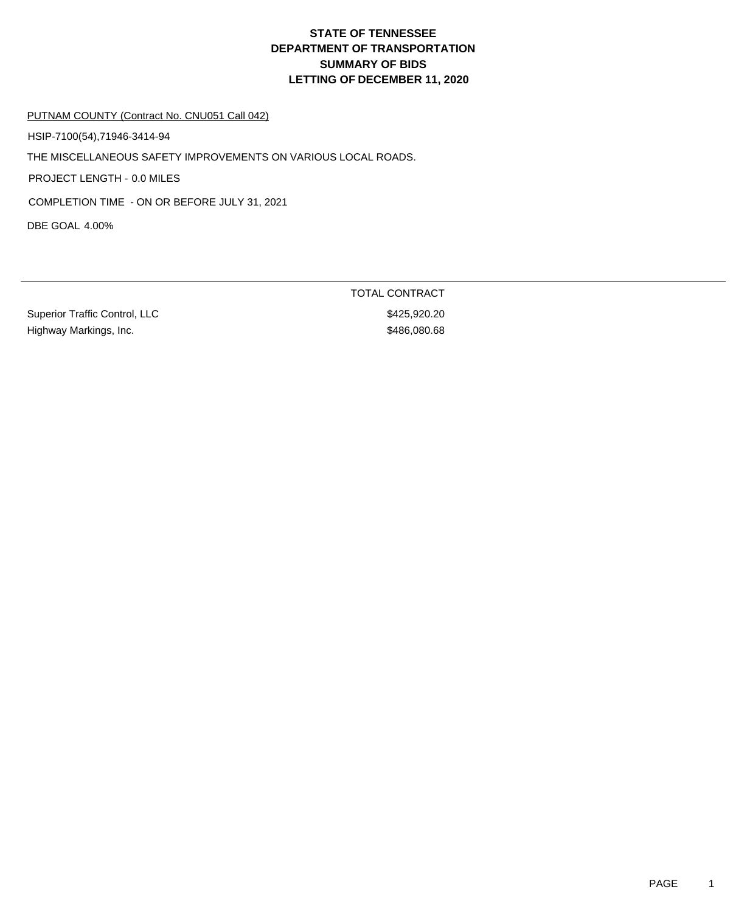# STATE OF TENNESSEE
# DEPARTMENT OF TRANSPORTATION
# SUMMARY OF BIDS
# LETTING OF DECEMBER 11, 2020

PUTNAM COUNTY (Contract No. CNU051 Call 042)

HSIP-7100(54),71946-3414-94

THE MISCELLANEOUS SAFETY IMPROVEMENTS ON VARIOUS LOCAL ROADS.

PROJECT LENGTH - 0.0 MILES

COMPLETION TIME - ON OR BEFORE JULY 31, 2021

DBE GOAL 4.00%

| | TOTAL CONTRACT |
|---|---|
| Superior Traffic Control, LLC | $425,920.20 |
| Highway Markings, Inc. | $486,080.68 |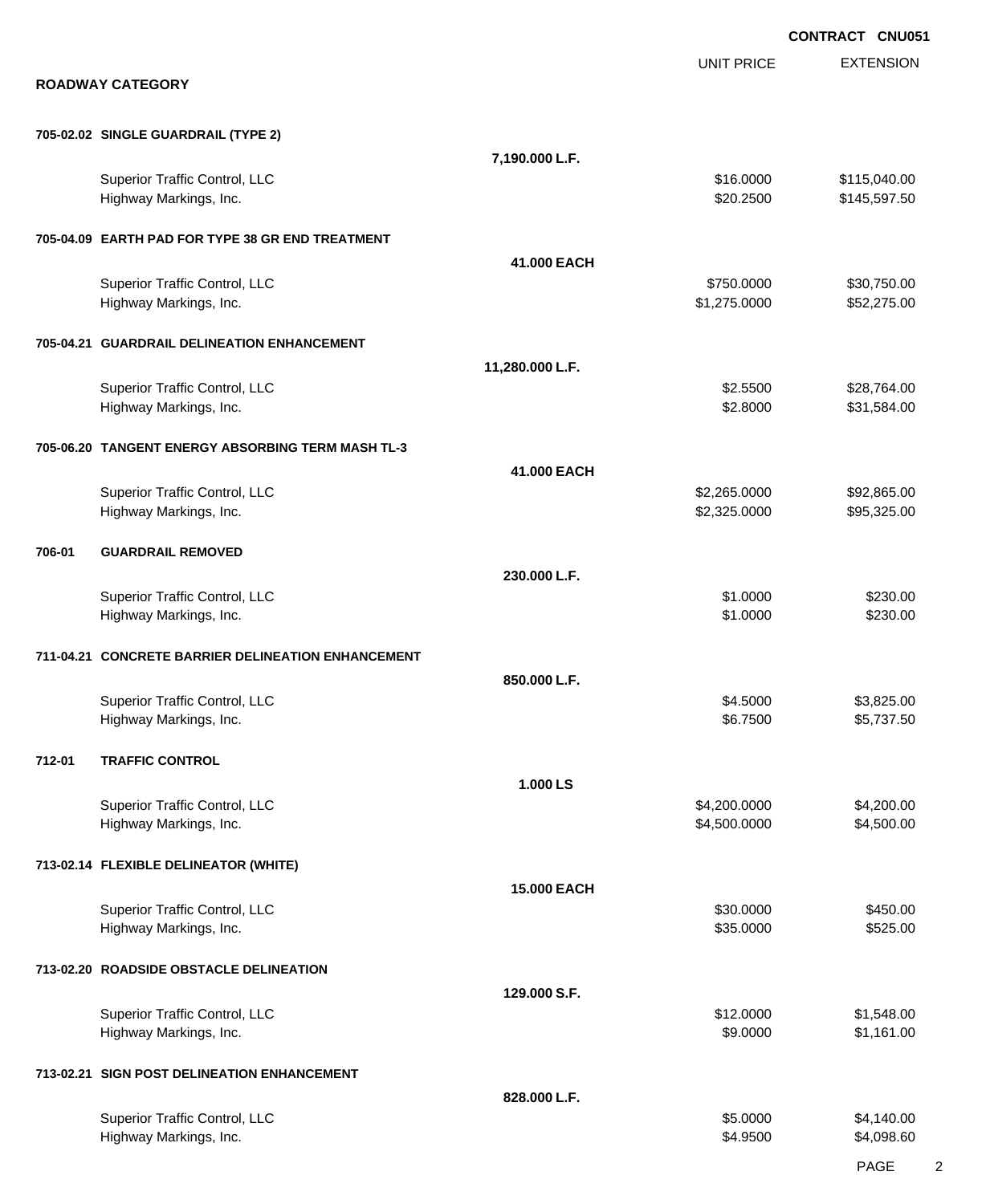**CONTRACT CNU051**

## ROADWAY CATEGORY

| | | UNIT PRICE | EXTENSION |
|---|---|---|---|
| **705-02.02 SINGLE GUARDRAIL (TYPE 2)** | | | |
| | **7,190.000 L.F.** | | |
| Superior Traffic Control, LLC | | $16.0000 | $115,040.00 |
| Highway Markings, Inc. | | $20.2500 | $145,597.50 |
| **705-04.09 EARTH PAD FOR TYPE 38 GR END TREATMENT** | | | |
| | **41.000 EACH** | | |
| Superior Traffic Control, LLC | | $750.0000 | $30,750.00 |
| Highway Markings, Inc. | | $1,275.0000 | $52,275.00 |
| **705-04.21 GUARDRAIL DELINEATION ENHANCEMENT** | | | |
| | **11,280.000 L.F.** | | |
| Superior Traffic Control, LLC | | $2.5500 | $28,764.00 |
| Highway Markings, Inc. | | $2.8000 | $31,584.00 |
| **705-06.20 TANGENT ENERGY ABSORBING TERM MASH TL-3** | | | |
| | **41.000 EACH** | | |
| Superior Traffic Control, LLC | | $2,265.0000 | $92,865.00 |
| Highway Markings, Inc. | | $2,325.0000 | $95,325.00 |
| **706-01 GUARDRAIL REMOVED** | | | |
| | **230.000 L.F.** | | |
| Superior Traffic Control, LLC | | $1.0000 | $230.00 |
| Highway Markings, Inc. | | $1.0000 | $230.00 |
| **711-04.21 CONCRETE BARRIER DELINEATION ENHANCEMENT** | | | |
| | **850.000 L.F.** | | |
| Superior Traffic Control, LLC | | $4.5000 | $3,825.00 |
| Highway Markings, Inc. | | $6.7500 | $5,737.50 |
| **712-01 TRAFFIC CONTROL** | | | |
| | **1.000 LS** | | |
| Superior Traffic Control, LLC | | $4,200.0000 | $4,200.00 |
| Highway Markings, Inc. | | $4,500.0000 | $4,500.00 |
| **713-02.14 FLEXIBLE DELINEATOR (WHITE)** | | | |
| | **15.000 EACH** | | |
| Superior Traffic Control, LLC | | $30.0000 | $450.00 |
| Highway Markings, Inc. | | $35.0000 | $525.00 |
| **713-02.20 ROADSIDE OBSTACLE DELINEATION** | | | |
| | **129.000 S.F.** | | |
| Superior Traffic Control, LLC | | $12.0000 | $1,548.00 |
| Highway Markings, Inc. | | $9.0000 | $1,161.00 |
| **713-02.21 SIGN POST DELINEATION ENHANCEMENT** | | | |
| | **828.000 L.F.** | | |
| Superior Traffic Control, LLC | | $5.0000 | $4,140.00 |
| Highway Markings, Inc. | | $4.9500 | $4,098.60 |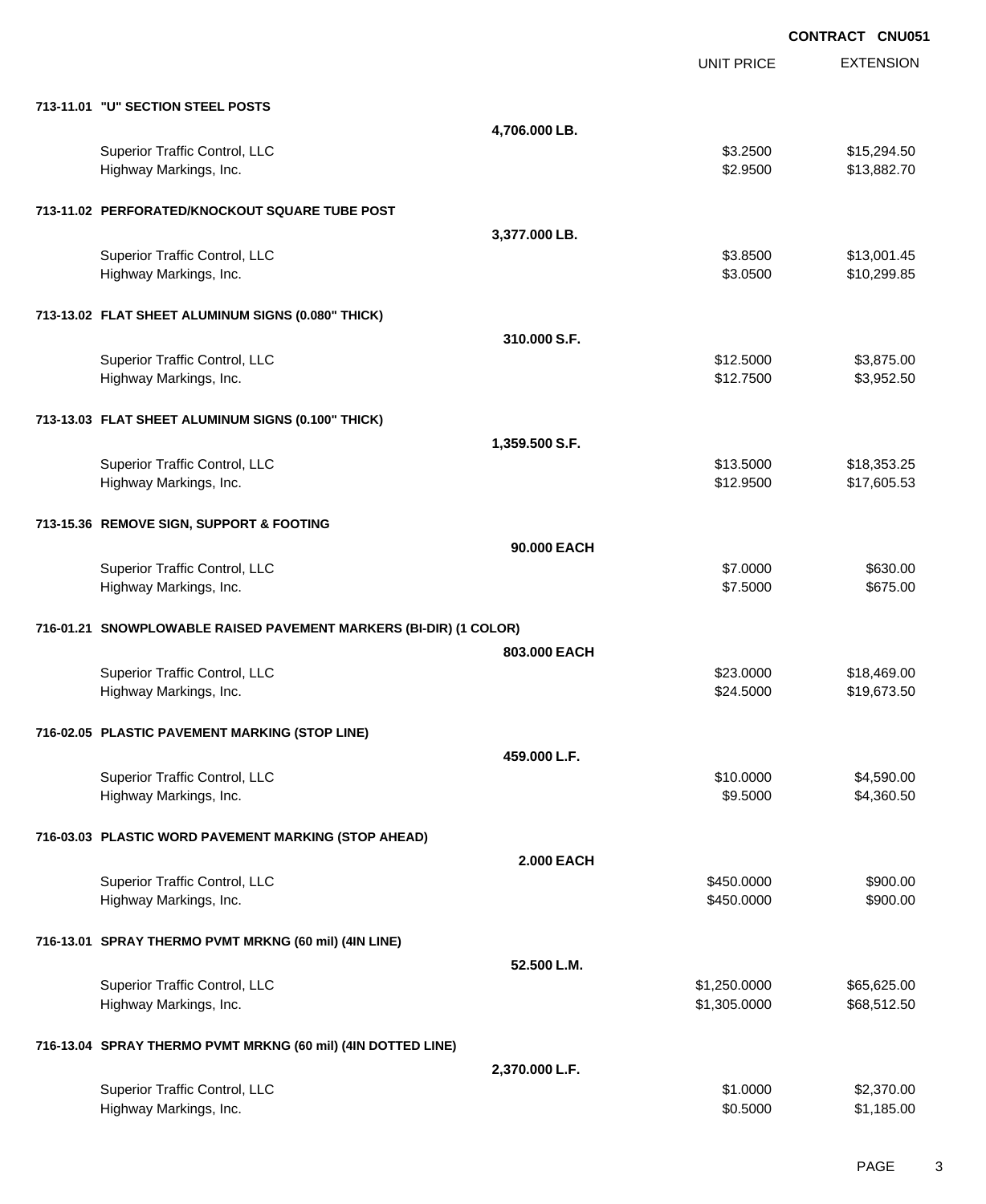**CONTRACT CNU051**

| | | UNIT PRICE | EXTENSION |
|---|---|---|---|
| **713-11.01 "U" SECTION STEEL POSTS** | | | |
| | **4,706.000 LB.** | | |
| Superior Traffic Control, LLC | | $3.2500 | $15,294.50 |
| Highway Markings, Inc. | | $2.9500 | $13,882.70 |
| **713-11.02 PERFORATED/KNOCKOUT SQUARE TUBE POST** | | | |
| | **3,377.000 LB.** | | |
| Superior Traffic Control, LLC | | $3.8500 | $13,001.45 |
| Highway Markings, Inc. | | $3.0500 | $10,299.85 |
| **713-13.02 FLAT SHEET ALUMINUM SIGNS (0.080" THICK)** | | | |
| | **310.000 S.F.** | | |
| Superior Traffic Control, LLC | | $12.5000 | $3,875.00 |
| Highway Markings, Inc. | | $12.7500 | $3,952.50 |
| **713-13.03 FLAT SHEET ALUMINUM SIGNS (0.100" THICK)** | | | |
| | **1,359.500 S.F.** | | |
| Superior Traffic Control, LLC | | $13.5000 | $18,353.25 |
| Highway Markings, Inc. | | $12.9500 | $17,605.53 |
| **713-15.36 REMOVE SIGN, SUPPORT & FOOTING** | | | |
| | **90.000 EACH** | | |
| Superior Traffic Control, LLC | | $7.0000 | $630.00 |
| Highway Markings, Inc. | | $7.5000 | $675.00 |
| **716-01.21 SNOWPLOWABLE RAISED PAVEMENT MARKERS (BI-DIR) (1 COLOR)** | | | |
| | **803.000 EACH** | | |
| Superior Traffic Control, LLC | | $23.0000 | $18,469.00 |
| Highway Markings, Inc. | | $24.5000 | $19,673.50 |
| **716-02.05 PLASTIC PAVEMENT MARKING (STOP LINE)** | | | |
| | **459.000 L.F.** | | |
| Superior Traffic Control, LLC | | $10.0000 | $4,590.00 |
| Highway Markings, Inc. | | $9.5000 | $4,360.50 |
| **716-03.03 PLASTIC WORD PAVEMENT MARKING (STOP AHEAD)** | | | |
| | **2.000 EACH** | | |
| Superior Traffic Control, LLC | | $450.0000 | $900.00 |
| Highway Markings, Inc. | | $450.0000 | $900.00 |
| **716-13.01 SPRAY THERMO PVMT MRKNG (60 mil) (4IN LINE)** | | | |
| | **52.500 L.M.** | | |
| Superior Traffic Control, LLC | | $1,250.0000 | $65,625.00 |
| Highway Markings, Inc. | | $1,305.0000 | $68,512.50 |
| **716-13.04 SPRAY THERMO PVMT MRKNG (60 mil) (4IN DOTTED LINE)** | | | |
| | **2,370.000 L.F.** | | |
| Superior Traffic Control, LLC | | $1.0000 | $2,370.00 |
| Highway Markings, Inc. | | $0.5000 | $1,185.00 |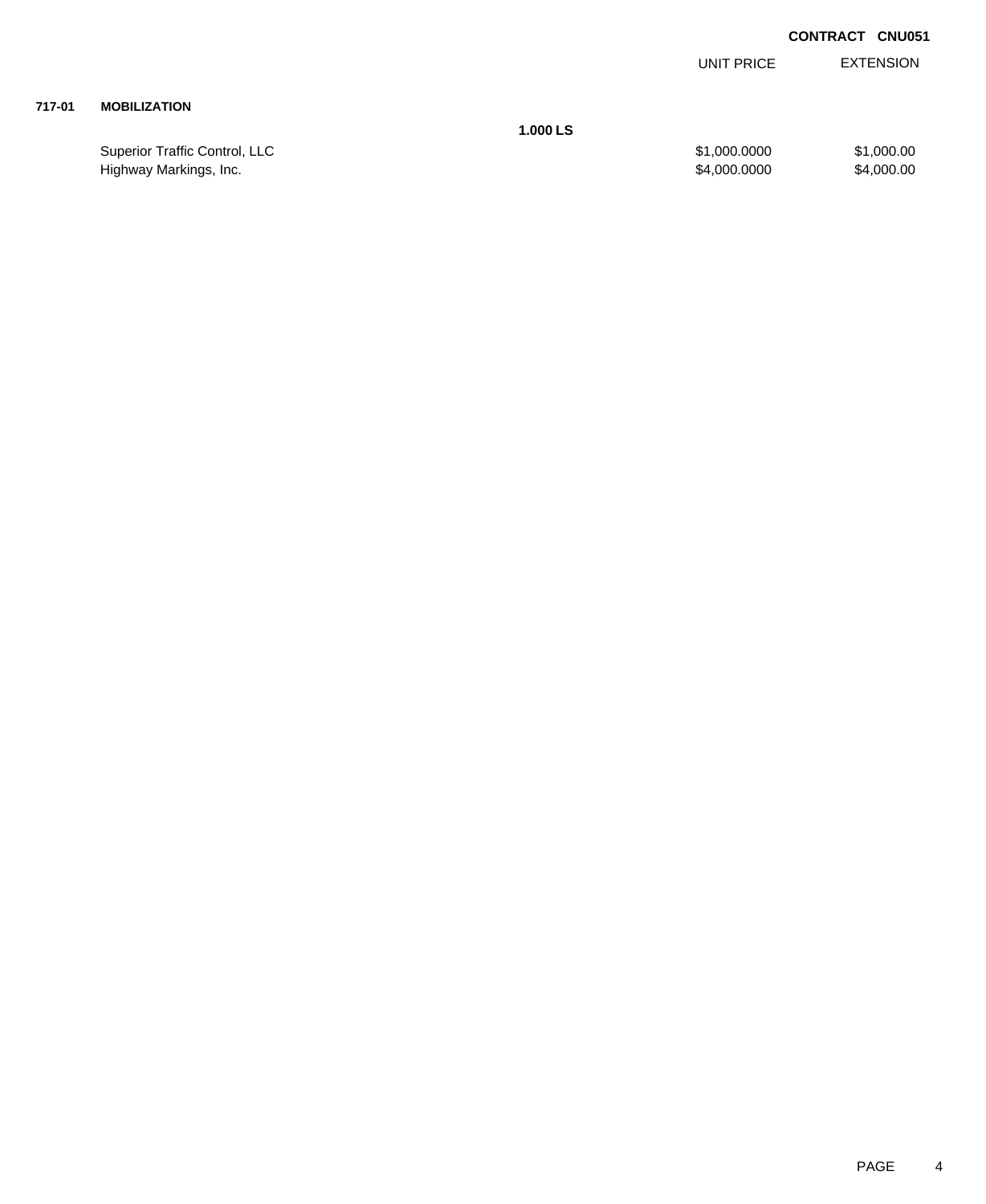**CONTRACT CNU051**

| | | | UNIT PRICE | EXTENSION |
|---|---|---|---|---|
| **717-01** | **MOBILIZATION** | | | |
| | | **1.000 LS** | | |
| | Superior Traffic Control, LLC | | $1,000.0000 | $1,000.00 |
| | Highway Markings, Inc. | | $4,000.0000 | $4,000.00 |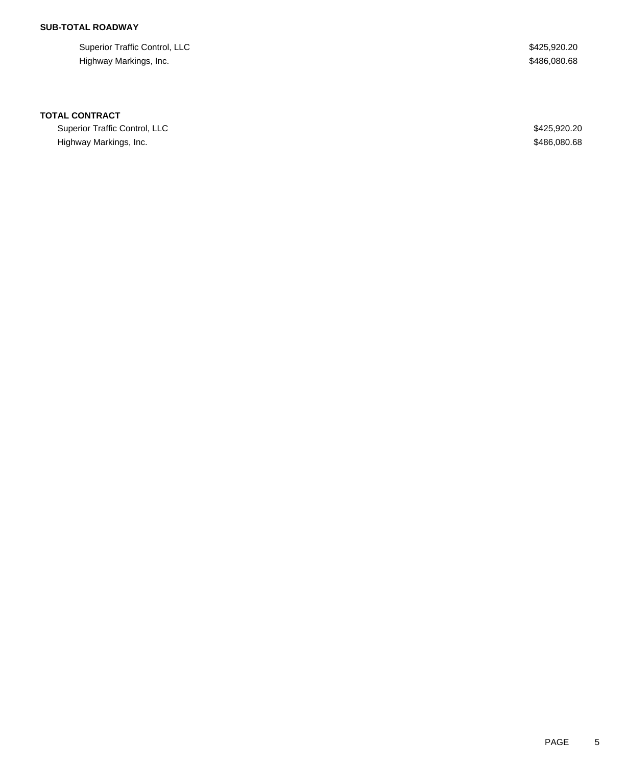**SUB-TOTAL ROADWAY**

| | |
|---|---|
| Superior Traffic Control, LLC | $425,920.20 |
| Highway Markings, Inc. | $486,080.68 |

**TOTAL CONTRACT**

| | |
|---|---|
| Superior Traffic Control, LLC | $425,920.20 |
| Highway Markings, Inc. | $486,080.68 |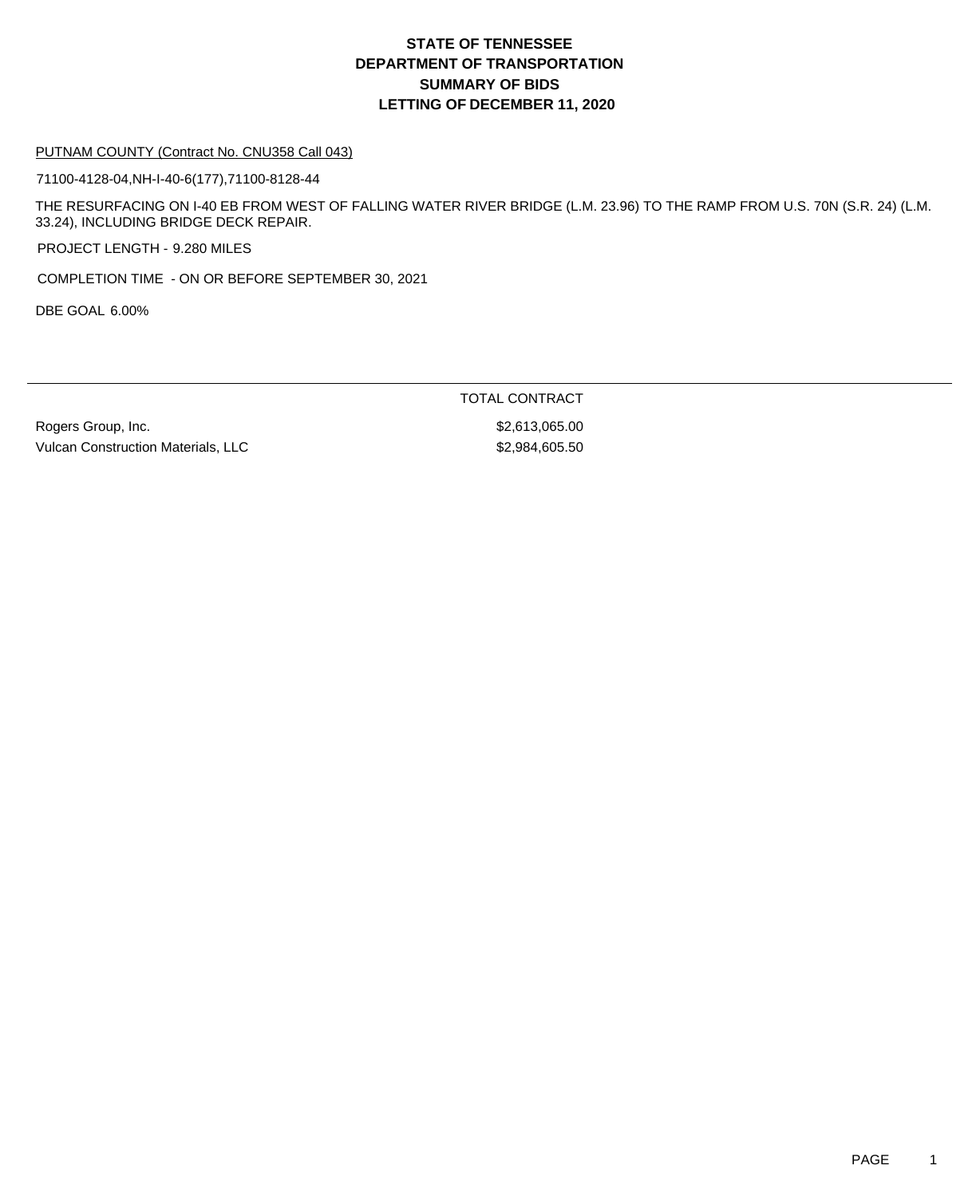# STATE OF TENNESSEE
# DEPARTMENT OF TRANSPORTATION
# SUMMARY OF BIDS
# LETTING OF DECEMBER 11, 2020

PUTNAM COUNTY (Contract No. CNU358 Call 043)

71100-4128-04,NH-I-40-6(177),71100-8128-44

THE RESURFACING ON I-40 EB FROM WEST OF FALLING WATER RIVER BRIDGE (L.M. 23.96) TO THE RAMP FROM U.S. 70N (S.R. 24) (L.M. 33.24), INCLUDING BRIDGE DECK REPAIR.

PROJECT LENGTH - 9.280 MILES

COMPLETION TIME - ON OR BEFORE SEPTEMBER 30, 2021

DBE GOAL 6.00%

| | TOTAL CONTRACT |
|---|---|
| Rogers Group, Inc. | $2,613,065.00 |
| Vulcan Construction Materials, LLC | $2,984,605.50 |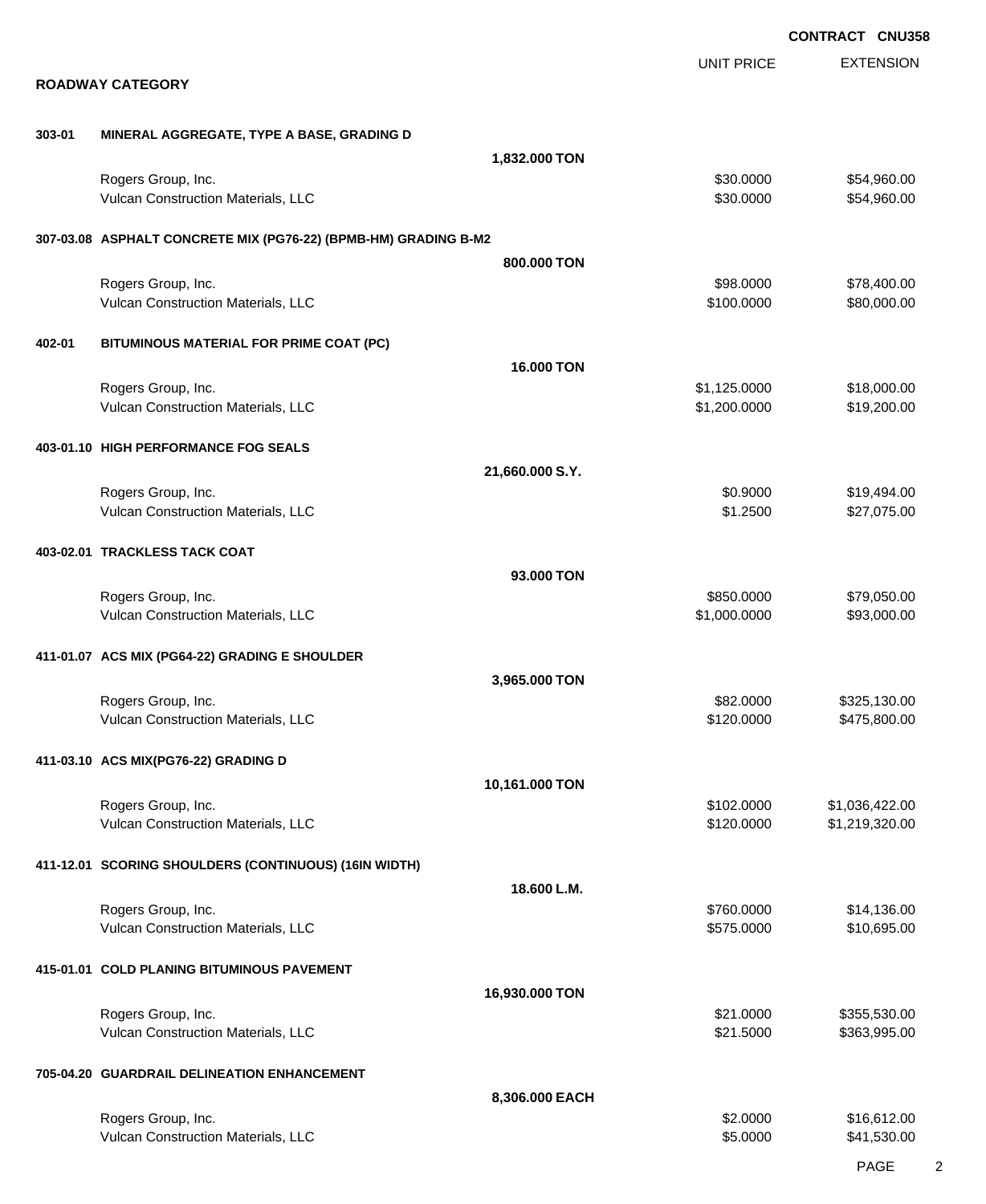**CONTRACT CNU358**

## ROADWAY CATEGORY

| | | UNIT PRICE | EXTENSION |
|---|---|---|---|
| **303-01** | **MINERAL AGGREGATE, TYPE A BASE, GRADING D** | | |
| | **1,832.000 TON** | | |
| | Rogers Group, Inc. | $30.0000 | $54,960.00 |
| | Vulcan Construction Materials, LLC | $30.0000 | $54,960.00 |
| **307-03.08** | **ASPHALT CONCRETE MIX (PG76-22) (BPMB-HM) GRADING B-M2** | | |
| | **800.000 TON** | | |
| | Rogers Group, Inc. | $98.0000 | $78,400.00 |
| | Vulcan Construction Materials, LLC | $100.0000 | $80,000.00 |
| **402-01** | **BITUMINOUS MATERIAL FOR PRIME COAT (PC)** | | |
| | **16.000 TON** | | |
| | Rogers Group, Inc. | $1,125.0000 | $18,000.00 |
| | Vulcan Construction Materials, LLC | $1,200.0000 | $19,200.00 |
| **403-01.10** | **HIGH PERFORMANCE FOG SEALS** | | |
| | **21,660.000 S.Y.** | | |
| | Rogers Group, Inc. | $0.9000 | $19,494.00 |
| | Vulcan Construction Materials, LLC | $1.2500 | $27,075.00 |
| **403-02.01** | **TRACKLESS TACK COAT** | | |
| | **93.000 TON** | | |
| | Rogers Group, Inc. | $850.0000 | $79,050.00 |
| | Vulcan Construction Materials, LLC | $1,000.0000 | $93,000.00 |
| **411-01.07** | **ACS MIX (PG64-22) GRADING E SHOULDER** | | |
| | **3,965.000 TON** | | |
| | Rogers Group, Inc. | $82.0000 | $325,130.00 |
| | Vulcan Construction Materials, LLC | $120.0000 | $475,800.00 |
| **411-03.10** | **ACS MIX(PG76-22) GRADING D** | | |
| | **10,161.000 TON** | | |
| | Rogers Group, Inc. | $102.0000 | $1,036,422.00 |
| | Vulcan Construction Materials, LLC | $120.0000 | $1,219,320.00 |
| **411-12.01** | **SCORING SHOULDERS (CONTINUOUS) (16IN WIDTH)** | | |
| | **18.600 L.M.** | | |
| | Rogers Group, Inc. | $760.0000 | $14,136.00 |
| | Vulcan Construction Materials, LLC | $575.0000 | $10,695.00 |
| **415-01.01** | **COLD PLANING BITUMINOUS PAVEMENT** | | |
| | **16,930.000 TON** | | |
| | Rogers Group, Inc. | $21.0000 | $355,530.00 |
| | Vulcan Construction Materials, LLC | $21.5000 | $363,995.00 |
| **705-04.20** | **GUARDRAIL DELINEATION ENHANCEMENT** | | |
| | **8,306.000 EACH** | | |
| | Rogers Group, Inc. | $2.0000 | $16,612.00 |
| | Vulcan Construction Materials, LLC | $5.0000 | $41,530.00 |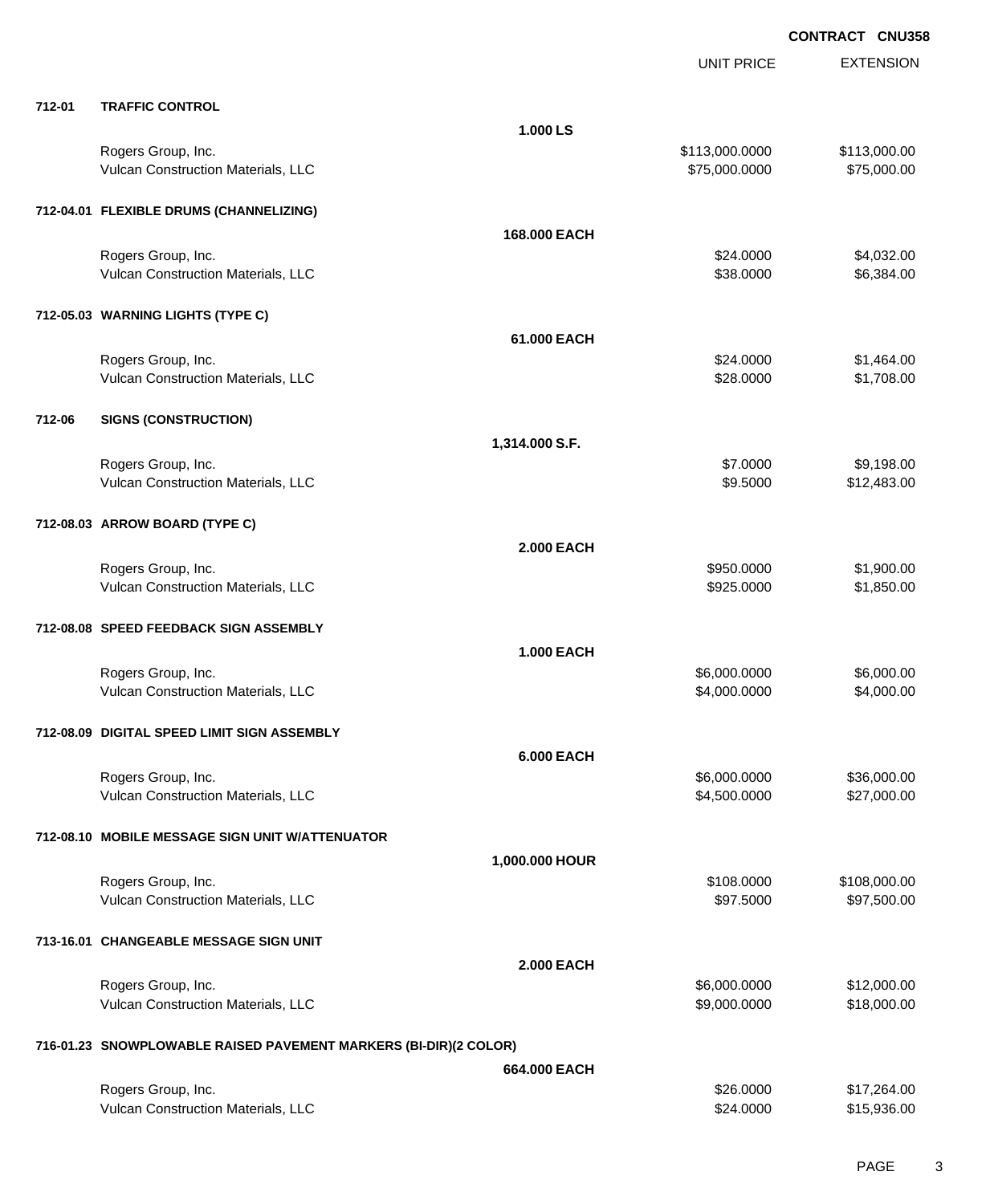**CONTRACT CNU358**

| | | | UNIT PRICE | EXTENSION |
|---|---|---|---|---|
| **712-01** | **TRAFFIC CONTROL** | | | |
| | | **1.000 LS** | | |
| | Rogers Group, Inc. | | $113,000.0000 | $113,000.00 |
| | Vulcan Construction Materials, LLC | | $75,000.0000 | $75,000.00 |
| **712-04.01** | **FLEXIBLE DRUMS (CHANNELIZING)** | | | |
| | | **168.000 EACH** | | |
| | Rogers Group, Inc. | | $24.0000 | $4,032.00 |
| | Vulcan Construction Materials, LLC | | $38.0000 | $6,384.00 |
| **712-05.03** | **WARNING LIGHTS (TYPE C)** | | | |
| | | **61.000 EACH** | | |
| | Rogers Group, Inc. | | $24.0000 | $1,464.00 |
| | Vulcan Construction Materials, LLC | | $28.0000 | $1,708.00 |
| **712-06** | **SIGNS (CONSTRUCTION)** | | | |
| | | **1,314.000 S.F.** | | |
| | Rogers Group, Inc. | | $7.0000 | $9,198.00 |
| | Vulcan Construction Materials, LLC | | $9.5000 | $12,483.00 |
| **712-08.03** | **ARROW BOARD (TYPE C)** | | | |
| | | **2.000 EACH** | | |
| | Rogers Group, Inc. | | $950.0000 | $1,900.00 |
| | Vulcan Construction Materials, LLC | | $925.0000 | $1,850.00 |
| **712-08.08** | **SPEED FEEDBACK SIGN ASSEMBLY** | | | |
| | | **1.000 EACH** | | |
| | Rogers Group, Inc. | | $6,000.0000 | $6,000.00 |
| | Vulcan Construction Materials, LLC | | $4,000.0000 | $4,000.00 |
| **712-08.09** | **DIGITAL SPEED LIMIT SIGN ASSEMBLY** | | | |
| | | **6.000 EACH** | | |
| | Rogers Group, Inc. | | $6,000.0000 | $36,000.00 |
| | Vulcan Construction Materials, LLC | | $4,500.0000 | $27,000.00 |
| **712-08.10** | **MOBILE MESSAGE SIGN UNIT W/ATTENUATOR** | | | |
| | | **1,000.000 HOUR** | | |
| | Rogers Group, Inc. | | $108.0000 | $108,000.00 |
| | Vulcan Construction Materials, LLC | | $97.5000 | $97,500.00 |
| **713-16.01** | **CHANGEABLE MESSAGE SIGN UNIT** | | | |
| | | **2.000 EACH** | | |
| | Rogers Group, Inc. | | $6,000.0000 | $12,000.00 |
| | Vulcan Construction Materials, LLC | | $9,000.0000 | $18,000.00 |
| **716-01.23** | **SNOWPLOWABLE RAISED PAVEMENT MARKERS (BI-DIR)(2 COLOR)** | | | |
| | | **664.000 EACH** | | |
| | Rogers Group, Inc. | | $26.0000 | $17,264.00 |
| | Vulcan Construction Materials, LLC | | $24.0000 | $15,936.00 |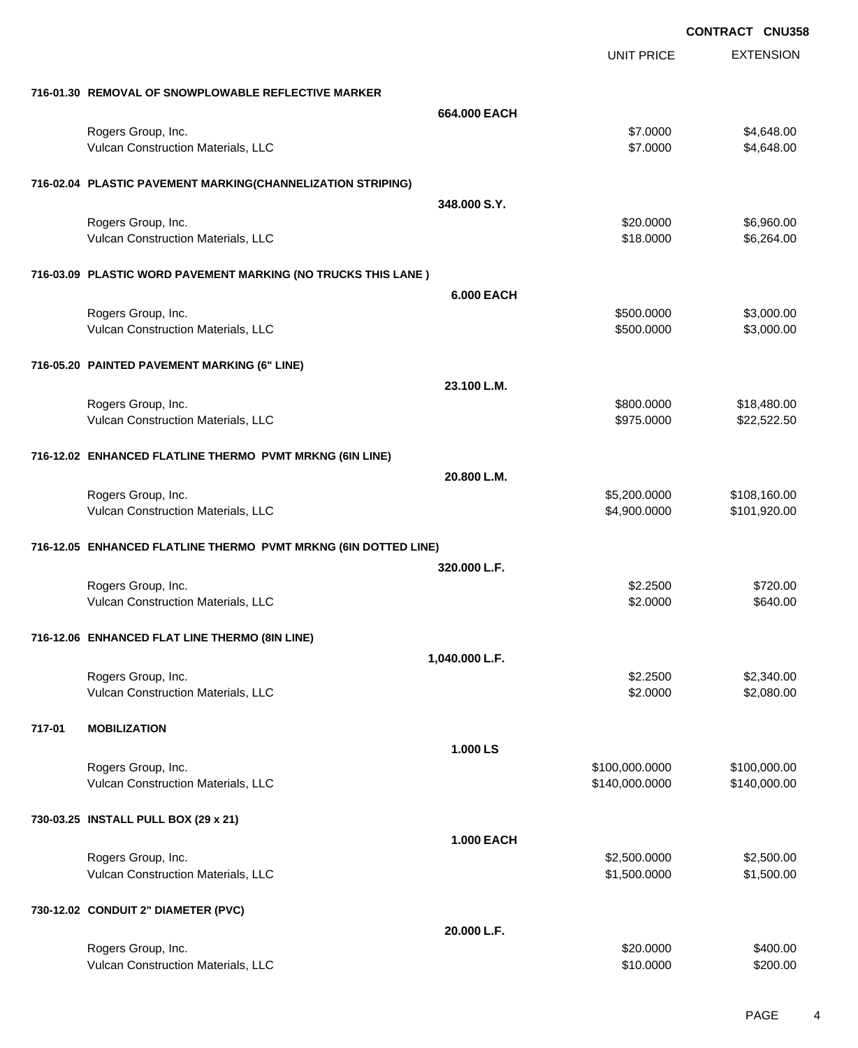**CONTRACT CNU358**

| | | UNIT PRICE | EXTENSION |
|---|---|---|---|
| **716-01.30 REMOVAL OF SNOWPLOWABLE REFLECTIVE MARKER** | | | |
| | **664.000 EACH** | | |
| Rogers Group, Inc. | | $7.0000 | $4,648.00 |
| Vulcan Construction Materials, LLC | | $7.0000 | $4,648.00 |
| **716-02.04 PLASTIC PAVEMENT MARKING(CHANNELIZATION STRIPING)** | | | |
| | **348.000 S.Y.** | | |
| Rogers Group, Inc. | | $20.0000 | $6,960.00 |
| Vulcan Construction Materials, LLC | | $18.0000 | $6,264.00 |
| **716-03.09 PLASTIC WORD PAVEMENT MARKING (NO TRUCKS THIS LANE )** | | | |
| | **6.000 EACH** | | |
| Rogers Group, Inc. | | $500.0000 | $3,000.00 |
| Vulcan Construction Materials, LLC | | $500.0000 | $3,000.00 |
| **716-05.20 PAINTED PAVEMENT MARKING (6" LINE)** | | | |
| | **23.100 L.M.** | | |
| Rogers Group, Inc. | | $800.0000 | $18,480.00 |
| Vulcan Construction Materials, LLC | | $975.0000 | $22,522.50 |
| **716-12.02 ENHANCED FLATLINE THERMO PVMT MRKNG (6IN LINE)** | | | |
| | **20.800 L.M.** | | |
| Rogers Group, Inc. | | $5,200.0000 | $108,160.00 |
| Vulcan Construction Materials, LLC | | $4,900.0000 | $101,920.00 |
| **716-12.05 ENHANCED FLATLINE THERMO PVMT MRKNG (6IN DOTTED LINE)** | | | |
| | **320.000 L.F.** | | |
| Rogers Group, Inc. | | $2.2500 | $720.00 |
| Vulcan Construction Materials, LLC | | $2.0000 | $640.00 |
| **716-12.06 ENHANCED FLAT LINE THERMO (8IN LINE)** | | | |
| | **1,040.000 L.F.** | | |
| Rogers Group, Inc. | | $2.2500 | $2,340.00 |
| Vulcan Construction Materials, LLC | | $2.0000 | $2,080.00 |
| **717-01 MOBILIZATION** | | | |
| | **1.000 LS** | | |
| Rogers Group, Inc. | | $100,000.0000 | $100,000.00 |
| Vulcan Construction Materials, LLC | | $140,000.0000 | $140,000.00 |
| **730-03.25 INSTALL PULL BOX (29 x 21)** | | | |
| | **1.000 EACH** | | |
| Rogers Group, Inc. | | $2,500.0000 | $2,500.00 |
| Vulcan Construction Materials, LLC | | $1,500.0000 | $1,500.00 |
| **730-12.02 CONDUIT 2" DIAMETER (PVC)** | | | |
| | **20.000 L.F.** | | |
| Rogers Group, Inc. | | $20.0000 | $400.00 |
| Vulcan Construction Materials, LLC | | $10.0000 | $200.00 |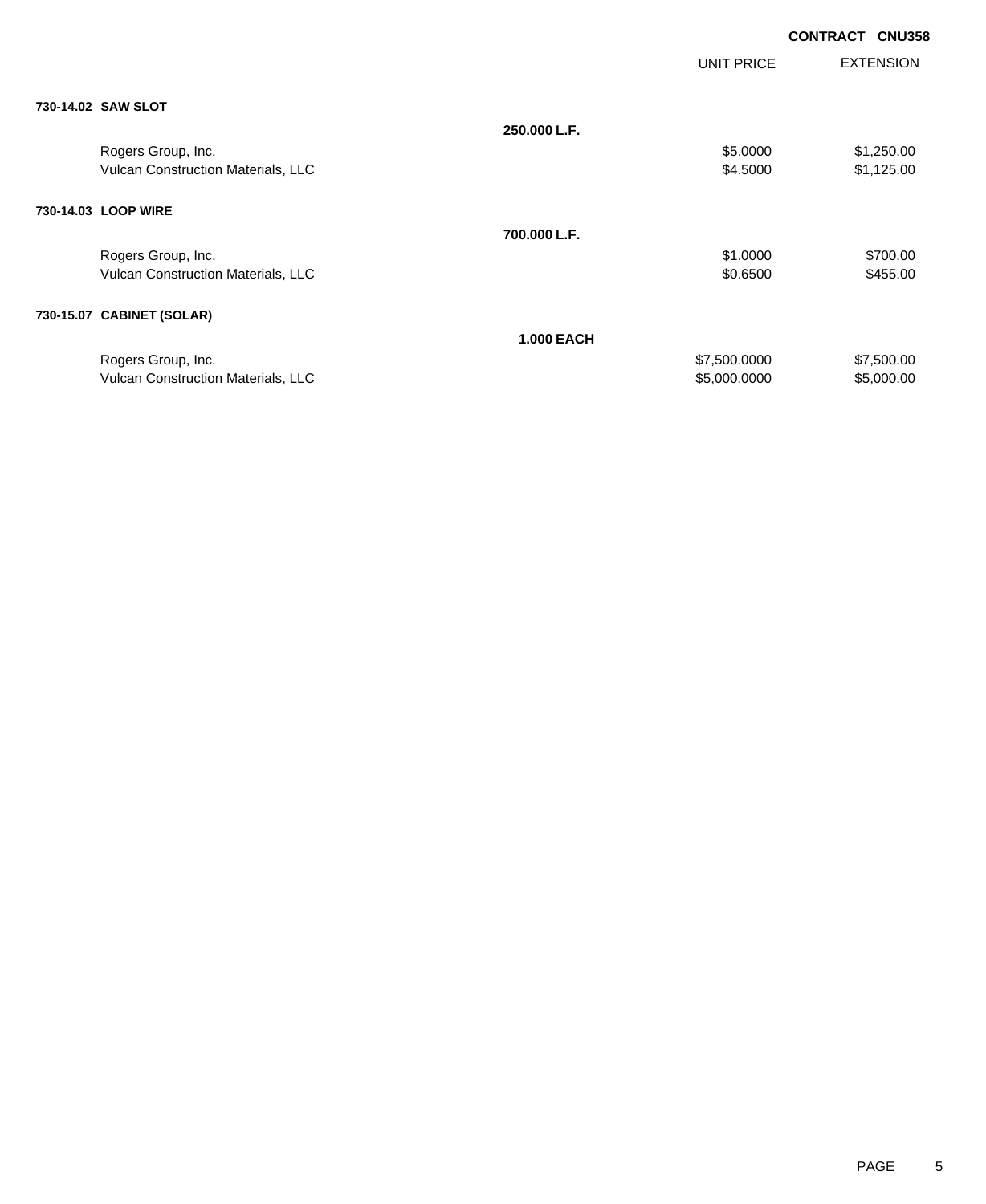**CONTRACT CNU358**

| | | UNIT PRICE | EXTENSION |
|---|---|---|---|
| **730-14.02 SAW SLOT** | | | |
| | **250.000 L.F.** | | |
| Rogers Group, Inc. | | $5.0000 | $1,250.00 |
| Vulcan Construction Materials, LLC | | $4.5000 | $1,125.00 |
| **730-14.03 LOOP WIRE** | | | |
| | **700.000 L.F.** | | |
| Rogers Group, Inc. | | $1.0000 | $700.00 |
| Vulcan Construction Materials, LLC | | $0.6500 | $455.00 |
| **730-15.07 CABINET (SOLAR)** | | | |
| | **1.000 EACH** | | |
| Rogers Group, Inc. | | $7,500.0000 | $7,500.00 |
| Vulcan Construction Materials, LLC | | $5,000.0000 | $5,000.00 |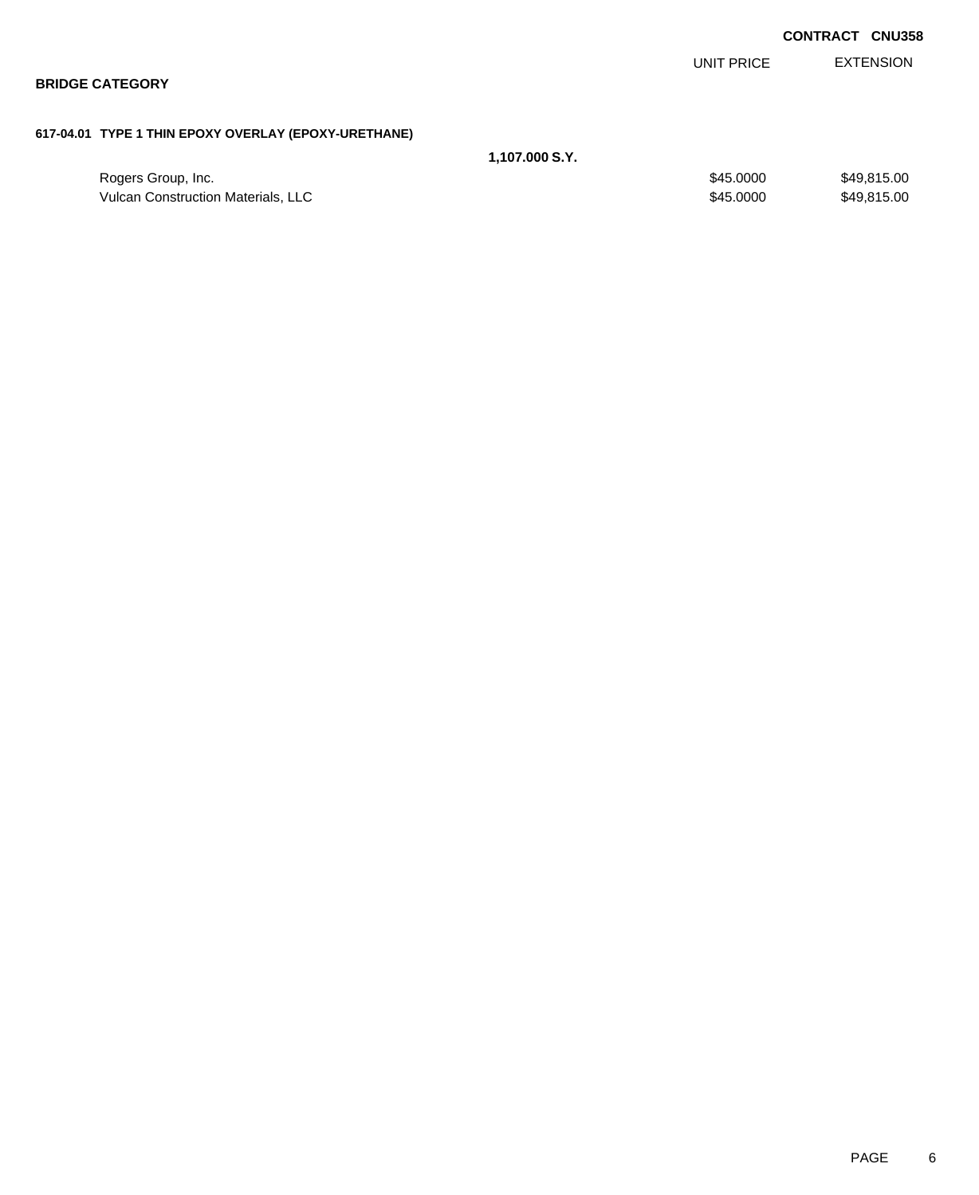**CONTRACT CNU358**

## BRIDGE CATEGORY

### 617-04.01 TYPE 1 THIN EPOXY OVERLAY (EPOXY-URETHANE)

**1,107.000 S.Y.**

| | UNIT PRICE | EXTENSION |
|---|---|---|
| Rogers Group, Inc. | $45.0000 | $49,815.00 |
| Vulcan Construction Materials, LLC | $45.0000 | $49,815.00 |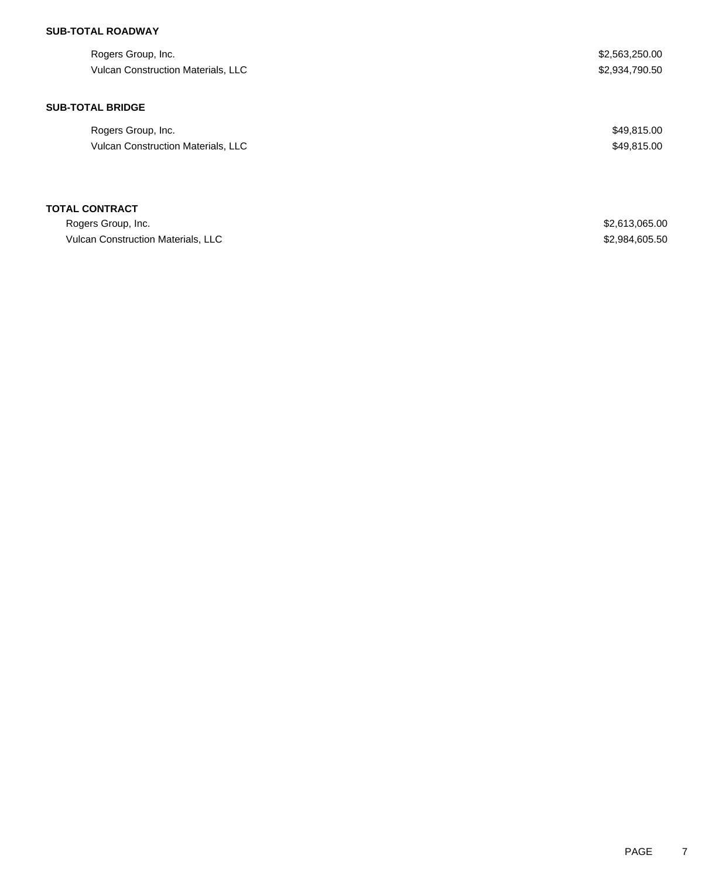**SUB-TOTAL ROADWAY**

| | |
|---|---|
| Rogers Group, Inc. | $2,563,250.00 |
| Vulcan Construction Materials, LLC | $2,934,790.50 |

**SUB-TOTAL BRIDGE**

| | |
|---|---|
| Rogers Group, Inc. | $49,815.00 |
| Vulcan Construction Materials, LLC | $49,815.00 |

**TOTAL CONTRACT**

| | |
|---|---|
| Rogers Group, Inc. | $2,613,065.00 |
| Vulcan Construction Materials, LLC | $2,984,605.50 |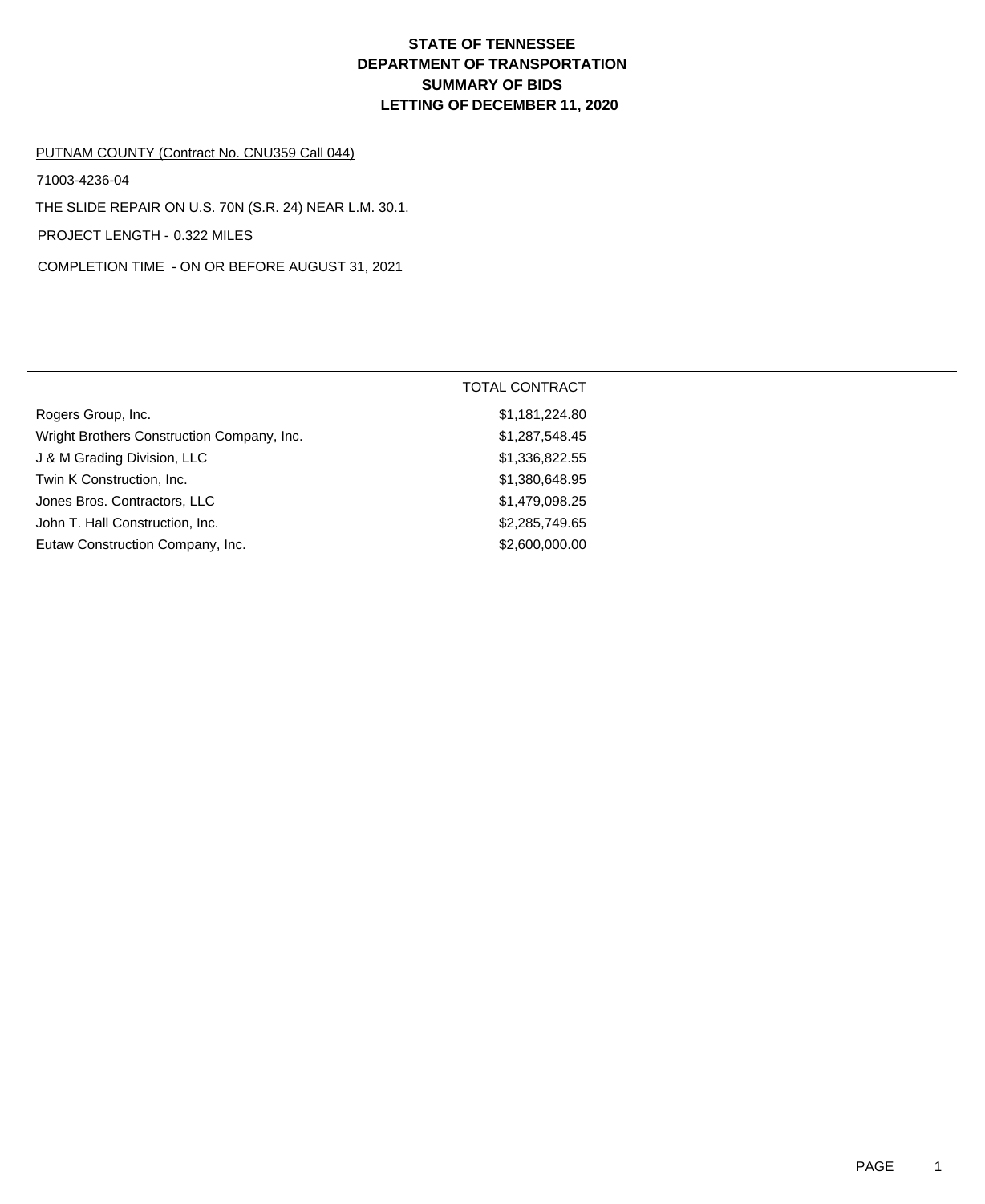# STATE OF TENNESSEE
# DEPARTMENT OF TRANSPORTATION
# SUMMARY OF BIDS
# LETTING OF DECEMBER 11, 2020

PUTNAM COUNTY (Contract No. CNU359 Call 044)

71003-4236-04

THE SLIDE REPAIR ON U.S. 70N (S.R. 24) NEAR L.M. 30.1.

PROJECT LENGTH - 0.322 MILES

COMPLETION TIME - ON OR BEFORE AUGUST 31, 2021

| | TOTAL CONTRACT |
|---|---|
| Rogers Group, Inc. | $1,181,224.80 |
| Wright Brothers Construction Company, Inc. | $1,287,548.45 |
| J & M Grading Division, LLC | $1,336,822.55 |
| Twin K Construction, Inc. | $1,380,648.95 |
| Jones Bros. Contractors, LLC | $1,479,098.25 |
| John T. Hall Construction, Inc. | $2,285,749.65 |
| Eutaw Construction Company, Inc. | $2,600,000.00 |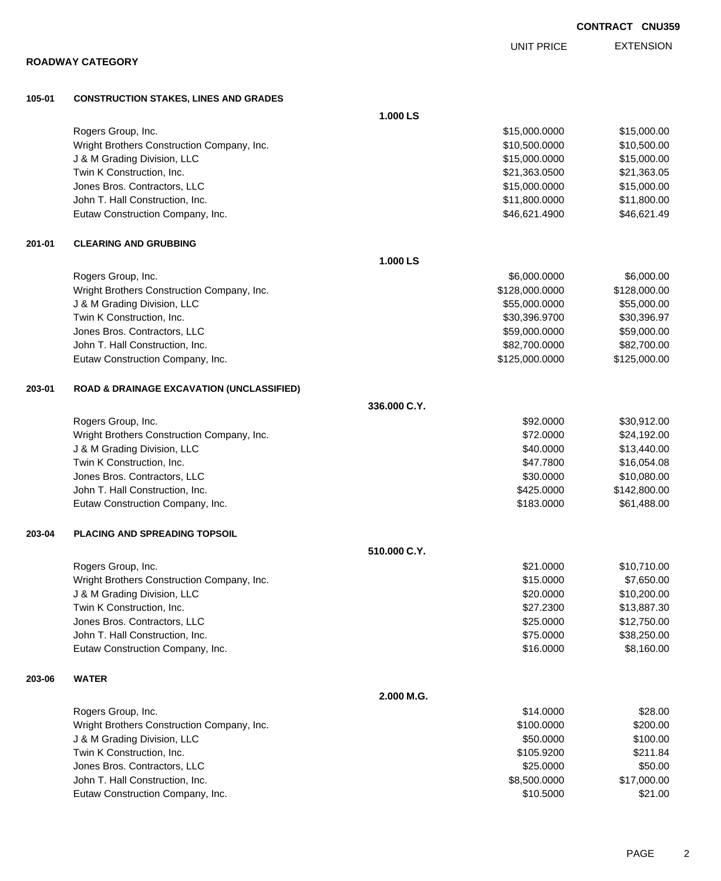**CONTRACT CNU359**

**ROADWAY CATEGORY**

| | | UNIT PRICE | EXTENSION |
|---|---|---|---|
| **105-01** | **CONSTRUCTION STAKES, LINES AND GRADES** | | |
| | **1.000 LS** | | |
| | Rogers Group, Inc. | $15,000.0000 | $15,000.00 |
| | Wright Brothers Construction Company, Inc. | $10,500.0000 | $10,500.00 |
| | J & M Grading Division, LLC | $15,000.0000 | $15,000.00 |
| | Twin K Construction, Inc. | $21,363.0500 | $21,363.05 |
| | Jones Bros. Contractors, LLC | $15,000.0000 | $15,000.00 |
| | John T. Hall Construction, Inc. | $11,800.0000 | $11,800.00 |
| | Eutaw Construction Company, Inc. | $46,621.4900 | $46,621.49 |
| **201-01** | **CLEARING AND GRUBBING** | | |
| | **1.000 LS** | | |
| | Rogers Group, Inc. | $6,000.0000 | $6,000.00 |
| | Wright Brothers Construction Company, Inc. | $128,000.0000 | $128,000.00 |
| | J & M Grading Division, LLC | $55,000.0000 | $55,000.00 |
| | Twin K Construction, Inc. | $30,396.9700 | $30,396.97 |
| | Jones Bros. Contractors, LLC | $59,000.0000 | $59,000.00 |
| | John T. Hall Construction, Inc. | $82,700.0000 | $82,700.00 |
| | Eutaw Construction Company, Inc. | $125,000.0000 | $125,000.00 |
| **203-01** | **ROAD & DRAINAGE EXCAVATION (UNCLASSIFIED)** | | |
| | **336.000 C.Y.** | | |
| | Rogers Group, Inc. | $92.0000 | $30,912.00 |
| | Wright Brothers Construction Company, Inc. | $72.0000 | $24,192.00 |
| | J & M Grading Division, LLC | $40.0000 | $13,440.00 |
| | Twin K Construction, Inc. | $47.7800 | $16,054.08 |
| | Jones Bros. Contractors, LLC | $30.0000 | $10,080.00 |
| | John T. Hall Construction, Inc. | $425.0000 | $142,800.00 |
| | Eutaw Construction Company, Inc. | $183.0000 | $61,488.00 |
| **203-04** | **PLACING AND SPREADING TOPSOIL** | | |
| | **510.000 C.Y.** | | |
| | Rogers Group, Inc. | $21.0000 | $10,710.00 |
| | Wright Brothers Construction Company, Inc. | $15.0000 | $7,650.00 |
| | J & M Grading Division, LLC | $20.0000 | $10,200.00 |
| | Twin K Construction, Inc. | $27.2300 | $13,887.30 |
| | Jones Bros. Contractors, LLC | $25.0000 | $12,750.00 |
| | John T. Hall Construction, Inc. | $75.0000 | $38,250.00 |
| | Eutaw Construction Company, Inc. | $16.0000 | $8,160.00 |
| **203-06** | **WATER** | | |
| | **2.000 M.G.** | | |
| | Rogers Group, Inc. | $14.0000 | $28.00 |
| | Wright Brothers Construction Company, Inc. | $100.0000 | $200.00 |
| | J & M Grading Division, LLC | $50.0000 | $100.00 |
| | Twin K Construction, Inc. | $105.9200 | $211.84 |
| | Jones Bros. Contractors, LLC | $25.0000 | $50.00 |
| | John T. Hall Construction, Inc. | $8,500.0000 | $17,000.00 |
| | Eutaw Construction Company, Inc. | $10.5000 | $21.00 |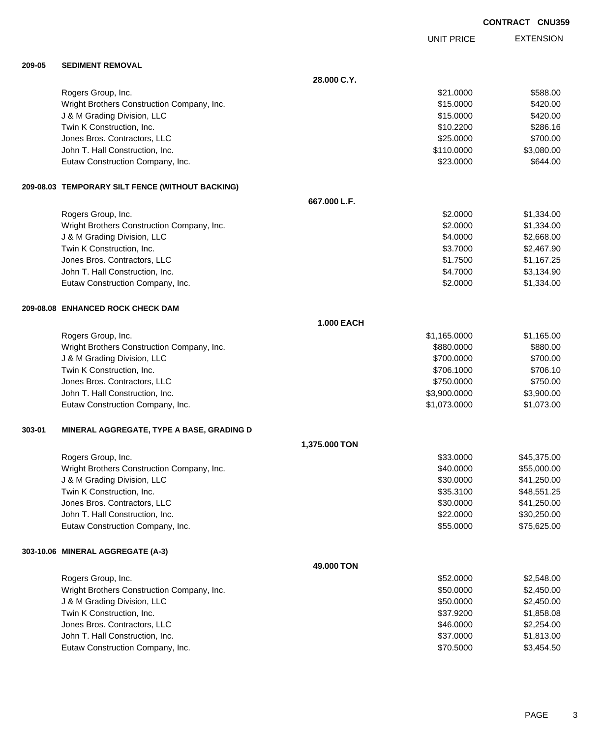**CONTRACT CNU359**

| | | | UNIT PRICE | EXTENSION |
|---|---|---|---|---|
| **209-05** | **SEDIMENT REMOVAL** | | | |
| | | **28.000 C.Y.** | | |
| | Rogers Group, Inc. | | $21.0000 | $588.00 |
| | Wright Brothers Construction Company, Inc. | | $15.0000 | $420.00 |
| | J & M Grading Division, LLC | | $15.0000 | $420.00 |
| | Twin K Construction, Inc. | | $10.2200 | $286.16 |
| | Jones Bros. Contractors, LLC | | $25.0000 | $700.00 |
| | John T. Hall Construction, Inc. | | $110.0000 | $3,080.00 |
| | Eutaw Construction Company, Inc. | | $23.0000 | $644.00 |
| **209-08.03** | **TEMPORARY SILT FENCE (WITHOUT BACKING)** | | | |
| | | **667.000 L.F.** | | |
| | Rogers Group, Inc. | | $2.0000 | $1,334.00 |
| | Wright Brothers Construction Company, Inc. | | $2.0000 | $1,334.00 |
| | J & M Grading Division, LLC | | $4.0000 | $2,668.00 |
| | Twin K Construction, Inc. | | $3.7000 | $2,467.90 |
| | Jones Bros. Contractors, LLC | | $1.7500 | $1,167.25 |
| | John T. Hall Construction, Inc. | | $4.7000 | $3,134.90 |
| | Eutaw Construction Company, Inc. | | $2.0000 | $1,334.00 |
| **209-08.08** | **ENHANCED ROCK CHECK DAM** | | | |
| | | **1.000 EACH** | | |
| | Rogers Group, Inc. | | $1,165.0000 | $1,165.00 |
| | Wright Brothers Construction Company, Inc. | | $880.0000 | $880.00 |
| | J & M Grading Division, LLC | | $700.0000 | $700.00 |
| | Twin K Construction, Inc. | | $706.1000 | $706.10 |
| | Jones Bros. Contractors, LLC | | $750.0000 | $750.00 |
| | John T. Hall Construction, Inc. | | $3,900.0000 | $3,900.00 |
| | Eutaw Construction Company, Inc. | | $1,073.0000 | $1,073.00 |
| **303-01** | **MINERAL AGGREGATE, TYPE A BASE, GRADING D** | | | |
| | | **1,375.000 TON** | | |
| | Rogers Group, Inc. | | $33.0000 | $45,375.00 |
| | Wright Brothers Construction Company, Inc. | | $40.0000 | $55,000.00 |
| | J & M Grading Division, LLC | | $30.0000 | $41,250.00 |
| | Twin K Construction, Inc. | | $35.3100 | $48,551.25 |
| | Jones Bros. Contractors, LLC | | $30.0000 | $41,250.00 |
| | John T. Hall Construction, Inc. | | $22.0000 | $30,250.00 |
| | Eutaw Construction Company, Inc. | | $55.0000 | $75,625.00 |
| **303-10.06** | **MINERAL AGGREGATE (A-3)** | | | |
| | | **49.000 TON** | | |
| | Rogers Group, Inc. | | $52.0000 | $2,548.00 |
| | Wright Brothers Construction Company, Inc. | | $50.0000 | $2,450.00 |
| | J & M Grading Division, LLC | | $50.0000 | $2,450.00 |
| | Twin K Construction, Inc. | | $37.9200 | $1,858.08 |
| | Jones Bros. Contractors, LLC | | $46.0000 | $2,254.00 |
| | John T. Hall Construction, Inc. | | $37.0000 | $1,813.00 |
| | Eutaw Construction Company, Inc. | | $70.5000 | $3,454.50 |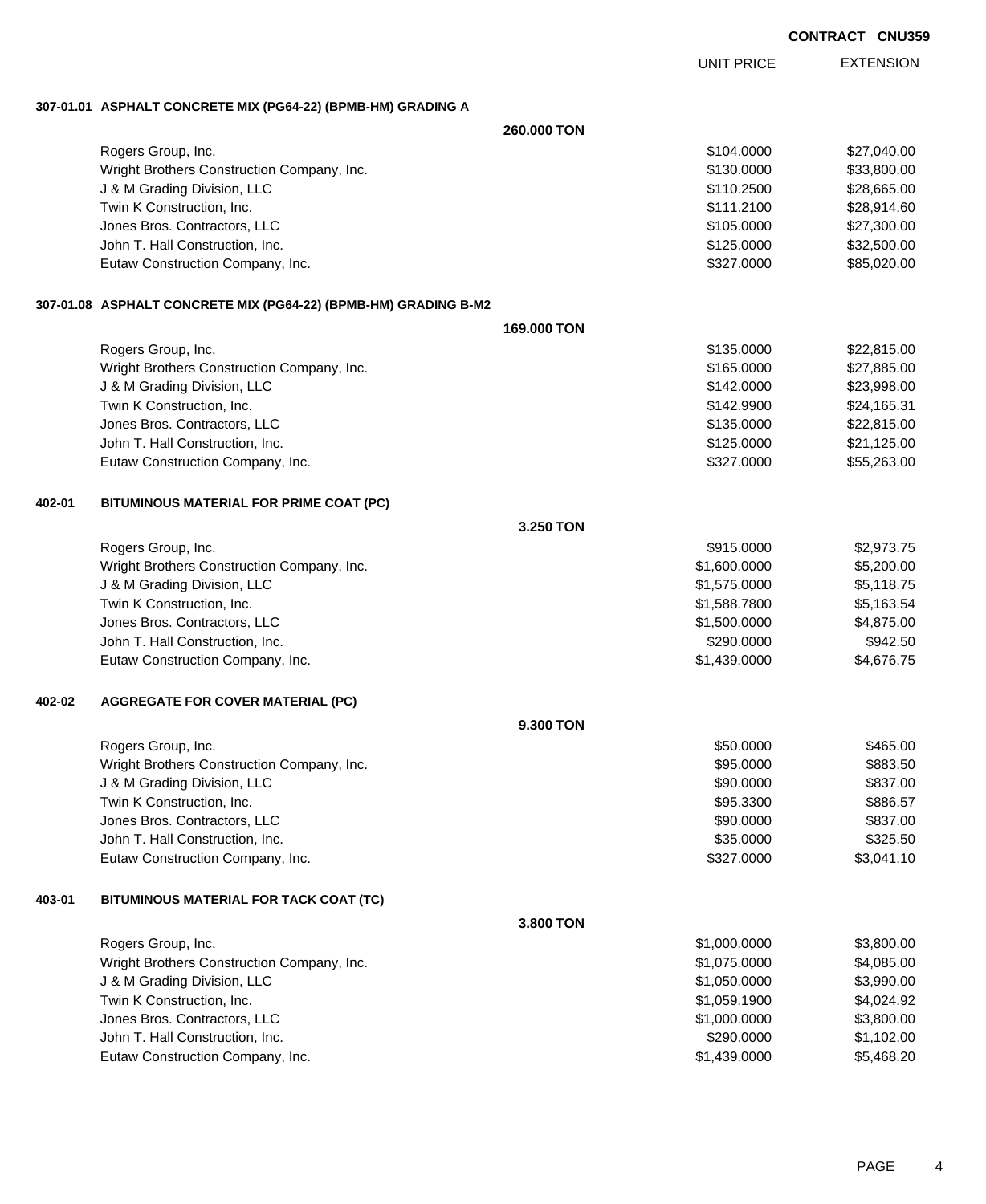**CONTRACT CNU359**

| | UNIT PRICE | EXTENSION |
|---|---|---|
| **307-01.01 ASPHALT CONCRETE MIX (PG64-22) (BPMB-HM) GRADING A** | | |
| **260.000 TON** | | |
| Rogers Group, Inc. | $104.0000 | $27,040.00 |
| Wright Brothers Construction Company, Inc. | $130.0000 | $33,800.00 |
| J & M Grading Division, LLC | $110.2500 | $28,665.00 |
| Twin K Construction, Inc. | $111.2100 | $28,914.60 |
| Jones Bros. Contractors, LLC | $105.0000 | $27,300.00 |
| John T. Hall Construction, Inc. | $125.0000 | $32,500.00 |
| Eutaw Construction Company, Inc. | $327.0000 | $85,020.00 |
| **307-01.08 ASPHALT CONCRETE MIX (PG64-22) (BPMB-HM) GRADING B-M2** | | |
| **169.000 TON** | | |
| Rogers Group, Inc. | $135.0000 | $22,815.00 |
| Wright Brothers Construction Company, Inc. | $165.0000 | $27,885.00 |
| J & M Grading Division, LLC | $142.0000 | $23,998.00 |
| Twin K Construction, Inc. | $142.9900 | $24,165.31 |
| Jones Bros. Contractors, LLC | $135.0000 | $22,815.00 |
| John T. Hall Construction, Inc. | $125.0000 | $21,125.00 |
| Eutaw Construction Company, Inc. | $327.0000 | $55,263.00 |
| **402-01 BITUMINOUS MATERIAL FOR PRIME COAT (PC)** | | |
| **3.250 TON** | | |
| Rogers Group, Inc. | $915.0000 | $2,973.75 |
| Wright Brothers Construction Company, Inc. | $1,600.0000 | $5,200.00 |
| J & M Grading Division, LLC | $1,575.0000 | $5,118.75 |
| Twin K Construction, Inc. | $1,588.7800 | $5,163.54 |
| Jones Bros. Contractors, LLC | $1,500.0000 | $4,875.00 |
| John T. Hall Construction, Inc. | $290.0000 | $942.50 |
| Eutaw Construction Company, Inc. | $1,439.0000 | $4,676.75 |
| **402-02 AGGREGATE FOR COVER MATERIAL (PC)** | | |
| **9.300 TON** | | |
| Rogers Group, Inc. | $50.0000 | $465.00 |
| Wright Brothers Construction Company, Inc. | $95.0000 | $883.50 |
| J & M Grading Division, LLC | $90.0000 | $837.00 |
| Twin K Construction, Inc. | $95.3300 | $886.57 |
| Jones Bros. Contractors, LLC | $90.0000 | $837.00 |
| John T. Hall Construction, Inc. | $35.0000 | $325.50 |
| Eutaw Construction Company, Inc. | $327.0000 | $3,041.10 |
| **403-01 BITUMINOUS MATERIAL FOR TACK COAT (TC)** | | |
| **3.800 TON** | | |
| Rogers Group, Inc. | $1,000.0000 | $3,800.00 |
| Wright Brothers Construction Company, Inc. | $1,075.0000 | $4,085.00 |
| J & M Grading Division, LLC | $1,050.0000 | $3,990.00 |
| Twin K Construction, Inc. | $1,059.1900 | $4,024.92 |
| Jones Bros. Contractors, LLC | $1,000.0000 | $3,800.00 |
| John T. Hall Construction, Inc. | $290.0000 | $1,102.00 |
| Eutaw Construction Company, Inc. | $1,439.0000 | $5,468.20 |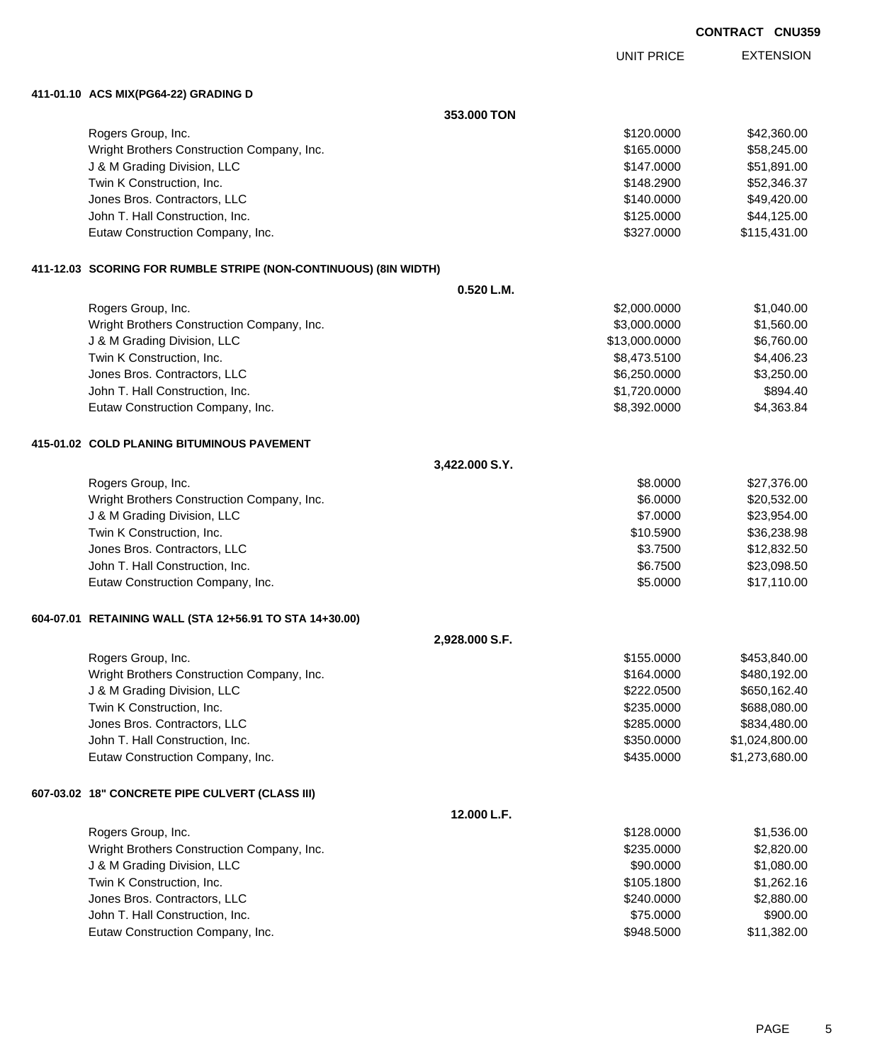**CONTRACT CNU359**

| | UNIT PRICE | EXTENSION |
|---|---|---|
| **411-01.10 ACS MIX(PG64-22) GRADING D** | | |
| **353.000 TON** | | |
| Rogers Group, Inc. | $120.0000 | $42,360.00 |
| Wright Brothers Construction Company, Inc. | $165.0000 | $58,245.00 |
| J & M Grading Division, LLC | $147.0000 | $51,891.00 |
| Twin K Construction, Inc. | $148.2900 | $52,346.37 |
| Jones Bros. Contractors, LLC | $140.0000 | $49,420.00 |
| John T. Hall Construction, Inc. | $125.0000 | $44,125.00 |
| Eutaw Construction Company, Inc. | $327.0000 | $115,431.00 |
| **411-12.03 SCORING FOR RUMBLE STRIPE (NON-CONTINUOUS) (8IN WIDTH)** | | |
| **0.520 L.M.** | | |
| Rogers Group, Inc. | $2,000.0000 | $1,040.00 |
| Wright Brothers Construction Company, Inc. | $3,000.0000 | $1,560.00 |
| J & M Grading Division, LLC | $13,000.0000 | $6,760.00 |
| Twin K Construction, Inc. | $8,473.5100 | $4,406.23 |
| Jones Bros. Contractors, LLC | $6,250.0000 | $3,250.00 |
| John T. Hall Construction, Inc. | $1,720.0000 | $894.40 |
| Eutaw Construction Company, Inc. | $8,392.0000 | $4,363.84 |
| **415-01.02 COLD PLANING BITUMINOUS PAVEMENT** | | |
| **3,422.000 S.Y.** | | |
| Rogers Group, Inc. | $8.0000 | $27,376.00 |
| Wright Brothers Construction Company, Inc. | $6.0000 | $20,532.00 |
| J & M Grading Division, LLC | $7.0000 | $23,954.00 |
| Twin K Construction, Inc. | $10.5900 | $36,238.98 |
| Jones Bros. Contractors, LLC | $3.7500 | $12,832.50 |
| John T. Hall Construction, Inc. | $6.7500 | $23,098.50 |
| Eutaw Construction Company, Inc. | $5.0000 | $17,110.00 |
| **604-07.01 RETAINING WALL (STA 12+56.91 TO STA 14+30.00)** | | |
| **2,928.000 S.F.** | | |
| Rogers Group, Inc. | $155.0000 | $453,840.00 |
| Wright Brothers Construction Company, Inc. | $164.0000 | $480,192.00 |
| J & M Grading Division, LLC | $222.0500 | $650,162.40 |
| Twin K Construction, Inc. | $235.0000 | $688,080.00 |
| Jones Bros. Contractors, LLC | $285.0000 | $834,480.00 |
| John T. Hall Construction, Inc. | $350.0000 | $1,024,800.00 |
| Eutaw Construction Company, Inc. | $435.0000 | $1,273,680.00 |
| **607-03.02 18" CONCRETE PIPE CULVERT (CLASS III)** | | |
| **12.000 L.F.** | | |
| Rogers Group, Inc. | $128.0000 | $1,536.00 |
| Wright Brothers Construction Company, Inc. | $235.0000 | $2,820.00 |
| J & M Grading Division, LLC | $90.0000 | $1,080.00 |
| Twin K Construction, Inc. | $105.1800 | $1,262.16 |
| Jones Bros. Contractors, LLC | $240.0000 | $2,880.00 |
| John T. Hall Construction, Inc. | $75.0000 | $900.00 |
| Eutaw Construction Company, Inc. | $948.5000 | $11,382.00 |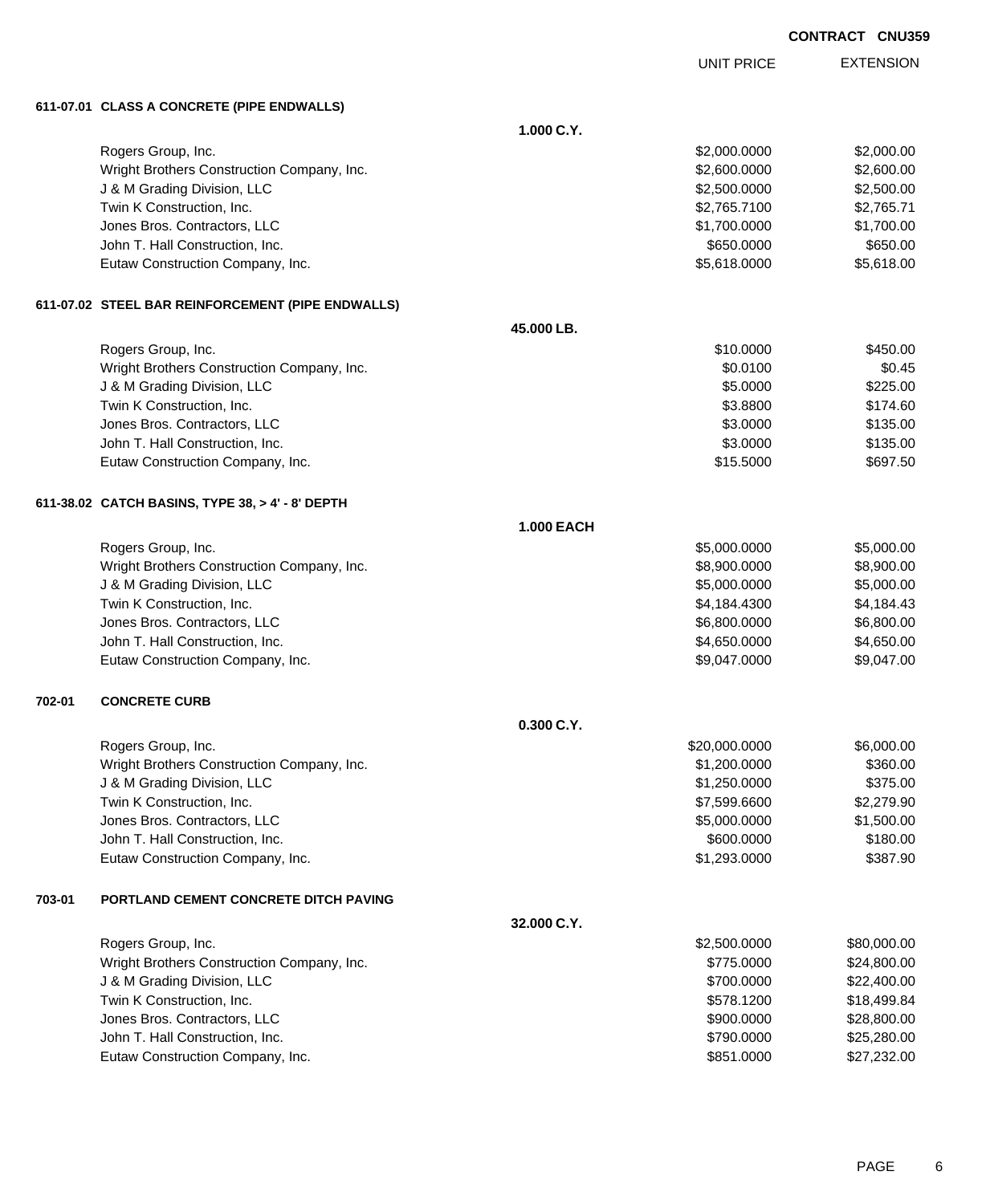CONTRACT CNU359

| | UNIT PRICE | EXTENSION |
|---|---|---|

**611-07.01 CLASS A CONCRETE (PIPE ENDWALLS)**

**1.000 C.Y.**

| Bidder | UNIT PRICE | EXTENSION |
|---|---|---|
| Rogers Group, Inc. | $2,000.0000 | $2,000.00 |
| Wright Brothers Construction Company, Inc. | $2,600.0000 | $2,600.00 |
| J & M Grading Division, LLC | $2,500.0000 | $2,500.00 |
| Twin K Construction, Inc. | $2,765.7100 | $2,765.71 |
| Jones Bros. Contractors, LLC | $1,700.0000 | $1,700.00 |
| John T. Hall Construction, Inc. | $650.0000 | $650.00 |
| Eutaw Construction Company, Inc. | $5,618.0000 | $5,618.00 |

**611-07.02 STEEL BAR REINFORCEMENT (PIPE ENDWALLS)**

**45.000 LB.**

| Bidder | UNIT PRICE | EXTENSION |
|---|---|---|
| Rogers Group, Inc. | $10.0000 | $450.00 |
| Wright Brothers Construction Company, Inc. | $0.0100 | $0.45 |
| J & M Grading Division, LLC | $5.0000 | $225.00 |
| Twin K Construction, Inc. | $3.8800 | $174.60 |
| Jones Bros. Contractors, LLC | $3.0000 | $135.00 |
| John T. Hall Construction, Inc. | $3.0000 | $135.00 |
| Eutaw Construction Company, Inc. | $15.5000 | $697.50 |

**611-38.02 CATCH BASINS, TYPE 38, > 4' - 8' DEPTH**

**1.000 EACH**

| Bidder | UNIT PRICE | EXTENSION |
|---|---|---|
| Rogers Group, Inc. | $5,000.0000 | $5,000.00 |
| Wright Brothers Construction Company, Inc. | $8,900.0000 | $8,900.00 |
| J & M Grading Division, LLC | $5,000.0000 | $5,000.00 |
| Twin K Construction, Inc. | $4,184.4300 | $4,184.43 |
| Jones Bros. Contractors, LLC | $6,800.0000 | $6,800.00 |
| John T. Hall Construction, Inc. | $4,650.0000 | $4,650.00 |
| Eutaw Construction Company, Inc. | $9,047.0000 | $9,047.00 |

**702-01 CONCRETE CURB**

**0.300 C.Y.**

| Bidder | UNIT PRICE | EXTENSION |
|---|---|---|
| Rogers Group, Inc. | $20,000.0000 | $6,000.00 |
| Wright Brothers Construction Company, Inc. | $1,200.0000 | $360.00 |
| J & M Grading Division, LLC | $1,250.0000 | $375.00 |
| Twin K Construction, Inc. | $7,599.6600 | $2,279.90 |
| Jones Bros. Contractors, LLC | $5,000.0000 | $1,500.00 |
| John T. Hall Construction, Inc. | $600.0000 | $180.00 |
| Eutaw Construction Company, Inc. | $1,293.0000 | $387.90 |

**703-01 PORTLAND CEMENT CONCRETE DITCH PAVING**

**32.000 C.Y.**

| Bidder | UNIT PRICE | EXTENSION |
|---|---|---|
| Rogers Group, Inc. | $2,500.0000 | $80,000.00 |
| Wright Brothers Construction Company, Inc. | $775.0000 | $24,800.00 |
| J & M Grading Division, LLC | $700.0000 | $22,400.00 |
| Twin K Construction, Inc. | $578.1200 | $18,499.84 |
| Jones Bros. Contractors, LLC | $900.0000 | $28,800.00 |
| John T. Hall Construction, Inc. | $790.0000 | $25,280.00 |
| Eutaw Construction Company, Inc. | $851.0000 | $27,232.00 |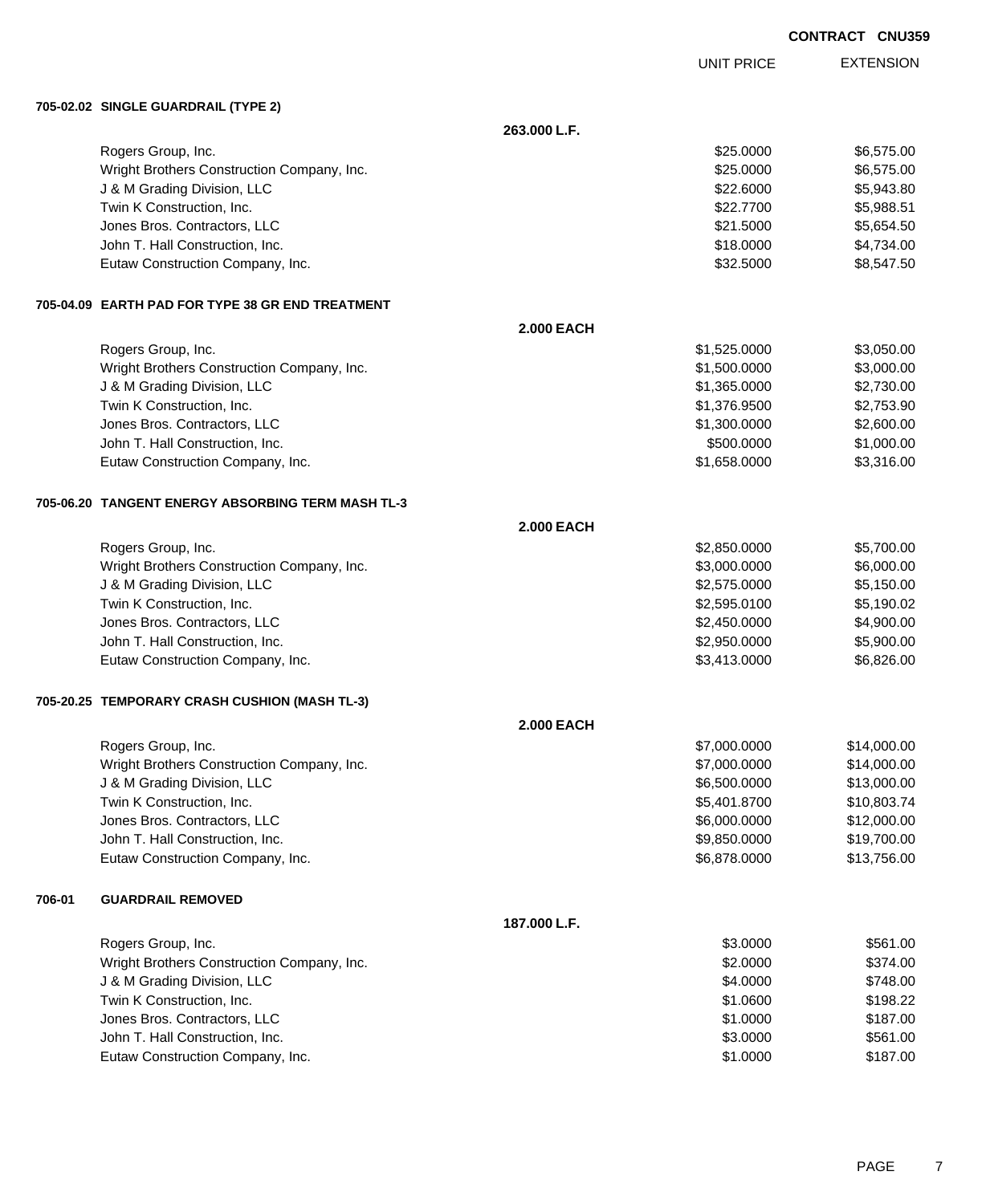**CONTRACT CNU359**

| | | UNIT PRICE | EXTENSION |
|---|---|---|---|
| **705-02.02 SINGLE GUARDRAIL (TYPE 2)** | | | |
| | **263.000 L.F.** | | |
| Rogers Group, Inc. | | $25.0000 | $6,575.00 |
| Wright Brothers Construction Company, Inc. | | $25.0000 | $6,575.00 |
| J & M Grading Division, LLC | | $22.6000 | $5,943.80 |
| Twin K Construction, Inc. | | $22.7700 | $5,988.51 |
| Jones Bros. Contractors, LLC | | $21.5000 | $5,654.50 |
| John T. Hall Construction, Inc. | | $18.0000 | $4,734.00 |
| Eutaw Construction Company, Inc. | | $32.5000 | $8,547.50 |
| **705-04.09 EARTH PAD FOR TYPE 38 GR END TREATMENT** | | | |
| | **2.000 EACH** | | |
| Rogers Group, Inc. | | $1,525.0000 | $3,050.00 |
| Wright Brothers Construction Company, Inc. | | $1,500.0000 | $3,000.00 |
| J & M Grading Division, LLC | | $1,365.0000 | $2,730.00 |
| Twin K Construction, Inc. | | $1,376.9500 | $2,753.90 |
| Jones Bros. Contractors, LLC | | $1,300.0000 | $2,600.00 |
| John T. Hall Construction, Inc. | | $500.0000 | $1,000.00 |
| Eutaw Construction Company, Inc. | | $1,658.0000 | $3,316.00 |
| **705-06.20 TANGENT ENERGY ABSORBING TERM MASH TL-3** | | | |
| | **2.000 EACH** | | |
| Rogers Group, Inc. | | $2,850.0000 | $5,700.00 |
| Wright Brothers Construction Company, Inc. | | $3,000.0000 | $6,000.00 |
| J & M Grading Division, LLC | | $2,575.0000 | $5,150.00 |
| Twin K Construction, Inc. | | $2,595.0100 | $5,190.02 |
| Jones Bros. Contractors, LLC | | $2,450.0000 | $4,900.00 |
| John T. Hall Construction, Inc. | | $2,950.0000 | $5,900.00 |
| Eutaw Construction Company, Inc. | | $3,413.0000 | $6,826.00 |
| **705-20.25 TEMPORARY CRASH CUSHION (MASH TL-3)** | | | |
| | **2.000 EACH** | | |
| Rogers Group, Inc. | | $7,000.0000 | $14,000.00 |
| Wright Brothers Construction Company, Inc. | | $7,000.0000 | $14,000.00 |
| J & M Grading Division, LLC | | $6,500.0000 | $13,000.00 |
| Twin K Construction, Inc. | | $5,401.8700 | $10,803.74 |
| Jones Bros. Contractors, LLC | | $6,000.0000 | $12,000.00 |
| John T. Hall Construction, Inc. | | $9,850.0000 | $19,700.00 |
| Eutaw Construction Company, Inc. | | $6,878.0000 | $13,756.00 |
| **706-01 GUARDRAIL REMOVED** | | | |
| | **187.000 L.F.** | | |
| Rogers Group, Inc. | | $3.0000 | $561.00 |
| Wright Brothers Construction Company, Inc. | | $2.0000 | $374.00 |
| J & M Grading Division, LLC | | $4.0000 | $748.00 |
| Twin K Construction, Inc. | | $1.0600 | $198.22 |
| Jones Bros. Contractors, LLC | | $1.0000 | $187.00 |
| John T. Hall Construction, Inc. | | $3.0000 | $561.00 |
| Eutaw Construction Company, Inc. | | $1.0000 | $187.00 |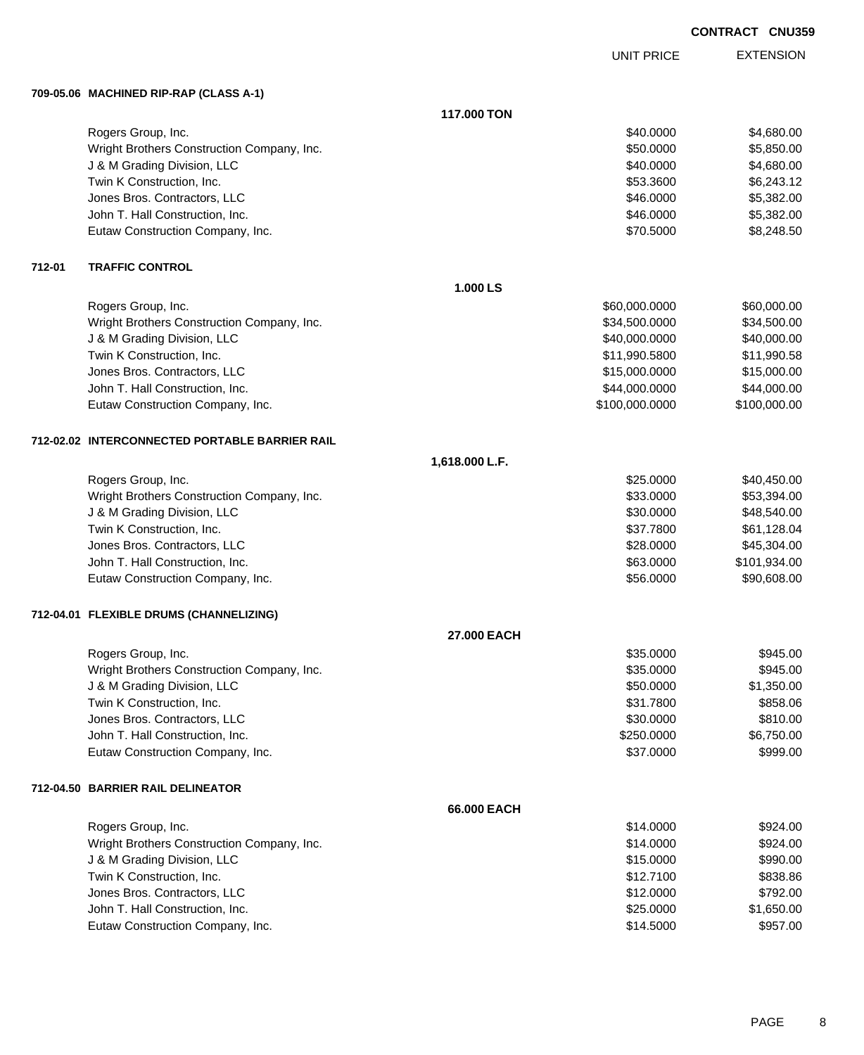**CONTRACT CNU359**

| | UNIT PRICE | EXTENSION |
|---|---|---|
| **709-05.06 MACHINED RIP-RAP (CLASS A-1)** | | |
| **117.000 TON** | | |
| Rogers Group, Inc. | $40.0000 | $4,680.00 |
| Wright Brothers Construction Company, Inc. | $50.0000 | $5,850.00 |
| J & M Grading Division, LLC | $40.0000 | $4,680.00 |
| Twin K Construction, Inc. | $53.3600 | $6,243.12 |
| Jones Bros. Contractors, LLC | $46.0000 | $5,382.00 |
| John T. Hall Construction, Inc. | $46.0000 | $5,382.00 |
| Eutaw Construction Company, Inc. | $70.5000 | $8,248.50 |
| **712-01 TRAFFIC CONTROL** | | |
| **1.000 LS** | | |
| Rogers Group, Inc. | $60,000.0000 | $60,000.00 |
| Wright Brothers Construction Company, Inc. | $34,500.0000 | $34,500.00 |
| J & M Grading Division, LLC | $40,000.0000 | $40,000.00 |
| Twin K Construction, Inc. | $11,990.5800 | $11,990.58 |
| Jones Bros. Contractors, LLC | $15,000.0000 | $15,000.00 |
| John T. Hall Construction, Inc. | $44,000.0000 | $44,000.00 |
| Eutaw Construction Company, Inc. | $100,000.0000 | $100,000.00 |
| **712-02.02 INTERCONNECTED PORTABLE BARRIER RAIL** | | |
| **1,618.000 L.F.** | | |
| Rogers Group, Inc. | $25.0000 | $40,450.00 |
| Wright Brothers Construction Company, Inc. | $33.0000 | $53,394.00 |
| J & M Grading Division, LLC | $30.0000 | $48,540.00 |
| Twin K Construction, Inc. | $37.7800 | $61,128.04 |
| Jones Bros. Contractors, LLC | $28.0000 | $45,304.00 |
| John T. Hall Construction, Inc. | $63.0000 | $101,934.00 |
| Eutaw Construction Company, Inc. | $56.0000 | $90,608.00 |
| **712-04.01 FLEXIBLE DRUMS (CHANNELIZING)** | | |
| **27.000 EACH** | | |
| Rogers Group, Inc. | $35.0000 | $945.00 |
| Wright Brothers Construction Company, Inc. | $35.0000 | $945.00 |
| J & M Grading Division, LLC | $50.0000 | $1,350.00 |
| Twin K Construction, Inc. | $31.7800 | $858.06 |
| Jones Bros. Contractors, LLC | $30.0000 | $810.00 |
| John T. Hall Construction, Inc. | $250.0000 | $6,750.00 |
| Eutaw Construction Company, Inc. | $37.0000 | $999.00 |
| **712-04.50 BARRIER RAIL DELINEATOR** | | |
| **66.000 EACH** | | |
| Rogers Group, Inc. | $14.0000 | $924.00 |
| Wright Brothers Construction Company, Inc. | $14.0000 | $924.00 |
| J & M Grading Division, LLC | $15.0000 | $990.00 |
| Twin K Construction, Inc. | $12.7100 | $838.86 |
| Jones Bros. Contractors, LLC | $12.0000 | $792.00 |
| John T. Hall Construction, Inc. | $25.0000 | $1,650.00 |
| Eutaw Construction Company, Inc. | $14.5000 | $957.00 |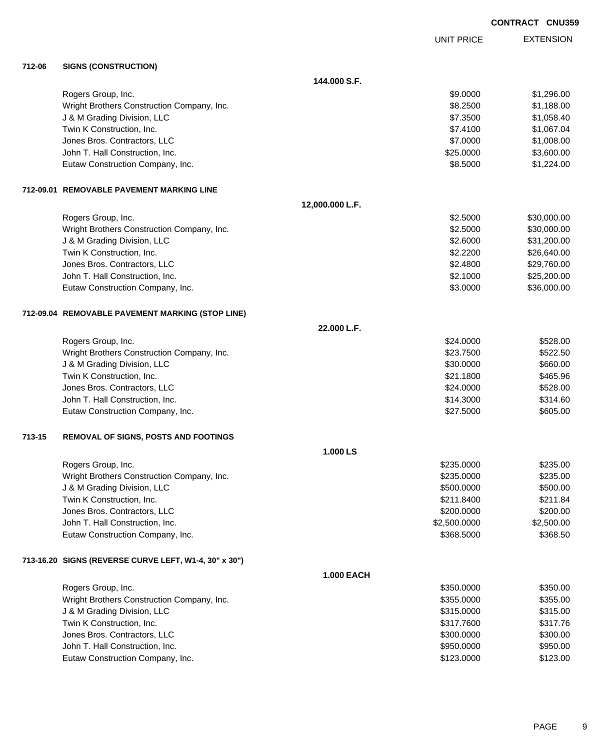**CONTRACT CNU359**

| | | UNIT PRICE | EXTENSION |
|---|---|---|---|
| **712-06** | **SIGNS (CONSTRUCTION)** | | |
| | **144.000 S.F.** | | |
| | Rogers Group, Inc. | $9.0000 | $1,296.00 |
| | Wright Brothers Construction Company, Inc. | $8.2500 | $1,188.00 |
| | J & M Grading Division, LLC | $7.3500 | $1,058.40 |
| | Twin K Construction, Inc. | $7.4100 | $1,067.04 |
| | Jones Bros. Contractors, LLC | $7.0000 | $1,008.00 |
| | John T. Hall Construction, Inc. | $25.0000 | $3,600.00 |
| | Eutaw Construction Company, Inc. | $8.5000 | $1,224.00 |
| **712-09.01** | **REMOVABLE PAVEMENT MARKING LINE** | | |
| | **12,000.000 L.F.** | | |
| | Rogers Group, Inc. | $2.5000 | $30,000.00 |
| | Wright Brothers Construction Company, Inc. | $2.5000 | $30,000.00 |
| | J & M Grading Division, LLC | $2.6000 | $31,200.00 |
| | Twin K Construction, Inc. | $2.2200 | $26,640.00 |
| | Jones Bros. Contractors, LLC | $2.4800 | $29,760.00 |
| | John T. Hall Construction, Inc. | $2.1000 | $25,200.00 |
| | Eutaw Construction Company, Inc. | $3.0000 | $36,000.00 |
| **712-09.04** | **REMOVABLE PAVEMENT MARKING (STOP LINE)** | | |
| | **22.000 L.F.** | | |
| | Rogers Group, Inc. | $24.0000 | $528.00 |
| | Wright Brothers Construction Company, Inc. | $23.7500 | $522.50 |
| | J & M Grading Division, LLC | $30.0000 | $660.00 |
| | Twin K Construction, Inc. | $21.1800 | $465.96 |
| | Jones Bros. Contractors, LLC | $24.0000 | $528.00 |
| | John T. Hall Construction, Inc. | $14.3000 | $314.60 |
| | Eutaw Construction Company, Inc. | $27.5000 | $605.00 |
| **713-15** | **REMOVAL OF SIGNS, POSTS AND FOOTINGS** | | |
| | **1.000 LS** | | |
| | Rogers Group, Inc. | $235.0000 | $235.00 |
| | Wright Brothers Construction Company, Inc. | $235.0000 | $235.00 |
| | J & M Grading Division, LLC | $500.0000 | $500.00 |
| | Twin K Construction, Inc. | $211.8400 | $211.84 |
| | Jones Bros. Contractors, LLC | $200.0000 | $200.00 |
| | John T. Hall Construction, Inc. | $2,500.0000 | $2,500.00 |
| | Eutaw Construction Company, Inc. | $368.5000 | $368.50 |
| **713-16.20** | **SIGNS (REVERSE CURVE LEFT, W1-4, 30" x 30")** | | |
| | **1.000 EACH** | | |
| | Rogers Group, Inc. | $350.0000 | $350.00 |
| | Wright Brothers Construction Company, Inc. | $355.0000 | $355.00 |
| | J & M Grading Division, LLC | $315.0000 | $315.00 |
| | Twin K Construction, Inc. | $317.7600 | $317.76 |
| | Jones Bros. Contractors, LLC | $300.0000 | $300.00 |
| | John T. Hall Construction, Inc. | $950.0000 | $950.00 |
| | Eutaw Construction Company, Inc. | $123.0000 | $123.00 |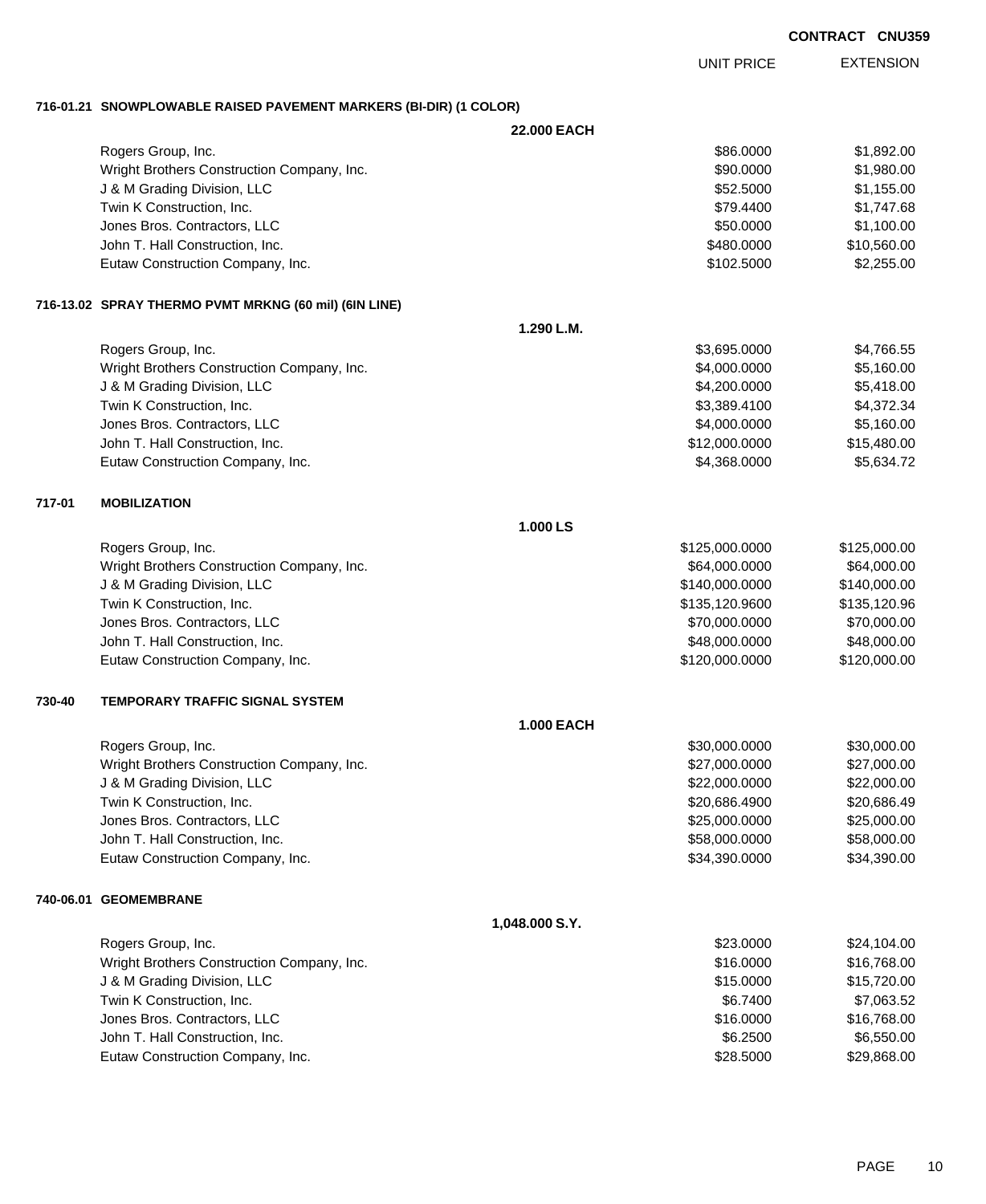**CONTRACT CNU359**

| | UNIT PRICE | EXTENSION |
|---|---|---|
| **716-01.21 SNOWPLOWABLE RAISED PAVEMENT MARKERS (BI-DIR) (1 COLOR)** | | |
| **22.000 EACH** | | |
| Rogers Group, Inc. | $86.0000 | $1,892.00 |
| Wright Brothers Construction Company, Inc. | $90.0000 | $1,980.00 |
| J & M Grading Division, LLC | $52.5000 | $1,155.00 |
| Twin K Construction, Inc. | $79.4400 | $1,747.68 |
| Jones Bros. Contractors, LLC | $50.0000 | $1,100.00 |
| John T. Hall Construction, Inc. | $480.0000 | $10,560.00 |
| Eutaw Construction Company, Inc. | $102.5000 | $2,255.00 |
| **716-13.02 SPRAY THERMO PVMT MRKNG (60 mil) (6IN LINE)** | | |
| **1.290 L.M.** | | |
| Rogers Group, Inc. | $3,695.0000 | $4,766.55 |
| Wright Brothers Construction Company, Inc. | $4,000.0000 | $5,160.00 |
| J & M Grading Division, LLC | $4,200.0000 | $5,418.00 |
| Twin K Construction, Inc. | $3,389.4100 | $4,372.34 |
| Jones Bros. Contractors, LLC | $4,000.0000 | $5,160.00 |
| John T. Hall Construction, Inc. | $12,000.0000 | $15,480.00 |
| Eutaw Construction Company, Inc. | $4,368.0000 | $5,634.72 |
| **717-01 MOBILIZATION** | | |
| **1.000 LS** | | |
| Rogers Group, Inc. | $125,000.0000 | $125,000.00 |
| Wright Brothers Construction Company, Inc. | $64,000.0000 | $64,000.00 |
| J & M Grading Division, LLC | $140,000.0000 | $140,000.00 |
| Twin K Construction, Inc. | $135,120.9600 | $135,120.96 |
| Jones Bros. Contractors, LLC | $70,000.0000 | $70,000.00 |
| John T. Hall Construction, Inc. | $48,000.0000 | $48,000.00 |
| Eutaw Construction Company, Inc. | $120,000.0000 | $120,000.00 |
| **730-40 TEMPORARY TRAFFIC SIGNAL SYSTEM** | | |
| **1.000 EACH** | | |
| Rogers Group, Inc. | $30,000.0000 | $30,000.00 |
| Wright Brothers Construction Company, Inc. | $27,000.0000 | $27,000.00 |
| J & M Grading Division, LLC | $22,000.0000 | $22,000.00 |
| Twin K Construction, Inc. | $20,686.4900 | $20,686.49 |
| Jones Bros. Contractors, LLC | $25,000.0000 | $25,000.00 |
| John T. Hall Construction, Inc. | $58,000.0000 | $58,000.00 |
| Eutaw Construction Company, Inc. | $34,390.0000 | $34,390.00 |
| **740-06.01 GEOMEMBRANE** | | |
| **1,048.000 S.Y.** | | |
| Rogers Group, Inc. | $23.0000 | $24,104.00 |
| Wright Brothers Construction Company, Inc. | $16.0000 | $16,768.00 |
| J & M Grading Division, LLC | $15.0000 | $15,720.00 |
| Twin K Construction, Inc. | $6.7400 | $7,063.52 |
| Jones Bros. Contractors, LLC | $16.0000 | $16,768.00 |
| John T. Hall Construction, Inc. | $6.2500 | $6,550.00 |
| Eutaw Construction Company, Inc. | $28.5000 | $29,868.00 |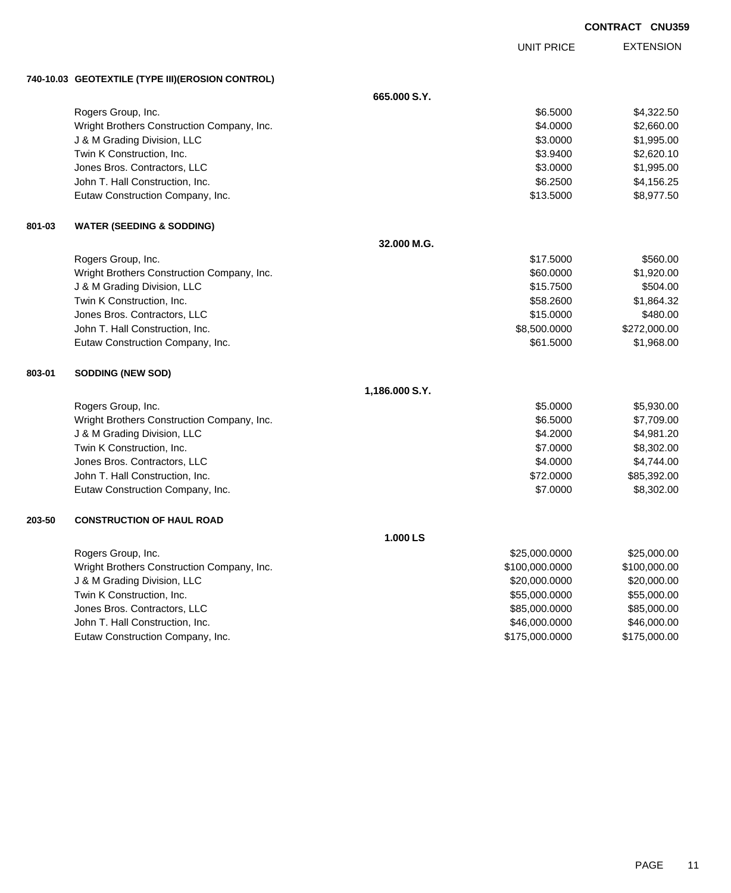**CONTRACT CNU359**

| | | UNIT PRICE | EXTENSION |
|---|---|---|---|
| **740-10.03** | **GEOTEXTILE (TYPE III)(EROSION CONTROL)** | | |
| | **665.000 S.Y.** | | |
| | Rogers Group, Inc. | $6.5000 | $4,322.50 |
| | Wright Brothers Construction Company, Inc. | $4.0000 | $2,660.00 |
| | J & M Grading Division, LLC | $3.0000 | $1,995.00 |
| | Twin K Construction, Inc. | $3.9400 | $2,620.10 |
| | Jones Bros. Contractors, LLC | $3.0000 | $1,995.00 |
| | John T. Hall Construction, Inc. | $6.2500 | $4,156.25 |
| | Eutaw Construction Company, Inc. | $13.5000 | $8,977.50 |
| **801-03** | **WATER (SEEDING & SODDING)** | | |
| | **32.000 M.G.** | | |
| | Rogers Group, Inc. | $17.5000 | $560.00 |
| | Wright Brothers Construction Company, Inc. | $60.0000 | $1,920.00 |
| | J & M Grading Division, LLC | $15.7500 | $504.00 |
| | Twin K Construction, Inc. | $58.2600 | $1,864.32 |
| | Jones Bros. Contractors, LLC | $15.0000 | $480.00 |
| | John T. Hall Construction, Inc. | $8,500.0000 | $272,000.00 |
| | Eutaw Construction Company, Inc. | $61.5000 | $1,968.00 |
| **803-01** | **SODDING (NEW SOD)** | | |
| | **1,186.000 S.Y.** | | |
| | Rogers Group, Inc. | $5.0000 | $5,930.00 |
| | Wright Brothers Construction Company, Inc. | $6.5000 | $7,709.00 |
| | J & M Grading Division, LLC | $4.2000 | $4,981.20 |
| | Twin K Construction, Inc. | $7.0000 | $8,302.00 |
| | Jones Bros. Contractors, LLC | $4.0000 | $4,744.00 |
| | John T. Hall Construction, Inc. | $72.0000 | $85,392.00 |
| | Eutaw Construction Company, Inc. | $7.0000 | $8,302.00 |
| **203-50** | **CONSTRUCTION OF HAUL ROAD** | | |
| | **1.000 LS** | | |
| | Rogers Group, Inc. | $25,000.0000 | $25,000.00 |
| | Wright Brothers Construction Company, Inc. | $100,000.0000 | $100,000.00 |
| | J & M Grading Division, LLC | $20,000.0000 | $20,000.00 |
| | Twin K Construction, Inc. | $55,000.0000 | $55,000.00 |
| | Jones Bros. Contractors, LLC | $85,000.0000 | $85,000.00 |
| | John T. Hall Construction, Inc. | $46,000.0000 | $46,000.00 |
| | Eutaw Construction Company, Inc. | $175,000.0000 | $175,000.00 |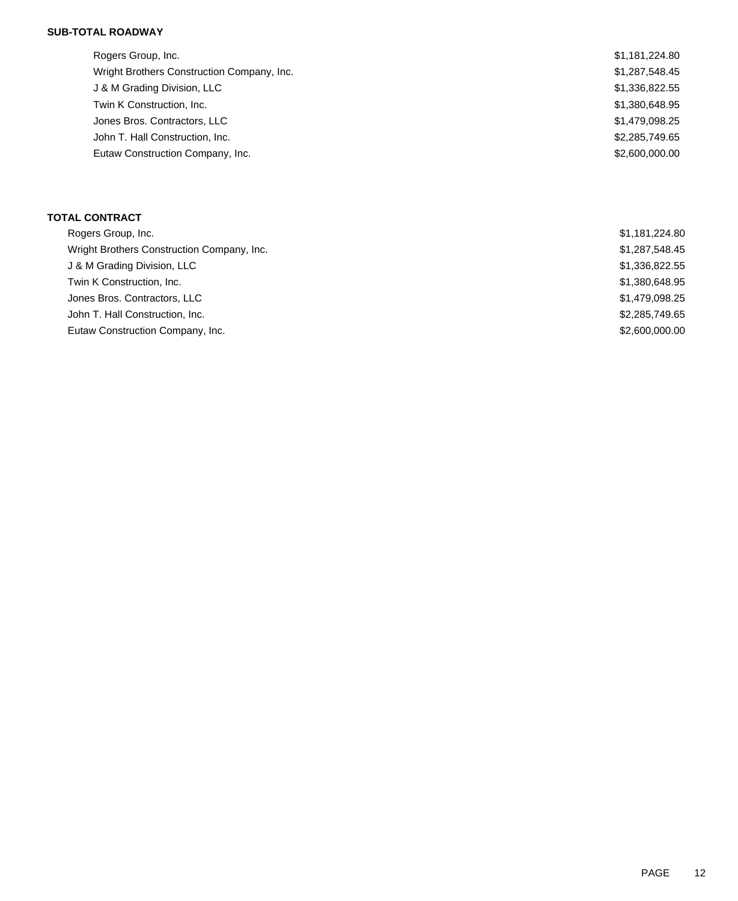**SUB-TOTAL ROADWAY**

| | |
|---|---|
| Rogers Group, Inc. | $1,181,224.80 |
| Wright Brothers Construction Company, Inc. | $1,287,548.45 |
| J & M Grading Division, LLC | $1,336,822.55 |
| Twin K Construction, Inc. | $1,380,648.95 |
| Jones Bros. Contractors, LLC | $1,479,098.25 |
| John T. Hall Construction, Inc. | $2,285,749.65 |
| Eutaw Construction Company, Inc. | $2,600,000.00 |

**TOTAL CONTRACT**

| | |
|---|---|
| Rogers Group, Inc. | $1,181,224.80 |
| Wright Brothers Construction Company, Inc. | $1,287,548.45 |
| J & M Grading Division, LLC | $1,336,822.55 |
| Twin K Construction, Inc. | $1,380,648.95 |
| Jones Bros. Contractors, LLC | $1,479,098.25 |
| John T. Hall Construction, Inc. | $2,285,749.65 |
| Eutaw Construction Company, Inc. | $2,600,000.00 |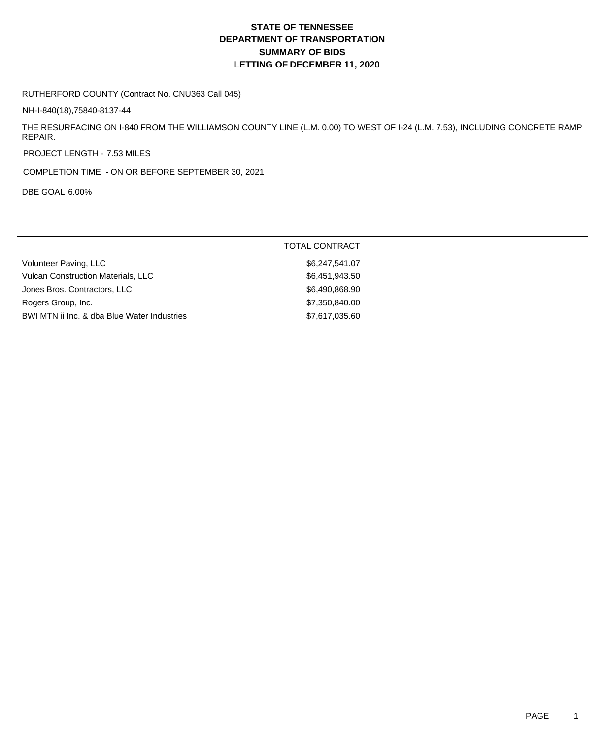# STATE OF TENNESSEE
# DEPARTMENT OF TRANSPORTATION
# SUMMARY OF BIDS
# LETTING OF DECEMBER 11, 2020

RUTHERFORD COUNTY (Contract No. CNU363 Call 045)

NH-I-840(18),75840-8137-44

THE RESURFACING ON I-840 FROM THE WILLIAMSON COUNTY LINE (L.M. 0.00) TO WEST OF I-24 (L.M. 7.53), INCLUDING CONCRETE RAMP REPAIR.

PROJECT LENGTH - 7.53 MILES

COMPLETION TIME - ON OR BEFORE SEPTEMBER 30, 2021

DBE GOAL 6.00%

| | TOTAL CONTRACT |
|---|---|
| Volunteer Paving, LLC | $6,247,541.07 |
| Vulcan Construction Materials, LLC | $6,451,943.50 |
| Jones Bros. Contractors, LLC | $6,490,868.90 |
| Rogers Group, Inc. | $7,350,840.00 |
| BWI MTN ii Inc. & dba Blue Water Industries | $7,617,035.60 |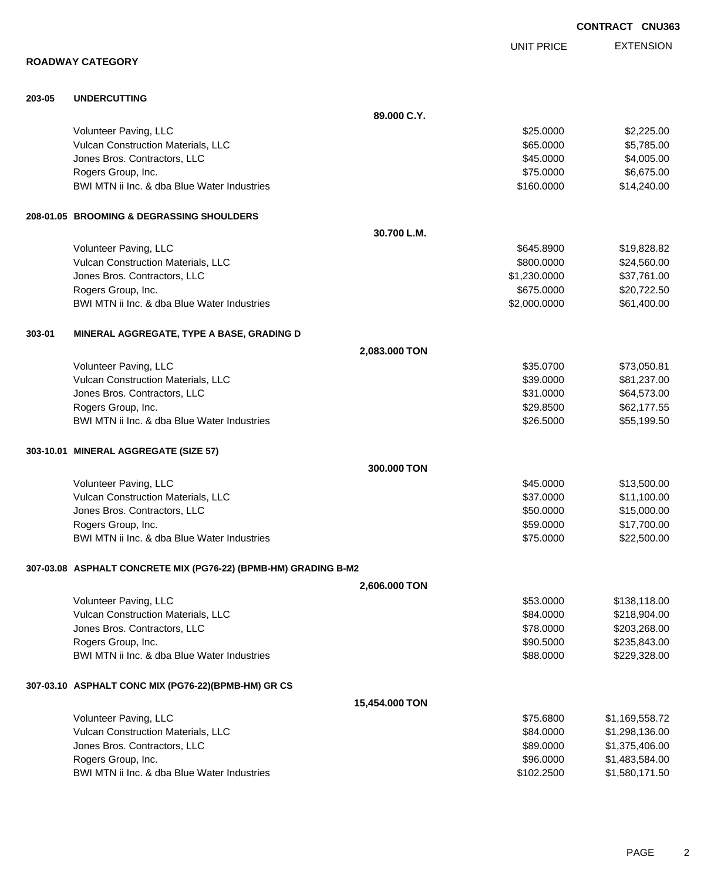**CONTRACT CNU363**

## ROADWAY CATEGORY

| | | UNIT PRICE | EXTENSION |
|---|---|---|---|
| **203-05** | **UNDERCUTTING** | | |
| | **89.000 C.Y.** | | |
| | Volunteer Paving, LLC | $25.0000 | $2,225.00 |
| | Vulcan Construction Materials, LLC | $65.0000 | $5,785.00 |
| | Jones Bros. Contractors, LLC | $45.0000 | $4,005.00 |
| | Rogers Group, Inc. | $75.0000 | $6,675.00 |
| | BWI MTN ii Inc. & dba Blue Water Industries | $160.0000 | $14,240.00 |
| **208-01.05** | **BROOMING & DEGRASSING SHOULDERS** | | |
| | **30.700 L.M.** | | |
| | Volunteer Paving, LLC | $645.8900 | $19,828.82 |
| | Vulcan Construction Materials, LLC | $800.0000 | $24,560.00 |
| | Jones Bros. Contractors, LLC | $1,230.0000 | $37,761.00 |
| | Rogers Group, Inc. | $675.0000 | $20,722.50 |
| | BWI MTN ii Inc. & dba Blue Water Industries | $2,000.0000 | $61,400.00 |
| **303-01** | **MINERAL AGGREGATE, TYPE A BASE, GRADING D** | | |
| | **2,083.000 TON** | | |
| | Volunteer Paving, LLC | $35.0700 | $73,050.81 |
| | Vulcan Construction Materials, LLC | $39.0000 | $81,237.00 |
| | Jones Bros. Contractors, LLC | $31.0000 | $64,573.00 |
| | Rogers Group, Inc. | $29.8500 | $62,177.55 |
| | BWI MTN ii Inc. & dba Blue Water Industries | $26.5000 | $55,199.50 |
| **303-10.01** | **MINERAL AGGREGATE (SIZE 57)** | | |
| | **300.000 TON** | | |
| | Volunteer Paving, LLC | $45.0000 | $13,500.00 |
| | Vulcan Construction Materials, LLC | $37.0000 | $11,100.00 |
| | Jones Bros. Contractors, LLC | $50.0000 | $15,000.00 |
| | Rogers Group, Inc. | $59.0000 | $17,700.00 |
| | BWI MTN ii Inc. & dba Blue Water Industries | $75.0000 | $22,500.00 |
| **307-03.08** | **ASPHALT CONCRETE MIX (PG76-22) (BPMB-HM) GRADING B-M2** | | |
| | **2,606.000 TON** | | |
| | Volunteer Paving, LLC | $53.0000 | $138,118.00 |
| | Vulcan Construction Materials, LLC | $84.0000 | $218,904.00 |
| | Jones Bros. Contractors, LLC | $78.0000 | $203,268.00 |
| | Rogers Group, Inc. | $90.5000 | $235,843.00 |
| | BWI MTN ii Inc. & dba Blue Water Industries | $88.0000 | $229,328.00 |
| **307-03.10** | **ASPHALT CONC MIX (PG76-22)(BPMB-HM) GR CS** | | |
| | **15,454.000 TON** | | |
| | Volunteer Paving, LLC | $75.6800 | $1,169,558.72 |
| | Vulcan Construction Materials, LLC | $84.0000 | $1,298,136.00 |
| | Jones Bros. Contractors, LLC | $89.0000 | $1,375,406.00 |
| | Rogers Group, Inc. | $96.0000 | $1,483,584.00 |
| | BWI MTN ii Inc. & dba Blue Water Industries | $102.2500 | $1,580,171.50 |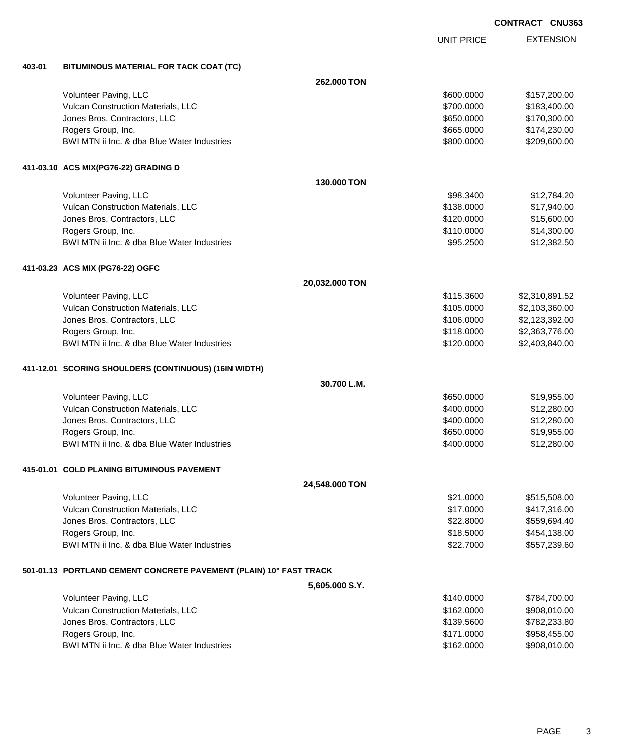**CONTRACT CNU363**

| | | UNIT PRICE | EXTENSION |
|---|---|---|---|
| **403-01** | **BITUMINOUS MATERIAL FOR TACK COAT (TC)** | | |
| | **262.000 TON** | | |
| | Volunteer Paving, LLC | $600.0000 | $157,200.00 |
| | Vulcan Construction Materials, LLC | $700.0000 | $183,400.00 |
| | Jones Bros. Contractors, LLC | $650.0000 | $170,300.00 |
| | Rogers Group, Inc. | $665.0000 | $174,230.00 |
| | BWI MTN ii Inc. & dba Blue Water Industries | $800.0000 | $209,600.00 |
| **411-03.10** | **ACS MIX(PG76-22) GRADING D** | | |
| | **130.000 TON** | | |
| | Volunteer Paving, LLC | $98.3400 | $12,784.20 |
| | Vulcan Construction Materials, LLC | $138.0000 | $17,940.00 |
| | Jones Bros. Contractors, LLC | $120.0000 | $15,600.00 |
| | Rogers Group, Inc. | $110.0000 | $14,300.00 |
| | BWI MTN ii Inc. & dba Blue Water Industries | $95.2500 | $12,382.50 |
| **411-03.23** | **ACS MIX (PG76-22) OGFC** | | |
| | **20,032.000 TON** | | |
| | Volunteer Paving, LLC | $115.3600 | $2,310,891.52 |
| | Vulcan Construction Materials, LLC | $105.0000 | $2,103,360.00 |
| | Jones Bros. Contractors, LLC | $106.0000 | $2,123,392.00 |
| | Rogers Group, Inc. | $118.0000 | $2,363,776.00 |
| | BWI MTN ii Inc. & dba Blue Water Industries | $120.0000 | $2,403,840.00 |
| **411-12.01** | **SCORING SHOULDERS (CONTINUOUS) (16IN WIDTH)** | | |
| | **30.700 L.M.** | | |
| | Volunteer Paving, LLC | $650.0000 | $19,955.00 |
| | Vulcan Construction Materials, LLC | $400.0000 | $12,280.00 |
| | Jones Bros. Contractors, LLC | $400.0000 | $12,280.00 |
| | Rogers Group, Inc. | $650.0000 | $19,955.00 |
| | BWI MTN ii Inc. & dba Blue Water Industries | $400.0000 | $12,280.00 |
| **415-01.01** | **COLD PLANING BITUMINOUS PAVEMENT** | | |
| | **24,548.000 TON** | | |
| | Volunteer Paving, LLC | $21.0000 | $515,508.00 |
| | Vulcan Construction Materials, LLC | $17.0000 | $417,316.00 |
| | Jones Bros. Contractors, LLC | $22.8000 | $559,694.40 |
| | Rogers Group, Inc. | $18.5000 | $454,138.00 |
| | BWI MTN ii Inc. & dba Blue Water Industries | $22.7000 | $557,239.60 |
| **501-01.13** | **PORTLAND CEMENT CONCRETE PAVEMENT (PLAIN) 10" FAST TRACK** | | |
| | **5,605.000 S.Y.** | | |
| | Volunteer Paving, LLC | $140.0000 | $784,700.00 |
| | Vulcan Construction Materials, LLC | $162.0000 | $908,010.00 |
| | Jones Bros. Contractors, LLC | $139.5600 | $782,233.80 |
| | Rogers Group, Inc. | $171.0000 | $958,455.00 |
| | BWI MTN ii Inc. & dba Blue Water Industries | $162.0000 | $908,010.00 |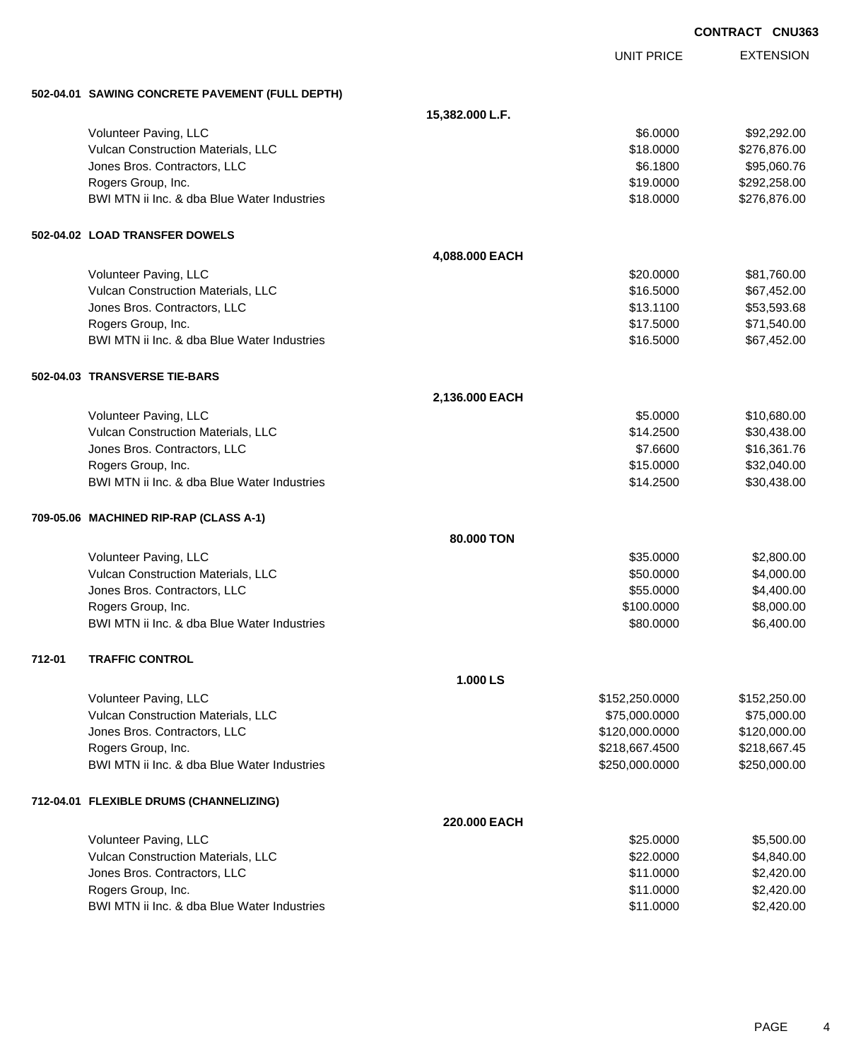**CONTRACT CNU363**

| | | UNIT PRICE | EXTENSION |
|---|---|---|---|
| **502-04.01 SAWING CONCRETE PAVEMENT (FULL DEPTH)** | | | |
| | **15,382.000 L.F.** | | |
| Volunteer Paving, LLC | | $6.0000 | $92,292.00 |
| Vulcan Construction Materials, LLC | | $18.0000 | $276,876.00 |
| Jones Bros. Contractors, LLC | | $6.1800 | $95,060.76 |
| Rogers Group, Inc. | | $19.0000 | $292,258.00 |
| BWI MTN ii Inc. & dba Blue Water Industries | | $18.0000 | $276,876.00 |
| **502-04.02 LOAD TRANSFER DOWELS** | | | |
| | **4,088.000 EACH** | | |
| Volunteer Paving, LLC | | $20.0000 | $81,760.00 |
| Vulcan Construction Materials, LLC | | $16.5000 | $67,452.00 |
| Jones Bros. Contractors, LLC | | $13.1100 | $53,593.68 |
| Rogers Group, Inc. | | $17.5000 | $71,540.00 |
| BWI MTN ii Inc. & dba Blue Water Industries | | $16.5000 | $67,452.00 |
| **502-04.03 TRANSVERSE TIE-BARS** | | | |
| | **2,136.000 EACH** | | |
| Volunteer Paving, LLC | | $5.0000 | $10,680.00 |
| Vulcan Construction Materials, LLC | | $14.2500 | $30,438.00 |
| Jones Bros. Contractors, LLC | | $7.6600 | $16,361.76 |
| Rogers Group, Inc. | | $15.0000 | $32,040.00 |
| BWI MTN ii Inc. & dba Blue Water Industries | | $14.2500 | $30,438.00 |
| **709-05.06 MACHINED RIP-RAP (CLASS A-1)** | | | |
| | **80.000 TON** | | |
| Volunteer Paving, LLC | | $35.0000 | $2,800.00 |
| Vulcan Construction Materials, LLC | | $50.0000 | $4,000.00 |
| Jones Bros. Contractors, LLC | | $55.0000 | $4,400.00 |
| Rogers Group, Inc. | | $100.0000 | $8,000.00 |
| BWI MTN ii Inc. & dba Blue Water Industries | | $80.0000 | $6,400.00 |
| **712-01 TRAFFIC CONTROL** | | | |
| | **1.000 LS** | | |
| Volunteer Paving, LLC | | $152,250.0000 | $152,250.00 |
| Vulcan Construction Materials, LLC | | $75,000.0000 | $75,000.00 |
| Jones Bros. Contractors, LLC | | $120,000.0000 | $120,000.00 |
| Rogers Group, Inc. | | $218,667.4500 | $218,667.45 |
| BWI MTN ii Inc. & dba Blue Water Industries | | $250,000.0000 | $250,000.00 |
| **712-04.01 FLEXIBLE DRUMS (CHANNELIZING)** | | | |
| | **220.000 EACH** | | |
| Volunteer Paving, LLC | | $25.0000 | $5,500.00 |
| Vulcan Construction Materials, LLC | | $22.0000 | $4,840.00 |
| Jones Bros. Contractors, LLC | | $11.0000 | $2,420.00 |
| Rogers Group, Inc. | | $11.0000 | $2,420.00 |
| BWI MTN ii Inc. & dba Blue Water Industries | | $11.0000 | $2,420.00 |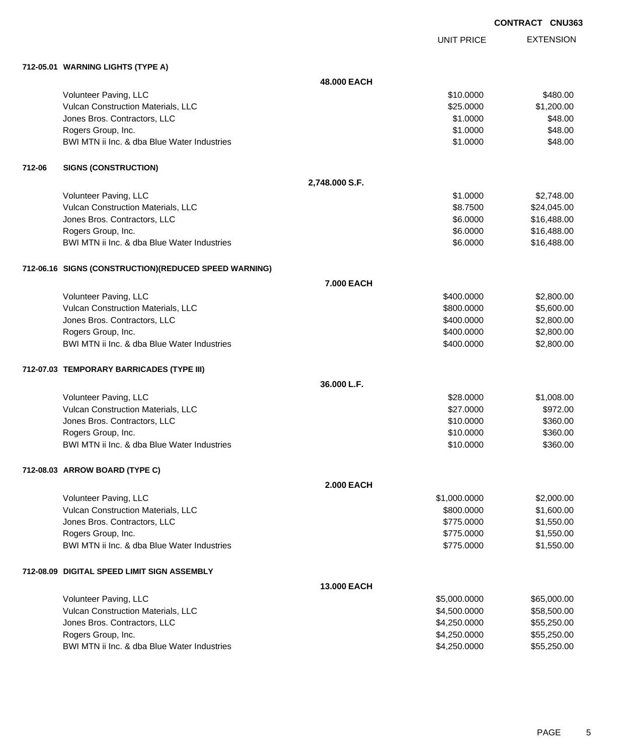CONTRACT CNU363

| | | UNIT PRICE | EXTENSION |
|---|---|---|---|
| **712-05.01 WARNING LIGHTS (TYPE A)** | | | |
| | **48.000 EACH** | | |
| Volunteer Paving, LLC | | $10.0000 | $480.00 |
| Vulcan Construction Materials, LLC | | $25.0000 | $1,200.00 |
| Jones Bros. Contractors, LLC | | $1.0000 | $48.00 |
| Rogers Group, Inc. | | $1.0000 | $48.00 |
| BWI MTN ii Inc. & dba Blue Water Industries | | $1.0000 | $48.00 |
| **712-06 SIGNS (CONSTRUCTION)** | | | |
| | **2,748.000 S.F.** | | |
| Volunteer Paving, LLC | | $1.0000 | $2,748.00 |
| Vulcan Construction Materials, LLC | | $8.7500 | $24,045.00 |
| Jones Bros. Contractors, LLC | | $6.0000 | $16,488.00 |
| Rogers Group, Inc. | | $6.0000 | $16,488.00 |
| BWI MTN ii Inc. & dba Blue Water Industries | | $6.0000 | $16,488.00 |
| **712-06.16 SIGNS (CONSTRUCTION)(REDUCED SPEED WARNING)** | | | |
| | **7.000 EACH** | | |
| Volunteer Paving, LLC | | $400.0000 | $2,800.00 |
| Vulcan Construction Materials, LLC | | $800.0000 | $5,600.00 |
| Jones Bros. Contractors, LLC | | $400.0000 | $2,800.00 |
| Rogers Group, Inc. | | $400.0000 | $2,800.00 |
| BWI MTN ii Inc. & dba Blue Water Industries | | $400.0000 | $2,800.00 |
| **712-07.03 TEMPORARY BARRICADES (TYPE III)** | | | |
| | **36.000 L.F.** | | |
| Volunteer Paving, LLC | | $28.0000 | $1,008.00 |
| Vulcan Construction Materials, LLC | | $27.0000 | $972.00 |
| Jones Bros. Contractors, LLC | | $10.0000 | $360.00 |
| Rogers Group, Inc. | | $10.0000 | $360.00 |
| BWI MTN ii Inc. & dba Blue Water Industries | | $10.0000 | $360.00 |
| **712-08.03 ARROW BOARD (TYPE C)** | | | |
| | **2.000 EACH** | | |
| Volunteer Paving, LLC | | $1,000.0000 | $2,000.00 |
| Vulcan Construction Materials, LLC | | $800.0000 | $1,600.00 |
| Jones Bros. Contractors, LLC | | $775.0000 | $1,550.00 |
| Rogers Group, Inc. | | $775.0000 | $1,550.00 |
| BWI MTN ii Inc. & dba Blue Water Industries | | $775.0000 | $1,550.00 |
| **712-08.09 DIGITAL SPEED LIMIT SIGN ASSEMBLY** | | | |
| | **13.000 EACH** | | |
| Volunteer Paving, LLC | | $5,000.0000 | $65,000.00 |
| Vulcan Construction Materials, LLC | | $4,500.0000 | $58,500.00 |
| Jones Bros. Contractors, LLC | | $4,250.0000 | $55,250.00 |
| Rogers Group, Inc. | | $4,250.0000 | $55,250.00 |
| BWI MTN ii Inc. & dba Blue Water Industries | | $4,250.0000 | $55,250.00 |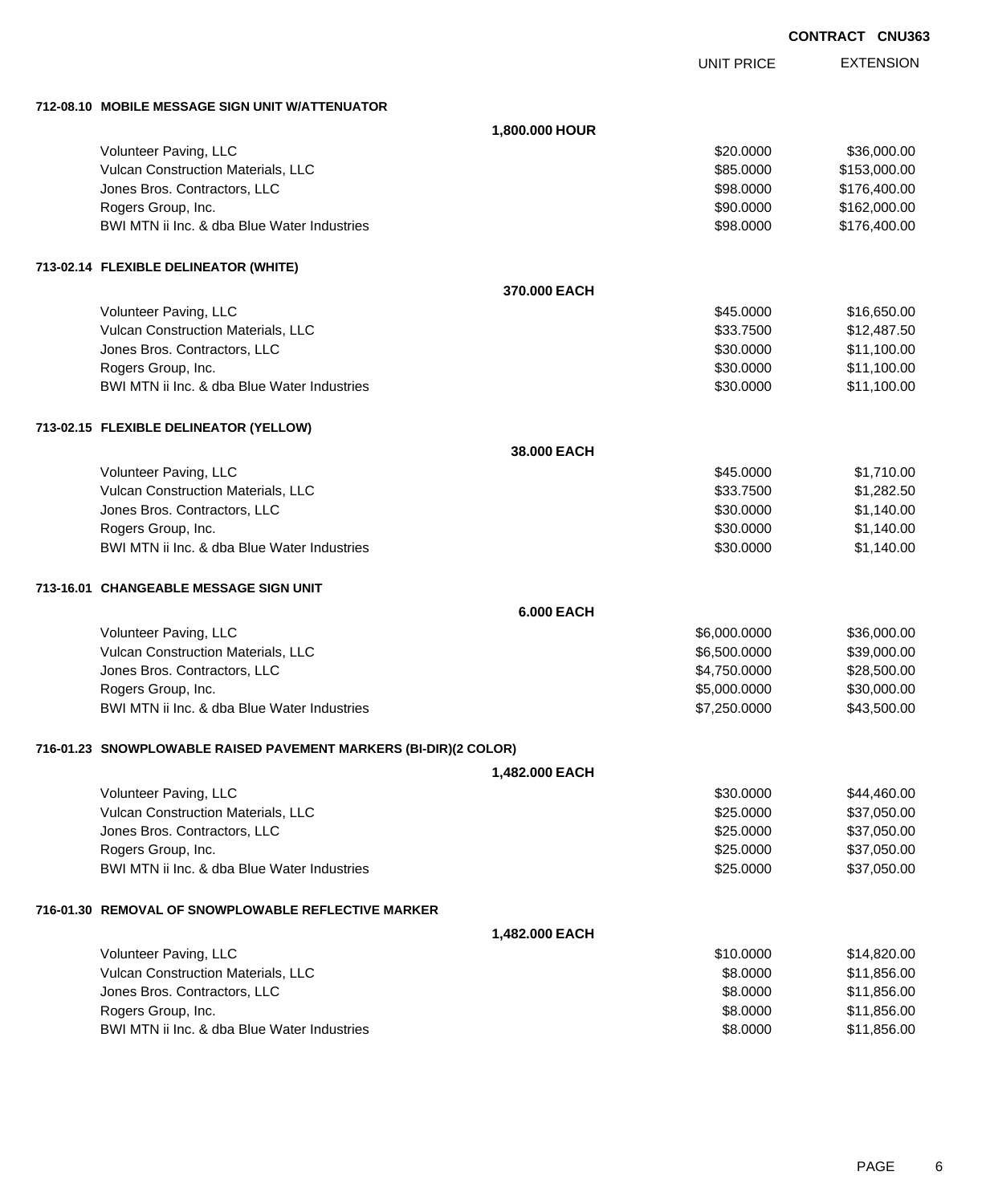**CONTRACT CNU363**

| | | UNIT PRICE | EXTENSION |
|---|---|---|---|
| **712-08.10 MOBILE MESSAGE SIGN UNIT W/ATTENUATOR** | | | |
| | **1,800.000 HOUR** | | |
| Volunteer Paving, LLC | | $20.0000 | $36,000.00 |
| Vulcan Construction Materials, LLC | | $85.0000 | $153,000.00 |
| Jones Bros. Contractors, LLC | | $98.0000 | $176,400.00 |
| Rogers Group, Inc. | | $90.0000 | $162,000.00 |
| BWI MTN ii Inc. & dba Blue Water Industries | | $98.0000 | $176,400.00 |
| **713-02.14 FLEXIBLE DELINEATOR (WHITE)** | | | |
| | **370.000 EACH** | | |
| Volunteer Paving, LLC | | $45.0000 | $16,650.00 |
| Vulcan Construction Materials, LLC | | $33.7500 | $12,487.50 |
| Jones Bros. Contractors, LLC | | $30.0000 | $11,100.00 |
| Rogers Group, Inc. | | $30.0000 | $11,100.00 |
| BWI MTN ii Inc. & dba Blue Water Industries | | $30.0000 | $11,100.00 |
| **713-02.15 FLEXIBLE DELINEATOR (YELLOW)** | | | |
| | **38.000 EACH** | | |
| Volunteer Paving, LLC | | $45.0000 | $1,710.00 |
| Vulcan Construction Materials, LLC | | $33.7500 | $1,282.50 |
| Jones Bros. Contractors, LLC | | $30.0000 | $1,140.00 |
| Rogers Group, Inc. | | $30.0000 | $1,140.00 |
| BWI MTN ii Inc. & dba Blue Water Industries | | $30.0000 | $1,140.00 |
| **713-16.01 CHANGEABLE MESSAGE SIGN UNIT** | | | |
| | **6.000 EACH** | | |
| Volunteer Paving, LLC | | $6,000.0000 | $36,000.00 |
| Vulcan Construction Materials, LLC | | $6,500.0000 | $39,000.00 |
| Jones Bros. Contractors, LLC | | $4,750.0000 | $28,500.00 |
| Rogers Group, Inc. | | $5,000.0000 | $30,000.00 |
| BWI MTN ii Inc. & dba Blue Water Industries | | $7,250.0000 | $43,500.00 |
| **716-01.23 SNOWPLOWABLE RAISED PAVEMENT MARKERS (BI-DIR)(2 COLOR)** | | | |
| | **1,482.000 EACH** | | |
| Volunteer Paving, LLC | | $30.0000 | $44,460.00 |
| Vulcan Construction Materials, LLC | | $25.0000 | $37,050.00 |
| Jones Bros. Contractors, LLC | | $25.0000 | $37,050.00 |
| Rogers Group, Inc. | | $25.0000 | $37,050.00 |
| BWI MTN ii Inc. & dba Blue Water Industries | | $25.0000 | $37,050.00 |
| **716-01.30 REMOVAL OF SNOWPLOWABLE REFLECTIVE MARKER** | | | |
| | **1,482.000 EACH** | | |
| Volunteer Paving, LLC | | $10.0000 | $14,820.00 |
| Vulcan Construction Materials, LLC | | $8.0000 | $11,856.00 |
| Jones Bros. Contractors, LLC | | $8.0000 | $11,856.00 |
| Rogers Group, Inc. | | $8.0000 | $11,856.00 |
| BWI MTN ii Inc. & dba Blue Water Industries | | $8.0000 | $11,856.00 |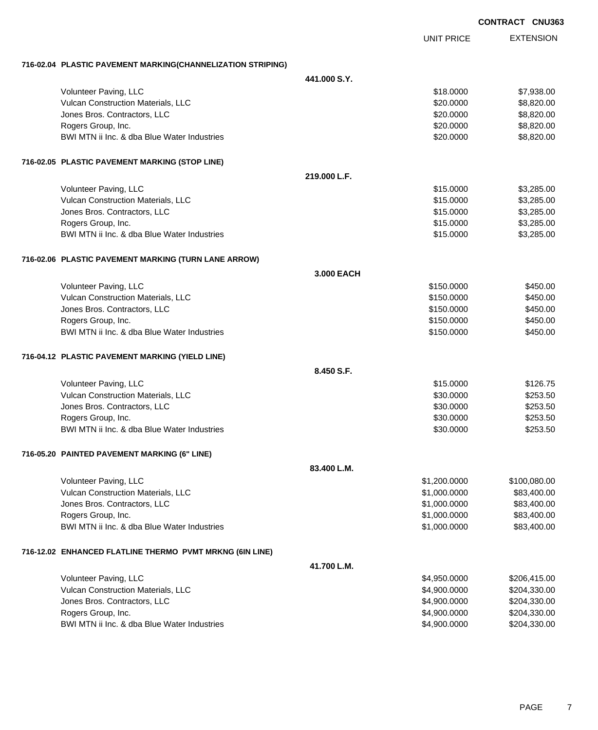**CONTRACT CNU363**

| | | UNIT PRICE | EXTENSION |
|---|---|---|---|
| **716-02.04 PLASTIC PAVEMENT MARKING(CHANNELIZATION STRIPING)** | | | |
| | **441.000 S.Y.** | | |
| Volunteer Paving, LLC | | $18.0000 | $7,938.00 |
| Vulcan Construction Materials, LLC | | $20.0000 | $8,820.00 |
| Jones Bros. Contractors, LLC | | $20.0000 | $8,820.00 |
| Rogers Group, Inc. | | $20.0000 | $8,820.00 |
| BWI MTN ii Inc. & dba Blue Water Industries | | $20.0000 | $8,820.00 |
| **716-02.05 PLASTIC PAVEMENT MARKING (STOP LINE)** | | | |
| | **219.000 L.F.** | | |
| Volunteer Paving, LLC | | $15.0000 | $3,285.00 |
| Vulcan Construction Materials, LLC | | $15.0000 | $3,285.00 |
| Jones Bros. Contractors, LLC | | $15.0000 | $3,285.00 |
| Rogers Group, Inc. | | $15.0000 | $3,285.00 |
| BWI MTN ii Inc. & dba Blue Water Industries | | $15.0000 | $3,285.00 |
| **716-02.06 PLASTIC PAVEMENT MARKING (TURN LANE ARROW)** | | | |
| | **3.000 EACH** | | |
| Volunteer Paving, LLC | | $150.0000 | $450.00 |
| Vulcan Construction Materials, LLC | | $150.0000 | $450.00 |
| Jones Bros. Contractors, LLC | | $150.0000 | $450.00 |
| Rogers Group, Inc. | | $150.0000 | $450.00 |
| BWI MTN ii Inc. & dba Blue Water Industries | | $150.0000 | $450.00 |
| **716-04.12 PLASTIC PAVEMENT MARKING (YIELD LINE)** | | | |
| | **8.450 S.F.** | | |
| Volunteer Paving, LLC | | $15.0000 | $126.75 |
| Vulcan Construction Materials, LLC | | $30.0000 | $253.50 |
| Jones Bros. Contractors, LLC | | $30.0000 | $253.50 |
| Rogers Group, Inc. | | $30.0000 | $253.50 |
| BWI MTN ii Inc. & dba Blue Water Industries | | $30.0000 | $253.50 |
| **716-05.20 PAINTED PAVEMENT MARKING (6" LINE)** | | | |
| | **83.400 L.M.** | | |
| Volunteer Paving, LLC | | $1,200.0000 | $100,080.00 |
| Vulcan Construction Materials, LLC | | $1,000.0000 | $83,400.00 |
| Jones Bros. Contractors, LLC | | $1,000.0000 | $83,400.00 |
| Rogers Group, Inc. | | $1,000.0000 | $83,400.00 |
| BWI MTN ii Inc. & dba Blue Water Industries | | $1,000.0000 | $83,400.00 |
| **716-12.02 ENHANCED FLATLINE THERMO PVMT MRKNG (6IN LINE)** | | | |
| | **41.700 L.M.** | | |
| Volunteer Paving, LLC | | $4,950.0000 | $206,415.00 |
| Vulcan Construction Materials, LLC | | $4,900.0000 | $204,330.00 |
| Jones Bros. Contractors, LLC | | $4,900.0000 | $204,330.00 |
| Rogers Group, Inc. | | $4,900.0000 | $204,330.00 |
| BWI MTN ii Inc. & dba Blue Water Industries | | $4,900.0000 | $204,330.00 |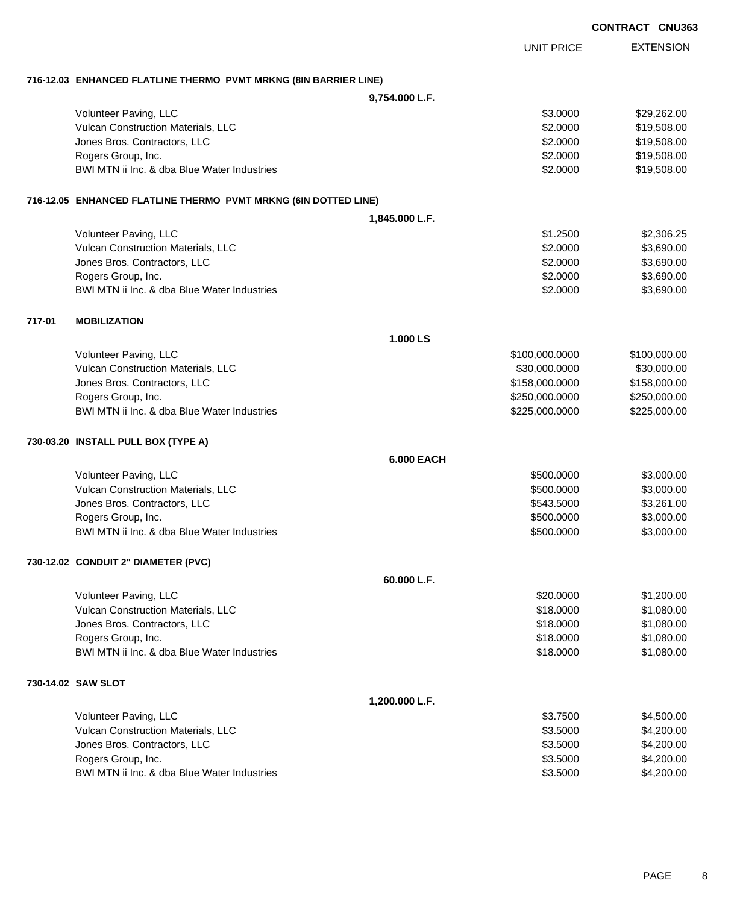**CONTRACT CNU363**

| | UNIT PRICE | EXTENSION |
|---|---|---|
| **716-12.03 ENHANCED FLATLINE THERMO PVMT MRKNG (8IN BARRIER LINE)** | | |
| **9,754.000 L.F.** | | |
| Volunteer Paving, LLC | $3.0000 | $29,262.00 |
| Vulcan Construction Materials, LLC | $2.0000 | $19,508.00 |
| Jones Bros. Contractors, LLC | $2.0000 | $19,508.00 |
| Rogers Group, Inc. | $2.0000 | $19,508.00 |
| BWI MTN ii Inc. & dba Blue Water Industries | $2.0000 | $19,508.00 |
| **716-12.05 ENHANCED FLATLINE THERMO PVMT MRKNG (6IN DOTTED LINE)** | | |
| **1,845.000 L.F.** | | |
| Volunteer Paving, LLC | $1.2500 | $2,306.25 |
| Vulcan Construction Materials, LLC | $2.0000 | $3,690.00 |
| Jones Bros. Contractors, LLC | $2.0000 | $3,690.00 |
| Rogers Group, Inc. | $2.0000 | $3,690.00 |
| BWI MTN ii Inc. & dba Blue Water Industries | $2.0000 | $3,690.00 |
| **717-01 MOBILIZATION** | | |
| **1.000 LS** | | |
| Volunteer Paving, LLC | $100,000.0000 | $100,000.00 |
| Vulcan Construction Materials, LLC | $30,000.0000 | $30,000.00 |
| Jones Bros. Contractors, LLC | $158,000.0000 | $158,000.00 |
| Rogers Group, Inc. | $250,000.0000 | $250,000.00 |
| BWI MTN ii Inc. & dba Blue Water Industries | $225,000.0000 | $225,000.00 |
| **730-03.20 INSTALL PULL BOX (TYPE A)** | | |
| **6.000 EACH** | | |
| Volunteer Paving, LLC | $500.0000 | $3,000.00 |
| Vulcan Construction Materials, LLC | $500.0000 | $3,000.00 |
| Jones Bros. Contractors, LLC | $543.5000 | $3,261.00 |
| Rogers Group, Inc. | $500.0000 | $3,000.00 |
| BWI MTN ii Inc. & dba Blue Water Industries | $500.0000 | $3,000.00 |
| **730-12.02 CONDUIT 2" DIAMETER (PVC)** | | |
| **60.000 L.F.** | | |
| Volunteer Paving, LLC | $20.0000 | $1,200.00 |
| Vulcan Construction Materials, LLC | $18.0000 | $1,080.00 |
| Jones Bros. Contractors, LLC | $18.0000 | $1,080.00 |
| Rogers Group, Inc. | $18.0000 | $1,080.00 |
| BWI MTN ii Inc. & dba Blue Water Industries | $18.0000 | $1,080.00 |
| **730-14.02 SAW SLOT** | | |
| **1,200.000 L.F.** | | |
| Volunteer Paving, LLC | $3.7500 | $4,500.00 |
| Vulcan Construction Materials, LLC | $3.5000 | $4,200.00 |
| Jones Bros. Contractors, LLC | $3.5000 | $4,200.00 |
| Rogers Group, Inc. | $3.5000 | $4,200.00 |
| BWI MTN ii Inc. & dba Blue Water Industries | $3.5000 | $4,200.00 |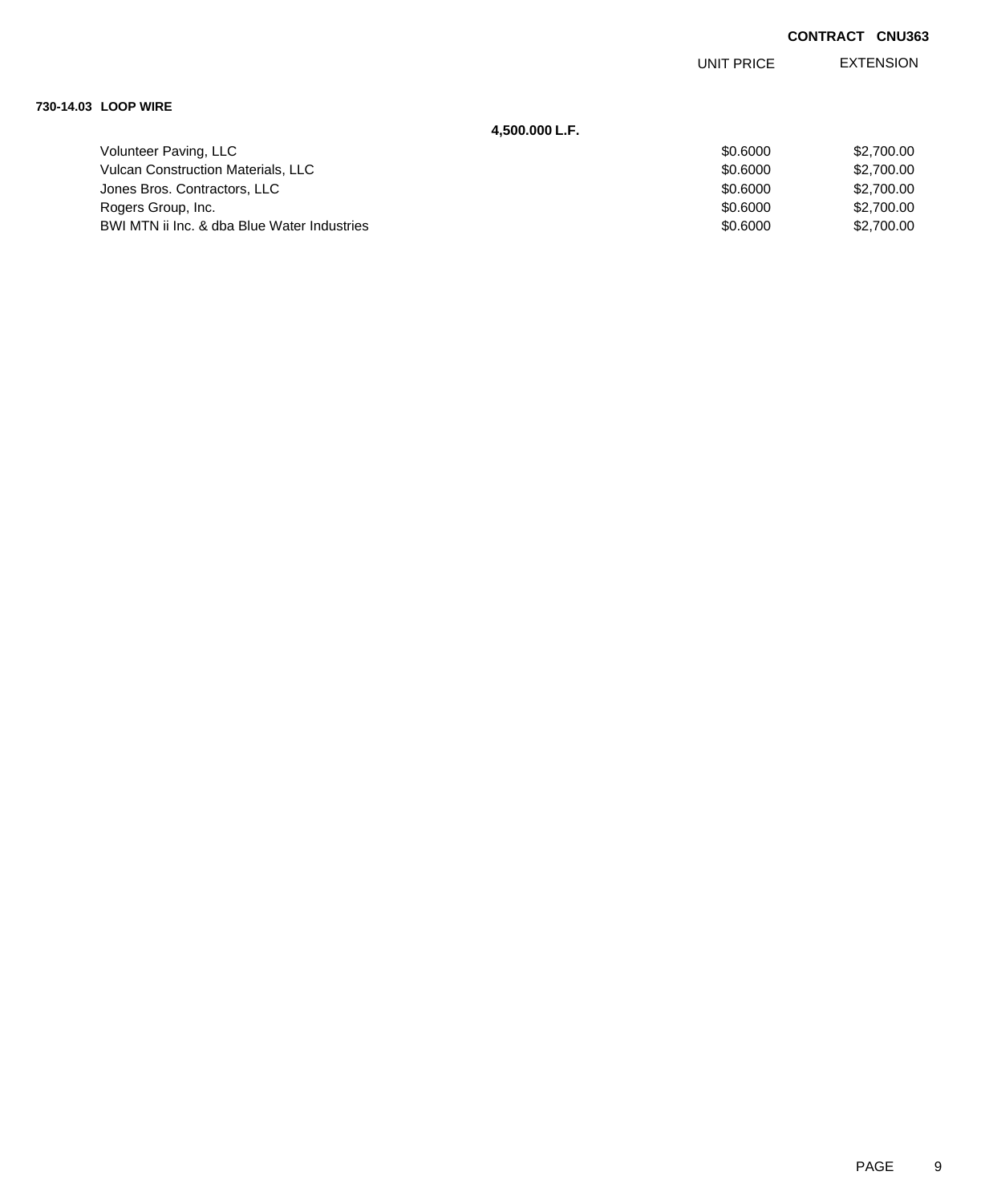**CONTRACT CNU363**

| | | UNIT PRICE | EXTENSION |
|---|---|---|---|
| **730-14.03 LOOP WIRE** | | | |
| | **4,500.000 L.F.** | | |
| Volunteer Paving, LLC | | $0.6000 | $2,700.00 |
| Vulcan Construction Materials, LLC | | $0.6000 | $2,700.00 |
| Jones Bros. Contractors, LLC | | $0.6000 | $2,700.00 |
| Rogers Group, Inc. | | $0.6000 | $2,700.00 |
| BWI MTN ii Inc. & dba Blue Water Industries | | $0.6000 | $2,700.00 |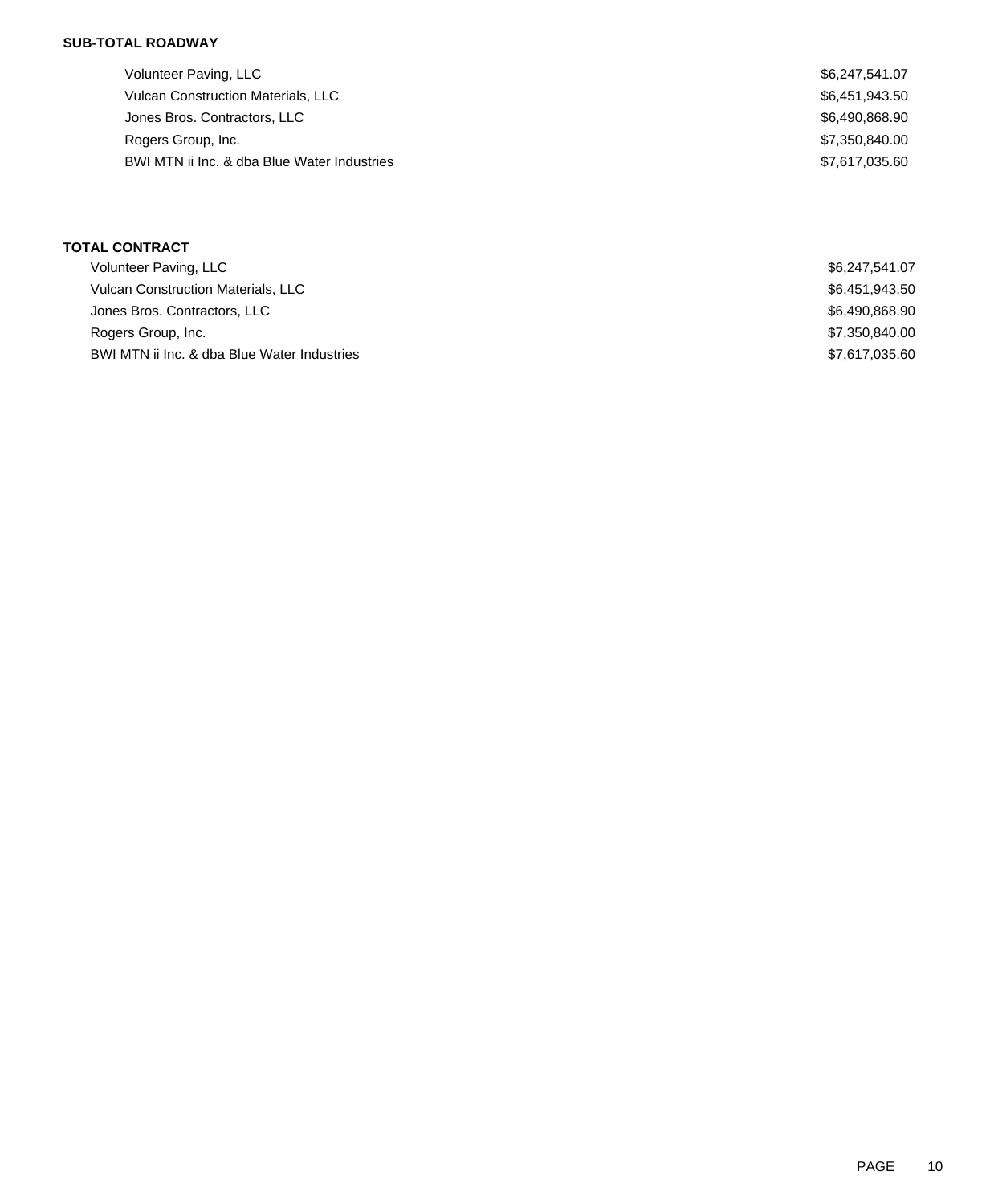**SUB-TOTAL ROADWAY**

| | |
|---|---|
| Volunteer Paving, LLC | $6,247,541.07 |
| Vulcan Construction Materials, LLC | $6,451,943.50 |
| Jones Bros. Contractors, LLC | $6,490,868.90 |
| Rogers Group, Inc. | $7,350,840.00 |
| BWI MTN ii Inc. & dba Blue Water Industries | $7,617,035.60 |

**TOTAL CONTRACT**

| | |
|---|---|
| Volunteer Paving, LLC | $6,247,541.07 |
| Vulcan Construction Materials, LLC | $6,451,943.50 |
| Jones Bros. Contractors, LLC | $6,490,868.90 |
| Rogers Group, Inc. | $7,350,840.00 |
| BWI MTN ii Inc. & dba Blue Water Industries | $7,617,035.60 |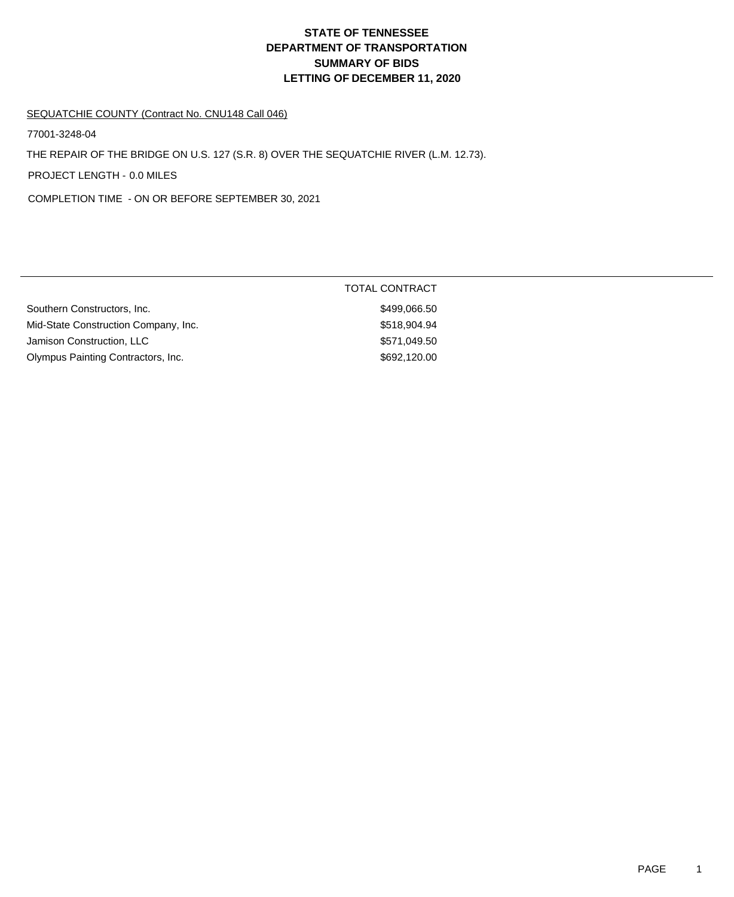# STATE OF TENNESSEE
# DEPARTMENT OF TRANSPORTATION
# SUMMARY OF BIDS
# LETTING OF DECEMBER 11, 2020

SEQUATCHIE COUNTY (Contract No. CNU148 Call 046)

77001-3248-04

THE REPAIR OF THE BRIDGE ON U.S. 127 (S.R. 8) OVER THE SEQUATCHIE RIVER (L.M. 12.73).

PROJECT LENGTH - 0.0 MILES

COMPLETION TIME - ON OR BEFORE SEPTEMBER 30, 2021

| | TOTAL CONTRACT |
|---|---|
| Southern Constructors, Inc. | $499,066.50 |
| Mid-State Construction Company, Inc. | $518,904.94 |
| Jamison Construction, LLC | $571,049.50 |
| Olympus Painting Contractors, Inc. | $692,120.00 |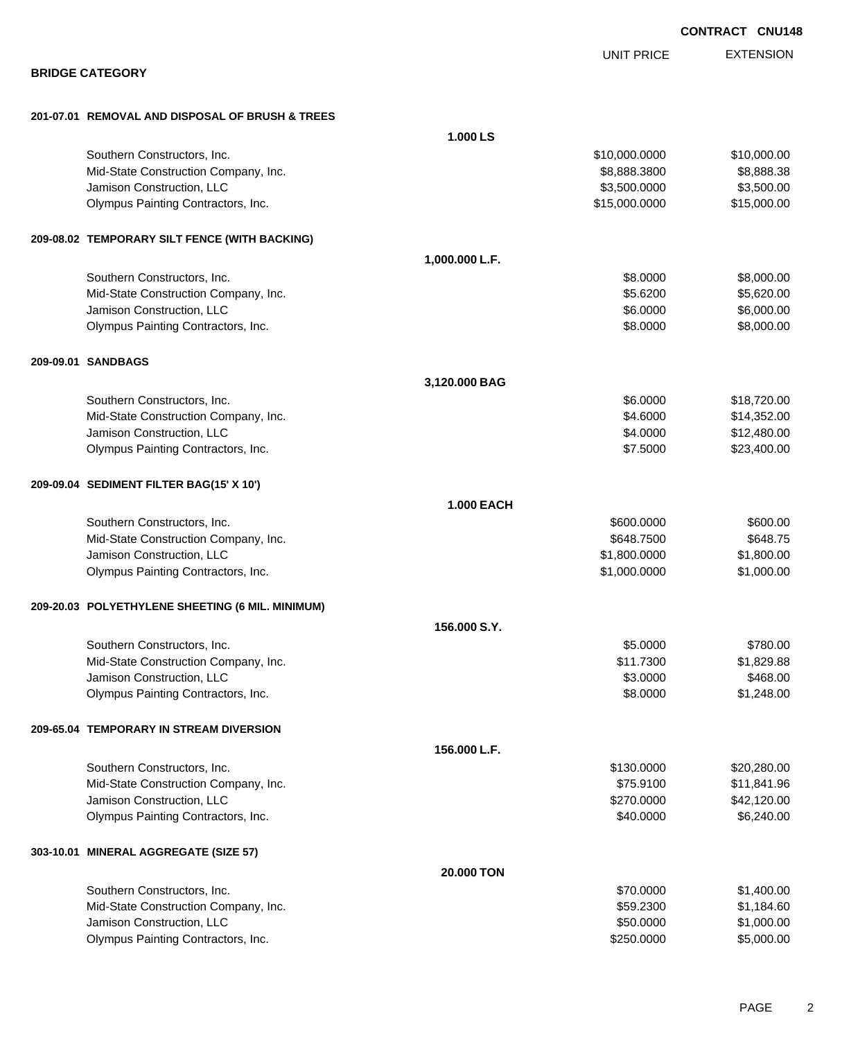**CONTRACT CNU148**

## BRIDGE CATEGORY

| | | UNIT PRICE | EXTENSION |
|---|---|---|---|
| **201-07.01 REMOVAL AND DISPOSAL OF BRUSH & TREES** | | | |
| | **1.000 LS** | | |
| Southern Constructors, Inc. | | $10,000.0000 | $10,000.00 |
| Mid-State Construction Company, Inc. | | $8,888.3800 | $8,888.38 |
| Jamison Construction, LLC | | $3,500.0000 | $3,500.00 |
| Olympus Painting Contractors, Inc. | | $15,000.0000 | $15,000.00 |
| **209-08.02 TEMPORARY SILT FENCE (WITH BACKING)** | | | |
| | **1,000.000 L.F.** | | |
| Southern Constructors, Inc. | | $8.0000 | $8,000.00 |
| Mid-State Construction Company, Inc. | | $5.6200 | $5,620.00 |
| Jamison Construction, LLC | | $6.0000 | $6,000.00 |
| Olympus Painting Contractors, Inc. | | $8.0000 | $8,000.00 |
| **209-09.01 SANDBAGS** | | | |
| | **3,120.000 BAG** | | |
| Southern Constructors, Inc. | | $6.0000 | $18,720.00 |
| Mid-State Construction Company, Inc. | | $4.6000 | $14,352.00 |
| Jamison Construction, LLC | | $4.0000 | $12,480.00 |
| Olympus Painting Contractors, Inc. | | $7.5000 | $23,400.00 |
| **209-09.04 SEDIMENT FILTER BAG(15' X 10')** | | | |
| | **1.000 EACH** | | |
| Southern Constructors, Inc. | | $600.0000 | $600.00 |
| Mid-State Construction Company, Inc. | | $648.7500 | $648.75 |
| Jamison Construction, LLC | | $1,800.0000 | $1,800.00 |
| Olympus Painting Contractors, Inc. | | $1,000.0000 | $1,000.00 |
| **209-20.03 POLYETHYLENE SHEETING (6 MIL. MINIMUM)** | | | |
| | **156.000 S.Y.** | | |
| Southern Constructors, Inc. | | $5.0000 | $780.00 |
| Mid-State Construction Company, Inc. | | $11.7300 | $1,829.88 |
| Jamison Construction, LLC | | $3.0000 | $468.00 |
| Olympus Painting Contractors, Inc. | | $8.0000 | $1,248.00 |
| **209-65.04 TEMPORARY IN STREAM DIVERSION** | | | |
| | **156.000 L.F.** | | |
| Southern Constructors, Inc. | | $130.0000 | $20,280.00 |
| Mid-State Construction Company, Inc. | | $75.9100 | $11,841.96 |
| Jamison Construction, LLC | | $270.0000 | $42,120.00 |
| Olympus Painting Contractors, Inc. | | $40.0000 | $6,240.00 |
| **303-10.01 MINERAL AGGREGATE (SIZE 57)** | | | |
| | **20.000 TON** | | |
| Southern Constructors, Inc. | | $70.0000 | $1,400.00 |
| Mid-State Construction Company, Inc. | | $59.2300 | $1,184.60 |
| Jamison Construction, LLC | | $50.0000 | $1,000.00 |
| Olympus Painting Contractors, Inc. | | $250.0000 | $5,000.00 |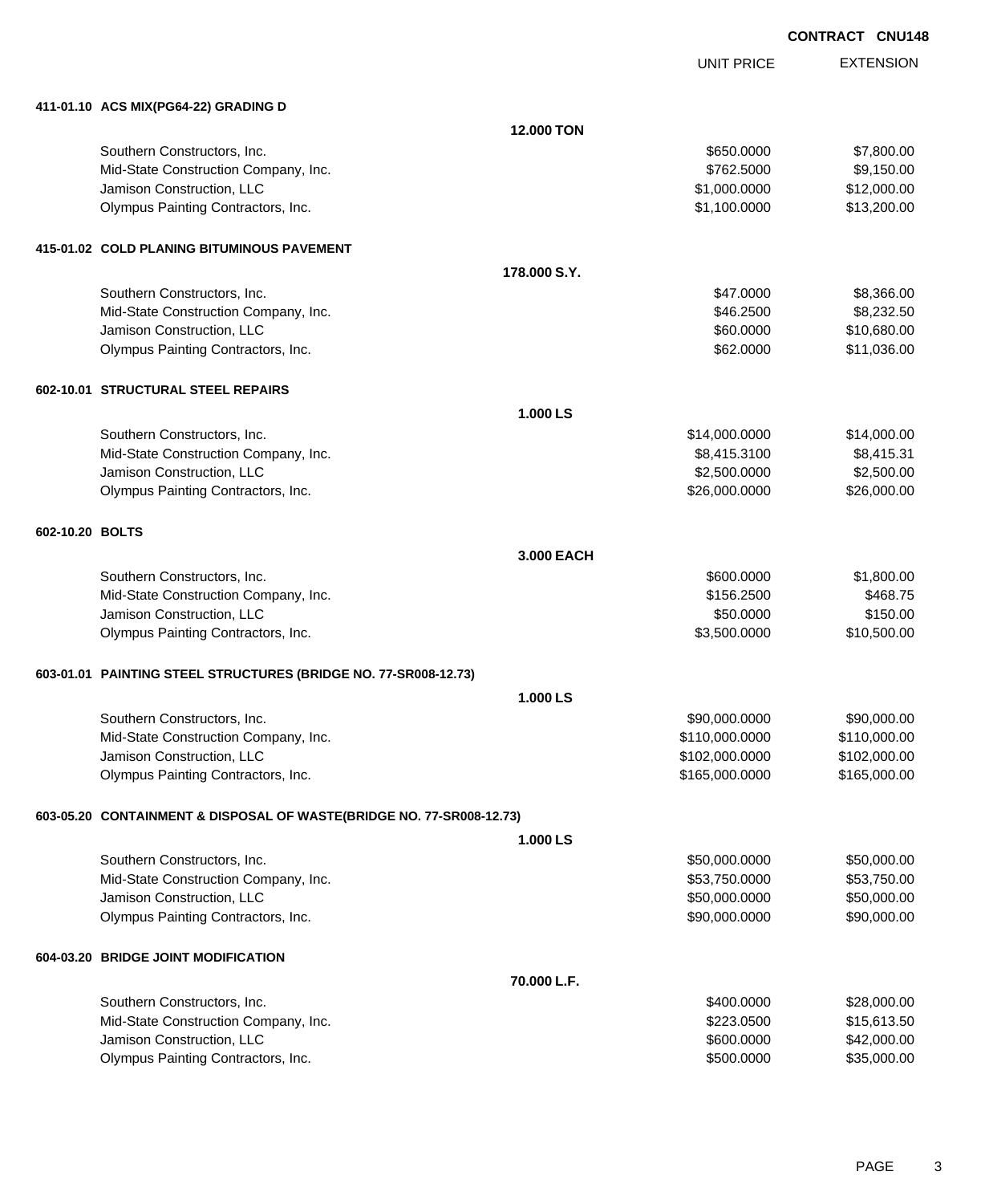**CONTRACT CNU148**

| | | UNIT PRICE | EXTENSION |
|---|---|---|---|
| **411-01.10 ACS MIX(PG64-22) GRADING D** | | | |
| | **12.000 TON** | | |
| Southern Constructors, Inc. | | $650.0000 | $7,800.00 |
| Mid-State Construction Company, Inc. | | $762.5000 | $9,150.00 |
| Jamison Construction, LLC | | $1,000.0000 | $12,000.00 |
| Olympus Painting Contractors, Inc. | | $1,100.0000 | $13,200.00 |
| **415-01.02 COLD PLANING BITUMINOUS PAVEMENT** | | | |
| | **178.000 S.Y.** | | |
| Southern Constructors, Inc. | | $47.0000 | $8,366.00 |
| Mid-State Construction Company, Inc. | | $46.2500 | $8,232.50 |
| Jamison Construction, LLC | | $60.0000 | $10,680.00 |
| Olympus Painting Contractors, Inc. | | $62.0000 | $11,036.00 |
| **602-10.01 STRUCTURAL STEEL REPAIRS** | | | |
| | **1.000 LS** | | |
| Southern Constructors, Inc. | | $14,000.0000 | $14,000.00 |
| Mid-State Construction Company, Inc. | | $8,415.3100 | $8,415.31 |
| Jamison Construction, LLC | | $2,500.0000 | $2,500.00 |
| Olympus Painting Contractors, Inc. | | $26,000.0000 | $26,000.00 |
| **602-10.20 BOLTS** | | | |
| | **3.000 EACH** | | |
| Southern Constructors, Inc. | | $600.0000 | $1,800.00 |
| Mid-State Construction Company, Inc. | | $156.2500 | $468.75 |
| Jamison Construction, LLC | | $50.0000 | $150.00 |
| Olympus Painting Contractors, Inc. | | $3,500.0000 | $10,500.00 |
| **603-01.01 PAINTING STEEL STRUCTURES (BRIDGE NO. 77-SR008-12.73)** | | | |
| | **1.000 LS** | | |
| Southern Constructors, Inc. | | $90,000.0000 | $90,000.00 |
| Mid-State Construction Company, Inc. | | $110,000.0000 | $110,000.00 |
| Jamison Construction, LLC | | $102,000.0000 | $102,000.00 |
| Olympus Painting Contractors, Inc. | | $165,000.0000 | $165,000.00 |
| **603-05.20 CONTAINMENT & DISPOSAL OF WASTE(BRIDGE NO. 77-SR008-12.73)** | | | |
| | **1.000 LS** | | |
| Southern Constructors, Inc. | | $50,000.0000 | $50,000.00 |
| Mid-State Construction Company, Inc. | | $53,750.0000 | $53,750.00 |
| Jamison Construction, LLC | | $50,000.0000 | $50,000.00 |
| Olympus Painting Contractors, Inc. | | $90,000.0000 | $90,000.00 |
| **604-03.20 BRIDGE JOINT MODIFICATION** | | | |
| | **70.000 L.F.** | | |
| Southern Constructors, Inc. | | $400.0000 | $28,000.00 |
| Mid-State Construction Company, Inc. | | $223.0500 | $15,613.50 |
| Jamison Construction, LLC | | $600.0000 | $42,000.00 |
| Olympus Painting Contractors, Inc. | | $500.0000 | $35,000.00 |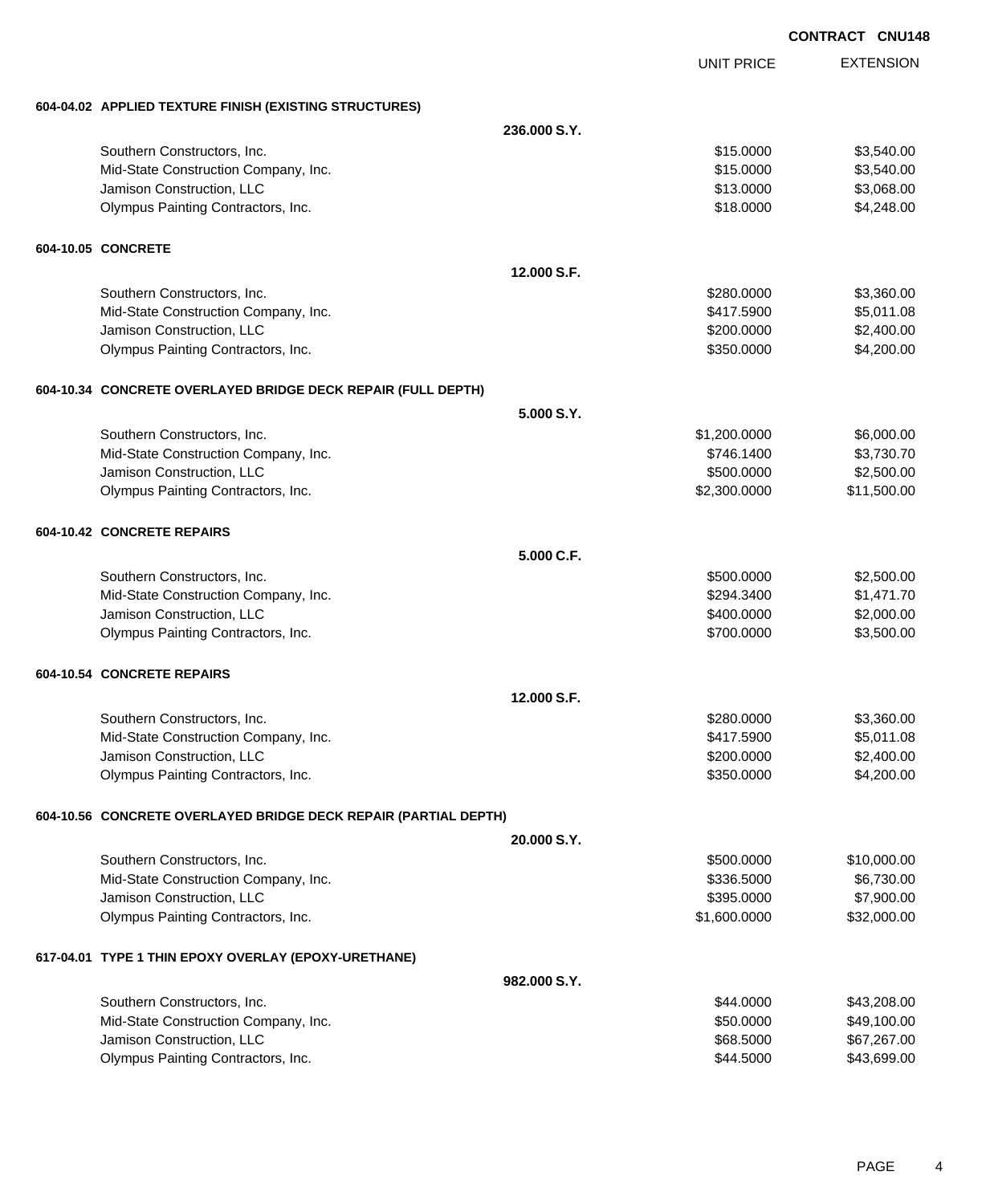**CONTRACT CNU148**

| | | UNIT PRICE | EXTENSION |
|---|---|---|---|
| **604-04.02 APPLIED TEXTURE FINISH (EXISTING STRUCTURES)** | | | |
| | **236.000 S.Y.** | | |
| Southern Constructors, Inc. | | $15.0000 | $3,540.00 |
| Mid-State Construction Company, Inc. | | $15.0000 | $3,540.00 |
| Jamison Construction, LLC | | $13.0000 | $3,068.00 |
| Olympus Painting Contractors, Inc. | | $18.0000 | $4,248.00 |
| **604-10.05 CONCRETE** | | | |
| | **12.000 S.F.** | | |
| Southern Constructors, Inc. | | $280.0000 | $3,360.00 |
| Mid-State Construction Company, Inc. | | $417.5900 | $5,011.08 |
| Jamison Construction, LLC | | $200.0000 | $2,400.00 |
| Olympus Painting Contractors, Inc. | | $350.0000 | $4,200.00 |
| **604-10.34 CONCRETE OVERLAYED BRIDGE DECK REPAIR (FULL DEPTH)** | | | |
| | **5.000 S.Y.** | | |
| Southern Constructors, Inc. | | $1,200.0000 | $6,000.00 |
| Mid-State Construction Company, Inc. | | $746.1400 | $3,730.70 |
| Jamison Construction, LLC | | $500.0000 | $2,500.00 |
| Olympus Painting Contractors, Inc. | | $2,300.0000 | $11,500.00 |
| **604-10.42 CONCRETE REPAIRS** | | | |
| | **5.000 C.F.** | | |
| Southern Constructors, Inc. | | $500.0000 | $2,500.00 |
| Mid-State Construction Company, Inc. | | $294.3400 | $1,471.70 |
| Jamison Construction, LLC | | $400.0000 | $2,000.00 |
| Olympus Painting Contractors, Inc. | | $700.0000 | $3,500.00 |
| **604-10.54 CONCRETE REPAIRS** | | | |
| | **12.000 S.F.** | | |
| Southern Constructors, Inc. | | $280.0000 | $3,360.00 |
| Mid-State Construction Company, Inc. | | $417.5900 | $5,011.08 |
| Jamison Construction, LLC | | $200.0000 | $2,400.00 |
| Olympus Painting Contractors, Inc. | | $350.0000 | $4,200.00 |
| **604-10.56 CONCRETE OVERLAYED BRIDGE DECK REPAIR (PARTIAL DEPTH)** | | | |
| | **20.000 S.Y.** | | |
| Southern Constructors, Inc. | | $500.0000 | $10,000.00 |
| Mid-State Construction Company, Inc. | | $336.5000 | $6,730.00 |
| Jamison Construction, LLC | | $395.0000 | $7,900.00 |
| Olympus Painting Contractors, Inc. | | $1,600.0000 | $32,000.00 |
| **617-04.01 TYPE 1 THIN EPOXY OVERLAY (EPOXY-URETHANE)** | | | |
| | **982.000 S.Y.** | | |
| Southern Constructors, Inc. | | $44.0000 | $43,208.00 |
| Mid-State Construction Company, Inc. | | $50.0000 | $49,100.00 |
| Jamison Construction, LLC | | $68.5000 | $67,267.00 |
| Olympus Painting Contractors, Inc. | | $44.5000 | $43,699.00 |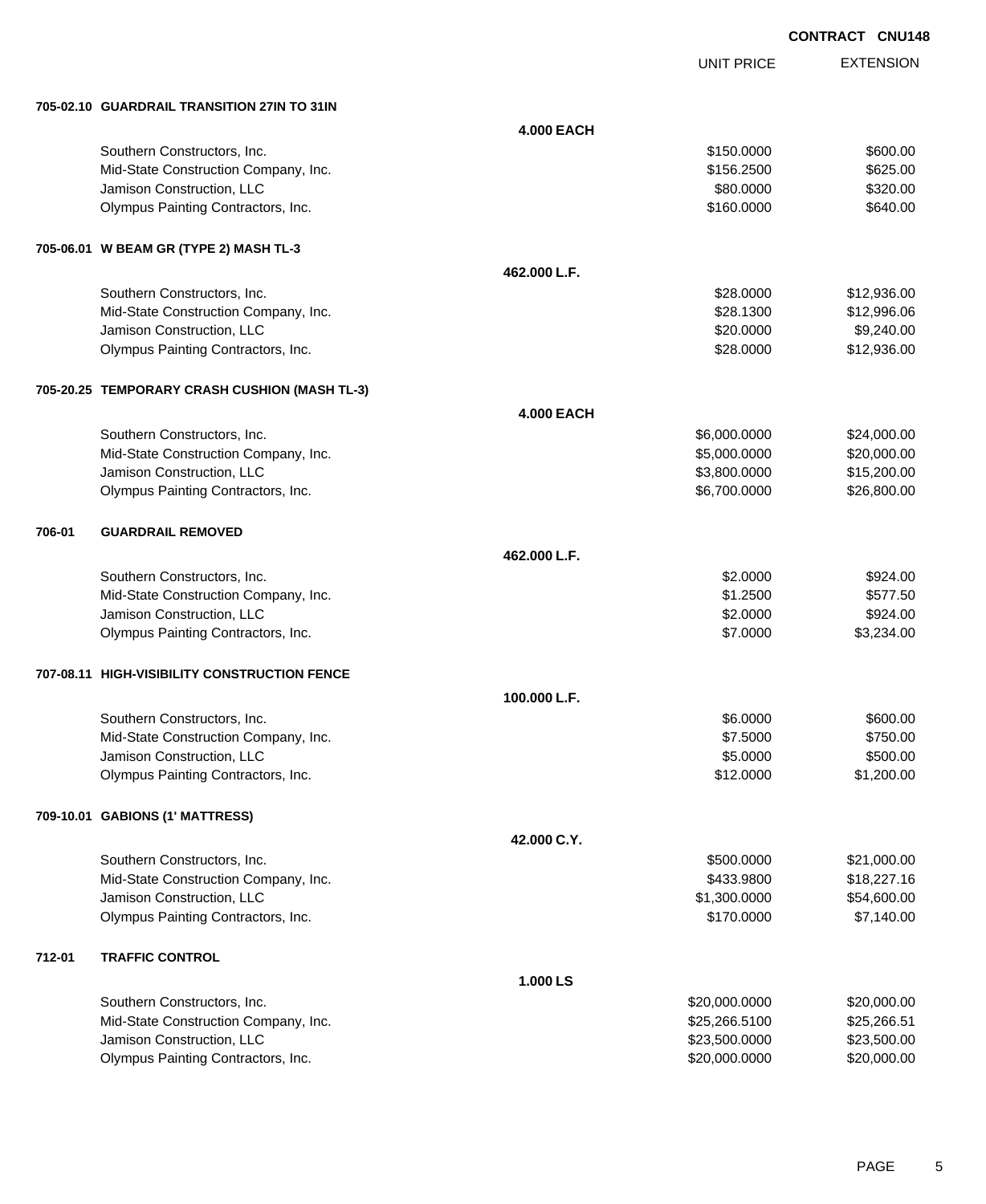**CONTRACT CNU148**

| | | UNIT PRICE | EXTENSION |
|---|---|---|---|
| **705-02.10 GUARDRAIL TRANSITION 27IN TO 31IN** | | | |
| | **4.000 EACH** | | |
| Southern Constructors, Inc. | | $150.0000 | $600.00 |
| Mid-State Construction Company, Inc. | | $156.2500 | $625.00 |
| Jamison Construction, LLC | | $80.0000 | $320.00 |
| Olympus Painting Contractors, Inc. | | $160.0000 | $640.00 |
| **705-06.01 W BEAM GR (TYPE 2) MASH TL-3** | | | |
| | **462.000 L.F.** | | |
| Southern Constructors, Inc. | | $28.0000 | $12,936.00 |
| Mid-State Construction Company, Inc. | | $28.1300 | $12,996.06 |
| Jamison Construction, LLC | | $20.0000 | $9,240.00 |
| Olympus Painting Contractors, Inc. | | $28.0000 | $12,936.00 |
| **705-20.25 TEMPORARY CRASH CUSHION (MASH TL-3)** | | | |
| | **4.000 EACH** | | |
| Southern Constructors, Inc. | | $6,000.0000 | $24,000.00 |
| Mid-State Construction Company, Inc. | | $5,000.0000 | $20,000.00 |
| Jamison Construction, LLC | | $3,800.0000 | $15,200.00 |
| Olympus Painting Contractors, Inc. | | $6,700.0000 | $26,800.00 |
| **706-01 GUARDRAIL REMOVED** | | | |
| | **462.000 L.F.** | | |
| Southern Constructors, Inc. | | $2.0000 | $924.00 |
| Mid-State Construction Company, Inc. | | $1.2500 | $577.50 |
| Jamison Construction, LLC | | $2.0000 | $924.00 |
| Olympus Painting Contractors, Inc. | | $7.0000 | $3,234.00 |
| **707-08.11 HIGH-VISIBILITY CONSTRUCTION FENCE** | | | |
| | **100.000 L.F.** | | |
| Southern Constructors, Inc. | | $6.0000 | $600.00 |
| Mid-State Construction Company, Inc. | | $7.5000 | $750.00 |
| Jamison Construction, LLC | | $5.0000 | $500.00 |
| Olympus Painting Contractors, Inc. | | $12.0000 | $1,200.00 |
| **709-10.01 GABIONS (1' MATTRESS)** | | | |
| | **42.000 C.Y.** | | |
| Southern Constructors, Inc. | | $500.0000 | $21,000.00 |
| Mid-State Construction Company, Inc. | | $433.9800 | $18,227.16 |
| Jamison Construction, LLC | | $1,300.0000 | $54,600.00 |
| Olympus Painting Contractors, Inc. | | $170.0000 | $7,140.00 |
| **712-01 TRAFFIC CONTROL** | | | |
| | **1.000 LS** | | |
| Southern Constructors, Inc. | | $20,000.0000 | $20,000.00 |
| Mid-State Construction Company, Inc. | | $25,266.5100 | $25,266.51 |
| Jamison Construction, LLC | | $23,500.0000 | $23,500.00 |
| Olympus Painting Contractors, Inc. | | $20,000.0000 | $20,000.00 |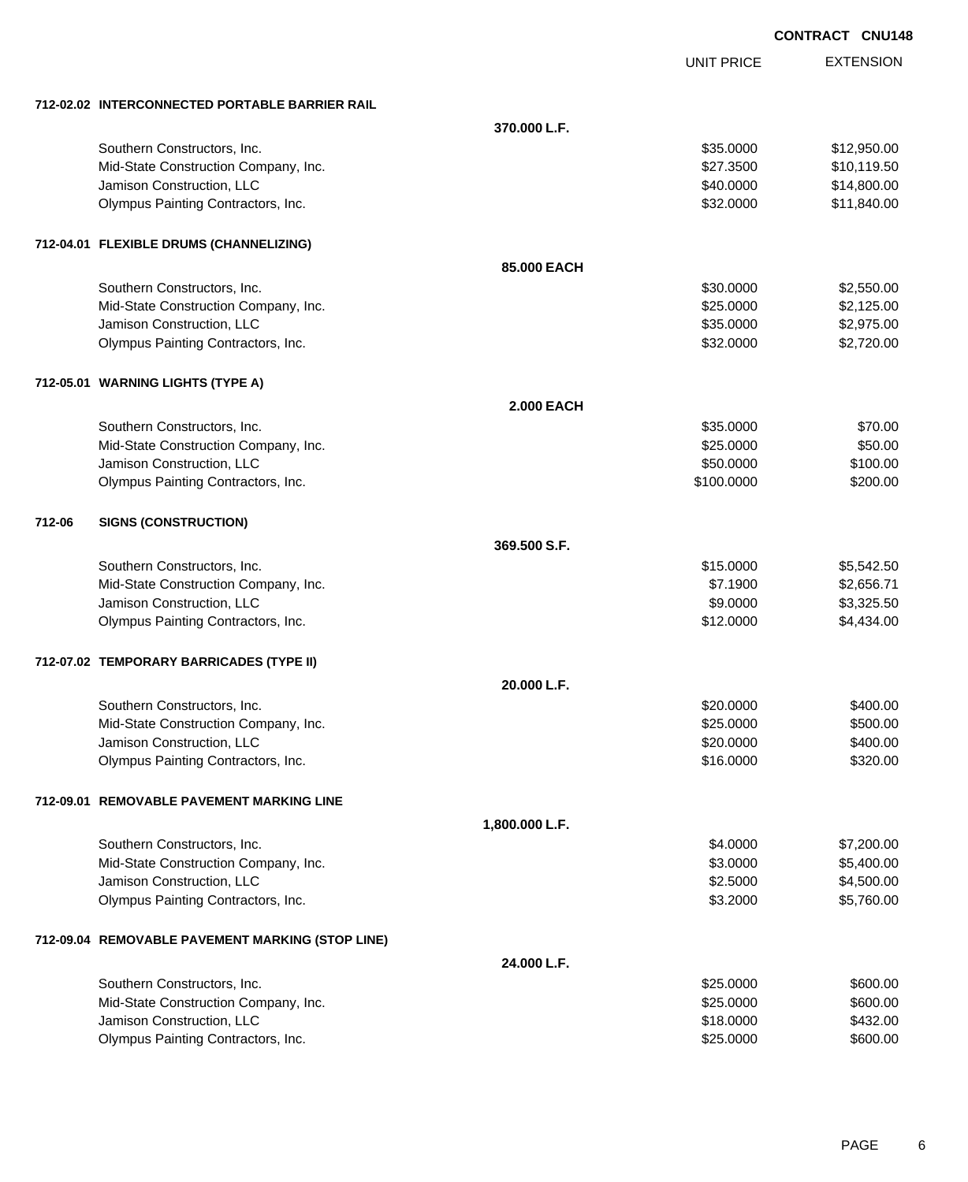**CONTRACT CNU148**

| | | UNIT PRICE | EXTENSION |
|---|---|---|---|
| **712-02.02 INTERCONNECTED PORTABLE BARRIER RAIL** | | | |
| | **370.000 L.F.** | | |
| Southern Constructors, Inc. | | $35.0000 | $12,950.00 |
| Mid-State Construction Company, Inc. | | $27.3500 | $10,119.50 |
| Jamison Construction, LLC | | $40.0000 | $14,800.00 |
| Olympus Painting Contractors, Inc. | | $32.0000 | $11,840.00 |
| **712-04.01 FLEXIBLE DRUMS (CHANNELIZING)** | | | |
| | **85.000 EACH** | | |
| Southern Constructors, Inc. | | $30.0000 | $2,550.00 |
| Mid-State Construction Company, Inc. | | $25.0000 | $2,125.00 |
| Jamison Construction, LLC | | $35.0000 | $2,975.00 |
| Olympus Painting Contractors, Inc. | | $32.0000 | $2,720.00 |
| **712-05.01 WARNING LIGHTS (TYPE A)** | | | |
| | **2.000 EACH** | | |
| Southern Constructors, Inc. | | $35.0000 | $70.00 |
| Mid-State Construction Company, Inc. | | $25.0000 | $50.00 |
| Jamison Construction, LLC | | $50.0000 | $100.00 |
| Olympus Painting Contractors, Inc. | | $100.0000 | $200.00 |
| **712-06 SIGNS (CONSTRUCTION)** | | | |
| | **369.500 S.F.** | | |
| Southern Constructors, Inc. | | $15.0000 | $5,542.50 |
| Mid-State Construction Company, Inc. | | $7.1900 | $2,656.71 |
| Jamison Construction, LLC | | $9.0000 | $3,325.50 |
| Olympus Painting Contractors, Inc. | | $12.0000 | $4,434.00 |
| **712-07.02 TEMPORARY BARRICADES (TYPE II)** | | | |
| | **20.000 L.F.** | | |
| Southern Constructors, Inc. | | $20.0000 | $400.00 |
| Mid-State Construction Company, Inc. | | $25.0000 | $500.00 |
| Jamison Construction, LLC | | $20.0000 | $400.00 |
| Olympus Painting Contractors, Inc. | | $16.0000 | $320.00 |
| **712-09.01 REMOVABLE PAVEMENT MARKING LINE** | | | |
| | **1,800.000 L.F.** | | |
| Southern Constructors, Inc. | | $4.0000 | $7,200.00 |
| Mid-State Construction Company, Inc. | | $3.0000 | $5,400.00 |
| Jamison Construction, LLC | | $2.5000 | $4,500.00 |
| Olympus Painting Contractors, Inc. | | $3.2000 | $5,760.00 |
| **712-09.04 REMOVABLE PAVEMENT MARKING (STOP LINE)** | | | |
| | **24.000 L.F.** | | |
| Southern Constructors, Inc. | | $25.0000 | $600.00 |
| Mid-State Construction Company, Inc. | | $25.0000 | $600.00 |
| Jamison Construction, LLC | | $18.0000 | $432.00 |
| Olympus Painting Contractors, Inc. | | $25.0000 | $600.00 |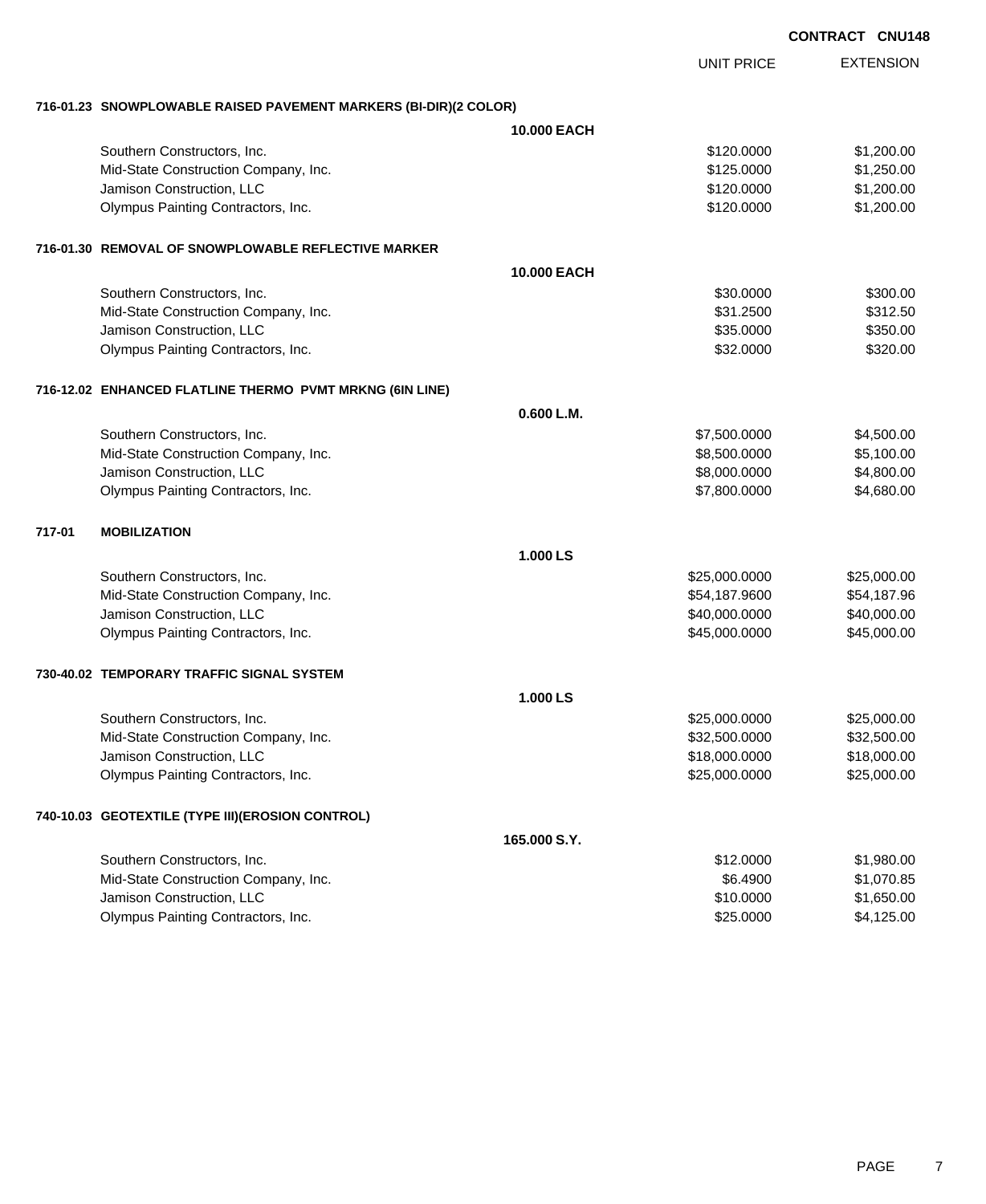**CONTRACT CNU148**

| | | UNIT PRICE | EXTENSION |
|---|---|---|---|
| **716-01.23 SNOWPLOWABLE RAISED PAVEMENT MARKERS (BI-DIR)(2 COLOR)** | | | |
| | **10.000 EACH** | | |
| Southern Constructors, Inc. | | $120.0000 | $1,200.00 |
| Mid-State Construction Company, Inc. | | $125.0000 | $1,250.00 |
| Jamison Construction, LLC | | $120.0000 | $1,200.00 |
| Olympus Painting Contractors, Inc. | | $120.0000 | $1,200.00 |
| **716-01.30 REMOVAL OF SNOWPLOWABLE REFLECTIVE MARKER** | | | |
| | **10.000 EACH** | | |
| Southern Constructors, Inc. | | $30.0000 | $300.00 |
| Mid-State Construction Company, Inc. | | $31.2500 | $312.50 |
| Jamison Construction, LLC | | $35.0000 | $350.00 |
| Olympus Painting Contractors, Inc. | | $32.0000 | $320.00 |
| **716-12.02 ENHANCED FLATLINE THERMO PVMT MRKNG (6IN LINE)** | | | |
| | **0.600 L.M.** | | |
| Southern Constructors, Inc. | | $7,500.0000 | $4,500.00 |
| Mid-State Construction Company, Inc. | | $8,500.0000 | $5,100.00 |
| Jamison Construction, LLC | | $8,000.0000 | $4,800.00 |
| Olympus Painting Contractors, Inc. | | $7,800.0000 | $4,680.00 |
| **717-01 MOBILIZATION** | | | |
| | **1.000 LS** | | |
| Southern Constructors, Inc. | | $25,000.0000 | $25,000.00 |
| Mid-State Construction Company, Inc. | | $54,187.9600 | $54,187.96 |
| Jamison Construction, LLC | | $40,000.0000 | $40,000.00 |
| Olympus Painting Contractors, Inc. | | $45,000.0000 | $45,000.00 |
| **730-40.02 TEMPORARY TRAFFIC SIGNAL SYSTEM** | | | |
| | **1.000 LS** | | |
| Southern Constructors, Inc. | | $25,000.0000 | $25,000.00 |
| Mid-State Construction Company, Inc. | | $32,500.0000 | $32,500.00 |
| Jamison Construction, LLC | | $18,000.0000 | $18,000.00 |
| Olympus Painting Contractors, Inc. | | $25,000.0000 | $25,000.00 |
| **740-10.03 GEOTEXTILE (TYPE III)(EROSION CONTROL)** | | | |
| | **165.000 S.Y.** | | |
| Southern Constructors, Inc. | | $12.0000 | $1,980.00 |
| Mid-State Construction Company, Inc. | | $6.4900 | $1,070.85 |
| Jamison Construction, LLC | | $10.0000 | $1,650.00 |
| Olympus Painting Contractors, Inc. | | $25.0000 | $4,125.00 |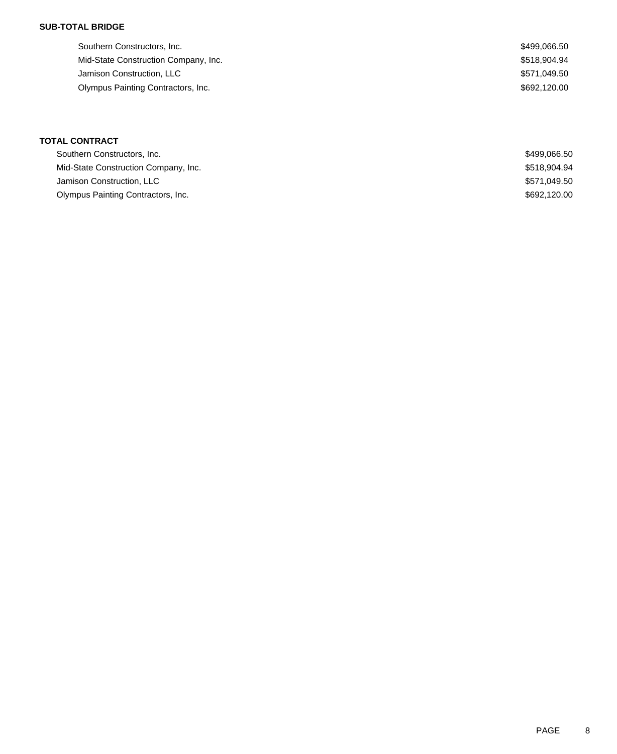**SUB-TOTAL BRIDGE**

| | |
|---|---|
| Southern Constructors, Inc. | $499,066.50 |
| Mid-State Construction Company, Inc. | $518,904.94 |
| Jamison Construction, LLC | $571,049.50 |
| Olympus Painting Contractors, Inc. | $692,120.00 |

**TOTAL CONTRACT**

| | |
|---|---|
| Southern Constructors, Inc. | $499,066.50 |
| Mid-State Construction Company, Inc. | $518,904.94 |
| Jamison Construction, LLC | $571,049.50 |
| Olympus Painting Contractors, Inc. | $692,120.00 |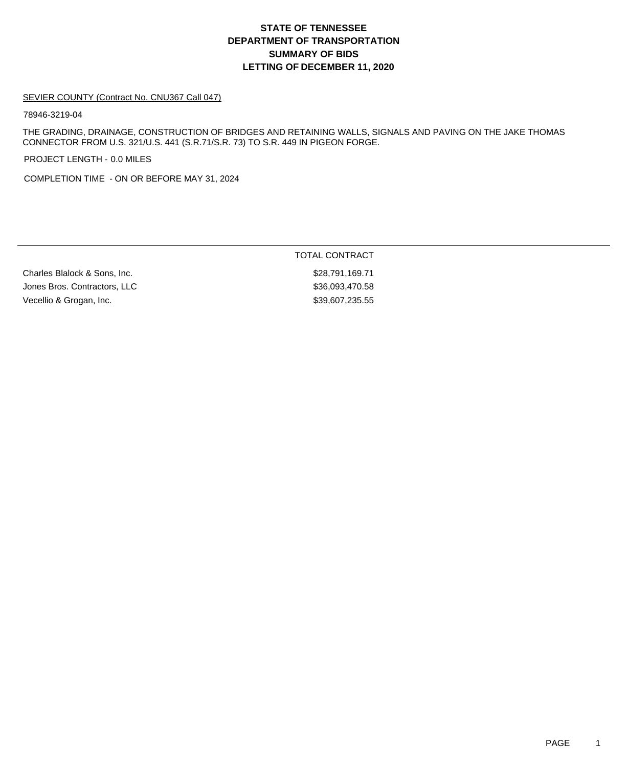# STATE OF TENNESSEE
# DEPARTMENT OF TRANSPORTATION
# SUMMARY OF BIDS
# LETTING OF DECEMBER 11, 2020

SEVIER COUNTY (Contract No. CNU367 Call 047)

78946-3219-04

THE GRADING, DRAINAGE, CONSTRUCTION OF BRIDGES AND RETAINING WALLS, SIGNALS AND PAVING ON THE JAKE THOMAS CONNECTOR FROM U.S. 321/U.S. 441 (S.R.71/S.R. 73) TO S.R. 449 IN PIGEON FORGE.

PROJECT LENGTH - 0.0 MILES

COMPLETION TIME - ON OR BEFORE MAY 31, 2024

| | TOTAL CONTRACT |
|---|---|
| Charles Blalock & Sons, Inc. | $28,791,169.71 |
| Jones Bros. Contractors, LLC | $36,093,470.58 |
| Vecellio & Grogan, Inc. | $39,607,235.55 |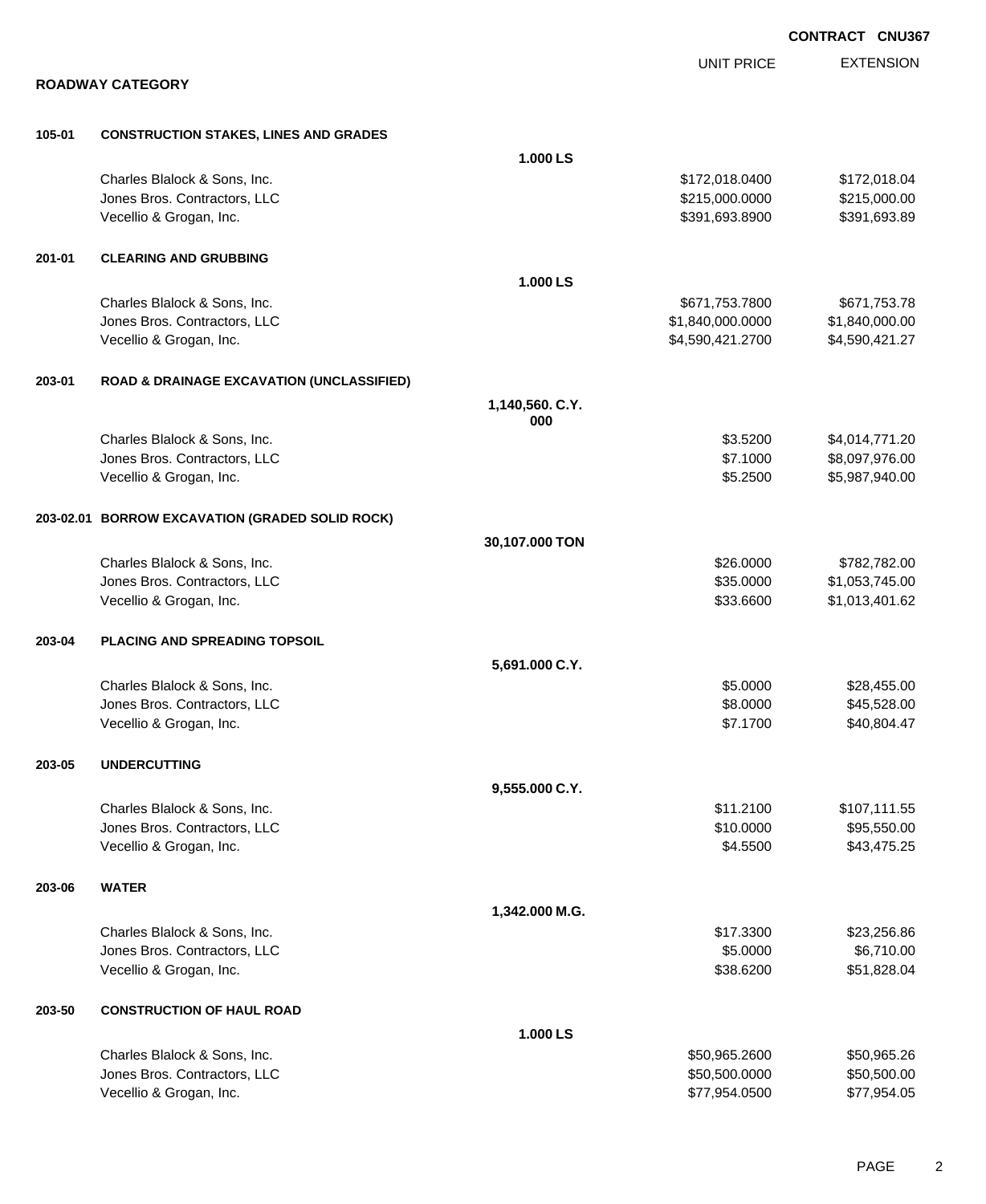**CONTRACT CNU367**

## ROADWAY CATEGORY

| | | | UNIT PRICE | EXTENSION |
|---|---|---|---|---|
| **105-01** | **CONSTRUCTION STAKES, LINES AND GRADES** | | | |
| | | **1.000 LS** | | |
| | Charles Blalock & Sons, Inc. | | $172,018.0400 | $172,018.04 |
| | Jones Bros. Contractors, LLC | | $215,000.0000 | $215,000.00 |
| | Vecellio & Grogan, Inc. | | $391,693.8900 | $391,693.89 |
| **201-01** | **CLEARING AND GRUBBING** | | | |
| | | **1.000 LS** | | |
| | Charles Blalock & Sons, Inc. | | $671,753.7800 | $671,753.78 |
| | Jones Bros. Contractors, LLC | | $1,840,000.0000 | $1,840,000.00 |
| | Vecellio & Grogan, Inc. | | $4,590,421.2700 | $4,590,421.27 |
| **203-01** | **ROAD & DRAINAGE EXCAVATION (UNCLASSIFIED)** | | | |
| | | **1,140,560.000 C.Y.** | | |
| | Charles Blalock & Sons, Inc. | | $3.5200 | $4,014,771.20 |
| | Jones Bros. Contractors, LLC | | $7.1000 | $8,097,976.00 |
| | Vecellio & Grogan, Inc. | | $5.2500 | $5,987,940.00 |
| **203-02.01** | **BORROW EXCAVATION (GRADED SOLID ROCK)** | | | |
| | | **30,107.000 TON** | | |
| | Charles Blalock & Sons, Inc. | | $26.0000 | $782,782.00 |
| | Jones Bros. Contractors, LLC | | $35.0000 | $1,053,745.00 |
| | Vecellio & Grogan, Inc. | | $33.6600 | $1,013,401.62 |
| **203-04** | **PLACING AND SPREADING TOPSOIL** | | | |
| | | **5,691.000 C.Y.** | | |
| | Charles Blalock & Sons, Inc. | | $5.0000 | $28,455.00 |
| | Jones Bros. Contractors, LLC | | $8.0000 | $45,528.00 |
| | Vecellio & Grogan, Inc. | | $7.1700 | $40,804.47 |
| **203-05** | **UNDERCUTTING** | | | |
| | | **9,555.000 C.Y.** | | |
| | Charles Blalock & Sons, Inc. | | $11.2100 | $107,111.55 |
| | Jones Bros. Contractors, LLC | | $10.0000 | $95,550.00 |
| | Vecellio & Grogan, Inc. | | $4.5500 | $43,475.25 |
| **203-06** | **WATER** | | | |
| | | **1,342.000 M.G.** | | |
| | Charles Blalock & Sons, Inc. | | $17.3300 | $23,256.86 |
| | Jones Bros. Contractors, LLC | | $5.0000 | $6,710.00 |
| | Vecellio & Grogan, Inc. | | $38.6200 | $51,828.04 |
| **203-50** | **CONSTRUCTION OF HAUL ROAD** | | | |
| | | **1.000 LS** | | |
| | Charles Blalock & Sons, Inc. | | $50,965.2600 | $50,965.26 |
| | Jones Bros. Contractors, LLC | | $50,500.0000 | $50,500.00 |
| | Vecellio & Grogan, Inc. | | $77,954.0500 | $77,954.05 |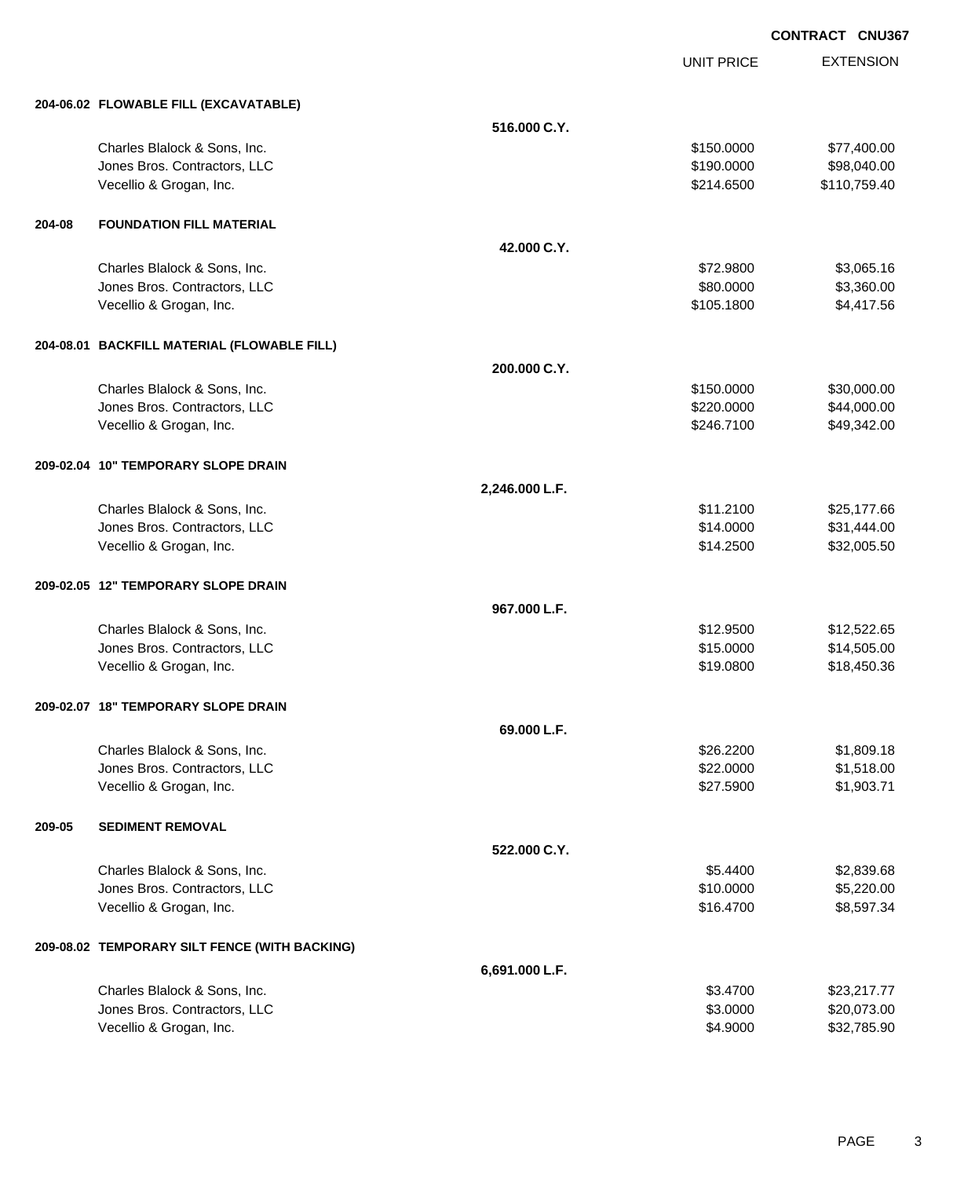**CONTRACT CNU367**

| | | UNIT PRICE | EXTENSION |
|---|---|---|---|
| **204-06.02 FLOWABLE FILL (EXCAVATABLE)** | | | |
| | **516.000 C.Y.** | | |
| Charles Blalock & Sons, Inc. | | $150.0000 | $77,400.00 |
| Jones Bros. Contractors, LLC | | $190.0000 | $98,040.00 |
| Vecellio & Grogan, Inc. | | $214.6500 | $110,759.40 |
| **204-08 FOUNDATION FILL MATERIAL** | | | |
| | **42.000 C.Y.** | | |
| Charles Blalock & Sons, Inc. | | $72.9800 | $3,065.16 |
| Jones Bros. Contractors, LLC | | $80.0000 | $3,360.00 |
| Vecellio & Grogan, Inc. | | $105.1800 | $4,417.56 |
| **204-08.01 BACKFILL MATERIAL (FLOWABLE FILL)** | | | |
| | **200.000 C.Y.** | | |
| Charles Blalock & Sons, Inc. | | $150.0000 | $30,000.00 |
| Jones Bros. Contractors, LLC | | $220.0000 | $44,000.00 |
| Vecellio & Grogan, Inc. | | $246.7100 | $49,342.00 |
| **209-02.04 10" TEMPORARY SLOPE DRAIN** | | | |
| | **2,246.000 L.F.** | | |
| Charles Blalock & Sons, Inc. | | $11.2100 | $25,177.66 |
| Jones Bros. Contractors, LLC | | $14.0000 | $31,444.00 |
| Vecellio & Grogan, Inc. | | $14.2500 | $32,005.50 |
| **209-02.05 12" TEMPORARY SLOPE DRAIN** | | | |
| | **967.000 L.F.** | | |
| Charles Blalock & Sons, Inc. | | $12.9500 | $12,522.65 |
| Jones Bros. Contractors, LLC | | $15.0000 | $14,505.00 |
| Vecellio & Grogan, Inc. | | $19.0800 | $18,450.36 |
| **209-02.07 18" TEMPORARY SLOPE DRAIN** | | | |
| | **69.000 L.F.** | | |
| Charles Blalock & Sons, Inc. | | $26.2200 | $1,809.18 |
| Jones Bros. Contractors, LLC | | $22.0000 | $1,518.00 |
| Vecellio & Grogan, Inc. | | $27.5900 | $1,903.71 |
| **209-05 SEDIMENT REMOVAL** | | | |
| | **522.000 C.Y.** | | |
| Charles Blalock & Sons, Inc. | | $5.4400 | $2,839.68 |
| Jones Bros. Contractors, LLC | | $10.0000 | $5,220.00 |
| Vecellio & Grogan, Inc. | | $16.4700 | $8,597.34 |
| **209-08.02 TEMPORARY SILT FENCE (WITH BACKING)** | | | |
| | **6,691.000 L.F.** | | |
| Charles Blalock & Sons, Inc. | | $3.4700 | $23,217.77 |
| Jones Bros. Contractors, LLC | | $3.0000 | $20,073.00 |
| Vecellio & Grogan, Inc. | | $4.9000 | $32,785.90 |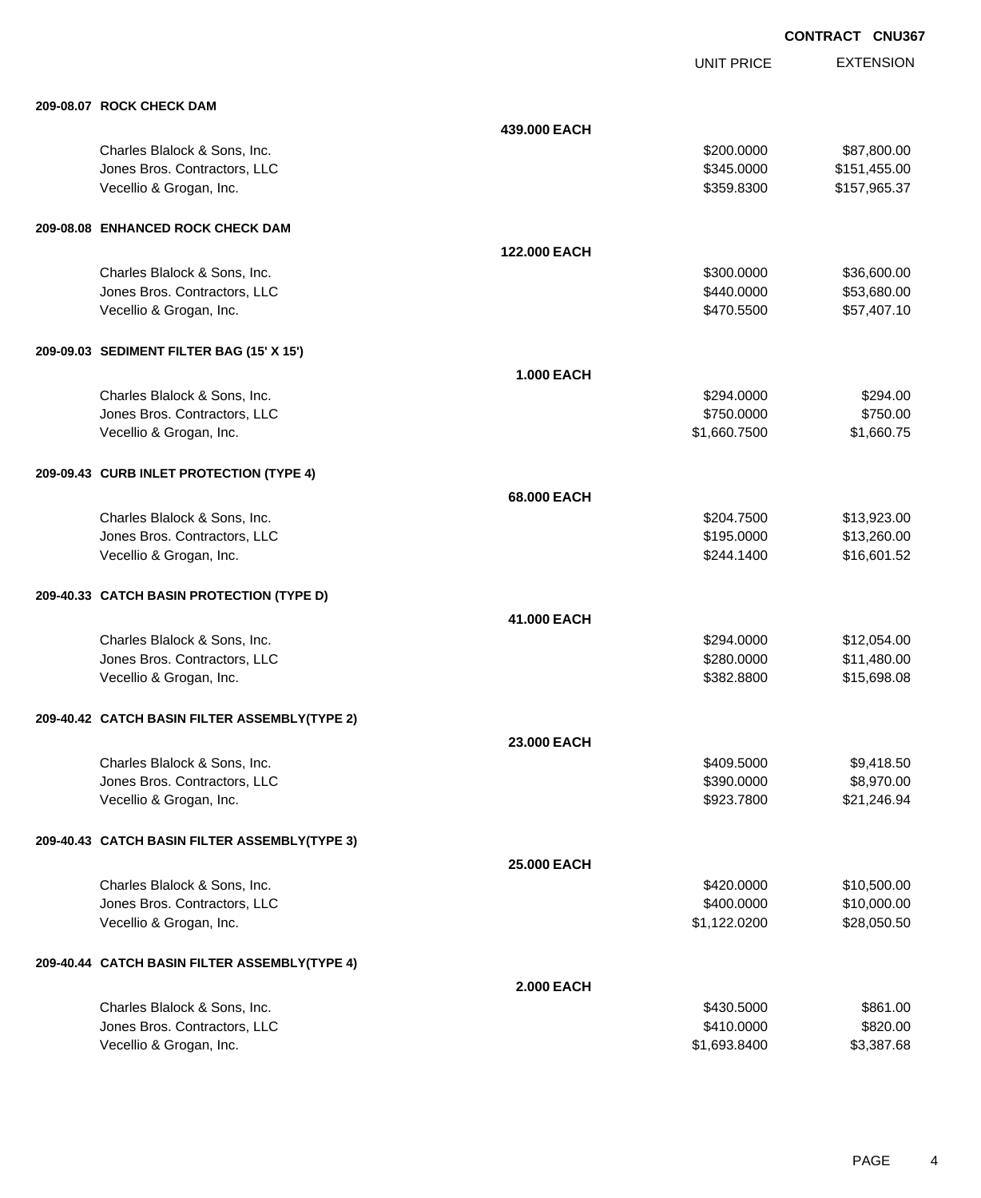**CONTRACT CNU367**

| | | UNIT PRICE | EXTENSION |
|---|---|---|---|
| **209-08.07 ROCK CHECK DAM** | | | |
| | **439.000 EACH** | | |
| Charles Blalock & Sons, Inc. | | $200.0000 | $87,800.00 |
| Jones Bros. Contractors, LLC | | $345.0000 | $151,455.00 |
| Vecellio & Grogan, Inc. | | $359.8300 | $157,965.37 |
| **209-08.08 ENHANCED ROCK CHECK DAM** | | | |
| | **122.000 EACH** | | |
| Charles Blalock & Sons, Inc. | | $300.0000 | $36,600.00 |
| Jones Bros. Contractors, LLC | | $440.0000 | $53,680.00 |
| Vecellio & Grogan, Inc. | | $470.5500 | $57,407.10 |
| **209-09.03 SEDIMENT FILTER BAG (15' X 15')** | | | |
| | **1.000 EACH** | | |
| Charles Blalock & Sons, Inc. | | $294.0000 | $294.00 |
| Jones Bros. Contractors, LLC | | $750.0000 | $750.00 |
| Vecellio & Grogan, Inc. | | $1,660.7500 | $1,660.75 |
| **209-09.43 CURB INLET PROTECTION (TYPE 4)** | | | |
| | **68.000 EACH** | | |
| Charles Blalock & Sons, Inc. | | $204.7500 | $13,923.00 |
| Jones Bros. Contractors, LLC | | $195.0000 | $13,260.00 |
| Vecellio & Grogan, Inc. | | $244.1400 | $16,601.52 |
| **209-40.33 CATCH BASIN PROTECTION (TYPE D)** | | | |
| | **41.000 EACH** | | |
| Charles Blalock & Sons, Inc. | | $294.0000 | $12,054.00 |
| Jones Bros. Contractors, LLC | | $280.0000 | $11,480.00 |
| Vecellio & Grogan, Inc. | | $382.8800 | $15,698.08 |
| **209-40.42 CATCH BASIN FILTER ASSEMBLY(TYPE 2)** | | | |
| | **23.000 EACH** | | |
| Charles Blalock & Sons, Inc. | | $409.5000 | $9,418.50 |
| Jones Bros. Contractors, LLC | | $390.0000 | $8,970.00 |
| Vecellio & Grogan, Inc. | | $923.7800 | $21,246.94 |
| **209-40.43 CATCH BASIN FILTER ASSEMBLY(TYPE 3)** | | | |
| | **25.000 EACH** | | |
| Charles Blalock & Sons, Inc. | | $420.0000 | $10,500.00 |
| Jones Bros. Contractors, LLC | | $400.0000 | $10,000.00 |
| Vecellio & Grogan, Inc. | | $1,122.0200 | $28,050.50 |
| **209-40.44 CATCH BASIN FILTER ASSEMBLY(TYPE 4)** | | | |
| | **2.000 EACH** | | |
| Charles Blalock & Sons, Inc. | | $430.5000 | $861.00 |
| Jones Bros. Contractors, LLC | | $410.0000 | $820.00 |
| Vecellio & Grogan, Inc. | | $1,693.8400 | $3,387.68 |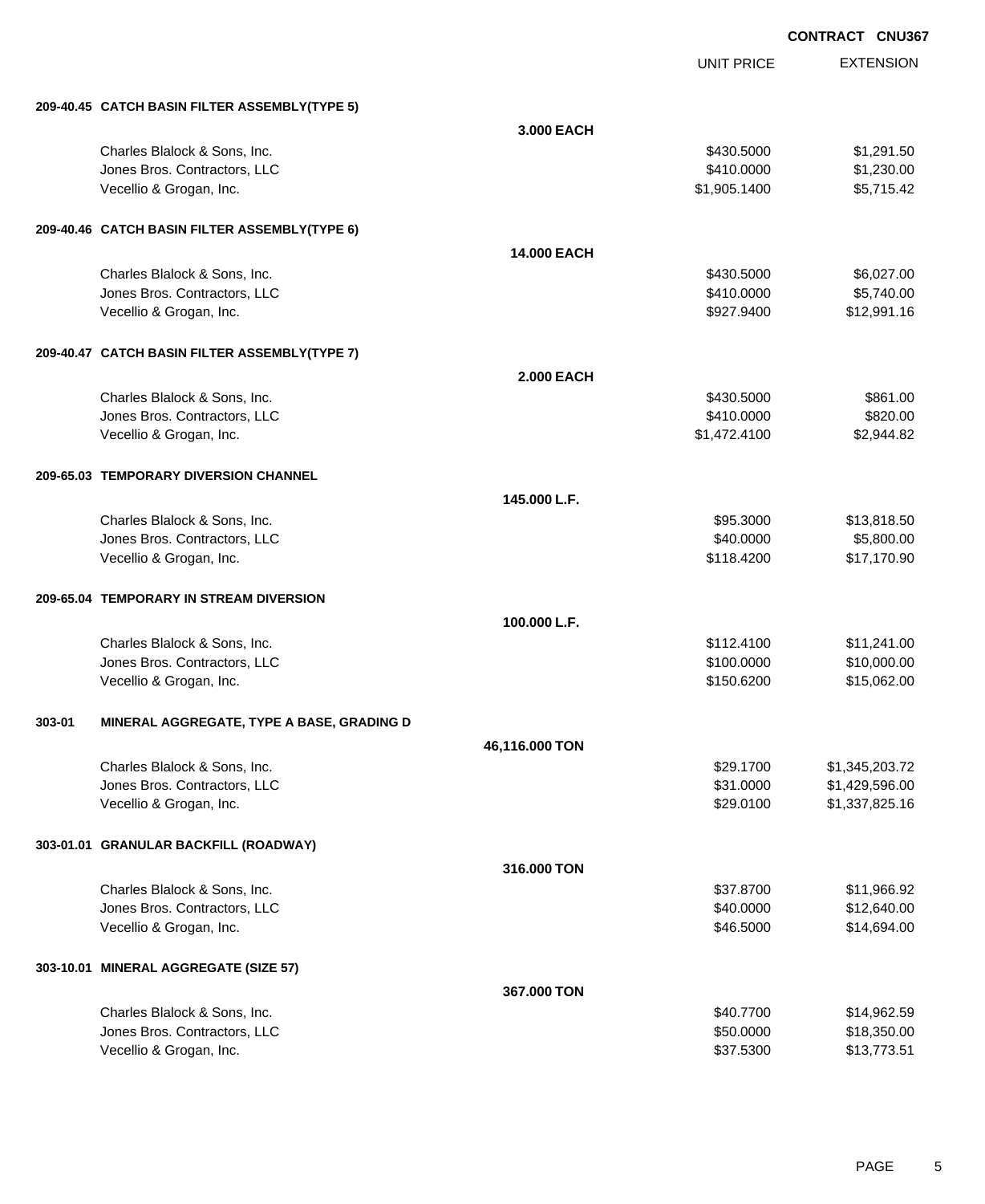**CONTRACT CNU367**

| | | UNIT PRICE | EXTENSION |
|---|---|---|---|
| **209-40.45 CATCH BASIN FILTER ASSEMBLY(TYPE 5)** | | | |
| | **3.000 EACH** | | |
| Charles Blalock & Sons, Inc. | | $430.5000 | $1,291.50 |
| Jones Bros. Contractors, LLC | | $410.0000 | $1,230.00 |
| Vecellio & Grogan, Inc. | | $1,905.1400 | $5,715.42 |
| **209-40.46 CATCH BASIN FILTER ASSEMBLY(TYPE 6)** | | | |
| | **14.000 EACH** | | |
| Charles Blalock & Sons, Inc. | | $430.5000 | $6,027.00 |
| Jones Bros. Contractors, LLC | | $410.0000 | $5,740.00 |
| Vecellio & Grogan, Inc. | | $927.9400 | $12,991.16 |
| **209-40.47 CATCH BASIN FILTER ASSEMBLY(TYPE 7)** | | | |
| | **2.000 EACH** | | |
| Charles Blalock & Sons, Inc. | | $430.5000 | $861.00 |
| Jones Bros. Contractors, LLC | | $410.0000 | $820.00 |
| Vecellio & Grogan, Inc. | | $1,472.4100 | $2,944.82 |
| **209-65.03 TEMPORARY DIVERSION CHANNEL** | | | |
| | **145.000 L.F.** | | |
| Charles Blalock & Sons, Inc. | | $95.3000 | $13,818.50 |
| Jones Bros. Contractors, LLC | | $40.0000 | $5,800.00 |
| Vecellio & Grogan, Inc. | | $118.4200 | $17,170.90 |
| **209-65.04 TEMPORARY IN STREAM DIVERSION** | | | |
| | **100.000 L.F.** | | |
| Charles Blalock & Sons, Inc. | | $112.4100 | $11,241.00 |
| Jones Bros. Contractors, LLC | | $100.0000 | $10,000.00 |
| Vecellio & Grogan, Inc. | | $150.6200 | $15,062.00 |
| **303-01 MINERAL AGGREGATE, TYPE A BASE, GRADING D** | | | |
| | **46,116.000 TON** | | |
| Charles Blalock & Sons, Inc. | | $29.1700 | $1,345,203.72 |
| Jones Bros. Contractors, LLC | | $31.0000 | $1,429,596.00 |
| Vecellio & Grogan, Inc. | | $29.0100 | $1,337,825.16 |
| **303-01.01 GRANULAR BACKFILL (ROADWAY)** | | | |
| | **316.000 TON** | | |
| Charles Blalock & Sons, Inc. | | $37.8700 | $11,966.92 |
| Jones Bros. Contractors, LLC | | $40.0000 | $12,640.00 |
| Vecellio & Grogan, Inc. | | $46.5000 | $14,694.00 |
| **303-10.01 MINERAL AGGREGATE (SIZE 57)** | | | |
| | **367.000 TON** | | |
| Charles Blalock & Sons, Inc. | | $40.7700 | $14,962.59 |
| Jones Bros. Contractors, LLC | | $50.0000 | $18,350.00 |
| Vecellio & Grogan, Inc. | | $37.5300 | $13,773.51 |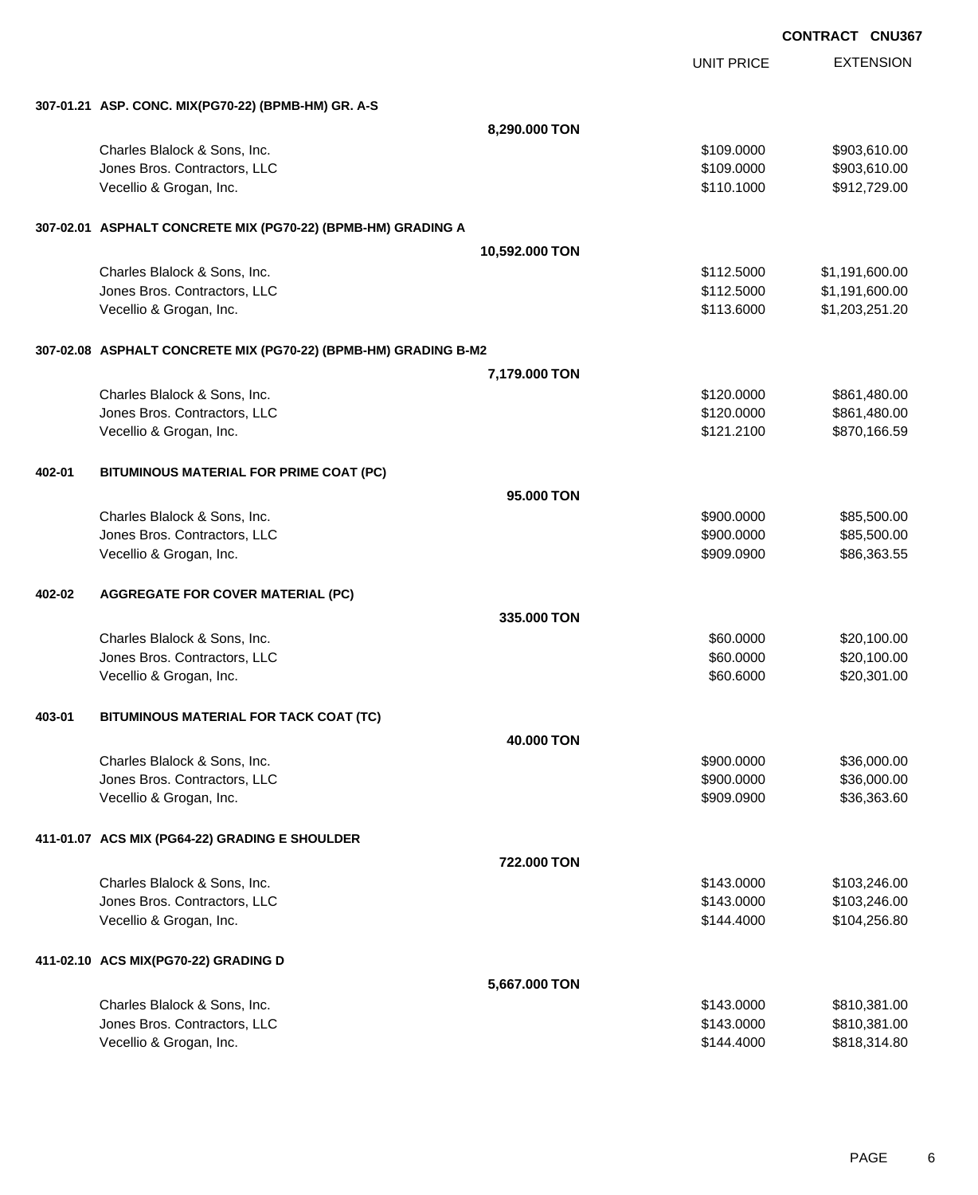**CONTRACT CNU367**

| | | | UNIT PRICE | EXTENSION |
|---|---|---|---|---|
| **307-01.21** | **ASP. CONC. MIX(PG70-22) (BPMB-HM) GR. A-S** | | | |
| | | **8,290.000 TON** | | |
| | Charles Blalock & Sons, Inc. | | $109.0000 | $903,610.00 |
| | Jones Bros. Contractors, LLC | | $109.0000 | $903,610.00 |
| | Vecellio & Grogan, Inc. | | $110.1000 | $912,729.00 |
| **307-02.01** | **ASPHALT CONCRETE MIX (PG70-22) (BPMB-HM) GRADING A** | | | |
| | | **10,592.000 TON** | | |
| | Charles Blalock & Sons, Inc. | | $112.5000 | $1,191,600.00 |
| | Jones Bros. Contractors, LLC | | $112.5000 | $1,191,600.00 |
| | Vecellio & Grogan, Inc. | | $113.6000 | $1,203,251.20 |
| **307-02.08** | **ASPHALT CONCRETE MIX (PG70-22) (BPMB-HM) GRADING B-M2** | | | |
| | | **7,179.000 TON** | | |
| | Charles Blalock & Sons, Inc. | | $120.0000 | $861,480.00 |
| | Jones Bros. Contractors, LLC | | $120.0000 | $861,480.00 |
| | Vecellio & Grogan, Inc. | | $121.2100 | $870,166.59 |
| **402-01** | **BITUMINOUS MATERIAL FOR PRIME COAT (PC)** | | | |
| | | **95.000 TON** | | |
| | Charles Blalock & Sons, Inc. | | $900.0000 | $85,500.00 |
| | Jones Bros. Contractors, LLC | | $900.0000 | $85,500.00 |
| | Vecellio & Grogan, Inc. | | $909.0900 | $86,363.55 |
| **402-02** | **AGGREGATE FOR COVER MATERIAL (PC)** | | | |
| | | **335.000 TON** | | |
| | Charles Blalock & Sons, Inc. | | $60.0000 | $20,100.00 |
| | Jones Bros. Contractors, LLC | | $60.0000 | $20,100.00 |
| | Vecellio & Grogan, Inc. | | $60.6000 | $20,301.00 |
| **403-01** | **BITUMINOUS MATERIAL FOR TACK COAT (TC)** | | | |
| | | **40.000 TON** | | |
| | Charles Blalock & Sons, Inc. | | $900.0000 | $36,000.00 |
| | Jones Bros. Contractors, LLC | | $900.0000 | $36,000.00 |
| | Vecellio & Grogan, Inc. | | $909.0900 | $36,363.60 |
| **411-01.07** | **ACS MIX (PG64-22) GRADING E SHOULDER** | | | |
| | | **722.000 TON** | | |
| | Charles Blalock & Sons, Inc. | | $143.0000 | $103,246.00 |
| | Jones Bros. Contractors, LLC | | $143.0000 | $103,246.00 |
| | Vecellio & Grogan, Inc. | | $144.4000 | $104,256.80 |
| **411-02.10** | **ACS MIX(PG70-22) GRADING D** | | | |
| | | **5,667.000 TON** | | |
| | Charles Blalock & Sons, Inc. | | $143.0000 | $810,381.00 |
| | Jones Bros. Contractors, LLC | | $143.0000 | $810,381.00 |
| | Vecellio & Grogan, Inc. | | $144.4000 | $818,314.80 |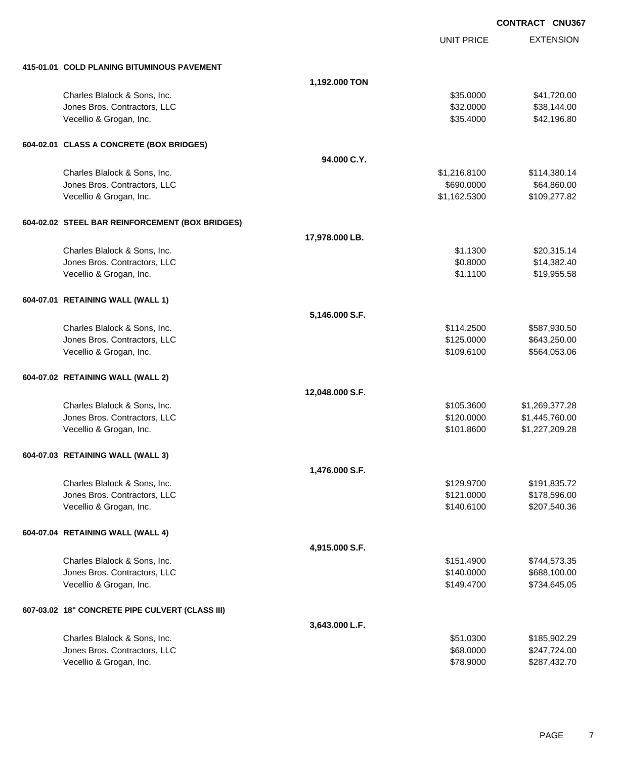**CONTRACT CNU367**

| | | UNIT PRICE | EXTENSION |
|---|---|---|---|
| **415-01.01 COLD PLANING BITUMINOUS PAVEMENT** | | | |
| | **1,192.000 TON** | | |
| Charles Blalock & Sons, Inc. | | $35.0000 | $41,720.00 |
| Jones Bros. Contractors, LLC | | $32.0000 | $38,144.00 |
| Vecellio & Grogan, Inc. | | $35.4000 | $42,196.80 |
| **604-02.01 CLASS A CONCRETE (BOX BRIDGES)** | | | |
| | **94.000 C.Y.** | | |
| Charles Blalock & Sons, Inc. | | $1,216.8100 | $114,380.14 |
| Jones Bros. Contractors, LLC | | $690.0000 | $64,860.00 |
| Vecellio & Grogan, Inc. | | $1,162.5300 | $109,277.82 |
| **604-02.02 STEEL BAR REINFORCEMENT (BOX BRIDGES)** | | | |
| | **17,978.000 LB.** | | |
| Charles Blalock & Sons, Inc. | | $1.1300 | $20,315.14 |
| Jones Bros. Contractors, LLC | | $0.8000 | $14,382.40 |
| Vecellio & Grogan, Inc. | | $1.1100 | $19,955.58 |
| **604-07.01 RETAINING WALL (WALL 1)** | | | |
| | **5,146.000 S.F.** | | |
| Charles Blalock & Sons, Inc. | | $114.2500 | $587,930.50 |
| Jones Bros. Contractors, LLC | | $125.0000 | $643,250.00 |
| Vecellio & Grogan, Inc. | | $109.6100 | $564,053.06 |
| **604-07.02 RETAINING WALL (WALL 2)** | | | |
| | **12,048.000 S.F.** | | |
| Charles Blalock & Sons, Inc. | | $105.3600 | $1,269,377.28 |
| Jones Bros. Contractors, LLC | | $120.0000 | $1,445,760.00 |
| Vecellio & Grogan, Inc. | | $101.8600 | $1,227,209.28 |
| **604-07.03 RETAINING WALL (WALL 3)** | | | |
| | **1,476.000 S.F.** | | |
| Charles Blalock & Sons, Inc. | | $129.9700 | $191,835.72 |
| Jones Bros. Contractors, LLC | | $121.0000 | $178,596.00 |
| Vecellio & Grogan, Inc. | | $140.6100 | $207,540.36 |
| **604-07.04 RETAINING WALL (WALL 4)** | | | |
| | **4,915.000 S.F.** | | |
| Charles Blalock & Sons, Inc. | | $151.4900 | $744,573.35 |
| Jones Bros. Contractors, LLC | | $140.0000 | $688,100.00 |
| Vecellio & Grogan, Inc. | | $149.4700 | $734,645.05 |
| **607-03.02 18" CONCRETE PIPE CULVERT (CLASS III)** | | | |
| | **3,643.000 L.F.** | | |
| Charles Blalock & Sons, Inc. | | $51.0300 | $185,902.29 |
| Jones Bros. Contractors, LLC | | $68.0000 | $247,724.00 |
| Vecellio & Grogan, Inc. | | $78.9000 | $287,432.70 |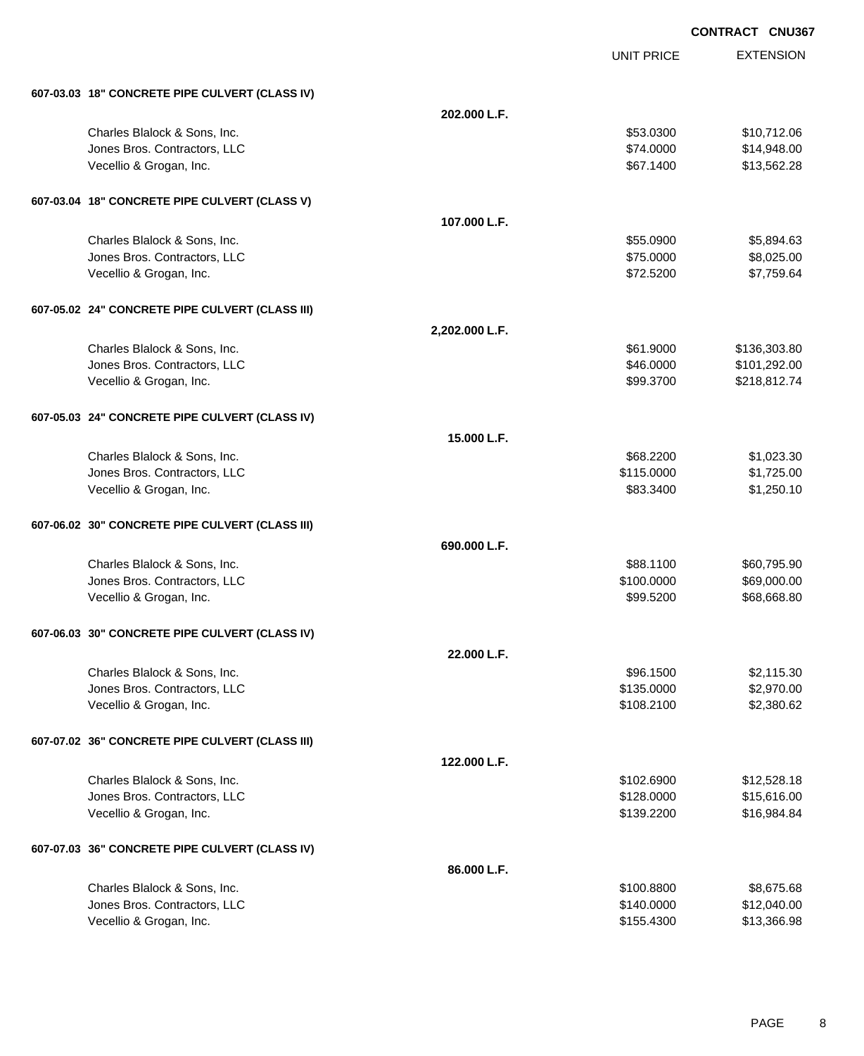**CONTRACT CNU367**

| | | UNIT PRICE | EXTENSION |
|---|---|---|---|
| **607-03.03 18" CONCRETE PIPE CULVERT (CLASS IV)** | | | |
| | **202.000 L.F.** | | |
| Charles Blalock & Sons, Inc. | | $53.0300 | $10,712.06 |
| Jones Bros. Contractors, LLC | | $74.0000 | $14,948.00 |
| Vecellio & Grogan, Inc. | | $67.1400 | $13,562.28 |
| **607-03.04 18" CONCRETE PIPE CULVERT (CLASS V)** | | | |
| | **107.000 L.F.** | | |
| Charles Blalock & Sons, Inc. | | $55.0900 | $5,894.63 |
| Jones Bros. Contractors, LLC | | $75.0000 | $8,025.00 |
| Vecellio & Grogan, Inc. | | $72.5200 | $7,759.64 |
| **607-05.02 24" CONCRETE PIPE CULVERT (CLASS III)** | | | |
| | **2,202.000 L.F.** | | |
| Charles Blalock & Sons, Inc. | | $61.9000 | $136,303.80 |
| Jones Bros. Contractors, LLC | | $46.0000 | $101,292.00 |
| Vecellio & Grogan, Inc. | | $99.3700 | $218,812.74 |
| **607-05.03 24" CONCRETE PIPE CULVERT (CLASS IV)** | | | |
| | **15.000 L.F.** | | |
| Charles Blalock & Sons, Inc. | | $68.2200 | $1,023.30 |
| Jones Bros. Contractors, LLC | | $115.0000 | $1,725.00 |
| Vecellio & Grogan, Inc. | | $83.3400 | $1,250.10 |
| **607-06.02 30" CONCRETE PIPE CULVERT (CLASS III)** | | | |
| | **690.000 L.F.** | | |
| Charles Blalock & Sons, Inc. | | $88.1100 | $60,795.90 |
| Jones Bros. Contractors, LLC | | $100.0000 | $69,000.00 |
| Vecellio & Grogan, Inc. | | $99.5200 | $68,668.80 |
| **607-06.03 30" CONCRETE PIPE CULVERT (CLASS IV)** | | | |
| | **22.000 L.F.** | | |
| Charles Blalock & Sons, Inc. | | $96.1500 | $2,115.30 |
| Jones Bros. Contractors, LLC | | $135.0000 | $2,970.00 |
| Vecellio & Grogan, Inc. | | $108.2100 | $2,380.62 |
| **607-07.02 36" CONCRETE PIPE CULVERT (CLASS III)** | | | |
| | **122.000 L.F.** | | |
| Charles Blalock & Sons, Inc. | | $102.6900 | $12,528.18 |
| Jones Bros. Contractors, LLC | | $128.0000 | $15,616.00 |
| Vecellio & Grogan, Inc. | | $139.2200 | $16,984.84 |
| **607-07.03 36" CONCRETE PIPE CULVERT (CLASS IV)** | | | |
| | **86.000 L.F.** | | |
| Charles Blalock & Sons, Inc. | | $100.8800 | $8,675.68 |
| Jones Bros. Contractors, LLC | | $140.0000 | $12,040.00 |
| Vecellio & Grogan, Inc. | | $155.4300 | $13,366.98 |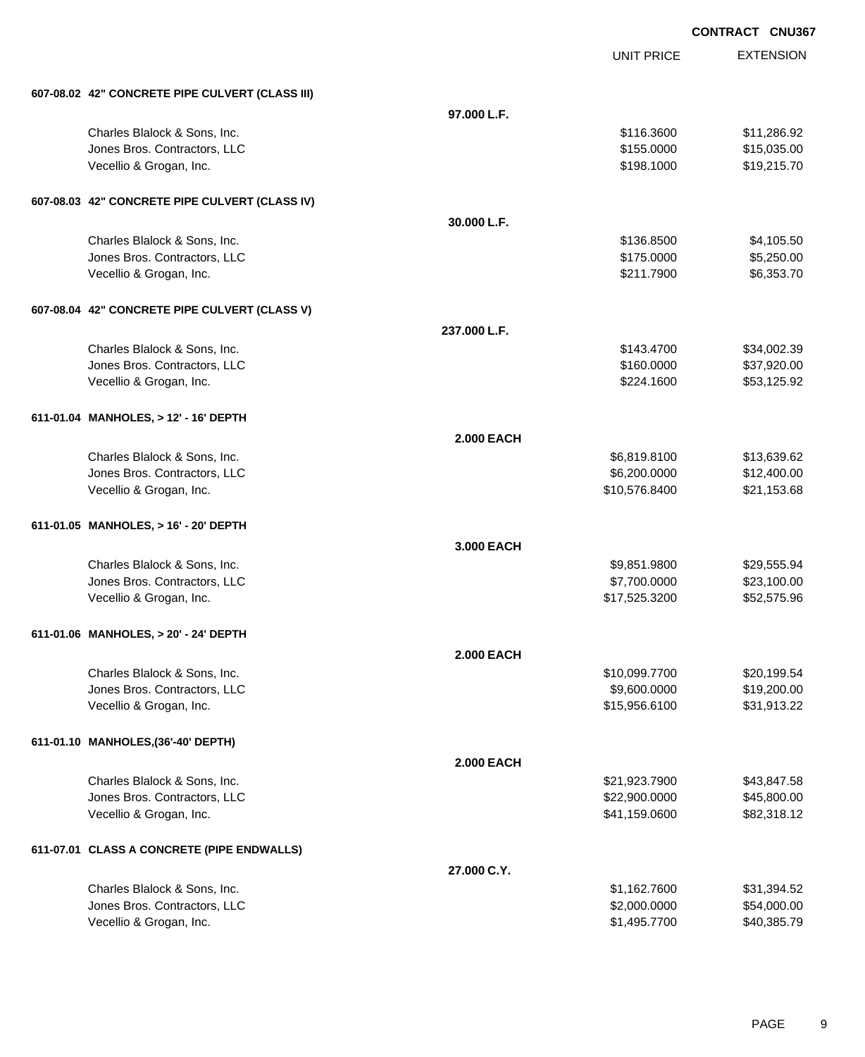**CONTRACT CNU367**

| | | UNIT PRICE | EXTENSION |
|---|---|---|---|
| **607-08.02 42" CONCRETE PIPE CULVERT (CLASS III)** | | | |
| | **97.000 L.F.** | | |
| Charles Blalock & Sons, Inc. | | $116.3600 | $11,286.92 |
| Jones Bros. Contractors, LLC | | $155.0000 | $15,035.00 |
| Vecellio & Grogan, Inc. | | $198.1000 | $19,215.70 |
| **607-08.03 42" CONCRETE PIPE CULVERT (CLASS IV)** | | | |
| | **30.000 L.F.** | | |
| Charles Blalock & Sons, Inc. | | $136.8500 | $4,105.50 |
| Jones Bros. Contractors, LLC | | $175.0000 | $5,250.00 |
| Vecellio & Grogan, Inc. | | $211.7900 | $6,353.70 |
| **607-08.04 42" CONCRETE PIPE CULVERT (CLASS V)** | | | |
| | **237.000 L.F.** | | |
| Charles Blalock & Sons, Inc. | | $143.4700 | $34,002.39 |
| Jones Bros. Contractors, LLC | | $160.0000 | $37,920.00 |
| Vecellio & Grogan, Inc. | | $224.1600 | $53,125.92 |
| **611-01.04 MANHOLES, > 12' - 16' DEPTH** | | | |
| | **2.000 EACH** | | |
| Charles Blalock & Sons, Inc. | | $6,819.8100 | $13,639.62 |
| Jones Bros. Contractors, LLC | | $6,200.0000 | $12,400.00 |
| Vecellio & Grogan, Inc. | | $10,576.8400 | $21,153.68 |
| **611-01.05 MANHOLES, > 16' - 20' DEPTH** | | | |
| | **3.000 EACH** | | |
| Charles Blalock & Sons, Inc. | | $9,851.9800 | $29,555.94 |
| Jones Bros. Contractors, LLC | | $7,700.0000 | $23,100.00 |
| Vecellio & Grogan, Inc. | | $17,525.3200 | $52,575.96 |
| **611-01.06 MANHOLES, > 20' - 24' DEPTH** | | | |
| | **2.000 EACH** | | |
| Charles Blalock & Sons, Inc. | | $10,099.7700 | $20,199.54 |
| Jones Bros. Contractors, LLC | | $9,600.0000 | $19,200.00 |
| Vecellio & Grogan, Inc. | | $15,956.6100 | $31,913.22 |
| **611-01.10 MANHOLES,(36'-40' DEPTH)** | | | |
| | **2.000 EACH** | | |
| Charles Blalock & Sons, Inc. | | $21,923.7900 | $43,847.58 |
| Jones Bros. Contractors, LLC | | $22,900.0000 | $45,800.00 |
| Vecellio & Grogan, Inc. | | $41,159.0600 | $82,318.12 |
| **611-07.01 CLASS A CONCRETE (PIPE ENDWALLS)** | | | |
| | **27.000 C.Y.** | | |
| Charles Blalock & Sons, Inc. | | $1,162.7600 | $31,394.52 |
| Jones Bros. Contractors, LLC | | $2,000.0000 | $54,000.00 |
| Vecellio & Grogan, Inc. | | $1,495.7700 | $40,385.79 |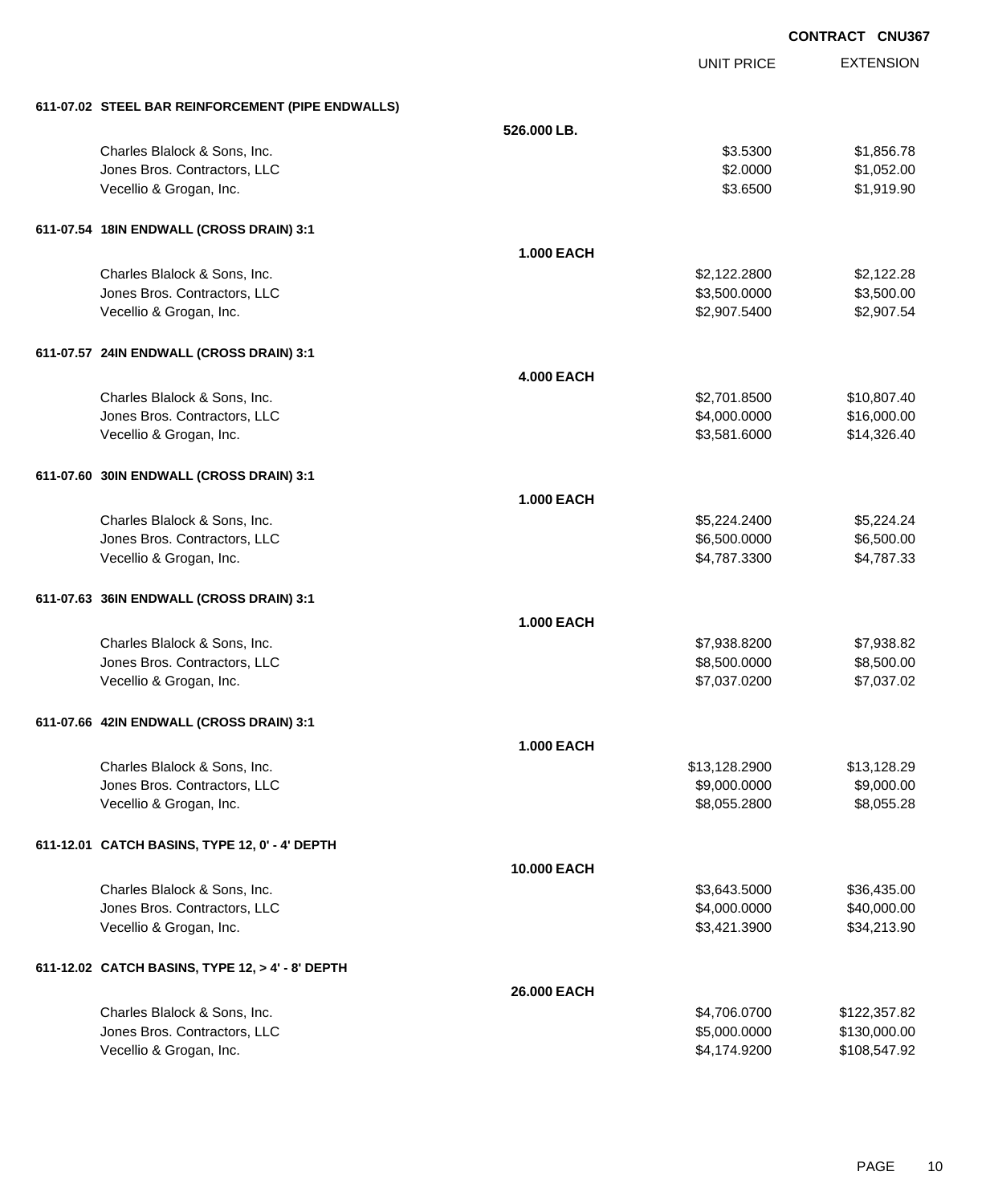**CONTRACT CNU367**

| | | UNIT PRICE | EXTENSION |
|---|---|---|---|
| **611-07.02 STEEL BAR REINFORCEMENT (PIPE ENDWALLS)** | | | |
| | **526.000 LB.** | | |
| Charles Blalock & Sons, Inc. | | $3.5300 | $1,856.78 |
| Jones Bros. Contractors, LLC | | $2.0000 | $1,052.00 |
| Vecellio & Grogan, Inc. | | $3.6500 | $1,919.90 |
| **611-07.54 18IN ENDWALL (CROSS DRAIN) 3:1** | | | |
| | **1.000 EACH** | | |
| Charles Blalock & Sons, Inc. | | $2,122.2800 | $2,122.28 |
| Jones Bros. Contractors, LLC | | $3,500.0000 | $3,500.00 |
| Vecellio & Grogan, Inc. | | $2,907.5400 | $2,907.54 |
| **611-07.57 24IN ENDWALL (CROSS DRAIN) 3:1** | | | |
| | **4.000 EACH** | | |
| Charles Blalock & Sons, Inc. | | $2,701.8500 | $10,807.40 |
| Jones Bros. Contractors, LLC | | $4,000.0000 | $16,000.00 |
| Vecellio & Grogan, Inc. | | $3,581.6000 | $14,326.40 |
| **611-07.60 30IN ENDWALL (CROSS DRAIN) 3:1** | | | |
| | **1.000 EACH** | | |
| Charles Blalock & Sons, Inc. | | $5,224.2400 | $5,224.24 |
| Jones Bros. Contractors, LLC | | $6,500.0000 | $6,500.00 |
| Vecellio & Grogan, Inc. | | $4,787.3300 | $4,787.33 |
| **611-07.63 36IN ENDWALL (CROSS DRAIN) 3:1** | | | |
| | **1.000 EACH** | | |
| Charles Blalock & Sons, Inc. | | $7,938.8200 | $7,938.82 |
| Jones Bros. Contractors, LLC | | $8,500.0000 | $8,500.00 |
| Vecellio & Grogan, Inc. | | $7,037.0200 | $7,037.02 |
| **611-07.66 42IN ENDWALL (CROSS DRAIN) 3:1** | | | |
| | **1.000 EACH** | | |
| Charles Blalock & Sons, Inc. | | $13,128.2900 | $13,128.29 |
| Jones Bros. Contractors, LLC | | $9,000.0000 | $9,000.00 |
| Vecellio & Grogan, Inc. | | $8,055.2800 | $8,055.28 |
| **611-12.01 CATCH BASINS, TYPE 12, 0' - 4' DEPTH** | | | |
| | **10.000 EACH** | | |
| Charles Blalock & Sons, Inc. | | $3,643.5000 | $36,435.00 |
| Jones Bros. Contractors, LLC | | $4,000.0000 | $40,000.00 |
| Vecellio & Grogan, Inc. | | $3,421.3900 | $34,213.90 |
| **611-12.02 CATCH BASINS, TYPE 12, > 4' - 8' DEPTH** | | | |
| | **26.000 EACH** | | |
| Charles Blalock & Sons, Inc. | | $4,706.0700 | $122,357.82 |
| Jones Bros. Contractors, LLC | | $5,000.0000 | $130,000.00 |
| Vecellio & Grogan, Inc. | | $4,174.9200 | $108,547.92 |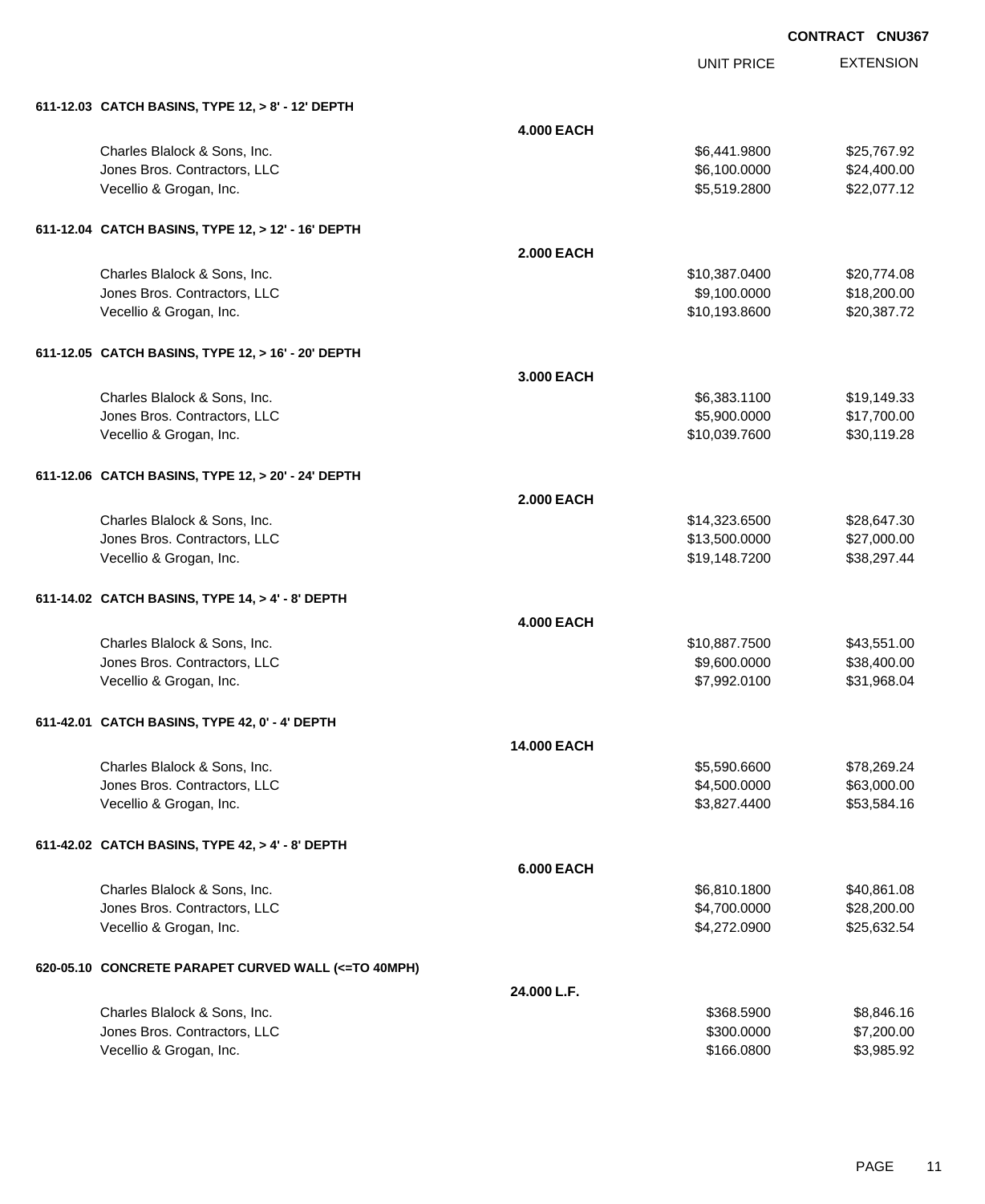**CONTRACT CNU367**

| | | UNIT PRICE | EXTENSION |
|---|---|---|---|
| **611-12.03 CATCH BASINS, TYPE 12, > 8' - 12' DEPTH** | | | |
| | **4.000 EACH** | | |
| Charles Blalock & Sons, Inc. | | $6,441.9800 | $25,767.92 |
| Jones Bros. Contractors, LLC | | $6,100.0000 | $24,400.00 |
| Vecellio & Grogan, Inc. | | $5,519.2800 | $22,077.12 |
| **611-12.04 CATCH BASINS, TYPE 12, > 12' - 16' DEPTH** | | | |
| | **2.000 EACH** | | |
| Charles Blalock & Sons, Inc. | | $10,387.0400 | $20,774.08 |
| Jones Bros. Contractors, LLC | | $9,100.0000 | $18,200.00 |
| Vecellio & Grogan, Inc. | | $10,193.8600 | $20,387.72 |
| **611-12.05 CATCH BASINS, TYPE 12, > 16' - 20' DEPTH** | | | |
| | **3.000 EACH** | | |
| Charles Blalock & Sons, Inc. | | $6,383.1100 | $19,149.33 |
| Jones Bros. Contractors, LLC | | $5,900.0000 | $17,700.00 |
| Vecellio & Grogan, Inc. | | $10,039.7600 | $30,119.28 |
| **611-12.06 CATCH BASINS, TYPE 12, > 20' - 24' DEPTH** | | | |
| | **2.000 EACH** | | |
| Charles Blalock & Sons, Inc. | | $14,323.6500 | $28,647.30 |
| Jones Bros. Contractors, LLC | | $13,500.0000 | $27,000.00 |
| Vecellio & Grogan, Inc. | | $19,148.7200 | $38,297.44 |
| **611-14.02 CATCH BASINS, TYPE 14, > 4' - 8' DEPTH** | | | |
| | **4.000 EACH** | | |
| Charles Blalock & Sons, Inc. | | $10,887.7500 | $43,551.00 |
| Jones Bros. Contractors, LLC | | $9,600.0000 | $38,400.00 |
| Vecellio & Grogan, Inc. | | $7,992.0100 | $31,968.04 |
| **611-42.01 CATCH BASINS, TYPE 42, 0' - 4' DEPTH** | | | |
| | **14.000 EACH** | | |
| Charles Blalock & Sons, Inc. | | $5,590.6600 | $78,269.24 |
| Jones Bros. Contractors, LLC | | $4,500.0000 | $63,000.00 |
| Vecellio & Grogan, Inc. | | $3,827.4400 | $53,584.16 |
| **611-42.02 CATCH BASINS, TYPE 42, > 4' - 8' DEPTH** | | | |
| | **6.000 EACH** | | |
| Charles Blalock & Sons, Inc. | | $6,810.1800 | $40,861.08 |
| Jones Bros. Contractors, LLC | | $4,700.0000 | $28,200.00 |
| Vecellio & Grogan, Inc. | | $4,272.0900 | $25,632.54 |
| **620-05.10 CONCRETE PARAPET CURVED WALL (<=TO 40MPH)** | | | |
| | **24.000 L.F.** | | |
| Charles Blalock & Sons, Inc. | | $368.5900 | $8,846.16 |
| Jones Bros. Contractors, LLC | | $300.0000 | $7,200.00 |
| Vecellio & Grogan, Inc. | | $166.0800 | $3,985.92 |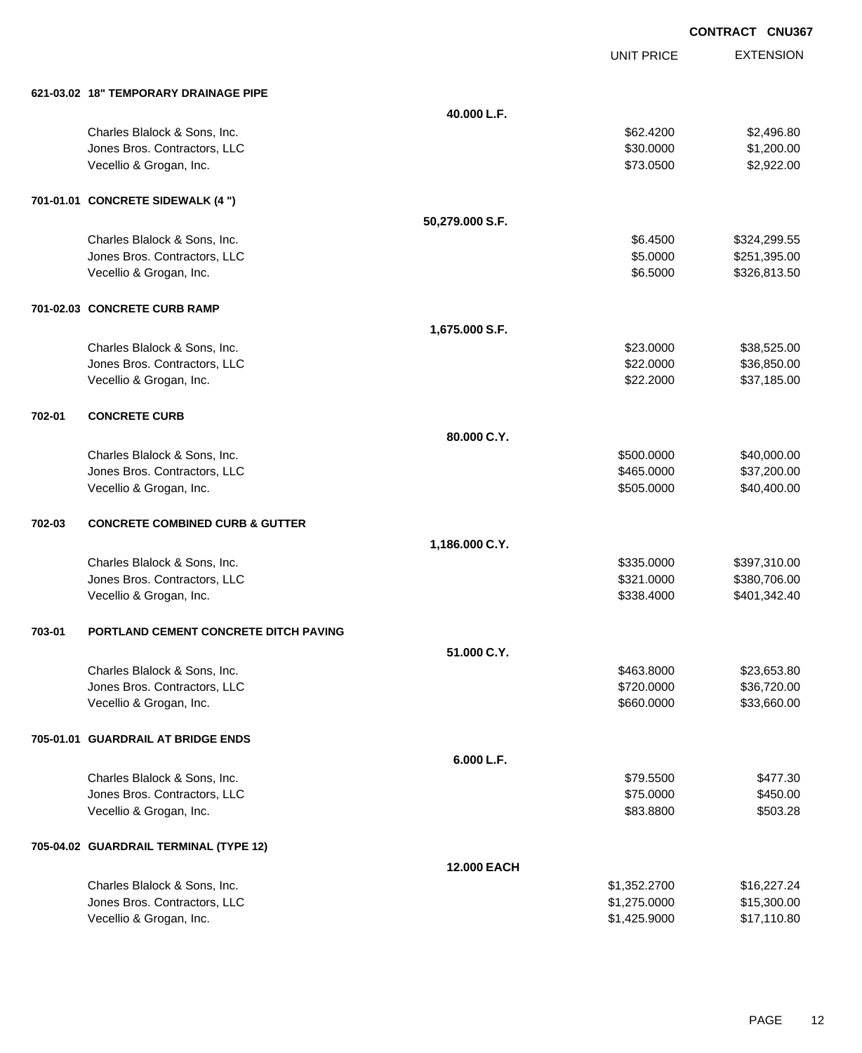**CONTRACT CNU367**

| | | UNIT PRICE | EXTENSION |
|---|---|---|---|
| **621-03.02 18" TEMPORARY DRAINAGE PIPE** | | | |
| | **40.000 L.F.** | | |
| Charles Blalock & Sons, Inc. | | $62.4200 | $2,496.80 |
| Jones Bros. Contractors, LLC | | $30.0000 | $1,200.00 |
| Vecellio & Grogan, Inc. | | $73.0500 | $2,922.00 |
| **701-01.01 CONCRETE SIDEWALK (4 ")** | | | |
| | **50,279.000 S.F.** | | |
| Charles Blalock & Sons, Inc. | | $6.4500 | $324,299.55 |
| Jones Bros. Contractors, LLC | | $5.0000 | $251,395.00 |
| Vecellio & Grogan, Inc. | | $6.5000 | $326,813.50 |
| **701-02.03 CONCRETE CURB RAMP** | | | |
| | **1,675.000 S.F.** | | |
| Charles Blalock & Sons, Inc. | | $23.0000 | $38,525.00 |
| Jones Bros. Contractors, LLC | | $22.0000 | $36,850.00 |
| Vecellio & Grogan, Inc. | | $22.2000 | $37,185.00 |
| **702-01 CONCRETE CURB** | | | |
| | **80.000 C.Y.** | | |
| Charles Blalock & Sons, Inc. | | $500.0000 | $40,000.00 |
| Jones Bros. Contractors, LLC | | $465.0000 | $37,200.00 |
| Vecellio & Grogan, Inc. | | $505.0000 | $40,400.00 |
| **702-03 CONCRETE COMBINED CURB & GUTTER** | | | |
| | **1,186.000 C.Y.** | | |
| Charles Blalock & Sons, Inc. | | $335.0000 | $397,310.00 |
| Jones Bros. Contractors, LLC | | $321.0000 | $380,706.00 |
| Vecellio & Grogan, Inc. | | $338.4000 | $401,342.40 |
| **703-01 PORTLAND CEMENT CONCRETE DITCH PAVING** | | | |
| | **51.000 C.Y.** | | |
| Charles Blalock & Sons, Inc. | | $463.8000 | $23,653.80 |
| Jones Bros. Contractors, LLC | | $720.0000 | $36,720.00 |
| Vecellio & Grogan, Inc. | | $660.0000 | $33,660.00 |
| **705-01.01 GUARDRAIL AT BRIDGE ENDS** | | | |
| | **6.000 L.F.** | | |
| Charles Blalock & Sons, Inc. | | $79.5500 | $477.30 |
| Jones Bros. Contractors, LLC | | $75.0000 | $450.00 |
| Vecellio & Grogan, Inc. | | $83.8800 | $503.28 |
| **705-04.02 GUARDRAIL TERMINAL (TYPE 12)** | | | |
| | **12.000 EACH** | | |
| Charles Blalock & Sons, Inc. | | $1,352.2700 | $16,227.24 |
| Jones Bros. Contractors, LLC | | $1,275.0000 | $15,300.00 |
| Vecellio & Grogan, Inc. | | $1,425.9000 | $17,110.80 |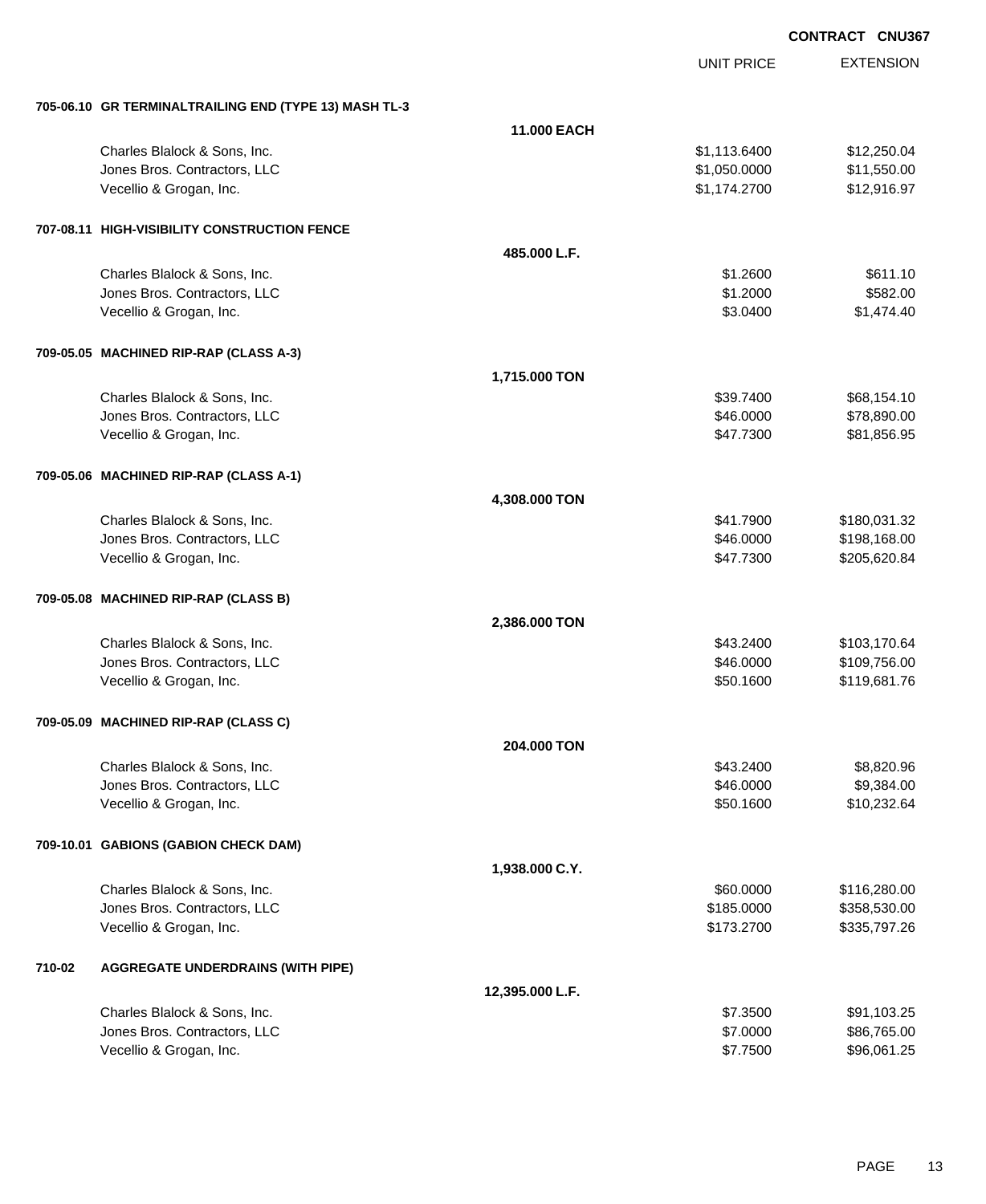**CONTRACT CNU367**

| | | UNIT PRICE | EXTENSION |
|---|---|---|---|
| **705-06.10 GR TERMINALTRAILING END (TYPE 13) MASH TL-3** | | | |
| | **11.000 EACH** | | |
| Charles Blalock & Sons, Inc. | | $1,113.6400 | $12,250.04 |
| Jones Bros. Contractors, LLC | | $1,050.0000 | $11,550.00 |
| Vecellio & Grogan, Inc. | | $1,174.2700 | $12,916.97 |
| **707-08.11 HIGH-VISIBILITY CONSTRUCTION FENCE** | | | |
| | **485.000 L.F.** | | |
| Charles Blalock & Sons, Inc. | | $1.2600 | $611.10 |
| Jones Bros. Contractors, LLC | | $1.2000 | $582.00 |
| Vecellio & Grogan, Inc. | | $3.0400 | $1,474.40 |
| **709-05.05 MACHINED RIP-RAP (CLASS A-3)** | | | |
| | **1,715.000 TON** | | |
| Charles Blalock & Sons, Inc. | | $39.7400 | $68,154.10 |
| Jones Bros. Contractors, LLC | | $46.0000 | $78,890.00 |
| Vecellio & Grogan, Inc. | | $47.7300 | $81,856.95 |
| **709-05.06 MACHINED RIP-RAP (CLASS A-1)** | | | |
| | **4,308.000 TON** | | |
| Charles Blalock & Sons, Inc. | | $41.7900 | $180,031.32 |
| Jones Bros. Contractors, LLC | | $46.0000 | $198,168.00 |
| Vecellio & Grogan, Inc. | | $47.7300 | $205,620.84 |
| **709-05.08 MACHINED RIP-RAP (CLASS B)** | | | |
| | **2,386.000 TON** | | |
| Charles Blalock & Sons, Inc. | | $43.2400 | $103,170.64 |
| Jones Bros. Contractors, LLC | | $46.0000 | $109,756.00 |
| Vecellio & Grogan, Inc. | | $50.1600 | $119,681.76 |
| **709-05.09 MACHINED RIP-RAP (CLASS C)** | | | |
| | **204.000 TON** | | |
| Charles Blalock & Sons, Inc. | | $43.2400 | $8,820.96 |
| Jones Bros. Contractors, LLC | | $46.0000 | $9,384.00 |
| Vecellio & Grogan, Inc. | | $50.1600 | $10,232.64 |
| **709-10.01 GABIONS (GABION CHECK DAM)** | | | |
| | **1,938.000 C.Y.** | | |
| Charles Blalock & Sons, Inc. | | $60.0000 | $116,280.00 |
| Jones Bros. Contractors, LLC | | $185.0000 | $358,530.00 |
| Vecellio & Grogan, Inc. | | $173.2700 | $335,797.26 |
| **710-02 AGGREGATE UNDERDRAINS (WITH PIPE)** | | | |
| | **12,395.000 L.F.** | | |
| Charles Blalock & Sons, Inc. | | $7.3500 | $91,103.25 |
| Jones Bros. Contractors, LLC | | $7.0000 | $86,765.00 |
| Vecellio & Grogan, Inc. | | $7.7500 | $96,061.25 |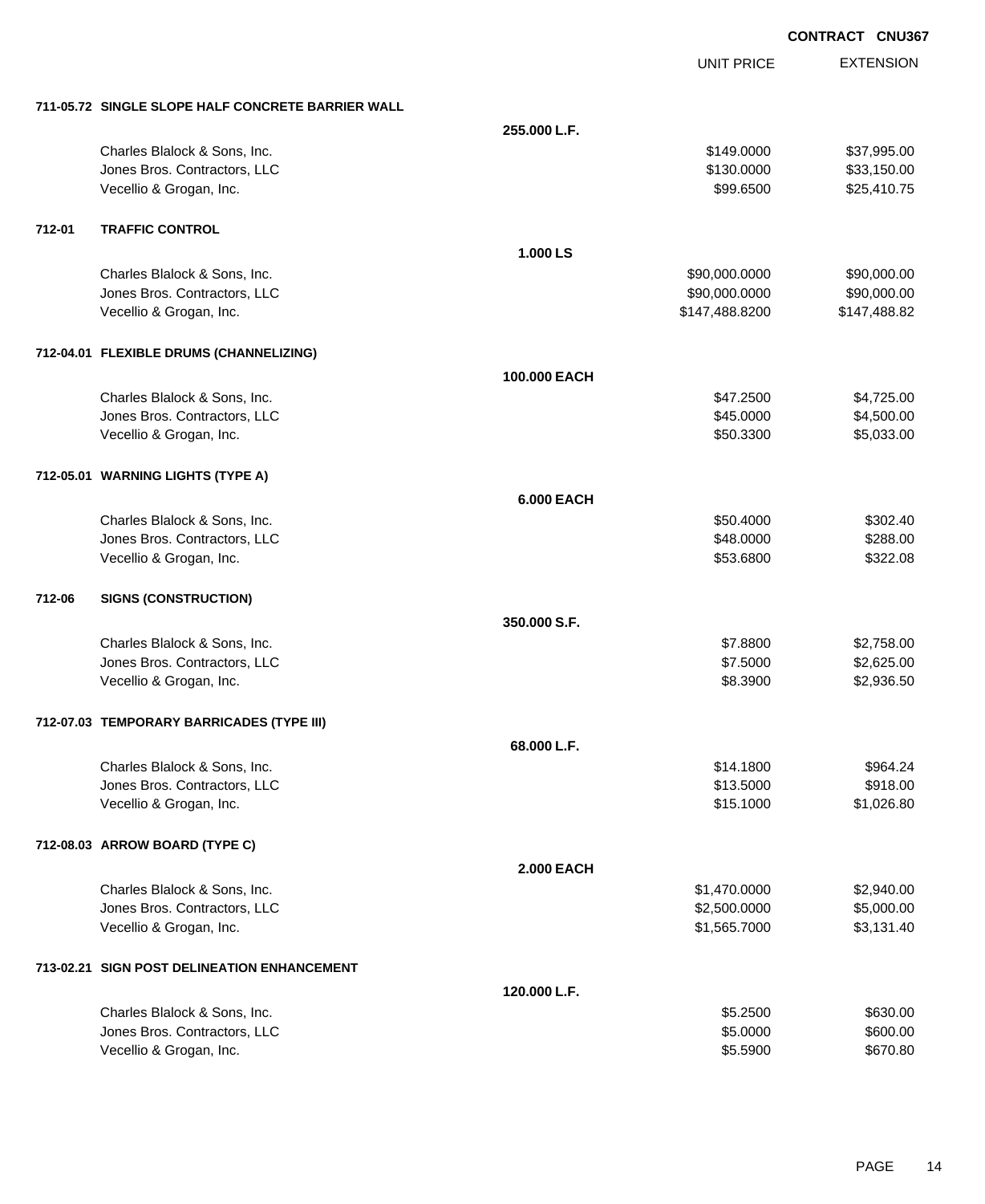**CONTRACT CNU367**

| | | | UNIT PRICE | EXTENSION |
|---|---|---|---|---|
| **711-05.72** | **SINGLE SLOPE HALF CONCRETE BARRIER WALL** | | | |
| | | **255.000 L.F.** | | |
| | Charles Blalock & Sons, Inc. | | $149.0000 | $37,995.00 |
| | Jones Bros. Contractors, LLC | | $130.0000 | $33,150.00 |
| | Vecellio & Grogan, Inc. | | $99.6500 | $25,410.75 |
| **712-01** | **TRAFFIC CONTROL** | | | |
| | | **1.000 LS** | | |
| | Charles Blalock & Sons, Inc. | | $90,000.0000 | $90,000.00 |
| | Jones Bros. Contractors, LLC | | $90,000.0000 | $90,000.00 |
| | Vecellio & Grogan, Inc. | | $147,488.8200 | $147,488.82 |
| **712-04.01** | **FLEXIBLE DRUMS (CHANNELIZING)** | | | |
| | | **100.000 EACH** | | |
| | Charles Blalock & Sons, Inc. | | $47.2500 | $4,725.00 |
| | Jones Bros. Contractors, LLC | | $45.0000 | $4,500.00 |
| | Vecellio & Grogan, Inc. | | $50.3300 | $5,033.00 |
| **712-05.01** | **WARNING LIGHTS (TYPE A)** | | | |
| | | **6.000 EACH** | | |
| | Charles Blalock & Sons, Inc. | | $50.4000 | $302.40 |
| | Jones Bros. Contractors, LLC | | $48.0000 | $288.00 |
| | Vecellio & Grogan, Inc. | | $53.6800 | $322.08 |
| **712-06** | **SIGNS (CONSTRUCTION)** | | | |
| | | **350.000 S.F.** | | |
| | Charles Blalock & Sons, Inc. | | $7.8800 | $2,758.00 |
| | Jones Bros. Contractors, LLC | | $7.5000 | $2,625.00 |
| | Vecellio & Grogan, Inc. | | $8.3900 | $2,936.50 |
| **712-07.03** | **TEMPORARY BARRICADES (TYPE III)** | | | |
| | | **68.000 L.F.** | | |
| | Charles Blalock & Sons, Inc. | | $14.1800 | $964.24 |
| | Jones Bros. Contractors, LLC | | $13.5000 | $918.00 |
| | Vecellio & Grogan, Inc. | | $15.1000 | $1,026.80 |
| **712-08.03** | **ARROW BOARD (TYPE C)** | | | |
| | | **2.000 EACH** | | |
| | Charles Blalock & Sons, Inc. | | $1,470.0000 | $2,940.00 |
| | Jones Bros. Contractors, LLC | | $2,500.0000 | $5,000.00 |
| | Vecellio & Grogan, Inc. | | $1,565.7000 | $3,131.40 |
| **713-02.21** | **SIGN POST DELINEATION ENHANCEMENT** | | | |
| | | **120.000 L.F.** | | |
| | Charles Blalock & Sons, Inc. | | $5.2500 | $630.00 |
| | Jones Bros. Contractors, LLC | | $5.0000 | $600.00 |
| | Vecellio & Grogan, Inc. | | $5.5900 | $670.80 |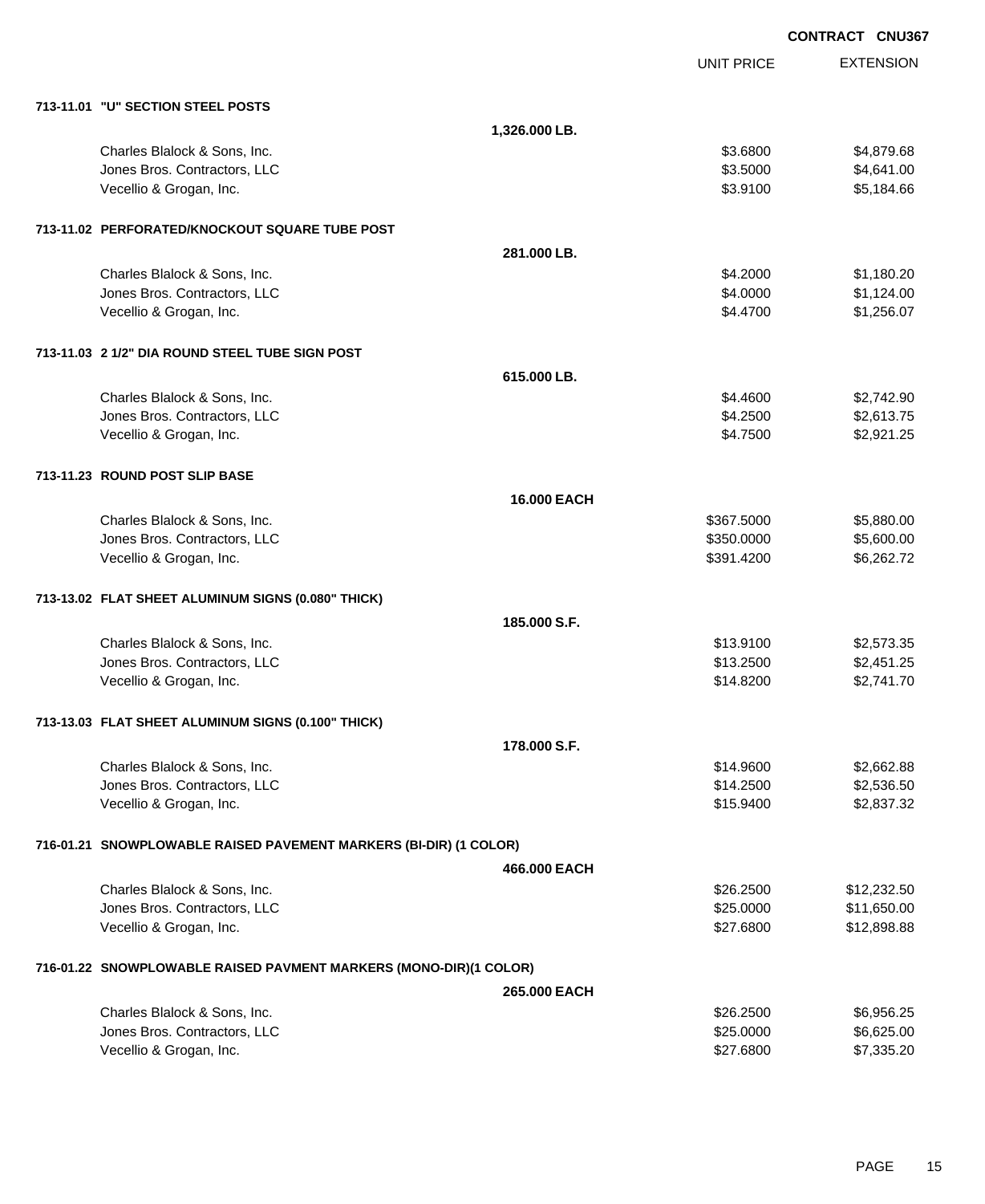**CONTRACT CNU367**

| | | UNIT PRICE | EXTENSION |
|---|---|---|---|
| **713-11.01 "U" SECTION STEEL POSTS** | | | |
| | **1,326.000 LB.** | | |
| Charles Blalock & Sons, Inc. | | $3.6800 | $4,879.68 |
| Jones Bros. Contractors, LLC | | $3.5000 | $4,641.00 |
| Vecellio & Grogan, Inc. | | $3.9100 | $5,184.66 |
| **713-11.02 PERFORATED/KNOCKOUT SQUARE TUBE POST** | | | |
| | **281.000 LB.** | | |
| Charles Blalock & Sons, Inc. | | $4.2000 | $1,180.20 |
| Jones Bros. Contractors, LLC | | $4.0000 | $1,124.00 |
| Vecellio & Grogan, Inc. | | $4.4700 | $1,256.07 |
| **713-11.03 2 1/2" DIA ROUND STEEL TUBE SIGN POST** | | | |
| | **615.000 LB.** | | |
| Charles Blalock & Sons, Inc. | | $4.4600 | $2,742.90 |
| Jones Bros. Contractors, LLC | | $4.2500 | $2,613.75 |
| Vecellio & Grogan, Inc. | | $4.7500 | $2,921.25 |
| **713-11.23 ROUND POST SLIP BASE** | | | |
| | **16.000 EACH** | | |
| Charles Blalock & Sons, Inc. | | $367.5000 | $5,880.00 |
| Jones Bros. Contractors, LLC | | $350.0000 | $5,600.00 |
| Vecellio & Grogan, Inc. | | $391.4200 | $6,262.72 |
| **713-13.02 FLAT SHEET ALUMINUM SIGNS (0.080" THICK)** | | | |
| | **185.000 S.F.** | | |
| Charles Blalock & Sons, Inc. | | $13.9100 | $2,573.35 |
| Jones Bros. Contractors, LLC | | $13.2500 | $2,451.25 |
| Vecellio & Grogan, Inc. | | $14.8200 | $2,741.70 |
| **713-13.03 FLAT SHEET ALUMINUM SIGNS (0.100" THICK)** | | | |
| | **178.000 S.F.** | | |
| Charles Blalock & Sons, Inc. | | $14.9600 | $2,662.88 |
| Jones Bros. Contractors, LLC | | $14.2500 | $2,536.50 |
| Vecellio & Grogan, Inc. | | $15.9400 | $2,837.32 |
| **716-01.21 SNOWPLOWABLE RAISED PAVEMENT MARKERS (BI-DIR) (1 COLOR)** | | | |
| | **466.000 EACH** | | |
| Charles Blalock & Sons, Inc. | | $26.2500 | $12,232.50 |
| Jones Bros. Contractors, LLC | | $25.0000 | $11,650.00 |
| Vecellio & Grogan, Inc. | | $27.6800 | $12,898.88 |
| **716-01.22 SNOWPLOWABLE RAISED PAVMENT MARKERS (MONO-DIR)(1 COLOR)** | | | |
| | **265.000 EACH** | | |
| Charles Blalock & Sons, Inc. | | $26.2500 | $6,956.25 |
| Jones Bros. Contractors, LLC | | $25.0000 | $6,625.00 |
| Vecellio & Grogan, Inc. | | $27.6800 | $7,335.20 |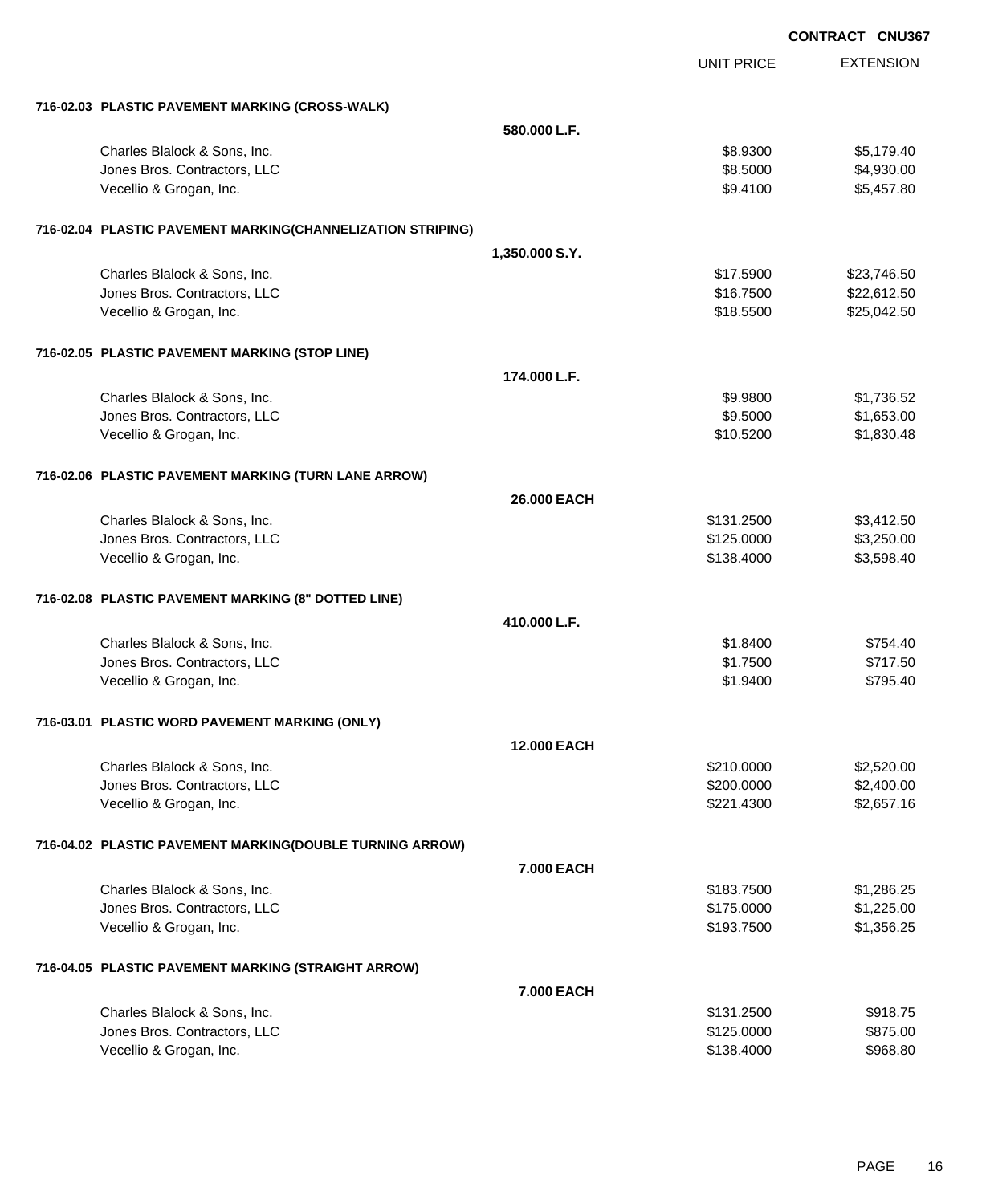**CONTRACT CNU367**

| | | UNIT PRICE | EXTENSION |
|---|---|---|---|
| **716-02.03 PLASTIC PAVEMENT MARKING (CROSS-WALK)** | | | |
| | **580.000 L.F.** | | |
| Charles Blalock & Sons, Inc. | | $8.9300 | $5,179.40 |
| Jones Bros. Contractors, LLC | | $8.5000 | $4,930.00 |
| Vecellio & Grogan, Inc. | | $9.4100 | $5,457.80 |
| **716-02.04 PLASTIC PAVEMENT MARKING(CHANNELIZATION STRIPING)** | | | |
| | **1,350.000 S.Y.** | | |
| Charles Blalock & Sons, Inc. | | $17.5900 | $23,746.50 |
| Jones Bros. Contractors, LLC | | $16.7500 | $22,612.50 |
| Vecellio & Grogan, Inc. | | $18.5500 | $25,042.50 |
| **716-02.05 PLASTIC PAVEMENT MARKING (STOP LINE)** | | | |
| | **174.000 L.F.** | | |
| Charles Blalock & Sons, Inc. | | $9.9800 | $1,736.52 |
| Jones Bros. Contractors, LLC | | $9.5000 | $1,653.00 |
| Vecellio & Grogan, Inc. | | $10.5200 | $1,830.48 |
| **716-02.06 PLASTIC PAVEMENT MARKING (TURN LANE ARROW)** | | | |
| | **26.000 EACH** | | |
| Charles Blalock & Sons, Inc. | | $131.2500 | $3,412.50 |
| Jones Bros. Contractors, LLC | | $125.0000 | $3,250.00 |
| Vecellio & Grogan, Inc. | | $138.4000 | $3,598.40 |
| **716-02.08 PLASTIC PAVEMENT MARKING (8" DOTTED LINE)** | | | |
| | **410.000 L.F.** | | |
| Charles Blalock & Sons, Inc. | | $1.8400 | $754.40 |
| Jones Bros. Contractors, LLC | | $1.7500 | $717.50 |
| Vecellio & Grogan, Inc. | | $1.9400 | $795.40 |
| **716-03.01 PLASTIC WORD PAVEMENT MARKING (ONLY)** | | | |
| | **12.000 EACH** | | |
| Charles Blalock & Sons, Inc. | | $210.0000 | $2,520.00 |
| Jones Bros. Contractors, LLC | | $200.0000 | $2,400.00 |
| Vecellio & Grogan, Inc. | | $221.4300 | $2,657.16 |
| **716-04.02 PLASTIC PAVEMENT MARKING(DOUBLE TURNING ARROW)** | | | |
| | **7.000 EACH** | | |
| Charles Blalock & Sons, Inc. | | $183.7500 | $1,286.25 |
| Jones Bros. Contractors, LLC | | $175.0000 | $1,225.00 |
| Vecellio & Grogan, Inc. | | $193.7500 | $1,356.25 |
| **716-04.05 PLASTIC PAVEMENT MARKING (STRAIGHT ARROW)** | | | |
| | **7.000 EACH** | | |
| Charles Blalock & Sons, Inc. | | $131.2500 | $918.75 |
| Jones Bros. Contractors, LLC | | $125.0000 | $875.00 |
| Vecellio & Grogan, Inc. | | $138.4000 | $968.80 |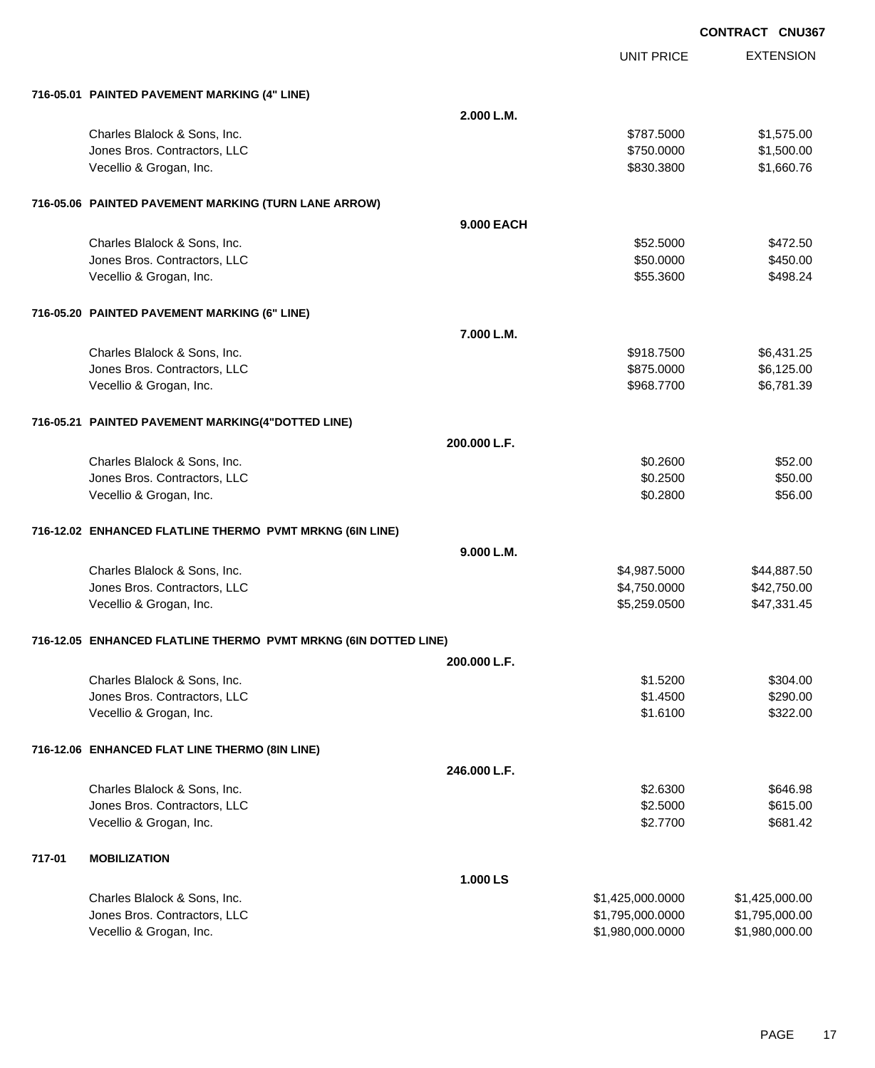**CONTRACT CNU367**

| | | | UNIT PRICE | EXTENSION |
|---|---|---|---|---|
| **716-05.01** | **PAINTED PAVEMENT MARKING (4" LINE)** | | | |
| | | **2.000 L.M.** | | |
| | Charles Blalock & Sons, Inc. | | $787.5000 | $1,575.00 |
| | Jones Bros. Contractors, LLC | | $750.0000 | $1,500.00 |
| | Vecellio & Grogan, Inc. | | $830.3800 | $1,660.76 |
| **716-05.06** | **PAINTED PAVEMENT MARKING (TURN LANE ARROW)** | | | |
| | | **9.000 EACH** | | |
| | Charles Blalock & Sons, Inc. | | $52.5000 | $472.50 |
| | Jones Bros. Contractors, LLC | | $50.0000 | $450.00 |
| | Vecellio & Grogan, Inc. | | $55.3600 | $498.24 |
| **716-05.20** | **PAINTED PAVEMENT MARKING (6" LINE)** | | | |
| | | **7.000 L.M.** | | |
| | Charles Blalock & Sons, Inc. | | $918.7500 | $6,431.25 |
| | Jones Bros. Contractors, LLC | | $875.0000 | $6,125.00 |
| | Vecellio & Grogan, Inc. | | $968.7700 | $6,781.39 |
| **716-05.21** | **PAINTED PAVEMENT MARKING(4"DOTTED LINE)** | | | |
| | | **200.000 L.F.** | | |
| | Charles Blalock & Sons, Inc. | | $0.2600 | $52.00 |
| | Jones Bros. Contractors, LLC | | $0.2500 | $50.00 |
| | Vecellio & Grogan, Inc. | | $0.2800 | $56.00 |
| **716-12.02** | **ENHANCED FLATLINE THERMO PVMT MRKNG (6IN LINE)** | | | |
| | | **9.000 L.M.** | | |
| | Charles Blalock & Sons, Inc. | | $4,987.5000 | $44,887.50 |
| | Jones Bros. Contractors, LLC | | $4,750.0000 | $42,750.00 |
| | Vecellio & Grogan, Inc. | | $5,259.0500 | $47,331.45 |
| **716-12.05** | **ENHANCED FLATLINE THERMO PVMT MRKNG (6IN DOTTED LINE)** | | | |
| | | **200.000 L.F.** | | |
| | Charles Blalock & Sons, Inc. | | $1.5200 | $304.00 |
| | Jones Bros. Contractors, LLC | | $1.4500 | $290.00 |
| | Vecellio & Grogan, Inc. | | $1.6100 | $322.00 |
| **716-12.06** | **ENHANCED FLAT LINE THERMO (8IN LINE)** | | | |
| | | **246.000 L.F.** | | |
| | Charles Blalock & Sons, Inc. | | $2.6300 | $646.98 |
| | Jones Bros. Contractors, LLC | | $2.5000 | $615.00 |
| | Vecellio & Grogan, Inc. | | $2.7700 | $681.42 |
| **717-01** | **MOBILIZATION** | | | |
| | | **1.000 LS** | | |
| | Charles Blalock & Sons, Inc. | | $1,425,000.0000 | $1,425,000.00 |
| | Jones Bros. Contractors, LLC | | $1,795,000.0000 | $1,795,000.00 |
| | Vecellio & Grogan, Inc. | | $1,980,000.0000 | $1,980,000.00 |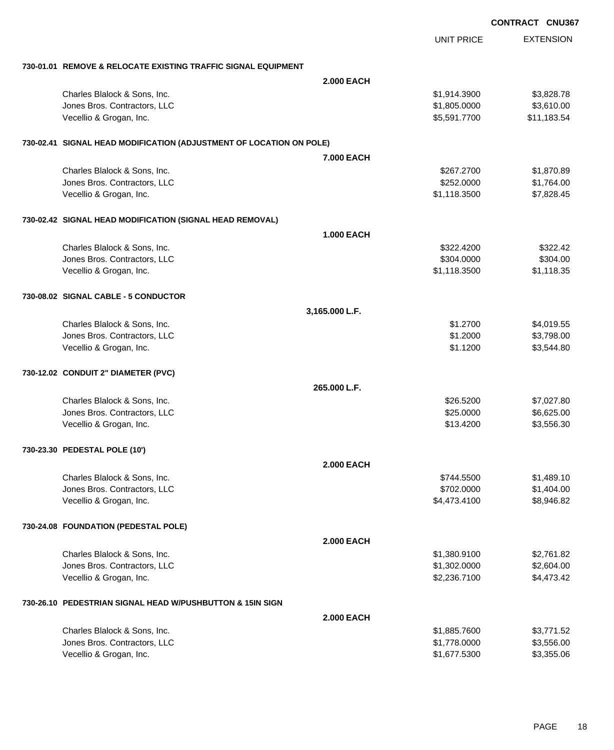**CONTRACT CNU367**

| | UNIT PRICE | EXTENSION |
|---|---|---|
| **730-01.01 REMOVE & RELOCATE EXISTING TRAFFIC SIGNAL EQUIPMENT** | | |
| **2.000 EACH** | | |
| Charles Blalock & Sons, Inc. | $1,914.3900 | $3,828.78 |
| Jones Bros. Contractors, LLC | $1,805.0000 | $3,610.00 |
| Vecellio & Grogan, Inc. | $5,591.7700 | $11,183.54 |
| **730-02.41 SIGNAL HEAD MODIFICATION (ADJUSTMENT OF LOCATION ON POLE)** | | |
| **7.000 EACH** | | |
| Charles Blalock & Sons, Inc. | $267.2700 | $1,870.89 |
| Jones Bros. Contractors, LLC | $252.0000 | $1,764.00 |
| Vecellio & Grogan, Inc. | $1,118.3500 | $7,828.45 |
| **730-02.42 SIGNAL HEAD MODIFICATION (SIGNAL HEAD REMOVAL)** | | |
| **1.000 EACH** | | |
| Charles Blalock & Sons, Inc. | $322.4200 | $322.42 |
| Jones Bros. Contractors, LLC | $304.0000 | $304.00 |
| Vecellio & Grogan, Inc. | $1,118.3500 | $1,118.35 |
| **730-08.02 SIGNAL CABLE - 5 CONDUCTOR** | | |
| **3,165.000 L.F.** | | |
| Charles Blalock & Sons, Inc. | $1.2700 | $4,019.55 |
| Jones Bros. Contractors, LLC | $1.2000 | $3,798.00 |
| Vecellio & Grogan, Inc. | $1.1200 | $3,544.80 |
| **730-12.02 CONDUIT 2" DIAMETER (PVC)** | | |
| **265.000 L.F.** | | |
| Charles Blalock & Sons, Inc. | $26.5200 | $7,027.80 |
| Jones Bros. Contractors, LLC | $25.0000 | $6,625.00 |
| Vecellio & Grogan, Inc. | $13.4200 | $3,556.30 |
| **730-23.30 PEDESTAL POLE (10')** | | |
| **2.000 EACH** | | |
| Charles Blalock & Sons, Inc. | $744.5500 | $1,489.10 |
| Jones Bros. Contractors, LLC | $702.0000 | $1,404.00 |
| Vecellio & Grogan, Inc. | $4,473.4100 | $8,946.82 |
| **730-24.08 FOUNDATION (PEDESTAL POLE)** | | |
| **2.000 EACH** | | |
| Charles Blalock & Sons, Inc. | $1,380.9100 | $2,761.82 |
| Jones Bros. Contractors, LLC | $1,302.0000 | $2,604.00 |
| Vecellio & Grogan, Inc. | $2,236.7100 | $4,473.42 |
| **730-26.10 PEDESTRIAN SIGNAL HEAD W/PUSHBUTTON & 15IN SIGN** | | |
| **2.000 EACH** | | |
| Charles Blalock & Sons, Inc. | $1,885.7600 | $3,771.52 |
| Jones Bros. Contractors, LLC | $1,778.0000 | $3,556.00 |
| Vecellio & Grogan, Inc. | $1,677.5300 | $3,355.06 |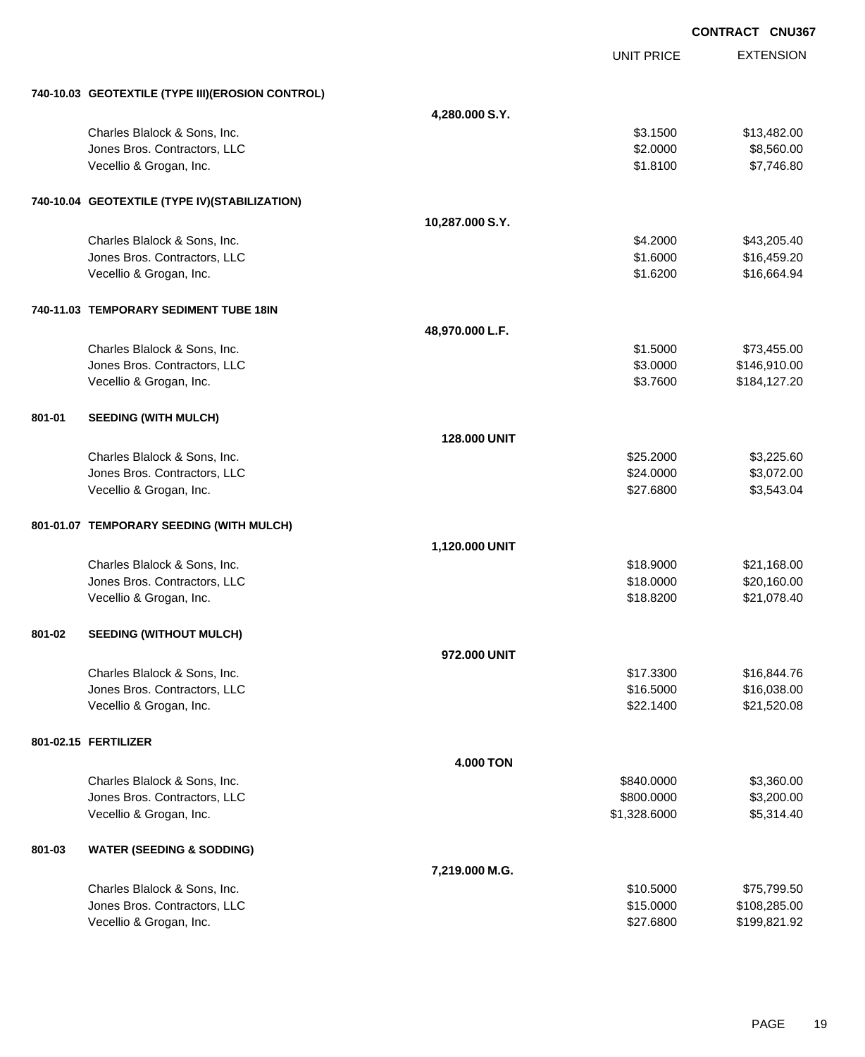CONTRACT CNU367

| | | UNIT PRICE | EXTENSION |
|---|---|---|---|
| **740-10.03 GEOTEXTILE (TYPE III)(EROSION CONTROL)** | | | |
| | **4,280.000 S.Y.** | | |
| Charles Blalock & Sons, Inc. | | $3.1500 | $13,482.00 |
| Jones Bros. Contractors, LLC | | $2.0000 | $8,560.00 |
| Vecellio & Grogan, Inc. | | $1.8100 | $7,746.80 |
| **740-10.04 GEOTEXTILE (TYPE IV)(STABILIZATION)** | | | |
| | **10,287.000 S.Y.** | | |
| Charles Blalock & Sons, Inc. | | $4.2000 | $43,205.40 |
| Jones Bros. Contractors, LLC | | $1.6000 | $16,459.20 |
| Vecellio & Grogan, Inc. | | $1.6200 | $16,664.94 |
| **740-11.03 TEMPORARY SEDIMENT TUBE 18IN** | | | |
| | **48,970.000 L.F.** | | |
| Charles Blalock & Sons, Inc. | | $1.5000 | $73,455.00 |
| Jones Bros. Contractors, LLC | | $3.0000 | $146,910.00 |
| Vecellio & Grogan, Inc. | | $3.7600 | $184,127.20 |
| **801-01 SEEDING (WITH MULCH)** | | | |
| | **128.000 UNIT** | | |
| Charles Blalock & Sons, Inc. | | $25.2000 | $3,225.60 |
| Jones Bros. Contractors, LLC | | $24.0000 | $3,072.00 |
| Vecellio & Grogan, Inc. | | $27.6800 | $3,543.04 |
| **801-01.07 TEMPORARY SEEDING (WITH MULCH)** | | | |
| | **1,120.000 UNIT** | | |
| Charles Blalock & Sons, Inc. | | $18.9000 | $21,168.00 |
| Jones Bros. Contractors, LLC | | $18.0000 | $20,160.00 |
| Vecellio & Grogan, Inc. | | $18.8200 | $21,078.40 |
| **801-02 SEEDING (WITHOUT MULCH)** | | | |
| | **972.000 UNIT** | | |
| Charles Blalock & Sons, Inc. | | $17.3300 | $16,844.76 |
| Jones Bros. Contractors, LLC | | $16.5000 | $16,038.00 |
| Vecellio & Grogan, Inc. | | $22.1400 | $21,520.08 |
| **801-02.15 FERTILIZER** | | | |
| | **4.000 TON** | | |
| Charles Blalock & Sons, Inc. | | $840.0000 | $3,360.00 |
| Jones Bros. Contractors, LLC | | $800.0000 | $3,200.00 |
| Vecellio & Grogan, Inc. | | $1,328.6000 | $5,314.40 |
| **801-03 WATER (SEEDING & SODDING)** | | | |
| | **7,219.000 M.G.** | | |
| Charles Blalock & Sons, Inc. | | $10.5000 | $75,799.50 |
| Jones Bros. Contractors, LLC | | $15.0000 | $108,285.00 |
| Vecellio & Grogan, Inc. | | $27.6800 | $199,821.92 |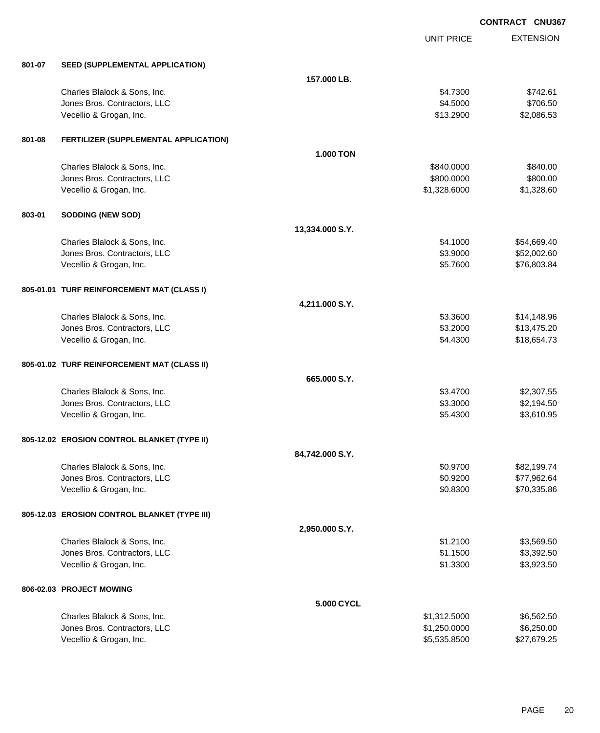**CONTRACT CNU367**

| | | UNIT PRICE | EXTENSION |
|---|---|---|---|
| **801-07** | **SEED (SUPPLEMENTAL APPLICATION)** | | |
| | **157.000 LB.** | | |
| | Charles Blalock & Sons, Inc. | $4.7300 | $742.61 |
| | Jones Bros. Contractors, LLC | $4.5000 | $706.50 |
| | Vecellio & Grogan, Inc. | $13.2900 | $2,086.53 |
| **801-08** | **FERTILIZER (SUPPLEMENTAL APPLICATION)** | | |
| | **1.000 TON** | | |
| | Charles Blalock & Sons, Inc. | $840.0000 | $840.00 |
| | Jones Bros. Contractors, LLC | $800.0000 | $800.00 |
| | Vecellio & Grogan, Inc. | $1,328.6000 | $1,328.60 |
| **803-01** | **SODDING (NEW SOD)** | | |
| | **13,334.000 S.Y.** | | |
| | Charles Blalock & Sons, Inc. | $4.1000 | $54,669.40 |
| | Jones Bros. Contractors, LLC | $3.9000 | $52,002.60 |
| | Vecellio & Grogan, Inc. | $5.7600 | $76,803.84 |
| **805-01.01** | **TURF REINFORCEMENT MAT (CLASS I)** | | |
| | **4,211.000 S.Y.** | | |
| | Charles Blalock & Sons, Inc. | $3.3600 | $14,148.96 |
| | Jones Bros. Contractors, LLC | $3.2000 | $13,475.20 |
| | Vecellio & Grogan, Inc. | $4.4300 | $18,654.73 |
| **805-01.02** | **TURF REINFORCEMENT MAT (CLASS II)** | | |
| | **665.000 S.Y.** | | |
| | Charles Blalock & Sons, Inc. | $3.4700 | $2,307.55 |
| | Jones Bros. Contractors, LLC | $3.3000 | $2,194.50 |
| | Vecellio & Grogan, Inc. | $5.4300 | $3,610.95 |
| **805-12.02** | **EROSION CONTROL BLANKET (TYPE II)** | | |
| | **84,742.000 S.Y.** | | |
| | Charles Blalock & Sons, Inc. | $0.9700 | $82,199.74 |
| | Jones Bros. Contractors, LLC | $0.9200 | $77,962.64 |
| | Vecellio & Grogan, Inc. | $0.8300 | $70,335.86 |
| **805-12.03** | **EROSION CONTROL BLANKET (TYPE III)** | | |
| | **2,950.000 S.Y.** | | |
| | Charles Blalock & Sons, Inc. | $1.2100 | $3,569.50 |
| | Jones Bros. Contractors, LLC | $1.1500 | $3,392.50 |
| | Vecellio & Grogan, Inc. | $1.3300 | $3,923.50 |
| **806-02.03** | **PROJECT MOWING** | | |
| | **5.000 CYCL** | | |
| | Charles Blalock & Sons, Inc. | $1,312.5000 | $6,562.50 |
| | Jones Bros. Contractors, LLC | $1,250.0000 | $6,250.00 |
| | Vecellio & Grogan, Inc. | $5,535.8500 | $27,679.25 |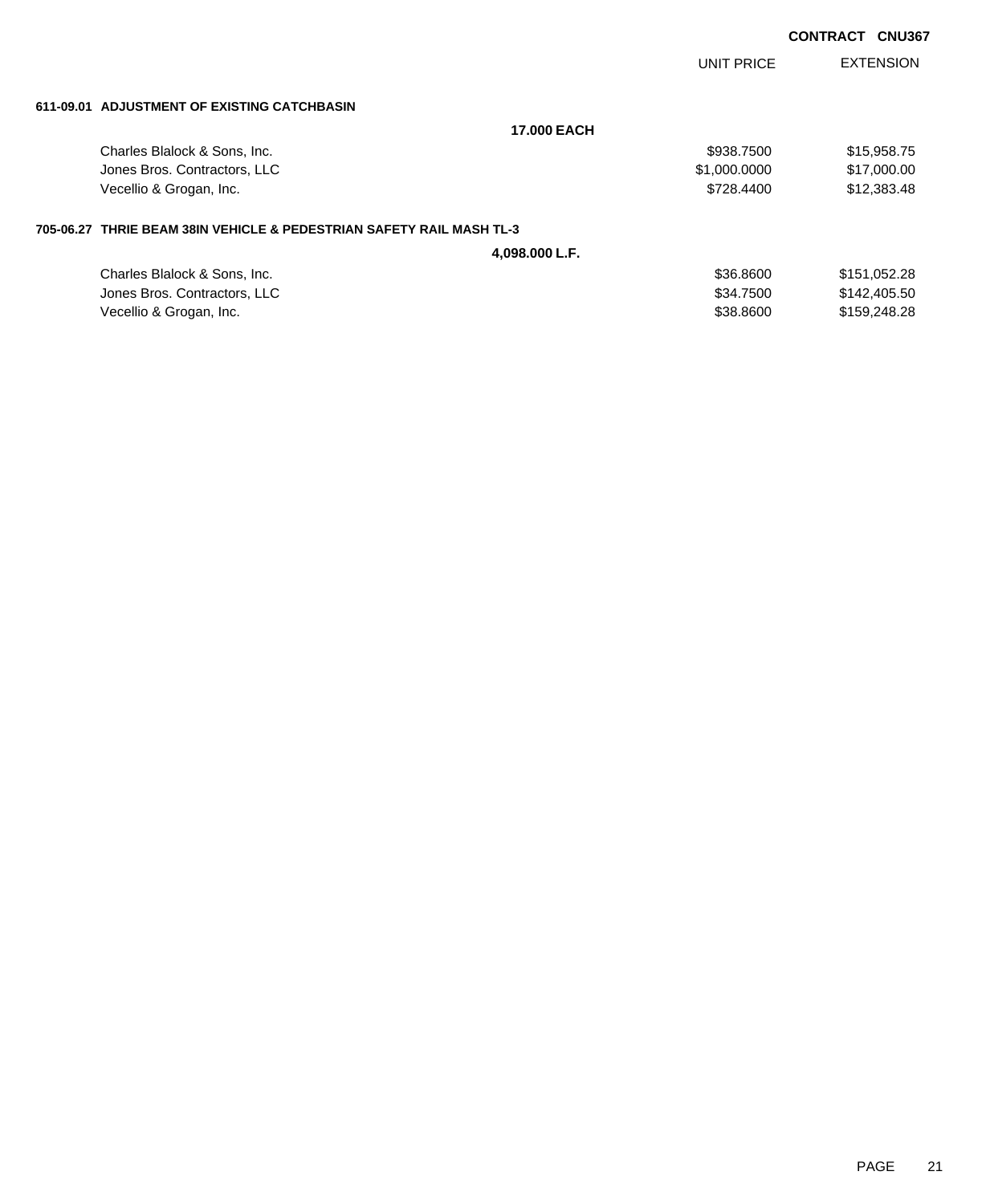**CONTRACT CNU367**

| | UNIT PRICE | EXTENSION |
|---|---|---|
| **611-09.01 ADJUSTMENT OF EXISTING CATCHBASIN** | | |
| **17.000 EACH** | | |
| Charles Blalock & Sons, Inc. | $938.7500 | $15,958.75 |
| Jones Bros. Contractors, LLC | $1,000.0000 | $17,000.00 |
| Vecellio & Grogan, Inc. | $728.4400 | $12,383.48 |
| **705-06.27 THRIE BEAM 38IN VEHICLE & PEDESTRIAN SAFETY RAIL MASH TL-3** | | |
| **4,098.000 L.F.** | | |
| Charles Blalock & Sons, Inc. | $36.8600 | $151,052.28 |
| Jones Bros. Contractors, LLC | $34.7500 | $142,405.50 |
| Vecellio & Grogan, Inc. | $38.8600 | $159,248.28 |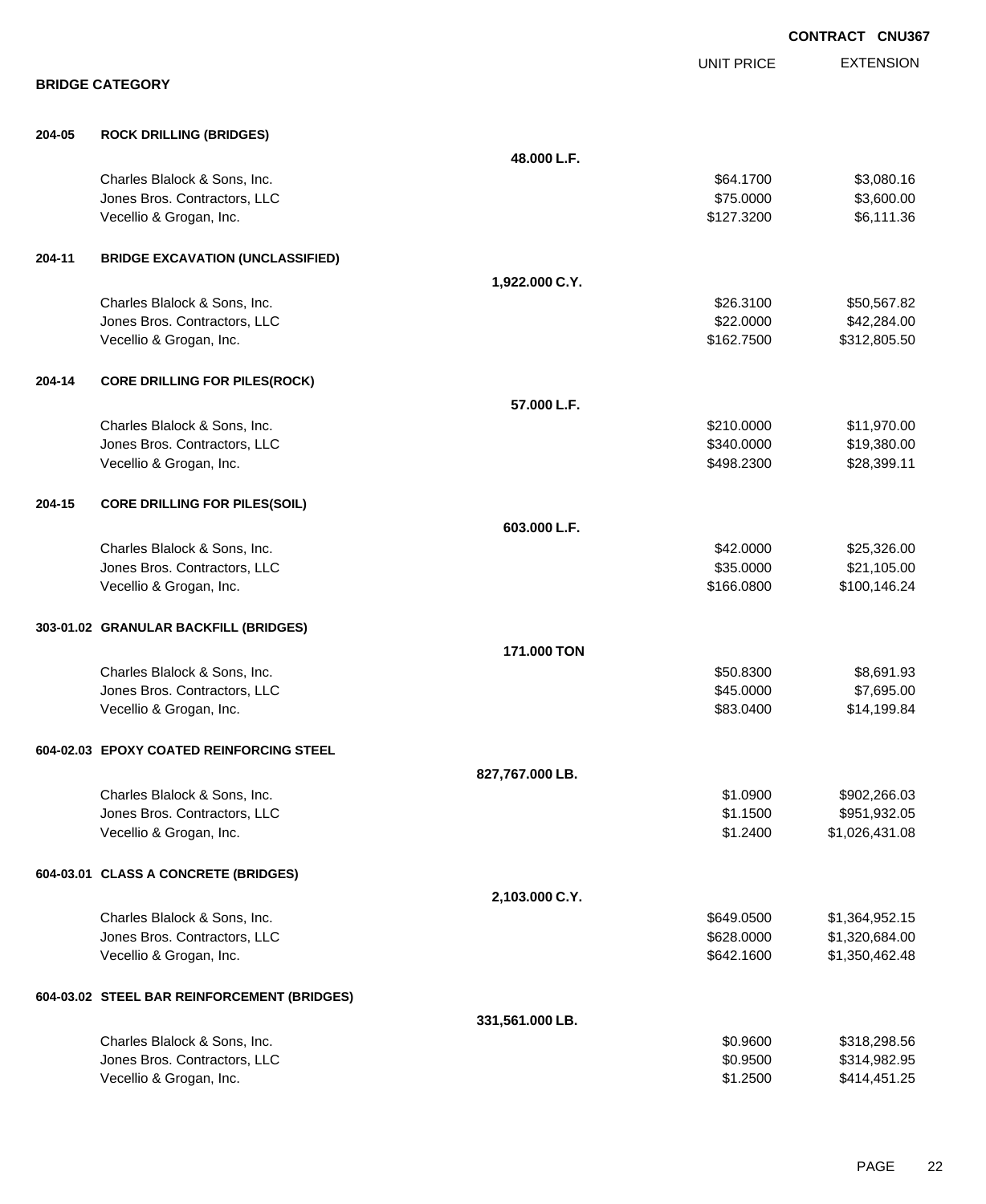CONTRACT CNU367

## BRIDGE CATEGORY

| | | UNIT PRICE | EXTENSION |
|---|---|---|---|
| **204-05** | **ROCK DRILLING (BRIDGES)** | | |
| | **48.000 L.F.** | | |
| | Charles Blalock & Sons, Inc. | $64.1700 | $3,080.16 |
| | Jones Bros. Contractors, LLC | $75.0000 | $3,600.00 |
| | Vecellio & Grogan, Inc. | $127.3200 | $6,111.36 |
| **204-11** | **BRIDGE EXCAVATION (UNCLASSIFIED)** | | |
| | **1,922.000 C.Y.** | | |
| | Charles Blalock & Sons, Inc. | $26.3100 | $50,567.82 |
| | Jones Bros. Contractors, LLC | $22.0000 | $42,284.00 |
| | Vecellio & Grogan, Inc. | $162.7500 | $312,805.50 |
| **204-14** | **CORE DRILLING FOR PILES(ROCK)** | | |
| | **57.000 L.F.** | | |
| | Charles Blalock & Sons, Inc. | $210.0000 | $11,970.00 |
| | Jones Bros. Contractors, LLC | $340.0000 | $19,380.00 |
| | Vecellio & Grogan, Inc. | $498.2300 | $28,399.11 |
| **204-15** | **CORE DRILLING FOR PILES(SOIL)** | | |
| | **603.000 L.F.** | | |
| | Charles Blalock & Sons, Inc. | $42.0000 | $25,326.00 |
| | Jones Bros. Contractors, LLC | $35.0000 | $21,105.00 |
| | Vecellio & Grogan, Inc. | $166.0800 | $100,146.24 |
| **303-01.02** | **GRANULAR BACKFILL (BRIDGES)** | | |
| | **171.000 TON** | | |
| | Charles Blalock & Sons, Inc. | $50.8300 | $8,691.93 |
| | Jones Bros. Contractors, LLC | $45.0000 | $7,695.00 |
| | Vecellio & Grogan, Inc. | $83.0400 | $14,199.84 |
| **604-02.03** | **EPOXY COATED REINFORCING STEEL** | | |
| | **827,767.000 LB.** | | |
| | Charles Blalock & Sons, Inc. | $1.0900 | $902,266.03 |
| | Jones Bros. Contractors, LLC | $1.1500 | $951,932.05 |
| | Vecellio & Grogan, Inc. | $1.2400 | $1,026,431.08 |
| **604-03.01** | **CLASS A CONCRETE (BRIDGES)** | | |
| | **2,103.000 C.Y.** | | |
| | Charles Blalock & Sons, Inc. | $649.0500 | $1,364,952.15 |
| | Jones Bros. Contractors, LLC | $628.0000 | $1,320,684.00 |
| | Vecellio & Grogan, Inc. | $642.1600 | $1,350,462.48 |
| **604-03.02** | **STEEL BAR REINFORCEMENT (BRIDGES)** | | |
| | **331,561.000 LB.** | | |
| | Charles Blalock & Sons, Inc. | $0.9600 | $318,298.56 |
| | Jones Bros. Contractors, LLC | $0.9500 | $314,982.95 |
| | Vecellio & Grogan, Inc. | $1.2500 | $414,451.25 |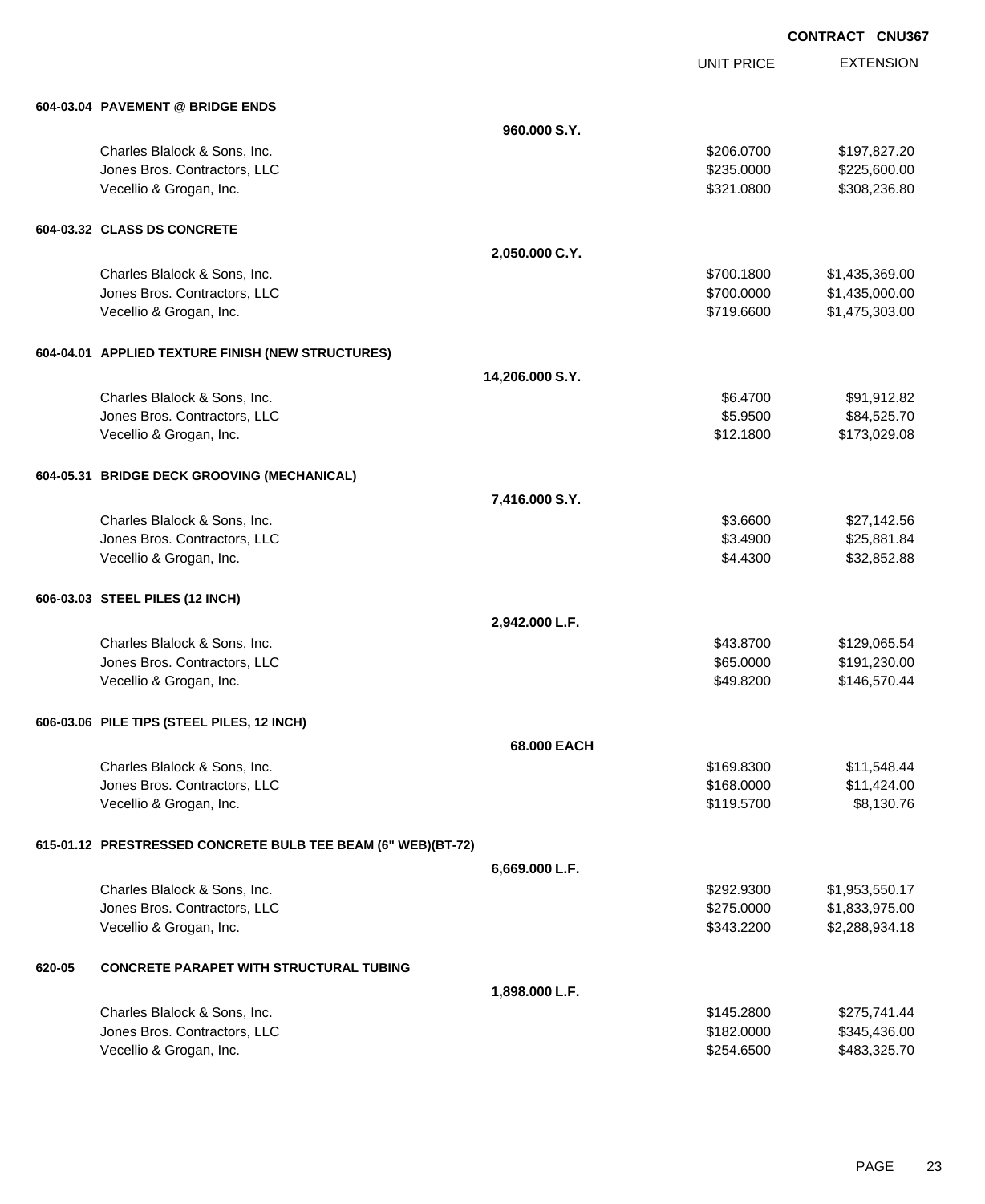**CONTRACT CNU367**

| | | UNIT PRICE | EXTENSION |
|---|---|---|---|
| **604-03.04 PAVEMENT @ BRIDGE ENDS** | | | |
| | **960.000 S.Y.** | | |
| Charles Blalock & Sons, Inc. | | $206.0700 | $197,827.20 |
| Jones Bros. Contractors, LLC | | $235.0000 | $225,600.00 |
| Vecellio & Grogan, Inc. | | $321.0800 | $308,236.80 |
| **604-03.32 CLASS DS CONCRETE** | | | |
| | **2,050.000 C.Y.** | | |
| Charles Blalock & Sons, Inc. | | $700.1800 | $1,435,369.00 |
| Jones Bros. Contractors, LLC | | $700.0000 | $1,435,000.00 |
| Vecellio & Grogan, Inc. | | $719.6600 | $1,475,303.00 |
| **604-04.01 APPLIED TEXTURE FINISH (NEW STRUCTURES)** | | | |
| | **14,206.000 S.Y.** | | |
| Charles Blalock & Sons, Inc. | | $6.4700 | $91,912.82 |
| Jones Bros. Contractors, LLC | | $5.9500 | $84,525.70 |
| Vecellio & Grogan, Inc. | | $12.1800 | $173,029.08 |
| **604-05.31 BRIDGE DECK GROOVING (MECHANICAL)** | | | |
| | **7,416.000 S.Y.** | | |
| Charles Blalock & Sons, Inc. | | $3.6600 | $27,142.56 |
| Jones Bros. Contractors, LLC | | $3.4900 | $25,881.84 |
| Vecellio & Grogan, Inc. | | $4.4300 | $32,852.88 |
| **606-03.03 STEEL PILES (12 INCH)** | | | |
| | **2,942.000 L.F.** | | |
| Charles Blalock & Sons, Inc. | | $43.8700 | $129,065.54 |
| Jones Bros. Contractors, LLC | | $65.0000 | $191,230.00 |
| Vecellio & Grogan, Inc. | | $49.8200 | $146,570.44 |
| **606-03.06 PILE TIPS (STEEL PILES, 12 INCH)** | | | |
| | **68.000 EACH** | | |
| Charles Blalock & Sons, Inc. | | $169.8300 | $11,548.44 |
| Jones Bros. Contractors, LLC | | $168.0000 | $11,424.00 |
| Vecellio & Grogan, Inc. | | $119.5700 | $8,130.76 |
| **615-01.12 PRESTRESSED CONCRETE BULB TEE BEAM (6" WEB)(BT-72)** | | | |
| | **6,669.000 L.F.** | | |
| Charles Blalock & Sons, Inc. | | $292.9300 | $1,953,550.17 |
| Jones Bros. Contractors, LLC | | $275.0000 | $1,833,975.00 |
| Vecellio & Grogan, Inc. | | $343.2200 | $2,288,934.18 |
| **620-05 CONCRETE PARAPET WITH STRUCTURAL TUBING** | | | |
| | **1,898.000 L.F.** | | |
| Charles Blalock & Sons, Inc. | | $145.2800 | $275,741.44 |
| Jones Bros. Contractors, LLC | | $182.0000 | $345,436.00 |
| Vecellio & Grogan, Inc. | | $254.6500 | $483,325.70 |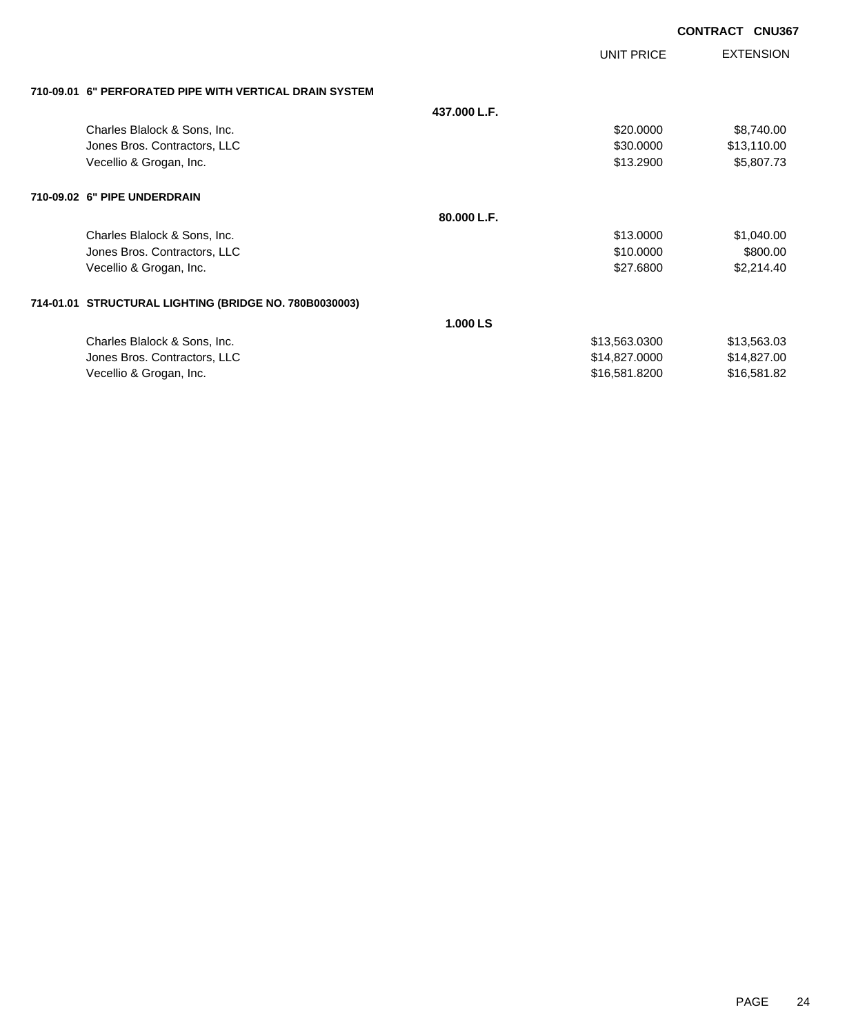**CONTRACT CNU367**

| | | UNIT PRICE | EXTENSION |
|---|---|---|---|
| **710-09.01 6" PERFORATED PIPE WITH VERTICAL DRAIN SYSTEM** | | | |
| | **437.000 L.F.** | | |
| Charles Blalock & Sons, Inc. | | $20.0000 | $8,740.00 |
| Jones Bros. Contractors, LLC | | $30.0000 | $13,110.00 |
| Vecellio & Grogan, Inc. | | $13.2900 | $5,807.73 |
| **710-09.02 6" PIPE UNDERDRAIN** | | | |
| | **80.000 L.F.** | | |
| Charles Blalock & Sons, Inc. | | $13.0000 | $1,040.00 |
| Jones Bros. Contractors, LLC | | $10.0000 | $800.00 |
| Vecellio & Grogan, Inc. | | $27.6800 | $2,214.40 |
| **714-01.01 STRUCTURAL LIGHTING (BRIDGE NO. 780B0030003)** | | | |
| | **1.000 LS** | | |
| Charles Blalock & Sons, Inc. | | $13,563.0300 | $13,563.03 |
| Jones Bros. Contractors, LLC | | $14,827.0000 | $14,827.00 |
| Vecellio & Grogan, Inc. | | $16,581.8200 | $16,581.82 |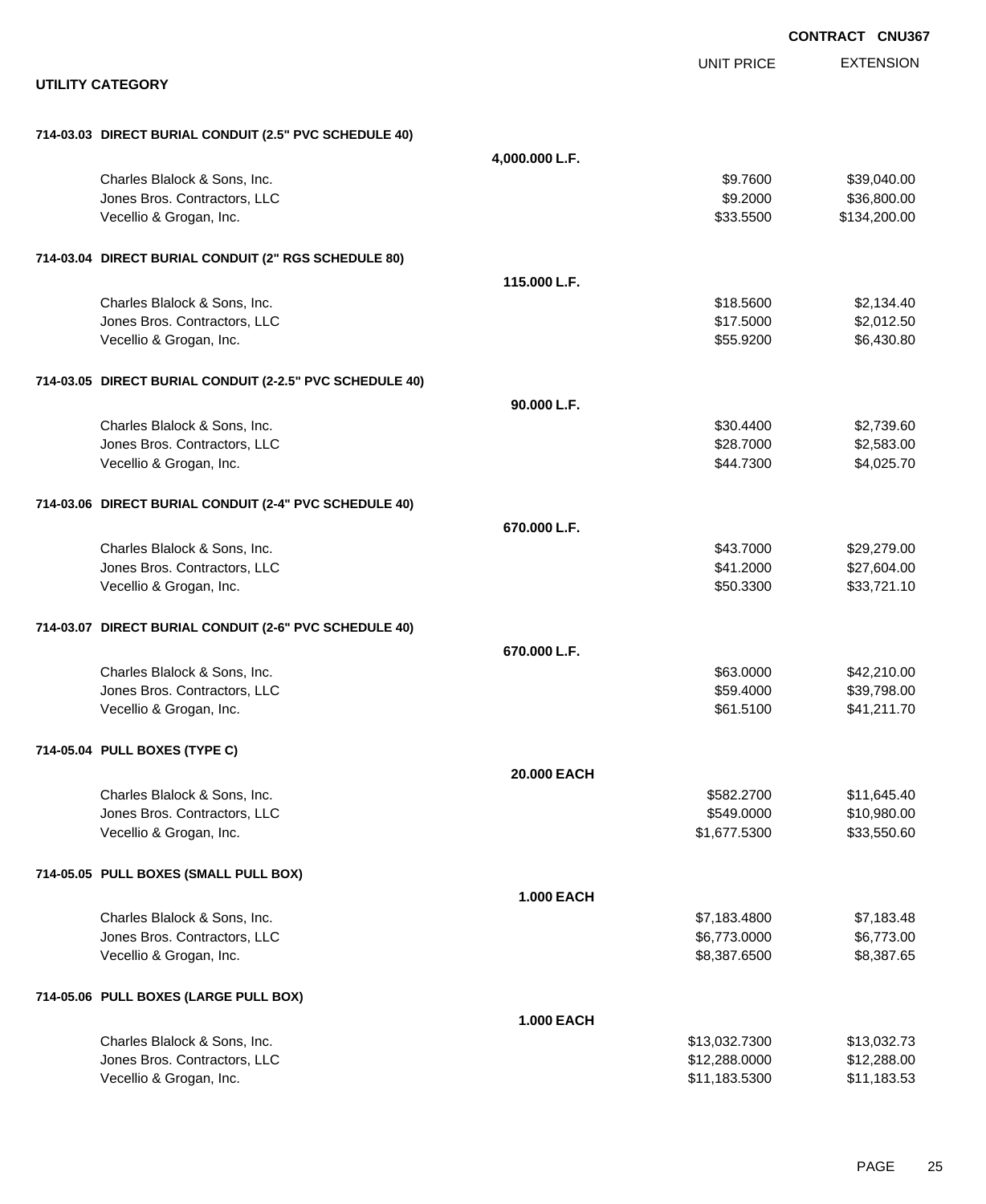CONTRACT CNU367

## UTILITY CATEGORY

| | | UNIT PRICE | EXTENSION |
|---|---|---|---|
| **714-03.03 DIRECT BURIAL CONDUIT (2.5" PVC SCHEDULE 40)** | | | |
| | **4,000.000 L.F.** | | |
| Charles Blalock & Sons, Inc. | | $9.7600 | $39,040.00 |
| Jones Bros. Contractors, LLC | | $9.2000 | $36,800.00 |
| Vecellio & Grogan, Inc. | | $33.5500 | $134,200.00 |
| **714-03.04 DIRECT BURIAL CONDUIT (2" RGS SCHEDULE 80)** | | | |
| | **115.000 L.F.** | | |
| Charles Blalock & Sons, Inc. | | $18.5600 | $2,134.40 |
| Jones Bros. Contractors, LLC | | $17.5000 | $2,012.50 |
| Vecellio & Grogan, Inc. | | $55.9200 | $6,430.80 |
| **714-03.05 DIRECT BURIAL CONDUIT (2-2.5" PVC SCHEDULE 40)** | | | |
| | **90.000 L.F.** | | |
| Charles Blalock & Sons, Inc. | | $30.4400 | $2,739.60 |
| Jones Bros. Contractors, LLC | | $28.7000 | $2,583.00 |
| Vecellio & Grogan, Inc. | | $44.7300 | $4,025.70 |
| **714-03.06 DIRECT BURIAL CONDUIT (2-4" PVC SCHEDULE 40)** | | | |
| | **670.000 L.F.** | | |
| Charles Blalock & Sons, Inc. | | $43.7000 | $29,279.00 |
| Jones Bros. Contractors, LLC | | $41.2000 | $27,604.00 |
| Vecellio & Grogan, Inc. | | $50.3300 | $33,721.10 |
| **714-03.07 DIRECT BURIAL CONDUIT (2-6" PVC SCHEDULE 40)** | | | |
| | **670.000 L.F.** | | |
| Charles Blalock & Sons, Inc. | | $63.0000 | $42,210.00 |
| Jones Bros. Contractors, LLC | | $59.4000 | $39,798.00 |
| Vecellio & Grogan, Inc. | | $61.5100 | $41,211.70 |
| **714-05.04 PULL BOXES (TYPE C)** | | | |
| | **20.000 EACH** | | |
| Charles Blalock & Sons, Inc. | | $582.2700 | $11,645.40 |
| Jones Bros. Contractors, LLC | | $549.0000 | $10,980.00 |
| Vecellio & Grogan, Inc. | | $1,677.5300 | $33,550.60 |
| **714-05.05 PULL BOXES (SMALL PULL BOX)** | | | |
| | **1.000 EACH** | | |
| Charles Blalock & Sons, Inc. | | $7,183.4800 | $7,183.48 |
| Jones Bros. Contractors, LLC | | $6,773.0000 | $6,773.00 |
| Vecellio & Grogan, Inc. | | $8,387.6500 | $8,387.65 |
| **714-05.06 PULL BOXES (LARGE PULL BOX)** | | | |
| | **1.000 EACH** | | |
| Charles Blalock & Sons, Inc. | | $13,032.7300 | $13,032.73 |
| Jones Bros. Contractors, LLC | | $12,288.0000 | $12,288.00 |
| Vecellio & Grogan, Inc. | | $11,183.5300 | $11,183.53 |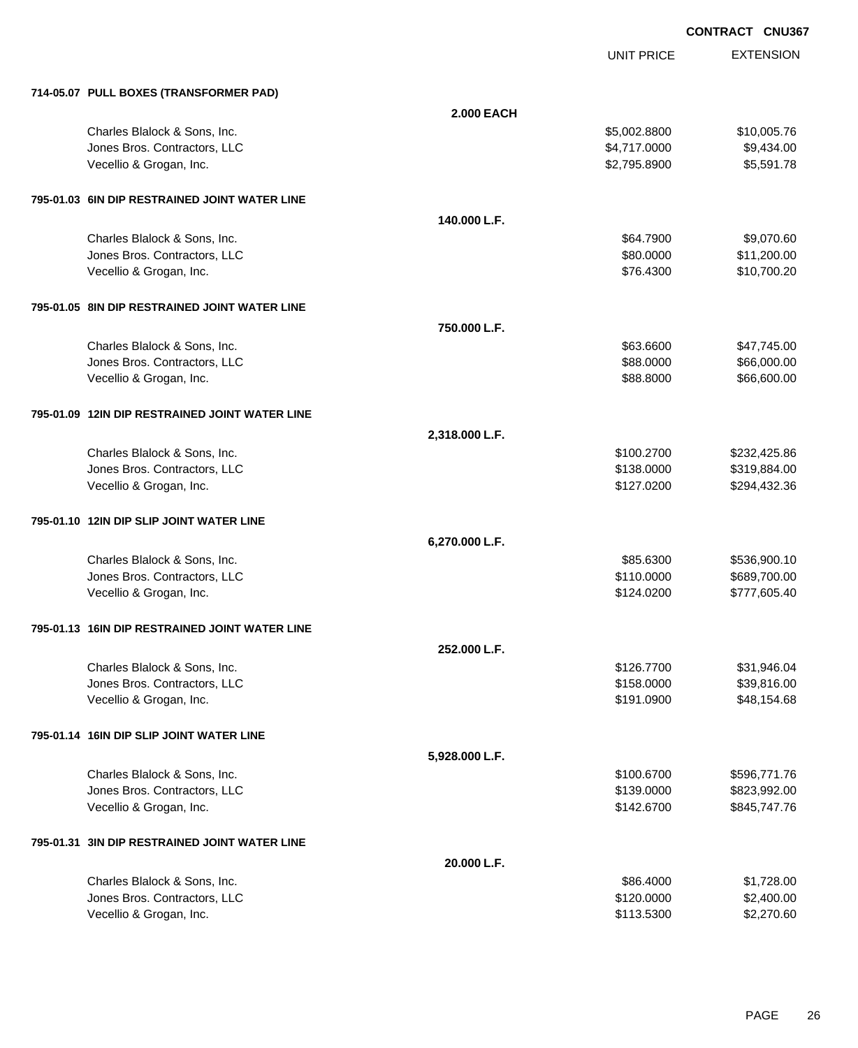CONTRACT CNU367

| | | UNIT PRICE | EXTENSION |
|---|---|---|---|
| **714-05.07 PULL BOXES (TRANSFORMER PAD)** | | | |
| | **2.000 EACH** | | |
| Charles Blalock & Sons, Inc. | | $5,002.8800 | $10,005.76 |
| Jones Bros. Contractors, LLC | | $4,717.0000 | $9,434.00 |
| Vecellio & Grogan, Inc. | | $2,795.8900 | $5,591.78 |
| **795-01.03 6IN DIP RESTRAINED JOINT WATER LINE** | | | |
| | **140.000 L.F.** | | |
| Charles Blalock & Sons, Inc. | | $64.7900 | $9,070.60 |
| Jones Bros. Contractors, LLC | | $80.0000 | $11,200.00 |
| Vecellio & Grogan, Inc. | | $76.4300 | $10,700.20 |
| **795-01.05 8IN DIP RESTRAINED JOINT WATER LINE** | | | |
| | **750.000 L.F.** | | |
| Charles Blalock & Sons, Inc. | | $63.6600 | $47,745.00 |
| Jones Bros. Contractors, LLC | | $88.0000 | $66,000.00 |
| Vecellio & Grogan, Inc. | | $88.8000 | $66,600.00 |
| **795-01.09 12IN DIP RESTRAINED JOINT WATER LINE** | | | |
| | **2,318.000 L.F.** | | |
| Charles Blalock & Sons, Inc. | | $100.2700 | $232,425.86 |
| Jones Bros. Contractors, LLC | | $138.0000 | $319,884.00 |
| Vecellio & Grogan, Inc. | | $127.0200 | $294,432.36 |
| **795-01.10 12IN DIP SLIP JOINT WATER LINE** | | | |
| | **6,270.000 L.F.** | | |
| Charles Blalock & Sons, Inc. | | $85.6300 | $536,900.10 |
| Jones Bros. Contractors, LLC | | $110.0000 | $689,700.00 |
| Vecellio & Grogan, Inc. | | $124.0200 | $777,605.40 |
| **795-01.13 16IN DIP RESTRAINED JOINT WATER LINE** | | | |
| | **252.000 L.F.** | | |
| Charles Blalock & Sons, Inc. | | $126.7700 | $31,946.04 |
| Jones Bros. Contractors, LLC | | $158.0000 | $39,816.00 |
| Vecellio & Grogan, Inc. | | $191.0900 | $48,154.68 |
| **795-01.14 16IN DIP SLIP JOINT WATER LINE** | | | |
| | **5,928.000 L.F.** | | |
| Charles Blalock & Sons, Inc. | | $100.6700 | $596,771.76 |
| Jones Bros. Contractors, LLC | | $139.0000 | $823,992.00 |
| Vecellio & Grogan, Inc. | | $142.6700 | $845,747.76 |
| **795-01.31 3IN DIP RESTRAINED JOINT WATER LINE** | | | |
| | **20.000 L.F.** | | |
| Charles Blalock & Sons, Inc. | | $86.4000 | $1,728.00 |
| Jones Bros. Contractors, LLC | | $120.0000 | $2,400.00 |
| Vecellio & Grogan, Inc. | | $113.5300 | $2,270.60 |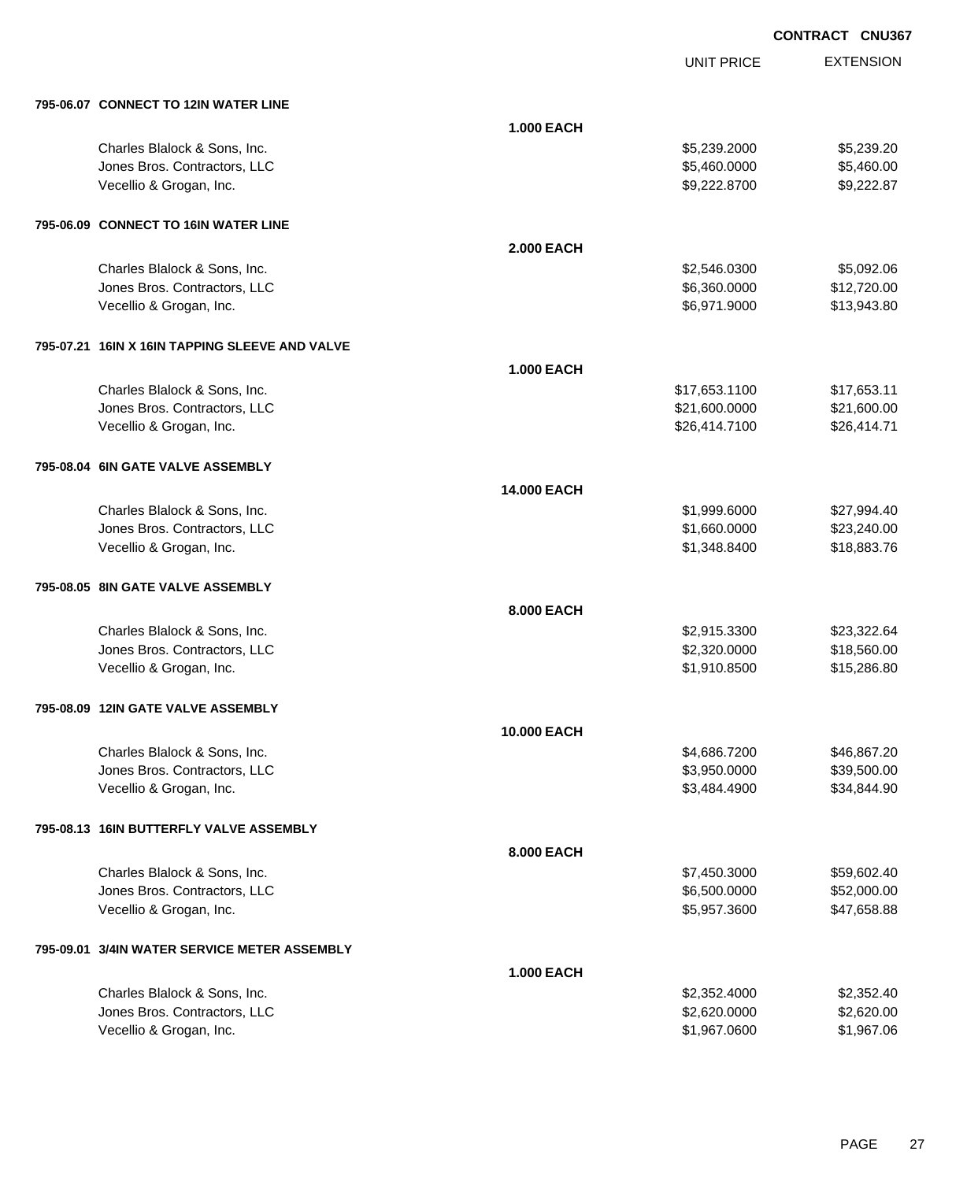**CONTRACT CNU367**

| | | UNIT PRICE | EXTENSION |
|---|---|---|---|
| **795-06.07 CONNECT TO 12IN WATER LINE** | | | |
| | **1.000 EACH** | | |
| Charles Blalock & Sons, Inc. | | $5,239.2000 | $5,239.20 |
| Jones Bros. Contractors, LLC | | $5,460.0000 | $5,460.00 |
| Vecellio & Grogan, Inc. | | $9,222.8700 | $9,222.87 |
| **795-06.09 CONNECT TO 16IN WATER LINE** | | | |
| | **2.000 EACH** | | |
| Charles Blalock & Sons, Inc. | | $2,546.0300 | $5,092.06 |
| Jones Bros. Contractors, LLC | | $6,360.0000 | $12,720.00 |
| Vecellio & Grogan, Inc. | | $6,971.9000 | $13,943.80 |
| **795-07.21 16IN X 16IN TAPPING SLEEVE AND VALVE** | | | |
| | **1.000 EACH** | | |
| Charles Blalock & Sons, Inc. | | $17,653.1100 | $17,653.11 |
| Jones Bros. Contractors, LLC | | $21,600.0000 | $21,600.00 |
| Vecellio & Grogan, Inc. | | $26,414.7100 | $26,414.71 |
| **795-08.04 6IN GATE VALVE ASSEMBLY** | | | |
| | **14.000 EACH** | | |
| Charles Blalock & Sons, Inc. | | $1,999.6000 | $27,994.40 |
| Jones Bros. Contractors, LLC | | $1,660.0000 | $23,240.00 |
| Vecellio & Grogan, Inc. | | $1,348.8400 | $18,883.76 |
| **795-08.05 8IN GATE VALVE ASSEMBLY** | | | |
| | **8.000 EACH** | | |
| Charles Blalock & Sons, Inc. | | $2,915.3300 | $23,322.64 |
| Jones Bros. Contractors, LLC | | $2,320.0000 | $18,560.00 |
| Vecellio & Grogan, Inc. | | $1,910.8500 | $15,286.80 |
| **795-08.09 12IN GATE VALVE ASSEMBLY** | | | |
| | **10.000 EACH** | | |
| Charles Blalock & Sons, Inc. | | $4,686.7200 | $46,867.20 |
| Jones Bros. Contractors, LLC | | $3,950.0000 | $39,500.00 |
| Vecellio & Grogan, Inc. | | $3,484.4900 | $34,844.90 |
| **795-08.13 16IN BUTTERFLY VALVE ASSEMBLY** | | | |
| | **8.000 EACH** | | |
| Charles Blalock & Sons, Inc. | | $7,450.3000 | $59,602.40 |
| Jones Bros. Contractors, LLC | | $6,500.0000 | $52,000.00 |
| Vecellio & Grogan, Inc. | | $5,957.3600 | $47,658.88 |
| **795-09.01 3/4IN WATER SERVICE METER ASSEMBLY** | | | |
| | **1.000 EACH** | | |
| Charles Blalock & Sons, Inc. | | $2,352.4000 | $2,352.40 |
| Jones Bros. Contractors, LLC | | $2,620.0000 | $2,620.00 |
| Vecellio & Grogan, Inc. | | $1,967.0600 | $1,967.06 |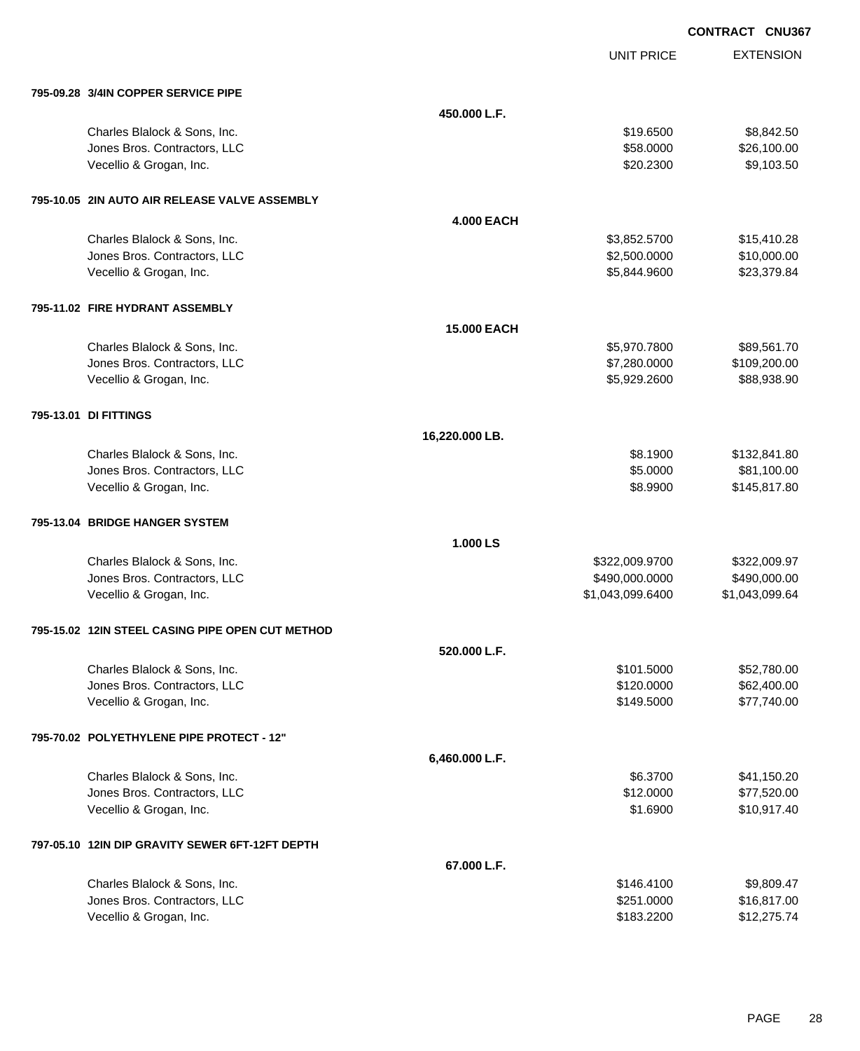**CONTRACT CNU367**

| | | UNIT PRICE | EXTENSION |
|---|---|---|---|
| **795-09.28 3/4IN COPPER SERVICE PIPE** | | | |
| | **450.000 L.F.** | | |
| Charles Blalock & Sons, Inc. | | $19.6500 | $8,842.50 |
| Jones Bros. Contractors, LLC | | $58.0000 | $26,100.00 |
| Vecellio & Grogan, Inc. | | $20.2300 | $9,103.50 |
| **795-10.05 2IN AUTO AIR RELEASE VALVE ASSEMBLY** | | | |
| | **4.000 EACH** | | |
| Charles Blalock & Sons, Inc. | | $3,852.5700 | $15,410.28 |
| Jones Bros. Contractors, LLC | | $2,500.0000 | $10,000.00 |
| Vecellio & Grogan, Inc. | | $5,844.9600 | $23,379.84 |
| **795-11.02 FIRE HYDRANT ASSEMBLY** | | | |
| | **15.000 EACH** | | |
| Charles Blalock & Sons, Inc. | | $5,970.7800 | $89,561.70 |
| Jones Bros. Contractors, LLC | | $7,280.0000 | $109,200.00 |
| Vecellio & Grogan, Inc. | | $5,929.2600 | $88,938.90 |
| **795-13.01 DI FITTINGS** | | | |
| | **16,220.000 LB.** | | |
| Charles Blalock & Sons, Inc. | | $8.1900 | $132,841.80 |
| Jones Bros. Contractors, LLC | | $5.0000 | $81,100.00 |
| Vecellio & Grogan, Inc. | | $8.9900 | $145,817.80 |
| **795-13.04 BRIDGE HANGER SYSTEM** | | | |
| | **1.000 LS** | | |
| Charles Blalock & Sons, Inc. | | $322,009.9700 | $322,009.97 |
| Jones Bros. Contractors, LLC | | $490,000.0000 | $490,000.00 |
| Vecellio & Grogan, Inc. | | $1,043,099.6400 | $1,043,099.64 |
| **795-15.02 12IN STEEL CASING PIPE OPEN CUT METHOD** | | | |
| | **520.000 L.F.** | | |
| Charles Blalock & Sons, Inc. | | $101.5000 | $52,780.00 |
| Jones Bros. Contractors, LLC | | $120.0000 | $62,400.00 |
| Vecellio & Grogan, Inc. | | $149.5000 | $77,740.00 |
| **795-70.02 POLYETHYLENE PIPE PROTECT - 12"** | | | |
| | **6,460.000 L.F.** | | |
| Charles Blalock & Sons, Inc. | | $6.3700 | $41,150.20 |
| Jones Bros. Contractors, LLC | | $12.0000 | $77,520.00 |
| Vecellio & Grogan, Inc. | | $1.6900 | $10,917.40 |
| **797-05.10 12IN DIP GRAVITY SEWER 6FT-12FT DEPTH** | | | |
| | **67.000 L.F.** | | |
| Charles Blalock & Sons, Inc. | | $146.4100 | $9,809.47 |
| Jones Bros. Contractors, LLC | | $251.0000 | $16,817.00 |
| Vecellio & Grogan, Inc. | | $183.2200 | $12,275.74 |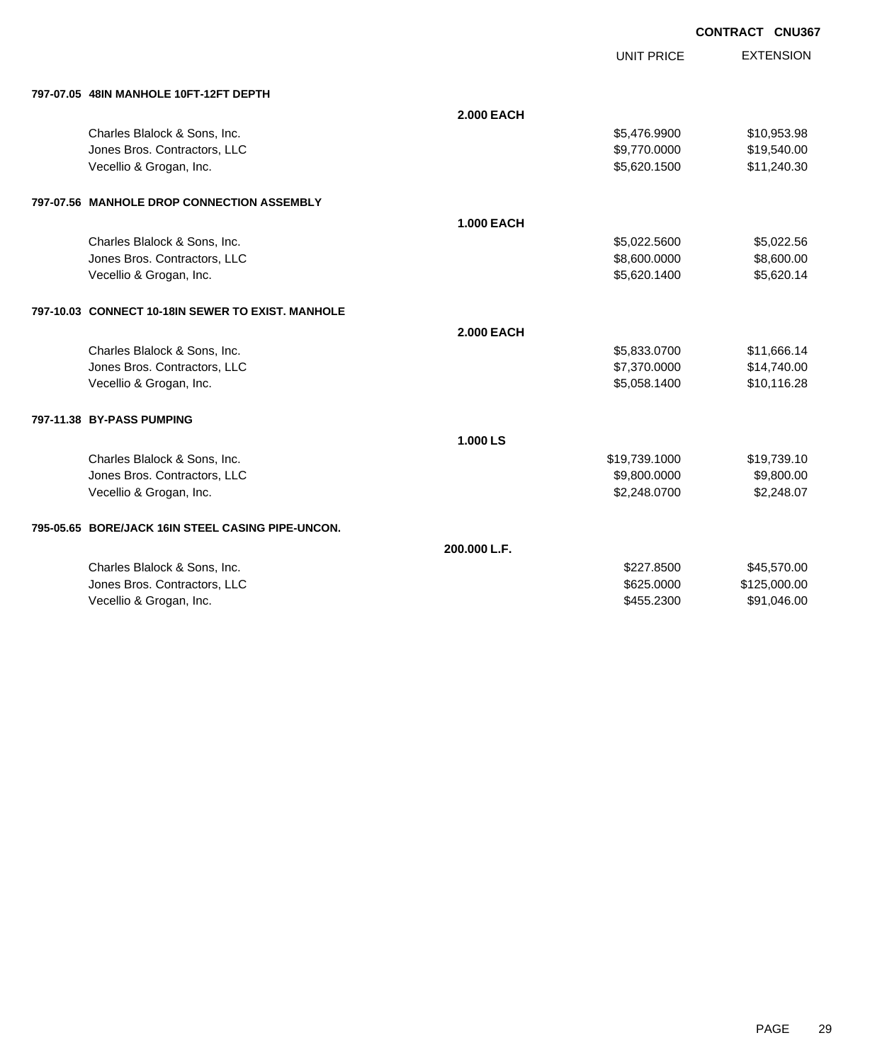**CONTRACT CNU367**

| | | UNIT PRICE | EXTENSION |
|---|---|---|---|
| **797-07.05 48IN MANHOLE 10FT-12FT DEPTH** | | | |
| | **2.000 EACH** | | |
| Charles Blalock & Sons, Inc. | | $5,476.9900 | $10,953.98 |
| Jones Bros. Contractors, LLC | | $9,770.0000 | $19,540.00 |
| Vecellio & Grogan, Inc. | | $5,620.1500 | $11,240.30 |
| **797-07.56 MANHOLE DROP CONNECTION ASSEMBLY** | | | |
| | **1.000 EACH** | | |
| Charles Blalock & Sons, Inc. | | $5,022.5600 | $5,022.56 |
| Jones Bros. Contractors, LLC | | $8,600.0000 | $8,600.00 |
| Vecellio & Grogan, Inc. | | $5,620.1400 | $5,620.14 |
| **797-10.03 CONNECT 10-18IN SEWER TO EXIST. MANHOLE** | | | |
| | **2.000 EACH** | | |
| Charles Blalock & Sons, Inc. | | $5,833.0700 | $11,666.14 |
| Jones Bros. Contractors, LLC | | $7,370.0000 | $14,740.00 |
| Vecellio & Grogan, Inc. | | $5,058.1400 | $10,116.28 |
| **797-11.38 BY-PASS PUMPING** | | | |
| | **1.000 LS** | | |
| Charles Blalock & Sons, Inc. | | $19,739.1000 | $19,739.10 |
| Jones Bros. Contractors, LLC | | $9,800.0000 | $9,800.00 |
| Vecellio & Grogan, Inc. | | $2,248.0700 | $2,248.07 |
| **795-05.65 BORE/JACK 16IN STEEL CASING PIPE-UNCON.** | | | |
| | **200.000 L.F.** | | |
| Charles Blalock & Sons, Inc. | | $227.8500 | $45,570.00 |
| Jones Bros. Contractors, LLC | | $625.0000 | $125,000.00 |
| Vecellio & Grogan, Inc. | | $455.2300 | $91,046.00 |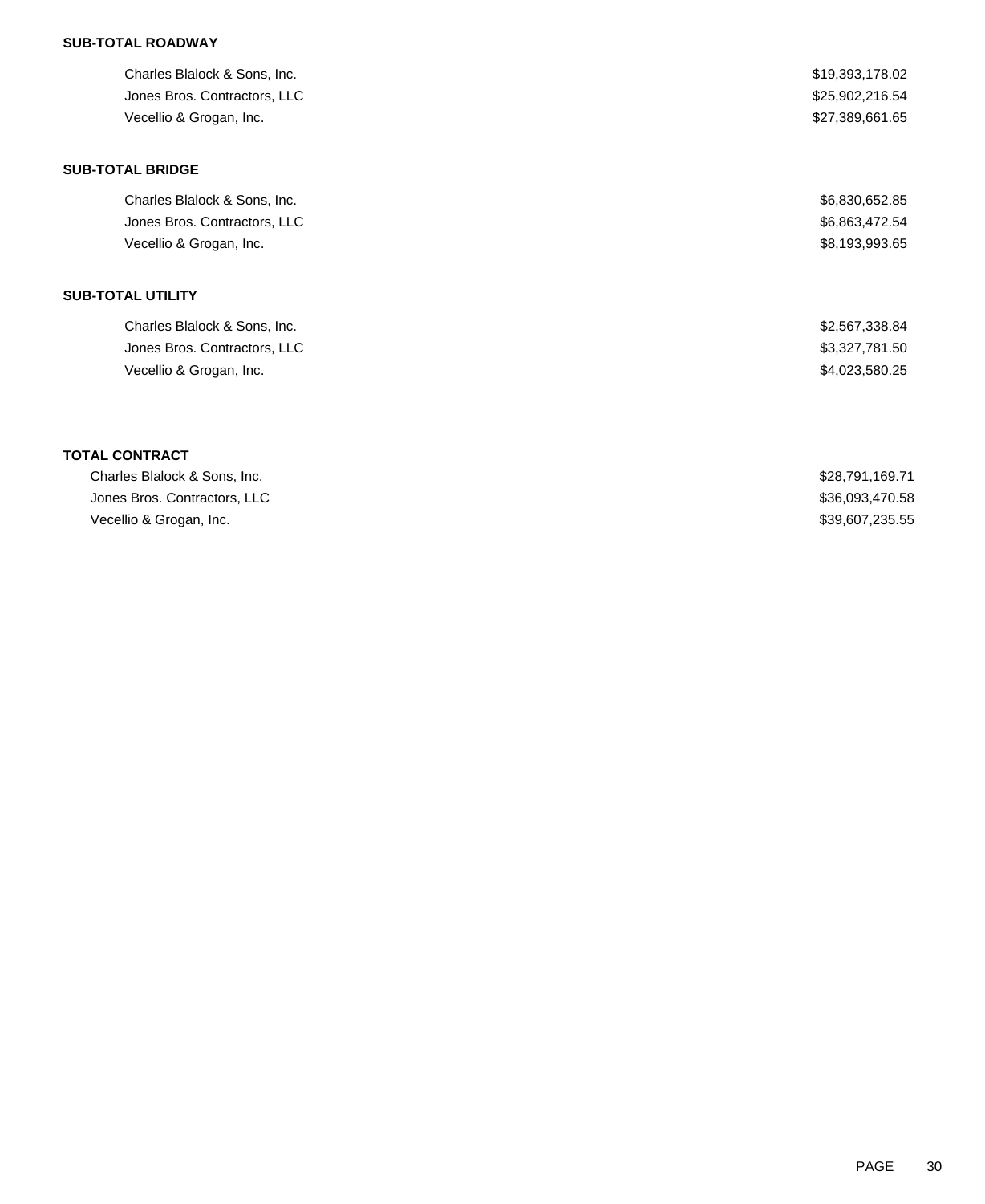**SUB-TOTAL ROADWAY**

| | |
|---|---|
| Charles Blalock & Sons, Inc. | $19,393,178.02 |
| Jones Bros. Contractors, LLC | $25,902,216.54 |
| Vecellio & Grogan, Inc. | $27,389,661.65 |

**SUB-TOTAL BRIDGE**

| | |
|---|---|
| Charles Blalock & Sons, Inc. | $6,830,652.85 |
| Jones Bros. Contractors, LLC | $6,863,472.54 |
| Vecellio & Grogan, Inc. | $8,193,993.65 |

**SUB-TOTAL UTILITY**

| | |
|---|---|
| Charles Blalock & Sons, Inc. | $2,567,338.84 |
| Jones Bros. Contractors, LLC | $3,327,781.50 |
| Vecellio & Grogan, Inc. | $4,023,580.25 |

**TOTAL CONTRACT**

| | |
|---|---|
| Charles Blalock & Sons, Inc. | $28,791,169.71 |
| Jones Bros. Contractors, LLC | $36,093,470.58 |
| Vecellio & Grogan, Inc. | $39,607,235.55 |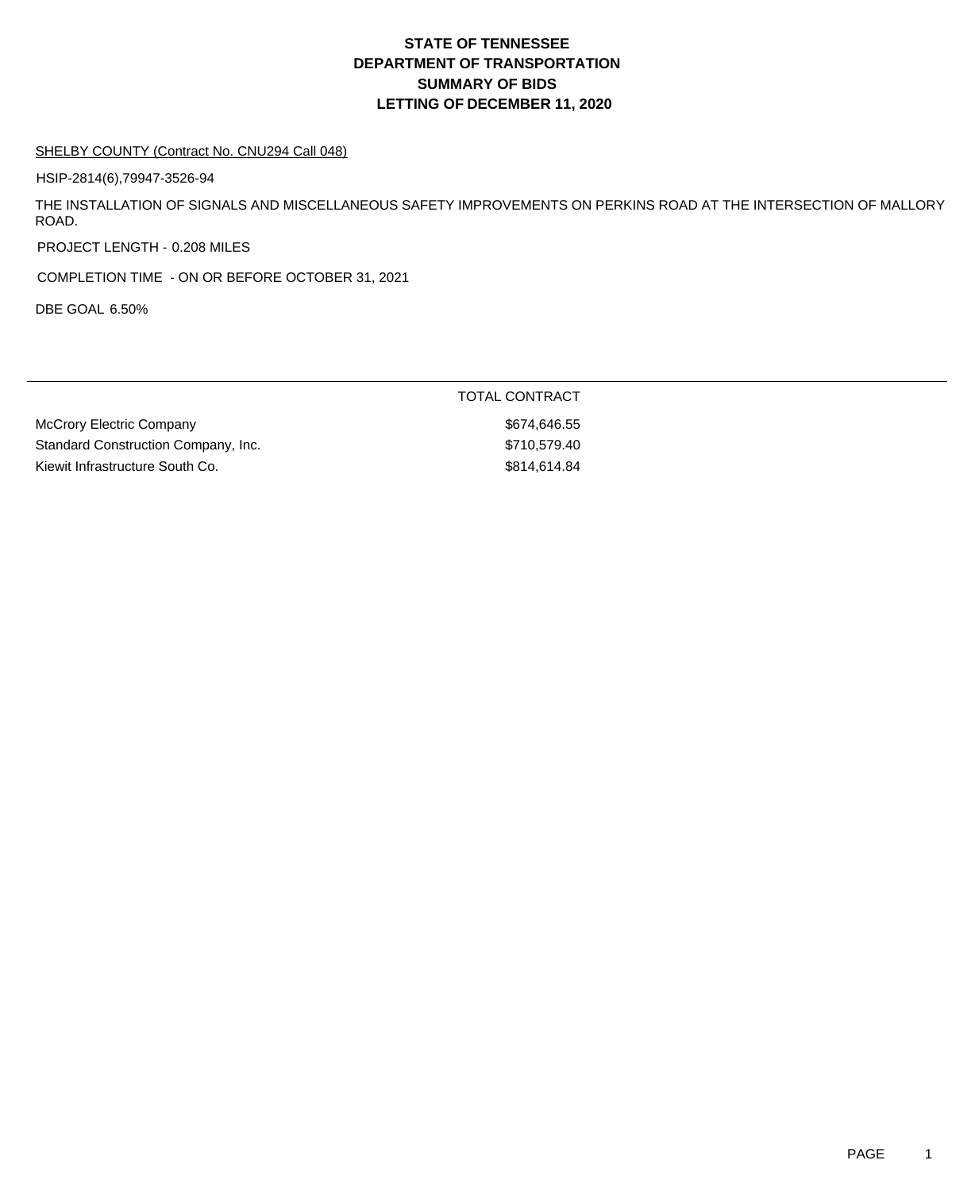# STATE OF TENNESSEE
# DEPARTMENT OF TRANSPORTATION
# SUMMARY OF BIDS
# LETTING OF DECEMBER 11, 2020

SHELBY COUNTY (Contract No. CNU294 Call 048)

HSIP-2814(6),79947-3526-94

THE INSTALLATION OF SIGNALS AND MISCELLANEOUS SAFETY IMPROVEMENTS ON PERKINS ROAD AT THE INTERSECTION OF MALLORY ROAD.

PROJECT LENGTH - 0.208 MILES

COMPLETION TIME - ON OR BEFORE OCTOBER 31, 2021

DBE GOAL 6.50%

| | TOTAL CONTRACT |
|---|---|
| McCrory Electric Company | $674,646.55 |
| Standard Construction Company, Inc. | $710,579.40 |
| Kiewit Infrastructure South Co. | $814,614.84 |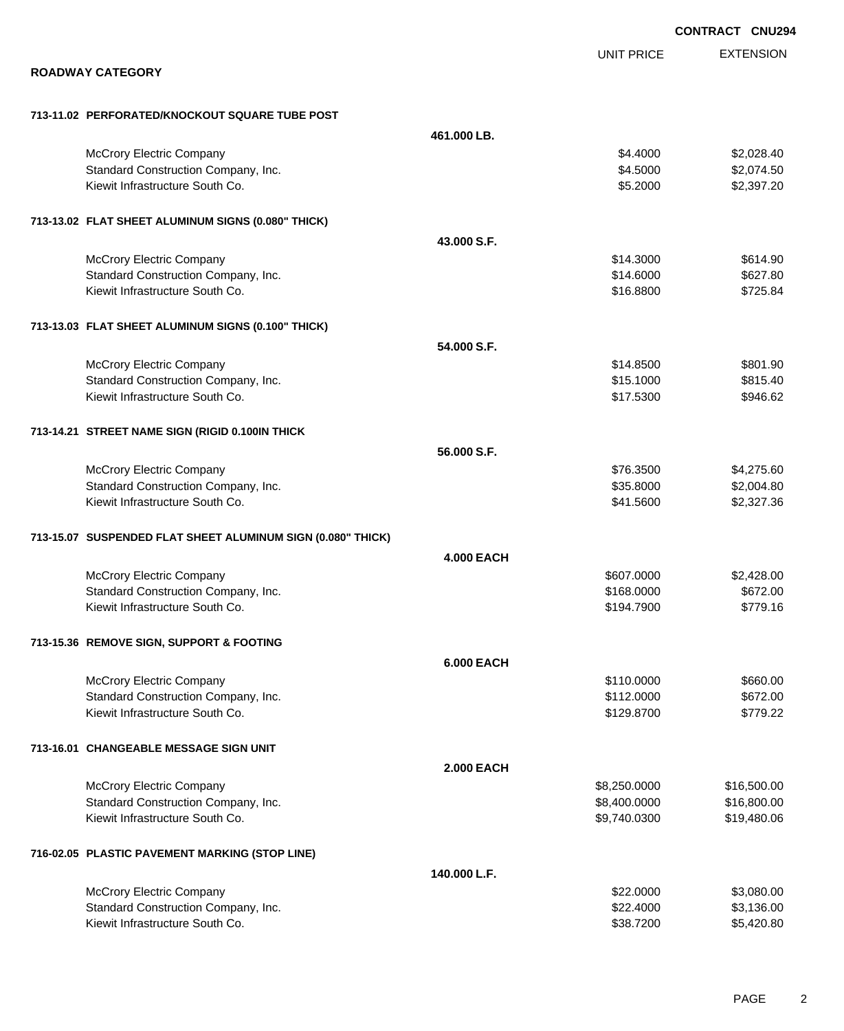**CONTRACT CNU294**

## ROADWAY CATEGORY

| | | UNIT PRICE | EXTENSION |
|---|---|---|---|
| **713-11.02 PERFORATED/KNOCKOUT SQUARE TUBE POST** | | | |
| | **461.000 LB.** | | |
| McCrory Electric Company | | $4.4000 | $2,028.40 |
| Standard Construction Company, Inc. | | $4.5000 | $2,074.50 |
| Kiewit Infrastructure South Co. | | $5.2000 | $2,397.20 |
| **713-13.02 FLAT SHEET ALUMINUM SIGNS (0.080" THICK)** | | | |
| | **43.000 S.F.** | | |
| McCrory Electric Company | | $14.3000 | $614.90 |
| Standard Construction Company, Inc. | | $14.6000 | $627.80 |
| Kiewit Infrastructure South Co. | | $16.8800 | $725.84 |
| **713-13.03 FLAT SHEET ALUMINUM SIGNS (0.100" THICK)** | | | |
| | **54.000 S.F.** | | |
| McCrory Electric Company | | $14.8500 | $801.90 |
| Standard Construction Company, Inc. | | $15.1000 | $815.40 |
| Kiewit Infrastructure South Co. | | $17.5300 | $946.62 |
| **713-14.21 STREET NAME SIGN (RIGID 0.100IN THICK** | | | |
| | **56.000 S.F.** | | |
| McCrory Electric Company | | $76.3500 | $4,275.60 |
| Standard Construction Company, Inc. | | $35.8000 | $2,004.80 |
| Kiewit Infrastructure South Co. | | $41.5600 | $2,327.36 |
| **713-15.07 SUSPENDED FLAT SHEET ALUMINUM SIGN (0.080" THICK)** | | | |
| | **4.000 EACH** | | |
| McCrory Electric Company | | $607.0000 | $2,428.00 |
| Standard Construction Company, Inc. | | $168.0000 | $672.00 |
| Kiewit Infrastructure South Co. | | $194.7900 | $779.16 |
| **713-15.36 REMOVE SIGN, SUPPORT & FOOTING** | | | |
| | **6.000 EACH** | | |
| McCrory Electric Company | | $110.0000 | $660.00 |
| Standard Construction Company, Inc. | | $112.0000 | $672.00 |
| Kiewit Infrastructure South Co. | | $129.8700 | $779.22 |
| **713-16.01 CHANGEABLE MESSAGE SIGN UNIT** | | | |
| | **2.000 EACH** | | |
| McCrory Electric Company | | $8,250.0000 | $16,500.00 |
| Standard Construction Company, Inc. | | $8,400.0000 | $16,800.00 |
| Kiewit Infrastructure South Co. | | $9,740.0300 | $19,480.06 |
| **716-02.05 PLASTIC PAVEMENT MARKING (STOP LINE)** | | | |
| | **140.000 L.F.** | | |
| McCrory Electric Company | | $22.0000 | $3,080.00 |
| Standard Construction Company, Inc. | | $22.4000 | $3,136.00 |
| Kiewit Infrastructure South Co. | | $38.7200 | $5,420.80 |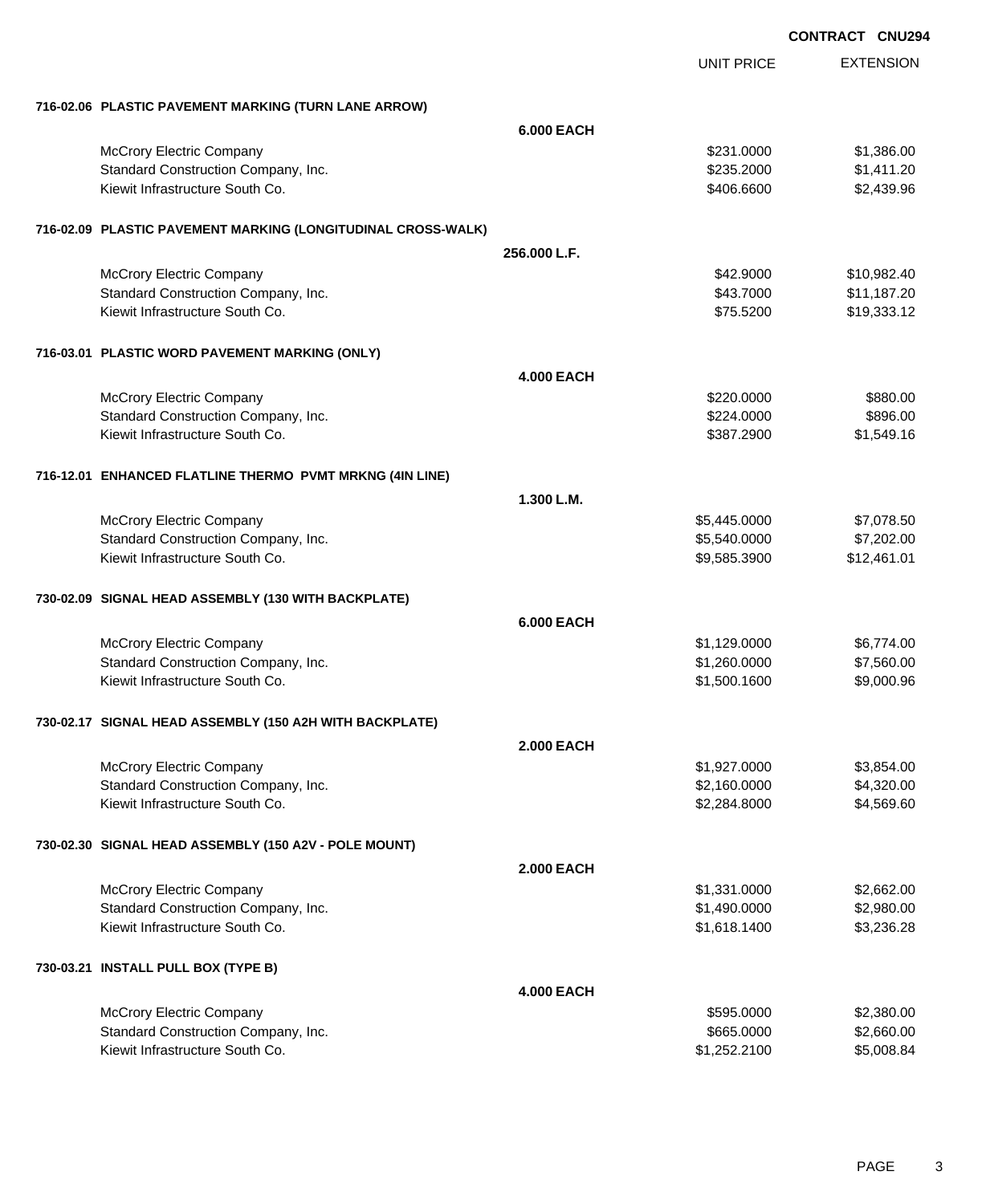**CONTRACT CNU294**

| | | UNIT PRICE | EXTENSION |
|---|---|---|---|
| **716-02.06 PLASTIC PAVEMENT MARKING (TURN LANE ARROW)** | | | |
| | **6.000 EACH** | | |
| McCrory Electric Company | | $231.0000 | $1,386.00 |
| Standard Construction Company, Inc. | | $235.2000 | $1,411.20 |
| Kiewit Infrastructure South Co. | | $406.6600 | $2,439.96 |
| **716-02.09 PLASTIC PAVEMENT MARKING (LONGITUDINAL CROSS-WALK)** | | | |
| | **256.000 L.F.** | | |
| McCrory Electric Company | | $42.9000 | $10,982.40 |
| Standard Construction Company, Inc. | | $43.7000 | $11,187.20 |
| Kiewit Infrastructure South Co. | | $75.5200 | $19,333.12 |
| **716-03.01 PLASTIC WORD PAVEMENT MARKING (ONLY)** | | | |
| | **4.000 EACH** | | |
| McCrory Electric Company | | $220.0000 | $880.00 |
| Standard Construction Company, Inc. | | $224.0000 | $896.00 |
| Kiewit Infrastructure South Co. | | $387.2900 | $1,549.16 |
| **716-12.01 ENHANCED FLATLINE THERMO PVMT MRKNG (4IN LINE)** | | | |
| | **1.300 L.M.** | | |
| McCrory Electric Company | | $5,445.0000 | $7,078.50 |
| Standard Construction Company, Inc. | | $5,540.0000 | $7,202.00 |
| Kiewit Infrastructure South Co. | | $9,585.3900 | $12,461.01 |
| **730-02.09 SIGNAL HEAD ASSEMBLY (130 WITH BACKPLATE)** | | | |
| | **6.000 EACH** | | |
| McCrory Electric Company | | $1,129.0000 | $6,774.00 |
| Standard Construction Company, Inc. | | $1,260.0000 | $7,560.00 |
| Kiewit Infrastructure South Co. | | $1,500.1600 | $9,000.96 |
| **730-02.17 SIGNAL HEAD ASSEMBLY (150 A2H WITH BACKPLATE)** | | | |
| | **2.000 EACH** | | |
| McCrory Electric Company | | $1,927.0000 | $3,854.00 |
| Standard Construction Company, Inc. | | $2,160.0000 | $4,320.00 |
| Kiewit Infrastructure South Co. | | $2,284.8000 | $4,569.60 |
| **730-02.30 SIGNAL HEAD ASSEMBLY (150 A2V - POLE MOUNT)** | | | |
| | **2.000 EACH** | | |
| McCrory Electric Company | | $1,331.0000 | $2,662.00 |
| Standard Construction Company, Inc. | | $1,490.0000 | $2,980.00 |
| Kiewit Infrastructure South Co. | | $1,618.1400 | $3,236.28 |
| **730-03.21 INSTALL PULL BOX (TYPE B)** | | | |
| | **4.000 EACH** | | |
| McCrory Electric Company | | $595.0000 | $2,380.00 |
| Standard Construction Company, Inc. | | $665.0000 | $2,660.00 |
| Kiewit Infrastructure South Co. | | $1,252.2100 | $5,008.84 |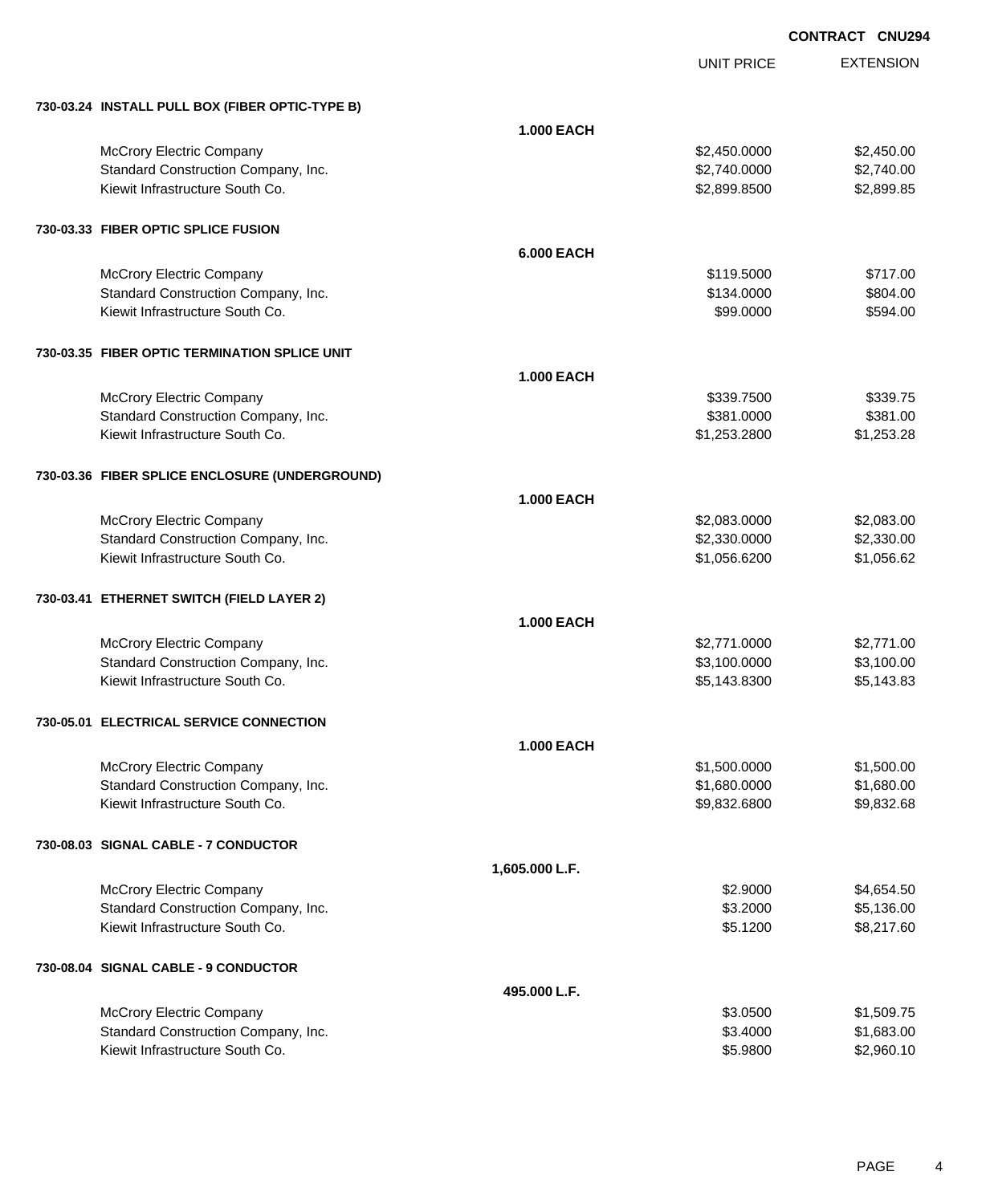**CONTRACT CNU294**

| | | UNIT PRICE | EXTENSION |
|---|---|---|---|
| **730-03.24 INSTALL PULL BOX (FIBER OPTIC-TYPE B)** | | | |
| | **1.000 EACH** | | |
| McCrory Electric Company | | $2,450.0000 | $2,450.00 |
| Standard Construction Company, Inc. | | $2,740.0000 | $2,740.00 |
| Kiewit Infrastructure South Co. | | $2,899.8500 | $2,899.85 |
| **730-03.33 FIBER OPTIC SPLICE FUSION** | | | |
| | **6.000 EACH** | | |
| McCrory Electric Company | | $119.5000 | $717.00 |
| Standard Construction Company, Inc. | | $134.0000 | $804.00 |
| Kiewit Infrastructure South Co. | | $99.0000 | $594.00 |
| **730-03.35 FIBER OPTIC TERMINATION SPLICE UNIT** | | | |
| | **1.000 EACH** | | |
| McCrory Electric Company | | $339.7500 | $339.75 |
| Standard Construction Company, Inc. | | $381.0000 | $381.00 |
| Kiewit Infrastructure South Co. | | $1,253.2800 | $1,253.28 |
| **730-03.36 FIBER SPLICE ENCLOSURE (UNDERGROUND)** | | | |
| | **1.000 EACH** | | |
| McCrory Electric Company | | $2,083.0000 | $2,083.00 |
| Standard Construction Company, Inc. | | $2,330.0000 | $2,330.00 |
| Kiewit Infrastructure South Co. | | $1,056.6200 | $1,056.62 |
| **730-03.41 ETHERNET SWITCH (FIELD LAYER 2)** | | | |
| | **1.000 EACH** | | |
| McCrory Electric Company | | $2,771.0000 | $2,771.00 |
| Standard Construction Company, Inc. | | $3,100.0000 | $3,100.00 |
| Kiewit Infrastructure South Co. | | $5,143.8300 | $5,143.83 |
| **730-05.01 ELECTRICAL SERVICE CONNECTION** | | | |
| | **1.000 EACH** | | |
| McCrory Electric Company | | $1,500.0000 | $1,500.00 |
| Standard Construction Company, Inc. | | $1,680.0000 | $1,680.00 |
| Kiewit Infrastructure South Co. | | $9,832.6800 | $9,832.68 |
| **730-08.03 SIGNAL CABLE - 7 CONDUCTOR** | | | |
| | **1,605.000 L.F.** | | |
| McCrory Electric Company | | $2.9000 | $4,654.50 |
| Standard Construction Company, Inc. | | $3.2000 | $5,136.00 |
| Kiewit Infrastructure South Co. | | $5.1200 | $8,217.60 |
| **730-08.04 SIGNAL CABLE - 9 CONDUCTOR** | | | |
| | **495.000 L.F.** | | |
| McCrory Electric Company | | $3.0500 | $1,509.75 |
| Standard Construction Company, Inc. | | $3.4000 | $1,683.00 |
| Kiewit Infrastructure South Co. | | $5.9800 | $2,960.10 |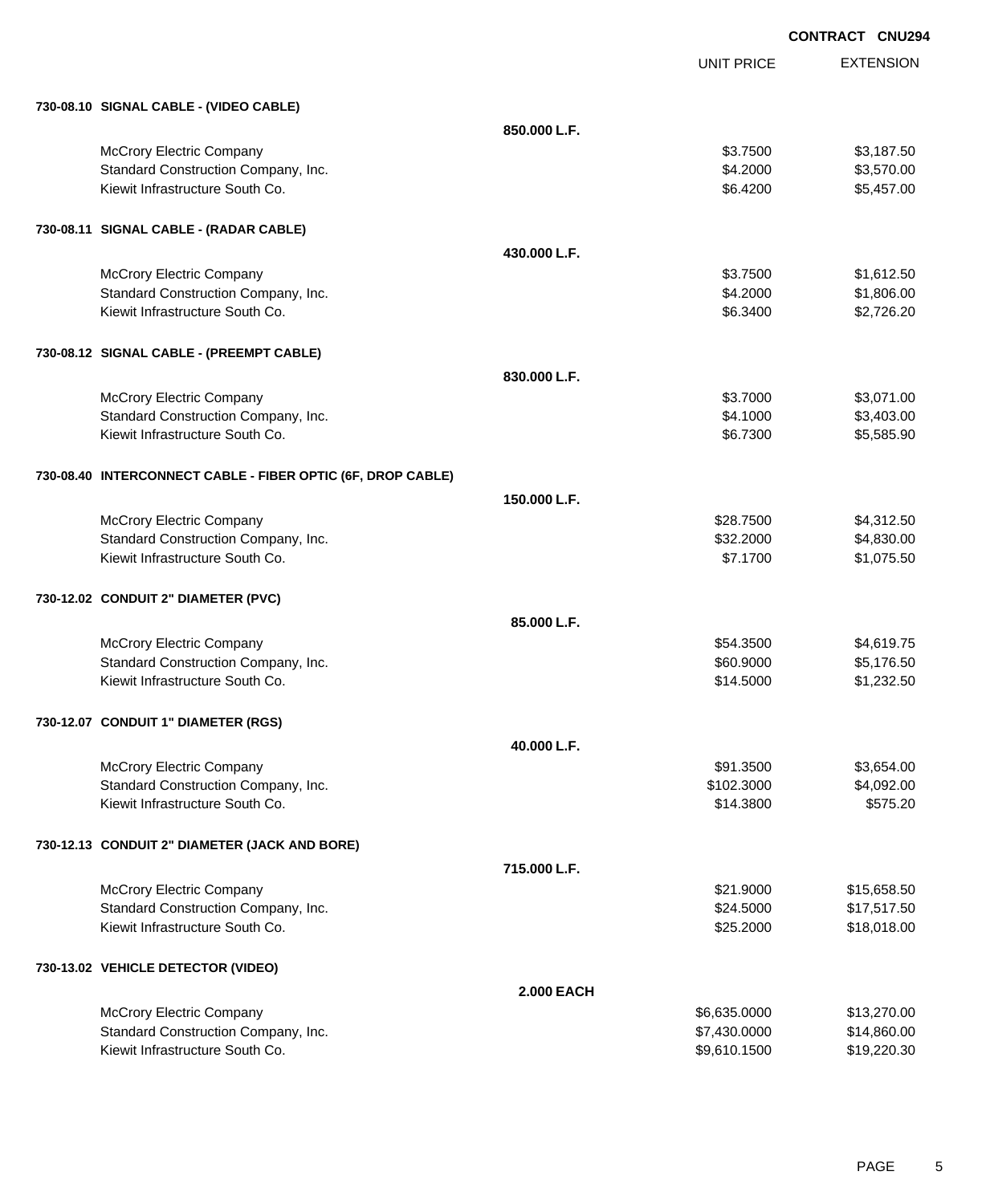CONTRACT CNU294

| | | UNIT PRICE | EXTENSION |
|---|---|---|---|
| **730-08.10 SIGNAL CABLE - (VIDEO CABLE)** | | | |
| | **850.000 L.F.** | | |
| McCrory Electric Company | | $3.7500 | $3,187.50 |
| Standard Construction Company, Inc. | | $4.2000 | $3,570.00 |
| Kiewit Infrastructure South Co. | | $6.4200 | $5,457.00 |
| **730-08.11 SIGNAL CABLE - (RADAR CABLE)** | | | |
| | **430.000 L.F.** | | |
| McCrory Electric Company | | $3.7500 | $1,612.50 |
| Standard Construction Company, Inc. | | $4.2000 | $1,806.00 |
| Kiewit Infrastructure South Co. | | $6.3400 | $2,726.20 |
| **730-08.12 SIGNAL CABLE - (PREEMPT CABLE)** | | | |
| | **830.000 L.F.** | | |
| McCrory Electric Company | | $3.7000 | $3,071.00 |
| Standard Construction Company, Inc. | | $4.1000 | $3,403.00 |
| Kiewit Infrastructure South Co. | | $6.7300 | $5,585.90 |
| **730-08.40 INTERCONNECT CABLE - FIBER OPTIC (6F, DROP CABLE)** | | | |
| | **150.000 L.F.** | | |
| McCrory Electric Company | | $28.7500 | $4,312.50 |
| Standard Construction Company, Inc. | | $32.2000 | $4,830.00 |
| Kiewit Infrastructure South Co. | | $7.1700 | $1,075.50 |
| **730-12.02 CONDUIT 2" DIAMETER (PVC)** | | | |
| | **85.000 L.F.** | | |
| McCrory Electric Company | | $54.3500 | $4,619.75 |
| Standard Construction Company, Inc. | | $60.9000 | $5,176.50 |
| Kiewit Infrastructure South Co. | | $14.5000 | $1,232.50 |
| **730-12.07 CONDUIT 1" DIAMETER (RGS)** | | | |
| | **40.000 L.F.** | | |
| McCrory Electric Company | | $91.3500 | $3,654.00 |
| Standard Construction Company, Inc. | | $102.3000 | $4,092.00 |
| Kiewit Infrastructure South Co. | | $14.3800 | $575.20 |
| **730-12.13 CONDUIT 2" DIAMETER (JACK AND BORE)** | | | |
| | **715.000 L.F.** | | |
| McCrory Electric Company | | $21.9000 | $15,658.50 |
| Standard Construction Company, Inc. | | $24.5000 | $17,517.50 |
| Kiewit Infrastructure South Co. | | $25.2000 | $18,018.00 |
| **730-13.02 VEHICLE DETECTOR (VIDEO)** | | | |
| | **2.000 EACH** | | |
| McCrory Electric Company | | $6,635.0000 | $13,270.00 |
| Standard Construction Company, Inc. | | $7,430.0000 | $14,860.00 |
| Kiewit Infrastructure South Co. | | $9,610.1500 | $19,220.30 |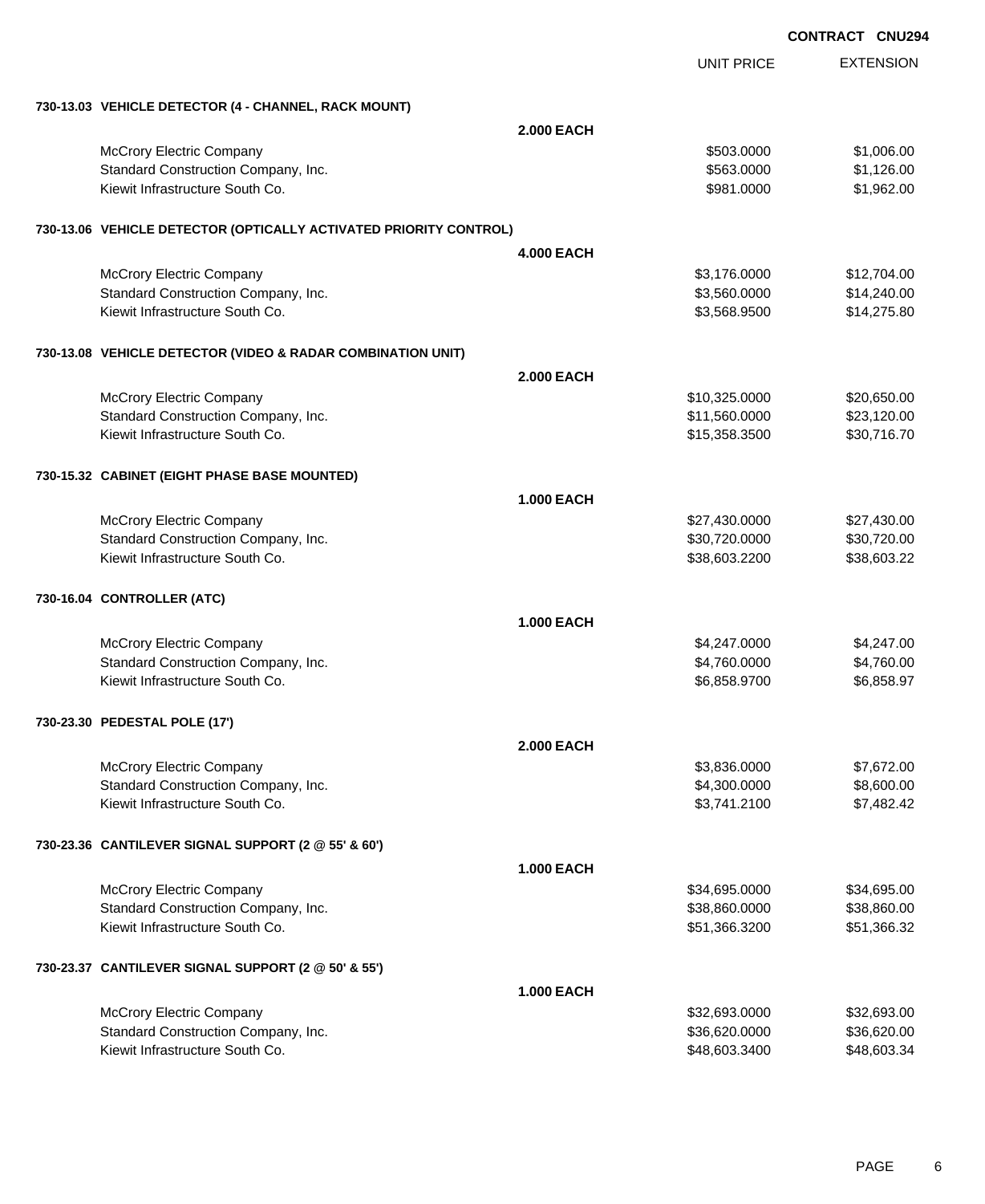**CONTRACT CNU294**

| | | UNIT PRICE | EXTENSION |
|---|---|---|---|
| **730-13.03 VEHICLE DETECTOR (4 - CHANNEL, RACK MOUNT)** | | | |
| | **2.000 EACH** | | |
| McCrory Electric Company | | $503.0000 | $1,006.00 |
| Standard Construction Company, Inc. | | $563.0000 | $1,126.00 |
| Kiewit Infrastructure South Co. | | $981.0000 | $1,962.00 |
| **730-13.06 VEHICLE DETECTOR (OPTICALLY ACTIVATED PRIORITY CONTROL)** | | | |
| | **4.000 EACH** | | |
| McCrory Electric Company | | $3,176.0000 | $12,704.00 |
| Standard Construction Company, Inc. | | $3,560.0000 | $14,240.00 |
| Kiewit Infrastructure South Co. | | $3,568.9500 | $14,275.80 |
| **730-13.08 VEHICLE DETECTOR (VIDEO & RADAR COMBINATION UNIT)** | | | |
| | **2.000 EACH** | | |
| McCrory Electric Company | | $10,325.0000 | $20,650.00 |
| Standard Construction Company, Inc. | | $11,560.0000 | $23,120.00 |
| Kiewit Infrastructure South Co. | | $15,358.3500 | $30,716.70 |
| **730-15.32 CABINET (EIGHT PHASE BASE MOUNTED)** | | | |
| | **1.000 EACH** | | |
| McCrory Electric Company | | $27,430.0000 | $27,430.00 |
| Standard Construction Company, Inc. | | $30,720.0000 | $30,720.00 |
| Kiewit Infrastructure South Co. | | $38,603.2200 | $38,603.22 |
| **730-16.04 CONTROLLER (ATC)** | | | |
| | **1.000 EACH** | | |
| McCrory Electric Company | | $4,247.0000 | $4,247.00 |
| Standard Construction Company, Inc. | | $4,760.0000 | $4,760.00 |
| Kiewit Infrastructure South Co. | | $6,858.9700 | $6,858.97 |
| **730-23.30 PEDESTAL POLE (17')** | | | |
| | **2.000 EACH** | | |
| McCrory Electric Company | | $3,836.0000 | $7,672.00 |
| Standard Construction Company, Inc. | | $4,300.0000 | $8,600.00 |
| Kiewit Infrastructure South Co. | | $3,741.2100 | $7,482.42 |
| **730-23.36 CANTILEVER SIGNAL SUPPORT (2 @ 55' & 60')** | | | |
| | **1.000 EACH** | | |
| McCrory Electric Company | | $34,695.0000 | $34,695.00 |
| Standard Construction Company, Inc. | | $38,860.0000 | $38,860.00 |
| Kiewit Infrastructure South Co. | | $51,366.3200 | $51,366.32 |
| **730-23.37 CANTILEVER SIGNAL SUPPORT (2 @ 50' & 55')** | | | |
| | **1.000 EACH** | | |
| McCrory Electric Company | | $32,693.0000 | $32,693.00 |
| Standard Construction Company, Inc. | | $36,620.0000 | $36,620.00 |
| Kiewit Infrastructure South Co. | | $48,603.3400 | $48,603.34 |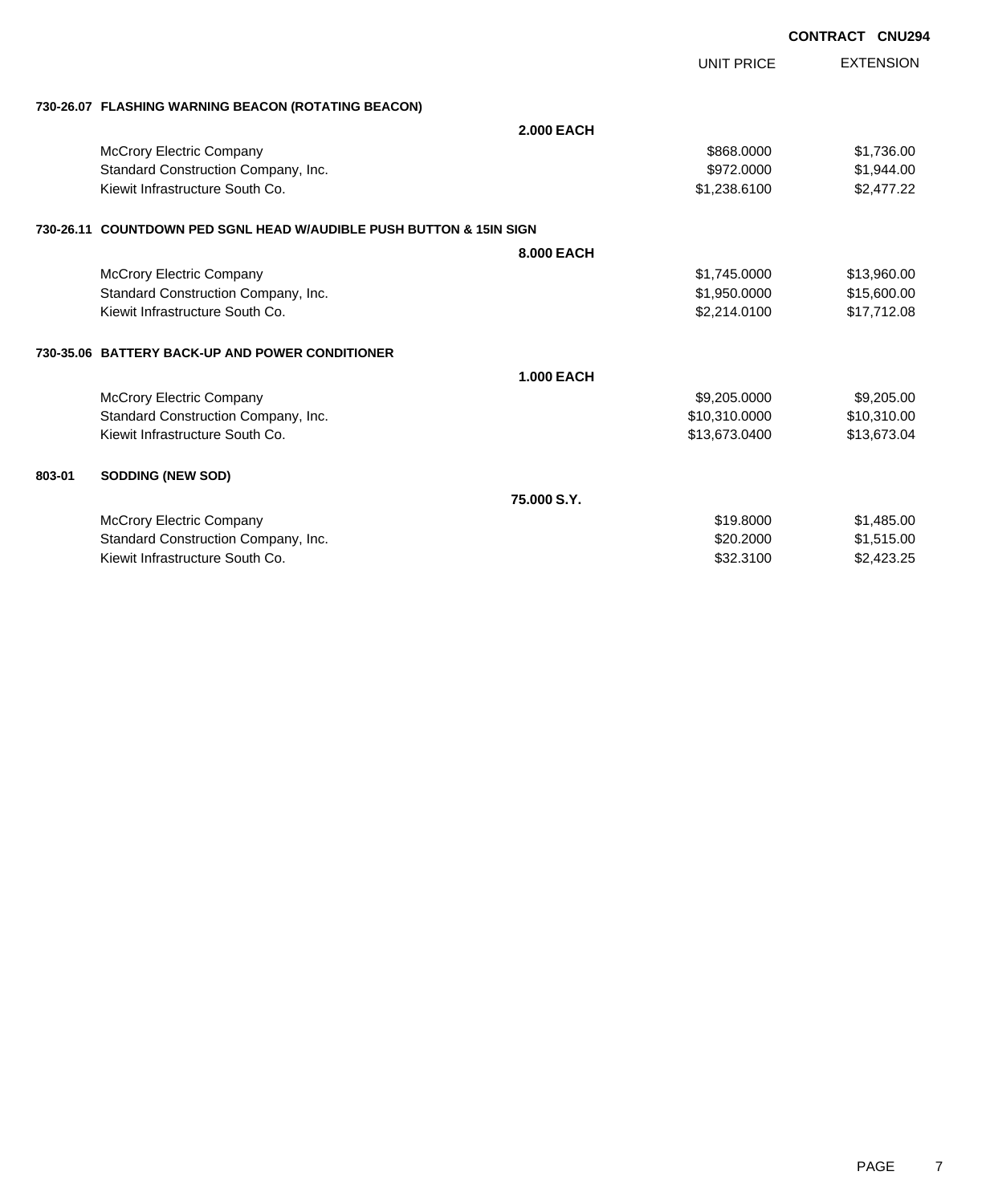**CONTRACT CNU294**

| | | UNIT PRICE | EXTENSION |
|---|---|---|---|
| **730-26.07** | **FLASHING WARNING BEACON (ROTATING BEACON)** | | |
| | **2.000 EACH** | | |
| | McCrory Electric Company | $868.0000 | $1,736.00 |
| | Standard Construction Company, Inc. | $972.0000 | $1,944.00 |
| | Kiewit Infrastructure South Co. | $1,238.6100 | $2,477.22 |
| **730-26.11** | **COUNTDOWN PED SGNL HEAD W/AUDIBLE PUSH BUTTON & 15IN SIGN** | | |
| | **8.000 EACH** | | |
| | McCrory Electric Company | $1,745.0000 | $13,960.00 |
| | Standard Construction Company, Inc. | $1,950.0000 | $15,600.00 |
| | Kiewit Infrastructure South Co. | $2,214.0100 | $17,712.08 |
| **730-35.06** | **BATTERY BACK-UP AND POWER CONDITIONER** | | |
| | **1.000 EACH** | | |
| | McCrory Electric Company | $9,205.0000 | $9,205.00 |
| | Standard Construction Company, Inc. | $10,310.0000 | $10,310.00 |
| | Kiewit Infrastructure South Co. | $13,673.0400 | $13,673.04 |
| **803-01** | **SODDING (NEW SOD)** | | |
| | **75.000 S.Y.** | | |
| | McCrory Electric Company | $19.8000 | $1,485.00 |
| | Standard Construction Company, Inc. | $20.2000 | $1,515.00 |
| | Kiewit Infrastructure South Co. | $32.3100 | $2,423.25 |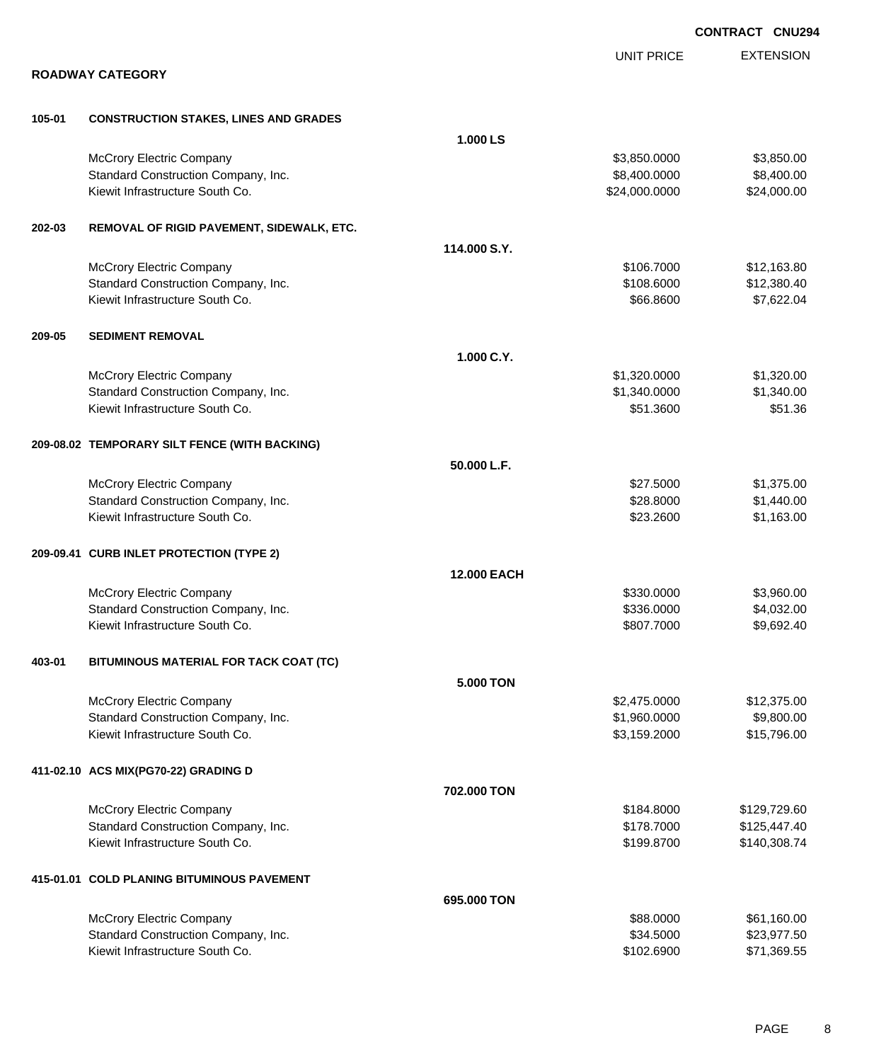**CONTRACT CNU294**

## ROADWAY CATEGORY

| | | | UNIT PRICE | EXTENSION |
|---|---|---|---|---|
| **105-01** | **CONSTRUCTION STAKES, LINES AND GRADES** | | | |
| | | **1.000 LS** | | |
| | McCrory Electric Company | | $3,850.0000 | $3,850.00 |
| | Standard Construction Company, Inc. | | $8,400.0000 | $8,400.00 |
| | Kiewit Infrastructure South Co. | | $24,000.0000 | $24,000.00 |
| **202-03** | **REMOVAL OF RIGID PAVEMENT, SIDEWALK, ETC.** | | | |
| | | **114.000 S.Y.** | | |
| | McCrory Electric Company | | $106.7000 | $12,163.80 |
| | Standard Construction Company, Inc. | | $108.6000 | $12,380.40 |
| | Kiewit Infrastructure South Co. | | $66.8600 | $7,622.04 |
| **209-05** | **SEDIMENT REMOVAL** | | | |
| | | **1.000 C.Y.** | | |
| | McCrory Electric Company | | $1,320.0000 | $1,320.00 |
| | Standard Construction Company, Inc. | | $1,340.0000 | $1,340.00 |
| | Kiewit Infrastructure South Co. | | $51.3600 | $51.36 |
| **209-08.02** | **TEMPORARY SILT FENCE (WITH BACKING)** | | | |
| | | **50.000 L.F.** | | |
| | McCrory Electric Company | | $27.5000 | $1,375.00 |
| | Standard Construction Company, Inc. | | $28.8000 | $1,440.00 |
| | Kiewit Infrastructure South Co. | | $23.2600 | $1,163.00 |
| **209-09.41** | **CURB INLET PROTECTION (TYPE 2)** | | | |
| | | **12.000 EACH** | | |
| | McCrory Electric Company | | $330.0000 | $3,960.00 |
| | Standard Construction Company, Inc. | | $336.0000 | $4,032.00 |
| | Kiewit Infrastructure South Co. | | $807.7000 | $9,692.40 |
| **403-01** | **BITUMINOUS MATERIAL FOR TACK COAT (TC)** | | | |
| | | **5.000 TON** | | |
| | McCrory Electric Company | | $2,475.0000 | $12,375.00 |
| | Standard Construction Company, Inc. | | $1,960.0000 | $9,800.00 |
| | Kiewit Infrastructure South Co. | | $3,159.2000 | $15,796.00 |
| **411-02.10** | **ACS MIX(PG70-22) GRADING D** | | | |
| | | **702.000 TON** | | |
| | McCrory Electric Company | | $184.8000 | $129,729.60 |
| | Standard Construction Company, Inc. | | $178.7000 | $125,447.40 |
| | Kiewit Infrastructure South Co. | | $199.8700 | $140,308.74 |
| **415-01.01** | **COLD PLANING BITUMINOUS PAVEMENT** | | | |
| | | **695.000 TON** | | |
| | McCrory Electric Company | | $88.0000 | $61,160.00 |
| | Standard Construction Company, Inc. | | $34.5000 | $23,977.50 |
| | Kiewit Infrastructure South Co. | | $102.6900 | $71,369.55 |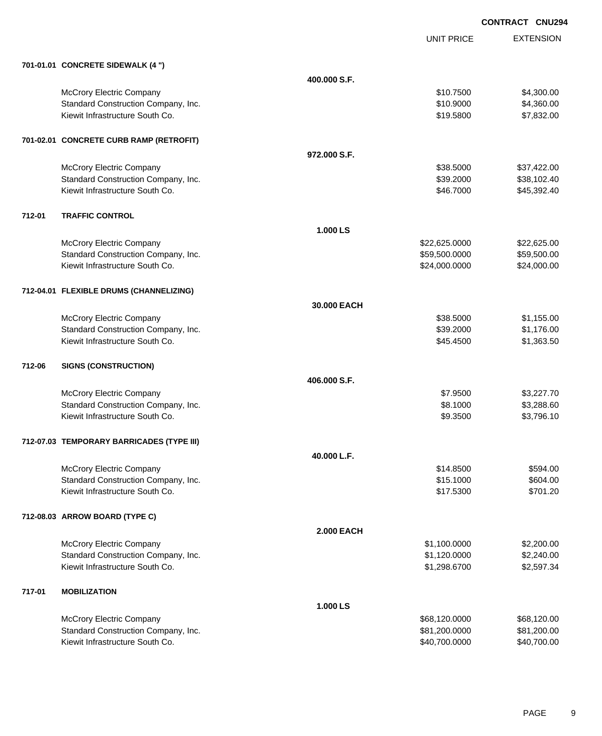**CONTRACT CNU294**

| | | UNIT PRICE | EXTENSION |
|---|---|---|---|
| **701-01.01 CONCRETE SIDEWALK (4 ")** | | | |
| | **400.000 S.F.** | | |
| McCrory Electric Company | | $10.7500 | $4,300.00 |
| Standard Construction Company, Inc. | | $10.9000 | $4,360.00 |
| Kiewit Infrastructure South Co. | | $19.5800 | $7,832.00 |
| **701-02.01 CONCRETE CURB RAMP (RETROFIT)** | | | |
| | **972.000 S.F.** | | |
| McCrory Electric Company | | $38.5000 | $37,422.00 |
| Standard Construction Company, Inc. | | $39.2000 | $38,102.40 |
| Kiewit Infrastructure South Co. | | $46.7000 | $45,392.40 |
| **712-01 TRAFFIC CONTROL** | | | |
| | **1.000 LS** | | |
| McCrory Electric Company | | $22,625.0000 | $22,625.00 |
| Standard Construction Company, Inc. | | $59,500.0000 | $59,500.00 |
| Kiewit Infrastructure South Co. | | $24,000.0000 | $24,000.00 |
| **712-04.01 FLEXIBLE DRUMS (CHANNELIZING)** | | | |
| | **30.000 EACH** | | |
| McCrory Electric Company | | $38.5000 | $1,155.00 |
| Standard Construction Company, Inc. | | $39.2000 | $1,176.00 |
| Kiewit Infrastructure South Co. | | $45.4500 | $1,363.50 |
| **712-06 SIGNS (CONSTRUCTION)** | | | |
| | **406.000 S.F.** | | |
| McCrory Electric Company | | $7.9500 | $3,227.70 |
| Standard Construction Company, Inc. | | $8.1000 | $3,288.60 |
| Kiewit Infrastructure South Co. | | $9.3500 | $3,796.10 |
| **712-07.03 TEMPORARY BARRICADES (TYPE III)** | | | |
| | **40.000 L.F.** | | |
| McCrory Electric Company | | $14.8500 | $594.00 |
| Standard Construction Company, Inc. | | $15.1000 | $604.00 |
| Kiewit Infrastructure South Co. | | $17.5300 | $701.20 |
| **712-08.03 ARROW BOARD (TYPE C)** | | | |
| | **2.000 EACH** | | |
| McCrory Electric Company | | $1,100.0000 | $2,200.00 |
| Standard Construction Company, Inc. | | $1,120.0000 | $2,240.00 |
| Kiewit Infrastructure South Co. | | $1,298.6700 | $2,597.34 |
| **717-01 MOBILIZATION** | | | |
| | **1.000 LS** | | |
| McCrory Electric Company | | $68,120.0000 | $68,120.00 |
| Standard Construction Company, Inc. | | $81,200.0000 | $81,200.00 |
| Kiewit Infrastructure South Co. | | $40,700.0000 | $40,700.00 |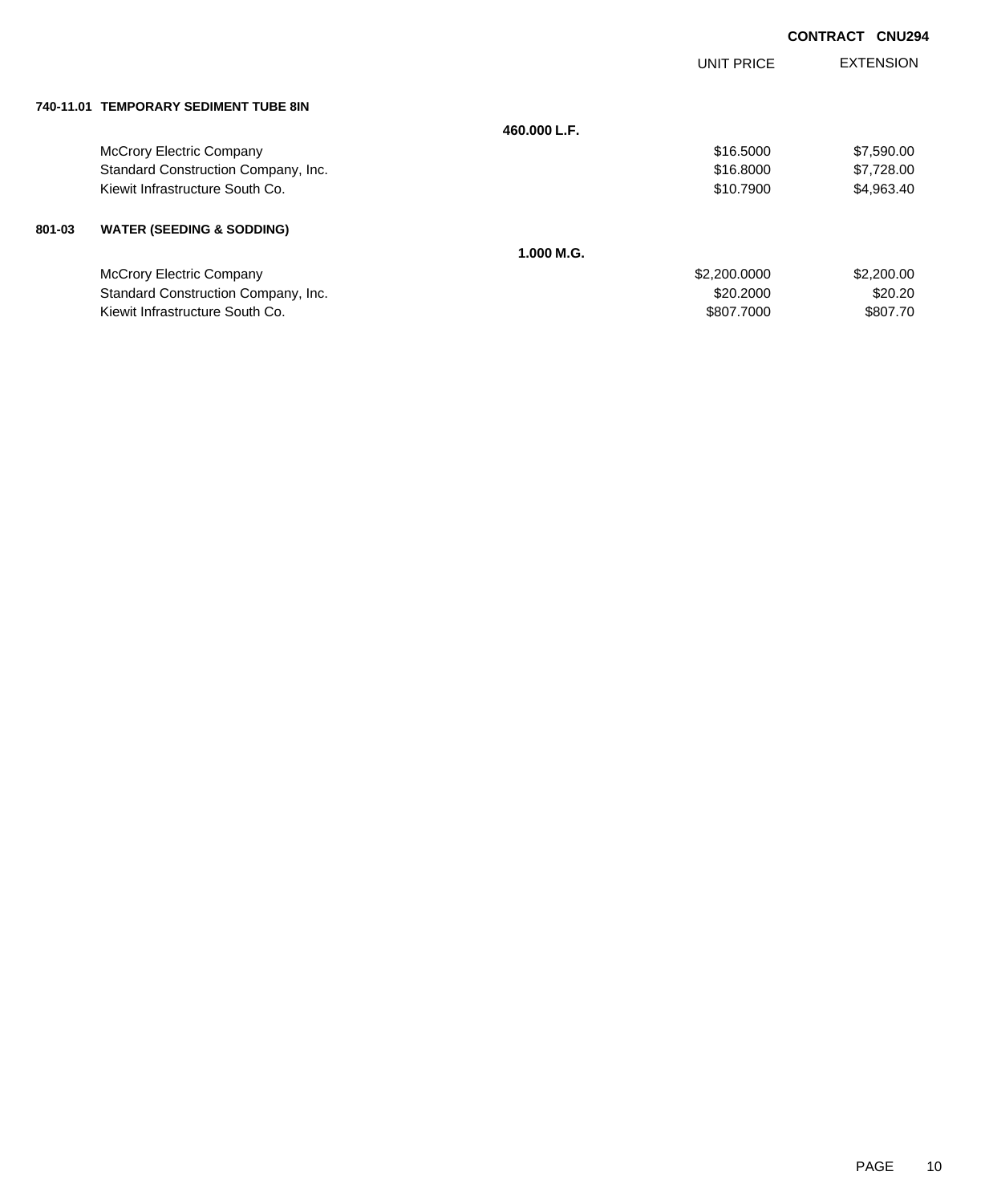**CONTRACT CNU294**

| | | UNIT PRICE | EXTENSION |
|---|---|---|---|
| **740-11.01** | **TEMPORARY SEDIMENT TUBE 8IN** | | |
| | **460.000 L.F.** | | |
| | McCrory Electric Company | $16.5000 | $7,590.00 |
| | Standard Construction Company, Inc. | $16.8000 | $7,728.00 |
| | Kiewit Infrastructure South Co. | $10.7900 | $4,963.40 |
| **801-03** | **WATER (SEEDING & SODDING)** | | |
| | **1.000 M.G.** | | |
| | McCrory Electric Company | $2,200.0000 | $2,200.00 |
| | Standard Construction Company, Inc. | $20.2000 | $20.20 |
| | Kiewit Infrastructure South Co. | $807.7000 | $807.70 |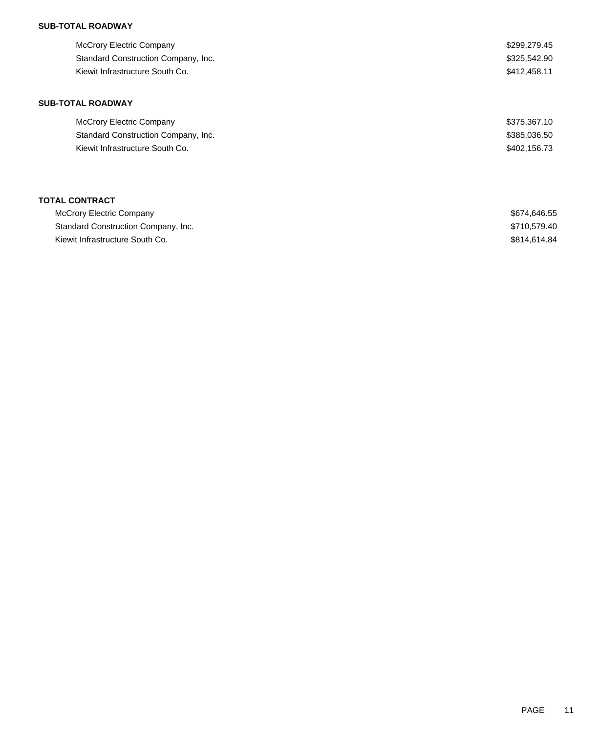**SUB-TOTAL ROADWAY**

| | |
|---|---|
| McCrory Electric Company | $299,279.45 |
| Standard Construction Company, Inc. | $325,542.90 |
| Kiewit Infrastructure South Co. | $412,458.11 |

**SUB-TOTAL ROADWAY**

| | |
|---|---|
| McCrory Electric Company | $375,367.10 |
| Standard Construction Company, Inc. | $385,036.50 |
| Kiewit Infrastructure South Co. | $402,156.73 |

**TOTAL CONTRACT**

| | |
|---|---|
| McCrory Electric Company | $674,646.55 |
| Standard Construction Company, Inc. | $710,579.40 |
| Kiewit Infrastructure South Co. | $814,614.84 |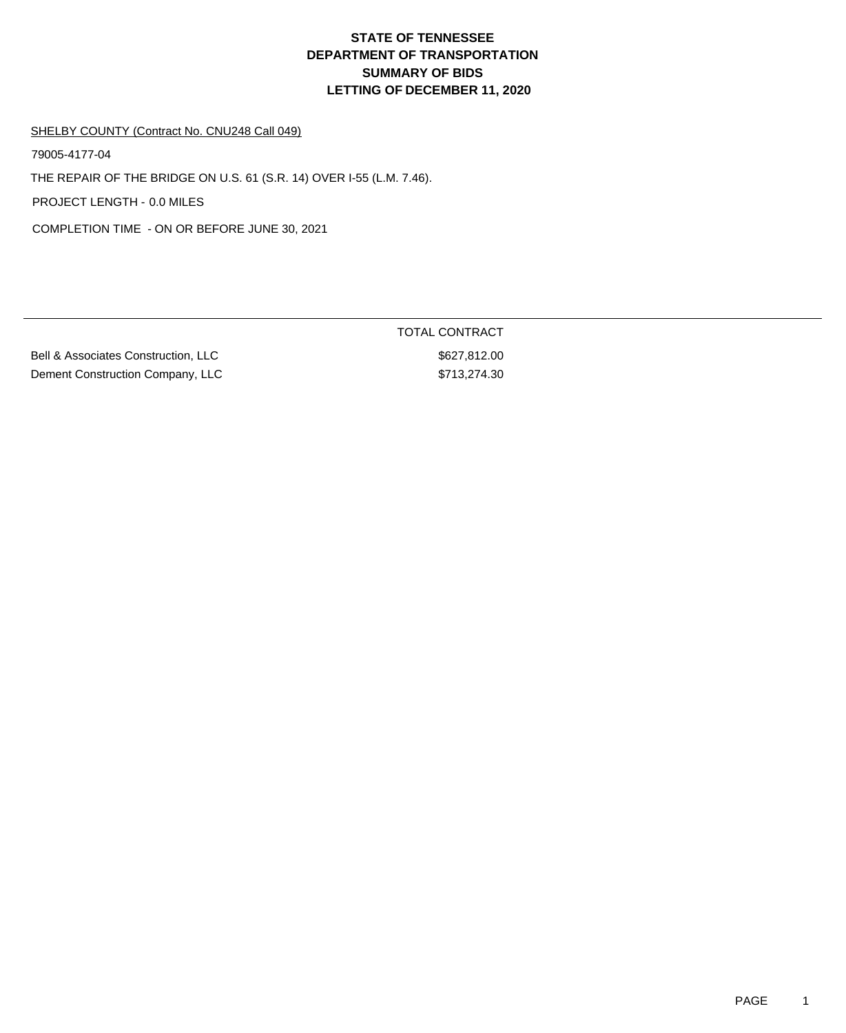# STATE OF TENNESSEE
# DEPARTMENT OF TRANSPORTATION
# SUMMARY OF BIDS
# LETTING OF DECEMBER 11, 2020

SHELBY COUNTY (Contract No. CNU248 Call 049)

79005-4177-04

THE REPAIR OF THE BRIDGE ON U.S. 61 (S.R. 14) OVER I-55 (L.M. 7.46).

PROJECT LENGTH - 0.0 MILES

COMPLETION TIME - ON OR BEFORE JUNE 30, 2021

| | TOTAL CONTRACT |
|---|---|
| Bell & Associates Construction, LLC | $627,812.00 |
| Dement Construction Company, LLC | $713,274.30 |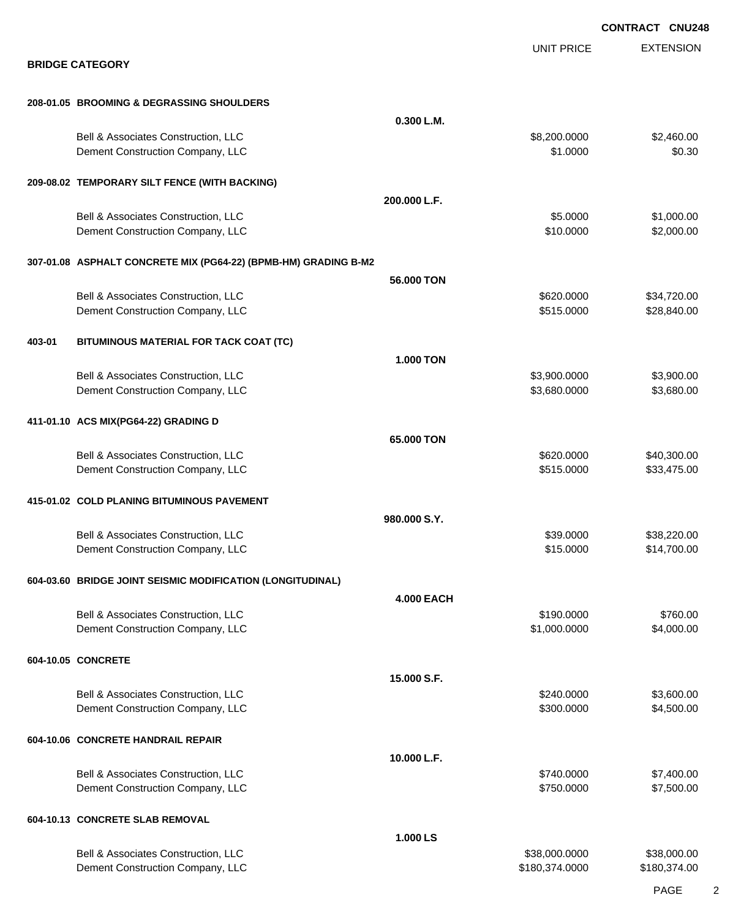**CONTRACT CNU248**

## BRIDGE CATEGORY

| | | UNIT PRICE | EXTENSION |
|---|---|---|---|
| **208-01.05 BROOMING & DEGRASSING SHOULDERS** | | | |
| | **0.300 L.M.** | | |
| Bell & Associates Construction, LLC | | $8,200.0000 | $2,460.00 |
| Dement Construction Company, LLC | | $1.0000 | $0.30 |
| **209-08.02 TEMPORARY SILT FENCE (WITH BACKING)** | | | |
| | **200.000 L.F.** | | |
| Bell & Associates Construction, LLC | | $5.0000 | $1,000.00 |
| Dement Construction Company, LLC | | $10.0000 | $2,000.00 |
| **307-01.08 ASPHALT CONCRETE MIX (PG64-22) (BPMB-HM) GRADING B-M2** | | | |
| | **56.000 TON** | | |
| Bell & Associates Construction, LLC | | $620.0000 | $34,720.00 |
| Dement Construction Company, LLC | | $515.0000 | $28,840.00 |
| **403-01 BITUMINOUS MATERIAL FOR TACK COAT (TC)** | | | |
| | **1.000 TON** | | |
| Bell & Associates Construction, LLC | | $3,900.0000 | $3,900.00 |
| Dement Construction Company, LLC | | $3,680.0000 | $3,680.00 |
| **411-01.10 ACS MIX(PG64-22) GRADING D** | | | |
| | **65.000 TON** | | |
| Bell & Associates Construction, LLC | | $620.0000 | $40,300.00 |
| Dement Construction Company, LLC | | $515.0000 | $33,475.00 |
| **415-01.02 COLD PLANING BITUMINOUS PAVEMENT** | | | |
| | **980.000 S.Y.** | | |
| Bell & Associates Construction, LLC | | $39.0000 | $38,220.00 |
| Dement Construction Company, LLC | | $15.0000 | $14,700.00 |
| **604-03.60 BRIDGE JOINT SEISMIC MODIFICATION (LONGITUDINAL)** | | | |
| | **4.000 EACH** | | |
| Bell & Associates Construction, LLC | | $190.0000 | $760.00 |
| Dement Construction Company, LLC | | $1,000.0000 | $4,000.00 |
| **604-10.05 CONCRETE** | | | |
| | **15.000 S.F.** | | |
| Bell & Associates Construction, LLC | | $240.0000 | $3,600.00 |
| Dement Construction Company, LLC | | $300.0000 | $4,500.00 |
| **604-10.06 CONCRETE HANDRAIL REPAIR** | | | |
| | **10.000 L.F.** | | |
| Bell & Associates Construction, LLC | | $740.0000 | $7,400.00 |
| Dement Construction Company, LLC | | $750.0000 | $7,500.00 |
| **604-10.13 CONCRETE SLAB REMOVAL** | | | |
| | **1.000 LS** | | |
| Bell & Associates Construction, LLC | | $38,000.0000 | $38,000.00 |
| Dement Construction Company, LLC | | $180,374.0000 | $180,374.00 |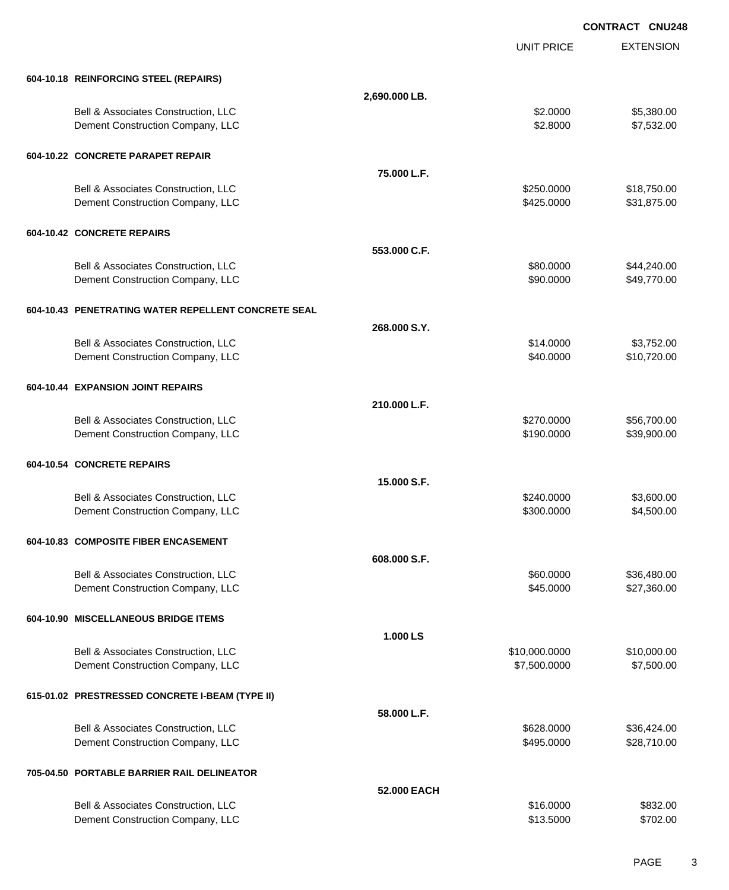**CONTRACT CNU248**

| | | UNIT PRICE | EXTENSION |
|---|---|---|---|
| **604-10.18 REINFORCING STEEL (REPAIRS)** | | | |
| | **2,690.000 LB.** | | |
| Bell & Associates Construction, LLC | | $2.0000 | $5,380.00 |
| Dement Construction Company, LLC | | $2.8000 | $7,532.00 |
| **604-10.22 CONCRETE PARAPET REPAIR** | | | |
| | **75.000 L.F.** | | |
| Bell & Associates Construction, LLC | | $250.0000 | $18,750.00 |
| Dement Construction Company, LLC | | $425.0000 | $31,875.00 |
| **604-10.42 CONCRETE REPAIRS** | | | |
| | **553.000 C.F.** | | |
| Bell & Associates Construction, LLC | | $80.0000 | $44,240.00 |
| Dement Construction Company, LLC | | $90.0000 | $49,770.00 |
| **604-10.43 PENETRATING WATER REPELLENT CONCRETE SEAL** | | | |
| | **268.000 S.Y.** | | |
| Bell & Associates Construction, LLC | | $14.0000 | $3,752.00 |
| Dement Construction Company, LLC | | $40.0000 | $10,720.00 |
| **604-10.44 EXPANSION JOINT REPAIRS** | | | |
| | **210.000 L.F.** | | |
| Bell & Associates Construction, LLC | | $270.0000 | $56,700.00 |
| Dement Construction Company, LLC | | $190.0000 | $39,900.00 |
| **604-10.54 CONCRETE REPAIRS** | | | |
| | **15.000 S.F.** | | |
| Bell & Associates Construction, LLC | | $240.0000 | $3,600.00 |
| Dement Construction Company, LLC | | $300.0000 | $4,500.00 |
| **604-10.83 COMPOSITE FIBER ENCASEMENT** | | | |
| | **608.000 S.F.** | | |
| Bell & Associates Construction, LLC | | $60.0000 | $36,480.00 |
| Dement Construction Company, LLC | | $45.0000 | $27,360.00 |
| **604-10.90 MISCELLANEOUS BRIDGE ITEMS** | | | |
| | **1.000 LS** | | |
| Bell & Associates Construction, LLC | | $10,000.0000 | $10,000.00 |
| Dement Construction Company, LLC | | $7,500.0000 | $7,500.00 |
| **615-01.02 PRESTRESSED CONCRETE I-BEAM (TYPE II)** | | | |
| | **58.000 L.F.** | | |
| Bell & Associates Construction, LLC | | $628.0000 | $36,424.00 |
| Dement Construction Company, LLC | | $495.0000 | $28,710.00 |
| **705-04.50 PORTABLE BARRIER RAIL DELINEATOR** | | | |
| | **52.000 EACH** | | |
| Bell & Associates Construction, LLC | | $16.0000 | $832.00 |
| Dement Construction Company, LLC | | $13.5000 | $702.00 |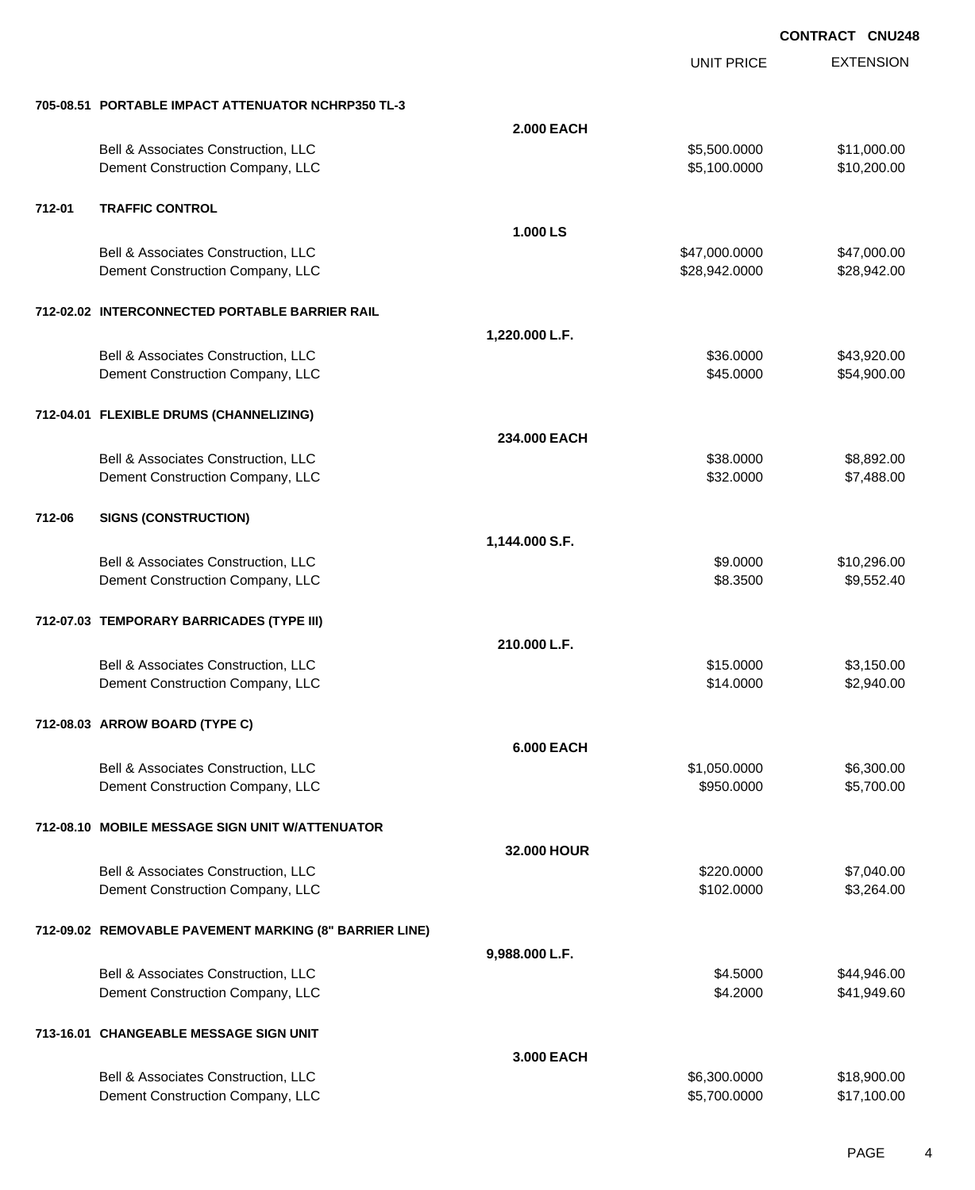**CONTRACT CNU248**

| | | | UNIT PRICE | EXTENSION |
|---|---|---|---|---|
| **705-08.51** | **PORTABLE IMPACT ATTENUATOR NCHRP350 TL-3** | | | |
| | | **2.000 EACH** | | |
| | Bell & Associates Construction, LLC | | $5,500.0000 | $11,000.00 |
| | Dement Construction Company, LLC | | $5,100.0000 | $10,200.00 |
| **712-01** | **TRAFFIC CONTROL** | | | |
| | | **1.000 LS** | | |
| | Bell & Associates Construction, LLC | | $47,000.0000 | $47,000.00 |
| | Dement Construction Company, LLC | | $28,942.0000 | $28,942.00 |
| **712-02.02** | **INTERCONNECTED PORTABLE BARRIER RAIL** | | | |
| | | **1,220.000 L.F.** | | |
| | Bell & Associates Construction, LLC | | $36.0000 | $43,920.00 |
| | Dement Construction Company, LLC | | $45.0000 | $54,900.00 |
| **712-04.01** | **FLEXIBLE DRUMS (CHANNELIZING)** | | | |
| | | **234.000 EACH** | | |
| | Bell & Associates Construction, LLC | | $38.0000 | $8,892.00 |
| | Dement Construction Company, LLC | | $32.0000 | $7,488.00 |
| **712-06** | **SIGNS (CONSTRUCTION)** | | | |
| | | **1,144.000 S.F.** | | |
| | Bell & Associates Construction, LLC | | $9.0000 | $10,296.00 |
| | Dement Construction Company, LLC | | $8.3500 | $9,552.40 |
| **712-07.03** | **TEMPORARY BARRICADES (TYPE III)** | | | |
| | | **210.000 L.F.** | | |
| | Bell & Associates Construction, LLC | | $15.0000 | $3,150.00 |
| | Dement Construction Company, LLC | | $14.0000 | $2,940.00 |
| **712-08.03** | **ARROW BOARD (TYPE C)** | | | |
| | | **6.000 EACH** | | |
| | Bell & Associates Construction, LLC | | $1,050.0000 | $6,300.00 |
| | Dement Construction Company, LLC | | $950.0000 | $5,700.00 |
| **712-08.10** | **MOBILE MESSAGE SIGN UNIT W/ATTENUATOR** | | | |
| | | **32.000 HOUR** | | |
| | Bell & Associates Construction, LLC | | $220.0000 | $7,040.00 |
| | Dement Construction Company, LLC | | $102.0000 | $3,264.00 |
| **712-09.02** | **REMOVABLE PAVEMENT MARKING (8" BARRIER LINE)** | | | |
| | | **9,988.000 L.F.** | | |
| | Bell & Associates Construction, LLC | | $4.5000 | $44,946.00 |
| | Dement Construction Company, LLC | | $4.2000 | $41,949.60 |
| **713-16.01** | **CHANGEABLE MESSAGE SIGN UNIT** | | | |
| | | **3.000 EACH** | | |
| | Bell & Associates Construction, LLC | | $6,300.0000 | $18,900.00 |
| | Dement Construction Company, LLC | | $5,700.0000 | $17,100.00 |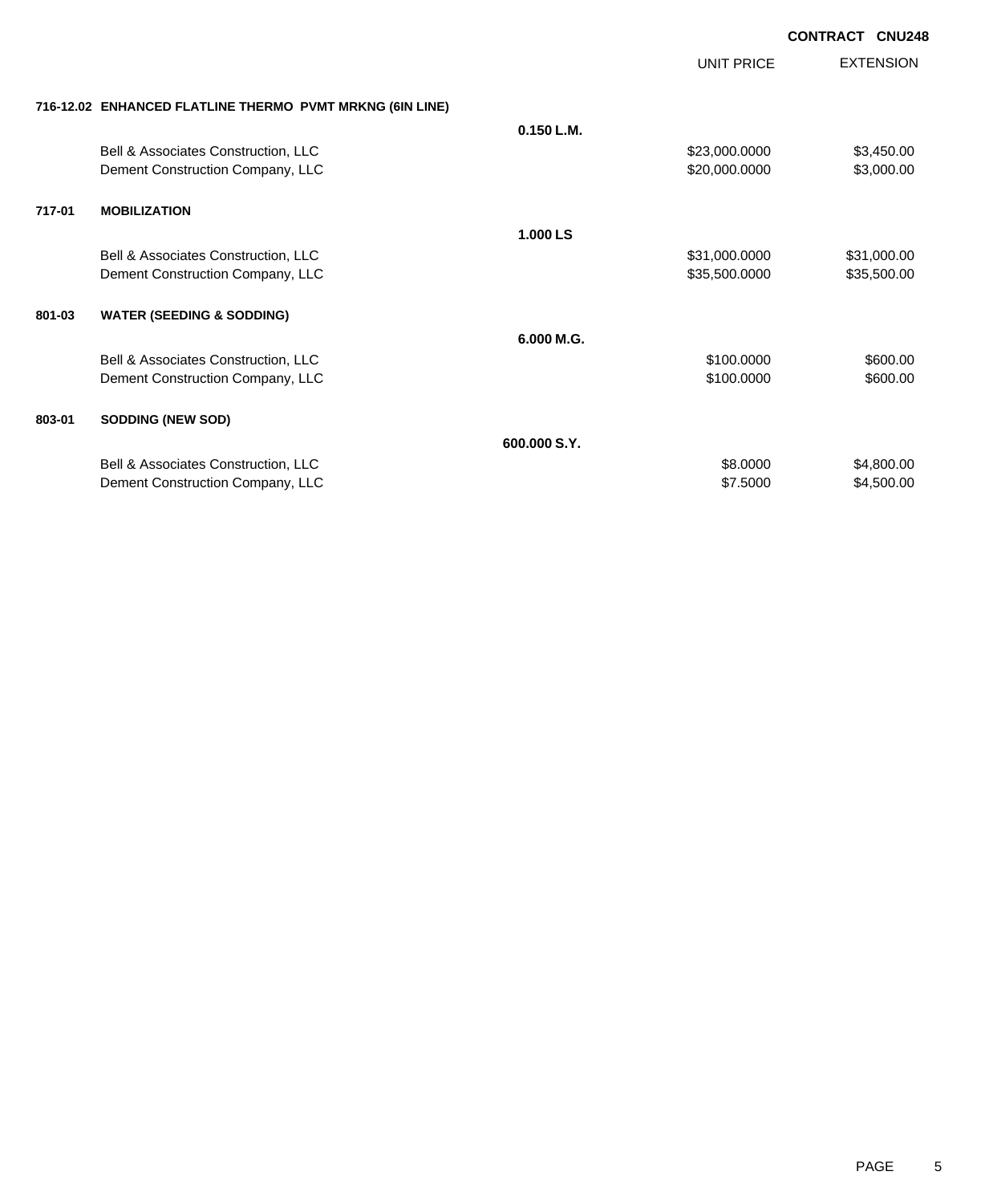**CONTRACT CNU248**

| | | | UNIT PRICE | EXTENSION |
|---|---|---|---|---|
| **716-12.02** | **ENHANCED FLATLINE THERMO PVMT MRKNG (6IN LINE)** | | | |
| | | **0.150 L.M.** | | |
| | Bell & Associates Construction, LLC | | $23,000.0000 | $3,450.00 |
| | Dement Construction Company, LLC | | $20,000.0000 | $3,000.00 |
| **717-01** | **MOBILIZATION** | | | |
| | | **1.000 LS** | | |
| | Bell & Associates Construction, LLC | | $31,000.0000 | $31,000.00 |
| | Dement Construction Company, LLC | | $35,500.0000 | $35,500.00 |
| **801-03** | **WATER (SEEDING & SODDING)** | | | |
| | | **6.000 M.G.** | | |
| | Bell & Associates Construction, LLC | | $100.0000 | $600.00 |
| | Dement Construction Company, LLC | | $100.0000 | $600.00 |
| **803-01** | **SODDING (NEW SOD)** | | | |
| | | **600.000 S.Y.** | | |
| | Bell & Associates Construction, LLC | | $8.0000 | $4,800.00 |
| | Dement Construction Company, LLC | | $7.5000 | $4,500.00 |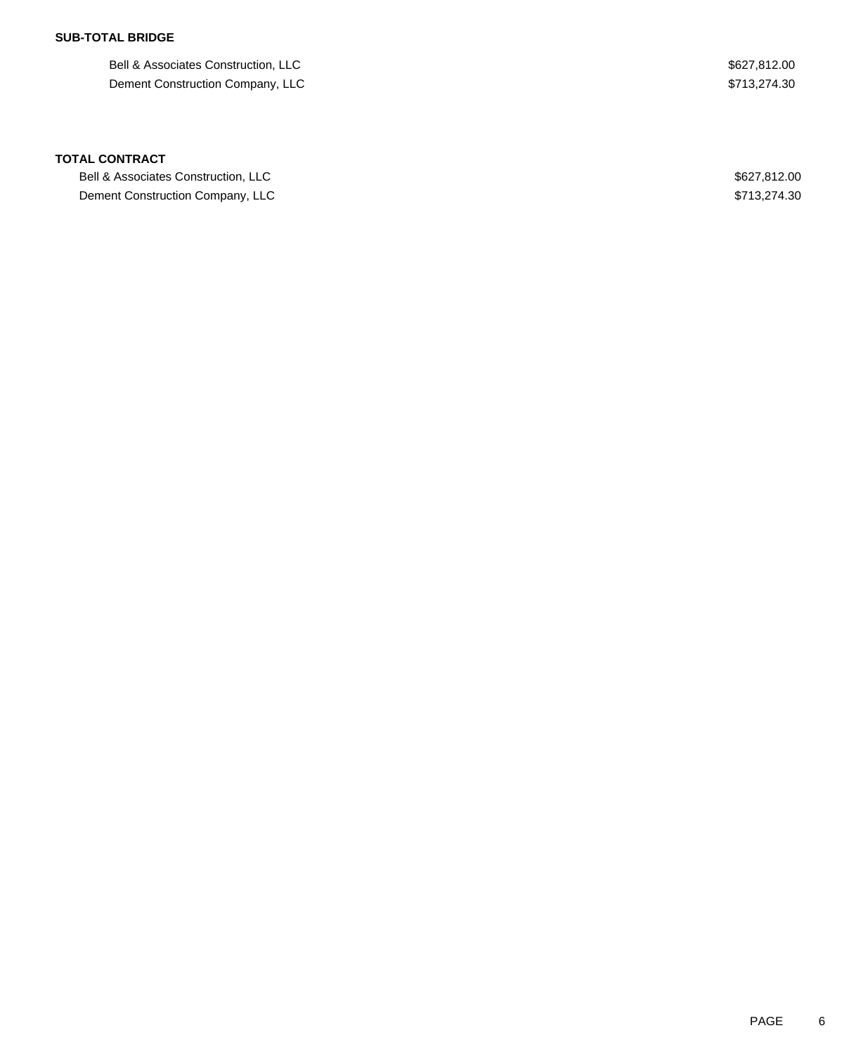**SUB-TOTAL BRIDGE**

| | |
|---|---|
| Bell & Associates Construction, LLC | $627,812.00 |
| Dement Construction Company, LLC | $713,274.30 |

**TOTAL CONTRACT**

| | |
|---|---|
| Bell & Associates Construction, LLC | $627,812.00 |
| Dement Construction Company, LLC | $713,274.30 |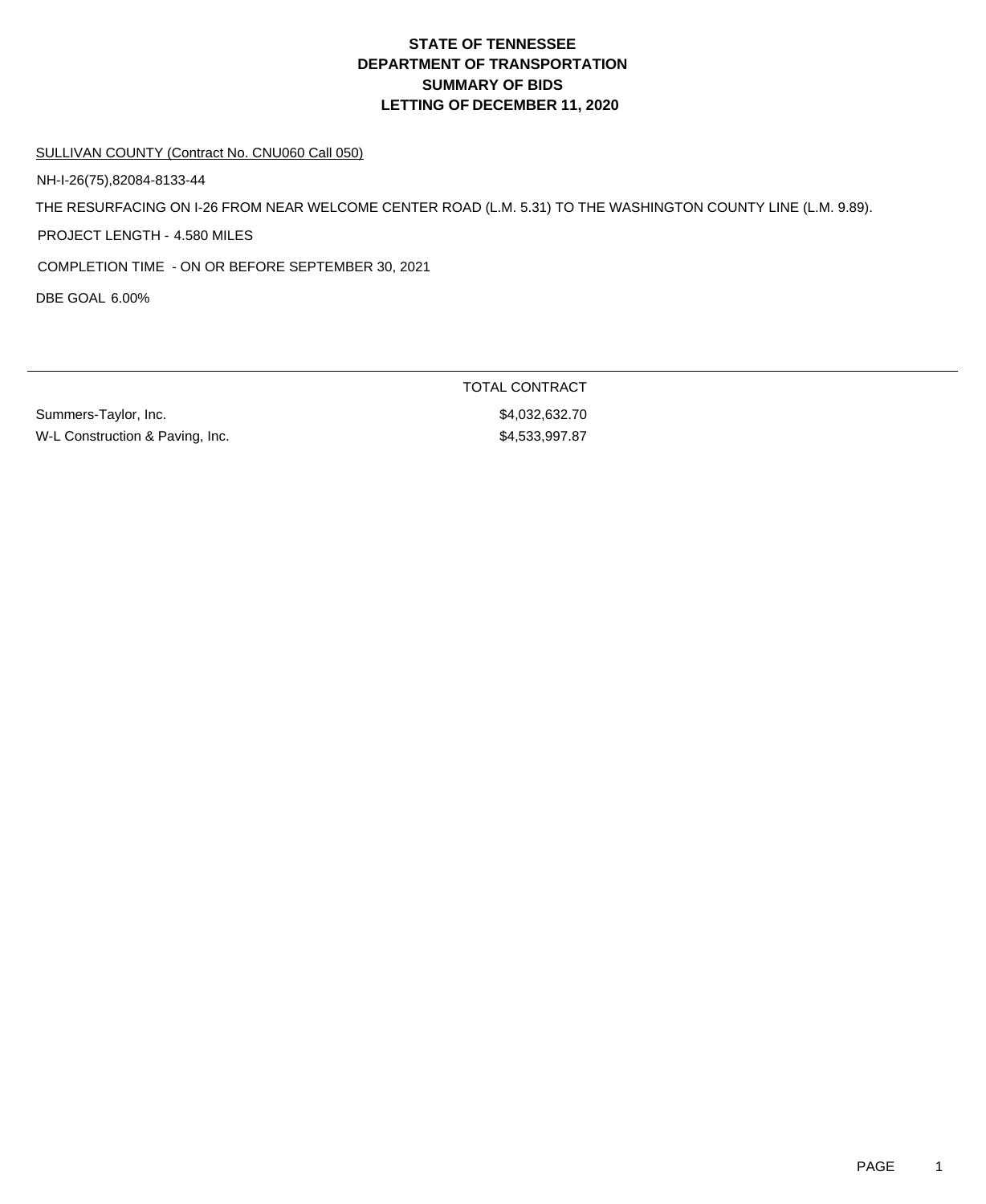# STATE OF TENNESSEE
# DEPARTMENT OF TRANSPORTATION
# SUMMARY OF BIDS
# LETTING OF DECEMBER 11, 2020

SULLIVAN COUNTY (Contract No. CNU060 Call 050)

NH-I-26(75),82084-8133-44

THE RESURFACING ON I-26 FROM NEAR WELCOME CENTER ROAD (L.M. 5.31) TO THE WASHINGTON COUNTY LINE (L.M. 9.89).

PROJECT LENGTH - 4.580 MILES

COMPLETION TIME - ON OR BEFORE SEPTEMBER 30, 2021

DBE GOAL 6.00%

| | TOTAL CONTRACT |
|---|---|
| Summers-Taylor, Inc. | $4,032,632.70 |
| W-L Construction & Paving, Inc. | $4,533,997.87 |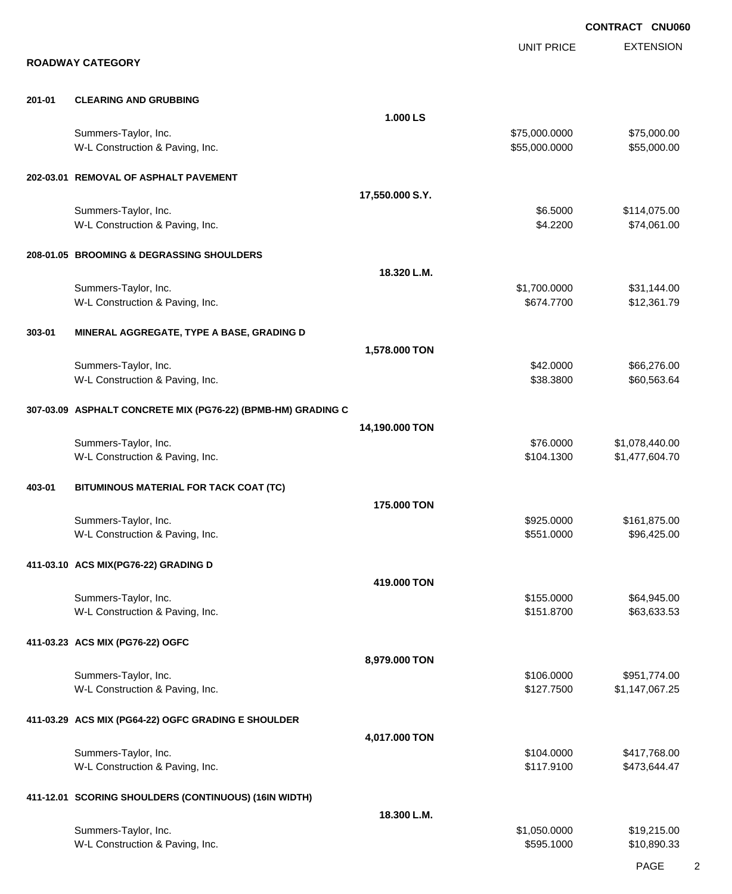**CONTRACT CNU060**

## ROADWAY CATEGORY

| | | | UNIT PRICE | EXTENSION |
|---|---|---|---|---|
| **201-01** | **CLEARING AND GRUBBING** | | | |
| | | **1.000 LS** | | |
| | Summers-Taylor, Inc. | | $75,000.0000 | $75,000.00 |
| | W-L Construction & Paving, Inc. | | $55,000.0000 | $55,000.00 |
| **202-03.01** | **REMOVAL OF ASPHALT PAVEMENT** | | | |
| | | **17,550.000 S.Y.** | | |
| | Summers-Taylor, Inc. | | $6.5000 | $114,075.00 |
| | W-L Construction & Paving, Inc. | | $4.2200 | $74,061.00 |
| **208-01.05** | **BROOMING & DEGRASSING SHOULDERS** | | | |
| | | **18.320 L.M.** | | |
| | Summers-Taylor, Inc. | | $1,700.0000 | $31,144.00 |
| | W-L Construction & Paving, Inc. | | $674.7700 | $12,361.79 |
| **303-01** | **MINERAL AGGREGATE, TYPE A BASE, GRADING D** | | | |
| | | **1,578.000 TON** | | |
| | Summers-Taylor, Inc. | | $42.0000 | $66,276.00 |
| | W-L Construction & Paving, Inc. | | $38.3800 | $60,563.64 |
| **307-03.09** | **ASPHALT CONCRETE MIX (PG76-22) (BPMB-HM) GRADING C** | | | |
| | | **14,190.000 TON** | | |
| | Summers-Taylor, Inc. | | $76.0000 | $1,078,440.00 |
| | W-L Construction & Paving, Inc. | | $104.1300 | $1,477,604.70 |
| **403-01** | **BITUMINOUS MATERIAL FOR TACK COAT (TC)** | | | |
| | | **175.000 TON** | | |
| | Summers-Taylor, Inc. | | $925.0000 | $161,875.00 |
| | W-L Construction & Paving, Inc. | | $551.0000 | $96,425.00 |
| **411-03.10** | **ACS MIX(PG76-22) GRADING D** | | | |
| | | **419.000 TON** | | |
| | Summers-Taylor, Inc. | | $155.0000 | $64,945.00 |
| | W-L Construction & Paving, Inc. | | $151.8700 | $63,633.53 |
| **411-03.23** | **ACS MIX (PG76-22) OGFC** | | | |
| | | **8,979.000 TON** | | |
| | Summers-Taylor, Inc. | | $106.0000 | $951,774.00 |
| | W-L Construction & Paving, Inc. | | $127.7500 | $1,147,067.25 |
| **411-03.29** | **ACS MIX (PG64-22) OGFC GRADING E SHOULDER** | | | |
| | | **4,017.000 TON** | | |
| | Summers-Taylor, Inc. | | $104.0000 | $417,768.00 |
| | W-L Construction & Paving, Inc. | | $117.9100 | $473,644.47 |
| **411-12.01** | **SCORING SHOULDERS (CONTINUOUS) (16IN WIDTH)** | | | |
| | | **18.300 L.M.** | | |
| | Summers-Taylor, Inc. | | $1,050.0000 | $19,215.00 |
| | W-L Construction & Paving, Inc. | | $595.1000 | $10,890.33 |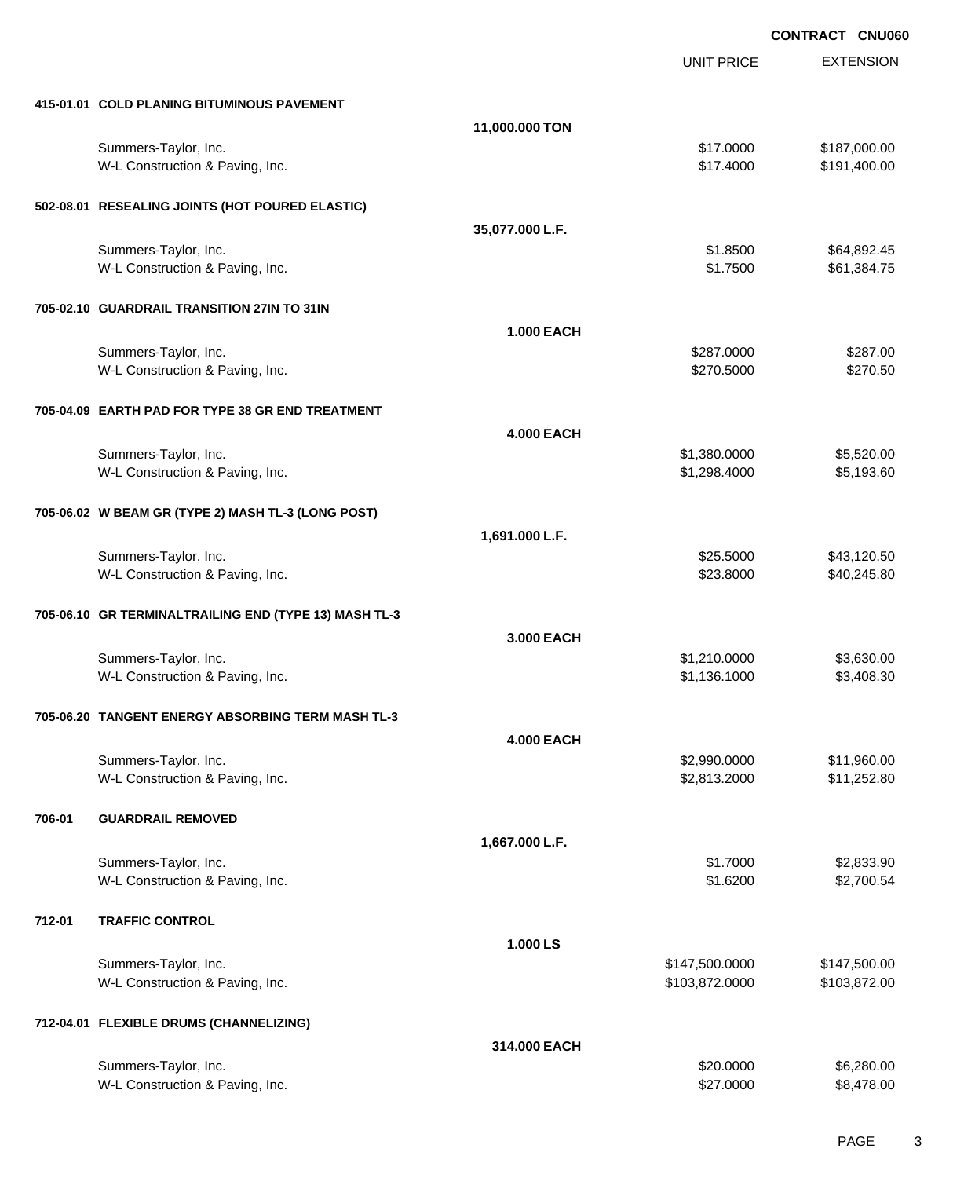**CONTRACT CNU060**

| | | UNIT PRICE | EXTENSION |
|---|---|---|---|
| **415-01.01 COLD PLANING BITUMINOUS PAVEMENT** | | | |
| | **11,000.000 TON** | | |
| Summers-Taylor, Inc. | | $17.0000 | $187,000.00 |
| W-L Construction & Paving, Inc. | | $17.4000 | $191,400.00 |
| **502-08.01 RESEALING JOINTS (HOT POURED ELASTIC)** | | | |
| | **35,077.000 L.F.** | | |
| Summers-Taylor, Inc. | | $1.8500 | $64,892.45 |
| W-L Construction & Paving, Inc. | | $1.7500 | $61,384.75 |
| **705-02.10 GUARDRAIL TRANSITION 27IN TO 31IN** | | | |
| | **1.000 EACH** | | |
| Summers-Taylor, Inc. | | $287.0000 | $287.00 |
| W-L Construction & Paving, Inc. | | $270.5000 | $270.50 |
| **705-04.09 EARTH PAD FOR TYPE 38 GR END TREATMENT** | | | |
| | **4.000 EACH** | | |
| Summers-Taylor, Inc. | | $1,380.0000 | $5,520.00 |
| W-L Construction & Paving, Inc. | | $1,298.4000 | $5,193.60 |
| **705-06.02 W BEAM GR (TYPE 2) MASH TL-3 (LONG POST)** | | | |
| | **1,691.000 L.F.** | | |
| Summers-Taylor, Inc. | | $25.5000 | $43,120.50 |
| W-L Construction & Paving, Inc. | | $23.8000 | $40,245.80 |
| **705-06.10 GR TERMINALTRAILING END (TYPE 13) MASH TL-3** | | | |
| | **3.000 EACH** | | |
| Summers-Taylor, Inc. | | $1,210.0000 | $3,630.00 |
| W-L Construction & Paving, Inc. | | $1,136.1000 | $3,408.30 |
| **705-06.20 TANGENT ENERGY ABSORBING TERM MASH TL-3** | | | |
| | **4.000 EACH** | | |
| Summers-Taylor, Inc. | | $2,990.0000 | $11,960.00 |
| W-L Construction & Paving, Inc. | | $2,813.2000 | $11,252.80 |
| **706-01 GUARDRAIL REMOVED** | | | |
| | **1,667.000 L.F.** | | |
| Summers-Taylor, Inc. | | $1.7000 | $2,833.90 |
| W-L Construction & Paving, Inc. | | $1.6200 | $2,700.54 |
| **712-01 TRAFFIC CONTROL** | | | |
| | **1.000 LS** | | |
| Summers-Taylor, Inc. | | $147,500.0000 | $147,500.00 |
| W-L Construction & Paving, Inc. | | $103,872.0000 | $103,872.00 |
| **712-04.01 FLEXIBLE DRUMS (CHANNELIZING)** | | | |
| | **314.000 EACH** | | |
| Summers-Taylor, Inc. | | $20.0000 | $6,280.00 |
| W-L Construction & Paving, Inc. | | $27.0000 | $8,478.00 |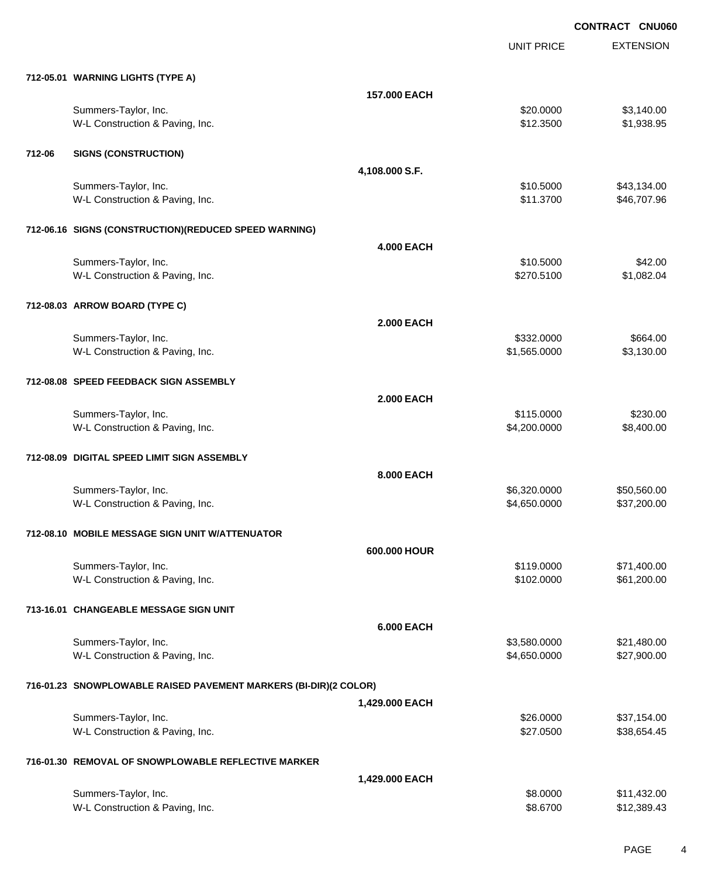CONTRACT CNU060

| | | UNIT PRICE | EXTENSION |
|---|---|---|---|
| **712-05.01 WARNING LIGHTS (TYPE A)** | | | |
| | **157.000 EACH** | | |
| Summers-Taylor, Inc. | | $20.0000 | $3,140.00 |
| W-L Construction & Paving, Inc. | | $12.3500 | $1,938.95 |
| **712-06 SIGNS (CONSTRUCTION)** | | | |
| | **4,108.000 S.F.** | | |
| Summers-Taylor, Inc. | | $10.5000 | $43,134.00 |
| W-L Construction & Paving, Inc. | | $11.3700 | $46,707.96 |
| **712-06.16 SIGNS (CONSTRUCTION)(REDUCED SPEED WARNING)** | | | |
| | **4.000 EACH** | | |
| Summers-Taylor, Inc. | | $10.5000 | $42.00 |
| W-L Construction & Paving, Inc. | | $270.5100 | $1,082.04 |
| **712-08.03 ARROW BOARD (TYPE C)** | | | |
| | **2.000 EACH** | | |
| Summers-Taylor, Inc. | | $332.0000 | $664.00 |
| W-L Construction & Paving, Inc. | | $1,565.0000 | $3,130.00 |
| **712-08.08 SPEED FEEDBACK SIGN ASSEMBLY** | | | |
| | **2.000 EACH** | | |
| Summers-Taylor, Inc. | | $115.0000 | $230.00 |
| W-L Construction & Paving, Inc. | | $4,200.0000 | $8,400.00 |
| **712-08.09 DIGITAL SPEED LIMIT SIGN ASSEMBLY** | | | |
| | **8.000 EACH** | | |
| Summers-Taylor, Inc. | | $6,320.0000 | $50,560.00 |
| W-L Construction & Paving, Inc. | | $4,650.0000 | $37,200.00 |
| **712-08.10 MOBILE MESSAGE SIGN UNIT W/ATTENUATOR** | | | |
| | **600.000 HOUR** | | |
| Summers-Taylor, Inc. | | $119.0000 | $71,400.00 |
| W-L Construction & Paving, Inc. | | $102.0000 | $61,200.00 |
| **713-16.01 CHANGEABLE MESSAGE SIGN UNIT** | | | |
| | **6.000 EACH** | | |
| Summers-Taylor, Inc. | | $3,580.0000 | $21,480.00 |
| W-L Construction & Paving, Inc. | | $4,650.0000 | $27,900.00 |
| **716-01.23 SNOWPLOWABLE RAISED PAVEMENT MARKERS (BI-DIR)(2 COLOR)** | | | |
| | **1,429.000 EACH** | | |
| Summers-Taylor, Inc. | | $26.0000 | $37,154.00 |
| W-L Construction & Paving, Inc. | | $27.0500 | $38,654.45 |
| **716-01.30 REMOVAL OF SNOWPLOWABLE REFLECTIVE MARKER** | | | |
| | **1,429.000 EACH** | | |
| Summers-Taylor, Inc. | | $8.0000 | $11,432.00 |
| W-L Construction & Paving, Inc. | | $8.6700 | $12,389.43 |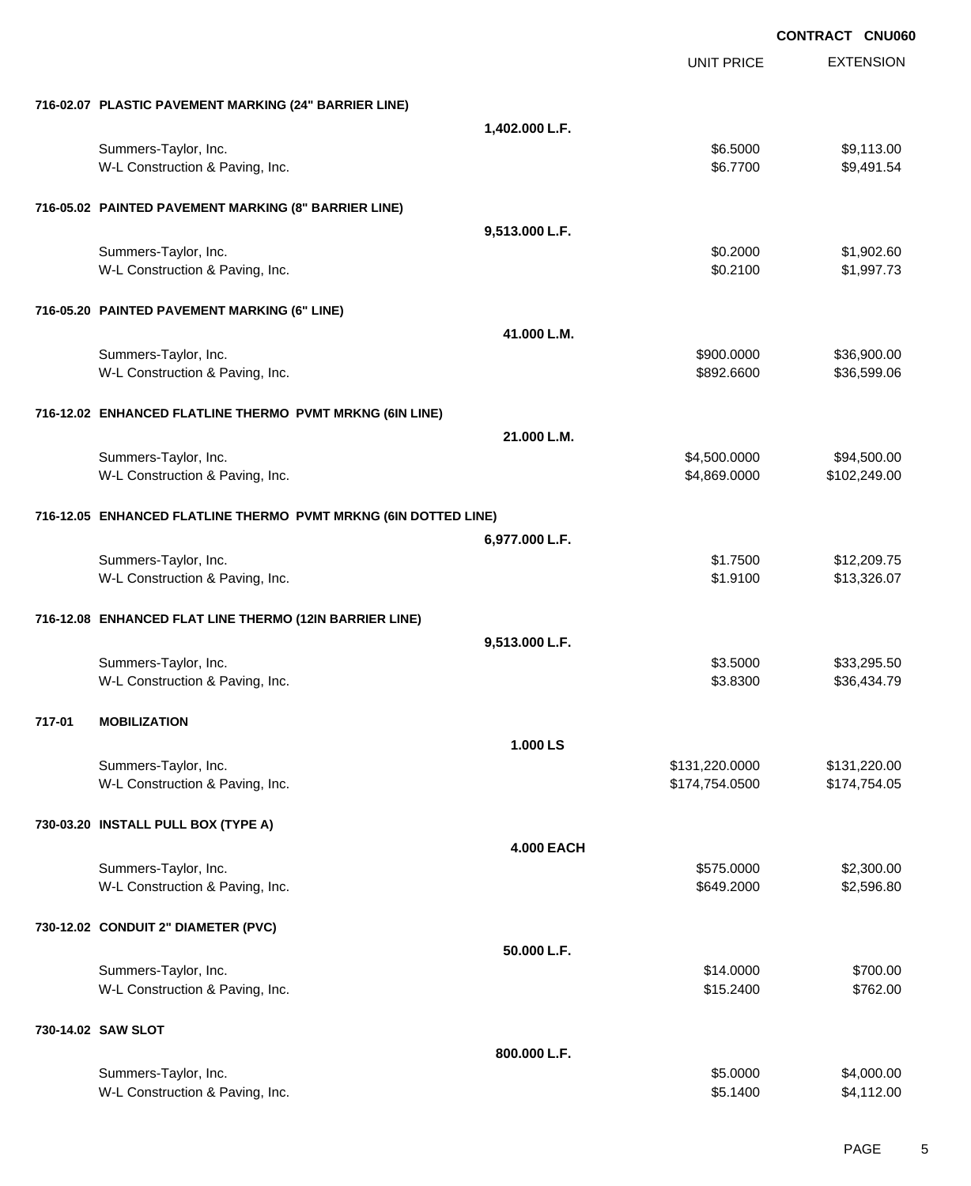CONTRACT CNU060

| | | UNIT PRICE | EXTENSION |
|---|---|---|---|
| **716-02.07 PLASTIC PAVEMENT MARKING (24" BARRIER LINE)** | | | |
| | **1,402.000 L.F.** | | |
| Summers-Taylor, Inc. | | $6.5000 | $9,113.00 |
| W-L Construction & Paving, Inc. | | $6.7700 | $9,491.54 |
| **716-05.02 PAINTED PAVEMENT MARKING (8" BARRIER LINE)** | | | |
| | **9,513.000 L.F.** | | |
| Summers-Taylor, Inc. | | $0.2000 | $1,902.60 |
| W-L Construction & Paving, Inc. | | $0.2100 | $1,997.73 |
| **716-05.20 PAINTED PAVEMENT MARKING (6" LINE)** | | | |
| | **41.000 L.M.** | | |
| Summers-Taylor, Inc. | | $900.0000 | $36,900.00 |
| W-L Construction & Paving, Inc. | | $892.6600 | $36,599.06 |
| **716-12.02 ENHANCED FLATLINE THERMO PVMT MRKNG (6IN LINE)** | | | |
| | **21.000 L.M.** | | |
| Summers-Taylor, Inc. | | $4,500.0000 | $94,500.00 |
| W-L Construction & Paving, Inc. | | $4,869.0000 | $102,249.00 |
| **716-12.05 ENHANCED FLATLINE THERMO PVMT MRKNG (6IN DOTTED LINE)** | | | |
| | **6,977.000 L.F.** | | |
| Summers-Taylor, Inc. | | $1.7500 | $12,209.75 |
| W-L Construction & Paving, Inc. | | $1.9100 | $13,326.07 |
| **716-12.08 ENHANCED FLAT LINE THERMO (12IN BARRIER LINE)** | | | |
| | **9,513.000 L.F.** | | |
| Summers-Taylor, Inc. | | $3.5000 | $33,295.50 |
| W-L Construction & Paving, Inc. | | $3.8300 | $36,434.79 |
| **717-01 MOBILIZATION** | | | |
| | **1.000 LS** | | |
| Summers-Taylor, Inc. | | $131,220.0000 | $131,220.00 |
| W-L Construction & Paving, Inc. | | $174,754.0500 | $174,754.05 |
| **730-03.20 INSTALL PULL BOX (TYPE A)** | | | |
| | **4.000 EACH** | | |
| Summers-Taylor, Inc. | | $575.0000 | $2,300.00 |
| W-L Construction & Paving, Inc. | | $649.2000 | $2,596.80 |
| **730-12.02 CONDUIT 2" DIAMETER (PVC)** | | | |
| | **50.000 L.F.** | | |
| Summers-Taylor, Inc. | | $14.0000 | $700.00 |
| W-L Construction & Paving, Inc. | | $15.2400 | $762.00 |
| **730-14.02 SAW SLOT** | | | |
| | **800.000 L.F.** | | |
| Summers-Taylor, Inc. | | $5.0000 | $4,000.00 |
| W-L Construction & Paving, Inc. | | $5.1400 | $4,112.00 |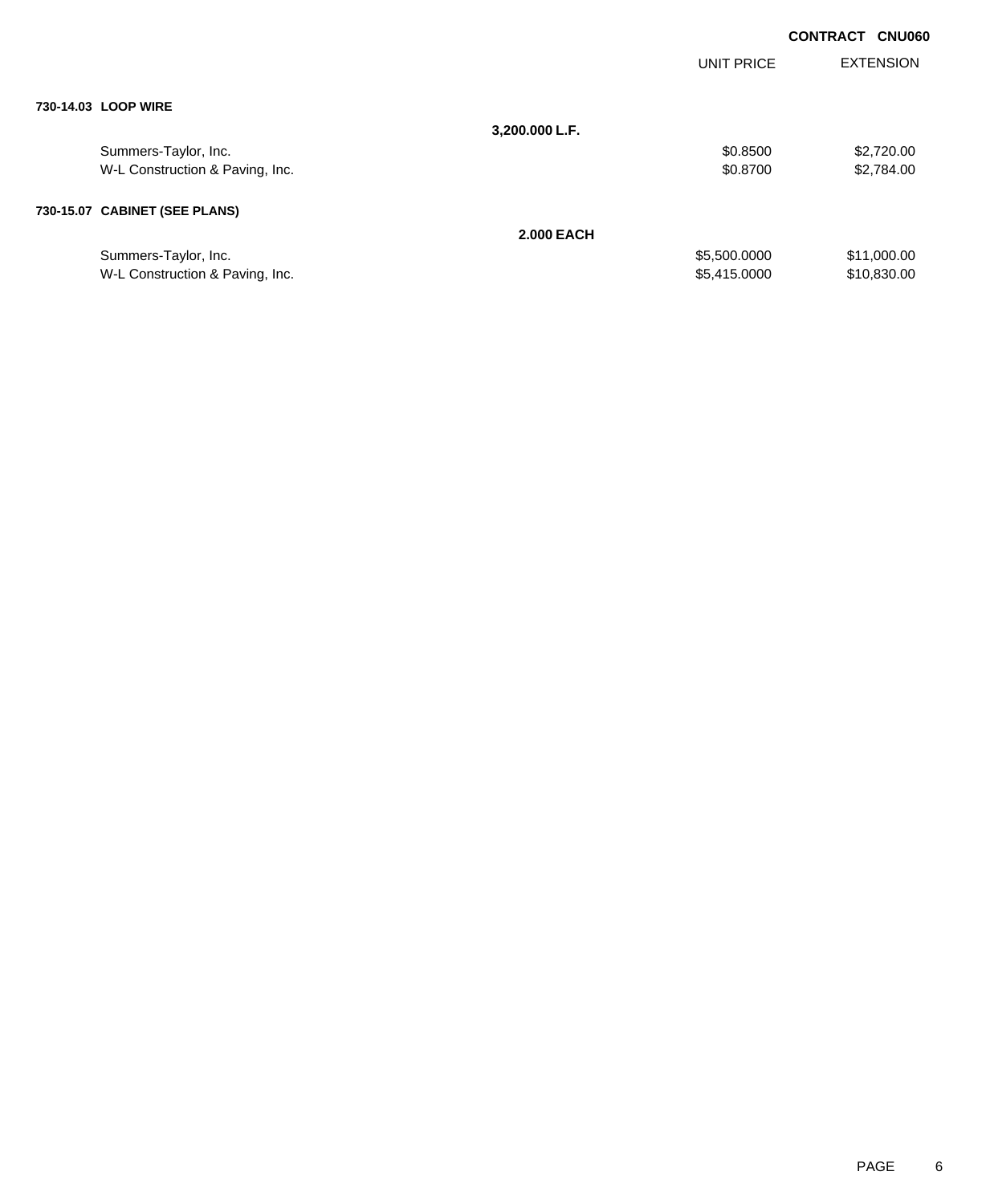**CONTRACT CNU060**

| | | UNIT PRICE | EXTENSION |
|---|---|---|---|
| **730-14.03 LOOP WIRE** | | | |
| | **3,200.000 L.F.** | | |
| Summers-Taylor, Inc. | | $0.8500 | $2,720.00 |
| W-L Construction & Paving, Inc. | | $0.8700 | $2,784.00 |
| **730-15.07 CABINET (SEE PLANS)** | | | |
| | **2.000 EACH** | | |
| Summers-Taylor, Inc. | | $5,500.0000 | $11,000.00 |
| W-L Construction & Paving, Inc. | | $5,415.0000 | $10,830.00 |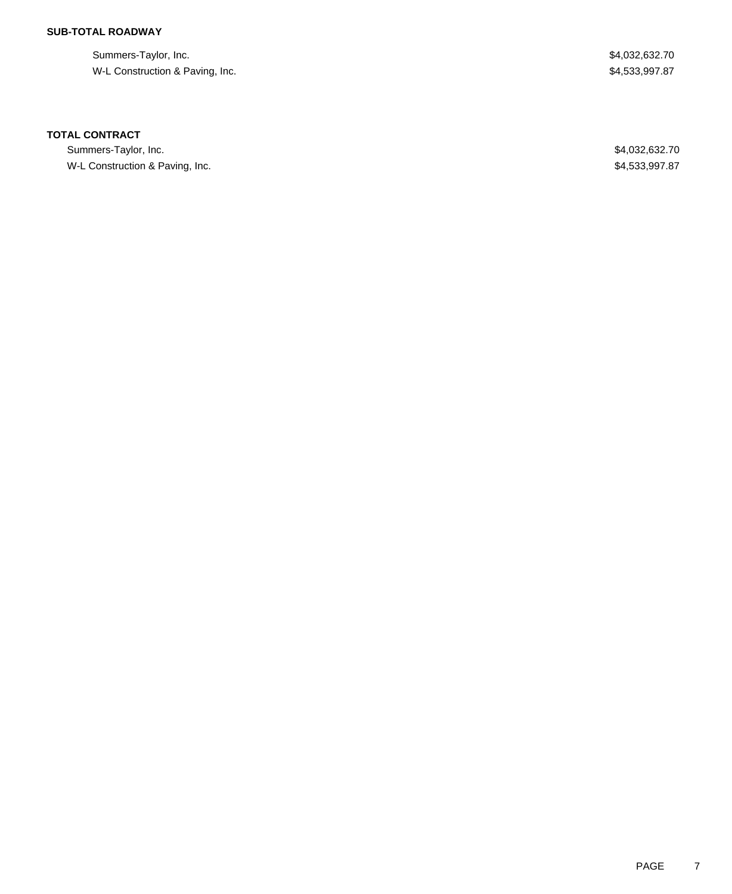**SUB-TOTAL ROADWAY**

| | |
|---|---|
| Summers-Taylor, Inc. | $4,032,632.70 |
| W-L Construction & Paving, Inc. | $4,533,997.87 |

**TOTAL CONTRACT**

| | |
|---|---|
| Summers-Taylor, Inc. | $4,032,632.70 |
| W-L Construction & Paving, Inc. | $4,533,997.87 |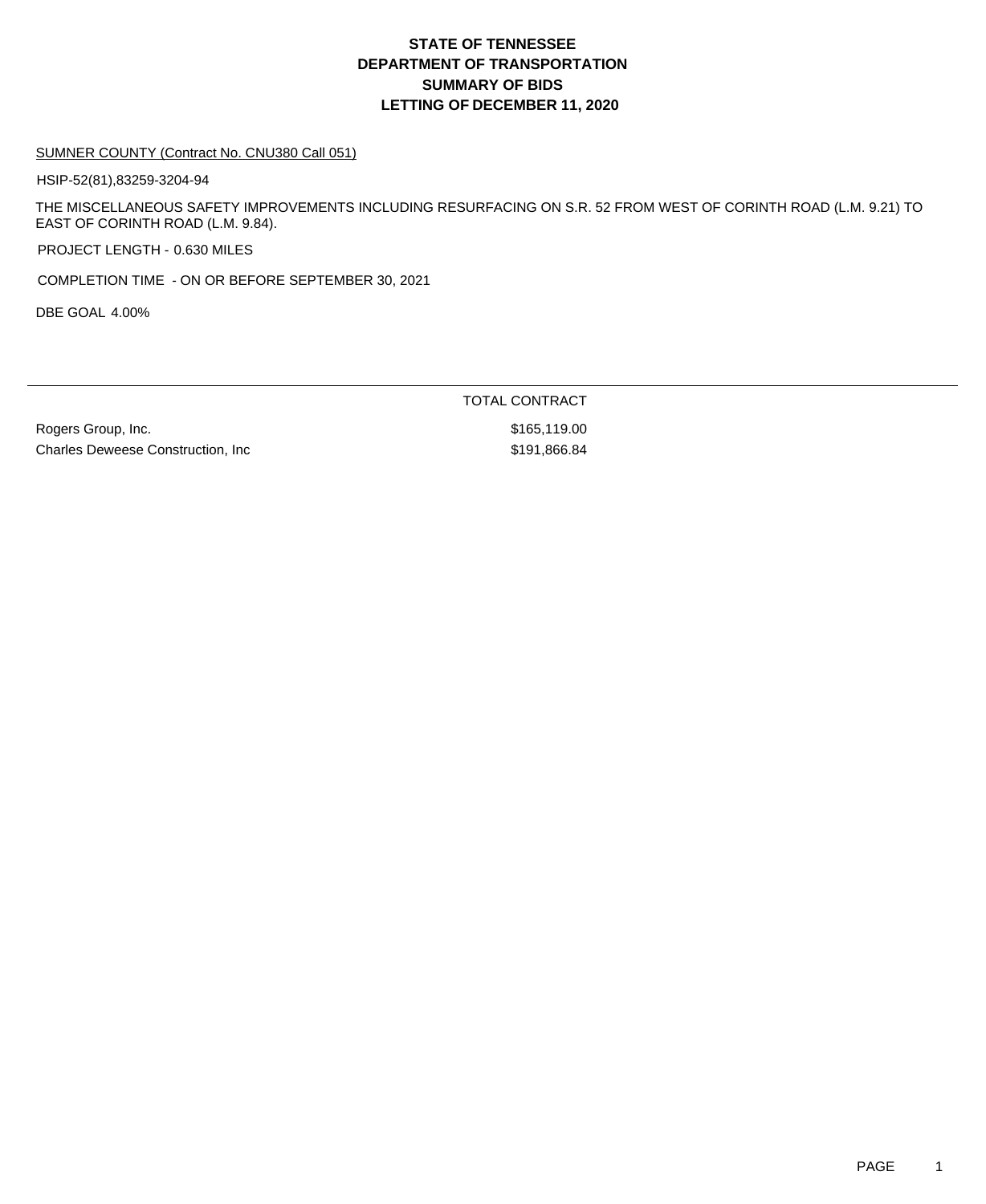# STATE OF TENNESSEE
# DEPARTMENT OF TRANSPORTATION
# SUMMARY OF BIDS
# LETTING OF DECEMBER 11, 2020

SUMNER COUNTY (Contract No. CNU380 Call 051)

HSIP-52(81),83259-3204-94

THE MISCELLANEOUS SAFETY IMPROVEMENTS INCLUDING RESURFACING ON S.R. 52 FROM WEST OF CORINTH ROAD (L.M. 9.21) TO EAST OF CORINTH ROAD (L.M. 9.84).

PROJECT LENGTH - 0.630 MILES

COMPLETION TIME - ON OR BEFORE SEPTEMBER 30, 2021

DBE GOAL 4.00%

| | TOTAL CONTRACT |
|---|---|
| Rogers Group, Inc. | $165,119.00 |
| Charles Deweese Construction, Inc | $191,866.84 |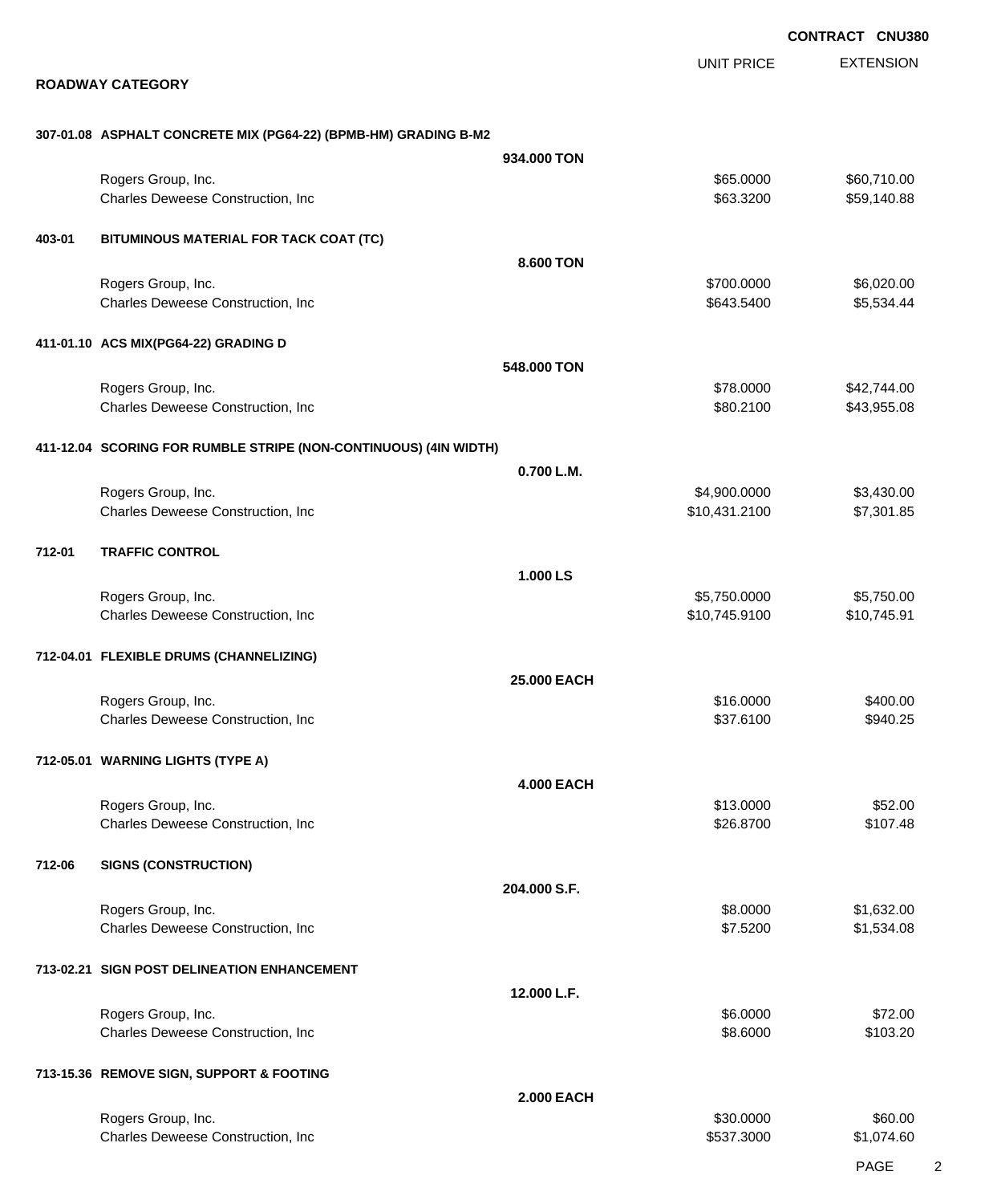**CONTRACT CNU380**

## ROADWAY CATEGORY

| | | UNIT PRICE | EXTENSION |
|---|---|---|---|
| **307-01.08** | **ASPHALT CONCRETE MIX (PG64-22) (BPMB-HM) GRADING B-M2** | | |
| | **934.000 TON** | | |
| | Rogers Group, Inc. | $65.0000 | $60,710.00 |
| | Charles Deweese Construction, Inc | $63.3200 | $59,140.88 |
| **403-01** | **BITUMINOUS MATERIAL FOR TACK COAT (TC)** | | |
| | **8.600 TON** | | |
| | Rogers Group, Inc. | $700.0000 | $6,020.00 |
| | Charles Deweese Construction, Inc | $643.5400 | $5,534.44 |
| **411-01.10** | **ACS MIX(PG64-22) GRADING D** | | |
| | **548.000 TON** | | |
| | Rogers Group, Inc. | $78.0000 | $42,744.00 |
| | Charles Deweese Construction, Inc | $80.2100 | $43,955.08 |
| **411-12.04** | **SCORING FOR RUMBLE STRIPE (NON-CONTINUOUS) (4IN WIDTH)** | | |
| | **0.700 L.M.** | | |
| | Rogers Group, Inc. | $4,900.0000 | $3,430.00 |
| | Charles Deweese Construction, Inc | $10,431.2100 | $7,301.85 |
| **712-01** | **TRAFFIC CONTROL** | | |
| | **1.000 LS** | | |
| | Rogers Group, Inc. | $5,750.0000 | $5,750.00 |
| | Charles Deweese Construction, Inc | $10,745.9100 | $10,745.91 |
| **712-04.01** | **FLEXIBLE DRUMS (CHANNELIZING)** | | |
| | **25.000 EACH** | | |
| | Rogers Group, Inc. | $16.0000 | $400.00 |
| | Charles Deweese Construction, Inc | $37.6100 | $940.25 |
| **712-05.01** | **WARNING LIGHTS (TYPE A)** | | |
| | **4.000 EACH** | | |
| | Rogers Group, Inc. | $13.0000 | $52.00 |
| | Charles Deweese Construction, Inc | $26.8700 | $107.48 |
| **712-06** | **SIGNS (CONSTRUCTION)** | | |
| | **204.000 S.F.** | | |
| | Rogers Group, Inc. | $8.0000 | $1,632.00 |
| | Charles Deweese Construction, Inc | $7.5200 | $1,534.08 |
| **713-02.21** | **SIGN POST DELINEATION ENHANCEMENT** | | |
| | **12.000 L.F.** | | |
| | Rogers Group, Inc. | $6.0000 | $72.00 |
| | Charles Deweese Construction, Inc | $8.6000 | $103.20 |
| **713-15.36** | **REMOVE SIGN, SUPPORT & FOOTING** | | |
| | **2.000 EACH** | | |
| | Rogers Group, Inc. | $30.0000 | $60.00 |
| | Charles Deweese Construction, Inc | $537.3000 | $1,074.60 |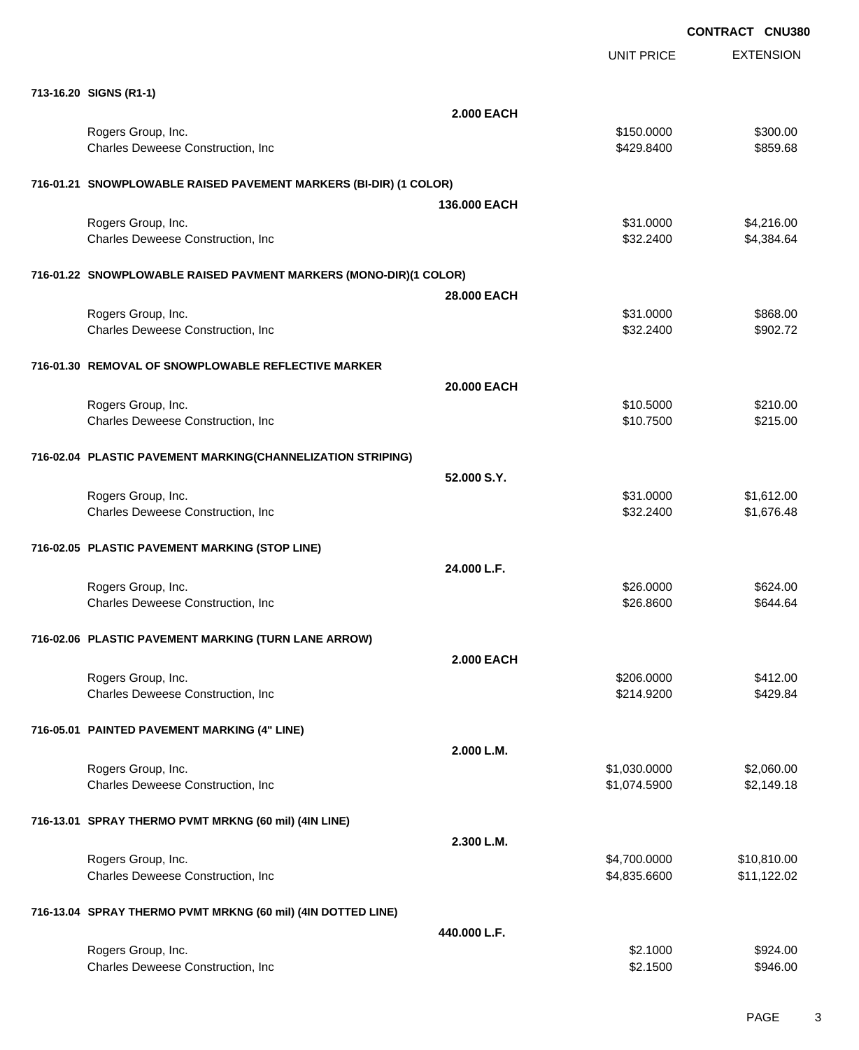**CONTRACT CNU380**

| | | UNIT PRICE | EXTENSION |
|---|---|---|---|
| **713-16.20 SIGNS (R1-1)** | | | |
| | **2.000 EACH** | | |
| Rogers Group, Inc. | | $150.0000 | $300.00 |
| Charles Deweese Construction, Inc | | $429.8400 | $859.68 |
| **716-01.21 SNOWPLOWABLE RAISED PAVEMENT MARKERS (BI-DIR) (1 COLOR)** | | | |
| | **136.000 EACH** | | |
| Rogers Group, Inc. | | $31.0000 | $4,216.00 |
| Charles Deweese Construction, Inc | | $32.2400 | $4,384.64 |
| **716-01.22 SNOWPLOWABLE RAISED PAVMENT MARKERS (MONO-DIR)(1 COLOR)** | | | |
| | **28.000 EACH** | | |
| Rogers Group, Inc. | | $31.0000 | $868.00 |
| Charles Deweese Construction, Inc | | $32.2400 | $902.72 |
| **716-01.30 REMOVAL OF SNOWPLOWABLE REFLECTIVE MARKER** | | | |
| | **20.000 EACH** | | |
| Rogers Group, Inc. | | $10.5000 | $210.00 |
| Charles Deweese Construction, Inc | | $10.7500 | $215.00 |
| **716-02.04 PLASTIC PAVEMENT MARKING(CHANNELIZATION STRIPING)** | | | |
| | **52.000 S.Y.** | | |
| Rogers Group, Inc. | | $31.0000 | $1,612.00 |
| Charles Deweese Construction, Inc | | $32.2400 | $1,676.48 |
| **716-02.05 PLASTIC PAVEMENT MARKING (STOP LINE)** | | | |
| | **24.000 L.F.** | | |
| Rogers Group, Inc. | | $26.0000 | $624.00 |
| Charles Deweese Construction, Inc | | $26.8600 | $644.64 |
| **716-02.06 PLASTIC PAVEMENT MARKING (TURN LANE ARROW)** | | | |
| | **2.000 EACH** | | |
| Rogers Group, Inc. | | $206.0000 | $412.00 |
| Charles Deweese Construction, Inc | | $214.9200 | $429.84 |
| **716-05.01 PAINTED PAVEMENT MARKING (4" LINE)** | | | |
| | **2.000 L.M.** | | |
| Rogers Group, Inc. | | $1,030.0000 | $2,060.00 |
| Charles Deweese Construction, Inc | | $1,074.5900 | $2,149.18 |
| **716-13.01 SPRAY THERMO PVMT MRKNG (60 mil) (4IN LINE)** | | | |
| | **2.300 L.M.** | | |
| Rogers Group, Inc. | | $4,700.0000 | $10,810.00 |
| Charles Deweese Construction, Inc | | $4,835.6600 | $11,122.02 |
| **716-13.04 SPRAY THERMO PVMT MRKNG (60 mil) (4IN DOTTED LINE)** | | | |
| | **440.000 L.F.** | | |
| Rogers Group, Inc. | | $2.1000 | $924.00 |
| Charles Deweese Construction, Inc | | $2.1500 | $946.00 |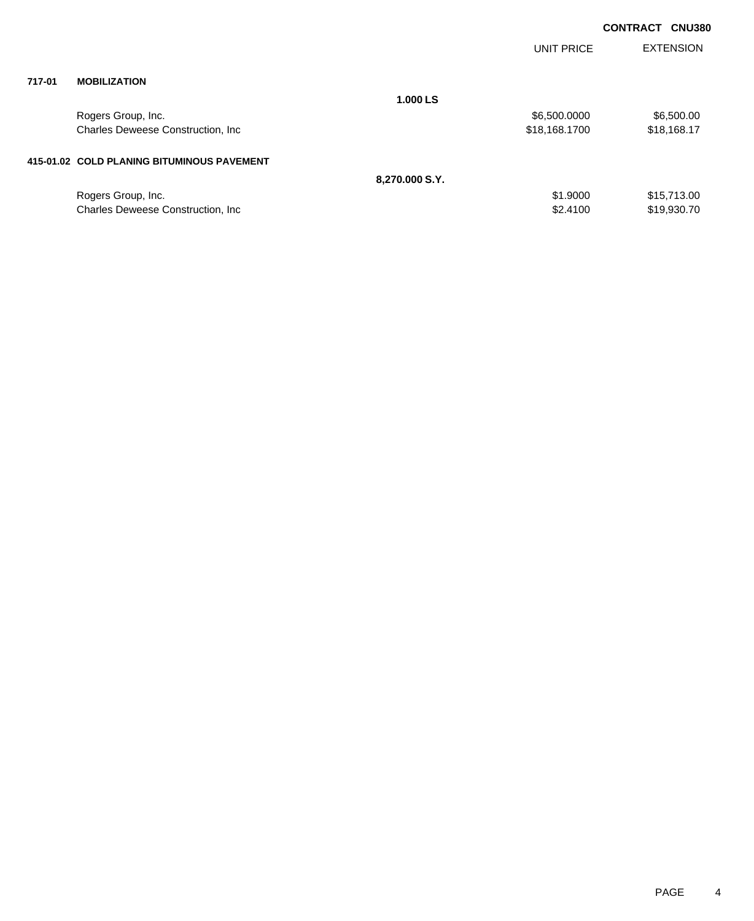**CONTRACT CNU380**

| | | | UNIT PRICE | EXTENSION |
|---|---|---|---|---|
| **717-01** | **MOBILIZATION** | | | |
| | | **1.000 LS** | | |
| | Rogers Group, Inc. | | $6,500.0000 | $6,500.00 |
| | Charles Deweese Construction, Inc | | $18,168.1700 | $18,168.17 |
| **415-01.02** | **COLD PLANING BITUMINOUS PAVEMENT** | | | |
| | | **8,270.000 S.Y.** | | |
| | Rogers Group, Inc. | | $1.9000 | $15,713.00 |
| | Charles Deweese Construction, Inc | | $2.4100 | $19,930.70 |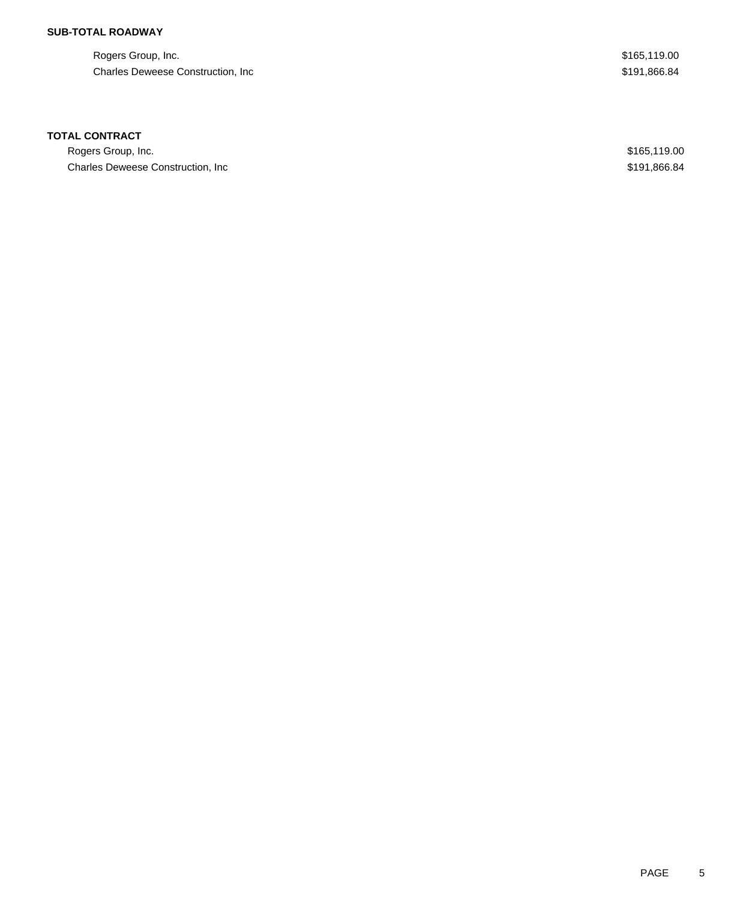**SUB-TOTAL ROADWAY**

| | |
|---|---|
| Rogers Group, Inc. | $165,119.00 |
| Charles Deweese Construction, Inc | $191,866.84 |

**TOTAL CONTRACT**

| | |
|---|---|
| Rogers Group, Inc. | $165,119.00 |
| Charles Deweese Construction, Inc | $191,866.84 |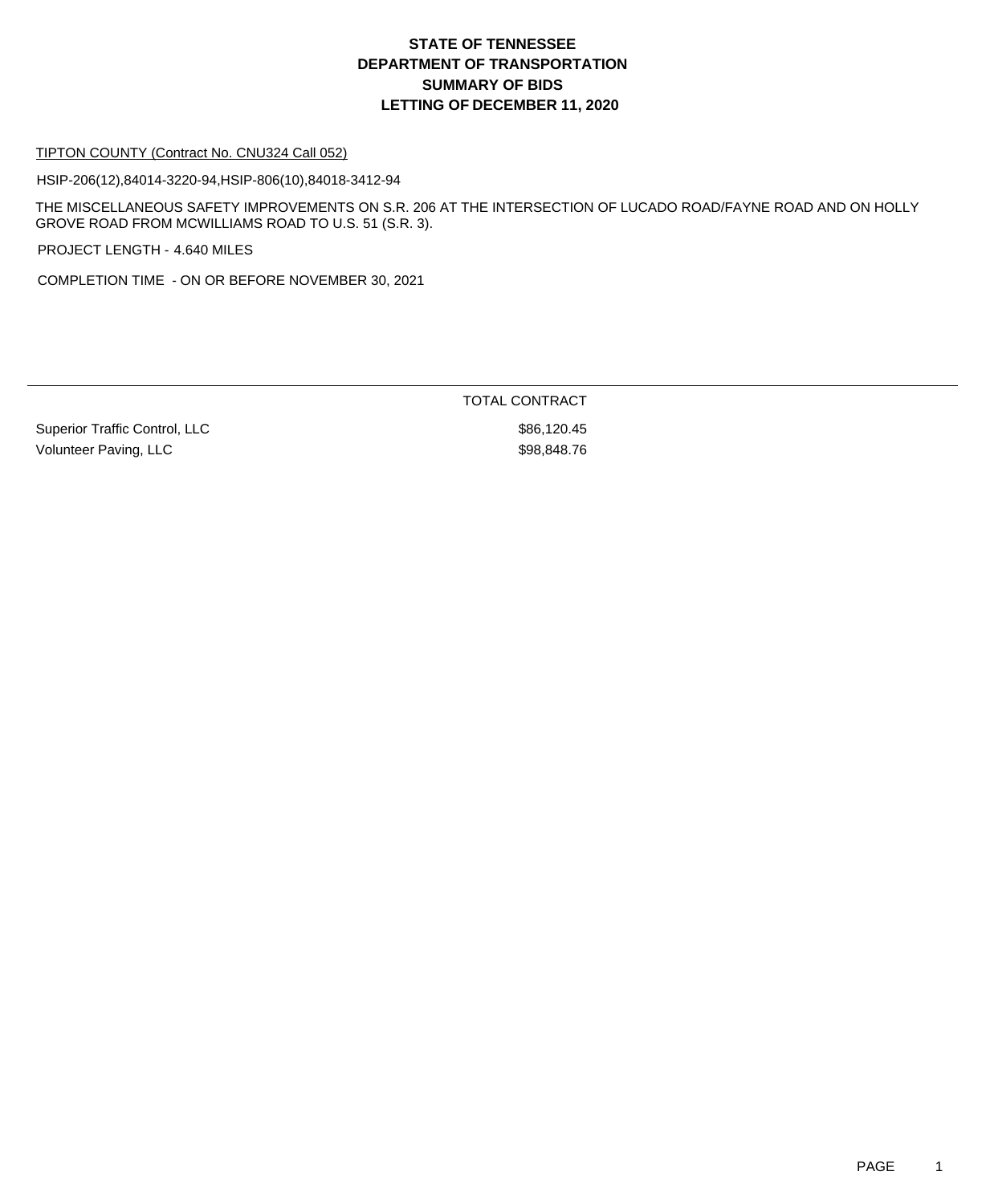# STATE OF TENNESSEE
# DEPARTMENT OF TRANSPORTATION
# SUMMARY OF BIDS
# LETTING OF DECEMBER 11, 2020

TIPTON COUNTY (Contract No. CNU324 Call 052)

HSIP-206(12),84014-3220-94,HSIP-806(10),84018-3412-94

THE MISCELLANEOUS SAFETY IMPROVEMENTS ON S.R. 206 AT THE INTERSECTION OF LUCADO ROAD/FAYNE ROAD AND ON HOLLY GROVE ROAD FROM MCWILLIAMS ROAD TO U.S. 51 (S.R. 3).

PROJECT LENGTH - 4.640 MILES

COMPLETION TIME - ON OR BEFORE NOVEMBER 30, 2021

| | TOTAL CONTRACT |
|---|---|
| Superior Traffic Control, LLC | $86,120.45 |
| Volunteer Paving, LLC | $98,848.76 |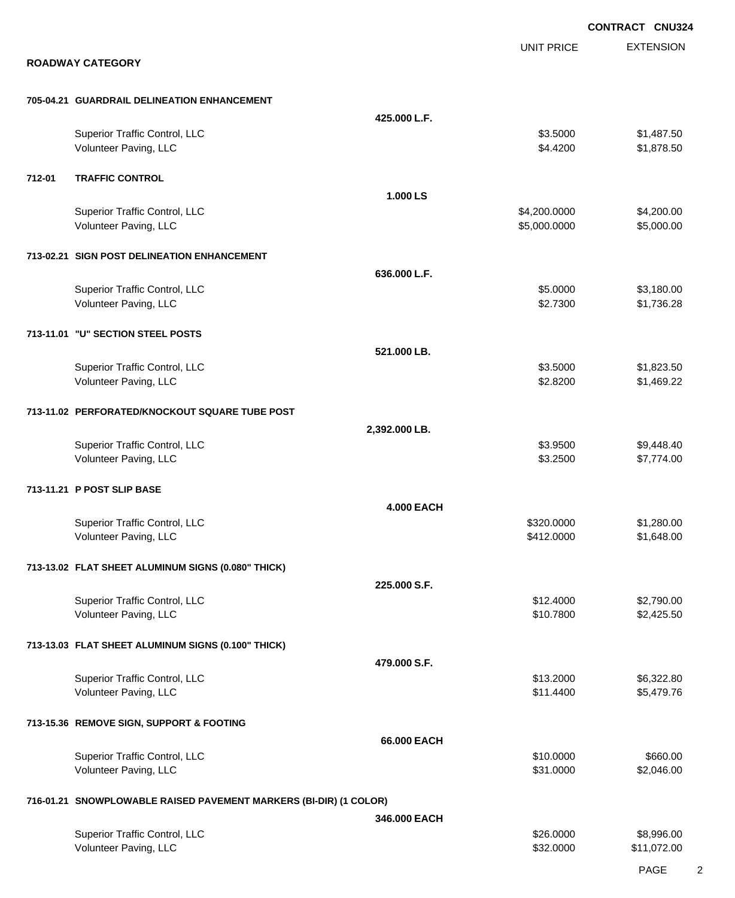**CONTRACT CNU324**

## ROADWAY CATEGORY

| | | UNIT PRICE | EXTENSION |
|---|---|---|---|
| **705-04.21 GUARDRAIL DELINEATION ENHANCEMENT** | | | |
| | **425.000 L.F.** | | |
| Superior Traffic Control, LLC | | $3.5000 | $1,487.50 |
| Volunteer Paving, LLC | | $4.4200 | $1,878.50 |
| **712-01 TRAFFIC CONTROL** | | | |
| | **1.000 LS** | | |
| Superior Traffic Control, LLC | | $4,200.0000 | $4,200.00 |
| Volunteer Paving, LLC | | $5,000.0000 | $5,000.00 |
| **713-02.21 SIGN POST DELINEATION ENHANCEMENT** | | | |
| | **636.000 L.F.** | | |
| Superior Traffic Control, LLC | | $5.0000 | $3,180.00 |
| Volunteer Paving, LLC | | $2.7300 | $1,736.28 |
| **713-11.01 "U" SECTION STEEL POSTS** | | | |
| | **521.000 LB.** | | |
| Superior Traffic Control, LLC | | $3.5000 | $1,823.50 |
| Volunteer Paving, LLC | | $2.8200 | $1,469.22 |
| **713-11.02 PERFORATED/KNOCKOUT SQUARE TUBE POST** | | | |
| | **2,392.000 LB.** | | |
| Superior Traffic Control, LLC | | $3.9500 | $9,448.40 |
| Volunteer Paving, LLC | | $3.2500 | $7,774.00 |
| **713-11.21 P POST SLIP BASE** | | | |
| | **4.000 EACH** | | |
| Superior Traffic Control, LLC | | $320.0000 | $1,280.00 |
| Volunteer Paving, LLC | | $412.0000 | $1,648.00 |
| **713-13.02 FLAT SHEET ALUMINUM SIGNS (0.080" THICK)** | | | |
| | **225.000 S.F.** | | |
| Superior Traffic Control, LLC | | $12.4000 | $2,790.00 |
| Volunteer Paving, LLC | | $10.7800 | $2,425.50 |
| **713-13.03 FLAT SHEET ALUMINUM SIGNS (0.100" THICK)** | | | |
| | **479.000 S.F.** | | |
| Superior Traffic Control, LLC | | $13.2000 | $6,322.80 |
| Volunteer Paving, LLC | | $11.4400 | $5,479.76 |
| **713-15.36 REMOVE SIGN, SUPPORT & FOOTING** | | | |
| | **66.000 EACH** | | |
| Superior Traffic Control, LLC | | $10.0000 | $660.00 |
| Volunteer Paving, LLC | | $31.0000 | $2,046.00 |
| **716-01.21 SNOWPLOWABLE RAISED PAVEMENT MARKERS (BI-DIR) (1 COLOR)** | | | |
| | **346.000 EACH** | | |
| Superior Traffic Control, LLC | | $26.0000 | $8,996.00 |
| Volunteer Paving, LLC | | $32.0000 | $11,072.00 |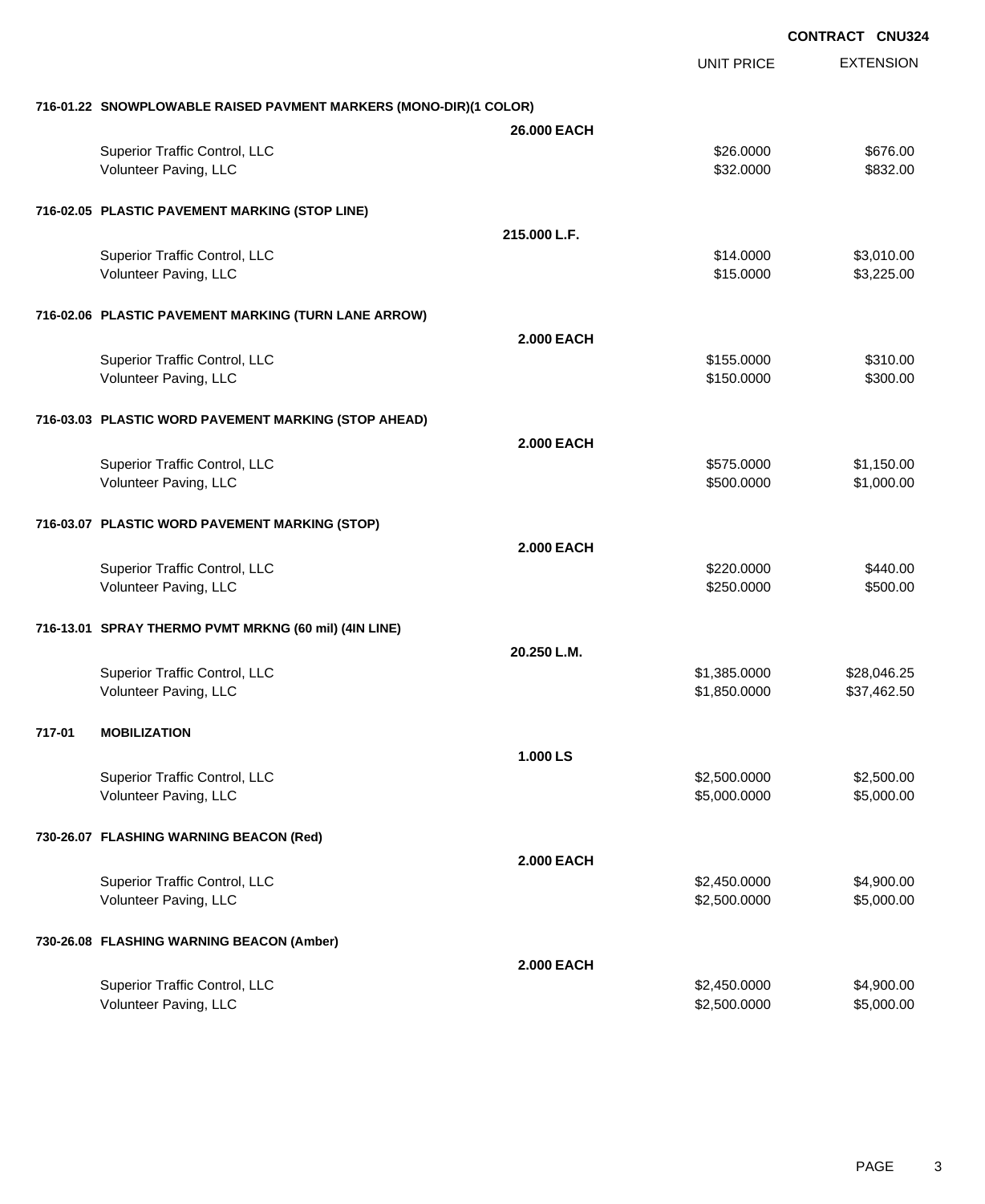**CONTRACT CNU324**

| | | UNIT PRICE | EXTENSION |
|---|---|---|---|
| **716-01.22 SNOWPLOWABLE RAISED PAVMENT MARKERS (MONO-DIR)(1 COLOR)** | | | |
| | **26.000 EACH** | | |
| Superior Traffic Control, LLC | | $26.0000 | $676.00 |
| Volunteer Paving, LLC | | $32.0000 | $832.00 |
| **716-02.05 PLASTIC PAVEMENT MARKING (STOP LINE)** | | | |
| | **215.000 L.F.** | | |
| Superior Traffic Control, LLC | | $14.0000 | $3,010.00 |
| Volunteer Paving, LLC | | $15.0000 | $3,225.00 |
| **716-02.06 PLASTIC PAVEMENT MARKING (TURN LANE ARROW)** | | | |
| | **2.000 EACH** | | |
| Superior Traffic Control, LLC | | $155.0000 | $310.00 |
| Volunteer Paving, LLC | | $150.0000 | $300.00 |
| **716-03.03 PLASTIC WORD PAVEMENT MARKING (STOP AHEAD)** | | | |
| | **2.000 EACH** | | |
| Superior Traffic Control, LLC | | $575.0000 | $1,150.00 |
| Volunteer Paving, LLC | | $500.0000 | $1,000.00 |
| **716-03.07 PLASTIC WORD PAVEMENT MARKING (STOP)** | | | |
| | **2.000 EACH** | | |
| Superior Traffic Control, LLC | | $220.0000 | $440.00 |
| Volunteer Paving, LLC | | $250.0000 | $500.00 |
| **716-13.01 SPRAY THERMO PVMT MRKNG (60 mil) (4IN LINE)** | | | |
| | **20.250 L.M.** | | |
| Superior Traffic Control, LLC | | $1,385.0000 | $28,046.25 |
| Volunteer Paving, LLC | | $1,850.0000 | $37,462.50 |
| **717-01 MOBILIZATION** | | | |
| | **1.000 LS** | | |
| Superior Traffic Control, LLC | | $2,500.0000 | $2,500.00 |
| Volunteer Paving, LLC | | $5,000.0000 | $5,000.00 |
| **730-26.07 FLASHING WARNING BEACON (Red)** | | | |
| | **2.000 EACH** | | |
| Superior Traffic Control, LLC | | $2,450.0000 | $4,900.00 |
| Volunteer Paving, LLC | | $2,500.0000 | $5,000.00 |
| **730-26.08 FLASHING WARNING BEACON (Amber)** | | | |
| | **2.000 EACH** | | |
| Superior Traffic Control, LLC | | $2,450.0000 | $4,900.00 |
| Volunteer Paving, LLC | | $2,500.0000 | $5,000.00 |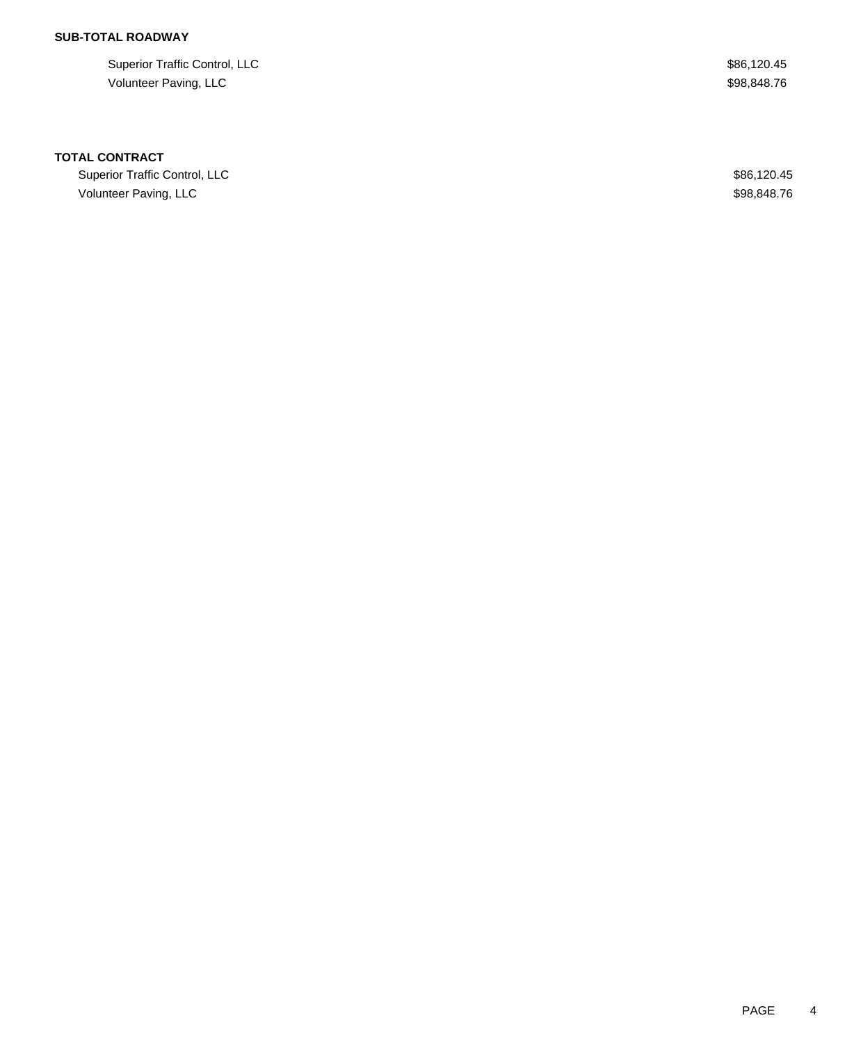**SUB-TOTAL ROADWAY**

| | |
|---|---|
| Superior Traffic Control, LLC | $86,120.45 |
| Volunteer Paving, LLC | $98,848.76 |

**TOTAL CONTRACT**

| | |
|---|---|
| Superior Traffic Control, LLC | $86,120.45 |
| Volunteer Paving, LLC | $98,848.76 |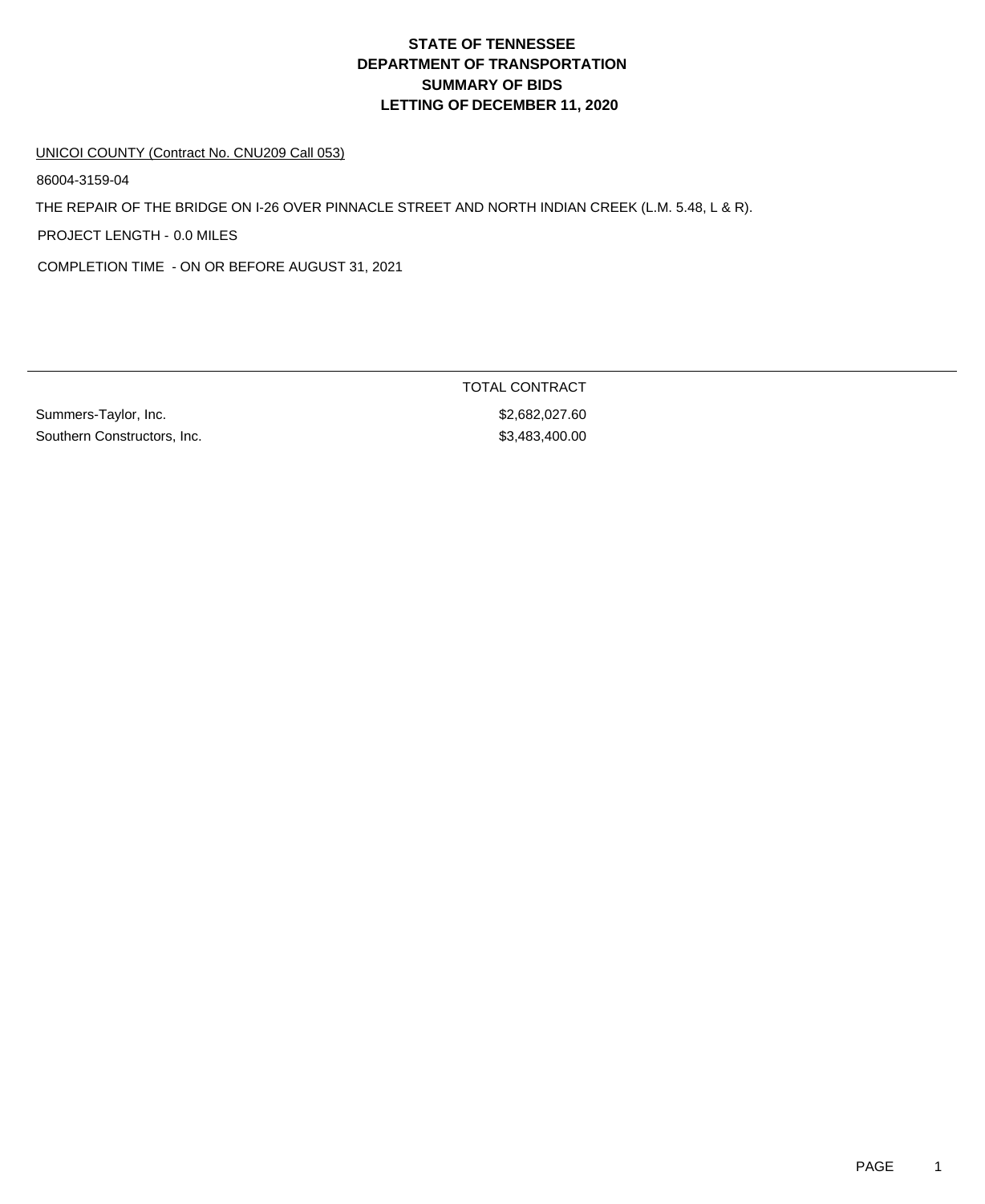# STATE OF TENNESSEE
# DEPARTMENT OF TRANSPORTATION
# SUMMARY OF BIDS
# LETTING OF DECEMBER 11, 2020

UNICOI COUNTY (Contract No. CNU209 Call 053)

86004-3159-04

THE REPAIR OF THE BRIDGE ON I-26 OVER PINNACLE STREET AND NORTH INDIAN CREEK (L.M. 5.48, L & R).

PROJECT LENGTH - 0.0 MILES

COMPLETION TIME - ON OR BEFORE AUGUST 31, 2021

| | TOTAL CONTRACT |
|---|---|
| Summers-Taylor, Inc. | $2,682,027.60 |
| Southern Constructors, Inc. | $3,483,400.00 |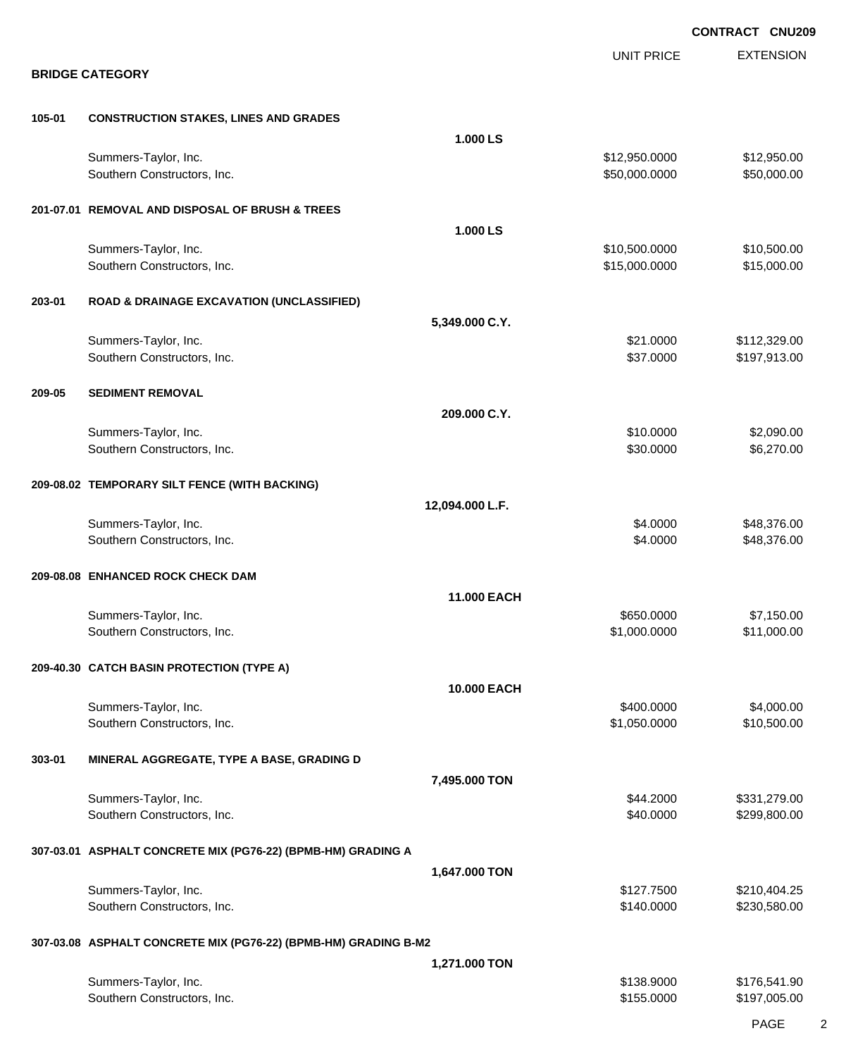**CONTRACT CNU209**

## BRIDGE CATEGORY

| | | | UNIT PRICE | EXTENSION |
|---|---|---|---|---|
| **105-01** | **CONSTRUCTION STAKES, LINES AND GRADES** | | | |
| | | **1.000 LS** | | |
| | Summers-Taylor, Inc. | | $12,950.0000 | $12,950.00 |
| | Southern Constructors, Inc. | | $50,000.0000 | $50,000.00 |
| **201-07.01** | **REMOVAL AND DISPOSAL OF BRUSH & TREES** | | | |
| | | **1.000 LS** | | |
| | Summers-Taylor, Inc. | | $10,500.0000 | $10,500.00 |
| | Southern Constructors, Inc. | | $15,000.0000 | $15,000.00 |
| **203-01** | **ROAD & DRAINAGE EXCAVATION (UNCLASSIFIED)** | | | |
| | | **5,349.000 C.Y.** | | |
| | Summers-Taylor, Inc. | | $21.0000 | $112,329.00 |
| | Southern Constructors, Inc. | | $37.0000 | $197,913.00 |
| **209-05** | **SEDIMENT REMOVAL** | | | |
| | | **209.000 C.Y.** | | |
| | Summers-Taylor, Inc. | | $10.0000 | $2,090.00 |
| | Southern Constructors, Inc. | | $30.0000 | $6,270.00 |
| **209-08.02** | **TEMPORARY SILT FENCE (WITH BACKING)** | | | |
| | | **12,094.000 L.F.** | | |
| | Summers-Taylor, Inc. | | $4.0000 | $48,376.00 |
| | Southern Constructors, Inc. | | $4.0000 | $48,376.00 |
| **209-08.08** | **ENHANCED ROCK CHECK DAM** | | | |
| | | **11.000 EACH** | | |
| | Summers-Taylor, Inc. | | $650.0000 | $7,150.00 |
| | Southern Constructors, Inc. | | $1,000.0000 | $11,000.00 |
| **209-40.30** | **CATCH BASIN PROTECTION (TYPE A)** | | | |
| | | **10.000 EACH** | | |
| | Summers-Taylor, Inc. | | $400.0000 | $4,000.00 |
| | Southern Constructors, Inc. | | $1,050.0000 | $10,500.00 |
| **303-01** | **MINERAL AGGREGATE, TYPE A BASE, GRADING D** | | | |
| | | **7,495.000 TON** | | |
| | Summers-Taylor, Inc. | | $44.2000 | $331,279.00 |
| | Southern Constructors, Inc. | | $40.0000 | $299,800.00 |
| **307-03.01** | **ASPHALT CONCRETE MIX (PG76-22) (BPMB-HM) GRADING A** | | | |
| | | **1,647.000 TON** | | |
| | Summers-Taylor, Inc. | | $127.7500 | $210,404.25 |
| | Southern Constructors, Inc. | | $140.0000 | $230,580.00 |
| **307-03.08** | **ASPHALT CONCRETE MIX (PG76-22) (BPMB-HM) GRADING B-M2** | | | |
| | | **1,271.000 TON** | | |
| | Summers-Taylor, Inc. | | $138.9000 | $176,541.90 |
| | Southern Constructors, Inc. | | $155.0000 | $197,005.00 |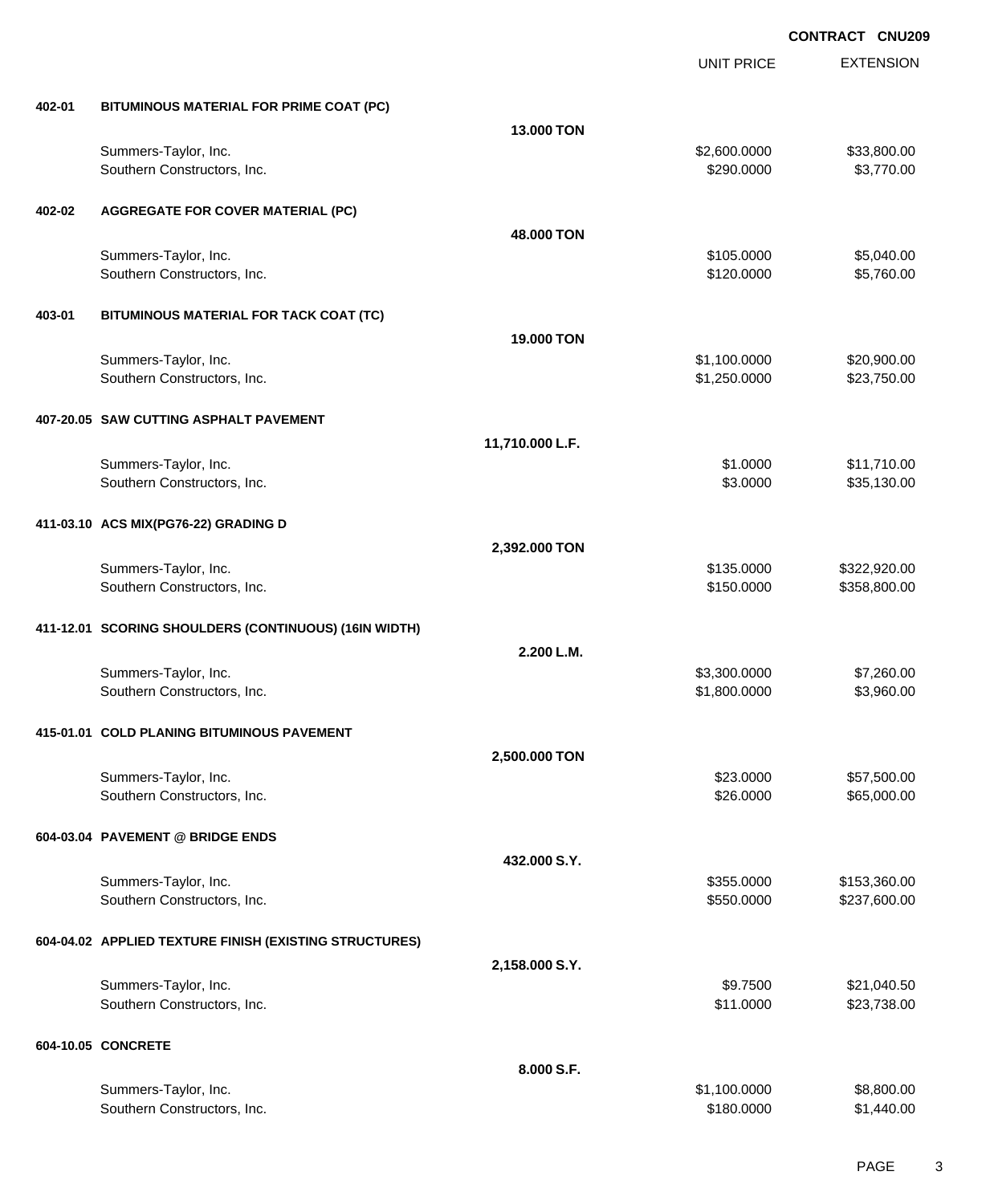**CONTRACT CNU209**

| | | | UNIT PRICE | EXTENSION |
|---|---|---|---|---|
| **402-01** | **BITUMINOUS MATERIAL FOR PRIME COAT (PC)** | | | |
| | | **13.000 TON** | | |
| | Summers-Taylor, Inc. | | $2,600.0000 | $33,800.00 |
| | Southern Constructors, Inc. | | $290.0000 | $3,770.00 |
| **402-02** | **AGGREGATE FOR COVER MATERIAL (PC)** | | | |
| | | **48.000 TON** | | |
| | Summers-Taylor, Inc. | | $105.0000 | $5,040.00 |
| | Southern Constructors, Inc. | | $120.0000 | $5,760.00 |
| **403-01** | **BITUMINOUS MATERIAL FOR TACK COAT (TC)** | | | |
| | | **19.000 TON** | | |
| | Summers-Taylor, Inc. | | $1,100.0000 | $20,900.00 |
| | Southern Constructors, Inc. | | $1,250.0000 | $23,750.00 |
| **407-20.05** | **SAW CUTTING ASPHALT PAVEMENT** | | | |
| | | **11,710.000 L.F.** | | |
| | Summers-Taylor, Inc. | | $1.0000 | $11,710.00 |
| | Southern Constructors, Inc. | | $3.0000 | $35,130.00 |
| **411-03.10** | **ACS MIX(PG76-22) GRADING D** | | | |
| | | **2,392.000 TON** | | |
| | Summers-Taylor, Inc. | | $135.0000 | $322,920.00 |
| | Southern Constructors, Inc. | | $150.0000 | $358,800.00 |
| **411-12.01** | **SCORING SHOULDERS (CONTINUOUS) (16IN WIDTH)** | | | |
| | | **2.200 L.M.** | | |
| | Summers-Taylor, Inc. | | $3,300.0000 | $7,260.00 |
| | Southern Constructors, Inc. | | $1,800.0000 | $3,960.00 |
| **415-01.01** | **COLD PLANING BITUMINOUS PAVEMENT** | | | |
| | | **2,500.000 TON** | | |
| | Summers-Taylor, Inc. | | $23.0000 | $57,500.00 |
| | Southern Constructors, Inc. | | $26.0000 | $65,000.00 |
| **604-03.04** | **PAVEMENT @ BRIDGE ENDS** | | | |
| | | **432.000 S.Y.** | | |
| | Summers-Taylor, Inc. | | $355.0000 | $153,360.00 |
| | Southern Constructors, Inc. | | $550.0000 | $237,600.00 |
| **604-04.02** | **APPLIED TEXTURE FINISH (EXISTING STRUCTURES)** | | | |
| | | **2,158.000 S.Y.** | | |
| | Summers-Taylor, Inc. | | $9.7500 | $21,040.50 |
| | Southern Constructors, Inc. | | $11.0000 | $23,738.00 |
| **604-10.05** | **CONCRETE** | | | |
| | | **8.000 S.F.** | | |
| | Summers-Taylor, Inc. | | $1,100.0000 | $8,800.00 |
| | Southern Constructors, Inc. | | $180.0000 | $1,440.00 |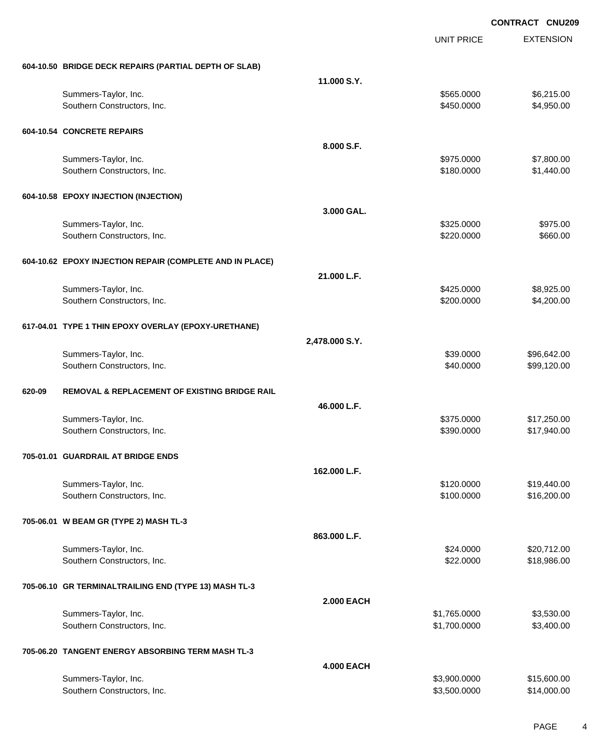**CONTRACT CNU209**

| | | UNIT PRICE | EXTENSION |
|---|---|---|---|
| **604-10.50 BRIDGE DECK REPAIRS (PARTIAL DEPTH OF SLAB)** | | | |
| | **11.000 S.Y.** | | |
| Summers-Taylor, Inc. | | $565.0000 | $6,215.00 |
| Southern Constructors, Inc. | | $450.0000 | $4,950.00 |
| **604-10.54 CONCRETE REPAIRS** | | | |
| | **8.000 S.F.** | | |
| Summers-Taylor, Inc. | | $975.0000 | $7,800.00 |
| Southern Constructors, Inc. | | $180.0000 | $1,440.00 |
| **604-10.58 EPOXY INJECTION (INJECTION)** | | | |
| | **3.000 GAL.** | | |
| Summers-Taylor, Inc. | | $325.0000 | $975.00 |
| Southern Constructors, Inc. | | $220.0000 | $660.00 |
| **604-10.62 EPOXY INJECTION REPAIR (COMPLETE AND IN PLACE)** | | | |
| | **21.000 L.F.** | | |
| Summers-Taylor, Inc. | | $425.0000 | $8,925.00 |
| Southern Constructors, Inc. | | $200.0000 | $4,200.00 |
| **617-04.01 TYPE 1 THIN EPOXY OVERLAY (EPOXY-URETHANE)** | | | |
| | **2,478.000 S.Y.** | | |
| Summers-Taylor, Inc. | | $39.0000 | $96,642.00 |
| Southern Constructors, Inc. | | $40.0000 | $99,120.00 |
| **620-09 REMOVAL & REPLACEMENT OF EXISTING BRIDGE RAIL** | | | |
| | **46.000 L.F.** | | |
| Summers-Taylor, Inc. | | $375.0000 | $17,250.00 |
| Southern Constructors, Inc. | | $390.0000 | $17,940.00 |
| **705-01.01 GUARDRAIL AT BRIDGE ENDS** | | | |
| | **162.000 L.F.** | | |
| Summers-Taylor, Inc. | | $120.0000 | $19,440.00 |
| Southern Constructors, Inc. | | $100.0000 | $16,200.00 |
| **705-06.01 W BEAM GR (TYPE 2) MASH TL-3** | | | |
| | **863.000 L.F.** | | |
| Summers-Taylor, Inc. | | $24.0000 | $20,712.00 |
| Southern Constructors, Inc. | | $22.0000 | $18,986.00 |
| **705-06.10 GR TERMINALTRAILING END (TYPE 13) MASH TL-3** | | | |
| | **2.000 EACH** | | |
| Summers-Taylor, Inc. | | $1,765.0000 | $3,530.00 |
| Southern Constructors, Inc. | | $1,700.0000 | $3,400.00 |
| **705-06.20 TANGENT ENERGY ABSORBING TERM MASH TL-3** | | | |
| | **4.000 EACH** | | |
| Summers-Taylor, Inc. | | $3,900.0000 | $15,600.00 |
| Southern Constructors, Inc. | | $3,500.0000 | $14,000.00 |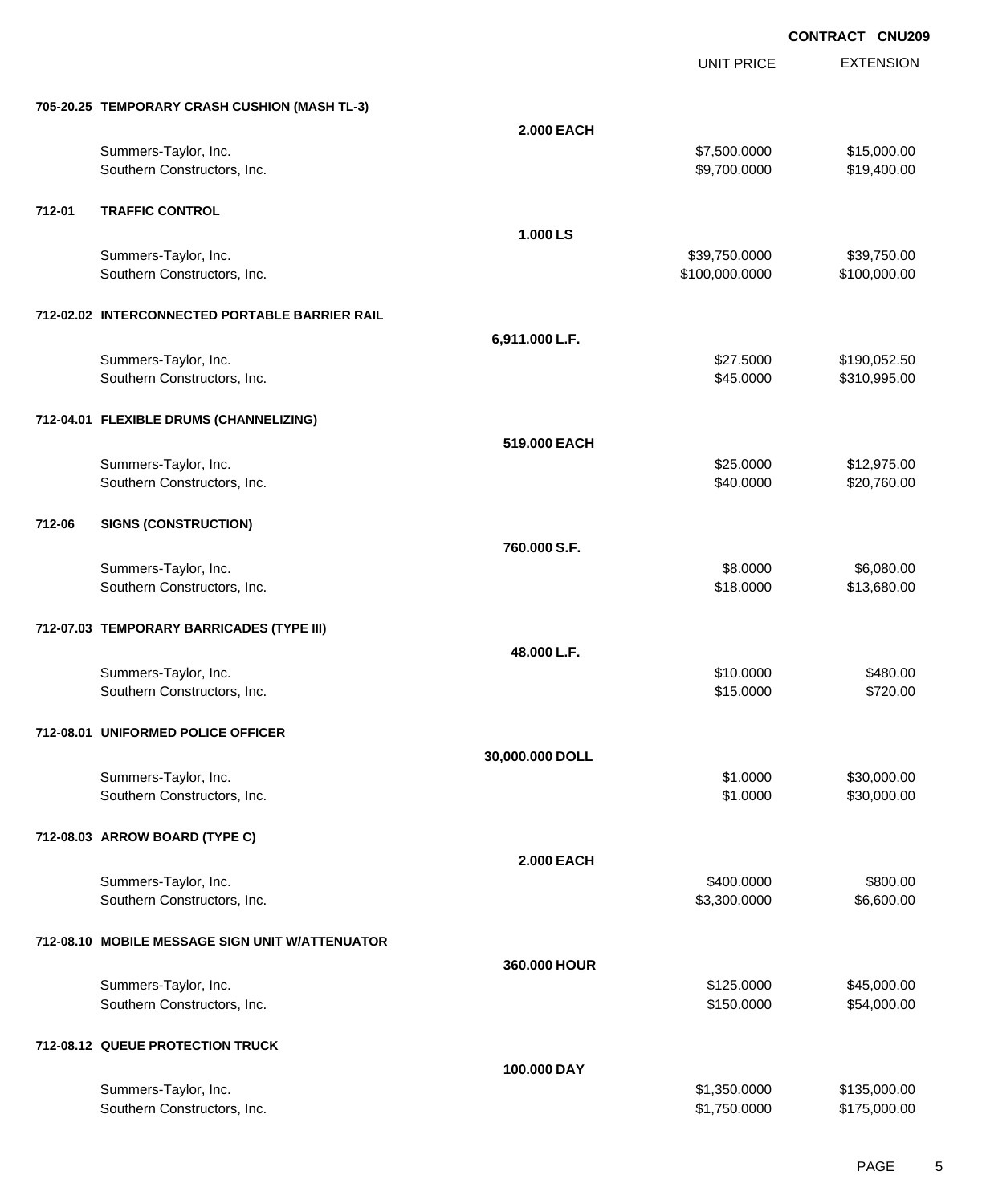**CONTRACT CNU209**

| | | | UNIT PRICE | EXTENSION |
|---|---|---|---|---|
| **705-20.25** | **TEMPORARY CRASH CUSHION (MASH TL-3)** | | | |
| | | **2.000 EACH** | | |
| | Summers-Taylor, Inc. | | $7,500.0000 | $15,000.00 |
| | Southern Constructors, Inc. | | $9,700.0000 | $19,400.00 |
| **712-01** | **TRAFFIC CONTROL** | | | |
| | | **1.000 LS** | | |
| | Summers-Taylor, Inc. | | $39,750.0000 | $39,750.00 |
| | Southern Constructors, Inc. | | $100,000.0000 | $100,000.00 |
| **712-02.02** | **INTERCONNECTED PORTABLE BARRIER RAIL** | | | |
| | | **6,911.000 L.F.** | | |
| | Summers-Taylor, Inc. | | $27.5000 | $190,052.50 |
| | Southern Constructors, Inc. | | $45.0000 | $310,995.00 |
| **712-04.01** | **FLEXIBLE DRUMS (CHANNELIZING)** | | | |
| | | **519.000 EACH** | | |
| | Summers-Taylor, Inc. | | $25.0000 | $12,975.00 |
| | Southern Constructors, Inc. | | $40.0000 | $20,760.00 |
| **712-06** | **SIGNS (CONSTRUCTION)** | | | |
| | | **760.000 S.F.** | | |
| | Summers-Taylor, Inc. | | $8.0000 | $6,080.00 |
| | Southern Constructors, Inc. | | $18.0000 | $13,680.00 |
| **712-07.03** | **TEMPORARY BARRICADES (TYPE III)** | | | |
| | | **48.000 L.F.** | | |
| | Summers-Taylor, Inc. | | $10.0000 | $480.00 |
| | Southern Constructors, Inc. | | $15.0000 | $720.00 |
| **712-08.01** | **UNIFORMED POLICE OFFICER** | | | |
| | | **30,000.000 DOLL** | | |
| | Summers-Taylor, Inc. | | $1.0000 | $30,000.00 |
| | Southern Constructors, Inc. | | $1.0000 | $30,000.00 |
| **712-08.03** | **ARROW BOARD (TYPE C)** | | | |
| | | **2.000 EACH** | | |
| | Summers-Taylor, Inc. | | $400.0000 | $800.00 |
| | Southern Constructors, Inc. | | $3,300.0000 | $6,600.00 |
| **712-08.10** | **MOBILE MESSAGE SIGN UNIT W/ATTENUATOR** | | | |
| | | **360.000 HOUR** | | |
| | Summers-Taylor, Inc. | | $125.0000 | $45,000.00 |
| | Southern Constructors, Inc. | | $150.0000 | $54,000.00 |
| **712-08.12** | **QUEUE PROTECTION TRUCK** | | | |
| | | **100.000 DAY** | | |
| | Summers-Taylor, Inc. | | $1,350.0000 | $135,000.00 |
| | Southern Constructors, Inc. | | $1,750.0000 | $175,000.00 |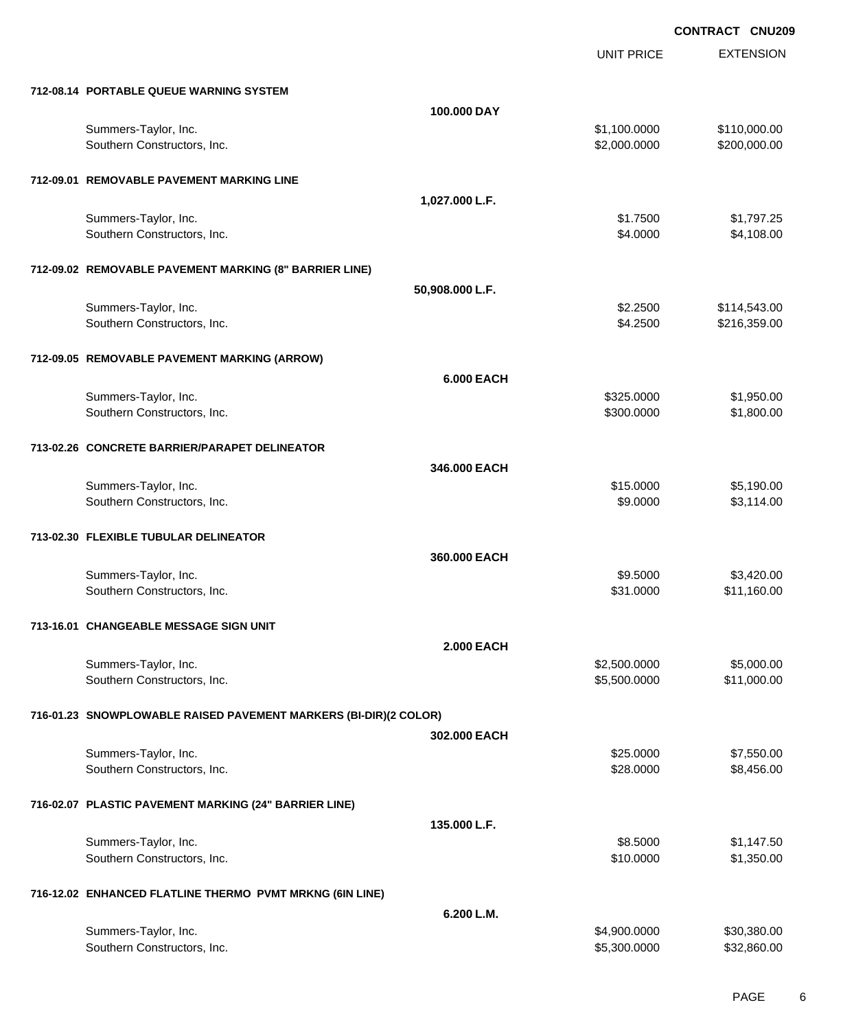**CONTRACT CNU209**

| | | UNIT PRICE | EXTENSION |
|---|---|---|---|
| **712-08.14 PORTABLE QUEUE WARNING SYSTEM** | | | |
| | **100.000 DAY** | | |
| Summers-Taylor, Inc. | | $1,100.0000 | $110,000.00 |
| Southern Constructors, Inc. | | $2,000.0000 | $200,000.00 |
| **712-09.01 REMOVABLE PAVEMENT MARKING LINE** | | | |
| | **1,027.000 L.F.** | | |
| Summers-Taylor, Inc. | | $1.7500 | $1,797.25 |
| Southern Constructors, Inc. | | $4.0000 | $4,108.00 |
| **712-09.02 REMOVABLE PAVEMENT MARKING (8" BARRIER LINE)** | | | |
| | **50,908.000 L.F.** | | |
| Summers-Taylor, Inc. | | $2.2500 | $114,543.00 |
| Southern Constructors, Inc. | | $4.2500 | $216,359.00 |
| **712-09.05 REMOVABLE PAVEMENT MARKING (ARROW)** | | | |
| | **6.000 EACH** | | |
| Summers-Taylor, Inc. | | $325.0000 | $1,950.00 |
| Southern Constructors, Inc. | | $300.0000 | $1,800.00 |
| **713-02.26 CONCRETE BARRIER/PARAPET DELINEATOR** | | | |
| | **346.000 EACH** | | |
| Summers-Taylor, Inc. | | $15.0000 | $5,190.00 |
| Southern Constructors, Inc. | | $9.0000 | $3,114.00 |
| **713-02.30 FLEXIBLE TUBULAR DELINEATOR** | | | |
| | **360.000 EACH** | | |
| Summers-Taylor, Inc. | | $9.5000 | $3,420.00 |
| Southern Constructors, Inc. | | $31.0000 | $11,160.00 |
| **713-16.01 CHANGEABLE MESSAGE SIGN UNIT** | | | |
| | **2.000 EACH** | | |
| Summers-Taylor, Inc. | | $2,500.0000 | $5,000.00 |
| Southern Constructors, Inc. | | $5,500.0000 | $11,000.00 |
| **716-01.23 SNOWPLOWABLE RAISED PAVEMENT MARKERS (BI-DIR)(2 COLOR)** | | | |
| | **302.000 EACH** | | |
| Summers-Taylor, Inc. | | $25.0000 | $7,550.00 |
| Southern Constructors, Inc. | | $28.0000 | $8,456.00 |
| **716-02.07 PLASTIC PAVEMENT MARKING (24" BARRIER LINE)** | | | |
| | **135.000 L.F.** | | |
| Summers-Taylor, Inc. | | $8.5000 | $1,147.50 |
| Southern Constructors, Inc. | | $10.0000 | $1,350.00 |
| **716-12.02 ENHANCED FLATLINE THERMO PVMT MRKNG (6IN LINE)** | | | |
| | **6.200 L.M.** | | |
| Summers-Taylor, Inc. | | $4,900.0000 | $30,380.00 |
| Southern Constructors, Inc. | | $5,300.0000 | $32,860.00 |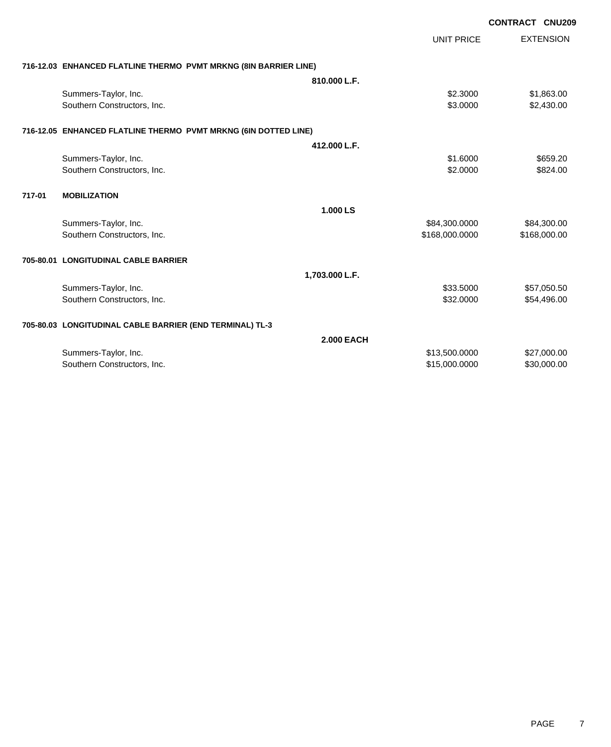**CONTRACT CNU209**

| | | UNIT PRICE | EXTENSION |
|---|---|---|---|
| **716-12.03** | **ENHANCED FLATLINE THERMO PVMT MRKNG (8IN BARRIER LINE)** | | |
| | **810.000 L.F.** | | |
| | Summers-Taylor, Inc. | $2.3000 | $1,863.00 |
| | Southern Constructors, Inc. | $3.0000 | $2,430.00 |
| **716-12.05** | **ENHANCED FLATLINE THERMO PVMT MRKNG (6IN DOTTED LINE)** | | |
| | **412.000 L.F.** | | |
| | Summers-Taylor, Inc. | $1.6000 | $659.20 |
| | Southern Constructors, Inc. | $2.0000 | $824.00 |
| **717-01** | **MOBILIZATION** | | |
| | **1.000 LS** | | |
| | Summers-Taylor, Inc. | $84,300.0000 | $84,300.00 |
| | Southern Constructors, Inc. | $168,000.0000 | $168,000.00 |
| **705-80.01** | **LONGITUDINAL CABLE BARRIER** | | |
| | **1,703.000 L.F.** | | |
| | Summers-Taylor, Inc. | $33.5000 | $57,050.50 |
| | Southern Constructors, Inc. | $32.0000 | $54,496.00 |
| **705-80.03** | **LONGITUDINAL CABLE BARRIER (END TERMINAL) TL-3** | | |
| | **2.000 EACH** | | |
| | Summers-Taylor, Inc. | $13,500.0000 | $27,000.00 |
| | Southern Constructors, Inc. | $15,000.0000 | $30,000.00 |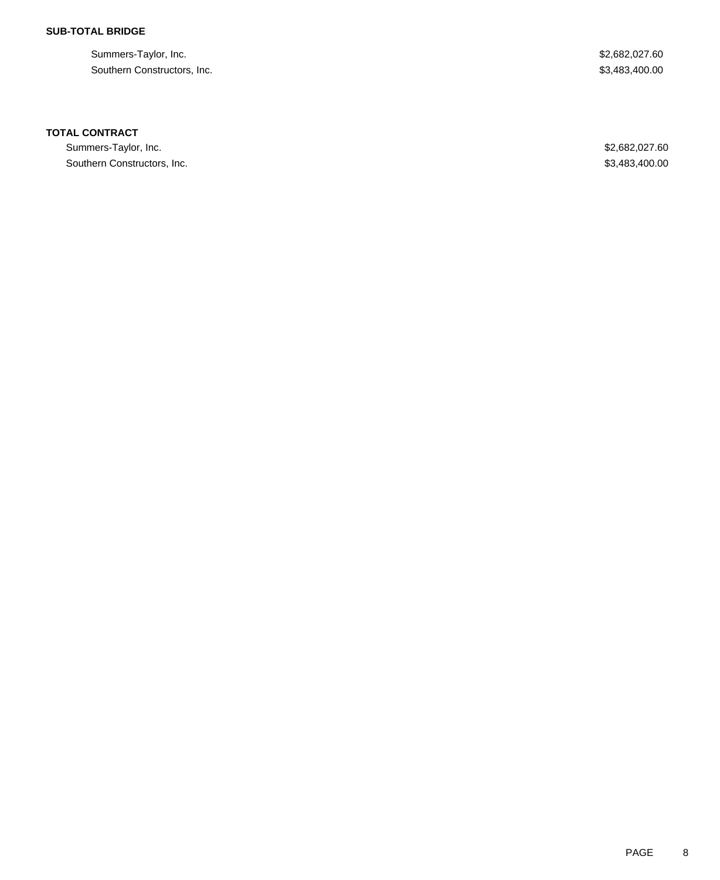**SUB-TOTAL BRIDGE**

| | |
|---|---|
| Summers-Taylor, Inc. | $2,682,027.60 |
| Southern Constructors, Inc. | $3,483,400.00 |

**TOTAL CONTRACT**

| | |
|---|---|
| Summers-Taylor, Inc. | $2,682,027.60 |
| Southern Constructors, Inc. | $3,483,400.00 |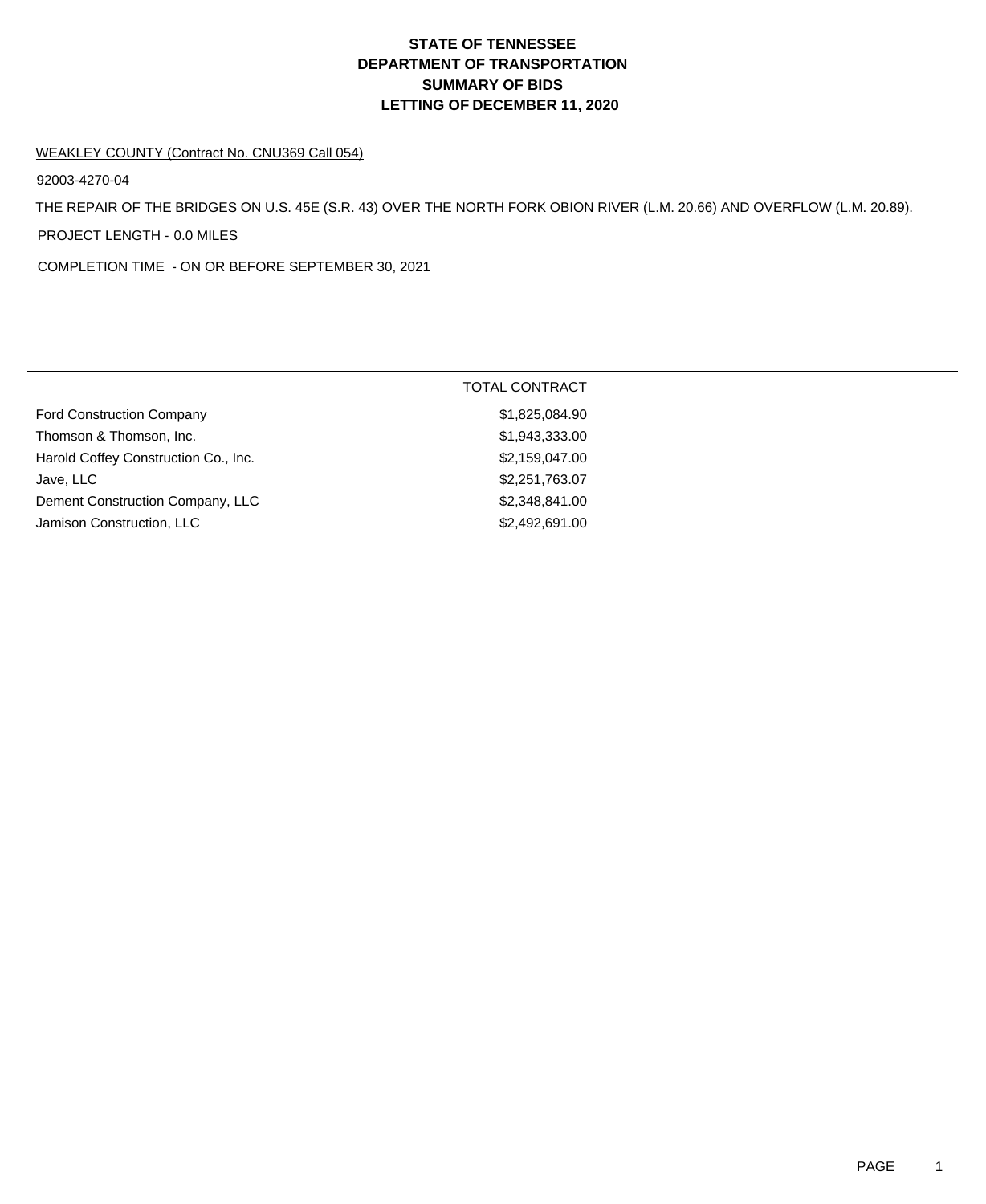# STATE OF TENNESSEE
# DEPARTMENT OF TRANSPORTATION
# SUMMARY OF BIDS
# LETTING OF DECEMBER 11, 2020

WEAKLEY COUNTY (Contract No. CNU369 Call 054)

92003-4270-04

THE REPAIR OF THE BRIDGES ON U.S. 45E (S.R. 43) OVER THE NORTH FORK OBION RIVER (L.M. 20.66) AND OVERFLOW (L.M. 20.89).

PROJECT LENGTH - 0.0 MILES

COMPLETION TIME - ON OR BEFORE SEPTEMBER 30, 2021

| | TOTAL CONTRACT |
|---|---|
| Ford Construction Company | $1,825,084.90 |
| Thomson & Thomson, Inc. | $1,943,333.00 |
| Harold Coffey Construction Co., Inc. | $2,159,047.00 |
| Jave, LLC | $2,251,763.07 |
| Dement Construction Company, LLC | $2,348,841.00 |
| Jamison Construction, LLC | $2,492,691.00 |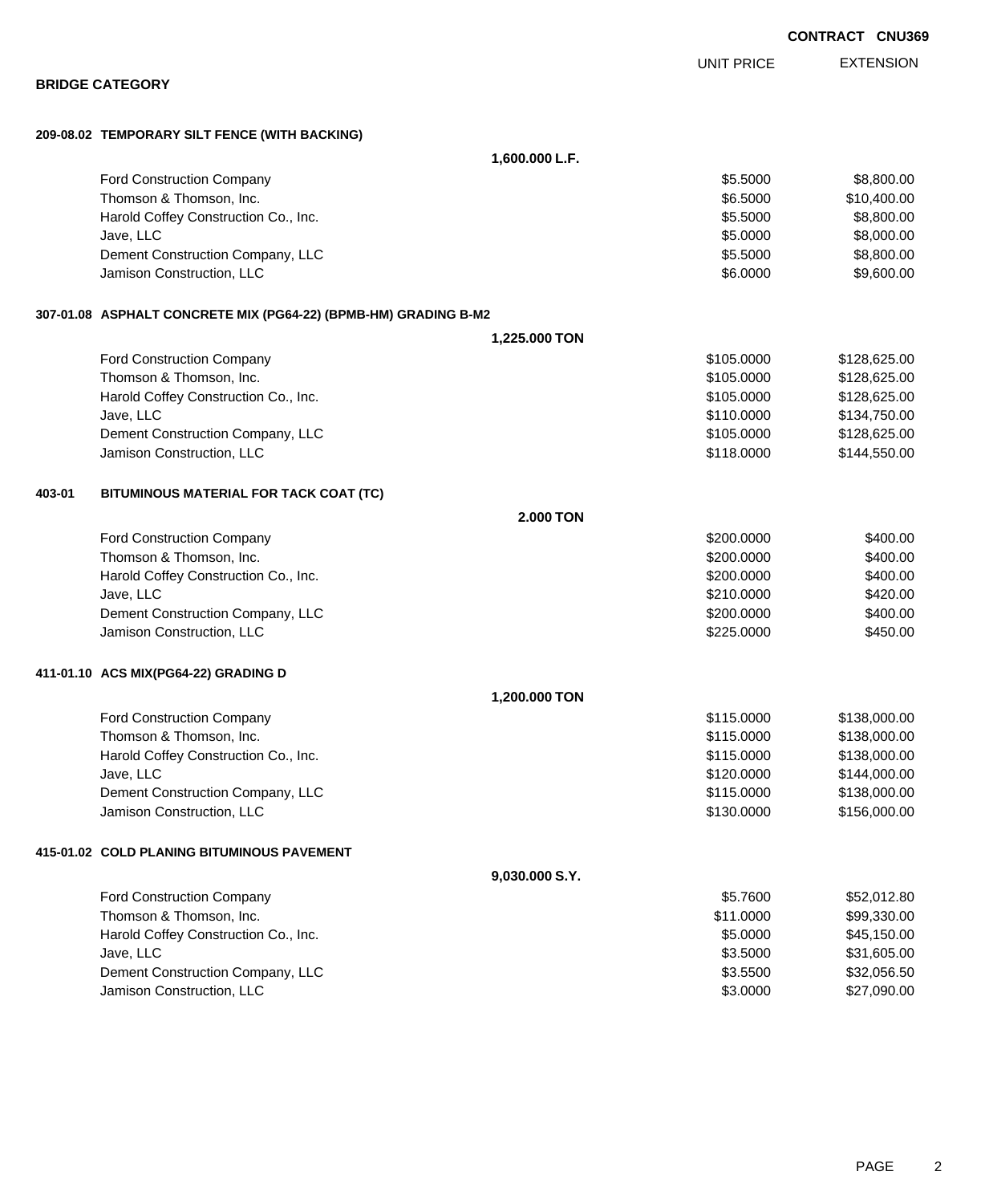**CONTRACT CNU369**

## BRIDGE CATEGORY

| | | UNIT PRICE | EXTENSION |
|---|---|---|---|
| **209-08.02 TEMPORARY SILT FENCE (WITH BACKING)** | | | |
| | **1,600.000 L.F.** | | |
| Ford Construction Company | | $5.5000 | $8,800.00 |
| Thomson & Thomson, Inc. | | $6.5000 | $10,400.00 |
| Harold Coffey Construction Co., Inc. | | $5.5000 | $8,800.00 |
| Jave, LLC | | $5.0000 | $8,000.00 |
| Dement Construction Company, LLC | | $5.5000 | $8,800.00 |
| Jamison Construction, LLC | | $6.0000 | $9,600.00 |
| **307-01.08 ASPHALT CONCRETE MIX (PG64-22) (BPMB-HM) GRADING B-M2** | | | |
| | **1,225.000 TON** | | |
| Ford Construction Company | | $105.0000 | $128,625.00 |
| Thomson & Thomson, Inc. | | $105.0000 | $128,625.00 |
| Harold Coffey Construction Co., Inc. | | $105.0000 | $128,625.00 |
| Jave, LLC | | $110.0000 | $134,750.00 |
| Dement Construction Company, LLC | | $105.0000 | $128,625.00 |
| Jamison Construction, LLC | | $118.0000 | $144,550.00 |
| **403-01 BITUMINOUS MATERIAL FOR TACK COAT (TC)** | | | |
| | **2.000 TON** | | |
| Ford Construction Company | | $200.0000 | $400.00 |
| Thomson & Thomson, Inc. | | $200.0000 | $400.00 |
| Harold Coffey Construction Co., Inc. | | $200.0000 | $400.00 |
| Jave, LLC | | $210.0000 | $420.00 |
| Dement Construction Company, LLC | | $200.0000 | $400.00 |
| Jamison Construction, LLC | | $225.0000 | $450.00 |
| **411-01.10 ACS MIX(PG64-22) GRADING D** | | | |
| | **1,200.000 TON** | | |
| Ford Construction Company | | $115.0000 | $138,000.00 |
| Thomson & Thomson, Inc. | | $115.0000 | $138,000.00 |
| Harold Coffey Construction Co., Inc. | | $115.0000 | $138,000.00 |
| Jave, LLC | | $120.0000 | $144,000.00 |
| Dement Construction Company, LLC | | $115.0000 | $138,000.00 |
| Jamison Construction, LLC | | $130.0000 | $156,000.00 |
| **415-01.02 COLD PLANING BITUMINOUS PAVEMENT** | | | |
| | **9,030.000 S.Y.** | | |
| Ford Construction Company | | $5.7600 | $52,012.80 |
| Thomson & Thomson, Inc. | | $11.0000 | $99,330.00 |
| Harold Coffey Construction Co., Inc. | | $5.0000 | $45,150.00 |
| Jave, LLC | | $3.5000 | $31,605.00 |
| Dement Construction Company, LLC | | $3.5500 | $32,056.50 |
| Jamison Construction, LLC | | $3.0000 | $27,090.00 |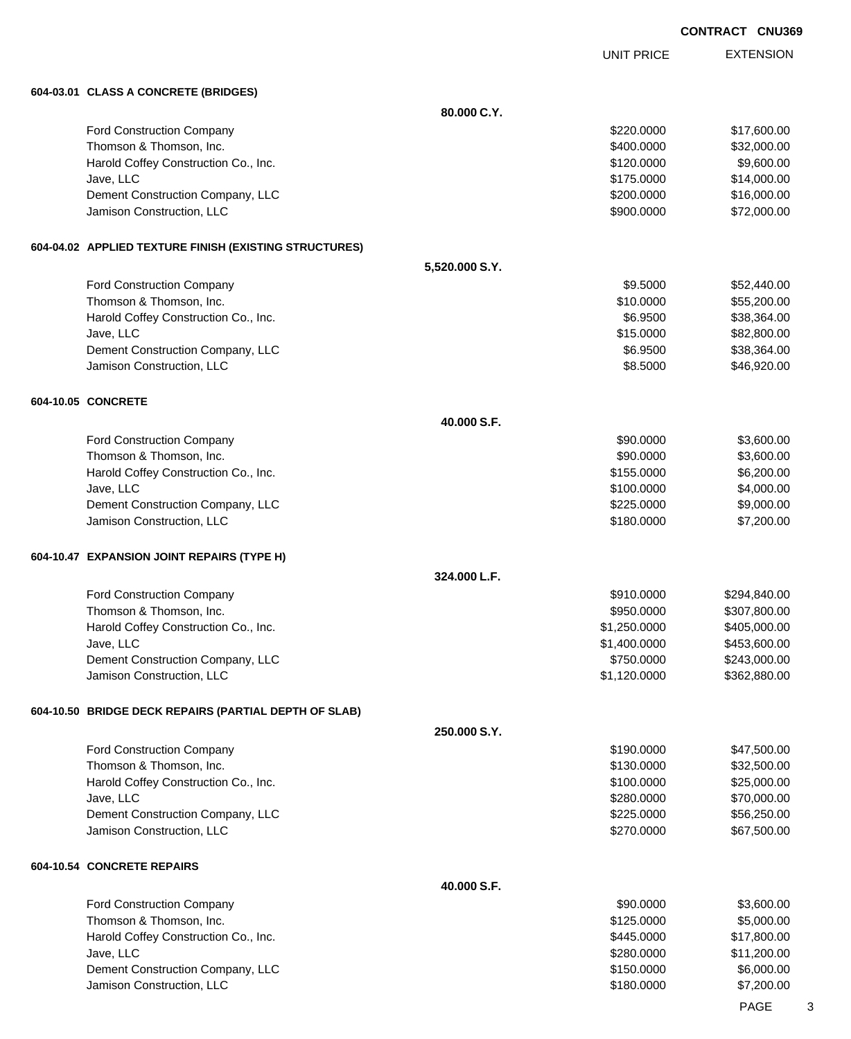**CONTRACT CNU369**

| | UNIT PRICE | EXTENSION |
|---|---|---|

**604-03.01 CLASS A CONCRETE (BRIDGES)**

**80.000 C.Y.**

| Bidder | Unit Price | Extension |
|---|---|---|
| Ford Construction Company | $220.0000 | $17,600.00 |
| Thomson & Thomson, Inc. | $400.0000 | $32,000.00 |
| Harold Coffey Construction Co., Inc. | $120.0000 | $9,600.00 |
| Jave, LLC | $175.0000 | $14,000.00 |
| Dement Construction Company, LLC | $200.0000 | $16,000.00 |
| Jamison Construction, LLC | $900.0000 | $72,000.00 |

**604-04.02 APPLIED TEXTURE FINISH (EXISTING STRUCTURES)**

**5,520.000 S.Y.**

| Bidder | Unit Price | Extension |
|---|---|---|
| Ford Construction Company | $9.5000 | $52,440.00 |
| Thomson & Thomson, Inc. | $10.0000 | $55,200.00 |
| Harold Coffey Construction Co., Inc. | $6.9500 | $38,364.00 |
| Jave, LLC | $15.0000 | $82,800.00 |
| Dement Construction Company, LLC | $6.9500 | $38,364.00 |
| Jamison Construction, LLC | $8.5000 | $46,920.00 |

**604-10.05 CONCRETE**

**40.000 S.F.**

| Bidder | Unit Price | Extension |
|---|---|---|
| Ford Construction Company | $90.0000 | $3,600.00 |
| Thomson & Thomson, Inc. | $90.0000 | $3,600.00 |
| Harold Coffey Construction Co., Inc. | $155.0000 | $6,200.00 |
| Jave, LLC | $100.0000 | $4,000.00 |
| Dement Construction Company, LLC | $225.0000 | $9,000.00 |
| Jamison Construction, LLC | $180.0000 | $7,200.00 |

**604-10.47 EXPANSION JOINT REPAIRS (TYPE H)**

**324.000 L.F.**

| Bidder | Unit Price | Extension |
|---|---|---|
| Ford Construction Company | $910.0000 | $294,840.00 |
| Thomson & Thomson, Inc. | $950.0000 | $307,800.00 |
| Harold Coffey Construction Co., Inc. | $1,250.0000 | $405,000.00 |
| Jave, LLC | $1,400.0000 | $453,600.00 |
| Dement Construction Company, LLC | $750.0000 | $243,000.00 |
| Jamison Construction, LLC | $1,120.0000 | $362,880.00 |

**604-10.50 BRIDGE DECK REPAIRS (PARTIAL DEPTH OF SLAB)**

**250.000 S.Y.**

| Bidder | Unit Price | Extension |
|---|---|---|
| Ford Construction Company | $190.0000 | $47,500.00 |
| Thomson & Thomson, Inc. | $130.0000 | $32,500.00 |
| Harold Coffey Construction Co., Inc. | $100.0000 | $25,000.00 |
| Jave, LLC | $280.0000 | $70,000.00 |
| Dement Construction Company, LLC | $225.0000 | $56,250.00 |
| Jamison Construction, LLC | $270.0000 | $67,500.00 |

**604-10.54 CONCRETE REPAIRS**

**40.000 S.F.**

| Bidder | Unit Price | Extension |
|---|---|---|
| Ford Construction Company | $90.0000 | $3,600.00 |
| Thomson & Thomson, Inc. | $125.0000 | $5,000.00 |
| Harold Coffey Construction Co., Inc. | $445.0000 | $17,800.00 |
| Jave, LLC | $280.0000 | $11,200.00 |
| Dement Construction Company, LLC | $150.0000 | $6,000.00 |
| Jamison Construction, LLC | $180.0000 | $7,200.00 |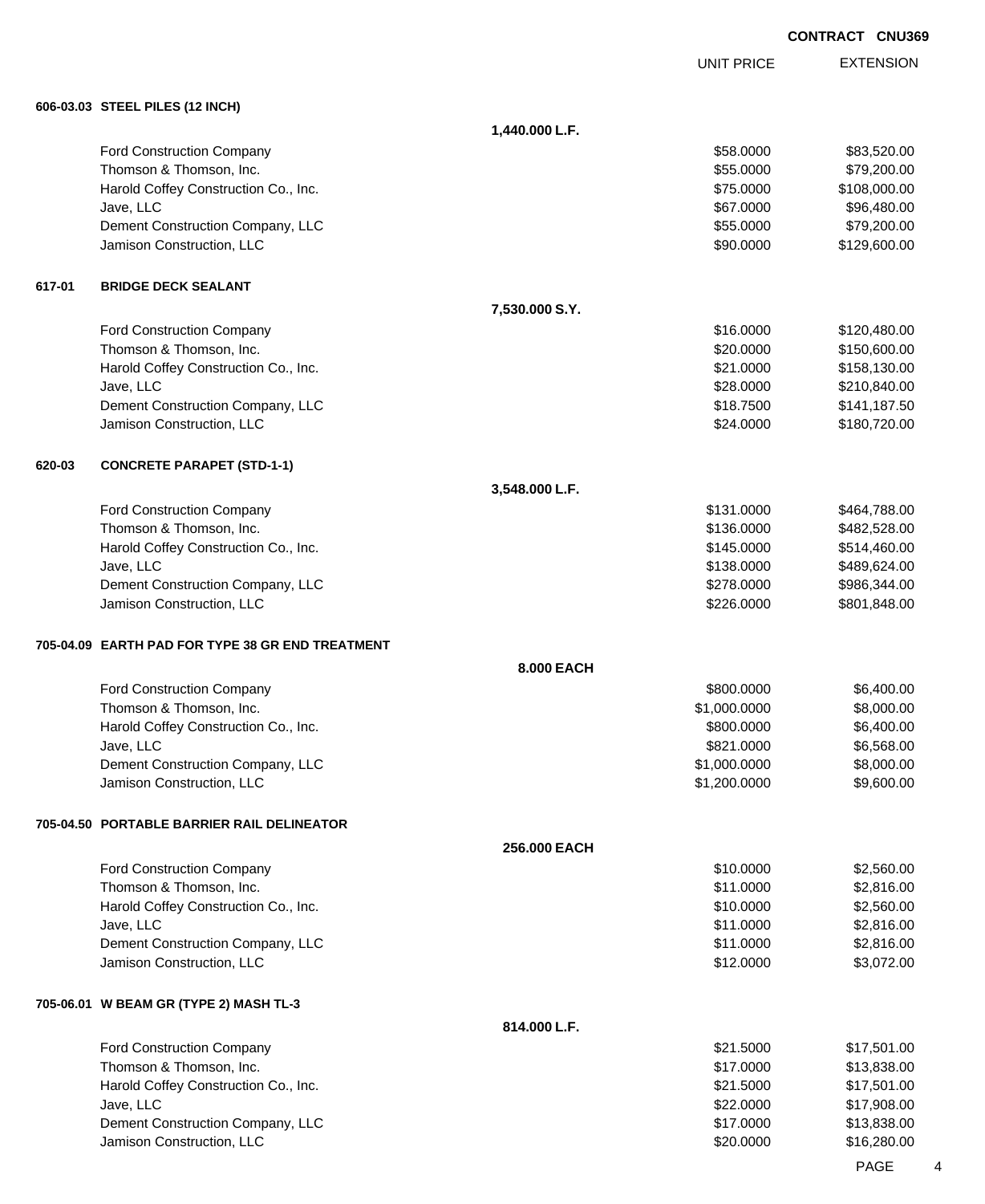**CONTRACT CNU369**

| | | UNIT PRICE | EXTENSION |
|---|---|---|---|
| **606-03.03** | **STEEL PILES (12 INCH)** | | |
| | **1,440.000 L.F.** | | |
| | Ford Construction Company | $58.0000 | $83,520.00 |
| | Thomson & Thomson, Inc. | $55.0000 | $79,200.00 |
| | Harold Coffey Construction Co., Inc. | $75.0000 | $108,000.00 |
| | Jave, LLC | $67.0000 | $96,480.00 |
| | Dement Construction Company, LLC | $55.0000 | $79,200.00 |
| | Jamison Construction, LLC | $90.0000 | $129,600.00 |
| **617-01** | **BRIDGE DECK SEALANT** | | |
| | **7,530.000 S.Y.** | | |
| | Ford Construction Company | $16.0000 | $120,480.00 |
| | Thomson & Thomson, Inc. | $20.0000 | $150,600.00 |
| | Harold Coffey Construction Co., Inc. | $21.0000 | $158,130.00 |
| | Jave, LLC | $28.0000 | $210,840.00 |
| | Dement Construction Company, LLC | $18.7500 | $141,187.50 |
| | Jamison Construction, LLC | $24.0000 | $180,720.00 |
| **620-03** | **CONCRETE PARAPET (STD-1-1)** | | |
| | **3,548.000 L.F.** | | |
| | Ford Construction Company | $131.0000 | $464,788.00 |
| | Thomson & Thomson, Inc. | $136.0000 | $482,528.00 |
| | Harold Coffey Construction Co., Inc. | $145.0000 | $514,460.00 |
| | Jave, LLC | $138.0000 | $489,624.00 |
| | Dement Construction Company, LLC | $278.0000 | $986,344.00 |
| | Jamison Construction, LLC | $226.0000 | $801,848.00 |
| **705-04.09** | **EARTH PAD FOR TYPE 38 GR END TREATMENT** | | |
| | **8.000 EACH** | | |
| | Ford Construction Company | $800.0000 | $6,400.00 |
| | Thomson & Thomson, Inc. | $1,000.0000 | $8,000.00 |
| | Harold Coffey Construction Co., Inc. | $800.0000 | $6,400.00 |
| | Jave, LLC | $821.0000 | $6,568.00 |
| | Dement Construction Company, LLC | $1,000.0000 | $8,000.00 |
| | Jamison Construction, LLC | $1,200.0000 | $9,600.00 |
| **705-04.50** | **PORTABLE BARRIER RAIL DELINEATOR** | | |
| | **256.000 EACH** | | |
| | Ford Construction Company | $10.0000 | $2,560.00 |
| | Thomson & Thomson, Inc. | $11.0000 | $2,816.00 |
| | Harold Coffey Construction Co., Inc. | $10.0000 | $2,560.00 |
| | Jave, LLC | $11.0000 | $2,816.00 |
| | Dement Construction Company, LLC | $11.0000 | $2,816.00 |
| | Jamison Construction, LLC | $12.0000 | $3,072.00 |
| **705-06.01** | **W BEAM GR (TYPE 2) MASH TL-3** | | |
| | **814.000 L.F.** | | |
| | Ford Construction Company | $21.5000 | $17,501.00 |
| | Thomson & Thomson, Inc. | $17.0000 | $13,838.00 |
| | Harold Coffey Construction Co., Inc. | $21.5000 | $17,501.00 |
| | Jave, LLC | $22.0000 | $17,908.00 |
| | Dement Construction Company, LLC | $17.0000 | $13,838.00 |
| | Jamison Construction, LLC | $20.0000 | $16,280.00 |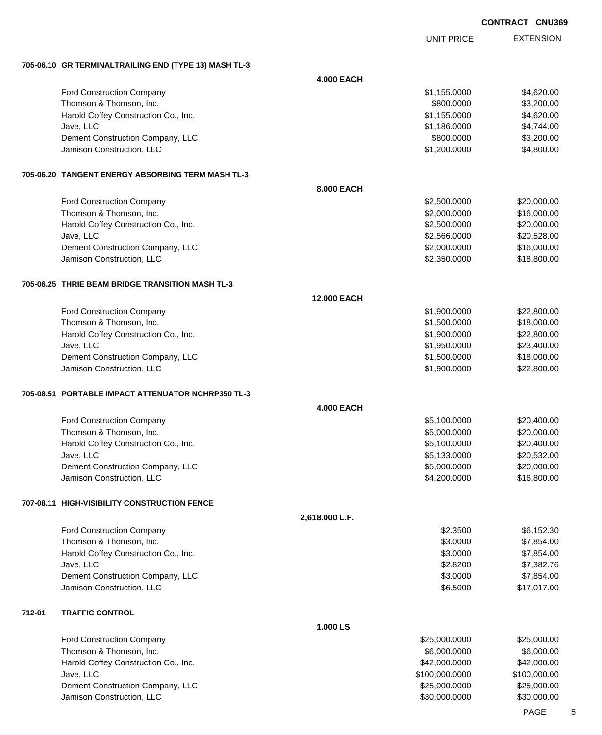**CONTRACT CNU369**

| | UNIT PRICE | EXTENSION |
|---|---|---|
| **705-06.10 GR TERMINALTRAILING END (TYPE 13) MASH TL-3** | | |
| **4.000 EACH** | | |
| Ford Construction Company | $1,155.0000 | $4,620.00 |
| Thomson & Thomson, Inc. | $800.0000 | $3,200.00 |
| Harold Coffey Construction Co., Inc. | $1,155.0000 | $4,620.00 |
| Jave, LLC | $1,186.0000 | $4,744.00 |
| Dement Construction Company, LLC | $800.0000 | $3,200.00 |
| Jamison Construction, LLC | $1,200.0000 | $4,800.00 |
| **705-06.20 TANGENT ENERGY ABSORBING TERM MASH TL-3** | | |
| **8.000 EACH** | | |
| Ford Construction Company | $2,500.0000 | $20,000.00 |
| Thomson & Thomson, Inc. | $2,000.0000 | $16,000.00 |
| Harold Coffey Construction Co., Inc. | $2,500.0000 | $20,000.00 |
| Jave, LLC | $2,566.0000 | $20,528.00 |
| Dement Construction Company, LLC | $2,000.0000 | $16,000.00 |
| Jamison Construction, LLC | $2,350.0000 | $18,800.00 |
| **705-06.25 THRIE BEAM BRIDGE TRANSITION MASH TL-3** | | |
| **12.000 EACH** | | |
| Ford Construction Company | $1,900.0000 | $22,800.00 |
| Thomson & Thomson, Inc. | $1,500.0000 | $18,000.00 |
| Harold Coffey Construction Co., Inc. | $1,900.0000 | $22,800.00 |
| Jave, LLC | $1,950.0000 | $23,400.00 |
| Dement Construction Company, LLC | $1,500.0000 | $18,000.00 |
| Jamison Construction, LLC | $1,900.0000 | $22,800.00 |
| **705-08.51 PORTABLE IMPACT ATTENUATOR NCHRP350 TL-3** | | |
| **4.000 EACH** | | |
| Ford Construction Company | $5,100.0000 | $20,400.00 |
| Thomson & Thomson, Inc. | $5,000.0000 | $20,000.00 |
| Harold Coffey Construction Co., Inc. | $5,100.0000 | $20,400.00 |
| Jave, LLC | $5,133.0000 | $20,532.00 |
| Dement Construction Company, LLC | $5,000.0000 | $20,000.00 |
| Jamison Construction, LLC | $4,200.0000 | $16,800.00 |
| **707-08.11 HIGH-VISIBILITY CONSTRUCTION FENCE** | | |
| **2,618.000 L.F.** | | |
| Ford Construction Company | $2.3500 | $6,152.30 |
| Thomson & Thomson, Inc. | $3.0000 | $7,854.00 |
| Harold Coffey Construction Co., Inc. | $3.0000 | $7,854.00 |
| Jave, LLC | $2.8200 | $7,382.76 |
| Dement Construction Company, LLC | $3.0000 | $7,854.00 |
| Jamison Construction, LLC | $6.5000 | $17,017.00 |
| **712-01 TRAFFIC CONTROL** | | |
| **1.000 LS** | | |
| Ford Construction Company | $25,000.0000 | $25,000.00 |
| Thomson & Thomson, Inc. | $6,000.0000 | $6,000.00 |
| Harold Coffey Construction Co., Inc. | $42,000.0000 | $42,000.00 |
| Jave, LLC | $100,000.0000 | $100,000.00 |
| Dement Construction Company, LLC | $25,000.0000 | $25,000.00 |
| Jamison Construction, LLC | $30,000.0000 | $30,000.00 |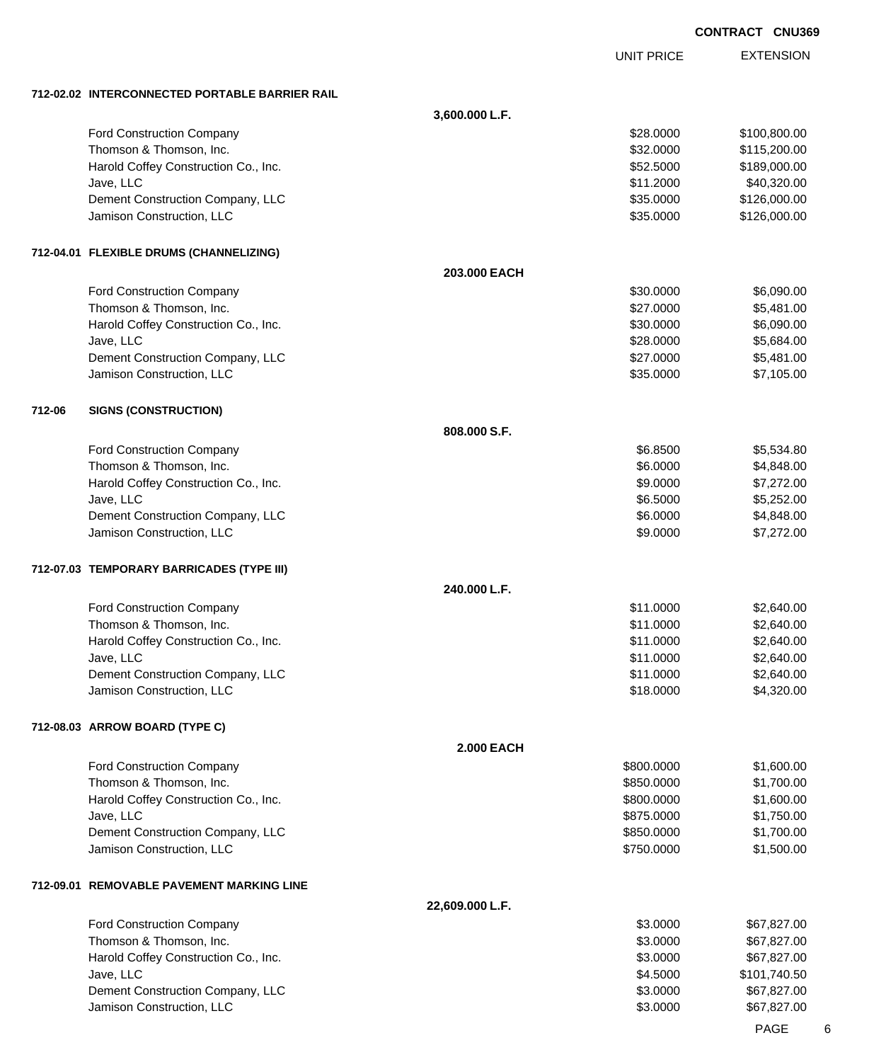**CONTRACT CNU369**

| | UNIT PRICE | EXTENSION |
|---|---|---|
| **712-02.02 INTERCONNECTED PORTABLE BARRIER RAIL** | | |
| **3,600.000 L.F.** | | |
| Ford Construction Company | $28.0000 | $100,800.00 |
| Thomson & Thomson, Inc. | $32.0000 | $115,200.00 |
| Harold Coffey Construction Co., Inc. | $52.5000 | $189,000.00 |
| Jave, LLC | $11.2000 | $40,320.00 |
| Dement Construction Company, LLC | $35.0000 | $126,000.00 |
| Jamison Construction, LLC | $35.0000 | $126,000.00 |
| **712-04.01 FLEXIBLE DRUMS (CHANNELIZING)** | | |
| **203.000 EACH** | | |
| Ford Construction Company | $30.0000 | $6,090.00 |
| Thomson & Thomson, Inc. | $27.0000 | $5,481.00 |
| Harold Coffey Construction Co., Inc. | $30.0000 | $6,090.00 |
| Jave, LLC | $28.0000 | $5,684.00 |
| Dement Construction Company, LLC | $27.0000 | $5,481.00 |
| Jamison Construction, LLC | $35.0000 | $7,105.00 |
| **712-06 SIGNS (CONSTRUCTION)** | | |
| **808.000 S.F.** | | |
| Ford Construction Company | $6.8500 | $5,534.80 |
| Thomson & Thomson, Inc. | $6.0000 | $4,848.00 |
| Harold Coffey Construction Co., Inc. | $9.0000 | $7,272.00 |
| Jave, LLC | $6.5000 | $5,252.00 |
| Dement Construction Company, LLC | $6.0000 | $4,848.00 |
| Jamison Construction, LLC | $9.0000 | $7,272.00 |
| **712-07.03 TEMPORARY BARRICADES (TYPE III)** | | |
| **240.000 L.F.** | | |
| Ford Construction Company | $11.0000 | $2,640.00 |
| Thomson & Thomson, Inc. | $11.0000 | $2,640.00 |
| Harold Coffey Construction Co., Inc. | $11.0000 | $2,640.00 |
| Jave, LLC | $11.0000 | $2,640.00 |
| Dement Construction Company, LLC | $11.0000 | $2,640.00 |
| Jamison Construction, LLC | $18.0000 | $4,320.00 |
| **712-08.03 ARROW BOARD (TYPE C)** | | |
| **2.000 EACH** | | |
| Ford Construction Company | $800.0000 | $1,600.00 |
| Thomson & Thomson, Inc. | $850.0000 | $1,700.00 |
| Harold Coffey Construction Co., Inc. | $800.0000 | $1,600.00 |
| Jave, LLC | $875.0000 | $1,750.00 |
| Dement Construction Company, LLC | $850.0000 | $1,700.00 |
| Jamison Construction, LLC | $750.0000 | $1,500.00 |
| **712-09.01 REMOVABLE PAVEMENT MARKING LINE** | | |
| **22,609.000 L.F.** | | |
| Ford Construction Company | $3.0000 | $67,827.00 |
| Thomson & Thomson, Inc. | $3.0000 | $67,827.00 |
| Harold Coffey Construction Co., Inc. | $3.0000 | $67,827.00 |
| Jave, LLC | $4.5000 | $101,740.50 |
| Dement Construction Company, LLC | $3.0000 | $67,827.00 |
| Jamison Construction, LLC | $3.0000 | $67,827.00 |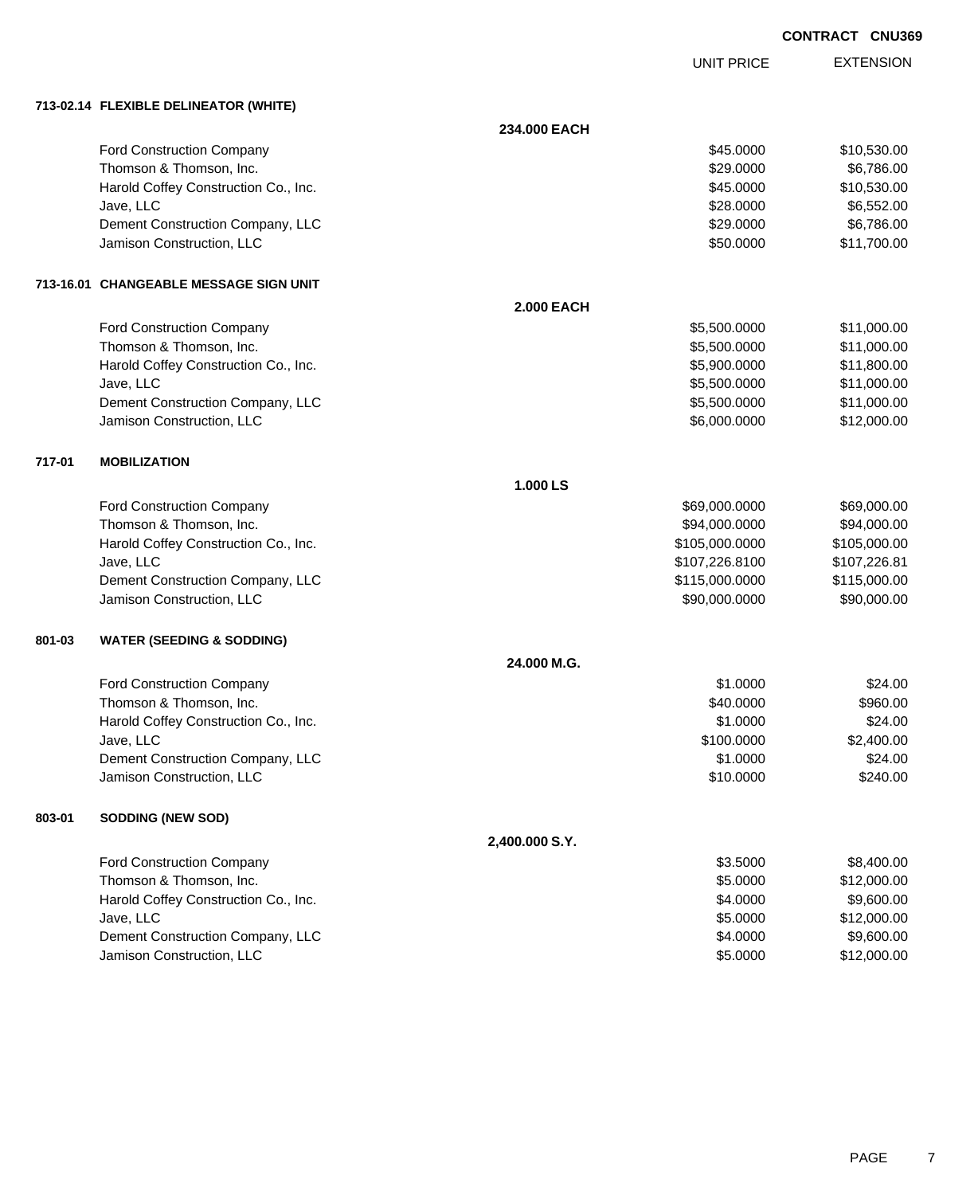**CONTRACT CNU369**

| | | UNIT PRICE | EXTENSION |
|---|---|---|---|
| **713-02.14** | **FLEXIBLE DELINEATOR (WHITE)** | | |
| | **234.000 EACH** | | |
| | Ford Construction Company | $45.0000 | $10,530.00 |
| | Thomson & Thomson, Inc. | $29.0000 | $6,786.00 |
| | Harold Coffey Construction Co., Inc. | $45.0000 | $10,530.00 |
| | Jave, LLC | $28.0000 | $6,552.00 |
| | Dement Construction Company, LLC | $29.0000 | $6,786.00 |
| | Jamison Construction, LLC | $50.0000 | $11,700.00 |
| **713-16.01** | **CHANGEABLE MESSAGE SIGN UNIT** | | |
| | **2.000 EACH** | | |
| | Ford Construction Company | $5,500.0000 | $11,000.00 |
| | Thomson & Thomson, Inc. | $5,500.0000 | $11,000.00 |
| | Harold Coffey Construction Co., Inc. | $5,900.0000 | $11,800.00 |
| | Jave, LLC | $5,500.0000 | $11,000.00 |
| | Dement Construction Company, LLC | $5,500.0000 | $11,000.00 |
| | Jamison Construction, LLC | $6,000.0000 | $12,000.00 |
| **717-01** | **MOBILIZATION** | | |
| | **1.000 LS** | | |
| | Ford Construction Company | $69,000.0000 | $69,000.00 |
| | Thomson & Thomson, Inc. | $94,000.0000 | $94,000.00 |
| | Harold Coffey Construction Co., Inc. | $105,000.0000 | $105,000.00 |
| | Jave, LLC | $107,226.8100 | $107,226.81 |
| | Dement Construction Company, LLC | $115,000.0000 | $115,000.00 |
| | Jamison Construction, LLC | $90,000.0000 | $90,000.00 |
| **801-03** | **WATER (SEEDING & SODDING)** | | |
| | **24.000 M.G.** | | |
| | Ford Construction Company | $1.0000 | $24.00 |
| | Thomson & Thomson, Inc. | $40.0000 | $960.00 |
| | Harold Coffey Construction Co., Inc. | $1.0000 | $24.00 |
| | Jave, LLC | $100.0000 | $2,400.00 |
| | Dement Construction Company, LLC | $1.0000 | $24.00 |
| | Jamison Construction, LLC | $10.0000 | $240.00 |
| **803-01** | **SODDING (NEW SOD)** | | |
| | **2,400.000 S.Y.** | | |
| | Ford Construction Company | $3.5000 | $8,400.00 |
| | Thomson & Thomson, Inc. | $5.0000 | $12,000.00 |
| | Harold Coffey Construction Co., Inc. | $4.0000 | $9,600.00 |
| | Jave, LLC | $5.0000 | $12,000.00 |
| | Dement Construction Company, LLC | $4.0000 | $9,600.00 |
| | Jamison Construction, LLC | $5.0000 | $12,000.00 |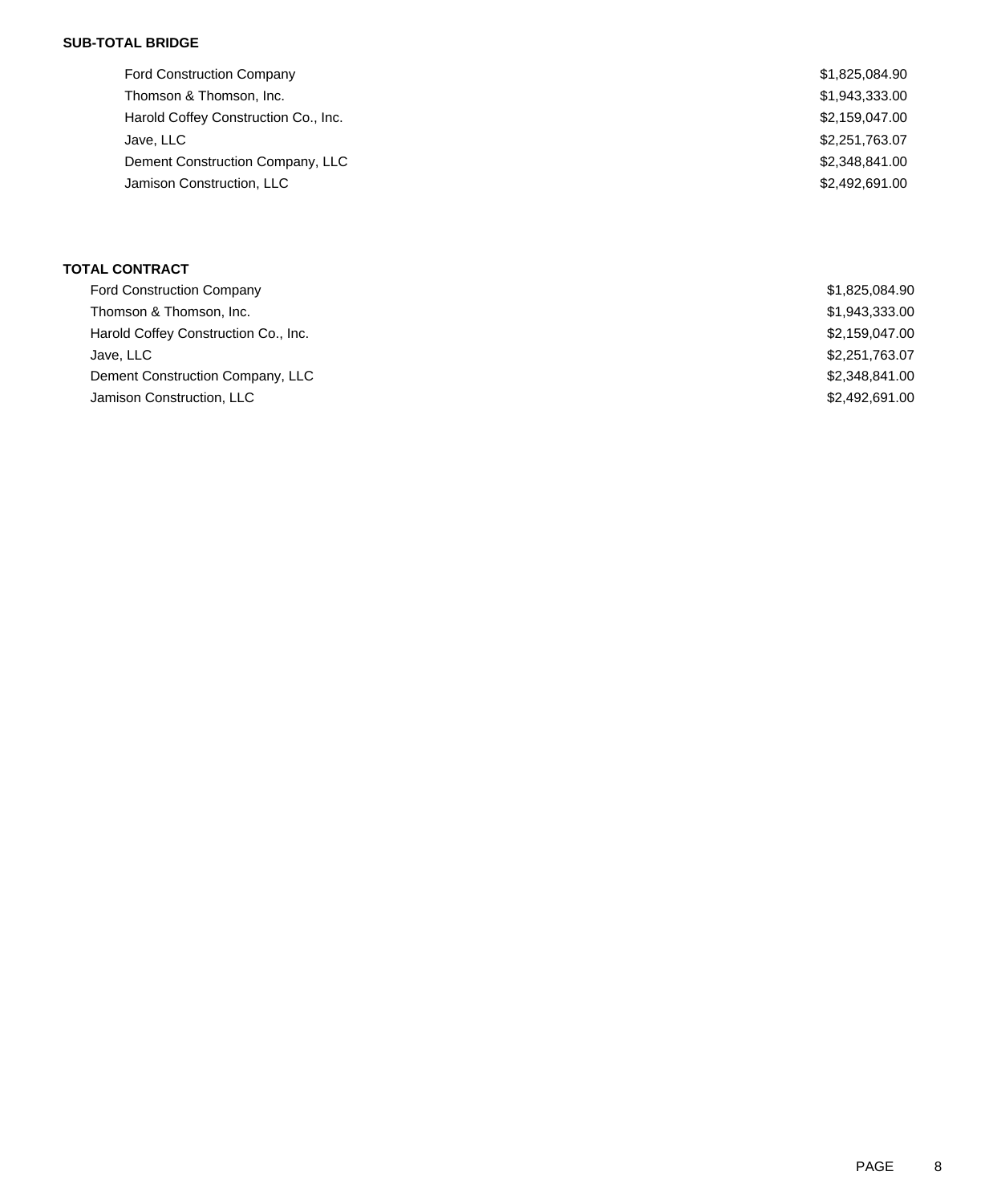**SUB-TOTAL BRIDGE**

| | |
|---|---|
| Ford Construction Company | $1,825,084.90 |
| Thomson & Thomson, Inc. | $1,943,333.00 |
| Harold Coffey Construction Co., Inc. | $2,159,047.00 |
| Jave, LLC | $2,251,763.07 |
| Dement Construction Company, LLC | $2,348,841.00 |
| Jamison Construction, LLC | $2,492,691.00 |

**TOTAL CONTRACT**

| | |
|---|---|
| Ford Construction Company | $1,825,084.90 |
| Thomson & Thomson, Inc. | $1,943,333.00 |
| Harold Coffey Construction Co., Inc. | $2,159,047.00 |
| Jave, LLC | $2,251,763.07 |
| Dement Construction Company, LLC | $2,348,841.00 |
| Jamison Construction, LLC | $2,492,691.00 |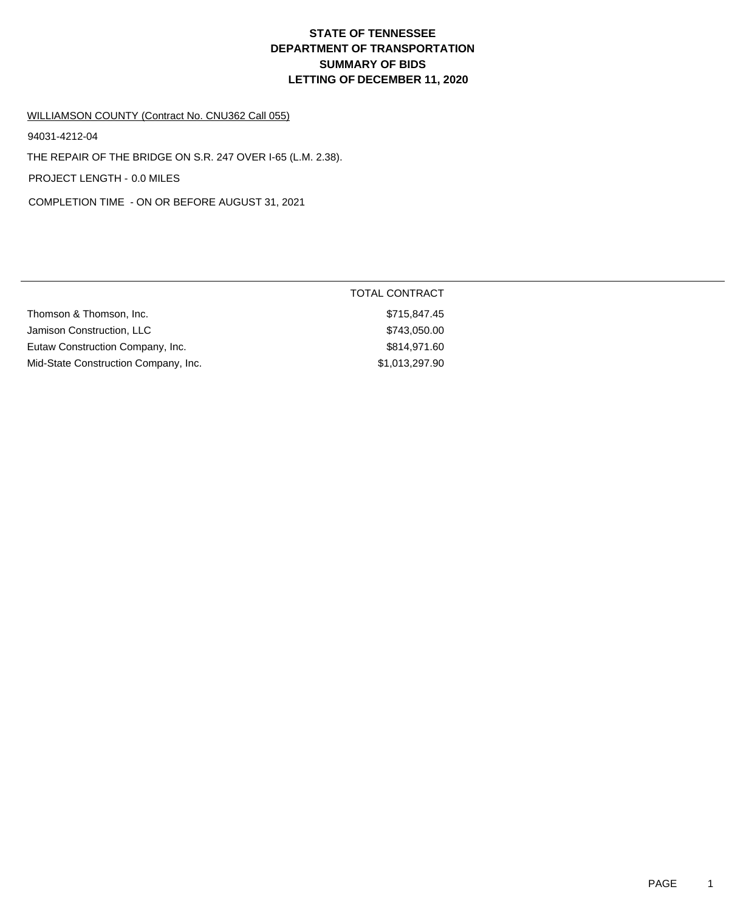# STATE OF TENNESSEE
# DEPARTMENT OF TRANSPORTATION
# SUMMARY OF BIDS
# LETTING OF DECEMBER 11, 2020

WILLIAMSON COUNTY (Contract No. CNU362 Call 055)

94031-4212-04

THE REPAIR OF THE BRIDGE ON S.R. 247 OVER I-65 (L.M. 2.38).

PROJECT LENGTH - 0.0 MILES

COMPLETION TIME - ON OR BEFORE AUGUST 31, 2021

| | TOTAL CONTRACT |
|---|---|
| Thomson & Thomson, Inc. | $715,847.45 |
| Jamison Construction, LLC | $743,050.00 |
| Eutaw Construction Company, Inc. | $814,971.60 |
| Mid-State Construction Company, Inc. | $1,013,297.90 |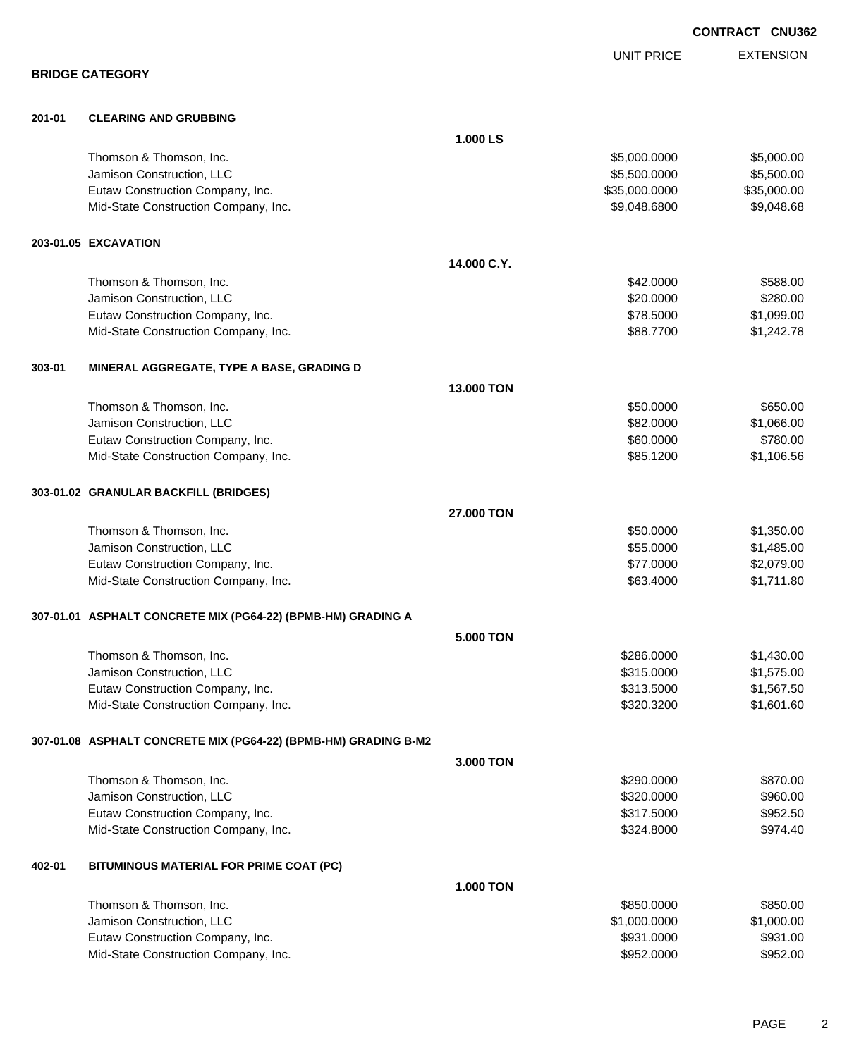**CONTRACT CNU362**

**BRIDGE CATEGORY**

| | | | UNIT PRICE | EXTENSION |
|---|---|---|---|---|
| **201-01** | **CLEARING AND GRUBBING** | | | |
| | | **1.000 LS** | | |
| | Thomson & Thomson, Inc. | | $5,000.0000 | $5,000.00 |
| | Jamison Construction, LLC | | $5,500.0000 | $5,500.00 |
| | Eutaw Construction Company, Inc. | | $35,000.0000 | $35,000.00 |
| | Mid-State Construction Company, Inc. | | $9,048.6800 | $9,048.68 |
| **203-01.05** | **EXCAVATION** | | | |
| | | **14.000 C.Y.** | | |
| | Thomson & Thomson, Inc. | | $42.0000 | $588.00 |
| | Jamison Construction, LLC | | $20.0000 | $280.00 |
| | Eutaw Construction Company, Inc. | | $78.5000 | $1,099.00 |
| | Mid-State Construction Company, Inc. | | $88.7700 | $1,242.78 |
| **303-01** | **MINERAL AGGREGATE, TYPE A BASE, GRADING D** | | | |
| | | **13.000 TON** | | |
| | Thomson & Thomson, Inc. | | $50.0000 | $650.00 |
| | Jamison Construction, LLC | | $82.0000 | $1,066.00 |
| | Eutaw Construction Company, Inc. | | $60.0000 | $780.00 |
| | Mid-State Construction Company, Inc. | | $85.1200 | $1,106.56 |
| **303-01.02** | **GRANULAR BACKFILL (BRIDGES)** | | | |
| | | **27.000 TON** | | |
| | Thomson & Thomson, Inc. | | $50.0000 | $1,350.00 |
| | Jamison Construction, LLC | | $55.0000 | $1,485.00 |
| | Eutaw Construction Company, Inc. | | $77.0000 | $2,079.00 |
| | Mid-State Construction Company, Inc. | | $63.4000 | $1,711.80 |
| **307-01.01** | **ASPHALT CONCRETE MIX (PG64-22) (BPMB-HM) GRADING A** | | | |
| | | **5.000 TON** | | |
| | Thomson & Thomson, Inc. | | $286.0000 | $1,430.00 |
| | Jamison Construction, LLC | | $315.0000 | $1,575.00 |
| | Eutaw Construction Company, Inc. | | $313.5000 | $1,567.50 |
| | Mid-State Construction Company, Inc. | | $320.3200 | $1,601.60 |
| **307-01.08** | **ASPHALT CONCRETE MIX (PG64-22) (BPMB-HM) GRADING B-M2** | | | |
| | | **3.000 TON** | | |
| | Thomson & Thomson, Inc. | | $290.0000 | $870.00 |
| | Jamison Construction, LLC | | $320.0000 | $960.00 |
| | Eutaw Construction Company, Inc. | | $317.5000 | $952.50 |
| | Mid-State Construction Company, Inc. | | $324.8000 | $974.40 |
| **402-01** | **BITUMINOUS MATERIAL FOR PRIME COAT (PC)** | | | |
| | | **1.000 TON** | | |
| | Thomson & Thomson, Inc. | | $850.0000 | $850.00 |
| | Jamison Construction, LLC | | $1,000.0000 | $1,000.00 |
| | Eutaw Construction Company, Inc. | | $931.0000 | $931.00 |
| | Mid-State Construction Company, Inc. | | $952.0000 | $952.00 |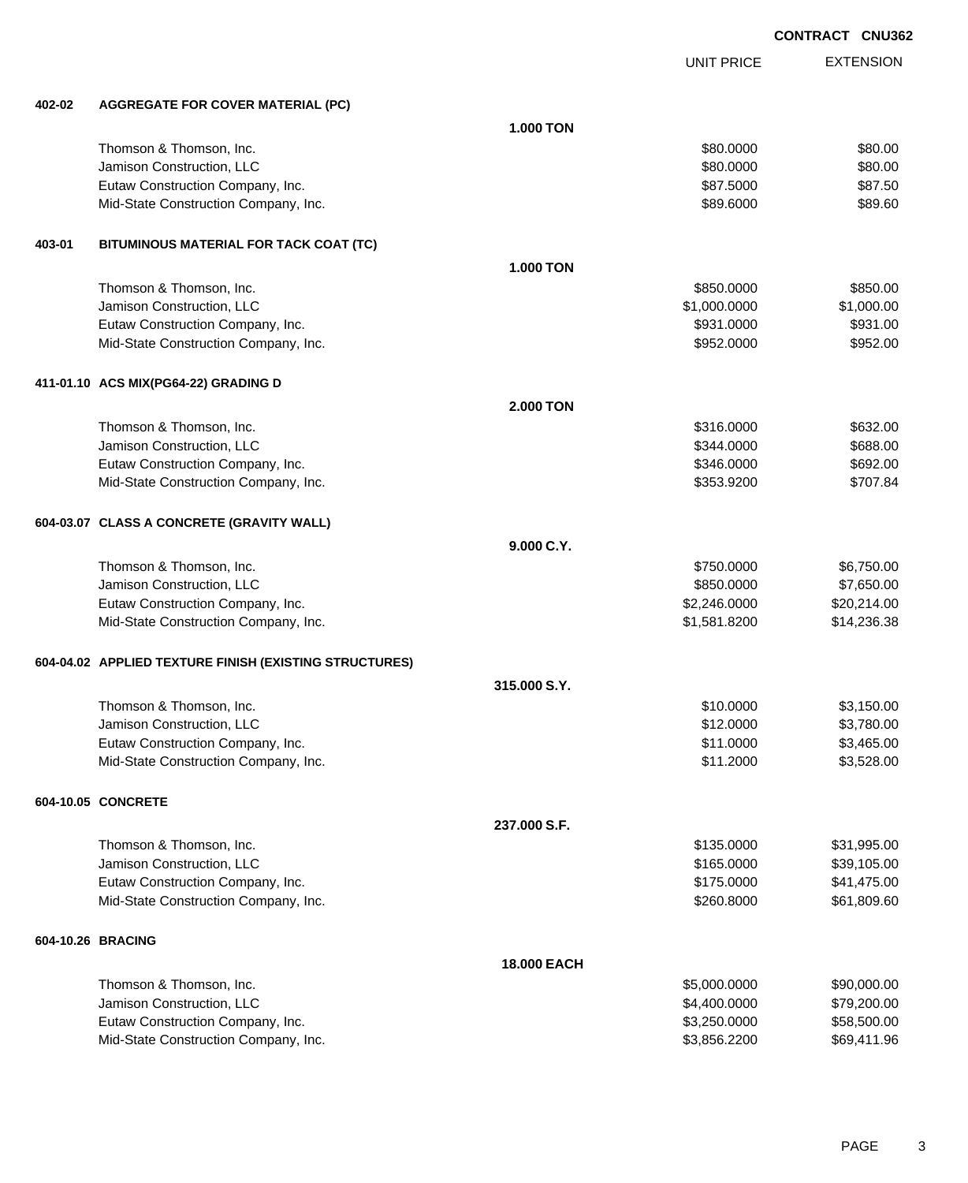**CONTRACT CNU362**

| | | | UNIT PRICE | EXTENSION |
|---|---|---|---|---|
| **402-02** | **AGGREGATE FOR COVER MATERIAL (PC)** | | | |
| | | **1.000 TON** | | |
| | Thomson & Thomson, Inc. | | $80.0000 | $80.00 |
| | Jamison Construction, LLC | | $80.0000 | $80.00 |
| | Eutaw Construction Company, Inc. | | $87.5000 | $87.50 |
| | Mid-State Construction Company, Inc. | | $89.6000 | $89.60 |
| **403-01** | **BITUMINOUS MATERIAL FOR TACK COAT (TC)** | | | |
| | | **1.000 TON** | | |
| | Thomson & Thomson, Inc. | | $850.0000 | $850.00 |
| | Jamison Construction, LLC | | $1,000.0000 | $1,000.00 |
| | Eutaw Construction Company, Inc. | | $931.0000 | $931.00 |
| | Mid-State Construction Company, Inc. | | $952.0000 | $952.00 |
| **411-01.10** | **ACS MIX(PG64-22) GRADING D** | | | |
| | | **2.000 TON** | | |
| | Thomson & Thomson, Inc. | | $316.0000 | $632.00 |
| | Jamison Construction, LLC | | $344.0000 | $688.00 |
| | Eutaw Construction Company, Inc. | | $346.0000 | $692.00 |
| | Mid-State Construction Company, Inc. | | $353.9200 | $707.84 |
| **604-03.07** | **CLASS A CONCRETE (GRAVITY WALL)** | | | |
| | | **9.000 C.Y.** | | |
| | Thomson & Thomson, Inc. | | $750.0000 | $6,750.00 |
| | Jamison Construction, LLC | | $850.0000 | $7,650.00 |
| | Eutaw Construction Company, Inc. | | $2,246.0000 | $20,214.00 |
| | Mid-State Construction Company, Inc. | | $1,581.8200 | $14,236.38 |
| **604-04.02** | **APPLIED TEXTURE FINISH (EXISTING STRUCTURES)** | | | |
| | | **315.000 S.Y.** | | |
| | Thomson & Thomson, Inc. | | $10.0000 | $3,150.00 |
| | Jamison Construction, LLC | | $12.0000 | $3,780.00 |
| | Eutaw Construction Company, Inc. | | $11.0000 | $3,465.00 |
| | Mid-State Construction Company, Inc. | | $11.2000 | $3,528.00 |
| **604-10.05** | **CONCRETE** | | | |
| | | **237.000 S.F.** | | |
| | Thomson & Thomson, Inc. | | $135.0000 | $31,995.00 |
| | Jamison Construction, LLC | | $165.0000 | $39,105.00 |
| | Eutaw Construction Company, Inc. | | $175.0000 | $41,475.00 |
| | Mid-State Construction Company, Inc. | | $260.8000 | $61,809.60 |
| **604-10.26** | **BRACING** | | | |
| | | **18.000 EACH** | | |
| | Thomson & Thomson, Inc. | | $5,000.0000 | $90,000.00 |
| | Jamison Construction, LLC | | $4,400.0000 | $79,200.00 |
| | Eutaw Construction Company, Inc. | | $3,250.0000 | $58,500.00 |
| | Mid-State Construction Company, Inc. | | $3,856.2200 | $69,411.96 |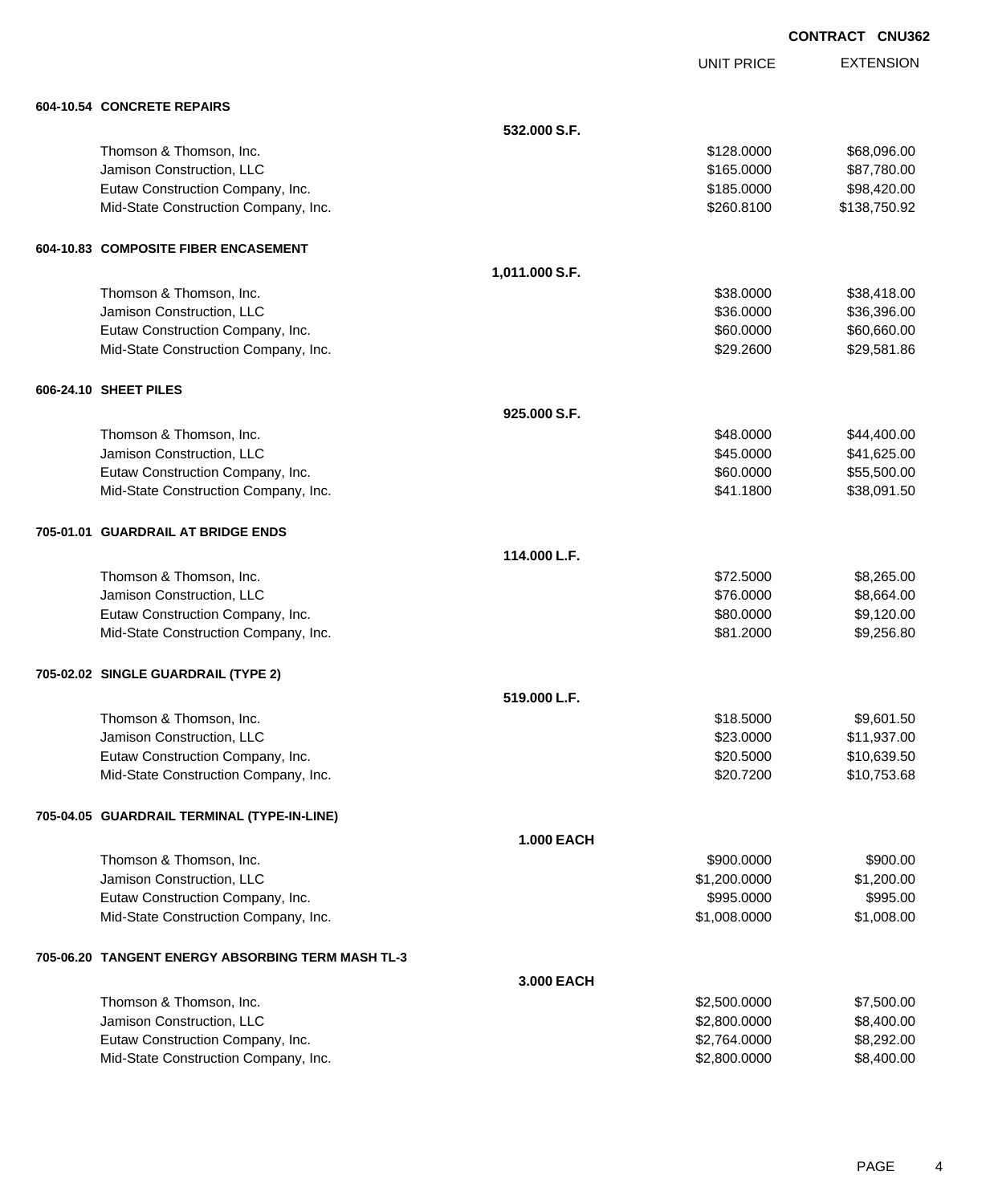**CONTRACT CNU362**

| | | UNIT PRICE | EXTENSION |
|---|---|---|---|
| **604-10.54 CONCRETE REPAIRS** | | | |
| | **532.000 S.F.** | | |
| Thomson & Thomson, Inc. | | $128.0000 | $68,096.00 |
| Jamison Construction, LLC | | $165.0000 | $87,780.00 |
| Eutaw Construction Company, Inc. | | $185.0000 | $98,420.00 |
| Mid-State Construction Company, Inc. | | $260.8100 | $138,750.92 |
| **604-10.83 COMPOSITE FIBER ENCASEMENT** | | | |
| | **1,011.000 S.F.** | | |
| Thomson & Thomson, Inc. | | $38.0000 | $38,418.00 |
| Jamison Construction, LLC | | $36.0000 | $36,396.00 |
| Eutaw Construction Company, Inc. | | $60.0000 | $60,660.00 |
| Mid-State Construction Company, Inc. | | $29.2600 | $29,581.86 |
| **606-24.10 SHEET PILES** | | | |
| | **925.000 S.F.** | | |
| Thomson & Thomson, Inc. | | $48.0000 | $44,400.00 |
| Jamison Construction, LLC | | $45.0000 | $41,625.00 |
| Eutaw Construction Company, Inc. | | $60.0000 | $55,500.00 |
| Mid-State Construction Company, Inc. | | $41.1800 | $38,091.50 |
| **705-01.01 GUARDRAIL AT BRIDGE ENDS** | | | |
| | **114.000 L.F.** | | |
| Thomson & Thomson, Inc. | | $72.5000 | $8,265.00 |
| Jamison Construction, LLC | | $76.0000 | $8,664.00 |
| Eutaw Construction Company, Inc. | | $80.0000 | $9,120.00 |
| Mid-State Construction Company, Inc. | | $81.2000 | $9,256.80 |
| **705-02.02 SINGLE GUARDRAIL (TYPE 2)** | | | |
| | **519.000 L.F.** | | |
| Thomson & Thomson, Inc. | | $18.5000 | $9,601.50 |
| Jamison Construction, LLC | | $23.0000 | $11,937.00 |
| Eutaw Construction Company, Inc. | | $20.5000 | $10,639.50 |
| Mid-State Construction Company, Inc. | | $20.7200 | $10,753.68 |
| **705-04.05 GUARDRAIL TERMINAL (TYPE-IN-LINE)** | | | |
| | **1.000 EACH** | | |
| Thomson & Thomson, Inc. | | $900.0000 | $900.00 |
| Jamison Construction, LLC | | $1,200.0000 | $1,200.00 |
| Eutaw Construction Company, Inc. | | $995.0000 | $995.00 |
| Mid-State Construction Company, Inc. | | $1,008.0000 | $1,008.00 |
| **705-06.20 TANGENT ENERGY ABSORBING TERM MASH TL-3** | | | |
| | **3.000 EACH** | | |
| Thomson & Thomson, Inc. | | $2,500.0000 | $7,500.00 |
| Jamison Construction, LLC | | $2,800.0000 | $8,400.00 |
| Eutaw Construction Company, Inc. | | $2,764.0000 | $8,292.00 |
| Mid-State Construction Company, Inc. | | $2,800.0000 | $8,400.00 |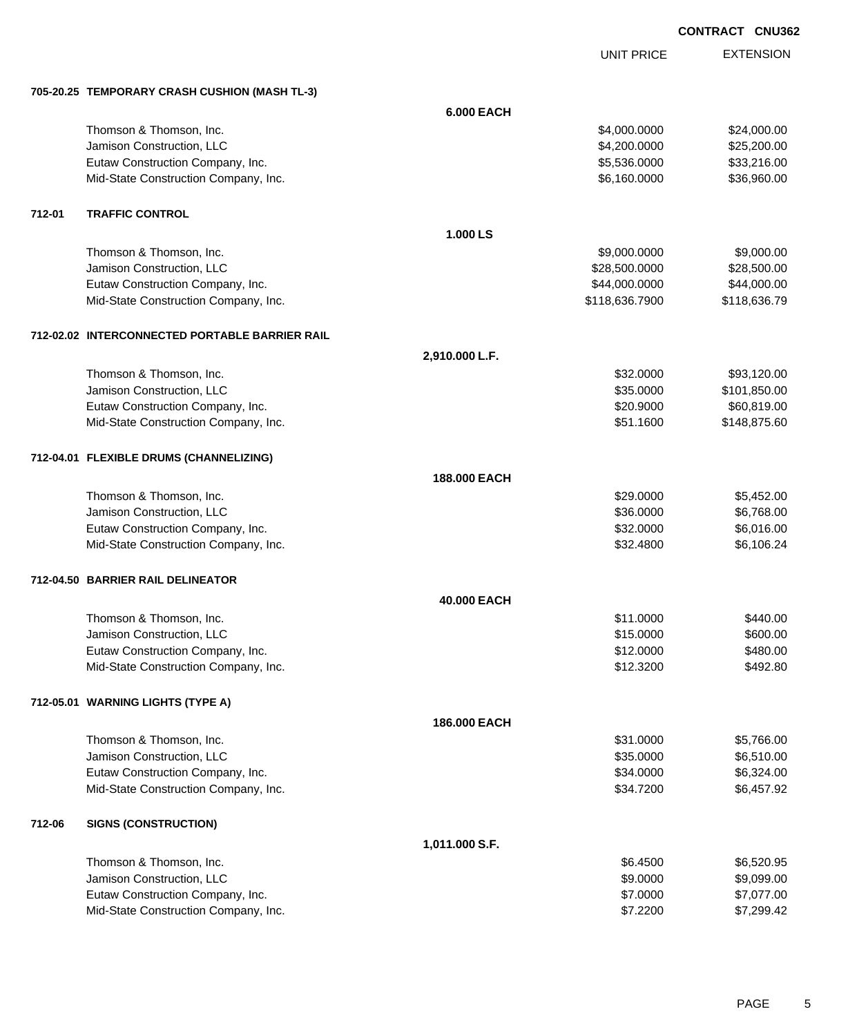**CONTRACT CNU362**

| | | | UNIT PRICE | EXTENSION |
|---|---|---|---|---|
| **705-20.25** | **TEMPORARY CRASH CUSHION (MASH TL-3)** | | | |
| | | **6.000 EACH** | | |
| | Thomson & Thomson, Inc. | | $4,000.0000 | $24,000.00 |
| | Jamison Construction, LLC | | $4,200.0000 | $25,200.00 |
| | Eutaw Construction Company, Inc. | | $5,536.0000 | $33,216.00 |
| | Mid-State Construction Company, Inc. | | $6,160.0000 | $36,960.00 |
| **712-01** | **TRAFFIC CONTROL** | | | |
| | | **1.000 LS** | | |
| | Thomson & Thomson, Inc. | | $9,000.0000 | $9,000.00 |
| | Jamison Construction, LLC | | $28,500.0000 | $28,500.00 |
| | Eutaw Construction Company, Inc. | | $44,000.0000 | $44,000.00 |
| | Mid-State Construction Company, Inc. | | $118,636.7900 | $118,636.79 |
| **712-02.02** | **INTERCONNECTED PORTABLE BARRIER RAIL** | | | |
| | | **2,910.000 L.F.** | | |
| | Thomson & Thomson, Inc. | | $32.0000 | $93,120.00 |
| | Jamison Construction, LLC | | $35.0000 | $101,850.00 |
| | Eutaw Construction Company, Inc. | | $20.9000 | $60,819.00 |
| | Mid-State Construction Company, Inc. | | $51.1600 | $148,875.60 |
| **712-04.01** | **FLEXIBLE DRUMS (CHANNELIZING)** | | | |
| | | **188.000 EACH** | | |
| | Thomson & Thomson, Inc. | | $29.0000 | $5,452.00 |
| | Jamison Construction, LLC | | $36.0000 | $6,768.00 |
| | Eutaw Construction Company, Inc. | | $32.0000 | $6,016.00 |
| | Mid-State Construction Company, Inc. | | $32.4800 | $6,106.24 |
| **712-04.50** | **BARRIER RAIL DELINEATOR** | | | |
| | | **40.000 EACH** | | |
| | Thomson & Thomson, Inc. | | $11.0000 | $440.00 |
| | Jamison Construction, LLC | | $15.0000 | $600.00 |
| | Eutaw Construction Company, Inc. | | $12.0000 | $480.00 |
| | Mid-State Construction Company, Inc. | | $12.3200 | $492.80 |
| **712-05.01** | **WARNING LIGHTS (TYPE A)** | | | |
| | | **186.000 EACH** | | |
| | Thomson & Thomson, Inc. | | $31.0000 | $5,766.00 |
| | Jamison Construction, LLC | | $35.0000 | $6,510.00 |
| | Eutaw Construction Company, Inc. | | $34.0000 | $6,324.00 |
| | Mid-State Construction Company, Inc. | | $34.7200 | $6,457.92 |
| **712-06** | **SIGNS (CONSTRUCTION)** | | | |
| | | **1,011.000 S.F.** | | |
| | Thomson & Thomson, Inc. | | $6.4500 | $6,520.95 |
| | Jamison Construction, LLC | | $9.0000 | $9,099.00 |
| | Eutaw Construction Company, Inc. | | $7.0000 | $7,077.00 |
| | Mid-State Construction Company, Inc. | | $7.2200 | $7,299.42 |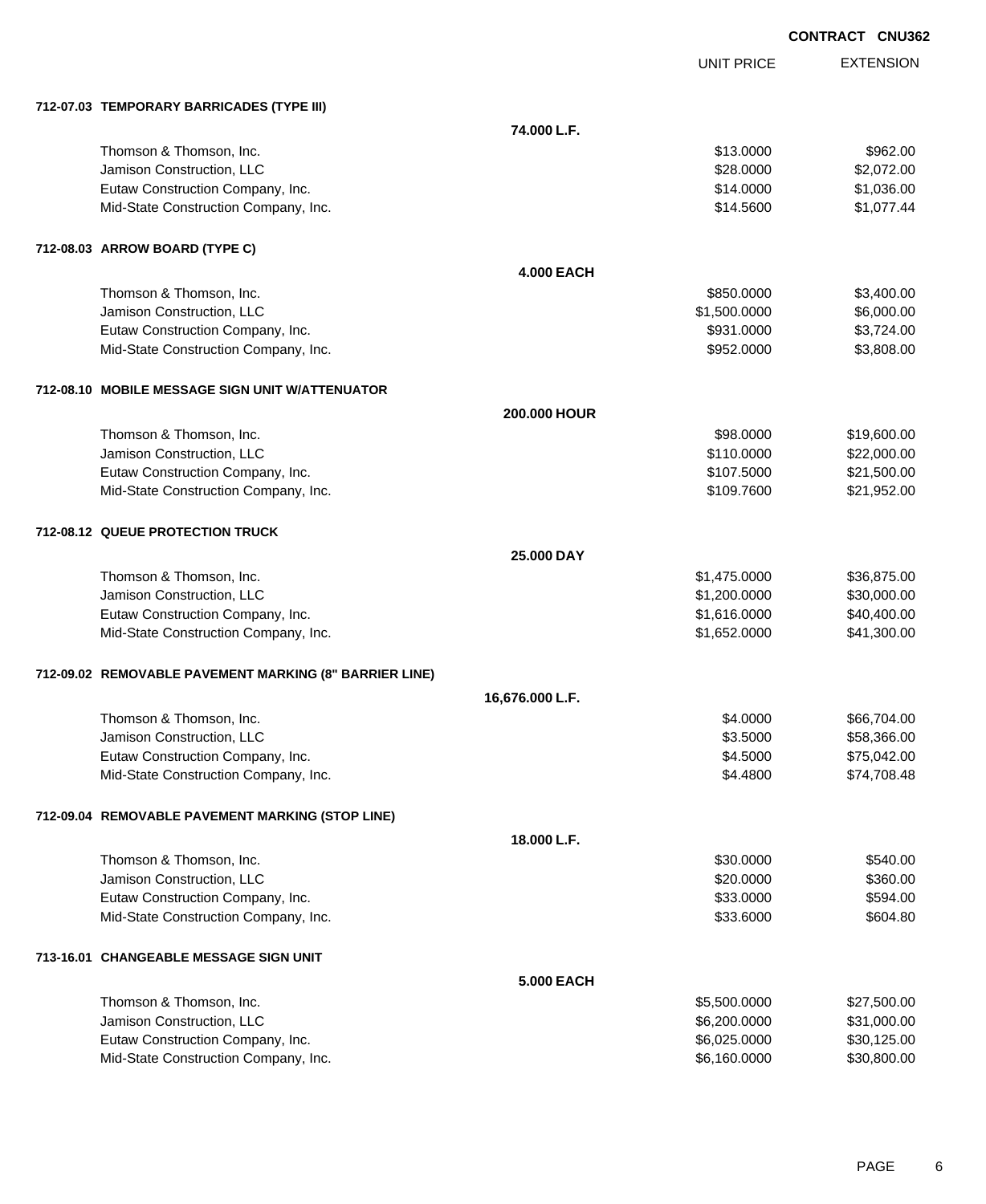**CONTRACT CNU362**

| | UNIT PRICE | EXTENSION |
|---|---|---|
| **712-07.03 TEMPORARY BARRICADES (TYPE III)** | | |
| **74.000 L.F.** | | |
| Thomson & Thomson, Inc. | $13.0000 | $962.00 |
| Jamison Construction, LLC | $28.0000 | $2,072.00 |
| Eutaw Construction Company, Inc. | $14.0000 | $1,036.00 |
| Mid-State Construction Company, Inc. | $14.5600 | $1,077.44 |
| **712-08.03 ARROW BOARD (TYPE C)** | | |
| **4.000 EACH** | | |
| Thomson & Thomson, Inc. | $850.0000 | $3,400.00 |
| Jamison Construction, LLC | $1,500.0000 | $6,000.00 |
| Eutaw Construction Company, Inc. | $931.0000 | $3,724.00 |
| Mid-State Construction Company, Inc. | $952.0000 | $3,808.00 |
| **712-08.10 MOBILE MESSAGE SIGN UNIT W/ATTENUATOR** | | |
| **200.000 HOUR** | | |
| Thomson & Thomson, Inc. | $98.0000 | $19,600.00 |
| Jamison Construction, LLC | $110.0000 | $22,000.00 |
| Eutaw Construction Company, Inc. | $107.5000 | $21,500.00 |
| Mid-State Construction Company, Inc. | $109.7600 | $21,952.00 |
| **712-08.12 QUEUE PROTECTION TRUCK** | | |
| **25.000 DAY** | | |
| Thomson & Thomson, Inc. | $1,475.0000 | $36,875.00 |
| Jamison Construction, LLC | $1,200.0000 | $30,000.00 |
| Eutaw Construction Company, Inc. | $1,616.0000 | $40,400.00 |
| Mid-State Construction Company, Inc. | $1,652.0000 | $41,300.00 |
| **712-09.02 REMOVABLE PAVEMENT MARKING (8" BARRIER LINE)** | | |
| **16,676.000 L.F.** | | |
| Thomson & Thomson, Inc. | $4.0000 | $66,704.00 |
| Jamison Construction, LLC | $3.5000 | $58,366.00 |
| Eutaw Construction Company, Inc. | $4.5000 | $75,042.00 |
| Mid-State Construction Company, Inc. | $4.4800 | $74,708.48 |
| **712-09.04 REMOVABLE PAVEMENT MARKING (STOP LINE)** | | |
| **18.000 L.F.** | | |
| Thomson & Thomson, Inc. | $30.0000 | $540.00 |
| Jamison Construction, LLC | $20.0000 | $360.00 |
| Eutaw Construction Company, Inc. | $33.0000 | $594.00 |
| Mid-State Construction Company, Inc. | $33.6000 | $604.80 |
| **713-16.01 CHANGEABLE MESSAGE SIGN UNIT** | | |
| **5.000 EACH** | | |
| Thomson & Thomson, Inc. | $5,500.0000 | $27,500.00 |
| Jamison Construction, LLC | $6,200.0000 | $31,000.00 |
| Eutaw Construction Company, Inc. | $6,025.0000 | $30,125.00 |
| Mid-State Construction Company, Inc. | $6,160.0000 | $30,800.00 |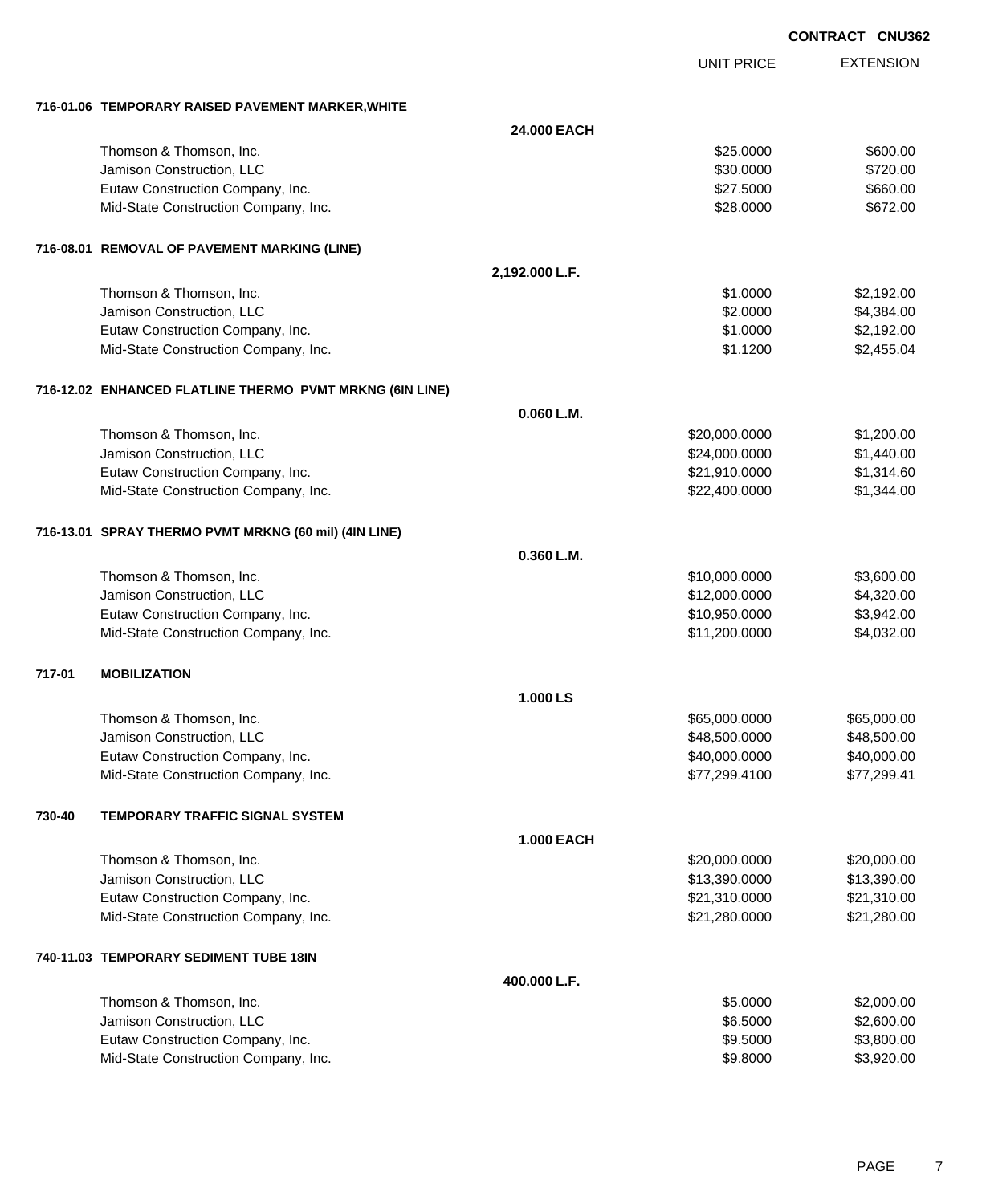CONTRACT CNU362

| | | UNIT PRICE | EXTENSION |
|---|---|---|---|
| **716-01.06 TEMPORARY RAISED PAVEMENT MARKER,WHITE** | | | |
| | **24.000 EACH** | | |
| Thomson & Thomson, Inc. | | $25.0000 | $600.00 |
| Jamison Construction, LLC | | $30.0000 | $720.00 |
| Eutaw Construction Company, Inc. | | $27.5000 | $660.00 |
| Mid-State Construction Company, Inc. | | $28.0000 | $672.00 |
| **716-08.01 REMOVAL OF PAVEMENT MARKING (LINE)** | | | |
| | **2,192.000 L.F.** | | |
| Thomson & Thomson, Inc. | | $1.0000 | $2,192.00 |
| Jamison Construction, LLC | | $2.0000 | $4,384.00 |
| Eutaw Construction Company, Inc. | | $1.0000 | $2,192.00 |
| Mid-State Construction Company, Inc. | | $1.1200 | $2,455.04 |
| **716-12.02 ENHANCED FLATLINE THERMO PVMT MRKNG (6IN LINE)** | | | |
| | **0.060 L.M.** | | |
| Thomson & Thomson, Inc. | | $20,000.0000 | $1,200.00 |
| Jamison Construction, LLC | | $24,000.0000 | $1,440.00 |
| Eutaw Construction Company, Inc. | | $21,910.0000 | $1,314.60 |
| Mid-State Construction Company, Inc. | | $22,400.0000 | $1,344.00 |
| **716-13.01 SPRAY THERMO PVMT MRKNG (60 mil) (4IN LINE)** | | | |
| | **0.360 L.M.** | | |
| Thomson & Thomson, Inc. | | $10,000.0000 | $3,600.00 |
| Jamison Construction, LLC | | $12,000.0000 | $4,320.00 |
| Eutaw Construction Company, Inc. | | $10,950.0000 | $3,942.00 |
| Mid-State Construction Company, Inc. | | $11,200.0000 | $4,032.00 |
| **717-01 MOBILIZATION** | | | |
| | **1.000 LS** | | |
| Thomson & Thomson, Inc. | | $65,000.0000 | $65,000.00 |
| Jamison Construction, LLC | | $48,500.0000 | $48,500.00 |
| Eutaw Construction Company, Inc. | | $40,000.0000 | $40,000.00 |
| Mid-State Construction Company, Inc. | | $77,299.4100 | $77,299.41 |
| **730-40 TEMPORARY TRAFFIC SIGNAL SYSTEM** | | | |
| | **1.000 EACH** | | |
| Thomson & Thomson, Inc. | | $20,000.0000 | $20,000.00 |
| Jamison Construction, LLC | | $13,390.0000 | $13,390.00 |
| Eutaw Construction Company, Inc. | | $21,310.0000 | $21,310.00 |
| Mid-State Construction Company, Inc. | | $21,280.0000 | $21,280.00 |
| **740-11.03 TEMPORARY SEDIMENT TUBE 18IN** | | | |
| | **400.000 L.F.** | | |
| Thomson & Thomson, Inc. | | $5.0000 | $2,000.00 |
| Jamison Construction, LLC | | $6.5000 | $2,600.00 |
| Eutaw Construction Company, Inc. | | $9.5000 | $3,800.00 |
| Mid-State Construction Company, Inc. | | $9.8000 | $3,920.00 |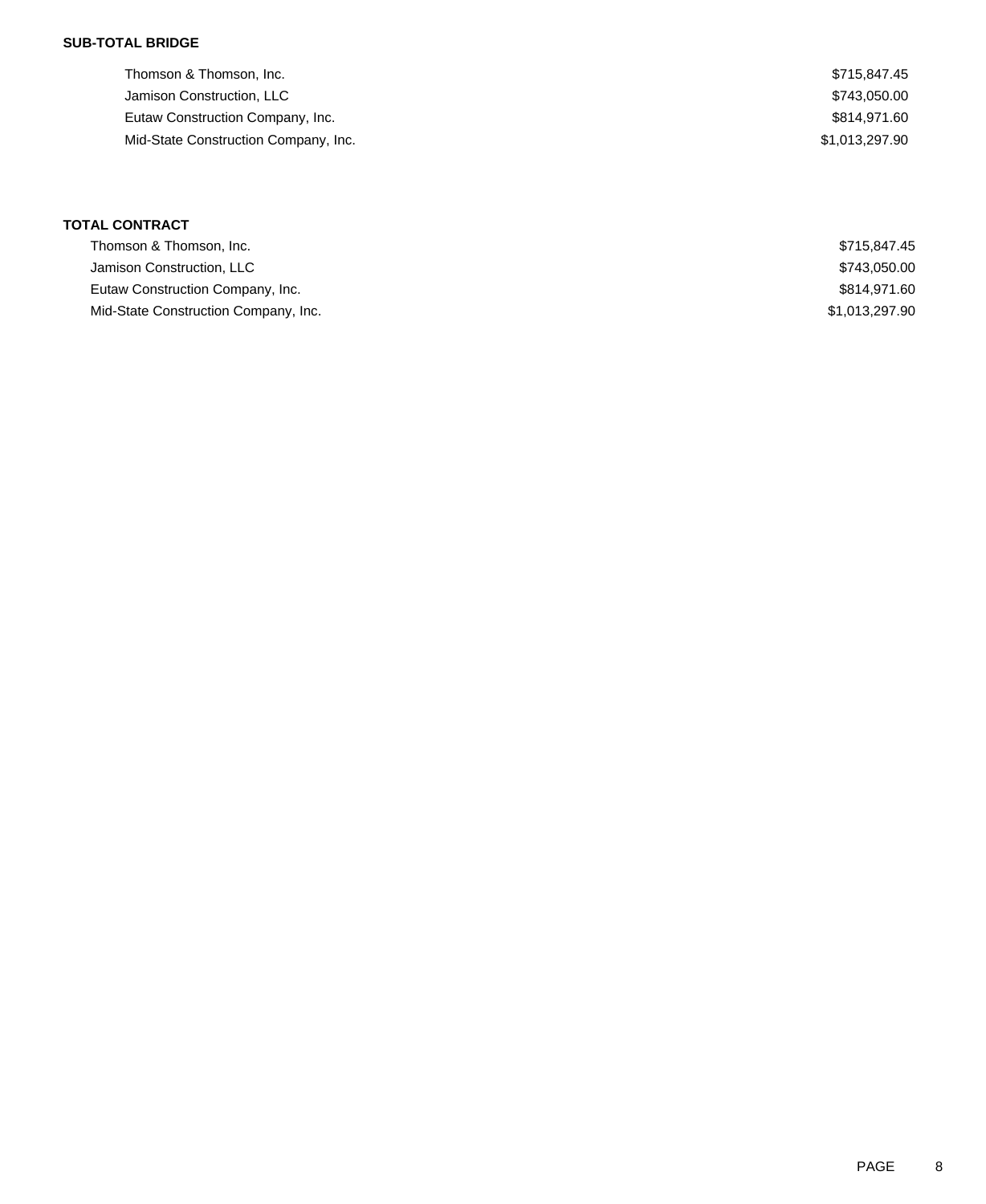**SUB-TOTAL BRIDGE**

| | |
|---|---|
| Thomson & Thomson, Inc. | $715,847.45 |
| Jamison Construction, LLC | $743,050.00 |
| Eutaw Construction Company, Inc. | $814,971.60 |
| Mid-State Construction Company, Inc. | $1,013,297.90 |

**TOTAL CONTRACT**

| | |
|---|---|
| Thomson & Thomson, Inc. | $715,847.45 |
| Jamison Construction, LLC | $743,050.00 |
| Eutaw Construction Company, Inc. | $814,971.60 |
| Mid-State Construction Company, Inc. | $1,013,297.90 |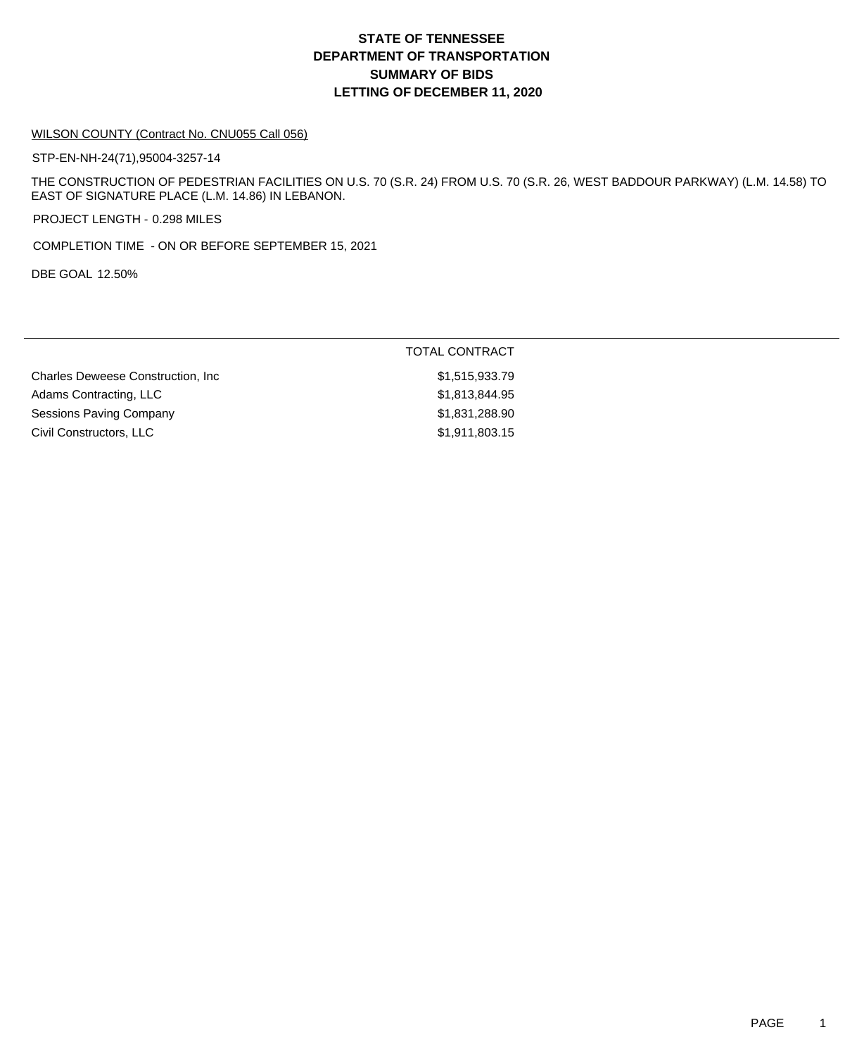# STATE OF TENNESSEE
# DEPARTMENT OF TRANSPORTATION
# SUMMARY OF BIDS
# LETTING OF DECEMBER 11, 2020

WILSON COUNTY (Contract No. CNU055 Call 056)

STP-EN-NH-24(71),95004-3257-14

THE CONSTRUCTION OF PEDESTRIAN FACILITIES ON U.S. 70 (S.R. 24) FROM U.S. 70 (S.R. 26, WEST BADDOUR PARKWAY) (L.M. 14.58) TO EAST OF SIGNATURE PLACE (L.M. 14.86) IN LEBANON.

PROJECT LENGTH - 0.298 MILES

COMPLETION TIME - ON OR BEFORE SEPTEMBER 15, 2021

DBE GOAL 12.50%

| | TOTAL CONTRACT |
|---|---|
| Charles Deweese Construction, Inc | $1,515,933.79 |
| Adams Contracting, LLC | $1,813,844.95 |
| Sessions Paving Company | $1,831,288.90 |
| Civil Constructors, LLC | $1,911,803.15 |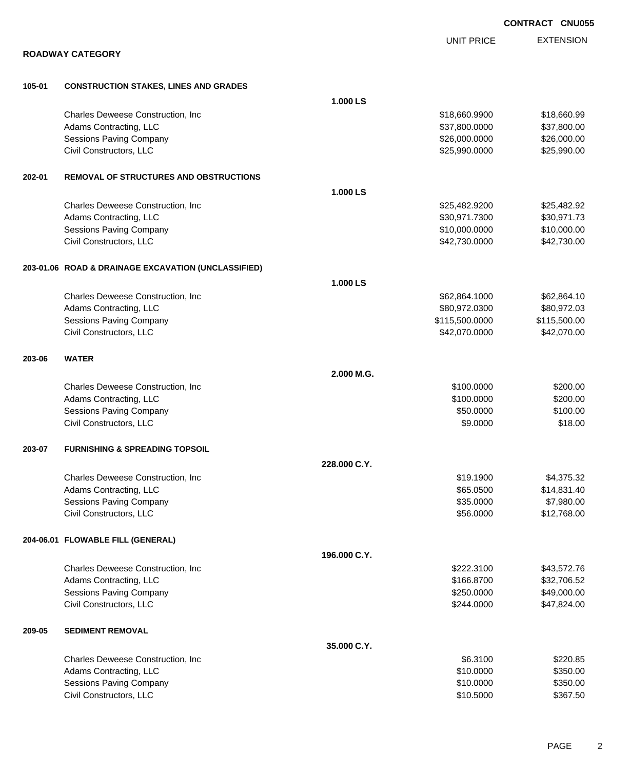**CONTRACT CNU055**

## ROADWAY CATEGORY

| | | | UNIT PRICE | EXTENSION |
|---|---|---|---|---|
| **105-01** | **CONSTRUCTION STAKES, LINES AND GRADES** | | | |
| | | **1.000 LS** | | |
| | Charles Deweese Construction, Inc | | $18,660.9900 | $18,660.99 |
| | Adams Contracting, LLC | | $37,800.0000 | $37,800.00 |
| | Sessions Paving Company | | $26,000.0000 | $26,000.00 |
| | Civil Constructors, LLC | | $25,990.0000 | $25,990.00 |
| **202-01** | **REMOVAL OF STRUCTURES AND OBSTRUCTIONS** | | | |
| | | **1.000 LS** | | |
| | Charles Deweese Construction, Inc | | $25,482.9200 | $25,482.92 |
| | Adams Contracting, LLC | | $30,971.7300 | $30,971.73 |
| | Sessions Paving Company | | $10,000.0000 | $10,000.00 |
| | Civil Constructors, LLC | | $42,730.0000 | $42,730.00 |
| **203-01.06** | **ROAD & DRAINAGE EXCAVATION (UNCLASSIFIED)** | | | |
| | | **1.000 LS** | | |
| | Charles Deweese Construction, Inc | | $62,864.1000 | $62,864.10 |
| | Adams Contracting, LLC | | $80,972.0300 | $80,972.03 |
| | Sessions Paving Company | | $115,500.0000 | $115,500.00 |
| | Civil Constructors, LLC | | $42,070.0000 | $42,070.00 |
| **203-06** | **WATER** | | | |
| | | **2.000 M.G.** | | |
| | Charles Deweese Construction, Inc | | $100.0000 | $200.00 |
| | Adams Contracting, LLC | | $100.0000 | $200.00 |
| | Sessions Paving Company | | $50.0000 | $100.00 |
| | Civil Constructors, LLC | | $9.0000 | $18.00 |
| **203-07** | **FURNISHING & SPREADING TOPSOIL** | | | |
| | | **228.000 C.Y.** | | |
| | Charles Deweese Construction, Inc | | $19.1900 | $4,375.32 |
| | Adams Contracting, LLC | | $65.0500 | $14,831.40 |
| | Sessions Paving Company | | $35.0000 | $7,980.00 |
| | Civil Constructors, LLC | | $56.0000 | $12,768.00 |
| **204-06.01** | **FLOWABLE FILL (GENERAL)** | | | |
| | | **196.000 C.Y.** | | |
| | Charles Deweese Construction, Inc | | $222.3100 | $43,572.76 |
| | Adams Contracting, LLC | | $166.8700 | $32,706.52 |
| | Sessions Paving Company | | $250.0000 | $49,000.00 |
| | Civil Constructors, LLC | | $244.0000 | $47,824.00 |
| **209-05** | **SEDIMENT REMOVAL** | | | |
| | | **35.000 C.Y.** | | |
| | Charles Deweese Construction, Inc | | $6.3100 | $220.85 |
| | Adams Contracting, LLC | | $10.0000 | $350.00 |
| | Sessions Paving Company | | $10.0000 | $350.00 |
| | Civil Constructors, LLC | | $10.5000 | $367.50 |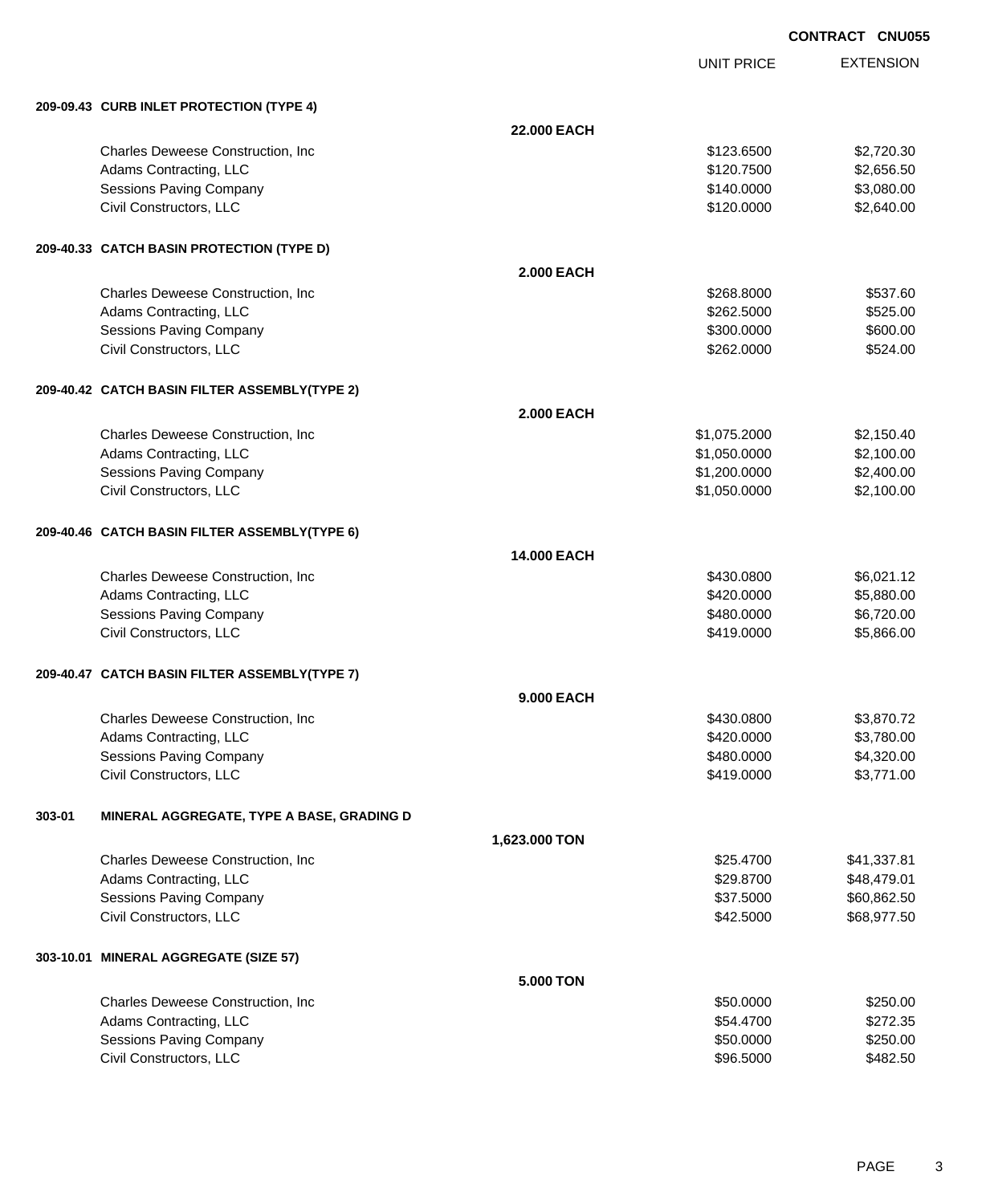**CONTRACT CNU055**

| | UNIT PRICE | EXTENSION |
|---|---|---|
| **209-09.43 CURB INLET PROTECTION (TYPE 4)** | | |
| **22.000 EACH** | | |
| Charles Deweese Construction, Inc | $123.6500 | $2,720.30 |
| Adams Contracting, LLC | $120.7500 | $2,656.50 |
| Sessions Paving Company | $140.0000 | $3,080.00 |
| Civil Constructors, LLC | $120.0000 | $2,640.00 |
| **209-40.33 CATCH BASIN PROTECTION (TYPE D)** | | |
| **2.000 EACH** | | |
| Charles Deweese Construction, Inc | $268.8000 | $537.60 |
| Adams Contracting, LLC | $262.5000 | $525.00 |
| Sessions Paving Company | $300.0000 | $600.00 |
| Civil Constructors, LLC | $262.0000 | $524.00 |
| **209-40.42 CATCH BASIN FILTER ASSEMBLY(TYPE 2)** | | |
| **2.000 EACH** | | |
| Charles Deweese Construction, Inc | $1,075.2000 | $2,150.40 |
| Adams Contracting, LLC | $1,050.0000 | $2,100.00 |
| Sessions Paving Company | $1,200.0000 | $2,400.00 |
| Civil Constructors, LLC | $1,050.0000 | $2,100.00 |
| **209-40.46 CATCH BASIN FILTER ASSEMBLY(TYPE 6)** | | |
| **14.000 EACH** | | |
| Charles Deweese Construction, Inc | $430.0800 | $6,021.12 |
| Adams Contracting, LLC | $420.0000 | $5,880.00 |
| Sessions Paving Company | $480.0000 | $6,720.00 |
| Civil Constructors, LLC | $419.0000 | $5,866.00 |
| **209-40.47 CATCH BASIN FILTER ASSEMBLY(TYPE 7)** | | |
| **9.000 EACH** | | |
| Charles Deweese Construction, Inc | $430.0800 | $3,870.72 |
| Adams Contracting, LLC | $420.0000 | $3,780.00 |
| Sessions Paving Company | $480.0000 | $4,320.00 |
| Civil Constructors, LLC | $419.0000 | $3,771.00 |
| **303-01 MINERAL AGGREGATE, TYPE A BASE, GRADING D** | | |
| **1,623.000 TON** | | |
| Charles Deweese Construction, Inc | $25.4700 | $41,337.81 |
| Adams Contracting, LLC | $29.8700 | $48,479.01 |
| Sessions Paving Company | $37.5000 | $60,862.50 |
| Civil Constructors, LLC | $42.5000 | $68,977.50 |
| **303-10.01 MINERAL AGGREGATE (SIZE 57)** | | |
| **5.000 TON** | | |
| Charles Deweese Construction, Inc | $50.0000 | $250.00 |
| Adams Contracting, LLC | $54.4700 | $272.35 |
| Sessions Paving Company | $50.0000 | $250.00 |
| Civil Constructors, LLC | $96.5000 | $482.50 |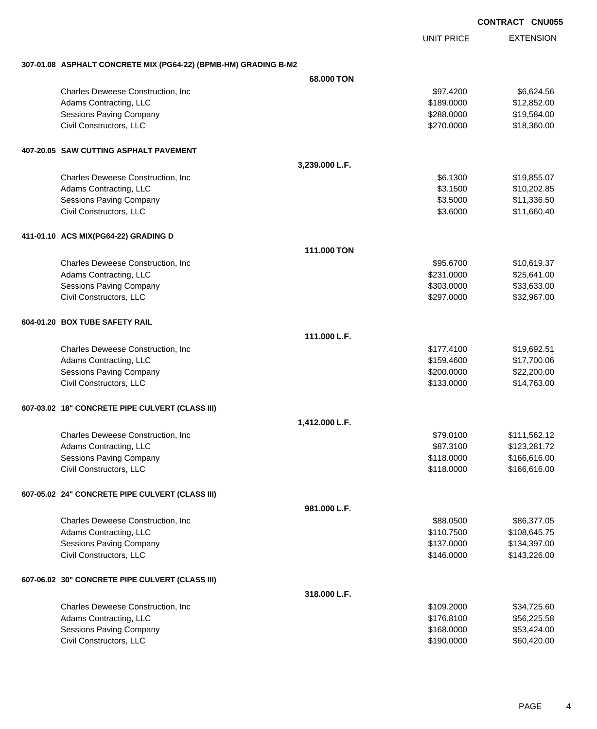CONTRACT CNU055

| | UNIT PRICE | EXTENSION |
|---|---|---|
| **307-01.08 ASPHALT CONCRETE MIX (PG64-22) (BPMB-HM) GRADING B-M2** | | |
| **68.000 TON** | | |
| Charles Deweese Construction, Inc | $97.4200 | $6,624.56 |
| Adams Contracting, LLC | $189.0000 | $12,852.00 |
| Sessions Paving Company | $288.0000 | $19,584.00 |
| Civil Constructors, LLC | $270.0000 | $18,360.00 |
| **407-20.05 SAW CUTTING ASPHALT PAVEMENT** | | |
| **3,239.000 L.F.** | | |
| Charles Deweese Construction, Inc | $6.1300 | $19,855.07 |
| Adams Contracting, LLC | $3.1500 | $10,202.85 |
| Sessions Paving Company | $3.5000 | $11,336.50 |
| Civil Constructors, LLC | $3.6000 | $11,660.40 |
| **411-01.10 ACS MIX(PG64-22) GRADING D** | | |
| **111.000 TON** | | |
| Charles Deweese Construction, Inc | $95.6700 | $10,619.37 |
| Adams Contracting, LLC | $231.0000 | $25,641.00 |
| Sessions Paving Company | $303.0000 | $33,633.00 |
| Civil Constructors, LLC | $297.0000 | $32,967.00 |
| **604-01.20 BOX TUBE SAFETY RAIL** | | |
| **111.000 L.F.** | | |
| Charles Deweese Construction, Inc | $177.4100 | $19,692.51 |
| Adams Contracting, LLC | $159.4600 | $17,700.06 |
| Sessions Paving Company | $200.0000 | $22,200.00 |
| Civil Constructors, LLC | $133.0000 | $14,763.00 |
| **607-03.02 18" CONCRETE PIPE CULVERT (CLASS III)** | | |
| **1,412.000 L.F.** | | |
| Charles Deweese Construction, Inc | $79.0100 | $111,562.12 |
| Adams Contracting, LLC | $87.3100 | $123,281.72 |
| Sessions Paving Company | $118.0000 | $166,616.00 |
| Civil Constructors, LLC | $118.0000 | $166,616.00 |
| **607-05.02 24" CONCRETE PIPE CULVERT (CLASS III)** | | |
| **981.000 L.F.** | | |
| Charles Deweese Construction, Inc | $88.0500 | $86,377.05 |
| Adams Contracting, LLC | $110.7500 | $108,645.75 |
| Sessions Paving Company | $137.0000 | $134,397.00 |
| Civil Constructors, LLC | $146.0000 | $143,226.00 |
| **607-06.02 30" CONCRETE PIPE CULVERT (CLASS III)** | | |
| **318.000 L.F.** | | |
| Charles Deweese Construction, Inc | $109.2000 | $34,725.60 |
| Adams Contracting, LLC | $176.8100 | $56,225.58 |
| Sessions Paving Company | $168.0000 | $53,424.00 |
| Civil Constructors, LLC | $190.0000 | $60,420.00 |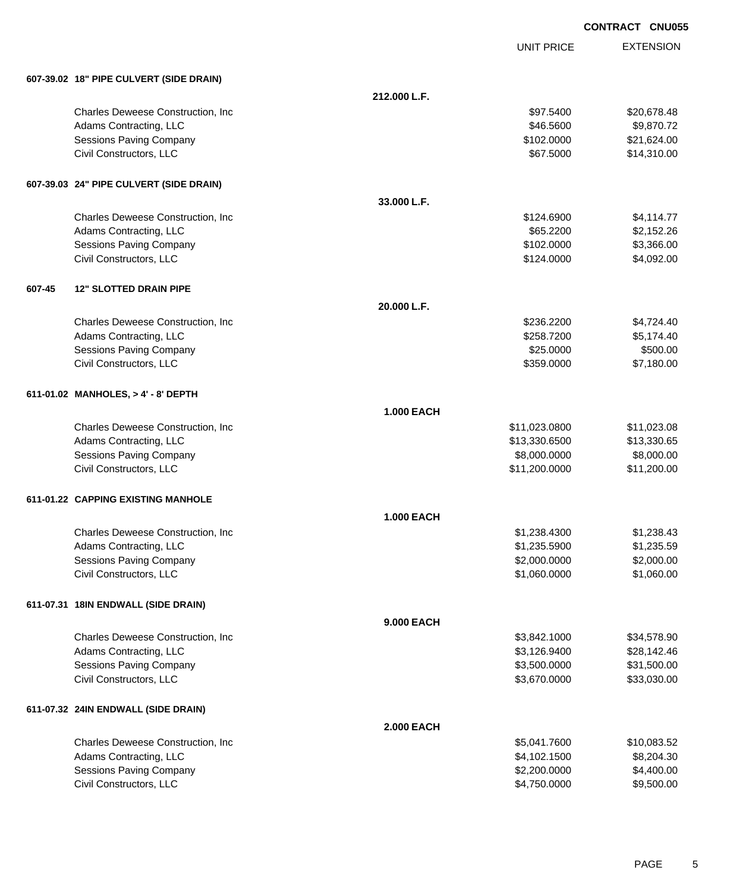**CONTRACT CNU055**

| | | UNIT PRICE | EXTENSION |
|---|---|---|---|
| **607-39.02 18" PIPE CULVERT (SIDE DRAIN)** | | | |
| | **212.000 L.F.** | | |
| Charles Deweese Construction, Inc | | $97.5400 | $20,678.48 |
| Adams Contracting, LLC | | $46.5600 | $9,870.72 |
| Sessions Paving Company | | $102.0000 | $21,624.00 |
| Civil Constructors, LLC | | $67.5000 | $14,310.00 |
| **607-39.03 24" PIPE CULVERT (SIDE DRAIN)** | | | |
| | **33.000 L.F.** | | |
| Charles Deweese Construction, Inc | | $124.6900 | $4,114.77 |
| Adams Contracting, LLC | | $65.2200 | $2,152.26 |
| Sessions Paving Company | | $102.0000 | $3,366.00 |
| Civil Constructors, LLC | | $124.0000 | $4,092.00 |
| **607-45 12" SLOTTED DRAIN PIPE** | | | |
| | **20.000 L.F.** | | |
| Charles Deweese Construction, Inc | | $236.2200 | $4,724.40 |
| Adams Contracting, LLC | | $258.7200 | $5,174.40 |
| Sessions Paving Company | | $25.0000 | $500.00 |
| Civil Constructors, LLC | | $359.0000 | $7,180.00 |
| **611-01.02 MANHOLES, > 4' - 8' DEPTH** | | | |
| | **1.000 EACH** | | |
| Charles Deweese Construction, Inc | | $11,023.0800 | $11,023.08 |
| Adams Contracting, LLC | | $13,330.6500 | $13,330.65 |
| Sessions Paving Company | | $8,000.0000 | $8,000.00 |
| Civil Constructors, LLC | | $11,200.0000 | $11,200.00 |
| **611-01.22 CAPPING EXISTING MANHOLE** | | | |
| | **1.000 EACH** | | |
| Charles Deweese Construction, Inc | | $1,238.4300 | $1,238.43 |
| Adams Contracting, LLC | | $1,235.5900 | $1,235.59 |
| Sessions Paving Company | | $2,000.0000 | $2,000.00 |
| Civil Constructors, LLC | | $1,060.0000 | $1,060.00 |
| **611-07.31 18IN ENDWALL (SIDE DRAIN)** | | | |
| | **9.000 EACH** | | |
| Charles Deweese Construction, Inc | | $3,842.1000 | $34,578.90 |
| Adams Contracting, LLC | | $3,126.9400 | $28,142.46 |
| Sessions Paving Company | | $3,500.0000 | $31,500.00 |
| Civil Constructors, LLC | | $3,670.0000 | $33,030.00 |
| **611-07.32 24IN ENDWALL (SIDE DRAIN)** | | | |
| | **2.000 EACH** | | |
| Charles Deweese Construction, Inc | | $5,041.7600 | $10,083.52 |
| Adams Contracting, LLC | | $4,102.1500 | $8,204.30 |
| Sessions Paving Company | | $2,200.0000 | $4,400.00 |
| Civil Constructors, LLC | | $4,750.0000 | $9,500.00 |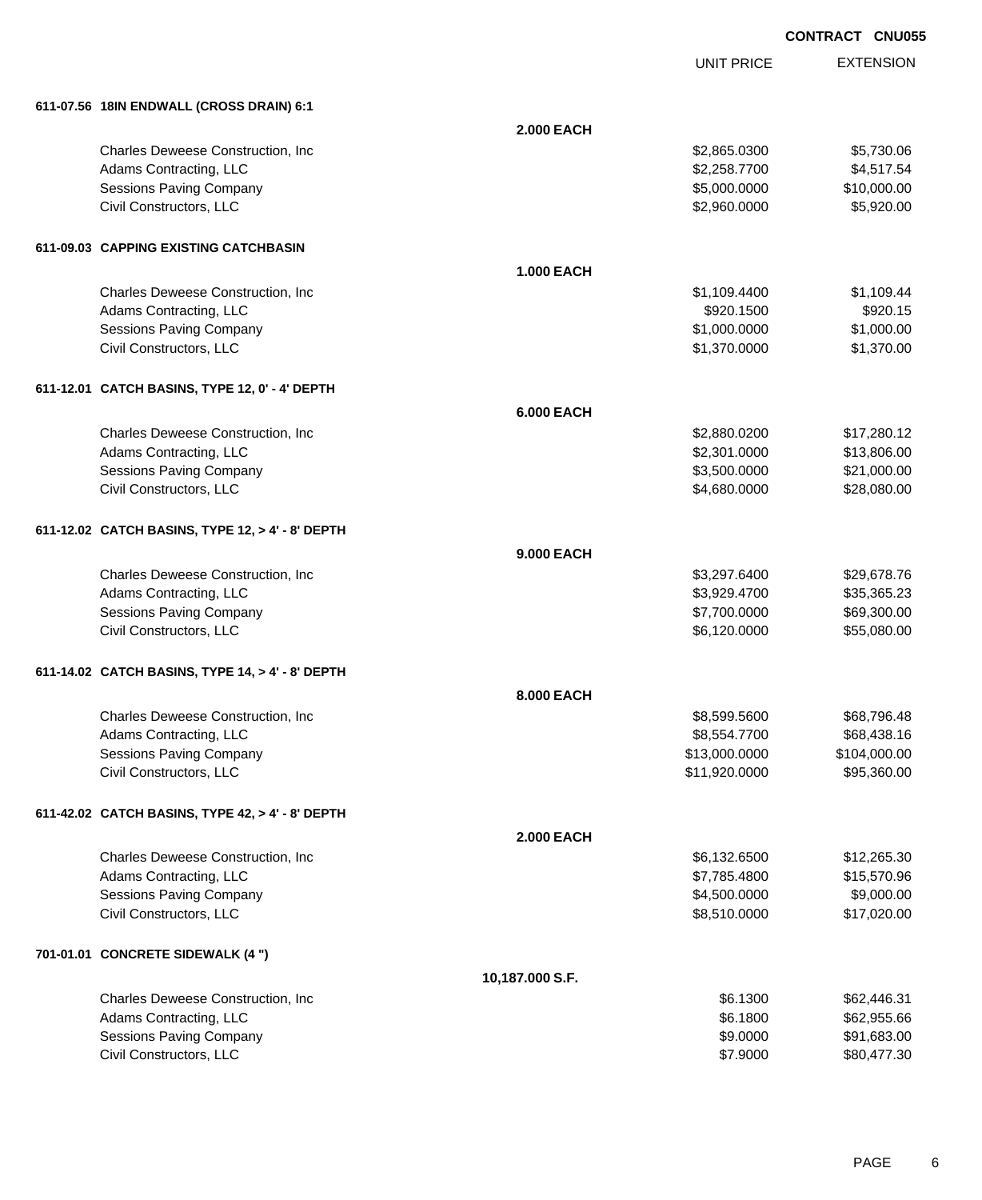**CONTRACT CNU055**

| | | UNIT PRICE | EXTENSION |
|---|---|---|---|
| **611-07.56 18IN ENDWALL (CROSS DRAIN) 6:1** | | | |
| | **2.000 EACH** | | |
| Charles Deweese Construction, Inc | | $2,865.0300 | $5,730.06 |
| Adams Contracting, LLC | | $2,258.7700 | $4,517.54 |
| Sessions Paving Company | | $5,000.0000 | $10,000.00 |
| Civil Constructors, LLC | | $2,960.0000 | $5,920.00 |
| **611-09.03 CAPPING EXISTING CATCHBASIN** | | | |
| | **1.000 EACH** | | |
| Charles Deweese Construction, Inc | | $1,109.4400 | $1,109.44 |
| Adams Contracting, LLC | | $920.1500 | $920.15 |
| Sessions Paving Company | | $1,000.0000 | $1,000.00 |
| Civil Constructors, LLC | | $1,370.0000 | $1,370.00 |
| **611-12.01 CATCH BASINS, TYPE 12, 0' - 4' DEPTH** | | | |
| | **6.000 EACH** | | |
| Charles Deweese Construction, Inc | | $2,880.0200 | $17,280.12 |
| Adams Contracting, LLC | | $2,301.0000 | $13,806.00 |
| Sessions Paving Company | | $3,500.0000 | $21,000.00 |
| Civil Constructors, LLC | | $4,680.0000 | $28,080.00 |
| **611-12.02 CATCH BASINS, TYPE 12, > 4' - 8' DEPTH** | | | |
| | **9.000 EACH** | | |
| Charles Deweese Construction, Inc | | $3,297.6400 | $29,678.76 |
| Adams Contracting, LLC | | $3,929.4700 | $35,365.23 |
| Sessions Paving Company | | $7,700.0000 | $69,300.00 |
| Civil Constructors, LLC | | $6,120.0000 | $55,080.00 |
| **611-14.02 CATCH BASINS, TYPE 14, > 4' - 8' DEPTH** | | | |
| | **8.000 EACH** | | |
| Charles Deweese Construction, Inc | | $8,599.5600 | $68,796.48 |
| Adams Contracting, LLC | | $8,554.7700 | $68,438.16 |
| Sessions Paving Company | | $13,000.0000 | $104,000.00 |
| Civil Constructors, LLC | | $11,920.0000 | $95,360.00 |
| **611-42.02 CATCH BASINS, TYPE 42, > 4' - 8' DEPTH** | | | |
| | **2.000 EACH** | | |
| Charles Deweese Construction, Inc | | $6,132.6500 | $12,265.30 |
| Adams Contracting, LLC | | $7,785.4800 | $15,570.96 |
| Sessions Paving Company | | $4,500.0000 | $9,000.00 |
| Civil Constructors, LLC | | $8,510.0000 | $17,020.00 |
| **701-01.01 CONCRETE SIDEWALK (4 ")** | | | |
| | **10,187.000 S.F.** | | |
| Charles Deweese Construction, Inc | | $6.1300 | $62,446.31 |
| Adams Contracting, LLC | | $6.1800 | $62,955.66 |
| Sessions Paving Company | | $9.0000 | $91,683.00 |
| Civil Constructors, LLC | | $7.9000 | $80,477.30 |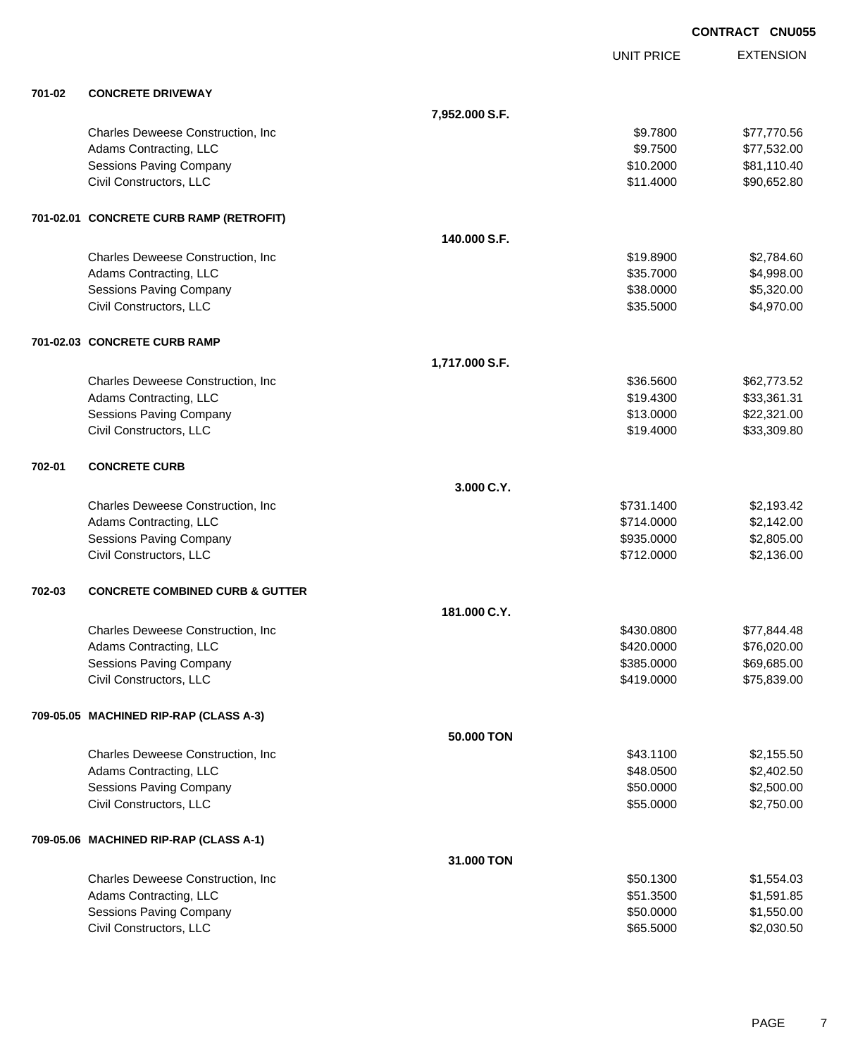**CONTRACT CNU055**

| | | | UNIT PRICE | EXTENSION |
|---|---|---|---|---|
| **701-02** | **CONCRETE DRIVEWAY** | | | |
| | | **7,952.000 S.F.** | | |
| | Charles Deweese Construction, Inc | | $9.7800 | $77,770.56 |
| | Adams Contracting, LLC | | $9.7500 | $77,532.00 |
| | Sessions Paving Company | | $10.2000 | $81,110.40 |
| | Civil Constructors, LLC | | $11.4000 | $90,652.80 |
| **701-02.01** | **CONCRETE CURB RAMP (RETROFIT)** | | | |
| | | **140.000 S.F.** | | |
| | Charles Deweese Construction, Inc | | $19.8900 | $2,784.60 |
| | Adams Contracting, LLC | | $35.7000 | $4,998.00 |
| | Sessions Paving Company | | $38.0000 | $5,320.00 |
| | Civil Constructors, LLC | | $35.5000 | $4,970.00 |
| **701-02.03** | **CONCRETE CURB RAMP** | | | |
| | | **1,717.000 S.F.** | | |
| | Charles Deweese Construction, Inc | | $36.5600 | $62,773.52 |
| | Adams Contracting, LLC | | $19.4300 | $33,361.31 |
| | Sessions Paving Company | | $13.0000 | $22,321.00 |
| | Civil Constructors, LLC | | $19.4000 | $33,309.80 |
| **702-01** | **CONCRETE CURB** | | | |
| | | **3.000 C.Y.** | | |
| | Charles Deweese Construction, Inc | | $731.1400 | $2,193.42 |
| | Adams Contracting, LLC | | $714.0000 | $2,142.00 |
| | Sessions Paving Company | | $935.0000 | $2,805.00 |
| | Civil Constructors, LLC | | $712.0000 | $2,136.00 |
| **702-03** | **CONCRETE COMBINED CURB & GUTTER** | | | |
| | | **181.000 C.Y.** | | |
| | Charles Deweese Construction, Inc | | $430.0800 | $77,844.48 |
| | Adams Contracting, LLC | | $420.0000 | $76,020.00 |
| | Sessions Paving Company | | $385.0000 | $69,685.00 |
| | Civil Constructors, LLC | | $419.0000 | $75,839.00 |
| **709-05.05** | **MACHINED RIP-RAP (CLASS A-3)** | | | |
| | | **50.000 TON** | | |
| | Charles Deweese Construction, Inc | | $43.1100 | $2,155.50 |
| | Adams Contracting, LLC | | $48.0500 | $2,402.50 |
| | Sessions Paving Company | | $50.0000 | $2,500.00 |
| | Civil Constructors, LLC | | $55.0000 | $2,750.00 |
| **709-05.06** | **MACHINED RIP-RAP (CLASS A-1)** | | | |
| | | **31.000 TON** | | |
| | Charles Deweese Construction, Inc | | $50.1300 | $1,554.03 |
| | Adams Contracting, LLC | | $51.3500 | $1,591.85 |
| | Sessions Paving Company | | $50.0000 | $1,550.00 |
| | Civil Constructors, LLC | | $65.5000 | $2,030.50 |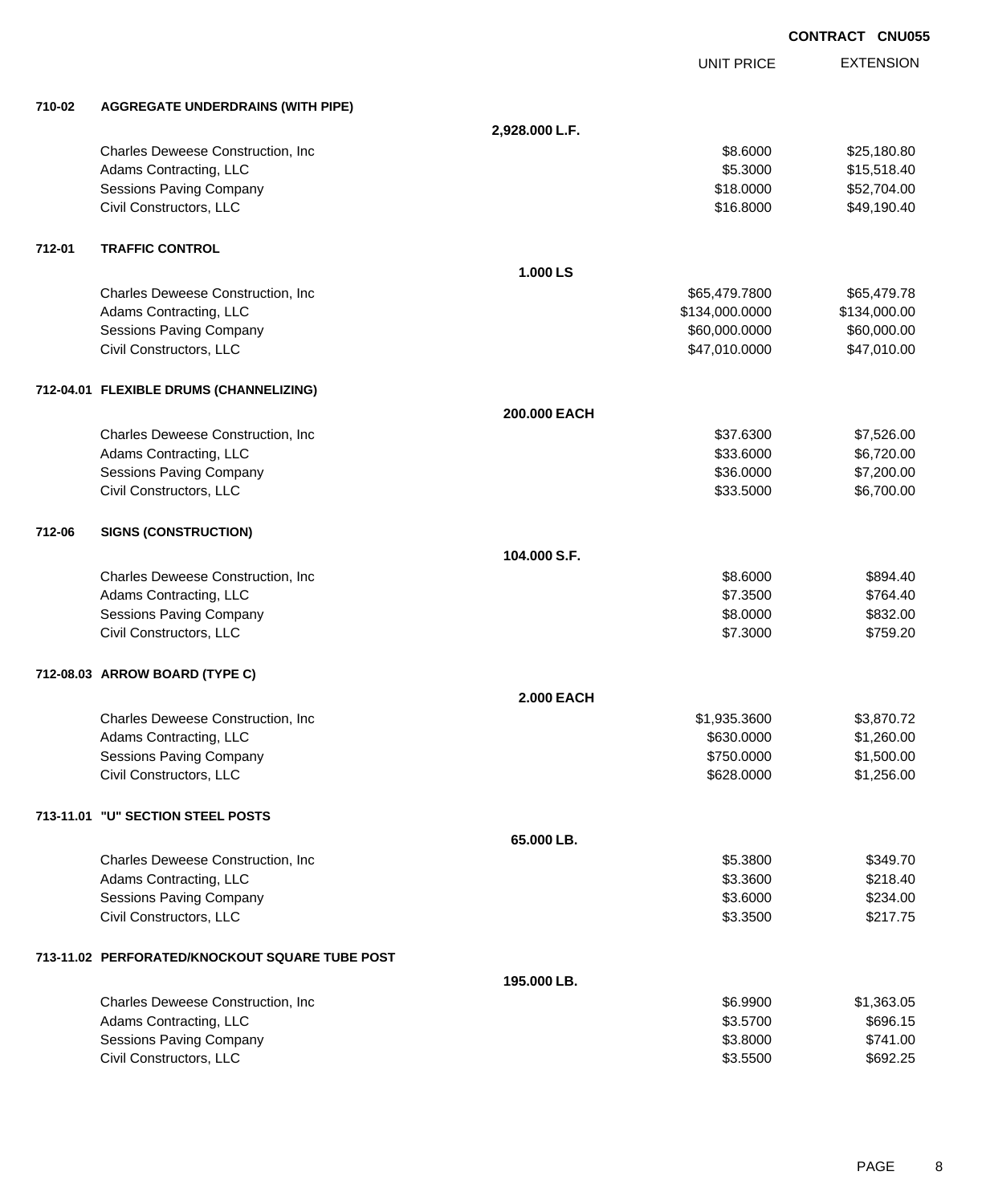**CONTRACT CNU055**

| | | | UNIT PRICE | EXTENSION |
|---|---|---|---|---|
| **710-02** | **AGGREGATE UNDERDRAINS (WITH PIPE)** | | | |
| | | **2,928.000 L.F.** | | |
| | Charles Deweese Construction, Inc | | $8.6000 | $25,180.80 |
| | Adams Contracting, LLC | | $5.3000 | $15,518.40 |
| | Sessions Paving Company | | $18.0000 | $52,704.00 |
| | Civil Constructors, LLC | | $16.8000 | $49,190.40 |
| **712-01** | **TRAFFIC CONTROL** | | | |
| | | **1.000 LS** | | |
| | Charles Deweese Construction, Inc | | $65,479.7800 | $65,479.78 |
| | Adams Contracting, LLC | | $134,000.0000 | $134,000.00 |
| | Sessions Paving Company | | $60,000.0000 | $60,000.00 |
| | Civil Constructors, LLC | | $47,010.0000 | $47,010.00 |
| **712-04.01** | **FLEXIBLE DRUMS (CHANNELIZING)** | | | |
| | | **200.000 EACH** | | |
| | Charles Deweese Construction, Inc | | $37.6300 | $7,526.00 |
| | Adams Contracting, LLC | | $33.6000 | $6,720.00 |
| | Sessions Paving Company | | $36.0000 | $7,200.00 |
| | Civil Constructors, LLC | | $33.5000 | $6,700.00 |
| **712-06** | **SIGNS (CONSTRUCTION)** | | | |
| | | **104.000 S.F.** | | |
| | Charles Deweese Construction, Inc | | $8.6000 | $894.40 |
| | Adams Contracting, LLC | | $7.3500 | $764.40 |
| | Sessions Paving Company | | $8.0000 | $832.00 |
| | Civil Constructors, LLC | | $7.3000 | $759.20 |
| **712-08.03** | **ARROW BOARD (TYPE C)** | | | |
| | | **2.000 EACH** | | |
| | Charles Deweese Construction, Inc | | $1,935.3600 | $3,870.72 |
| | Adams Contracting, LLC | | $630.0000 | $1,260.00 |
| | Sessions Paving Company | | $750.0000 | $1,500.00 |
| | Civil Constructors, LLC | | $628.0000 | $1,256.00 |
| **713-11.01** | **"U" SECTION STEEL POSTS** | | | |
| | | **65.000 LB.** | | |
| | Charles Deweese Construction, Inc | | $5.3800 | $349.70 |
| | Adams Contracting, LLC | | $3.3600 | $218.40 |
| | Sessions Paving Company | | $3.6000 | $234.00 |
| | Civil Constructors, LLC | | $3.3500 | $217.75 |
| **713-11.02** | **PERFORATED/KNOCKOUT SQUARE TUBE POST** | | | |
| | | **195.000 LB.** | | |
| | Charles Deweese Construction, Inc | | $6.9900 | $1,363.05 |
| | Adams Contracting, LLC | | $3.5700 | $696.15 |
| | Sessions Paving Company | | $3.8000 | $741.00 |
| | Civil Constructors, LLC | | $3.5500 | $692.25 |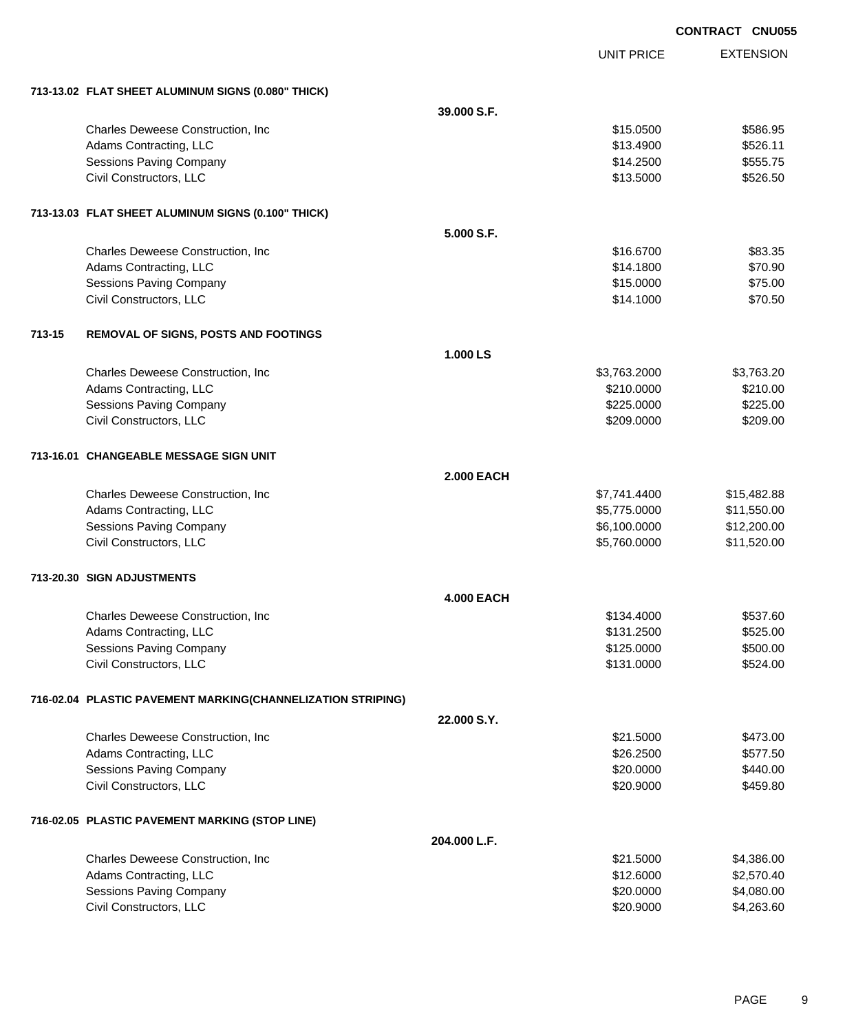CONTRACT CNU055

| | | UNIT PRICE | EXTENSION |
|---|---|---|---|
| **713-13.02 FLAT SHEET ALUMINUM SIGNS (0.080" THICK)** | | | |
| | **39.000 S.F.** | | |
| Charles Deweese Construction, Inc | | $15.0500 | $586.95 |
| Adams Contracting, LLC | | $13.4900 | $526.11 |
| Sessions Paving Company | | $14.2500 | $555.75 |
| Civil Constructors, LLC | | $13.5000 | $526.50 |
| **713-13.03 FLAT SHEET ALUMINUM SIGNS (0.100" THICK)** | | | |
| | **5.000 S.F.** | | |
| Charles Deweese Construction, Inc | | $16.6700 | $83.35 |
| Adams Contracting, LLC | | $14.1800 | $70.90 |
| Sessions Paving Company | | $15.0000 | $75.00 |
| Civil Constructors, LLC | | $14.1000 | $70.50 |
| **713-15 REMOVAL OF SIGNS, POSTS AND FOOTINGS** | | | |
| | **1.000 LS** | | |
| Charles Deweese Construction, Inc | | $3,763.2000 | $3,763.20 |
| Adams Contracting, LLC | | $210.0000 | $210.00 |
| Sessions Paving Company | | $225.0000 | $225.00 |
| Civil Constructors, LLC | | $209.0000 | $209.00 |
| **713-16.01 CHANGEABLE MESSAGE SIGN UNIT** | | | |
| | **2.000 EACH** | | |
| Charles Deweese Construction, Inc | | $7,741.4400 | $15,482.88 |
| Adams Contracting, LLC | | $5,775.0000 | $11,550.00 |
| Sessions Paving Company | | $6,100.0000 | $12,200.00 |
| Civil Constructors, LLC | | $5,760.0000 | $11,520.00 |
| **713-20.30 SIGN ADJUSTMENTS** | | | |
| | **4.000 EACH** | | |
| Charles Deweese Construction, Inc | | $134.4000 | $537.60 |
| Adams Contracting, LLC | | $131.2500 | $525.00 |
| Sessions Paving Company | | $125.0000 | $500.00 |
| Civil Constructors, LLC | | $131.0000 | $524.00 |
| **716-02.04 PLASTIC PAVEMENT MARKING(CHANNELIZATION STRIPING)** | | | |
| | **22.000 S.Y.** | | |
| Charles Deweese Construction, Inc | | $21.5000 | $473.00 |
| Adams Contracting, LLC | | $26.2500 | $577.50 |
| Sessions Paving Company | | $20.0000 | $440.00 |
| Civil Constructors, LLC | | $20.9000 | $459.80 |
| **716-02.05 PLASTIC PAVEMENT MARKING (STOP LINE)** | | | |
| | **204.000 L.F.** | | |
| Charles Deweese Construction, Inc | | $21.5000 | $4,386.00 |
| Adams Contracting, LLC | | $12.6000 | $2,570.40 |
| Sessions Paving Company | | $20.0000 | $4,080.00 |
| Civil Constructors, LLC | | $20.9000 | $4,263.60 |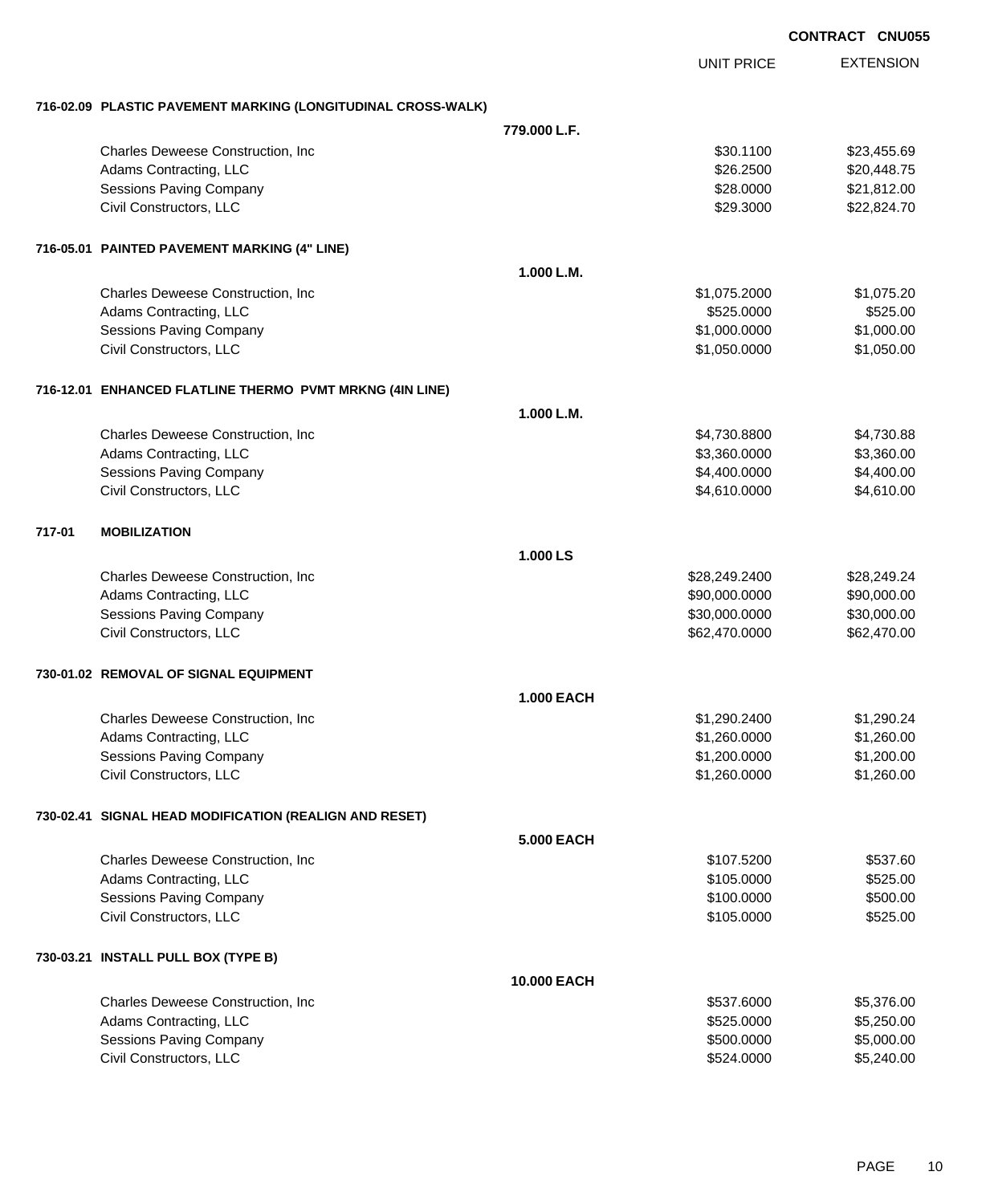CONTRACT CNU055

| | | UNIT PRICE | EXTENSION |
|---|---|---|---|
| **716-02.09 PLASTIC PAVEMENT MARKING (LONGITUDINAL CROSS-WALK)** | | | |
| | **779.000 L.F.** | | |
| Charles Deweese Construction, Inc | | $30.1100 | $23,455.69 |
| Adams Contracting, LLC | | $26.2500 | $20,448.75 |
| Sessions Paving Company | | $28.0000 | $21,812.00 |
| Civil Constructors, LLC | | $29.3000 | $22,824.70 |
| **716-05.01 PAINTED PAVEMENT MARKING (4" LINE)** | | | |
| | **1.000 L.M.** | | |
| Charles Deweese Construction, Inc | | $1,075.2000 | $1,075.20 |
| Adams Contracting, LLC | | $525.0000 | $525.00 |
| Sessions Paving Company | | $1,000.0000 | $1,000.00 |
| Civil Constructors, LLC | | $1,050.0000 | $1,050.00 |
| **716-12.01 ENHANCED FLATLINE THERMO PVMT MRKNG (4IN LINE)** | | | |
| | **1.000 L.M.** | | |
| Charles Deweese Construction, Inc | | $4,730.8800 | $4,730.88 |
| Adams Contracting, LLC | | $3,360.0000 | $3,360.00 |
| Sessions Paving Company | | $4,400.0000 | $4,400.00 |
| Civil Constructors, LLC | | $4,610.0000 | $4,610.00 |
| **717-01 MOBILIZATION** | | | |
| | **1.000 LS** | | |
| Charles Deweese Construction, Inc | | $28,249.2400 | $28,249.24 |
| Adams Contracting, LLC | | $90,000.0000 | $90,000.00 |
| Sessions Paving Company | | $30,000.0000 | $30,000.00 |
| Civil Constructors, LLC | | $62,470.0000 | $62,470.00 |
| **730-01.02 REMOVAL OF SIGNAL EQUIPMENT** | | | |
| | **1.000 EACH** | | |
| Charles Deweese Construction, Inc | | $1,290.2400 | $1,290.24 |
| Adams Contracting, LLC | | $1,260.0000 | $1,260.00 |
| Sessions Paving Company | | $1,200.0000 | $1,200.00 |
| Civil Constructors, LLC | | $1,260.0000 | $1,260.00 |
| **730-02.41 SIGNAL HEAD MODIFICATION (REALIGN AND RESET)** | | | |
| | **5.000 EACH** | | |
| Charles Deweese Construction, Inc | | $107.5200 | $537.60 |
| Adams Contracting, LLC | | $105.0000 | $525.00 |
| Sessions Paving Company | | $100.0000 | $500.00 |
| Civil Constructors, LLC | | $105.0000 | $525.00 |
| **730-03.21 INSTALL PULL BOX (TYPE B)** | | | |
| | **10.000 EACH** | | |
| Charles Deweese Construction, Inc | | $537.6000 | $5,376.00 |
| Adams Contracting, LLC | | $525.0000 | $5,250.00 |
| Sessions Paving Company | | $500.0000 | $5,000.00 |
| Civil Constructors, LLC | | $524.0000 | $5,240.00 |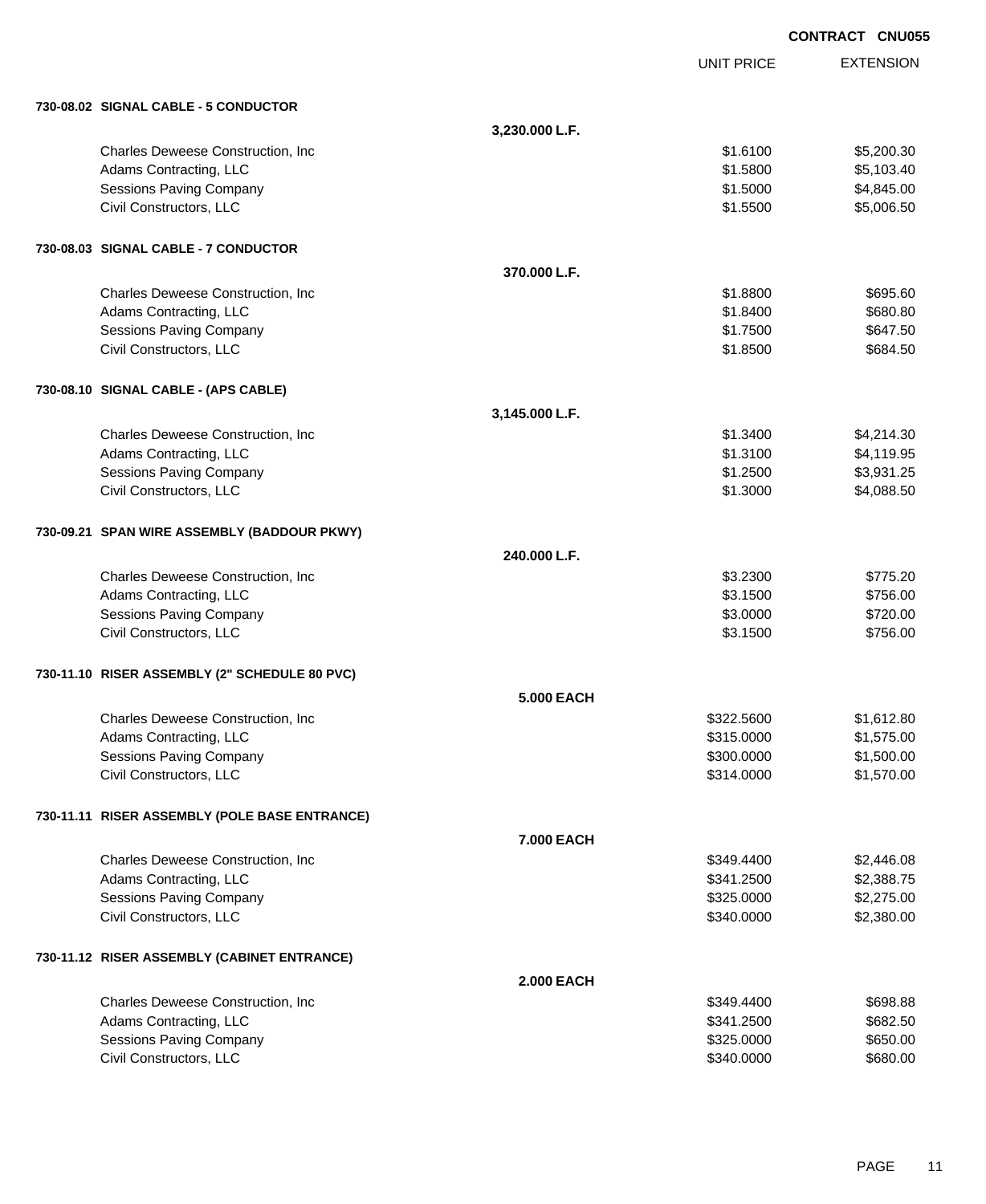**CONTRACT CNU055**

| | | UNIT PRICE | EXTENSION |
|---|---|---|---|
| **730-08.02 SIGNAL CABLE - 5 CONDUCTOR** | | | |
| | **3,230.000 L.F.** | | |
| Charles Deweese Construction, Inc | | $1.6100 | $5,200.30 |
| Adams Contracting, LLC | | $1.5800 | $5,103.40 |
| Sessions Paving Company | | $1.5000 | $4,845.00 |
| Civil Constructors, LLC | | $1.5500 | $5,006.50 |
| **730-08.03 SIGNAL CABLE - 7 CONDUCTOR** | | | |
| | **370.000 L.F.** | | |
| Charles Deweese Construction, Inc | | $1.8800 | $695.60 |
| Adams Contracting, LLC | | $1.8400 | $680.80 |
| Sessions Paving Company | | $1.7500 | $647.50 |
| Civil Constructors, LLC | | $1.8500 | $684.50 |
| **730-08.10 SIGNAL CABLE - (APS CABLE)** | | | |
| | **3,145.000 L.F.** | | |
| Charles Deweese Construction, Inc | | $1.3400 | $4,214.30 |
| Adams Contracting, LLC | | $1.3100 | $4,119.95 |
| Sessions Paving Company | | $1.2500 | $3,931.25 |
| Civil Constructors, LLC | | $1.3000 | $4,088.50 |
| **730-09.21 SPAN WIRE ASSEMBLY (BADDOUR PKWY)** | | | |
| | **240.000 L.F.** | | |
| Charles Deweese Construction, Inc | | $3.2300 | $775.20 |
| Adams Contracting, LLC | | $3.1500 | $756.00 |
| Sessions Paving Company | | $3.0000 | $720.00 |
| Civil Constructors, LLC | | $3.1500 | $756.00 |
| **730-11.10 RISER ASSEMBLY (2" SCHEDULE 80 PVC)** | | | |
| | **5.000 EACH** | | |
| Charles Deweese Construction, Inc | | $322.5600 | $1,612.80 |
| Adams Contracting, LLC | | $315.0000 | $1,575.00 |
| Sessions Paving Company | | $300.0000 | $1,500.00 |
| Civil Constructors, LLC | | $314.0000 | $1,570.00 |
| **730-11.11 RISER ASSEMBLY (POLE BASE ENTRANCE)** | | | |
| | **7.000 EACH** | | |
| Charles Deweese Construction, Inc | | $349.4400 | $2,446.08 |
| Adams Contracting, LLC | | $341.2500 | $2,388.75 |
| Sessions Paving Company | | $325.0000 | $2,275.00 |
| Civil Constructors, LLC | | $340.0000 | $2,380.00 |
| **730-11.12 RISER ASSEMBLY (CABINET ENTRANCE)** | | | |
| | **2.000 EACH** | | |
| Charles Deweese Construction, Inc | | $349.4400 | $698.88 |
| Adams Contracting, LLC | | $341.2500 | $682.50 |
| Sessions Paving Company | | $325.0000 | $650.00 |
| Civil Constructors, LLC | | $340.0000 | $680.00 |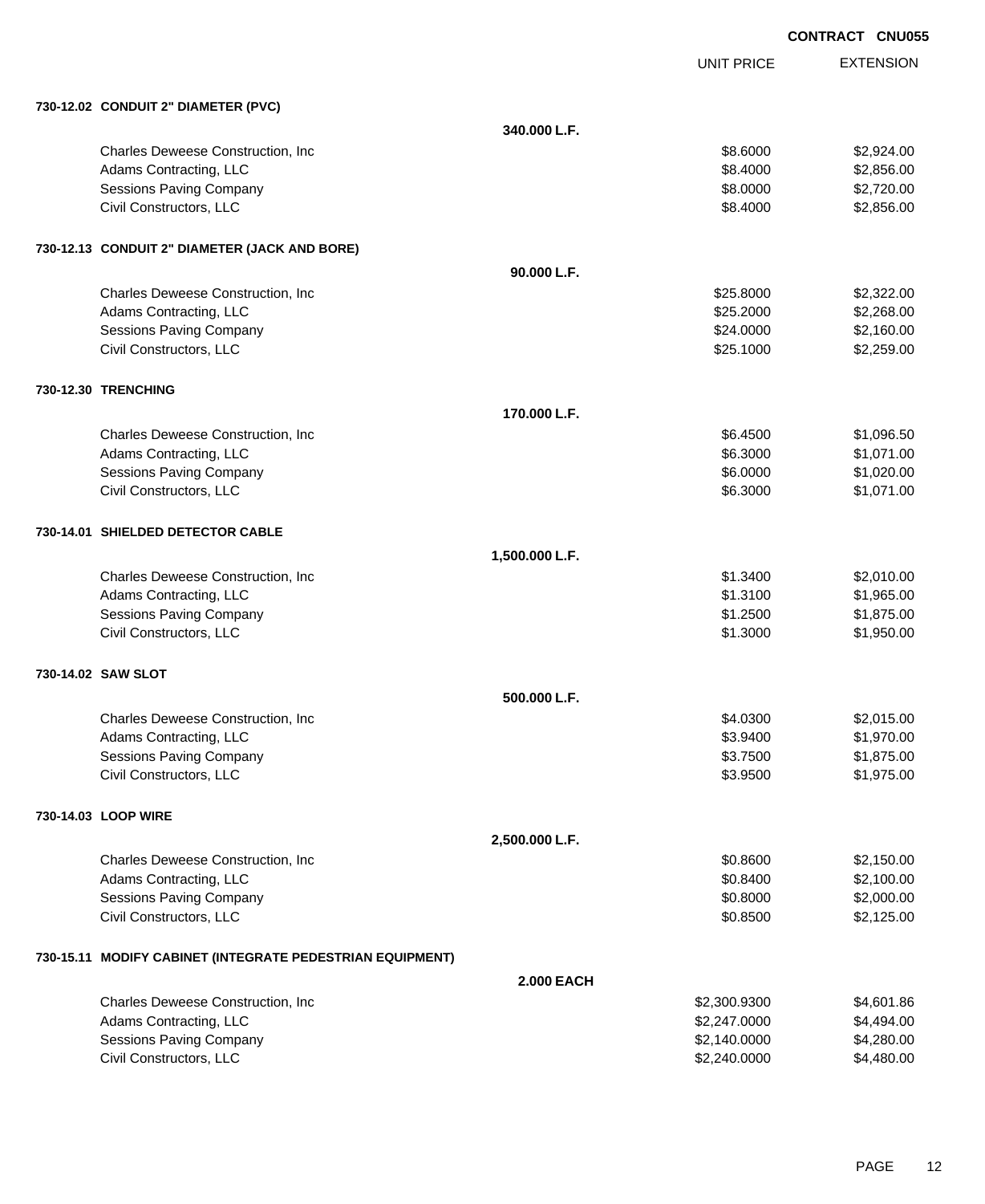**CONTRACT CNU055**

| | | UNIT PRICE | EXTENSION |
|---|---|---|---|
| **730-12.02 CONDUIT 2" DIAMETER (PVC)** | | | |
| | **340.000 L.F.** | | |
| Charles Deweese Construction, Inc | | $8.6000 | $2,924.00 |
| Adams Contracting, LLC | | $8.4000 | $2,856.00 |
| Sessions Paving Company | | $8.0000 | $2,720.00 |
| Civil Constructors, LLC | | $8.4000 | $2,856.00 |
| **730-12.13 CONDUIT 2" DIAMETER (JACK AND BORE)** | | | |
| | **90.000 L.F.** | | |
| Charles Deweese Construction, Inc | | $25.8000 | $2,322.00 |
| Adams Contracting, LLC | | $25.2000 | $2,268.00 |
| Sessions Paving Company | | $24.0000 | $2,160.00 |
| Civil Constructors, LLC | | $25.1000 | $2,259.00 |
| **730-12.30 TRENCHING** | | | |
| | **170.000 L.F.** | | |
| Charles Deweese Construction, Inc | | $6.4500 | $1,096.50 |
| Adams Contracting, LLC | | $6.3000 | $1,071.00 |
| Sessions Paving Company | | $6.0000 | $1,020.00 |
| Civil Constructors, LLC | | $6.3000 | $1,071.00 |
| **730-14.01 SHIELDED DETECTOR CABLE** | | | |
| | **1,500.000 L.F.** | | |
| Charles Deweese Construction, Inc | | $1.3400 | $2,010.00 |
| Adams Contracting, LLC | | $1.3100 | $1,965.00 |
| Sessions Paving Company | | $1.2500 | $1,875.00 |
| Civil Constructors, LLC | | $1.3000 | $1,950.00 |
| **730-14.02 SAW SLOT** | | | |
| | **500.000 L.F.** | | |
| Charles Deweese Construction, Inc | | $4.0300 | $2,015.00 |
| Adams Contracting, LLC | | $3.9400 | $1,970.00 |
| Sessions Paving Company | | $3.7500 | $1,875.00 |
| Civil Constructors, LLC | | $3.9500 | $1,975.00 |
| **730-14.03 LOOP WIRE** | | | |
| | **2,500.000 L.F.** | | |
| Charles Deweese Construction, Inc | | $0.8600 | $2,150.00 |
| Adams Contracting, LLC | | $0.8400 | $2,100.00 |
| Sessions Paving Company | | $0.8000 | $2,000.00 |
| Civil Constructors, LLC | | $0.8500 | $2,125.00 |
| **730-15.11 MODIFY CABINET (INTEGRATE PEDESTRIAN EQUIPMENT)** | | | |
| | **2.000 EACH** | | |
| Charles Deweese Construction, Inc | | $2,300.9300 | $4,601.86 |
| Adams Contracting, LLC | | $2,247.0000 | $4,494.00 |
| Sessions Paving Company | | $2,140.0000 | $4,280.00 |
| Civil Constructors, LLC | | $2,240.0000 | $4,480.00 |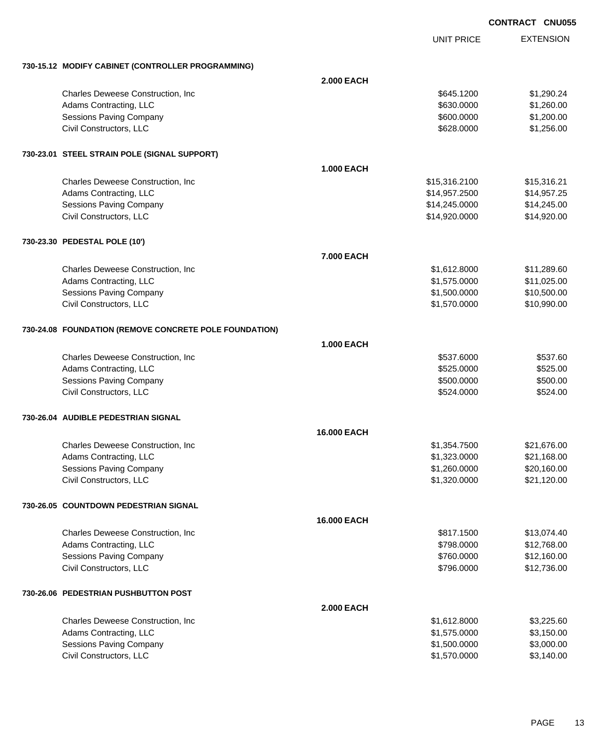**CONTRACT CNU055**

| | | UNIT PRICE | EXTENSION |
|---|---|---|---|
| **730-15.12 MODIFY CABINET (CONTROLLER PROGRAMMING)** | | | |
| | **2.000 EACH** | | |
| Charles Deweese Construction, Inc | | $645.1200 | $1,290.24 |
| Adams Contracting, LLC | | $630.0000 | $1,260.00 |
| Sessions Paving Company | | $600.0000 | $1,200.00 |
| Civil Constructors, LLC | | $628.0000 | $1,256.00 |
| **730-23.01 STEEL STRAIN POLE (SIGNAL SUPPORT)** | | | |
| | **1.000 EACH** | | |
| Charles Deweese Construction, Inc | | $15,316.2100 | $15,316.21 |
| Adams Contracting, LLC | | $14,957.2500 | $14,957.25 |
| Sessions Paving Company | | $14,245.0000 | $14,245.00 |
| Civil Constructors, LLC | | $14,920.0000 | $14,920.00 |
| **730-23.30 PEDESTAL POLE (10')** | | | |
| | **7.000 EACH** | | |
| Charles Deweese Construction, Inc | | $1,612.8000 | $11,289.60 |
| Adams Contracting, LLC | | $1,575.0000 | $11,025.00 |
| Sessions Paving Company | | $1,500.0000 | $10,500.00 |
| Civil Constructors, LLC | | $1,570.0000 | $10,990.00 |
| **730-24.08 FOUNDATION (REMOVE CONCRETE POLE FOUNDATION)** | | | |
| | **1.000 EACH** | | |
| Charles Deweese Construction, Inc | | $537.6000 | $537.60 |
| Adams Contracting, LLC | | $525.0000 | $525.00 |
| Sessions Paving Company | | $500.0000 | $500.00 |
| Civil Constructors, LLC | | $524.0000 | $524.00 |
| **730-26.04 AUDIBLE PEDESTRIAN SIGNAL** | | | |
| | **16.000 EACH** | | |
| Charles Deweese Construction, Inc | | $1,354.7500 | $21,676.00 |
| Adams Contracting, LLC | | $1,323.0000 | $21,168.00 |
| Sessions Paving Company | | $1,260.0000 | $20,160.00 |
| Civil Constructors, LLC | | $1,320.0000 | $21,120.00 |
| **730-26.05 COUNTDOWN PEDESTRIAN SIGNAL** | | | |
| | **16.000 EACH** | | |
| Charles Deweese Construction, Inc | | $817.1500 | $13,074.40 |
| Adams Contracting, LLC | | $798.0000 | $12,768.00 |
| Sessions Paving Company | | $760.0000 | $12,160.00 |
| Civil Constructors, LLC | | $796.0000 | $12,736.00 |
| **730-26.06 PEDESTRIAN PUSHBUTTON POST** | | | |
| | **2.000 EACH** | | |
| Charles Deweese Construction, Inc | | $1,612.8000 | $3,225.60 |
| Adams Contracting, LLC | | $1,575.0000 | $3,150.00 |
| Sessions Paving Company | | $1,500.0000 | $3,000.00 |
| Civil Constructors, LLC | | $1,570.0000 | $3,140.00 |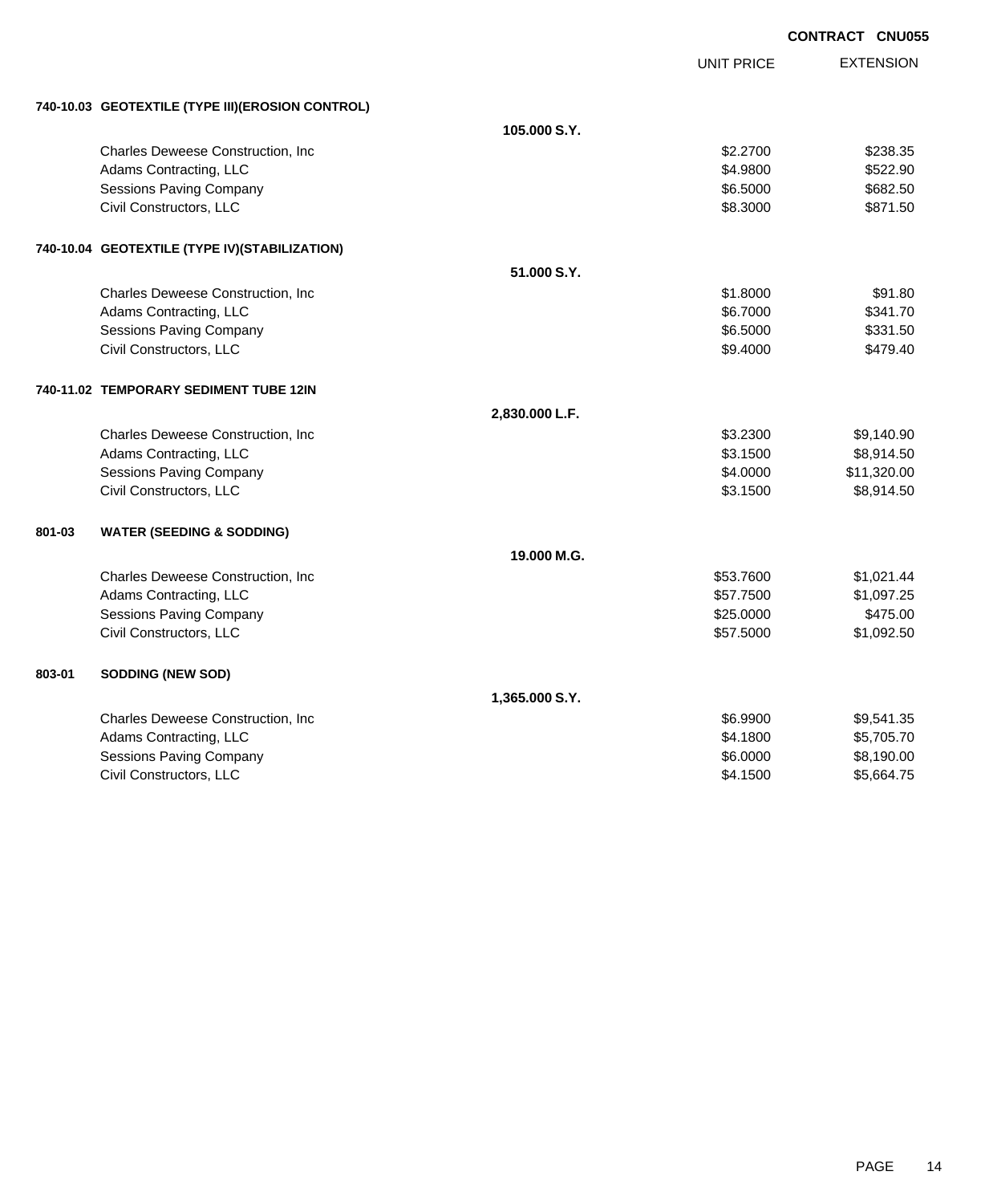**CONTRACT CNU055**

| | | | UNIT PRICE | EXTENSION |
|---|---|---|---|---|
| **740-10.03** | **GEOTEXTILE (TYPE III)(EROSION CONTROL)** | | | |
| | | **105.000 S.Y.** | | |
| | Charles Deweese Construction, Inc | | $2.2700 | $238.35 |
| | Adams Contracting, LLC | | $4.9800 | $522.90 |
| | Sessions Paving Company | | $6.5000 | $682.50 |
| | Civil Constructors, LLC | | $8.3000 | $871.50 |
| **740-10.04** | **GEOTEXTILE (TYPE IV)(STABILIZATION)** | | | |
| | | **51.000 S.Y.** | | |
| | Charles Deweese Construction, Inc | | $1.8000 | $91.80 |
| | Adams Contracting, LLC | | $6.7000 | $341.70 |
| | Sessions Paving Company | | $6.5000 | $331.50 |
| | Civil Constructors, LLC | | $9.4000 | $479.40 |
| **740-11.02** | **TEMPORARY SEDIMENT TUBE 12IN** | | | |
| | | **2,830.000 L.F.** | | |
| | Charles Deweese Construction, Inc | | $3.2300 | $9,140.90 |
| | Adams Contracting, LLC | | $3.1500 | $8,914.50 |
| | Sessions Paving Company | | $4.0000 | $11,320.00 |
| | Civil Constructors, LLC | | $3.1500 | $8,914.50 |
| **801-03** | **WATER (SEEDING & SODDING)** | | | |
| | | **19.000 M.G.** | | |
| | Charles Deweese Construction, Inc | | $53.7600 | $1,021.44 |
| | Adams Contracting, LLC | | $57.7500 | $1,097.25 |
| | Sessions Paving Company | | $25.0000 | $475.00 |
| | Civil Constructors, LLC | | $57.5000 | $1,092.50 |
| **803-01** | **SODDING (NEW SOD)** | | | |
| | | **1,365.000 S.Y.** | | |
| | Charles Deweese Construction, Inc | | $6.9900 | $9,541.35 |
| | Adams Contracting, LLC | | $4.1800 | $5,705.70 |
| | Sessions Paving Company | | $6.0000 | $8,190.00 |
| | Civil Constructors, LLC | | $4.1500 | $5,664.75 |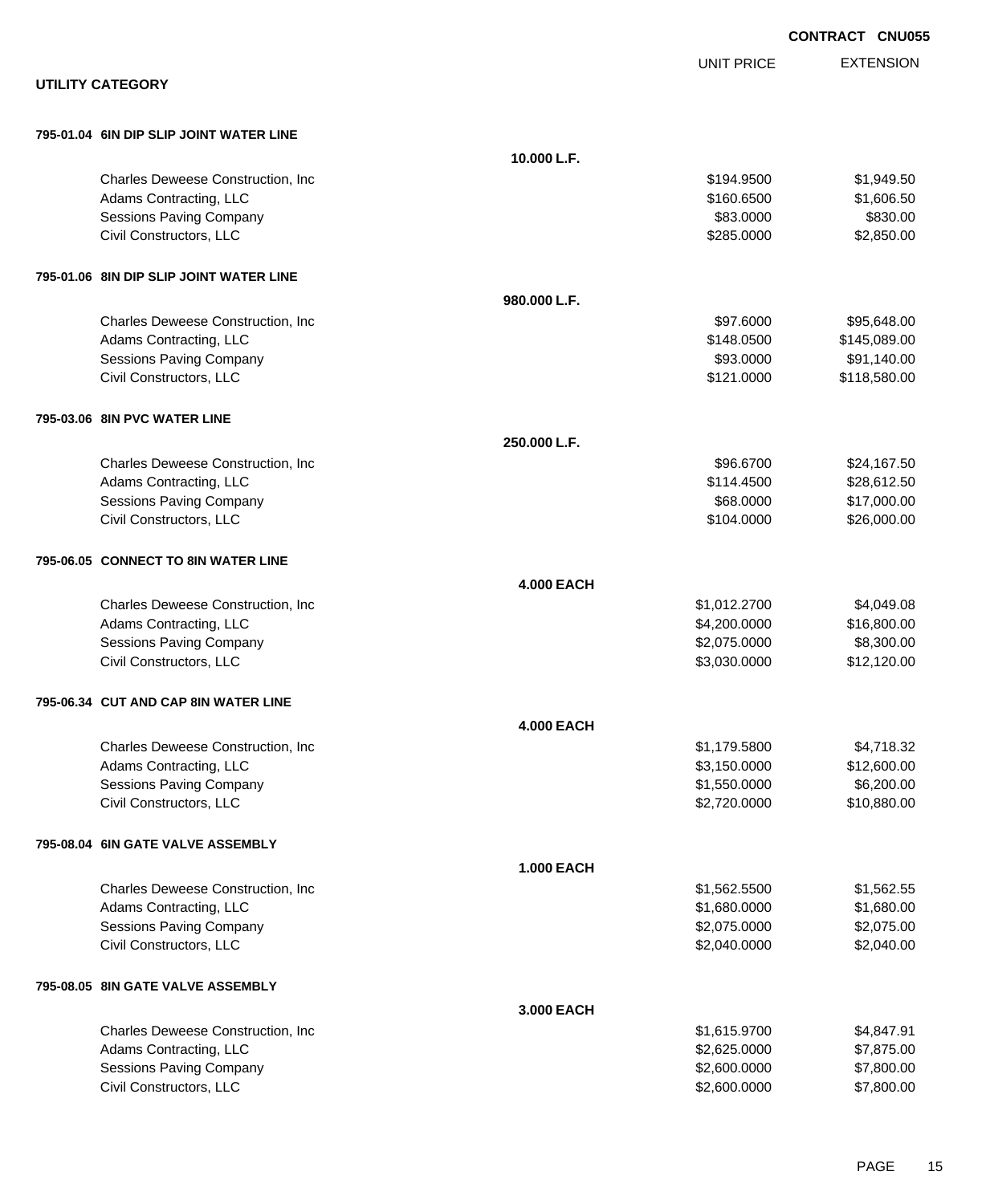CONTRACT CNU055

## UTILITY CATEGORY

| | | UNIT PRICE | EXTENSION |
|---|---|---|---|
| **795-01.04 6IN DIP SLIP JOINT WATER LINE** | | | |
| | **10.000 L.F.** | | |
| Charles Deweese Construction, Inc | | $194.9500 | $1,949.50 |
| Adams Contracting, LLC | | $160.6500 | $1,606.50 |
| Sessions Paving Company | | $83.0000 | $830.00 |
| Civil Constructors, LLC | | $285.0000 | $2,850.00 |
| **795-01.06 8IN DIP SLIP JOINT WATER LINE** | | | |
| | **980.000 L.F.** | | |
| Charles Deweese Construction, Inc | | $97.6000 | $95,648.00 |
| Adams Contracting, LLC | | $148.0500 | $145,089.00 |
| Sessions Paving Company | | $93.0000 | $91,140.00 |
| Civil Constructors, LLC | | $121.0000 | $118,580.00 |
| **795-03.06 8IN PVC WATER LINE** | | | |
| | **250.000 L.F.** | | |
| Charles Deweese Construction, Inc | | $96.6700 | $24,167.50 |
| Adams Contracting, LLC | | $114.4500 | $28,612.50 |
| Sessions Paving Company | | $68.0000 | $17,000.00 |
| Civil Constructors, LLC | | $104.0000 | $26,000.00 |
| **795-06.05 CONNECT TO 8IN WATER LINE** | | | |
| | **4.000 EACH** | | |
| Charles Deweese Construction, Inc | | $1,012.2700 | $4,049.08 |
| Adams Contracting, LLC | | $4,200.0000 | $16,800.00 |
| Sessions Paving Company | | $2,075.0000 | $8,300.00 |
| Civil Constructors, LLC | | $3,030.0000 | $12,120.00 |
| **795-06.34 CUT AND CAP 8IN WATER LINE** | | | |
| | **4.000 EACH** | | |
| Charles Deweese Construction, Inc | | $1,179.5800 | $4,718.32 |
| Adams Contracting, LLC | | $3,150.0000 | $12,600.00 |
| Sessions Paving Company | | $1,550.0000 | $6,200.00 |
| Civil Constructors, LLC | | $2,720.0000 | $10,880.00 |
| **795-08.04 6IN GATE VALVE ASSEMBLY** | | | |
| | **1.000 EACH** | | |
| Charles Deweese Construction, Inc | | $1,562.5500 | $1,562.55 |
| Adams Contracting, LLC | | $1,680.0000 | $1,680.00 |
| Sessions Paving Company | | $2,075.0000 | $2,075.00 |
| Civil Constructors, LLC | | $2,040.0000 | $2,040.00 |
| **795-08.05 8IN GATE VALVE ASSEMBLY** | | | |
| | **3.000 EACH** | | |
| Charles Deweese Construction, Inc | | $1,615.9700 | $4,847.91 |
| Adams Contracting, LLC | | $2,625.0000 | $7,875.00 |
| Sessions Paving Company | | $2,600.0000 | $7,800.00 |
| Civil Constructors, LLC | | $2,600.0000 | $7,800.00 |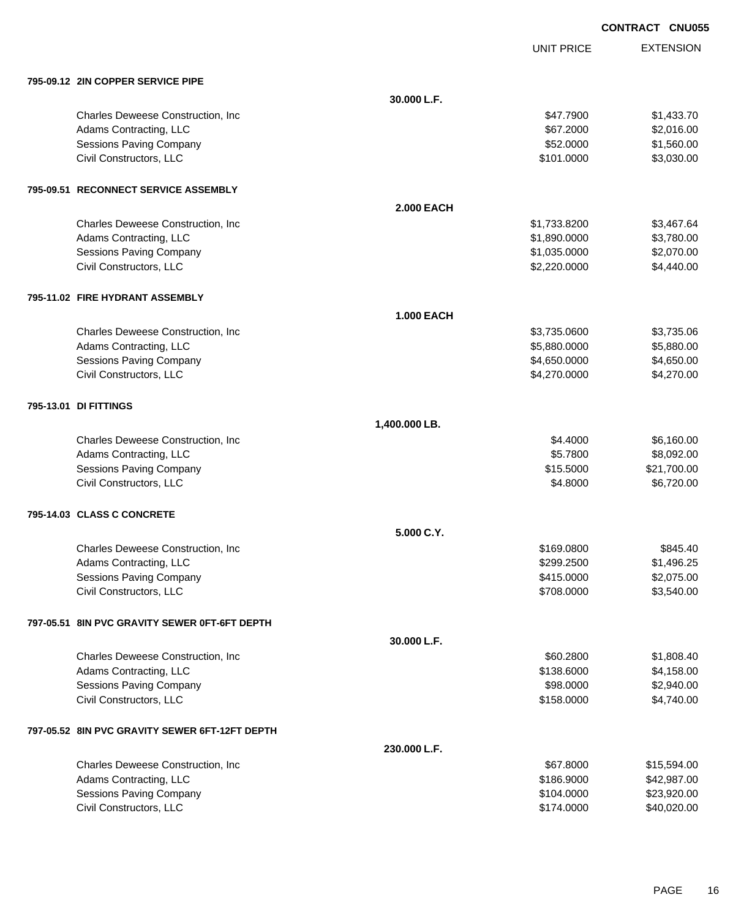**CONTRACT CNU055**

| | | UNIT PRICE | EXTENSION |
|---|---|---|---|
| **795-09.12 2IN COPPER SERVICE PIPE** | | | |
| | **30.000 L.F.** | | |
| Charles Deweese Construction, Inc | | $47.7900 | $1,433.70 |
| Adams Contracting, LLC | | $67.2000 | $2,016.00 |
| Sessions Paving Company | | $52.0000 | $1,560.00 |
| Civil Constructors, LLC | | $101.0000 | $3,030.00 |
| **795-09.51 RECONNECT SERVICE ASSEMBLY** | | | |
| | **2.000 EACH** | | |
| Charles Deweese Construction, Inc | | $1,733.8200 | $3,467.64 |
| Adams Contracting, LLC | | $1,890.0000 | $3,780.00 |
| Sessions Paving Company | | $1,035.0000 | $2,070.00 |
| Civil Constructors, LLC | | $2,220.0000 | $4,440.00 |
| **795-11.02 FIRE HYDRANT ASSEMBLY** | | | |
| | **1.000 EACH** | | |
| Charles Deweese Construction, Inc | | $3,735.0600 | $3,735.06 |
| Adams Contracting, LLC | | $5,880.0000 | $5,880.00 |
| Sessions Paving Company | | $4,650.0000 | $4,650.00 |
| Civil Constructors, LLC | | $4,270.0000 | $4,270.00 |
| **795-13.01 DI FITTINGS** | | | |
| | **1,400.000 LB.** | | |
| Charles Deweese Construction, Inc | | $4.4000 | $6,160.00 |
| Adams Contracting, LLC | | $5.7800 | $8,092.00 |
| Sessions Paving Company | | $15.5000 | $21,700.00 |
| Civil Constructors, LLC | | $4.8000 | $6,720.00 |
| **795-14.03 CLASS C CONCRETE** | | | |
| | **5.000 C.Y.** | | |
| Charles Deweese Construction, Inc | | $169.0800 | $845.40 |
| Adams Contracting, LLC | | $299.2500 | $1,496.25 |
| Sessions Paving Company | | $415.0000 | $2,075.00 |
| Civil Constructors, LLC | | $708.0000 | $3,540.00 |
| **797-05.51 8IN PVC GRAVITY SEWER 0FT-6FT DEPTH** | | | |
| | **30.000 L.F.** | | |
| Charles Deweese Construction, Inc | | $60.2800 | $1,808.40 |
| Adams Contracting, LLC | | $138.6000 | $4,158.00 |
| Sessions Paving Company | | $98.0000 | $2,940.00 |
| Civil Constructors, LLC | | $158.0000 | $4,740.00 |
| **797-05.52 8IN PVC GRAVITY SEWER 6FT-12FT DEPTH** | | | |
| | **230.000 L.F.** | | |
| Charles Deweese Construction, Inc | | $67.8000 | $15,594.00 |
| Adams Contracting, LLC | | $186.9000 | $42,987.00 |
| Sessions Paving Company | | $104.0000 | $23,920.00 |
| Civil Constructors, LLC | | $174.0000 | $40,020.00 |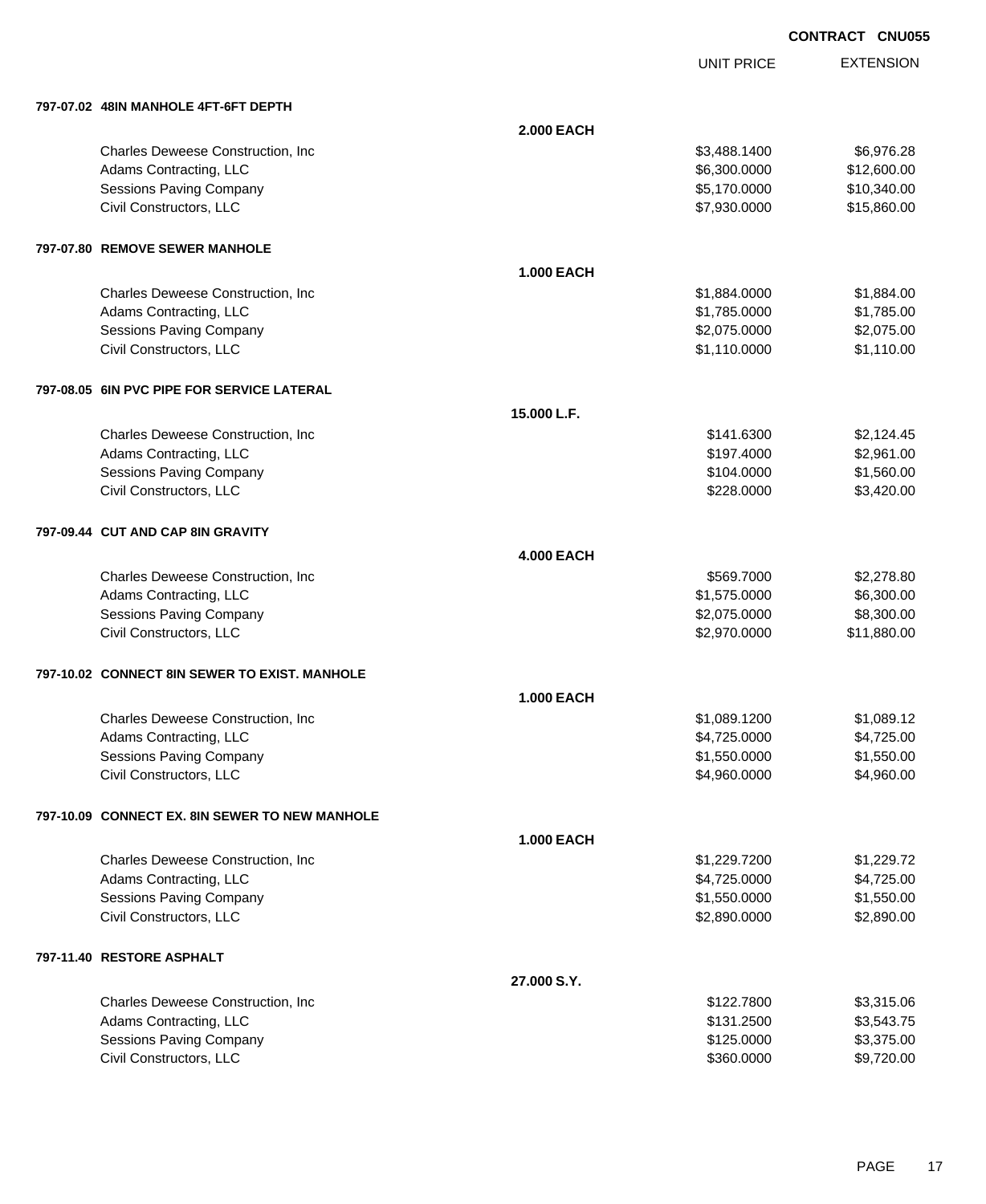CONTRACT CNU055

| | | UNIT PRICE | EXTENSION |
|---|---|---|---|
| **797-07.02 48IN MANHOLE 4FT-6FT DEPTH** | | | |
| | **2.000 EACH** | | |
| Charles Deweese Construction, Inc | | $3,488.1400 | $6,976.28 |
| Adams Contracting, LLC | | $6,300.0000 | $12,600.00 |
| Sessions Paving Company | | $5,170.0000 | $10,340.00 |
| Civil Constructors, LLC | | $7,930.0000 | $15,860.00 |
| **797-07.80 REMOVE SEWER MANHOLE** | | | |
| | **1.000 EACH** | | |
| Charles Deweese Construction, Inc | | $1,884.0000 | $1,884.00 |
| Adams Contracting, LLC | | $1,785.0000 | $1,785.00 |
| Sessions Paving Company | | $2,075.0000 | $2,075.00 |
| Civil Constructors, LLC | | $1,110.0000 | $1,110.00 |
| **797-08.05 6IN PVC PIPE FOR SERVICE LATERAL** | | | |
| | **15.000 L.F.** | | |
| Charles Deweese Construction, Inc | | $141.6300 | $2,124.45 |
| Adams Contracting, LLC | | $197.4000 | $2,961.00 |
| Sessions Paving Company | | $104.0000 | $1,560.00 |
| Civil Constructors, LLC | | $228.0000 | $3,420.00 |
| **797-09.44 CUT AND CAP 8IN GRAVITY** | | | |
| | **4.000 EACH** | | |
| Charles Deweese Construction, Inc | | $569.7000 | $2,278.80 |
| Adams Contracting, LLC | | $1,575.0000 | $6,300.00 |
| Sessions Paving Company | | $2,075.0000 | $8,300.00 |
| Civil Constructors, LLC | | $2,970.0000 | $11,880.00 |
| **797-10.02 CONNECT 8IN SEWER TO EXIST. MANHOLE** | | | |
| | **1.000 EACH** | | |
| Charles Deweese Construction, Inc | | $1,089.1200 | $1,089.12 |
| Adams Contracting, LLC | | $4,725.0000 | $4,725.00 |
| Sessions Paving Company | | $1,550.0000 | $1,550.00 |
| Civil Constructors, LLC | | $4,960.0000 | $4,960.00 |
| **797-10.09 CONNECT EX. 8IN SEWER TO NEW MANHOLE** | | | |
| | **1.000 EACH** | | |
| Charles Deweese Construction, Inc | | $1,229.7200 | $1,229.72 |
| Adams Contracting, LLC | | $4,725.0000 | $4,725.00 |
| Sessions Paving Company | | $1,550.0000 | $1,550.00 |
| Civil Constructors, LLC | | $2,890.0000 | $2,890.00 |
| **797-11.40 RESTORE ASPHALT** | | | |
| | **27.000 S.Y.** | | |
| Charles Deweese Construction, Inc | | $122.7800 | $3,315.06 |
| Adams Contracting, LLC | | $131.2500 | $3,543.75 |
| Sessions Paving Company | | $125.0000 | $3,375.00 |
| Civil Constructors, LLC | | $360.0000 | $9,720.00 |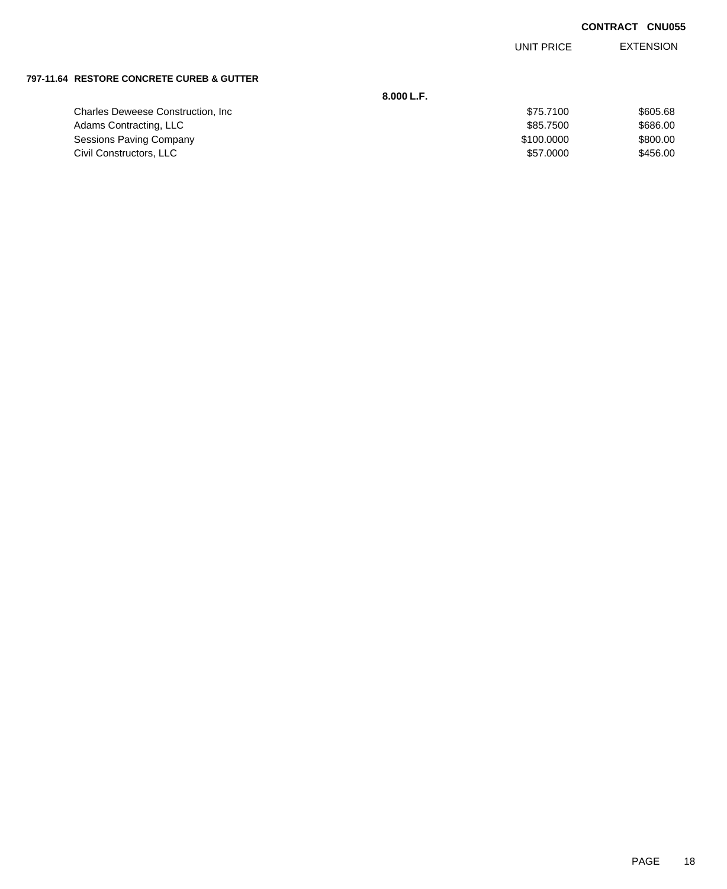**CONTRACT CNU055**

**797-11.64 RESTORE CONCRETE CUREB & GUTTER**

**8.000 L.F.**

| | UNIT PRICE | EXTENSION |
|---|---|---|
| Charles Deweese Construction, Inc | $75.7100 | $605.68 |
| Adams Contracting, LLC | $85.7500 | $686.00 |
| Sessions Paving Company | $100.0000 | $800.00 |
| Civil Constructors, LLC | $57.0000 | $456.00 |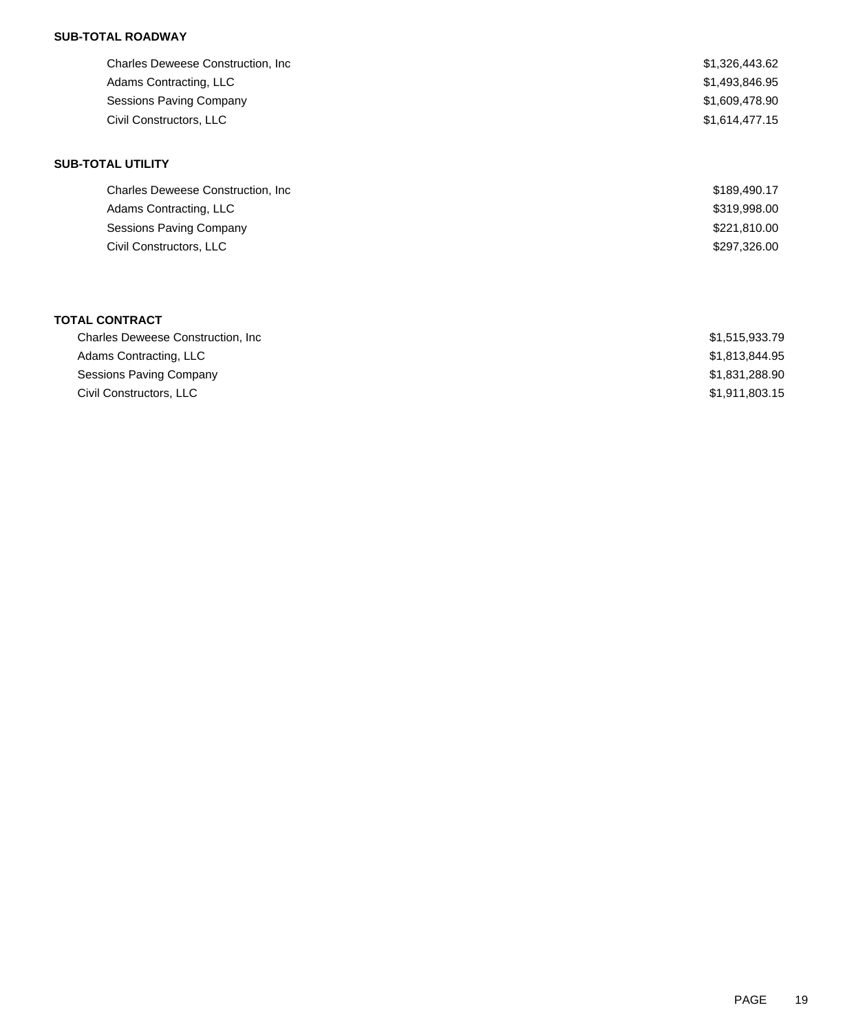**SUB-TOTAL ROADWAY**

| | |
|---|---|
| Charles Deweese Construction, Inc | $1,326,443.62 |
| Adams Contracting, LLC | $1,493,846.95 |
| Sessions Paving Company | $1,609,478.90 |
| Civil Constructors, LLC | $1,614,477.15 |

**SUB-TOTAL UTILITY**

| | |
|---|---|
| Charles Deweese Construction, Inc | $189,490.17 |
| Adams Contracting, LLC | $319,998.00 |
| Sessions Paving Company | $221,810.00 |
| Civil Constructors, LLC | $297,326.00 |

**TOTAL CONTRACT**

| | |
|---|---|
| Charles Deweese Construction, Inc | $1,515,933.79 |
| Adams Contracting, LLC | $1,813,844.95 |
| Sessions Paving Company | $1,831,288.90 |
| Civil Constructors, LLC | $1,911,803.15 |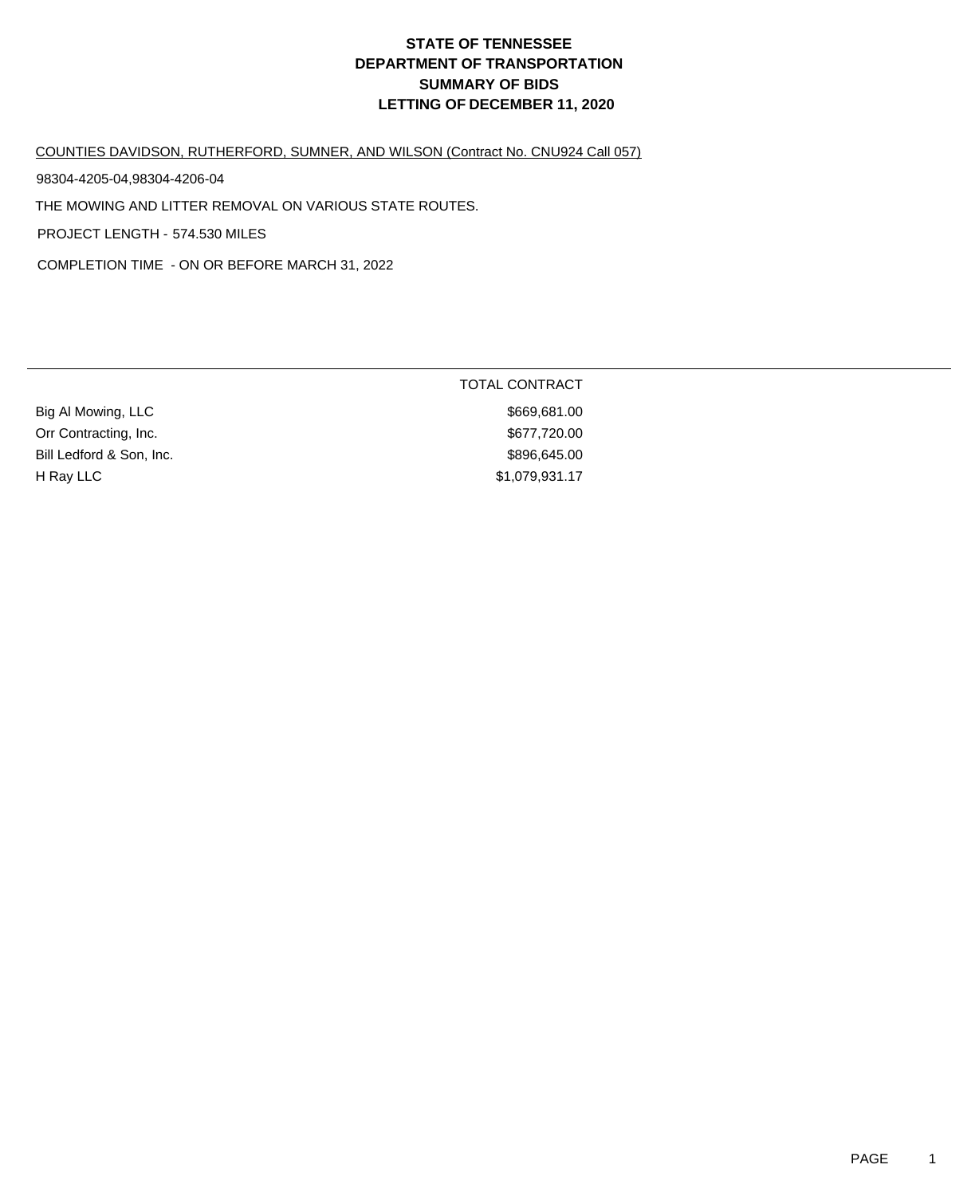# STATE OF TENNESSEE
# DEPARTMENT OF TRANSPORTATION
# SUMMARY OF BIDS
# LETTING OF DECEMBER 11, 2020

COUNTIES DAVIDSON, RUTHERFORD, SUMNER, AND WILSON (Contract No. CNU924 Call 057)

98304-4205-04,98304-4206-04

THE MOWING AND LITTER REMOVAL ON VARIOUS STATE ROUTES.

PROJECT LENGTH - 574.530 MILES

COMPLETION TIME - ON OR BEFORE MARCH 31, 2022

| | TOTAL CONTRACT |
|---|---|
| Big Al Mowing, LLC | $669,681.00 |
| Orr Contracting, Inc. | $677,720.00 |
| Bill Ledford & Son, Inc. | $896,645.00 |
| H Ray LLC | $1,079,931.17 |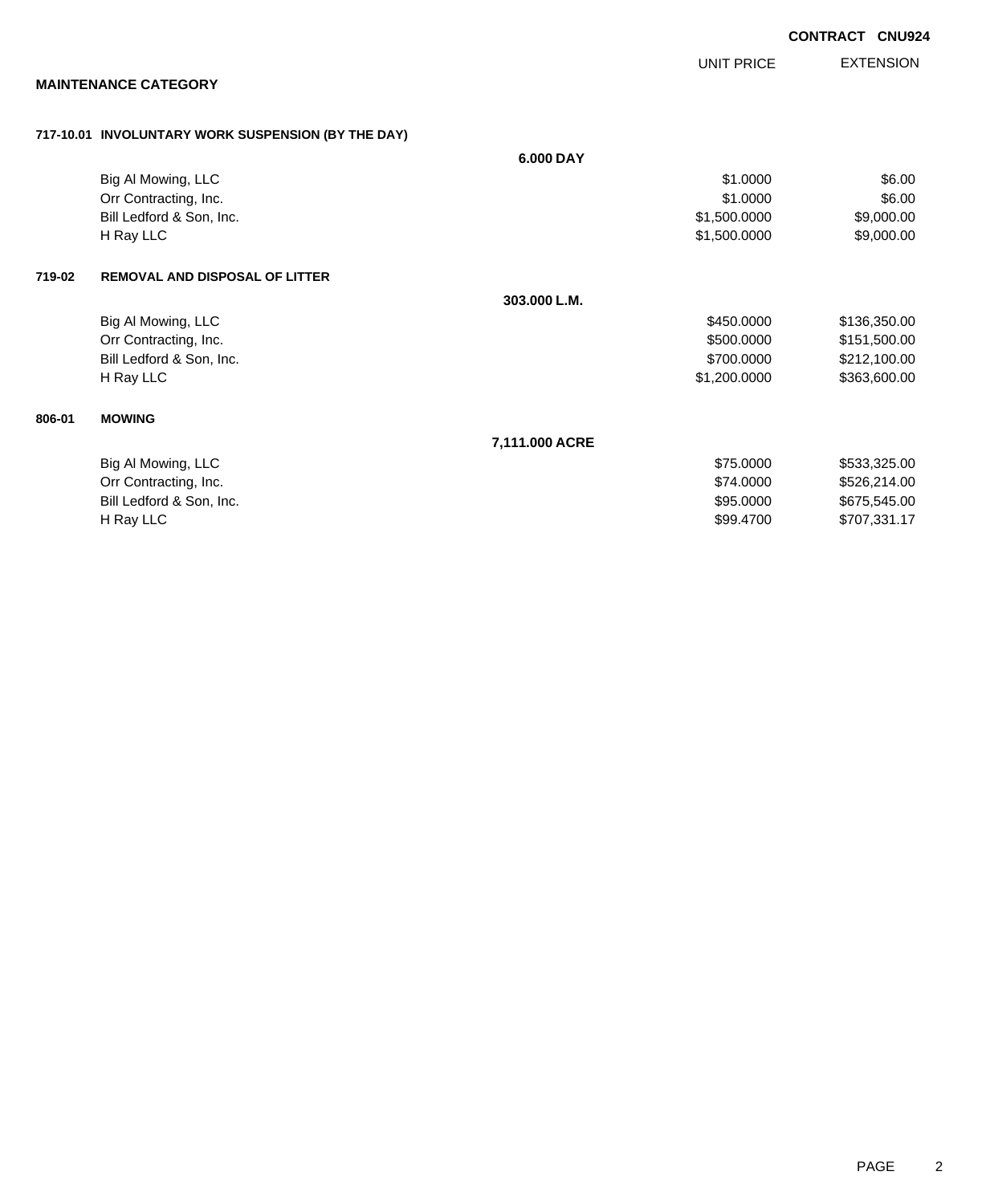**CONTRACT CNU924**

**MAINTENANCE CATEGORY**

| | | | UNIT PRICE | EXTENSION |
|---|---|---|---|---|
| **717-10.01** | **INVOLUNTARY WORK SUSPENSION (BY THE DAY)** | | | |
| | | **6.000 DAY** | | |
| | Big Al Mowing, LLC | | $1.0000 | $6.00 |
| | Orr Contracting, Inc. | | $1.0000 | $6.00 |
| | Bill Ledford & Son, Inc. | | $1,500.0000 | $9,000.00 |
| | H Ray LLC | | $1,500.0000 | $9,000.00 |
| **719-02** | **REMOVAL AND DISPOSAL OF LITTER** | | | |
| | | **303.000 L.M.** | | |
| | Big Al Mowing, LLC | | $450.0000 | $136,350.00 |
| | Orr Contracting, Inc. | | $500.0000 | $151,500.00 |
| | Bill Ledford & Son, Inc. | | $700.0000 | $212,100.00 |
| | H Ray LLC | | $1,200.0000 | $363,600.00 |
| **806-01** | **MOWING** | | | |
| | | **7,111.000 ACRE** | | |
| | Big Al Mowing, LLC | | $75.0000 | $533,325.00 |
| | Orr Contracting, Inc. | | $74.0000 | $526,214.00 |
| | Bill Ledford & Son, Inc. | | $95.0000 | $675,545.00 |
| | H Ray LLC | | $99.4700 | $707,331.17 |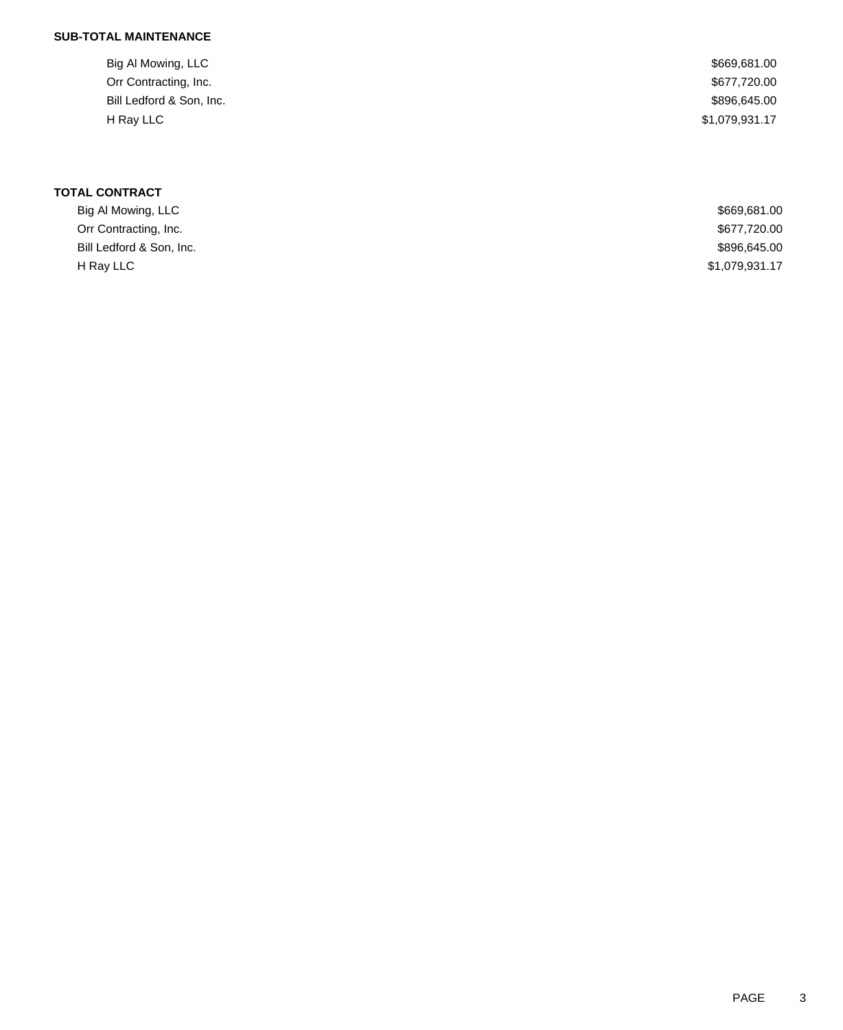**SUB-TOTAL MAINTENANCE**

| | |
|---|---|
| Big Al Mowing, LLC | $669,681.00 |
| Orr Contracting, Inc. | $677,720.00 |
| Bill Ledford & Son, Inc. | $896,645.00 |
| H Ray LLC | $1,079,931.17 |

**TOTAL CONTRACT**

| | |
|---|---|
| Big Al Mowing, LLC | $669,681.00 |
| Orr Contracting, Inc. | $677,720.00 |
| Bill Ledford & Son, Inc. | $896,645.00 |
| H Ray LLC | $1,079,931.17 |